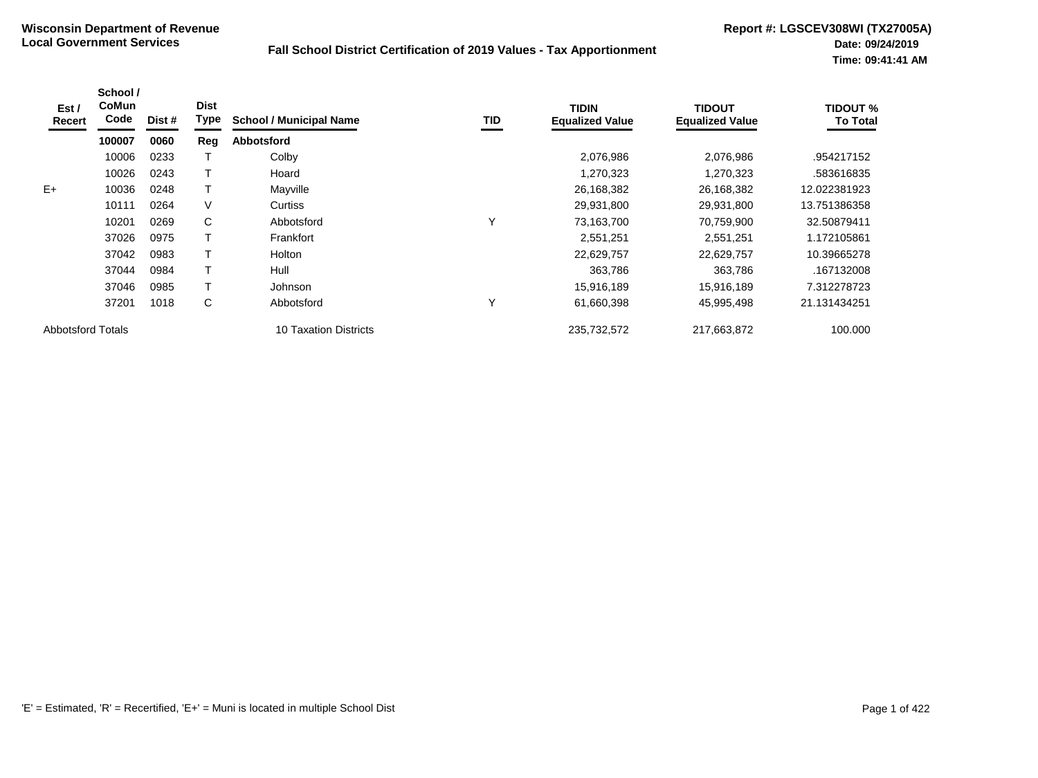**Wisconsin Department of Revenue**
**Local Government Services**

**Fall School District Certification of 2019 Values - Tax Apportionment**

**Report #: LGSCEV308WI (TX27005A)**
**Date: 09/24/2019**
**Time: 09:41:41 AM**

| Est / Recert | School / CoMun Code | Dist # | Dist Type | School / Municipal Name | TID | TIDIN Equalized Value | TIDOUT Equalized Value | TIDOUT % To Total |
|---|---|---|---|---|---|---|---|---|
| | **100007** | **0060** | **Reg** | **Abbotsford** | | | | |
| | 10006 | 0233 | T | Colby | | 2,076,986 | 2,076,986 | .954217152 |
| | 10026 | 0243 | T | Hoard | | 1,270,323 | 1,270,323 | .583616835 |
| E+ | 10036 | 0248 | T | Mayville | | 26,168,382 | 26,168,382 | 12.022381923 |
| | 10111 | 0264 | V | Curtiss | | 29,931,800 | 29,931,800 | 13.751386358 |
| | 10201 | 0269 | C | Abbotsford | Y | 73,163,700 | 70,759,900 | 32.50879411 |
| | 37026 | 0975 | T | Frankfort | | 2,551,251 | 2,551,251 | 1.172105861 |
| | 37042 | 0983 | T | Holton | | 22,629,757 | 22,629,757 | 10.39665278 |
| | 37044 | 0984 | T | Hull | | 363,786 | 363,786 | .167132008 |
| | 37046 | 0985 | T | Johnson | | 15,916,189 | 15,916,189 | 7.312278723 |
| | 37201 | 1018 | C | Abbotsford | Y | 61,660,398 | 45,995,498 | 21.131434251 |
| Abbotsford Totals | | | | 10 Taxation Districts | | 235,732,572 | 217,663,872 | 100.000 |

'E' = Estimated, 'R' = Recertified, 'E+' = Muni is located in multiple School Dist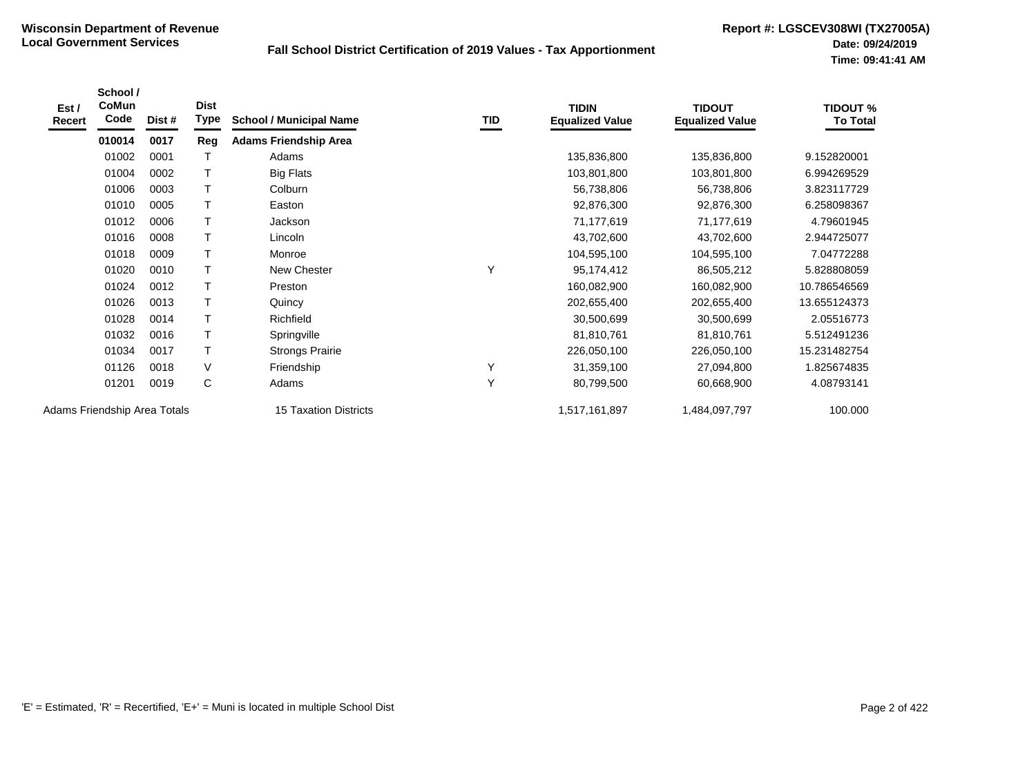**Wisconsin Department of Revenue**
**Local Government Services**

**Fall School District Certification of 2019 Values - Tax Apportionment**

**Report #: LGSCEV308WI (TX27005A)**
**Date: 09/24/2019**
**Time: 09:41:41 AM**

| Est / Recert | School / CoMun Code | Dist # | Dist Type | School / Municipal Name | TID | TIDIN Equalized Value | TIDOUT Equalized Value | TIDOUT % To Total |
|---|---|---|---|---|---|---|---|---|
| | **010014** | **0017** | **Reg** | **Adams Friendship Area** | | | | |
| | 01002 | 0001 | T | Adams | | 135,836,800 | 135,836,800 | 9.152820001 |
| | 01004 | 0002 | T | Big Flats | | 103,801,800 | 103,801,800 | 6.994269529 |
| | 01006 | 0003 | T | Colburn | | 56,738,806 | 56,738,806 | 3.823117729 |
| | 01010 | 0005 | T | Easton | | 92,876,300 | 92,876,300 | 6.258098367 |
| | 01012 | 0006 | T | Jackson | | 71,177,619 | 71,177,619 | 4.79601945 |
| | 01016 | 0008 | T | Lincoln | | 43,702,600 | 43,702,600 | 2.944725077 |
| | 01018 | 0009 | T | Monroe | | 104,595,100 | 104,595,100 | 7.04772288 |
| | 01020 | 0010 | T | New Chester | Y | 95,174,412 | 86,505,212 | 5.828808059 |
| | 01024 | 0012 | T | Preston | | 160,082,900 | 160,082,900 | 10.786546569 |
| | 01026 | 0013 | T | Quincy | | 202,655,400 | 202,655,400 | 13.655124373 |
| | 01028 | 0014 | T | Richfield | | 30,500,699 | 30,500,699 | 2.05516773 |
| | 01032 | 0016 | T | Springville | | 81,810,761 | 81,810,761 | 5.512491236 |
| | 01034 | 0017 | T | Strongs Prairie | | 226,050,100 | 226,050,100 | 15.231482754 |
| | 01126 | 0018 | V | Friendship | Y | 31,359,100 | 27,094,800 | 1.825674835 |
| | 01201 | 0019 | C | Adams | Y | 80,799,500 | 60,668,900 | 4.08793141 |
| Adams Friendship Area Totals | | | | 15 Taxation Districts | | 1,517,161,897 | 1,484,097,797 | 100.000 |

'E' = Estimated, 'R' = Recertified, 'E+' = Muni is located in multiple School Dist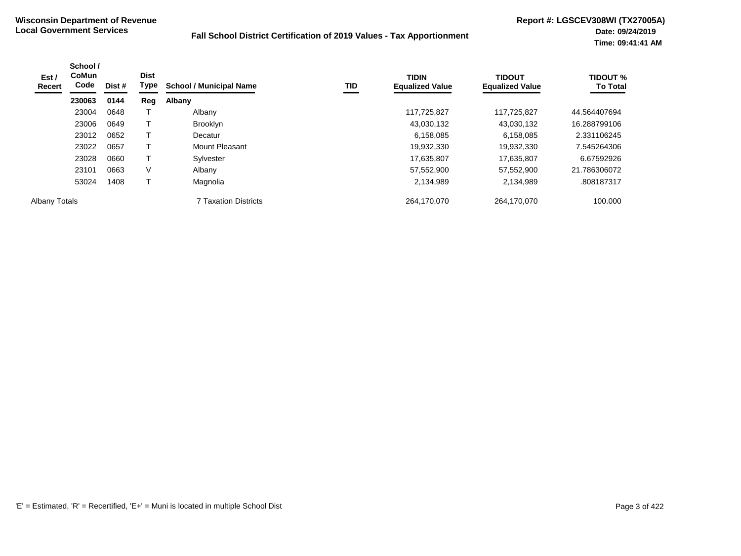**Wisconsin Department of Revenue**
**Local Government Services**

**Fall School District Certification of 2019 Values - Tax Apportionment**

**Report #: LGSCEV308WI (TX27005A)**
**Date: 09/24/2019**
**Time: 09:41:41 AM**

| Est / Recert | School / CoMun Code | Dist # | Dist Type | School / Municipal Name | TID | TIDIN Equalized Value | TIDOUT Equalized Value | TIDOUT % To Total |
|---|---|---|---|---|---|---|---|---|
| | **230063** | **0144** | **Reg** | **Albany** | | | | |
| | 23004 | 0648 | T | Albany | | 117,725,827 | 117,725,827 | 44.564407694 |
| | 23006 | 0649 | T | Brooklyn | | 43,030,132 | 43,030,132 | 16.288799106 |
| | 23012 | 0652 | T | Decatur | | 6,158,085 | 6,158,085 | 2.331106245 |
| | 23022 | 0657 | T | Mount Pleasant | | 19,932,330 | 19,932,330 | 7.545264306 |
| | 23028 | 0660 | T | Sylvester | | 17,635,807 | 17,635,807 | 6.67592926 |
| | 23101 | 0663 | V | Albany | | 57,552,900 | 57,552,900 | 21.786306072 |
| | 53024 | 1408 | T | Magnolia | | 2,134,989 | 2,134,989 | .808187317 |
| Albany Totals | | | | 7 Taxation Districts | | 264,170,070 | 264,170,070 | 100.000 |

'E' = Estimated, 'R' = Recertified, 'E+' = Muni is located in multiple School Dist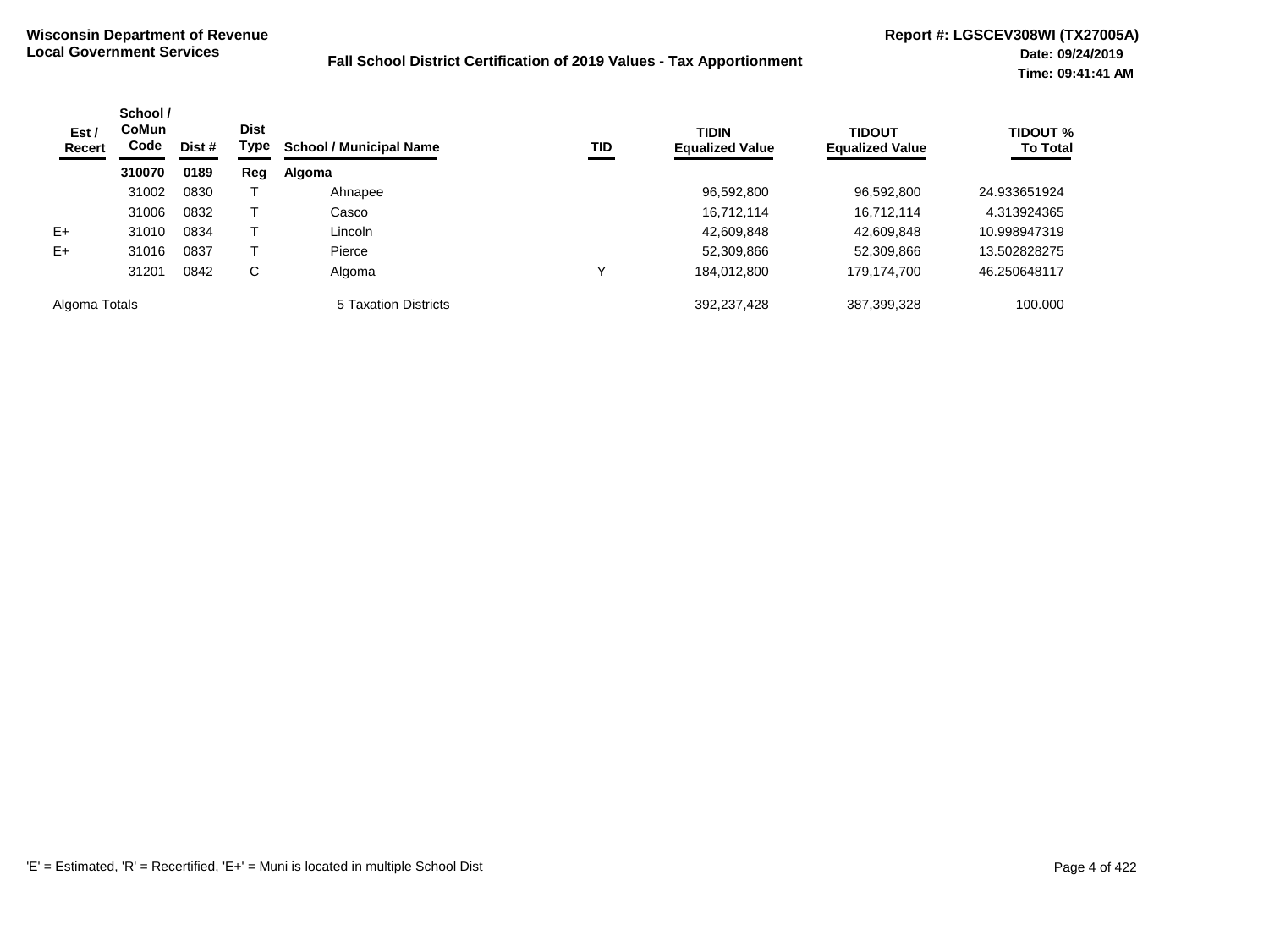**Wisconsin Department of Revenue**
**Local Government Services**

**Fall School District Certification of 2019 Values - Tax Apportionment**

**Report #: LGSCEV308WI (TX27005A)**
**Date: 09/24/2019**
**Time: 09:41:41 AM**

| Est / Recert | School / CoMun Code | Dist # | Dist Type | School / Municipal Name | TID | TIDIN Equalized Value | TIDOUT Equalized Value | TIDOUT % To Total |
|---|---|---|---|---|---|---|---|---|
| | **310070** | **0189** | **Reg** | **Algoma** | | | | |
| | 31002 | 0830 | T | Ahnapee | | 96,592,800 | 96,592,800 | 24.933651924 |
| | 31006 | 0832 | T | Casco | | 16,712,114 | 16,712,114 | 4.313924365 |
| E+ | 31010 | 0834 | T | Lincoln | | 42,609,848 | 42,609,848 | 10.998947319 |
| E+ | 31016 | 0837 | T | Pierce | | 52,309,866 | 52,309,866 | 13.502828275 |
| | 31201 | 0842 | C | Algoma | Y | 184,012,800 | 179,174,700 | 46.250648117 |
| Algoma Totals | | | | 5 Taxation Districts | | 392,237,428 | 387,399,328 | 100.000 |

'E' = Estimated, 'R' = Recertified, 'E+' = Muni is located in multiple School Dist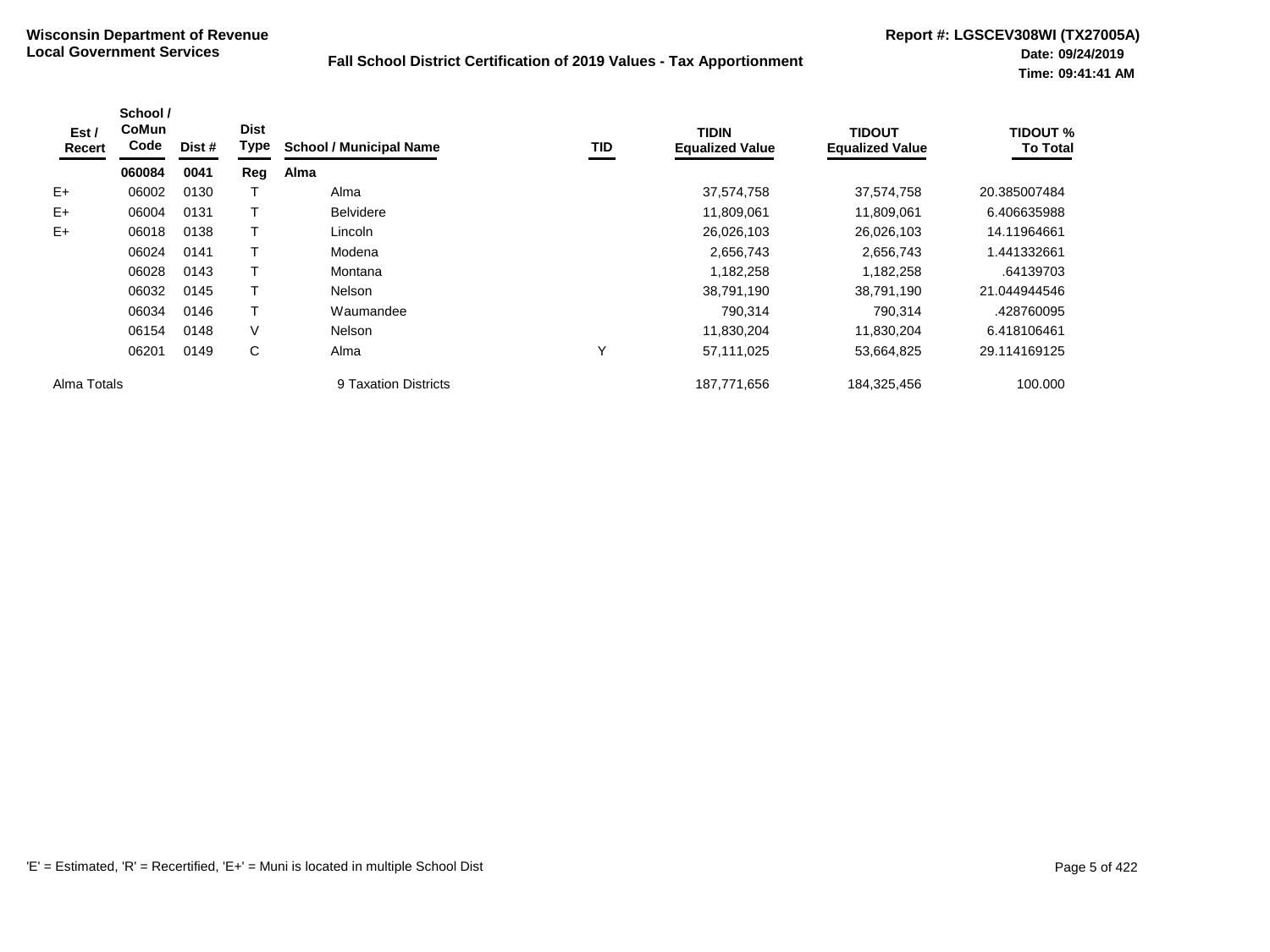**Wisconsin Department of Revenue**
**Local Government Services**

**Fall School District Certification of 2019 Values - Tax Apportionment**

**Report #: LGSCEV308WI (TX27005A)**
**Date: 09/24/2019**
**Time: 09:41:41 AM**

| Est / Recert | School / CoMun Code | Dist # | Dist Type | School / Municipal Name | TID | TIDIN Equalized Value | TIDOUT Equalized Value | TIDOUT % To Total |
|---|---|---|---|---|---|---|---|---|
| | **060084** | **0041** | **Reg** | **Alma** | | | | |
| E+ | 06002 | 0130 | T | Alma | | 37,574,758 | 37,574,758 | 20.385007484 |
| E+ | 06004 | 0131 | T | Belvidere | | 11,809,061 | 11,809,061 | 6.406635988 |
| E+ | 06018 | 0138 | T | Lincoln | | 26,026,103 | 26,026,103 | 14.11964661 |
| | 06024 | 0141 | T | Modena | | 2,656,743 | 2,656,743 | 1.441332661 |
| | 06028 | 0143 | T | Montana | | 1,182,258 | 1,182,258 | .64139703 |
| | 06032 | 0145 | T | Nelson | | 38,791,190 | 38,791,190 | 21.044944546 |
| | 06034 | 0146 | T | Waumandee | | 790,314 | 790,314 | .428760095 |
| | 06154 | 0148 | V | Nelson | | 11,830,204 | 11,830,204 | 6.418106461 |
| | 06201 | 0149 | C | Alma | Y | 57,111,025 | 53,664,825 | 29.114169125 |
| Alma Totals | | | | 9 Taxation Districts | | 187,771,656 | 184,325,456 | 100.000 |

'E' = Estimated, 'R' = Recertified, 'E+' = Muni is located in multiple School Dist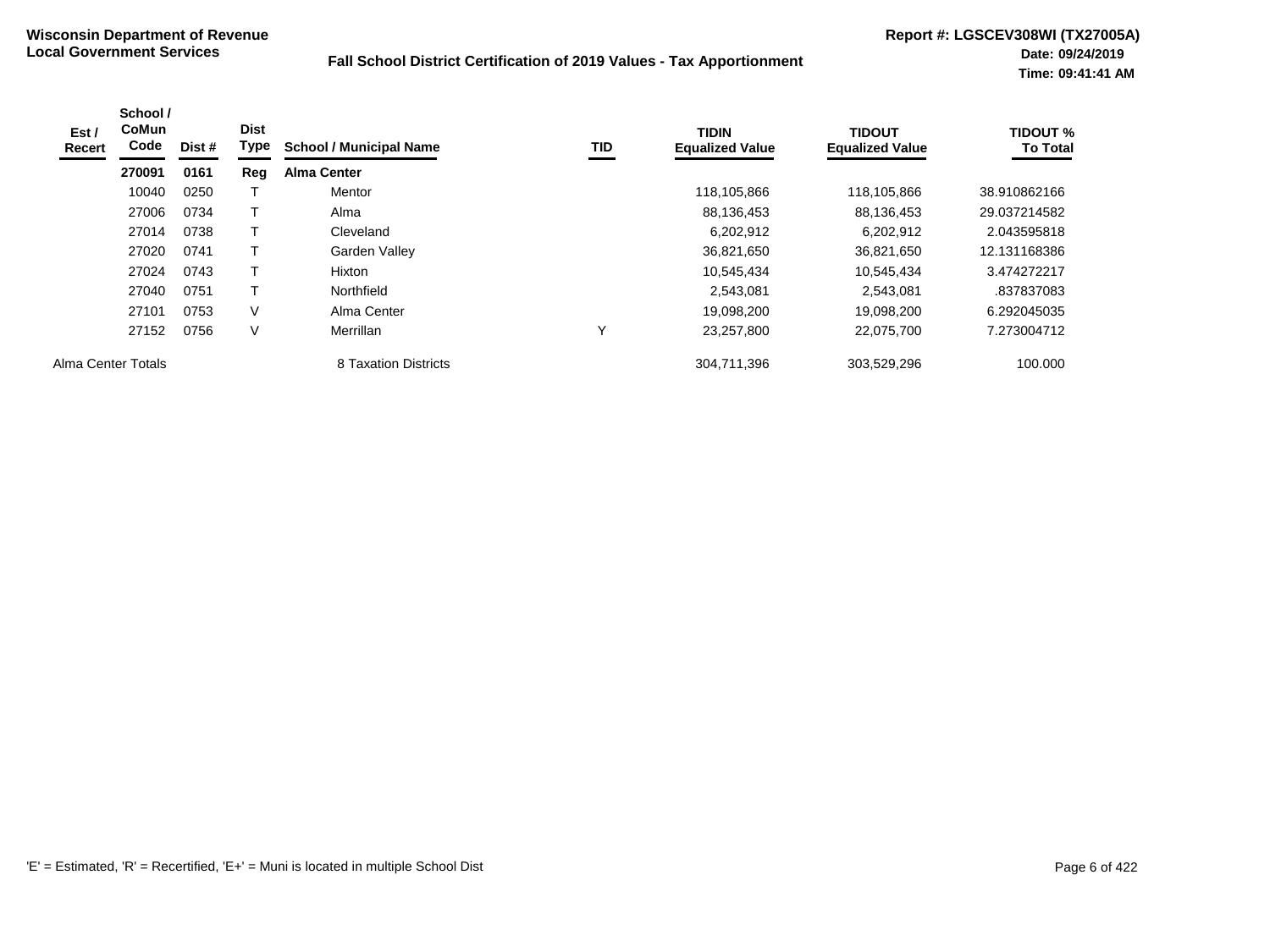**Wisconsin Department of Revenue**
**Local Government Services**

**Fall School District Certification of 2019 Values - Tax Apportionment**

**Report #: LGSCEV308WI (TX27005A)**
**Date: 09/24/2019**
**Time: 09:41:41 AM**

| Est / Recert | School / CoMun Code | Dist # | Dist Type | School / Municipal Name | TID | TIDIN Equalized Value | TIDOUT Equalized Value | TIDOUT % To Total |
|---|---|---|---|---|---|---|---|---|
| | **270091** | **0161** | **Reg** | **Alma Center** | | | | |
| | 10040 | 0250 | T | Mentor | | 118,105,866 | 118,105,866 | 38.910862166 |
| | 27006 | 0734 | T | Alma | | 88,136,453 | 88,136,453 | 29.037214582 |
| | 27014 | 0738 | T | Cleveland | | 6,202,912 | 6,202,912 | 2.043595818 |
| | 27020 | 0741 | T | Garden Valley | | 36,821,650 | 36,821,650 | 12.131168386 |
| | 27024 | 0743 | T | Hixton | | 10,545,434 | 10,545,434 | 3.474272217 |
| | 27040 | 0751 | T | Northfield | | 2,543,081 | 2,543,081 | .837837083 |
| | 27101 | 0753 | V | Alma Center | | 19,098,200 | 19,098,200 | 6.292045035 |
| | 27152 | 0756 | V | Merrillan | Y | 23,257,800 | 22,075,700 | 7.273004712 |
| Alma Center Totals | | | | 8 Taxation Districts | | 304,711,396 | 303,529,296 | 100.000 |

'E' = Estimated, 'R' = Recertified, 'E+' = Muni is located in multiple School Dist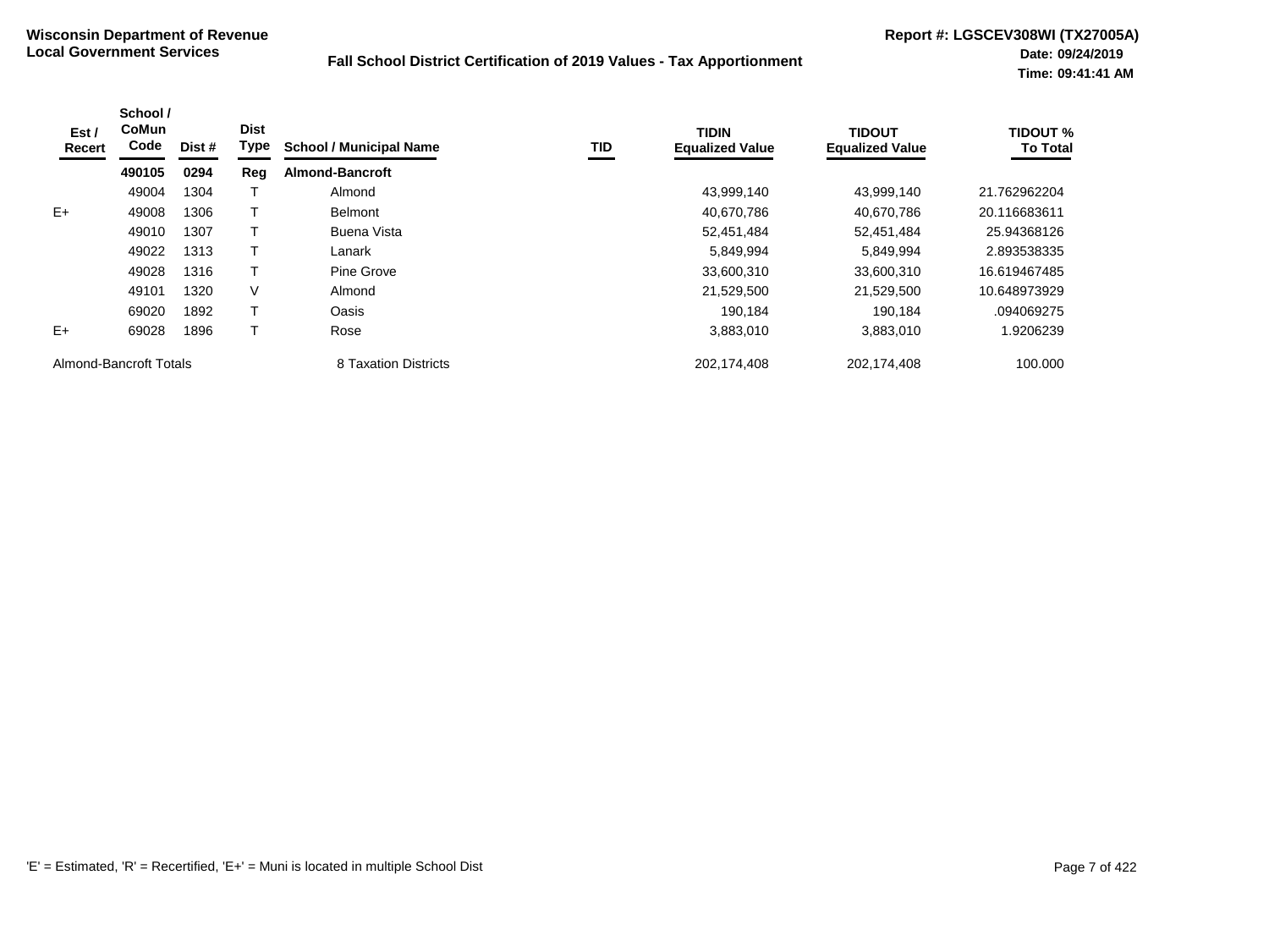**Wisconsin Department of Revenue**
**Local Government Services**

**Fall School District Certification of 2019 Values - Tax Apportionment**

**Report #: LGSCEV308WI (TX27005A)**
**Date: 09/24/2019**
**Time: 09:41:41 AM**

| Est / Recert | School / CoMun Code | Dist # | Dist Type | School / Municipal Name | TID | TIDIN Equalized Value | TIDOUT Equalized Value | TIDOUT % To Total |
|---|---|---|---|---|---|---|---|---|
| | **490105** | **0294** | **Reg** | **Almond-Bancroft** | | | | |
| | 49004 | 1304 | T | Almond | | 43,999,140 | 43,999,140 | 21.762962204 |
| E+ | 49008 | 1306 | T | Belmont | | 40,670,786 | 40,670,786 | 20.116683611 |
| | 49010 | 1307 | T | Buena Vista | | 52,451,484 | 52,451,484 | 25.94368126 |
| | 49022 | 1313 | T | Lanark | | 5,849,994 | 5,849,994 | 2.893538335 |
| | 49028 | 1316 | T | Pine Grove | | 33,600,310 | 33,600,310 | 16.619467485 |
| | 49101 | 1320 | V | Almond | | 21,529,500 | 21,529,500 | 10.648973929 |
| | 69020 | 1892 | T | Oasis | | 190,184 | 190,184 | .094069275 |
| E+ | 69028 | 1896 | T | Rose | | 3,883,010 | 3,883,010 | 1.9206239 |
| Almond-Bancroft Totals | | | | 8 Taxation Districts | | 202,174,408 | 202,174,408 | 100.000 |

'E' = Estimated, 'R' = Recertified, 'E+' = Muni is located in multiple School Dist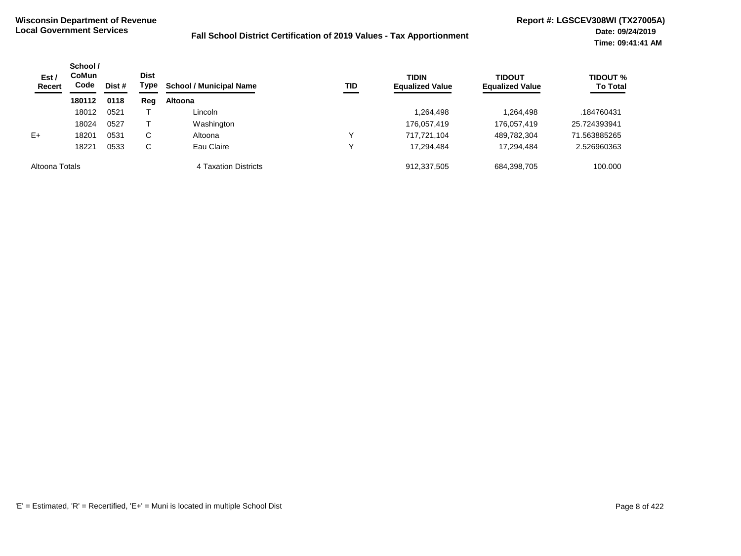**Wisconsin Department of Revenue**
**Local Government Services**

**Fall School District Certification of 2019 Values - Tax Apportionment**

**Report #: LGSCEV308WI (TX27005A)**
**Date: 09/24/2019**
**Time: 09:41:41 AM**

| Est / Recert | School / CoMun Code | Dist # | Dist Type | School / Municipal Name | TID | TIDIN Equalized Value | TIDOUT Equalized Value | TIDOUT % To Total |
|---|---|---|---|---|---|---|---|---|
| | **180112** | **0118** | **Reg** | **Altoona** | | | | |
| | 18012 | 0521 | T | Lincoln | | 1,264,498 | 1,264,498 | .184760431 |
| | 18024 | 0527 | T | Washington | | 176,057,419 | 176,057,419 | 25.724393941 |
| E+ | 18201 | 0531 | C | Altoona | Y | 717,721,104 | 489,782,304 | 71.563885265 |
| | 18221 | 0533 | C | Eau Claire | Y | 17,294,484 | 17,294,484 | 2.526960363 |
| Altoona Totals | | | | 4 Taxation Districts | | 912,337,505 | 684,398,705 | 100.000 |

'E' = Estimated, 'R' = Recertified, 'E+' = Muni is located in multiple School Dist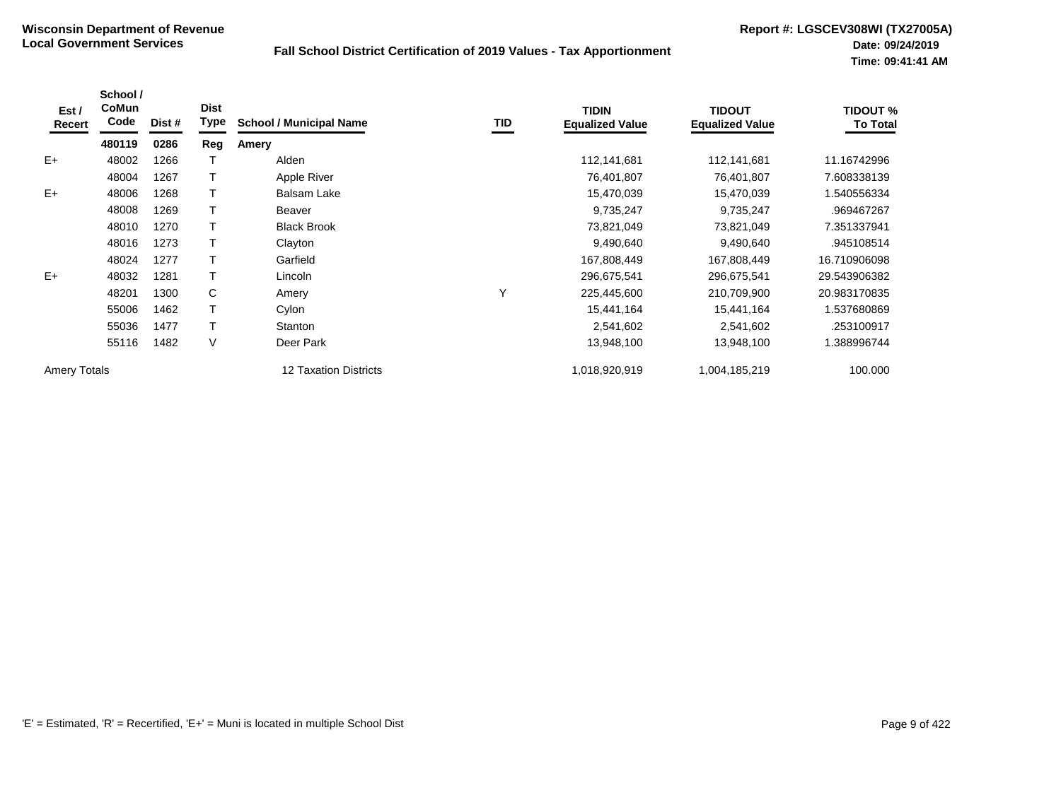**Wisconsin Department of Revenue**
**Local Government Services**

**Fall School District Certification of 2019 Values - Tax Apportionment**

**Report #: LGSCEV308WI (TX27005A)**
**Date: 09/24/2019**
**Time: 09:41:41 AM**

| Est / Recert | School / CoMun Code | Dist # | Dist Type | School / Municipal Name | TID | TIDIN Equalized Value | TIDOUT Equalized Value | TIDOUT % To Total |
|---|---|---|---|---|---|---|---|---|
| | **480119** | **0286** | **Reg** | **Amery** | | | | |
| E+ | 48002 | 1266 | T | Alden | | 112,141,681 | 112,141,681 | 11.16742996 |
| | 48004 | 1267 | T | Apple River | | 76,401,807 | 76,401,807 | 7.608338139 |
| E+ | 48006 | 1268 | T | Balsam Lake | | 15,470,039 | 15,470,039 | 1.540556334 |
| | 48008 | 1269 | T | Beaver | | 9,735,247 | 9,735,247 | .969467267 |
| | 48010 | 1270 | T | Black Brook | | 73,821,049 | 73,821,049 | 7.351337941 |
| | 48016 | 1273 | T | Clayton | | 9,490,640 | 9,490,640 | .945108514 |
| | 48024 | 1277 | T | Garfield | | 167,808,449 | 167,808,449 | 16.710906098 |
| E+ | 48032 | 1281 | T | Lincoln | | 296,675,541 | 296,675,541 | 29.543906382 |
| | 48201 | 1300 | C | Amery | Y | 225,445,600 | 210,709,900 | 20.983170835 |
| | 55006 | 1462 | T | Cylon | | 15,441,164 | 15,441,164 | 1.537680869 |
| | 55036 | 1477 | T | Stanton | | 2,541,602 | 2,541,602 | .253100917 |
| | 55116 | 1482 | V | Deer Park | | 13,948,100 | 13,948,100 | 1.388996744 |
| Amery Totals | | | | 12 Taxation Districts | | 1,018,920,919 | 1,004,185,219 | 100.000 |

'E' = Estimated, 'R' = Recertified, 'E+' = Muni is located in multiple School Dist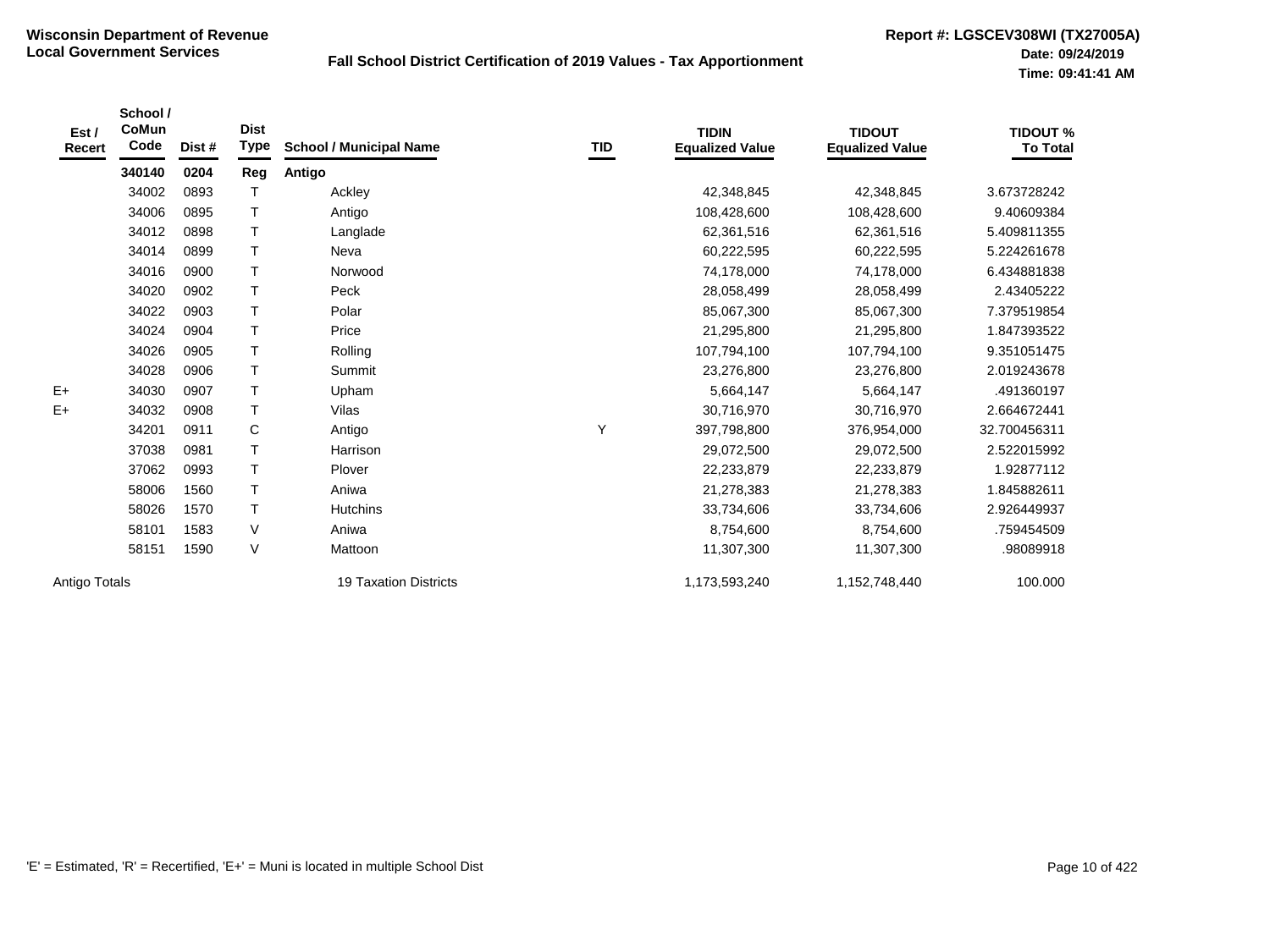**Wisconsin Department of Revenue**
**Local Government Services**

**Fall School District Certification of 2019 Values - Tax Apportionment**

**Report #: LGSCEV308WI (TX27005A)**
**Date: 09/24/2019**
**Time: 09:41:41 AM**

| Est / Recert | School / CoMun Code | Dist # | Dist Type | School / Municipal Name | TID | TIDIN Equalized Value | TIDOUT Equalized Value | TIDOUT % To Total |
|---|---|---|---|---|---|---|---|---|
| | **340140** | **0204** | **Reg** | **Antigo** | | | | |
| | 34002 | 0893 | T | Ackley | | 42,348,845 | 42,348,845 | 3.673728242 |
| | 34006 | 0895 | T | Antigo | | 108,428,600 | 108,428,600 | 9.40609384 |
| | 34012 | 0898 | T | Langlade | | 62,361,516 | 62,361,516 | 5.409811355 |
| | 34014 | 0899 | T | Neva | | 60,222,595 | 60,222,595 | 5.224261678 |
| | 34016 | 0900 | T | Norwood | | 74,178,000 | 74,178,000 | 6.434881838 |
| | 34020 | 0902 | T | Peck | | 28,058,499 | 28,058,499 | 2.43405222 |
| | 34022 | 0903 | T | Polar | | 85,067,300 | 85,067,300 | 7.379519854 |
| | 34024 | 0904 | T | Price | | 21,295,800 | 21,295,800 | 1.847393522 |
| | 34026 | 0905 | T | Rolling | | 107,794,100 | 107,794,100 | 9.351051475 |
| | 34028 | 0906 | T | Summit | | 23,276,800 | 23,276,800 | 2.019243678 |
| E+ | 34030 | 0907 | T | Upham | | 5,664,147 | 5,664,147 | .491360197 |
| E+ | 34032 | 0908 | T | Vilas | | 30,716,970 | 30,716,970 | 2.664672441 |
| | 34201 | 0911 | C | Antigo | Y | 397,798,800 | 376,954,000 | 32.700456311 |
| | 37038 | 0981 | T | Harrison | | 29,072,500 | 29,072,500 | 2.522015992 |
| | 37062 | 0993 | T | Plover | | 22,233,879 | 22,233,879 | 1.92877112 |
| | 58006 | 1560 | T | Aniwa | | 21,278,383 | 21,278,383 | 1.845882611 |
| | 58026 | 1570 | T | Hutchins | | 33,734,606 | 33,734,606 | 2.926449937 |
| | 58101 | 1583 | V | Aniwa | | 8,754,600 | 8,754,600 | .759454509 |
| | 58151 | 1590 | V | Mattoon | | 11,307,300 | 11,307,300 | .98089918 |
| Antigo Totals | | | | 19 Taxation Districts | | 1,173,593,240 | 1,152,748,440 | 100.000 |

'E' = Estimated, 'R' = Recertified, 'E+' = Muni is located in multiple School Dist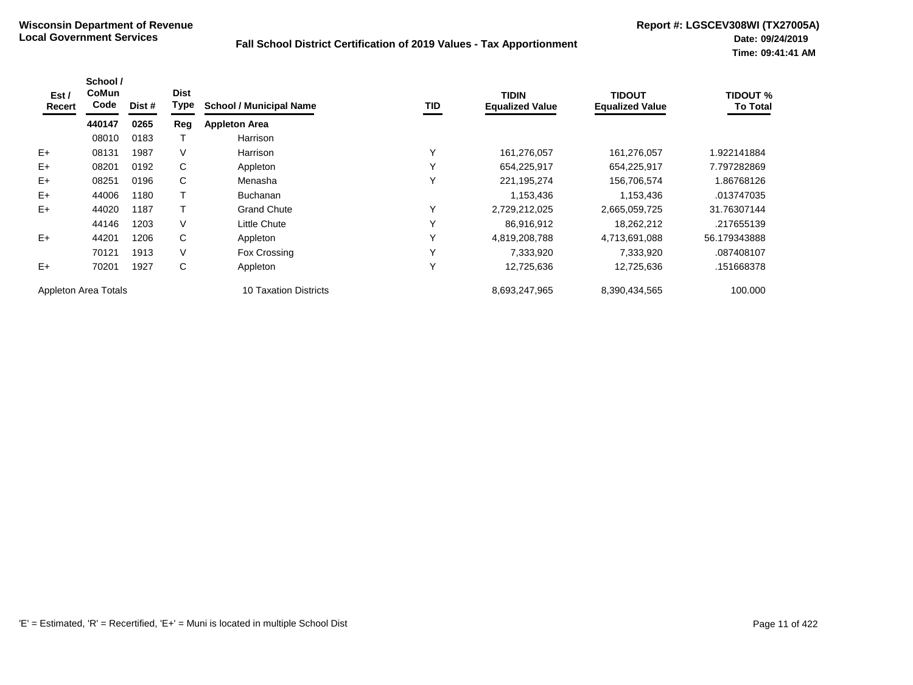**Wisconsin Department of Revenue**
**Local Government Services**

**Fall School District Certification of 2019 Values - Tax Apportionment**

**Report #: LGSCEV308WI (TX27005A)**
**Date: 09/24/2019**
**Time: 09:41:41 AM**

| Est / Recert | School / CoMun Code | Dist # | Dist Type | School / Municipal Name | TID | TIDIN Equalized Value | TIDOUT Equalized Value | TIDOUT % To Total |
|---|---|---|---|---|---|---|---|---|
| | **440147** | **0265** | **Reg** | **Appleton Area** | | | | |
| | 08010 | 0183 | T | Harrison | | | | |
| E+ | 08131 | 1987 | V | Harrison | Y | 161,276,057 | 161,276,057 | 1.922141884 |
| E+ | 08201 | 0192 | C | Appleton | Y | 654,225,917 | 654,225,917 | 7.797282869 |
| E+ | 08251 | 0196 | C | Menasha | Y | 221,195,274 | 156,706,574 | 1.86768126 |
| E+ | 44006 | 1180 | T | Buchanan | | 1,153,436 | 1,153,436 | .013747035 |
| E+ | 44020 | 1187 | T | Grand Chute | Y | 2,729,212,025 | 2,665,059,725 | 31.76307144 |
| | 44146 | 1203 | V | Little Chute | Y | 86,916,912 | 18,262,212 | .217655139 |
| E+ | 44201 | 1206 | C | Appleton | Y | 4,819,208,788 | 4,713,691,088 | 56.179343888 |
| | 70121 | 1913 | V | Fox Crossing | Y | 7,333,920 | 7,333,920 | .087408107 |
| E+ | 70201 | 1927 | C | Appleton | Y | 12,725,636 | 12,725,636 | .151668378 |
| Appleton Area Totals | | | | 10 Taxation Districts | | 8,693,247,965 | 8,390,434,565 | 100.000 |

'E' = Estimated, 'R' = Recertified, 'E+' = Muni is located in multiple School Dist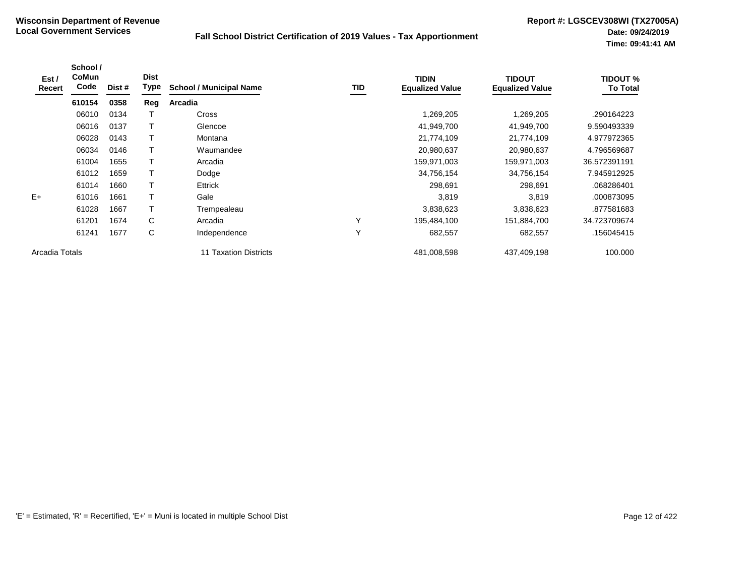**Wisconsin Department of Revenue**
**Local Government Services**

**Fall School District Certification of 2019 Values - Tax Apportionment**

**Report #: LGSCEV308WI (TX27005A)**
**Date: 09/24/2019**
**Time: 09:41:41 AM**

| Est / Recert | School / CoMun Code | Dist # | Dist Type | School / Municipal Name | TID | TIDIN Equalized Value | TIDOUT Equalized Value | TIDOUT % To Total |
|---|---|---|---|---|---|---|---|---|
| | **610154** | **0358** | **Reg** | **Arcadia** | | | | |
| | 06010 | 0134 | T | Cross | | 1,269,205 | 1,269,205 | .290164223 |
| | 06016 | 0137 | T | Glencoe | | 41,949,700 | 41,949,700 | 9.590493339 |
| | 06028 | 0143 | T | Montana | | 21,774,109 | 21,774,109 | 4.977972365 |
| | 06034 | 0146 | T | Waumandee | | 20,980,637 | 20,980,637 | 4.796569687 |
| | 61004 | 1655 | T | Arcadia | | 159,971,003 | 159,971,003 | 36.572391191 |
| | 61012 | 1659 | T | Dodge | | 34,756,154 | 34,756,154 | 7.945912925 |
| | 61014 | 1660 | T | Ettrick | | 298,691 | 298,691 | .068286401 |
| E+ | 61016 | 1661 | T | Gale | | 3,819 | 3,819 | .000873095 |
| | 61028 | 1667 | T | Trempealeau | | 3,838,623 | 3,838,623 | .877581683 |
| | 61201 | 1674 | C | Arcadia | Y | 195,484,100 | 151,884,700 | 34.723709674 |
| | 61241 | 1677 | C | Independence | Y | 682,557 | 682,557 | .156045415 |
| Arcadia Totals | | | | 11 Taxation Districts | | 481,008,598 | 437,409,198 | 100.000 |

'E' = Estimated, 'R' = Recertified, 'E+' = Muni is located in multiple School Dist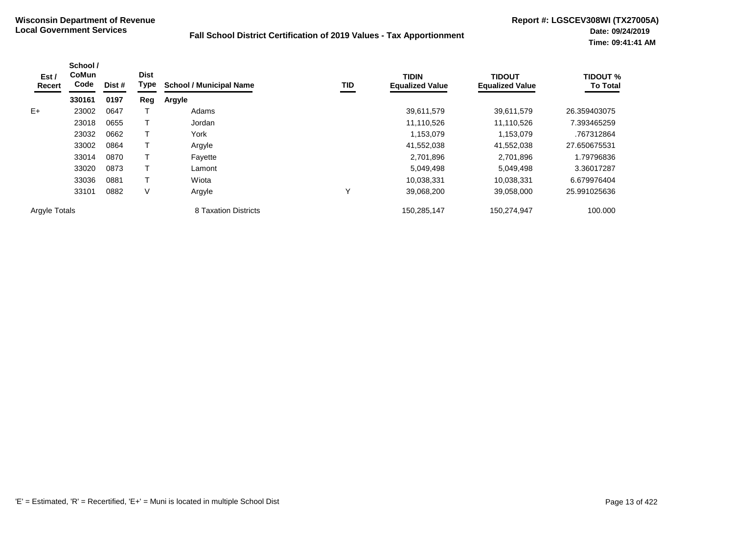**Wisconsin Department of Revenue**
**Local Government Services**

**Fall School District Certification of 2019 Values - Tax Apportionment**

**Report #: LGSCEV308WI (TX27005A)**
**Date: 09/24/2019**
**Time: 09:41:41 AM**

| Est / Recert | School / CoMun Code | Dist # | Dist Type | School / Municipal Name | TID | TIDIN Equalized Value | TIDOUT Equalized Value | TIDOUT % To Total |
|---|---|---|---|---|---|---|---|---|
| | **330161** | **0197** | **Reg** | **Argyle** | | | | |
| E+ | 23002 | 0647 | T | Adams | | 39,611,579 | 39,611,579 | 26.359403075 |
| | 23018 | 0655 | T | Jordan | | 11,110,526 | 11,110,526 | 7.393465259 |
| | 23032 | 0662 | T | York | | 1,153,079 | 1,153,079 | .767312864 |
| | 33002 | 0864 | T | Argyle | | 41,552,038 | 41,552,038 | 27.650675531 |
| | 33014 | 0870 | T | Fayette | | 2,701,896 | 2,701,896 | 1.79796836 |
| | 33020 | 0873 | T | Lamont | | 5,049,498 | 5,049,498 | 3.36017287 |
| | 33036 | 0881 | T | Wiota | | 10,038,331 | 10,038,331 | 6.679976404 |
| | 33101 | 0882 | V | Argyle | Y | 39,068,200 | 39,058,000 | 25.991025636 |
| Argyle Totals | | | | 8 Taxation Districts | | 150,285,147 | 150,274,947 | 100.000 |

'E' = Estimated, 'R' = Recertified, 'E+' = Muni is located in multiple School Dist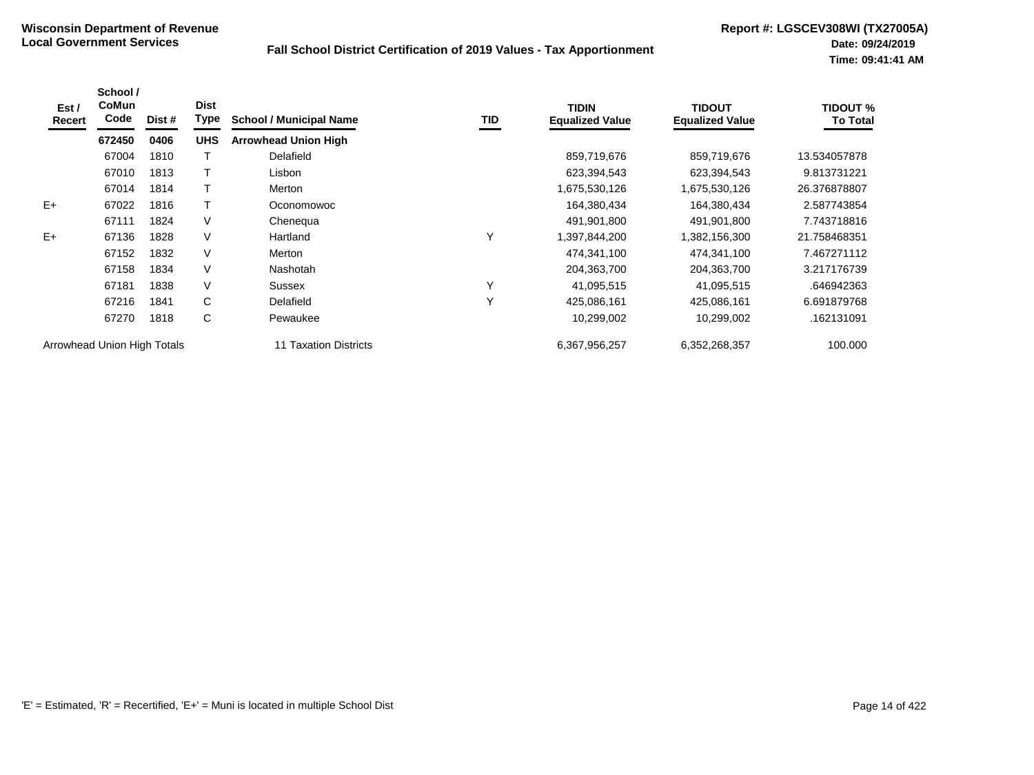**Wisconsin Department of Revenue**
**Local Government Services**

**Fall School District Certification of 2019 Values - Tax Apportionment**

**Report #: LGSCEV308WI (TX27005A)**
**Date: 09/24/2019**
**Time: 09:41:41 AM**

| Est / Recert | School / CoMun Code | Dist # | Dist Type | School / Municipal Name | TID | TIDIN Equalized Value | TIDOUT Equalized Value | TIDOUT % To Total |
|---|---|---|---|---|---|---|---|---|
| | **672450** | **0406** | **UHS** | **Arrowhead Union High** | | | | |
| | 67004 | 1810 | T | Delafield | | 859,719,676 | 859,719,676 | 13.534057878 |
| | 67010 | 1813 | T | Lisbon | | 623,394,543 | 623,394,543 | 9.813731221 |
| | 67014 | 1814 | T | Merton | | 1,675,530,126 | 1,675,530,126 | 26.376878807 |
| E+ | 67022 | 1816 | T | Oconomowoc | | 164,380,434 | 164,380,434 | 2.587743854 |
| | 67111 | 1824 | V | Chenequa | | 491,901,800 | 491,901,800 | 7.743718816 |
| E+ | 67136 | 1828 | V | Hartland | Y | 1,397,844,200 | 1,382,156,300 | 21.758468351 |
| | 67152 | 1832 | V | Merton | | 474,341,100 | 474,341,100 | 7.467271112 |
| | 67158 | 1834 | V | Nashotah | | 204,363,700 | 204,363,700 | 3.217176739 |
| | 67181 | 1838 | V | Sussex | Y | 41,095,515 | 41,095,515 | .646942363 |
| | 67216 | 1841 | C | Delafield | Y | 425,086,161 | 425,086,161 | 6.691879768 |
| | 67270 | 1818 | C | Pewaukee | | 10,299,002 | 10,299,002 | .162131091 |
| Arrowhead Union High Totals | | | | 11 Taxation Districts | | 6,367,956,257 | 6,352,268,357 | 100.000 |

'E' = Estimated, 'R' = Recertified, 'E+' = Muni is located in multiple School Dist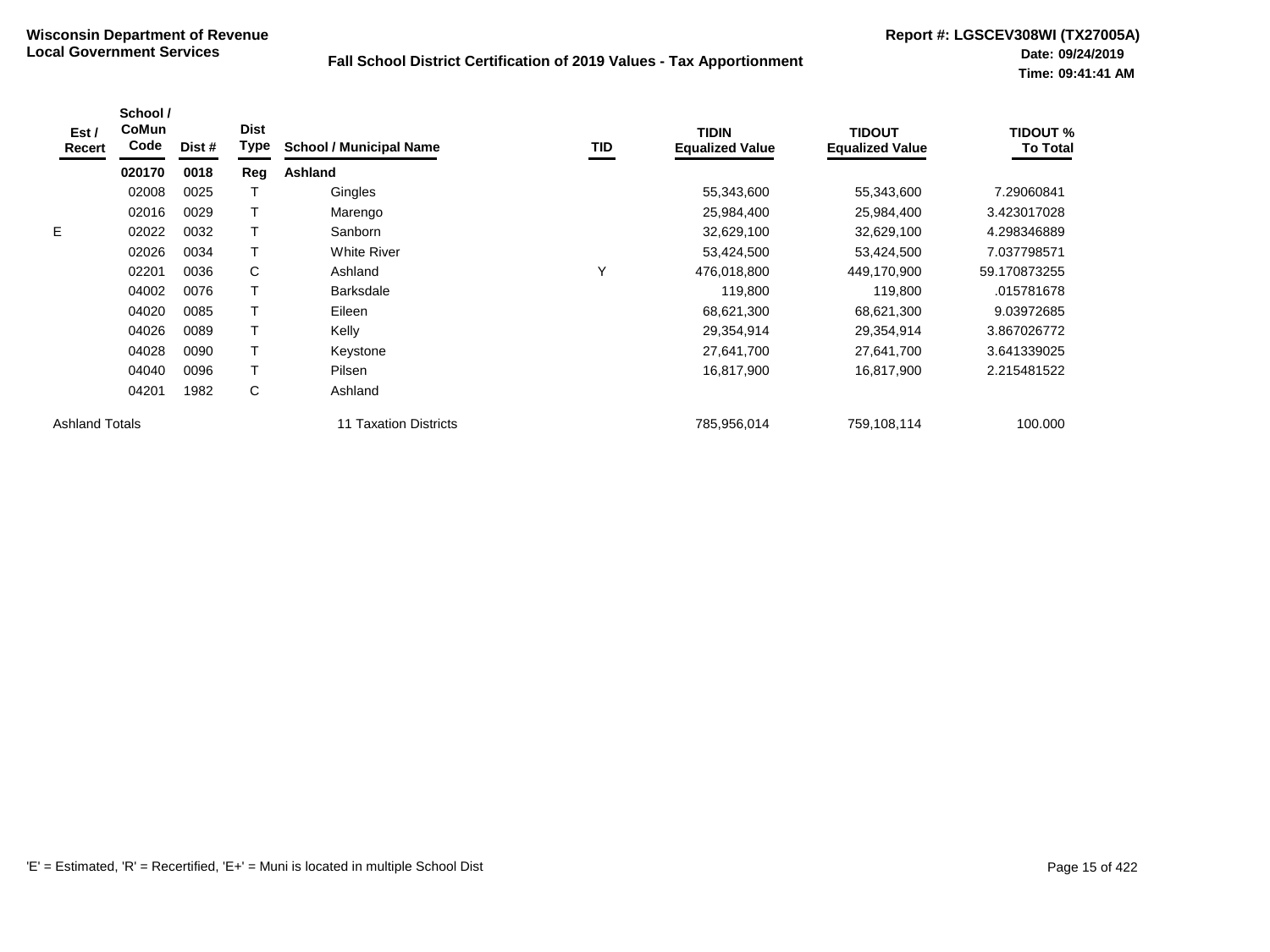**Wisconsin Department of Revenue**
**Local Government Services**

**Fall School District Certification of 2019 Values - Tax Apportionment**

**Report #: LGSCEV308WI (TX27005A)**
**Date: 09/24/2019**
**Time: 09:41:41 AM**

| Est / Recert | School / CoMun Code | Dist # | Dist Type | School / Municipal Name | TID | TIDIN Equalized Value | TIDOUT Equalized Value | TIDOUT % To Total |
|---|---|---|---|---|---|---|---|---|
| | **020170** | **0018** | **Reg** | **Ashland** | | | | |
| | 02008 | 0025 | T | Gingles | | 55,343,600 | 55,343,600 | 7.29060841 |
| | 02016 | 0029 | T | Marengo | | 25,984,400 | 25,984,400 | 3.423017028 |
| E | 02022 | 0032 | T | Sanborn | | 32,629,100 | 32,629,100 | 4.298346889 |
| | 02026 | 0034 | T | White River | | 53,424,500 | 53,424,500 | 7.037798571 |
| | 02201 | 0036 | C | Ashland | Y | 476,018,800 | 449,170,900 | 59.170873255 |
| | 04002 | 0076 | T | Barksdale | | 119,800 | 119,800 | .015781678 |
| | 04020 | 0085 | T | Eileen | | 68,621,300 | 68,621,300 | 9.03972685 |
| | 04026 | 0089 | T | Kelly | | 29,354,914 | 29,354,914 | 3.867026772 |
| | 04028 | 0090 | T | Keystone | | 27,641,700 | 27,641,700 | 3.641339025 |
| | 04040 | 0096 | T | Pilsen | | 16,817,900 | 16,817,900 | 2.215481522 |
| | 04201 | 1982 | C | Ashland | | | | |
| Ashland Totals | | | | 11 Taxation Districts | | 785,956,014 | 759,108,114 | 100.000 |

'E' = Estimated, 'R' = Recertified, 'E+' = Muni is located in multiple School Dist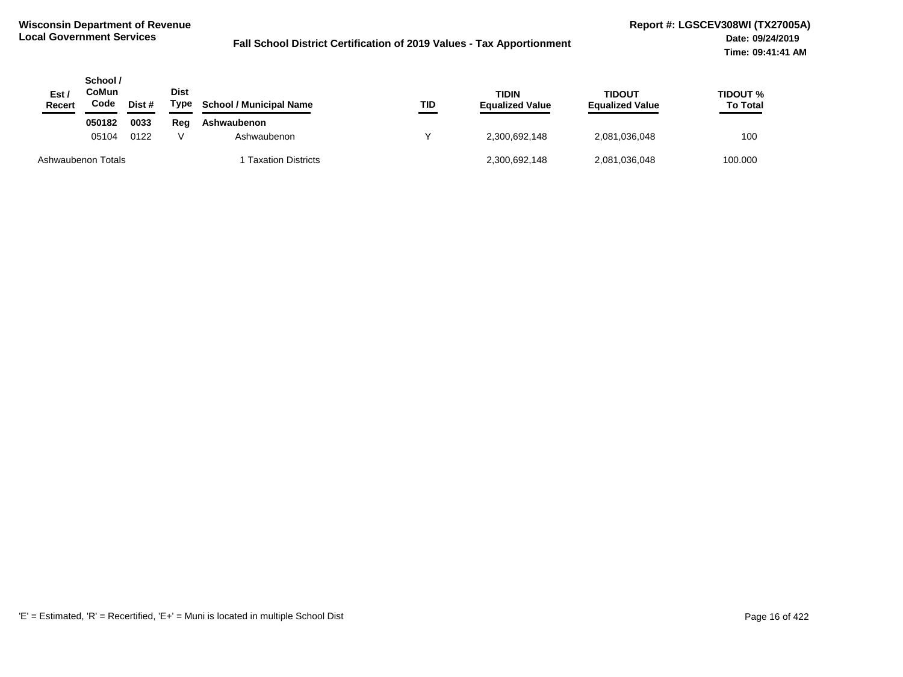**Wisconsin Department of Revenue**
**Local Government Services**

**Fall School District Certification of 2019 Values - Tax Apportionment**

**Report #: LGSCEV308WI (TX27005A)**
**Date: 09/24/2019**
**Time: 09:41:41 AM**

| Est / Recert | School / CoMun Code | Dist # | Dist Type | School / Municipal Name | TID | TIDIN Equalized Value | TIDOUT Equalized Value | TIDOUT % To Total |
|---|---|---|---|---|---|---|---|---|
| | **050182** | **0033** | **Reg** | **Ashwaubenon** | | | | |
| | 05104 | 0122 | V | Ashwaubenon | Y | 2,300,692,148 | 2,081,036,048 | 100 |
| Ashwaubenon Totals | | | | 1 Taxation Districts | | 2,300,692,148 | 2,081,036,048 | 100.000 |

'E' = Estimated, 'R' = Recertified, 'E+' = Muni is located in multiple School Dist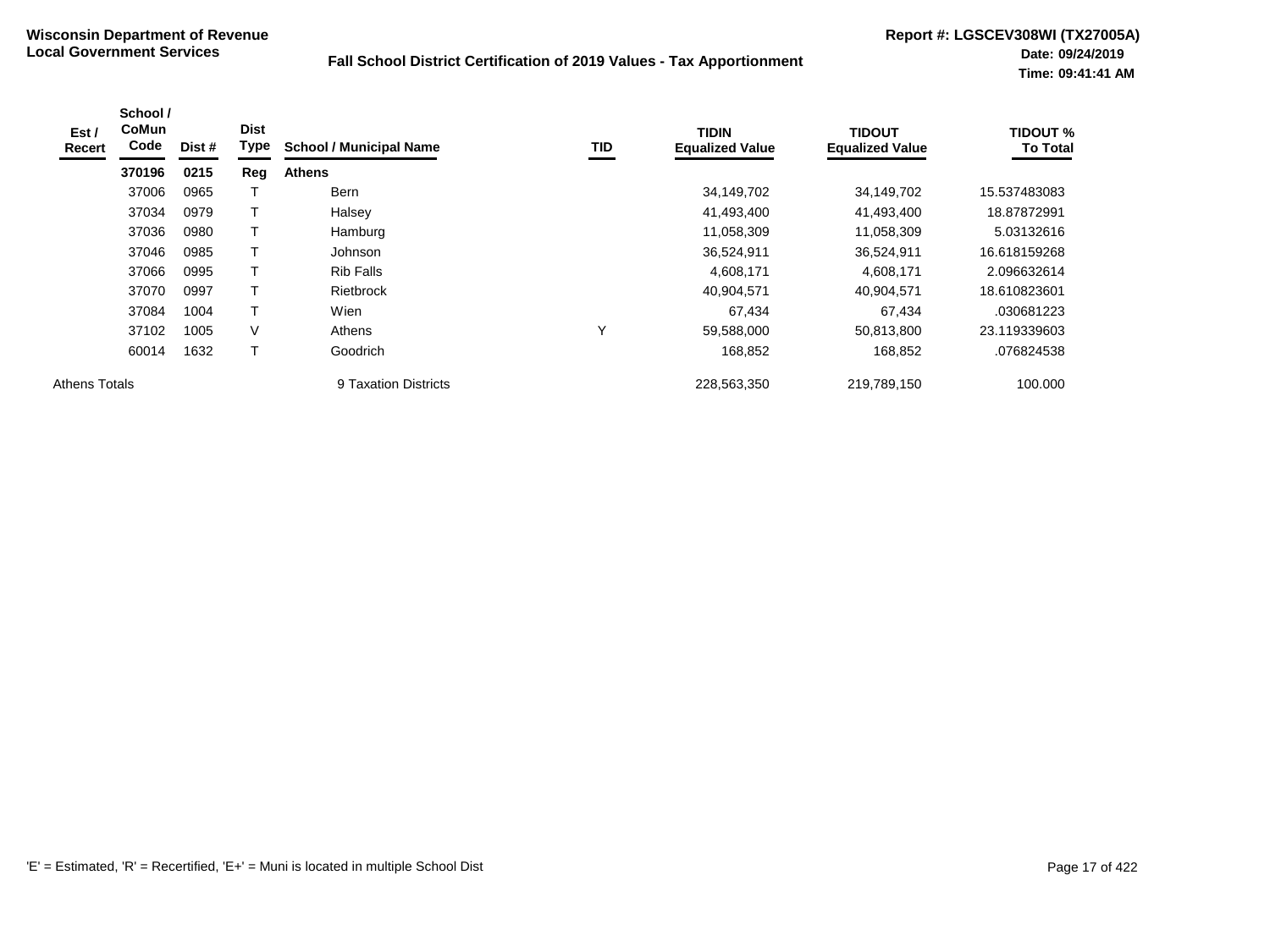**Wisconsin Department of Revenue**
**Local Government Services**

**Fall School District Certification of 2019 Values - Tax Apportionment**

**Report #: LGSCEV308WI (TX27005A)**
**Date: 09/24/2019**
**Time: 09:41:41 AM**

| Est / Recert | School / CoMun Code | Dist # | Dist Type | School / Municipal Name | TID | TIDIN Equalized Value | TIDOUT Equalized Value | TIDOUT % To Total |
|---|---|---|---|---|---|---|---|---|
| | **370196** | **0215** | **Reg** | **Athens** | | | | |
| | 37006 | 0965 | T | Bern | | 34,149,702 | 34,149,702 | 15.537483083 |
| | 37034 | 0979 | T | Halsey | | 41,493,400 | 41,493,400 | 18.87872991 |
| | 37036 | 0980 | T | Hamburg | | 11,058,309 | 11,058,309 | 5.03132616 |
| | 37046 | 0985 | T | Johnson | | 36,524,911 | 36,524,911 | 16.618159268 |
| | 37066 | 0995 | T | Rib Falls | | 4,608,171 | 4,608,171 | 2.096632614 |
| | 37070 | 0997 | T | Rietbrock | | 40,904,571 | 40,904,571 | 18.610823601 |
| | 37084 | 1004 | T | Wien | | 67,434 | 67,434 | .030681223 |
| | 37102 | 1005 | V | Athens | Y | 59,588,000 | 50,813,800 | 23.119339603 |
| | 60014 | 1632 | T | Goodrich | | 168,852 | 168,852 | .076824538 |
| Athens Totals | | | | 9 Taxation Districts | | 228,563,350 | 219,789,150 | 100.000 |

'E' = Estimated, 'R' = Recertified, 'E+' = Muni is located in multiple School Dist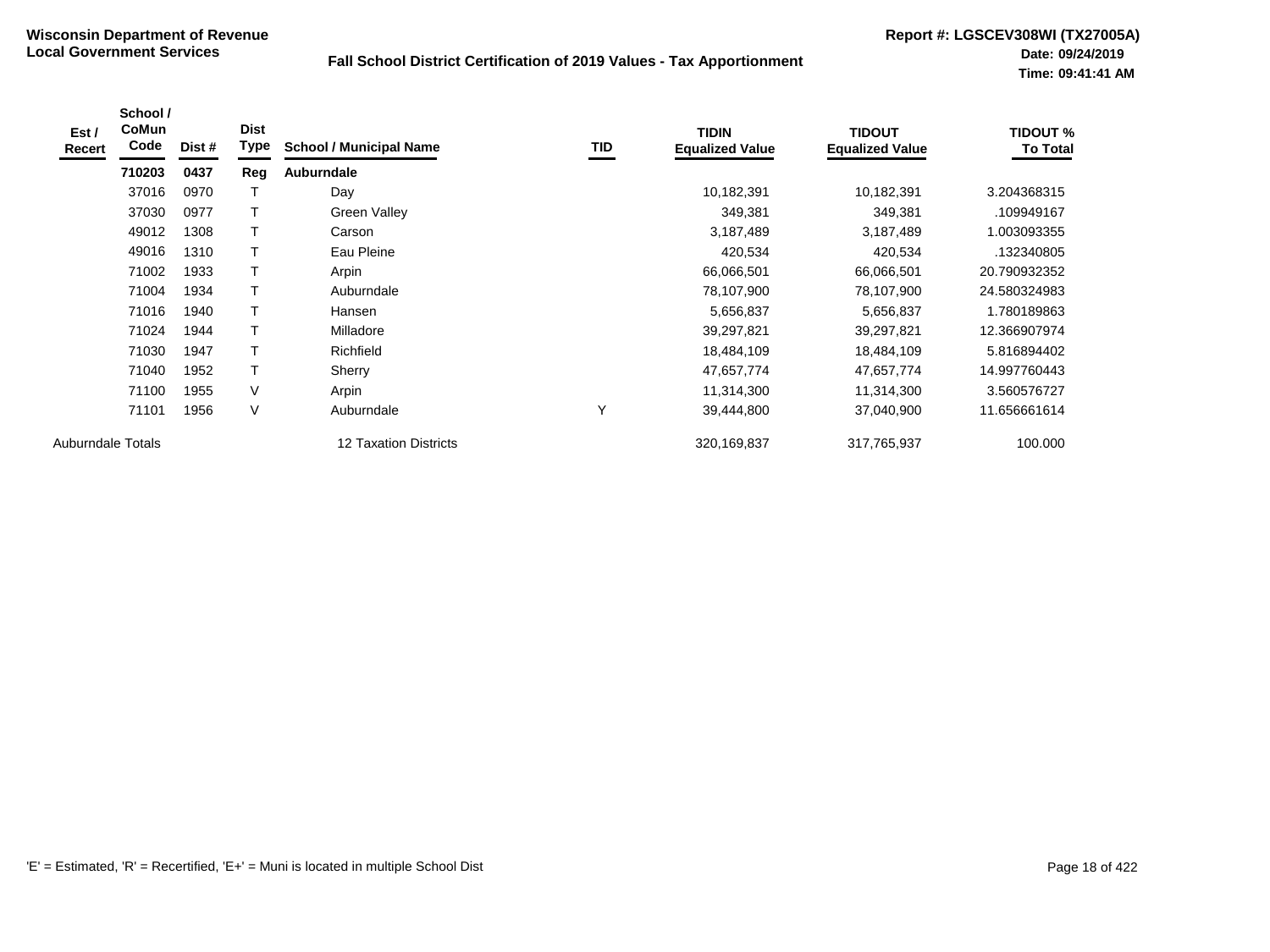**Wisconsin Department of Revenue**
**Local Government Services**

**Fall School District Certification of 2019 Values - Tax Apportionment**

**Report #: LGSCEV308WI (TX27005A)**
**Date: 09/24/2019**
**Time: 09:41:41 AM**

| Est / Recert | School / CoMun Code | Dist # | Dist Type | School / Municipal Name | TID | TIDIN Equalized Value | TIDOUT Equalized Value | TIDOUT % To Total |
|---|---|---|---|---|---|---|---|---|
| | **710203** | **0437** | **Reg** | **Auburndale** | | | | |
| | 37016 | 0970 | T | Day | | 10,182,391 | 10,182,391 | 3.204368315 |
| | 37030 | 0977 | T | Green Valley | | 349,381 | 349,381 | .109949167 |
| | 49012 | 1308 | T | Carson | | 3,187,489 | 3,187,489 | 1.003093355 |
| | 49016 | 1310 | T | Eau Pleine | | 420,534 | 420,534 | .132340805 |
| | 71002 | 1933 | T | Arpin | | 66,066,501 | 66,066,501 | 20.790932352 |
| | 71004 | 1934 | T | Auburndale | | 78,107,900 | 78,107,900 | 24.580324983 |
| | 71016 | 1940 | T | Hansen | | 5,656,837 | 5,656,837 | 1.780189863 |
| | 71024 | 1944 | T | Milladore | | 39,297,821 | 39,297,821 | 12.366907974 |
| | 71030 | 1947 | T | Richfield | | 18,484,109 | 18,484,109 | 5.816894402 |
| | 71040 | 1952 | T | Sherry | | 47,657,774 | 47,657,774 | 14.997760443 |
| | 71100 | 1955 | V | Arpin | | 11,314,300 | 11,314,300 | 3.560576727 |
| | 71101 | 1956 | V | Auburndale | Y | 39,444,800 | 37,040,900 | 11.656661614 |
| Auburndale Totals | | | | 12 Taxation Districts | | 320,169,837 | 317,765,937 | 100.000 |

'E' = Estimated, 'R' = Recertified, 'E+' = Muni is located in multiple School Dist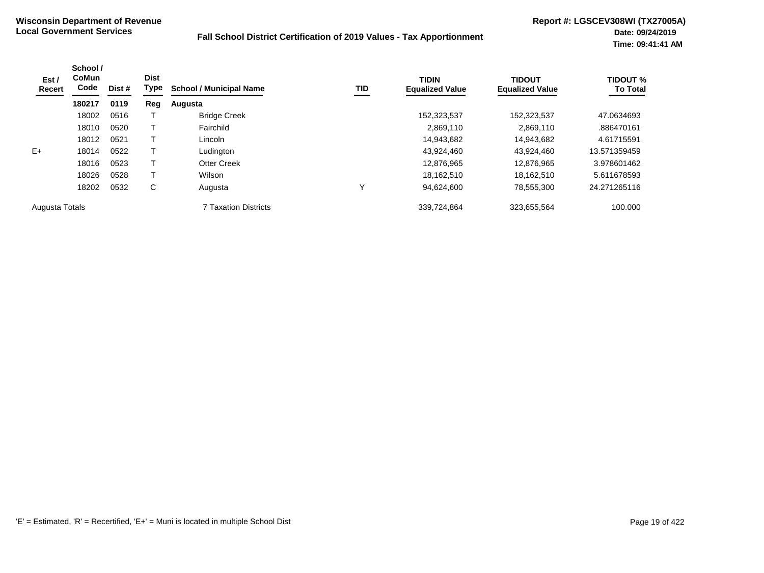**Wisconsin Department of Revenue**
**Local Government Services**

**Fall School District Certification of 2019 Values - Tax Apportionment**

**Report #: LGSCEV308WI (TX27005A)**
**Date: 09/24/2019**
**Time: 09:41:41 AM**

| Est / Recert | School / CoMun Code | Dist # | Dist Type | School / Municipal Name | TID | TIDIN Equalized Value | TIDOUT Equalized Value | TIDOUT % To Total |
|---|---|---|---|---|---|---|---|---|
| | **180217** | **0119** | **Reg** | **Augusta** | | | | |
| | 18002 | 0516 | T | Bridge Creek | | 152,323,537 | 152,323,537 | 47.0634693 |
| | 18010 | 0520 | T | Fairchild | | 2,869,110 | 2,869,110 | .886470161 |
| | 18012 | 0521 | T | Lincoln | | 14,943,682 | 14,943,682 | 4.61715591 |
| E+ | 18014 | 0522 | T | Ludington | | 43,924,460 | 43,924,460 | 13.571359459 |
| | 18016 | 0523 | T | Otter Creek | | 12,876,965 | 12,876,965 | 3.978601462 |
| | 18026 | 0528 | T | Wilson | | 18,162,510 | 18,162,510 | 5.611678593 |
| | 18202 | 0532 | C | Augusta | Y | 94,624,600 | 78,555,300 | 24.271265116 |
| Augusta Totals | | | | 7 Taxation Districts | | 339,724,864 | 323,655,564 | 100.000 |

'E' = Estimated, 'R' = Recertified, 'E+' = Muni is located in multiple School Dist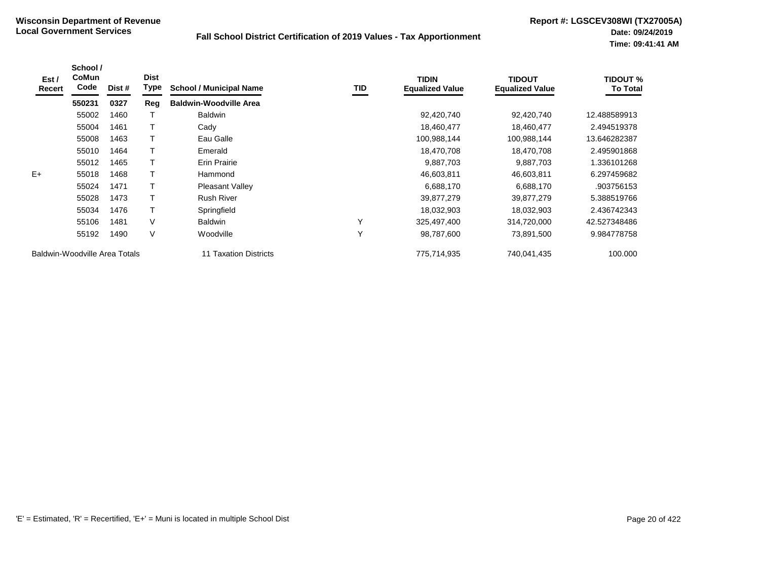**Wisconsin Department of Revenue**
**Local Government Services**

**Fall School District Certification of 2019 Values - Tax Apportionment**

**Report #: LGSCEV308WI (TX27005A)**
**Date: 09/24/2019**
**Time: 09:41:41 AM**

| Est / Recert | School / CoMun Code | Dist # | Dist Type | School / Municipal Name | TID | TIDIN Equalized Value | TIDOUT Equalized Value | TIDOUT % To Total |
|---|---|---|---|---|---|---|---|---|
| | **550231** | **0327** | **Reg** | **Baldwin-Woodville Area** | | | | |
| | 55002 | 1460 | T | Baldwin | | 92,420,740 | 92,420,740 | 12.488589913 |
| | 55004 | 1461 | T | Cady | | 18,460,477 | 18,460,477 | 2.494519378 |
| | 55008 | 1463 | T | Eau Galle | | 100,988,144 | 100,988,144 | 13.646282387 |
| | 55010 | 1464 | T | Emerald | | 18,470,708 | 18,470,708 | 2.495901868 |
| | 55012 | 1465 | T | Erin Prairie | | 9,887,703 | 9,887,703 | 1.336101268 |
| E+ | 55018 | 1468 | T | Hammond | | 46,603,811 | 46,603,811 | 6.297459682 |
| | 55024 | 1471 | T | Pleasant Valley | | 6,688,170 | 6,688,170 | .903756153 |
| | 55028 | 1473 | T | Rush River | | 39,877,279 | 39,877,279 | 5.388519766 |
| | 55034 | 1476 | T | Springfield | | 18,032,903 | 18,032,903 | 2.436742343 |
| | 55106 | 1481 | V | Baldwin | Y | 325,497,400 | 314,720,000 | 42.527348486 |
| | 55192 | 1490 | V | Woodville | Y | 98,787,600 | 73,891,500 | 9.984778758 |
| Baldwin-Woodville Area Totals | | | | 11 Taxation Districts | | 775,714,935 | 740,041,435 | 100.000 |

'E' = Estimated, 'R' = Recertified, 'E+' = Muni is located in multiple School Dist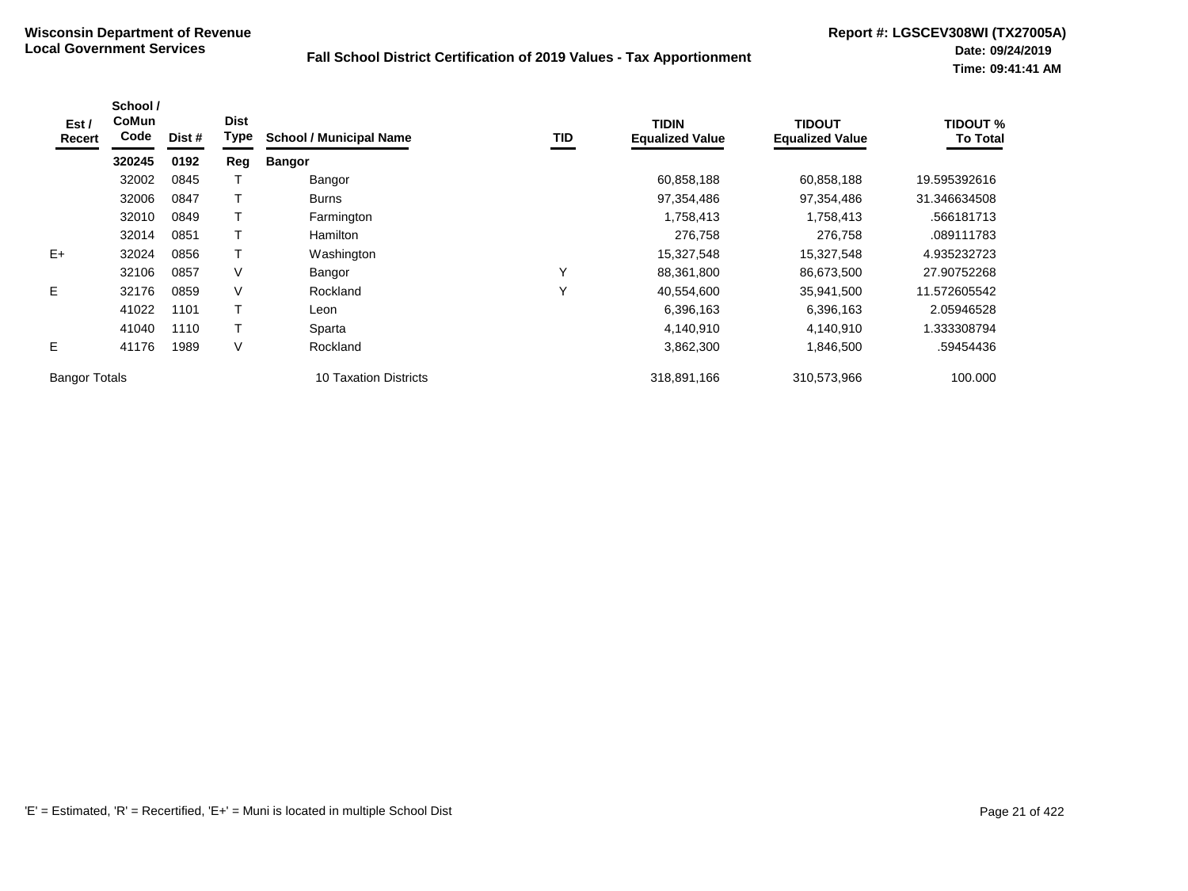**Wisconsin Department of Revenue**
**Local Government Services**

## Fall School District Certification of 2019 Values - Tax Apportionment

**Report #: LGSCEV308WI (TX27005A)**
**Date: 09/24/2019**
**Time: 09:41:41 AM**

| Est / Recert | School / CoMun Code | Dist # | Dist Type | School / Municipal Name | TID | TIDIN Equalized Value | TIDOUT Equalized Value | TIDOUT % To Total |
|---|---|---|---|---|---|---|---|---|
| | **320245** | **0192** | **Reg** | **Bangor** | | | | |
| | 32002 | 0845 | T | Bangor | | 60,858,188 | 60,858,188 | 19.595392616 |
| | 32006 | 0847 | T | Burns | | 97,354,486 | 97,354,486 | 31.346634508 |
| | 32010 | 0849 | T | Farmington | | 1,758,413 | 1,758,413 | .566181713 |
| | 32014 | 0851 | T | Hamilton | | 276,758 | 276,758 | .089111783 |
| E+ | 32024 | 0856 | T | Washington | | 15,327,548 | 15,327,548 | 4.935232723 |
| | 32106 | 0857 | V | Bangor | Y | 88,361,800 | 86,673,500 | 27.90752268 |
| E | 32176 | 0859 | V | Rockland | Y | 40,554,600 | 35,941,500 | 11.572605542 |
| | 41022 | 1101 | T | Leon | | 6,396,163 | 6,396,163 | 2.05946528 |
| | 41040 | 1110 | T | Sparta | | 4,140,910 | 4,140,910 | 1.333308794 |
| E | 41176 | 1989 | V | Rockland | | 3,862,300 | 1,846,500 | .59454436 |
| Bangor Totals | | | | 10 Taxation Districts | | 318,891,166 | 310,573,966 | 100.000 |

'E' = Estimated, 'R' = Recertified, 'E+' = Muni is located in multiple School Dist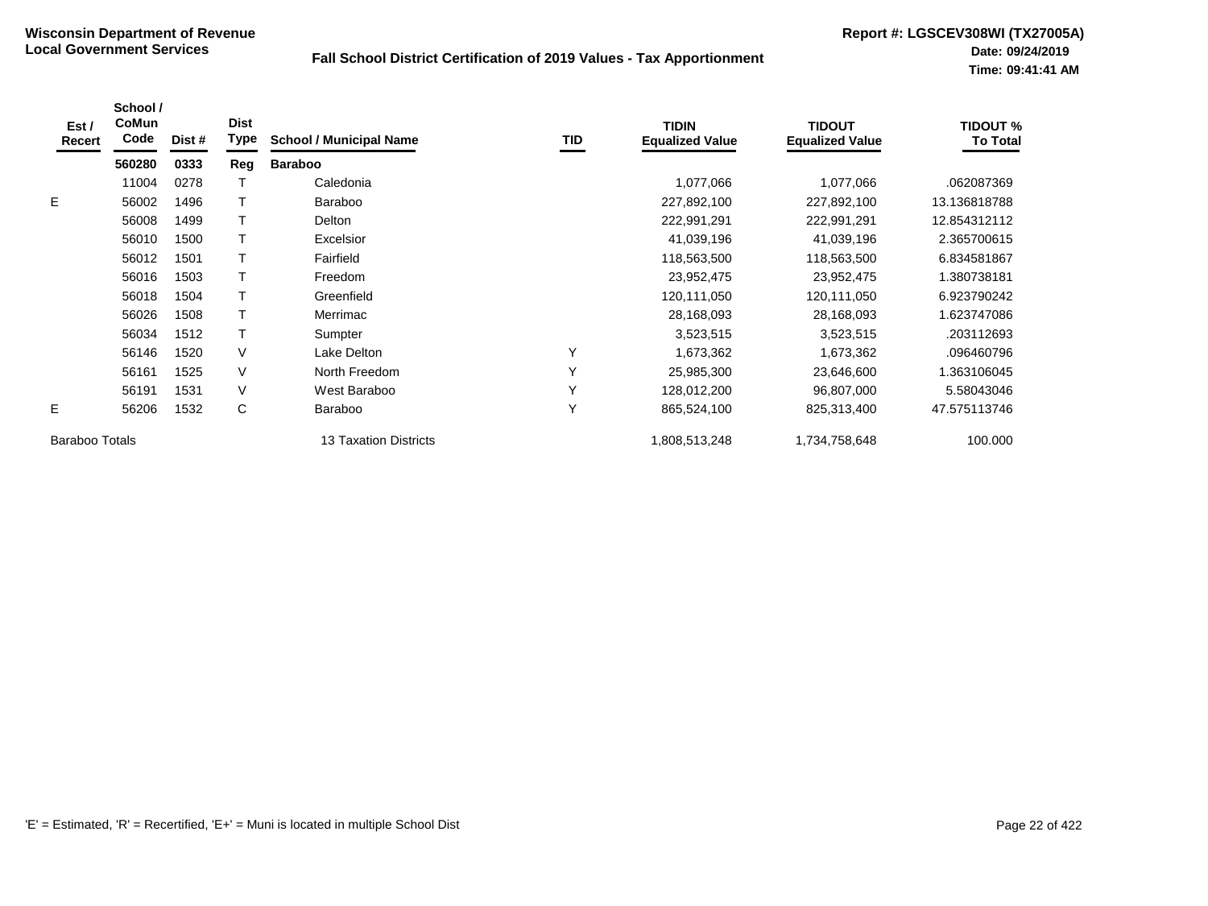**Wisconsin Department of Revenue**
**Local Government Services**

**Fall School District Certification of 2019 Values - Tax Apportionment**

**Report #: LGSCEV308WI (TX27005A)**
**Date: 09/24/2019**
**Time: 09:41:41 AM**

| Est / Recert | School / CoMun Code | Dist # | Dist Type | School / Municipal Name | TID | TIDIN Equalized Value | TIDOUT Equalized Value | TIDOUT % To Total |
|---|---|---|---|---|---|---|---|---|
| | **560280** | **0333** | **Reg** | **Baraboo** | | | | |
| | 11004 | 0278 | T | Caledonia | | 1,077,066 | 1,077,066 | .062087369 |
| E | 56002 | 1496 | T | Baraboo | | 227,892,100 | 227,892,100 | 13.136818788 |
| | 56008 | 1499 | T | Delton | | 222,991,291 | 222,991,291 | 12.854312112 |
| | 56010 | 1500 | T | Excelsior | | 41,039,196 | 41,039,196 | 2.365700615 |
| | 56012 | 1501 | T | Fairfield | | 118,563,500 | 118,563,500 | 6.834581867 |
| | 56016 | 1503 | T | Freedom | | 23,952,475 | 23,952,475 | 1.380738181 |
| | 56018 | 1504 | T | Greenfield | | 120,111,050 | 120,111,050 | 6.923790242 |
| | 56026 | 1508 | T | Merrimac | | 28,168,093 | 28,168,093 | 1.623747086 |
| | 56034 | 1512 | T | Sumpter | | 3,523,515 | 3,523,515 | .203112693 |
| | 56146 | 1520 | V | Lake Delton | Y | 1,673,362 | 1,673,362 | .096460796 |
| | 56161 | 1525 | V | North Freedom | Y | 25,985,300 | 23,646,600 | 1.363106045 |
| | 56191 | 1531 | V | West Baraboo | Y | 128,012,200 | 96,807,000 | 5.58043046 |
| E | 56206 | 1532 | C | Baraboo | Y | 865,524,100 | 825,313,400 | 47.575113746 |
| Baraboo Totals | | | | 13 Taxation Districts | | 1,808,513,248 | 1,734,758,648 | 100.000 |

'E' = Estimated, 'R' = Recertified, 'E+' = Muni is located in multiple School Dist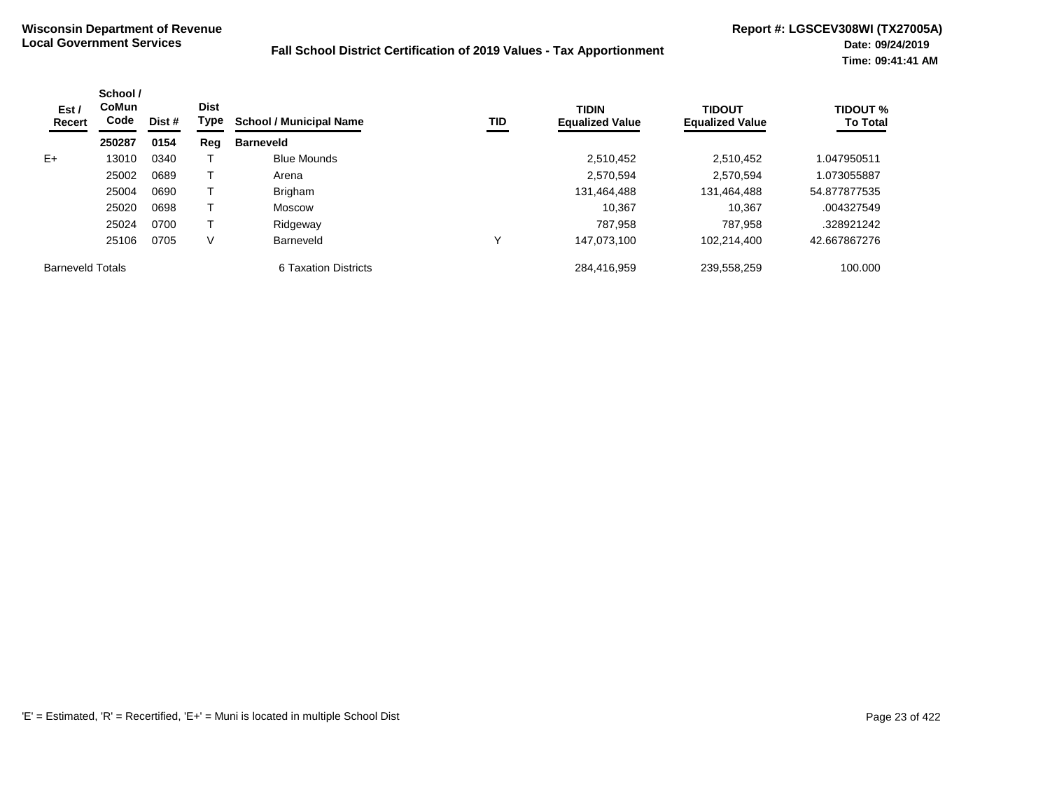**Wisconsin Department of Revenue**
**Local Government Services**

**Fall School District Certification of 2019 Values - Tax Apportionment**

**Report #: LGSCEV308WI (TX27005A)**
**Date: 09/24/2019**
**Time: 09:41:41 AM**

| Est / Recert | School / CoMun Code | Dist # | Dist Type | School / Municipal Name | TID | TIDIN Equalized Value | TIDOUT Equalized Value | TIDOUT % To Total |
|---|---|---|---|---|---|---|---|---|
| | **250287** | **0154** | **Reg** | **Barneveld** | | | | |
| E+ | 13010 | 0340 | T | Blue Mounds | | 2,510,452 | 2,510,452 | 1.047950511 |
| | 25002 | 0689 | T | Arena | | 2,570,594 | 2,570,594 | 1.073055887 |
| | 25004 | 0690 | T | Brigham | | 131,464,488 | 131,464,488 | 54.877877535 |
| | 25020 | 0698 | T | Moscow | | 10,367 | 10,367 | .004327549 |
| | 25024 | 0700 | T | Ridgeway | | 787,958 | 787,958 | .328921242 |
| | 25106 | 0705 | V | Barneveld | Y | 147,073,100 | 102,214,400 | 42.667867276 |
| Barneveld Totals | | | | 6 Taxation Districts | | 284,416,959 | 239,558,259 | 100.000 |

'E' = Estimated, 'R' = Recertified, 'E+' = Muni is located in multiple School Dist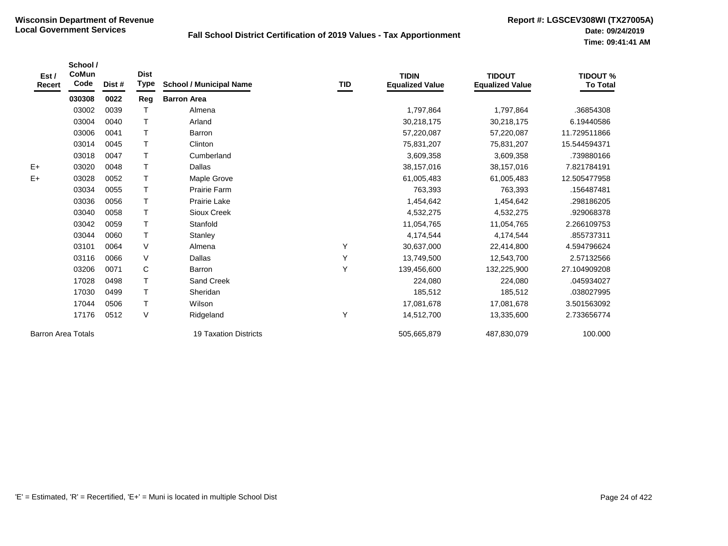**Wisconsin Department of Revenue**
**Local Government Services**

**Fall School District Certification of 2019 Values - Tax Apportionment**

**Report #: LGSCEV308WI (TX27005A)**
**Date: 09/24/2019**
**Time: 09:41:41 AM**

| Est / Recert | School / CoMun Code | Dist # | Dist Type | School / Municipal Name | TID | TIDIN Equalized Value | TIDOUT Equalized Value | TIDOUT % To Total |
|---|---|---|---|---|---|---|---|---|
| | **030308** | **0022** | **Reg** | **Barron Area** | | | | |
| | 03002 | 0039 | T | Almena | | 1,797,864 | 1,797,864 | .36854308 |
| | 03004 | 0040 | T | Arland | | 30,218,175 | 30,218,175 | 6.19440586 |
| | 03006 | 0041 | T | Barron | | 57,220,087 | 57,220,087 | 11.729511866 |
| | 03014 | 0045 | T | Clinton | | 75,831,207 | 75,831,207 | 15.544594371 |
| | 03018 | 0047 | T | Cumberland | | 3,609,358 | 3,609,358 | .739880166 |
| E+ | 03020 | 0048 | T | Dallas | | 38,157,016 | 38,157,016 | 7.821784191 |
| E+ | 03028 | 0052 | T | Maple Grove | | 61,005,483 | 61,005,483 | 12.505477958 |
| | 03034 | 0055 | T | Prairie Farm | | 763,393 | 763,393 | .156487481 |
| | 03036 | 0056 | T | Prairie Lake | | 1,454,642 | 1,454,642 | .298186205 |
| | 03040 | 0058 | T | Sioux Creek | | 4,532,275 | 4,532,275 | .929068378 |
| | 03042 | 0059 | T | Stanfold | | 11,054,765 | 11,054,765 | 2.266109753 |
| | 03044 | 0060 | T | Stanley | | 4,174,544 | 4,174,544 | .855737311 |
| | 03101 | 0064 | V | Almena | Y | 30,637,000 | 22,414,800 | 4.594796624 |
| | 03116 | 0066 | V | Dallas | Y | 13,749,500 | 12,543,700 | 2.57132566 |
| | 03206 | 0071 | C | Barron | Y | 139,456,600 | 132,225,900 | 27.104909208 |
| | 17028 | 0498 | T | Sand Creek | | 224,080 | 224,080 | .045934027 |
| | 17030 | 0499 | T | Sheridan | | 185,512 | 185,512 | .038027995 |
| | 17044 | 0506 | T | Wilson | | 17,081,678 | 17,081,678 | 3.501563092 |
| | 17176 | 0512 | V | Ridgeland | Y | 14,512,700 | 13,335,600 | 2.733656774 |
| Barron Area Totals | | | | 19 Taxation Districts | | 505,665,879 | 487,830,079 | 100.000 |

'E' = Estimated, 'R' = Recertified, 'E+' = Muni is located in multiple School Dist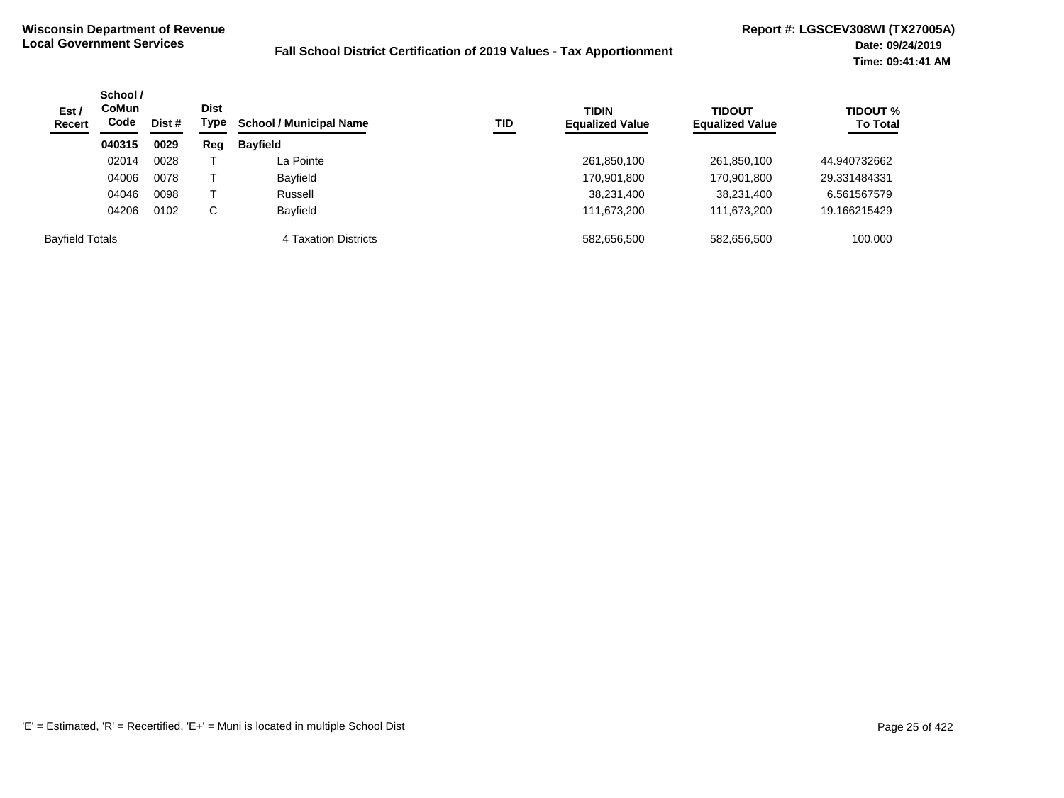**Wisconsin Department of Revenue**
**Local Government Services**

**Fall School District Certification of 2019 Values - Tax Apportionment**

**Report #: LGSCEV308WI (TX27005A)**
**Date: 09/24/2019**
**Time: 09:41:41 AM**

| Est / Recert | School / CoMun Code | Dist # | Dist Type | School / Municipal Name | TID | TIDIN Equalized Value | TIDOUT Equalized Value | TIDOUT % To Total |
|---|---|---|---|---|---|---|---|---|
| | **040315** | **0029** | **Reg** | **Bayfield** | | | | |
| | 02014 | 0028 | T | La Pointe | | 261,850,100 | 261,850,100 | 44.940732662 |
| | 04006 | 0078 | T | Bayfield | | 170,901,800 | 170,901,800 | 29.331484331 |
| | 04046 | 0098 | T | Russell | | 38,231,400 | 38,231,400 | 6.561567579 |
| | 04206 | 0102 | C | Bayfield | | 111,673,200 | 111,673,200 | 19.166215429 |
| Bayfield Totals | | | | 4 Taxation Districts | | 582,656,500 | 582,656,500 | 100.000 |

'E' = Estimated, 'R' = Recertified, 'E+' = Muni is located in multiple School Dist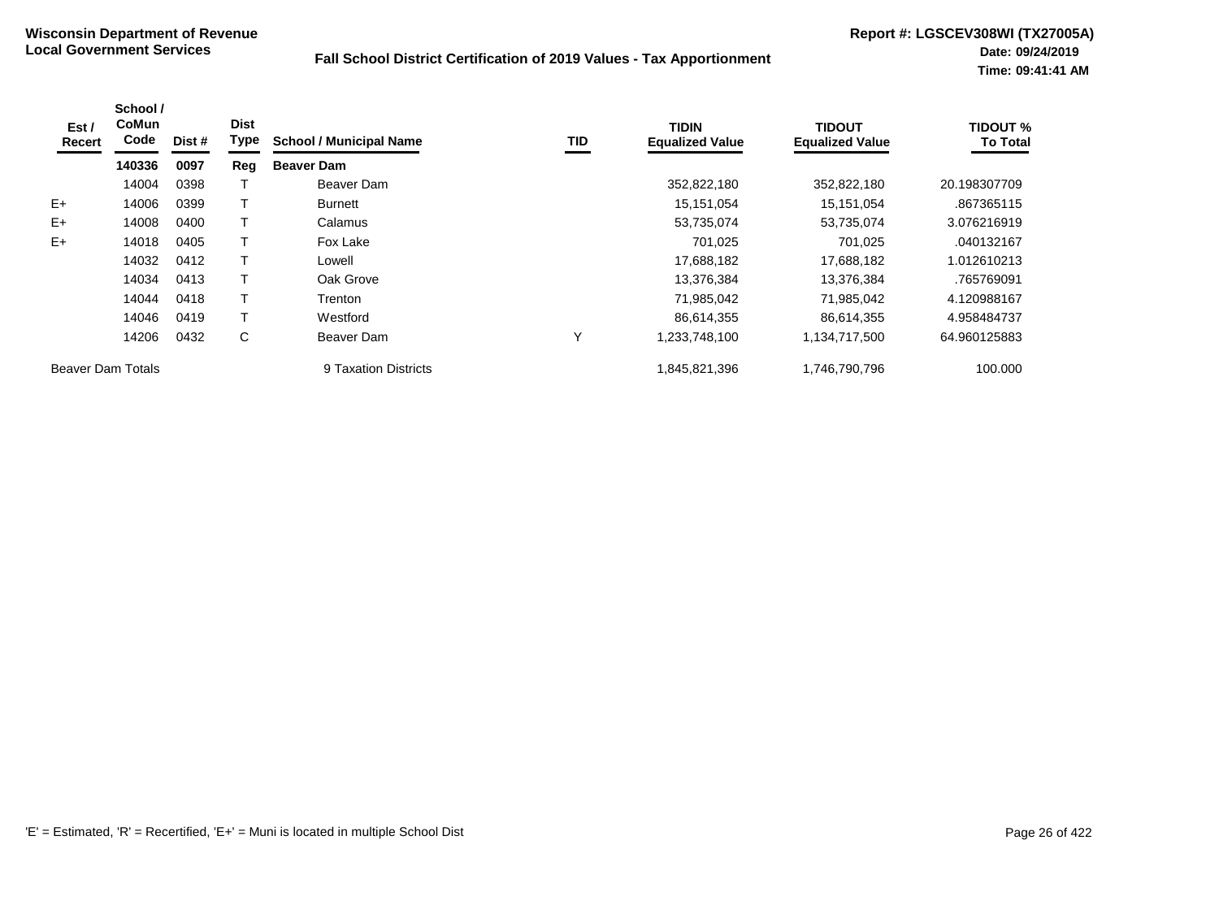**Wisconsin Department of Revenue**
**Local Government Services**

## Fall School District Certification of 2019 Values - Tax Apportionment

**Report #: LGSCEV308WI (TX27005A)**
**Date: 09/24/2019**
**Time: 09:41:41 AM**

| Est / Recert | School / CoMun Code | Dist # | Dist Type | School / Municipal Name | TID | TIDIN Equalized Value | TIDOUT Equalized Value | TIDOUT % To Total |
|---|---|---|---|---|---|---|---|---|
| | **140336** | **0097** | **Reg** | **Beaver Dam** | | | | |
| | 14004 | 0398 | T | Beaver Dam | | 352,822,180 | 352,822,180 | 20.198307709 |
| E+ | 14006 | 0399 | T | Burnett | | 15,151,054 | 15,151,054 | .867365115 |
| E+ | 14008 | 0400 | T | Calamus | | 53,735,074 | 53,735,074 | 3.076216919 |
| E+ | 14018 | 0405 | T | Fox Lake | | 701,025 | 701,025 | .040132167 |
| | 14032 | 0412 | T | Lowell | | 17,688,182 | 17,688,182 | 1.012610213 |
| | 14034 | 0413 | T | Oak Grove | | 13,376,384 | 13,376,384 | .765769091 |
| | 14044 | 0418 | T | Trenton | | 71,985,042 | 71,985,042 | 4.120988167 |
| | 14046 | 0419 | T | Westford | | 86,614,355 | 86,614,355 | 4.958484737 |
| | 14206 | 0432 | C | Beaver Dam | Y | 1,233,748,100 | 1,134,717,500 | 64.960125883 |
| Beaver Dam Totals | | | | 9 Taxation Districts | | 1,845,821,396 | 1,746,790,796 | 100.000 |

'E' = Estimated, 'R' = Recertified, 'E+' = Muni is located in multiple School Dist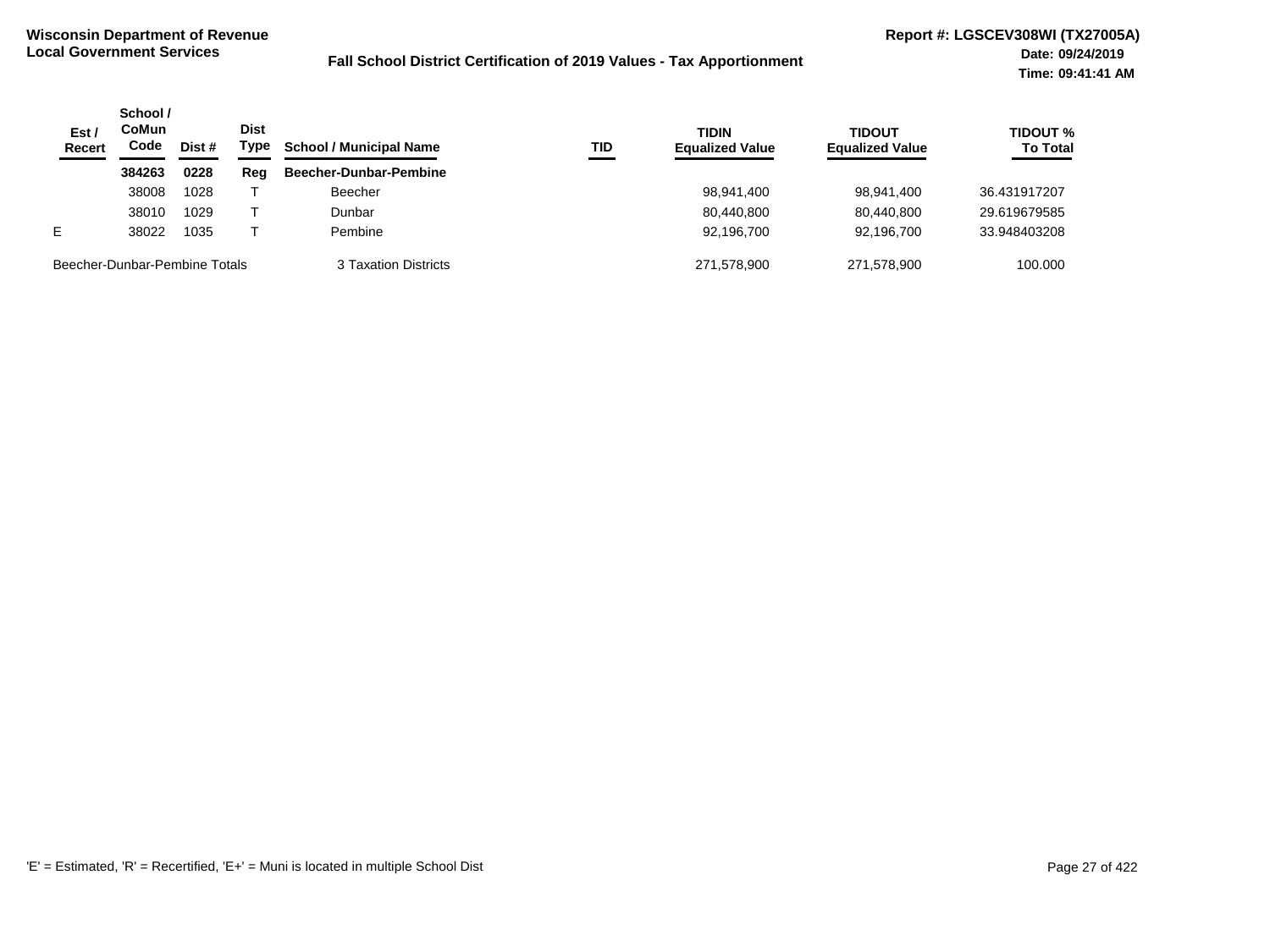**Wisconsin Department of Revenue**
**Local Government Services**

**Fall School District Certification of 2019 Values - Tax Apportionment**

**Report #: LGSCEV308WI (TX27005A)**
**Date: 09/24/2019**
**Time: 09:41:41 AM**

| Est / Recert | School / CoMun Code | Dist # | Dist Type | School / Municipal Name | TID | TIDIN Equalized Value | TIDOUT Equalized Value | TIDOUT % To Total |
|---|---|---|---|---|---|---|---|---|
| | **384263** | **0228** | **Reg** | **Beecher-Dunbar-Pembine** | | | | |
| | 38008 | 1028 | T | Beecher | | 98,941,400 | 98,941,400 | 36.431917207 |
| | 38010 | 1029 | T | Dunbar | | 80,440,800 | 80,440,800 | 29.619679585 |
| E | 38022 | 1035 | T | Pembine | | 92,196,700 | 92,196,700 | 33.948403208 |
| Beecher-Dunbar-Pembine Totals | | | | 3 Taxation Districts | | 271,578,900 | 271,578,900 | 100.000 |

'E' = Estimated, 'R' = Recertified, 'E+' = Muni is located in multiple School Dist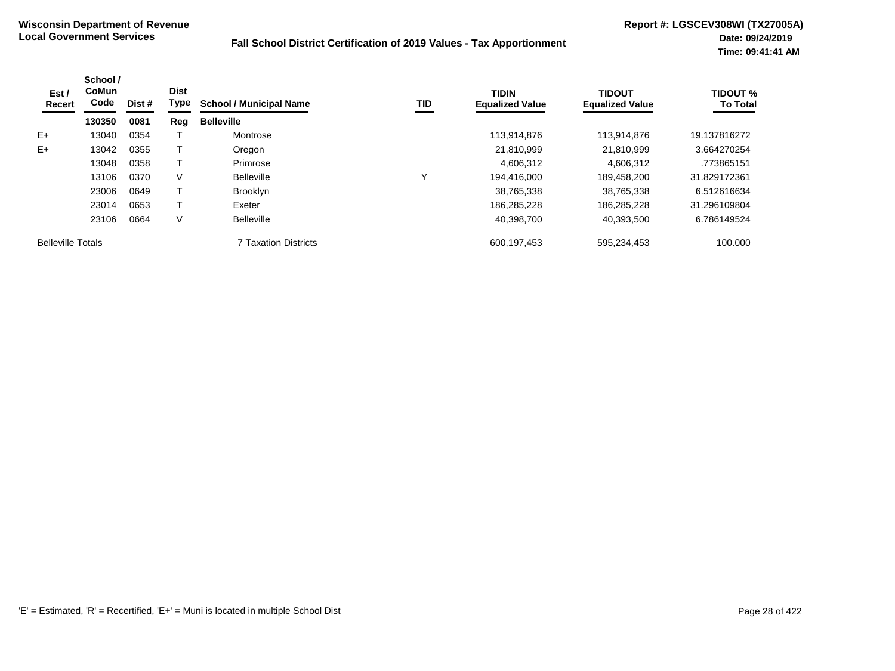**Wisconsin Department of Revenue**
**Local Government Services**

**Fall School District Certification of 2019 Values - Tax Apportionment**

**Report #: LGSCEV308WI (TX27005A)**
**Date: 09/24/2019**
**Time: 09:41:41 AM**

| Est / Recert | School / CoMun Code | Dist # | Dist Type | School / Municipal Name | TID | TIDIN Equalized Value | TIDOUT Equalized Value | TIDOUT % To Total |
|---|---|---|---|---|---|---|---|---|
| | **130350** | **0081** | **Reg** | **Belleville** | | | | |
| E+ | 13040 | 0354 | T | Montrose | | 113,914,876 | 113,914,876 | 19.137816272 |
| E+ | 13042 | 0355 | T | Oregon | | 21,810,999 | 21,810,999 | 3.664270254 |
| | 13048 | 0358 | T | Primrose | | 4,606,312 | 4,606,312 | .773865151 |
| | 13106 | 0370 | V | Belleville | Y | 194,416,000 | 189,458,200 | 31.829172361 |
| | 23006 | 0649 | T | Brooklyn | | 38,765,338 | 38,765,338 | 6.512616634 |
| | 23014 | 0653 | T | Exeter | | 186,285,228 | 186,285,228 | 31.296109804 |
| | 23106 | 0664 | V | Belleville | | 40,398,700 | 40,393,500 | 6.786149524 |
| Belleville Totals | | | | 7 Taxation Districts | | 600,197,453 | 595,234,453 | 100.000 |

'E' = Estimated, 'R' = Recertified, 'E+' = Muni is located in multiple School Dist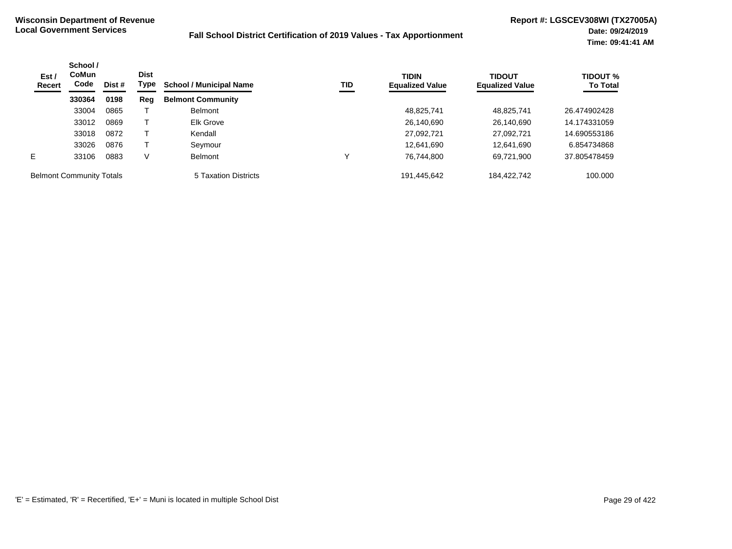**Wisconsin Department of Revenue**
**Local Government Services**

**Fall School District Certification of 2019 Values - Tax Apportionment**

**Report #: LGSCEV308WI (TX27005A)**
**Date: 09/24/2019**
**Time: 09:41:41 AM**

| Est / Recert | School / CoMun Code | Dist # | Dist Type | School / Municipal Name | TID | TIDIN Equalized Value | TIDOUT Equalized Value | TIDOUT % To Total |
|---|---|---|---|---|---|---|---|---|
| | **330364** | **0198** | **Reg** | **Belmont Community** | | | | |
| | 33004 | 0865 | T | Belmont | | 48,825,741 | 48,825,741 | 26.474902428 |
| | 33012 | 0869 | T | Elk Grove | | 26,140,690 | 26,140,690 | 14.174331059 |
| | 33018 | 0872 | T | Kendall | | 27,092,721 | 27,092,721 | 14.690553186 |
| | 33026 | 0876 | T | Seymour | | 12,641,690 | 12,641,690 | 6.854734868 |
| E | 33106 | 0883 | V | Belmont | Y | 76,744,800 | 69,721,900 | 37.805478459 |
| Belmont Community Totals | | | | 5 Taxation Districts | | 191,445,642 | 184,422,742 | 100.000 |

'E' = Estimated, 'R' = Recertified, 'E+' = Muni is located in multiple School Dist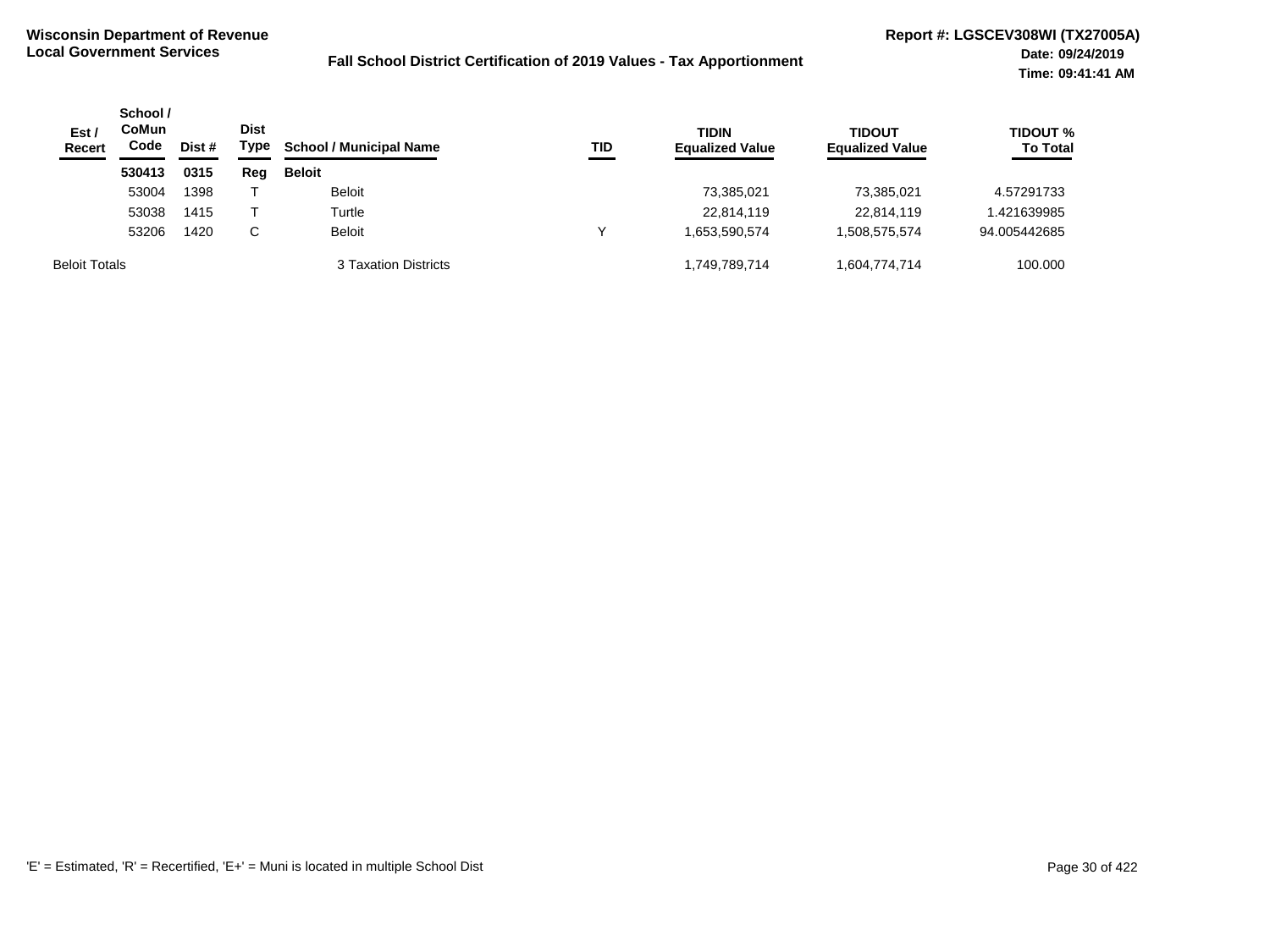**Wisconsin Department of Revenue**
**Local Government Services**

**Fall School District Certification of 2019 Values - Tax Apportionment**

**Report #: LGSCEV308WI (TX27005A)**
**Date: 09/24/2019**
**Time: 09:41:41 AM**

| Est / Recert | School / CoMun Code | Dist # | Dist Type | School / Municipal Name | TID | TIDIN Equalized Value | TIDOUT Equalized Value | TIDOUT % To Total |
|---|---|---|---|---|---|---|---|---|
| | **530413** | **0315** | **Reg** | **Beloit** | | | | |
| | 53004 | 1398 | T | Beloit | | 73,385,021 | 73,385,021 | 4.57291733 |
| | 53038 | 1415 | T | Turtle | | 22,814,119 | 22,814,119 | 1.421639985 |
| | 53206 | 1420 | C | Beloit | Y | 1,653,590,574 | 1,508,575,574 | 94.005442685 |
| Beloit Totals | | | | 3 Taxation Districts | | 1,749,789,714 | 1,604,774,714 | 100.000 |

'E' = Estimated, 'R' = Recertified, 'E+' = Muni is located in multiple School Dist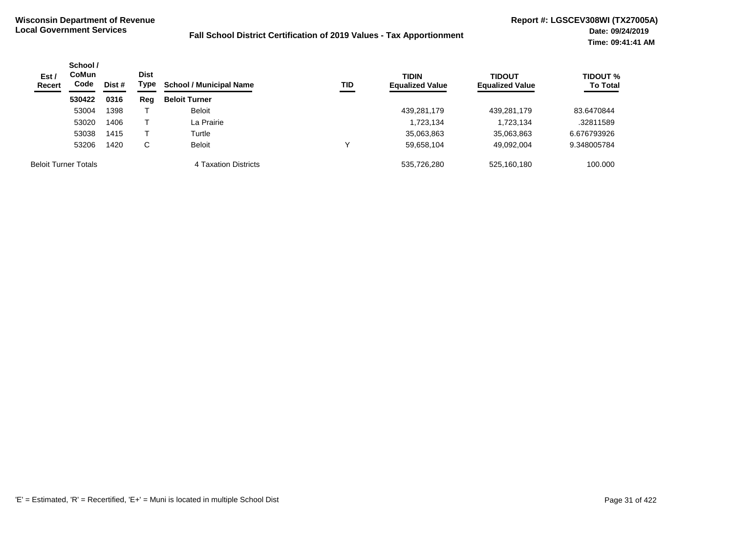**Wisconsin Department of Revenue**
**Local Government Services**

**Fall School District Certification of 2019 Values - Tax Apportionment**

**Report #: LGSCEV308WI (TX27005A)**
**Date: 09/24/2019**
**Time: 09:41:41 AM**

| Est / Recert | School / CoMun Code | Dist # | Dist Type | School / Municipal Name | TID | TIDIN Equalized Value | TIDOUT Equalized Value | TIDOUT % To Total |
|---|---|---|---|---|---|---|---|---|
| | **530422** | **0316** | **Reg** | **Beloit Turner** | | | | |
| | 53004 | 1398 | T | Beloit | | 439,281,179 | 439,281,179 | 83.6470844 |
| | 53020 | 1406 | T | La Prairie | | 1,723,134 | 1,723,134 | .32811589 |
| | 53038 | 1415 | T | Turtle | | 35,063,863 | 35,063,863 | 6.676793926 |
| | 53206 | 1420 | C | Beloit | Y | 59,658,104 | 49,092,004 | 9.348005784 |
| Beloit Turner Totals | | | | 4 Taxation Districts | | 535,726,280 | 525,160,180 | 100.000 |

'E' = Estimated, 'R' = Recertified, 'E+' = Muni is located in multiple School Dist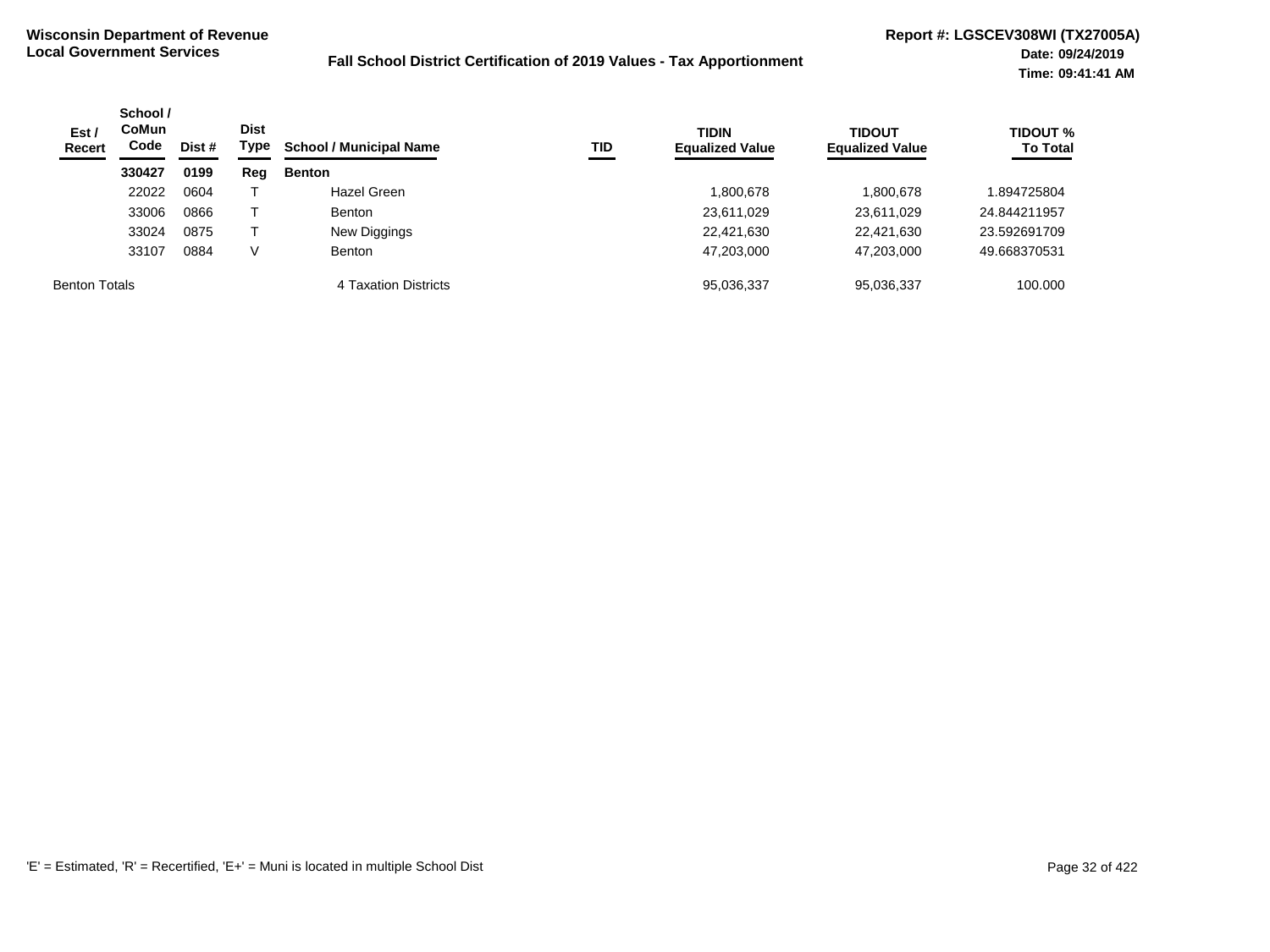**Wisconsin Department of Revenue**
**Local Government Services**

**Fall School District Certification of 2019 Values - Tax Apportionment**

**Report #: LGSCEV308WI (TX27005A)**
**Date: 09/24/2019**
**Time: 09:41:41 AM**

| Est / Recert | School / CoMun Code | Dist # | Dist Type | School / Municipal Name | TID | TIDIN Equalized Value | TIDOUT Equalized Value | TIDOUT % To Total |
|---|---|---|---|---|---|---|---|---|
| | **330427** | **0199** | **Reg** | **Benton** | | | | |
| | 22022 | 0604 | T | Hazel Green | | 1,800,678 | 1,800,678 | 1.894725804 |
| | 33006 | 0866 | T | Benton | | 23,611,029 | 23,611,029 | 24.844211957 |
| | 33024 | 0875 | T | New Diggings | | 22,421,630 | 22,421,630 | 23.592691709 |
| | 33107 | 0884 | V | Benton | | 47,203,000 | 47,203,000 | 49.668370531 |
| Benton Totals | | | | 4 Taxation Districts | | 95,036,337 | 95,036,337 | 100.000 |

'E' = Estimated, 'R' = Recertified, 'E+' = Muni is located in multiple School Dist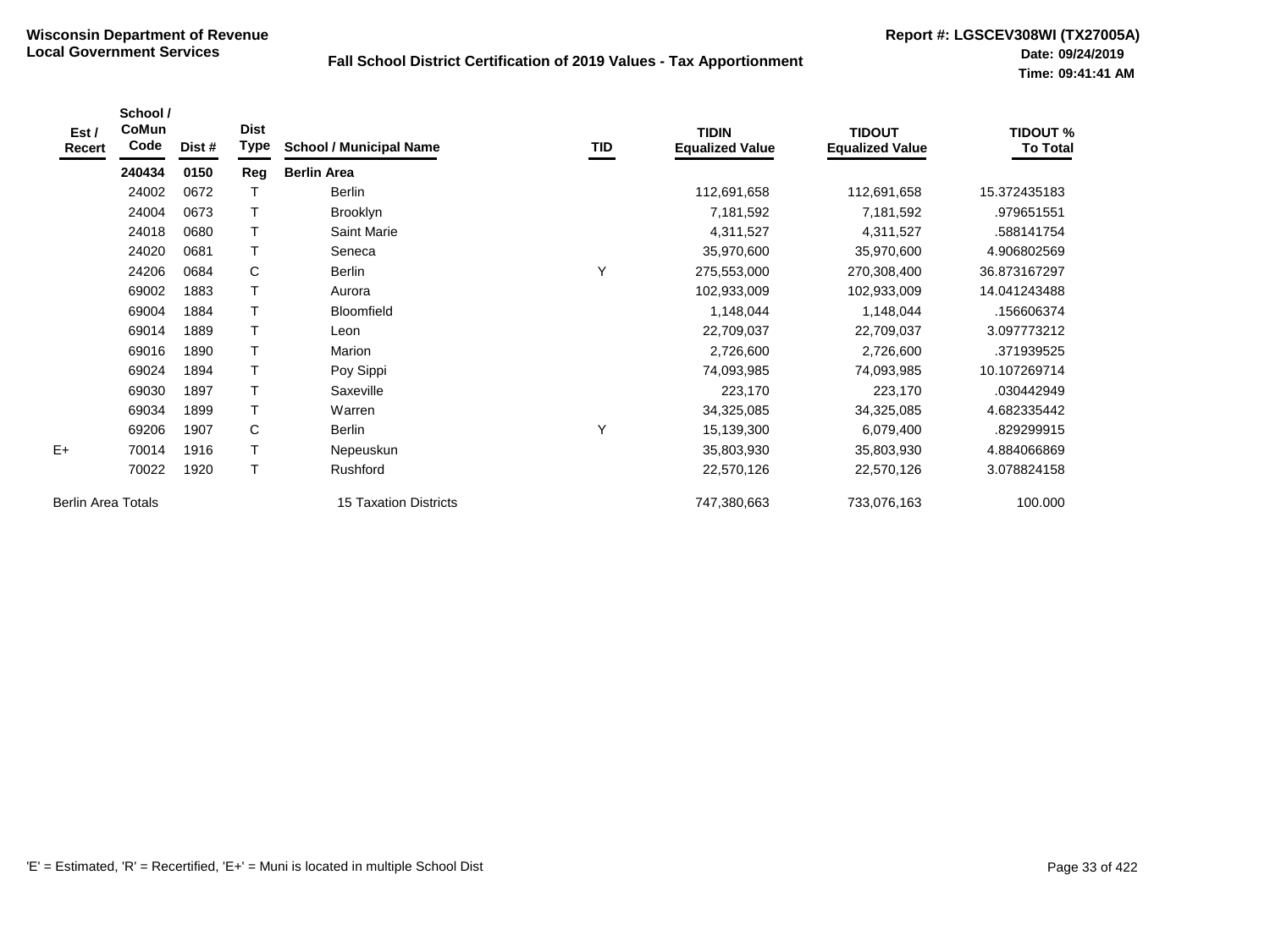**Wisconsin Department of Revenue**
**Local Government Services**

## Fall School District Certification of 2019 Values - Tax Apportionment

**Report #: LGSCEV308WI (TX27005A)**
**Date: 09/24/2019**
**Time: 09:41:41 AM**

| Est / Recert | School / CoMun Code | Dist # | Dist Type | School / Municipal Name | TID | TIDIN Equalized Value | TIDOUT Equalized Value | TIDOUT % To Total |
|---|---|---|---|---|---|---|---|---|
| | **240434** | **0150** | **Reg** | **Berlin Area** | | | | |
| | 24002 | 0672 | T | Berlin | | 112,691,658 | 112,691,658 | 15.372435183 |
| | 24004 | 0673 | T | Brooklyn | | 7,181,592 | 7,181,592 | .979651551 |
| | 24018 | 0680 | T | Saint Marie | | 4,311,527 | 4,311,527 | .588141754 |
| | 24020 | 0681 | T | Seneca | | 35,970,600 | 35,970,600 | 4.906802569 |
| | 24206 | 0684 | C | Berlin | Y | 275,553,000 | 270,308,400 | 36.873167297 |
| | 69002 | 1883 | T | Aurora | | 102,933,009 | 102,933,009 | 14.041243488 |
| | 69004 | 1884 | T | Bloomfield | | 1,148,044 | 1,148,044 | .156606374 |
| | 69014 | 1889 | T | Leon | | 22,709,037 | 22,709,037 | 3.097773212 |
| | 69016 | 1890 | T | Marion | | 2,726,600 | 2,726,600 | .371939525 |
| | 69024 | 1894 | T | Poy Sippi | | 74,093,985 | 74,093,985 | 10.107269714 |
| | 69030 | 1897 | T | Saxeville | | 223,170 | 223,170 | .030442949 |
| | 69034 | 1899 | T | Warren | | 34,325,085 | 34,325,085 | 4.682335442 |
| | 69206 | 1907 | C | Berlin | Y | 15,139,300 | 6,079,400 | .829299915 |
| E+ | 70014 | 1916 | T | Nepeuskun | | 35,803,930 | 35,803,930 | 4.884066869 |
| | 70022 | 1920 | T | Rushford | | 22,570,126 | 22,570,126 | 3.078824158 |
| Berlin Area Totals | | | | 15 Taxation Districts | | 747,380,663 | 733,076,163 | 100.000 |

'E' = Estimated, 'R' = Recertified, 'E+' = Muni is located in multiple School Dist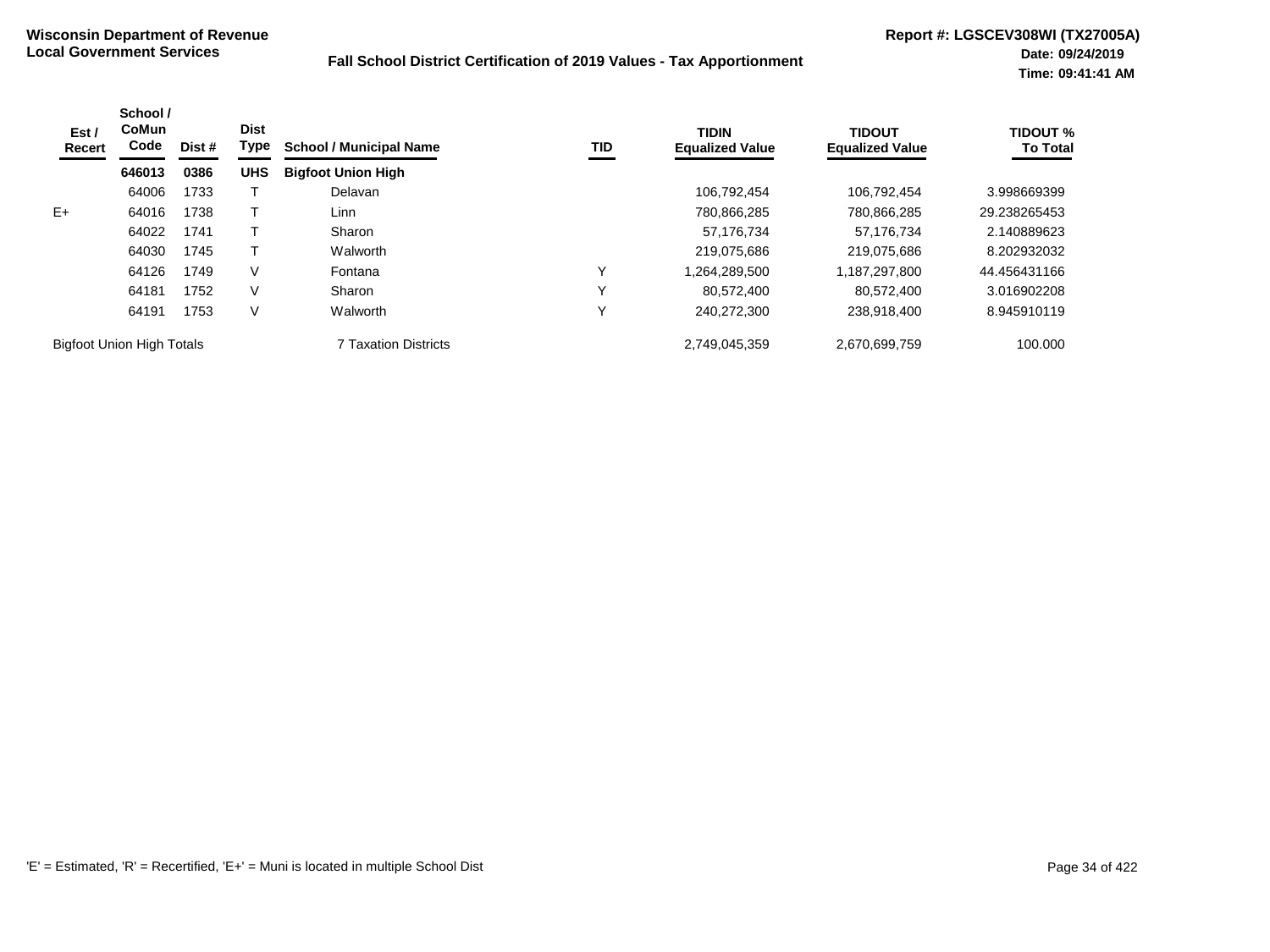**Wisconsin Department of Revenue**
**Local Government Services**

**Fall School District Certification of 2019 Values - Tax Apportionment**

**Report #: LGSCEV308WI (TX27005A)**
**Date: 09/24/2019**
**Time: 09:41:41 AM**

| Est / Recert | School / CoMun Code | Dist # | Dist Type | School / Municipal Name | TID | TIDIN Equalized Value | TIDOUT Equalized Value | TIDOUT % To Total |
|---|---|---|---|---|---|---|---|---|
| | **646013** | **0386** | **UHS** | **Bigfoot Union High** | | | | |
| | 64006 | 1733 | T | Delavan | | 106,792,454 | 106,792,454 | 3.998669399 |
| E+ | 64016 | 1738 | T | Linn | | 780,866,285 | 780,866,285 | 29.238265453 |
| | 64022 | 1741 | T | Sharon | | 57,176,734 | 57,176,734 | 2.140889623 |
| | 64030 | 1745 | T | Walworth | | 219,075,686 | 219,075,686 | 8.202932032 |
| | 64126 | 1749 | V | Fontana | Y | 1,264,289,500 | 1,187,297,800 | 44.456431166 |
| | 64181 | 1752 | V | Sharon | Y | 80,572,400 | 80,572,400 | 3.016902208 |
| | 64191 | 1753 | V | Walworth | Y | 240,272,300 | 238,918,400 | 8.945910119 |
| Bigfoot Union High Totals | | | | 7 Taxation Districts | | 2,749,045,359 | 2,670,699,759 | 100.000 |

'E' = Estimated, 'R' = Recertified, 'E+' = Muni is located in multiple School Dist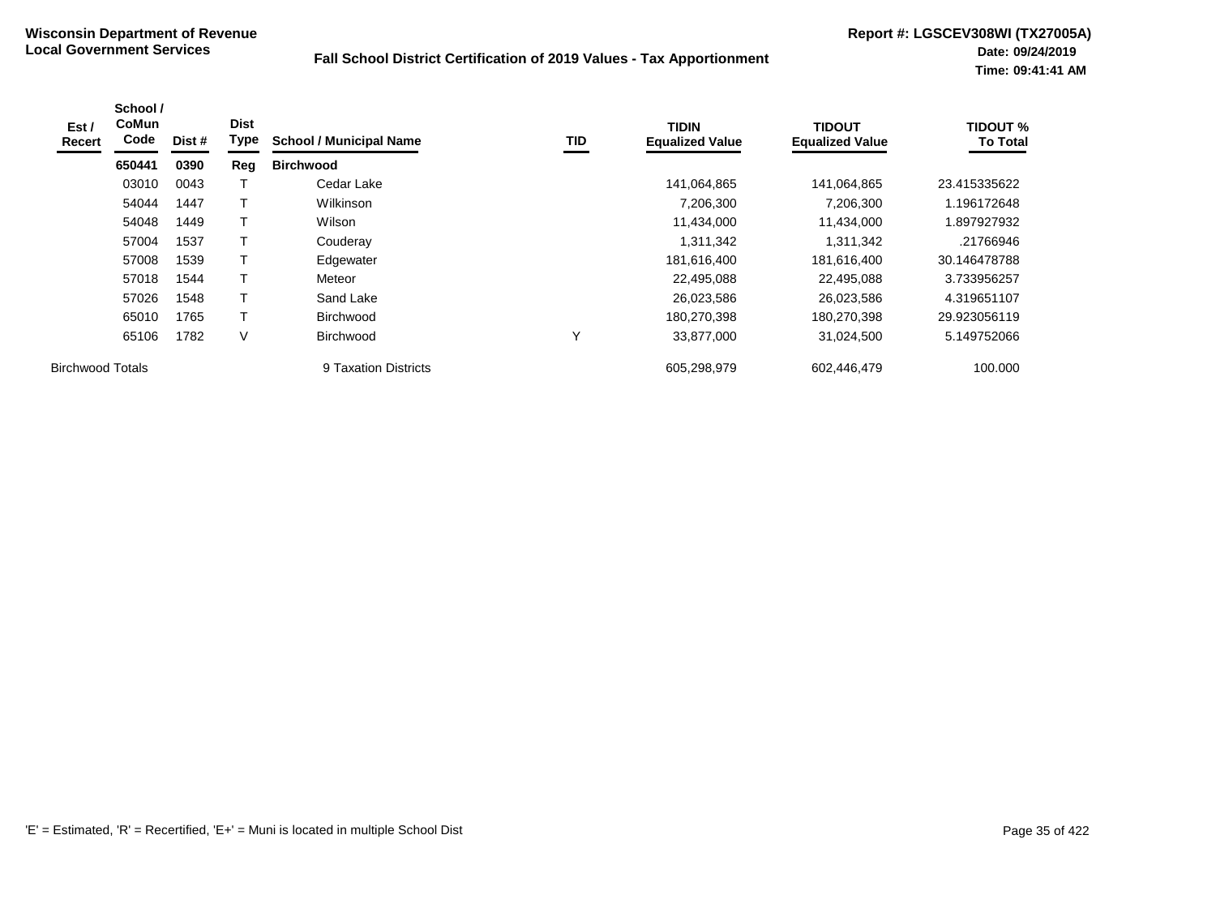**Wisconsin Department of Revenue**
**Local Government Services**

**Fall School District Certification of 2019 Values - Tax Apportionment**

**Report #: LGSCEV308WI (TX27005A)**
**Date: 09/24/2019**
**Time: 09:41:41 AM**

| Est / Recert | School / CoMun Code | Dist # | Dist Type | School / Municipal Name | TID | TIDIN Equalized Value | TIDOUT Equalized Value | TIDOUT % To Total |
|---|---|---|---|---|---|---|---|---|
| | **650441** | **0390** | **Reg** | **Birchwood** | | | | |
| | 03010 | 0043 | T | Cedar Lake | | 141,064,865 | 141,064,865 | 23.415335622 |
| | 54044 | 1447 | T | Wilkinson | | 7,206,300 | 7,206,300 | 1.196172648 |
| | 54048 | 1449 | T | Wilson | | 11,434,000 | 11,434,000 | 1.897927932 |
| | 57004 | 1537 | T | Couderay | | 1,311,342 | 1,311,342 | .21766946 |
| | 57008 | 1539 | T | Edgewater | | 181,616,400 | 181,616,400 | 30.146478788 |
| | 57018 | 1544 | T | Meteor | | 22,495,088 | 22,495,088 | 3.733956257 |
| | 57026 | 1548 | T | Sand Lake | | 26,023,586 | 26,023,586 | 4.319651107 |
| | 65010 | 1765 | T | Birchwood | | 180,270,398 | 180,270,398 | 29.923056119 |
| | 65106 | 1782 | V | Birchwood | Y | 33,877,000 | 31,024,500 | 5.149752066 |
| Birchwood Totals | | | | 9 Taxation Districts | | 605,298,979 | 602,446,479 | 100.000 |

'E' = Estimated, 'R' = Recertified, 'E+' = Muni is located in multiple School Dist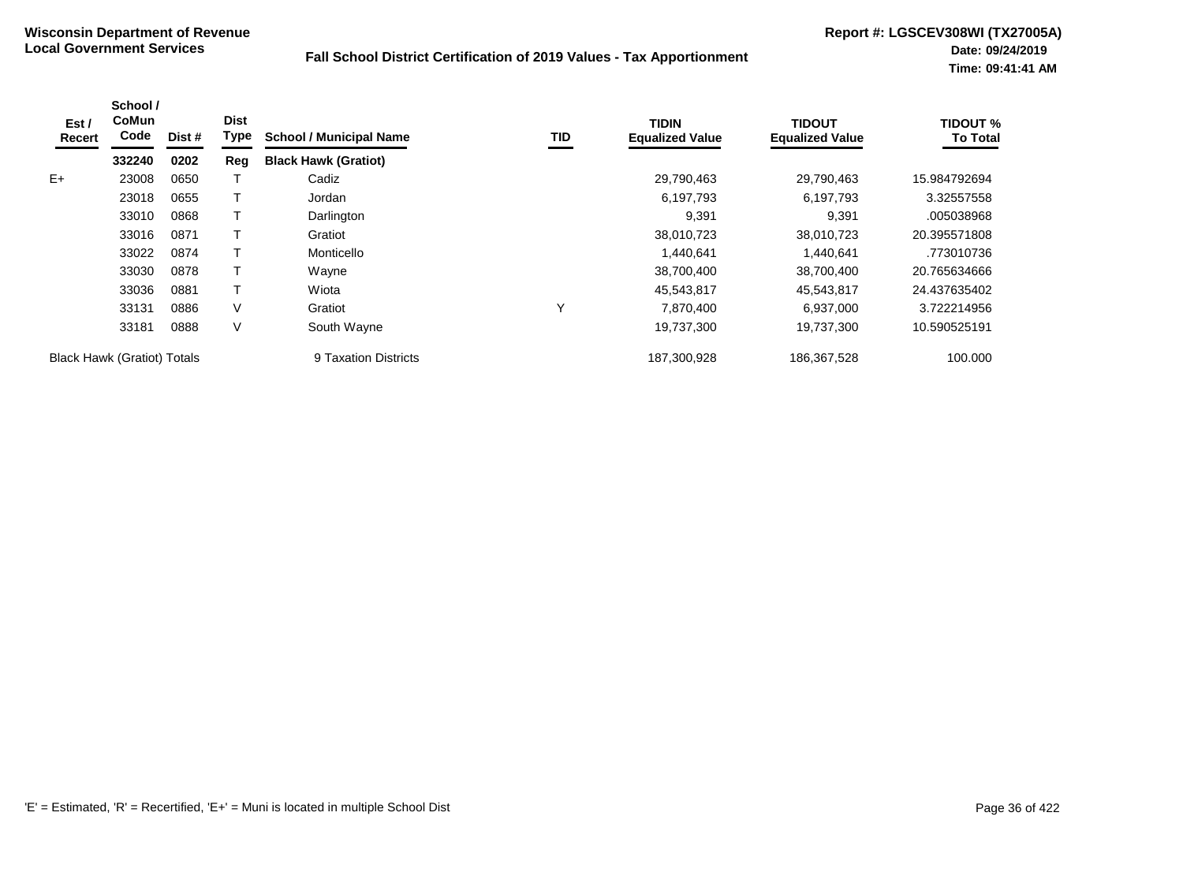**Wisconsin Department of Revenue**
**Local Government Services**

**Fall School District Certification of 2019 Values - Tax Apportionment**

**Report #: LGSCEV308WI (TX27005A)**
**Date: 09/24/2019**
**Time: 09:41:41 AM**

| Est / Recert | School / CoMun Code | Dist # | Dist Type | School / Municipal Name | TID | TIDIN Equalized Value | TIDOUT Equalized Value | TIDOUT % To Total |
|---|---|---|---|---|---|---|---|---|
| | **332240** | **0202** | **Reg** | **Black Hawk (Gratiot)** | | | | |
| E+ | 23008 | 0650 | T | Cadiz | | 29,790,463 | 29,790,463 | 15.984792694 |
| | 23018 | 0655 | T | Jordan | | 6,197,793 | 6,197,793 | 3.32557558 |
| | 33010 | 0868 | T | Darlington | | 9,391 | 9,391 | .005038968 |
| | 33016 | 0871 | T | Gratiot | | 38,010,723 | 38,010,723 | 20.395571808 |
| | 33022 | 0874 | T | Monticello | | 1,440,641 | 1,440,641 | .773010736 |
| | 33030 | 0878 | T | Wayne | | 38,700,400 | 38,700,400 | 20.765634666 |
| | 33036 | 0881 | T | Wiota | | 45,543,817 | 45,543,817 | 24.437635402 |
| | 33131 | 0886 | V | Gratiot | Y | 7,870,400 | 6,937,000 | 3.722214956 |
| | 33181 | 0888 | V | South Wayne | | 19,737,300 | 19,737,300 | 10.590525191 |
| Black Hawk (Gratiot) Totals | | | | 9 Taxation Districts | | 187,300,928 | 186,367,528 | 100.000 |

'E' = Estimated, 'R' = Recertified, 'E+' = Muni is located in multiple School Dist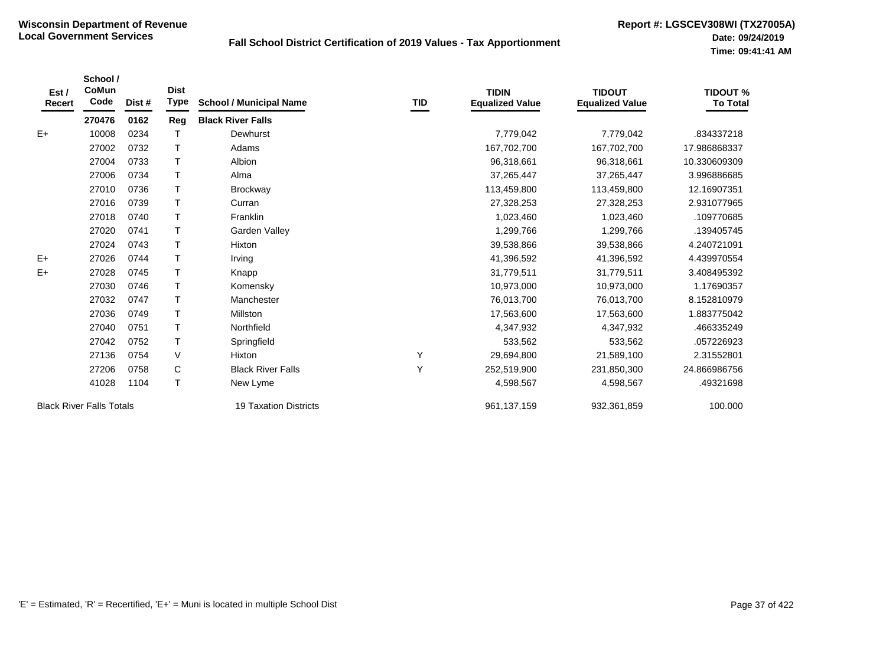**Wisconsin Department of Revenue**
**Local Government Services**

**Fall School District Certification of 2019 Values - Tax Apportionment**

**Report #: LGSCEV308WI (TX27005A)**
**Date: 09/24/2019**
**Time: 09:41:41 AM**

| Est / Recert | School / CoMun Code | Dist # | Dist Type | School / Municipal Name | TID | TIDIN Equalized Value | TIDOUT Equalized Value | TIDOUT % To Total |
|---|---|---|---|---|---|---|---|---|
| | **270476** | **0162** | **Reg** | **Black River Falls** | | | | |
| E+ | 10008 | 0234 | T | Dewhurst | | 7,779,042 | 7,779,042 | .834337218 |
| | 27002 | 0732 | T | Adams | | 167,702,700 | 167,702,700 | 17.986868337 |
| | 27004 | 0733 | T | Albion | | 96,318,661 | 96,318,661 | 10.330609309 |
| | 27006 | 0734 | T | Alma | | 37,265,447 | 37,265,447 | 3.996886685 |
| | 27010 | 0736 | T | Brockway | | 113,459,800 | 113,459,800 | 12.16907351 |
| | 27016 | 0739 | T | Curran | | 27,328,253 | 27,328,253 | 2.931077965 |
| | 27018 | 0740 | T | Franklin | | 1,023,460 | 1,023,460 | .109770685 |
| | 27020 | 0741 | T | Garden Valley | | 1,299,766 | 1,299,766 | .139405745 |
| | 27024 | 0743 | T | Hixton | | 39,538,866 | 39,538,866 | 4.240721091 |
| E+ | 27026 | 0744 | T | Irving | | 41,396,592 | 41,396,592 | 4.439970554 |
| E+ | 27028 | 0745 | T | Knapp | | 31,779,511 | 31,779,511 | 3.408495392 |
| | 27030 | 0746 | T | Komensky | | 10,973,000 | 10,973,000 | 1.17690357 |
| | 27032 | 0747 | T | Manchester | | 76,013,700 | 76,013,700 | 8.152810979 |
| | 27036 | 0749 | T | Millston | | 17,563,600 | 17,563,600 | 1.883775042 |
| | 27040 | 0751 | T | Northfield | | 4,347,932 | 4,347,932 | .466335249 |
| | 27042 | 0752 | T | Springfield | | 533,562 | 533,562 | .057226923 |
| | 27136 | 0754 | V | Hixton | Y | 29,694,800 | 21,589,100 | 2.31552801 |
| | 27206 | 0758 | C | Black River Falls | Y | 252,519,900 | 231,850,300 | 24.866986756 |
| | 41028 | 1104 | T | New Lyme | | 4,598,567 | 4,598,567 | .49321698 |
| Black River Falls Totals | | | | 19 Taxation Districts | | 961,137,159 | 932,361,859 | 100.000 |

'E' = Estimated, 'R' = Recertified, 'E+' = Muni is located in multiple School Dist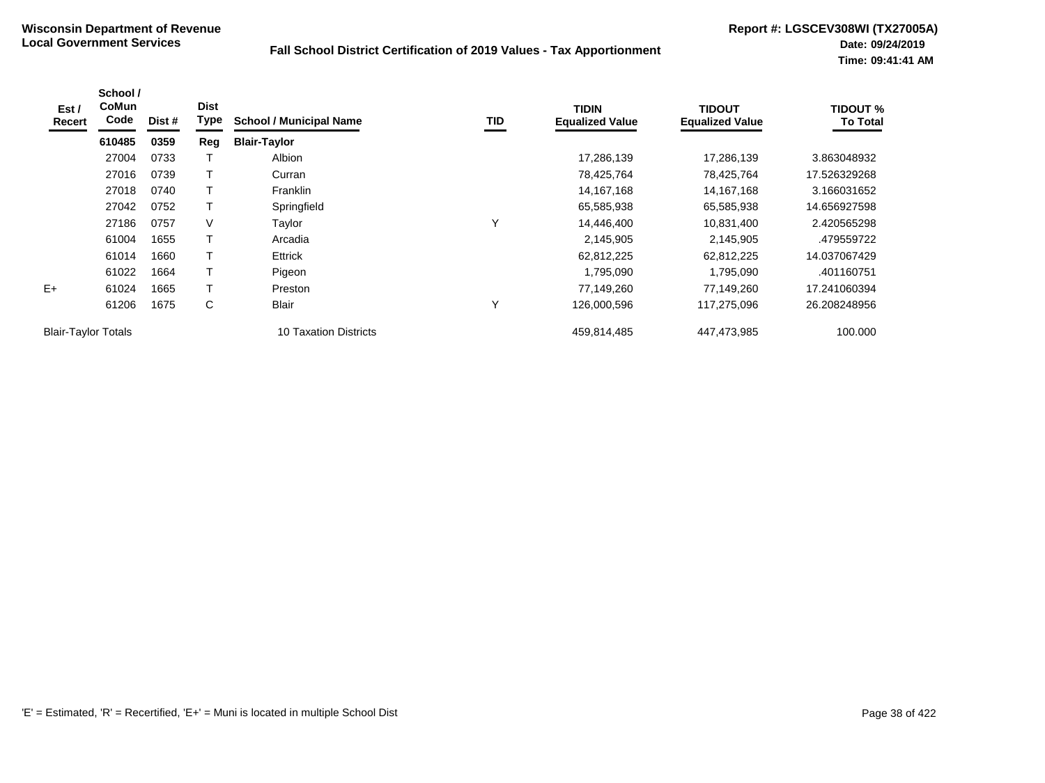**Wisconsin Department of Revenue**
**Local Government Services**

**Fall School District Certification of 2019 Values - Tax Apportionment**

**Report #: LGSCEV308WI (TX27005A)**
**Date: 09/24/2019**
**Time: 09:41:41 AM**

| Est / Recert | School / CoMun Code | Dist # | Dist Type | School / Municipal Name | TID | TIDIN Equalized Value | TIDOUT Equalized Value | TIDOUT % To Total |
|---|---|---|---|---|---|---|---|---|
| | **610485** | **0359** | **Reg** | **Blair-Taylor** | | | | |
| | 27004 | 0733 | T | Albion | | 17,286,139 | 17,286,139 | 3.863048932 |
| | 27016 | 0739 | T | Curran | | 78,425,764 | 78,425,764 | 17.526329268 |
| | 27018 | 0740 | T | Franklin | | 14,167,168 | 14,167,168 | 3.166031652 |
| | 27042 | 0752 | T | Springfield | | 65,585,938 | 65,585,938 | 14.656927598 |
| | 27186 | 0757 | V | Taylor | Y | 14,446,400 | 10,831,400 | 2.420565298 |
| | 61004 | 1655 | T | Arcadia | | 2,145,905 | 2,145,905 | .479559722 |
| | 61014 | 1660 | T | Ettrick | | 62,812,225 | 62,812,225 | 14.037067429 |
| | 61022 | 1664 | T | Pigeon | | 1,795,090 | 1,795,090 | .401160751 |
| E+ | 61024 | 1665 | T | Preston | | 77,149,260 | 77,149,260 | 17.241060394 |
| | 61206 | 1675 | C | Blair | Y | 126,000,596 | 117,275,096 | 26.208248956 |
| Blair-Taylor Totals | | | | 10 Taxation Districts | | 459,814,485 | 447,473,985 | 100.000 |

'E' = Estimated, 'R' = Recertified, 'E+' = Muni is located in multiple School Dist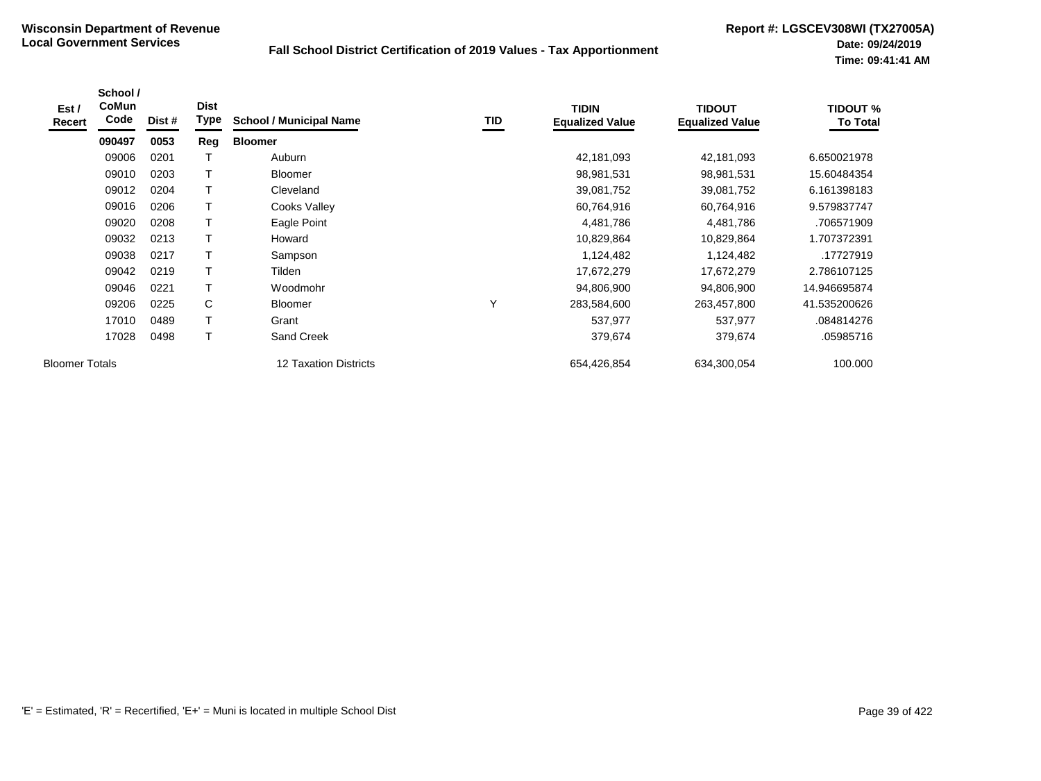**Wisconsin Department of Revenue**
**Local Government Services**

**Fall School District Certification of 2019 Values - Tax Apportionment**

**Report #: LGSCEV308WI (TX27005A)**
**Date: 09/24/2019**
**Time: 09:41:41 AM**

| Est / Recert | School / CoMun Code | Dist # | Dist Type | School / Municipal Name | TID | TIDIN Equalized Value | TIDOUT Equalized Value | TIDOUT % To Total |
|---|---|---|---|---|---|---|---|---|
| | **090497** | **0053** | **Reg** | **Bloomer** | | | | |
| | 09006 | 0201 | T | Auburn | | 42,181,093 | 42,181,093 | 6.650021978 |
| | 09010 | 0203 | T | Bloomer | | 98,981,531 | 98,981,531 | 15.60484354 |
| | 09012 | 0204 | T | Cleveland | | 39,081,752 | 39,081,752 | 6.161398183 |
| | 09016 | 0206 | T | Cooks Valley | | 60,764,916 | 60,764,916 | 9.579837747 |
| | 09020 | 0208 | T | Eagle Point | | 4,481,786 | 4,481,786 | .706571909 |
| | 09032 | 0213 | T | Howard | | 10,829,864 | 10,829,864 | 1.707372391 |
| | 09038 | 0217 | T | Sampson | | 1,124,482 | 1,124,482 | .17727919 |
| | 09042 | 0219 | T | Tilden | | 17,672,279 | 17,672,279 | 2.786107125 |
| | 09046 | 0221 | T | Woodmohr | | 94,806,900 | 94,806,900 | 14.946695874 |
| | 09206 | 0225 | C | Bloomer | Y | 283,584,600 | 263,457,800 | 41.535200626 |
| | 17010 | 0489 | T | Grant | | 537,977 | 537,977 | .084814276 |
| | 17028 | 0498 | T | Sand Creek | | 379,674 | 379,674 | .05985716 |
| Bloomer Totals | | | | 12 Taxation Districts | | 654,426,854 | 634,300,054 | 100.000 |

'E' = Estimated, 'R' = Recertified, 'E+' = Muni is located in multiple School Dist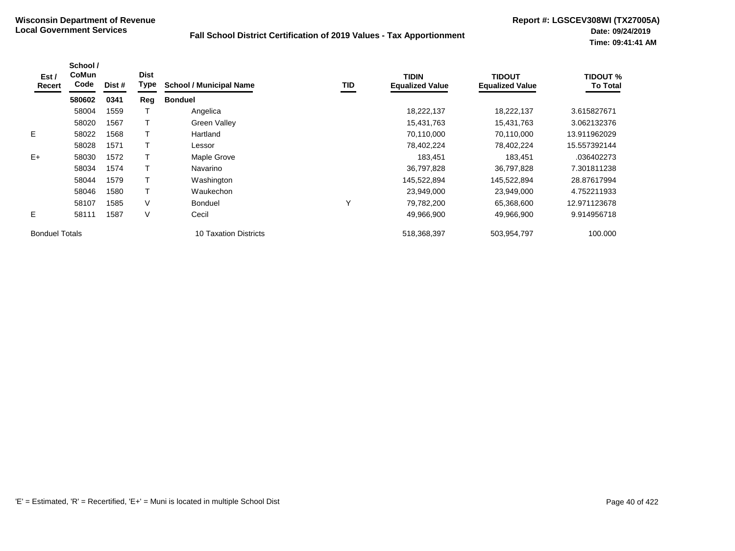**Wisconsin Department of Revenue**
**Local Government Services**

## Fall School District Certification of 2019 Values - Tax Apportionment

**Report #: LGSCEV308WI (TX27005A)**
**Date: 09/24/2019**
**Time: 09:41:41 AM**

| Est / Recert | School / CoMun Code | Dist # | Dist Type | School / Municipal Name | TID | TIDIN Equalized Value | TIDOUT Equalized Value | TIDOUT % To Total |
|---|---|---|---|---|---|---|---|---|
| | **580602** | **0341** | **Reg** | **Bonduel** | | | | |
| | 58004 | 1559 | T | Angelica | | 18,222,137 | 18,222,137 | 3.615827671 |
| | 58020 | 1567 | T | Green Valley | | 15,431,763 | 15,431,763 | 3.062132376 |
| E | 58022 | 1568 | T | Hartland | | 70,110,000 | 70,110,000 | 13.911962029 |
| | 58028 | 1571 | T | Lessor | | 78,402,224 | 78,402,224 | 15.557392144 |
| E+ | 58030 | 1572 | T | Maple Grove | | 183,451 | 183,451 | .036402273 |
| | 58034 | 1574 | T | Navarino | | 36,797,828 | 36,797,828 | 7.301811238 |
| | 58044 | 1579 | T | Washington | | 145,522,894 | 145,522,894 | 28.87617994 |
| | 58046 | 1580 | T | Waukechon | | 23,949,000 | 23,949,000 | 4.752211933 |
| | 58107 | 1585 | V | Bonduel | Y | 79,782,200 | 65,368,600 | 12.971123678 |
| E | 58111 | 1587 | V | Cecil | | 49,966,900 | 49,966,900 | 9.914956718 |
| Bonduel Totals | | | | 10 Taxation Districts | | 518,368,397 | 503,954,797 | 100.000 |

'E' = Estimated, 'R' = Recertified, 'E+' = Muni is located in multiple School Dist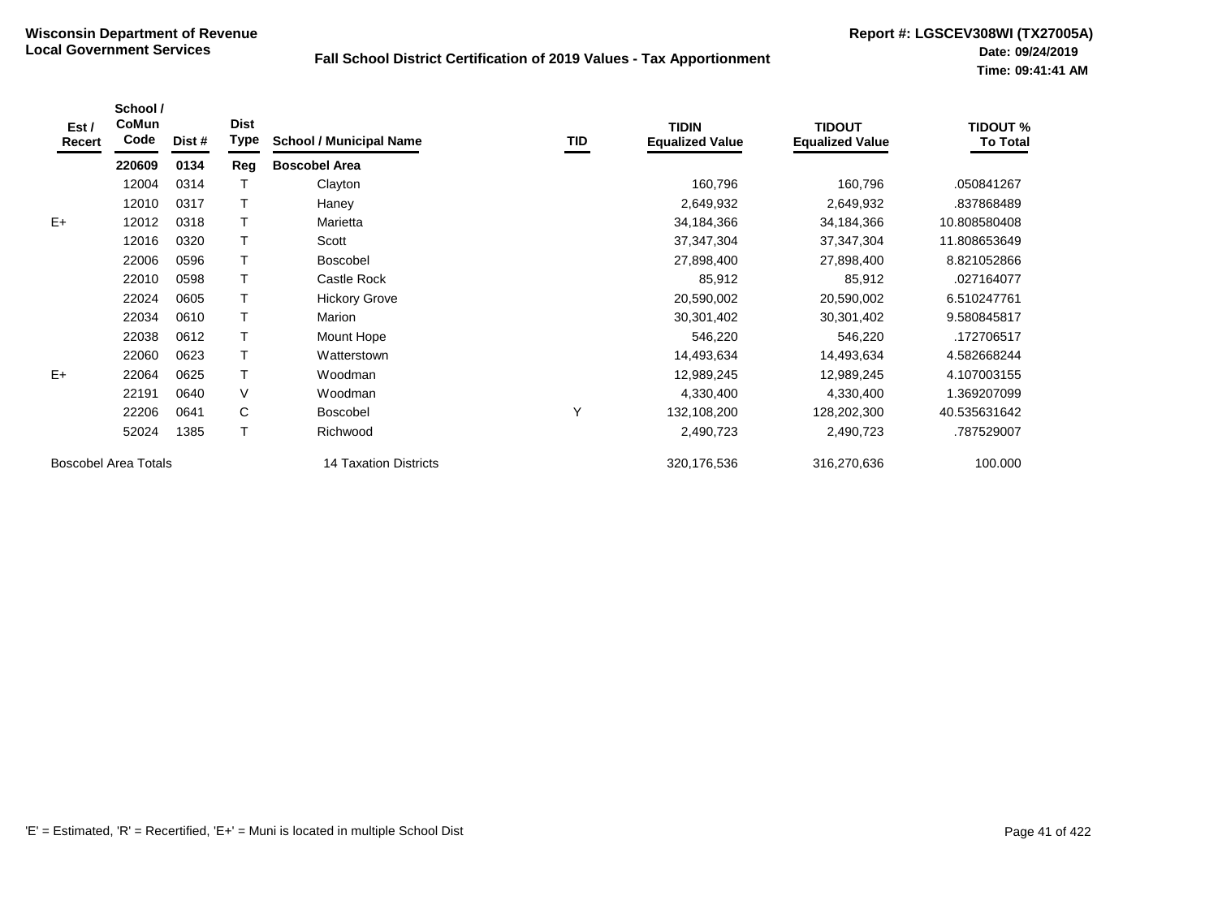**Wisconsin Department of Revenue**
**Local Government Services**

**Fall School District Certification of 2019 Values - Tax Apportionment**

**Report #: LGSCEV308WI (TX27005A)**
**Date: 09/24/2019**
**Time: 09:41:41 AM**

| Est / Recert | School / CoMun Code | Dist # | Dist Type | School / Municipal Name | TID | TIDIN Equalized Value | TIDOUT Equalized Value | TIDOUT % To Total |
|---|---|---|---|---|---|---|---|---|
| | **220609** | **0134** | **Reg** | **Boscobel Area** | | | | |
| | 12004 | 0314 | T | Clayton | | 160,796 | 160,796 | .050841267 |
| | 12010 | 0317 | T | Haney | | 2,649,932 | 2,649,932 | .837868489 |
| E+ | 12012 | 0318 | T | Marietta | | 34,184,366 | 34,184,366 | 10.808580408 |
| | 12016 | 0320 | T | Scott | | 37,347,304 | 37,347,304 | 11.808653649 |
| | 22006 | 0596 | T | Boscobel | | 27,898,400 | 27,898,400 | 8.821052866 |
| | 22010 | 0598 | T | Castle Rock | | 85,912 | 85,912 | .027164077 |
| | 22024 | 0605 | T | Hickory Grove | | 20,590,002 | 20,590,002 | 6.510247761 |
| | 22034 | 0610 | T | Marion | | 30,301,402 | 30,301,402 | 9.580845817 |
| | 22038 | 0612 | T | Mount Hope | | 546,220 | 546,220 | .172706517 |
| | 22060 | 0623 | T | Watterstown | | 14,493,634 | 14,493,634 | 4.582668244 |
| E+ | 22064 | 0625 | T | Woodman | | 12,989,245 | 12,989,245 | 4.107003155 |
| | 22191 | 0640 | V | Woodman | | 4,330,400 | 4,330,400 | 1.369207099 |
| | 22206 | 0641 | C | Boscobel | Y | 132,108,200 | 128,202,300 | 40.535631642 |
| | 52024 | 1385 | T | Richwood | | 2,490,723 | 2,490,723 | .787529007 |
| Boscobel Area Totals | | | | 14 Taxation Districts | | 320,176,536 | 316,270,636 | 100.000 |

'E' = Estimated, 'R' = Recertified, 'E+' = Muni is located in multiple School Dist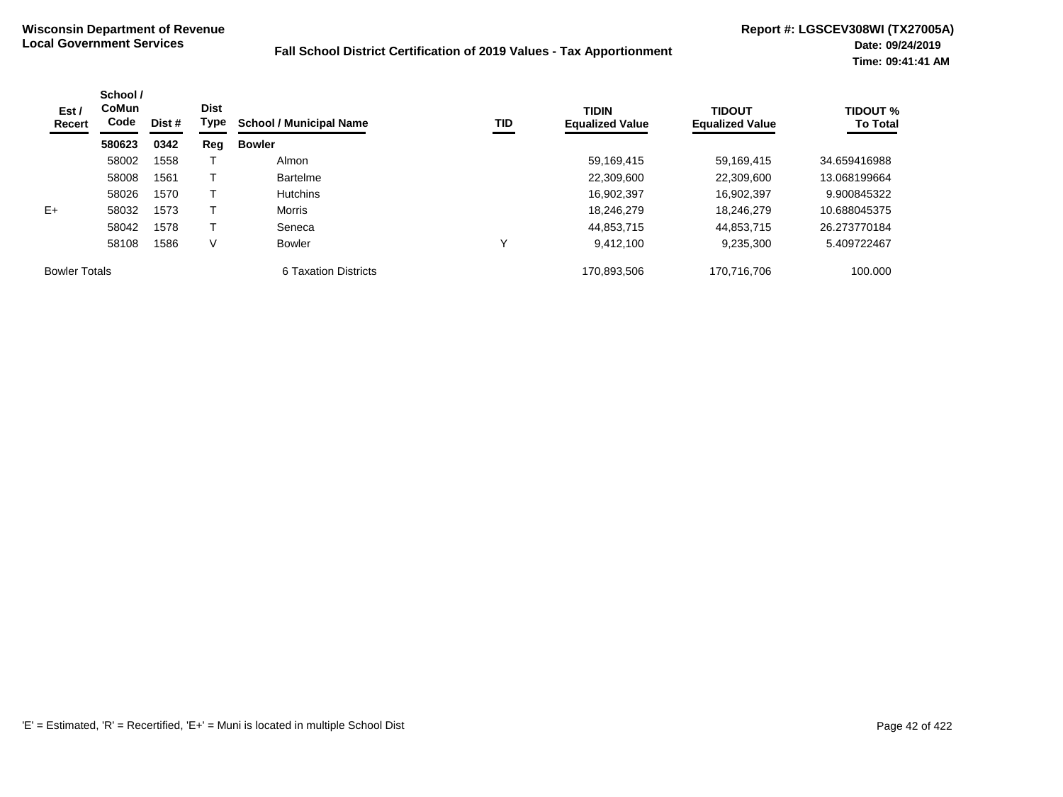**Wisconsin Department of Revenue**
**Local Government Services**

**Fall School District Certification of 2019 Values - Tax Apportionment**

**Report #: LGSCEV308WI (TX27005A)**
**Date: 09/24/2019**
**Time: 09:41:41 AM**

| Est / Recert | School / CoMun Code | Dist # | Dist Type | School / Municipal Name | TID | TIDIN Equalized Value | TIDOUT Equalized Value | TIDOUT % To Total |
|---|---|---|---|---|---|---|---|---|
| | **580623** | **0342** | **Reg** | **Bowler** | | | | |
| | 58002 | 1558 | T | Almon | | 59,169,415 | 59,169,415 | 34.659416988 |
| | 58008 | 1561 | T | Bartelme | | 22,309,600 | 22,309,600 | 13.068199664 |
| | 58026 | 1570 | T | Hutchins | | 16,902,397 | 16,902,397 | 9.900845322 |
| E+ | 58032 | 1573 | T | Morris | | 18,246,279 | 18,246,279 | 10.688045375 |
| | 58042 | 1578 | T | Seneca | | 44,853,715 | 44,853,715 | 26.273770184 |
| | 58108 | 1586 | V | Bowler | Y | 9,412,100 | 9,235,300 | 5.409722467 |
| Bowler Totals | | | | 6 Taxation Districts | | 170,893,506 | 170,716,706 | 100.000 |

'E' = Estimated, 'R' = Recertified, 'E+' = Muni is located in multiple School Dist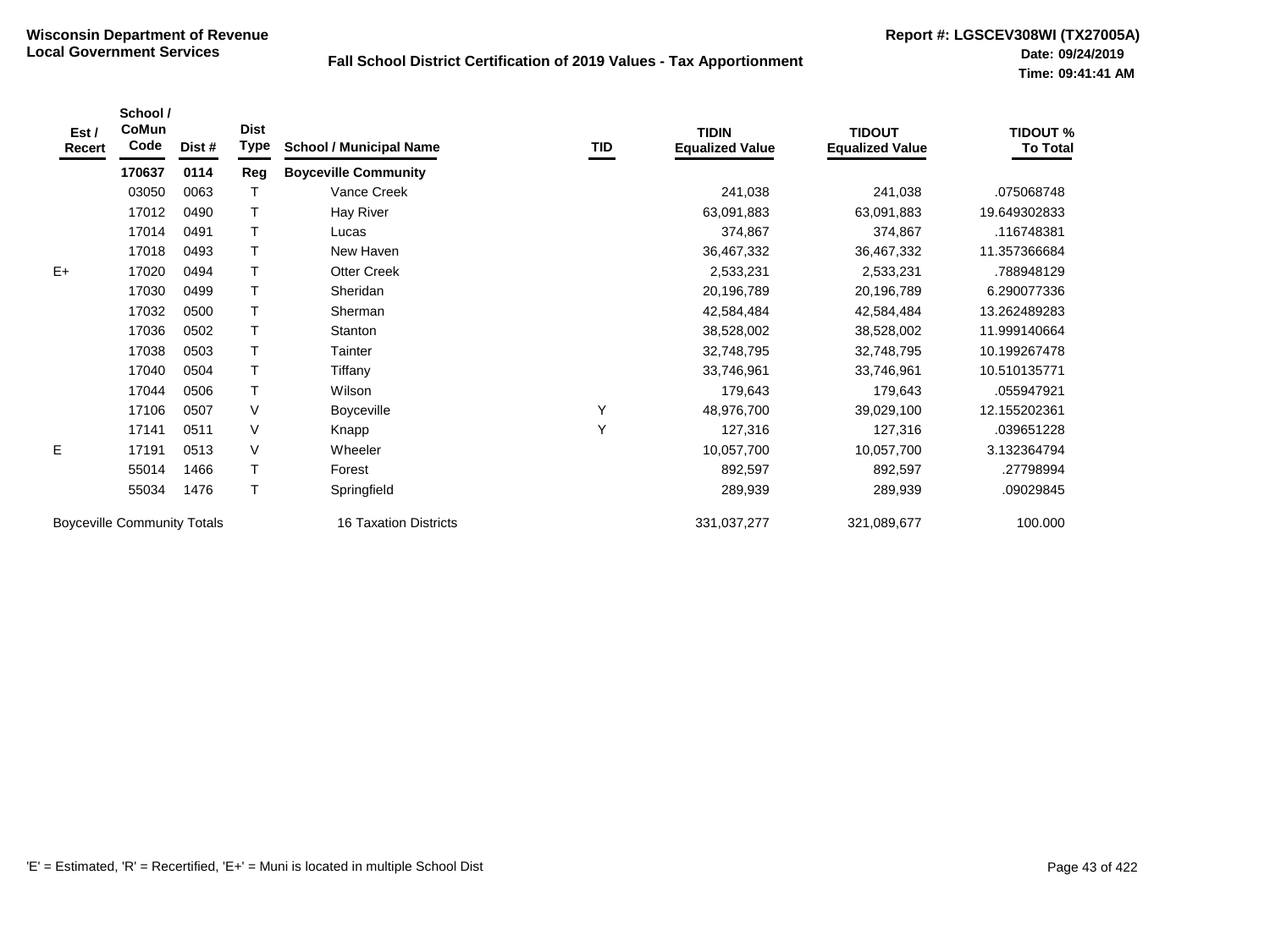**Wisconsin Department of Revenue**
**Local Government Services**

**Fall School District Certification of 2019 Values - Tax Apportionment**

**Report #: LGSCEV308WI (TX27005A)**
**Date: 09/24/2019**
**Time: 09:41:41 AM**

| Est / Recert | School / CoMun Code | Dist # | Dist Type | School / Municipal Name | TID | TIDIN Equalized Value | TIDOUT Equalized Value | TIDOUT % To Total |
|---|---|---|---|---|---|---|---|---|
| | **170637** | **0114** | **Reg** | **Boyceville Community** | | | | |
| | 03050 | 0063 | T | Vance Creek | | 241,038 | 241,038 | .075068748 |
| | 17012 | 0490 | T | Hay River | | 63,091,883 | 63,091,883 | 19.649302833 |
| | 17014 | 0491 | T | Lucas | | 374,867 | 374,867 | .116748381 |
| | 17018 | 0493 | T | New Haven | | 36,467,332 | 36,467,332 | 11.357366684 |
| E+ | 17020 | 0494 | T | Otter Creek | | 2,533,231 | 2,533,231 | .788948129 |
| | 17030 | 0499 | T | Sheridan | | 20,196,789 | 20,196,789 | 6.290077336 |
| | 17032 | 0500 | T | Sherman | | 42,584,484 | 42,584,484 | 13.262489283 |
| | 17036 | 0502 | T | Stanton | | 38,528,002 | 38,528,002 | 11.999140664 |
| | 17038 | 0503 | T | Tainter | | 32,748,795 | 32,748,795 | 10.199267478 |
| | 17040 | 0504 | T | Tiffany | | 33,746,961 | 33,746,961 | 10.510135771 |
| | 17044 | 0506 | T | Wilson | | 179,643 | 179,643 | .055947921 |
| | 17106 | 0507 | V | Boyceville | Y | 48,976,700 | 39,029,100 | 12.155202361 |
| | 17141 | 0511 | V | Knapp | Y | 127,316 | 127,316 | .039651228 |
| E | 17191 | 0513 | V | Wheeler | | 10,057,700 | 10,057,700 | 3.132364794 |
| | 55014 | 1466 | T | Forest | | 892,597 | 892,597 | .27798994 |
| | 55034 | 1476 | T | Springfield | | 289,939 | 289,939 | .09029845 |
| Boyceville Community Totals | | | | 16 Taxation Districts | | 331,037,277 | 321,089,677 | 100.000 |

'E' = Estimated, 'R' = Recertified, 'E+' = Muni is located in multiple School Dist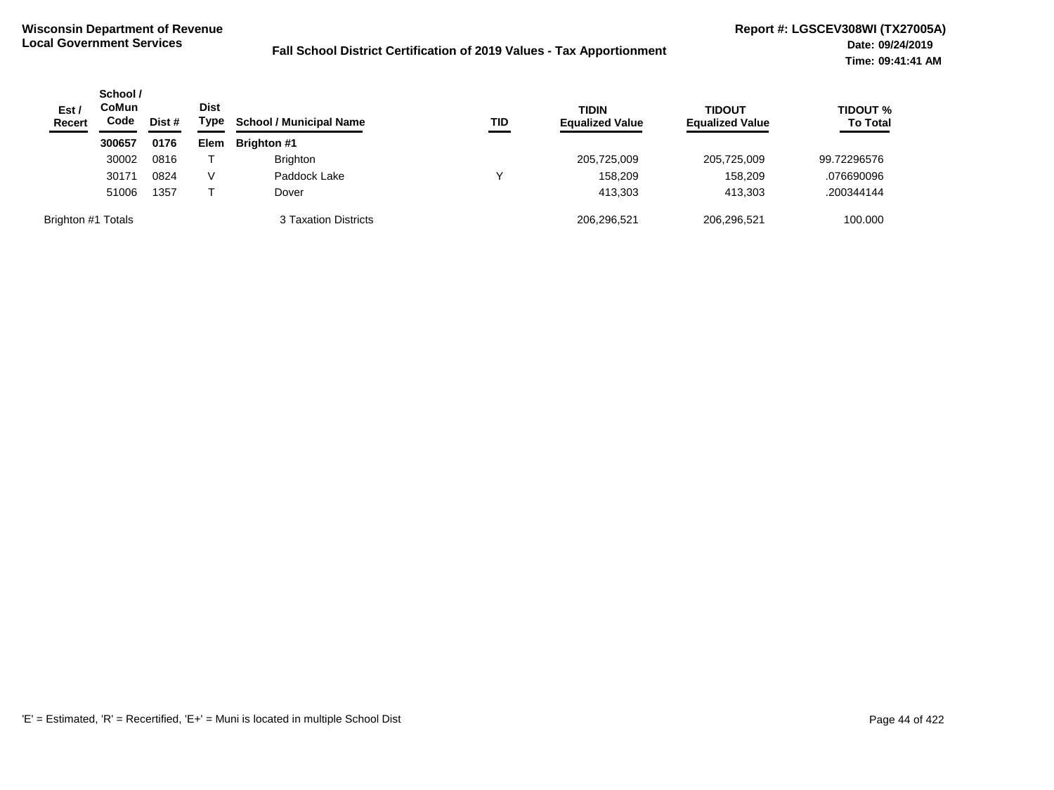**Wisconsin Department of Revenue**
**Local Government Services**

**Fall School District Certification of 2019 Values - Tax Apportionment**

**Report #: LGSCEV308WI (TX27005A)**
**Date: 09/24/2019**
**Time: 09:41:41 AM**

| Est / Recert | School / CoMun Code | Dist # | Dist Type | School / Municipal Name | TID | TIDIN Equalized Value | TIDOUT Equalized Value | TIDOUT % To Total |
|---|---|---|---|---|---|---|---|---|
| | **300657** | **0176** | **Elem** | **Brighton #1** | | | | |
| | 30002 | 0816 | T | Brighton | | 205,725,009 | 205,725,009 | 99.72296576 |
| | 30171 | 0824 | V | Paddock Lake | Y | 158,209 | 158,209 | .076690096 |
| | 51006 | 1357 | T | Dover | | 413,303 | 413,303 | .200344144 |
| Brighton #1 Totals | | | | 3 Taxation Districts | | 206,296,521 | 206,296,521 | 100.000 |

'E' = Estimated, 'R' = Recertified, 'E+' = Muni is located in multiple School Dist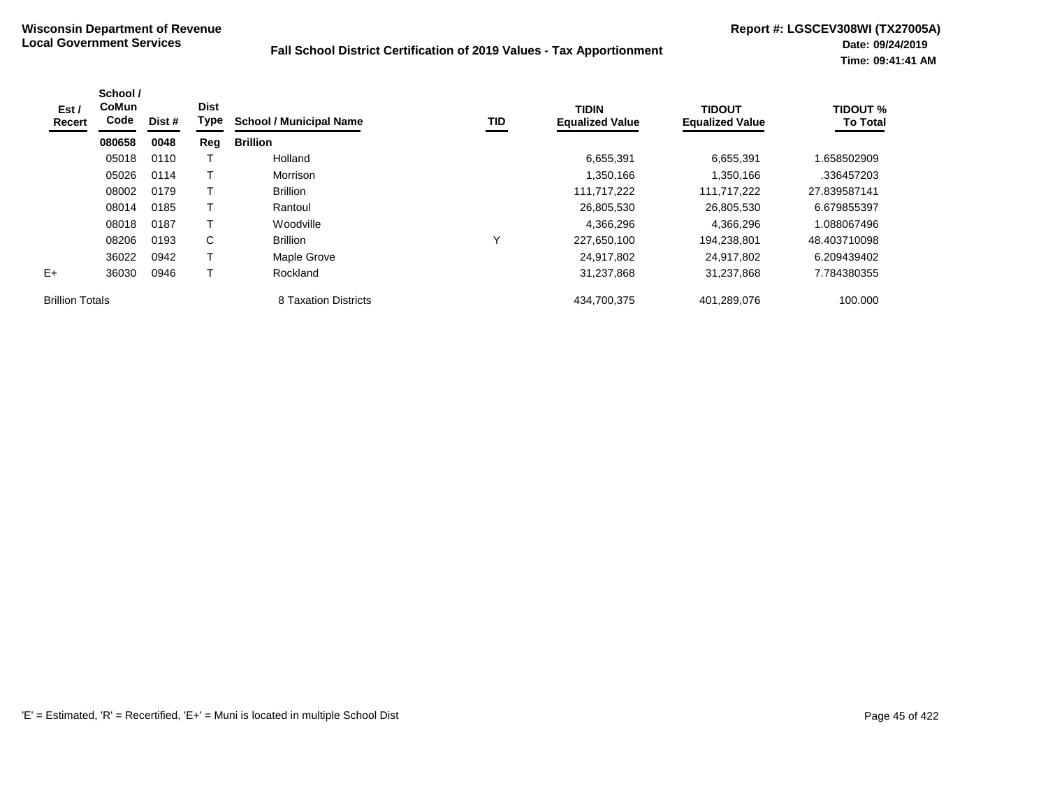**Wisconsin Department of Revenue**
**Local Government Services**

**Fall School District Certification of 2019 Values - Tax Apportionment**

**Report #: LGSCEV308WI (TX27005A)**
**Date: 09/24/2019**
**Time: 09:41:41 AM**

| Est / Recert | School / CoMun Code | Dist # | Dist Type | School / Municipal Name | TID | TIDIN Equalized Value | TIDOUT Equalized Value | TIDOUT % To Total |
|---|---|---|---|---|---|---|---|---|
| | **080658** | **0048** | **Reg** | **Brillion** | | | | |
| | 05018 | 0110 | T | Holland | | 6,655,391 | 6,655,391 | 1.658502909 |
| | 05026 | 0114 | T | Morrison | | 1,350,166 | 1,350,166 | .336457203 |
| | 08002 | 0179 | T | Brillion | | 111,717,222 | 111,717,222 | 27.839587141 |
| | 08014 | 0185 | T | Rantoul | | 26,805,530 | 26,805,530 | 6.679855397 |
| | 08018 | 0187 | T | Woodville | | 4,366,296 | 4,366,296 | 1.088067496 |
| | 08206 | 0193 | C | Brillion | Y | 227,650,100 | 194,238,801 | 48.403710098 |
| | 36022 | 0942 | T | Maple Grove | | 24,917,802 | 24,917,802 | 6.209439402 |
| E+ | 36030 | 0946 | T | Rockland | | 31,237,868 | 31,237,868 | 7.784380355 |
| Brillion Totals | | | | 8 Taxation Districts | | 434,700,375 | 401,289,076 | 100.000 |

'E' = Estimated, 'R' = Recertified, 'E+' = Muni is located in multiple School Dist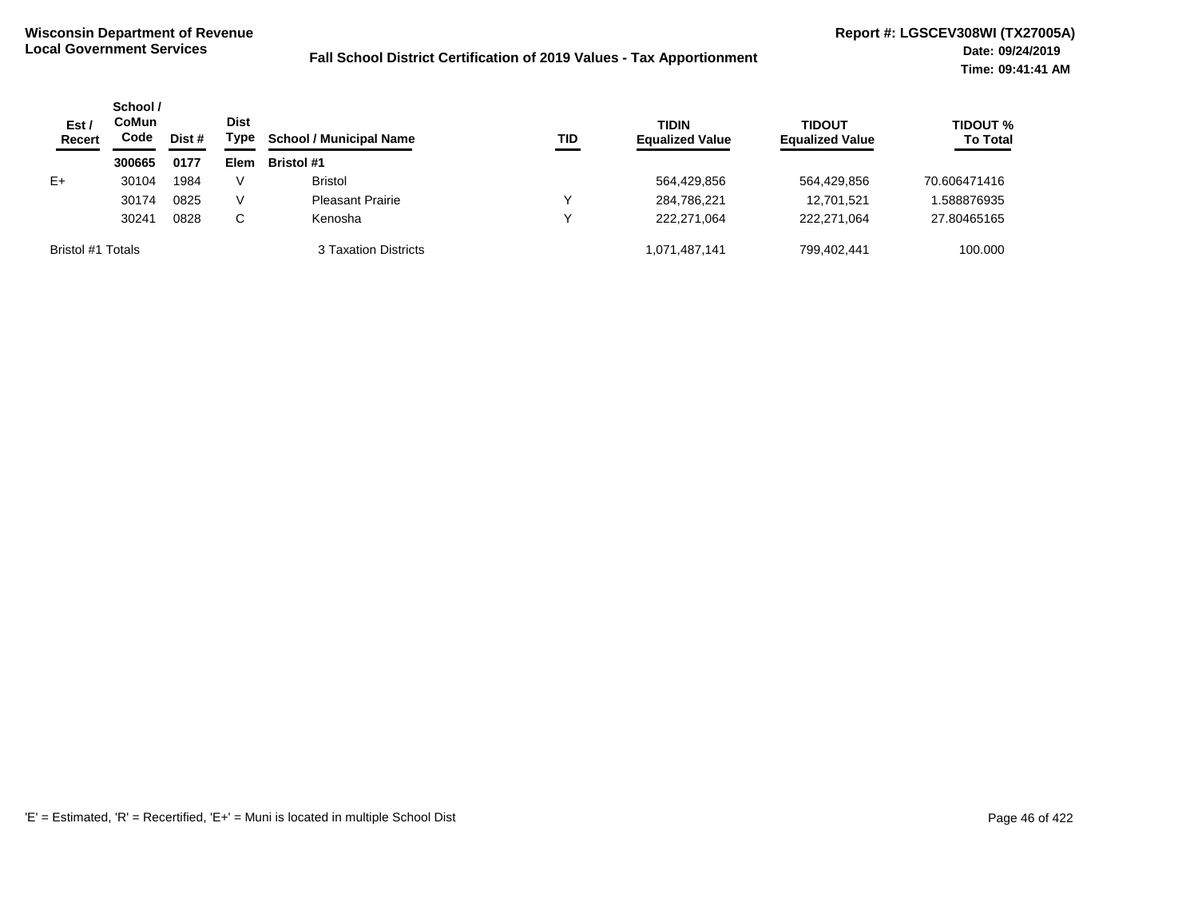**Wisconsin Department of Revenue**
**Local Government Services**

**Fall School District Certification of 2019 Values - Tax Apportionment**

**Report #: LGSCEV308WI (TX27005A)**
**Date: 09/24/2019**
**Time: 09:41:41 AM**

| Est / Recert | School / CoMun Code | Dist # | Dist Type | School / Municipal Name | TID | TIDIN Equalized Value | TIDOUT Equalized Value | TIDOUT % To Total |
|---|---|---|---|---|---|---|---|---|
| | **300665** | **0177** | **Elem** | **Bristol #1** | | | | |
| E+ | 30104 | 1984 | V | Bristol | | 564,429,856 | 564,429,856 | 70.606471416 |
| | 30174 | 0825 | V | Pleasant Prairie | Y | 284,786,221 | 12,701,521 | 1.588876935 |
| | 30241 | 0828 | C | Kenosha | Y | 222,271,064 | 222,271,064 | 27.80465165 |
| Bristol #1 Totals | | | | 3 Taxation Districts | | 1,071,487,141 | 799,402,441 | 100.000 |

'E' = Estimated, 'R' = Recertified, 'E+' = Muni is located in multiple School Dist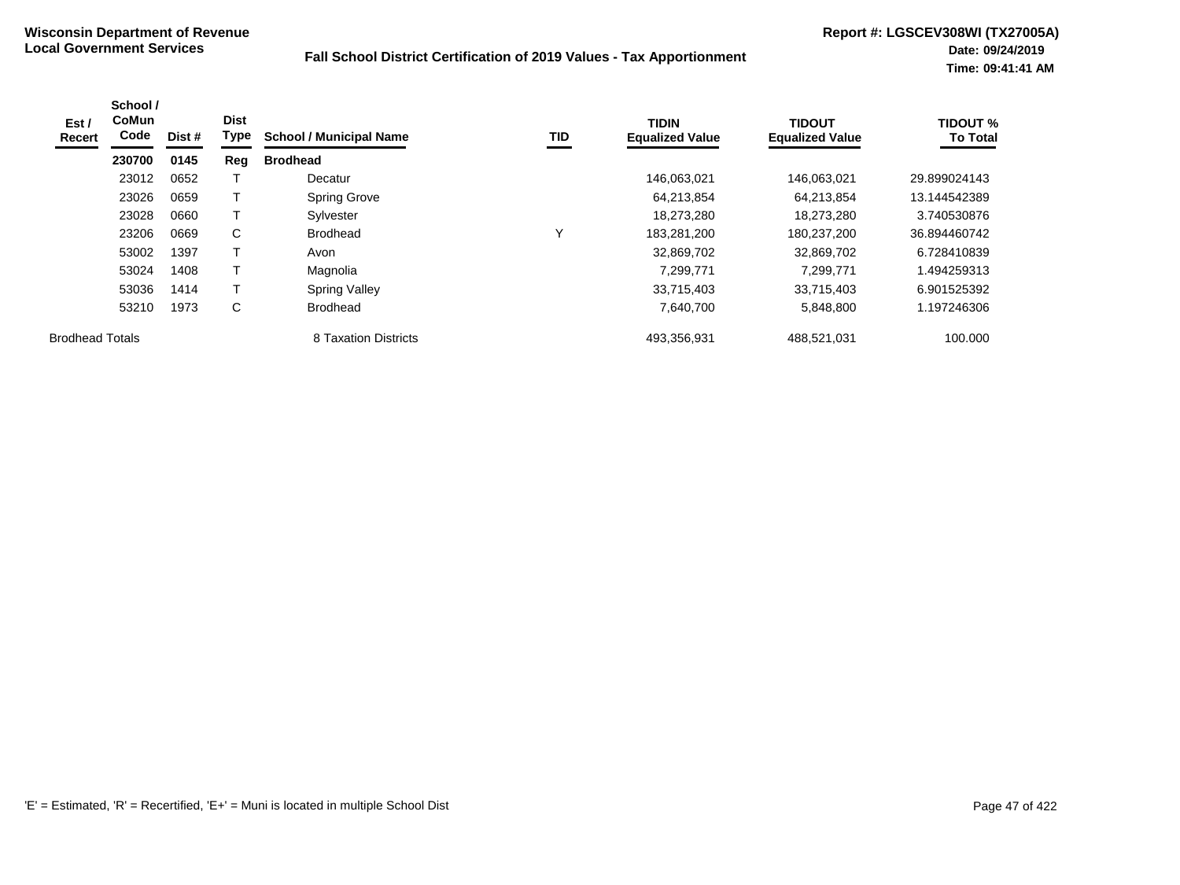**Wisconsin Department of Revenue**
**Local Government Services**

**Fall School District Certification of 2019 Values - Tax Apportionment**

**Report #: LGSCEV308WI (TX27005A)**
**Date: 09/24/2019**
**Time: 09:41:41 AM**

| Est / Recert | School / CoMun Code | Dist # | Dist Type | School / Municipal Name | TID | TIDIN Equalized Value | TIDOUT Equalized Value | TIDOUT % To Total |
|---|---|---|---|---|---|---|---|---|
| | **230700** | **0145** | **Reg** | **Brodhead** | | | | |
| | 23012 | 0652 | T | Decatur | | 146,063,021 | 146,063,021 | 29.899024143 |
| | 23026 | 0659 | T | Spring Grove | | 64,213,854 | 64,213,854 | 13.144542389 |
| | 23028 | 0660 | T | Sylvester | | 18,273,280 | 18,273,280 | 3.740530876 |
| | 23206 | 0669 | C | Brodhead | Y | 183,281,200 | 180,237,200 | 36.894460742 |
| | 53002 | 1397 | T | Avon | | 32,869,702 | 32,869,702 | 6.728410839 |
| | 53024 | 1408 | T | Magnolia | | 7,299,771 | 7,299,771 | 1.494259313 |
| | 53036 | 1414 | T | Spring Valley | | 33,715,403 | 33,715,403 | 6.901525392 |
| | 53210 | 1973 | C | Brodhead | | 7,640,700 | 5,848,800 | 1.197246306 |
| Brodhead Totals | | | | 8 Taxation Districts | | 493,356,931 | 488,521,031 | 100.000 |

'E' = Estimated, 'R' = Recertified, 'E+' = Muni is located in multiple School Dist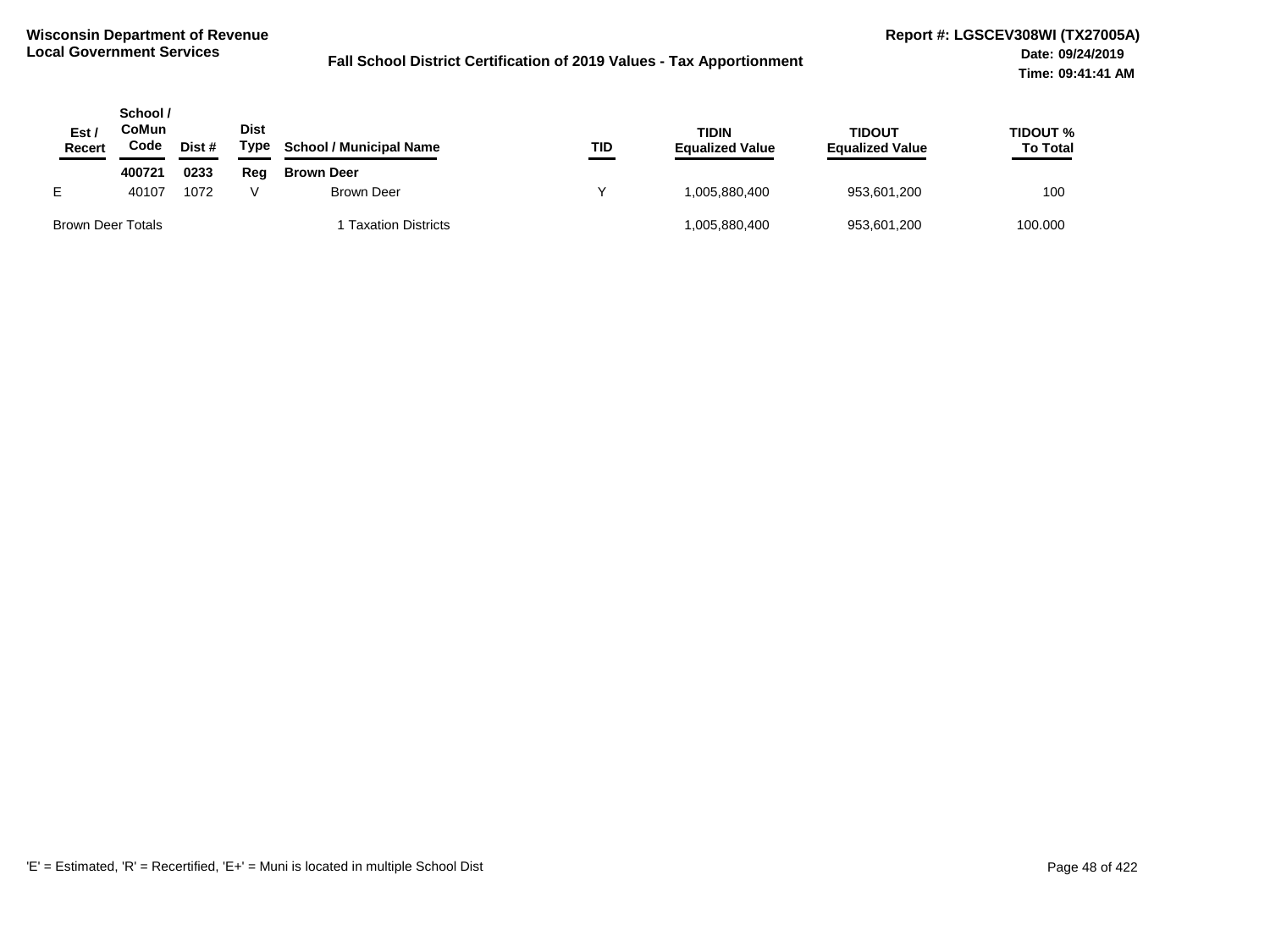**Wisconsin Department of Revenue**
**Local Government Services**

**Fall School District Certification of 2019 Values - Tax Apportionment**

**Report #: LGSCEV308WI (TX27005A)**
**Date: 09/24/2019**
**Time: 09:41:41 AM**

| Est / Recert | School / CoMun Code | Dist # | Dist Type | School / Municipal Name | TID | TIDIN Equalized Value | TIDOUT Equalized Value | TIDOUT % To Total |
|---|---|---|---|---|---|---|---|---|
| | **400721** | **0233** | **Reg** | **Brown Deer** | | | | |
| E | 40107 | 1072 | V | Brown Deer | Y | 1,005,880,400 | 953,601,200 | 100 |
| Brown Deer Totals | | | | 1 Taxation Districts | | 1,005,880,400 | 953,601,200 | 100.000 |

'E' = Estimated, 'R' = Recertified, 'E+' = Muni is located in multiple School Dist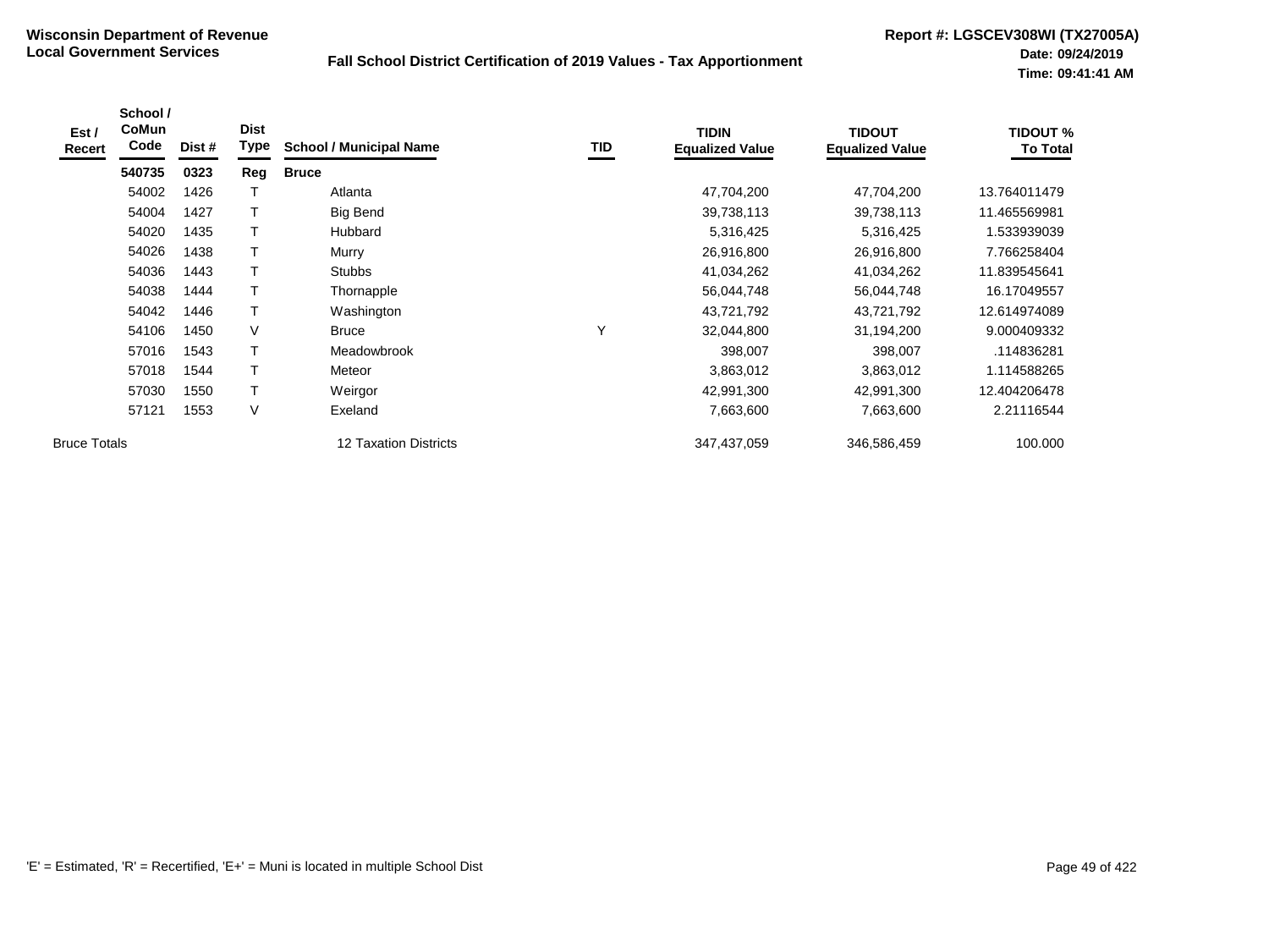**Wisconsin Department of Revenue**
**Local Government Services**

**Fall School District Certification of 2019 Values - Tax Apportionment**

**Report #: LGSCEV308WI (TX27005A)**
**Date: 09/24/2019**
**Time: 09:41:41 AM**

| Est / Recert | School / CoMun Code | Dist # | Dist Type | School / Municipal Name | TID | TIDIN Equalized Value | TIDOUT Equalized Value | TIDOUT % To Total |
|---|---|---|---|---|---|---|---|---|
| | **540735** | **0323** | **Reg** | **Bruce** | | | | |
| | 54002 | 1426 | T | Atlanta | | 47,704,200 | 47,704,200 | 13.764011479 |
| | 54004 | 1427 | T | Big Bend | | 39,738,113 | 39,738,113 | 11.465569981 |
| | 54020 | 1435 | T | Hubbard | | 5,316,425 | 5,316,425 | 1.533939039 |
| | 54026 | 1438 | T | Murry | | 26,916,800 | 26,916,800 | 7.766258404 |
| | 54036 | 1443 | T | Stubbs | | 41,034,262 | 41,034,262 | 11.839545641 |
| | 54038 | 1444 | T | Thornapple | | 56,044,748 | 56,044,748 | 16.17049557 |
| | 54042 | 1446 | T | Washington | | 43,721,792 | 43,721,792 | 12.614974089 |
| | 54106 | 1450 | V | Bruce | Y | 32,044,800 | 31,194,200 | 9.000409332 |
| | 57016 | 1543 | T | Meadowbrook | | 398,007 | 398,007 | .114836281 |
| | 57018 | 1544 | T | Meteor | | 3,863,012 | 3,863,012 | 1.114588265 |
| | 57030 | 1550 | T | Weirgor | | 42,991,300 | 42,991,300 | 12.404206478 |
| | 57121 | 1553 | V | Exeland | | 7,663,600 | 7,663,600 | 2.21116544 |
| Bruce Totals | | | | 12 Taxation Districts | | 347,437,059 | 346,586,459 | 100.000 |

'E' = Estimated, 'R' = Recertified, 'E+' = Muni is located in multiple School Dist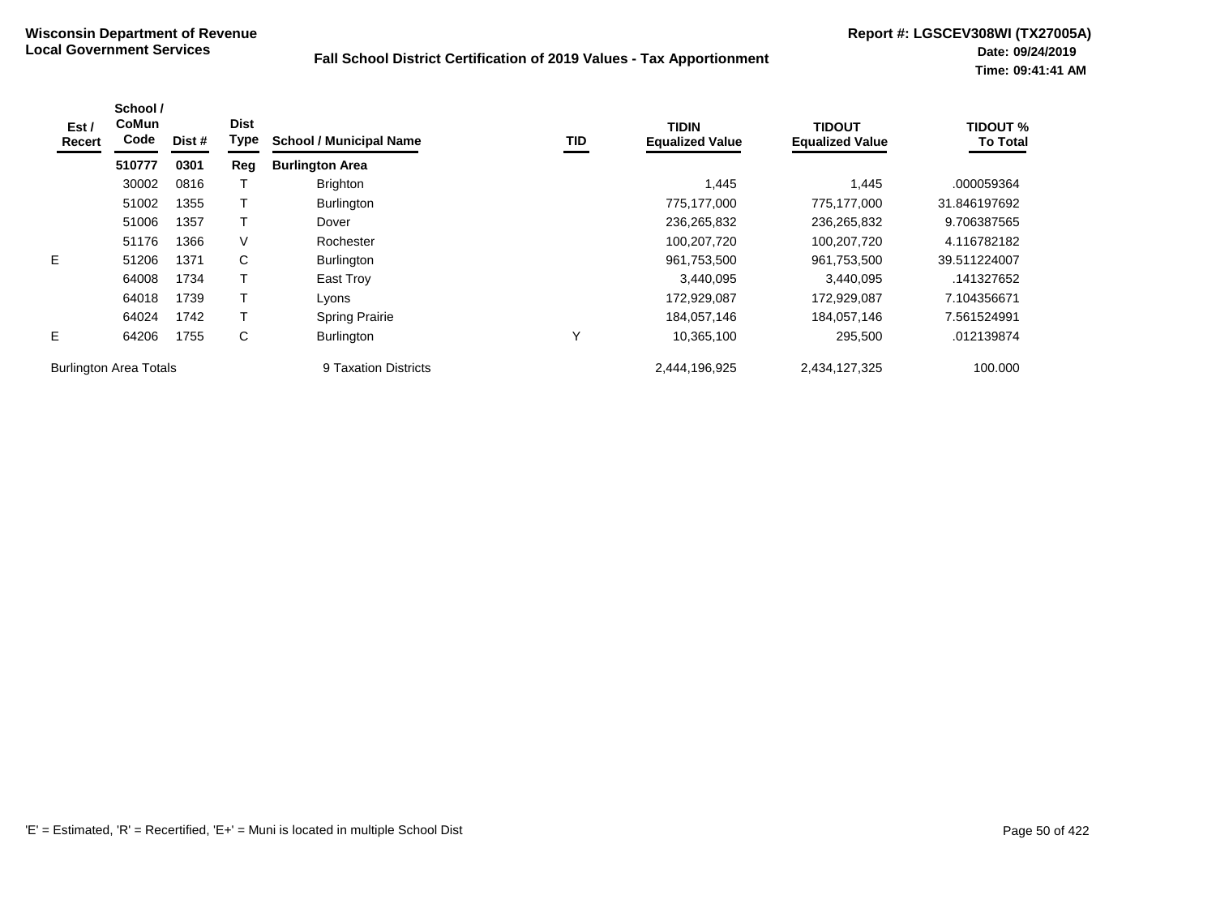**Wisconsin Department of Revenue**
**Local Government Services**

**Fall School District Certification of 2019 Values - Tax Apportionment**

**Report #: LGSCEV308WI (TX27005A)**
**Date: 09/24/2019**
**Time: 09:41:41 AM**

| Est / Recert | School / CoMun Code | Dist # | Dist Type | School / Municipal Name | TID | TIDIN Equalized Value | TIDOUT Equalized Value | TIDOUT % To Total |
|---|---|---|---|---|---|---|---|---|
| | **510777** | **0301** | **Reg** | **Burlington Area** | | | | |
| | 30002 | 0816 | T | Brighton | | 1,445 | 1,445 | .000059364 |
| | 51002 | 1355 | T | Burlington | | 775,177,000 | 775,177,000 | 31.846197692 |
| | 51006 | 1357 | T | Dover | | 236,265,832 | 236,265,832 | 9.706387565 |
| | 51176 | 1366 | V | Rochester | | 100,207,720 | 100,207,720 | 4.116782182 |
| E | 51206 | 1371 | C | Burlington | | 961,753,500 | 961,753,500 | 39.511224007 |
| | 64008 | 1734 | T | East Troy | | 3,440,095 | 3,440,095 | .141327652 |
| | 64018 | 1739 | T | Lyons | | 172,929,087 | 172,929,087 | 7.104356671 |
| | 64024 | 1742 | T | Spring Prairie | | 184,057,146 | 184,057,146 | 7.561524991 |
| E | 64206 | 1755 | C | Burlington | Y | 10,365,100 | 295,500 | .012139874 |
| Burlington Area Totals | | | | 9 Taxation Districts | | 2,444,196,925 | 2,434,127,325 | 100.000 |

'E' = Estimated, 'R' = Recertified, 'E+' = Muni is located in multiple School Dist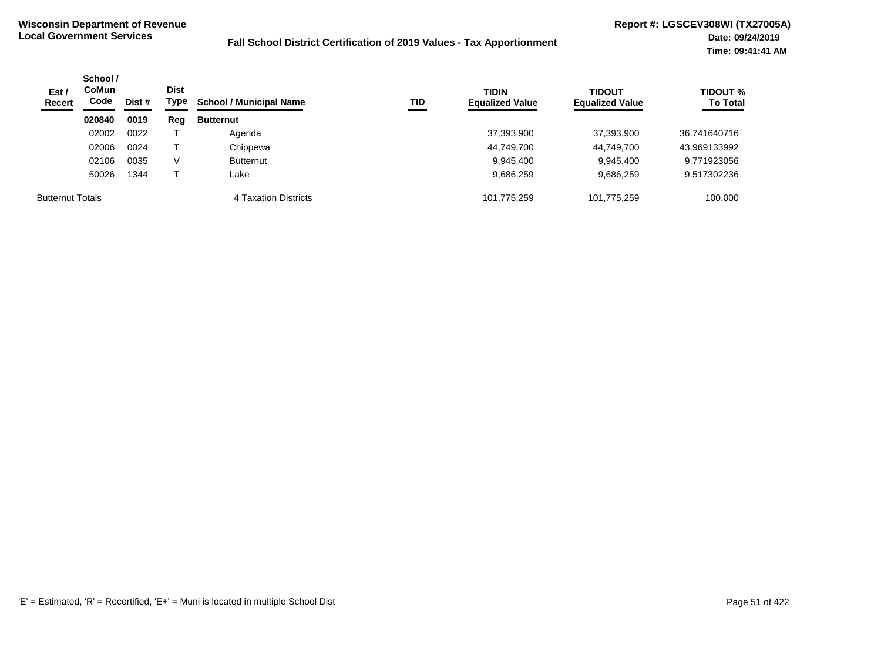**Wisconsin Department of Revenue**
**Local Government Services**

**Fall School District Certification of 2019 Values - Tax Apportionment**

**Report #: LGSCEV308WI (TX27005A)**
**Date: 09/24/2019**
**Time: 09:41:41 AM**

| Est / Recert | School / CoMun Code | Dist # | Dist Type | School / Municipal Name | TID | TIDIN Equalized Value | TIDOUT Equalized Value | TIDOUT % To Total |
|---|---|---|---|---|---|---|---|---|
| | **020840** | **0019** | **Reg** | **Butternut** | | | | |
| | 02002 | 0022 | T | Agenda | | 37,393,900 | 37,393,900 | 36.741640716 |
| | 02006 | 0024 | T | Chippewa | | 44,749,700 | 44,749,700 | 43.969133992 |
| | 02106 | 0035 | V | Butternut | | 9,945,400 | 9,945,400 | 9.771923056 |
| | 50026 | 1344 | T | Lake | | 9,686,259 | 9,686,259 | 9.517302236 |
| Butternut Totals | | | | 4 Taxation Districts | | 101,775,259 | 101,775,259 | 100.000 |

'E' = Estimated, 'R' = Recertified, 'E+' = Muni is located in multiple School Dist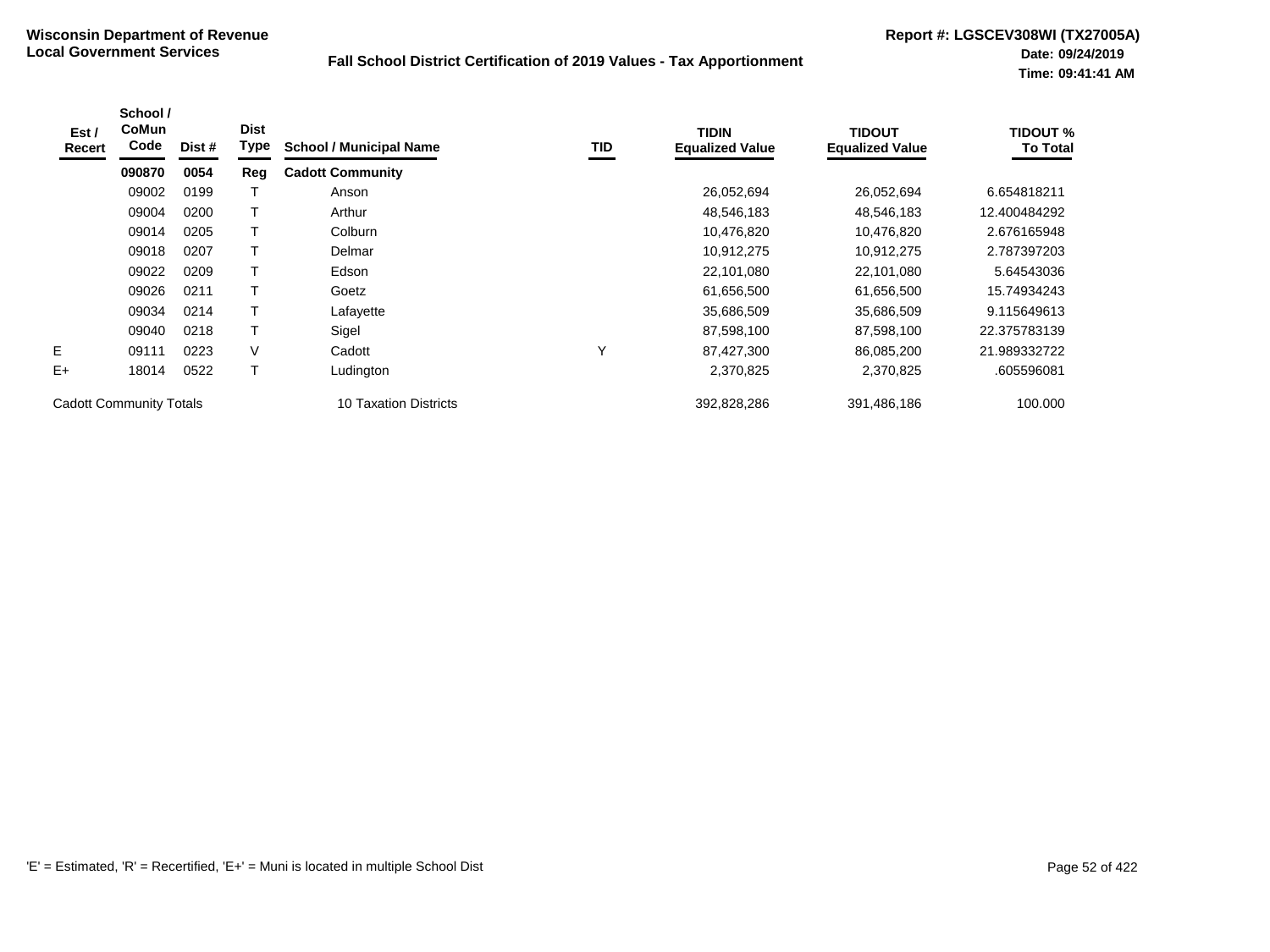**Wisconsin Department of Revenue**
**Local Government Services**

**Fall School District Certification of 2019 Values - Tax Apportionment**

**Report #: LGSCEV308WI (TX27005A)**
**Date: 09/24/2019**
**Time: 09:41:41 AM**

| Est / Recert | School / CoMun Code | Dist # | Dist Type | School / Municipal Name | TID | TIDIN Equalized Value | TIDOUT Equalized Value | TIDOUT % To Total |
|---|---|---|---|---|---|---|---|---|
| | **090870** | **0054** | **Reg** | **Cadott Community** | | | | |
| | 09002 | 0199 | T | Anson | | 26,052,694 | 26,052,694 | 6.654818211 |
| | 09004 | 0200 | T | Arthur | | 48,546,183 | 48,546,183 | 12.400484292 |
| | 09014 | 0205 | T | Colburn | | 10,476,820 | 10,476,820 | 2.676165948 |
| | 09018 | 0207 | T | Delmar | | 10,912,275 | 10,912,275 | 2.787397203 |
| | 09022 | 0209 | T | Edson | | 22,101,080 | 22,101,080 | 5.64543036 |
| | 09026 | 0211 | T | Goetz | | 61,656,500 | 61,656,500 | 15.74934243 |
| | 09034 | 0214 | T | Lafayette | | 35,686,509 | 35,686,509 | 9.115649613 |
| | 09040 | 0218 | T | Sigel | | 87,598,100 | 87,598,100 | 22.375783139 |
| E | 09111 | 0223 | V | Cadott | Y | 87,427,300 | 86,085,200 | 21.989332722 |
| E+ | 18014 | 0522 | T | Ludington | | 2,370,825 | 2,370,825 | .605596081 |
| Cadott Community Totals | | | | 10 Taxation Districts | | 392,828,286 | 391,486,186 | 100.000 |

'E' = Estimated, 'R' = Recertified, 'E+' = Muni is located in multiple School Dist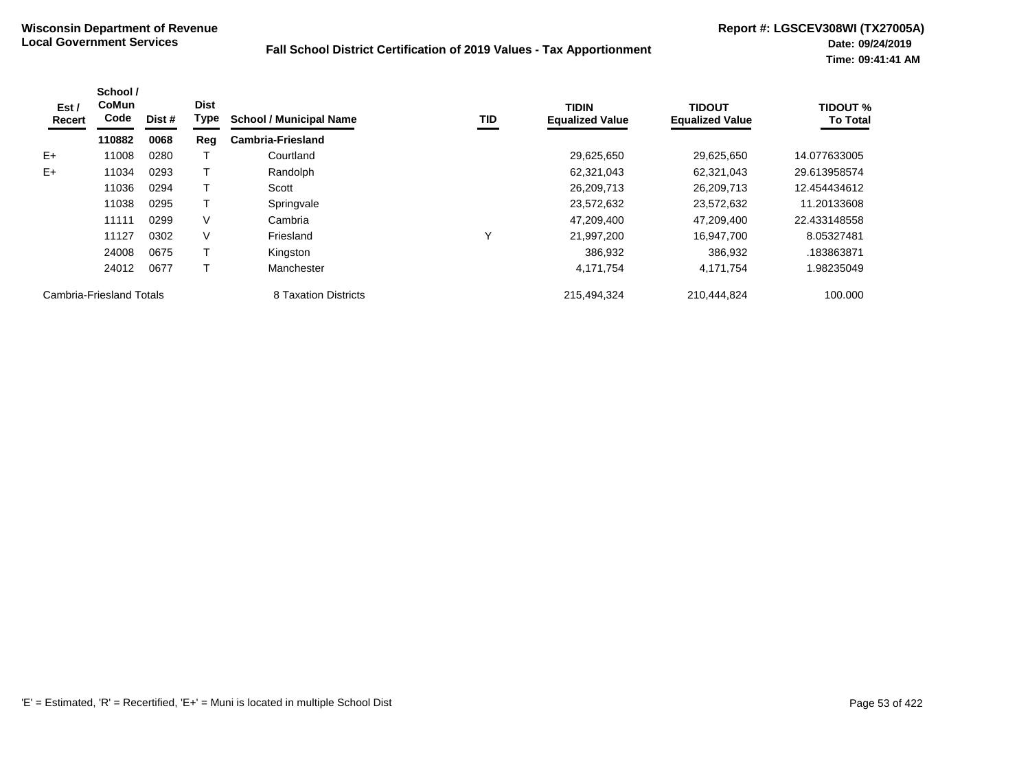**Wisconsin Department of Revenue**
**Local Government Services**

**Fall School District Certification of 2019 Values - Tax Apportionment**

**Report #: LGSCEV308WI (TX27005A)**
**Date: 09/24/2019**
**Time: 09:41:41 AM**

| Est / Recert | School / CoMun Code | Dist # | Dist Type | School / Municipal Name | TID | TIDIN Equalized Value | TIDOUT Equalized Value | TIDOUT % To Total |
|---|---|---|---|---|---|---|---|---|
| | **110882** | **0068** | **Reg** | **Cambria-Friesland** | | | | |
| E+ | 11008 | 0280 | T | Courtland | | 29,625,650 | 29,625,650 | 14.077633005 |
| E+ | 11034 | 0293 | T | Randolph | | 62,321,043 | 62,321,043 | 29.613958574 |
| | 11036 | 0294 | T | Scott | | 26,209,713 | 26,209,713 | 12.454434612 |
| | 11038 | 0295 | T | Springvale | | 23,572,632 | 23,572,632 | 11.20133608 |
| | 11111 | 0299 | V | Cambria | | 47,209,400 | 47,209,400 | 22.433148558 |
| | 11127 | 0302 | V | Friesland | Y | 21,997,200 | 16,947,700 | 8.05327481 |
| | 24008 | 0675 | T | Kingston | | 386,932 | 386,932 | .183863871 |
| | 24012 | 0677 | T | Manchester | | 4,171,754 | 4,171,754 | 1.98235049 |
| Cambria-Friesland Totals | | | | 8 Taxation Districts | | 215,494,324 | 210,444,824 | 100.000 |

'E' = Estimated, 'R' = Recertified, 'E+' = Muni is located in multiple School Dist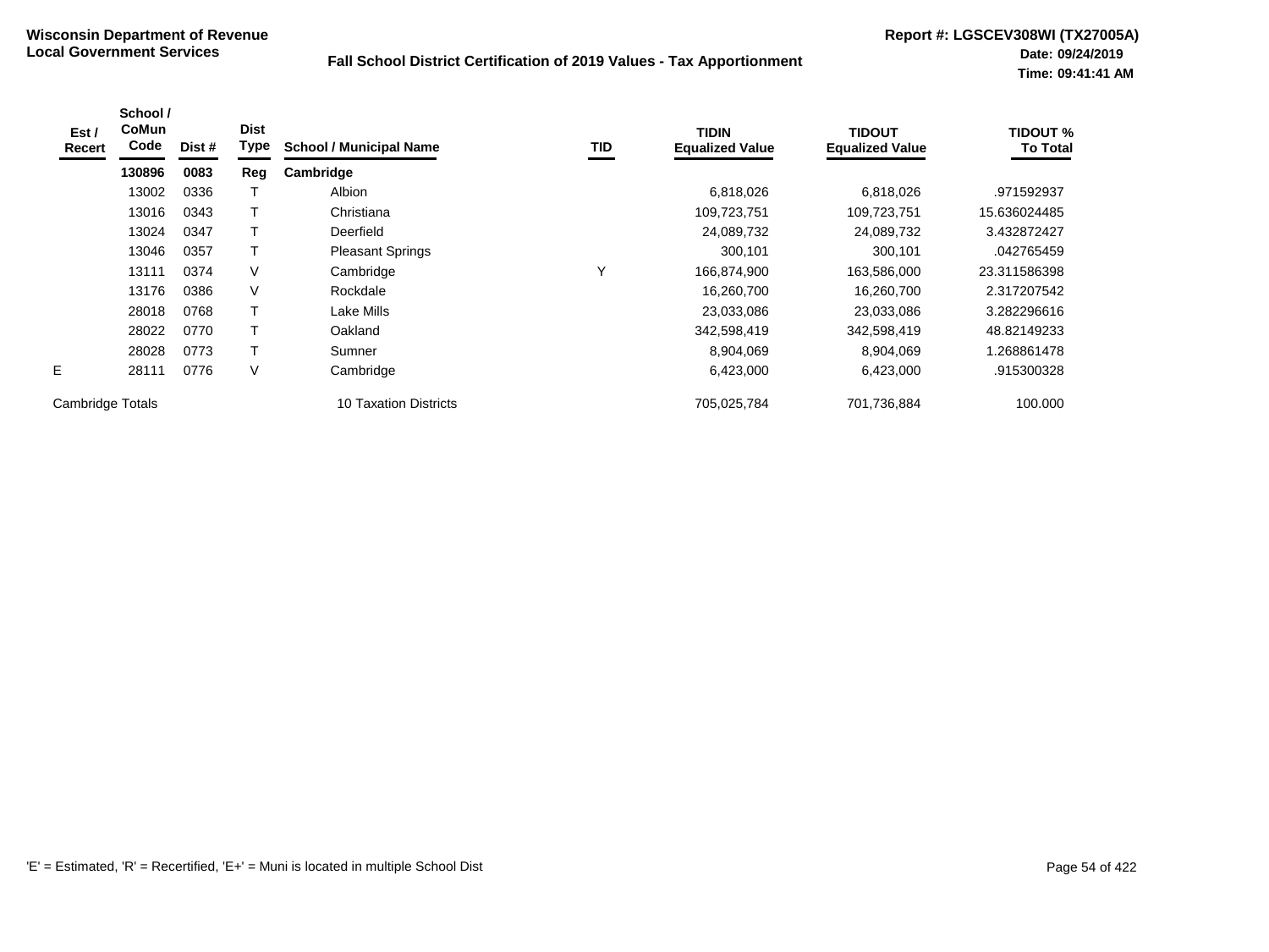**Wisconsin Department of Revenue**
**Local Government Services**

**Fall School District Certification of 2019 Values - Tax Apportionment**

**Report #: LGSCEV308WI (TX27005A)**
**Date: 09/24/2019**
**Time: 09:41:41 AM**

| Est / Recert | School / CoMun Code | Dist # | Dist Type | School / Municipal Name | TID | TIDIN Equalized Value | TIDOUT Equalized Value | TIDOUT % To Total |
|---|---|---|---|---|---|---|---|---|
| | **130896** | **0083** | **Reg** | **Cambridge** | | | | |
| | 13002 | 0336 | T | Albion | | 6,818,026 | 6,818,026 | .971592937 |
| | 13016 | 0343 | T | Christiana | | 109,723,751 | 109,723,751 | 15.636024485 |
| | 13024 | 0347 | T | Deerfield | | 24,089,732 | 24,089,732 | 3.432872427 |
| | 13046 | 0357 | T | Pleasant Springs | | 300,101 | 300,101 | .042765459 |
| | 13111 | 0374 | V | Cambridge | Y | 166,874,900 | 163,586,000 | 23.311586398 |
| | 13176 | 0386 | V | Rockdale | | 16,260,700 | 16,260,700 | 2.317207542 |
| | 28018 | 0768 | T | Lake Mills | | 23,033,086 | 23,033,086 | 3.282296616 |
| | 28022 | 0770 | T | Oakland | | 342,598,419 | 342,598,419 | 48.82149233 |
| | 28028 | 0773 | T | Sumner | | 8,904,069 | 8,904,069 | 1.268861478 |
| E | 28111 | 0776 | V | Cambridge | | 6,423,000 | 6,423,000 | .915300328 |
| Cambridge Totals | | | | 10 Taxation Districts | | 705,025,784 | 701,736,884 | 100.000 |

'E' = Estimated, 'R' = Recertified, 'E+' = Muni is located in multiple School Dist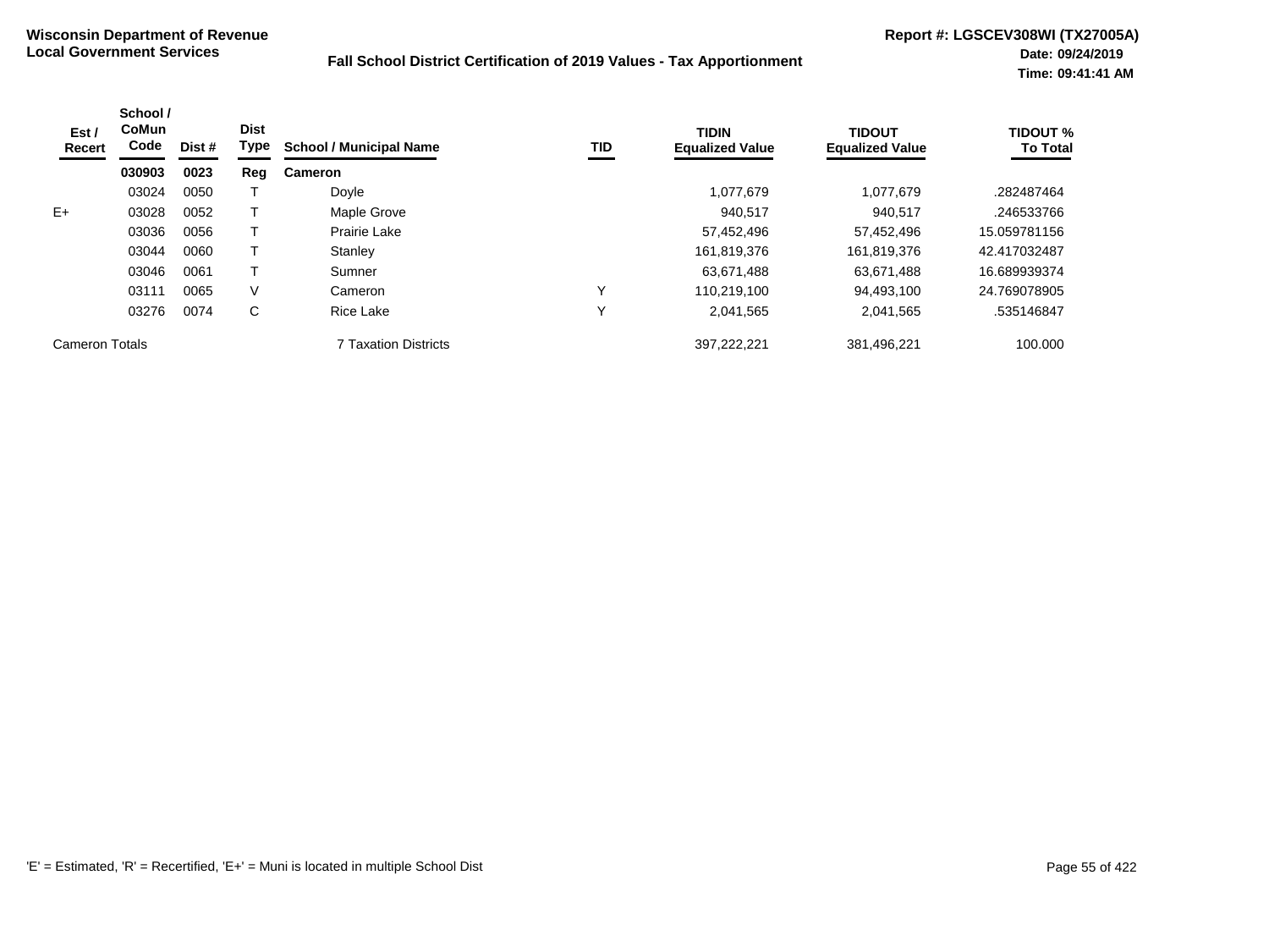**Wisconsin Department of Revenue**
**Local Government Services**

**Fall School District Certification of 2019 Values - Tax Apportionment**

**Report #: LGSCEV308WI (TX27005A)**
**Date: 09/24/2019**
**Time: 09:41:41 AM**

| Est / Recert | School / CoMun Code | Dist # | Dist Type | School / Municipal Name | TID | TIDIN Equalized Value | TIDOUT Equalized Value | TIDOUT % To Total |
|---|---|---|---|---|---|---|---|---|
| | **030903** | **0023** | **Reg** | **Cameron** | | | | |
| | 03024 | 0050 | T | Doyle | | 1,077,679 | 1,077,679 | .282487464 |
| E+ | 03028 | 0052 | T | Maple Grove | | 940,517 | 940,517 | .246533766 |
| | 03036 | 0056 | T | Prairie Lake | | 57,452,496 | 57,452,496 | 15.059781156 |
| | 03044 | 0060 | T | Stanley | | 161,819,376 | 161,819,376 | 42.417032487 |
| | 03046 | 0061 | T | Sumner | | 63,671,488 | 63,671,488 | 16.689939374 |
| | 03111 | 0065 | V | Cameron | Y | 110,219,100 | 94,493,100 | 24.769078905 |
| | 03276 | 0074 | C | Rice Lake | Y | 2,041,565 | 2,041,565 | .535146847 |
| Cameron Totals | | | | 7 Taxation Districts | | 397,222,221 | 381,496,221 | 100.000 |

'E' = Estimated, 'R' = Recertified, 'E+' = Muni is located in multiple School Dist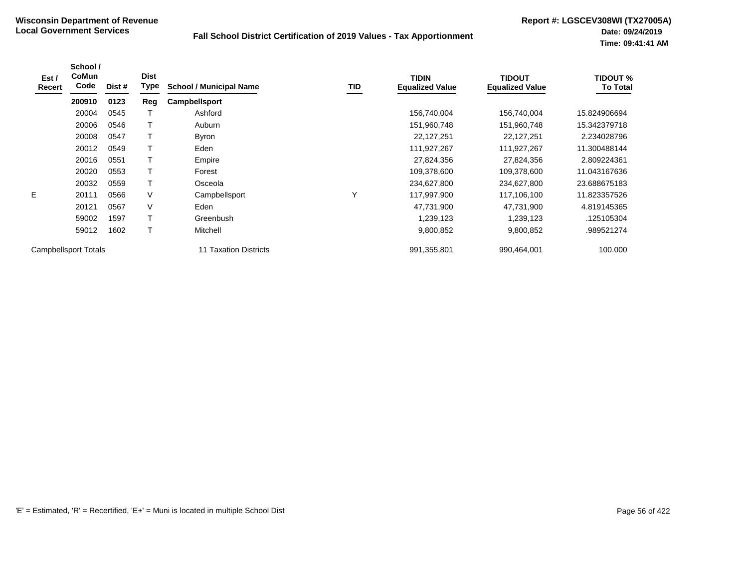**Wisconsin Department of Revenue**
**Local Government Services**

**Fall School District Certification of 2019 Values - Tax Apportionment**

**Report #: LGSCEV308WI (TX27005A)**
**Date: 09/24/2019**
**Time: 09:41:41 AM**

| Est / Recert | School / CoMun Code | Dist # | Dist Type | School / Municipal Name | TID | TIDIN Equalized Value | TIDOUT Equalized Value | TIDOUT % To Total |
|---|---|---|---|---|---|---|---|---|
| | **200910** | **0123** | **Reg** | **Campbellsport** | | | | |
| | 20004 | 0545 | T | Ashford | | 156,740,004 | 156,740,004 | 15.824906694 |
| | 20006 | 0546 | T | Auburn | | 151,960,748 | 151,960,748 | 15.342379718 |
| | 20008 | 0547 | T | Byron | | 22,127,251 | 22,127,251 | 2.234028796 |
| | 20012 | 0549 | T | Eden | | 111,927,267 | 111,927,267 | 11.300488144 |
| | 20016 | 0551 | T | Empire | | 27,824,356 | 27,824,356 | 2.809224361 |
| | 20020 | 0553 | T | Forest | | 109,378,600 | 109,378,600 | 11.043167636 |
| | 20032 | 0559 | T | Osceola | | 234,627,800 | 234,627,800 | 23.688675183 |
| E | 20111 | 0566 | V | Campbellsport | Y | 117,997,900 | 117,106,100 | 11.823357526 |
| | 20121 | 0567 | V | Eden | | 47,731,900 | 47,731,900 | 4.819145365 |
| | 59002 | 1597 | T | Greenbush | | 1,239,123 | 1,239,123 | .125105304 |
| | 59012 | 1602 | T | Mitchell | | 9,800,852 | 9,800,852 | .989521274 |
| Campbellsport Totals | | | | 11 Taxation Districts | | 991,355,801 | 990,464,001 | 100.000 |

'E' = Estimated, 'R' = Recertified, 'E+' = Muni is located in multiple School Dist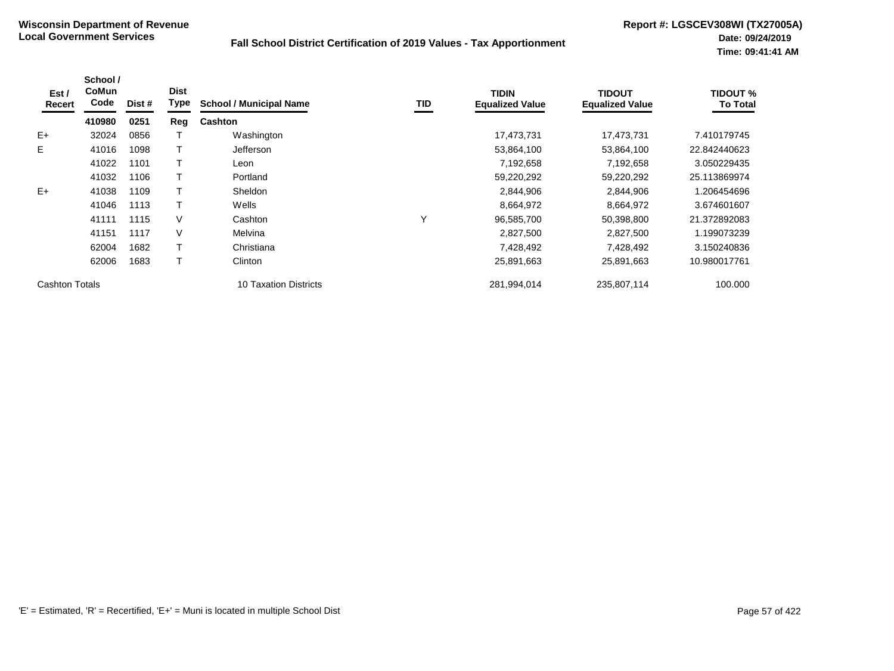**Wisconsin Department of Revenue**
**Local Government Services**

**Fall School District Certification of 2019 Values - Tax Apportionment**

**Report #: LGSCEV308WI (TX27005A)**
**Date: 09/24/2019**
**Time: 09:41:41 AM**

| Est / Recert | School / CoMun Code | Dist # | Dist Type | School / Municipal Name | TID | TIDIN Equalized Value | TIDOUT Equalized Value | TIDOUT % To Total |
|---|---|---|---|---|---|---|---|---|
| | **410980** | **0251** | **Reg** | **Cashton** | | | | |
| E+ | 32024 | 0856 | T | Washington | | 17,473,731 | 17,473,731 | 7.410179745 |
| E | 41016 | 1098 | T | Jefferson | | 53,864,100 | 53,864,100 | 22.842440623 |
| | 41022 | 1101 | T | Leon | | 7,192,658 | 7,192,658 | 3.050229435 |
| | 41032 | 1106 | T | Portland | | 59,220,292 | 59,220,292 | 25.113869974 |
| E+ | 41038 | 1109 | T | Sheldon | | 2,844,906 | 2,844,906 | 1.206454696 |
| | 41046 | 1113 | T | Wells | | 8,664,972 | 8,664,972 | 3.674601607 |
| | 41111 | 1115 | V | Cashton | Y | 96,585,700 | 50,398,800 | 21.372892083 |
| | 41151 | 1117 | V | Melvina | | 2,827,500 | 2,827,500 | 1.199073239 |
| | 62004 | 1682 | T | Christiana | | 7,428,492 | 7,428,492 | 3.150240836 |
| | 62006 | 1683 | T | Clinton | | 25,891,663 | 25,891,663 | 10.980017761 |
| Cashton Totals | | | | 10 Taxation Districts | | 281,994,014 | 235,807,114 | 100.000 |

'E' = Estimated, 'R' = Recertified, 'E+' = Muni is located in multiple School Dist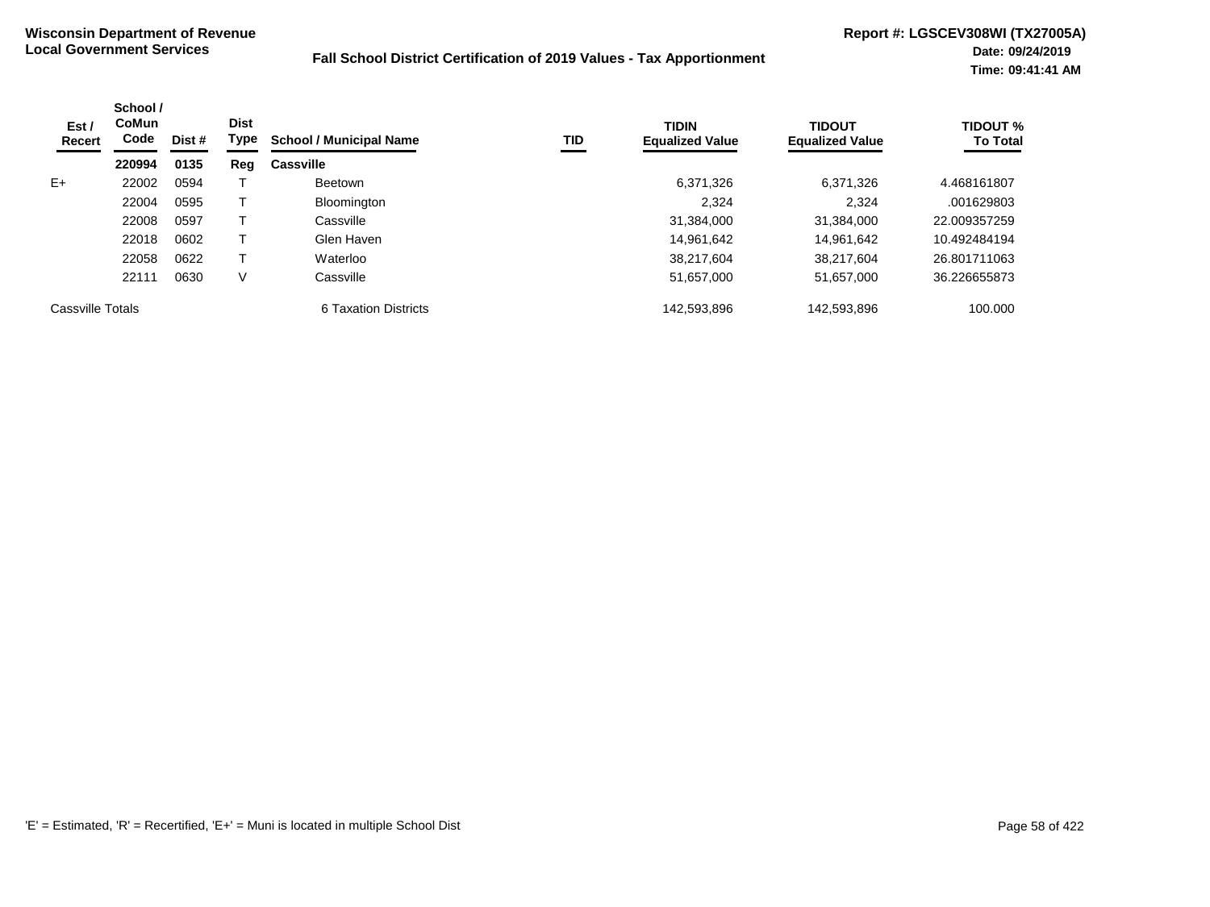**Wisconsin Department of Revenue**
**Local Government Services**

**Fall School District Certification of 2019 Values - Tax Apportionment**

**Report #: LGSCEV308WI (TX27005A)**
**Date: 09/24/2019**
**Time: 09:41:41 AM**

| Est / Recert | School / CoMun Code | Dist # | Dist Type | School / Municipal Name | TID | TIDIN Equalized Value | TIDOUT Equalized Value | TIDOUT % To Total |
|---|---|---|---|---|---|---|---|---|
| | **220994** | **0135** | **Reg** | **Cassville** | | | | |
| E+ | 22002 | 0594 | T | Beetown | | 6,371,326 | 6,371,326 | 4.468161807 |
| | 22004 | 0595 | T | Bloomington | | 2,324 | 2,324 | .001629803 |
| | 22008 | 0597 | T | Cassville | | 31,384,000 | 31,384,000 | 22.009357259 |
| | 22018 | 0602 | T | Glen Haven | | 14,961,642 | 14,961,642 | 10.492484194 |
| | 22058 | 0622 | T | Waterloo | | 38,217,604 | 38,217,604 | 26.801711063 |
| | 22111 | 0630 | V | Cassville | | 51,657,000 | 51,657,000 | 36.226655873 |
| Cassville Totals | | | | 6 Taxation Districts | | 142,593,896 | 142,593,896 | 100.000 |

'E' = Estimated, 'R' = Recertified, 'E+' = Muni is located in multiple School Dist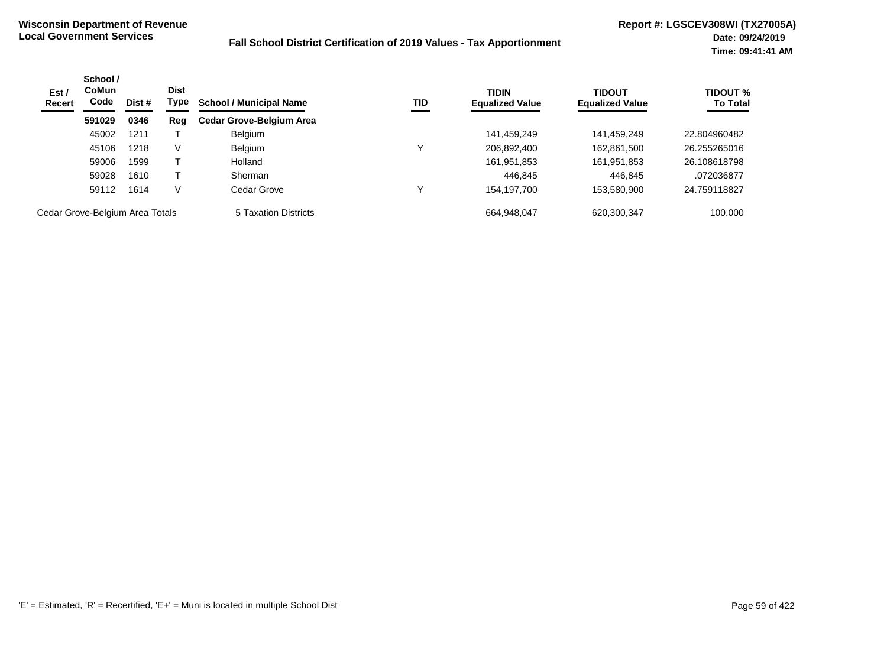**Wisconsin Department of Revenue**
**Local Government Services**

**Fall School District Certification of 2019 Values - Tax Apportionment**

**Report #: LGSCEV308WI (TX27005A)**
**Date: 09/24/2019**
**Time: 09:41:41 AM**

| Est / Recert | School / CoMun Code | Dist # | Dist Type | School / Municipal Name | TID | TIDIN Equalized Value | TIDOUT Equalized Value | TIDOUT % To Total |
|---|---|---|---|---|---|---|---|---|
| | **591029** | **0346** | **Reg** | **Cedar Grove-Belgium Area** | | | | |
| | 45002 | 1211 | T | Belgium | | 141,459,249 | 141,459,249 | 22.804960482 |
| | 45106 | 1218 | V | Belgium | Y | 206,892,400 | 162,861,500 | 26.255265016 |
| | 59006 | 1599 | T | Holland | | 161,951,853 | 161,951,853 | 26.108618798 |
| | 59028 | 1610 | T | Sherman | | 446,845 | 446,845 | .072036877 |
| | 59112 | 1614 | V | Cedar Grove | Y | 154,197,700 | 153,580,900 | 24.759118827 |
| Cedar Grove-Belgium Area Totals | | | | 5 Taxation Districts | | 664,948,047 | 620,300,347 | 100.000 |

'E' = Estimated, 'R' = Recertified, 'E+' = Muni is located in multiple School Dist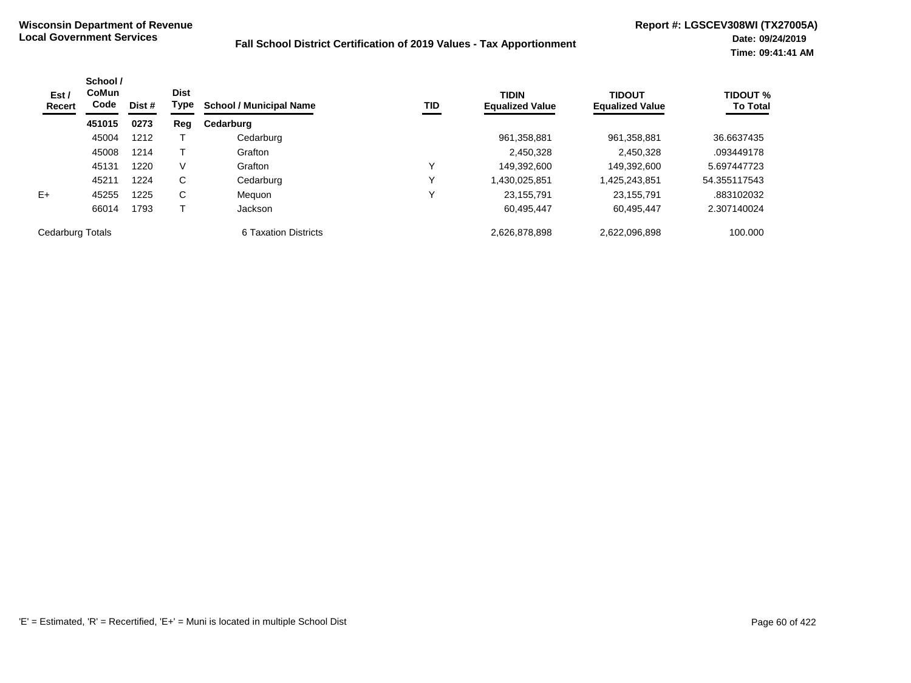**Wisconsin Department of Revenue**
**Local Government Services**

**Fall School District Certification of 2019 Values - Tax Apportionment**

**Report #: LGSCEV308WI (TX27005A)**
**Date: 09/24/2019**
**Time: 09:41:41 AM**

| Est / Recert | School / CoMun Code | Dist # | Dist Type | School / Municipal Name | TID | TIDIN Equalized Value | TIDOUT Equalized Value | TIDOUT % To Total |
|---|---|---|---|---|---|---|---|---|
| | **451015** | **0273** | **Reg** | **Cedarburg** | | | | |
| | 45004 | 1212 | T | Cedarburg | | 961,358,881 | 961,358,881 | 36.6637435 |
| | 45008 | 1214 | T | Grafton | | 2,450,328 | 2,450,328 | .093449178 |
| | 45131 | 1220 | V | Grafton | Y | 149,392,600 | 149,392,600 | 5.697447723 |
| | 45211 | 1224 | C | Cedarburg | Y | 1,430,025,851 | 1,425,243,851 | 54.355117543 |
| E+ | 45255 | 1225 | C | Mequon | Y | 23,155,791 | 23,155,791 | .883102032 |
| | 66014 | 1793 | T | Jackson | | 60,495,447 | 60,495,447 | 2.307140024 |
| Cedarburg Totals | | | | 6 Taxation Districts | | 2,626,878,898 | 2,622,096,898 | 100.000 |

'E' = Estimated, 'R' = Recertified, 'E+' = Muni is located in multiple School Dist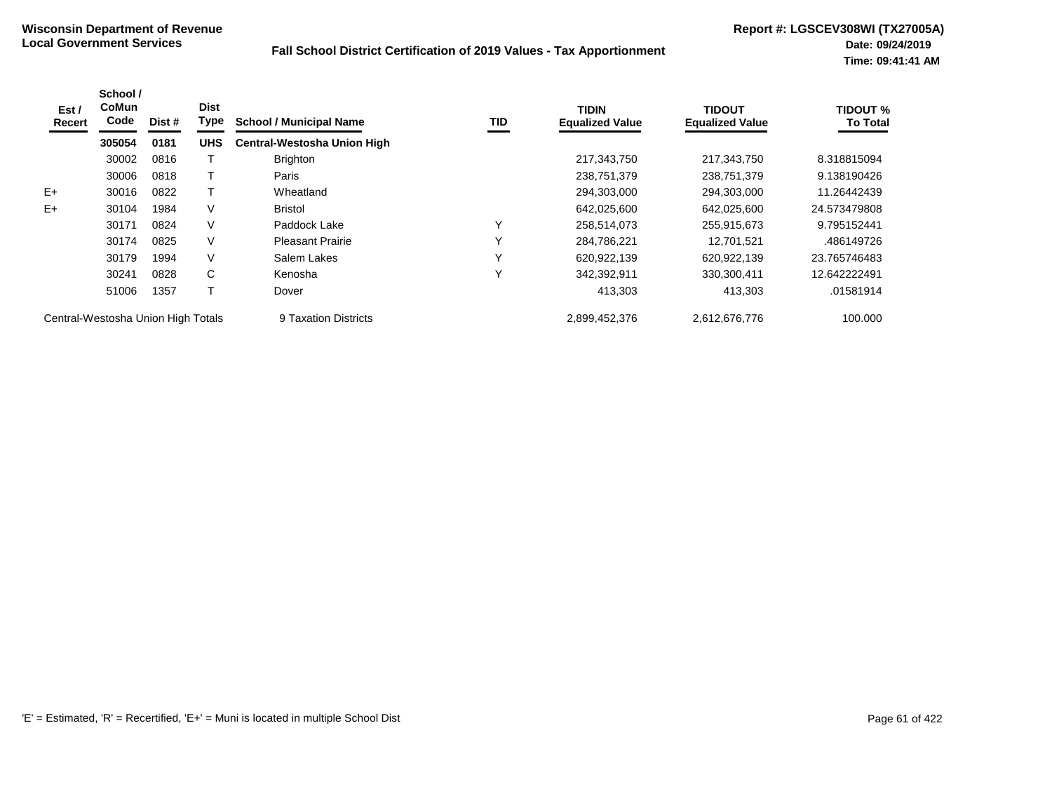**Wisconsin Department of Revenue**
**Local Government Services**

**Fall School District Certification of 2019 Values - Tax Apportionment**

**Report #: LGSCEV308WI (TX27005A)**
**Date: 09/24/2019**
**Time: 09:41:41 AM**

| Est / Recert | School / CoMun Code | Dist # | Dist Type | School / Municipal Name | TID | TIDIN Equalized Value | TIDOUT Equalized Value | TIDOUT % To Total |
|---|---|---|---|---|---|---|---|---|
| | **305054** | **0181** | **UHS** | **Central-Westosha Union High** | | | | |
| | 30002 | 0816 | T | Brighton | | 217,343,750 | 217,343,750 | 8.318815094 |
| | 30006 | 0818 | T | Paris | | 238,751,379 | 238,751,379 | 9.138190426 |
| E+ | 30016 | 0822 | T | Wheatland | | 294,303,000 | 294,303,000 | 11.26442439 |
| E+ | 30104 | 1984 | V | Bristol | | 642,025,600 | 642,025,600 | 24.573479808 |
| | 30171 | 0824 | V | Paddock Lake | Y | 258,514,073 | 255,915,673 | 9.795152441 |
| | 30174 | 0825 | V | Pleasant Prairie | Y | 284,786,221 | 12,701,521 | .486149726 |
| | 30179 | 1994 | V | Salem Lakes | Y | 620,922,139 | 620,922,139 | 23.765746483 |
| | 30241 | 0828 | C | Kenosha | Y | 342,392,911 | 330,300,411 | 12.642222491 |
| | 51006 | 1357 | T | Dover | | 413,303 | 413,303 | .01581914 |
| Central-Westosha Union High Totals | | | | 9 Taxation Districts | | 2,899,452,376 | 2,612,676,776 | 100.000 |

'E' = Estimated, 'R' = Recertified, 'E+' = Muni is located in multiple School Dist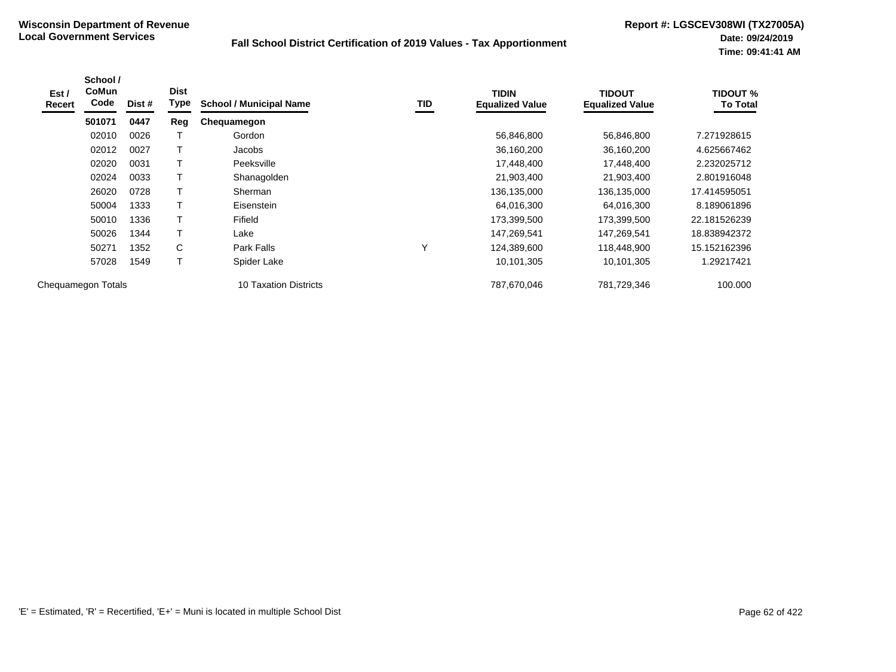**Wisconsin Department of Revenue**
**Local Government Services**

**Fall School District Certification of 2019 Values - Tax Apportionment**

**Report #: LGSCEV308WI (TX27005A)**
**Date: 09/24/2019**
**Time: 09:41:41 AM**

| Est / Recert | School / CoMun Code | Dist # | Dist Type | School / Municipal Name | TID | TIDIN Equalized Value | TIDOUT Equalized Value | TIDOUT % To Total |
|---|---|---|---|---|---|---|---|---|
| | **501071** | **0447** | **Reg** | **Chequamegon** | | | | |
| | 02010 | 0026 | T | Gordon | | 56,846,800 | 56,846,800 | 7.271928615 |
| | 02012 | 0027 | T | Jacobs | | 36,160,200 | 36,160,200 | 4.625667462 |
| | 02020 | 0031 | T | Peeksville | | 17,448,400 | 17,448,400 | 2.232025712 |
| | 02024 | 0033 | T | Shanagolden | | 21,903,400 | 21,903,400 | 2.801916048 |
| | 26020 | 0728 | T | Sherman | | 136,135,000 | 136,135,000 | 17.414595051 |
| | 50004 | 1333 | T | Eisenstein | | 64,016,300 | 64,016,300 | 8.189061896 |
| | 50010 | 1336 | T | Fifield | | 173,399,500 | 173,399,500 | 22.181526239 |
| | 50026 | 1344 | T | Lake | | 147,269,541 | 147,269,541 | 18.838942372 |
| | 50271 | 1352 | C | Park Falls | Y | 124,389,600 | 118,448,900 | 15.152162396 |
| | 57028 | 1549 | T | Spider Lake | | 10,101,305 | 10,101,305 | 1.29217421 |
| Chequamegon Totals | | | | 10 Taxation Districts | | 787,670,046 | 781,729,346 | 100.000 |

'E' = Estimated, 'R' = Recertified, 'E+' = Muni is located in multiple School Dist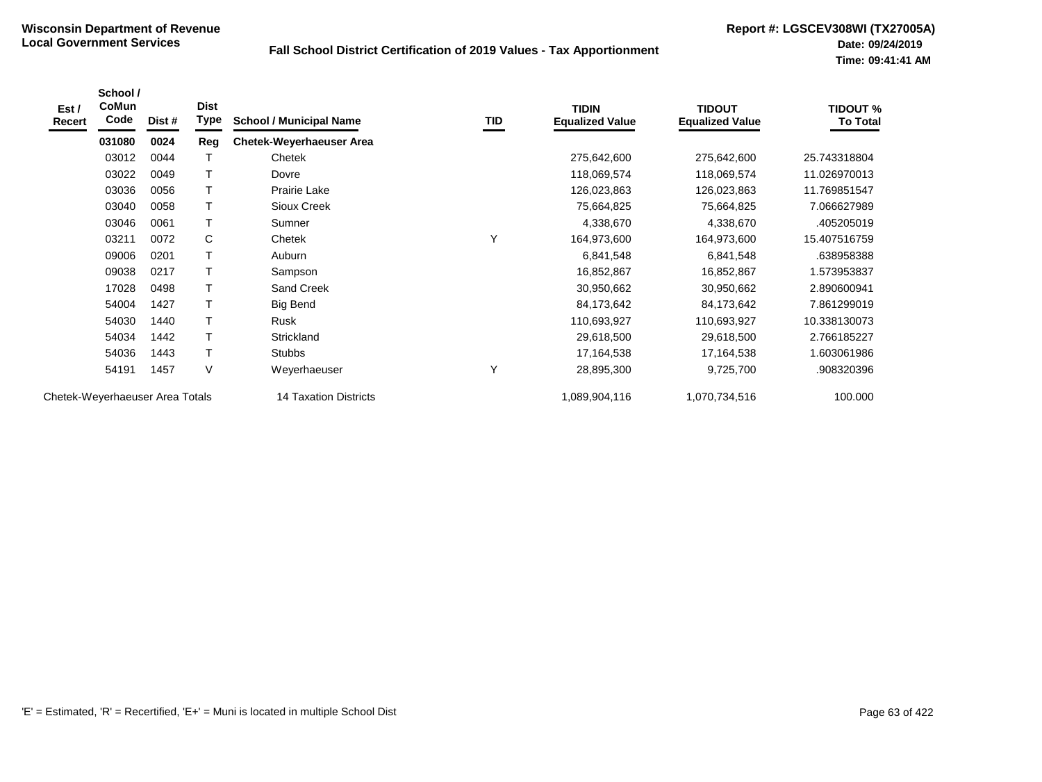**Wisconsin Department of Revenue**
**Local Government Services**

**Fall School District Certification of 2019 Values - Tax Apportionment**

**Report #: LGSCEV308WI (TX27005A)**
**Date: 09/24/2019**
**Time: 09:41:41 AM**

| Est / Recert | School / CoMun Code | Dist # | Dist Type | School / Municipal Name | TID | TIDIN Equalized Value | TIDOUT Equalized Value | TIDOUT % To Total |
|---|---|---|---|---|---|---|---|---|
| | **031080** | **0024** | **Reg** | **Chetek-Weyerhaeuser Area** | | | | |
| | 03012 | 0044 | T | Chetek | | 275,642,600 | 275,642,600 | 25.743318804 |
| | 03022 | 0049 | T | Dovre | | 118,069,574 | 118,069,574 | 11.026970013 |
| | 03036 | 0056 | T | Prairie Lake | | 126,023,863 | 126,023,863 | 11.769851547 |
| | 03040 | 0058 | T | Sioux Creek | | 75,664,825 | 75,664,825 | 7.066627989 |
| | 03046 | 0061 | T | Sumner | | 4,338,670 | 4,338,670 | .405205019 |
| | 03211 | 0072 | C | Chetek | Y | 164,973,600 | 164,973,600 | 15.407516759 |
| | 09006 | 0201 | T | Auburn | | 6,841,548 | 6,841,548 | .638958388 |
| | 09038 | 0217 | T | Sampson | | 16,852,867 | 16,852,867 | 1.573953837 |
| | 17028 | 0498 | T | Sand Creek | | 30,950,662 | 30,950,662 | 2.890600941 |
| | 54004 | 1427 | T | Big Bend | | 84,173,642 | 84,173,642 | 7.861299019 |
| | 54030 | 1440 | T | Rusk | | 110,693,927 | 110,693,927 | 10.338130073 |
| | 54034 | 1442 | T | Strickland | | 29,618,500 | 29,618,500 | 2.766185227 |
| | 54036 | 1443 | T | Stubbs | | 17,164,538 | 17,164,538 | 1.603061986 |
| | 54191 | 1457 | V | Weyerhaeuser | Y | 28,895,300 | 9,725,700 | .908320396 |
| Chetek-Weyerhaeuser Area Totals | | | | 14 Taxation Districts | | 1,089,904,116 | 1,070,734,516 | 100.000 |

'E' = Estimated, 'R' = Recertified, 'E+' = Muni is located in multiple School Dist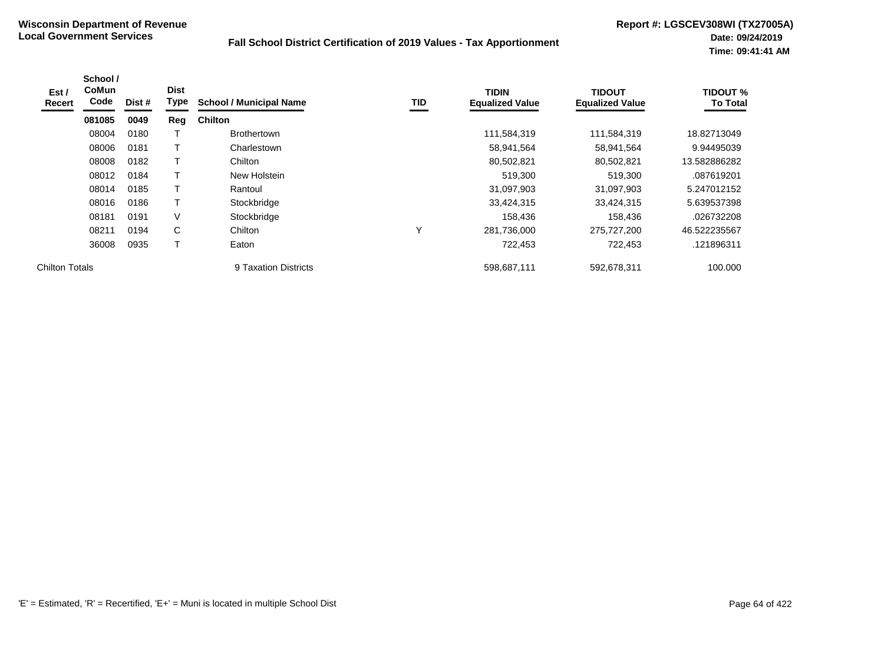**Wisconsin Department of Revenue**
**Local Government Services**

**Fall School District Certification of 2019 Values - Tax Apportionment**

**Report #: LGSCEV308WI (TX27005A)**
**Date: 09/24/2019**
**Time: 09:41:41 AM**

| Est / Recert | School / CoMun Code | Dist # | Dist Type | School / Municipal Name | TID | TIDIN Equalized Value | TIDOUT Equalized Value | TIDOUT % To Total |
|---|---|---|---|---|---|---|---|---|
| | **081085** | **0049** | **Reg** | **Chilton** | | | | |
| | 08004 | 0180 | T | Brothertown | | 111,584,319 | 111,584,319 | 18.82713049 |
| | 08006 | 0181 | T | Charlestown | | 58,941,564 | 58,941,564 | 9.94495039 |
| | 08008 | 0182 | T | Chilton | | 80,502,821 | 80,502,821 | 13.582886282 |
| | 08012 | 0184 | T | New Holstein | | 519,300 | 519,300 | .087619201 |
| | 08014 | 0185 | T | Rantoul | | 31,097,903 | 31,097,903 | 5.247012152 |
| | 08016 | 0186 | T | Stockbridge | | 33,424,315 | 33,424,315 | 5.639537398 |
| | 08181 | 0191 | V | Stockbridge | | 158,436 | 158,436 | .026732208 |
| | 08211 | 0194 | C | Chilton | Y | 281,736,000 | 275,727,200 | 46.522235567 |
| | 36008 | 0935 | T | Eaton | | 722,453 | 722,453 | .121896311 |
| Chilton Totals | | | | 9 Taxation Districts | | 598,687,111 | 592,678,311 | 100.000 |

'E' = Estimated, 'R' = Recertified, 'E+' = Muni is located in multiple School Dist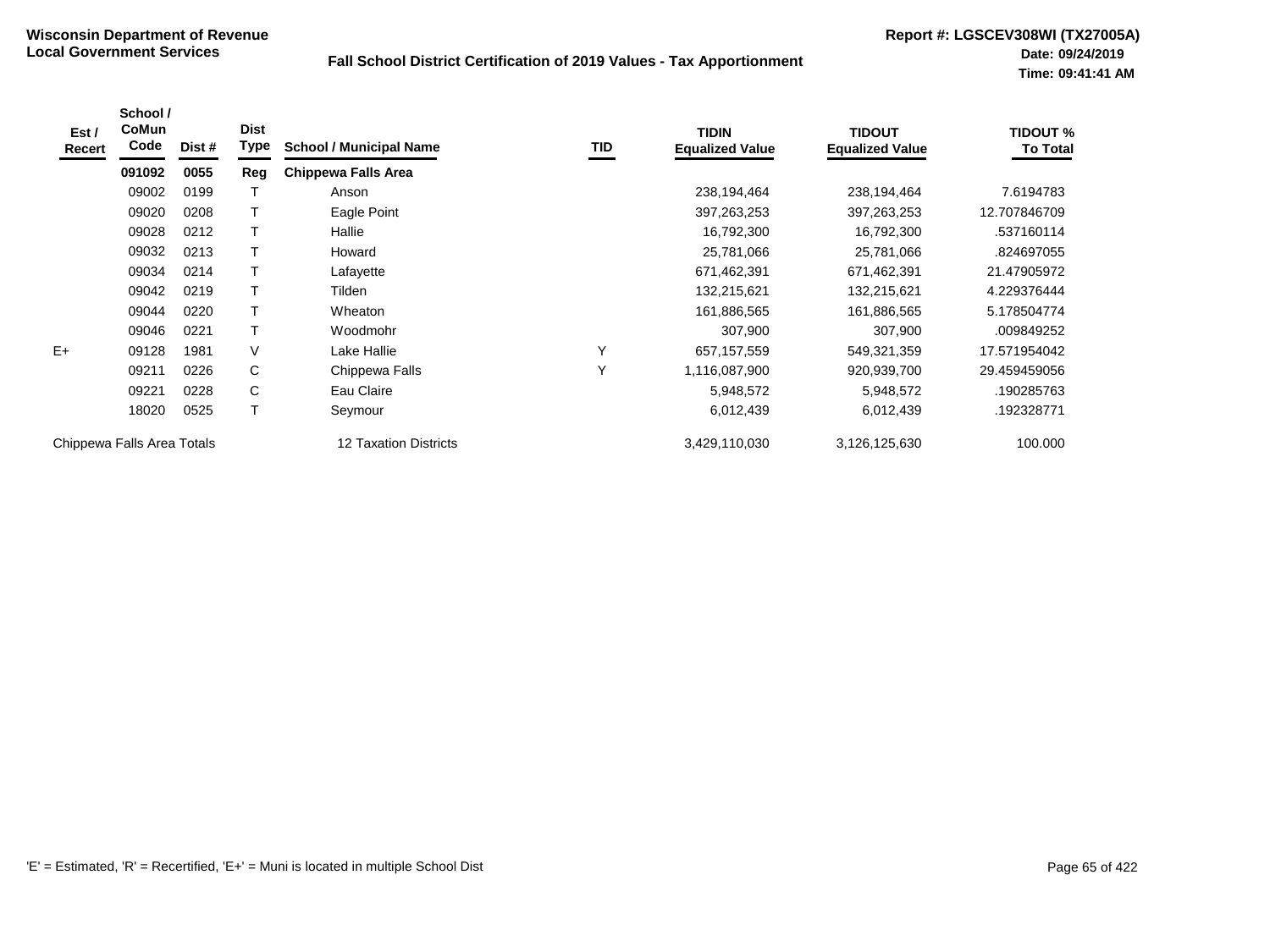**Wisconsin Department of Revenue**
**Local Government Services**

## Fall School District Certification of 2019 Values - Tax Apportionment

**Report #: LGSCEV308WI (TX27005A)**
**Date: 09/24/2019**
**Time: 09:41:41 AM**

| Est / Recert | School / CoMun Code | Dist # | Dist Type | School / Municipal Name | TID | TIDIN Equalized Value | TIDOUT Equalized Value | TIDOUT % To Total |
|---|---|---|---|---|---|---|---|---|
| | **091092** | **0055** | **Reg** | **Chippewa Falls Area** | | | | |
| | 09002 | 0199 | T | Anson | | 238,194,464 | 238,194,464 | 7.6194783 |
| | 09020 | 0208 | T | Eagle Point | | 397,263,253 | 397,263,253 | 12.707846709 |
| | 09028 | 0212 | T | Hallie | | 16,792,300 | 16,792,300 | .537160114 |
| | 09032 | 0213 | T | Howard | | 25,781,066 | 25,781,066 | .824697055 |
| | 09034 | 0214 | T | Lafayette | | 671,462,391 | 671,462,391 | 21.47905972 |
| | 09042 | 0219 | T | Tilden | | 132,215,621 | 132,215,621 | 4.229376444 |
| | 09044 | 0220 | T | Wheaton | | 161,886,565 | 161,886,565 | 5.178504774 |
| | 09046 | 0221 | T | Woodmohr | | 307,900 | 307,900 | .009849252 |
| E+ | 09128 | 1981 | V | Lake Hallie | Y | 657,157,559 | 549,321,359 | 17.571954042 |
| | 09211 | 0226 | C | Chippewa Falls | Y | 1,116,087,900 | 920,939,700 | 29.459459056 |
| | 09221 | 0228 | C | Eau Claire | | 5,948,572 | 5,948,572 | .190285763 |
| | 18020 | 0525 | T | Seymour | | 6,012,439 | 6,012,439 | .192328771 |
| Chippewa Falls Area Totals | | | | 12 Taxation Districts | | 3,429,110,030 | 3,126,125,630 | 100.000 |

'E' = Estimated, 'R' = Recertified, 'E+' = Muni is located in multiple School Dist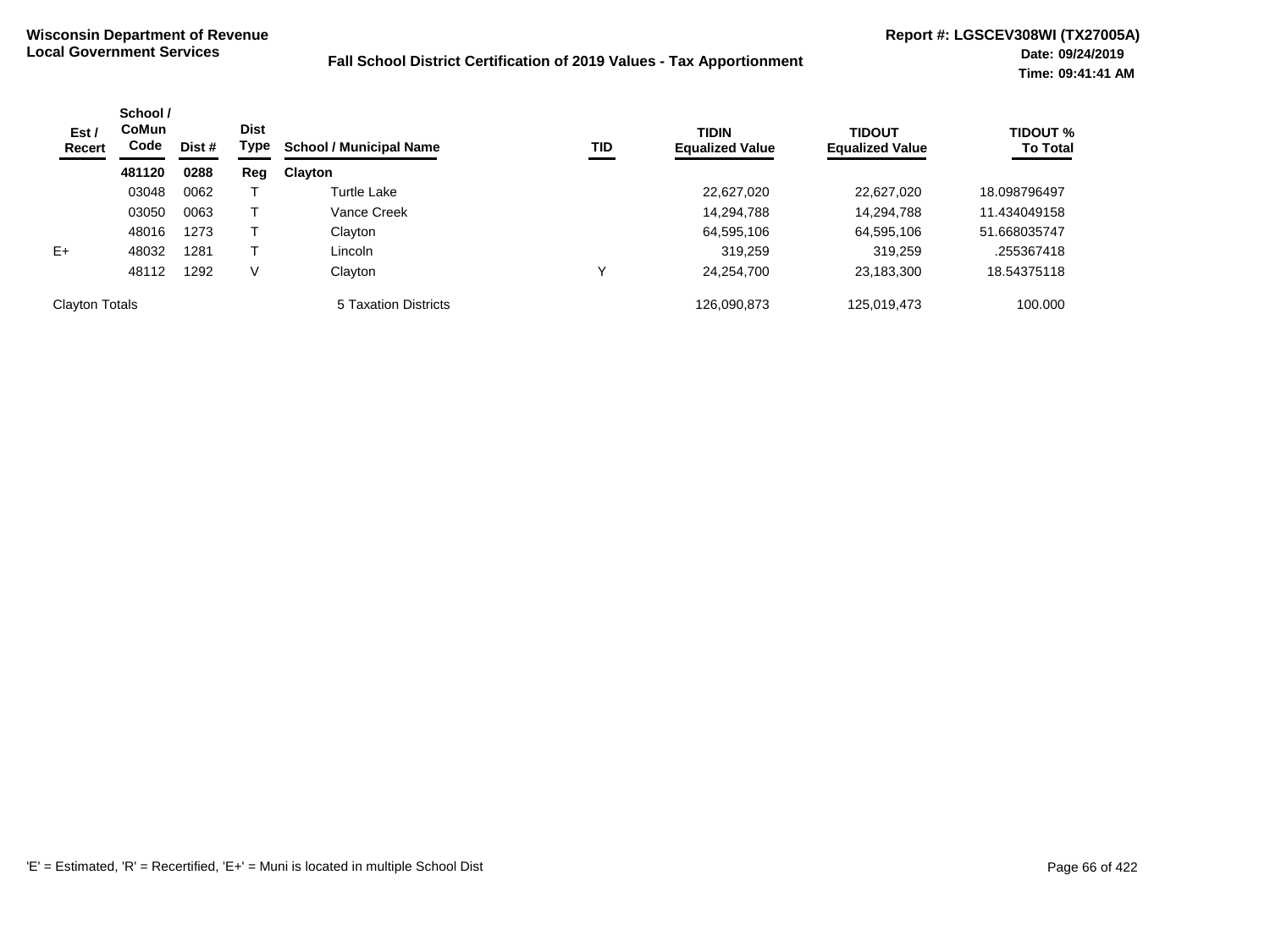**Wisconsin Department of Revenue**
**Local Government Services**

**Fall School District Certification of 2019 Values - Tax Apportionment**

**Report #: LGSCEV308WI (TX27005A)**
**Date: 09/24/2019**
**Time: 09:41:41 AM**

| Est / Recert | School / CoMun Code | Dist # | Dist Type | School / Municipal Name | TID | TIDIN Equalized Value | TIDOUT Equalized Value | TIDOUT % To Total |
|---|---|---|---|---|---|---|---|---|
| | **481120** | **0288** | **Reg** | **Clayton** | | | | |
| | 03048 | 0062 | T | Turtle Lake | | 22,627,020 | 22,627,020 | 18.098796497 |
| | 03050 | 0063 | T | Vance Creek | | 14,294,788 | 14,294,788 | 11.434049158 |
| | 48016 | 1273 | T | Clayton | | 64,595,106 | 64,595,106 | 51.668035747 |
| E+ | 48032 | 1281 | T | Lincoln | | 319,259 | 319,259 | .255367418 |
| | 48112 | 1292 | V | Clayton | Y | 24,254,700 | 23,183,300 | 18.54375118 |
| Clayton Totals | | | | 5 Taxation Districts | | 126,090,873 | 125,019,473 | 100.000 |

'E' = Estimated, 'R' = Recertified, 'E+' = Muni is located in multiple School Dist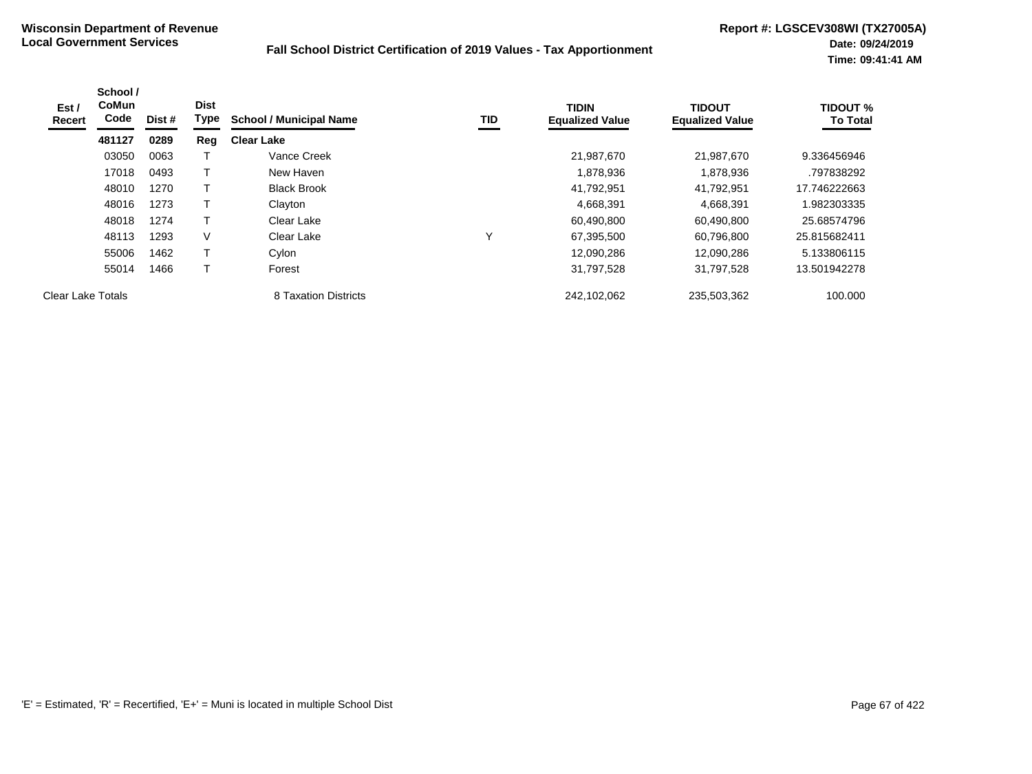**Wisconsin Department of Revenue**
**Local Government Services**

**Fall School District Certification of 2019 Values - Tax Apportionment**

**Report #: LGSCEV308WI (TX27005A)**
**Date: 09/24/2019**
**Time: 09:41:41 AM**

| Est / Recert | School / CoMun Code | Dist # | Dist Type | School / Municipal Name | TID | TIDIN Equalized Value | TIDOUT Equalized Value | TIDOUT % To Total |
|---|---|---|---|---|---|---|---|---|
| | **481127** | **0289** | **Reg** | **Clear Lake** | | | | |
| | 03050 | 0063 | T | Vance Creek | | 21,987,670 | 21,987,670 | 9.336456946 |
| | 17018 | 0493 | T | New Haven | | 1,878,936 | 1,878,936 | .797838292 |
| | 48010 | 1270 | T | Black Brook | | 41,792,951 | 41,792,951 | 17.746222663 |
| | 48016 | 1273 | T | Clayton | | 4,668,391 | 4,668,391 | 1.982303335 |
| | 48018 | 1274 | T | Clear Lake | | 60,490,800 | 60,490,800 | 25.68574796 |
| | 48113 | 1293 | V | Clear Lake | Y | 67,395,500 | 60,796,800 | 25.815682411 |
| | 55006 | 1462 | T | Cylon | | 12,090,286 | 12,090,286 | 5.133806115 |
| | 55014 | 1466 | T | Forest | | 31,797,528 | 31,797,528 | 13.501942278 |
| Clear Lake Totals | | | | 8 Taxation Districts | | 242,102,062 | 235,503,362 | 100.000 |

'E' = Estimated, 'R' = Recertified, 'E+' = Muni is located in multiple School Dist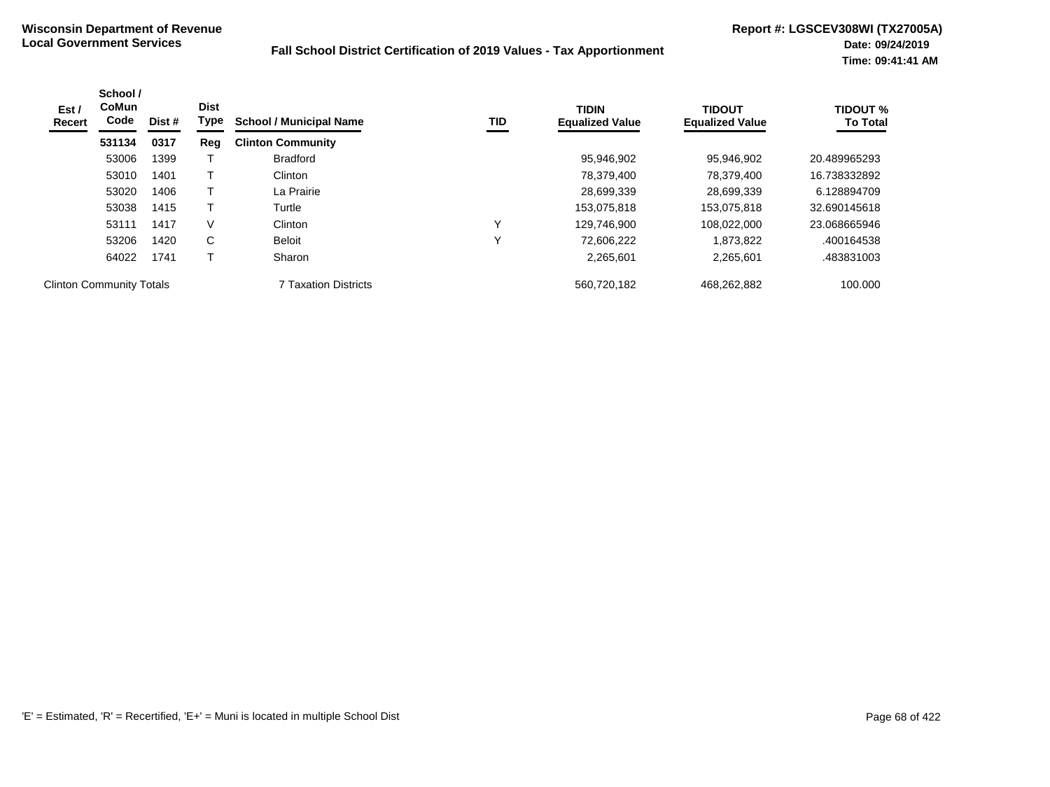**Wisconsin Department of Revenue**
**Local Government Services**

**Fall School District Certification of 2019 Values - Tax Apportionment**

**Report #: LGSCEV308WI (TX27005A)**
**Date: 09/24/2019**
**Time: 09:41:41 AM**

| Est / Recert | School / CoMun Code | Dist # | Dist Type | School / Municipal Name | TID | TIDIN Equalized Value | TIDOUT Equalized Value | TIDOUT % To Total |
|---|---|---|---|---|---|---|---|---|
| | **531134** | **0317** | **Reg** | **Clinton Community** | | | | |
| | 53006 | 1399 | T | Bradford | | 95,946,902 | 95,946,902 | 20.489965293 |
| | 53010 | 1401 | T | Clinton | | 78,379,400 | 78,379,400 | 16.738332892 |
| | 53020 | 1406 | T | La Prairie | | 28,699,339 | 28,699,339 | 6.128894709 |
| | 53038 | 1415 | T | Turtle | | 153,075,818 | 153,075,818 | 32.690145618 |
| | 53111 | 1417 | V | Clinton | Y | 129,746,900 | 108,022,000 | 23.068665946 |
| | 53206 | 1420 | C | Beloit | Y | 72,606,222 | 1,873,822 | .400164538 |
| | 64022 | 1741 | T | Sharon | | 2,265,601 | 2,265,601 | .483831003 |
| Clinton Community Totals | | | | 7 Taxation Districts | | 560,720,182 | 468,262,882 | 100.000 |

'E' = Estimated, 'R' = Recertified, 'E+' = Muni is located in multiple School Dist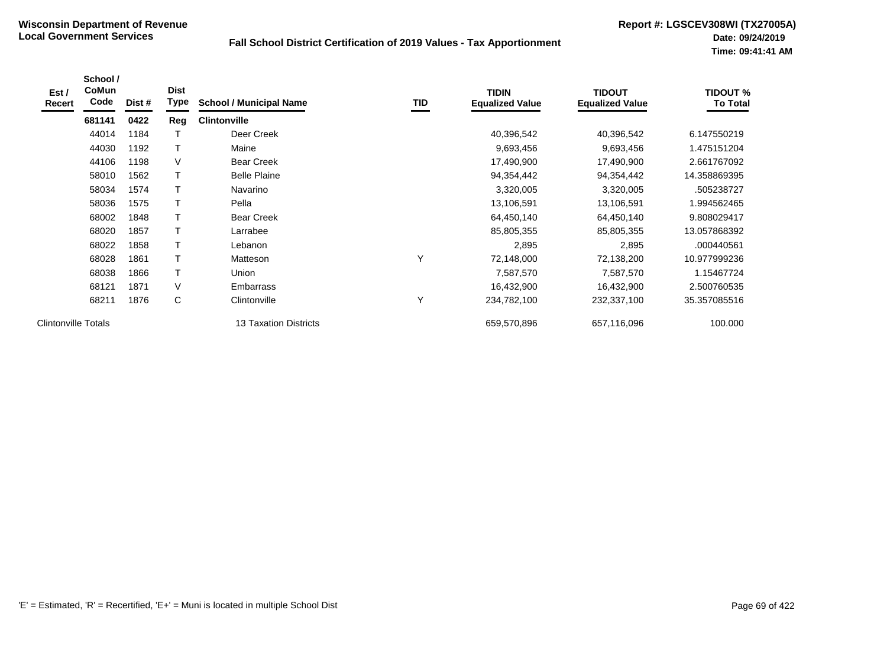**Wisconsin Department of Revenue**
**Local Government Services**

**Fall School District Certification of 2019 Values - Tax Apportionment**

**Report #: LGSCEV308WI (TX27005A)**
**Date: 09/24/2019**
**Time: 09:41:41 AM**

| Est / Recert | School / CoMun Code | Dist # | Dist Type | School / Municipal Name | TID | TIDIN Equalized Value | TIDOUT Equalized Value | TIDOUT % To Total |
|---|---|---|---|---|---|---|---|---|
| | **681141** | **0422** | **Reg** | **Clintonville** | | | | |
| | 44014 | 1184 | T | Deer Creek | | 40,396,542 | 40,396,542 | 6.147550219 |
| | 44030 | 1192 | T | Maine | | 9,693,456 | 9,693,456 | 1.475151204 |
| | 44106 | 1198 | V | Bear Creek | | 17,490,900 | 17,490,900 | 2.661767092 |
| | 58010 | 1562 | T | Belle Plaine | | 94,354,442 | 94,354,442 | 14.358869395 |
| | 58034 | 1574 | T | Navarino | | 3,320,005 | 3,320,005 | .505238727 |
| | 58036 | 1575 | T | Pella | | 13,106,591 | 13,106,591 | 1.994562465 |
| | 68002 | 1848 | T | Bear Creek | | 64,450,140 | 64,450,140 | 9.808029417 |
| | 68020 | 1857 | T | Larrabee | | 85,805,355 | 85,805,355 | 13.057868392 |
| | 68022 | 1858 | T | Lebanon | | 2,895 | 2,895 | .000440561 |
| | 68028 | 1861 | T | Matteson | Y | 72,148,000 | 72,138,200 | 10.977999236 |
| | 68038 | 1866 | T | Union | | 7,587,570 | 7,587,570 | 1.15467724 |
| | 68121 | 1871 | V | Embarrass | | 16,432,900 | 16,432,900 | 2.500760535 |
| | 68211 | 1876 | C | Clintonville | Y | 234,782,100 | 232,337,100 | 35.357085516 |
| Clintonville Totals | | | | 13 Taxation Districts | | 659,570,896 | 657,116,096 | 100.000 |

'E' = Estimated, 'R' = Recertified, 'E+' = Muni is located in multiple School Dist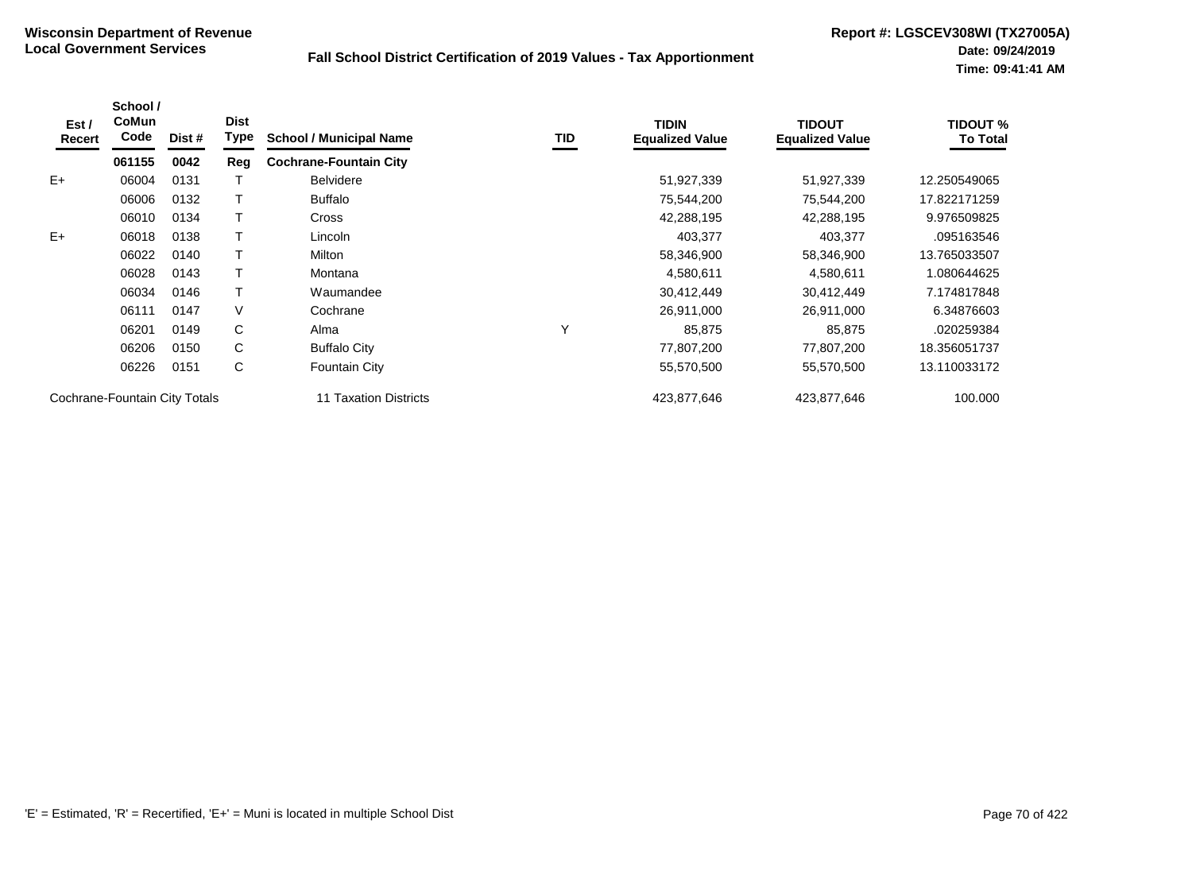**Wisconsin Department of Revenue**
**Local Government Services**

**Fall School District Certification of 2019 Values - Tax Apportionment**

**Report #: LGSCEV308WI (TX27005A)**
**Date: 09/24/2019**
**Time: 09:41:41 AM**

| Est / Recert | School / CoMun Code | Dist # | Dist Type | School / Municipal Name | TID | TIDIN Equalized Value | TIDOUT Equalized Value | TIDOUT % To Total |
|---|---|---|---|---|---|---|---|---|
| | **061155** | **0042** | **Reg** | **Cochrane-Fountain City** | | | | |
| E+ | 06004 | 0131 | T | Belvidere | | 51,927,339 | 51,927,339 | 12.250549065 |
| | 06006 | 0132 | T | Buffalo | | 75,544,200 | 75,544,200 | 17.822171259 |
| | 06010 | 0134 | T | Cross | | 42,288,195 | 42,288,195 | 9.976509825 |
| E+ | 06018 | 0138 | T | Lincoln | | 403,377 | 403,377 | .095163546 |
| | 06022 | 0140 | T | Milton | | 58,346,900 | 58,346,900 | 13.765033507 |
| | 06028 | 0143 | T | Montana | | 4,580,611 | 4,580,611 | 1.080644625 |
| | 06034 | 0146 | T | Waumandee | | 30,412,449 | 30,412,449 | 7.174817848 |
| | 06111 | 0147 | V | Cochrane | | 26,911,000 | 26,911,000 | 6.34876603 |
| | 06201 | 0149 | C | Alma | Y | 85,875 | 85,875 | .020259384 |
| | 06206 | 0150 | C | Buffalo City | | 77,807,200 | 77,807,200 | 18.356051737 |
| | 06226 | 0151 | C | Fountain City | | 55,570,500 | 55,570,500 | 13.110033172 |
| Cochrane-Fountain City Totals | | | | 11 Taxation Districts | | 423,877,646 | 423,877,646 | 100.000 |

'E' = Estimated, 'R' = Recertified, 'E+' = Muni is located in multiple School Dist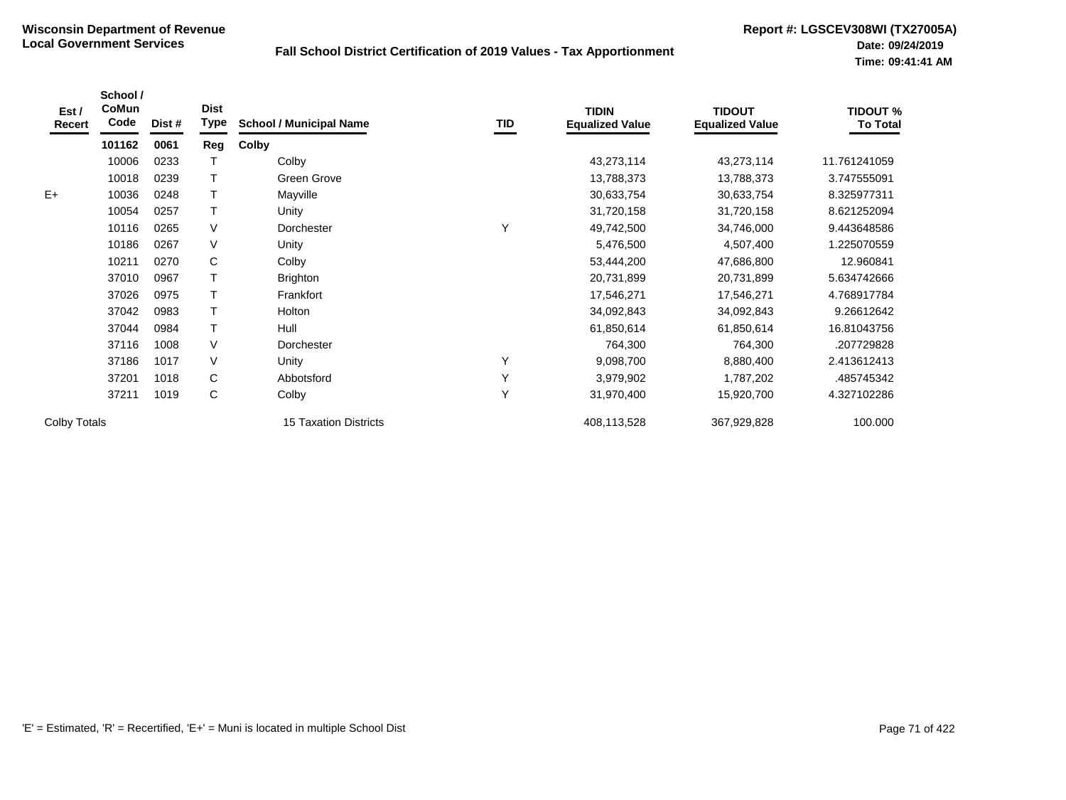**Wisconsin Department of Revenue**
**Local Government Services**

## Fall School District Certification of 2019 Values - Tax Apportionment

**Report #: LGSCEV308WI (TX27005A)**
**Date: 09/24/2019**
**Time: 09:41:41 AM**

| Est / Recert | School / CoMun Code | Dist # | Dist Type | School / Municipal Name | TID | TIDIN Equalized Value | TIDOUT Equalized Value | TIDOUT % To Total |
|---|---|---|---|---|---|---|---|---|
| | **101162** | **0061** | **Reg** | **Colby** | | | | |
| | 10006 | 0233 | T | Colby | | 43,273,114 | 43,273,114 | 11.761241059 |
| | 10018 | 0239 | T | Green Grove | | 13,788,373 | 13,788,373 | 3.747555091 |
| E+ | 10036 | 0248 | T | Mayville | | 30,633,754 | 30,633,754 | 8.325977311 |
| | 10054 | 0257 | T | Unity | | 31,720,158 | 31,720,158 | 8.621252094 |
| | 10116 | 0265 | V | Dorchester | Y | 49,742,500 | 34,746,000 | 9.443648586 |
| | 10186 | 0267 | V | Unity | | 5,476,500 | 4,507,400 | 1.225070559 |
| | 10211 | 0270 | C | Colby | | 53,444,200 | 47,686,800 | 12.960841 |
| | 37010 | 0967 | T | Brighton | | 20,731,899 | 20,731,899 | 5.634742666 |
| | 37026 | 0975 | T | Frankfort | | 17,546,271 | 17,546,271 | 4.768917784 |
| | 37042 | 0983 | T | Holton | | 34,092,843 | 34,092,843 | 9.26612642 |
| | 37044 | 0984 | T | Hull | | 61,850,614 | 61,850,614 | 16.81043756 |
| | 37116 | 1008 | V | Dorchester | | 764,300 | 764,300 | .207729828 |
| | 37186 | 1017 | V | Unity | Y | 9,098,700 | 8,880,400 | 2.413612413 |
| | 37201 | 1018 | C | Abbotsford | Y | 3,979,902 | 1,787,202 | .485745342 |
| | 37211 | 1019 | C | Colby | Y | 31,970,400 | 15,920,700 | 4.327102286 |
| Colby Totals | | | | 15 Taxation Districts | | 408,113,528 | 367,929,828 | 100.000 |

'E' = Estimated, 'R' = Recertified, 'E+' = Muni is located in multiple School Dist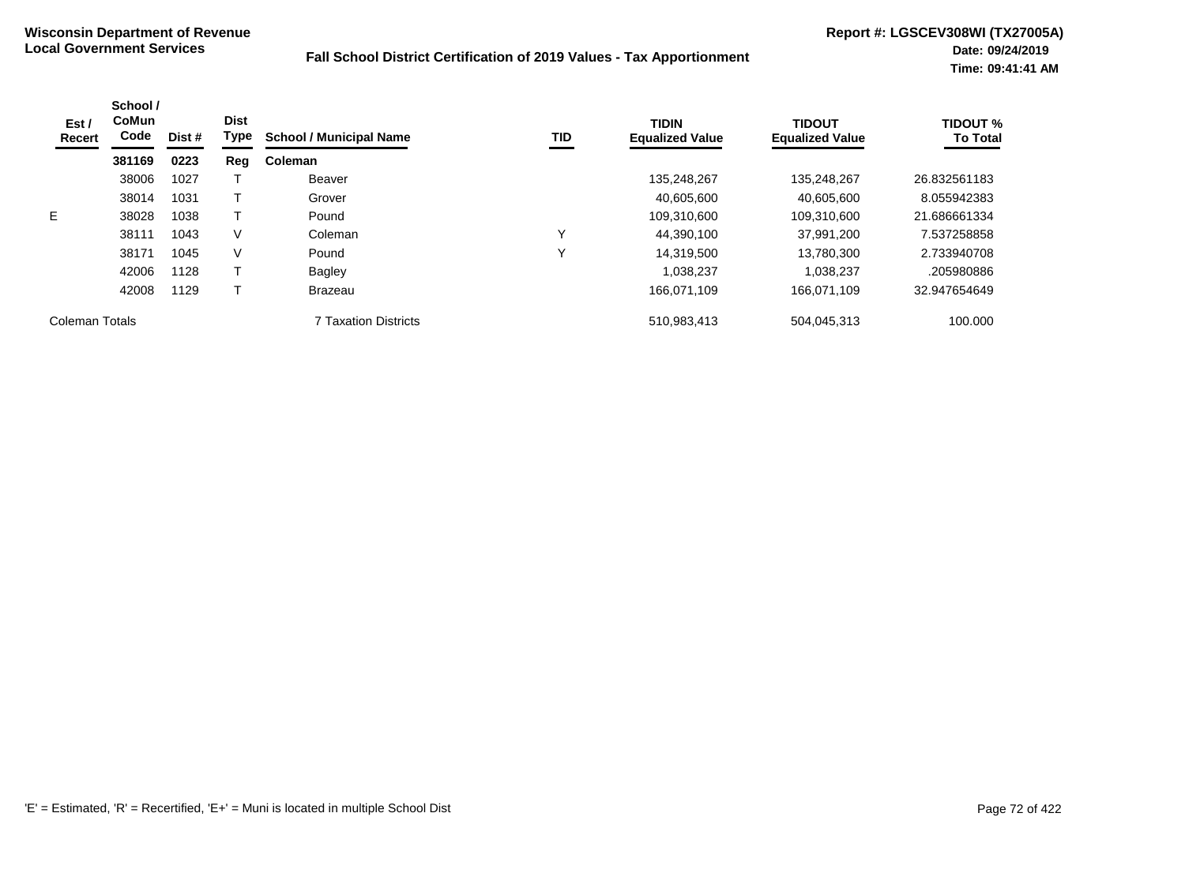**Wisconsin Department of Revenue**
**Local Government Services**

**Fall School District Certification of 2019 Values - Tax Apportionment**

**Report #: LGSCEV308WI (TX27005A)**
**Date: 09/24/2019**
**Time: 09:41:41 AM**

| Est / Recert | School / CoMun Code | Dist # | Dist Type | School / Municipal Name | TID | TIDIN Equalized Value | TIDOUT Equalized Value | TIDOUT % To Total |
|---|---|---|---|---|---|---|---|---|
| | **381169** | **0223** | **Reg** | **Coleman** | | | | |
| | 38006 | 1027 | T | Beaver | | 135,248,267 | 135,248,267 | 26.832561183 |
| | 38014 | 1031 | T | Grover | | 40,605,600 | 40,605,600 | 8.055942383 |
| E | 38028 | 1038 | T | Pound | | 109,310,600 | 109,310,600 | 21.686661334 |
| | 38111 | 1043 | V | Coleman | Y | 44,390,100 | 37,991,200 | 7.537258858 |
| | 38171 | 1045 | V | Pound | Y | 14,319,500 | 13,780,300 | 2.733940708 |
| | 42006 | 1128 | T | Bagley | | 1,038,237 | 1,038,237 | .205980886 |
| | 42008 | 1129 | T | Brazeau | | 166,071,109 | 166,071,109 | 32.947654649 |
| Coleman Totals | | | | 7 Taxation Districts | | 510,983,413 | 504,045,313 | 100.000 |

'E' = Estimated, 'R' = Recertified, 'E+' = Muni is located in multiple School Dist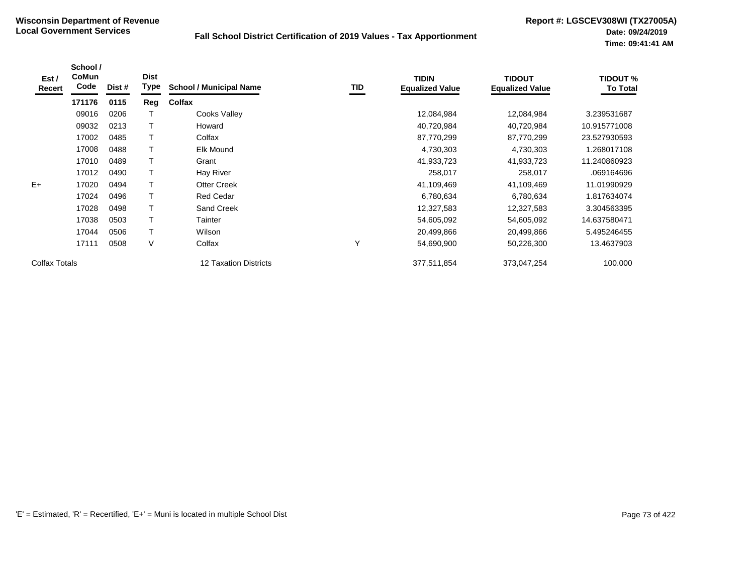**Wisconsin Department of Revenue**
**Local Government Services**

**Fall School District Certification of 2019 Values - Tax Apportionment**

**Report #: LGSCEV308WI (TX27005A)**
**Date: 09/24/2019**
**Time: 09:41:41 AM**

| Est / Recert | School / CoMun Code | Dist # | Dist Type | School / Municipal Name | TID | TIDIN Equalized Value | TIDOUT Equalized Value | TIDOUT % To Total |
|---|---|---|---|---|---|---|---|---|
| | **171176** | **0115** | **Reg** | **Colfax** | | | | |
| | 09016 | 0206 | T | Cooks Valley | | 12,084,984 | 12,084,984 | 3.239531687 |
| | 09032 | 0213 | T | Howard | | 40,720,984 | 40,720,984 | 10.915771008 |
| | 17002 | 0485 | T | Colfax | | 87,770,299 | 87,770,299 | 23.527930593 |
| | 17008 | 0488 | T | Elk Mound | | 4,730,303 | 4,730,303 | 1.268017108 |
| | 17010 | 0489 | T | Grant | | 41,933,723 | 41,933,723 | 11.240860923 |
| | 17012 | 0490 | T | Hay River | | 258,017 | 258,017 | .069164696 |
| E+ | 17020 | 0494 | T | Otter Creek | | 41,109,469 | 41,109,469 | 11.01990929 |
| | 17024 | 0496 | T | Red Cedar | | 6,780,634 | 6,780,634 | 1.817634074 |
| | 17028 | 0498 | T | Sand Creek | | 12,327,583 | 12,327,583 | 3.304563395 |
| | 17038 | 0503 | T | Tainter | | 54,605,092 | 54,605,092 | 14.637580471 |
| | 17044 | 0506 | T | Wilson | | 20,499,866 | 20,499,866 | 5.495246455 |
| | 17111 | 0508 | V | Colfax | Y | 54,690,900 | 50,226,300 | 13.4637903 |
| Colfax Totals | | | | 12 Taxation Districts | | 377,511,854 | 373,047,254 | 100.000 |

'E' = Estimated, 'R' = Recertified, 'E+' = Muni is located in multiple School Dist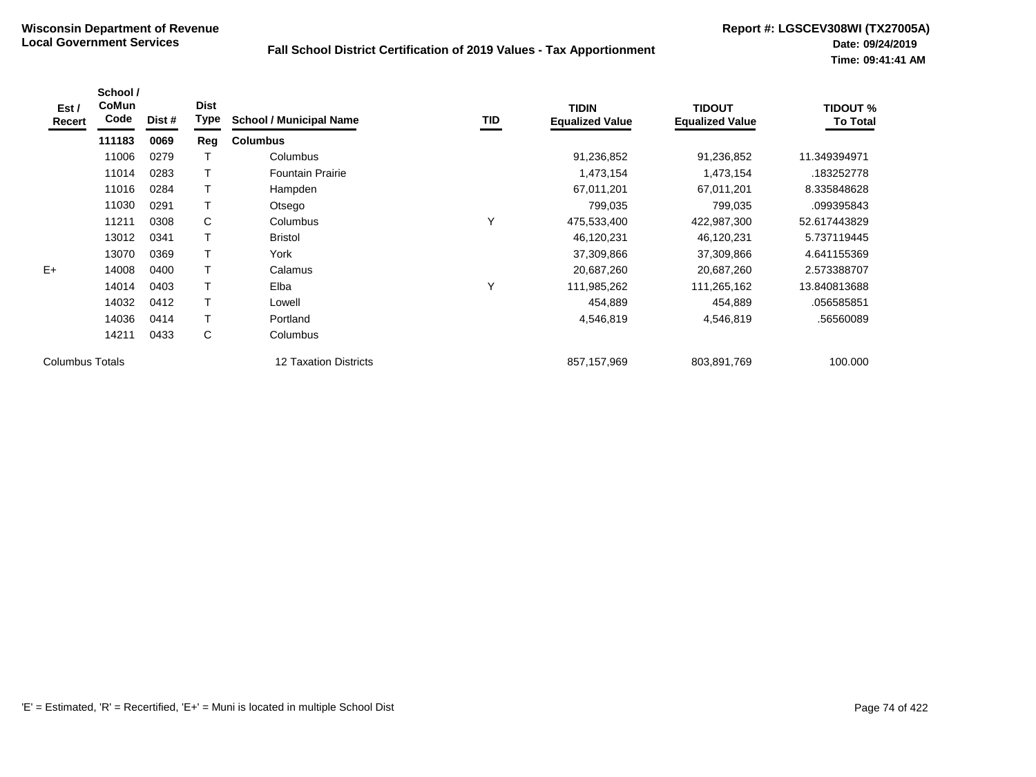**Wisconsin Department of Revenue**
**Local Government Services**

**Fall School District Certification of 2019 Values - Tax Apportionment**

**Report #: LGSCEV308WI (TX27005A)**
**Date: 09/24/2019**
**Time: 09:41:41 AM**

| Est / Recert | School / CoMun Code | Dist # | Dist Type | School / Municipal Name | TID | TIDIN Equalized Value | TIDOUT Equalized Value | TIDOUT % To Total |
|---|---|---|---|---|---|---|---|---|
| | **111183** | **0069** | **Reg** | **Columbus** | | | | |
| | 11006 | 0279 | T | Columbus | | 91,236,852 | 91,236,852 | 11.349394971 |
| | 11014 | 0283 | T | Fountain Prairie | | 1,473,154 | 1,473,154 | .183252778 |
| | 11016 | 0284 | T | Hampden | | 67,011,201 | 67,011,201 | 8.335848628 |
| | 11030 | 0291 | T | Otsego | | 799,035 | 799,035 | .099395843 |
| | 11211 | 0308 | C | Columbus | Y | 475,533,400 | 422,987,300 | 52.617443829 |
| | 13012 | 0341 | T | Bristol | | 46,120,231 | 46,120,231 | 5.737119445 |
| | 13070 | 0369 | T | York | | 37,309,866 | 37,309,866 | 4.641155369 |
| E+ | 14008 | 0400 | T | Calamus | | 20,687,260 | 20,687,260 | 2.573388707 |
| | 14014 | 0403 | T | Elba | Y | 111,985,262 | 111,265,162 | 13.840813688 |
| | 14032 | 0412 | T | Lowell | | 454,889 | 454,889 | .056585851 |
| | 14036 | 0414 | T | Portland | | 4,546,819 | 4,546,819 | .56560089 |
| | 14211 | 0433 | C | Columbus | | | | |
| Columbus Totals | | | | 12 Taxation Districts | | 857,157,969 | 803,891,769 | 100.000 |

'E' = Estimated, 'R' = Recertified, 'E+' = Muni is located in multiple School Dist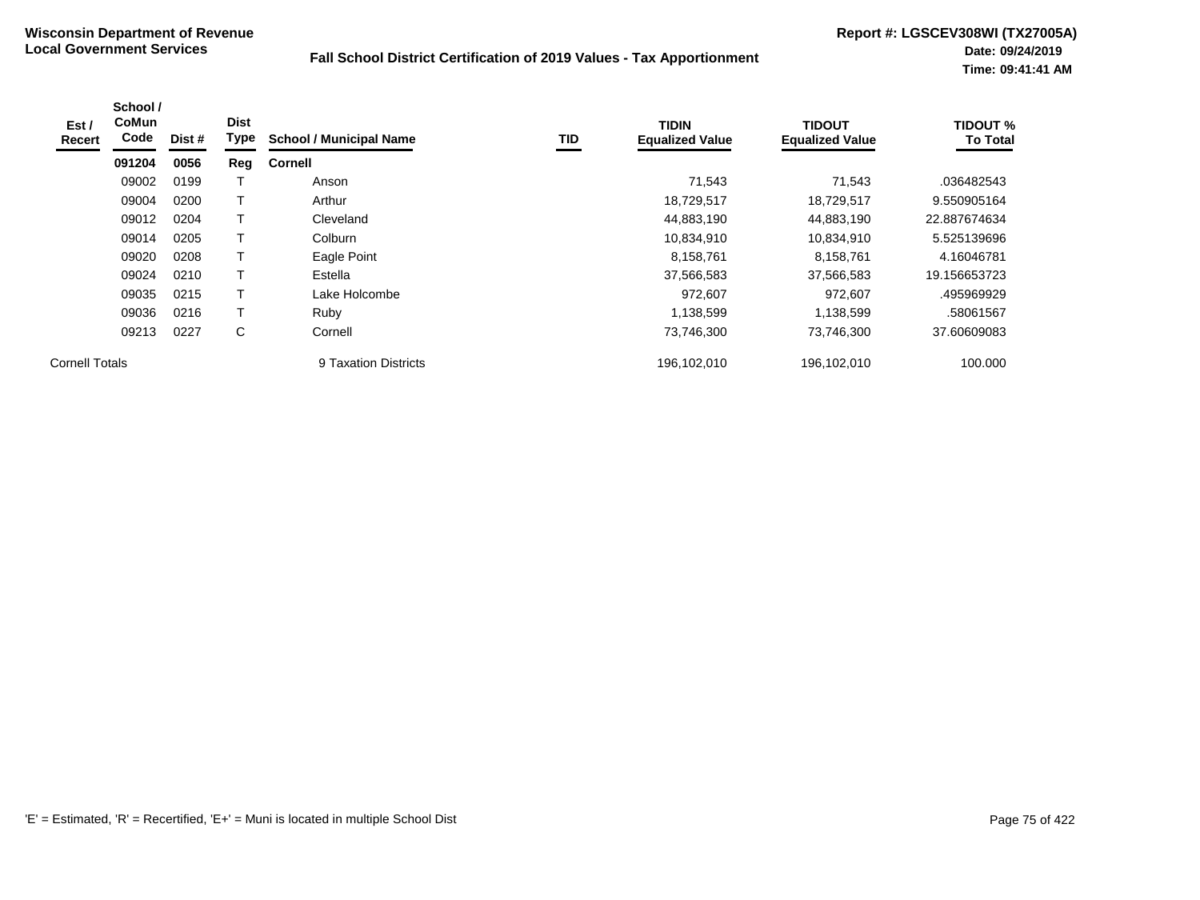**Wisconsin Department of Revenue**
**Local Government Services**

## Fall School District Certification of 2019 Values - Tax Apportionment

**Report #: LGSCEV308WI (TX27005A)**
**Date: 09/24/2019**
**Time: 09:41:41 AM**

| Est / Recert | School / CoMun Code | Dist # | Dist Type | School / Municipal Name | TID | TIDIN Equalized Value | TIDOUT Equalized Value | TIDOUT % To Total |
|---|---|---|---|---|---|---|---|---|
| | **091204** | **0056** | **Reg** | **Cornell** | | | | |
| | 09002 | 0199 | T | Anson | | 71,543 | 71,543 | .036482543 |
| | 09004 | 0200 | T | Arthur | | 18,729,517 | 18,729,517 | 9.550905164 |
| | 09012 | 0204 | T | Cleveland | | 44,883,190 | 44,883,190 | 22.887674634 |
| | 09014 | 0205 | T | Colburn | | 10,834,910 | 10,834,910 | 5.525139696 |
| | 09020 | 0208 | T | Eagle Point | | 8,158,761 | 8,158,761 | 4.16046781 |
| | 09024 | 0210 | T | Estella | | 37,566,583 | 37,566,583 | 19.156653723 |
| | 09035 | 0215 | T | Lake Holcombe | | 972,607 | 972,607 | .495969929 |
| | 09036 | 0216 | T | Ruby | | 1,138,599 | 1,138,599 | .58061567 |
| | 09213 | 0227 | C | Cornell | | 73,746,300 | 73,746,300 | 37.60609083 |
| Cornell Totals | | | | 9 Taxation Districts | | 196,102,010 | 196,102,010 | 100.000 |

'E' = Estimated, 'R' = Recertified, 'E+' = Muni is located in multiple School Dist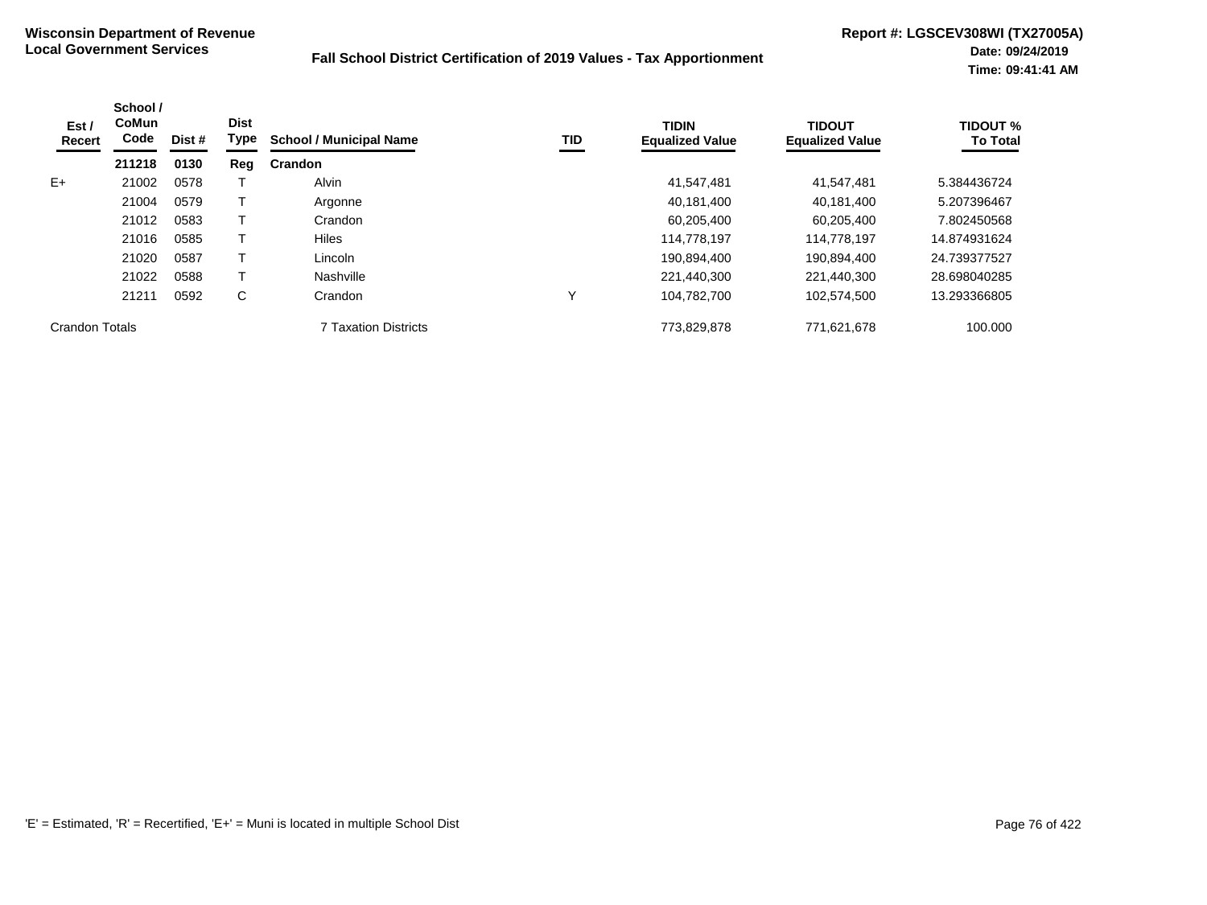**Wisconsin Department of Revenue**
**Local Government Services**

**Fall School District Certification of 2019 Values - Tax Apportionment**

**Report #: LGSCEV308WI (TX27005A)**
**Date: 09/24/2019**
**Time: 09:41:41 AM**

| Est / Recert | School / CoMun Code | Dist # | Dist Type | School / Municipal Name | TID | TIDIN Equalized Value | TIDOUT Equalized Value | TIDOUT % To Total |
|---|---|---|---|---|---|---|---|---|
| | **211218** | **0130** | **Reg** | **Crandon** | | | | |
| E+ | 21002 | 0578 | T | Alvin | | 41,547,481 | 41,547,481 | 5.384436724 |
| | 21004 | 0579 | T | Argonne | | 40,181,400 | 40,181,400 | 5.207396467 |
| | 21012 | 0583 | T | Crandon | | 60,205,400 | 60,205,400 | 7.802450568 |
| | 21016 | 0585 | T | Hiles | | 114,778,197 | 114,778,197 | 14.874931624 |
| | 21020 | 0587 | T | Lincoln | | 190,894,400 | 190,894,400 | 24.739377527 |
| | 21022 | 0588 | T | Nashville | | 221,440,300 | 221,440,300 | 28.698040285 |
| | 21211 | 0592 | C | Crandon | Y | 104,782,700 | 102,574,500 | 13.293366805 |
| Crandon Totals | | | | 7 Taxation Districts | | 773,829,878 | 771,621,678 | 100.000 |

'E' = Estimated, 'R' = Recertified, 'E+' = Muni is located in multiple School Dist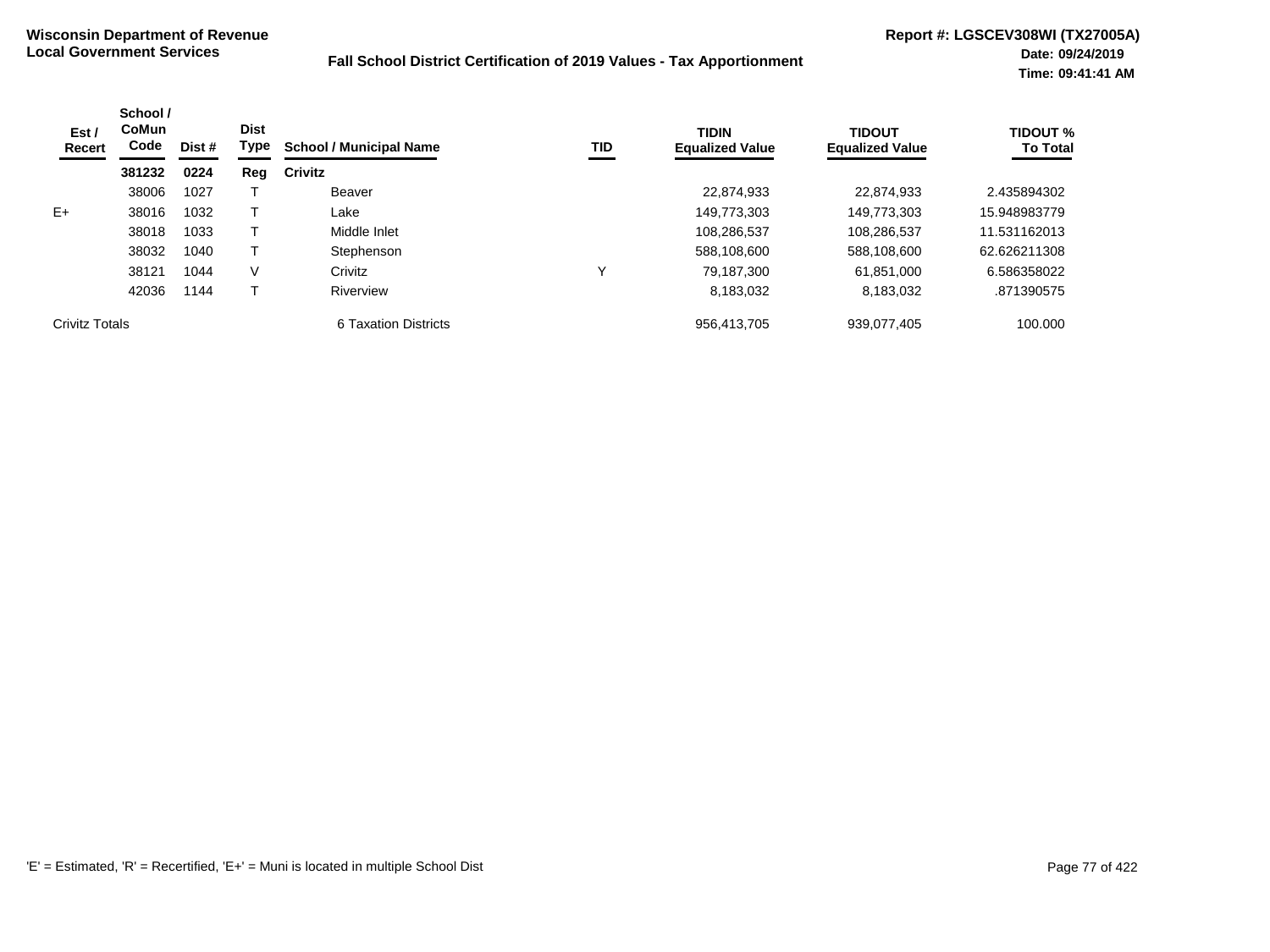**Wisconsin Department of Revenue**
**Local Government Services**

**Fall School District Certification of 2019 Values - Tax Apportionment**

**Report #: LGSCEV308WI (TX27005A)**
**Date: 09/24/2019**
**Time: 09:41:41 AM**

| Est / Recert | School / CoMun Code | Dist # | Dist Type | School / Municipal Name | TID | TIDIN Equalized Value | TIDOUT Equalized Value | TIDOUT % To Total |
|---|---|---|---|---|---|---|---|---|
| | **381232** | **0224** | **Reg** | **Crivitz** | | | | |
| | 38006 | 1027 | T | Beaver | | 22,874,933 | 22,874,933 | 2.435894302 |
| E+ | 38016 | 1032 | T | Lake | | 149,773,303 | 149,773,303 | 15.948983779 |
| | 38018 | 1033 | T | Middle Inlet | | 108,286,537 | 108,286,537 | 11.531162013 |
| | 38032 | 1040 | T | Stephenson | | 588,108,600 | 588,108,600 | 62.626211308 |
| | 38121 | 1044 | V | Crivitz | Y | 79,187,300 | 61,851,000 | 6.586358022 |
| | 42036 | 1144 | T | Riverview | | 8,183,032 | 8,183,032 | .871390575 |
| Crivitz Totals | | | | 6 Taxation Districts | | 956,413,705 | 939,077,405 | 100.000 |

'E' = Estimated, 'R' = Recertified, 'E+' = Muni is located in multiple School Dist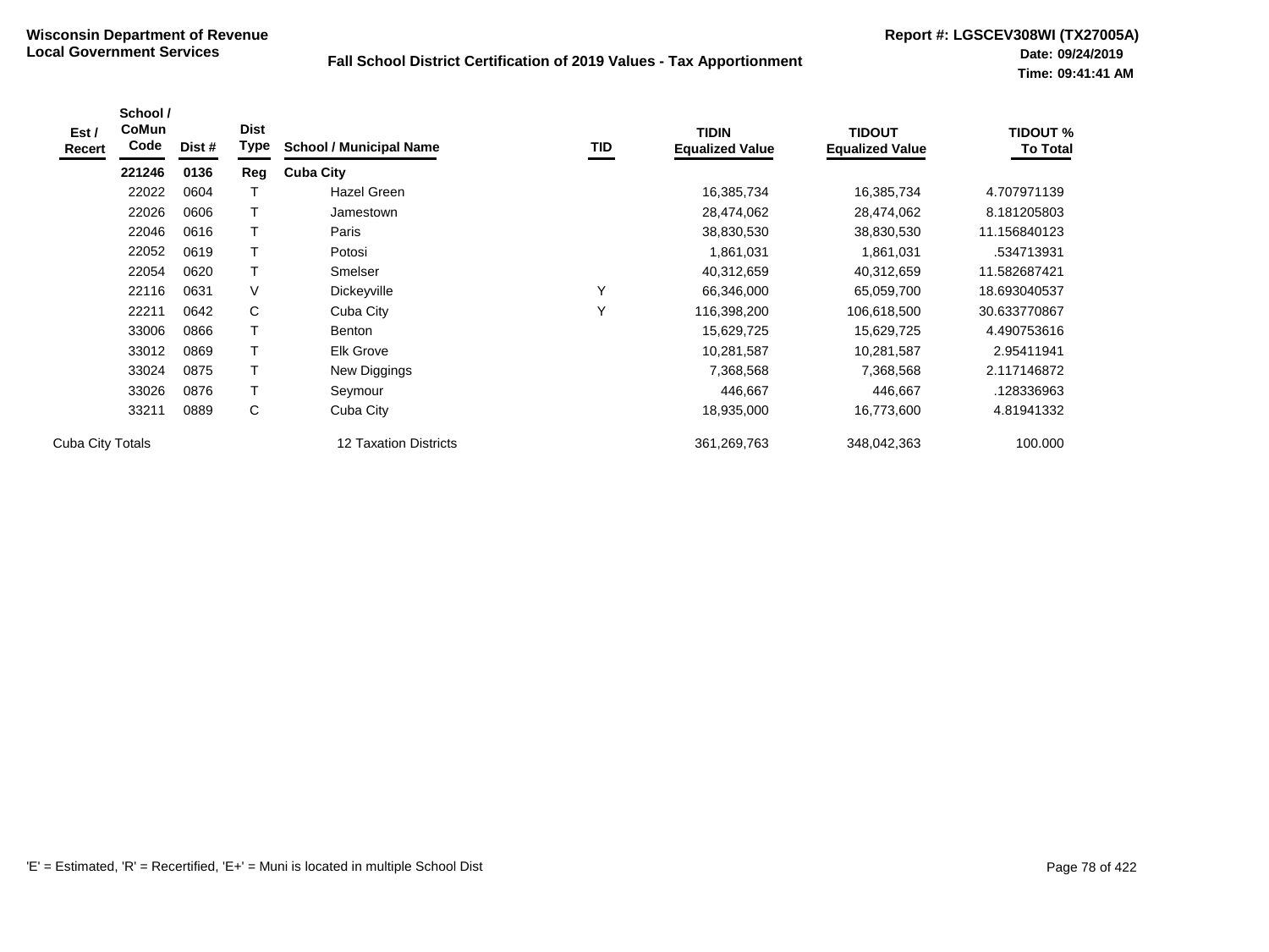**Wisconsin Department of Revenue**
**Local Government Services**

**Fall School District Certification of 2019 Values - Tax Apportionment**

**Report #: LGSCEV308WI (TX27005A)**
**Date: 09/24/2019**
**Time: 09:41:41 AM**

| Est / Recert | School / CoMun Code | Dist # | Dist Type | School / Municipal Name | TID | TIDIN Equalized Value | TIDOUT Equalized Value | TIDOUT % To Total |
|---|---|---|---|---|---|---|---|---|
| | **221246** | **0136** | **Reg** | **Cuba City** | | | | |
| | 22022 | 0604 | T | Hazel Green | | 16,385,734 | 16,385,734 | 4.707971139 |
| | 22026 | 0606 | T | Jamestown | | 28,474,062 | 28,474,062 | 8.181205803 |
| | 22046 | 0616 | T | Paris | | 38,830,530 | 38,830,530 | 11.156840123 |
| | 22052 | 0619 | T | Potosi | | 1,861,031 | 1,861,031 | .534713931 |
| | 22054 | 0620 | T | Smelser | | 40,312,659 | 40,312,659 | 11.582687421 |
| | 22116 | 0631 | V | Dickeyville | Y | 66,346,000 | 65,059,700 | 18.693040537 |
| | 22211 | 0642 | C | Cuba City | Y | 116,398,200 | 106,618,500 | 30.633770867 |
| | 33006 | 0866 | T | Benton | | 15,629,725 | 15,629,725 | 4.490753616 |
| | 33012 | 0869 | T | Elk Grove | | 10,281,587 | 10,281,587 | 2.95411941 |
| | 33024 | 0875 | T | New Diggings | | 7,368,568 | 7,368,568 | 2.117146872 |
| | 33026 | 0876 | T | Seymour | | 446,667 | 446,667 | .128336963 |
| | 33211 | 0889 | C | Cuba City | | 18,935,000 | 16,773,600 | 4.81941332 |
| Cuba City Totals | | | | 12 Taxation Districts | | 361,269,763 | 348,042,363 | 100.000 |

'E' = Estimated, 'R' = Recertified, 'E+' = Muni is located in multiple School Dist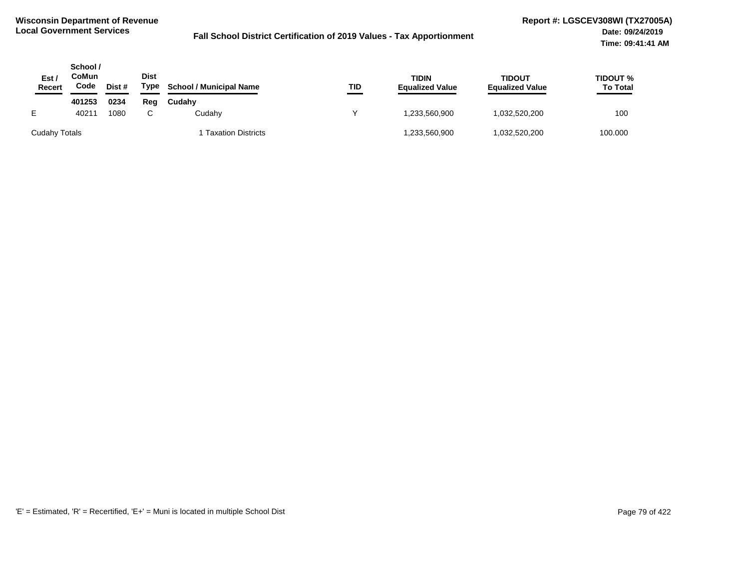**Wisconsin Department of Revenue**
**Local Government Services**

**Fall School District Certification of 2019 Values - Tax Apportionment**

**Report #: LGSCEV308WI (TX27005A)**
**Date: 09/24/2019**
**Time: 09:41:41 AM**

| Est / Recert | School / CoMun Code | Dist # | Dist Type | School / Municipal Name | TID | TIDIN Equalized Value | TIDOUT Equalized Value | TIDOUT % To Total |
|---|---|---|---|---|---|---|---|---|
| | **401253** | **0234** | **Reg** | **Cudahy** | | | | |
| E | 40211 | 1080 | C | Cudahy | Y | 1,233,560,900 | 1,032,520,200 | 100 |
| Cudahy Totals | | | | 1 Taxation Districts | | 1,233,560,900 | 1,032,520,200 | 100.000 |

'E' = Estimated, 'R' = Recertified, 'E+' = Muni is located in multiple School Dist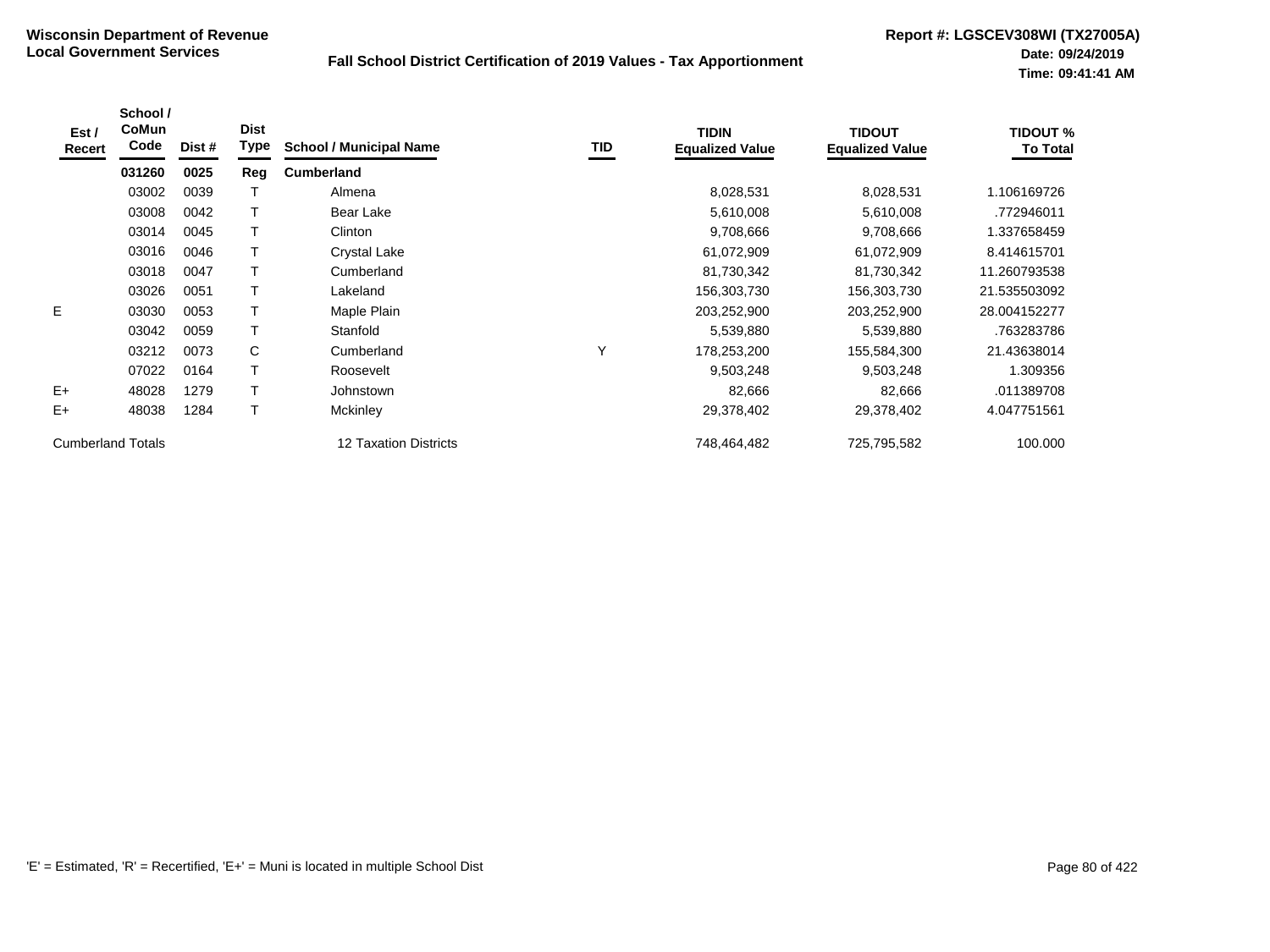**Wisconsin Department of Revenue**
**Local Government Services**

## Fall School District Certification of 2019 Values - Tax Apportionment

**Report #: LGSCEV308WI (TX27005A)**
**Date: 09/24/2019**
**Time: 09:41:41 AM**

| Est / Recert | School / CoMun Code | Dist # | Dist Type | School / Municipal Name | TID | TIDIN Equalized Value | TIDOUT Equalized Value | TIDOUT % To Total |
|---|---|---|---|---|---|---|---|---|
| | **031260** | **0025** | **Reg** | **Cumberland** | | | | |
| | 03002 | 0039 | T | Almena | | 8,028,531 | 8,028,531 | 1.106169726 |
| | 03008 | 0042 | T | Bear Lake | | 5,610,008 | 5,610,008 | .772946011 |
| | 03014 | 0045 | T | Clinton | | 9,708,666 | 9,708,666 | 1.337658459 |
| | 03016 | 0046 | T | Crystal Lake | | 61,072,909 | 61,072,909 | 8.414615701 |
| | 03018 | 0047 | T | Cumberland | | 81,730,342 | 81,730,342 | 11.260793538 |
| | 03026 | 0051 | T | Lakeland | | 156,303,730 | 156,303,730 | 21.535503092 |
| E | 03030 | 0053 | T | Maple Plain | | 203,252,900 | 203,252,900 | 28.004152277 |
| | 03042 | 0059 | T | Stanfold | | 5,539,880 | 5,539,880 | .763283786 |
| | 03212 | 0073 | C | Cumberland | Y | 178,253,200 | 155,584,300 | 21.43638014 |
| | 07022 | 0164 | T | Roosevelt | | 9,503,248 | 9,503,248 | 1.309356 |
| E+ | 48028 | 1279 | T | Johnstown | | 82,666 | 82,666 | .011389708 |
| E+ | 48038 | 1284 | T | Mckinley | | 29,378,402 | 29,378,402 | 4.047751561 |
| Cumberland Totals | | | | 12 Taxation Districts | | 748,464,482 | 725,795,582 | 100.000 |

'E' = Estimated, 'R' = Recertified, 'E+' = Muni is located in multiple School Dist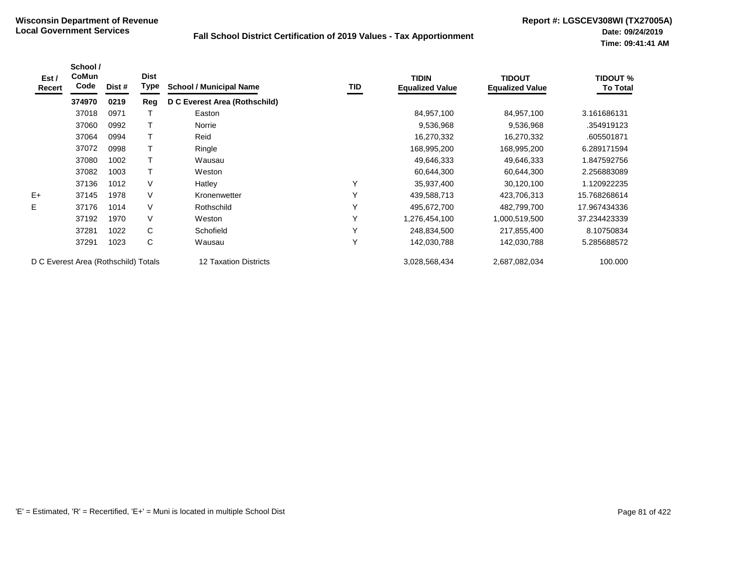**Wisconsin Department of Revenue**
**Local Government Services**

**Fall School District Certification of 2019 Values - Tax Apportionment**

**Report #: LGSCEV308WI (TX27005A)**
**Date: 09/24/2019**
**Time: 09:41:41 AM**

| Est / Recert | School / CoMun Code | Dist # | Dist Type | School / Municipal Name | TID | TIDIN Equalized Value | TIDOUT Equalized Value | TIDOUT % To Total |
|---|---|---|---|---|---|---|---|---|
| | **374970** | **0219** | **Reg** | **D C Everest Area (Rothschild)** | | | | |
| | 37018 | 0971 | T | Easton | | 84,957,100 | 84,957,100 | 3.161686131 |
| | 37060 | 0992 | T | Norrie | | 9,536,968 | 9,536,968 | .354919123 |
| | 37064 | 0994 | T | Reid | | 16,270,332 | 16,270,332 | .605501871 |
| | 37072 | 0998 | T | Ringle | | 168,995,200 | 168,995,200 | 6.289171594 |
| | 37080 | 1002 | T | Wausau | | 49,646,333 | 49,646,333 | 1.847592756 |
| | 37082 | 1003 | T | Weston | | 60,644,300 | 60,644,300 | 2.256883089 |
| | 37136 | 1012 | V | Hatley | Y | 35,937,400 | 30,120,100 | 1.120922235 |
| E+ | 37145 | 1978 | V | Kronenwetter | Y | 439,588,713 | 423,706,313 | 15.768268614 |
| E | 37176 | 1014 | V | Rothschild | Y | 495,672,700 | 482,799,700 | 17.967434336 |
| | 37192 | 1970 | V | Weston | Y | 1,276,454,100 | 1,000,519,500 | 37.234423339 |
| | 37281 | 1022 | C | Schofield | Y | 248,834,500 | 217,855,400 | 8.10750834 |
| | 37291 | 1023 | C | Wausau | Y | 142,030,788 | 142,030,788 | 5.285688572 |
| D C Everest Area (Rothschild) Totals | | | | 12 Taxation Districts | | 3,028,568,434 | 2,687,082,034 | 100.000 |

'E' = Estimated, 'R' = Recertified, 'E+' = Muni is located in multiple School Dist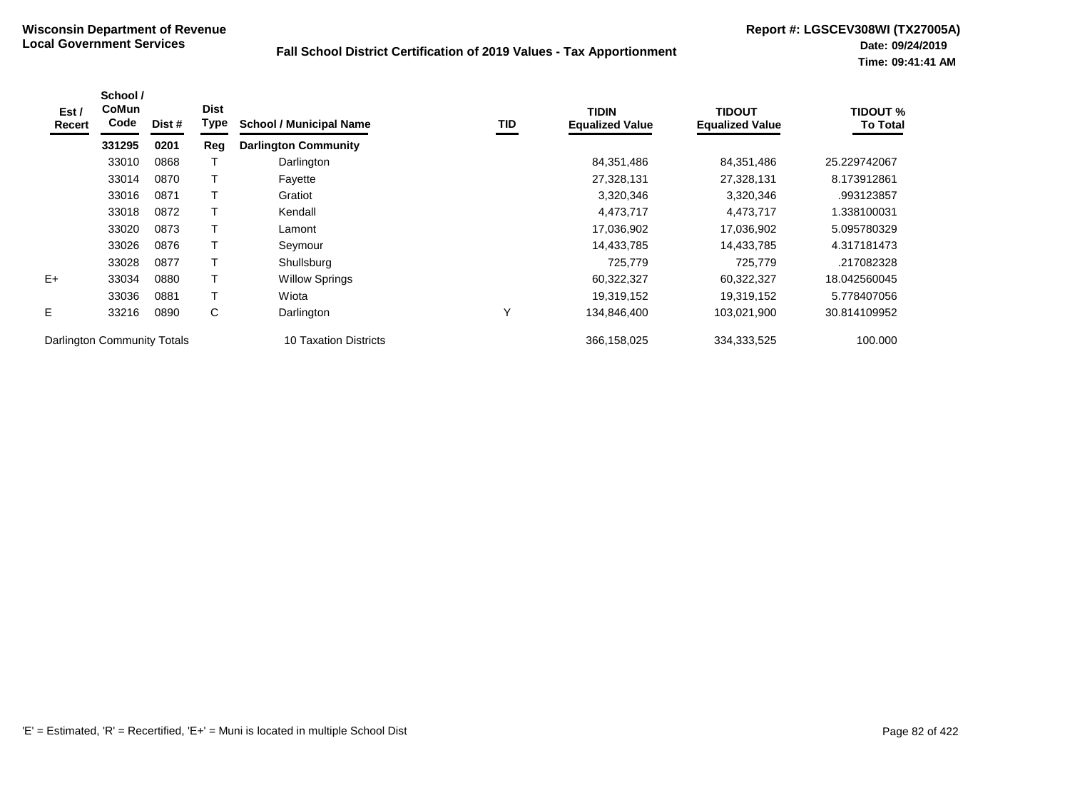**Wisconsin Department of Revenue**
**Local Government Services**

**Fall School District Certification of 2019 Values - Tax Apportionment**

**Report #: LGSCEV308WI (TX27005A)**
**Date: 09/24/2019**
**Time: 09:41:41 AM**

| Est / Recert | School / CoMun Code | Dist # | Dist Type | School / Municipal Name | TID | TIDIN Equalized Value | TIDOUT Equalized Value | TIDOUT % To Total |
|---|---|---|---|---|---|---|---|---|
| | **331295** | **0201** | **Reg** | **Darlington Community** | | | | |
| | 33010 | 0868 | T | Darlington | | 84,351,486 | 84,351,486 | 25.229742067 |
| | 33014 | 0870 | T | Fayette | | 27,328,131 | 27,328,131 | 8.173912861 |
| | 33016 | 0871 | T | Gratiot | | 3,320,346 | 3,320,346 | .993123857 |
| | 33018 | 0872 | T | Kendall | | 4,473,717 | 4,473,717 | 1.338100031 |
| | 33020 | 0873 | T | Lamont | | 17,036,902 | 17,036,902 | 5.095780329 |
| | 33026 | 0876 | T | Seymour | | 14,433,785 | 14,433,785 | 4.317181473 |
| | 33028 | 0877 | T | Shullsburg | | 725,779 | 725,779 | .217082328 |
| E+ | 33034 | 0880 | T | Willow Springs | | 60,322,327 | 60,322,327 | 18.042560045 |
| | 33036 | 0881 | T | Wiota | | 19,319,152 | 19,319,152 | 5.778407056 |
| E | 33216 | 0890 | C | Darlington | Y | 134,846,400 | 103,021,900 | 30.814109952 |
| Darlington Community Totals | | | | 10 Taxation Districts | | 366,158,025 | 334,333,525 | 100.000 |

'E' = Estimated, 'R' = Recertified, 'E+' = Muni is located in multiple School Dist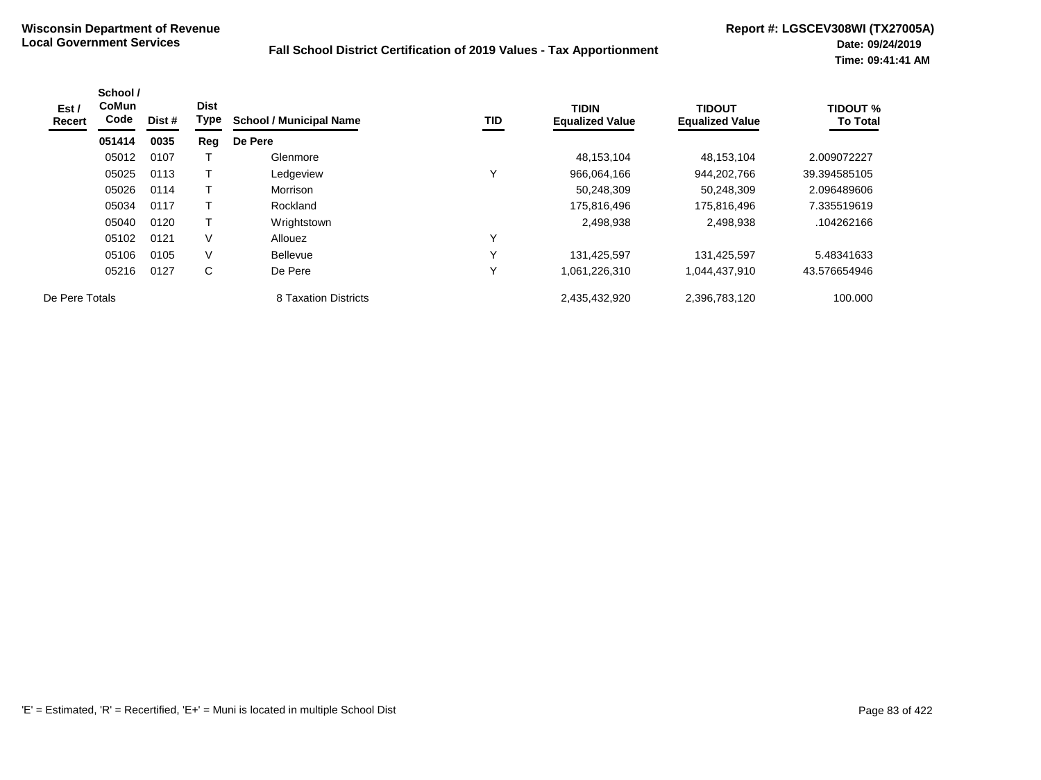**Wisconsin Department of Revenue**
**Local Government Services**

**Fall School District Certification of 2019 Values - Tax Apportionment**

**Report #: LGSCEV308WI (TX27005A)**
**Date: 09/24/2019**
**Time: 09:41:41 AM**

| Est / Recert | School / CoMun Code | Dist # | Dist Type | School / Municipal Name | TID | TIDIN Equalized Value | TIDOUT Equalized Value | TIDOUT % To Total |
|---|---|---|---|---|---|---|---|---|
| | **051414** | **0035** | **Reg** | **De Pere** | | | | |
| | 05012 | 0107 | T | Glenmore | | 48,153,104 | 48,153,104 | 2.009072227 |
| | 05025 | 0113 | T | Ledgeview | Y | 966,064,166 | 944,202,766 | 39.394585105 |
| | 05026 | 0114 | T | Morrison | | 50,248,309 | 50,248,309 | 2.096489606 |
| | 05034 | 0117 | T | Rockland | | 175,816,496 | 175,816,496 | 7.335519619 |
| | 05040 | 0120 | T | Wrightstown | | 2,498,938 | 2,498,938 | .104262166 |
| | 05102 | 0121 | V | Allouez | Y | | | |
| | 05106 | 0105 | V | Bellevue | Y | 131,425,597 | 131,425,597 | 5.48341633 |
| | 05216 | 0127 | C | De Pere | Y | 1,061,226,310 | 1,044,437,910 | 43.576654946 |
| De Pere Totals | | | | 8 Taxation Districts | | 2,435,432,920 | 2,396,783,120 | 100.000 |

'E' = Estimated, 'R' = Recertified, 'E+' = Muni is located in multiple School Dist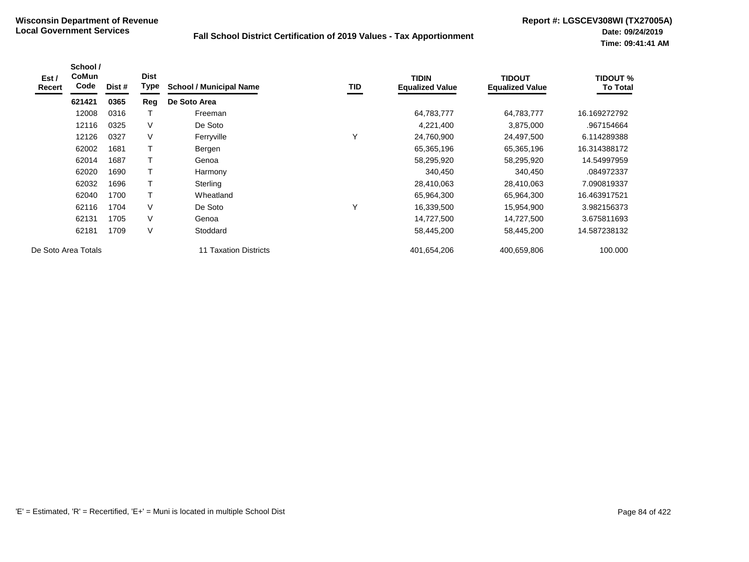**Wisconsin Department of Revenue**
**Local Government Services**

**Fall School District Certification of 2019 Values - Tax Apportionment**

**Report #: LGSCEV308WI (TX27005A)**
**Date: 09/24/2019**
**Time: 09:41:41 AM**

| Est / Recert | School / CoMun Code | Dist # | Dist Type | School / Municipal Name | TID | TIDIN Equalized Value | TIDOUT Equalized Value | TIDOUT % To Total |
|---|---|---|---|---|---|---|---|---|
| | **621421** | **0365** | **Reg** | **De Soto Area** | | | | |
| | 12008 | 0316 | T | Freeman | | 64,783,777 | 64,783,777 | 16.169272792 |
| | 12116 | 0325 | V | De Soto | | 4,221,400 | 3,875,000 | .967154664 |
| | 12126 | 0327 | V | Ferryville | Y | 24,760,900 | 24,497,500 | 6.114289388 |
| | 62002 | 1681 | T | Bergen | | 65,365,196 | 65,365,196 | 16.314388172 |
| | 62014 | 1687 | T | Genoa | | 58,295,920 | 58,295,920 | 14.54997959 |
| | 62020 | 1690 | T | Harmony | | 340,450 | 340,450 | .084972337 |
| | 62032 | 1696 | T | Sterling | | 28,410,063 | 28,410,063 | 7.090819337 |
| | 62040 | 1700 | T | Wheatland | | 65,964,300 | 65,964,300 | 16.463917521 |
| | 62116 | 1704 | V | De Soto | Y | 16,339,500 | 15,954,900 | 3.982156373 |
| | 62131 | 1705 | V | Genoa | | 14,727,500 | 14,727,500 | 3.675811693 |
| | 62181 | 1709 | V | Stoddard | | 58,445,200 | 58,445,200 | 14.587238132 |
| De Soto Area Totals | | | | 11 Taxation Districts | | 401,654,206 | 400,659,806 | 100.000 |

'E' = Estimated, 'R' = Recertified, 'E+' = Muni is located in multiple School Dist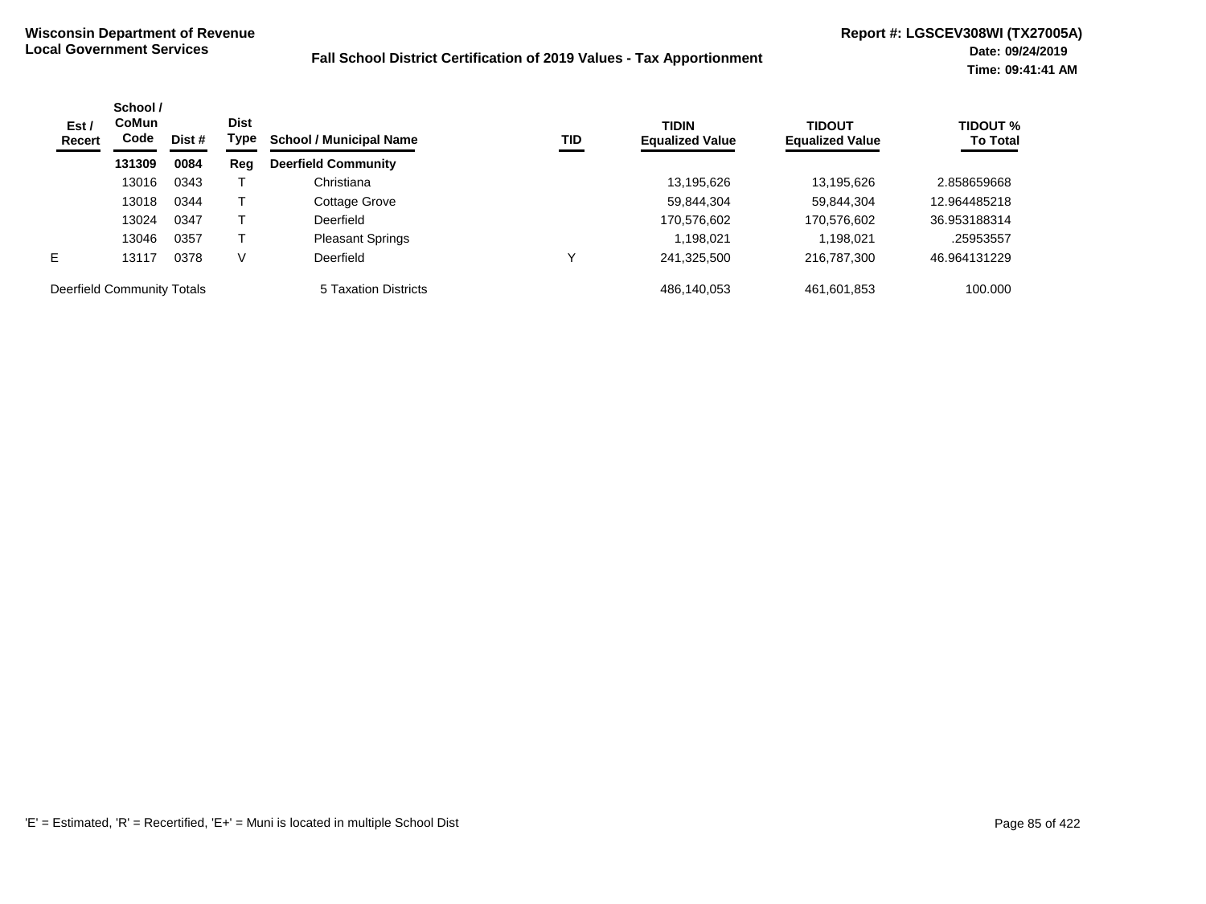**Wisconsin Department of Revenue**
**Local Government Services**

**Fall School District Certification of 2019 Values - Tax Apportionment**

**Report #: LGSCEV308WI (TX27005A)**
**Date: 09/24/2019**
**Time: 09:41:41 AM**

| Est / Recert | School / CoMun Code | Dist # | Dist Type | School / Municipal Name | TID | TIDIN Equalized Value | TIDOUT Equalized Value | TIDOUT % To Total |
|---|---|---|---|---|---|---|---|---|
| | **131309** | **0084** | **Reg** | **Deerfield Community** | | | | |
| | 13016 | 0343 | T | Christiana | | 13,195,626 | 13,195,626 | 2.858659668 |
| | 13018 | 0344 | T | Cottage Grove | | 59,844,304 | 59,844,304 | 12.964485218 |
| | 13024 | 0347 | T | Deerfield | | 170,576,602 | 170,576,602 | 36.953188314 |
| | 13046 | 0357 | T | Pleasant Springs | | 1,198,021 | 1,198,021 | .25953557 |
| E | 13117 | 0378 | V | Deerfield | Y | 241,325,500 | 216,787,300 | 46.964131229 |
| Deerfield Community Totals | | | | 5 Taxation Districts | | 486,140,053 | 461,601,853 | 100.000 |

'E' = Estimated, 'R' = Recertified, 'E+' = Muni is located in multiple School Dist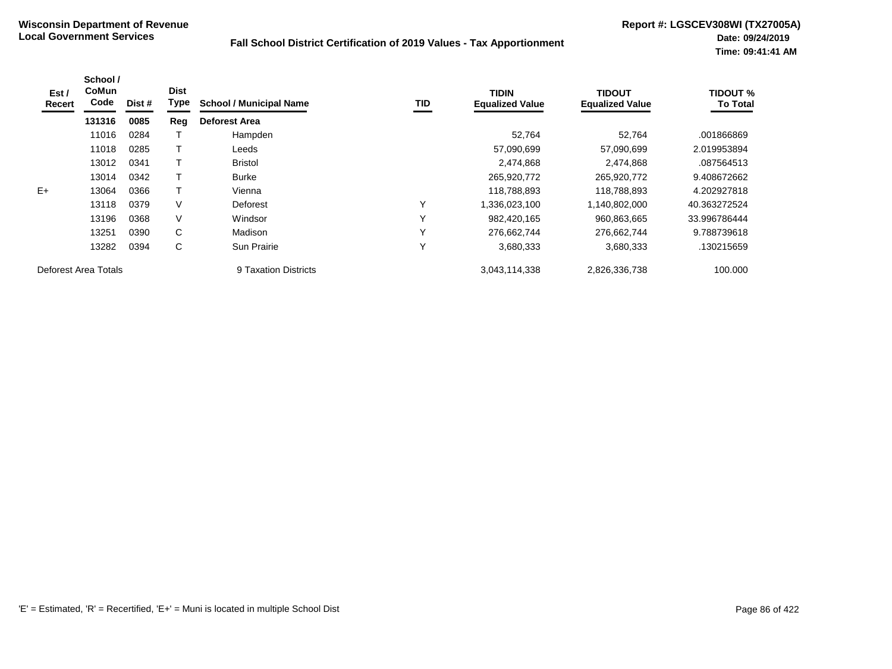**Wisconsin Department of Revenue**
**Local Government Services**

**Fall School District Certification of 2019 Values - Tax Apportionment**

**Report #: LGSCEV308WI (TX27005A)**
**Date: 09/24/2019**
**Time: 09:41:41 AM**

| Est / Recert | School / CoMun Code | Dist # | Dist Type | School / Municipal Name | TID | TIDIN Equalized Value | TIDOUT Equalized Value | TIDOUT % To Total |
|---|---|---|---|---|---|---|---|---|
| | **131316** | **0085** | **Reg** | **Deforest Area** | | | | |
| | 11016 | 0284 | T | Hampden | | 52,764 | 52,764 | .001866869 |
| | 11018 | 0285 | T | Leeds | | 57,090,699 | 57,090,699 | 2.019953894 |
| | 13012 | 0341 | T | Bristol | | 2,474,868 | 2,474,868 | .087564513 |
| | 13014 | 0342 | T | Burke | | 265,920,772 | 265,920,772 | 9.408672662 |
| E+ | 13064 | 0366 | T | Vienna | | 118,788,893 | 118,788,893 | 4.202927818 |
| | 13118 | 0379 | V | Deforest | Y | 1,336,023,100 | 1,140,802,000 | 40.363272524 |
| | 13196 | 0368 | V | Windsor | Y | 982,420,165 | 960,863,665 | 33.996786444 |
| | 13251 | 0390 | C | Madison | Y | 276,662,744 | 276,662,744 | 9.788739618 |
| | 13282 | 0394 | C | Sun Prairie | Y | 3,680,333 | 3,680,333 | .130215659 |
| Deforest Area Totals | | | | 9 Taxation Districts | | 3,043,114,338 | 2,826,336,738 | 100.000 |

'E' = Estimated, 'R' = Recertified, 'E+' = Muni is located in multiple School Dist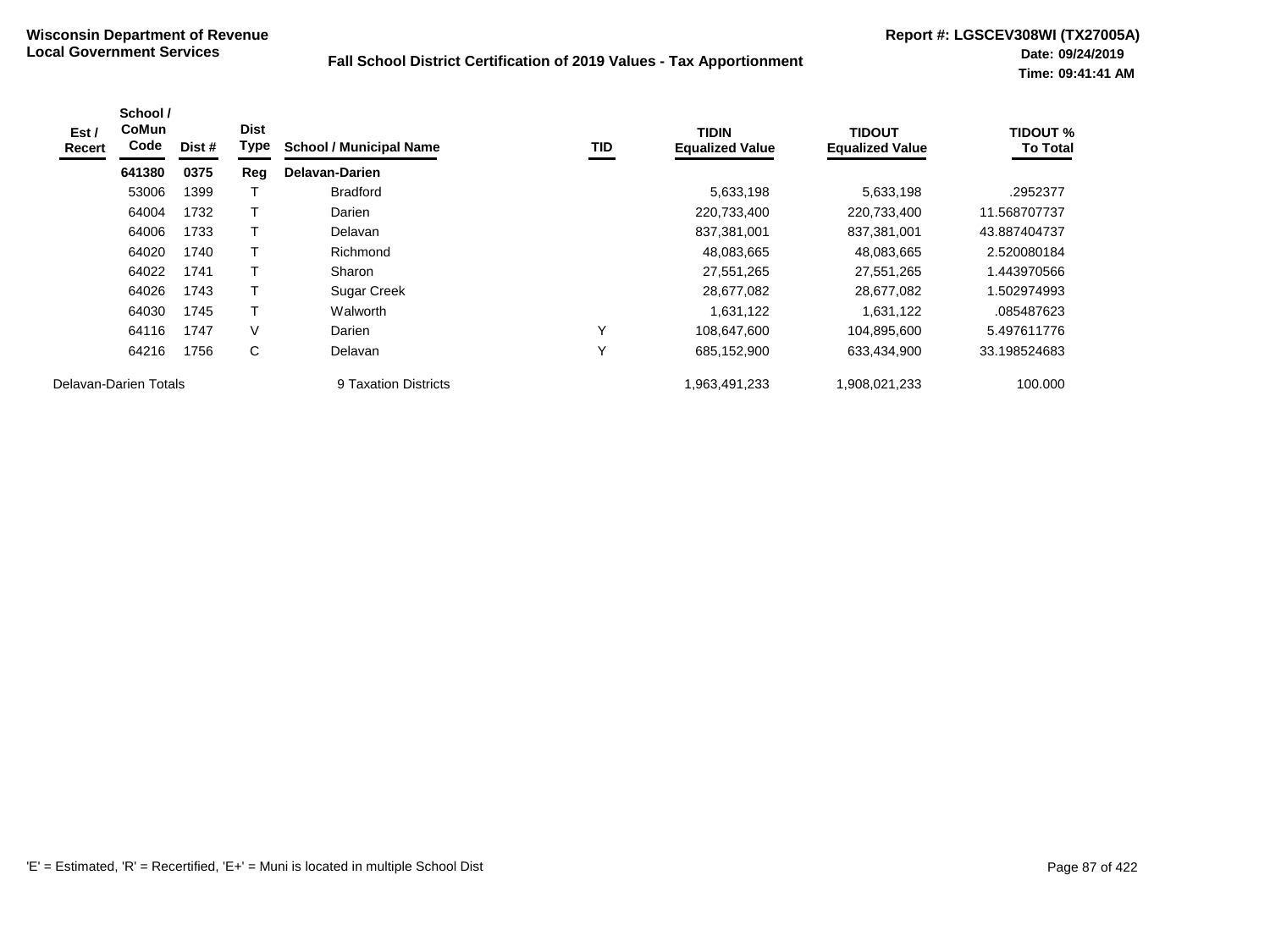**Wisconsin Department of Revenue**
**Local Government Services**

**Fall School District Certification of 2019 Values - Tax Apportionment**

**Report #: LGSCEV308WI (TX27005A)**
**Date: 09/24/2019**
**Time: 09:41:41 AM**

| Est / Recert | School / CoMun Code | Dist # | Dist Type | School / Municipal Name | TID | TIDIN Equalized Value | TIDOUT Equalized Value | TIDOUT % To Total |
|---|---|---|---|---|---|---|---|---|
| | **641380** | **0375** | **Reg** | **Delavan-Darien** | | | | |
| | 53006 | 1399 | T | Bradford | | 5,633,198 | 5,633,198 | .2952377 |
| | 64004 | 1732 | T | Darien | | 220,733,400 | 220,733,400 | 11.568707737 |
| | 64006 | 1733 | T | Delavan | | 837,381,001 | 837,381,001 | 43.887404737 |
| | 64020 | 1740 | T | Richmond | | 48,083,665 | 48,083,665 | 2.520080184 |
| | 64022 | 1741 | T | Sharon | | 27,551,265 | 27,551,265 | 1.443970566 |
| | 64026 | 1743 | T | Sugar Creek | | 28,677,082 | 28,677,082 | 1.502974993 |
| | 64030 | 1745 | T | Walworth | | 1,631,122 | 1,631,122 | .085487623 |
| | 64116 | 1747 | V | Darien | Y | 108,647,600 | 104,895,600 | 5.497611776 |
| | 64216 | 1756 | C | Delavan | Y | 685,152,900 | 633,434,900 | 33.198524683 |
| Delavan-Darien Totals | | | | 9 Taxation Districts | | 1,963,491,233 | 1,908,021,233 | 100.000 |

'E' = Estimated, 'R' = Recertified, 'E+' = Muni is located in multiple School Dist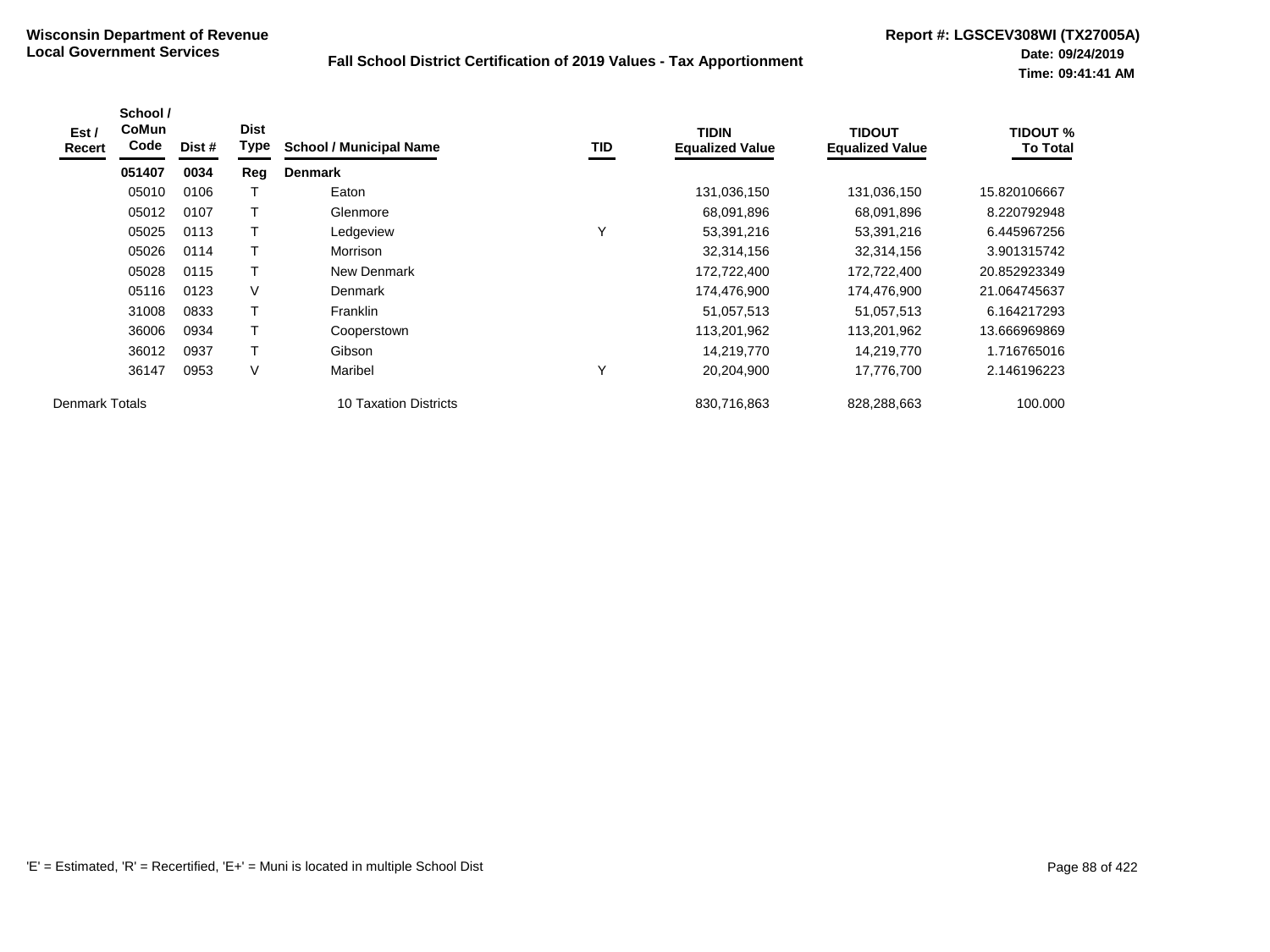**Wisconsin Department of Revenue**
**Local Government Services**

**Fall School District Certification of 2019 Values - Tax Apportionment**

**Report #: LGSCEV308WI (TX27005A)**
**Date: 09/24/2019**
**Time: 09:41:41 AM**

| Est / Recert | School / CoMun Code | Dist # | Dist Type | School / Municipal Name | TID | TIDIN Equalized Value | TIDOUT Equalized Value | TIDOUT % To Total |
|---|---|---|---|---|---|---|---|---|
| | **051407** | **0034** | **Reg** | **Denmark** | | | | |
| | 05010 | 0106 | T | Eaton | | 131,036,150 | 131,036,150 | 15.820106667 |
| | 05012 | 0107 | T | Glenmore | | 68,091,896 | 68,091,896 | 8.220792948 |
| | 05025 | 0113 | T | Ledgeview | Y | 53,391,216 | 53,391,216 | 6.445967256 |
| | 05026 | 0114 | T | Morrison | | 32,314,156 | 32,314,156 | 3.901315742 |
| | 05028 | 0115 | T | New Denmark | | 172,722,400 | 172,722,400 | 20.852923349 |
| | 05116 | 0123 | V | Denmark | | 174,476,900 | 174,476,900 | 21.064745637 |
| | 31008 | 0833 | T | Franklin | | 51,057,513 | 51,057,513 | 6.164217293 |
| | 36006 | 0934 | T | Cooperstown | | 113,201,962 | 113,201,962 | 13.666969869 |
| | 36012 | 0937 | T | Gibson | | 14,219,770 | 14,219,770 | 1.716765016 |
| | 36147 | 0953 | V | Maribel | Y | 20,204,900 | 17,776,700 | 2.146196223 |
| Denmark Totals | | | | 10 Taxation Districts | | 830,716,863 | 828,288,663 | 100.000 |

'E' = Estimated, 'R' = Recertified, 'E+' = Muni is located in multiple School Dist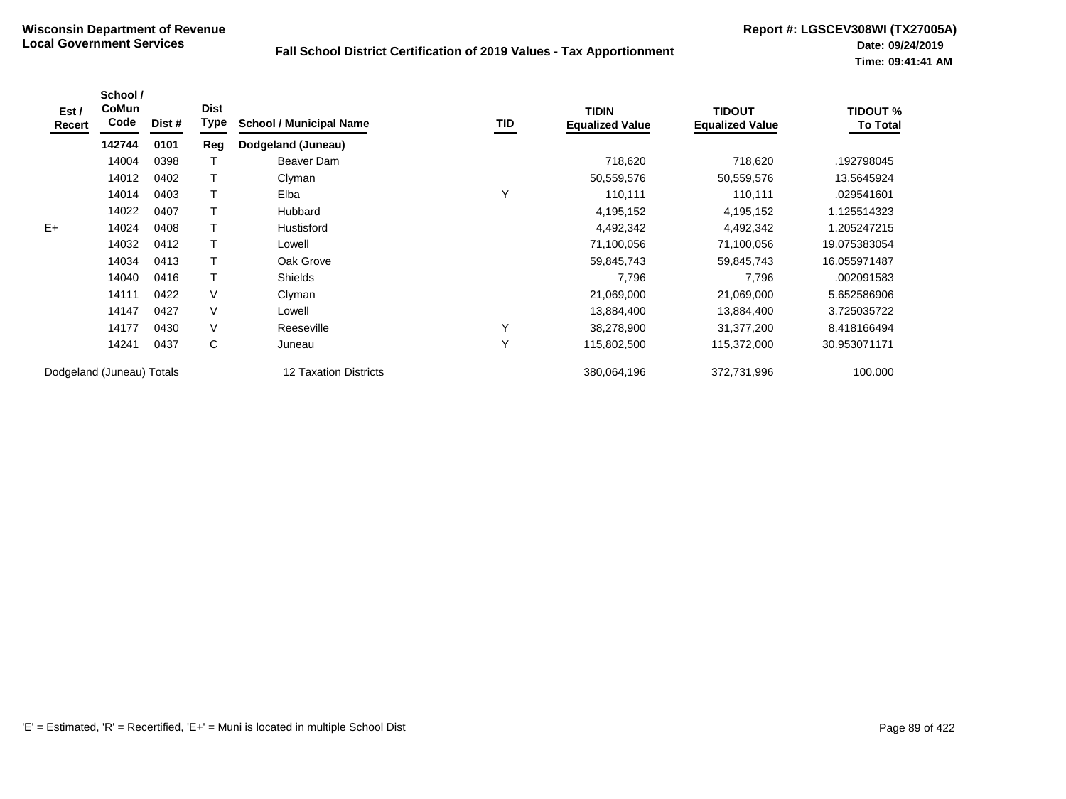**Wisconsin Department of Revenue**
**Local Government Services**

**Fall School District Certification of 2019 Values - Tax Apportionment**

**Report #: LGSCEV308WI (TX27005A)**
**Date: 09/24/2019**
**Time: 09:41:41 AM**

| Est / Recert | School / CoMun Code | Dist # | Dist Type | School / Municipal Name | TID | TIDIN Equalized Value | TIDOUT Equalized Value | TIDOUT % To Total |
|---|---|---|---|---|---|---|---|---|
| | **142744** | **0101** | **Reg** | **Dodgeland (Juneau)** | | | | |
| | 14004 | 0398 | T | Beaver Dam | | 718,620 | 718,620 | .192798045 |
| | 14012 | 0402 | T | Clyman | | 50,559,576 | 50,559,576 | 13.5645924 |
| | 14014 | 0403 | T | Elba | Y | 110,111 | 110,111 | .029541601 |
| | 14022 | 0407 | T | Hubbard | | 4,195,152 | 4,195,152 | 1.125514323 |
| E+ | 14024 | 0408 | T | Hustisford | | 4,492,342 | 4,492,342 | 1.205247215 |
| | 14032 | 0412 | T | Lowell | | 71,100,056 | 71,100,056 | 19.075383054 |
| | 14034 | 0413 | T | Oak Grove | | 59,845,743 | 59,845,743 | 16.055971487 |
| | 14040 | 0416 | T | Shields | | 7,796 | 7,796 | .002091583 |
| | 14111 | 0422 | V | Clyman | | 21,069,000 | 21,069,000 | 5.652586906 |
| | 14147 | 0427 | V | Lowell | | 13,884,400 | 13,884,400 | 3.725035722 |
| | 14177 | 0430 | V | Reeseville | Y | 38,278,900 | 31,377,200 | 8.418166494 |
| | 14241 | 0437 | C | Juneau | Y | 115,802,500 | 115,372,000 | 30.953071171 |
| Dodgeland (Juneau) Totals | | | | 12 Taxation Districts | | 380,064,196 | 372,731,996 | 100.000 |

'E' = Estimated, 'R' = Recertified, 'E+' = Muni is located in multiple School Dist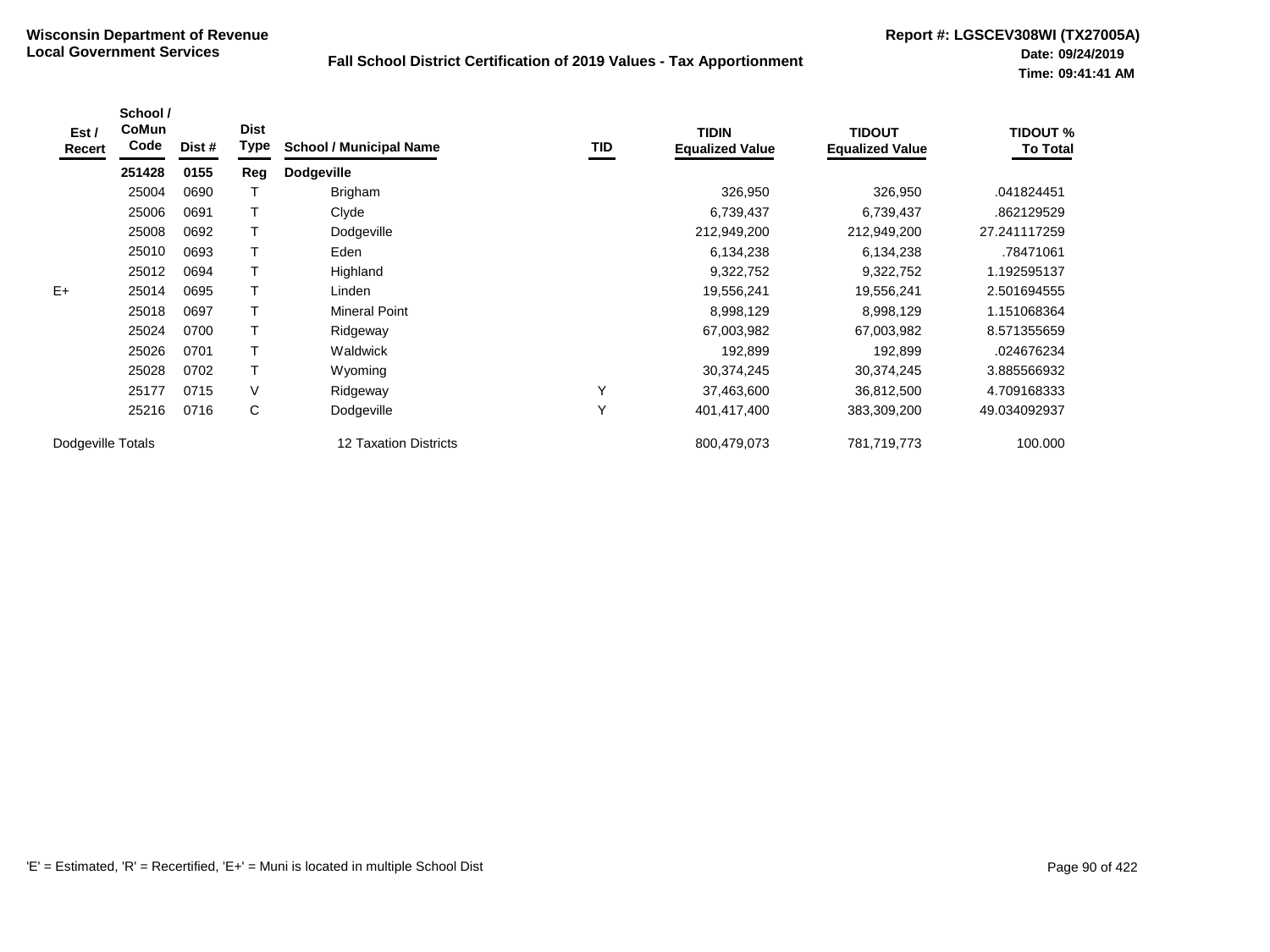**Wisconsin Department of Revenue**
**Local Government Services**

**Fall School District Certification of 2019 Values - Tax Apportionment**

**Report #: LGSCEV308WI (TX27005A)**
**Date: 09/24/2019**
**Time: 09:41:41 AM**

| Est / Recert | School / CoMun Code | Dist # | Dist Type | School / Municipal Name | TID | TIDIN Equalized Value | TIDOUT Equalized Value | TIDOUT % To Total |
|---|---|---|---|---|---|---|---|---|
| | **251428** | **0155** | **Reg** | **Dodgeville** | | | | |
| | 25004 | 0690 | T | Brigham | | 326,950 | 326,950 | .041824451 |
| | 25006 | 0691 | T | Clyde | | 6,739,437 | 6,739,437 | .862129529 |
| | 25008 | 0692 | T | Dodgeville | | 212,949,200 | 212,949,200 | 27.241117259 |
| | 25010 | 0693 | T | Eden | | 6,134,238 | 6,134,238 | .78471061 |
| | 25012 | 0694 | T | Highland | | 9,322,752 | 9,322,752 | 1.192595137 |
| E+ | 25014 | 0695 | T | Linden | | 19,556,241 | 19,556,241 | 2.501694555 |
| | 25018 | 0697 | T | Mineral Point | | 8,998,129 | 8,998,129 | 1.151068364 |
| | 25024 | 0700 | T | Ridgeway | | 67,003,982 | 67,003,982 | 8.571355659 |
| | 25026 | 0701 | T | Waldwick | | 192,899 | 192,899 | .024676234 |
| | 25028 | 0702 | T | Wyoming | | 30,374,245 | 30,374,245 | 3.885566932 |
| | 25177 | 0715 | V | Ridgeway | Y | 37,463,600 | 36,812,500 | 4.709168333 |
| | 25216 | 0716 | C | Dodgeville | Y | 401,417,400 | 383,309,200 | 49.034092937 |
| Dodgeville Totals | | | | 12 Taxation Districts | | 800,479,073 | 781,719,773 | 100.000 |

'E' = Estimated, 'R' = Recertified, 'E+' = Muni is located in multiple School Dist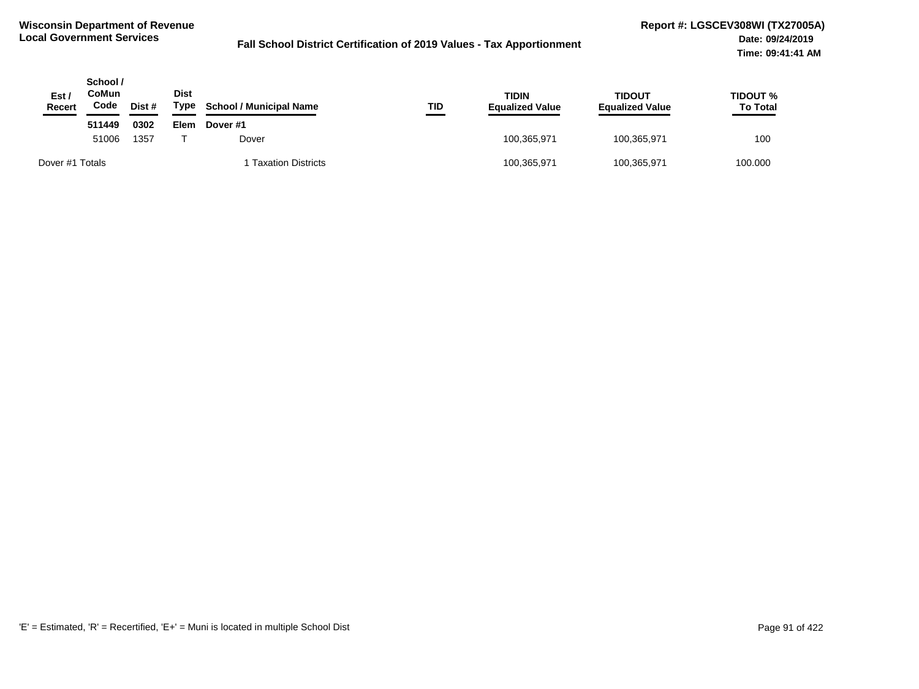**Wisconsin Department of Revenue**
**Local Government Services**

**Fall School District Certification of 2019 Values - Tax Apportionment**

**Report #: LGSCEV308WI (TX27005A)**
**Date: 09/24/2019**
**Time: 09:41:41 AM**

| Est / Recert | School / CoMun Code | Dist # | Dist Type | School / Municipal Name | TID | TIDIN Equalized Value | TIDOUT Equalized Value | TIDOUT % To Total |
|---|---|---|---|---|---|---|---|---|
| | **511449** | **0302** | **Elem** | **Dover #1** | | | | |
| | 51006 | 1357 | T | Dover | | 100,365,971 | 100,365,971 | 100 |
| Dover #1 Totals | | | | 1 Taxation Districts | | 100,365,971 | 100,365,971 | 100.000 |

'E' = Estimated, 'R' = Recertified, 'E+' = Muni is located in multiple School Dist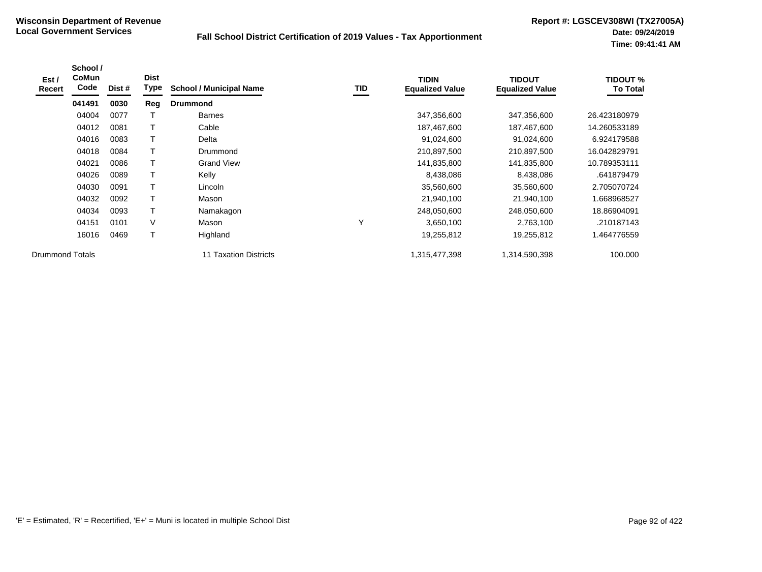**Wisconsin Department of Revenue**
**Local Government Services**

**Fall School District Certification of 2019 Values - Tax Apportionment**

**Report #: LGSCEV308WI (TX27005A)**
**Date: 09/24/2019**
**Time: 09:41:41 AM**

| Est / Recert | School / CoMun Code | Dist # | Dist Type | School / Municipal Name | TID | TIDIN Equalized Value | TIDOUT Equalized Value | TIDOUT % To Total |
|---|---|---|---|---|---|---|---|---|
| | **041491** | **0030** | **Reg** | **Drummond** | | | | |
| | 04004 | 0077 | T | Barnes | | 347,356,600 | 347,356,600 | 26.423180979 |
| | 04012 | 0081 | T | Cable | | 187,467,600 | 187,467,600 | 14.260533189 |
| | 04016 | 0083 | T | Delta | | 91,024,600 | 91,024,600 | 6.924179588 |
| | 04018 | 0084 | T | Drummond | | 210,897,500 | 210,897,500 | 16.042829791 |
| | 04021 | 0086 | T | Grand View | | 141,835,800 | 141,835,800 | 10.789353111 |
| | 04026 | 0089 | T | Kelly | | 8,438,086 | 8,438,086 | .641879479 |
| | 04030 | 0091 | T | Lincoln | | 35,560,600 | 35,560,600 | 2.705070724 |
| | 04032 | 0092 | T | Mason | | 21,940,100 | 21,940,100 | 1.668968527 |
| | 04034 | 0093 | T | Namakagon | | 248,050,600 | 248,050,600 | 18.86904091 |
| | 04151 | 0101 | V | Mason | Y | 3,650,100 | 2,763,100 | .210187143 |
| | 16016 | 0469 | T | Highland | | 19,255,812 | 19,255,812 | 1.464776559 |
| Drummond Totals | | | | 11 Taxation Districts | | 1,315,477,398 | 1,314,590,398 | 100.000 |

'E' = Estimated, 'R' = Recertified, 'E+' = Muni is located in multiple School Dist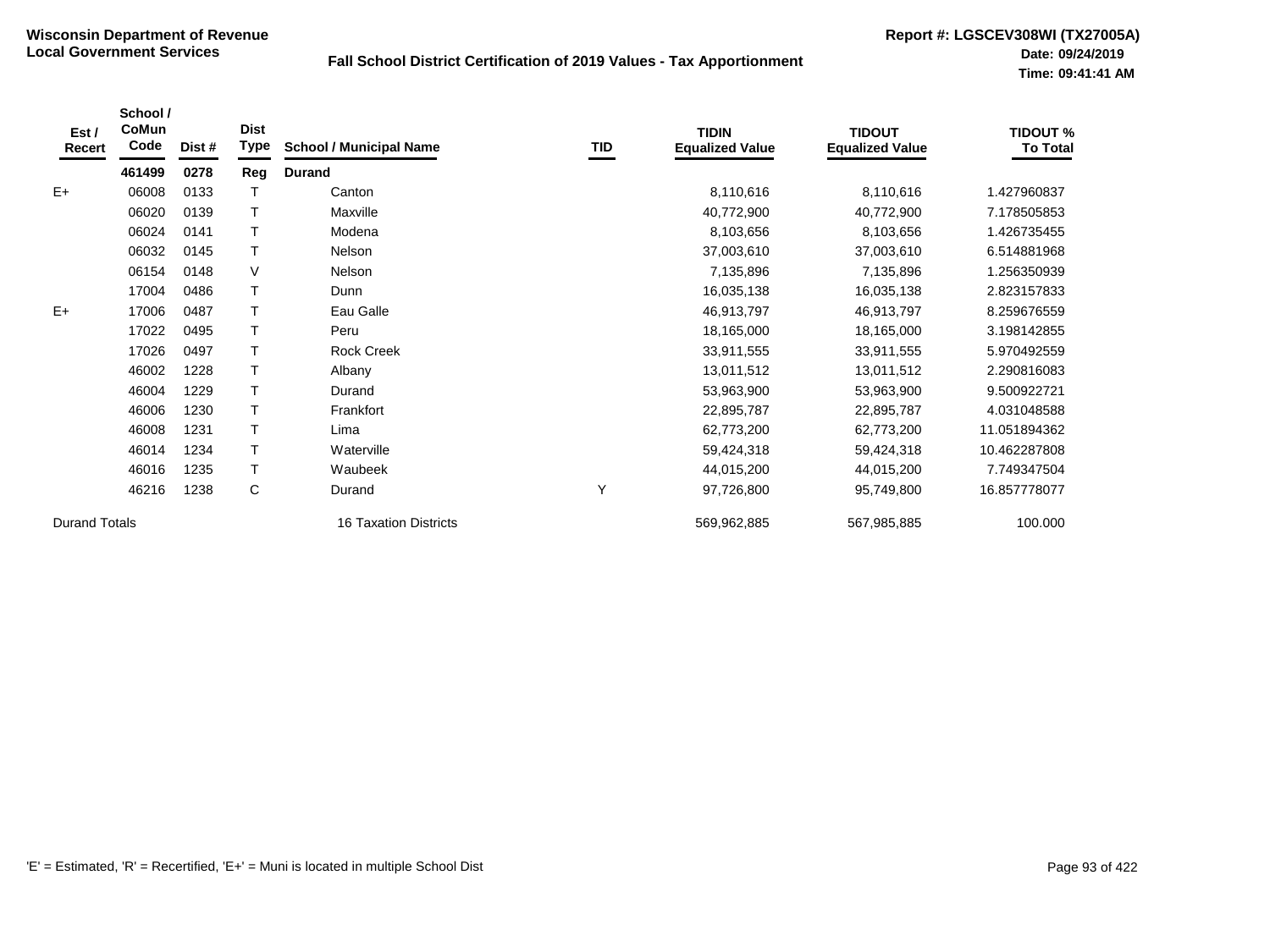**Wisconsin Department of Revenue**
**Local Government Services**

## Fall School District Certification of 2019 Values - Tax Apportionment

**Report #: LGSCEV308WI (TX27005A)**
**Date: 09/24/2019**
**Time: 09:41:41 AM**

| Est / Recert | School / CoMun Code | Dist # | Dist Type | School / Municipal Name | TID | TIDIN Equalized Value | TIDOUT Equalized Value | TIDOUT % To Total |
|---|---|---|---|---|---|---|---|---|
| | **461499** | **0278** | **Reg** | **Durand** | | | | |
| E+ | 06008 | 0133 | T | Canton | | 8,110,616 | 8,110,616 | 1.427960837 |
| | 06020 | 0139 | T | Maxville | | 40,772,900 | 40,772,900 | 7.178505853 |
| | 06024 | 0141 | T | Modena | | 8,103,656 | 8,103,656 | 1.426735455 |
| | 06032 | 0145 | T | Nelson | | 37,003,610 | 37,003,610 | 6.514881968 |
| | 06154 | 0148 | V | Nelson | | 7,135,896 | 7,135,896 | 1.256350939 |
| | 17004 | 0486 | T | Dunn | | 16,035,138 | 16,035,138 | 2.823157833 |
| E+ | 17006 | 0487 | T | Eau Galle | | 46,913,797 | 46,913,797 | 8.259676559 |
| | 17022 | 0495 | T | Peru | | 18,165,000 | 18,165,000 | 3.198142855 |
| | 17026 | 0497 | T | Rock Creek | | 33,911,555 | 33,911,555 | 5.970492559 |
| | 46002 | 1228 | T | Albany | | 13,011,512 | 13,011,512 | 2.290816083 |
| | 46004 | 1229 | T | Durand | | 53,963,900 | 53,963,900 | 9.500922721 |
| | 46006 | 1230 | T | Frankfort | | 22,895,787 | 22,895,787 | 4.031048588 |
| | 46008 | 1231 | T | Lima | | 62,773,200 | 62,773,200 | 11.051894362 |
| | 46014 | 1234 | T | Waterville | | 59,424,318 | 59,424,318 | 10.462287808 |
| | 46016 | 1235 | T | Waubeek | | 44,015,200 | 44,015,200 | 7.749347504 |
| | 46216 | 1238 | C | Durand | Y | 97,726,800 | 95,749,800 | 16.857778077 |
| Durand Totals | | | | 16 Taxation Districts | | 569,962,885 | 567,985,885 | 100.000 |

'E' = Estimated, 'R' = Recertified, 'E+' = Muni is located in multiple School Dist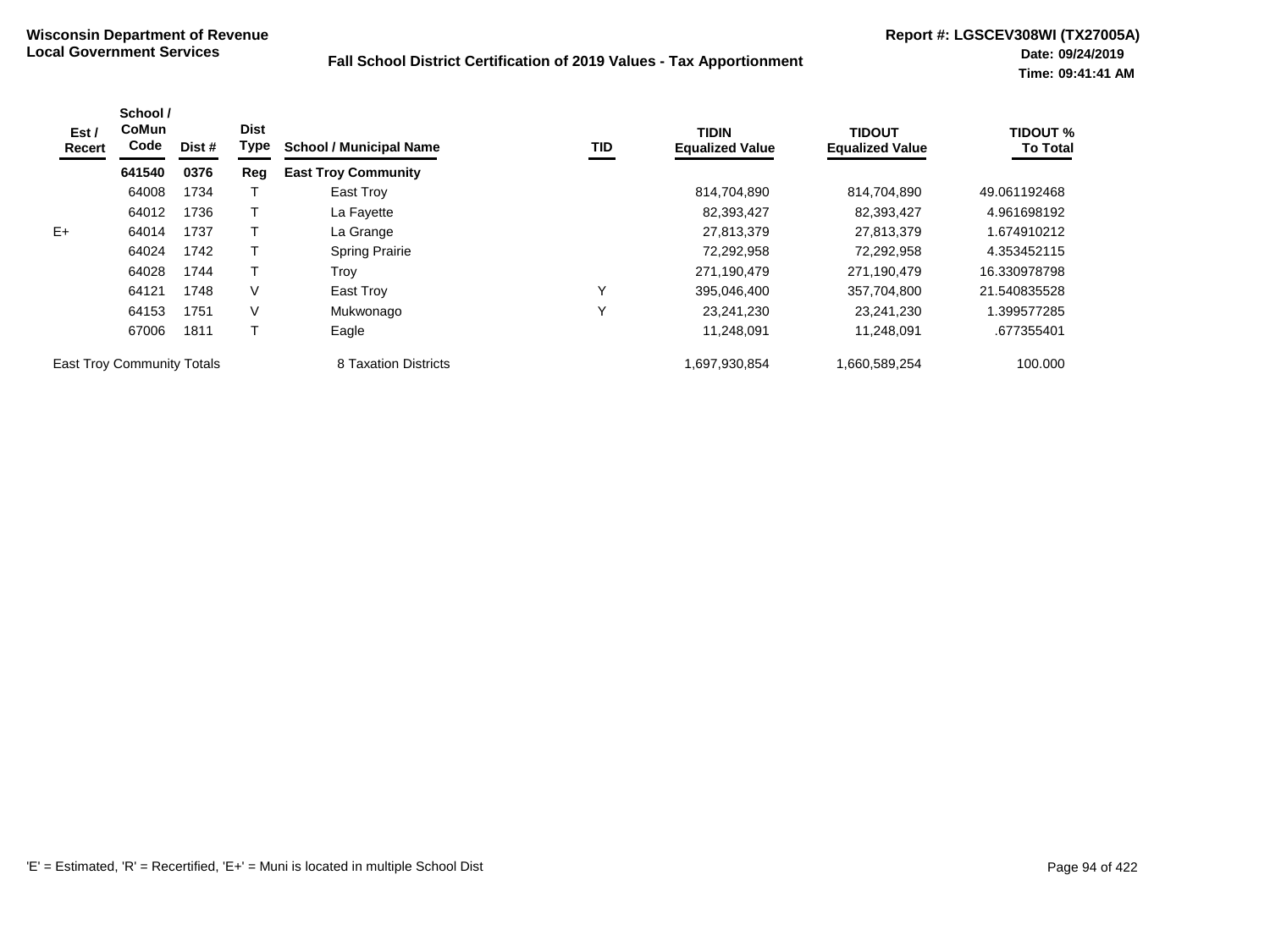**Wisconsin Department of Revenue**
**Local Government Services**

**Fall School District Certification of 2019 Values - Tax Apportionment**

**Report #: LGSCEV308WI (TX27005A)**
**Date: 09/24/2019**
**Time: 09:41:41 AM**

| Est / Recert | School / CoMun Code | Dist # | Dist Type | School / Municipal Name | TID | TIDIN Equalized Value | TIDOUT Equalized Value | TIDOUT % To Total |
|---|---|---|---|---|---|---|---|---|
| | **641540** | **0376** | **Reg** | **East Troy Community** | | | | |
| | 64008 | 1734 | T | East Troy | | 814,704,890 | 814,704,890 | 49.061192468 |
| | 64012 | 1736 | T | La Fayette | | 82,393,427 | 82,393,427 | 4.961698192 |
| E+ | 64014 | 1737 | T | La Grange | | 27,813,379 | 27,813,379 | 1.674910212 |
| | 64024 | 1742 | T | Spring Prairie | | 72,292,958 | 72,292,958 | 4.353452115 |
| | 64028 | 1744 | T | Troy | | 271,190,479 | 271,190,479 | 16.330978798 |
| | 64121 | 1748 | V | East Troy | Y | 395,046,400 | 357,704,800 | 21.540835528 |
| | 64153 | 1751 | V | Mukwonago | Y | 23,241,230 | 23,241,230 | 1.399577285 |
| | 67006 | 1811 | T | Eagle | | 11,248,091 | 11,248,091 | .677355401 |
| East Troy Community Totals | | | | 8 Taxation Districts | | 1,697,930,854 | 1,660,589,254 | 100.000 |

'E' = Estimated, 'R' = Recertified, 'E+' = Muni is located in multiple School Dist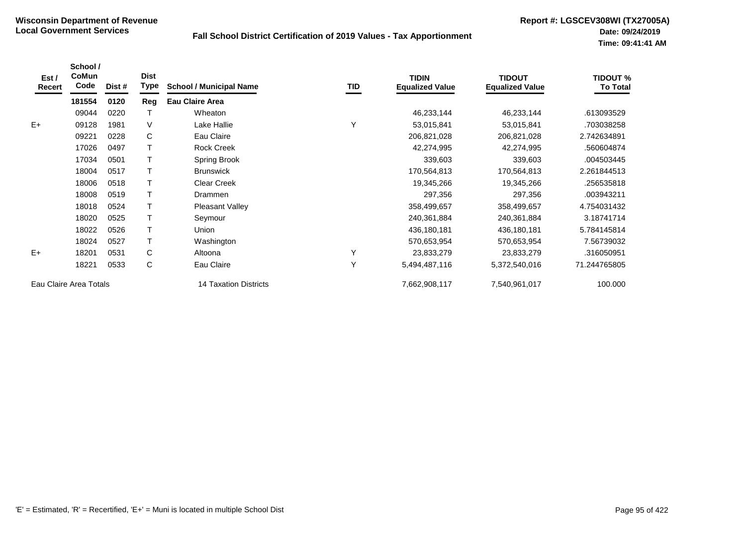**Wisconsin Department of Revenue**
**Local Government Services**

**Fall School District Certification of 2019 Values - Tax Apportionment**

**Report #: LGSCEV308WI (TX27005A)**
**Date: 09/24/2019**
**Time: 09:41:41 AM**

| Est / Recert | School / CoMun Code | Dist # | Dist Type | School / Municipal Name | TID | TIDIN Equalized Value | TIDOUT Equalized Value | TIDOUT % To Total |
|---|---|---|---|---|---|---|---|---|
| | **181554** | **0120** | **Reg** | **Eau Claire Area** | | | | |
| | 09044 | 0220 | T | Wheaton | | 46,233,144 | 46,233,144 | .613093529 |
| E+ | 09128 | 1981 | V | Lake Hallie | Y | 53,015,841 | 53,015,841 | .703038258 |
| | 09221 | 0228 | C | Eau Claire | | 206,821,028 | 206,821,028 | 2.742634891 |
| | 17026 | 0497 | T | Rock Creek | | 42,274,995 | 42,274,995 | .560604874 |
| | 17034 | 0501 | T | Spring Brook | | 339,603 | 339,603 | .004503445 |
| | 18004 | 0517 | T | Brunswick | | 170,564,813 | 170,564,813 | 2.261844513 |
| | 18006 | 0518 | T | Clear Creek | | 19,345,266 | 19,345,266 | .256535818 |
| | 18008 | 0519 | T | Drammen | | 297,356 | 297,356 | .003943211 |
| | 18018 | 0524 | T | Pleasant Valley | | 358,499,657 | 358,499,657 | 4.754031432 |
| | 18020 | 0525 | T | Seymour | | 240,361,884 | 240,361,884 | 3.18741714 |
| | 18022 | 0526 | T | Union | | 436,180,181 | 436,180,181 | 5.784145814 |
| | 18024 | 0527 | T | Washington | | 570,653,954 | 570,653,954 | 7.56739032 |
| E+ | 18201 | 0531 | C | Altoona | Y | 23,833,279 | 23,833,279 | .316050951 |
| | 18221 | 0533 | C | Eau Claire | Y | 5,494,487,116 | 5,372,540,016 | 71.244765805 |
| Eau Claire Area Totals | | | | 14 Taxation Districts | | 7,662,908,117 | 7,540,961,017 | 100.000 |

'E' = Estimated, 'R' = Recertified, 'E+' = Muni is located in multiple School Dist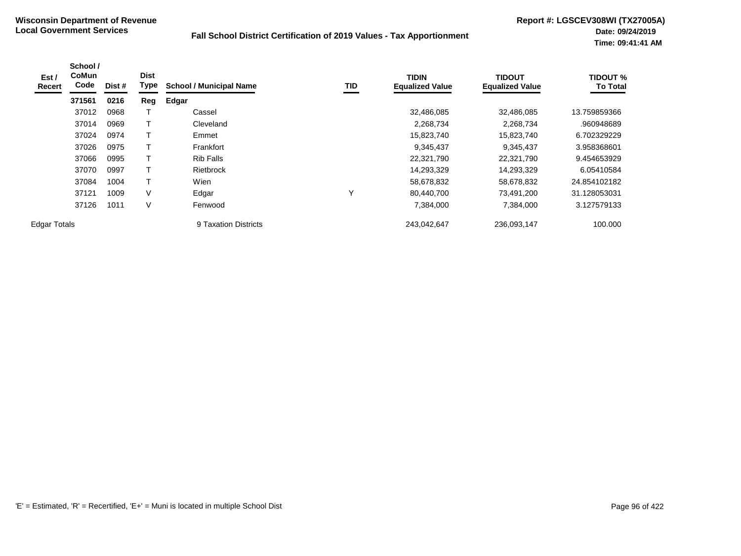**Wisconsin Department of Revenue**
**Local Government Services**

**Fall School District Certification of 2019 Values - Tax Apportionment**

**Report #: LGSCEV308WI (TX27005A)**
**Date: 09/24/2019**
**Time: 09:41:41 AM**

| Est / Recert | School / CoMun Code | Dist # | Dist Type | School / Municipal Name | TID | TIDIN Equalized Value | TIDOUT Equalized Value | TIDOUT % To Total |
|---|---|---|---|---|---|---|---|---|
| | **371561** | **0216** | **Reg** | **Edgar** | | | | |
| | 37012 | 0968 | T | Cassel | | 32,486,085 | 32,486,085 | 13.759859366 |
| | 37014 | 0969 | T | Cleveland | | 2,268,734 | 2,268,734 | .960948689 |
| | 37024 | 0974 | T | Emmet | | 15,823,740 | 15,823,740 | 6.702329229 |
| | 37026 | 0975 | T | Frankfort | | 9,345,437 | 9,345,437 | 3.958368601 |
| | 37066 | 0995 | T | Rib Falls | | 22,321,790 | 22,321,790 | 9.454653929 |
| | 37070 | 0997 | T | Rietbrock | | 14,293,329 | 14,293,329 | 6.05410584 |
| | 37084 | 1004 | T | Wien | | 58,678,832 | 58,678,832 | 24.854102182 |
| | 37121 | 1009 | V | Edgar | Y | 80,440,700 | 73,491,200 | 31.128053031 |
| | 37126 | 1011 | V | Fenwood | | 7,384,000 | 7,384,000 | 3.127579133 |
| Edgar Totals | | | | 9 Taxation Districts | | 243,042,647 | 236,093,147 | 100.000 |

'E' = Estimated, 'R' = Recertified, 'E+' = Muni is located in multiple School Dist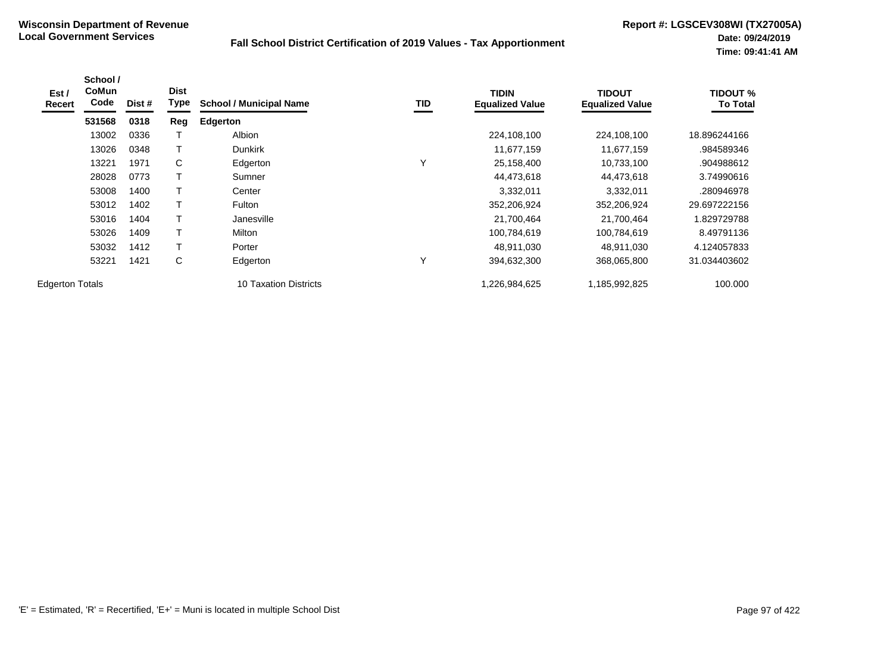**Wisconsin Department of Revenue**
**Local Government Services**

**Fall School District Certification of 2019 Values - Tax Apportionment**

**Report #: LGSCEV308WI (TX27005A)**
**Date: 09/24/2019**
**Time: 09:41:41 AM**

| Est / Recert | School / CoMun Code | Dist # | Dist Type | School / Municipal Name | TID | TIDIN Equalized Value | TIDOUT Equalized Value | TIDOUT % To Total |
|---|---|---|---|---|---|---|---|---|
| | **531568** | **0318** | **Reg** | **Edgerton** | | | | |
| | 13002 | 0336 | T | Albion | | 224,108,100 | 224,108,100 | 18.896244166 |
| | 13026 | 0348 | T | Dunkirk | | 11,677,159 | 11,677,159 | .984589346 |
| | 13221 | 1971 | C | Edgerton | Y | 25,158,400 | 10,733,100 | .904988612 |
| | 28028 | 0773 | T | Sumner | | 44,473,618 | 44,473,618 | 3.74990616 |
| | 53008 | 1400 | T | Center | | 3,332,011 | 3,332,011 | .280946978 |
| | 53012 | 1402 | T | Fulton | | 352,206,924 | 352,206,924 | 29.697222156 |
| | 53016 | 1404 | T | Janesville | | 21,700,464 | 21,700,464 | 1.829729788 |
| | 53026 | 1409 | T | Milton | | 100,784,619 | 100,784,619 | 8.49791136 |
| | 53032 | 1412 | T | Porter | | 48,911,030 | 48,911,030 | 4.124057833 |
| | 53221 | 1421 | C | Edgerton | Y | 394,632,300 | 368,065,800 | 31.034403602 |
| Edgerton Totals | | | | 10 Taxation Districts | | 1,226,984,625 | 1,185,992,825 | 100.000 |

'E' = Estimated, 'R' = Recertified, 'E+' = Muni is located in multiple School Dist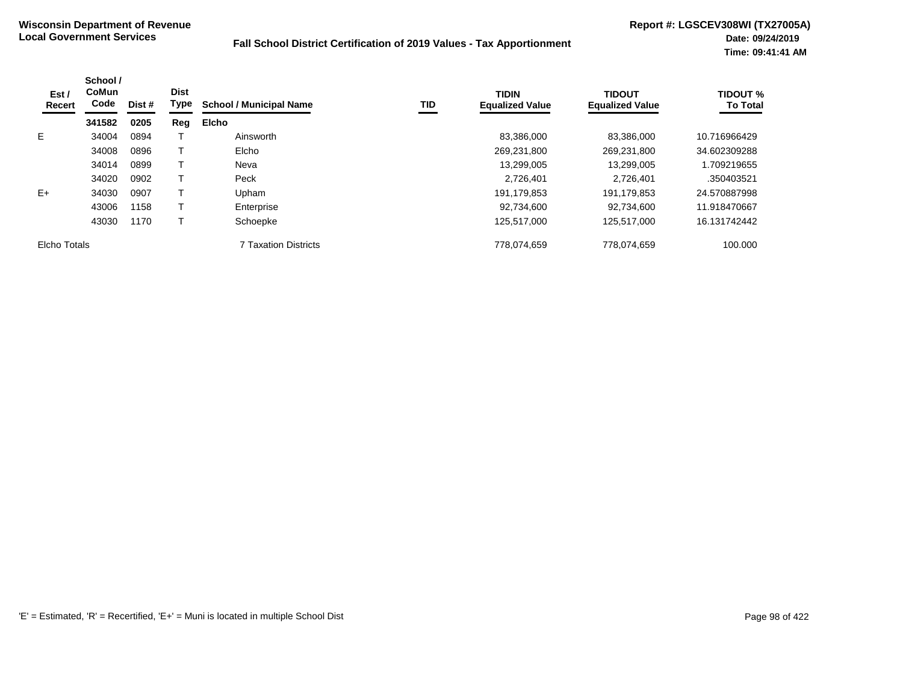**Wisconsin Department of Revenue**
**Local Government Services**

**Fall School District Certification of 2019 Values - Tax Apportionment**

**Report #: LGSCEV308WI (TX27005A)**
**Date: 09/24/2019**
**Time: 09:41:41 AM**

| Est / Recert | School / CoMun Code | Dist # | Dist Type | School / Municipal Name | TID | TIDIN Equalized Value | TIDOUT Equalized Value | TIDOUT % To Total |
|---|---|---|---|---|---|---|---|---|
| | **341582** | **0205** | **Reg** | **Elcho** | | | | |
| E | 34004 | 0894 | T | Ainsworth | | 83,386,000 | 83,386,000 | 10.716966429 |
| | 34008 | 0896 | T | Elcho | | 269,231,800 | 269,231,800 | 34.602309288 |
| | 34014 | 0899 | T | Neva | | 13,299,005 | 13,299,005 | 1.709219655 |
| | 34020 | 0902 | T | Peck | | 2,726,401 | 2,726,401 | .350403521 |
| E+ | 34030 | 0907 | T | Upham | | 191,179,853 | 191,179,853 | 24.570887998 |
| | 43006 | 1158 | T | Enterprise | | 92,734,600 | 92,734,600 | 11.918470667 |
| | 43030 | 1170 | T | Schoepke | | 125,517,000 | 125,517,000 | 16.131742442 |
| Elcho Totals | | | | 7 Taxation Districts | | 778,074,659 | 778,074,659 | 100.000 |

'E' = Estimated, 'R' = Recertified, 'E+' = Muni is located in multiple School Dist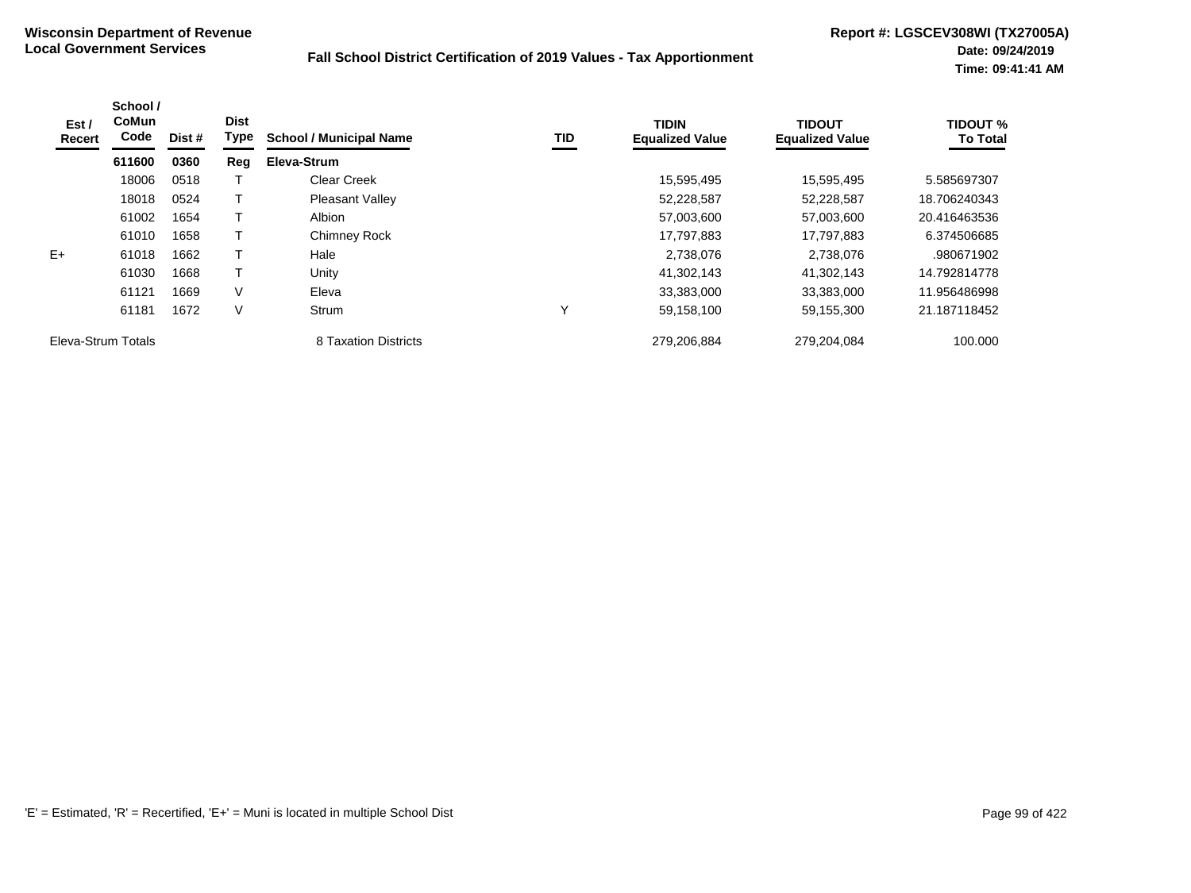**Wisconsin Department of Revenue**
**Local Government Services**

**Fall School District Certification of 2019 Values - Tax Apportionment**

**Report #: LGSCEV308WI (TX27005A)**
**Date: 09/24/2019**
**Time: 09:41:41 AM**

| Est / Recert | School / CoMun Code | Dist # | Dist Type | School / Municipal Name | TID | TIDIN Equalized Value | TIDOUT Equalized Value | TIDOUT % To Total |
|---|---|---|---|---|---|---|---|---|
| | **611600** | **0360** | **Reg** | **Eleva-Strum** | | | | |
| | 18006 | 0518 | T | Clear Creek | | 15,595,495 | 15,595,495 | 5.585697307 |
| | 18018 | 0524 | T | Pleasant Valley | | 52,228,587 | 52,228,587 | 18.706240343 |
| | 61002 | 1654 | T | Albion | | 57,003,600 | 57,003,600 | 20.416463536 |
| | 61010 | 1658 | T | Chimney Rock | | 17,797,883 | 17,797,883 | 6.374506685 |
| E+ | 61018 | 1662 | T | Hale | | 2,738,076 | 2,738,076 | .980671902 |
| | 61030 | 1668 | T | Unity | | 41,302,143 | 41,302,143 | 14.792814778 |
| | 61121 | 1669 | V | Eleva | | 33,383,000 | 33,383,000 | 11.956486998 |
| | 61181 | 1672 | V | Strum | Y | 59,158,100 | 59,155,300 | 21.187118452 |
| Eleva-Strum Totals | | | | 8 Taxation Districts | | 279,206,884 | 279,204,084 | 100.000 |

'E' = Estimated, 'R' = Recertified, 'E+' = Muni is located in multiple School Dist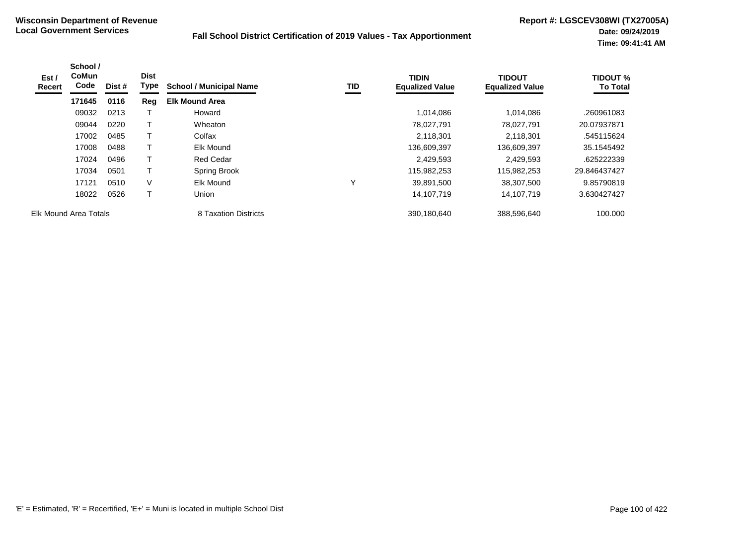**Wisconsin Department of Revenue**
**Local Government Services**

**Fall School District Certification of 2019 Values - Tax Apportionment**

**Report #: LGSCEV308WI (TX27005A)**
**Date: 09/24/2019**
**Time: 09:41:41 AM**

| Est / Recert | School / CoMun Code | Dist # | Dist Type | School / Municipal Name | TID | TIDIN Equalized Value | TIDOUT Equalized Value | TIDOUT % To Total |
|---|---|---|---|---|---|---|---|---|
| | **171645** | **0116** | **Reg** | **Elk Mound Area** | | | | |
| | 09032 | 0213 | T | Howard | | 1,014,086 | 1,014,086 | .260961083 |
| | 09044 | 0220 | T | Wheaton | | 78,027,791 | 78,027,791 | 20.07937871 |
| | 17002 | 0485 | T | Colfax | | 2,118,301 | 2,118,301 | .545115624 |
| | 17008 | 0488 | T | Elk Mound | | 136,609,397 | 136,609,397 | 35.1545492 |
| | 17024 | 0496 | T | Red Cedar | | 2,429,593 | 2,429,593 | .625222339 |
| | 17034 | 0501 | T | Spring Brook | | 115,982,253 | 115,982,253 | 29.846437427 |
| | 17121 | 0510 | V | Elk Mound | Y | 39,891,500 | 38,307,500 | 9.85790819 |
| | 18022 | 0526 | T | Union | | 14,107,719 | 14,107,719 | 3.630427427 |
| Elk Mound Area Totals | | | | 8 Taxation Districts | | 390,180,640 | 388,596,640 | 100.000 |

'E' = Estimated, 'R' = Recertified, 'E+' = Muni is located in multiple School Dist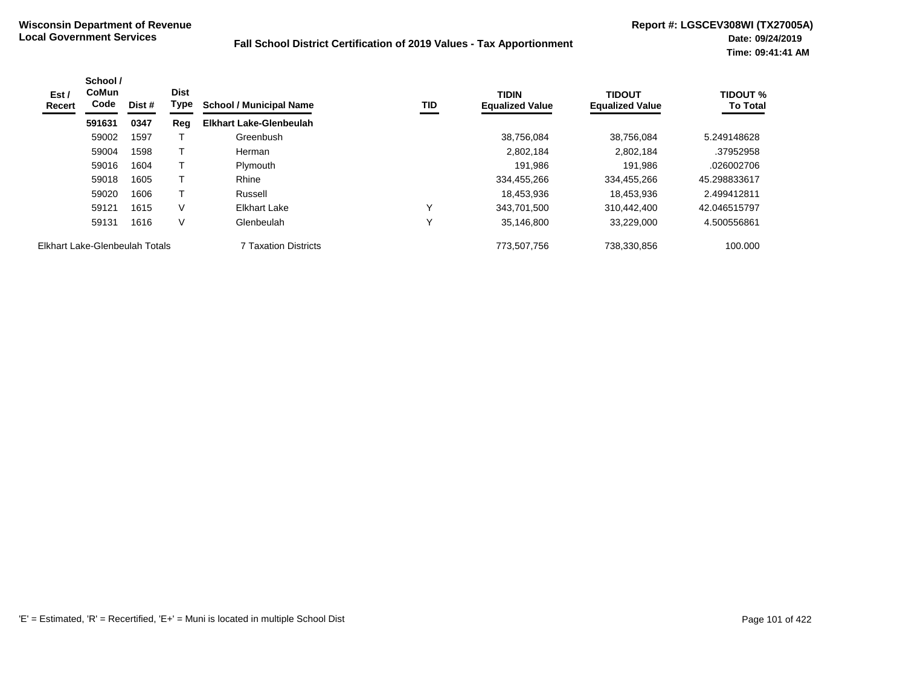**Wisconsin Department of Revenue**
**Local Government Services**

**Fall School District Certification of 2019 Values - Tax Apportionment**

**Report #: LGSCEV308WI (TX27005A)**
**Date: 09/24/2019**
**Time: 09:41:41 AM**

| Est / Recert | School / CoMun Code | Dist # | Dist Type | School / Municipal Name | TID | TIDIN Equalized Value | TIDOUT Equalized Value | TIDOUT % To Total |
|---|---|---|---|---|---|---|---|---|
| | **591631** | **0347** | **Reg** | **Elkhart Lake-Glenbeulah** | | | | |
| | 59002 | 1597 | T | Greenbush | | 38,756,084 | 38,756,084 | 5.249148628 |
| | 59004 | 1598 | T | Herman | | 2,802,184 | 2,802,184 | .37952958 |
| | 59016 | 1604 | T | Plymouth | | 191,986 | 191,986 | .026002706 |
| | 59018 | 1605 | T | Rhine | | 334,455,266 | 334,455,266 | 45.298833617 |
| | 59020 | 1606 | T | Russell | | 18,453,936 | 18,453,936 | 2.499412811 |
| | 59121 | 1615 | V | Elkhart Lake | Y | 343,701,500 | 310,442,400 | 42.046515797 |
| | 59131 | 1616 | V | Glenbeulah | Y | 35,146,800 | 33,229,000 | 4.500556861 |
| Elkhart Lake-Glenbeulah Totals | | | | 7 Taxation Districts | | 773,507,756 | 738,330,856 | 100.000 |

'E' = Estimated, 'R' = Recertified, 'E+' = Muni is located in multiple School Dist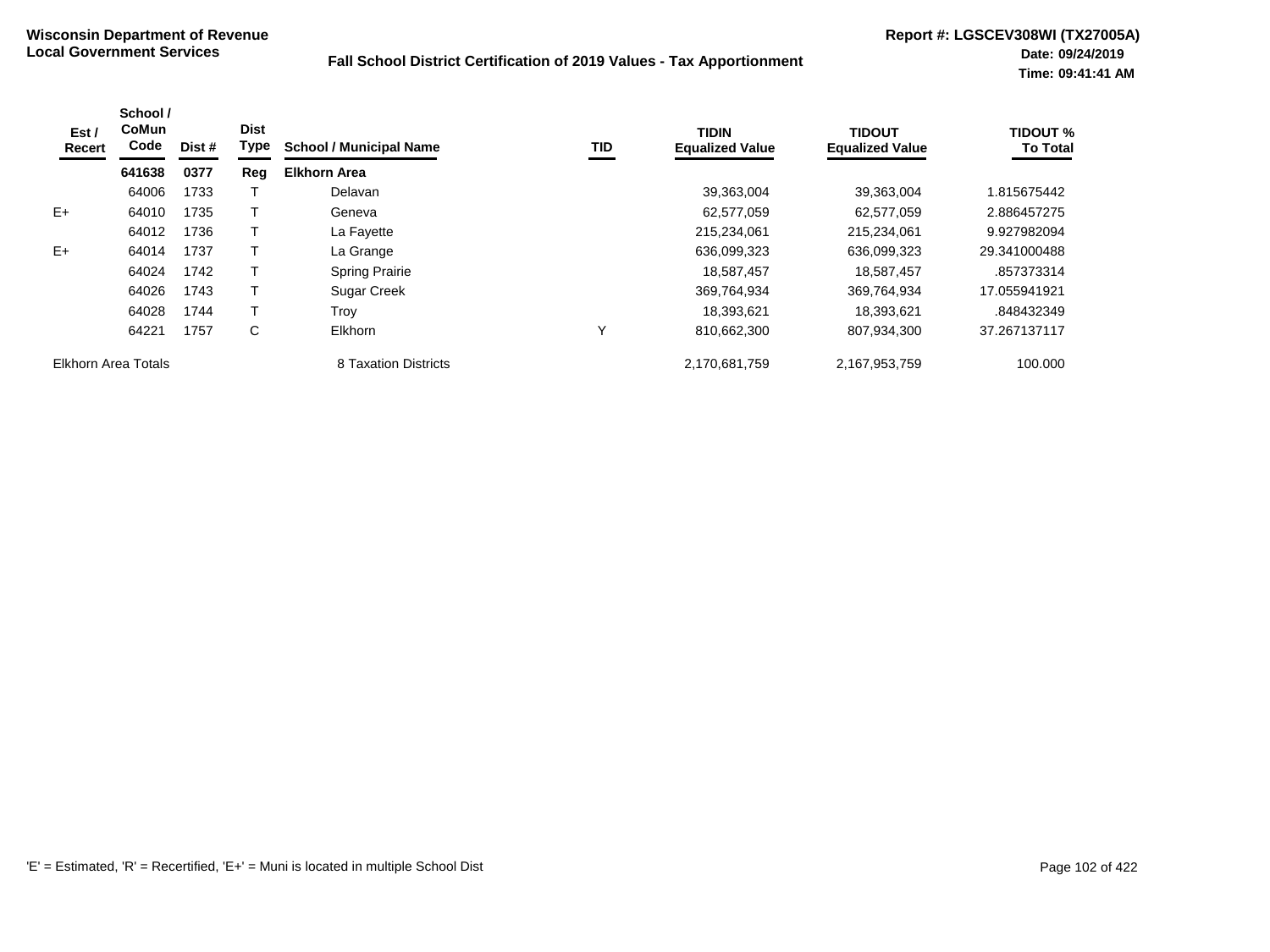**Wisconsin Department of Revenue**
**Local Government Services**

**Fall School District Certification of 2019 Values - Tax Apportionment**

**Report #: LGSCEV308WI (TX27005A)**
**Date: 09/24/2019**
**Time: 09:41:41 AM**

| Est / Recert | School / CoMun Code | Dist # | Dist Type | School / Municipal Name | TID | TIDIN Equalized Value | TIDOUT Equalized Value | TIDOUT % To Total |
|---|---|---|---|---|---|---|---|---|
| | **641638** | **0377** | **Reg** | **Elkhorn Area** | | | | |
| | 64006 | 1733 | T | Delavan | | 39,363,004 | 39,363,004 | 1.815675442 |
| E+ | 64010 | 1735 | T | Geneva | | 62,577,059 | 62,577,059 | 2.886457275 |
| | 64012 | 1736 | T | La Fayette | | 215,234,061 | 215,234,061 | 9.927982094 |
| E+ | 64014 | 1737 | T | La Grange | | 636,099,323 | 636,099,323 | 29.341000488 |
| | 64024 | 1742 | T | Spring Prairie | | 18,587,457 | 18,587,457 | .857373314 |
| | 64026 | 1743 | T | Sugar Creek | | 369,764,934 | 369,764,934 | 17.055941921 |
| | 64028 | 1744 | T | Troy | | 18,393,621 | 18,393,621 | .848432349 |
| | 64221 | 1757 | C | Elkhorn | Y | 810,662,300 | 807,934,300 | 37.267137117 |
| Elkhorn Area Totals | | | | 8 Taxation Districts | | 2,170,681,759 | 2,167,953,759 | 100.000 |

'E' = Estimated, 'R' = Recertified, 'E+' = Muni is located in multiple School Dist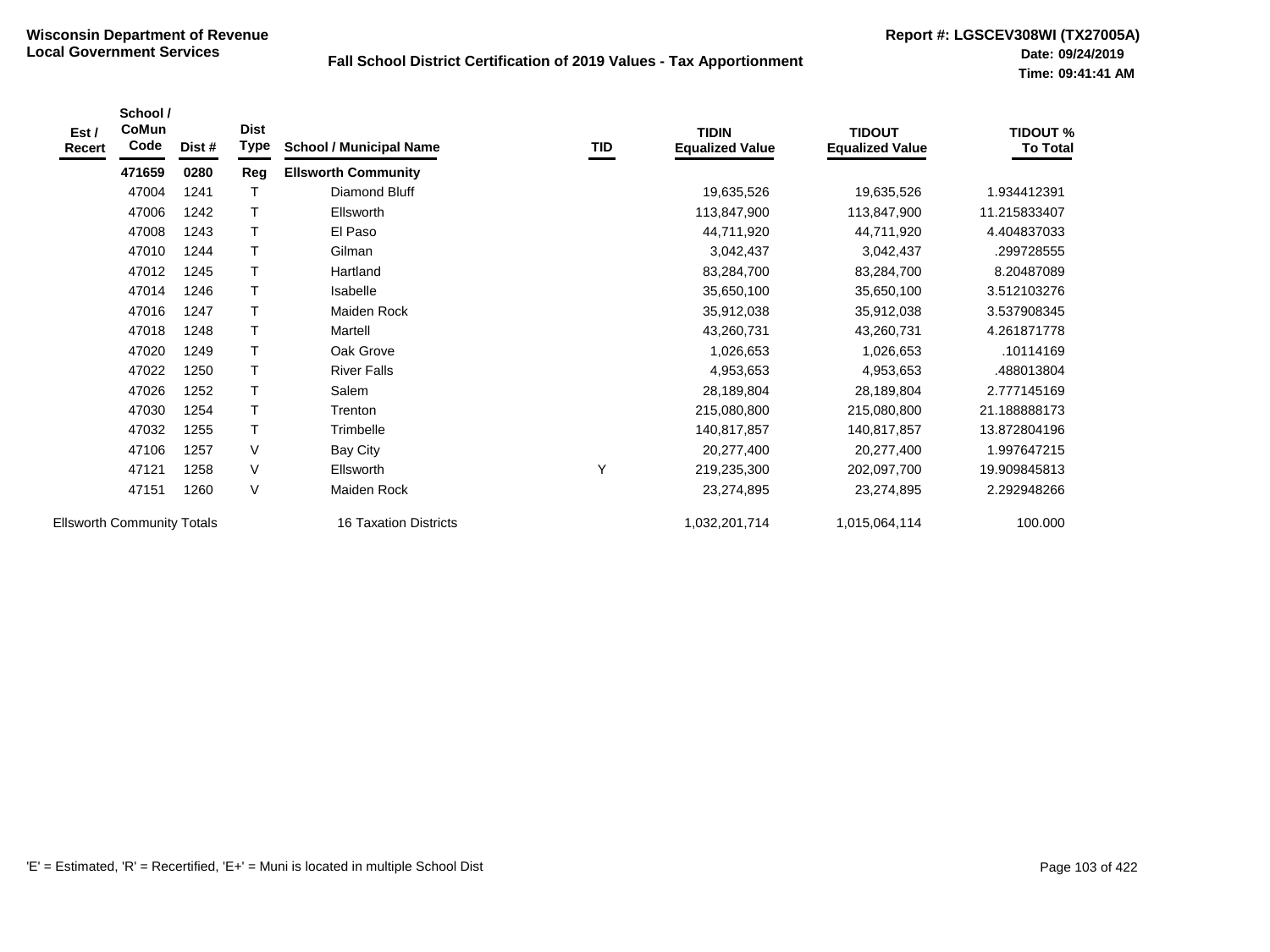**Wisconsin Department of Revenue**
**Local Government Services**

**Fall School District Certification of 2019 Values - Tax Apportionment**

**Report #: LGSCEV308WI (TX27005A)**
**Date: 09/24/2019**
**Time: 09:41:41 AM**

| Est / Recert | School / CoMun Code | Dist # | Dist Type | School / Municipal Name | TID | TIDIN Equalized Value | TIDOUT Equalized Value | TIDOUT % To Total |
|---|---|---|---|---|---|---|---|---|
| | **471659** | **0280** | **Reg** | **Ellsworth Community** | | | | |
| | 47004 | 1241 | T | Diamond Bluff | | 19,635,526 | 19,635,526 | 1.934412391 |
| | 47006 | 1242 | T | Ellsworth | | 113,847,900 | 113,847,900 | 11.215833407 |
| | 47008 | 1243 | T | El Paso | | 44,711,920 | 44,711,920 | 4.404837033 |
| | 47010 | 1244 | T | Gilman | | 3,042,437 | 3,042,437 | .299728555 |
| | 47012 | 1245 | T | Hartland | | 83,284,700 | 83,284,700 | 8.20487089 |
| | 47014 | 1246 | T | Isabelle | | 35,650,100 | 35,650,100 | 3.512103276 |
| | 47016 | 1247 | T | Maiden Rock | | 35,912,038 | 35,912,038 | 3.537908345 |
| | 47018 | 1248 | T | Martell | | 43,260,731 | 43,260,731 | 4.261871778 |
| | 47020 | 1249 | T | Oak Grove | | 1,026,653 | 1,026,653 | .10114169 |
| | 47022 | 1250 | T | River Falls | | 4,953,653 | 4,953,653 | .488013804 |
| | 47026 | 1252 | T | Salem | | 28,189,804 | 28,189,804 | 2.777145169 |
| | 47030 | 1254 | T | Trenton | | 215,080,800 | 215,080,800 | 21.188888173 |
| | 47032 | 1255 | T | Trimbelle | | 140,817,857 | 140,817,857 | 13.872804196 |
| | 47106 | 1257 | V | Bay City | | 20,277,400 | 20,277,400 | 1.997647215 |
| | 47121 | 1258 | V | Ellsworth | Y | 219,235,300 | 202,097,700 | 19.909845813 |
| | 47151 | 1260 | V | Maiden Rock | | 23,274,895 | 23,274,895 | 2.292948266 |
| Ellsworth Community Totals | | | | 16 Taxation Districts | | 1,032,201,714 | 1,015,064,114 | 100.000 |

'E' = Estimated, 'R' = Recertified, 'E+' = Muni is located in multiple School Dist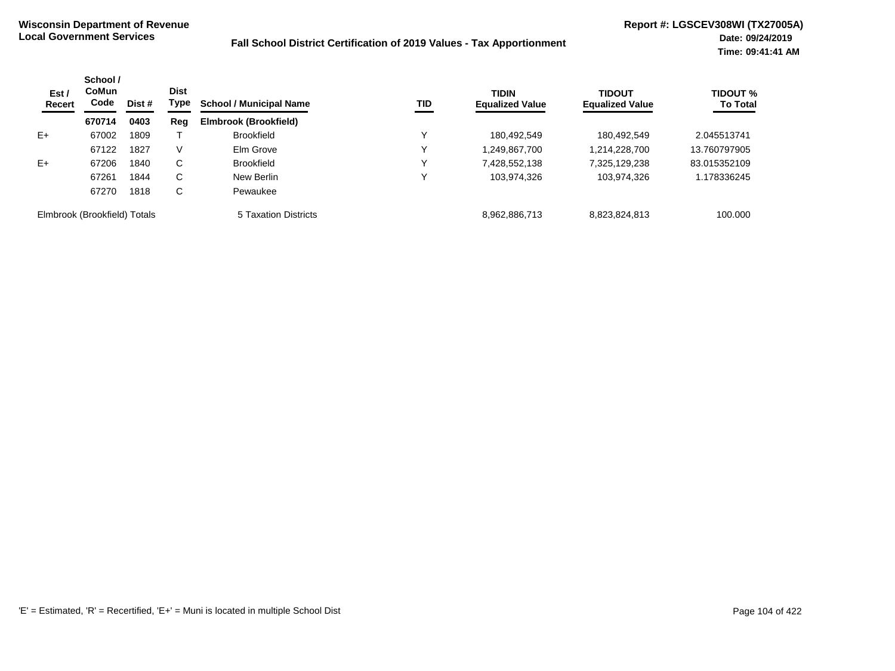**Wisconsin Department of Revenue**
**Local Government Services**

**Fall School District Certification of 2019 Values - Tax Apportionment**

**Report #: LGSCEV308WI (TX27005A)**
**Date: 09/24/2019**
**Time: 09:41:41 AM**

| Est / Recert | School / CoMun Code | Dist # | Dist Type | School / Municipal Name | TID | TIDIN Equalized Value | TIDOUT Equalized Value | TIDOUT % To Total |
|---|---|---|---|---|---|---|---|---|
| | **670714** | **0403** | **Reg** | **Elmbrook (Brookfield)** | | | | |
| E+ | 67002 | 1809 | T | Brookfield | Y | 180,492,549 | 180,492,549 | 2.045513741 |
| | 67122 | 1827 | V | Elm Grove | Y | 1,249,867,700 | 1,214,228,700 | 13.760797905 |
| E+ | 67206 | 1840 | C | Brookfield | Y | 7,428,552,138 | 7,325,129,238 | 83.015352109 |
| | 67261 | 1844 | C | New Berlin | Y | 103,974,326 | 103,974,326 | 1.178336245 |
| | 67270 | 1818 | C | Pewaukee | | | | |
| Elmbrook (Brookfield) Totals | | | | 5 Taxation Districts | | 8,962,886,713 | 8,823,824,813 | 100.000 |

'E' = Estimated, 'R' = Recertified, 'E+' = Muni is located in multiple School Dist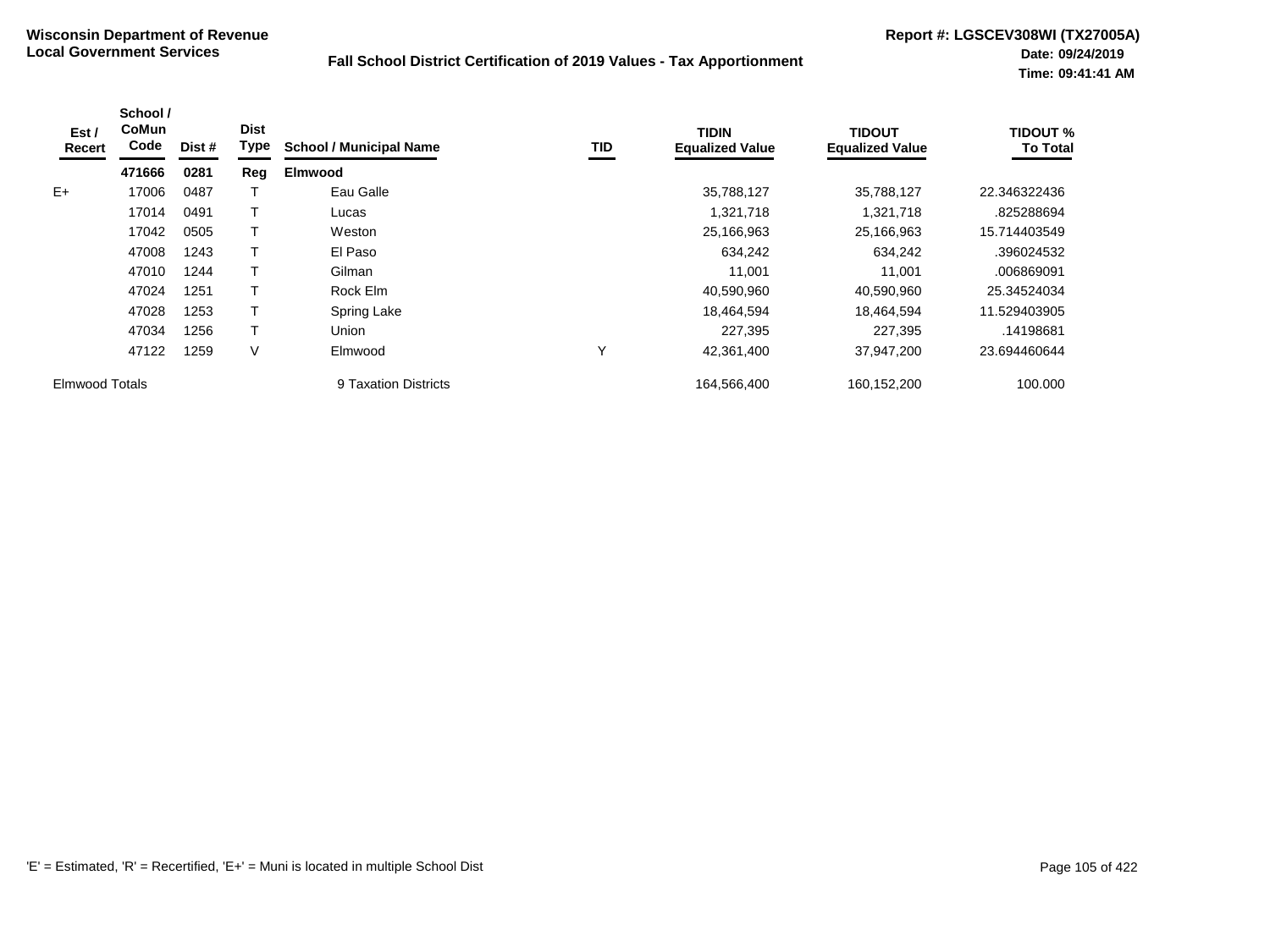**Wisconsin Department of Revenue**
**Local Government Services**

**Fall School District Certification of 2019 Values - Tax Apportionment**

**Report #: LGSCEV308WI (TX27005A)**
**Date: 09/24/2019**
**Time: 09:41:41 AM**

| Est / Recert | School / CoMun Code | Dist # | Dist Type | School / Municipal Name | TID | TIDIN Equalized Value | TIDOUT Equalized Value | TIDOUT % To Total |
|---|---|---|---|---|---|---|---|---|
| | **471666** | **0281** | **Reg** | **Elmwood** | | | | |
| E+ | 17006 | 0487 | T | Eau Galle | | 35,788,127 | 35,788,127 | 22.346322436 |
| | 17014 | 0491 | T | Lucas | | 1,321,718 | 1,321,718 | .825288694 |
| | 17042 | 0505 | T | Weston | | 25,166,963 | 25,166,963 | 15.714403549 |
| | 47008 | 1243 | T | El Paso | | 634,242 | 634,242 | .396024532 |
| | 47010 | 1244 | T | Gilman | | 11,001 | 11,001 | .006869091 |
| | 47024 | 1251 | T | Rock Elm | | 40,590,960 | 40,590,960 | 25.34524034 |
| | 47028 | 1253 | T | Spring Lake | | 18,464,594 | 18,464,594 | 11.529403905 |
| | 47034 | 1256 | T | Union | | 227,395 | 227,395 | .14198681 |
| | 47122 | 1259 | V | Elmwood | Y | 42,361,400 | 37,947,200 | 23.694460644 |
| Elmwood Totals | | | | 9 Taxation Districts | | 164,566,400 | 160,152,200 | 100.000 |

'E' = Estimated, 'R' = Recertified, 'E+' = Muni is located in multiple School Dist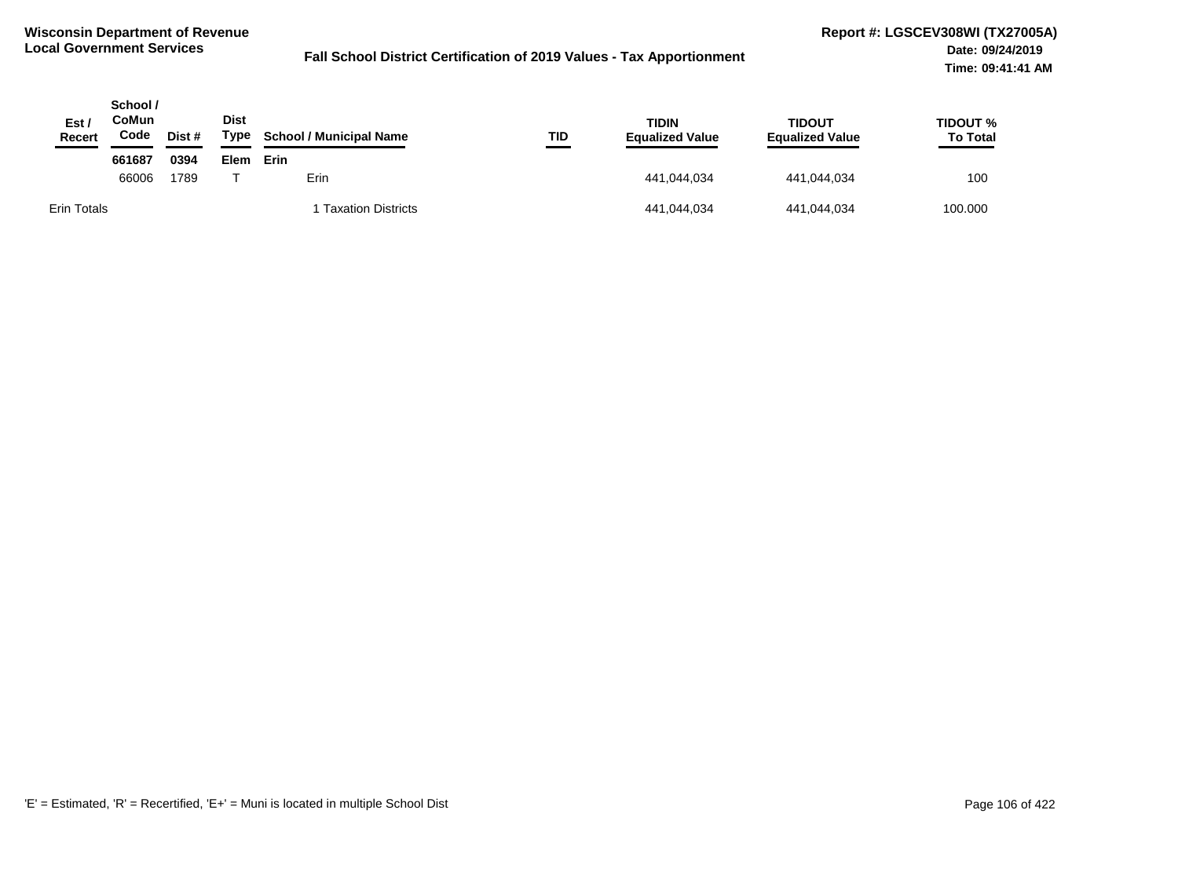**Wisconsin Department of Revenue**
**Local Government Services**

**Fall School District Certification of 2019 Values - Tax Apportionment**

**Report #: LGSCEV308WI (TX27005A)**
**Date: 09/24/2019**
**Time: 09:41:41 AM**

| Est / Recert | School / CoMun Code | Dist # | Dist Type | School / Municipal Name | TID | TIDIN Equalized Value | TIDOUT Equalized Value | TIDOUT % To Total |
|---|---|---|---|---|---|---|---|---|
| | **661687** | **0394** | **Elem** | **Erin** | | | | |
| | 66006 | 1789 | T | Erin | | 441,044,034 | 441,044,034 | 100 |
| Erin Totals | | | | 1 Taxation Districts | | 441,044,034 | 441,044,034 | 100.000 |

'E' = Estimated, 'R' = Recertified, 'E+' = Muni is located in multiple School Dist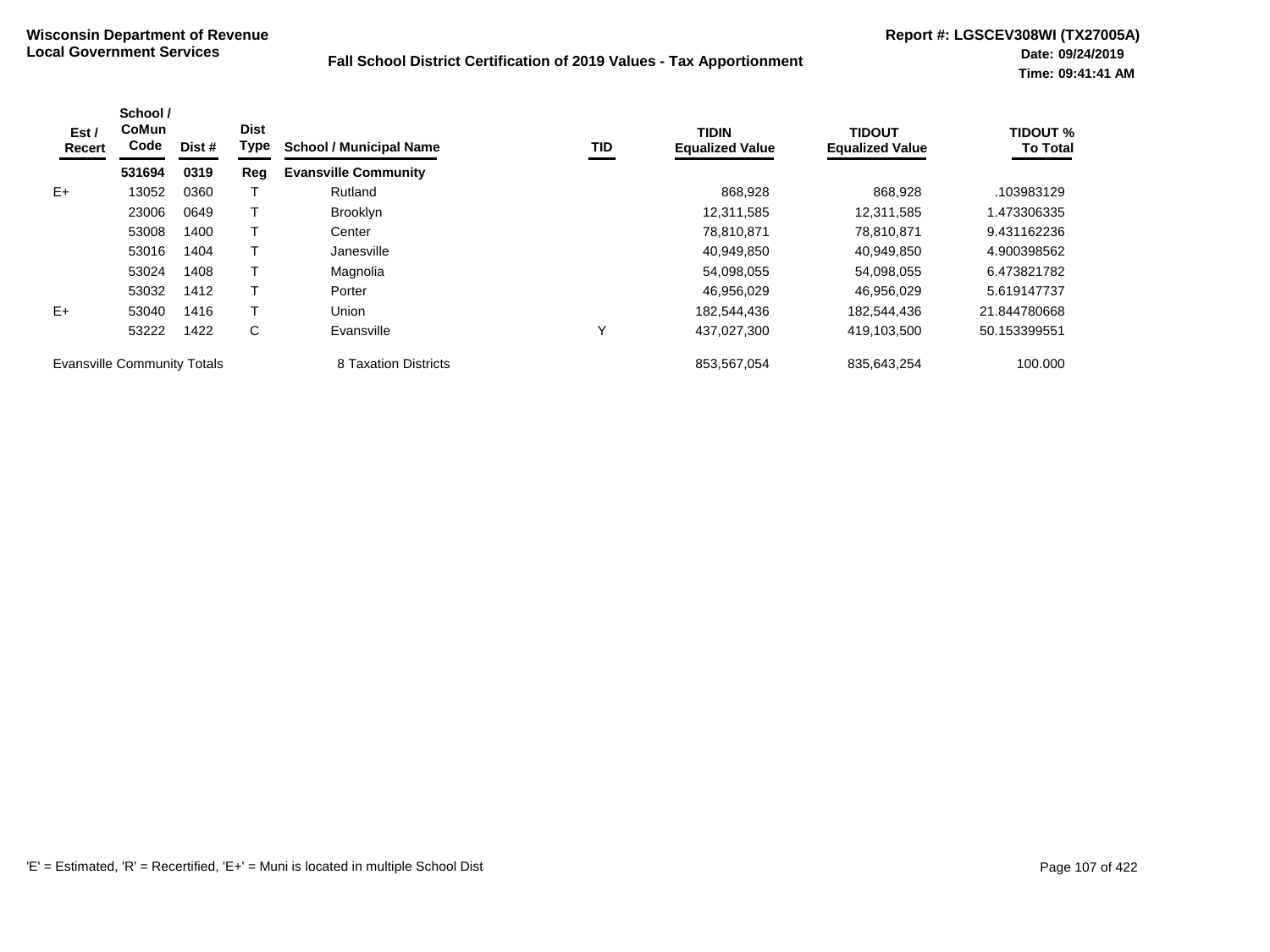**Wisconsin Department of Revenue**
**Local Government Services**

**Fall School District Certification of 2019 Values - Tax Apportionment**

**Report #: LGSCEV308WI (TX27005A)**
**Date: 09/24/2019**
**Time: 09:41:41 AM**

| Est / Recert | School / CoMun Code | Dist # | Dist Type | School / Municipal Name | TID | TIDIN Equalized Value | TIDOUT Equalized Value | TIDOUT % To Total |
|---|---|---|---|---|---|---|---|---|
| | **531694** | **0319** | **Reg** | **Evansville Community** | | | | |
| E+ | 13052 | 0360 | T | Rutland | | 868,928 | 868,928 | .103983129 |
| | 23006 | 0649 | T | Brooklyn | | 12,311,585 | 12,311,585 | 1.473306335 |
| | 53008 | 1400 | T | Center | | 78,810,871 | 78,810,871 | 9.431162236 |
| | 53016 | 1404 | T | Janesville | | 40,949,850 | 40,949,850 | 4.900398562 |
| | 53024 | 1408 | T | Magnolia | | 54,098,055 | 54,098,055 | 6.473821782 |
| | 53032 | 1412 | T | Porter | | 46,956,029 | 46,956,029 | 5.619147737 |
| E+ | 53040 | 1416 | T | Union | | 182,544,436 | 182,544,436 | 21.844780668 |
| | 53222 | 1422 | C | Evansville | Y | 437,027,300 | 419,103,500 | 50.153399551 |
| Evansville Community Totals | | | | 8 Taxation Districts | | 853,567,054 | 835,643,254 | 100.000 |

'E' = Estimated, 'R' = Recertified, 'E+' = Muni is located in multiple School Dist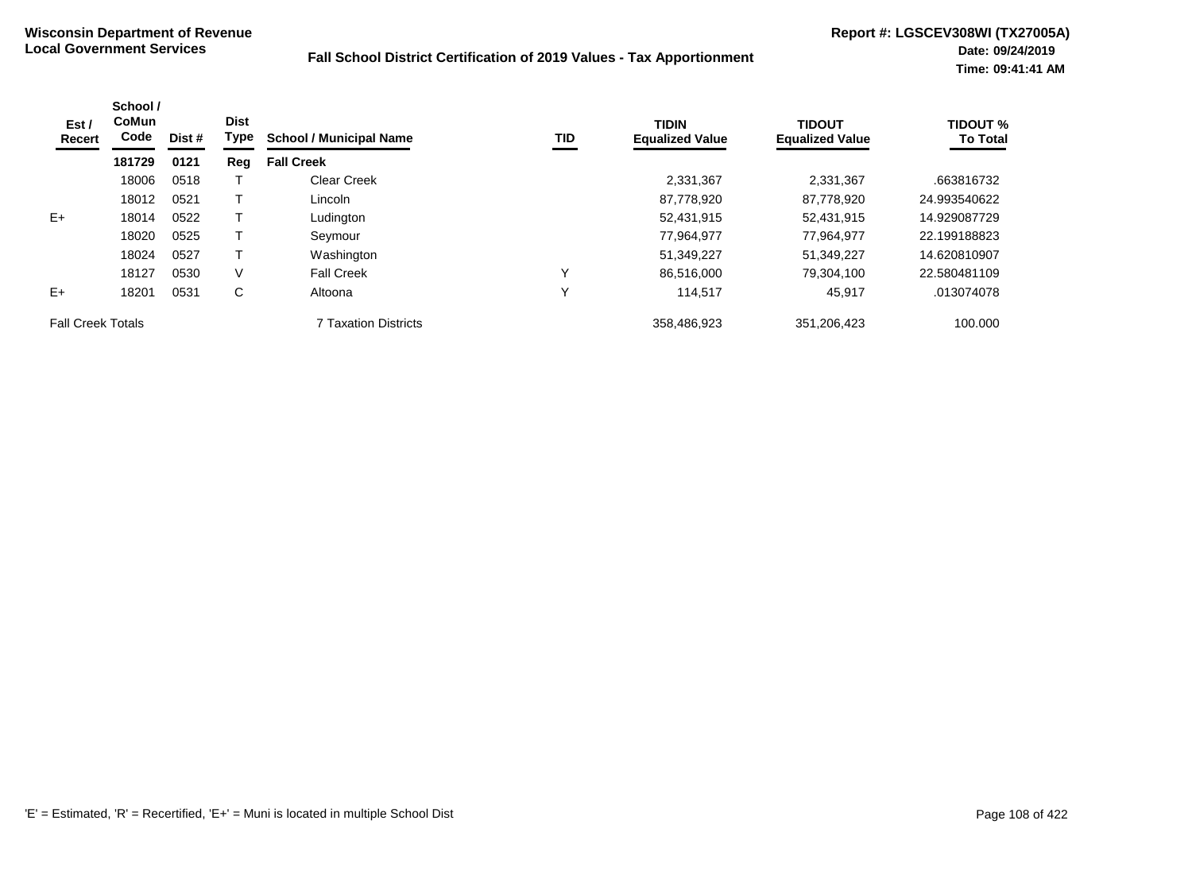**Wisconsin Department of Revenue**
**Local Government Services**

**Fall School District Certification of 2019 Values - Tax Apportionment**

**Report #: LGSCEV308WI (TX27005A)**
**Date: 09/24/2019**
**Time: 09:41:41 AM**

| Est / Recert | School / CoMun Code | Dist # | Dist Type | School / Municipal Name | TID | TIDIN Equalized Value | TIDOUT Equalized Value | TIDOUT % To Total |
|---|---|---|---|---|---|---|---|---|
| | **181729** | **0121** | **Reg** | **Fall Creek** | | | | |
| | 18006 | 0518 | T | Clear Creek | | 2,331,367 | 2,331,367 | .663816732 |
| | 18012 | 0521 | T | Lincoln | | 87,778,920 | 87,778,920 | 24.993540622 |
| E+ | 18014 | 0522 | T | Ludington | | 52,431,915 | 52,431,915 | 14.929087729 |
| | 18020 | 0525 | T | Seymour | | 77,964,977 | 77,964,977 | 22.199188823 |
| | 18024 | 0527 | T | Washington | | 51,349,227 | 51,349,227 | 14.620810907 |
| | 18127 | 0530 | V | Fall Creek | Y | 86,516,000 | 79,304,100 | 22.580481109 |
| E+ | 18201 | 0531 | C | Altoona | Y | 114,517 | 45,917 | .013074078 |
| Fall Creek Totals | | | | 7 Taxation Districts | | 358,486,923 | 351,206,423 | 100.000 |

'E' = Estimated, 'R' = Recertified, 'E+' = Muni is located in multiple School Dist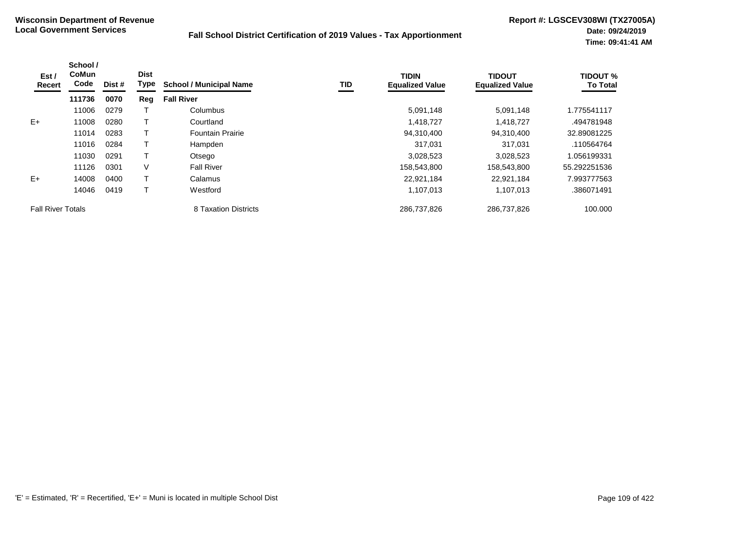**Wisconsin Department of Revenue**
**Local Government Services**

**Fall School District Certification of 2019 Values - Tax Apportionment**

**Report #: LGSCEV308WI (TX27005A)**
**Date: 09/24/2019**
**Time: 09:41:41 AM**

| Est / Recert | School / CoMun Code | Dist # | Dist Type | School / Municipal Name | TID | TIDIN Equalized Value | TIDOUT Equalized Value | TIDOUT % To Total |
|---|---|---|---|---|---|---|---|---|
| | **111736** | **0070** | **Reg** | **Fall River** | | | | |
| | 11006 | 0279 | T | Columbus | | 5,091,148 | 5,091,148 | 1.775541117 |
| E+ | 11008 | 0280 | T | Courtland | | 1,418,727 | 1,418,727 | .494781948 |
| | 11014 | 0283 | T | Fountain Prairie | | 94,310,400 | 94,310,400 | 32.89081225 |
| | 11016 | 0284 | T | Hampden | | 317,031 | 317,031 | .110564764 |
| | 11030 | 0291 | T | Otsego | | 3,028,523 | 3,028,523 | 1.056199331 |
| | 11126 | 0301 | V | Fall River | | 158,543,800 | 158,543,800 | 55.292251536 |
| E+ | 14008 | 0400 | T | Calamus | | 22,921,184 | 22,921,184 | 7.993777563 |
| | 14046 | 0419 | T | Westford | | 1,107,013 | 1,107,013 | .386071491 |
| Fall River Totals | | | | 8 Taxation Districts | | 286,737,826 | 286,737,826 | 100.000 |

'E' = Estimated, 'R' = Recertified, 'E+' = Muni is located in multiple School Dist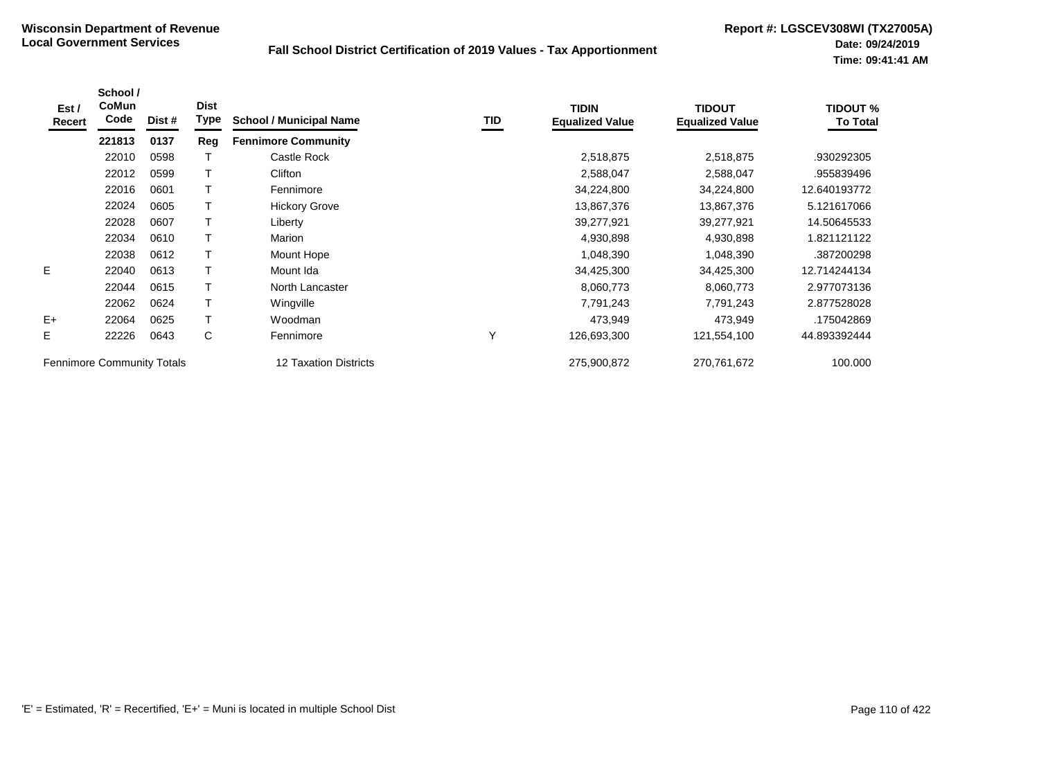**Wisconsin Department of Revenue**
**Local Government Services**

**Fall School District Certification of 2019 Values - Tax Apportionment**

**Report #: LGSCEV308WI (TX27005A)**
**Date: 09/24/2019**
**Time: 09:41:41 AM**

| Est / Recert | School / CoMun Code | Dist # | Dist Type | School / Municipal Name | TID | TIDIN Equalized Value | TIDOUT Equalized Value | TIDOUT % To Total |
|---|---|---|---|---|---|---|---|---|
| | **221813** | **0137** | **Reg** | **Fennimore Community** | | | | |
| | 22010 | 0598 | T | Castle Rock | | 2,518,875 | 2,518,875 | .930292305 |
| | 22012 | 0599 | T | Clifton | | 2,588,047 | 2,588,047 | .955839496 |
| | 22016 | 0601 | T | Fennimore | | 34,224,800 | 34,224,800 | 12.640193772 |
| | 22024 | 0605 | T | Hickory Grove | | 13,867,376 | 13,867,376 | 5.121617066 |
| | 22028 | 0607 | T | Liberty | | 39,277,921 | 39,277,921 | 14.50645533 |
| | 22034 | 0610 | T | Marion | | 4,930,898 | 4,930,898 | 1.821121122 |
| | 22038 | 0612 | T | Mount Hope | | 1,048,390 | 1,048,390 | .387200298 |
| E | 22040 | 0613 | T | Mount Ida | | 34,425,300 | 34,425,300 | 12.714244134 |
| | 22044 | 0615 | T | North Lancaster | | 8,060,773 | 8,060,773 | 2.977073136 |
| | 22062 | 0624 | T | Wingville | | 7,791,243 | 7,791,243 | 2.877528028 |
| E+ | 22064 | 0625 | T | Woodman | | 473,949 | 473,949 | .175042869 |
| E | 22226 | 0643 | C | Fennimore | Y | 126,693,300 | 121,554,100 | 44.893392444 |
| Fennimore Community Totals | | | | 12 Taxation Districts | | 275,900,872 | 270,761,672 | 100.000 |

'E' = Estimated, 'R' = Recertified, 'E+' = Muni is located in multiple School Dist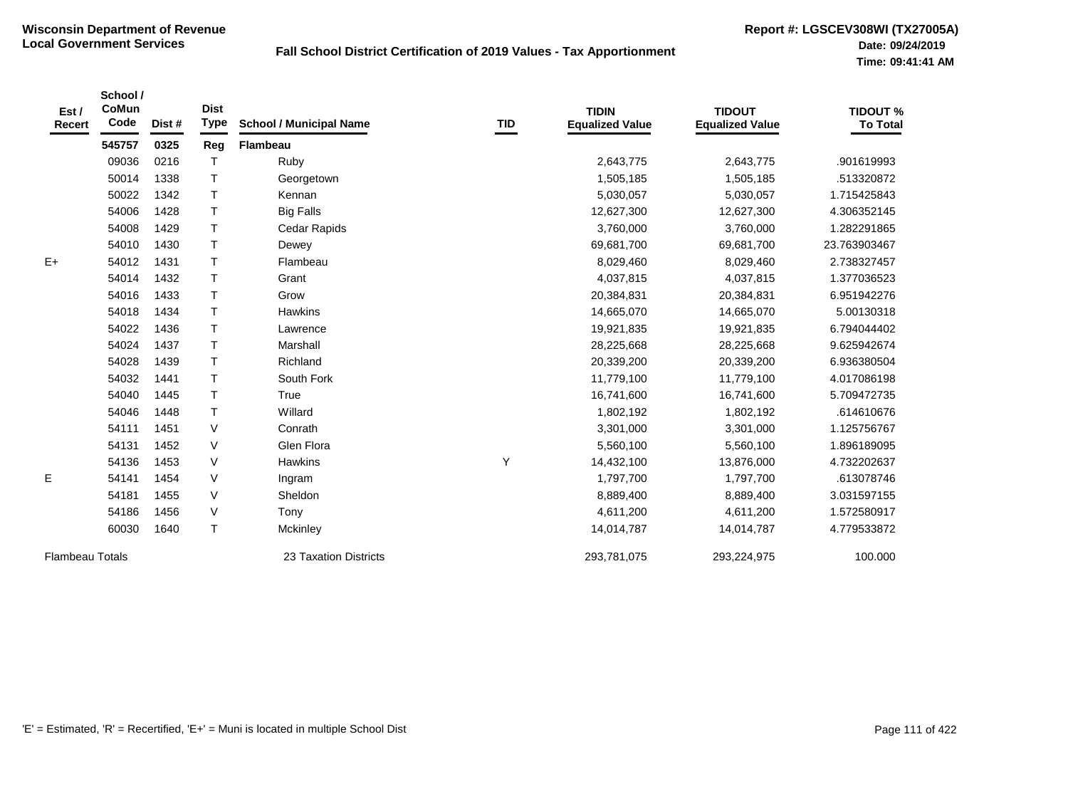**Wisconsin Department of Revenue**
**Local Government Services**

**Fall School District Certification of 2019 Values - Tax Apportionment**

**Report #: LGSCEV308WI (TX27005A)**
**Date: 09/24/2019**
**Time: 09:41:41 AM**

| Est / Recert | School / CoMun Code | Dist # | Dist Type | School / Municipal Name | TID | TIDIN Equalized Value | TIDOUT Equalized Value | TIDOUT % To Total |
|---|---|---|---|---|---|---|---|---|
| | **545757** | **0325** | **Reg** | **Flambeau** | | | | |
| | 09036 | 0216 | T | Ruby | | 2,643,775 | 2,643,775 | .901619993 |
| | 50014 | 1338 | T | Georgetown | | 1,505,185 | 1,505,185 | .513320872 |
| | 50022 | 1342 | T | Kennan | | 5,030,057 | 5,030,057 | 1.715425843 |
| | 54006 | 1428 | T | Big Falls | | 12,627,300 | 12,627,300 | 4.306352145 |
| | 54008 | 1429 | T | Cedar Rapids | | 3,760,000 | 3,760,000 | 1.282291865 |
| | 54010 | 1430 | T | Dewey | | 69,681,700 | 69,681,700 | 23.763903467 |
| E+ | 54012 | 1431 | T | Flambeau | | 8,029,460 | 8,029,460 | 2.738327457 |
| | 54014 | 1432 | T | Grant | | 4,037,815 | 4,037,815 | 1.377036523 |
| | 54016 | 1433 | T | Grow | | 20,384,831 | 20,384,831 | 6.951942276 |
| | 54018 | 1434 | T | Hawkins | | 14,665,070 | 14,665,070 | 5.00130318 |
| | 54022 | 1436 | T | Lawrence | | 19,921,835 | 19,921,835 | 6.794044402 |
| | 54024 | 1437 | T | Marshall | | 28,225,668 | 28,225,668 | 9.625942674 |
| | 54028 | 1439 | T | Richland | | 20,339,200 | 20,339,200 | 6.936380504 |
| | 54032 | 1441 | T | South Fork | | 11,779,100 | 11,779,100 | 4.017086198 |
| | 54040 | 1445 | T | True | | 16,741,600 | 16,741,600 | 5.709472735 |
| | 54046 | 1448 | T | Willard | | 1,802,192 | 1,802,192 | .614610676 |
| | 54111 | 1451 | V | Conrath | | 3,301,000 | 3,301,000 | 1.125756767 |
| | 54131 | 1452 | V | Glen Flora | | 5,560,100 | 5,560,100 | 1.896189095 |
| | 54136 | 1453 | V | Hawkins | Y | 14,432,100 | 13,876,000 | 4.732202637 |
| E | 54141 | 1454 | V | Ingram | | 1,797,700 | 1,797,700 | .613078746 |
| | 54181 | 1455 | V | Sheldon | | 8,889,400 | 8,889,400 | 3.031597155 |
| | 54186 | 1456 | V | Tony | | 4,611,200 | 4,611,200 | 1.572580917 |
| | 60030 | 1640 | T | Mckinley | | 14,014,787 | 14,014,787 | 4.779533872 |
| Flambeau Totals | | | | 23 Taxation Districts | | 293,781,075 | 293,224,975 | 100.000 |

'E' = Estimated, 'R' = Recertified, 'E+' = Muni is located in multiple School Dist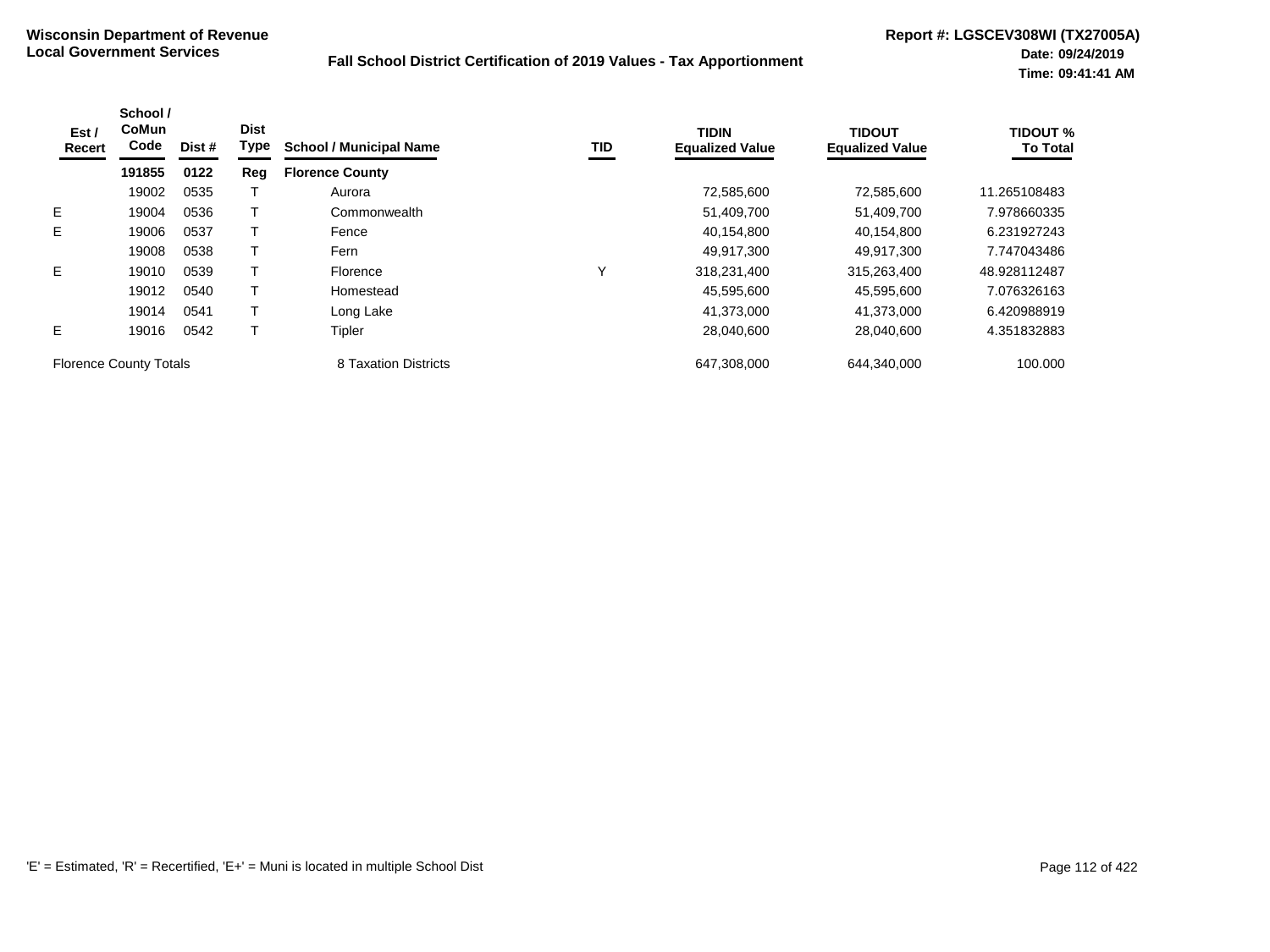**Wisconsin Department of Revenue**
**Local Government Services**

**Fall School District Certification of 2019 Values - Tax Apportionment**

**Report #: LGSCEV308WI (TX27005A)**
**Date: 09/24/2019**
**Time: 09:41:41 AM**

| Est / Recert | School / CoMun Code | Dist # | Dist Type | School / Municipal Name | TID | TIDIN Equalized Value | TIDOUT Equalized Value | TIDOUT % To Total |
|---|---|---|---|---|---|---|---|---|
| | **191855** | **0122** | **Reg** | **Florence County** | | | | |
| | 19002 | 0535 | T | Aurora | | 72,585,600 | 72,585,600 | 11.265108483 |
| E | 19004 | 0536 | T | Commonwealth | | 51,409,700 | 51,409,700 | 7.978660335 |
| E | 19006 | 0537 | T | Fence | | 40,154,800 | 40,154,800 | 6.231927243 |
| | 19008 | 0538 | T | Fern | | 49,917,300 | 49,917,300 | 7.747043486 |
| E | 19010 | 0539 | T | Florence | Y | 318,231,400 | 315,263,400 | 48.928112487 |
| | 19012 | 0540 | T | Homestead | | 45,595,600 | 45,595,600 | 7.076326163 |
| | 19014 | 0541 | T | Long Lake | | 41,373,000 | 41,373,000 | 6.420988919 |
| E | 19016 | 0542 | T | Tipler | | 28,040,600 | 28,040,600 | 4.351832883 |
| Florence County Totals | | | | 8 Taxation Districts | | 647,308,000 | 644,340,000 | 100.000 |

'E' = Estimated, 'R' = Recertified, 'E+' = Muni is located in multiple School Dist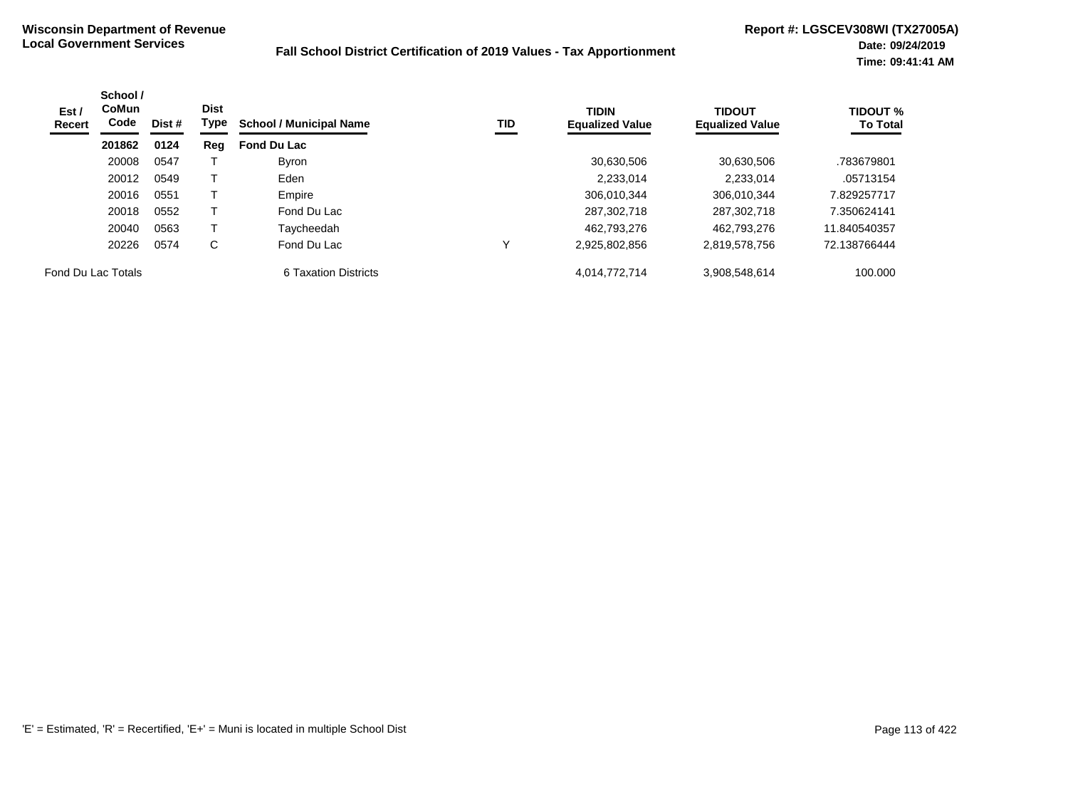**Wisconsin Department of Revenue**
**Local Government Services**

**Fall School District Certification of 2019 Values - Tax Apportionment**

**Report #: LGSCEV308WI (TX27005A)**
**Date: 09/24/2019**
**Time: 09:41:41 AM**

| Est / Recert | School / CoMun Code | Dist # | Dist Type | School / Municipal Name | TID | TIDIN Equalized Value | TIDOUT Equalized Value | TIDOUT % To Total |
|---|---|---|---|---|---|---|---|---|
| | **201862** | **0124** | **Reg** | **Fond Du Lac** | | | | |
| | 20008 | 0547 | T | Byron | | 30,630,506 | 30,630,506 | .783679801 |
| | 20012 | 0549 | T | Eden | | 2,233,014 | 2,233,014 | .05713154 |
| | 20016 | 0551 | T | Empire | | 306,010,344 | 306,010,344 | 7.829257717 |
| | 20018 | 0552 | T | Fond Du Lac | | 287,302,718 | 287,302,718 | 7.350624141 |
| | 20040 | 0563 | T | Taycheedah | | 462,793,276 | 462,793,276 | 11.840540357 |
| | 20226 | 0574 | C | Fond Du Lac | Y | 2,925,802,856 | 2,819,578,756 | 72.138766444 |
| Fond Du Lac Totals | | | | 6 Taxation Districts | | 4,014,772,714 | 3,908,548,614 | 100.000 |

'E' = Estimated, 'R' = Recertified, 'E+' = Muni is located in multiple School Dist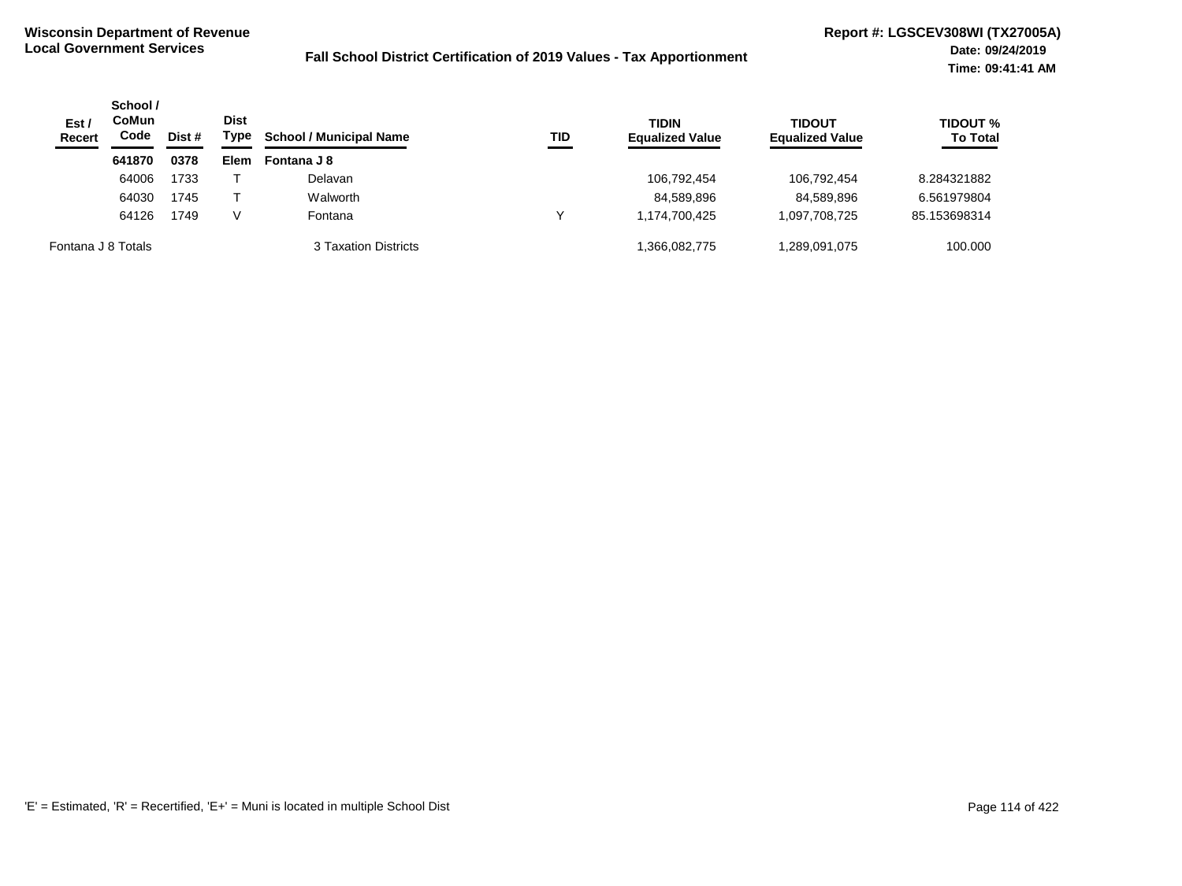**Wisconsin Department of Revenue**
**Local Government Services**

**Fall School District Certification of 2019 Values - Tax Apportionment**

**Report #: LGSCEV308WI (TX27005A)**
**Date: 09/24/2019**
**Time: 09:41:41 AM**

| Est / Recert | School / CoMun Code | Dist # | Dist Type | School / Municipal Name | TID | TIDIN Equalized Value | TIDOUT Equalized Value | TIDOUT % To Total |
|---|---|---|---|---|---|---|---|---|
| | **641870** | **0378** | **Elem** | **Fontana J 8** | | | | |
| | 64006 | 1733 | T | Delavan | | 106,792,454 | 106,792,454 | 8.284321882 |
| | 64030 | 1745 | T | Walworth | | 84,589,896 | 84,589,896 | 6.561979804 |
| | 64126 | 1749 | V | Fontana | Y | 1,174,700,425 | 1,097,708,725 | 85.153698314 |
| Fontana J 8 Totals | | | | 3 Taxation Districts | | 1,366,082,775 | 1,289,091,075 | 100.000 |

'E' = Estimated, 'R' = Recertified, 'E+' = Muni is located in multiple School Dist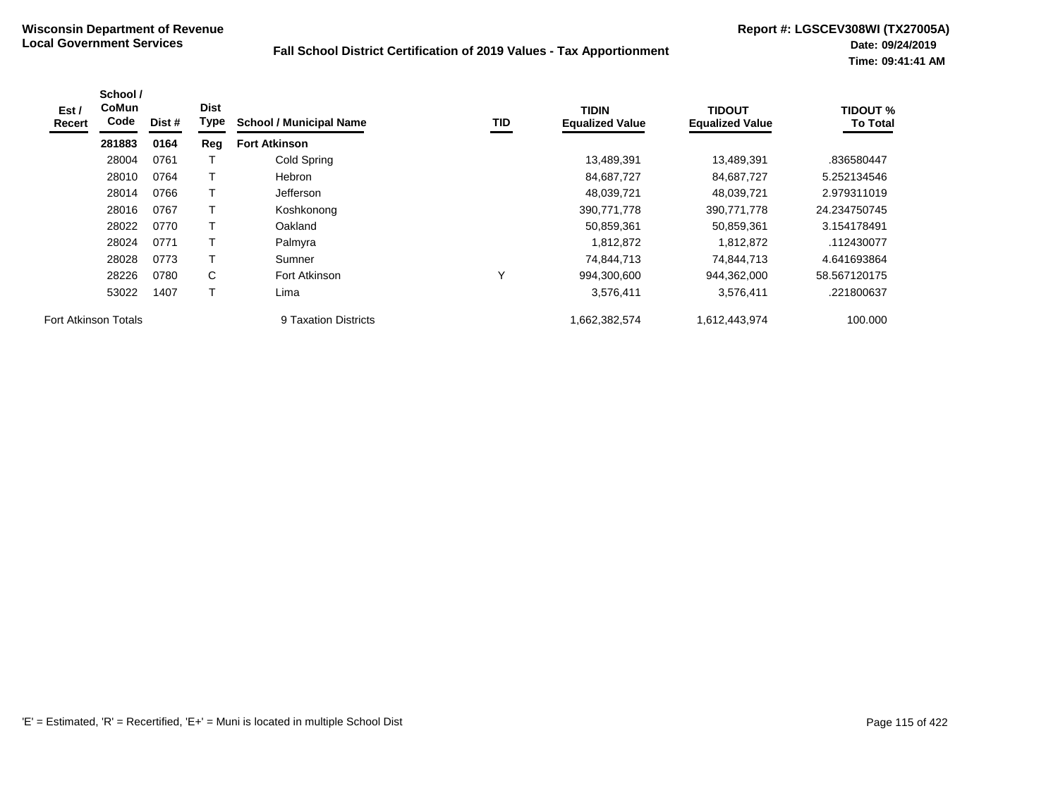**Wisconsin Department of Revenue**
**Local Government Services**

**Fall School District Certification of 2019 Values - Tax Apportionment**

**Report #: LGSCEV308WI (TX27005A)**
**Date: 09/24/2019**
**Time: 09:41:41 AM**

| Est / Recert | School / CoMun Code | Dist # | Dist Type | School / Municipal Name | TID | TIDIN Equalized Value | TIDOUT Equalized Value | TIDOUT % To Total |
|---|---|---|---|---|---|---|---|---|
| | **281883** | **0164** | **Reg** | **Fort Atkinson** | | | | |
| | 28004 | 0761 | T | Cold Spring | | 13,489,391 | 13,489,391 | .836580447 |
| | 28010 | 0764 | T | Hebron | | 84,687,727 | 84,687,727 | 5.252134546 |
| | 28014 | 0766 | T | Jefferson | | 48,039,721 | 48,039,721 | 2.979311019 |
| | 28016 | 0767 | T | Koshkonong | | 390,771,778 | 390,771,778 | 24.234750745 |
| | 28022 | 0770 | T | Oakland | | 50,859,361 | 50,859,361 | 3.154178491 |
| | 28024 | 0771 | T | Palmyra | | 1,812,872 | 1,812,872 | .112430077 |
| | 28028 | 0773 | T | Sumner | | 74,844,713 | 74,844,713 | 4.641693864 |
| | 28226 | 0780 | C | Fort Atkinson | Y | 994,300,600 | 944,362,000 | 58.567120175 |
| | 53022 | 1407 | T | Lima | | 3,576,411 | 3,576,411 | .221800637 |
| Fort Atkinson Totals | | | | 9 Taxation Districts | | 1,662,382,574 | 1,612,443,974 | 100.000 |

'E' = Estimated, 'R' = Recertified, 'E+' = Muni is located in multiple School Dist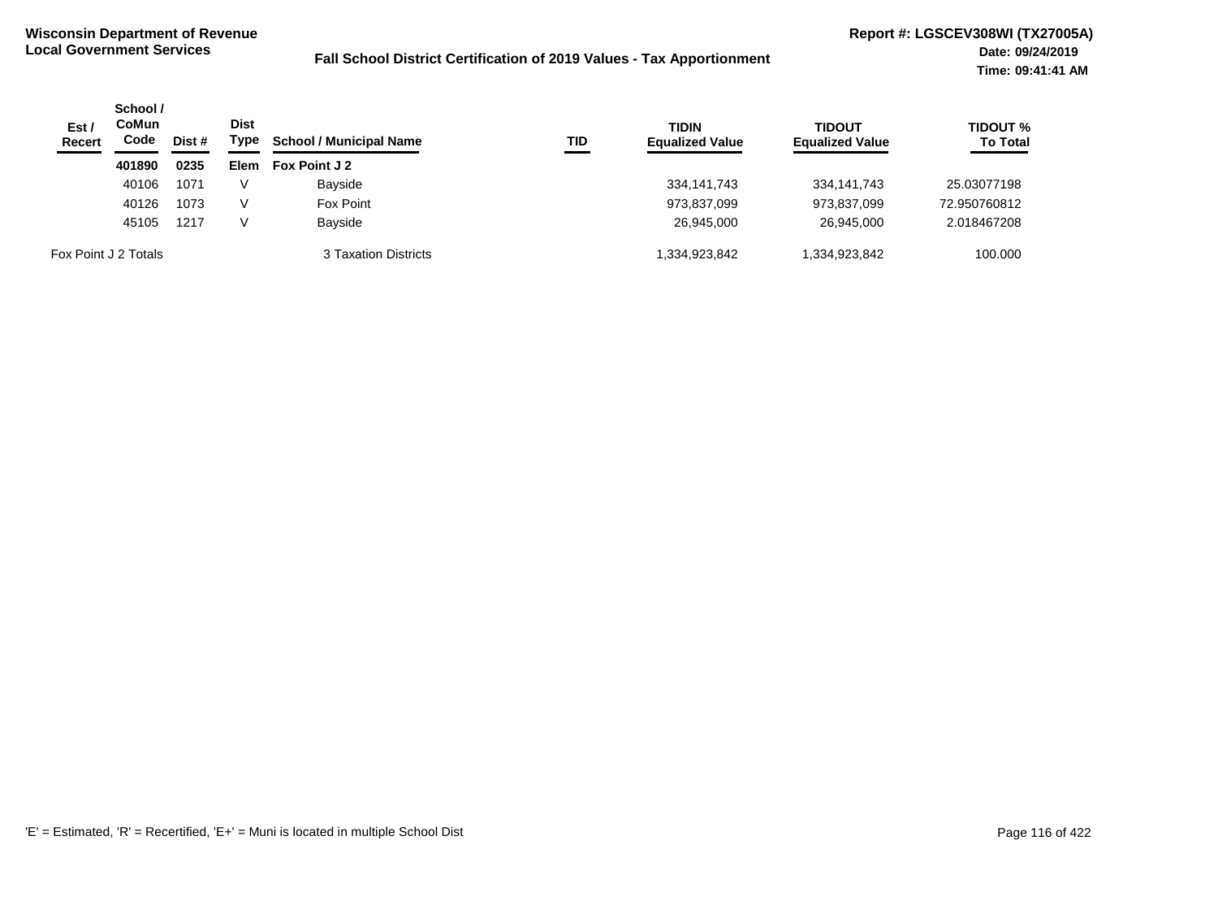Wisconsin Department of Revenue
Local Government Services

Fall School District Certification of 2019 Values - Tax Apportionment

Report #: LGSCEV308WI (TX27005A)
Date: 09/24/2019
Time: 09:41:41 AM

| Est / Recert | School / CoMun Code | Dist # | Dist Type | School / Municipal Name | TID | TIDIN Equalized Value | TIDOUT Equalized Value | TIDOUT % To Total |
|---|---|---|---|---|---|---|---|---|
| | **401890** | **0235** | **Elem** | **Fox Point J 2** | | | | |
| | 40106 | 1071 | V | Bayside | | 334,141,743 | 334,141,743 | 25.03077198 |
| | 40126 | 1073 | V | Fox Point | | 973,837,099 | 973,837,099 | 72.950760812 |
| | 45105 | 1217 | V | Bayside | | 26,945,000 | 26,945,000 | 2.018467208 |
| Fox Point J 2 Totals | | | | 3 Taxation Districts | | 1,334,923,842 | 1,334,923,842 | 100.000 |

'E' = Estimated, 'R' = Recertified, 'E+' = Muni is located in multiple School Dist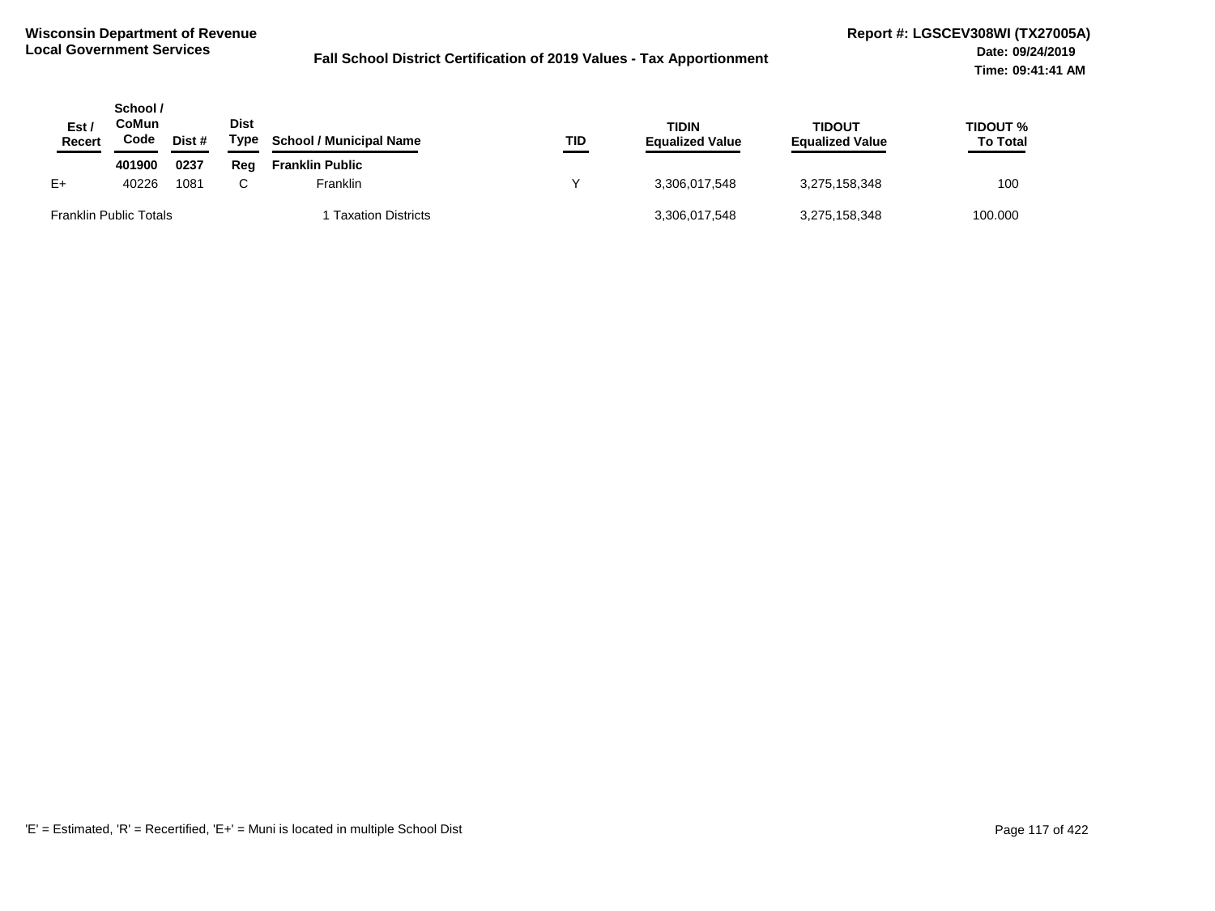**Wisconsin Department of Revenue**
**Local Government Services**

**Fall School District Certification of 2019 Values - Tax Apportionment**

**Report #: LGSCEV308WI (TX27005A)**
**Date: 09/24/2019**
**Time: 09:41:41 AM**

| Est / Recert | School / CoMun Code | Dist # | Dist Type | School / Municipal Name | TID | TIDIN Equalized Value | TIDOUT Equalized Value | TIDOUT % To Total |
|---|---|---|---|---|---|---|---|---|
| | **401900** | **0237** | **Reg** | **Franklin Public** | | | | |
| E+ | 40226 | 1081 | C | Franklin | Y | 3,306,017,548 | 3,275,158,348 | 100 |
| Franklin Public Totals | | | | 1 Taxation Districts | | 3,306,017,548 | 3,275,158,348 | 100.000 |

'E' = Estimated, 'R' = Recertified, 'E+' = Muni is located in multiple School Dist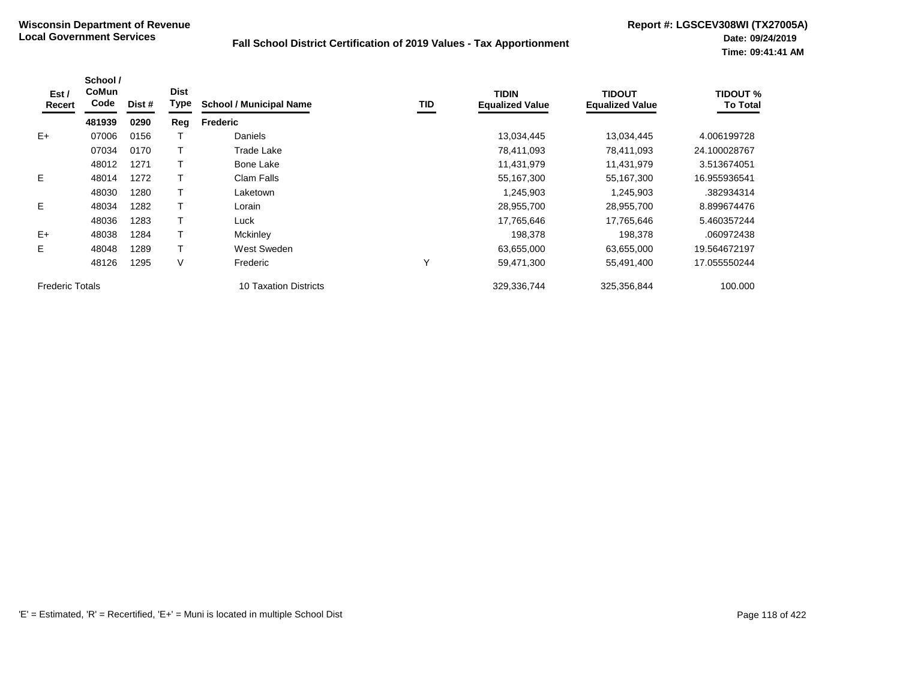**Wisconsin Department of Revenue**
**Local Government Services**

**Fall School District Certification of 2019 Values - Tax Apportionment**

**Report #: LGSCEV308WI (TX27005A)**
**Date: 09/24/2019**
**Time: 09:41:41 AM**

| Est / Recert | School / CoMun Code | Dist # | Dist Type | School / Municipal Name | TID | TIDIN Equalized Value | TIDOUT Equalized Value | TIDOUT % To Total |
|---|---|---|---|---|---|---|---|---|
| | **481939** | **0290** | **Reg** | **Frederic** | | | | |
| E+ | 07006 | 0156 | T | Daniels | | 13,034,445 | 13,034,445 | 4.006199728 |
| | 07034 | 0170 | T | Trade Lake | | 78,411,093 | 78,411,093 | 24.100028767 |
| | 48012 | 1271 | T | Bone Lake | | 11,431,979 | 11,431,979 | 3.513674051 |
| E | 48014 | 1272 | T | Clam Falls | | 55,167,300 | 55,167,300 | 16.955936541 |
| | 48030 | 1280 | T | Laketown | | 1,245,903 | 1,245,903 | .382934314 |
| E | 48034 | 1282 | T | Lorain | | 28,955,700 | 28,955,700 | 8.899674476 |
| | 48036 | 1283 | T | Luck | | 17,765,646 | 17,765,646 | 5.460357244 |
| E+ | 48038 | 1284 | T | Mckinley | | 198,378 | 198,378 | .060972438 |
| E | 48048 | 1289 | T | West Sweden | | 63,655,000 | 63,655,000 | 19.564672197 |
| | 48126 | 1295 | V | Frederic | Y | 59,471,300 | 55,491,400 | 17.055550244 |
| Frederic Totals | | | | 10 Taxation Districts | | 329,336,744 | 325,356,844 | 100.000 |

'E' = Estimated, 'R' = Recertified, 'E+' = Muni is located in multiple School Dist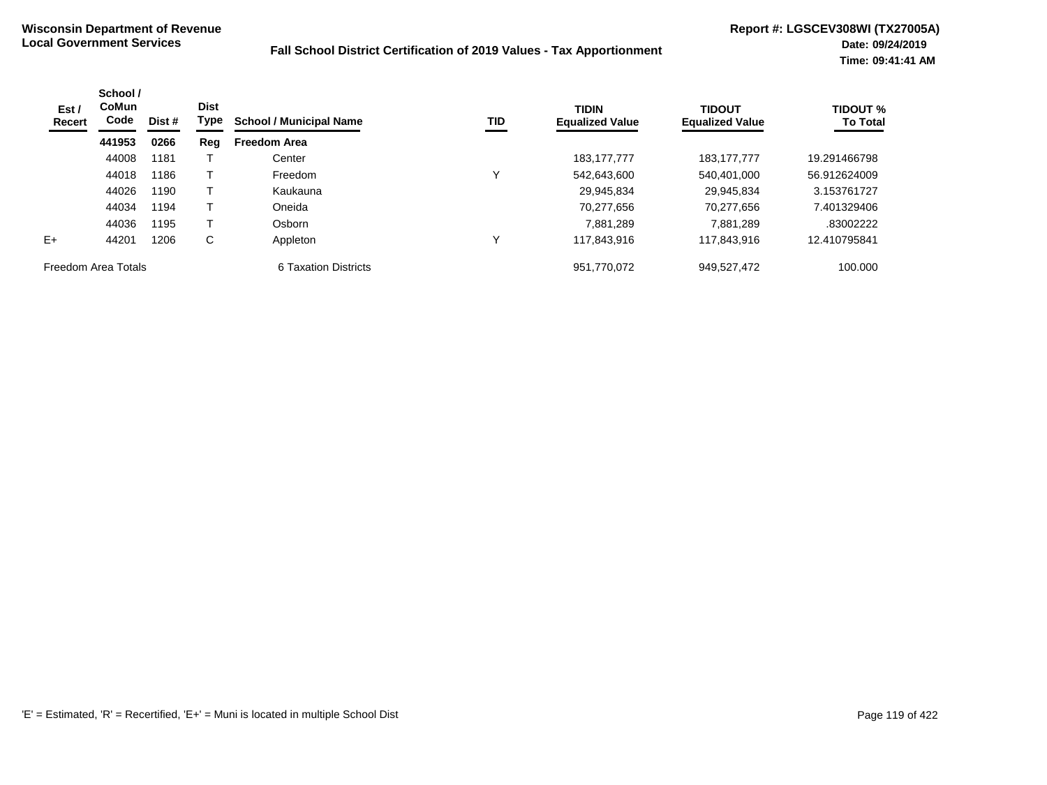**Wisconsin Department of Revenue**
**Local Government Services**

**Fall School District Certification of 2019 Values - Tax Apportionment**

**Report #: LGSCEV308WI (TX27005A)**
**Date: 09/24/2019**
**Time: 09:41:41 AM**

| Est / Recert | School / CoMun Code | Dist # | Dist Type | School / Municipal Name | TID | TIDIN Equalized Value | TIDOUT Equalized Value | TIDOUT % To Total |
|---|---|---|---|---|---|---|---|---|
| | **441953** | **0266** | **Reg** | **Freedom Area** | | | | |
| | 44008 | 1181 | T | Center | | 183,177,777 | 183,177,777 | 19.291466798 |
| | 44018 | 1186 | T | Freedom | Y | 542,643,600 | 540,401,000 | 56.912624009 |
| | 44026 | 1190 | T | Kaukauna | | 29,945,834 | 29,945,834 | 3.153761727 |
| | 44034 | 1194 | T | Oneida | | 70,277,656 | 70,277,656 | 7.401329406 |
| | 44036 | 1195 | T | Osborn | | 7,881,289 | 7,881,289 | .83002222 |
| E+ | 44201 | 1206 | C | Appleton | Y | 117,843,916 | 117,843,916 | 12.410795841 |
| Freedom Area Totals | | | | 6 Taxation Districts | | 951,770,072 | 949,527,472 | 100.000 |

'E' = Estimated, 'R' = Recertified, 'E+' = Muni is located in multiple School Dist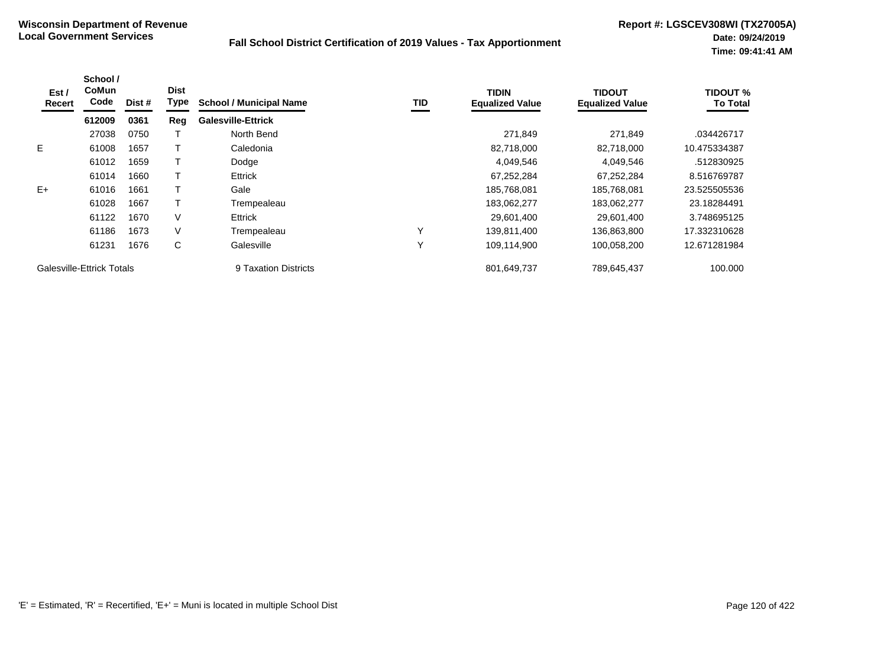**Wisconsin Department of Revenue**
**Local Government Services**

**Fall School District Certification of 2019 Values - Tax Apportionment**

**Report #: LGSCEV308WI (TX27005A)**
**Date: 09/24/2019**
**Time: 09:41:41 AM**

| Est / Recert | School / CoMun Code | Dist # | Dist Type | School / Municipal Name | TID | TIDIN Equalized Value | TIDOUT Equalized Value | TIDOUT % To Total |
|---|---|---|---|---|---|---|---|---|
| | **612009** | **0361** | **Reg** | **Galesville-Ettrick** | | | | |
| | 27038 | 0750 | T | North Bend | | 271,849 | 271,849 | .034426717 |
| E | 61008 | 1657 | T | Caledonia | | 82,718,000 | 82,718,000 | 10.475334387 |
| | 61012 | 1659 | T | Dodge | | 4,049,546 | 4,049,546 | .512830925 |
| | 61014 | 1660 | T | Ettrick | | 67,252,284 | 67,252,284 | 8.516769787 |
| E+ | 61016 | 1661 | T | Gale | | 185,768,081 | 185,768,081 | 23.525505536 |
| | 61028 | 1667 | T | Trempealeau | | 183,062,277 | 183,062,277 | 23.18284491 |
| | 61122 | 1670 | V | Ettrick | | 29,601,400 | 29,601,400 | 3.748695125 |
| | 61186 | 1673 | V | Trempealeau | Y | 139,811,400 | 136,863,800 | 17.332310628 |
| | 61231 | 1676 | C | Galesville | Y | 109,114,900 | 100,058,200 | 12.671281984 |
| Galesville-Ettrick Totals | | | | 9 Taxation Districts | | 801,649,737 | 789,645,437 | 100.000 |

'E' = Estimated, 'R' = Recertified, 'E+' = Muni is located in multiple School Dist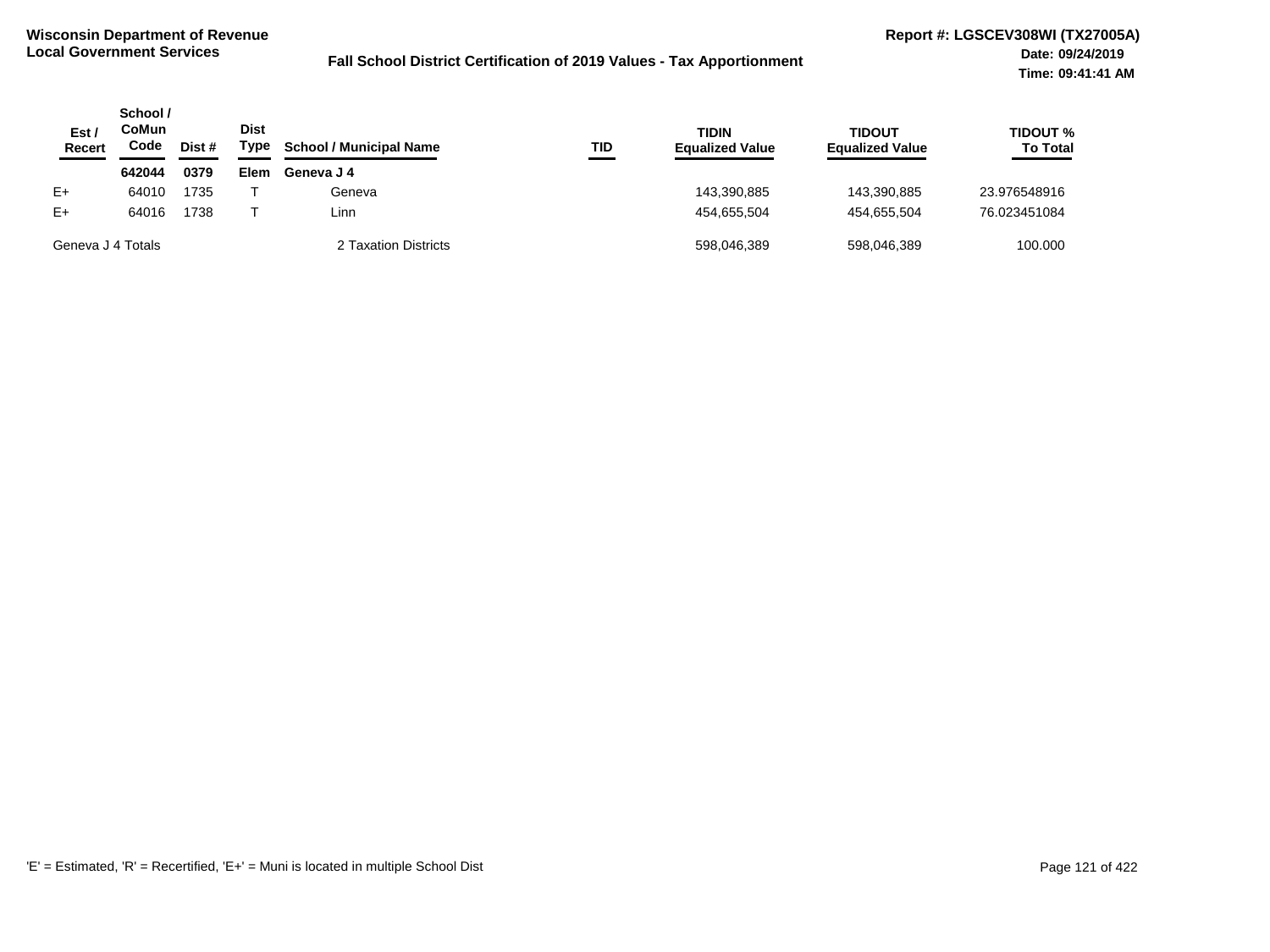**Wisconsin Department of Revenue**
**Local Government Services**

**Fall School District Certification of 2019 Values - Tax Apportionment**

**Report #: LGSCEV308WI (TX27005A)**
**Date: 09/24/2019**
**Time: 09:41:41 AM**

| Est / Recert | School / CoMun Code | Dist # | Dist Type | School / Municipal Name | TID | TIDIN Equalized Value | TIDOUT Equalized Value | TIDOUT % To Total |
|---|---|---|---|---|---|---|---|---|
| | **642044** | **0379** | **Elem** | **Geneva J 4** | | | | |
| E+ | 64010 | 1735 | T | Geneva | | 143,390,885 | 143,390,885 | 23.976548916 |
| E+ | 64016 | 1738 | T | Linn | | 454,655,504 | 454,655,504 | 76.023451084 |
| Geneva J 4 Totals | | | | 2 Taxation Districts | | 598,046,389 | 598,046,389 | 100.000 |

'E' = Estimated, 'R' = Recertified, 'E+' = Muni is located in multiple School Dist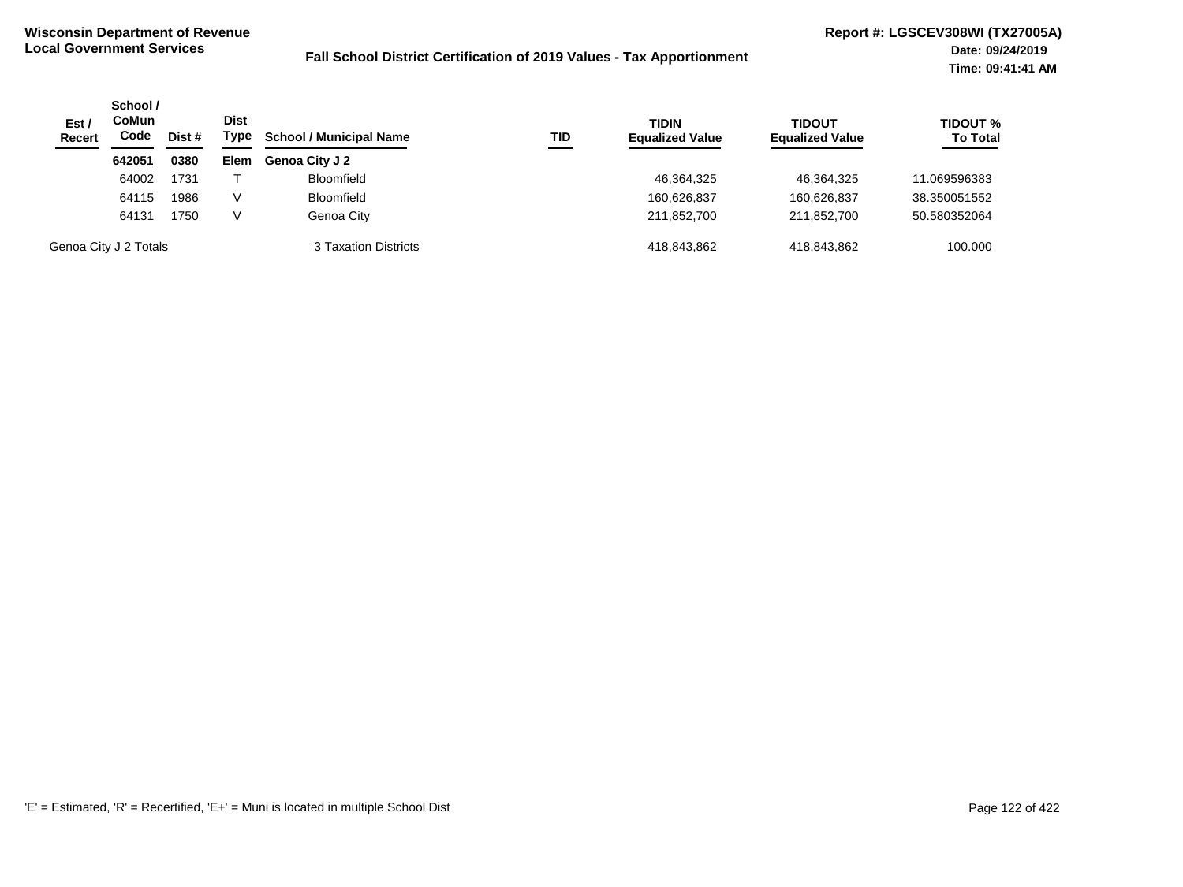**Wisconsin Department of Revenue**
**Local Government Services**

**Fall School District Certification of 2019 Values - Tax Apportionment**

**Report #: LGSCEV308WI (TX27005A)**
**Date: 09/24/2019**
**Time: 09:41:41 AM**

| Est / Recert | School / CoMun Code | Dist # | Dist Type | School / Municipal Name | TID | TIDIN Equalized Value | TIDOUT Equalized Value | TIDOUT % To Total |
|---|---|---|---|---|---|---|---|---|
| | **642051** | **0380** | **Elem** | **Genoa City J 2** | | | | |
| | 64002 | 1731 | T | Bloomfield | | 46,364,325 | 46,364,325 | 11.069596383 |
| | 64115 | 1986 | V | Bloomfield | | 160,626,837 | 160,626,837 | 38.350051552 |
| | 64131 | 1750 | V | Genoa City | | 211,852,700 | 211,852,700 | 50.580352064 |
| Genoa City J 2 Totals | | | | 3 Taxation Districts | | 418,843,862 | 418,843,862 | 100.000 |

'E' = Estimated, 'R' = Recertified, 'E+' = Muni is located in multiple School Dist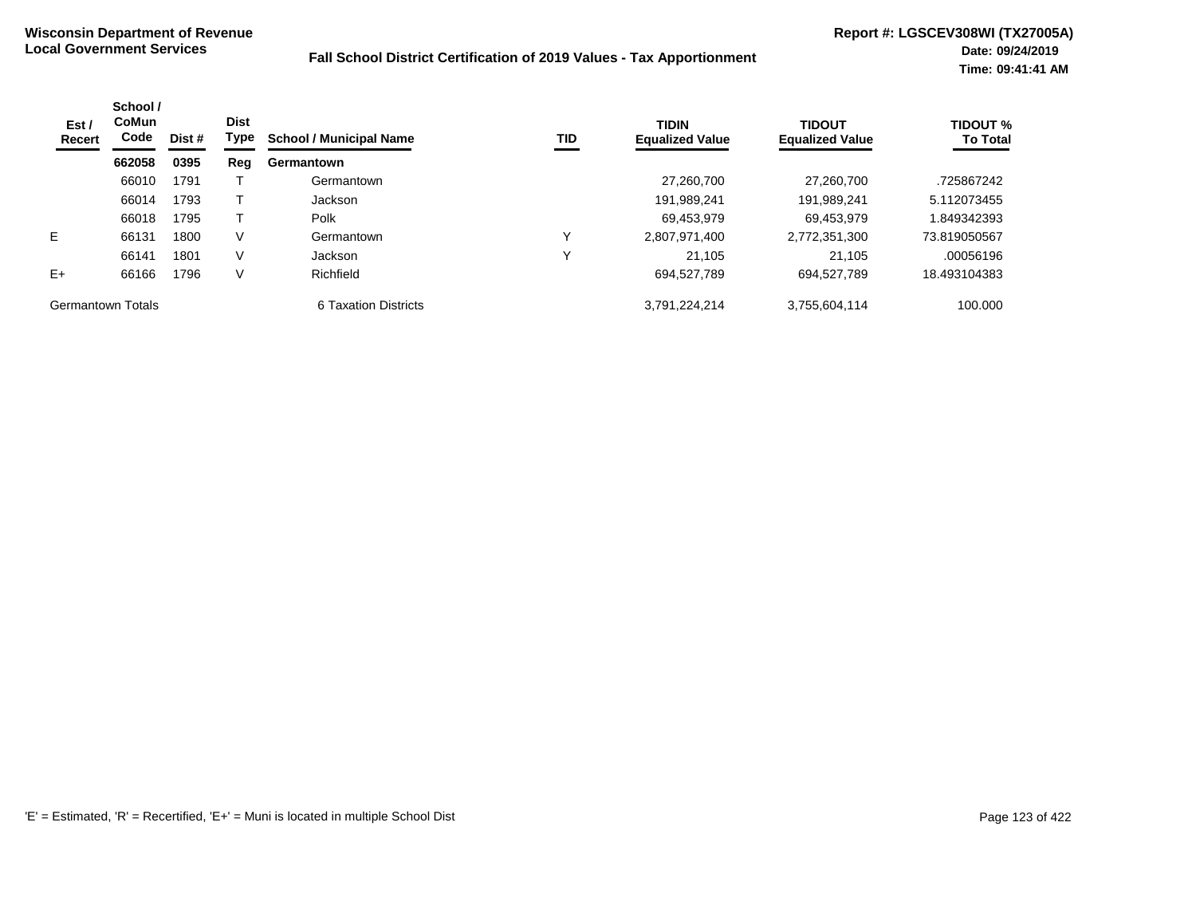**Wisconsin Department of Revenue**
**Local Government Services**

**Fall School District Certification of 2019 Values - Tax Apportionment**

**Report #: LGSCEV308WI (TX27005A)**
**Date: 09/24/2019**
**Time: 09:41:41 AM**

| Est / Recert | School / CoMun Code | Dist # | Dist Type | School / Municipal Name | TID | TIDIN Equalized Value | TIDOUT Equalized Value | TIDOUT % To Total |
|---|---|---|---|---|---|---|---|---|
| | **662058** | **0395** | **Reg** | **Germantown** | | | | |
| | 66010 | 1791 | T | Germantown | | 27,260,700 | 27,260,700 | .725867242 |
| | 66014 | 1793 | T | Jackson | | 191,989,241 | 191,989,241 | 5.112073455 |
| | 66018 | 1795 | T | Polk | | 69,453,979 | 69,453,979 | 1.849342393 |
| E | 66131 | 1800 | V | Germantown | Y | 2,807,971,400 | 2,772,351,300 | 73.819050567 |
| | 66141 | 1801 | V | Jackson | Y | 21,105 | 21,105 | .00056196 |
| E+ | 66166 | 1796 | V | Richfield | | 694,527,789 | 694,527,789 | 18.493104383 |
| Germantown Totals | | | | 6 Taxation Districts | | 3,791,224,214 | 3,755,604,114 | 100.000 |

'E' = Estimated, 'R' = Recertified, 'E+' = Muni is located in multiple School Dist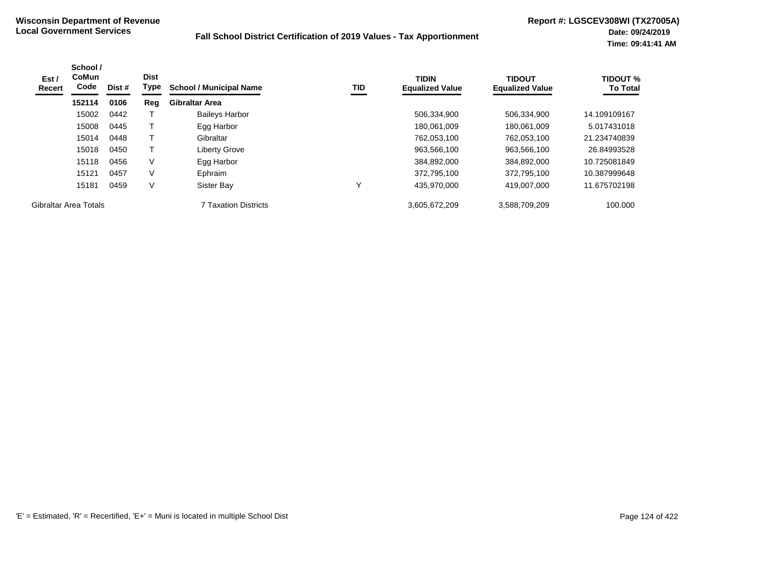**Wisconsin Department of Revenue**
**Local Government Services**

**Fall School District Certification of 2019 Values - Tax Apportionment**

**Report #: LGSCEV308WI (TX27005A)**
**Date: 09/24/2019**
**Time: 09:41:41 AM**

| Est / Recert | School / CoMun Code | Dist # | Dist Type | School / Municipal Name | TID | TIDIN Equalized Value | TIDOUT Equalized Value | TIDOUT % To Total |
|---|---|---|---|---|---|---|---|---|
| | **152114** | **0106** | **Reg** | **Gibraltar Area** | | | | |
| | 15002 | 0442 | T | Baileys Harbor | | 506,334,900 | 506,334,900 | 14.109109167 |
| | 15008 | 0445 | T | Egg Harbor | | 180,061,009 | 180,061,009 | 5.017431018 |
| | 15014 | 0448 | T | Gibraltar | | 762,053,100 | 762,053,100 | 21.234740839 |
| | 15018 | 0450 | T | Liberty Grove | | 963,566,100 | 963,566,100 | 26.84993528 |
| | 15118 | 0456 | V | Egg Harbor | | 384,892,000 | 384,892,000 | 10.725081849 |
| | 15121 | 0457 | V | Ephraim | | 372,795,100 | 372,795,100 | 10.387999648 |
| | 15181 | 0459 | V | Sister Bay | Y | 435,970,000 | 419,007,000 | 11.675702198 |
| Gibraltar Area Totals | | | | 7 Taxation Districts | | 3,605,672,209 | 3,588,709,209 | 100.000 |

'E' = Estimated, 'R' = Recertified, 'E+' = Muni is located in multiple School Dist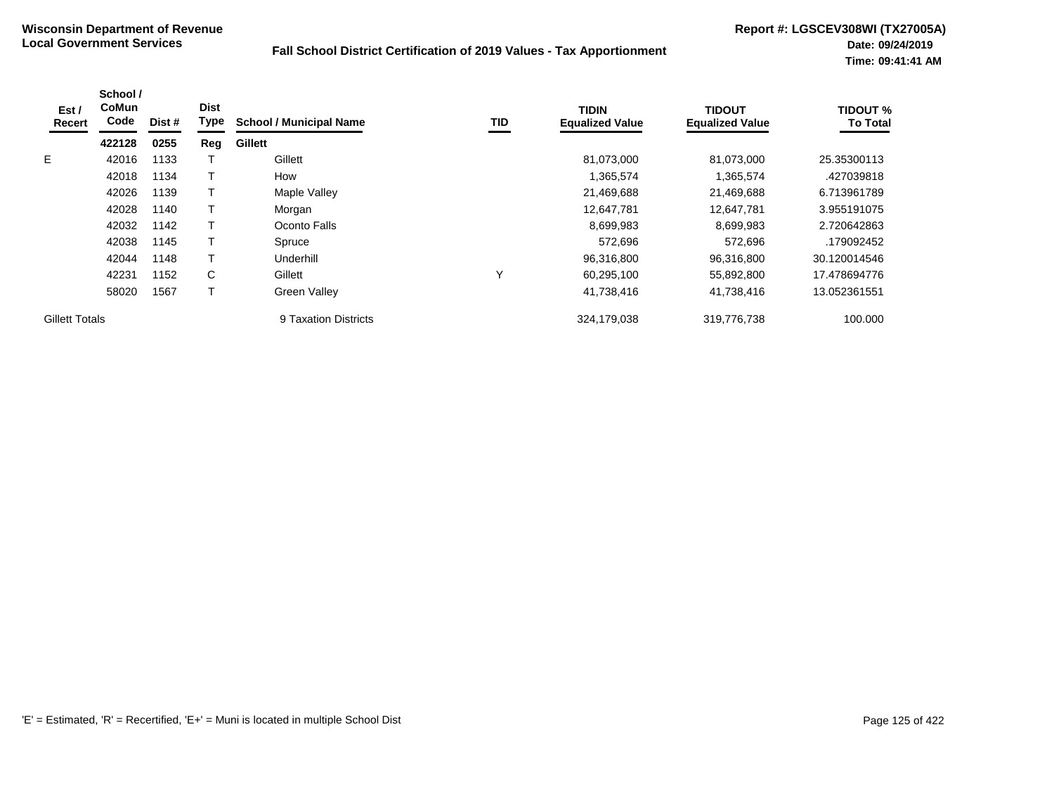**Wisconsin Department of Revenue**
**Local Government Services**

## Fall School District Certification of 2019 Values - Tax Apportionment

**Report #: LGSCEV308WI (TX27005A)**
**Date: 09/24/2019**
**Time: 09:41:41 AM**

| Est / Recert | School / CoMun Code | Dist # | Dist Type | School / Municipal Name | TID | TIDIN Equalized Value | TIDOUT Equalized Value | TIDOUT % To Total |
|---|---|---|---|---|---|---|---|---|
| | **422128** | **0255** | **Reg** | **Gillett** | | | | |
| E | 42016 | 1133 | T | Gillett | | 81,073,000 | 81,073,000 | 25.35300113 |
| | 42018 | 1134 | T | How | | 1,365,574 | 1,365,574 | .427039818 |
| | 42026 | 1139 | T | Maple Valley | | 21,469,688 | 21,469,688 | 6.713961789 |
| | 42028 | 1140 | T | Morgan | | 12,647,781 | 12,647,781 | 3.955191075 |
| | 42032 | 1142 | T | Oconto Falls | | 8,699,983 | 8,699,983 | 2.720642863 |
| | 42038 | 1145 | T | Spruce | | 572,696 | 572,696 | .179092452 |
| | 42044 | 1148 | T | Underhill | | 96,316,800 | 96,316,800 | 30.120014546 |
| | 42231 | 1152 | C | Gillett | Y | 60,295,100 | 55,892,800 | 17.478694776 |
| | 58020 | 1567 | T | Green Valley | | 41,738,416 | 41,738,416 | 13.052361551 |
| Gillett Totals | | | | 9 Taxation Districts | | 324,179,038 | 319,776,738 | 100.000 |

'E' = Estimated, 'R' = Recertified, 'E+' = Muni is located in multiple School Dist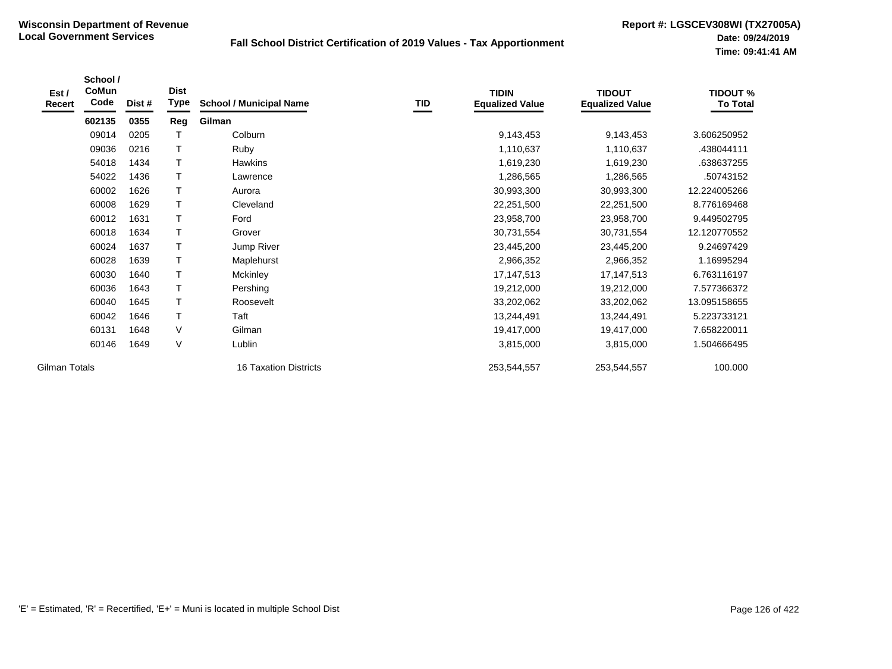**Wisconsin Department of Revenue**
**Local Government Services**

**Fall School District Certification of 2019 Values - Tax Apportionment**

**Report #: LGSCEV308WI (TX27005A)**
**Date: 09/24/2019**
**Time: 09:41:41 AM**

| Est / Recert | School / CoMun Code | Dist # | Dist Type | School / Municipal Name | TID | TIDIN Equalized Value | TIDOUT Equalized Value | TIDOUT % To Total |
|---|---|---|---|---|---|---|---|---|
| | **602135** | **0355** | **Reg** | **Gilman** | | | | |
| | 09014 | 0205 | T | Colburn | | 9,143,453 | 9,143,453 | 3.606250952 |
| | 09036 | 0216 | T | Ruby | | 1,110,637 | 1,110,637 | .438044111 |
| | 54018 | 1434 | T | Hawkins | | 1,619,230 | 1,619,230 | .638637255 |
| | 54022 | 1436 | T | Lawrence | | 1,286,565 | 1,286,565 | .50743152 |
| | 60002 | 1626 | T | Aurora | | 30,993,300 | 30,993,300 | 12.224005266 |
| | 60008 | 1629 | T | Cleveland | | 22,251,500 | 22,251,500 | 8.776169468 |
| | 60012 | 1631 | T | Ford | | 23,958,700 | 23,958,700 | 9.449502795 |
| | 60018 | 1634 | T | Grover | | 30,731,554 | 30,731,554 | 12.120770552 |
| | 60024 | 1637 | T | Jump River | | 23,445,200 | 23,445,200 | 9.24697429 |
| | 60028 | 1639 | T | Maplehurst | | 2,966,352 | 2,966,352 | 1.16995294 |
| | 60030 | 1640 | T | Mckinley | | 17,147,513 | 17,147,513 | 6.763116197 |
| | 60036 | 1643 | T | Pershing | | 19,212,000 | 19,212,000 | 7.577366372 |
| | 60040 | 1645 | T | Roosevelt | | 33,202,062 | 33,202,062 | 13.095158655 |
| | 60042 | 1646 | T | Taft | | 13,244,491 | 13,244,491 | 5.223733121 |
| | 60131 | 1648 | V | Gilman | | 19,417,000 | 19,417,000 | 7.658220011 |
| | 60146 | 1649 | V | Lublin | | 3,815,000 | 3,815,000 | 1.504666495 |
| Gilman Totals | | | | 16 Taxation Districts | | 253,544,557 | 253,544,557 | 100.000 |

'E' = Estimated, 'R' = Recertified, 'E+' = Muni is located in multiple School Dist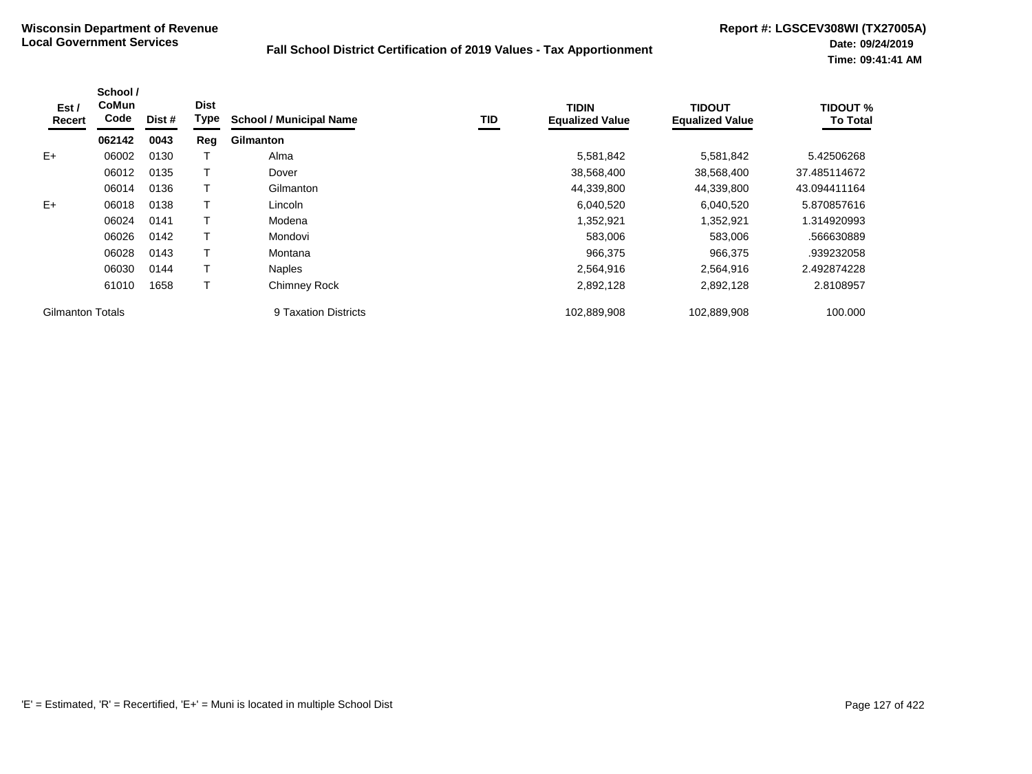**Wisconsin Department of Revenue**
**Local Government Services**

**Fall School District Certification of 2019 Values - Tax Apportionment**

**Report #: LGSCEV308WI (TX27005A)**
**Date: 09/24/2019**
**Time: 09:41:41 AM**

| Est / Recert | School / CoMun Code | Dist # | Dist Type | School / Municipal Name | TID | TIDIN Equalized Value | TIDOUT Equalized Value | TIDOUT % To Total |
|---|---|---|---|---|---|---|---|---|
| | **062142** | **0043** | **Reg** | **Gilmanton** | | | | |
| E+ | 06002 | 0130 | T | Alma | | 5,581,842 | 5,581,842 | 5.42506268 |
| | 06012 | 0135 | T | Dover | | 38,568,400 | 38,568,400 | 37.485114672 |
| | 06014 | 0136 | T | Gilmanton | | 44,339,800 | 44,339,800 | 43.094411164 |
| E+ | 06018 | 0138 | T | Lincoln | | 6,040,520 | 6,040,520 | 5.870857616 |
| | 06024 | 0141 | T | Modena | | 1,352,921 | 1,352,921 | 1.314920993 |
| | 06026 | 0142 | T | Mondovi | | 583,006 | 583,006 | .566630889 |
| | 06028 | 0143 | T | Montana | | 966,375 | 966,375 | .939232058 |
| | 06030 | 0144 | T | Naples | | 2,564,916 | 2,564,916 | 2.492874228 |
| | 61010 | 1658 | T | Chimney Rock | | 2,892,128 | 2,892,128 | 2.8108957 |
| Gilmanton Totals | | | | 9 Taxation Districts | | 102,889,908 | 102,889,908 | 100.000 |

'E' = Estimated, 'R' = Recertified, 'E+' = Muni is located in multiple School Dist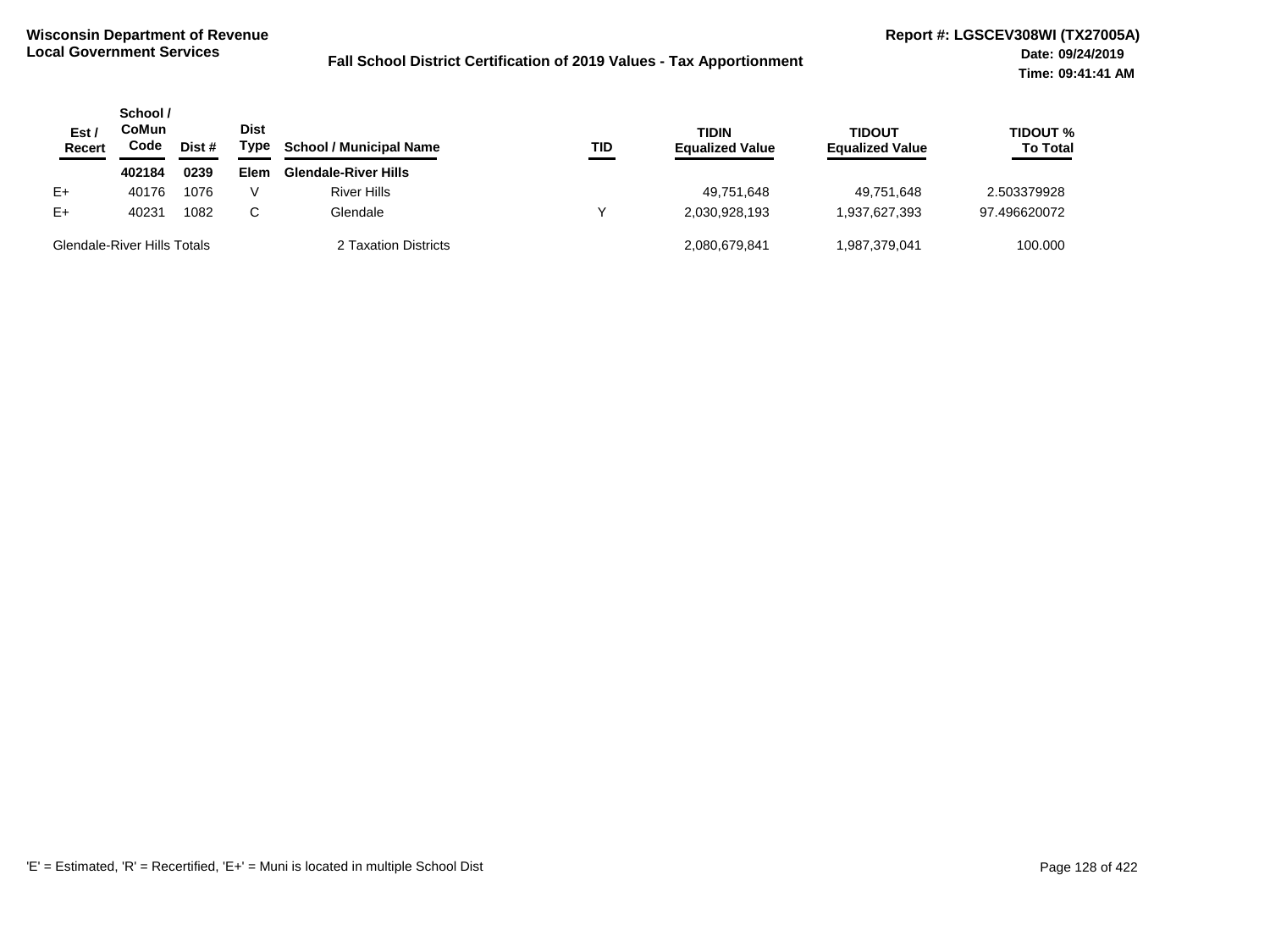**Wisconsin Department of Revenue**
**Local Government Services**

**Fall School District Certification of 2019 Values - Tax Apportionment**

**Report #: LGSCEV308WI (TX27005A)**
**Date: 09/24/2019**
**Time: 09:41:41 AM**

| Est / Recert | School / CoMun Code | Dist # | Dist Type | School / Municipal Name | TID | TIDIN Equalized Value | TIDOUT Equalized Value | TIDOUT % To Total |
|---|---|---|---|---|---|---|---|---|
| | **402184** | **0239** | **Elem** | **Glendale-River Hills** | | | | |
| E+ | 40176 | 1076 | V | River Hills | | 49,751,648 | 49,751,648 | 2.503379928 |
| E+ | 40231 | 1082 | C | Glendale | Y | 2,030,928,193 | 1,937,627,393 | 97.496620072 |
| Glendale-River Hills Totals | | | | 2 Taxation Districts | | 2,080,679,841 | 1,987,379,041 | 100.000 |

'E' = Estimated, 'R' = Recertified, 'E+' = Muni is located in multiple School Dist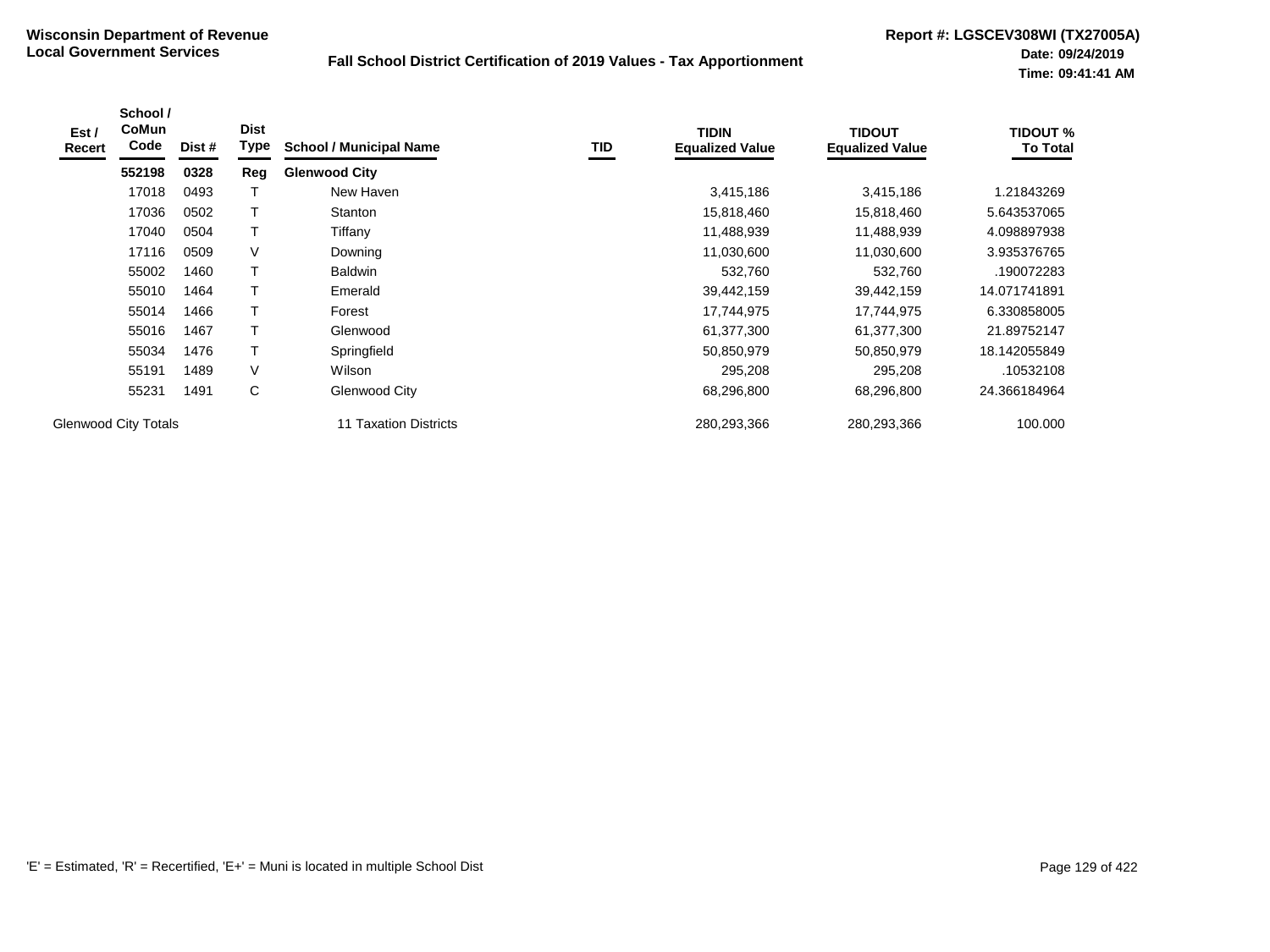**Wisconsin Department of Revenue**
**Local Government Services**

**Fall School District Certification of 2019 Values - Tax Apportionment**

**Report #: LGSCEV308WI (TX27005A)**
**Date: 09/24/2019**
**Time: 09:41:41 AM**

| Est / Recert | School / CoMun Code | Dist # | Dist Type | School / Municipal Name | TID | TIDIN Equalized Value | TIDOUT Equalized Value | TIDOUT % To Total |
|---|---|---|---|---|---|---|---|---|
| | **552198** | **0328** | **Reg** | **Glenwood City** | | | | |
| | 17018 | 0493 | T | New Haven | | 3,415,186 | 3,415,186 | 1.21843269 |
| | 17036 | 0502 | T | Stanton | | 15,818,460 | 15,818,460 | 5.643537065 |
| | 17040 | 0504 | T | Tiffany | | 11,488,939 | 11,488,939 | 4.098897938 |
| | 17116 | 0509 | V | Downing | | 11,030,600 | 11,030,600 | 3.935376765 |
| | 55002 | 1460 | T | Baldwin | | 532,760 | 532,760 | .190072283 |
| | 55010 | 1464 | T | Emerald | | 39,442,159 | 39,442,159 | 14.071741891 |
| | 55014 | 1466 | T | Forest | | 17,744,975 | 17,744,975 | 6.330858005 |
| | 55016 | 1467 | T | Glenwood | | 61,377,300 | 61,377,300 | 21.89752147 |
| | 55034 | 1476 | T | Springfield | | 50,850,979 | 50,850,979 | 18.142055849 |
| | 55191 | 1489 | V | Wilson | | 295,208 | 295,208 | .10532108 |
| | 55231 | 1491 | C | Glenwood City | | 68,296,800 | 68,296,800 | 24.366184964 |
| Glenwood City Totals | | | | 11 Taxation Districts | | 280,293,366 | 280,293,366 | 100.000 |

'E' = Estimated, 'R' = Recertified, 'E+' = Muni is located in multiple School Dist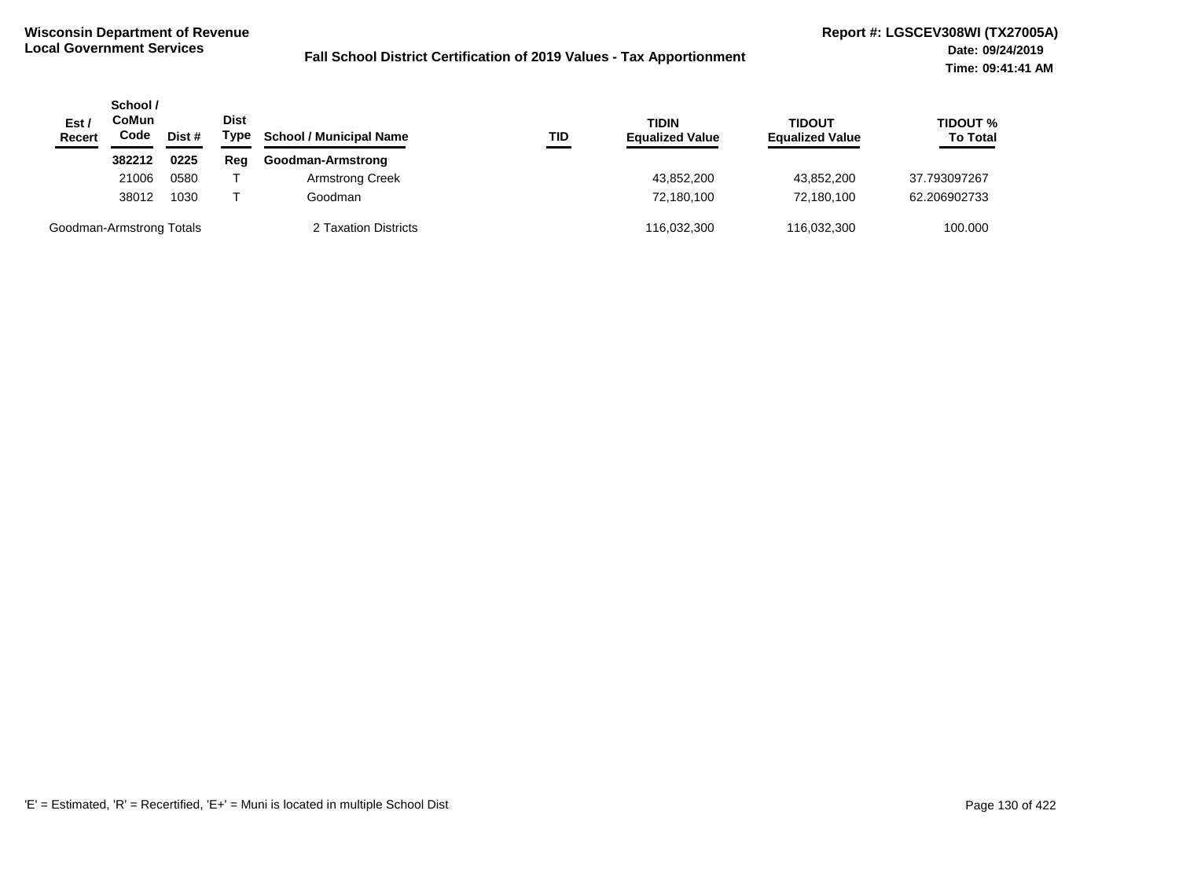**Wisconsin Department of Revenue**
**Local Government Services**

**Fall School District Certification of 2019 Values - Tax Apportionment**

**Report #: LGSCEV308WI (TX27005A)**
**Date: 09/24/2019**
**Time: 09:41:41 AM**

| Est / Recert | School / CoMun Code | Dist # | Dist Type | School / Municipal Name | TID | TIDIN Equalized Value | TIDOUT Equalized Value | TIDOUT % To Total |
|---|---|---|---|---|---|---|---|---|
| | **382212** | **0225** | **Reg** | **Goodman-Armstrong** | | | | |
| | 21006 | 0580 | T | Armstrong Creek | | 43,852,200 | 43,852,200 | 37.793097267 |
| | 38012 | 1030 | T | Goodman | | 72,180,100 | 72,180,100 | 62.206902733 |
| Goodman-Armstrong Totals | | | | 2 Taxation Districts | | 116,032,300 | 116,032,300 | 100.000 |

'E' = Estimated, 'R' = Recertified, 'E+' = Muni is located in multiple School Dist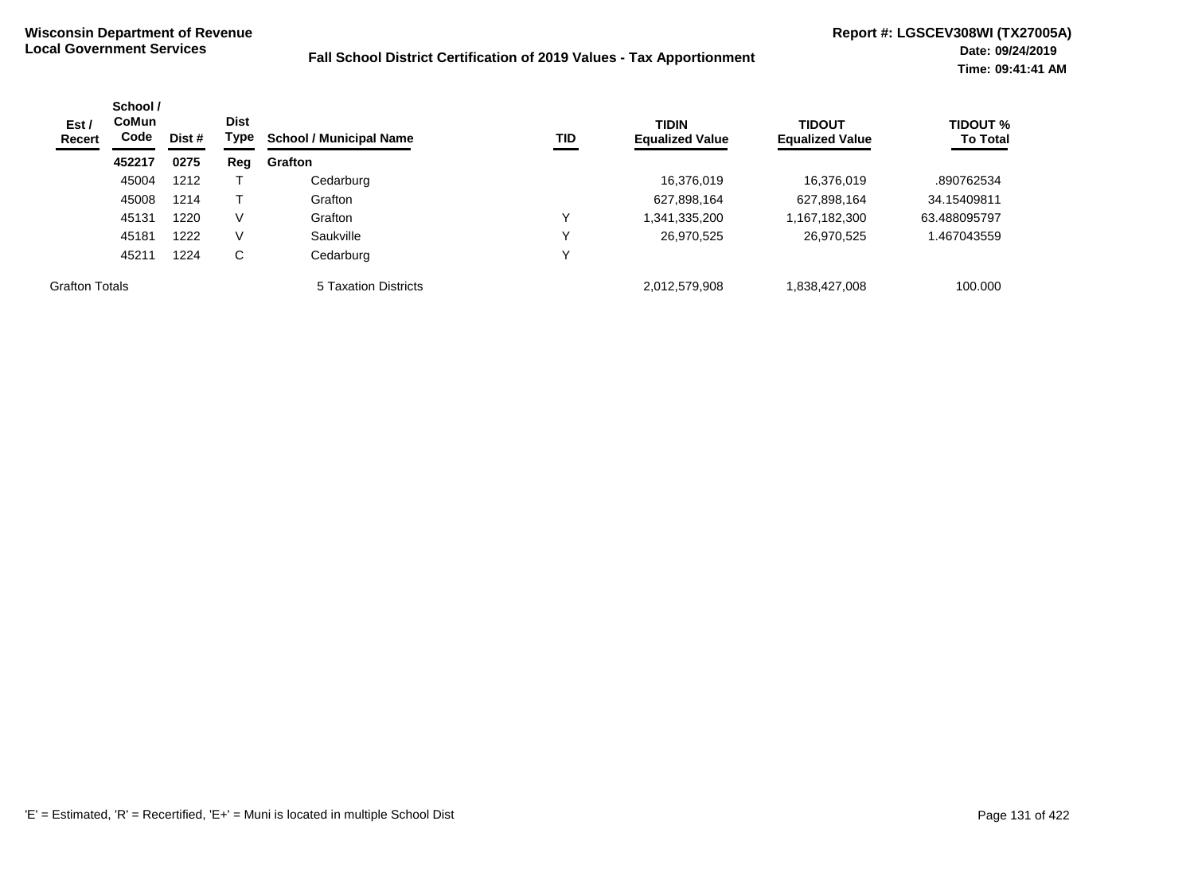**Wisconsin Department of Revenue**
**Local Government Services**

**Fall School District Certification of 2019 Values - Tax Apportionment**

**Report #: LGSCEV308WI (TX27005A)**
**Date: 09/24/2019**
**Time: 09:41:41 AM**

| Est / Recert | School / CoMun Code | Dist # | Dist Type | School / Municipal Name | TID | TIDIN Equalized Value | TIDOUT Equalized Value | TIDOUT % To Total |
|---|---|---|---|---|---|---|---|---|
| | **452217** | **0275** | **Reg** | **Grafton** | | | | |
| | 45004 | 1212 | T | Cedarburg | | 16,376,019 | 16,376,019 | .890762534 |
| | 45008 | 1214 | T | Grafton | | 627,898,164 | 627,898,164 | 34.15409811 |
| | 45131 | 1220 | V | Grafton | Y | 1,341,335,200 | 1,167,182,300 | 63.488095797 |
| | 45181 | 1222 | V | Saukville | Y | 26,970,525 | 26,970,525 | 1.467043559 |
| | 45211 | 1224 | C | Cedarburg | Y | | | |
| Grafton Totals | | | | 5 Taxation Districts | | 2,012,579,908 | 1,838,427,008 | 100.000 |

'E' = Estimated, 'R' = Recertified, 'E+' = Muni is located in multiple School Dist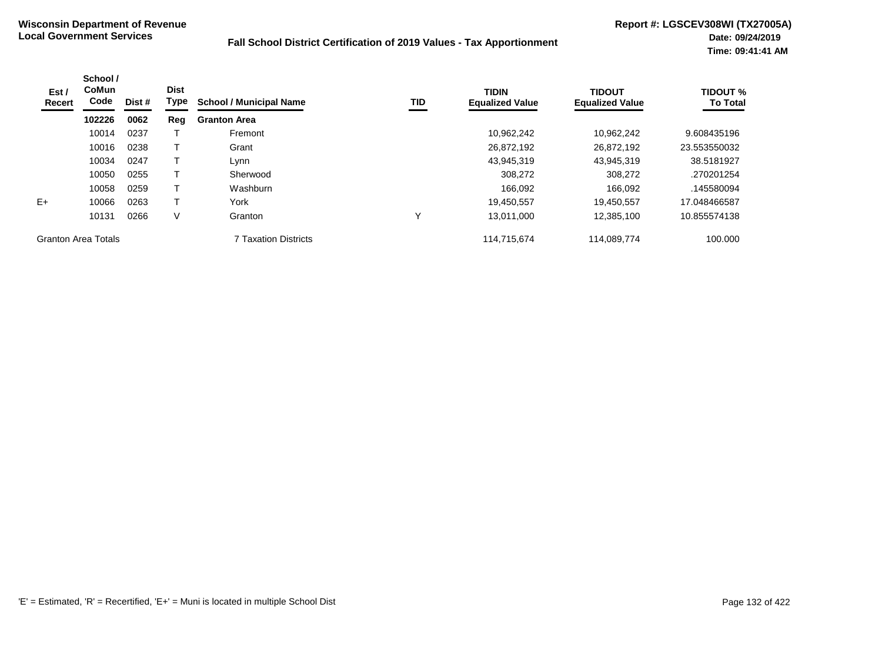**Wisconsin Department of Revenue**
**Local Government Services**

**Fall School District Certification of 2019 Values - Tax Apportionment**

**Report #: LGSCEV308WI (TX27005A)**
**Date: 09/24/2019**
**Time: 09:41:41 AM**

| Est / Recert | School / CoMun Code | Dist # | Dist Type | School / Municipal Name | TID | TIDIN Equalized Value | TIDOUT Equalized Value | TIDOUT % To Total |
|---|---|---|---|---|---|---|---|---|
| | **102226** | **0062** | **Reg** | **Granton Area** | | | | |
| | 10014 | 0237 | T | Fremont | | 10,962,242 | 10,962,242 | 9.608435196 |
| | 10016 | 0238 | T | Grant | | 26,872,192 | 26,872,192 | 23.553550032 |
| | 10034 | 0247 | T | Lynn | | 43,945,319 | 43,945,319 | 38.5181927 |
| | 10050 | 0255 | T | Sherwood | | 308,272 | 308,272 | .270201254 |
| | 10058 | 0259 | T | Washburn | | 166,092 | 166,092 | .145580094 |
| E+ | 10066 | 0263 | T | York | | 19,450,557 | 19,450,557 | 17.048466587 |
| | 10131 | 0266 | V | Granton | Y | 13,011,000 | 12,385,100 | 10.855574138 |
| Granton Area Totals | | | | 7 Taxation Districts | | 114,715,674 | 114,089,774 | 100.000 |

'E' = Estimated, 'R' = Recertified, 'E+' = Muni is located in multiple School Dist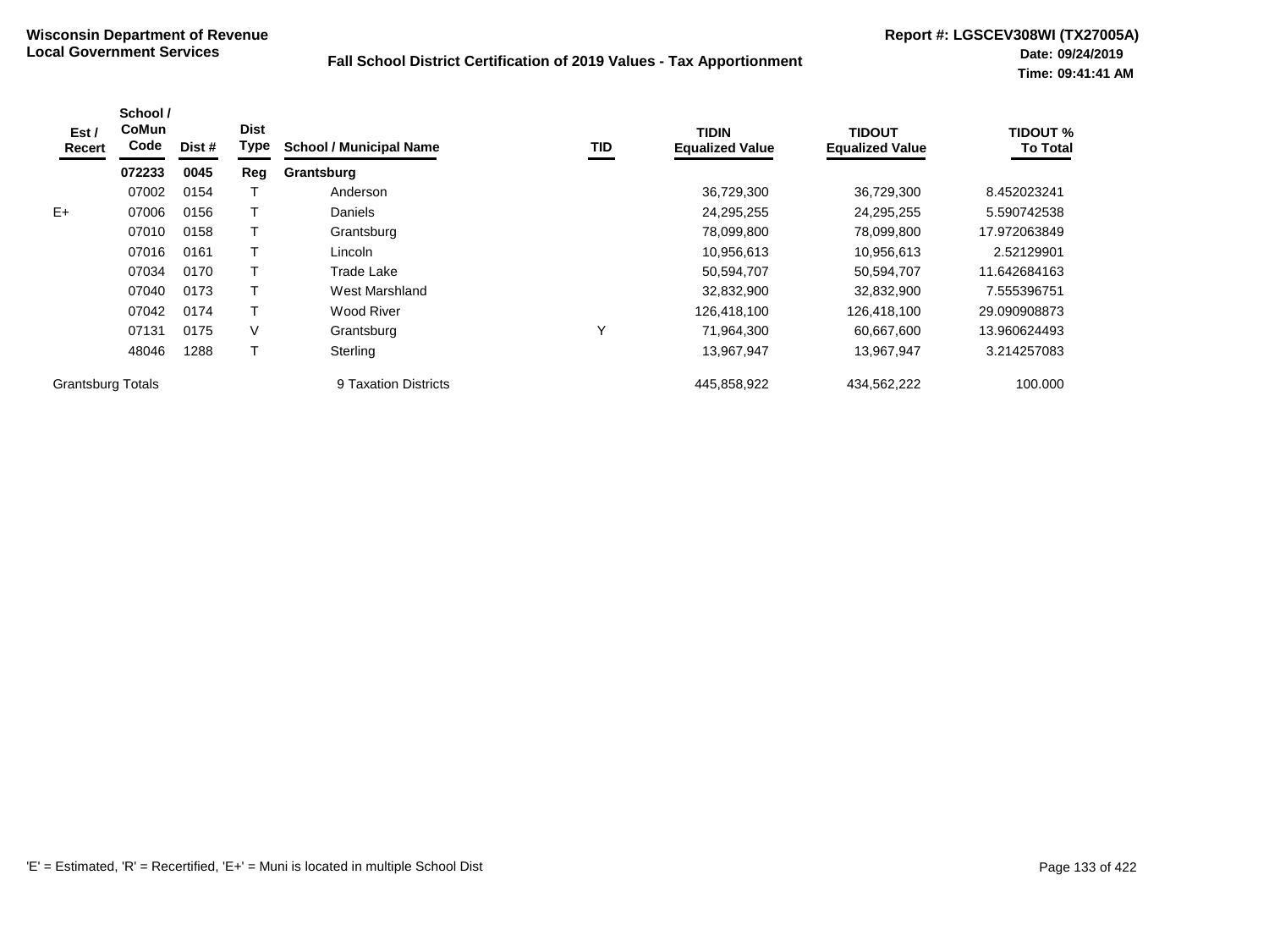**Wisconsin Department of Revenue**
**Local Government Services**

**Fall School District Certification of 2019 Values - Tax Apportionment**

**Report #: LGSCEV308WI (TX27005A)**
**Date: 09/24/2019**
**Time: 09:41:41 AM**

| Est / Recert | School / CoMun Code | Dist # | Dist Type | School / Municipal Name | TID | TIDIN Equalized Value | TIDOUT Equalized Value | TIDOUT % To Total |
|---|---|---|---|---|---|---|---|---|
| | **072233** | **0045** | **Reg** | **Grantsburg** | | | | |
| | 07002 | 0154 | T | Anderson | | 36,729,300 | 36,729,300 | 8.452023241 |
| E+ | 07006 | 0156 | T | Daniels | | 24,295,255 | 24,295,255 | 5.590742538 |
| | 07010 | 0158 | T | Grantsburg | | 78,099,800 | 78,099,800 | 17.972063849 |
| | 07016 | 0161 | T | Lincoln | | 10,956,613 | 10,956,613 | 2.52129901 |
| | 07034 | 0170 | T | Trade Lake | | 50,594,707 | 50,594,707 | 11.642684163 |
| | 07040 | 0173 | T | West Marshland | | 32,832,900 | 32,832,900 | 7.555396751 |
| | 07042 | 0174 | T | Wood River | | 126,418,100 | 126,418,100 | 29.090908873 |
| | 07131 | 0175 | V | Grantsburg | Y | 71,964,300 | 60,667,600 | 13.960624493 |
| | 48046 | 1288 | T | Sterling | | 13,967,947 | 13,967,947 | 3.214257083 |
| Grantsburg Totals | | | | 9 Taxation Districts | | 445,858,922 | 434,562,222 | 100.000 |

'E' = Estimated, 'R' = Recertified, 'E+' = Muni is located in multiple School Dist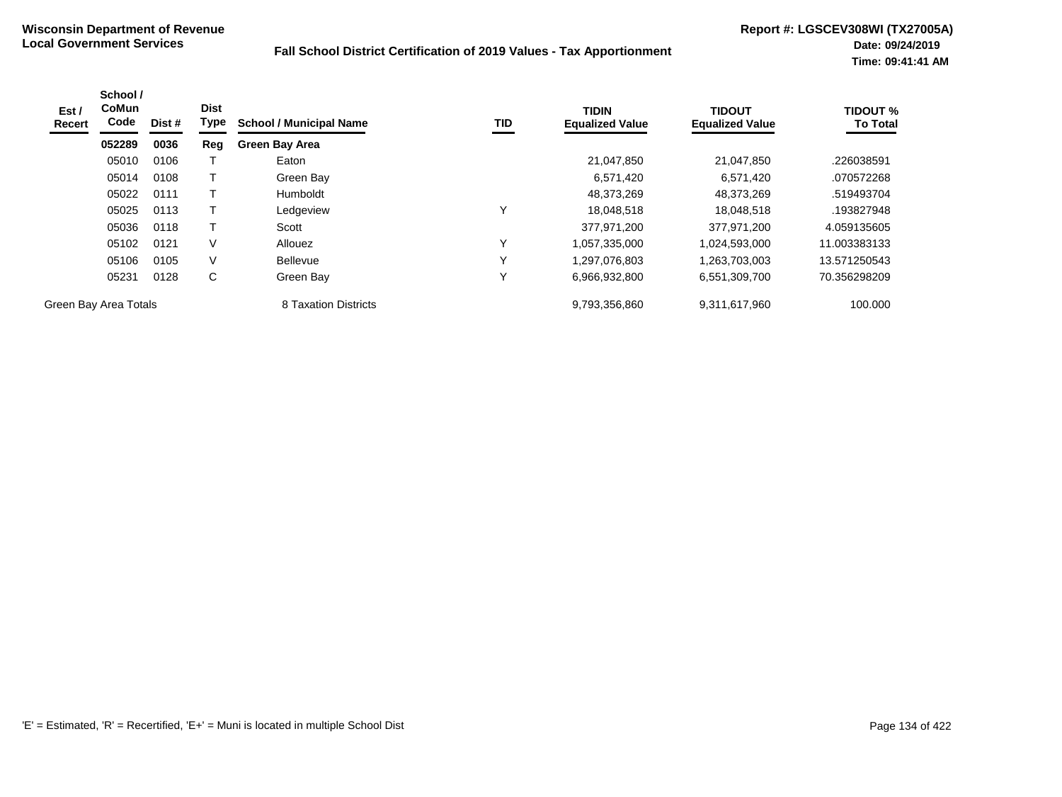**Wisconsin Department of Revenue**
**Local Government Services**

**Fall School District Certification of 2019 Values - Tax Apportionment**

**Report #: LGSCEV308WI (TX27005A)**
**Date: 09/24/2019**
**Time: 09:41:41 AM**

| Est / Recert | School / CoMun Code | Dist # | Dist Type | School / Municipal Name | TID | TIDIN Equalized Value | TIDOUT Equalized Value | TIDOUT % To Total |
|---|---|---|---|---|---|---|---|---|
| | **052289** | **0036** | **Reg** | **Green Bay Area** | | | | |
| | 05010 | 0106 | T | Eaton | | 21,047,850 | 21,047,850 | .226038591 |
| | 05014 | 0108 | T | Green Bay | | 6,571,420 | 6,571,420 | .070572268 |
| | 05022 | 0111 | T | Humboldt | | 48,373,269 | 48,373,269 | .519493704 |
| | 05025 | 0113 | T | Ledgeview | Y | 18,048,518 | 18,048,518 | .193827948 |
| | 05036 | 0118 | T | Scott | | 377,971,200 | 377,971,200 | 4.059135605 |
| | 05102 | 0121 | V | Allouez | Y | 1,057,335,000 | 1,024,593,000 | 11.003383133 |
| | 05106 | 0105 | V | Bellevue | Y | 1,297,076,803 | 1,263,703,003 | 13.571250543 |
| | 05231 | 0128 | C | Green Bay | Y | 6,966,932,800 | 6,551,309,700 | 70.356298209 |
| Green Bay Area Totals | | | | 8 Taxation Districts | | 9,793,356,860 | 9,311,617,960 | 100.000 |

'E' = Estimated, 'R' = Recertified, 'E+' = Muni is located in multiple School Dist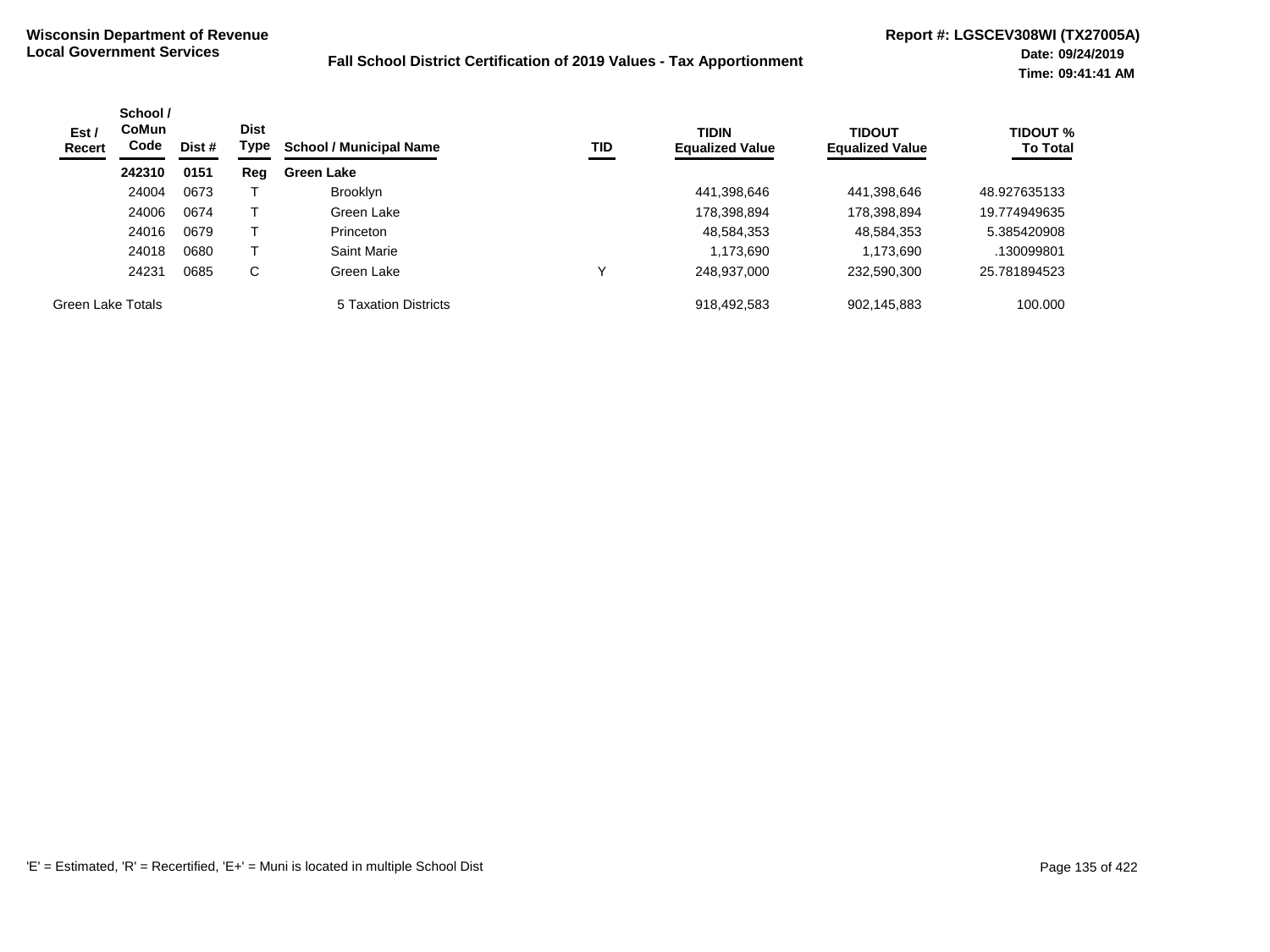**Wisconsin Department of Revenue**
**Local Government Services**

**Fall School District Certification of 2019 Values - Tax Apportionment**

**Report #: LGSCEV308WI (TX27005A)**
**Date: 09/24/2019**
**Time: 09:41:41 AM**

| Est / Recert | School / CoMun Code | Dist # | Dist Type | School / Municipal Name | TID | TIDIN Equalized Value | TIDOUT Equalized Value | TIDOUT % To Total |
|---|---|---|---|---|---|---|---|---|
| | **242310** | **0151** | **Reg** | **Green Lake** | | | | |
| | 24004 | 0673 | T | Brooklyn | | 441,398,646 | 441,398,646 | 48.927635133 |
| | 24006 | 0674 | T | Green Lake | | 178,398,894 | 178,398,894 | 19.774949635 |
| | 24016 | 0679 | T | Princeton | | 48,584,353 | 48,584,353 | 5.385420908 |
| | 24018 | 0680 | T | Saint Marie | | 1,173,690 | 1,173,690 | .130099801 |
| | 24231 | 0685 | C | Green Lake | Y | 248,937,000 | 232,590,300 | 25.781894523 |
| Green Lake Totals | | | | 5 Taxation Districts | | 918,492,583 | 902,145,883 | 100.000 |

'E' = Estimated, 'R' = Recertified, 'E+' = Muni is located in multiple School Dist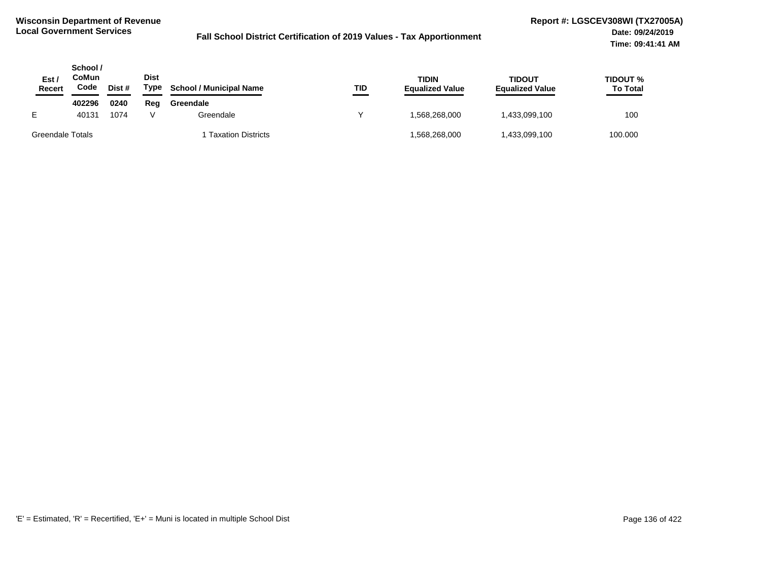**Wisconsin Department of Revenue**
**Local Government Services**

**Fall School District Certification of 2019 Values - Tax Apportionment**

**Report #: LGSCEV308WI (TX27005A)**
**Date: 09/24/2019**
**Time: 09:41:41 AM**

| Est / Recert | School / CoMun Code | Dist # | Dist Type | School / Municipal Name | TID | TIDIN Equalized Value | TIDOUT Equalized Value | TIDOUT % To Total |
|---|---|---|---|---|---|---|---|---|
| | **402296** | **0240** | **Reg** | **Greendale** | | | | |
| E | 40131 | 1074 | V | Greendale | Y | 1,568,268,000 | 1,433,099,100 | 100 |
| Greendale Totals | | | | 1 Taxation Districts | | 1,568,268,000 | 1,433,099,100 | 100.000 |

'E' = Estimated, 'R' = Recertified, 'E+' = Muni is located in multiple School Dist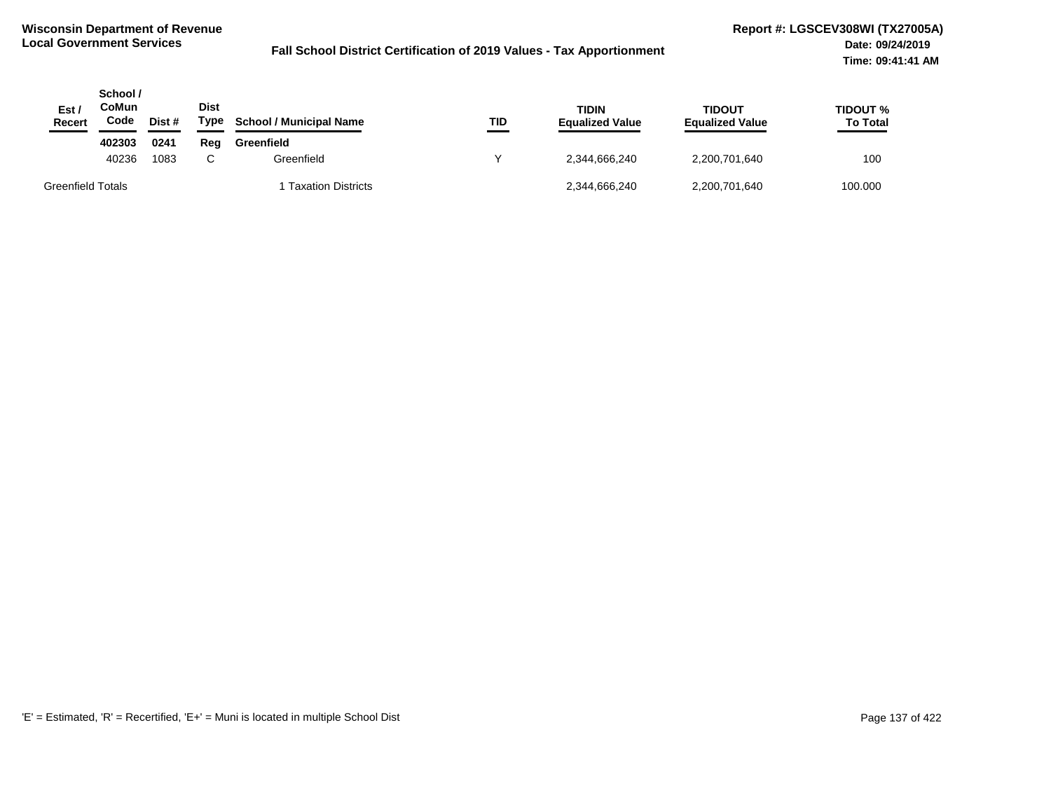**Wisconsin Department of Revenue**
**Local Government Services**

**Fall School District Certification of 2019 Values - Tax Apportionment**

**Report #: LGSCEV308WI (TX27005A)**
**Date: 09/24/2019**
**Time: 09:41:41 AM**

| Est / Recert | School / CoMun Code | Dist # | Dist Type | School / Municipal Name | TID | TIDIN Equalized Value | TIDOUT Equalized Value | TIDOUT % To Total |
|---|---|---|---|---|---|---|---|---|
| | **402303** | **0241** | **Reg** | **Greenfield** | | | | |
| | 40236 | 1083 | C | Greenfield | Y | 2,344,666,240 | 2,200,701,640 | 100 |
| Greenfield Totals | | | | 1 Taxation Districts | | 2,344,666,240 | 2,200,701,640 | 100.000 |

'E' = Estimated, 'R' = Recertified, 'E+' = Muni is located in multiple School Dist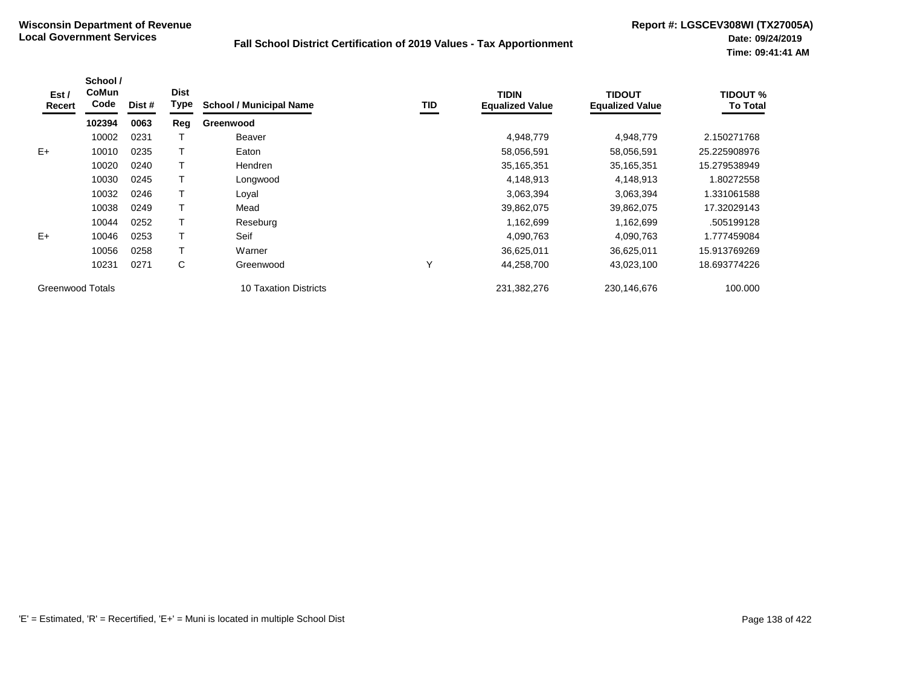**Wisconsin Department of Revenue**
**Local Government Services**

**Fall School District Certification of 2019 Values - Tax Apportionment**

**Report #: LGSCEV308WI (TX27005A)**
**Date: 09/24/2019**
**Time: 09:41:41 AM**

| Est / Recert | School / CoMun Code | Dist # | Dist Type | School / Municipal Name | TID | TIDIN Equalized Value | TIDOUT Equalized Value | TIDOUT % To Total |
|---|---|---|---|---|---|---|---|---|
| | **102394** | **0063** | **Reg** | **Greenwood** | | | | |
| | 10002 | 0231 | T | Beaver | | 4,948,779 | 4,948,779 | 2.150271768 |
| E+ | 10010 | 0235 | T | Eaton | | 58,056,591 | 58,056,591 | 25.225908976 |
| | 10020 | 0240 | T | Hendren | | 35,165,351 | 35,165,351 | 15.279538949 |
| | 10030 | 0245 | T | Longwood | | 4,148,913 | 4,148,913 | 1.80272558 |
| | 10032 | 0246 | T | Loyal | | 3,063,394 | 3,063,394 | 1.331061588 |
| | 10038 | 0249 | T | Mead | | 39,862,075 | 39,862,075 | 17.32029143 |
| | 10044 | 0252 | T | Reseburg | | 1,162,699 | 1,162,699 | .505199128 |
| E+ | 10046 | 0253 | T | Seif | | 4,090,763 | 4,090,763 | 1.777459084 |
| | 10056 | 0258 | T | Warner | | 36,625,011 | 36,625,011 | 15.913769269 |
| | 10231 | 0271 | C | Greenwood | Y | 44,258,700 | 43,023,100 | 18.693774226 |
| Greenwood Totals | | | | 10 Taxation Districts | | 231,382,276 | 230,146,676 | 100.000 |

'E' = Estimated, 'R' = Recertified, 'E+' = Muni is located in multiple School Dist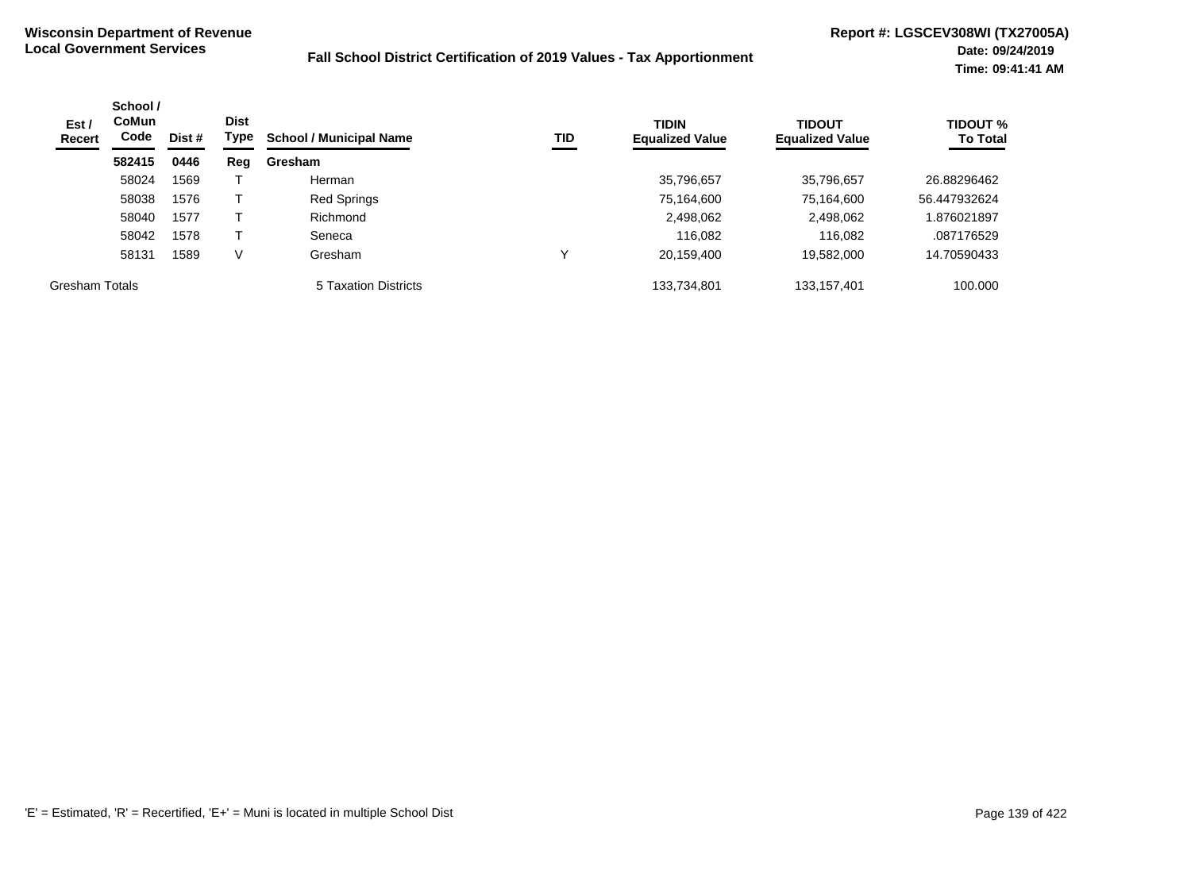**Wisconsin Department of Revenue**
**Local Government Services**

**Fall School District Certification of 2019 Values - Tax Apportionment**

**Report #: LGSCEV308WI (TX27005A)**
**Date: 09/24/2019**
**Time: 09:41:41 AM**

| Est / Recert | School / CoMun Code | Dist # | Dist Type | School / Municipal Name | TID | TIDIN Equalized Value | TIDOUT Equalized Value | TIDOUT % To Total |
|---|---|---|---|---|---|---|---|---|
| | **582415** | **0446** | **Reg** | **Gresham** | | | | |
| | 58024 | 1569 | T | Herman | | 35,796,657 | 35,796,657 | 26.88296462 |
| | 58038 | 1576 | T | Red Springs | | 75,164,600 | 75,164,600 | 56.447932624 |
| | 58040 | 1577 | T | Richmond | | 2,498,062 | 2,498,062 | 1.876021897 |
| | 58042 | 1578 | T | Seneca | | 116,082 | 116,082 | .087176529 |
| | 58131 | 1589 | V | Gresham | Y | 20,159,400 | 19,582,000 | 14.70590433 |
| Gresham Totals | | | | 5 Taxation Districts | | 133,734,801 | 133,157,401 | 100.000 |

'E' = Estimated, 'R' = Recertified, 'E+' = Muni is located in multiple School Dist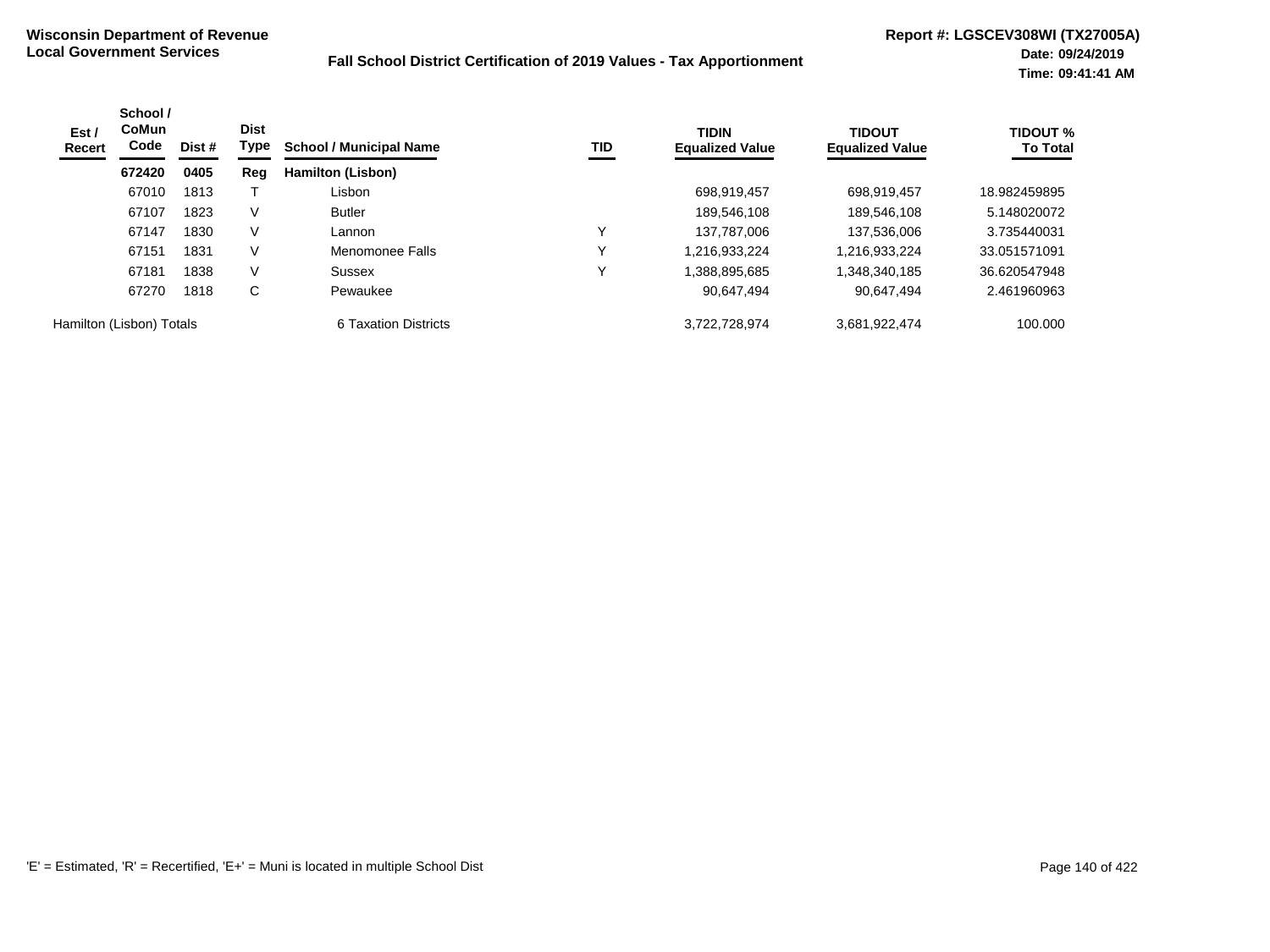**Wisconsin Department of Revenue**
**Local Government Services**

**Fall School District Certification of 2019 Values - Tax Apportionment**

**Report #: LGSCEV308WI (TX27005A)**
**Date: 09/24/2019**
**Time: 09:41:41 AM**

| Est / Recert | School / CoMun Code | Dist # | Dist Type | School / Municipal Name | TID | TIDIN Equalized Value | TIDOUT Equalized Value | TIDOUT % To Total |
|---|---|---|---|---|---|---|---|---|
| | **672420** | **0405** | **Reg** | **Hamilton (Lisbon)** | | | | |
| | 67010 | 1813 | T | Lisbon | | 698,919,457 | 698,919,457 | 18.982459895 |
| | 67107 | 1823 | V | Butler | | 189,546,108 | 189,546,108 | 5.148020072 |
| | 67147 | 1830 | V | Lannon | Y | 137,787,006 | 137,536,006 | 3.735440031 |
| | 67151 | 1831 | V | Menomonee Falls | Y | 1,216,933,224 | 1,216,933,224 | 33.051571091 |
| | 67181 | 1838 | V | Sussex | Y | 1,388,895,685 | 1,348,340,185 | 36.620547948 |
| | 67270 | 1818 | C | Pewaukee | | 90,647,494 | 90,647,494 | 2.461960963 |
| Hamilton (Lisbon) Totals | | | | 6 Taxation Districts | | 3,722,728,974 | 3,681,922,474 | 100.000 |

'E' = Estimated, 'R' = Recertified, 'E+' = Muni is located in multiple School Dist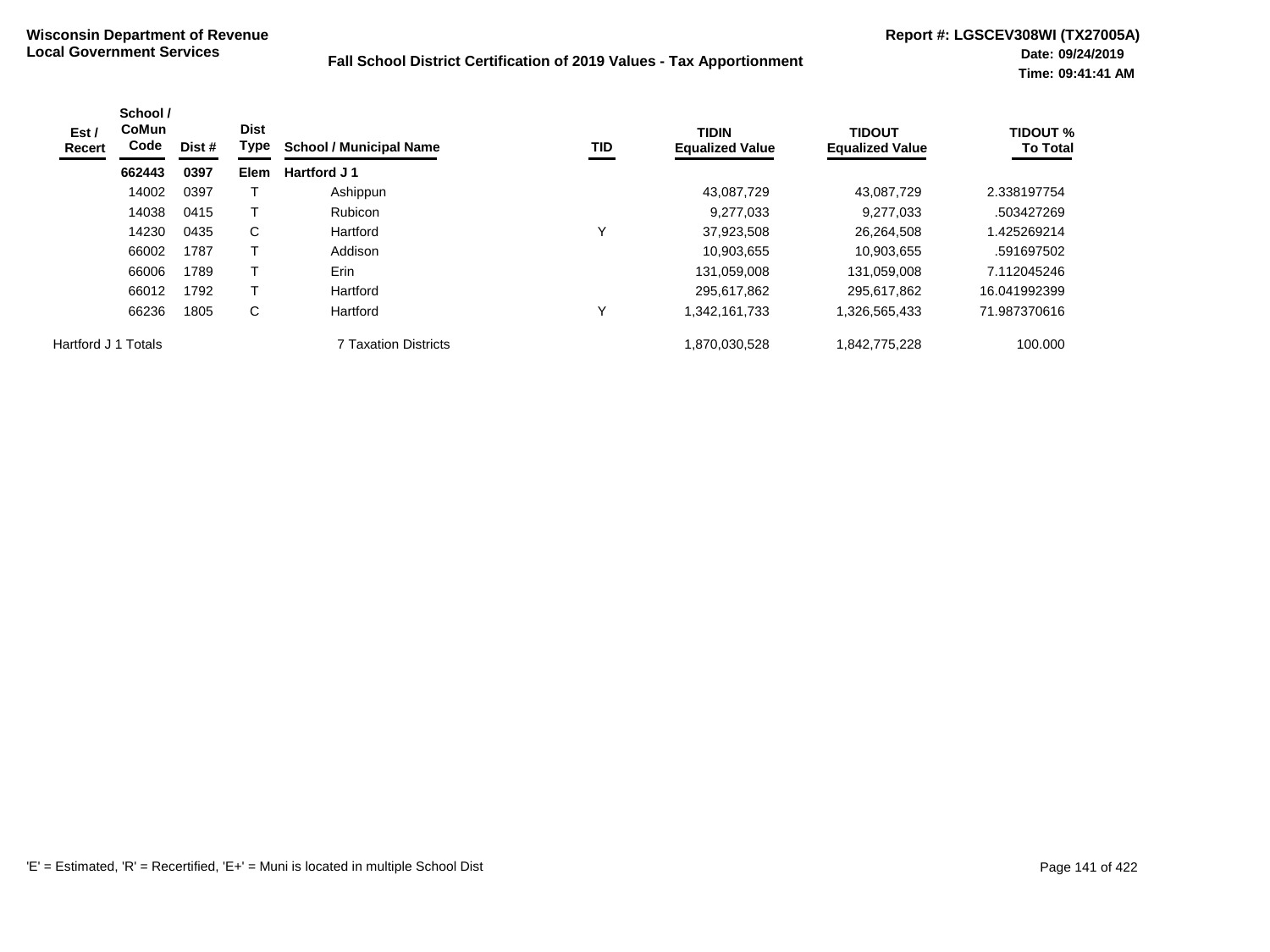**Wisconsin Department of Revenue**
**Local Government Services**

**Fall School District Certification of 2019 Values - Tax Apportionment**

**Report #: LGSCEV308WI (TX27005A)**
**Date: 09/24/2019**
**Time: 09:41:41 AM**

| Est / Recert | School / CoMun Code | Dist # | Dist Type | School / Municipal Name | TID | TIDIN Equalized Value | TIDOUT Equalized Value | TIDOUT % To Total |
|---|---|---|---|---|---|---|---|---|
| | **662443** | **0397** | **Elem** | **Hartford J 1** | | | | |
| | 14002 | 0397 | T | Ashippun | | 43,087,729 | 43,087,729 | 2.338197754 |
| | 14038 | 0415 | T | Rubicon | | 9,277,033 | 9,277,033 | .503427269 |
| | 14230 | 0435 | C | Hartford | Y | 37,923,508 | 26,264,508 | 1.425269214 |
| | 66002 | 1787 | T | Addison | | 10,903,655 | 10,903,655 | .591697502 |
| | 66006 | 1789 | T | Erin | | 131,059,008 | 131,059,008 | 7.112045246 |
| | 66012 | 1792 | T | Hartford | | 295,617,862 | 295,617,862 | 16.041992399 |
| | 66236 | 1805 | C | Hartford | Y | 1,342,161,733 | 1,326,565,433 | 71.987370616 |
| Hartford J 1 Totals | | | | 7 Taxation Districts | | 1,870,030,528 | 1,842,775,228 | 100.000 |

'E' = Estimated, 'R' = Recertified, 'E+' = Muni is located in multiple School Dist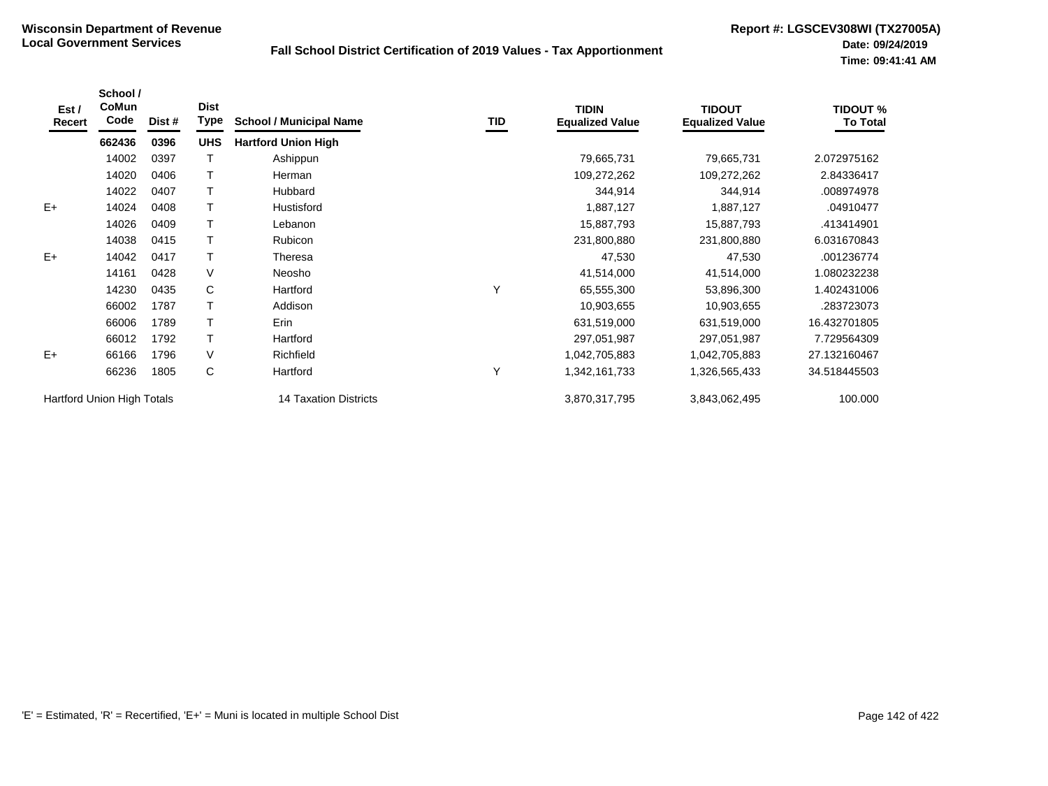**Wisconsin Department of Revenue**
**Local Government Services**

**Fall School District Certification of 2019 Values - Tax Apportionment**

**Report #: LGSCEV308WI (TX27005A)**
**Date: 09/24/2019**
**Time: 09:41:41 AM**

| Est / Recert | School / CoMun Code | Dist # | Dist Type | School / Municipal Name | TID | TIDIN Equalized Value | TIDOUT Equalized Value | TIDOUT % To Total |
|---|---|---|---|---|---|---|---|---|
| | **662436** | **0396** | **UHS** | **Hartford Union High** | | | | |
| | 14002 | 0397 | T | Ashippun | | 79,665,731 | 79,665,731 | 2.072975162 |
| | 14020 | 0406 | T | Herman | | 109,272,262 | 109,272,262 | 2.84336417 |
| | 14022 | 0407 | T | Hubbard | | 344,914 | 344,914 | .008974978 |
| E+ | 14024 | 0408 | T | Hustisford | | 1,887,127 | 1,887,127 | .04910477 |
| | 14026 | 0409 | T | Lebanon | | 15,887,793 | 15,887,793 | .413414901 |
| | 14038 | 0415 | T | Rubicon | | 231,800,880 | 231,800,880 | 6.031670843 |
| E+ | 14042 | 0417 | T | Theresa | | 47,530 | 47,530 | .001236774 |
| | 14161 | 0428 | V | Neosho | | 41,514,000 | 41,514,000 | 1.080232238 |
| | 14230 | 0435 | C | Hartford | Y | 65,555,300 | 53,896,300 | 1.402431006 |
| | 66002 | 1787 | T | Addison | | 10,903,655 | 10,903,655 | .283723073 |
| | 66006 | 1789 | T | Erin | | 631,519,000 | 631,519,000 | 16.432701805 |
| | 66012 | 1792 | T | Hartford | | 297,051,987 | 297,051,987 | 7.729564309 |
| E+ | 66166 | 1796 | V | Richfield | | 1,042,705,883 | 1,042,705,883 | 27.132160467 |
| | 66236 | 1805 | C | Hartford | Y | 1,342,161,733 | 1,326,565,433 | 34.518445503 |
| Hartford Union High Totals | | | | 14 Taxation Districts | | 3,870,317,795 | 3,843,062,495 | 100.000 |

'E' = Estimated, 'R' = Recertified, 'E+' = Muni is located in multiple School Dist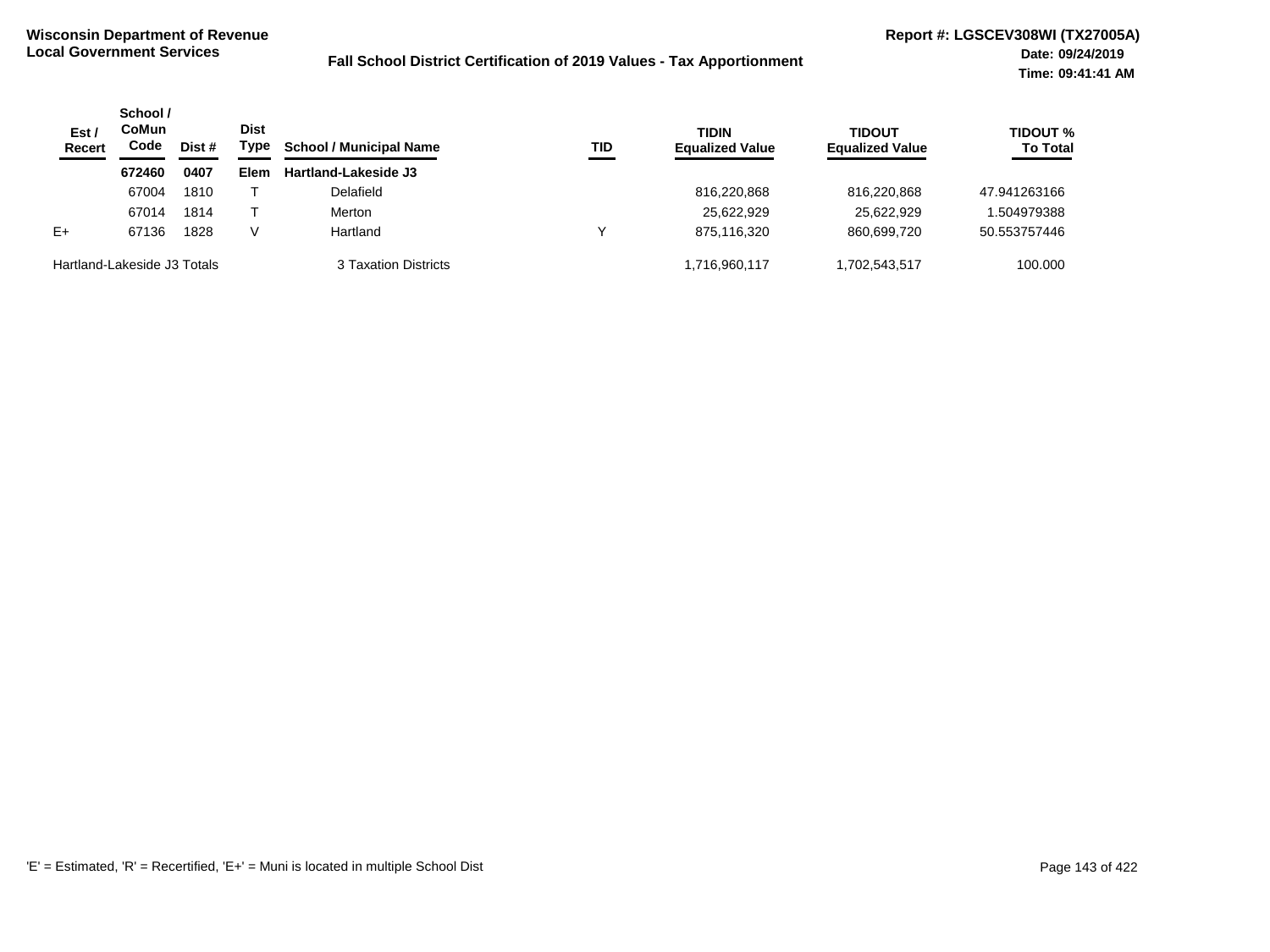**Wisconsin Department of Revenue**
**Local Government Services**

**Fall School District Certification of 2019 Values - Tax Apportionment**

**Report #: LGSCEV308WI (TX27005A)**
**Date: 09/24/2019**
**Time: 09:41:41 AM**

| Est / Recert | School / CoMun Code | Dist # | Dist Type | School / Municipal Name | TID | TIDIN Equalized Value | TIDOUT Equalized Value | TIDOUT % To Total |
|---|---|---|---|---|---|---|---|---|
| | **672460** | **0407** | **Elem** | **Hartland-Lakeside J3** | | | | |
| | 67004 | 1810 | T | Delafield | | 816,220,868 | 816,220,868 | 47.941263166 |
| | 67014 | 1814 | T | Merton | | 25,622,929 | 25,622,929 | 1.504979388 |
| E+ | 67136 | 1828 | V | Hartland | Y | 875,116,320 | 860,699,720 | 50.553757446 |
| Hartland-Lakeside J3 Totals | | | | 3 Taxation Districts | | 1,716,960,117 | 1,702,543,517 | 100.000 |

'E' = Estimated, 'R' = Recertified, 'E+' = Muni is located in multiple School Dist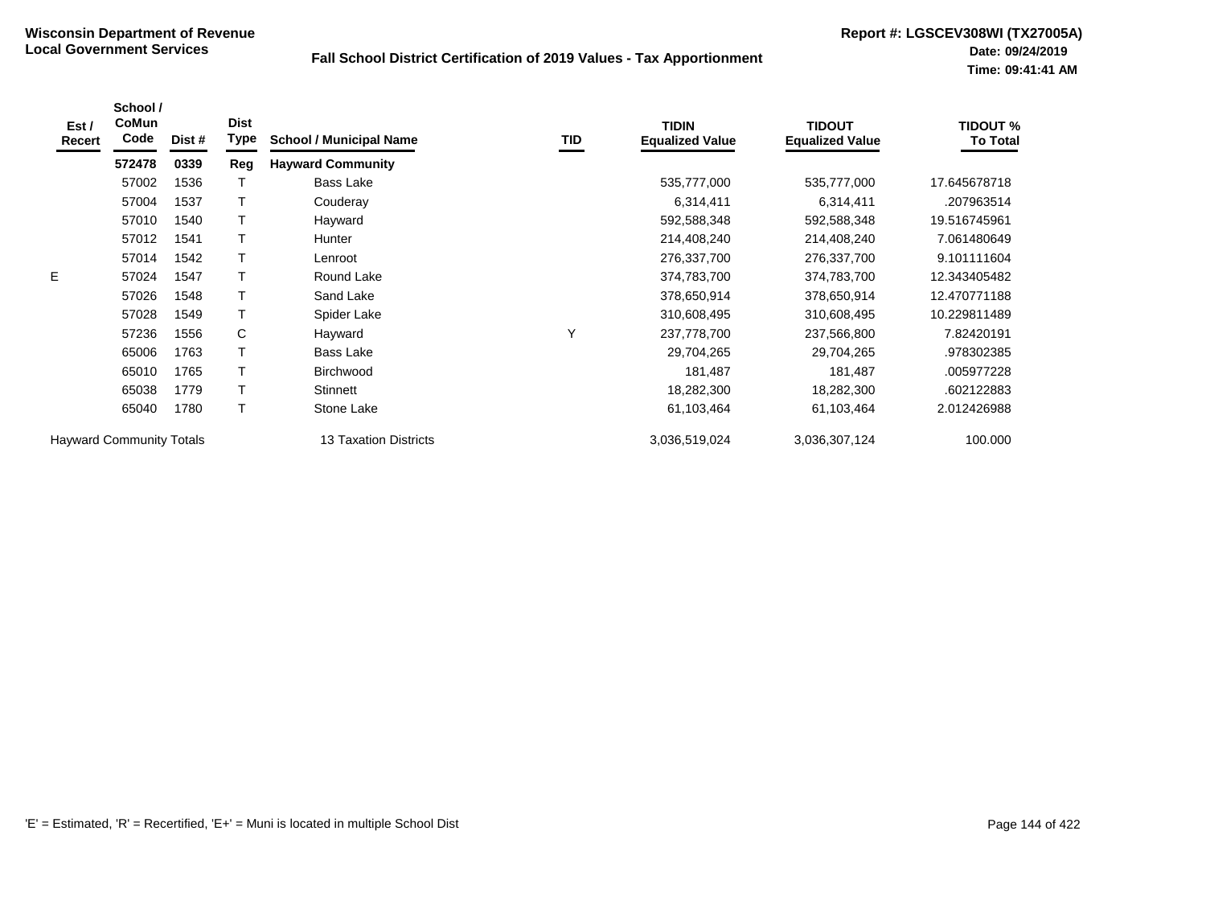**Wisconsin Department of Revenue**
**Local Government Services**

## Fall School District Certification of 2019 Values - Tax Apportionment

**Report #: LGSCEV308WI (TX27005A)**
**Date: 09/24/2019**
**Time: 09:41:41 AM**

| Est / Recert | School / CoMun Code | Dist # | Dist Type | School / Municipal Name | TID | TIDIN Equalized Value | TIDOUT Equalized Value | TIDOUT % To Total |
|---|---|---|---|---|---|---|---|---|
| | **572478** | **0339** | **Reg** | **Hayward Community** | | | | |
| | 57002 | 1536 | T | Bass Lake | | 535,777,000 | 535,777,000 | 17.645678718 |
| | 57004 | 1537 | T | Couderay | | 6,314,411 | 6,314,411 | .207963514 |
| | 57010 | 1540 | T | Hayward | | 592,588,348 | 592,588,348 | 19.516745961 |
| | 57012 | 1541 | T | Hunter | | 214,408,240 | 214,408,240 | 7.061480649 |
| | 57014 | 1542 | T | Lenroot | | 276,337,700 | 276,337,700 | 9.101111604 |
| E | 57024 | 1547 | T | Round Lake | | 374,783,700 | 374,783,700 | 12.343405482 |
| | 57026 | 1548 | T | Sand Lake | | 378,650,914 | 378,650,914 | 12.470771188 |
| | 57028 | 1549 | T | Spider Lake | | 310,608,495 | 310,608,495 | 10.229811489 |
| | 57236 | 1556 | C | Hayward | Y | 237,778,700 | 237,566,800 | 7.82420191 |
| | 65006 | 1763 | T | Bass Lake | | 29,704,265 | 29,704,265 | .978302385 |
| | 65010 | 1765 | T | Birchwood | | 181,487 | 181,487 | .005977228 |
| | 65038 | 1779 | T | Stinnett | | 18,282,300 | 18,282,300 | .602122883 |
| | 65040 | 1780 | T | Stone Lake | | 61,103,464 | 61,103,464 | 2.012426988 |
| Hayward Community Totals | | | | 13 Taxation Districts | | 3,036,519,024 | 3,036,307,124 | 100.000 |

'E' = Estimated, 'R' = Recertified, 'E+' = Muni is located in multiple School Dist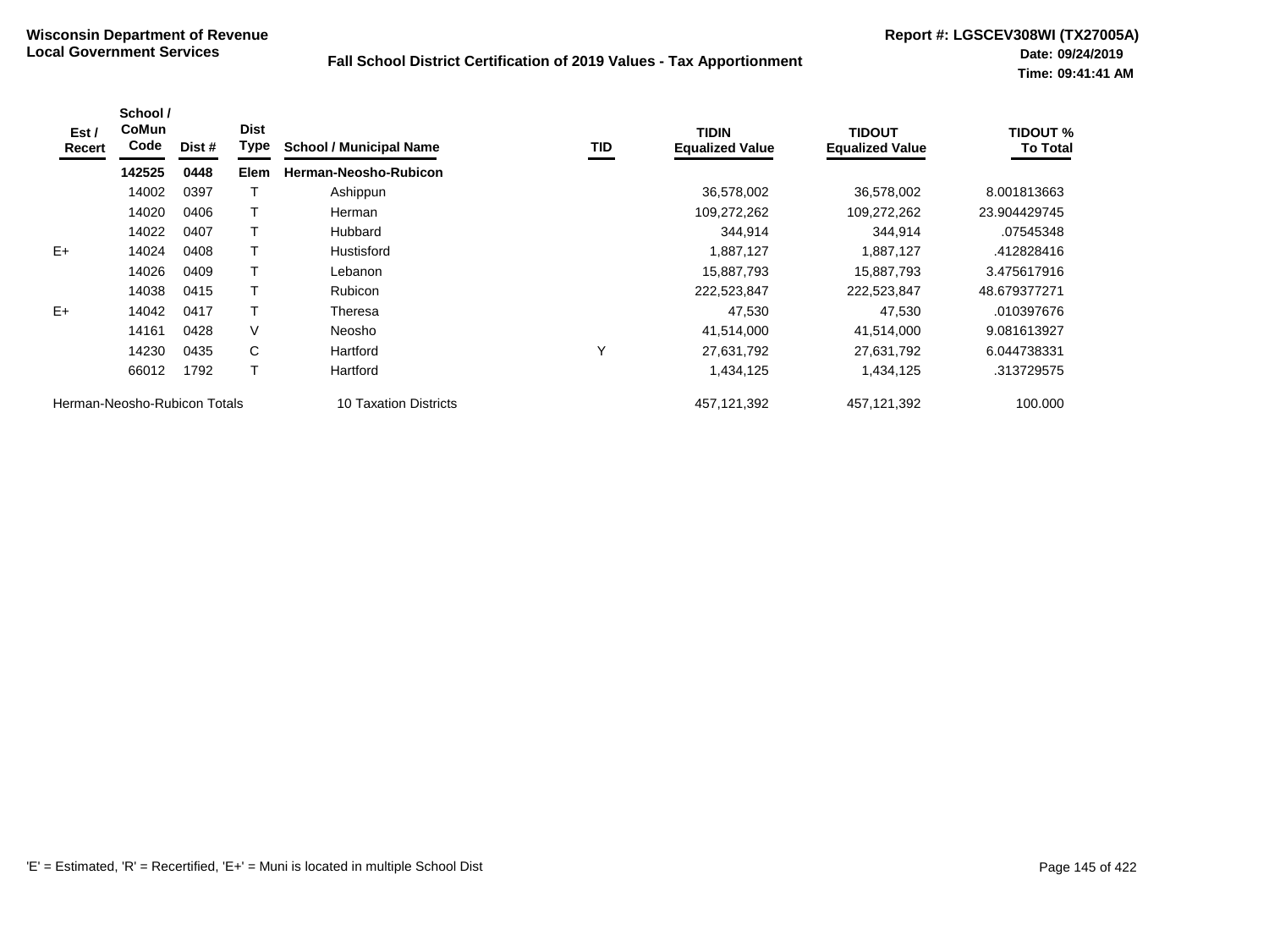**Wisconsin Department of Revenue**
**Local Government Services**

**Fall School District Certification of 2019 Values - Tax Apportionment**

**Report #: LGSCEV308WI (TX27005A)**
**Date: 09/24/2019**
**Time: 09:41:41 AM**

| Est / Recert | School / CoMun Code | Dist # | Dist Type | School / Municipal Name | TID | TIDIN Equalized Value | TIDOUT Equalized Value | TIDOUT % To Total |
|---|---|---|---|---|---|---|---|---|
| | **142525** | **0448** | **Elem** | **Herman-Neosho-Rubicon** | | | | |
| | 14002 | 0397 | T | Ashippun | | 36,578,002 | 36,578,002 | 8.001813663 |
| | 14020 | 0406 | T | Herman | | 109,272,262 | 109,272,262 | 23.904429745 |
| | 14022 | 0407 | T | Hubbard | | 344,914 | 344,914 | .07545348 |
| E+ | 14024 | 0408 | T | Hustisford | | 1,887,127 | 1,887,127 | .412828416 |
| | 14026 | 0409 | T | Lebanon | | 15,887,793 | 15,887,793 | 3.475617916 |
| | 14038 | 0415 | T | Rubicon | | 222,523,847 | 222,523,847 | 48.679377271 |
| E+ | 14042 | 0417 | T | Theresa | | 47,530 | 47,530 | .010397676 |
| | 14161 | 0428 | V | Neosho | | 41,514,000 | 41,514,000 | 9.081613927 |
| | 14230 | 0435 | C | Hartford | Y | 27,631,792 | 27,631,792 | 6.044738331 |
| | 66012 | 1792 | T | Hartford | | 1,434,125 | 1,434,125 | .313729575 |
| Herman-Neosho-Rubicon Totals | | | | 10 Taxation Districts | | 457,121,392 | 457,121,392 | 100.000 |

'E' = Estimated, 'R' = Recertified, 'E+' = Muni is located in multiple School Dist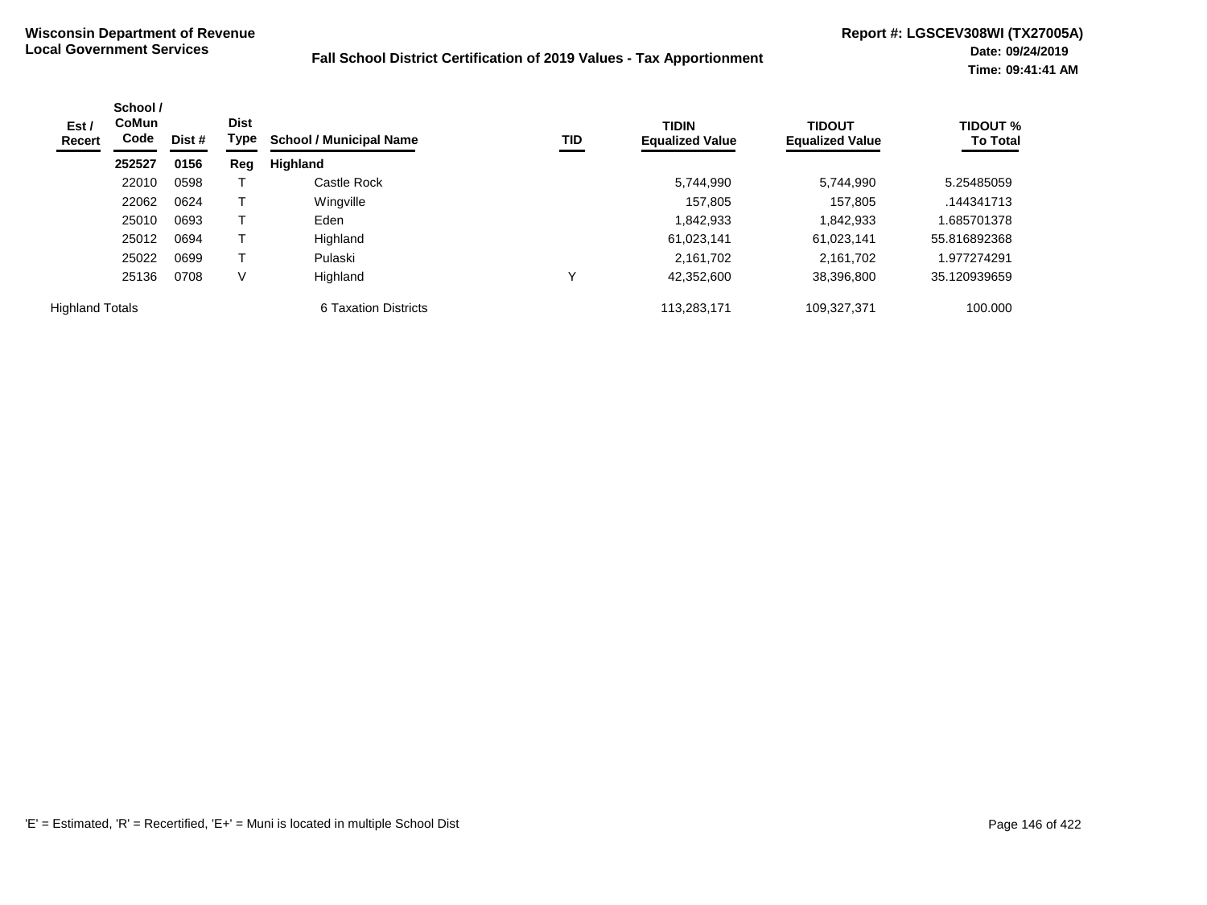**Wisconsin Department of Revenue**
**Local Government Services**

**Fall School District Certification of 2019 Values - Tax Apportionment**

**Report #: LGSCEV308WI (TX27005A)**
**Date: 09/24/2019**
**Time: 09:41:41 AM**

| Est / Recert | School / CoMun Code | Dist # | Dist Type | School / Municipal Name | TID | TIDIN Equalized Value | TIDOUT Equalized Value | TIDOUT % To Total |
|---|---|---|---|---|---|---|---|---|
| | **252527** | **0156** | **Reg** | **Highland** | | | | |
| | 22010 | 0598 | T | Castle Rock | | 5,744,990 | 5,744,990 | 5.25485059 |
| | 22062 | 0624 | T | Wingville | | 157,805 | 157,805 | .144341713 |
| | 25010 | 0693 | T | Eden | | 1,842,933 | 1,842,933 | 1.685701378 |
| | 25012 | 0694 | T | Highland | | 61,023,141 | 61,023,141 | 55.816892368 |
| | 25022 | 0699 | T | Pulaski | | 2,161,702 | 2,161,702 | 1.977274291 |
| | 25136 | 0708 | V | Highland | Y | 42,352,600 | 38,396,800 | 35.120939659 |
| Highland Totals | | | | 6 Taxation Districts | | 113,283,171 | 109,327,371 | 100.000 |

'E' = Estimated, 'R' = Recertified, 'E+' = Muni is located in multiple School Dist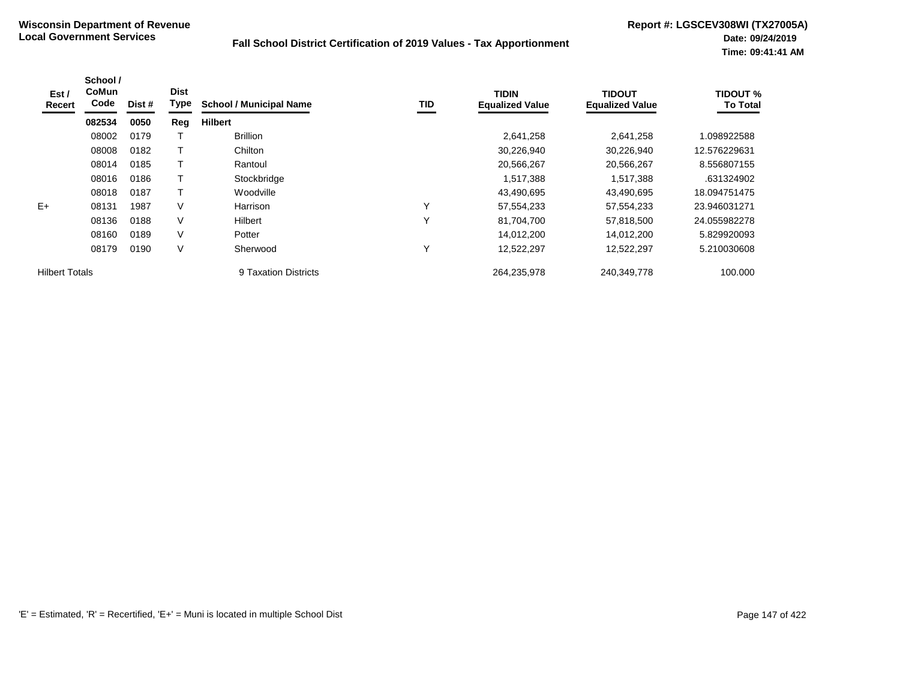**Wisconsin Department of Revenue**
**Local Government Services**

**Fall School District Certification of 2019 Values - Tax Apportionment**

**Report #: LGSCEV308WI (TX27005A)**
**Date: 09/24/2019**
**Time: 09:41:41 AM**

| Est / Recert | School / CoMun Code | Dist # | Dist Type | School / Municipal Name | TID | TIDIN Equalized Value | TIDOUT Equalized Value | TIDOUT % To Total |
|---|---|---|---|---|---|---|---|---|
| | **082534** | **0050** | **Reg** | **Hilbert** | | | | |
| | 08002 | 0179 | T | Brillion | | 2,641,258 | 2,641,258 | 1.098922588 |
| | 08008 | 0182 | T | Chilton | | 30,226,940 | 30,226,940 | 12.576229631 |
| | 08014 | 0185 | T | Rantoul | | 20,566,267 | 20,566,267 | 8.556807155 |
| | 08016 | 0186 | T | Stockbridge | | 1,517,388 | 1,517,388 | .631324902 |
| | 08018 | 0187 | T | Woodville | | 43,490,695 | 43,490,695 | 18.094751475 |
| E+ | 08131 | 1987 | V | Harrison | Y | 57,554,233 | 57,554,233 | 23.946031271 |
| | 08136 | 0188 | V | Hilbert | Y | 81,704,700 | 57,818,500 | 24.055982278 |
| | 08160 | 0189 | V | Potter | | 14,012,200 | 14,012,200 | 5.829920093 |
| | 08179 | 0190 | V | Sherwood | Y | 12,522,297 | 12,522,297 | 5.210030608 |
| Hilbert Totals | | | | 9 Taxation Districts | | 264,235,978 | 240,349,778 | 100.000 |

'E' = Estimated, 'R' = Recertified, 'E+' = Muni is located in multiple School Dist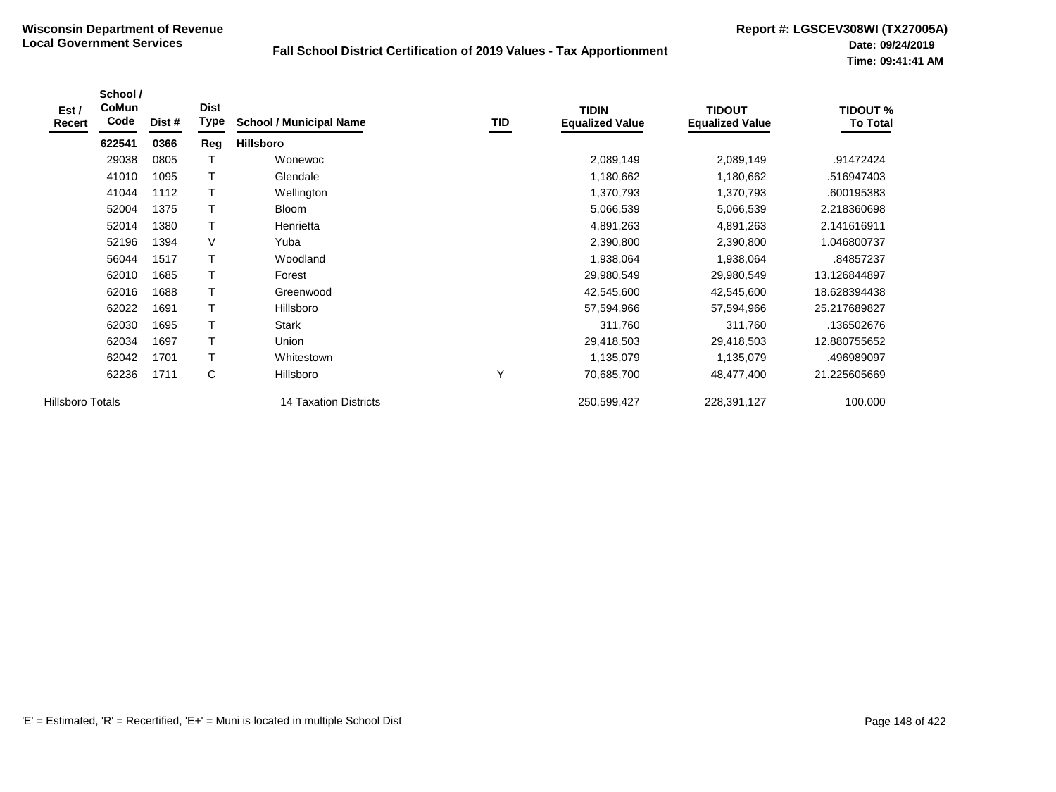**Wisconsin Department of Revenue**
**Local Government Services**

**Fall School District Certification of 2019 Values - Tax Apportionment**

**Report #: LGSCEV308WI (TX27005A)**
**Date: 09/24/2019**
**Time: 09:41:41 AM**

| Est / Recert | School / CoMun Code | Dist # | Dist Type | School / Municipal Name | TID | TIDIN Equalized Value | TIDOUT Equalized Value | TIDOUT % To Total |
|---|---|---|---|---|---|---|---|---|
| | **622541** | **0366** | **Reg** | **Hillsboro** | | | | |
| | 29038 | 0805 | T | Wonewoc | | 2,089,149 | 2,089,149 | .91472424 |
| | 41010 | 1095 | T | Glendale | | 1,180,662 | 1,180,662 | .516947403 |
| | 41044 | 1112 | T | Wellington | | 1,370,793 | 1,370,793 | .600195383 |
| | 52004 | 1375 | T | Bloom | | 5,066,539 | 5,066,539 | 2.218360698 |
| | 52014 | 1380 | T | Henrietta | | 4,891,263 | 4,891,263 | 2.141616911 |
| | 52196 | 1394 | V | Yuba | | 2,390,800 | 2,390,800 | 1.046800737 |
| | 56044 | 1517 | T | Woodland | | 1,938,064 | 1,938,064 | .84857237 |
| | 62010 | 1685 | T | Forest | | 29,980,549 | 29,980,549 | 13.126844897 |
| | 62016 | 1688 | T | Greenwood | | 42,545,600 | 42,545,600 | 18.628394438 |
| | 62022 | 1691 | T | Hillsboro | | 57,594,966 | 57,594,966 | 25.217689827 |
| | 62030 | 1695 | T | Stark | | 311,760 | 311,760 | .136502676 |
| | 62034 | 1697 | T | Union | | 29,418,503 | 29,418,503 | 12.880755652 |
| | 62042 | 1701 | T | Whitestown | | 1,135,079 | 1,135,079 | .496989097 |
| | 62236 | 1711 | C | Hillsboro | Y | 70,685,700 | 48,477,400 | 21.225605669 |
| Hillsboro Totals | | | | 14 Taxation Districts | | 250,599,427 | 228,391,127 | 100.000 |

'E' = Estimated, 'R' = Recertified, 'E+' = Muni is located in multiple School Dist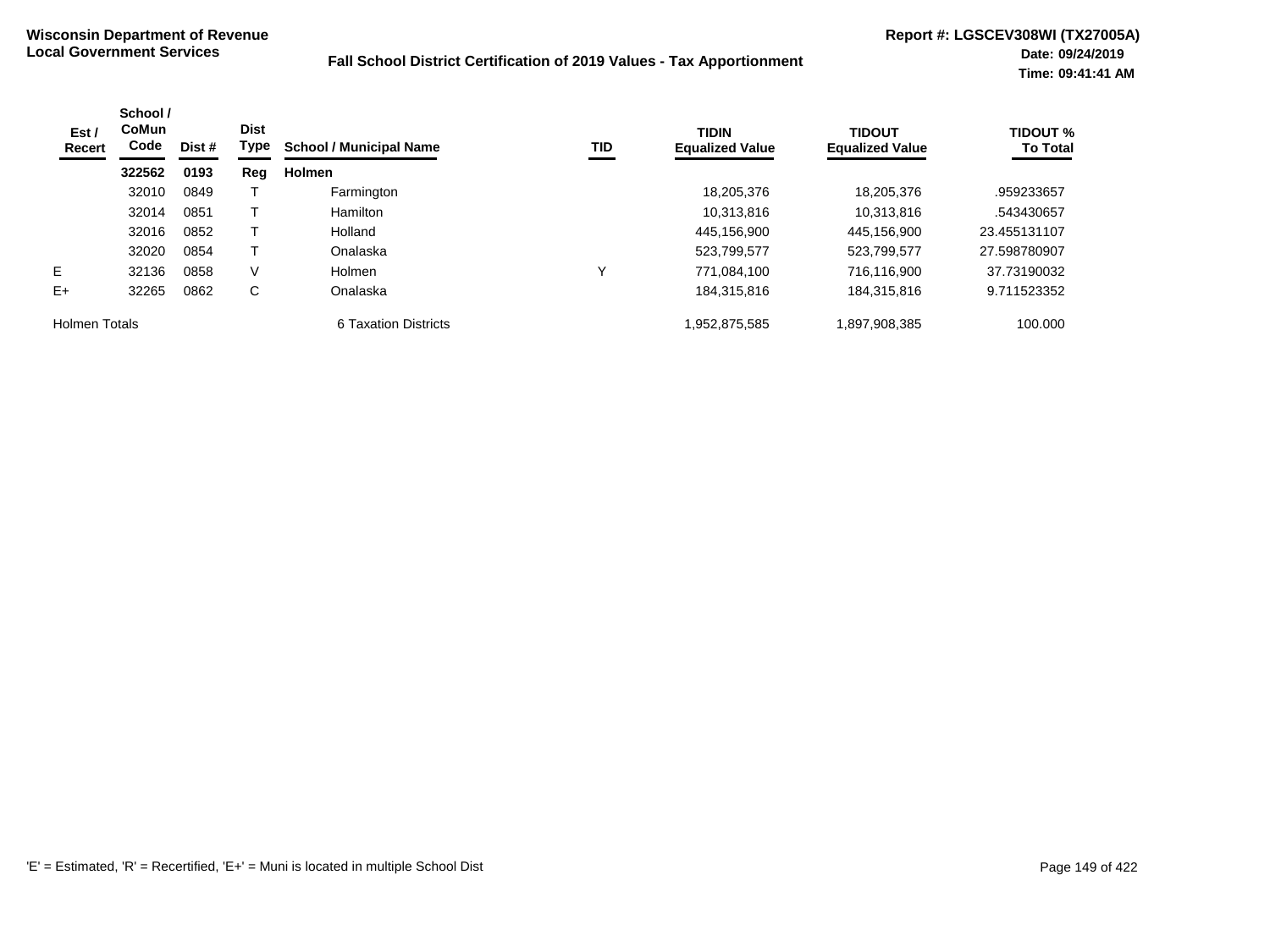**Wisconsin Department of Revenue**
**Local Government Services**

**Fall School District Certification of 2019 Values - Tax Apportionment**

**Report #: LGSCEV308WI (TX27005A)**
**Date: 09/24/2019**
**Time: 09:41:41 AM**

| Est / Recert | School / CoMun Code | Dist # | Dist Type | School / Municipal Name | TID | TIDIN Equalized Value | TIDOUT Equalized Value | TIDOUT % To Total |
|---|---|---|---|---|---|---|---|---|
| | **322562** | **0193** | **Reg** | **Holmen** | | | | |
| | 32010 | 0849 | T | Farmington | | 18,205,376 | 18,205,376 | .959233657 |
| | 32014 | 0851 | T | Hamilton | | 10,313,816 | 10,313,816 | .543430657 |
| | 32016 | 0852 | T | Holland | | 445,156,900 | 445,156,900 | 23.455131107 |
| | 32020 | 0854 | T | Onalaska | | 523,799,577 | 523,799,577 | 27.598780907 |
| E | 32136 | 0858 | V | Holmen | Y | 771,084,100 | 716,116,900 | 37.73190032 |
| E+ | 32265 | 0862 | C | Onalaska | | 184,315,816 | 184,315,816 | 9.711523352 |
| Holmen Totals | | | | 6 Taxation Districts | | 1,952,875,585 | 1,897,908,385 | 100.000 |

'E' = Estimated, 'R' = Recertified, 'E+' = Muni is located in multiple School Dist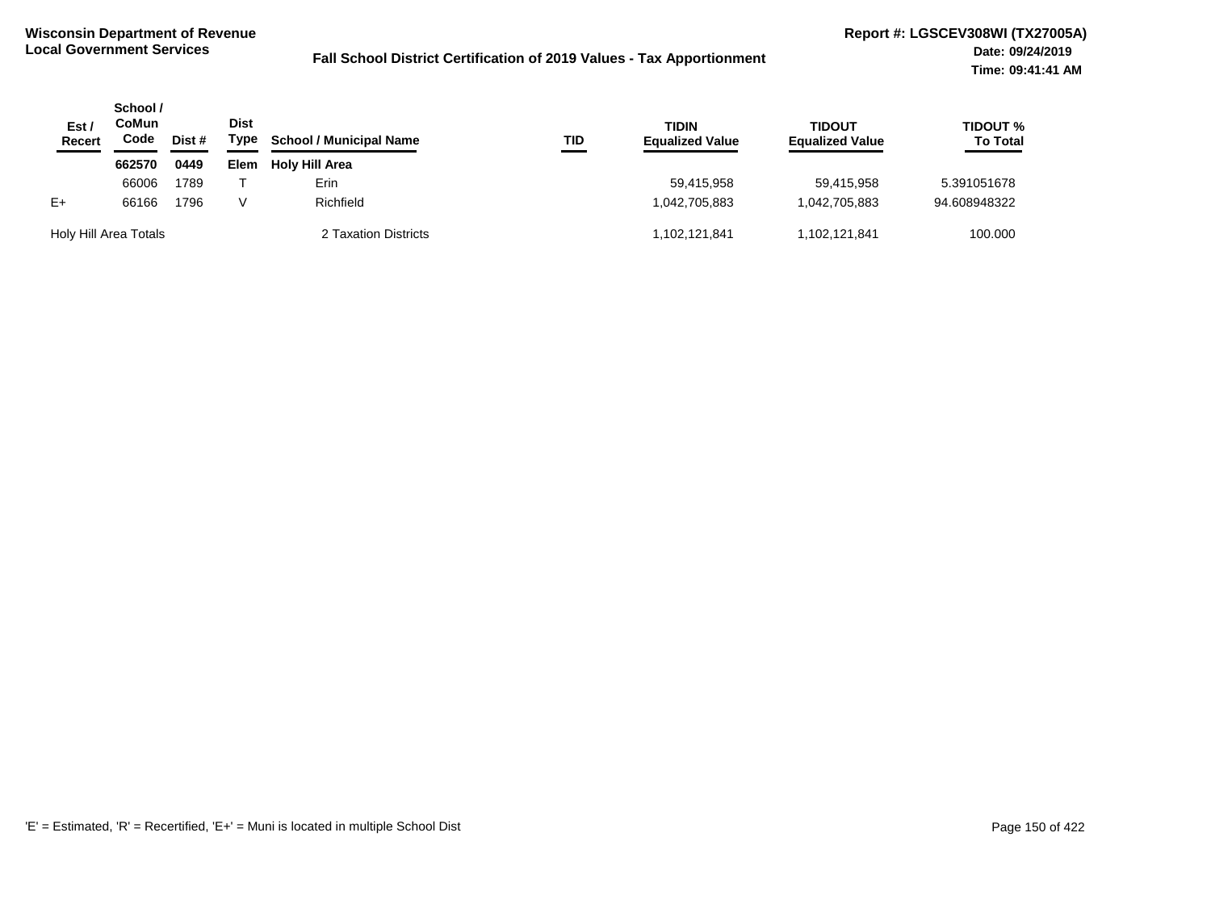**Wisconsin Department of Revenue**
**Local Government Services**

**Fall School District Certification of 2019 Values - Tax Apportionment**

**Report #: LGSCEV308WI (TX27005A)**
**Date: 09/24/2019**
**Time: 09:41:41 AM**

| Est / Recert | School / CoMun Code | Dist # | Dist Type | School / Municipal Name | TID | TIDIN Equalized Value | TIDOUT Equalized Value | TIDOUT % To Total |
|---|---|---|---|---|---|---|---|---|
| | **662570** | **0449** | **Elem** | **Holy Hill Area** | | | | |
| | 66006 | 1789 | T | Erin | | 59,415,958 | 59,415,958 | 5.391051678 |
| E+ | 66166 | 1796 | V | Richfield | | 1,042,705,883 | 1,042,705,883 | 94.608948322 |
| Holy Hill Area Totals | | | | 2 Taxation Districts | | 1,102,121,841 | 1,102,121,841 | 100.000 |

'E' = Estimated, 'R' = Recertified, 'E+' = Muni is located in multiple School Dist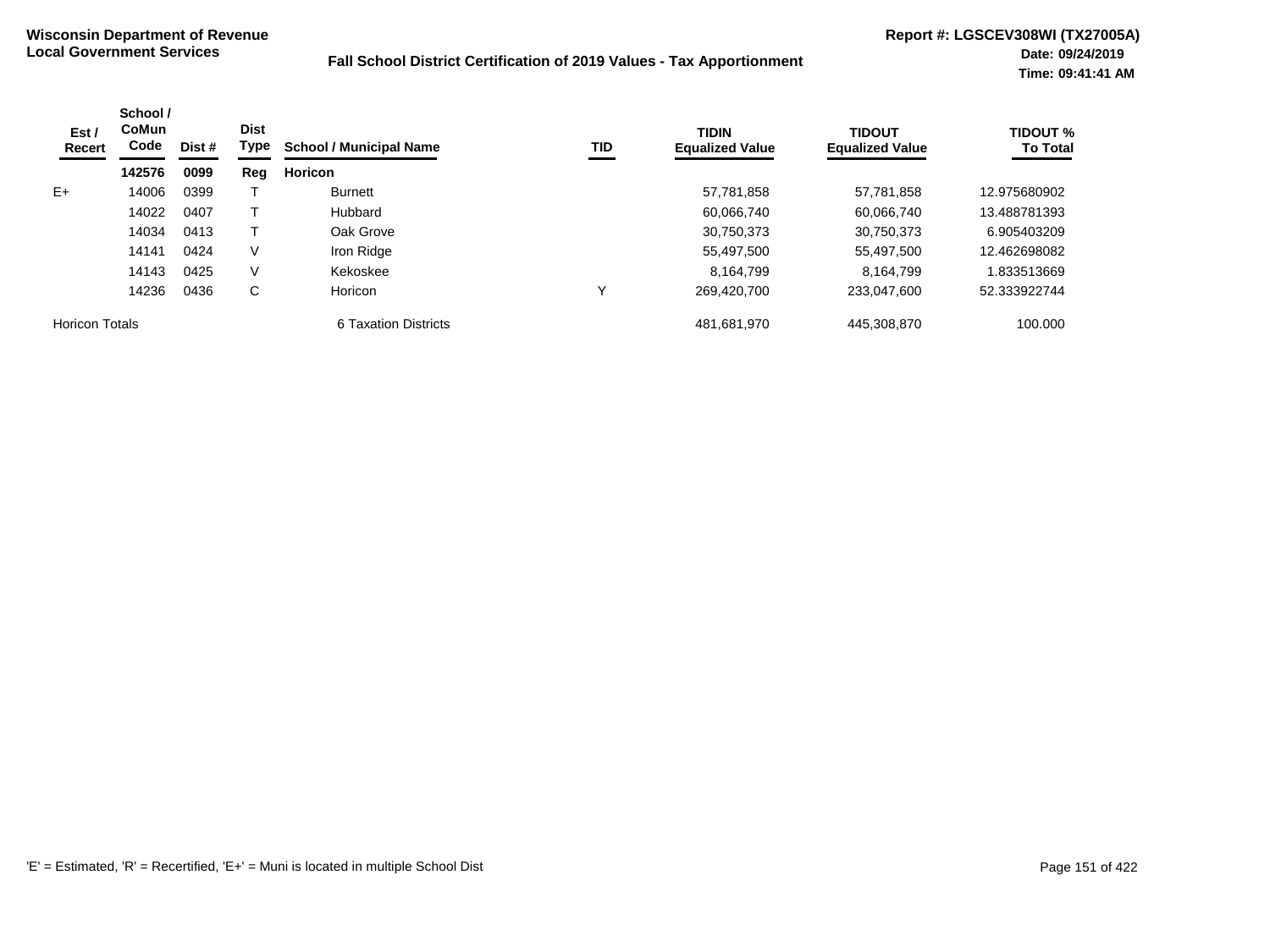**Wisconsin Department of Revenue**
**Local Government Services**

**Fall School District Certification of 2019 Values - Tax Apportionment**

**Report #: LGSCEV308WI (TX27005A)**
**Date: 09/24/2019**
**Time: 09:41:41 AM**

| Est / Recert | School / CoMun Code | Dist # | Dist Type | School / Municipal Name | TID | TIDIN Equalized Value | TIDOUT Equalized Value | TIDOUT % To Total |
|---|---|---|---|---|---|---|---|---|
| | **142576** | **0099** | **Reg** | **Horicon** | | | | |
| E+ | 14006 | 0399 | T | Burnett | | 57,781,858 | 57,781,858 | 12.975680902 |
| | 14022 | 0407 | T | Hubbard | | 60,066,740 | 60,066,740 | 13.488781393 |
| | 14034 | 0413 | T | Oak Grove | | 30,750,373 | 30,750,373 | 6.905403209 |
| | 14141 | 0424 | V | Iron Ridge | | 55,497,500 | 55,497,500 | 12.462698082 |
| | 14143 | 0425 | V | Kekoskee | | 8,164,799 | 8,164,799 | 1.833513669 |
| | 14236 | 0436 | C | Horicon | Y | 269,420,700 | 233,047,600 | 52.333922744 |
| Horicon Totals | | | | 6 Taxation Districts | | 481,681,970 | 445,308,870 | 100.000 |

'E' = Estimated, 'R' = Recertified, 'E+' = Muni is located in multiple School Dist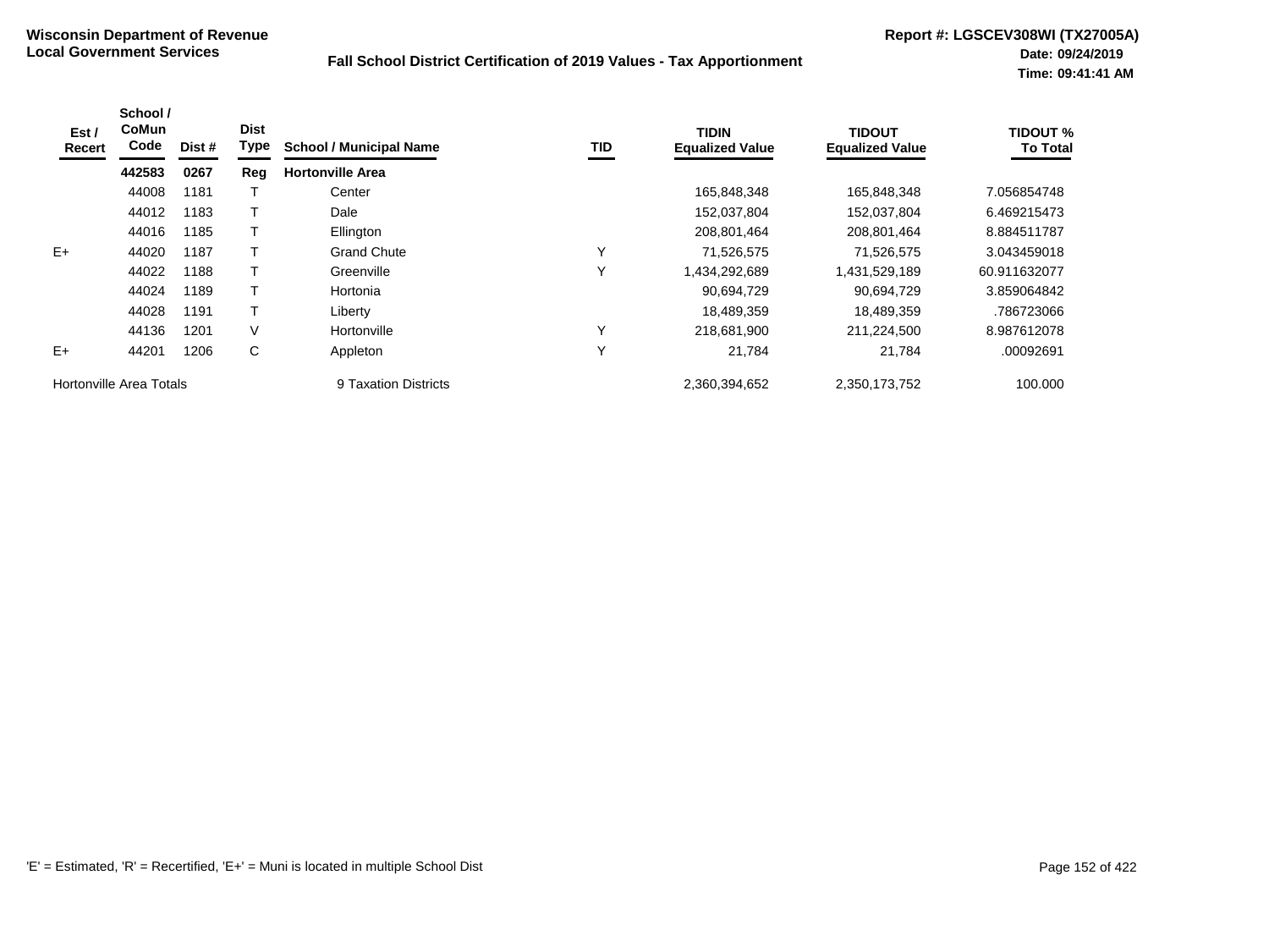**Wisconsin Department of Revenue**
**Local Government Services**

**Fall School District Certification of 2019 Values - Tax Apportionment**

**Report #: LGSCEV308WI (TX27005A)**
**Date: 09/24/2019**
**Time: 09:41:41 AM**

| Est / Recert | School / CoMun Code | Dist # | Dist Type | School / Municipal Name | TID | TIDIN Equalized Value | TIDOUT Equalized Value | TIDOUT % To Total |
|---|---|---|---|---|---|---|---|---|
| | **442583** | **0267** | **Reg** | **Hortonville Area** | | | | |
| | 44008 | 1181 | T | Center | | 165,848,348 | 165,848,348 | 7.056854748 |
| | 44012 | 1183 | T | Dale | | 152,037,804 | 152,037,804 | 6.469215473 |
| | 44016 | 1185 | T | Ellington | | 208,801,464 | 208,801,464 | 8.884511787 |
| E+ | 44020 | 1187 | T | Grand Chute | Y | 71,526,575 | 71,526,575 | 3.043459018 |
| | 44022 | 1188 | T | Greenville | Y | 1,434,292,689 | 1,431,529,189 | 60.911632077 |
| | 44024 | 1189 | T | Hortonia | | 90,694,729 | 90,694,729 | 3.859064842 |
| | 44028 | 1191 | T | Liberty | | 18,489,359 | 18,489,359 | .786723066 |
| | 44136 | 1201 | V | Hortonville | Y | 218,681,900 | 211,224,500 | 8.987612078 |
| E+ | 44201 | 1206 | C | Appleton | Y | 21,784 | 21,784 | .00092691 |
| Hortonville Area Totals | | | | 9 Taxation Districts | | 2,360,394,652 | 2,350,173,752 | 100.000 |

'E' = Estimated, 'R' = Recertified, 'E+' = Muni is located in multiple School Dist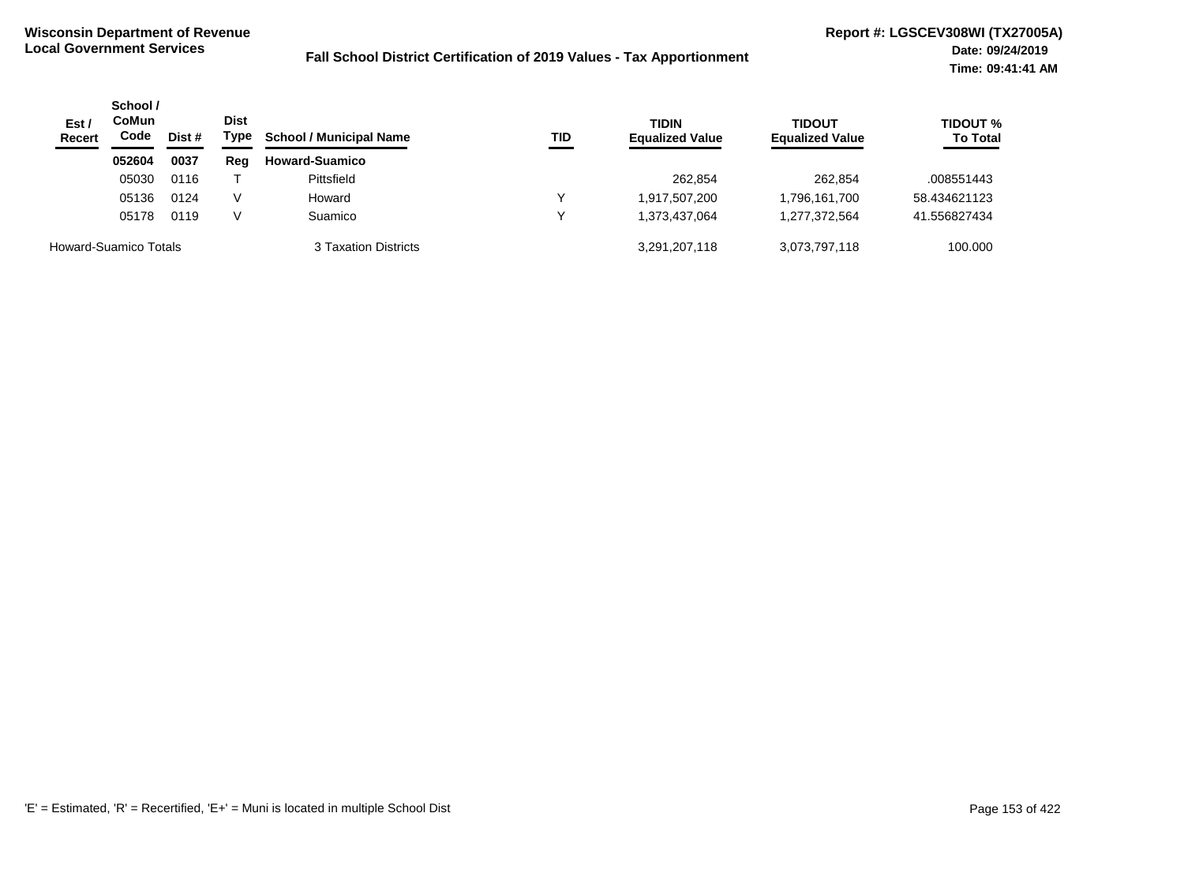**Wisconsin Department of Revenue**
**Local Government Services**

**Fall School District Certification of 2019 Values - Tax Apportionment**

**Report #: LGSCEV308WI (TX27005A)**
**Date: 09/24/2019**
**Time: 09:41:41 AM**

| Est / Recert | School / CoMun Code | Dist # | Dist Type | School / Municipal Name | TID | TIDIN Equalized Value | TIDOUT Equalized Value | TIDOUT % To Total |
|---|---|---|---|---|---|---|---|---|
| | **052604** | **0037** | **Reg** | **Howard-Suamico** | | | | |
| | 05030 | 0116 | T | Pittsfield | | 262,854 | 262,854 | .008551443 |
| | 05136 | 0124 | V | Howard | Y | 1,917,507,200 | 1,796,161,700 | 58.434621123 |
| | 05178 | 0119 | V | Suamico | Y | 1,373,437,064 | 1,277,372,564 | 41.556827434 |
| Howard-Suamico Totals | | | | 3 Taxation Districts | | 3,291,207,118 | 3,073,797,118 | 100.000 |

'E' = Estimated, 'R' = Recertified, 'E+' = Muni is located in multiple School Dist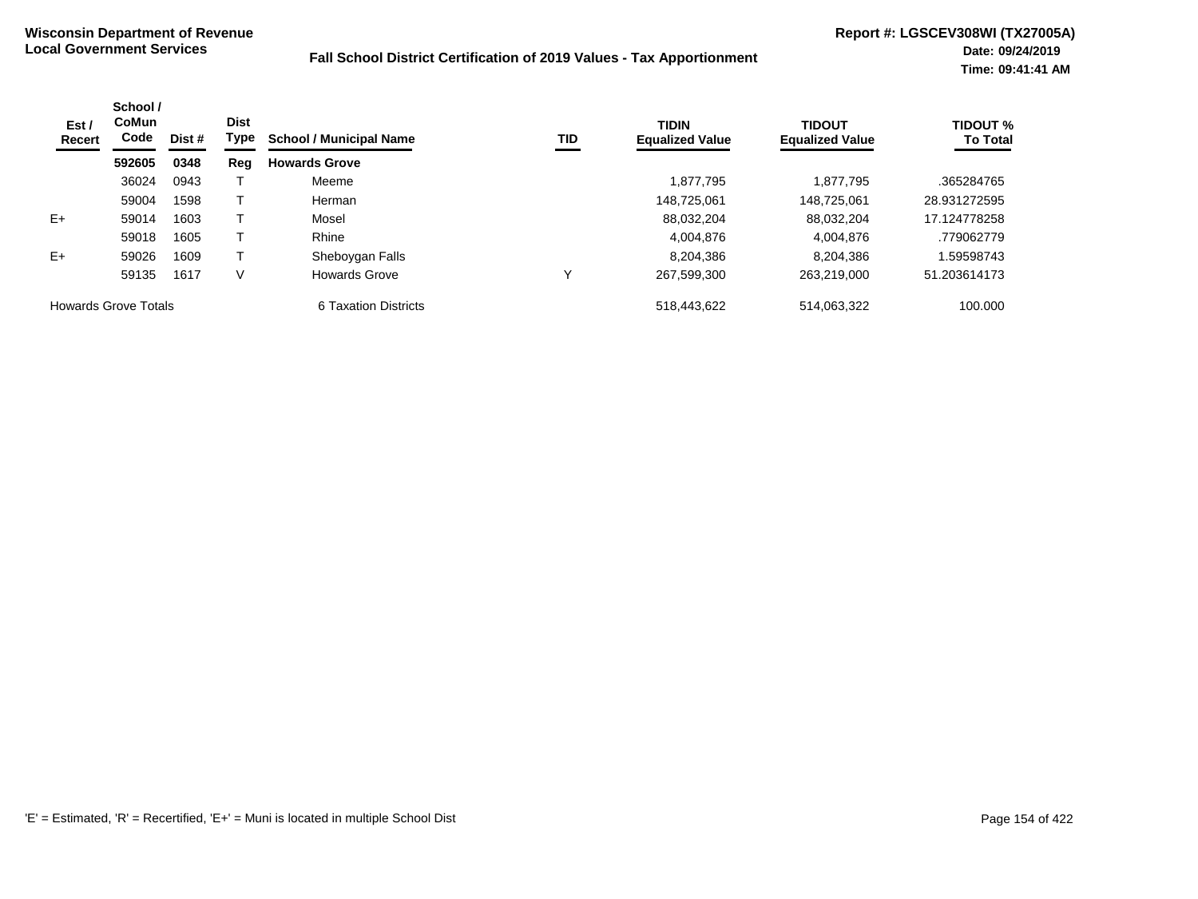**Wisconsin Department of Revenue**
**Local Government Services**

**Fall School District Certification of 2019 Values - Tax Apportionment**

**Report #: LGSCEV308WI (TX27005A)**
**Date: 09/24/2019**
**Time: 09:41:41 AM**

| Est / Recert | School / CoMun Code | Dist # | Dist Type | School / Municipal Name | TID | TIDIN Equalized Value | TIDOUT Equalized Value | TIDOUT % To Total |
|---|---|---|---|---|---|---|---|---|
| | **592605** | **0348** | **Reg** | **Howards Grove** | | | | |
| | 36024 | 0943 | T | Meeme | | 1,877,795 | 1,877,795 | .365284765 |
| | 59004 | 1598 | T | Herman | | 148,725,061 | 148,725,061 | 28.931272595 |
| E+ | 59014 | 1603 | T | Mosel | | 88,032,204 | 88,032,204 | 17.124778258 |
| | 59018 | 1605 | T | Rhine | | 4,004,876 | 4,004,876 | .779062779 |
| E+ | 59026 | 1609 | T | Sheboygan Falls | | 8,204,386 | 8,204,386 | 1.59598743 |
| | 59135 | 1617 | V | Howards Grove | Y | 267,599,300 | 263,219,000 | 51.203614173 |
| Howards Grove Totals | | | | 6 Taxation Districts | | 518,443,622 | 514,063,322 | 100.000 |

'E' = Estimated, 'R' = Recertified, 'E+' = Muni is located in multiple School Dist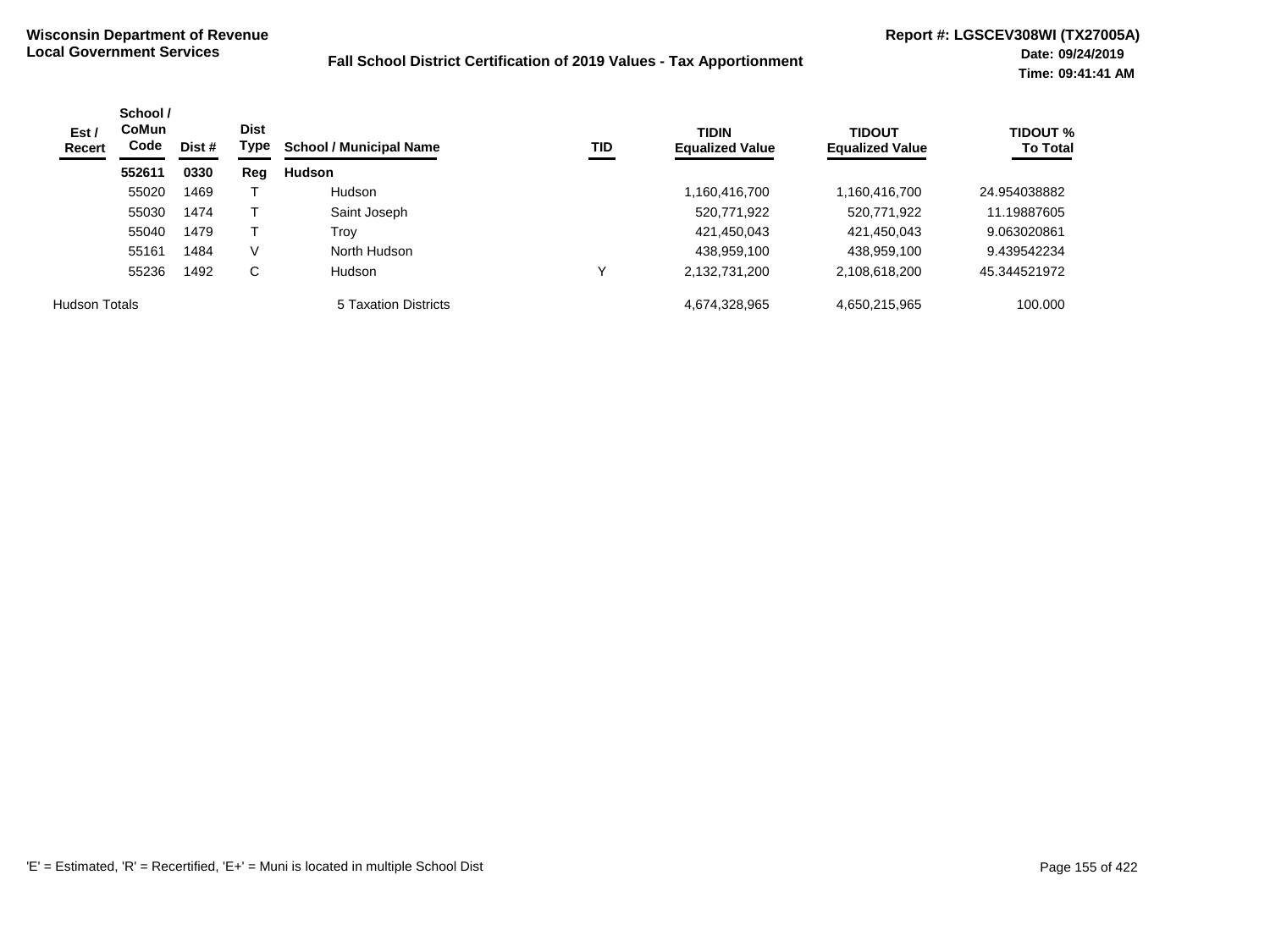**Wisconsin Department of Revenue**
**Local Government Services**

**Fall School District Certification of 2019 Values - Tax Apportionment**

**Report #: LGSCEV308WI (TX27005A)**
**Date: 09/24/2019**
**Time: 09:41:41 AM**

| Est / Recert | School / CoMun Code | Dist # | Dist Type | School / Municipal Name | TID | TIDIN Equalized Value | TIDOUT Equalized Value | TIDOUT % To Total |
|---|---|---|---|---|---|---|---|---|
| | **552611** | **0330** | **Reg** | **Hudson** | | | | |
| | 55020 | 1469 | T | Hudson | | 1,160,416,700 | 1,160,416,700 | 24.954038882 |
| | 55030 | 1474 | T | Saint Joseph | | 520,771,922 | 520,771,922 | 11.19887605 |
| | 55040 | 1479 | T | Troy | | 421,450,043 | 421,450,043 | 9.063020861 |
| | 55161 | 1484 | V | North Hudson | | 438,959,100 | 438,959,100 | 9.439542234 |
| | 55236 | 1492 | C | Hudson | Y | 2,132,731,200 | 2,108,618,200 | 45.344521972 |
| Hudson Totals | | | | 5 Taxation Districts | | 4,674,328,965 | 4,650,215,965 | 100.000 |

'E' = Estimated, 'R' = Recertified, 'E+' = Muni is located in multiple School Dist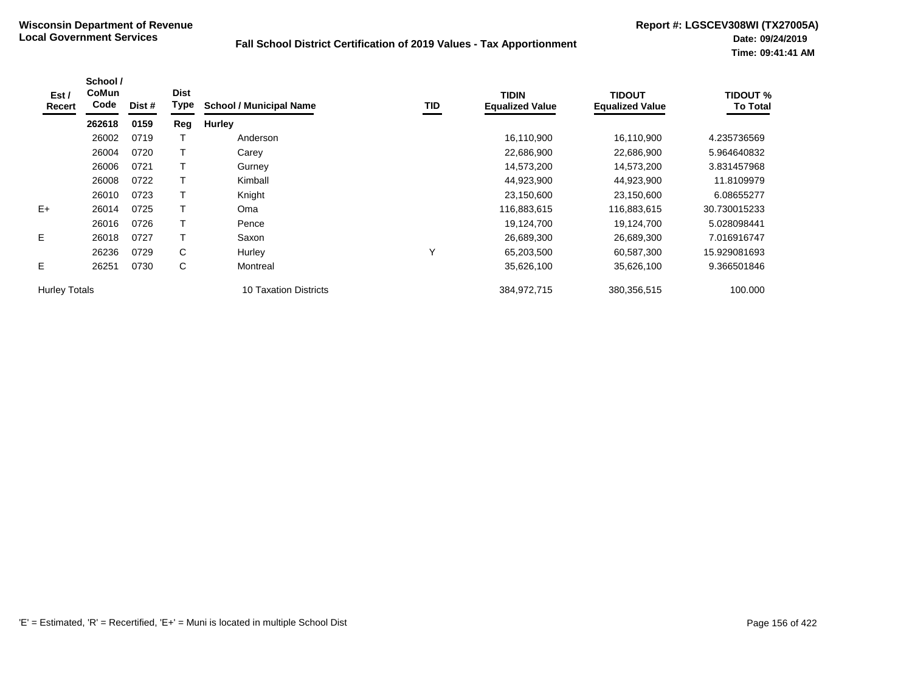Wisconsin Department of Revenue
Local Government Services

# Fall School District Certification of 2019 Values - Tax Apportionment

Report #: LGSCEV308WI (TX27005A)
Date: 09/24/2019
Time: 09:41:41 AM

| Est / Recert | School / CoMun Code | Dist # | Dist Type | School / Municipal Name | TID | TIDIN Equalized Value | TIDOUT Equalized Value | TIDOUT % To Total |
|---|---|---|---|---|---|---|---|---|
| | **262618** | **0159** | **Reg** | **Hurley** | | | | |
| | 26002 | 0719 | T | Anderson | | 16,110,900 | 16,110,900 | 4.235736569 |
| | 26004 | 0720 | T | Carey | | 22,686,900 | 22,686,900 | 5.964640832 |
| | 26006 | 0721 | T | Gurney | | 14,573,200 | 14,573,200 | 3.831457968 |
| | 26008 | 0722 | T | Kimball | | 44,923,900 | 44,923,900 | 11.8109979 |
| | 26010 | 0723 | T | Knight | | 23,150,600 | 23,150,600 | 6.08655277 |
| E+ | 26014 | 0725 | T | Oma | | 116,883,615 | 116,883,615 | 30.730015233 |
| | 26016 | 0726 | T | Pence | | 19,124,700 | 19,124,700 | 5.028098441 |
| E | 26018 | 0727 | T | Saxon | | 26,689,300 | 26,689,300 | 7.016916747 |
| | 26236 | 0729 | C | Hurley | Y | 65,203,500 | 60,587,300 | 15.929081693 |
| E | 26251 | 0730 | C | Montreal | | 35,626,100 | 35,626,100 | 9.366501846 |
| Hurley Totals | | | | 10 Taxation Districts | | 384,972,715 | 380,356,515 | 100.000 |

'E' = Estimated, 'R' = Recertified, 'E+' = Muni is located in multiple School Dist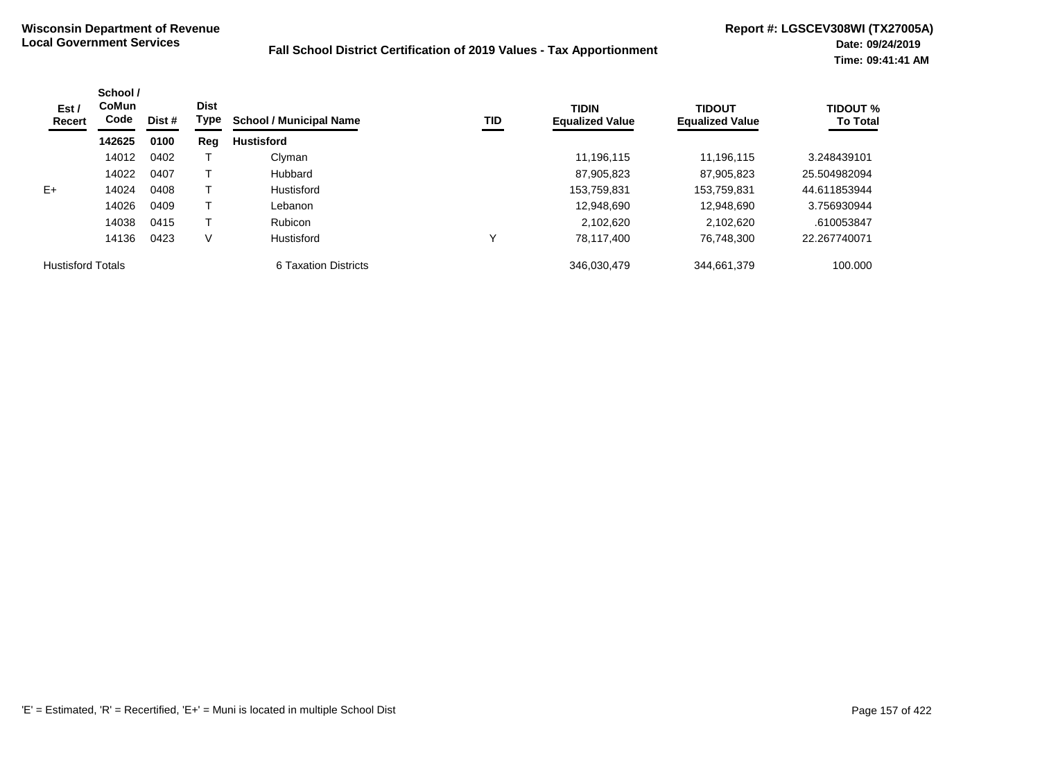**Wisconsin Department of Revenue**
**Local Government Services**

**Fall School District Certification of 2019 Values - Tax Apportionment**

**Report #: LGSCEV308WI (TX27005A)**
**Date: 09/24/2019**
**Time: 09:41:41 AM**

| Est / Recert | School / CoMun Code | Dist # | Dist Type | School / Municipal Name | TID | TIDIN Equalized Value | TIDOUT Equalized Value | TIDOUT % To Total |
|---|---|---|---|---|---|---|---|---|
| | **142625** | **0100** | **Reg** | **Hustisford** | | | | |
| | 14012 | 0402 | T | Clyman | | 11,196,115 | 11,196,115 | 3.248439101 |
| | 14022 | 0407 | T | Hubbard | | 87,905,823 | 87,905,823 | 25.504982094 |
| E+ | 14024 | 0408 | T | Hustisford | | 153,759,831 | 153,759,831 | 44.611853944 |
| | 14026 | 0409 | T | Lebanon | | 12,948,690 | 12,948,690 | 3.756930944 |
| | 14038 | 0415 | T | Rubicon | | 2,102,620 | 2,102,620 | .610053847 |
| | 14136 | 0423 | V | Hustisford | Y | 78,117,400 | 76,748,300 | 22.267740071 |
| Hustisford Totals | | | | 6 Taxation Districts | | 346,030,479 | 344,661,379 | 100.000 |

'E' = Estimated, 'R' = Recertified, 'E+' = Muni is located in multiple School Dist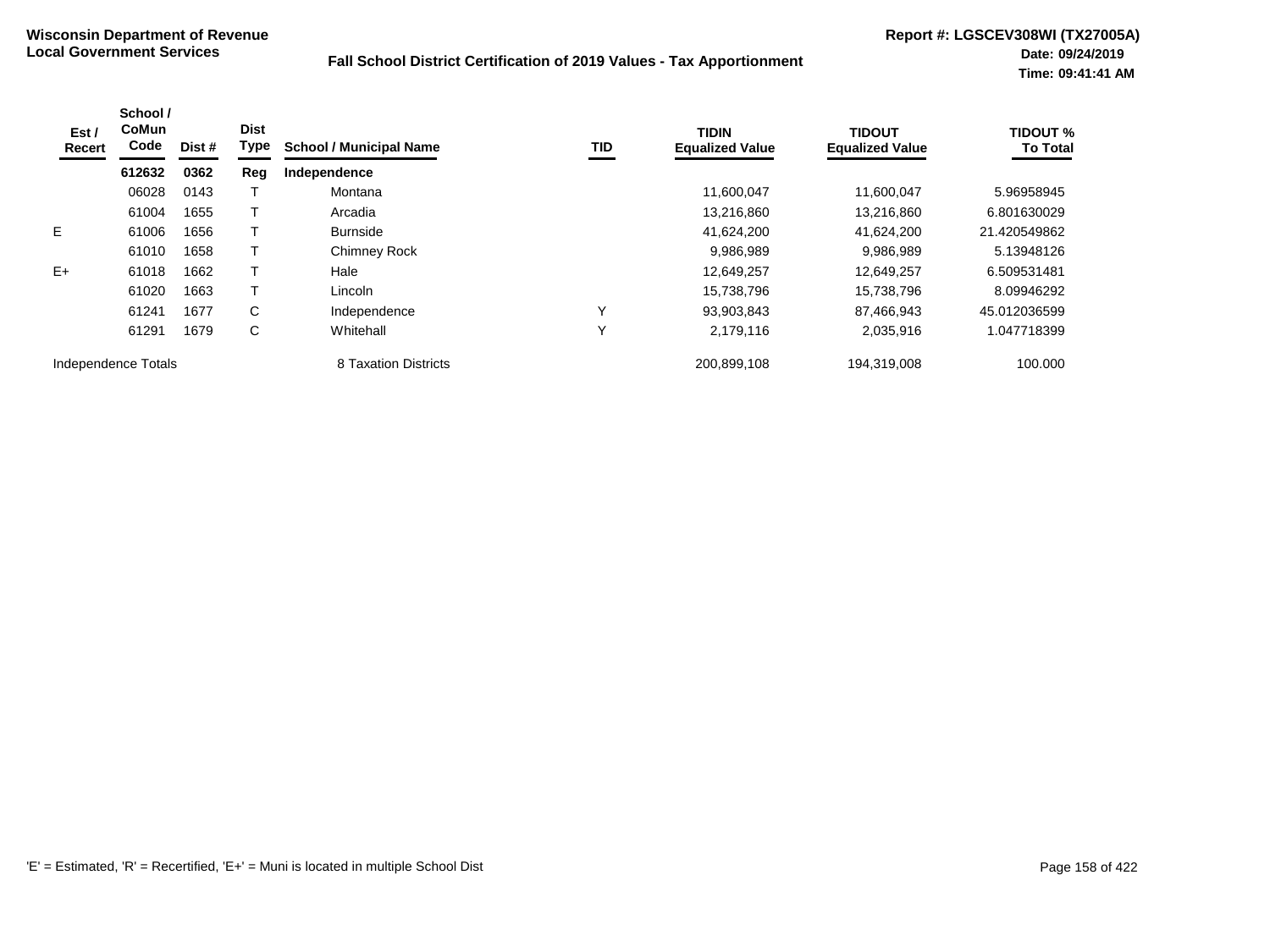**Wisconsin Department of Revenue**
**Local Government Services**

## Fall School District Certification of 2019 Values - Tax Apportionment

**Report #: LGSCEV308WI (TX27005A)**
**Date: 09/24/2019**
**Time: 09:41:41 AM**

| Est / Recert | School / CoMun Code | Dist # | Dist Type | School / Municipal Name | TID | TIDIN Equalized Value | TIDOUT Equalized Value | TIDOUT % To Total |
|---|---|---|---|---|---|---|---|---|
| | **612632** | **0362** | **Reg** | **Independence** | | | | |
| | 06028 | 0143 | T | Montana | | 11,600,047 | 11,600,047 | 5.96958945 |
| | 61004 | 1655 | T | Arcadia | | 13,216,860 | 13,216,860 | 6.801630029 |
| E | 61006 | 1656 | T | Burnside | | 41,624,200 | 41,624,200 | 21.420549862 |
| | 61010 | 1658 | T | Chimney Rock | | 9,986,989 | 9,986,989 | 5.13948126 |
| E+ | 61018 | 1662 | T | Hale | | 12,649,257 | 12,649,257 | 6.509531481 |
| | 61020 | 1663 | T | Lincoln | | 15,738,796 | 15,738,796 | 8.09946292 |
| | 61241 | 1677 | C | Independence | Y | 93,903,843 | 87,466,943 | 45.012036599 |
| | 61291 | 1679 | C | Whitehall | Y | 2,179,116 | 2,035,916 | 1.047718399 |
| Independence Totals | | | | 8 Taxation Districts | | 200,899,108 | 194,319,008 | 100.000 |

'E' = Estimated, 'R' = Recertified, 'E+' = Muni is located in multiple School Dist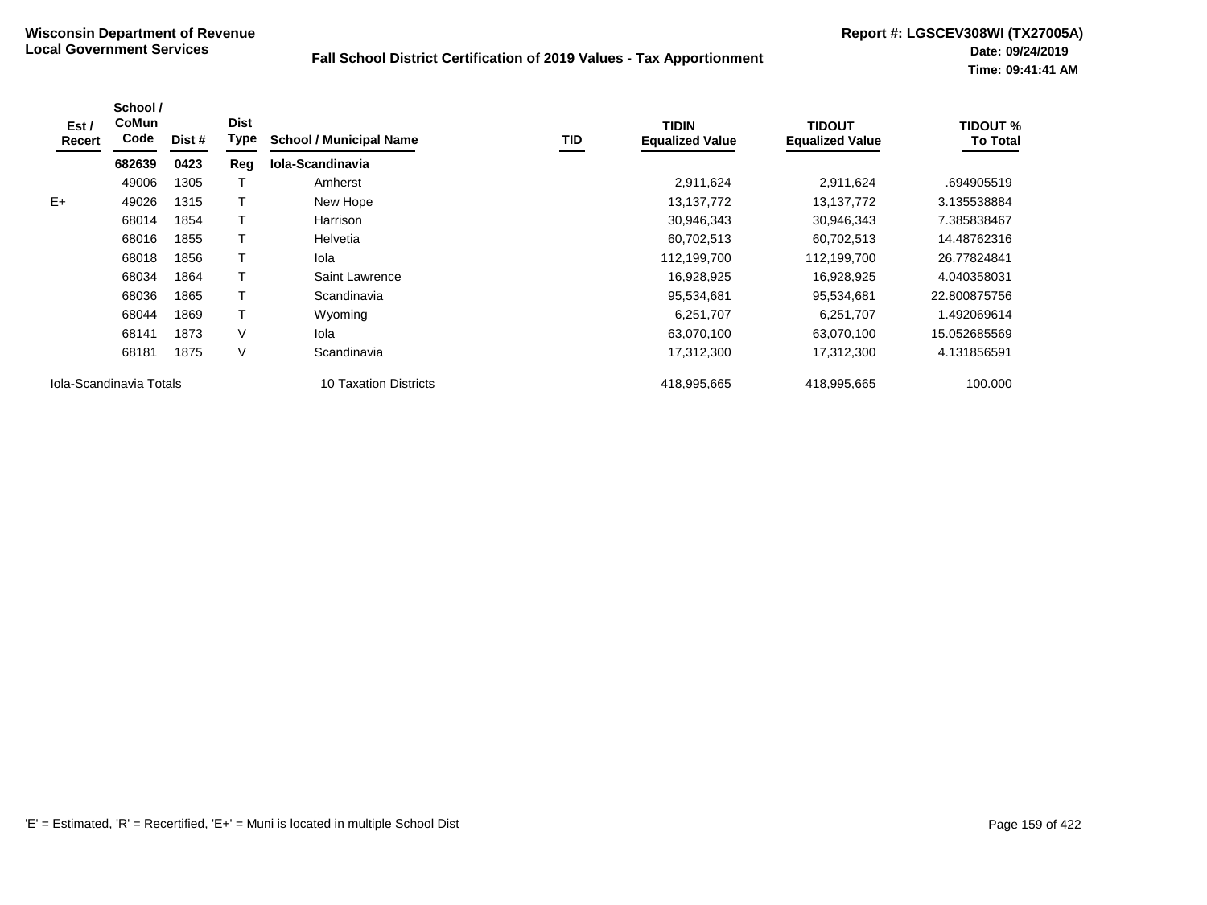**Wisconsin Department of Revenue**
**Local Government Services**

**Fall School District Certification of 2019 Values - Tax Apportionment**

**Report #: LGSCEV308WI (TX27005A)**
**Date: 09/24/2019**
**Time: 09:41:41 AM**

| Est / Recert | School / CoMun Code | Dist # | Dist Type | School / Municipal Name | TID | TIDIN Equalized Value | TIDOUT Equalized Value | TIDOUT % To Total |
|---|---|---|---|---|---|---|---|---|
| | **682639** | **0423** | **Reg** | **Iola-Scandinavia** | | | | |
| | 49006 | 1305 | T | Amherst | | 2,911,624 | 2,911,624 | .694905519 |
| E+ | 49026 | 1315 | T | New Hope | | 13,137,772 | 13,137,772 | 3.135538884 |
| | 68014 | 1854 | T | Harrison | | 30,946,343 | 30,946,343 | 7.385838467 |
| | 68016 | 1855 | T | Helvetia | | 60,702,513 | 60,702,513 | 14.48762316 |
| | 68018 | 1856 | T | Iola | | 112,199,700 | 112,199,700 | 26.77824841 |
| | 68034 | 1864 | T | Saint Lawrence | | 16,928,925 | 16,928,925 | 4.040358031 |
| | 68036 | 1865 | T | Scandinavia | | 95,534,681 | 95,534,681 | 22.800875756 |
| | 68044 | 1869 | T | Wyoming | | 6,251,707 | 6,251,707 | 1.492069614 |
| | 68141 | 1873 | V | Iola | | 63,070,100 | 63,070,100 | 15.052685569 |
| | 68181 | 1875 | V | Scandinavia | | 17,312,300 | 17,312,300 | 4.131856591 |
| Iola-Scandinavia Totals | | | | 10 Taxation Districts | | 418,995,665 | 418,995,665 | 100.000 |

'E' = Estimated, 'R' = Recertified, 'E+' = Muni is located in multiple School Dist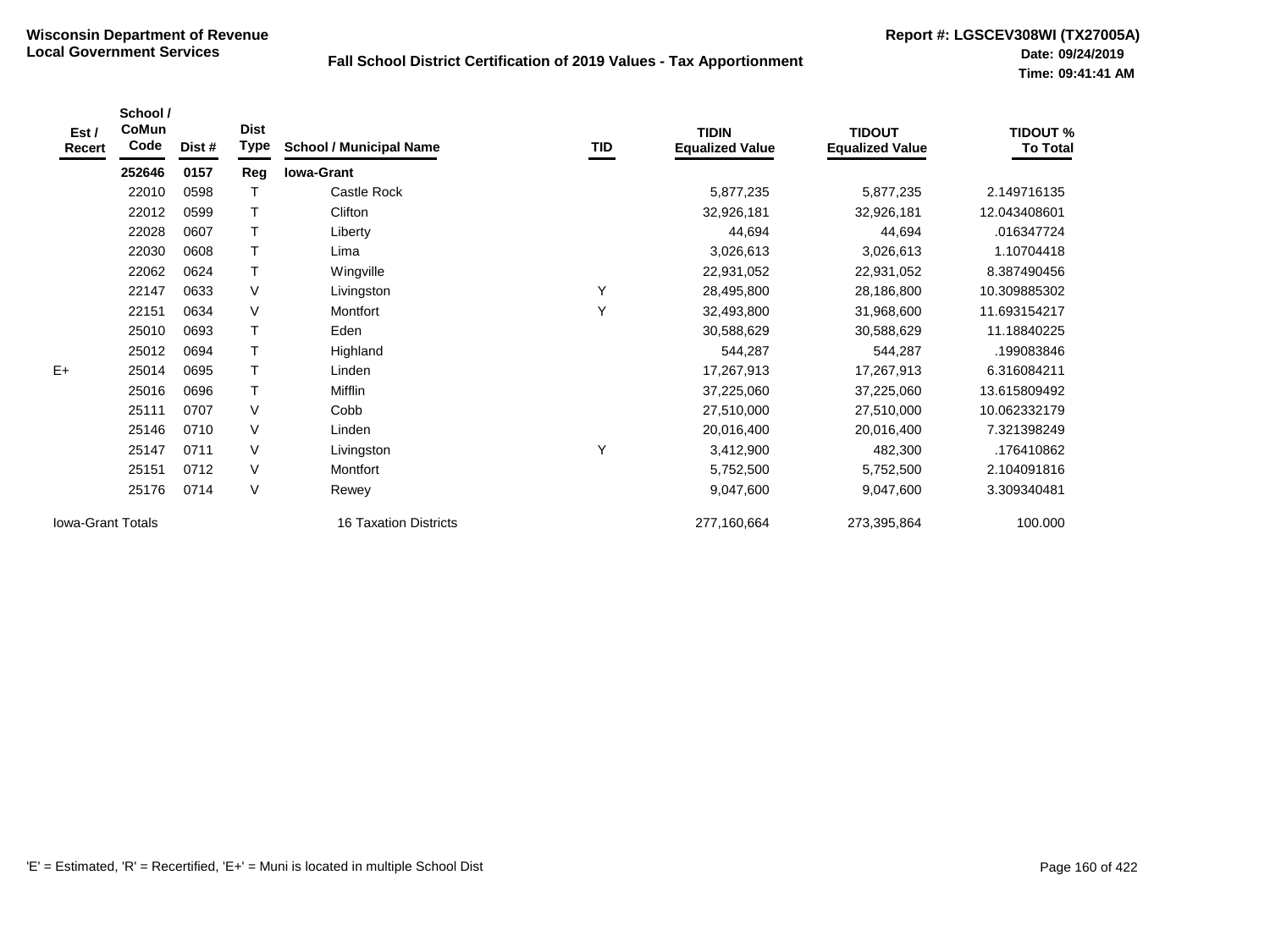**Wisconsin Department of Revenue**
**Local Government Services**

**Fall School District Certification of 2019 Values - Tax Apportionment**

**Report #: LGSCEV308WI (TX27005A)**
**Date: 09/24/2019**
**Time: 09:41:41 AM**

| Est / Recert | School / CoMun Code | Dist # | Dist Type | School / Municipal Name | TID | TIDIN Equalized Value | TIDOUT Equalized Value | TIDOUT % To Total |
|---|---|---|---|---|---|---|---|---|
| | **252646** | **0157** | **Reg** | **Iowa-Grant** | | | | |
| | 22010 | 0598 | T | Castle Rock | | 5,877,235 | 5,877,235 | 2.149716135 |
| | 22012 | 0599 | T | Clifton | | 32,926,181 | 32,926,181 | 12.043408601 |
| | 22028 | 0607 | T | Liberty | | 44,694 | 44,694 | .016347724 |
| | 22030 | 0608 | T | Lima | | 3,026,613 | 3,026,613 | 1.10704418 |
| | 22062 | 0624 | T | Wingville | | 22,931,052 | 22,931,052 | 8.387490456 |
| | 22147 | 0633 | V | Livingston | Y | 28,495,800 | 28,186,800 | 10.309885302 |
| | 22151 | 0634 | V | Montfort | Y | 32,493,800 | 31,968,600 | 11.693154217 |
| | 25010 | 0693 | T | Eden | | 30,588,629 | 30,588,629 | 11.18840225 |
| | 25012 | 0694 | T | Highland | | 544,287 | 544,287 | .199083846 |
| E+ | 25014 | 0695 | T | Linden | | 17,267,913 | 17,267,913 | 6.316084211 |
| | 25016 | 0696 | T | Mifflin | | 37,225,060 | 37,225,060 | 13.615809492 |
| | 25111 | 0707 | V | Cobb | | 27,510,000 | 27,510,000 | 10.062332179 |
| | 25146 | 0710 | V | Linden | | 20,016,400 | 20,016,400 | 7.321398249 |
| | 25147 | 0711 | V | Livingston | Y | 3,412,900 | 482,300 | .176410862 |
| | 25151 | 0712 | V | Montfort | | 5,752,500 | 5,752,500 | 2.104091816 |
| | 25176 | 0714 | V | Rewey | | 9,047,600 | 9,047,600 | 3.309340481 |
| Iowa-Grant Totals | | | | 16 Taxation Districts | | 277,160,664 | 273,395,864 | 100.000 |

'E' = Estimated, 'R' = Recertified, 'E+' = Muni is located in multiple School Dist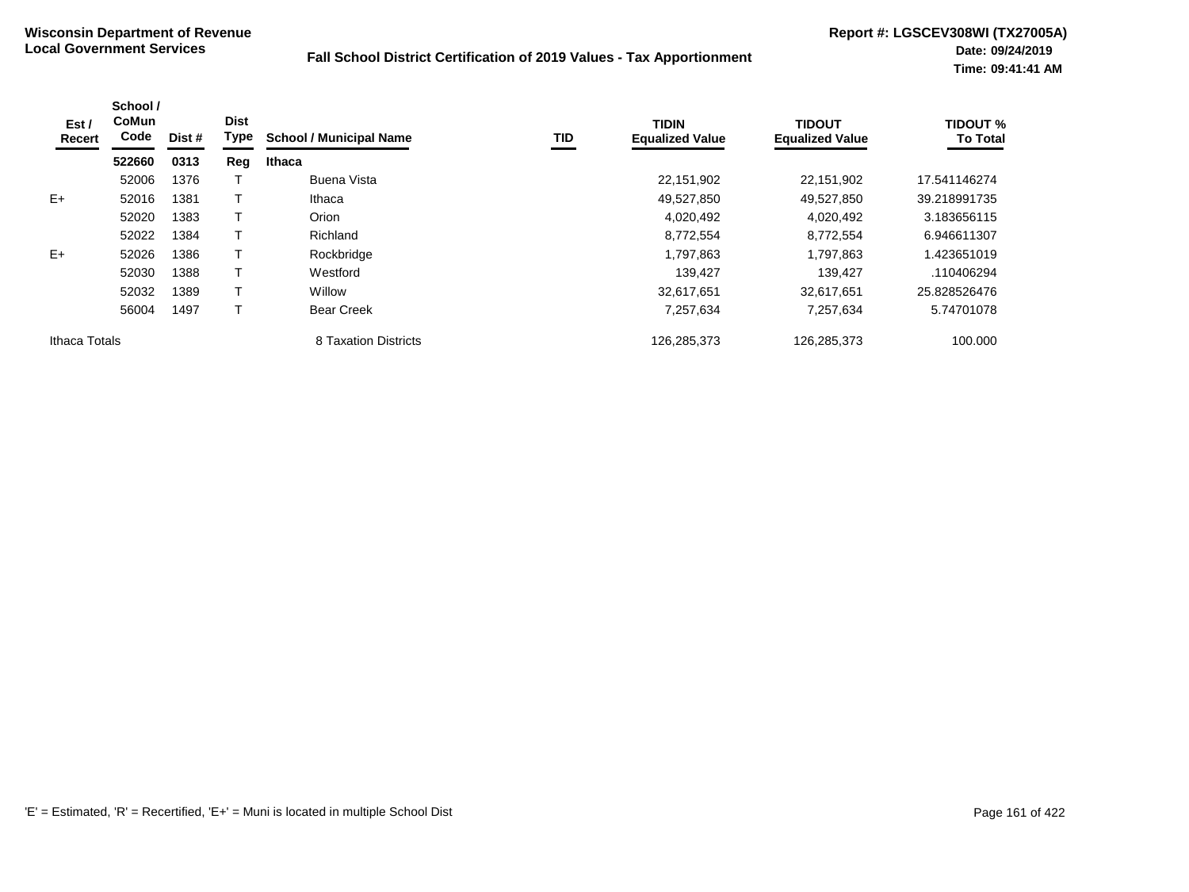**Wisconsin Department of Revenue**
**Local Government Services**

**Fall School District Certification of 2019 Values - Tax Apportionment**

**Report #: LGSCEV308WI (TX27005A)**
**Date: 09/24/2019**
**Time: 09:41:41 AM**

| Est / Recert | School / CoMun Code | Dist # | Dist Type | School / Municipal Name | TID | TIDIN Equalized Value | TIDOUT Equalized Value | TIDOUT % To Total |
|---|---|---|---|---|---|---|---|---|
| | **522660** | **0313** | **Reg** | **Ithaca** | | | | |
| | 52006 | 1376 | T | Buena Vista | | 22,151,902 | 22,151,902 | 17.541146274 |
| E+ | 52016 | 1381 | T | Ithaca | | 49,527,850 | 49,527,850 | 39.218991735 |
| | 52020 | 1383 | T | Orion | | 4,020,492 | 4,020,492 | 3.183656115 |
| | 52022 | 1384 | T | Richland | | 8,772,554 | 8,772,554 | 6.946611307 |
| E+ | 52026 | 1386 | T | Rockbridge | | 1,797,863 | 1,797,863 | 1.423651019 |
| | 52030 | 1388 | T | Westford | | 139,427 | 139,427 | .110406294 |
| | 52032 | 1389 | T | Willow | | 32,617,651 | 32,617,651 | 25.828526476 |
| | 56004 | 1497 | T | Bear Creek | | 7,257,634 | 7,257,634 | 5.74701078 |
| Ithaca Totals | | | | 8 Taxation Districts | | 126,285,373 | 126,285,373 | 100.000 |

'E' = Estimated, 'R' = Recertified, 'E+' = Muni is located in multiple School Dist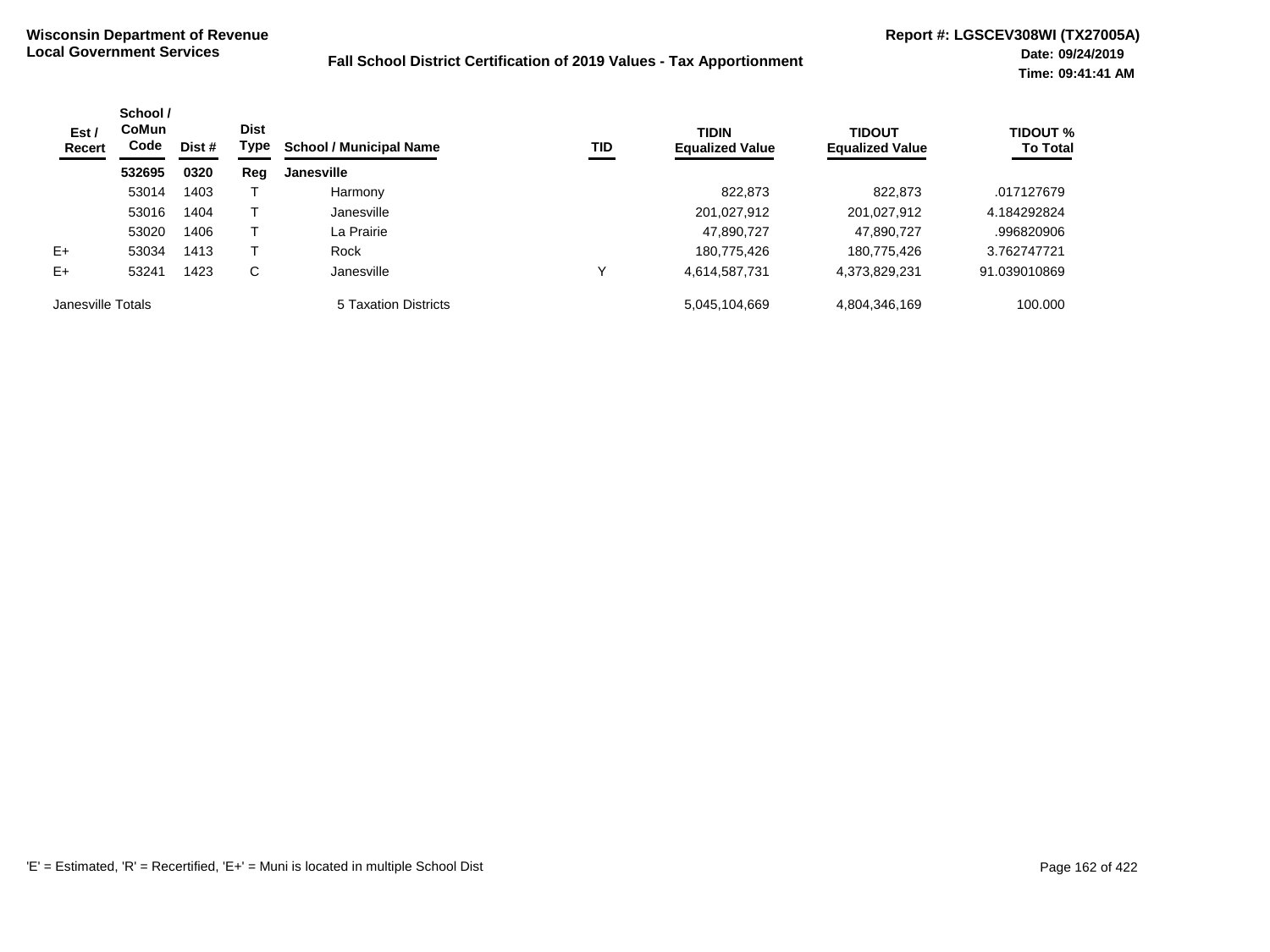**Wisconsin Department of Revenue**
**Local Government Services**

**Fall School District Certification of 2019 Values - Tax Apportionment**

**Report #: LGSCEV308WI (TX27005A)**
**Date: 09/24/2019**
**Time: 09:41:41 AM**

| Est / Recert | School / CoMun Code | Dist # | Dist Type | School / Municipal Name | TID | TIDIN Equalized Value | TIDOUT Equalized Value | TIDOUT % To Total |
|---|---|---|---|---|---|---|---|---|
| | **532695** | **0320** | **Reg** | **Janesville** | | | | |
| | 53014 | 1403 | T | Harmony | | 822,873 | 822,873 | .017127679 |
| | 53016 | 1404 | T | Janesville | | 201,027,912 | 201,027,912 | 4.184292824 |
| | 53020 | 1406 | T | La Prairie | | 47,890,727 | 47,890,727 | .996820906 |
| E+ | 53034 | 1413 | T | Rock | | 180,775,426 | 180,775,426 | 3.762747721 |
| E+ | 53241 | 1423 | C | Janesville | Y | 4,614,587,731 | 4,373,829,231 | 91.039010869 |
| Janesville Totals | | | | 5 Taxation Districts | | 5,045,104,669 | 4,804,346,169 | 100.000 |

'E' = Estimated, 'R' = Recertified, 'E+' = Muni is located in multiple School Dist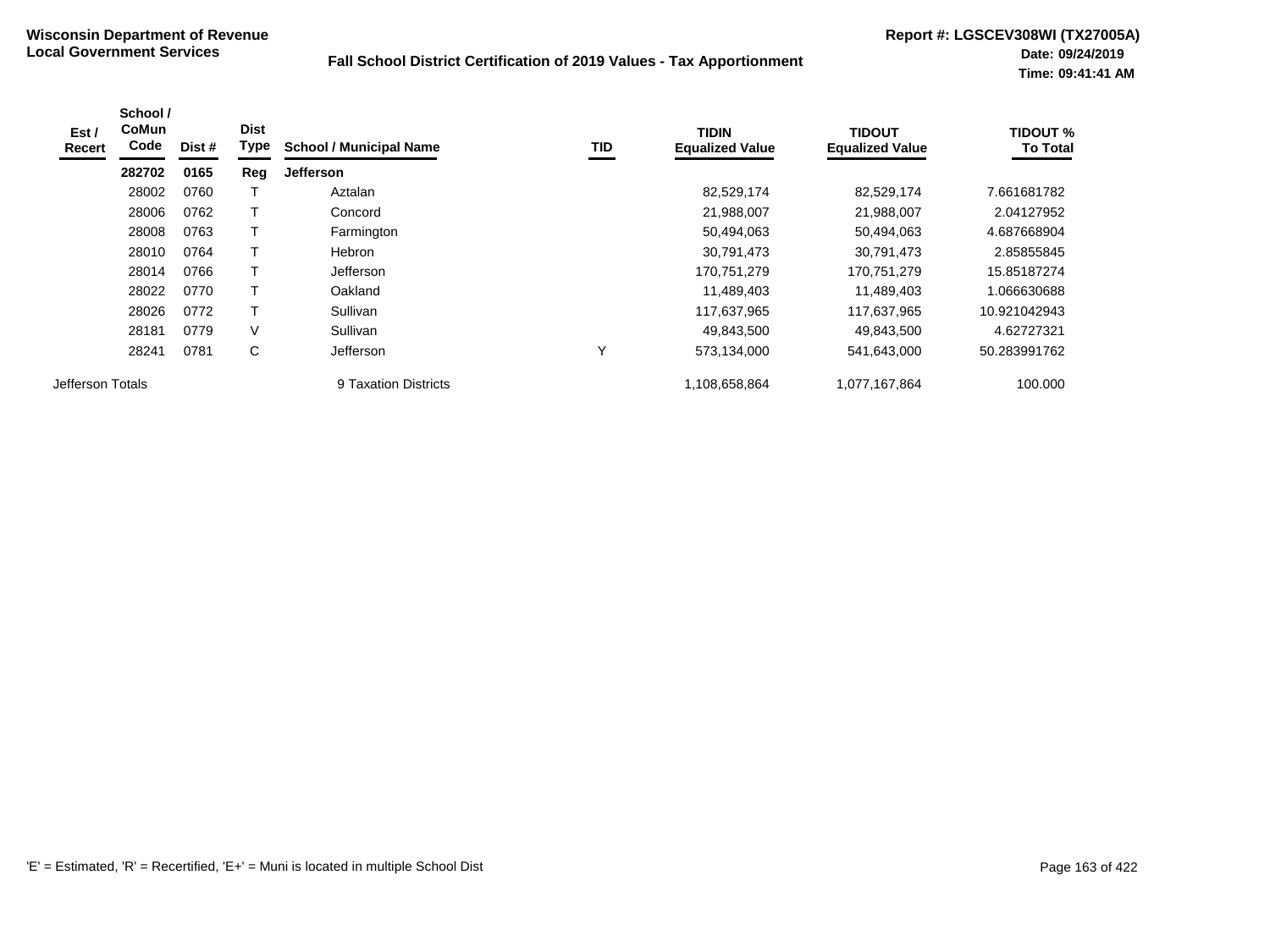**Wisconsin Department of Revenue**
**Local Government Services**

**Fall School District Certification of 2019 Values - Tax Apportionment**

**Report #: LGSCEV308WI (TX27005A)**
**Date: 09/24/2019**
**Time: 09:41:41 AM**

| Est / Recert | School / CoMun Code | Dist # | Dist Type | School / Municipal Name | TID | TIDIN Equalized Value | TIDOUT Equalized Value | TIDOUT % To Total |
|---|---|---|---|---|---|---|---|---|
| | **282702** | **0165** | **Reg** | **Jefferson** | | | | |
| | 28002 | 0760 | T | Aztalan | | 82,529,174 | 82,529,174 | 7.661681782 |
| | 28006 | 0762 | T | Concord | | 21,988,007 | 21,988,007 | 2.04127952 |
| | 28008 | 0763 | T | Farmington | | 50,494,063 | 50,494,063 | 4.687668904 |
| | 28010 | 0764 | T | Hebron | | 30,791,473 | 30,791,473 | 2.85855845 |
| | 28014 | 0766 | T | Jefferson | | 170,751,279 | 170,751,279 | 15.85187274 |
| | 28022 | 0770 | T | Oakland | | 11,489,403 | 11,489,403 | 1.066630688 |
| | 28026 | 0772 | T | Sullivan | | 117,637,965 | 117,637,965 | 10.921042943 |
| | 28181 | 0779 | V | Sullivan | | 49,843,500 | 49,843,500 | 4.62727321 |
| | 28241 | 0781 | C | Jefferson | Y | 573,134,000 | 541,643,000 | 50.283991762 |
| Jefferson Totals | | | | 9 Taxation Districts | | 1,108,658,864 | 1,077,167,864 | 100.000 |

'E' = Estimated, 'R' = Recertified, 'E+' = Muni is located in multiple School Dist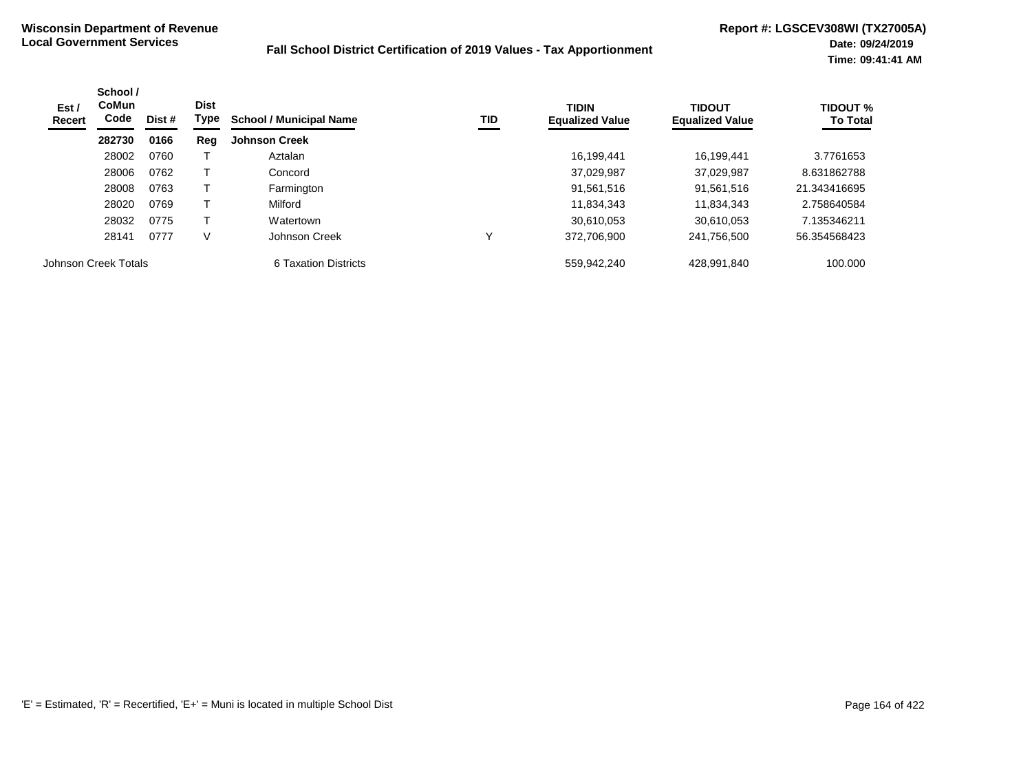**Wisconsin Department of Revenue**
**Local Government Services**

**Fall School District Certification of 2019 Values - Tax Apportionment**

**Report #: LGSCEV308WI (TX27005A)**
**Date: 09/24/2019**
**Time: 09:41:41 AM**

| Est / Recert | School / CoMun Code | Dist # | Dist Type | School / Municipal Name | TID | TIDIN Equalized Value | TIDOUT Equalized Value | TIDOUT % To Total |
|---|---|---|---|---|---|---|---|---|
| | **282730** | **0166** | **Reg** | **Johnson Creek** | | | | |
| | 28002 | 0760 | T | Aztalan | | 16,199,441 | 16,199,441 | 3.7761653 |
| | 28006 | 0762 | T | Concord | | 37,029,987 | 37,029,987 | 8.631862788 |
| | 28008 | 0763 | T | Farmington | | 91,561,516 | 91,561,516 | 21.343416695 |
| | 28020 | 0769 | T | Milford | | 11,834,343 | 11,834,343 | 2.758640584 |
| | 28032 | 0775 | T | Watertown | | 30,610,053 | 30,610,053 | 7.135346211 |
| | 28141 | 0777 | V | Johnson Creek | Y | 372,706,900 | 241,756,500 | 56.354568423 |
| Johnson Creek Totals | | | | 6 Taxation Districts | | 559,942,240 | 428,991,840 | 100.000 |

'E' = Estimated, 'R' = Recertified, 'E+' = Muni is located in multiple School Dist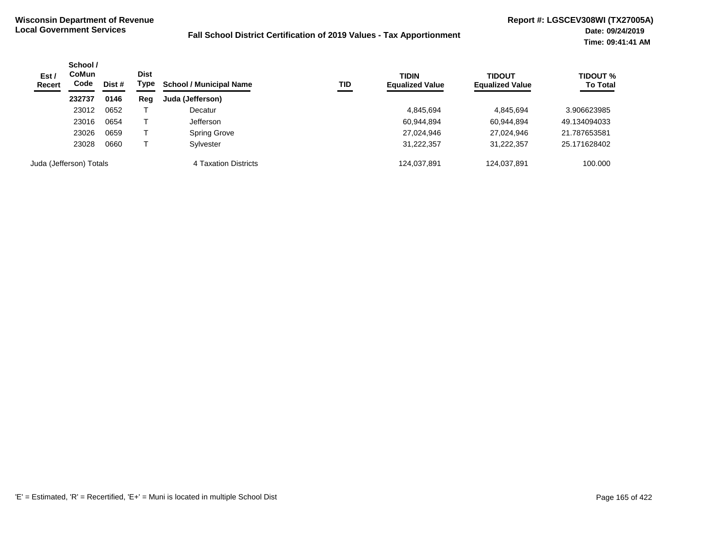**Wisconsin Department of Revenue**
**Local Government Services**

**Fall School District Certification of 2019 Values - Tax Apportionment**

**Report #: LGSCEV308WI (TX27005A)**
**Date: 09/24/2019**
**Time: 09:41:41 AM**

| Est / Recert | School / CoMun Code | Dist # | Dist Type | School / Municipal Name | TID | TIDIN Equalized Value | TIDOUT Equalized Value | TIDOUT % To Total |
|---|---|---|---|---|---|---|---|---|
| | **232737** | **0146** | **Reg** | **Juda (Jefferson)** | | | | |
| | 23012 | 0652 | T | Decatur | | 4,845,694 | 4,845,694 | 3.906623985 |
| | 23016 | 0654 | T | Jefferson | | 60,944,894 | 60,944,894 | 49.134094033 |
| | 23026 | 0659 | T | Spring Grove | | 27,024,946 | 27,024,946 | 21.787653581 |
| | 23028 | 0660 | T | Sylvester | | 31,222,357 | 31,222,357 | 25.171628402 |
| Juda (Jefferson) Totals | | | | 4 Taxation Districts | | 124,037,891 | 124,037,891 | 100.000 |

'E' = Estimated, 'R' = Recertified, 'E+' = Muni is located in multiple School Dist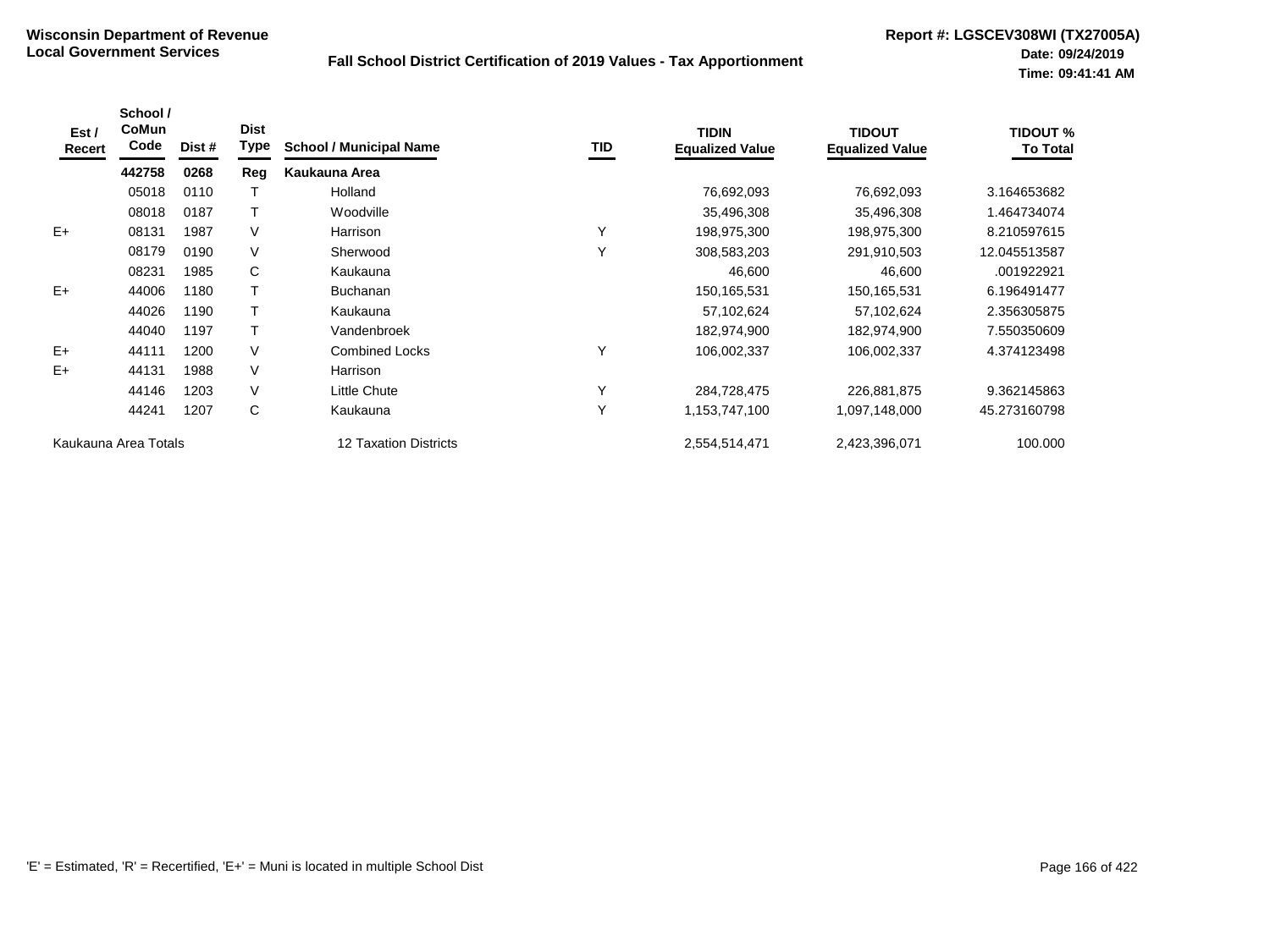**Wisconsin Department of Revenue**
**Local Government Services**

**Fall School District Certification of 2019 Values - Tax Apportionment**

**Report #: LGSCEV308WI (TX27005A)**
**Date: 09/24/2019**
**Time: 09:41:41 AM**

| Est / Recert | School / CoMun Code | Dist # | Dist Type | School / Municipal Name | TID | TIDIN Equalized Value | TIDOUT Equalized Value | TIDOUT % To Total |
|---|---|---|---|---|---|---|---|---|
| | **442758** | **0268** | **Reg** | **Kaukauna Area** | | | | |
| | 05018 | 0110 | T | Holland | | 76,692,093 | 76,692,093 | 3.164653682 |
| | 08018 | 0187 | T | Woodville | | 35,496,308 | 35,496,308 | 1.464734074 |
| E+ | 08131 | 1987 | V | Harrison | Y | 198,975,300 | 198,975,300 | 8.210597615 |
| | 08179 | 0190 | V | Sherwood | Y | 308,583,203 | 291,910,503 | 12.045513587 |
| | 08231 | 1985 | C | Kaukauna | | 46,600 | 46,600 | .001922921 |
| E+ | 44006 | 1180 | T | Buchanan | | 150,165,531 | 150,165,531 | 6.196491477 |
| | 44026 | 1190 | T | Kaukauna | | 57,102,624 | 57,102,624 | 2.356305875 |
| | 44040 | 1197 | T | Vandenbroek | | 182,974,900 | 182,974,900 | 7.550350609 |
| E+ | 44111 | 1200 | V | Combined Locks | Y | 106,002,337 | 106,002,337 | 4.374123498 |
| E+ | 44131 | 1988 | V | Harrison | | | | |
| | 44146 | 1203 | V | Little Chute | Y | 284,728,475 | 226,881,875 | 9.362145863 |
| | 44241 | 1207 | C | Kaukauna | Y | 1,153,747,100 | 1,097,148,000 | 45.273160798 |
| Kaukauna Area Totals | | | | 12 Taxation Districts | | 2,554,514,471 | 2,423,396,071 | 100.000 |

'E' = Estimated, 'R' = Recertified, 'E+' = Muni is located in multiple School Dist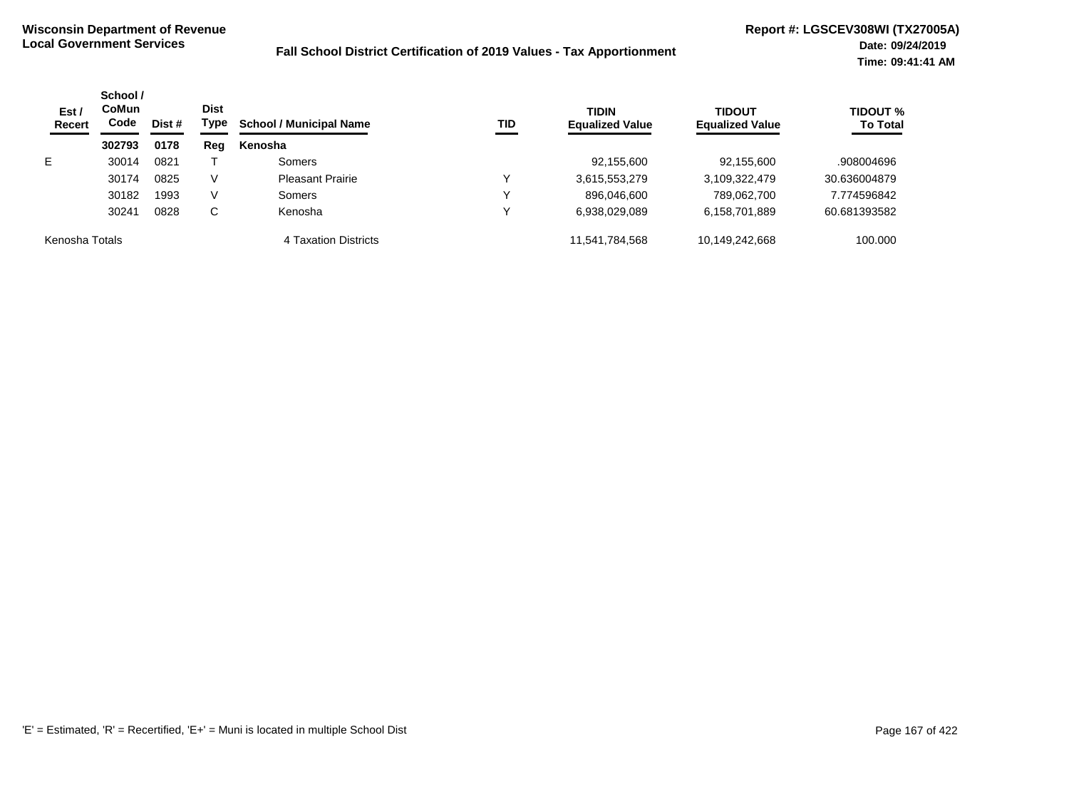**Wisconsin Department of Revenue**
**Local Government Services**

**Fall School District Certification of 2019 Values - Tax Apportionment**

**Report #: LGSCEV308WI (TX27005A)**
**Date: 09/24/2019**
**Time: 09:41:41 AM**

| Est / Recert | School / CoMun Code | Dist # | Dist Type | School / Municipal Name | TID | TIDIN Equalized Value | TIDOUT Equalized Value | TIDOUT % To Total |
|---|---|---|---|---|---|---|---|---|
| | **302793** | **0178** | **Reg** | **Kenosha** | | | | |
| E | 30014 | 0821 | T | Somers | | 92,155,600 | 92,155,600 | .908004696 |
| | 30174 | 0825 | V | Pleasant Prairie | Y | 3,615,553,279 | 3,109,322,479 | 30.636004879 |
| | 30182 | 1993 | V | Somers | Y | 896,046,600 | 789,062,700 | 7.774596842 |
| | 30241 | 0828 | C | Kenosha | Y | 6,938,029,089 | 6,158,701,889 | 60.681393582 |
| Kenosha Totals | | | | 4 Taxation Districts | | 11,541,784,568 | 10,149,242,668 | 100.000 |

'E' = Estimated, 'R' = Recertified, 'E+' = Muni is located in multiple School Dist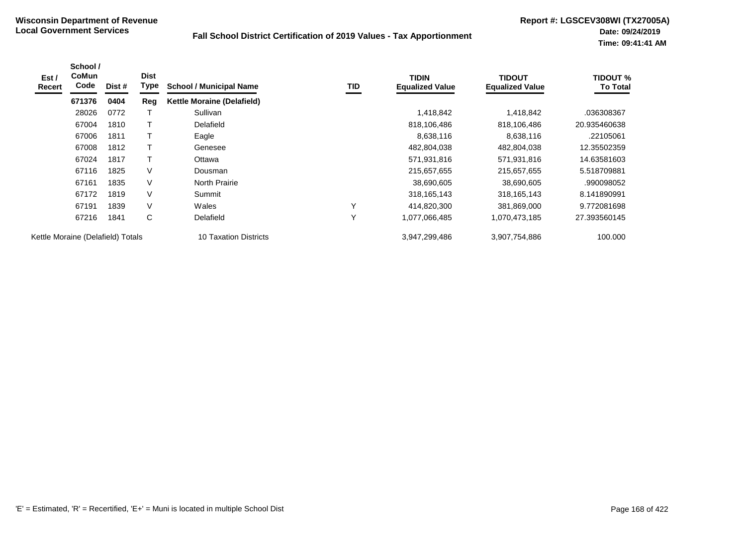**Wisconsin Department of Revenue**
**Local Government Services**

**Fall School District Certification of 2019 Values - Tax Apportionment**

**Report #: LGSCEV308WI (TX27005A)**
**Date: 09/24/2019**
**Time: 09:41:41 AM**

| Est / Recert | School / CoMun Code | Dist # | Dist Type | School / Municipal Name | TID | TIDIN Equalized Value | TIDOUT Equalized Value | TIDOUT % To Total |
|---|---|---|---|---|---|---|---|---|
| | **671376** | **0404** | **Reg** | **Kettle Moraine (Delafield)** | | | | |
| | 28026 | 0772 | T | Sullivan | | 1,418,842 | 1,418,842 | .036308367 |
| | 67004 | 1810 | T | Delafield | | 818,106,486 | 818,106,486 | 20.935460638 |
| | 67006 | 1811 | T | Eagle | | 8,638,116 | 8,638,116 | .22105061 |
| | 67008 | 1812 | T | Genesee | | 482,804,038 | 482,804,038 | 12.35502359 |
| | 67024 | 1817 | T | Ottawa | | 571,931,816 | 571,931,816 | 14.63581603 |
| | 67116 | 1825 | V | Dousman | | 215,657,655 | 215,657,655 | 5.518709881 |
| | 67161 | 1835 | V | North Prairie | | 38,690,605 | 38,690,605 | .990098052 |
| | 67172 | 1819 | V | Summit | | 318,165,143 | 318,165,143 | 8.141890991 |
| | 67191 | 1839 | V | Wales | Y | 414,820,300 | 381,869,000 | 9.772081698 |
| | 67216 | 1841 | C | Delafield | Y | 1,077,066,485 | 1,070,473,185 | 27.393560145 |
| Kettle Moraine (Delafield) Totals | | | | 10 Taxation Districts | | 3,947,299,486 | 3,907,754,886 | 100.000 |

'E' = Estimated, 'R' = Recertified, 'E+' = Muni is located in multiple School Dist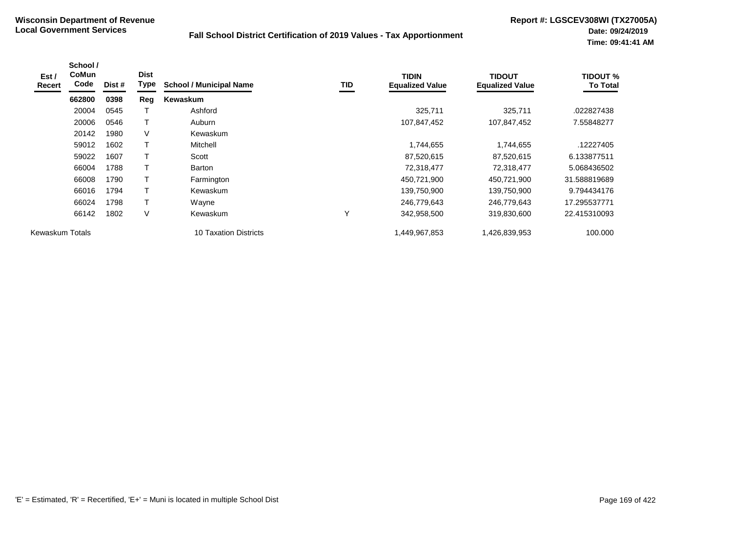**Wisconsin Department of Revenue**
**Local Government Services**

**Fall School District Certification of 2019 Values - Tax Apportionment**

**Report #: LGSCEV308WI (TX27005A)**
**Date: 09/24/2019**
**Time: 09:41:41 AM**

| Est / Recert | School / CoMun Code | Dist # | Dist Type | School / Municipal Name | TID | TIDIN Equalized Value | TIDOUT Equalized Value | TIDOUT % To Total |
|---|---|---|---|---|---|---|---|---|
| | **662800** | **0398** | **Reg** | **Kewaskum** | | | | |
| | 20004 | 0545 | T | Ashford | | 325,711 | 325,711 | .022827438 |
| | 20006 | 0546 | T | Auburn | | 107,847,452 | 107,847,452 | 7.55848277 |
| | 20142 | 1980 | V | Kewaskum | | | | |
| | 59012 | 1602 | T | Mitchell | | 1,744,655 | 1,744,655 | .12227405 |
| | 59022 | 1607 | T | Scott | | 87,520,615 | 87,520,615 | 6.133877511 |
| | 66004 | 1788 | T | Barton | | 72,318,477 | 72,318,477 | 5.068436502 |
| | 66008 | 1790 | T | Farmington | | 450,721,900 | 450,721,900 | 31.588819689 |
| | 66016 | 1794 | T | Kewaskum | | 139,750,900 | 139,750,900 | 9.794434176 |
| | 66024 | 1798 | T | Wayne | | 246,779,643 | 246,779,643 | 17.295537771 |
| | 66142 | 1802 | V | Kewaskum | Y | 342,958,500 | 319,830,600 | 22.415310093 |
| Kewaskum Totals | | | | 10 Taxation Districts | | 1,449,967,853 | 1,426,839,953 | 100.000 |

'E' = Estimated, 'R' = Recertified, 'E+' = Muni is located in multiple School Dist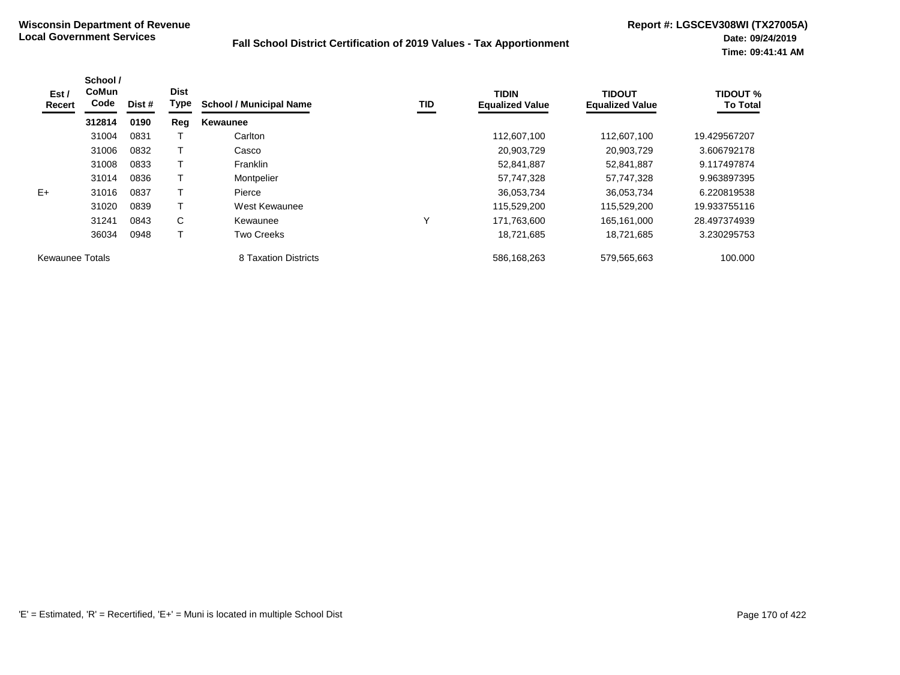**Wisconsin Department of Revenue**
**Local Government Services**

**Fall School District Certification of 2019 Values - Tax Apportionment**

**Report #: LGSCEV308WI (TX27005A)**
**Date: 09/24/2019**
**Time: 09:41:41 AM**

| Est / Recert | School / CoMun Code | Dist # | Dist Type | School / Municipal Name | TID | TIDIN Equalized Value | TIDOUT Equalized Value | TIDOUT % To Total |
|---|---|---|---|---|---|---|---|---|
| | **312814** | **0190** | **Reg** | **Kewaunee** | | | | |
| | 31004 | 0831 | T | Carlton | | 112,607,100 | 112,607,100 | 19.429567207 |
| | 31006 | 0832 | T | Casco | | 20,903,729 | 20,903,729 | 3.606792178 |
| | 31008 | 0833 | T | Franklin | | 52,841,887 | 52,841,887 | 9.117497874 |
| | 31014 | 0836 | T | Montpelier | | 57,747,328 | 57,747,328 | 9.963897395 |
| E+ | 31016 | 0837 | T | Pierce | | 36,053,734 | 36,053,734 | 6.220819538 |
| | 31020 | 0839 | T | West Kewaunee | | 115,529,200 | 115,529,200 | 19.933755116 |
| | 31241 | 0843 | C | Kewaunee | Y | 171,763,600 | 165,161,000 | 28.497374939 |
| | 36034 | 0948 | T | Two Creeks | | 18,721,685 | 18,721,685 | 3.230295753 |
| Kewaunee Totals | | | | 8 Taxation Districts | | 586,168,263 | 579,565,663 | 100.000 |

'E' = Estimated, 'R' = Recertified, 'E+' = Muni is located in multiple School Dist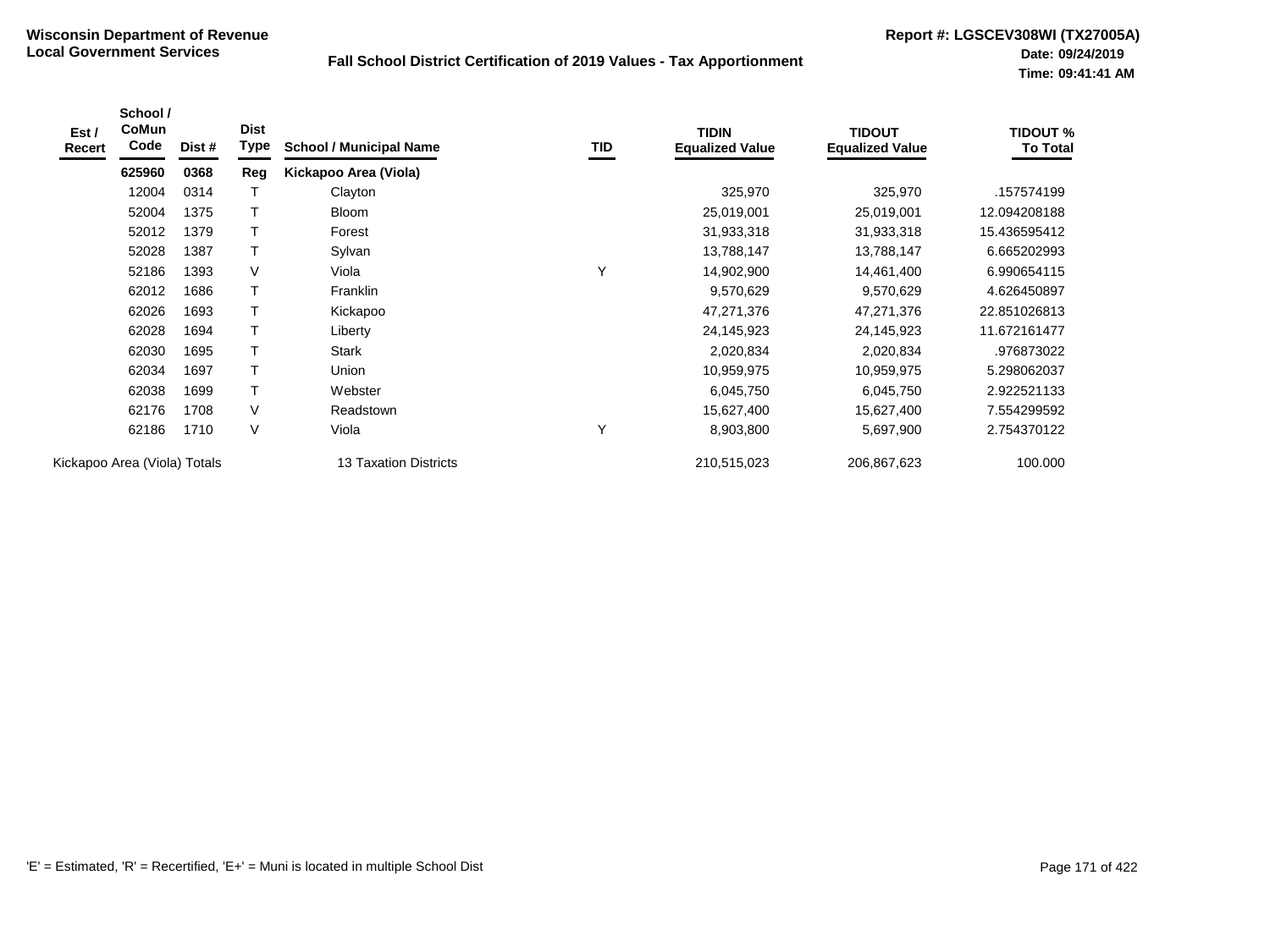**Wisconsin Department of Revenue**
**Local Government Services**

**Fall School District Certification of 2019 Values - Tax Apportionment**

**Report #: LGSCEV308WI (TX27005A)**
**Date: 09/24/2019**
**Time: 09:41:41 AM**

| Est / Recert | School / CoMun Code | Dist # | Dist Type | School / Municipal Name | TID | TIDIN Equalized Value | TIDOUT Equalized Value | TIDOUT % To Total |
|---|---|---|---|---|---|---|---|---|
| | **625960** | **0368** | **Reg** | **Kickapoo Area (Viola)** | | | | |
| | 12004 | 0314 | T | Clayton | | 325,970 | 325,970 | .157574199 |
| | 52004 | 1375 | T | Bloom | | 25,019,001 | 25,019,001 | 12.094208188 |
| | 52012 | 1379 | T | Forest | | 31,933,318 | 31,933,318 | 15.436595412 |
| | 52028 | 1387 | T | Sylvan | | 13,788,147 | 13,788,147 | 6.665202993 |
| | 52186 | 1393 | V | Viola | Y | 14,902,900 | 14,461,400 | 6.990654115 |
| | 62012 | 1686 | T | Franklin | | 9,570,629 | 9,570,629 | 4.626450897 |
| | 62026 | 1693 | T | Kickapoo | | 47,271,376 | 47,271,376 | 22.851026813 |
| | 62028 | 1694 | T | Liberty | | 24,145,923 | 24,145,923 | 11.672161477 |
| | 62030 | 1695 | T | Stark | | 2,020,834 | 2,020,834 | .976873022 |
| | 62034 | 1697 | T | Union | | 10,959,975 | 10,959,975 | 5.298062037 |
| | 62038 | 1699 | T | Webster | | 6,045,750 | 6,045,750 | 2.922521133 |
| | 62176 | 1708 | V | Readstown | | 15,627,400 | 15,627,400 | 7.554299592 |
| | 62186 | 1710 | V | Viola | Y | 8,903,800 | 5,697,900 | 2.754370122 |
| Kickapoo Area (Viola) Totals | | | | 13 Taxation Districts | | 210,515,023 | 206,867,623 | 100.000 |

'E' = Estimated, 'R' = Recertified, 'E+' = Muni is located in multiple School Dist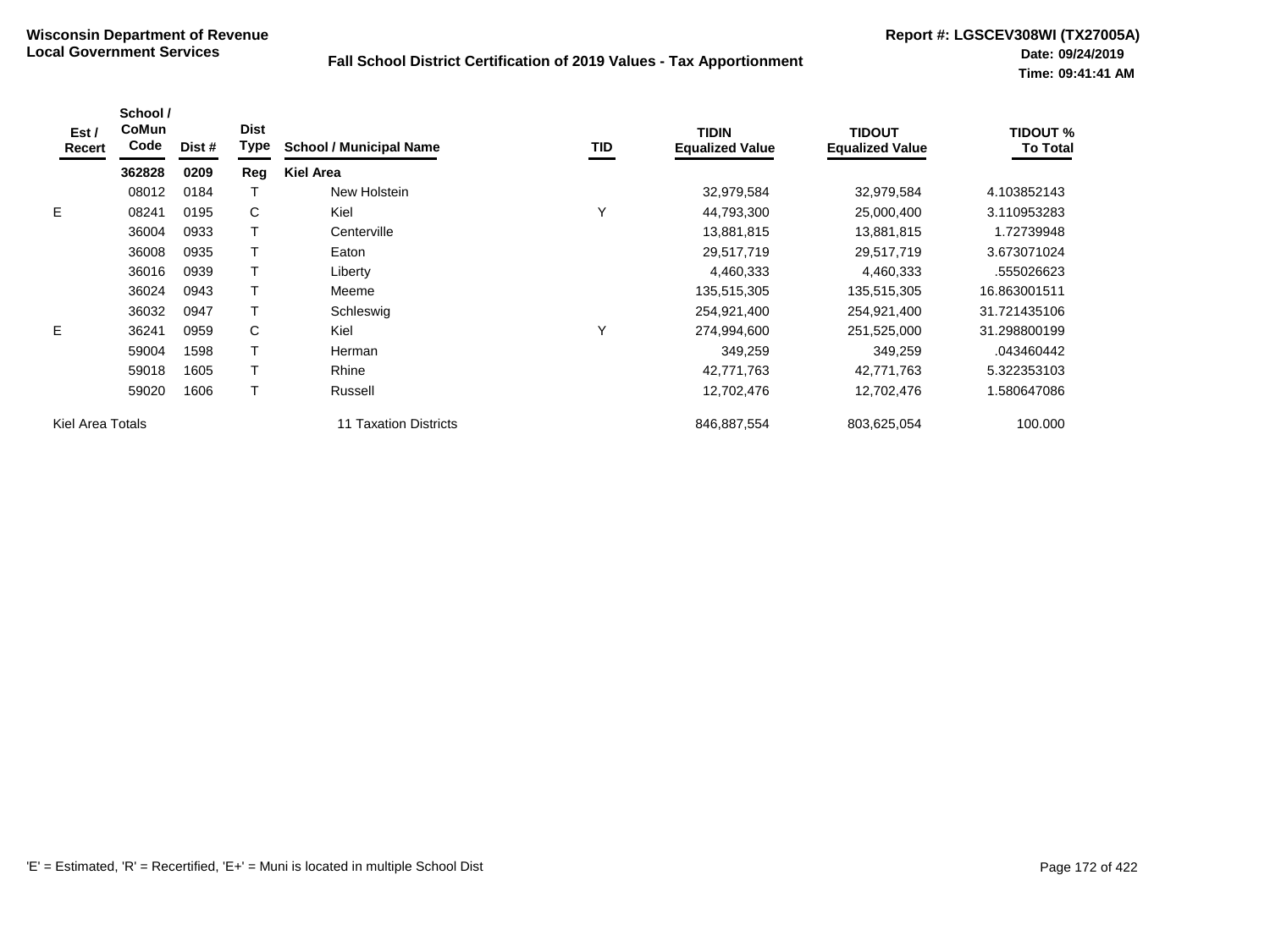**Wisconsin Department of Revenue**
**Local Government Services**

## Fall School District Certification of 2019 Values - Tax Apportionment

**Report #: LGSCEV308WI (TX27005A)**
**Date: 09/24/2019**
**Time: 09:41:41 AM**

| Est / Recert | School / CoMun Code | Dist # | Dist Type | School / Municipal Name | TID | TIDIN Equalized Value | TIDOUT Equalized Value | TIDOUT % To Total |
|---|---|---|---|---|---|---|---|---|
| | **362828** | **0209** | **Reg** | **Kiel Area** | | | | |
| | 08012 | 0184 | T | New Holstein | | 32,979,584 | 32,979,584 | 4.103852143 |
| E | 08241 | 0195 | C | Kiel | Y | 44,793,300 | 25,000,400 | 3.110953283 |
| | 36004 | 0933 | T | Centerville | | 13,881,815 | 13,881,815 | 1.72739948 |
| | 36008 | 0935 | T | Eaton | | 29,517,719 | 29,517,719 | 3.673071024 |
| | 36016 | 0939 | T | Liberty | | 4,460,333 | 4,460,333 | .555026623 |
| | 36024 | 0943 | T | Meeme | | 135,515,305 | 135,515,305 | 16.863001511 |
| | 36032 | 0947 | T | Schleswig | | 254,921,400 | 254,921,400 | 31.721435106 |
| E | 36241 | 0959 | C | Kiel | Y | 274,994,600 | 251,525,000 | 31.298800199 |
| | 59004 | 1598 | T | Herman | | 349,259 | 349,259 | .043460442 |
| | 59018 | 1605 | T | Rhine | | 42,771,763 | 42,771,763 | 5.322353103 |
| | 59020 | 1606 | T | Russell | | 12,702,476 | 12,702,476 | 1.580647086 |
| Kiel Area Totals | | | | 11 Taxation Districts | | 846,887,554 | 803,625,054 | 100.000 |

'E' = Estimated, 'R' = Recertified, 'E+' = Muni is located in multiple School Dist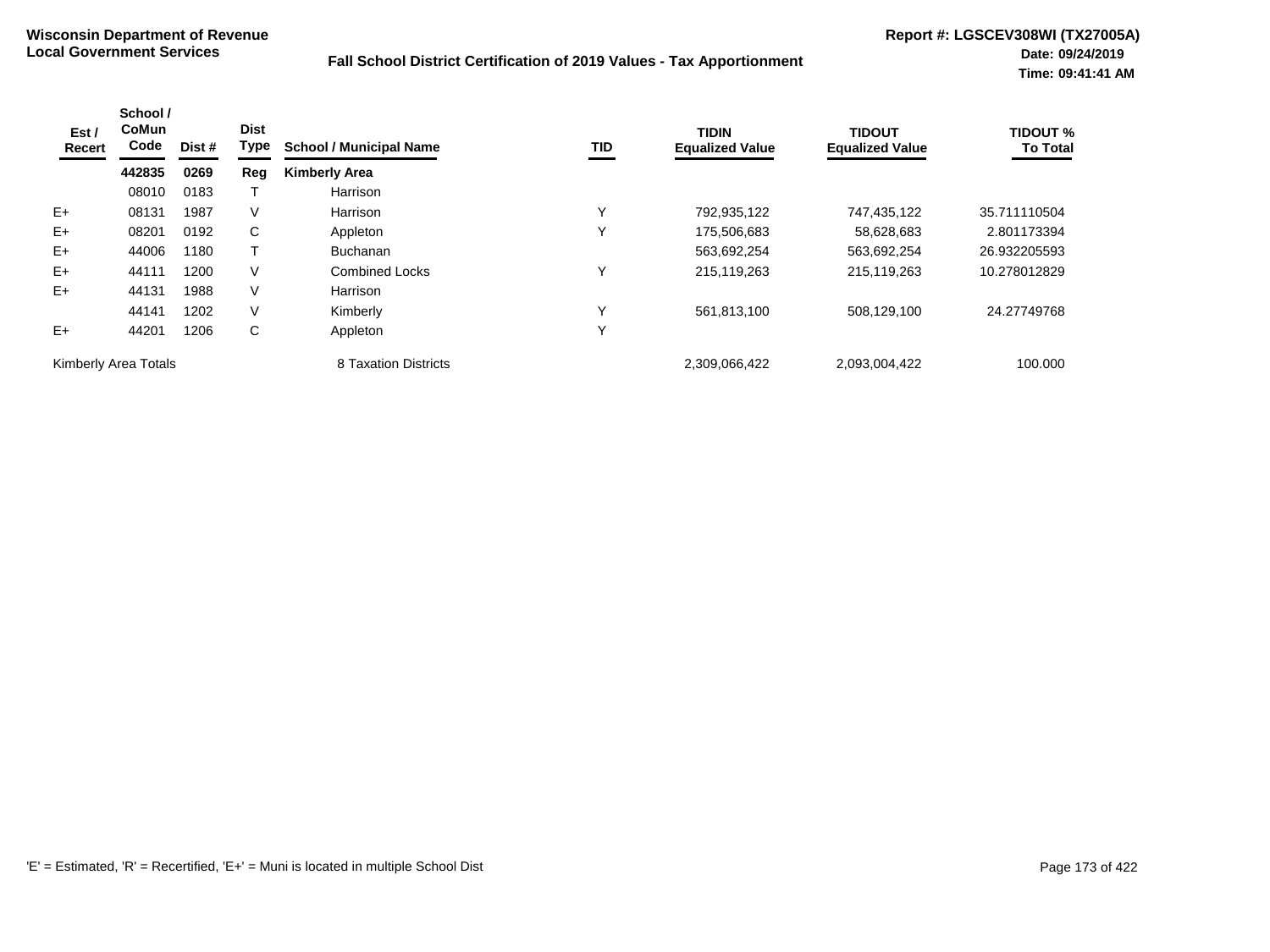**Wisconsin Department of Revenue**
**Local Government Services**

**Fall School District Certification of 2019 Values - Tax Apportionment**

**Report #: LGSCEV308WI (TX27005A)**
**Date: 09/24/2019**
**Time: 09:41:41 AM**

| Est / Recert | School / CoMun Code | Dist # | Dist Type | School / Municipal Name | TID | TIDIN Equalized Value | TIDOUT Equalized Value | TIDOUT % To Total |
|---|---|---|---|---|---|---|---|---|
| | **442835** | **0269** | **Reg** | **Kimberly Area** | | | | |
| | 08010 | 0183 | T | Harrison | | | | |
| E+ | 08131 | 1987 | V | Harrison | Y | 792,935,122 | 747,435,122 | 35.711110504 |
| E+ | 08201 | 0192 | C | Appleton | Y | 175,506,683 | 58,628,683 | 2.801173394 |
| E+ | 44006 | 1180 | T | Buchanan | | 563,692,254 | 563,692,254 | 26.932205593 |
| E+ | 44111 | 1200 | V | Combined Locks | Y | 215,119,263 | 215,119,263 | 10.278012829 |
| E+ | 44131 | 1988 | V | Harrison | | | | |
| | 44141 | 1202 | V | Kimberly | Y | 561,813,100 | 508,129,100 | 24.27749768 |
| E+ | 44201 | 1206 | C | Appleton | Y | | | |
| Kimberly Area Totals | | | | 8 Taxation Districts | | 2,309,066,422 | 2,093,004,422 | 100.000 |

'E' = Estimated, 'R' = Recertified, 'E+' = Muni is located in multiple School Dist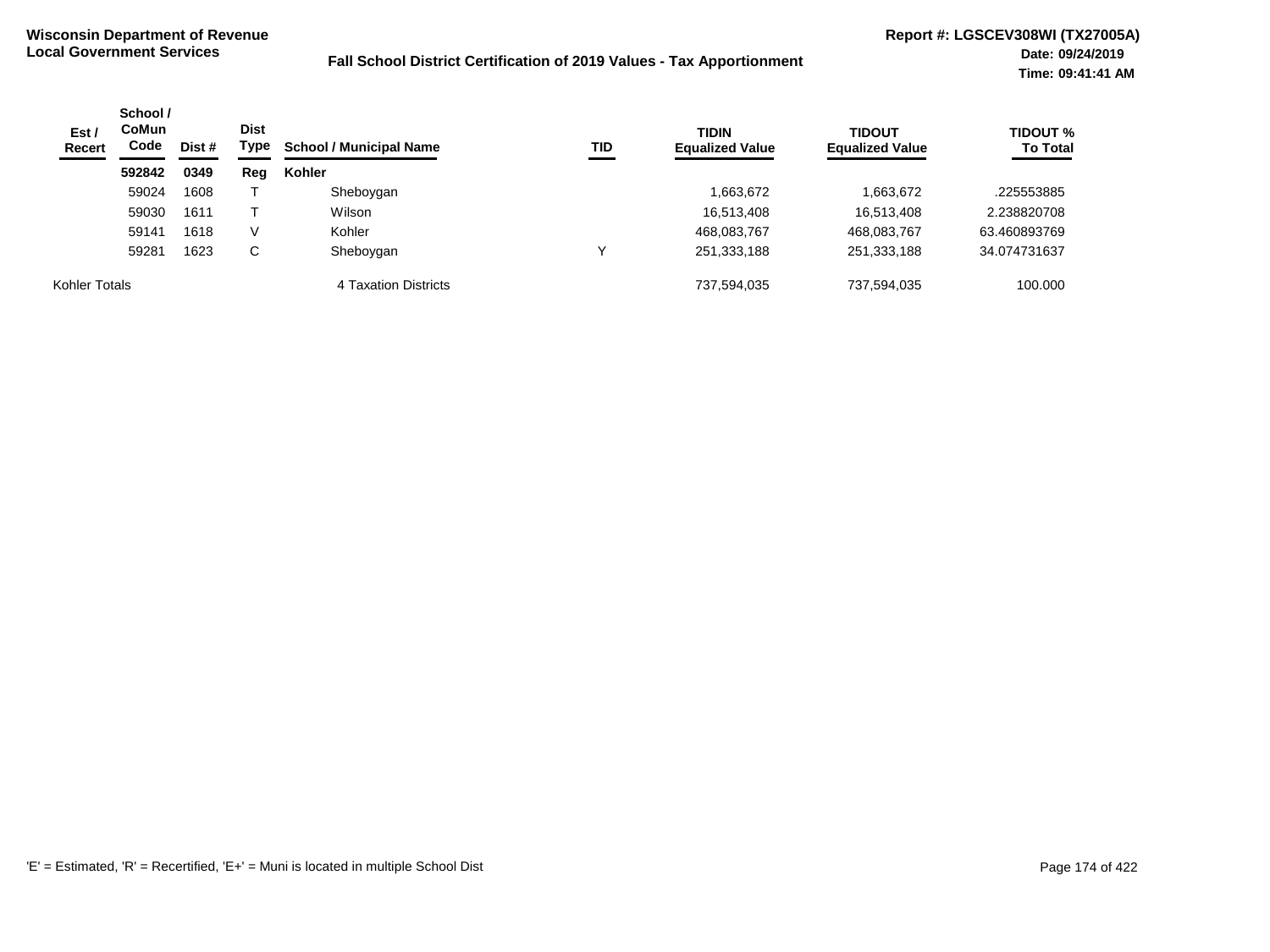**Wisconsin Department of Revenue**
**Local Government Services**

**Fall School District Certification of 2019 Values - Tax Apportionment**

**Report #: LGSCEV308WI (TX27005A)**
**Date: 09/24/2019**
**Time: 09:41:41 AM**

| Est / Recert | School / CoMun Code | Dist # | Dist Type | School / Municipal Name | TID | TIDIN Equalized Value | TIDOUT Equalized Value | TIDOUT % To Total |
|---|---|---|---|---|---|---|---|---|
| | **592842** | **0349** | **Reg** | **Kohler** | | | | |
| | 59024 | 1608 | T | Sheboygan | | 1,663,672 | 1,663,672 | .225553885 |
| | 59030 | 1611 | T | Wilson | | 16,513,408 | 16,513,408 | 2.238820708 |
| | 59141 | 1618 | V | Kohler | | 468,083,767 | 468,083,767 | 63.460893769 |
| | 59281 | 1623 | C | Sheboygan | Y | 251,333,188 | 251,333,188 | 34.074731637 |
| Kohler Totals | | | | 4 Taxation Districts | | 737,594,035 | 737,594,035 | 100.000 |

'E' = Estimated, 'R' = Recertified, 'E+' = Muni is located in multiple School Dist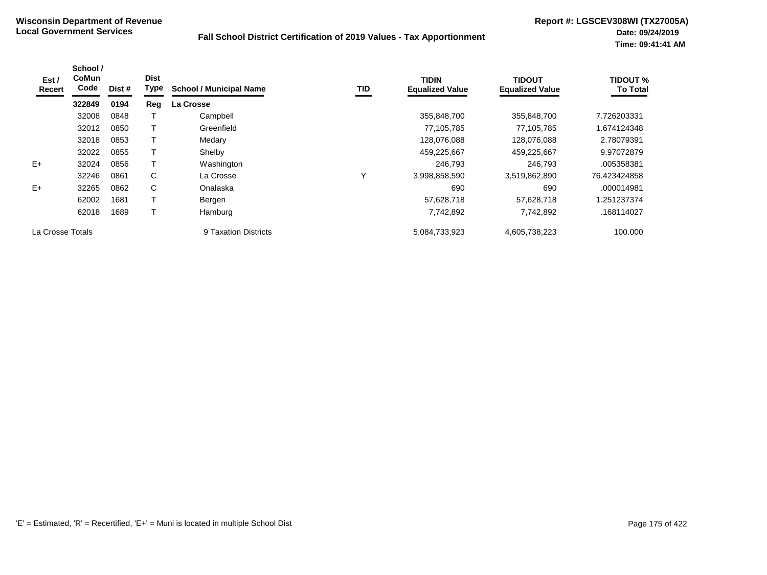**Wisconsin Department of Revenue**
**Local Government Services**

**Fall School District Certification of 2019 Values - Tax Apportionment**

**Report #: LGSCEV308WI (TX27005A)**
**Date: 09/24/2019**
**Time: 09:41:41 AM**

| Est / Recert | School / CoMun Code | Dist # | Dist Type | School / Municipal Name | TID | TIDIN Equalized Value | TIDOUT Equalized Value | TIDOUT % To Total |
|---|---|---|---|---|---|---|---|---|
| | **322849** | **0194** | **Reg** | **La Crosse** | | | | |
| | 32008 | 0848 | T | Campbell | | 355,848,700 | 355,848,700 | 7.726203331 |
| | 32012 | 0850 | T | Greenfield | | 77,105,785 | 77,105,785 | 1.674124348 |
| | 32018 | 0853 | T | Medary | | 128,076,088 | 128,076,088 | 2.78079391 |
| | 32022 | 0855 | T | Shelby | | 459,225,667 | 459,225,667 | 9.97072879 |
| E+ | 32024 | 0856 | T | Washington | | 246,793 | 246,793 | .005358381 |
| | 32246 | 0861 | C | La Crosse | Y | 3,998,858,590 | 3,519,862,890 | 76.423424858 |
| E+ | 32265 | 0862 | C | Onalaska | | 690 | 690 | .000014981 |
| | 62002 | 1681 | T | Bergen | | 57,628,718 | 57,628,718 | 1.251237374 |
| | 62018 | 1689 | T | Hamburg | | 7,742,892 | 7,742,892 | .168114027 |
| La Crosse Totals | | | | 9 Taxation Districts | | 5,084,733,923 | 4,605,738,223 | 100.000 |

'E' = Estimated, 'R' = Recertified, 'E+' = Muni is located in multiple School Dist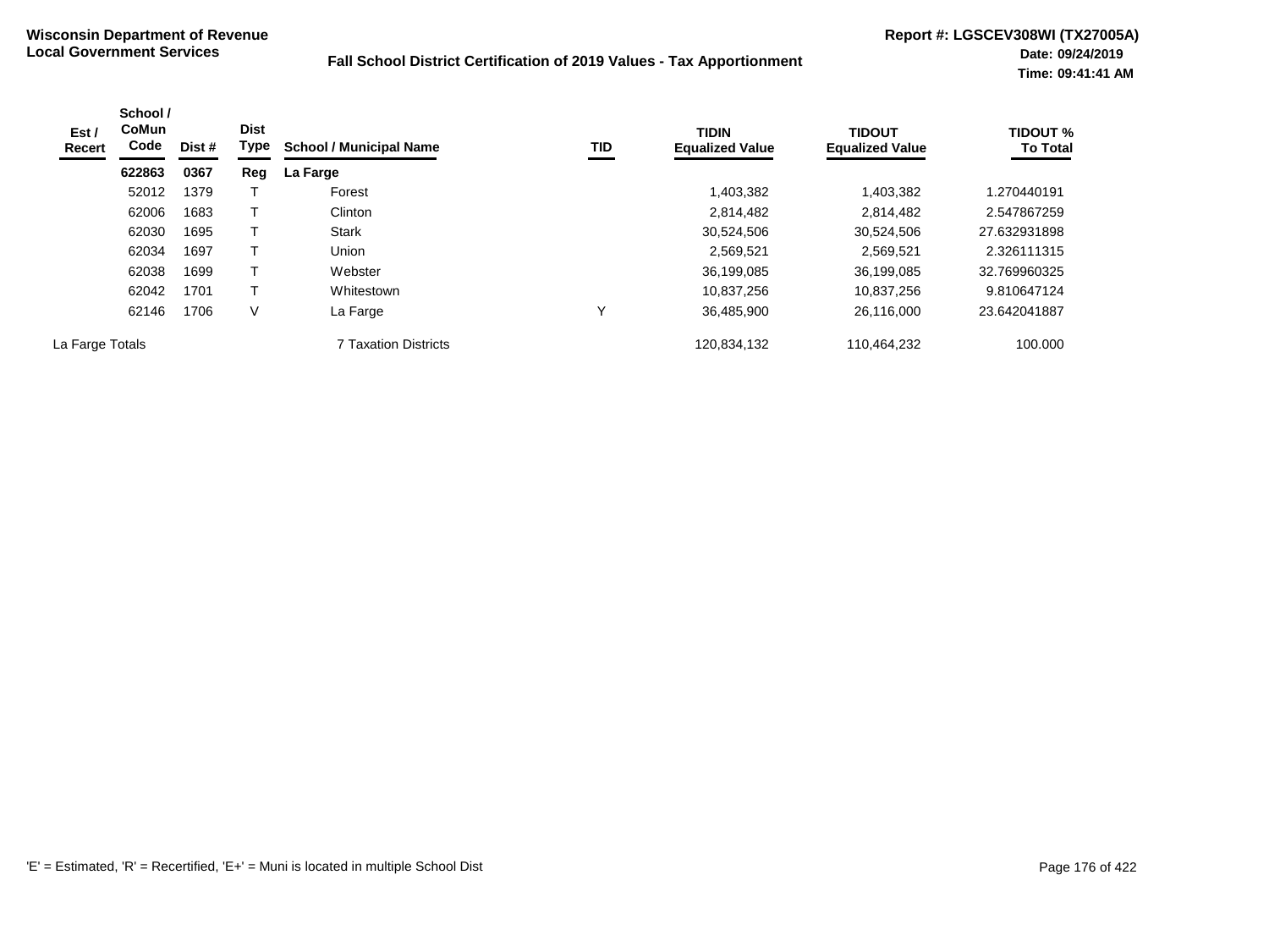**Wisconsin Department of Revenue**
**Local Government Services**

**Fall School District Certification of 2019 Values - Tax Apportionment**

**Report #: LGSCEV308WI (TX27005A)**
**Date: 09/24/2019**
**Time: 09:41:41 AM**

| Est / Recert | School / CoMun Code | Dist # | Dist Type | School / Municipal Name | TID | TIDIN Equalized Value | TIDOUT Equalized Value | TIDOUT % To Total |
|---|---|---|---|---|---|---|---|---|
| | **622863** | **0367** | **Reg** | **La Farge** | | | | |
| | 52012 | 1379 | T | Forest | | 1,403,382 | 1,403,382 | 1.270440191 |
| | 62006 | 1683 | T | Clinton | | 2,814,482 | 2,814,482 | 2.547867259 |
| | 62030 | 1695 | T | Stark | | 30,524,506 | 30,524,506 | 27.632931898 |
| | 62034 | 1697 | T | Union | | 2,569,521 | 2,569,521 | 2.326111315 |
| | 62038 | 1699 | T | Webster | | 36,199,085 | 36,199,085 | 32.769960325 |
| | 62042 | 1701 | T | Whitestown | | 10,837,256 | 10,837,256 | 9.810647124 |
| | 62146 | 1706 | V | La Farge | Y | 36,485,900 | 26,116,000 | 23.642041887 |
| La Farge Totals | | | | 7 Taxation Districts | | 120,834,132 | 110,464,232 | 100.000 |

'E' = Estimated, 'R' = Recertified, 'E+' = Muni is located in multiple School Dist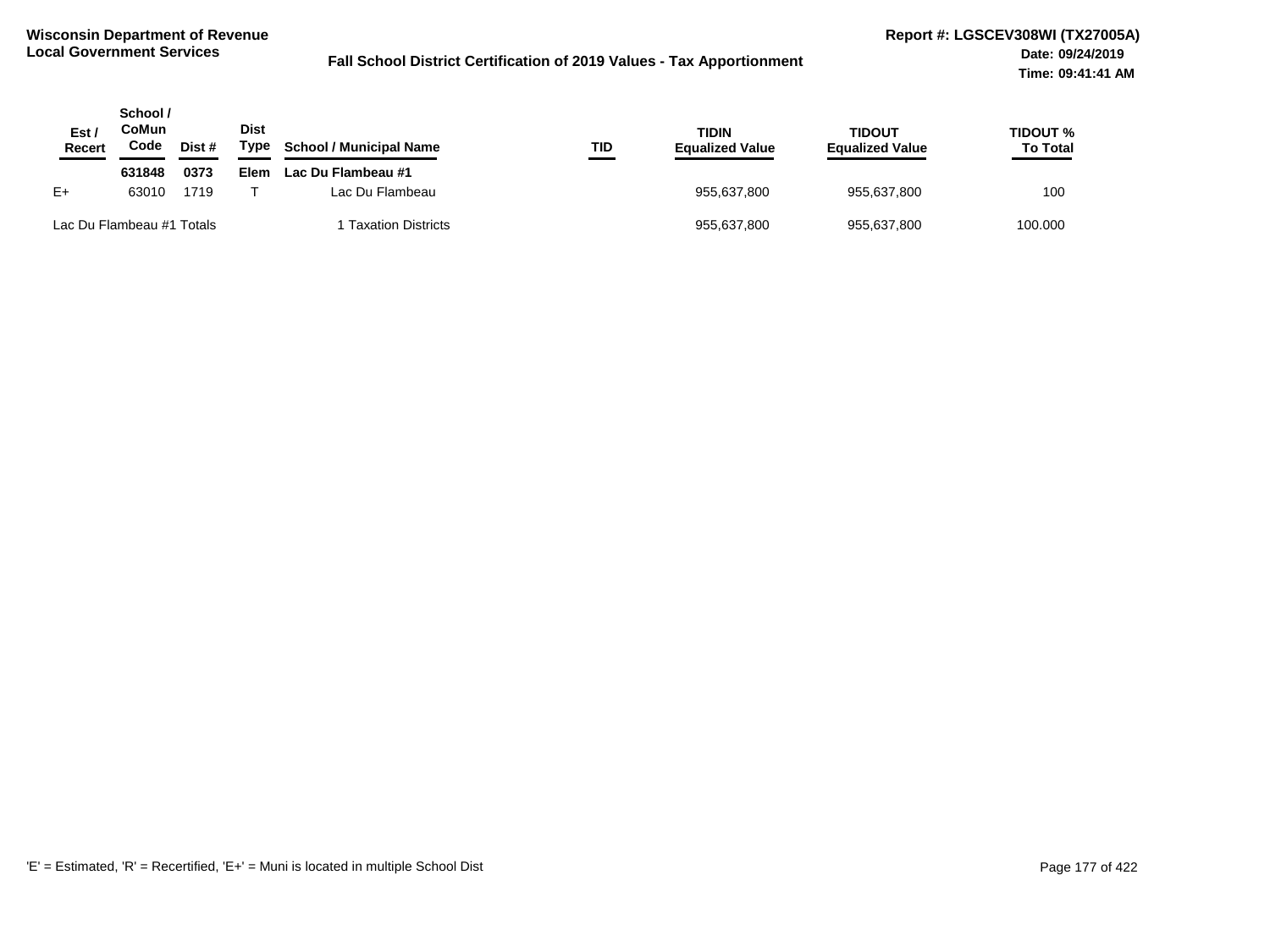**Wisconsin Department of Revenue**
**Local Government Services**

**Fall School District Certification of 2019 Values - Tax Apportionment**

**Report #: LGSCEV308WI (TX27005A)**
**Date: 09/24/2019**
**Time: 09:41:41 AM**

| Est / Recert | School / CoMun Code | Dist # | Dist Type | School / Municipal Name | TID | TIDIN Equalized Value | TIDOUT Equalized Value | TIDOUT % To Total |
|---|---|---|---|---|---|---|---|---|
| | **631848** | **0373** | **Elem** | **Lac Du Flambeau #1** | | | | |
| E+ | 63010 | 1719 | T | Lac Du Flambeau | | 955,637,800 | 955,637,800 | 100 |
| Lac Du Flambeau #1 Totals | | | | 1 Taxation Districts | | 955,637,800 | 955,637,800 | 100.000 |

'E' = Estimated, 'R' = Recertified, 'E+' = Muni is located in multiple School Dist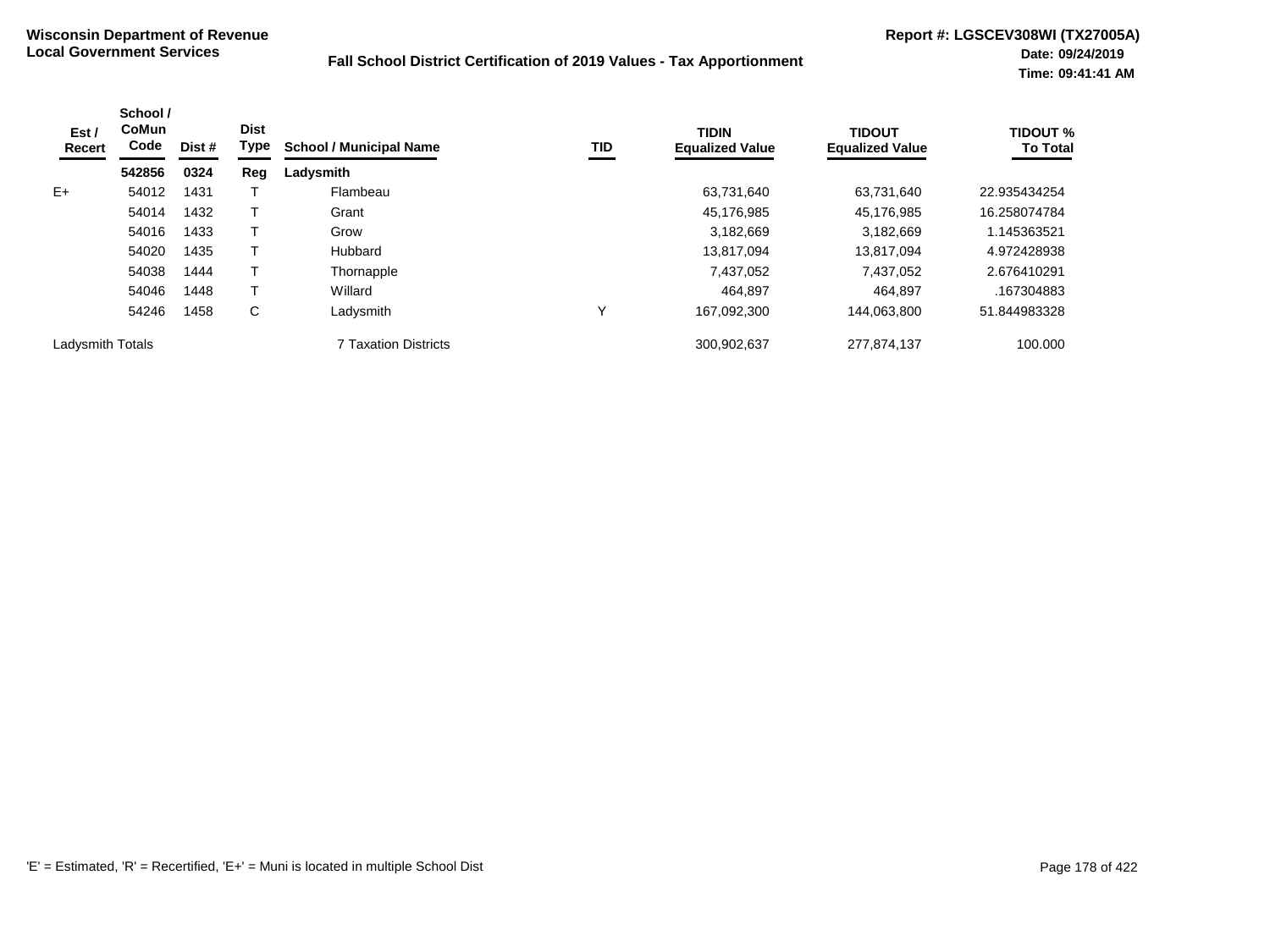**Wisconsin Department of Revenue**
**Local Government Services**

**Fall School District Certification of 2019 Values - Tax Apportionment**

**Report #: LGSCEV308WI (TX27005A)**
**Date: 09/24/2019**
**Time: 09:41:41 AM**

| Est / Recert | School / CoMun Code | Dist # | Dist Type | School / Municipal Name | TID | TIDIN Equalized Value | TIDOUT Equalized Value | TIDOUT % To Total |
|---|---|---|---|---|---|---|---|---|
| | **542856** | **0324** | **Reg** | **Ladysmith** | | | | |
| E+ | 54012 | 1431 | T | Flambeau | | 63,731,640 | 63,731,640 | 22.935434254 |
| | 54014 | 1432 | T | Grant | | 45,176,985 | 45,176,985 | 16.258074784 |
| | 54016 | 1433 | T | Grow | | 3,182,669 | 3,182,669 | 1.145363521 |
| | 54020 | 1435 | T | Hubbard | | 13,817,094 | 13,817,094 | 4.972428938 |
| | 54038 | 1444 | T | Thornapple | | 7,437,052 | 7,437,052 | 2.676410291 |
| | 54046 | 1448 | T | Willard | | 464,897 | 464,897 | .167304883 |
| | 54246 | 1458 | C | Ladysmith | Y | 167,092,300 | 144,063,800 | 51.844983328 |
| Ladysmith Totals | | | | 7 Taxation Districts | | 300,902,637 | 277,874,137 | 100.000 |

'E' = Estimated, 'R' = Recertified, 'E+' = Muni is located in multiple School Dist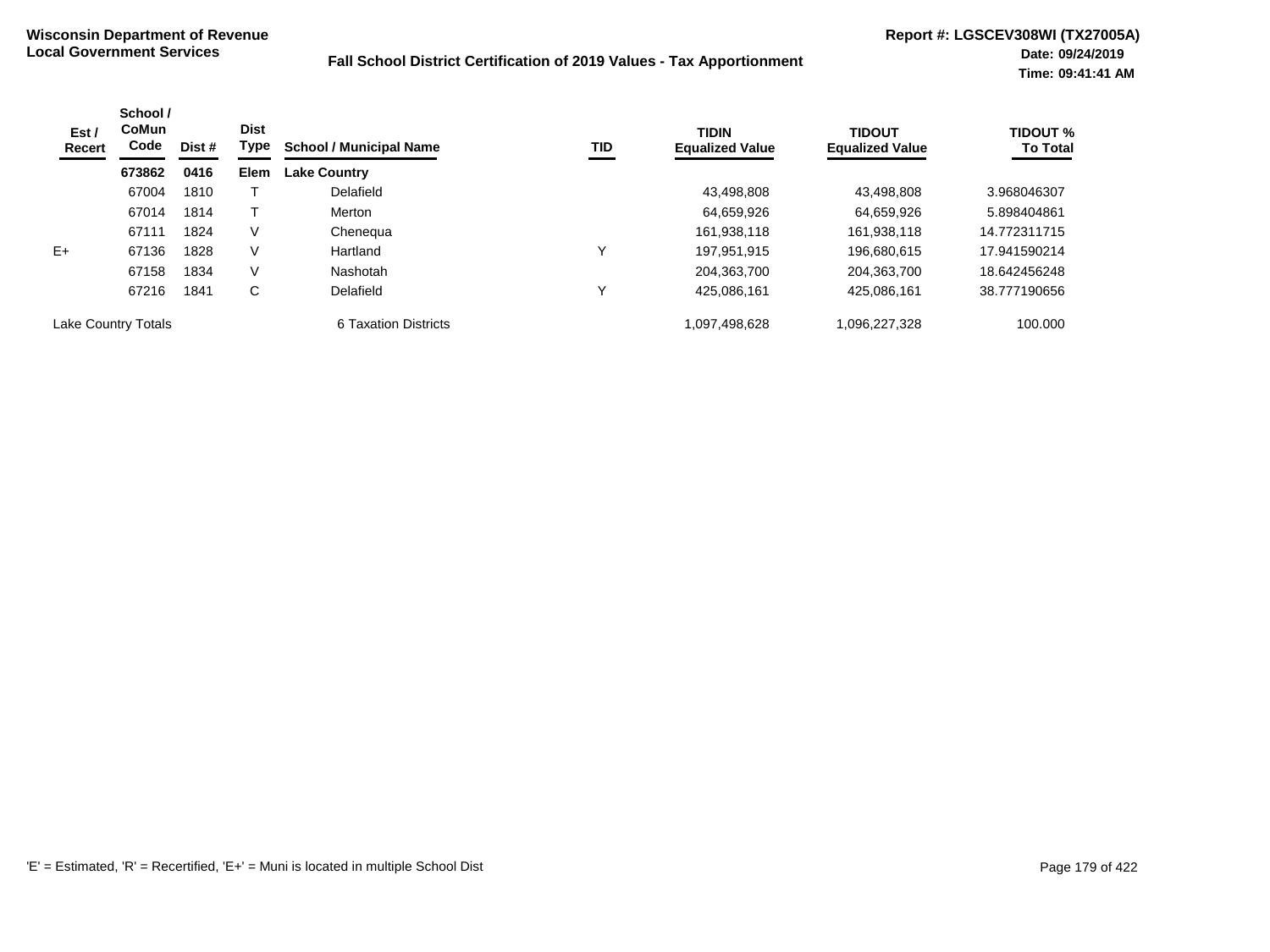**Wisconsin Department of Revenue**
**Local Government Services**

**Fall School District Certification of 2019 Values - Tax Apportionment**

**Report #: LGSCEV308WI (TX27005A)**
**Date: 09/24/2019**
**Time: 09:41:41 AM**

| Est / Recert | School / CoMun Code | Dist # | Dist Type | School / Municipal Name | TID | TIDIN Equalized Value | TIDOUT Equalized Value | TIDOUT % To Total |
|---|---|---|---|---|---|---|---|---|
| | **673862** | **0416** | **Elem** | **Lake Country** | | | | |
| | 67004 | 1810 | T | Delafield | | 43,498,808 | 43,498,808 | 3.968046307 |
| | 67014 | 1814 | T | Merton | | 64,659,926 | 64,659,926 | 5.898404861 |
| | 67111 | 1824 | V | Chenequa | | 161,938,118 | 161,938,118 | 14.772311715 |
| E+ | 67136 | 1828 | V | Hartland | Y | 197,951,915 | 196,680,615 | 17.941590214 |
| | 67158 | 1834 | V | Nashotah | | 204,363,700 | 204,363,700 | 18.642456248 |
| | 67216 | 1841 | C | Delafield | Y | 425,086,161 | 425,086,161 | 38.777190656 |
| Lake Country Totals | | | | 6 Taxation Districts | | 1,097,498,628 | 1,096,227,328 | 100.000 |

'E' = Estimated, 'R' = Recertified, 'E+' = Muni is located in multiple School Dist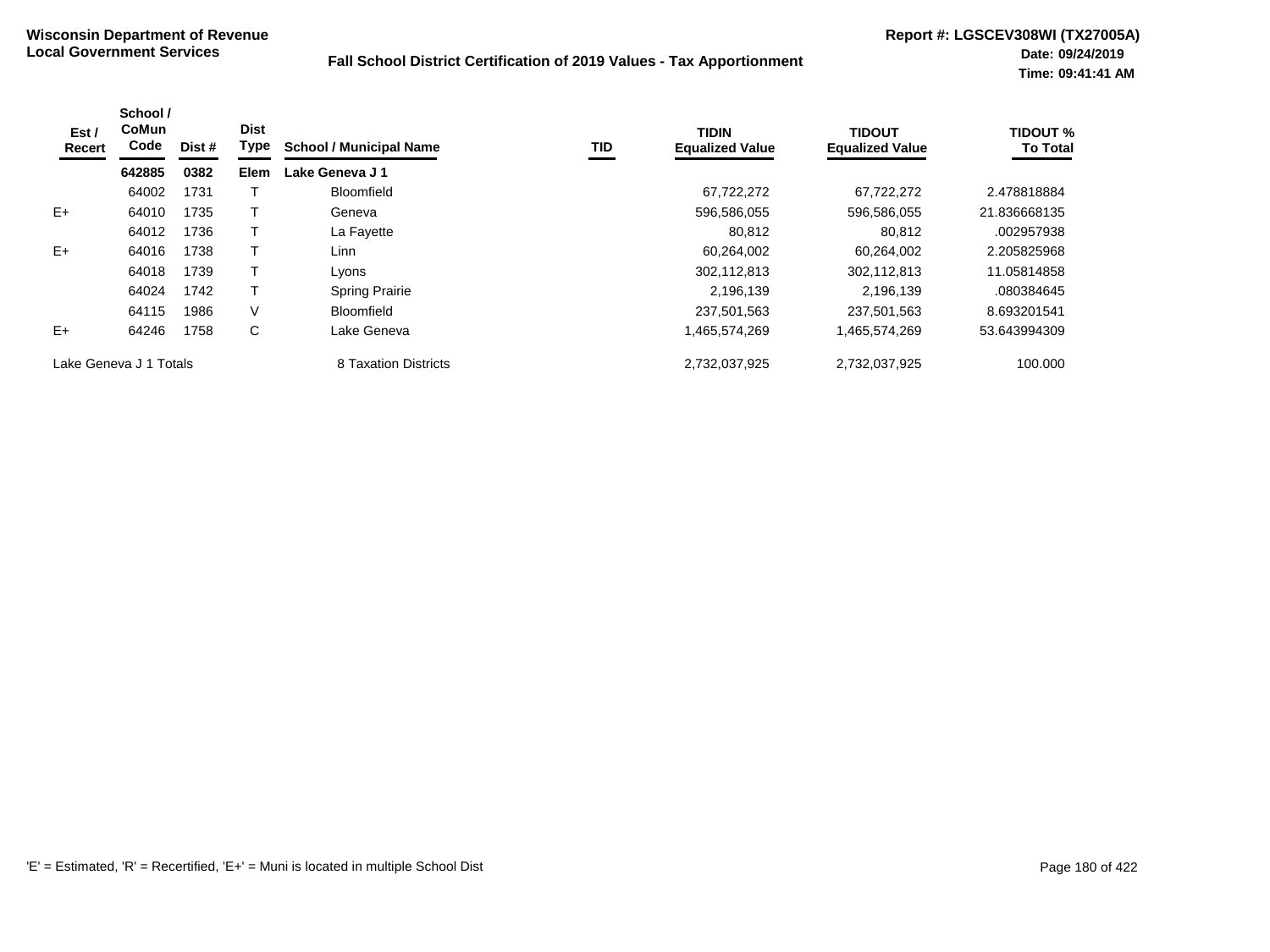**Wisconsin Department of Revenue**
**Local Government Services**

**Fall School District Certification of 2019 Values - Tax Apportionment**

**Report #: LGSCEV308WI (TX27005A)**
**Date: 09/24/2019**
**Time: 09:41:41 AM**

| Est / Recert | School / CoMun Code | Dist # | Dist Type | School / Municipal Name | TID | TIDIN Equalized Value | TIDOUT Equalized Value | TIDOUT % To Total |
|---|---|---|---|---|---|---|---|---|
| | **642885** | **0382** | **Elem** | **Lake Geneva J 1** | | | | |
| | 64002 | 1731 | T | Bloomfield | | 67,722,272 | 67,722,272 | 2.478818884 |
| E+ | 64010 | 1735 | T | Geneva | | 596,586,055 | 596,586,055 | 21.836668135 |
| | 64012 | 1736 | T | La Fayette | | 80,812 | 80,812 | .002957938 |
| E+ | 64016 | 1738 | T | Linn | | 60,264,002 | 60,264,002 | 2.205825968 |
| | 64018 | 1739 | T | Lyons | | 302,112,813 | 302,112,813 | 11.05814858 |
| | 64024 | 1742 | T | Spring Prairie | | 2,196,139 | 2,196,139 | .080384645 |
| | 64115 | 1986 | V | Bloomfield | | 237,501,563 | 237,501,563 | 8.693201541 |
| E+ | 64246 | 1758 | C | Lake Geneva | | 1,465,574,269 | 1,465,574,269 | 53.643994309 |
| Lake Geneva J 1 Totals | | | | 8 Taxation Districts | | 2,732,037,925 | 2,732,037,925 | 100.000 |

'E' = Estimated, 'R' = Recertified, 'E+' = Muni is located in multiple School Dist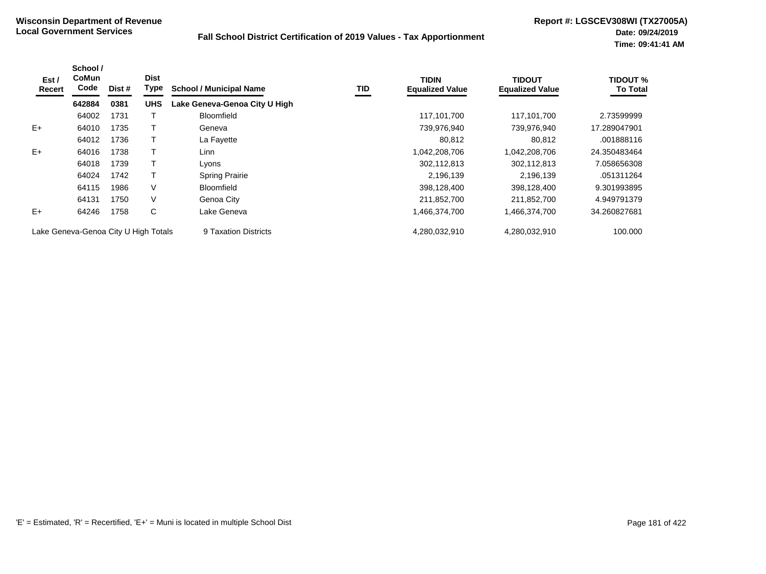**Wisconsin Department of Revenue**
**Local Government Services**

**Fall School District Certification of 2019 Values - Tax Apportionment**

**Report #: LGSCEV308WI (TX27005A)**
**Date: 09/24/2019**
**Time: 09:41:41 AM**

| Est / Recert | School / CoMun Code | Dist # | Dist Type | School / Municipal Name | TID | TIDIN Equalized Value | TIDOUT Equalized Value | TIDOUT % To Total |
|---|---|---|---|---|---|---|---|---|
| | **642884** | **0381** | **UHS** | **Lake Geneva-Genoa City U High** | | | | |
| | 64002 | 1731 | T | Bloomfield | | 117,101,700 | 117,101,700 | 2.73599999 |
| E+ | 64010 | 1735 | T | Geneva | | 739,976,940 | 739,976,940 | 17.289047901 |
| | 64012 | 1736 | T | La Fayette | | 80,812 | 80,812 | .001888116 |
| E+ | 64016 | 1738 | T | Linn | | 1,042,208,706 | 1,042,208,706 | 24.350483464 |
| | 64018 | 1739 | T | Lyons | | 302,112,813 | 302,112,813 | 7.058656308 |
| | 64024 | 1742 | T | Spring Prairie | | 2,196,139 | 2,196,139 | .051311264 |
| | 64115 | 1986 | V | Bloomfield | | 398,128,400 | 398,128,400 | 9.301993895 |
| | 64131 | 1750 | V | Genoa City | | 211,852,700 | 211,852,700 | 4.949791379 |
| E+ | 64246 | 1758 | C | Lake Geneva | | 1,466,374,700 | 1,466,374,700 | 34.260827681 |
| Lake Geneva-Genoa City U High Totals | | | | 9 Taxation Districts | | 4,280,032,910 | 4,280,032,910 | 100.000 |

'E' = Estimated, 'R' = Recertified, 'E+' = Muni is located in multiple School Dist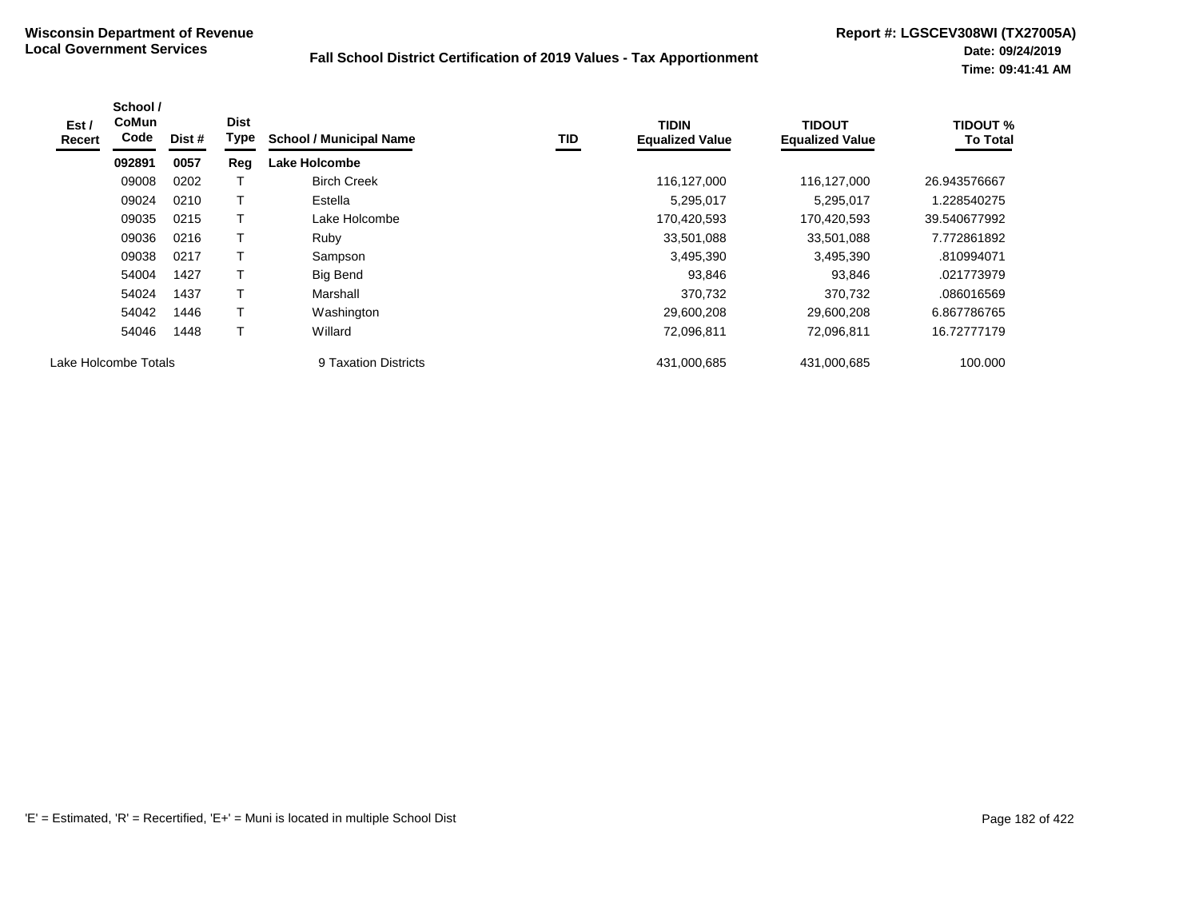**Wisconsin Department of Revenue**
**Local Government Services**

**Fall School District Certification of 2019 Values - Tax Apportionment**

**Report #: LGSCEV308WI (TX27005A)**
**Date: 09/24/2019**
**Time: 09:41:41 AM**

| Est / Recert | School / CoMun Code | Dist # | Dist Type | School / Municipal Name | TID | TIDIN Equalized Value | TIDOUT Equalized Value | TIDOUT % To Total |
|---|---|---|---|---|---|---|---|---|
| | **092891** | **0057** | **Reg** | **Lake Holcombe** | | | | |
| | 09008 | 0202 | T | Birch Creek | | 116,127,000 | 116,127,000 | 26.943576667 |
| | 09024 | 0210 | T | Estella | | 5,295,017 | 5,295,017 | 1.228540275 |
| | 09035 | 0215 | T | Lake Holcombe | | 170,420,593 | 170,420,593 | 39.540677992 |
| | 09036 | 0216 | T | Ruby | | 33,501,088 | 33,501,088 | 7.772861892 |
| | 09038 | 0217 | T | Sampson | | 3,495,390 | 3,495,390 | .810994071 |
| | 54004 | 1427 | T | Big Bend | | 93,846 | 93,846 | .021773979 |
| | 54024 | 1437 | T | Marshall | | 370,732 | 370,732 | .086016569 |
| | 54042 | 1446 | T | Washington | | 29,600,208 | 29,600,208 | 6.867786765 |
| | 54046 | 1448 | T | Willard | | 72,096,811 | 72,096,811 | 16.72777179 |
| Lake Holcombe Totals | | | | 9 Taxation Districts | | 431,000,685 | 431,000,685 | 100.000 |

'E' = Estimated, 'R' = Recertified, 'E+' = Muni is located in multiple School Dist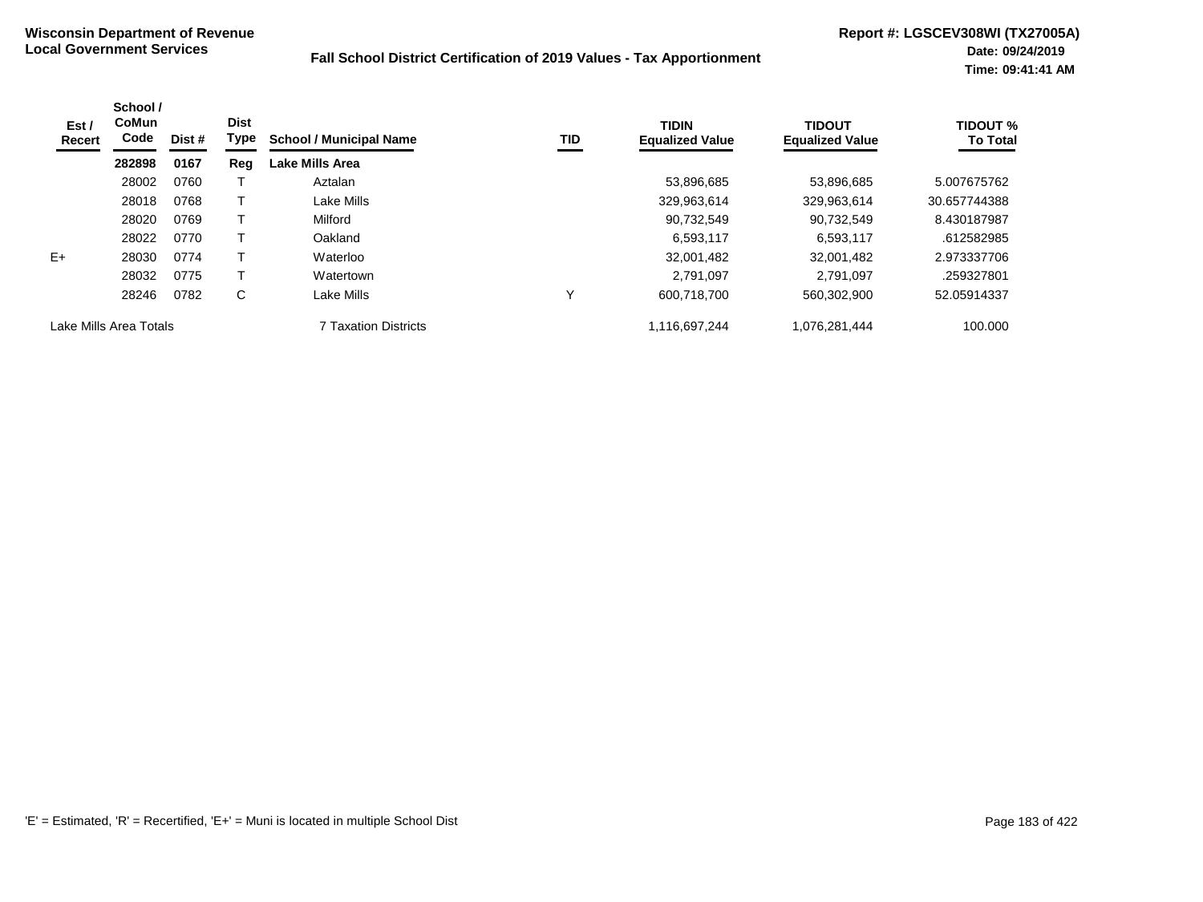**Wisconsin Department of Revenue**
**Local Government Services**

**Fall School District Certification of 2019 Values - Tax Apportionment**

**Report #: LGSCEV308WI (TX27005A)**
**Date: 09/24/2019**
**Time: 09:41:41 AM**

| Est / Recert | School / CoMun Code | Dist # | Dist Type | School / Municipal Name | TID | TIDIN Equalized Value | TIDOUT Equalized Value | TIDOUT % To Total |
|---|---|---|---|---|---|---|---|---|
| | **282898** | **0167** | **Reg** | **Lake Mills Area** | | | | |
| | 28002 | 0760 | T | Aztalan | | 53,896,685 | 53,896,685 | 5.007675762 |
| | 28018 | 0768 | T | Lake Mills | | 329,963,614 | 329,963,614 | 30.657744388 |
| | 28020 | 0769 | T | Milford | | 90,732,549 | 90,732,549 | 8.430187987 |
| | 28022 | 0770 | T | Oakland | | 6,593,117 | 6,593,117 | .612582985 |
| E+ | 28030 | 0774 | T | Waterloo | | 32,001,482 | 32,001,482 | 2.973337706 |
| | 28032 | 0775 | T | Watertown | | 2,791,097 | 2,791,097 | .259327801 |
| | 28246 | 0782 | C | Lake Mills | Y | 600,718,700 | 560,302,900 | 52.05914337 |
| Lake Mills Area Totals | | | | 7 Taxation Districts | | 1,116,697,244 | 1,076,281,444 | 100.000 |

'E' = Estimated, 'R' = Recertified, 'E+' = Muni is located in multiple School Dist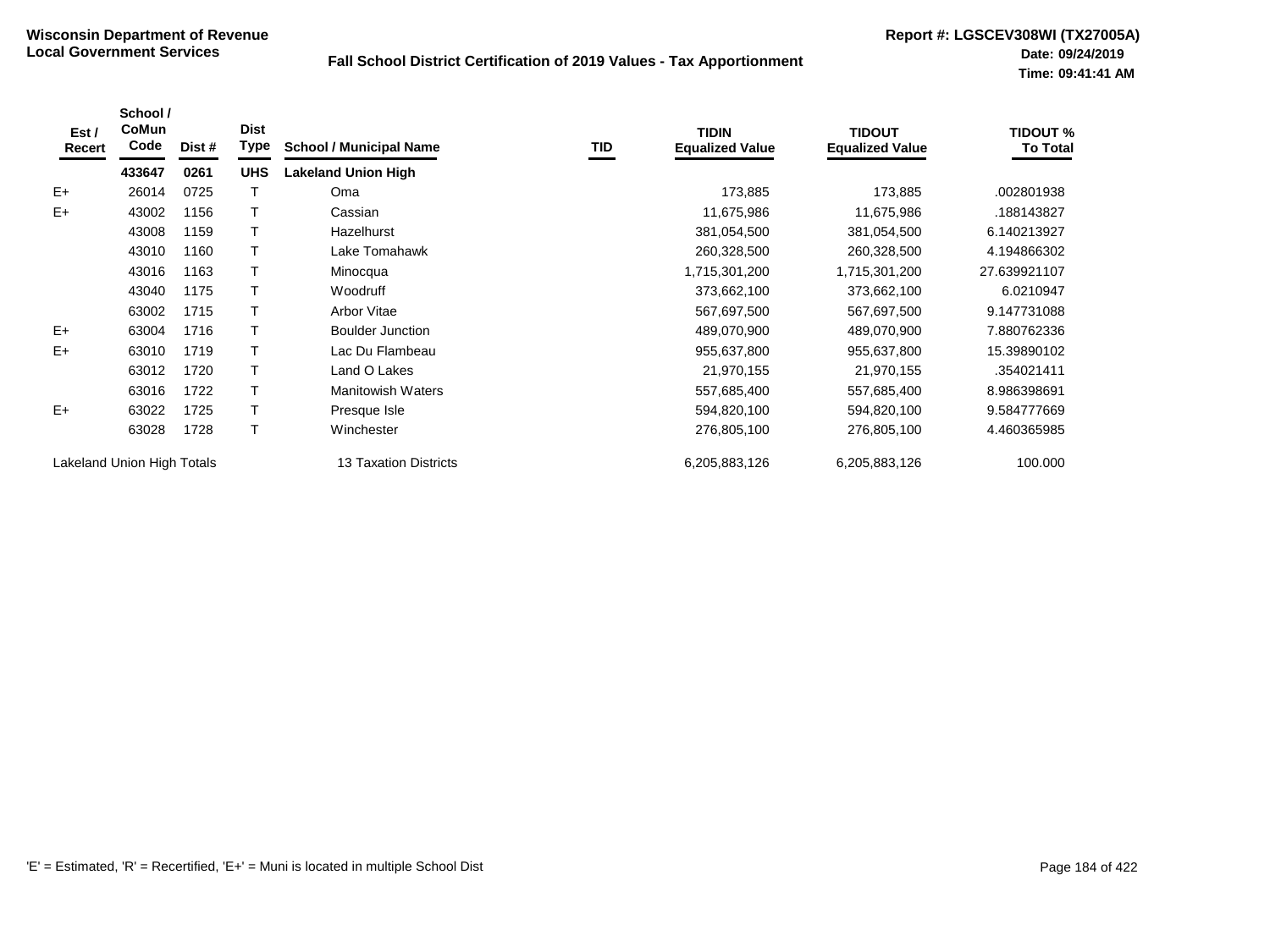**Wisconsin Department of Revenue**
**Local Government Services**

**Fall School District Certification of 2019 Values - Tax Apportionment**

**Report #: LGSCEV308WI (TX27005A)**
**Date: 09/24/2019**
**Time: 09:41:41 AM**

| Est / Recert | School / CoMun Code | Dist # | Dist Type | School / Municipal Name | TID | TIDIN Equalized Value | TIDOUT Equalized Value | TIDOUT % To Total |
|---|---|---|---|---|---|---|---|---|
| | **433647** | **0261** | **UHS** | **Lakeland Union High** | | | | |
| E+ | 26014 | 0725 | T | Oma | | 173,885 | 173,885 | .002801938 |
| E+ | 43002 | 1156 | T | Cassian | | 11,675,986 | 11,675,986 | .188143827 |
| | 43008 | 1159 | T | Hazelhurst | | 381,054,500 | 381,054,500 | 6.140213927 |
| | 43010 | 1160 | T | Lake Tomahawk | | 260,328,500 | 260,328,500 | 4.194866302 |
| | 43016 | 1163 | T | Minocqua | | 1,715,301,200 | 1,715,301,200 | 27.639921107 |
| | 43040 | 1175 | T | Woodruff | | 373,662,100 | 373,662,100 | 6.0210947 |
| | 63002 | 1715 | T | Arbor Vitae | | 567,697,500 | 567,697,500 | 9.147731088 |
| E+ | 63004 | 1716 | T | Boulder Junction | | 489,070,900 | 489,070,900 | 7.880762336 |
| E+ | 63010 | 1719 | T | Lac Du Flambeau | | 955,637,800 | 955,637,800 | 15.39890102 |
| | 63012 | 1720 | T | Land O Lakes | | 21,970,155 | 21,970,155 | .354021411 |
| | 63016 | 1722 | T | Manitowish Waters | | 557,685,400 | 557,685,400 | 8.986398691 |
| E+ | 63022 | 1725 | T | Presque Isle | | 594,820,100 | 594,820,100 | 9.584777669 |
| | 63028 | 1728 | T | Winchester | | 276,805,100 | 276,805,100 | 4.460365985 |
| Lakeland Union High Totals | | | | 13 Taxation Districts | | 6,205,883,126 | 6,205,883,126 | 100.000 |

'E' = Estimated, 'R' = Recertified, 'E+' = Muni is located in multiple School Dist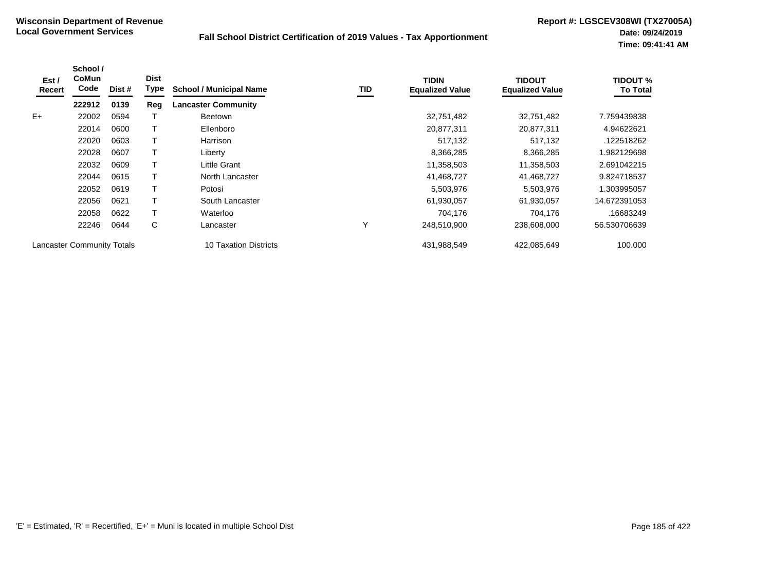**Wisconsin Department of Revenue**
**Local Government Services**

**Fall School District Certification of 2019 Values - Tax Apportionment**

**Report #: LGSCEV308WI (TX27005A)**
**Date: 09/24/2019**
**Time: 09:41:41 AM**

| Est / Recert | School / CoMun Code | Dist # | Dist Type | School / Municipal Name | TID | TIDIN Equalized Value | TIDOUT Equalized Value | TIDOUT % To Total |
|---|---|---|---|---|---|---|---|---|
| | **222912** | **0139** | **Reg** | **Lancaster Community** | | | | |
| E+ | 22002 | 0594 | T | Beetown | | 32,751,482 | 32,751,482 | 7.759439838 |
| | 22014 | 0600 | T | Ellenboro | | 20,877,311 | 20,877,311 | 4.94622621 |
| | 22020 | 0603 | T | Harrison | | 517,132 | 517,132 | .122518262 |
| | 22028 | 0607 | T | Liberty | | 8,366,285 | 8,366,285 | 1.982129698 |
| | 22032 | 0609 | T | Little Grant | | 11,358,503 | 11,358,503 | 2.691042215 |
| | 22044 | 0615 | T | North Lancaster | | 41,468,727 | 41,468,727 | 9.824718537 |
| | 22052 | 0619 | T | Potosi | | 5,503,976 | 5,503,976 | 1.303995057 |
| | 22056 | 0621 | T | South Lancaster | | 61,930,057 | 61,930,057 | 14.672391053 |
| | 22058 | 0622 | T | Waterloo | | 704,176 | 704,176 | .16683249 |
| | 22246 | 0644 | C | Lancaster | Y | 248,510,900 | 238,608,000 | 56.530706639 |
| Lancaster Community Totals | | | | 10 Taxation Districts | | 431,988,549 | 422,085,649 | 100.000 |

'E' = Estimated, 'R' = Recertified, 'E+' = Muni is located in multiple School Dist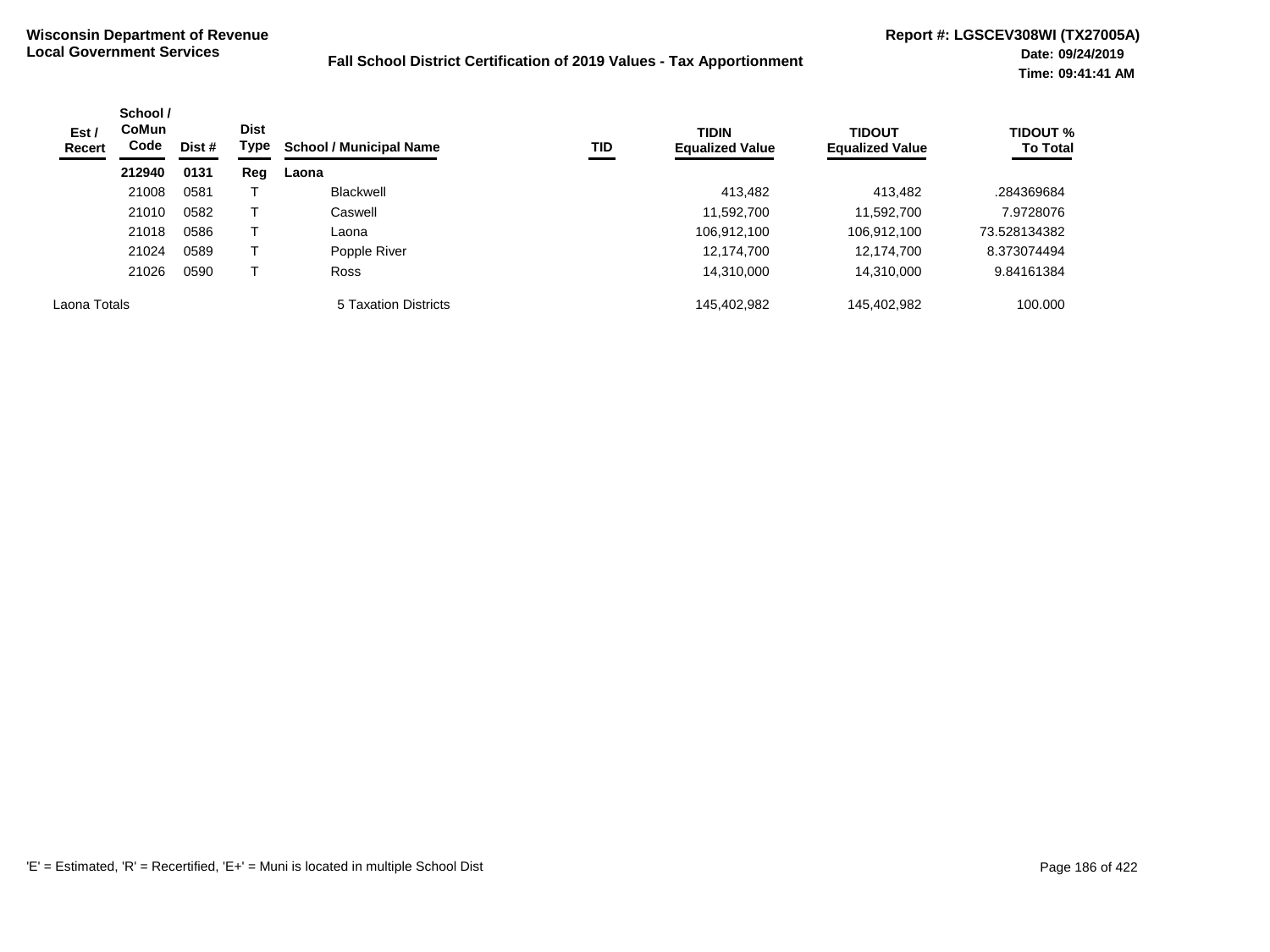**Wisconsin Department of Revenue**
**Local Government Services**

**Fall School District Certification of 2019 Values - Tax Apportionment**

**Report #: LGSCEV308WI (TX27005A)**
**Date: 09/24/2019**
**Time: 09:41:41 AM**

| Est / Recert | School / CoMun Code | Dist # | Dist Type | School / Municipal Name | TID | TIDIN Equalized Value | TIDOUT Equalized Value | TIDOUT % To Total |
|---|---|---|---|---|---|---|---|---|
| | **212940** | **0131** | **Reg** | **Laona** | | | | |
| | 21008 | 0581 | T | Blackwell | | 413,482 | 413,482 | .284369684 |
| | 21010 | 0582 | T | Caswell | | 11,592,700 | 11,592,700 | 7.9728076 |
| | 21018 | 0586 | T | Laona | | 106,912,100 | 106,912,100 | 73.528134382 |
| | 21024 | 0589 | T | Popple River | | 12,174,700 | 12,174,700 | 8.373074494 |
| | 21026 | 0590 | T | Ross | | 14,310,000 | 14,310,000 | 9.84161384 |
| Laona Totals | | | | 5 Taxation Districts | | 145,402,982 | 145,402,982 | 100.000 |

'E' = Estimated, 'R' = Recertified, 'E+' = Muni is located in multiple School Dist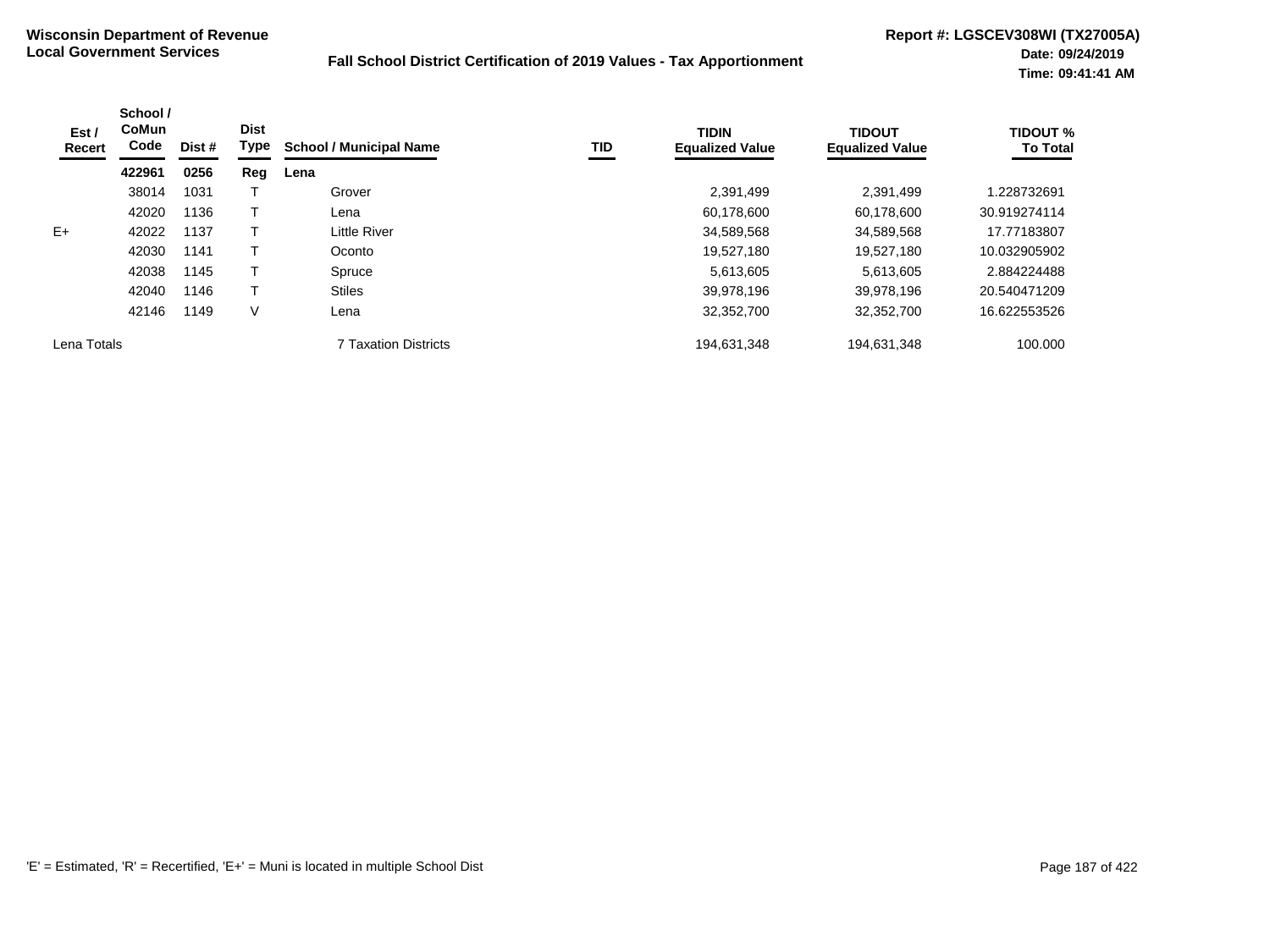**Wisconsin Department of Revenue**
**Local Government Services**

**Fall School District Certification of 2019 Values - Tax Apportionment**

**Report #: LGSCEV308WI (TX27005A)**
**Date: 09/24/2019**
**Time: 09:41:41 AM**

| Est / Recert | School / CoMun Code | Dist # | Dist Type | School / Municipal Name | TID | TIDIN Equalized Value | TIDOUT Equalized Value | TIDOUT % To Total |
|---|---|---|---|---|---|---|---|---|
| | **422961** | **0256** | **Reg** | **Lena** | | | | |
| | 38014 | 1031 | T | Grover | | 2,391,499 | 2,391,499 | 1.228732691 |
| | 42020 | 1136 | T | Lena | | 60,178,600 | 60,178,600 | 30.919274114 |
| E+ | 42022 | 1137 | T | Little River | | 34,589,568 | 34,589,568 | 17.77183807 |
| | 42030 | 1141 | T | Oconto | | 19,527,180 | 19,527,180 | 10.032905902 |
| | 42038 | 1145 | T | Spruce | | 5,613,605 | 5,613,605 | 2.884224488 |
| | 42040 | 1146 | T | Stiles | | 39,978,196 | 39,978,196 | 20.540471209 |
| | 42146 | 1149 | V | Lena | | 32,352,700 | 32,352,700 | 16.622553526 |
| Lena Totals | | | | 7 Taxation Districts | | 194,631,348 | 194,631,348 | 100.000 |

'E' = Estimated, 'R' = Recertified, 'E+' = Muni is located in multiple School Dist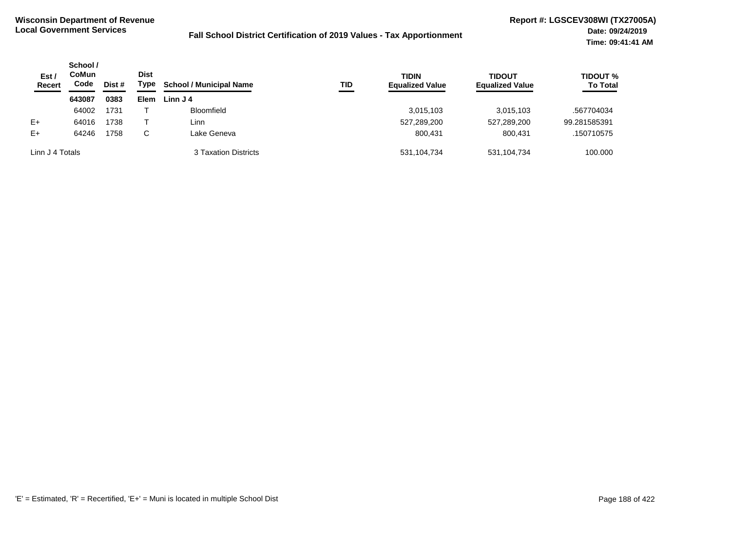**Wisconsin Department of Revenue**
**Local Government Services**

**Fall School District Certification of 2019 Values - Tax Apportionment**

**Report #: LGSCEV308WI (TX27005A)**
**Date: 09/24/2019**
**Time: 09:41:41 AM**

| Est / Recert | School / CoMun Code | Dist # | Dist Type | School / Municipal Name | TID | TIDIN Equalized Value | TIDOUT Equalized Value | TIDOUT % To Total |
|---|---|---|---|---|---|---|---|---|
| | **643087** | **0383** | **Elem** | **Linn J 4** | | | | |
| | 64002 | 1731 | T | Bloomfield | | 3,015,103 | 3,015,103 | .567704034 |
| E+ | 64016 | 1738 | T | Linn | | 527,289,200 | 527,289,200 | 99.281585391 |
| E+ | 64246 | 1758 | C | Lake Geneva | | 800,431 | 800,431 | .150710575 |
| Linn J 4 Totals | | | | 3 Taxation Districts | | 531,104,734 | 531,104,734 | 100.000 |

'E' = Estimated, 'R' = Recertified, 'E+' = Muni is located in multiple School Dist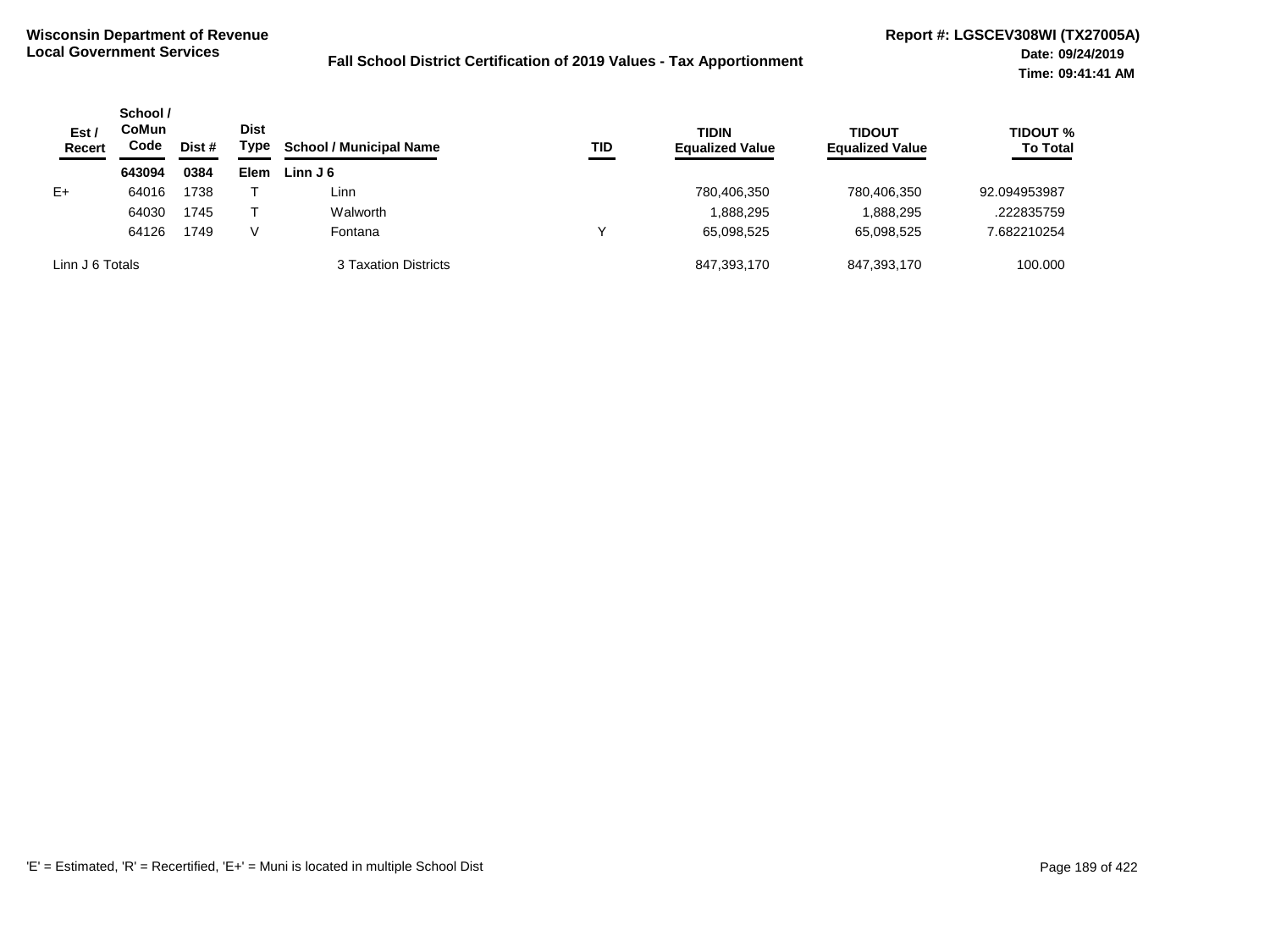**Wisconsin Department of Revenue**
**Local Government Services**

**Fall School District Certification of 2019 Values - Tax Apportionment**

**Report #: LGSCEV308WI (TX27005A)**
**Date: 09/24/2019**
**Time: 09:41:41 AM**

| Est / Recert | School / CoMun Code | Dist # | Dist Type | School / Municipal Name | TID | TIDIN Equalized Value | TIDOUT Equalized Value | TIDOUT % To Total |
|---|---|---|---|---|---|---|---|---|
| | **643094** | **0384** | **Elem** | **Linn J 6** | | | | |
| E+ | 64016 | 1738 | T | Linn | | 780,406,350 | 780,406,350 | 92.094953987 |
| | 64030 | 1745 | T | Walworth | | 1,888,295 | 1,888,295 | .222835759 |
| | 64126 | 1749 | V | Fontana | Y | 65,098,525 | 65,098,525 | 7.682210254 |
| Linn J 6 Totals | | | | 3 Taxation Districts | | 847,393,170 | 847,393,170 | 100.000 |

'E' = Estimated, 'R' = Recertified, 'E+' = Muni is located in multiple School Dist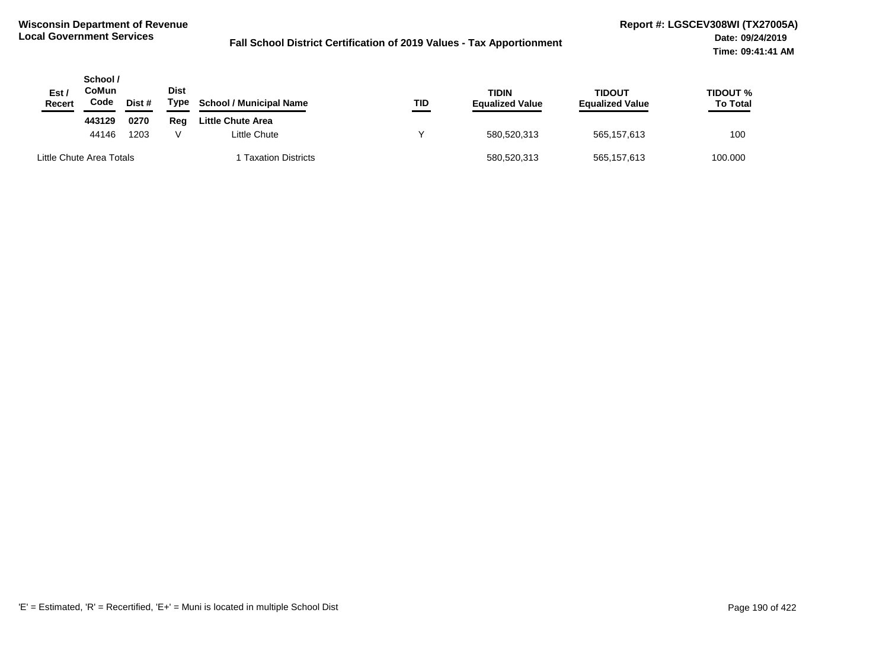Wisconsin Department of Revenue
Local Government Services

**Fall School District Certification of 2019 Values - Tax Apportionment**

Report #: LGSCEV308WI (TX27005A)
Date: 09/24/2019
Time: 09:41:41 AM

| Est / Recert | School / CoMun Code | Dist # | Dist Type | School / Municipal Name | TID | TIDIN Equalized Value | TIDOUT Equalized Value | TIDOUT % To Total |
|---|---|---|---|---|---|---|---|---|
| | **443129** | **0270** | **Reg** | **Little Chute Area** | | | | |
| | 44146 | 1203 | V | Little Chute | Y | 580,520,313 | 565,157,613 | 100 |
| Little Chute Area Totals | | | | 1 Taxation Districts | | 580,520,313 | 565,157,613 | 100.000 |

'E' = Estimated, 'R' = Recertified, 'E+' = Muni is located in multiple School Dist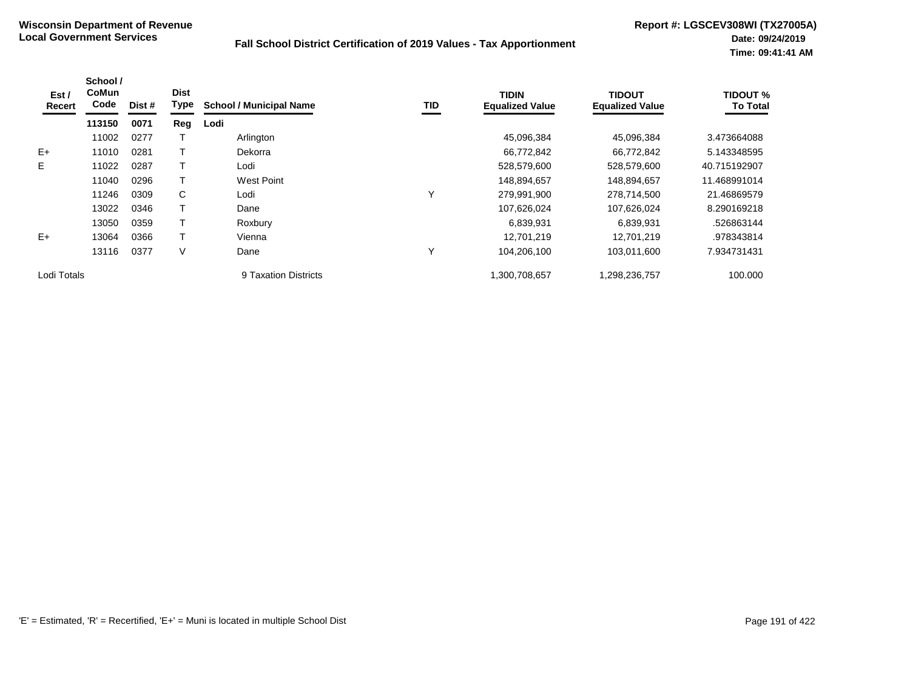**Wisconsin Department of Revenue**
**Local Government Services**

**Fall School District Certification of 2019 Values - Tax Apportionment**

**Report #: LGSCEV308WI (TX27005A)**
**Date: 09/24/2019**
**Time: 09:41:41 AM**

| Est / Recert | School / CoMun Code | Dist # | Dist Type | School / Municipal Name | TID | TIDIN Equalized Value | TIDOUT Equalized Value | TIDOUT % To Total |
|---|---|---|---|---|---|---|---|---|
| | **113150** | **0071** | **Reg** | **Lodi** | | | | |
| | 11002 | 0277 | T | Arlington | | 45,096,384 | 45,096,384 | 3.473664088 |
| E+ | 11010 | 0281 | T | Dekorra | | 66,772,842 | 66,772,842 | 5.143348595 |
| E | 11022 | 0287 | T | Lodi | | 528,579,600 | 528,579,600 | 40.715192907 |
| | 11040 | 0296 | T | West Point | | 148,894,657 | 148,894,657 | 11.468991014 |
| | 11246 | 0309 | C | Lodi | Y | 279,991,900 | 278,714,500 | 21.46869579 |
| | 13022 | 0346 | T | Dane | | 107,626,024 | 107,626,024 | 8.290169218 |
| | 13050 | 0359 | T | Roxbury | | 6,839,931 | 6,839,931 | .526863144 |
| E+ | 13064 | 0366 | T | Vienna | | 12,701,219 | 12,701,219 | .978343814 |
| | 13116 | 0377 | V | Dane | Y | 104,206,100 | 103,011,600 | 7.934731431 |
| Lodi Totals | | | | 9 Taxation Districts | | 1,300,708,657 | 1,298,236,757 | 100.000 |

'E' = Estimated, 'R' = Recertified, 'E+' = Muni is located in multiple School Dist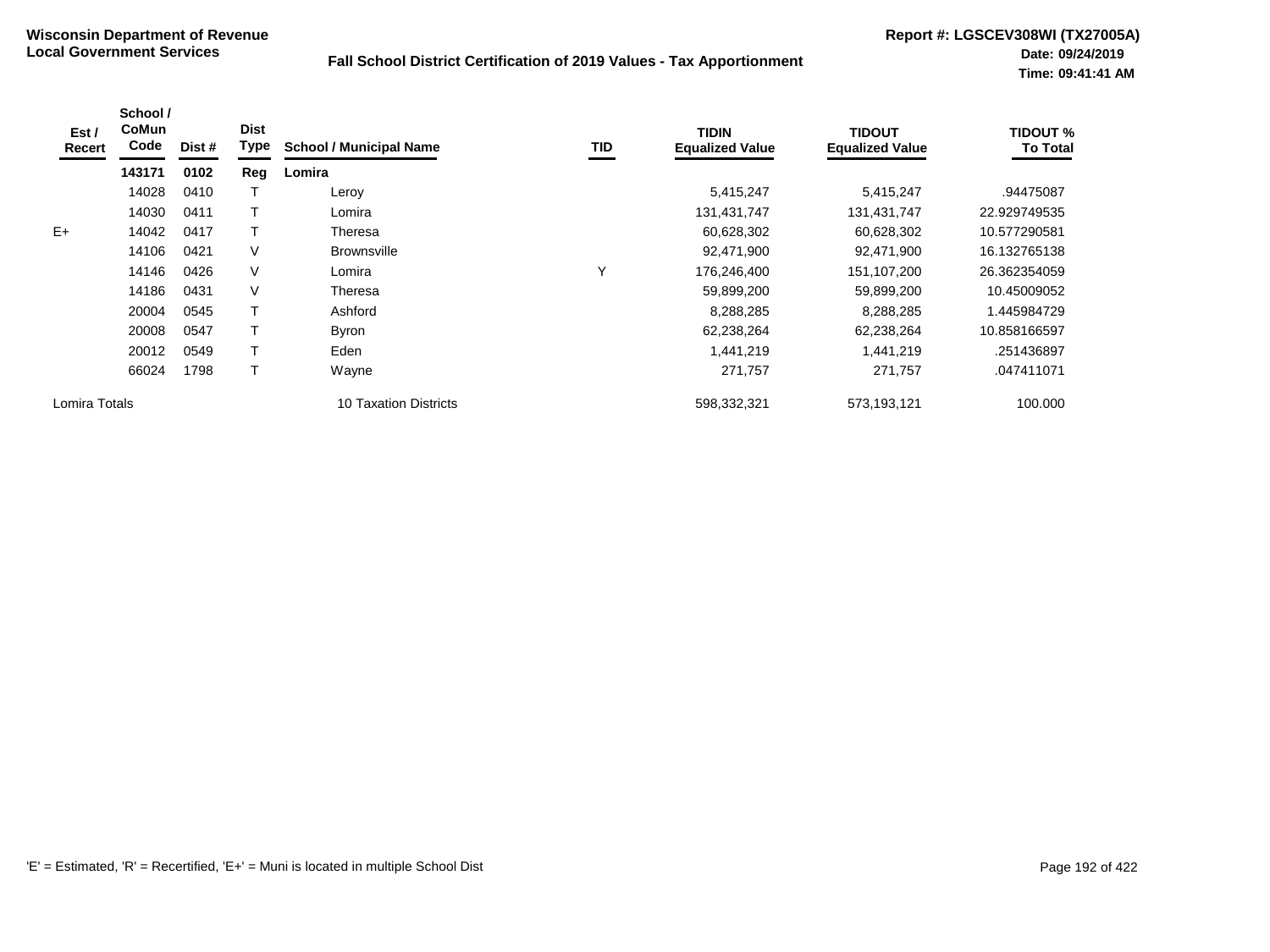**Wisconsin Department of Revenue**
**Local Government Services**

**Fall School District Certification of 2019 Values - Tax Apportionment**

**Report #: LGSCEV308WI (TX27005A)**
**Date: 09/24/2019**
**Time: 09:41:41 AM**

| Est / Recert | School / CoMun Code | Dist # | Dist Type | School / Municipal Name | TID | TIDIN Equalized Value | TIDOUT Equalized Value | TIDOUT % To Total |
|---|---|---|---|---|---|---|---|---|
| | **143171** | **0102** | **Reg** | **Lomira** | | | | |
| | 14028 | 0410 | T | Leroy | | 5,415,247 | 5,415,247 | .94475087 |
| | 14030 | 0411 | T | Lomira | | 131,431,747 | 131,431,747 | 22.929749535 |
| E+ | 14042 | 0417 | T | Theresa | | 60,628,302 | 60,628,302 | 10.577290581 |
| | 14106 | 0421 | V | Brownsville | | 92,471,900 | 92,471,900 | 16.132765138 |
| | 14146 | 0426 | V | Lomira | Y | 176,246,400 | 151,107,200 | 26.362354059 |
| | 14186 | 0431 | V | Theresa | | 59,899,200 | 59,899,200 | 10.45009052 |
| | 20004 | 0545 | T | Ashford | | 8,288,285 | 8,288,285 | 1.445984729 |
| | 20008 | 0547 | T | Byron | | 62,238,264 | 62,238,264 | 10.858166597 |
| | 20012 | 0549 | T | Eden | | 1,441,219 | 1,441,219 | .251436897 |
| | 66024 | 1798 | T | Wayne | | 271,757 | 271,757 | .047411071 |
| Lomira Totals | | | | 10 Taxation Districts | | 598,332,321 | 573,193,121 | 100.000 |

'E' = Estimated, 'R' = Recertified, 'E+' = Muni is located in multiple School Dist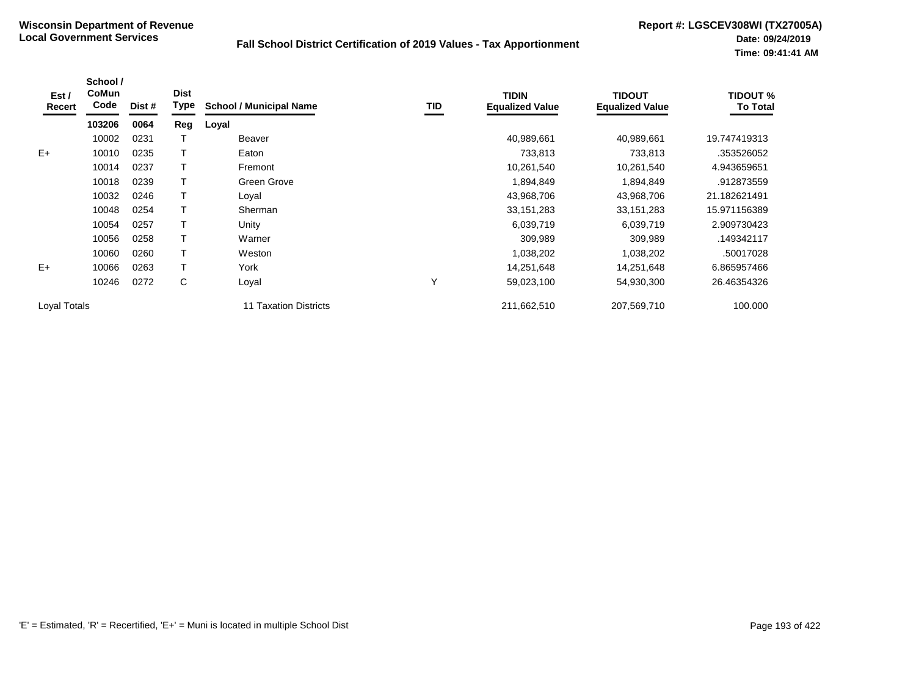**Wisconsin Department of Revenue**
**Local Government Services**

**Fall School District Certification of 2019 Values - Tax Apportionment**

**Report #: LGSCEV308WI (TX27005A)**
**Date: 09/24/2019**
**Time: 09:41:41 AM**

| Est / Recert | School / CoMun Code | Dist # | Dist Type | School / Municipal Name | TID | TIDIN Equalized Value | TIDOUT Equalized Value | TIDOUT % To Total |
|---|---|---|---|---|---|---|---|---|
| | **103206** | **0064** | **Reg** | **Loyal** | | | | |
| | 10002 | 0231 | T | Beaver | | 40,989,661 | 40,989,661 | 19.747419313 |
| E+ | 10010 | 0235 | T | Eaton | | 733,813 | 733,813 | .353526052 |
| | 10014 | 0237 | T | Fremont | | 10,261,540 | 10,261,540 | 4.943659651 |
| | 10018 | 0239 | T | Green Grove | | 1,894,849 | 1,894,849 | .912873559 |
| | 10032 | 0246 | T | Loyal | | 43,968,706 | 43,968,706 | 21.182621491 |
| | 10048 | 0254 | T | Sherman | | 33,151,283 | 33,151,283 | 15.971156389 |
| | 10054 | 0257 | T | Unity | | 6,039,719 | 6,039,719 | 2.909730423 |
| | 10056 | 0258 | T | Warner | | 309,989 | 309,989 | .149342117 |
| | 10060 | 0260 | T | Weston | | 1,038,202 | 1,038,202 | .50017028 |
| E+ | 10066 | 0263 | T | York | | 14,251,648 | 14,251,648 | 6.865957466 |
| | 10246 | 0272 | C | Loyal | Y | 59,023,100 | 54,930,300 | 26.46354326 |
| Loyal Totals | | | | 11 Taxation Districts | | 211,662,510 | 207,569,710 | 100.000 |

'E' = Estimated, 'R' = Recertified, 'E+' = Muni is located in multiple School Dist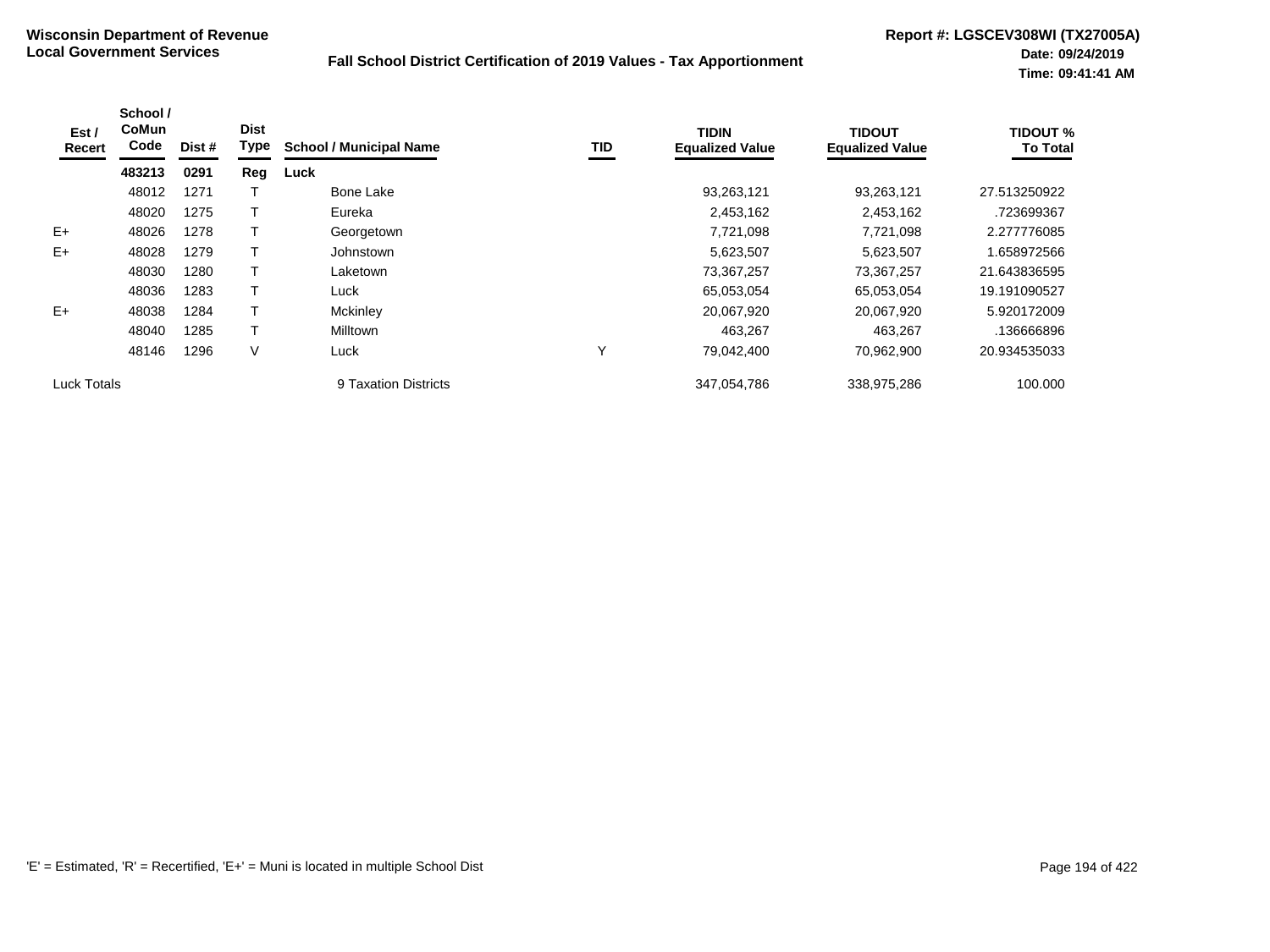**Wisconsin Department of Revenue**
**Local Government Services**

**Fall School District Certification of 2019 Values - Tax Apportionment**

**Report #: LGSCEV308WI (TX27005A)**
**Date: 09/24/2019**
**Time: 09:41:41 AM**

| Est / Recert | School / CoMun Code | Dist # | Dist Type | School / Municipal Name | TID | TIDIN Equalized Value | TIDOUT Equalized Value | TIDOUT % To Total |
|---|---|---|---|---|---|---|---|---|
| | **483213** | **0291** | **Reg** | **Luck** | | | | |
| | 48012 | 1271 | T | Bone Lake | | 93,263,121 | 93,263,121 | 27.513250922 |
| | 48020 | 1275 | T | Eureka | | 2,453,162 | 2,453,162 | .723699367 |
| E+ | 48026 | 1278 | T | Georgetown | | 7,721,098 | 7,721,098 | 2.277776085 |
| E+ | 48028 | 1279 | T | Johnstown | | 5,623,507 | 5,623,507 | 1.658972566 |
| | 48030 | 1280 | T | Laketown | | 73,367,257 | 73,367,257 | 21.643836595 |
| | 48036 | 1283 | T | Luck | | 65,053,054 | 65,053,054 | 19.191090527 |
| E+ | 48038 | 1284 | T | Mckinley | | 20,067,920 | 20,067,920 | 5.920172009 |
| | 48040 | 1285 | T | Milltown | | 463,267 | 463,267 | .136666896 |
| | 48146 | 1296 | V | Luck | Y | 79,042,400 | 70,962,900 | 20.934535033 |
| Luck Totals | | | | 9 Taxation Districts | | 347,054,786 | 338,975,286 | 100.000 |

'E' = Estimated, 'R' = Recertified, 'E+' = Muni is located in multiple School Dist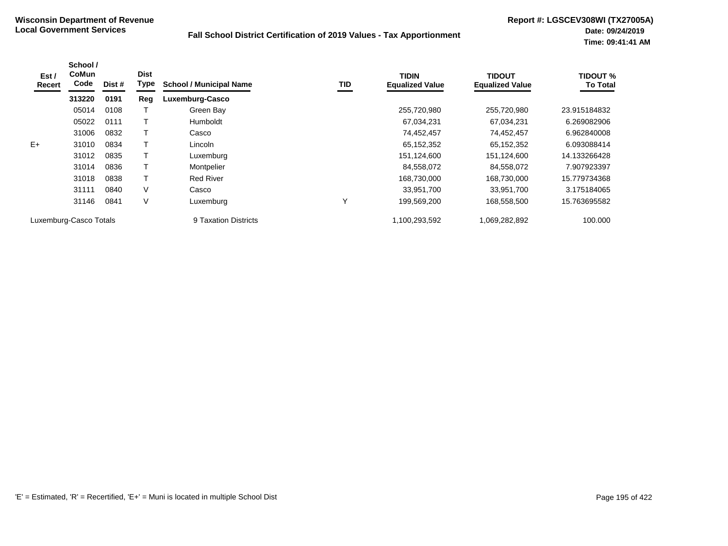**Wisconsin Department of Revenue**
**Local Government Services**

**Fall School District Certification of 2019 Values - Tax Apportionment**

**Report #: LGSCEV308WI (TX27005A)**
**Date: 09/24/2019**
**Time: 09:41:41 AM**

| Est / Recert | School / CoMun Code | Dist # | Dist Type | School / Municipal Name | TID | TIDIN Equalized Value | TIDOUT Equalized Value | TIDOUT % To Total |
|---|---|---|---|---|---|---|---|---|
| | **313220** | **0191** | **Reg** | **Luxemburg-Casco** | | | | |
| | 05014 | 0108 | T | Green Bay | | 255,720,980 | 255,720,980 | 23.915184832 |
| | 05022 | 0111 | T | Humboldt | | 67,034,231 | 67,034,231 | 6.269082906 |
| | 31006 | 0832 | T | Casco | | 74,452,457 | 74,452,457 | 6.962840008 |
| E+ | 31010 | 0834 | T | Lincoln | | 65,152,352 | 65,152,352 | 6.093088414 |
| | 31012 | 0835 | T | Luxemburg | | 151,124,600 | 151,124,600 | 14.133266428 |
| | 31014 | 0836 | T | Montpelier | | 84,558,072 | 84,558,072 | 7.907923397 |
| | 31018 | 0838 | T | Red River | | 168,730,000 | 168,730,000 | 15.779734368 |
| | 31111 | 0840 | V | Casco | | 33,951,700 | 33,951,700 | 3.175184065 |
| | 31146 | 0841 | V | Luxemburg | Y | 199,569,200 | 168,558,500 | 15.763695582 |
| Luxemburg-Casco Totals | | | | 9 Taxation Districts | | 1,100,293,592 | 1,069,282,892 | 100.000 |

'E' = Estimated, 'R' = Recertified, 'E+' = Muni is located in multiple School Dist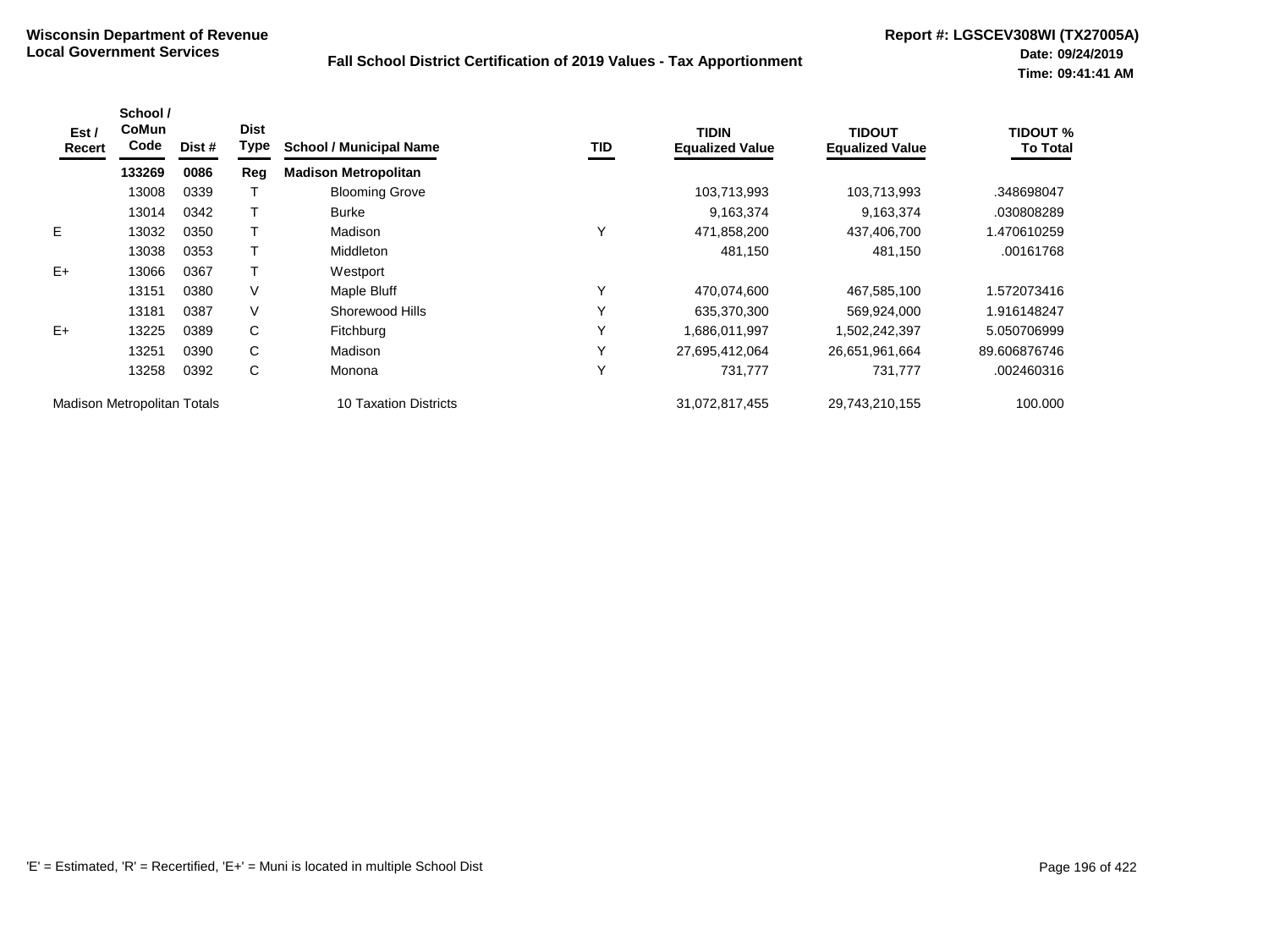**Wisconsin Department of Revenue**
**Local Government Services**

**Fall School District Certification of 2019 Values - Tax Apportionment**

**Report #: LGSCEV308WI (TX27005A)**
**Date: 09/24/2019**
**Time: 09:41:41 AM**

| Est / Recert | School / CoMun Code | Dist # | Dist Type | School / Municipal Name | TID | TIDIN Equalized Value | TIDOUT Equalized Value | TIDOUT % To Total |
|---|---|---|---|---|---|---|---|---|
| | **133269** | **0086** | **Reg** | **Madison Metropolitan** | | | | |
| | 13008 | 0339 | T | Blooming Grove | | 103,713,993 | 103,713,993 | .348698047 |
| | 13014 | 0342 | T | Burke | | 9,163,374 | 9,163,374 | .030808289 |
| E | 13032 | 0350 | T | Madison | Y | 471,858,200 | 437,406,700 | 1.470610259 |
| | 13038 | 0353 | T | Middleton | | 481,150 | 481,150 | .00161768 |
| E+ | 13066 | 0367 | T | Westport | | | | |
| | 13151 | 0380 | V | Maple Bluff | Y | 470,074,600 | 467,585,100 | 1.572073416 |
| | 13181 | 0387 | V | Shorewood Hills | Y | 635,370,300 | 569,924,000 | 1.916148247 |
| E+ | 13225 | 0389 | C | Fitchburg | Y | 1,686,011,997 | 1,502,242,397 | 5.050706999 |
| | 13251 | 0390 | C | Madison | Y | 27,695,412,064 | 26,651,961,664 | 89.606876746 |
| | 13258 | 0392 | C | Monona | Y | 731,777 | 731,777 | .002460316 |
| Madison Metropolitan Totals | | | | 10 Taxation Districts | | 31,072,817,455 | 29,743,210,155 | 100.000 |

'E' = Estimated, 'R' = Recertified, 'E+' = Muni is located in multiple School Dist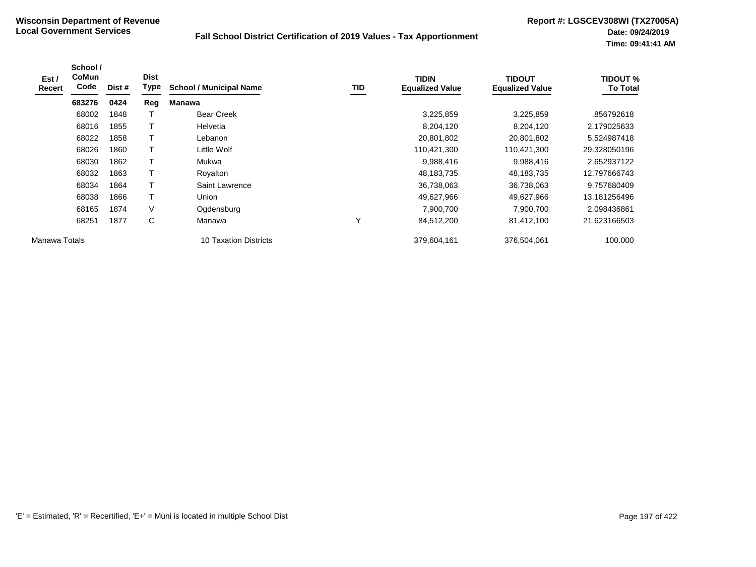**Wisconsin Department of Revenue**
**Local Government Services**

**Fall School District Certification of 2019 Values - Tax Apportionment**

**Report #: LGSCEV308WI (TX27005A)**
**Date: 09/24/2019**
**Time: 09:41:41 AM**

| Est / Recert | School / CoMun Code | Dist # | Dist Type | School / Municipal Name | TID | TIDIN Equalized Value | TIDOUT Equalized Value | TIDOUT % To Total |
|---|---|---|---|---|---|---|---|---|
| | **683276** | **0424** | **Reg** | **Manawa** | | | | |
| | 68002 | 1848 | T | Bear Creek | | 3,225,859 | 3,225,859 | .856792618 |
| | 68016 | 1855 | T | Helvetia | | 8,204,120 | 8,204,120 | 2.179025633 |
| | 68022 | 1858 | T | Lebanon | | 20,801,802 | 20,801,802 | 5.524987418 |
| | 68026 | 1860 | T | Little Wolf | | 110,421,300 | 110,421,300 | 29.328050196 |
| | 68030 | 1862 | T | Mukwa | | 9,988,416 | 9,988,416 | 2.652937122 |
| | 68032 | 1863 | T | Royalton | | 48,183,735 | 48,183,735 | 12.797666743 |
| | 68034 | 1864 | T | Saint Lawrence | | 36,738,063 | 36,738,063 | 9.757680409 |
| | 68038 | 1866 | T | Union | | 49,627,966 | 49,627,966 | 13.181256496 |
| | 68165 | 1874 | V | Ogdensburg | | 7,900,700 | 7,900,700 | 2.098436861 |
| | 68251 | 1877 | C | Manawa | Y | 84,512,200 | 81,412,100 | 21.623166503 |
| Manawa Totals | | | | 10 Taxation Districts | | 379,604,161 | 376,504,061 | 100.000 |

'E' = Estimated, 'R' = Recertified, 'E+' = Muni is located in multiple School Dist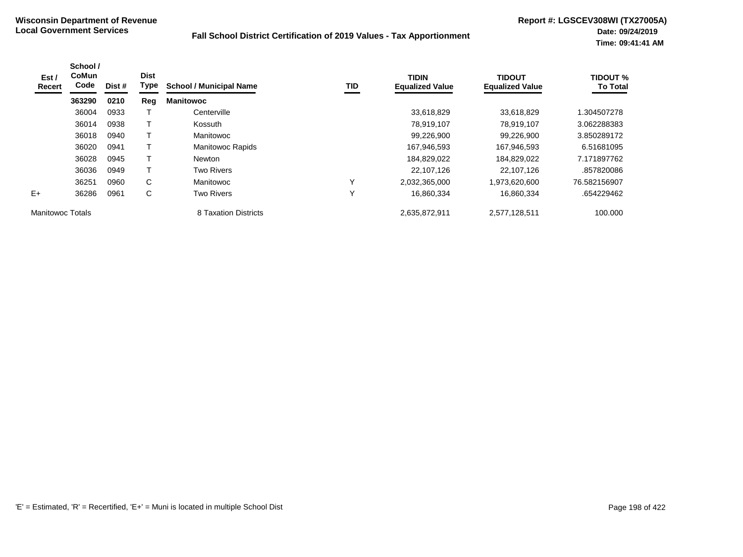**Wisconsin Department of Revenue**
**Local Government Services**

**Fall School District Certification of 2019 Values - Tax Apportionment**

**Report #: LGSCEV308WI (TX27005A)**
**Date: 09/24/2019**
**Time: 09:41:41 AM**

| Est / Recert | School / CoMun Code | Dist # | Dist Type | School / Municipal Name | TID | TIDIN Equalized Value | TIDOUT Equalized Value | TIDOUT % To Total |
|---|---|---|---|---|---|---|---|---|
| | **363290** | **0210** | **Reg** | **Manitowoc** | | | | |
| | 36004 | 0933 | T | Centerville | | 33,618,829 | 33,618,829 | 1.304507278 |
| | 36014 | 0938 | T | Kossuth | | 78,919,107 | 78,919,107 | 3.062288383 |
| | 36018 | 0940 | T | Manitowoc | | 99,226,900 | 99,226,900 | 3.850289172 |
| | 36020 | 0941 | T | Manitowoc Rapids | | 167,946,593 | 167,946,593 | 6.51681095 |
| | 36028 | 0945 | T | Newton | | 184,829,022 | 184,829,022 | 7.171897762 |
| | 36036 | 0949 | T | Two Rivers | | 22,107,126 | 22,107,126 | .857820086 |
| | 36251 | 0960 | C | Manitowoc | Y | 2,032,365,000 | 1,973,620,600 | 76.582156907 |
| E+ | 36286 | 0961 | C | Two Rivers | Y | 16,860,334 | 16,860,334 | .654229462 |
| Manitowoc Totals | | | | 8 Taxation Districts | | 2,635,872,911 | 2,577,128,511 | 100.000 |

'E' = Estimated, 'R' = Recertified, 'E+' = Muni is located in multiple School Dist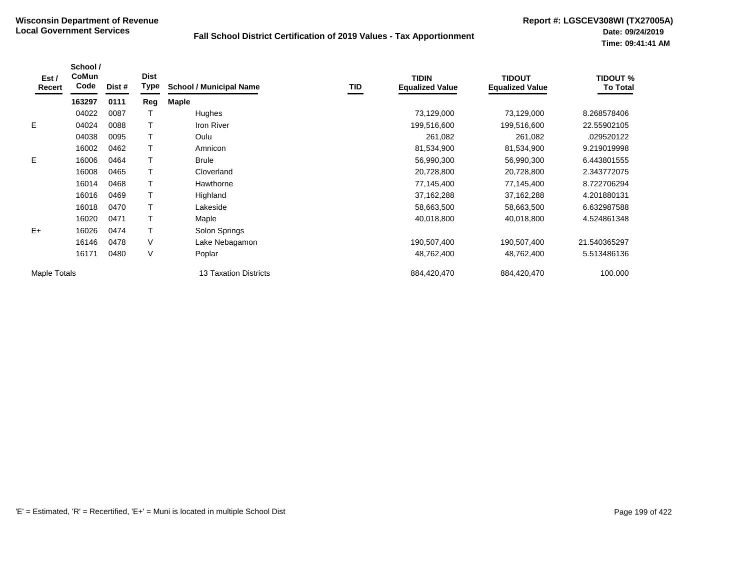**Wisconsin Department of Revenue**
**Local Government Services**

**Fall School District Certification of 2019 Values - Tax Apportionment**

**Report #: LGSCEV308WI (TX27005A)**
**Date: 09/24/2019**
**Time: 09:41:41 AM**

| Est / Recert | School / CoMun Code | Dist # | Dist Type | School / Municipal Name | TID | TIDIN Equalized Value | TIDOUT Equalized Value | TIDOUT % To Total |
|---|---|---|---|---|---|---|---|---|
| | **163297** | **0111** | **Reg** | **Maple** | | | | |
| | 04022 | 0087 | T | Hughes | | 73,129,000 | 73,129,000 | 8.268578406 |
| E | 04024 | 0088 | T | Iron River | | 199,516,600 | 199,516,600 | 22.55902105 |
| | 04038 | 0095 | T | Oulu | | 261,082 | 261,082 | .029520122 |
| | 16002 | 0462 | T | Amnicon | | 81,534,900 | 81,534,900 | 9.219019998 |
| E | 16006 | 0464 | T | Brule | | 56,990,300 | 56,990,300 | 6.443801555 |
| | 16008 | 0465 | T | Cloverland | | 20,728,800 | 20,728,800 | 2.343772075 |
| | 16014 | 0468 | T | Hawthorne | | 77,145,400 | 77,145,400 | 8.722706294 |
| | 16016 | 0469 | T | Highland | | 37,162,288 | 37,162,288 | 4.201880131 |
| | 16018 | 0470 | T | Lakeside | | 58,663,500 | 58,663,500 | 6.632987588 |
| | 16020 | 0471 | T | Maple | | 40,018,800 | 40,018,800 | 4.524861348 |
| E+ | 16026 | 0474 | T | Solon Springs | | | | |
| | 16146 | 0478 | V | Lake Nebagamon | | 190,507,400 | 190,507,400 | 21.540365297 |
| | 16171 | 0480 | V | Poplar | | 48,762,400 | 48,762,400 | 5.513486136 |
| Maple Totals | | | | 13 Taxation Districts | | 884,420,470 | 884,420,470 | 100.000 |

'E' = Estimated, 'R' = Recertified, 'E+' = Muni is located in multiple School Dist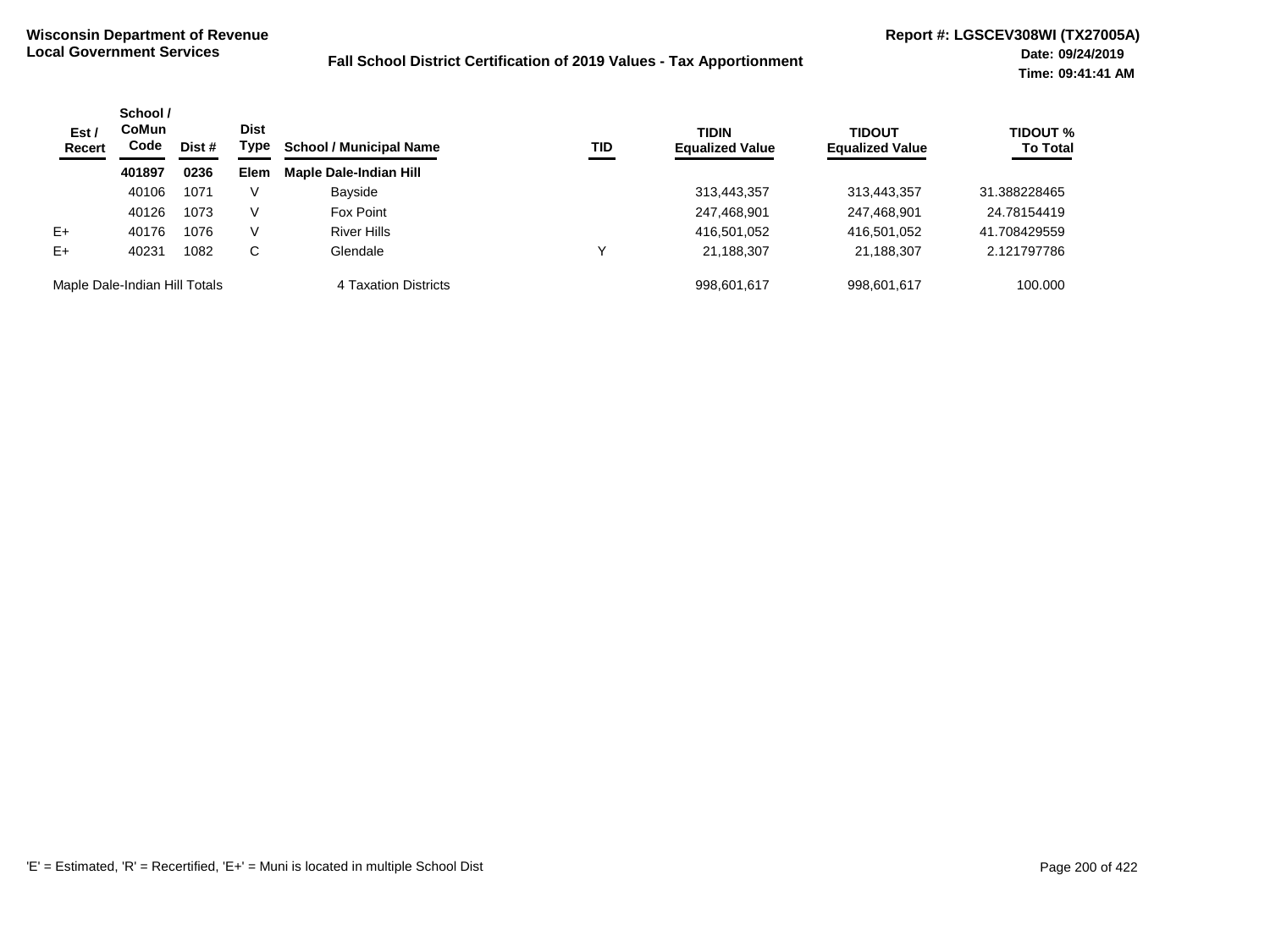**Wisconsin Department of Revenue**
**Local Government Services**

**Fall School District Certification of 2019 Values - Tax Apportionment**

**Report #: LGSCEV308WI (TX27005A)**
**Date: 09/24/2019**
**Time: 09:41:41 AM**

| Est / Recert | School / CoMun Code | Dist # | Dist Type | School / Municipal Name | TID | TIDIN Equalized Value | TIDOUT Equalized Value | TIDOUT % To Total |
|---|---|---|---|---|---|---|---|---|
| | **401897** | **0236** | **Elem** | **Maple Dale-Indian Hill** | | | | |
| | 40106 | 1071 | V | Bayside | | 313,443,357 | 313,443,357 | 31.388228465 |
| | 40126 | 1073 | V | Fox Point | | 247,468,901 | 247,468,901 | 24.78154419 |
| E+ | 40176 | 1076 | V | River Hills | | 416,501,052 | 416,501,052 | 41.708429559 |
| E+ | 40231 | 1082 | C | Glendale | Y | 21,188,307 | 21,188,307 | 2.121797786 |
| Maple Dale-Indian Hill Totals | | | | 4 Taxation Districts | | 998,601,617 | 998,601,617 | 100.000 |

'E' = Estimated, 'R' = Recertified, 'E+' = Muni is located in multiple School Dist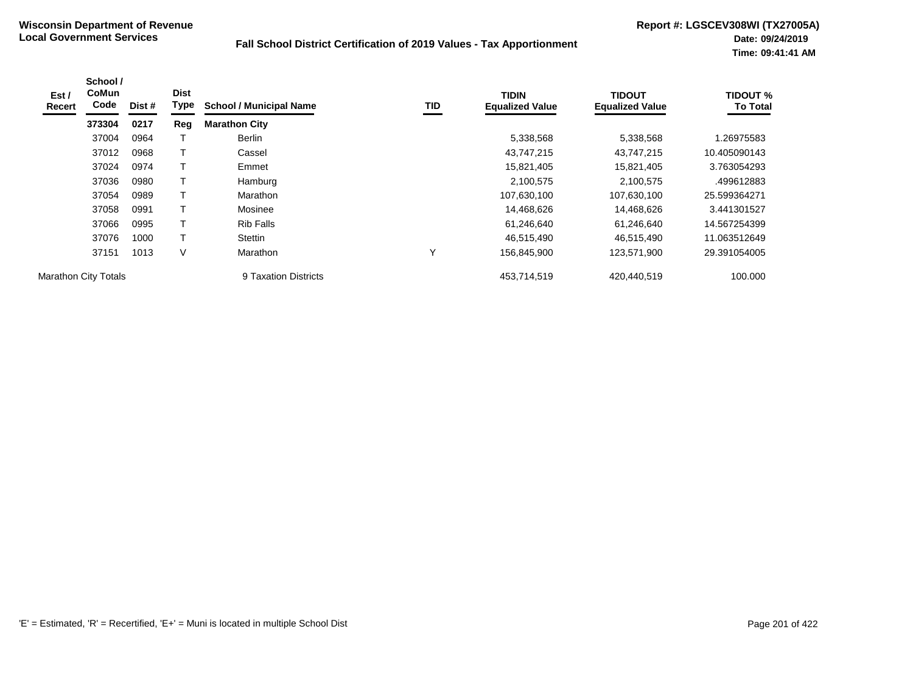**Wisconsin Department of Revenue**
**Local Government Services**

**Fall School District Certification of 2019 Values - Tax Apportionment**

**Report #: LGSCEV308WI (TX27005A)**
**Date: 09/24/2019**
**Time: 09:41:41 AM**

| Est / Recert | School / CoMun Code | Dist # | Dist Type | School / Municipal Name | TID | TIDIN Equalized Value | TIDOUT Equalized Value | TIDOUT % To Total |
|---|---|---|---|---|---|---|---|---|
| | **373304** | **0217** | **Reg** | **Marathon City** | | | | |
| | 37004 | 0964 | T | Berlin | | 5,338,568 | 5,338,568 | 1.26975583 |
| | 37012 | 0968 | T | Cassel | | 43,747,215 | 43,747,215 | 10.405090143 |
| | 37024 | 0974 | T | Emmet | | 15,821,405 | 15,821,405 | 3.763054293 |
| | 37036 | 0980 | T | Hamburg | | 2,100,575 | 2,100,575 | .499612883 |
| | 37054 | 0989 | T | Marathon | | 107,630,100 | 107,630,100 | 25.599364271 |
| | 37058 | 0991 | T | Mosinee | | 14,468,626 | 14,468,626 | 3.441301527 |
| | 37066 | 0995 | T | Rib Falls | | 61,246,640 | 61,246,640 | 14.567254399 |
| | 37076 | 1000 | T | Stettin | | 46,515,490 | 46,515,490 | 11.063512649 |
| | 37151 | 1013 | V | Marathon | Y | 156,845,900 | 123,571,900 | 29.391054005 |
| Marathon City Totals | | | | 9 Taxation Districts | | 453,714,519 | 420,440,519 | 100.000 |

'E' = Estimated, 'R' = Recertified, 'E+' = Muni is located in multiple School Dist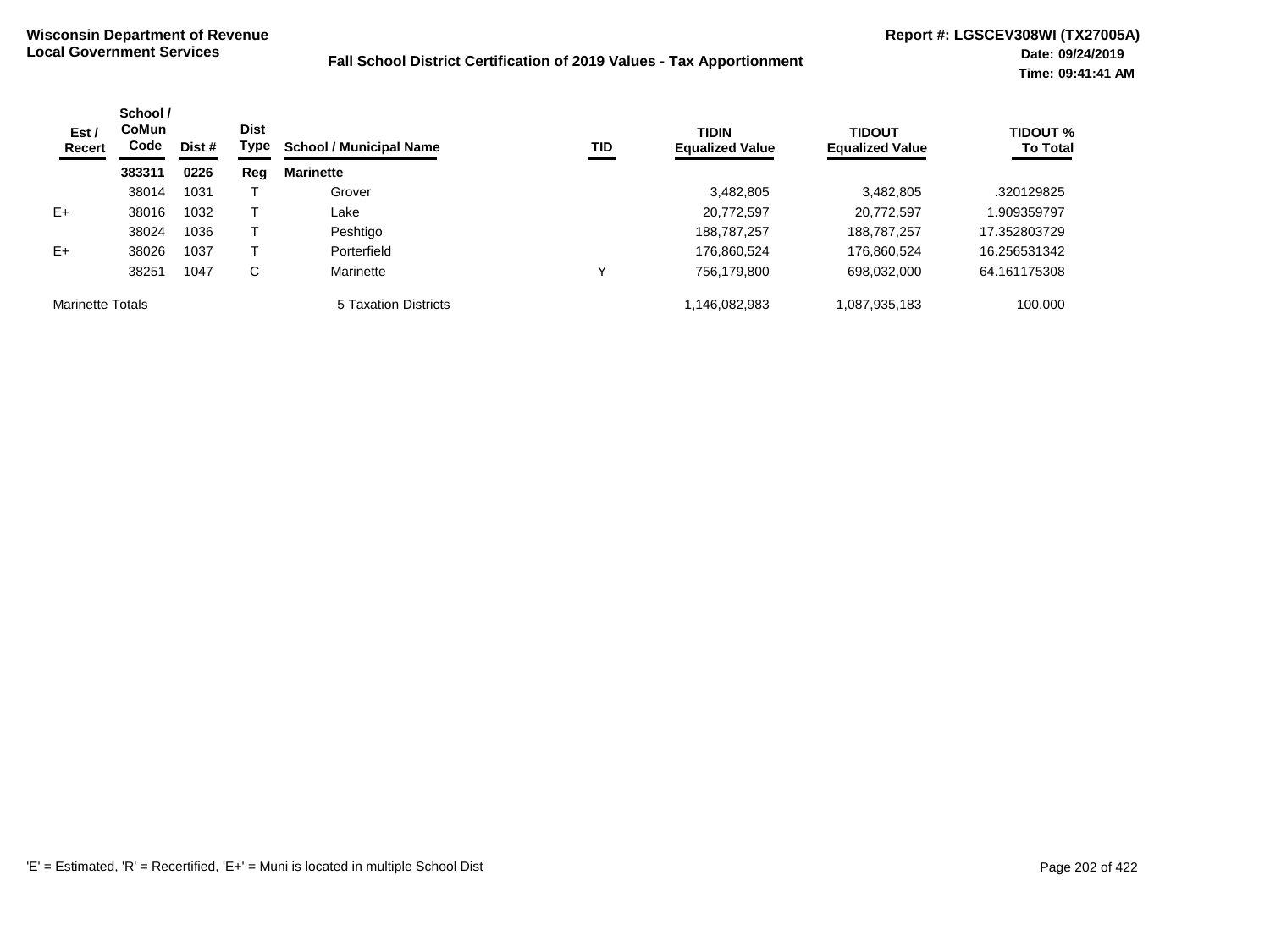**Wisconsin Department of Revenue**
**Local Government Services**

**Fall School District Certification of 2019 Values - Tax Apportionment**

**Report #: LGSCEV308WI (TX27005A)**
**Date: 09/24/2019**
**Time: 09:41:41 AM**

| Est / Recert | School / CoMun Code | Dist # | Dist Type | School / Municipal Name | TID | TIDIN Equalized Value | TIDOUT Equalized Value | TIDOUT % To Total |
|---|---|---|---|---|---|---|---|---|
| | **383311** | **0226** | **Reg** | **Marinette** | | | | |
| | 38014 | 1031 | T | Grover | | 3,482,805 | 3,482,805 | .320129825 |
| E+ | 38016 | 1032 | T | Lake | | 20,772,597 | 20,772,597 | 1.909359797 |
| | 38024 | 1036 | T | Peshtigo | | 188,787,257 | 188,787,257 | 17.352803729 |
| E+ | 38026 | 1037 | T | Porterfield | | 176,860,524 | 176,860,524 | 16.256531342 |
| | 38251 | 1047 | C | Marinette | Y | 756,179,800 | 698,032,000 | 64.161175308 |
| Marinette Totals | | | | 5 Taxation Districts | | 1,146,082,983 | 1,087,935,183 | 100.000 |

'E' = Estimated, 'R' = Recertified, 'E+' = Muni is located in multiple School Dist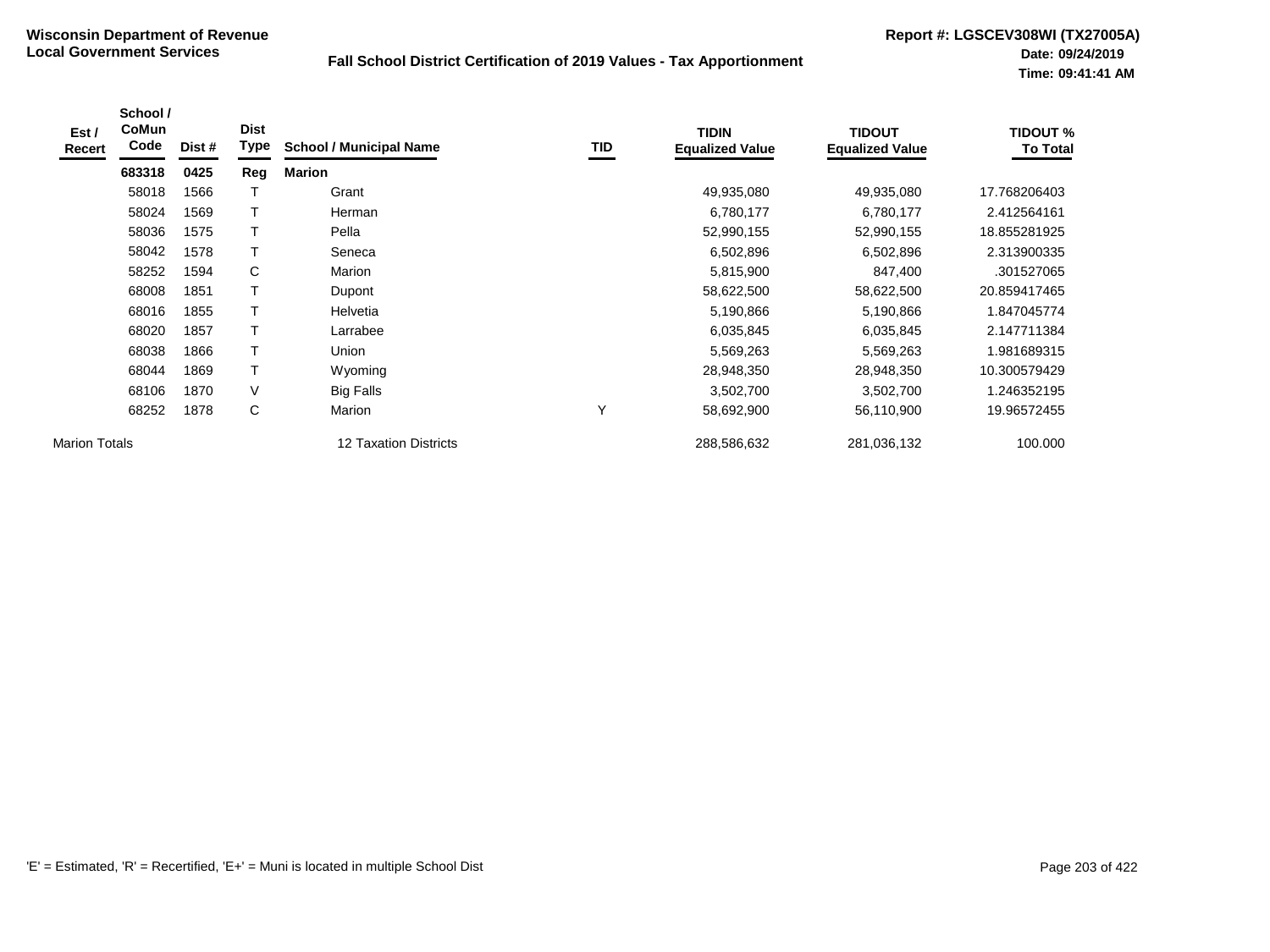**Wisconsin Department of Revenue**
**Local Government Services**

**Fall School District Certification of 2019 Values - Tax Apportionment**

**Report #: LGSCEV308WI (TX27005A)**
**Date: 09/24/2019**
**Time: 09:41:41 AM**

| Est / Recert | School / CoMun Code | Dist # | Dist Type | School / Municipal Name | TID | TIDIN Equalized Value | TIDOUT Equalized Value | TIDOUT % To Total |
|---|---|---|---|---|---|---|---|---|
| | **683318** | **0425** | **Reg** | **Marion** | | | | |
| | 58018 | 1566 | T | Grant | | 49,935,080 | 49,935,080 | 17.768206403 |
| | 58024 | 1569 | T | Herman | | 6,780,177 | 6,780,177 | 2.412564161 |
| | 58036 | 1575 | T | Pella | | 52,990,155 | 52,990,155 | 18.855281925 |
| | 58042 | 1578 | T | Seneca | | 6,502,896 | 6,502,896 | 2.313900335 |
| | 58252 | 1594 | C | Marion | | 5,815,900 | 847,400 | .301527065 |
| | 68008 | 1851 | T | Dupont | | 58,622,500 | 58,622,500 | 20.859417465 |
| | 68016 | 1855 | T | Helvetia | | 5,190,866 | 5,190,866 | 1.847045774 |
| | 68020 | 1857 | T | Larrabee | | 6,035,845 | 6,035,845 | 2.147711384 |
| | 68038 | 1866 | T | Union | | 5,569,263 | 5,569,263 | 1.981689315 |
| | 68044 | 1869 | T | Wyoming | | 28,948,350 | 28,948,350 | 10.300579429 |
| | 68106 | 1870 | V | Big Falls | | 3,502,700 | 3,502,700 | 1.246352195 |
| | 68252 | 1878 | C | Marion | Y | 58,692,900 | 56,110,900 | 19.96572455 |
| Marion Totals | | | | 12 Taxation Districts | | 288,586,632 | 281,036,132 | 100.000 |

'E' = Estimated, 'R' = Recertified, 'E+' = Muni is located in multiple School Dist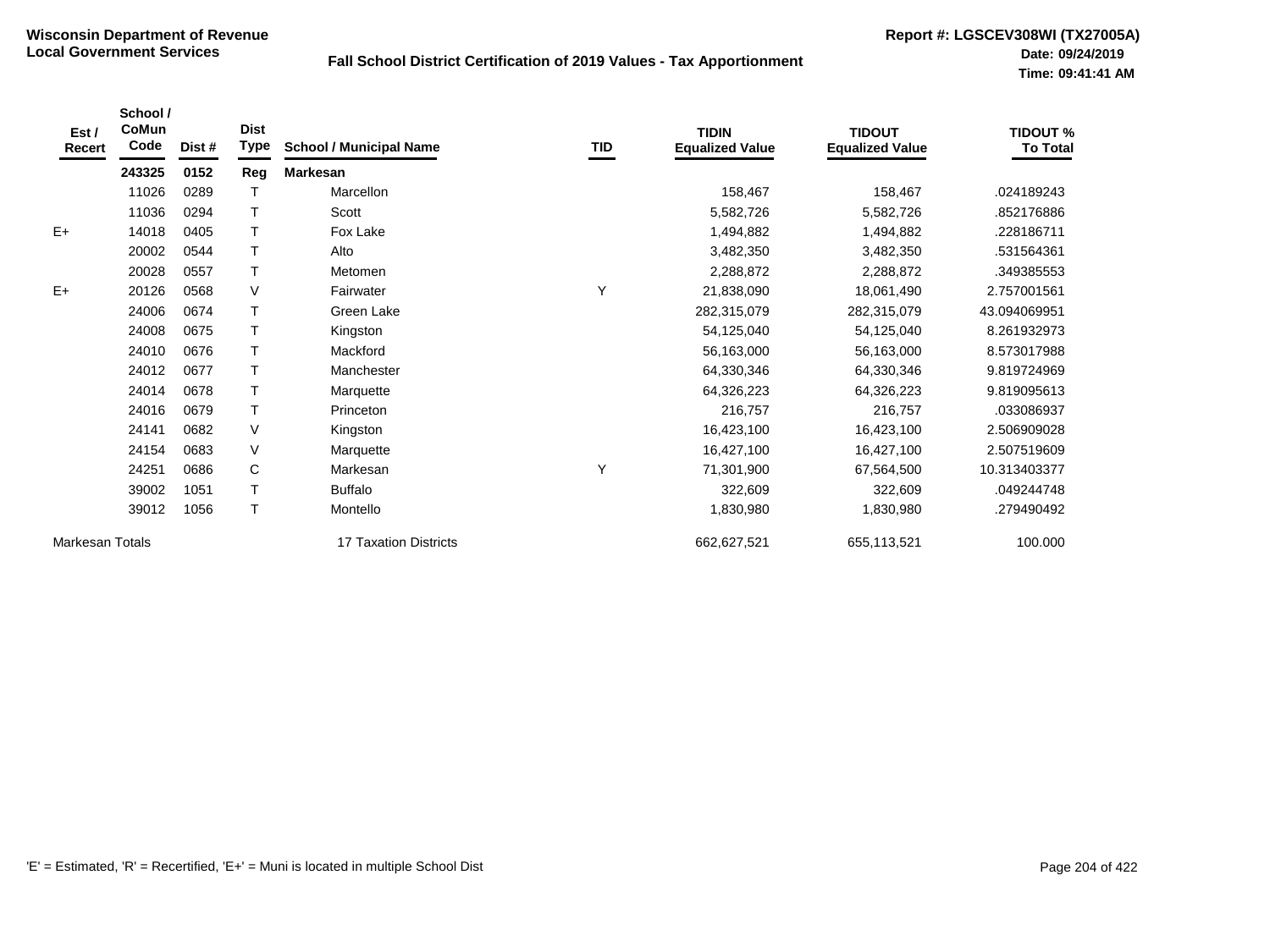**Wisconsin Department of Revenue**
**Local Government Services**

**Fall School District Certification of 2019 Values - Tax Apportionment**

**Report #: LGSCEV308WI (TX27005A)**
**Date: 09/24/2019**
**Time: 09:41:41 AM**

| Est / Recert | School / CoMun Code | Dist # | Dist Type | School / Municipal Name | TID | TIDIN Equalized Value | TIDOUT Equalized Value | TIDOUT % To Total |
|---|---|---|---|---|---|---|---|---|
| | **243325** | **0152** | **Reg** | **Markesan** | | | | |
| | 11026 | 0289 | T | Marcellon | | 158,467 | 158,467 | .024189243 |
| | 11036 | 0294 | T | Scott | | 5,582,726 | 5,582,726 | .852176886 |
| E+ | 14018 | 0405 | T | Fox Lake | | 1,494,882 | 1,494,882 | .228186711 |
| | 20002 | 0544 | T | Alto | | 3,482,350 | 3,482,350 | .531564361 |
| | 20028 | 0557 | T | Metomen | | 2,288,872 | 2,288,872 | .349385553 |
| E+ | 20126 | 0568 | V | Fairwater | Y | 21,838,090 | 18,061,490 | 2.757001561 |
| | 24006 | 0674 | T | Green Lake | | 282,315,079 | 282,315,079 | 43.094069951 |
| | 24008 | 0675 | T | Kingston | | 54,125,040 | 54,125,040 | 8.261932973 |
| | 24010 | 0676 | T | Mackford | | 56,163,000 | 56,163,000 | 8.573017988 |
| | 24012 | 0677 | T | Manchester | | 64,330,346 | 64,330,346 | 9.819724969 |
| | 24014 | 0678 | T | Marquette | | 64,326,223 | 64,326,223 | 9.819095613 |
| | 24016 | 0679 | T | Princeton | | 216,757 | 216,757 | .033086937 |
| | 24141 | 0682 | V | Kingston | | 16,423,100 | 16,423,100 | 2.506909028 |
| | 24154 | 0683 | V | Marquette | | 16,427,100 | 16,427,100 | 2.507519609 |
| | 24251 | 0686 | C | Markesan | Y | 71,301,900 | 67,564,500 | 10.313403377 |
| | 39002 | 1051 | T | Buffalo | | 322,609 | 322,609 | .049244748 |
| | 39012 | 1056 | T | Montello | | 1,830,980 | 1,830,980 | .279490492 |
| Markesan Totals | | | | 17 Taxation Districts | | 662,627,521 | 655,113,521 | 100.000 |

'E' = Estimated, 'R' = Recertified, 'E+' = Muni is located in multiple School Dist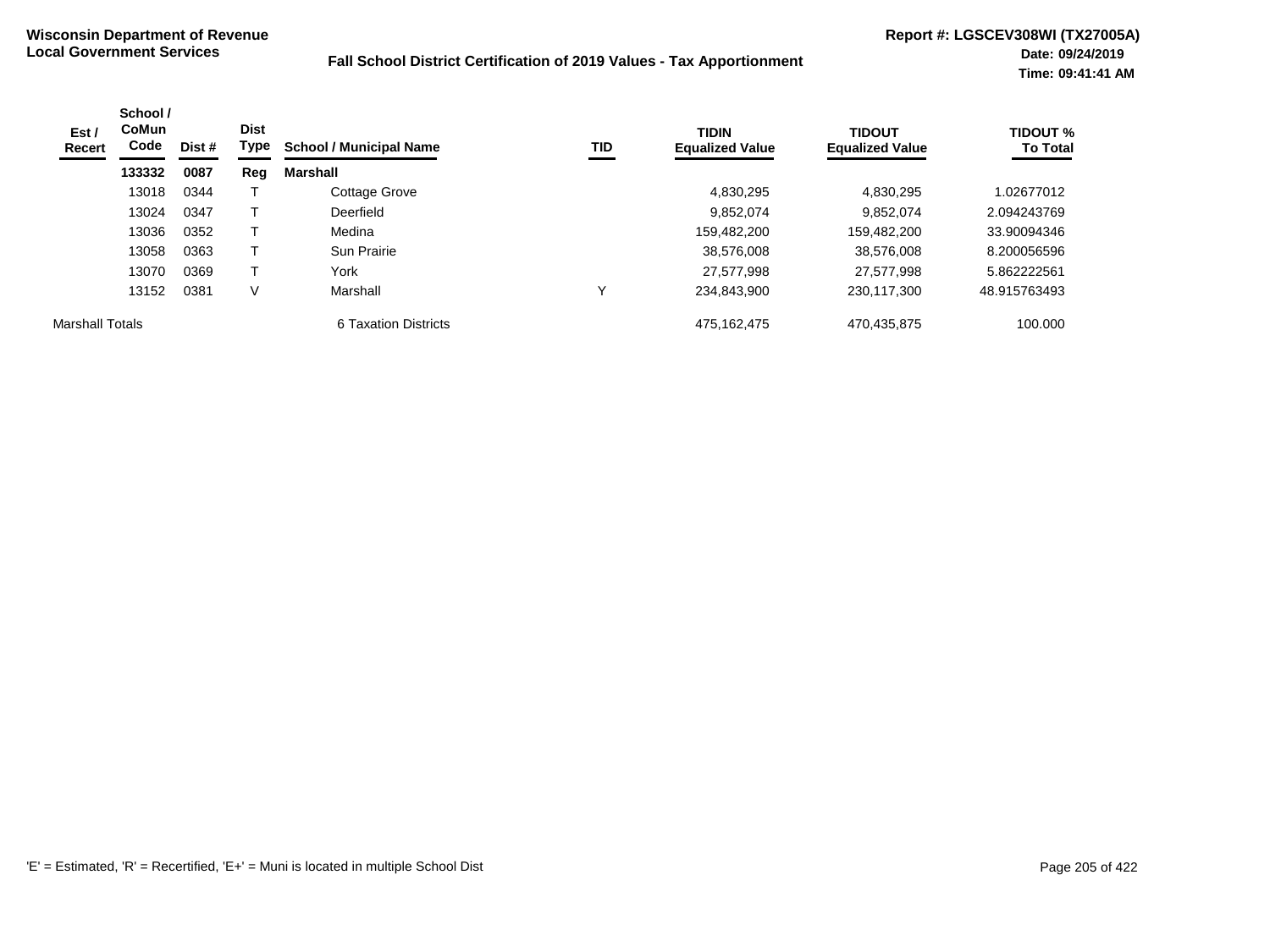**Wisconsin Department of Revenue**
**Local Government Services**

**Fall School District Certification of 2019 Values - Tax Apportionment**

**Report #: LGSCEV308WI (TX27005A)**
**Date: 09/24/2019**
**Time: 09:41:41 AM**

| Est / Recert | School / CoMun Code | Dist # | Dist Type | School / Municipal Name | TID | TIDIN Equalized Value | TIDOUT Equalized Value | TIDOUT % To Total |
|---|---|---|---|---|---|---|---|---|
| | **133332** | **0087** | **Reg** | **Marshall** | | | | |
| | 13018 | 0344 | T | Cottage Grove | | 4,830,295 | 4,830,295 | 1.02677012 |
| | 13024 | 0347 | T | Deerfield | | 9,852,074 | 9,852,074 | 2.094243769 |
| | 13036 | 0352 | T | Medina | | 159,482,200 | 159,482,200 | 33.90094346 |
| | 13058 | 0363 | T | Sun Prairie | | 38,576,008 | 38,576,008 | 8.200056596 |
| | 13070 | 0369 | T | York | | 27,577,998 | 27,577,998 | 5.862222561 |
| | 13152 | 0381 | V | Marshall | Y | 234,843,900 | 230,117,300 | 48.915763493 |
| Marshall Totals | | | | 6 Taxation Districts | | 475,162,475 | 470,435,875 | 100.000 |

'E' = Estimated, 'R' = Recertified, 'E+' = Muni is located in multiple School Dist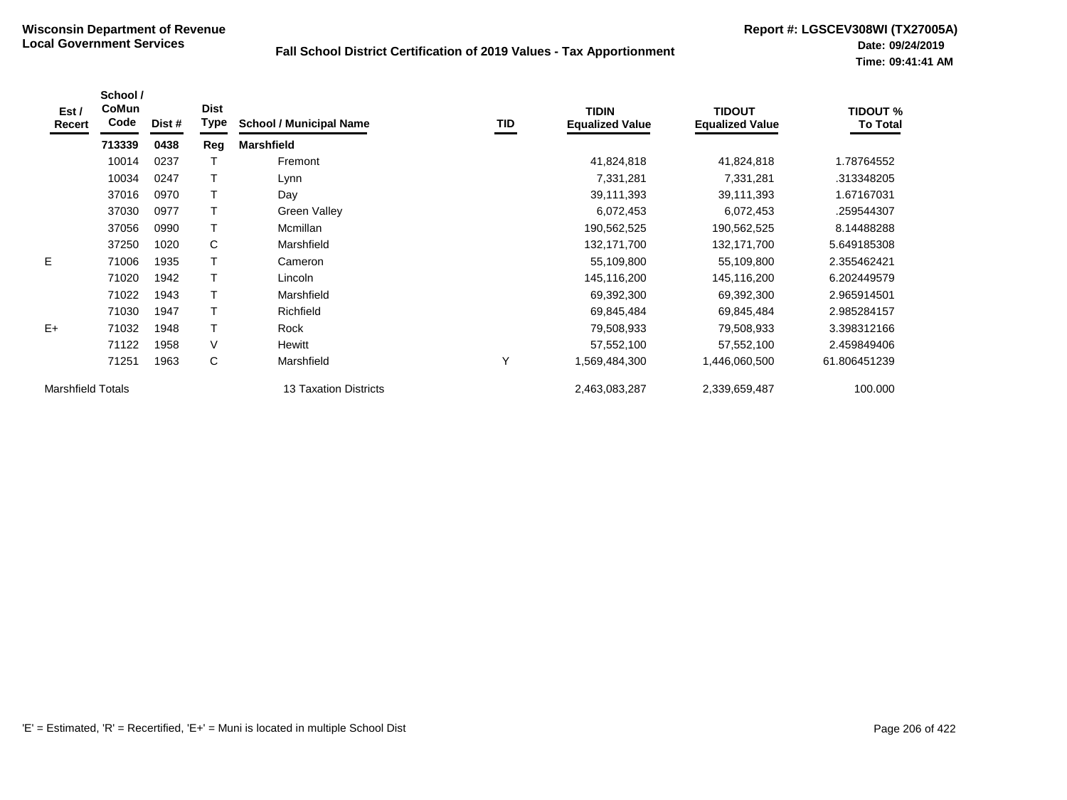**Wisconsin Department of Revenue**
**Local Government Services**

**Fall School District Certification of 2019 Values - Tax Apportionment**

**Report #: LGSCEV308WI (TX27005A)**
**Date: 09/24/2019**
**Time: 09:41:41 AM**

| Est / Recert | School / CoMun Code | Dist # | Dist Type | School / Municipal Name | TID | TIDIN Equalized Value | TIDOUT Equalized Value | TIDOUT % To Total |
|---|---|---|---|---|---|---|---|---|
| | **713339** | **0438** | **Reg** | **Marshfield** | | | | |
| | 10014 | 0237 | T | Fremont | | 41,824,818 | 41,824,818 | 1.78764552 |
| | 10034 | 0247 | T | Lynn | | 7,331,281 | 7,331,281 | .313348205 |
| | 37016 | 0970 | T | Day | | 39,111,393 | 39,111,393 | 1.67167031 |
| | 37030 | 0977 | T | Green Valley | | 6,072,453 | 6,072,453 | .259544307 |
| | 37056 | 0990 | T | Mcmillan | | 190,562,525 | 190,562,525 | 8.14488288 |
| | 37250 | 1020 | C | Marshfield | | 132,171,700 | 132,171,700 | 5.649185308 |
| E | 71006 | 1935 | T | Cameron | | 55,109,800 | 55,109,800 | 2.355462421 |
| | 71020 | 1942 | T | Lincoln | | 145,116,200 | 145,116,200 | 6.202449579 |
| | 71022 | 1943 | T | Marshfield | | 69,392,300 | 69,392,300 | 2.965914501 |
| | 71030 | 1947 | T | Richfield | | 69,845,484 | 69,845,484 | 2.985284157 |
| E+ | 71032 | 1948 | T | Rock | | 79,508,933 | 79,508,933 | 3.398312166 |
| | 71122 | 1958 | V | Hewitt | | 57,552,100 | 57,552,100 | 2.459849406 |
| | 71251 | 1963 | C | Marshfield | Y | 1,569,484,300 | 1,446,060,500 | 61.806451239 |
| Marshfield Totals | | | | 13 Taxation Districts | | 2,463,083,287 | 2,339,659,487 | 100.000 |

'E' = Estimated, 'R' = Recertified, 'E+' = Muni is located in multiple School Dist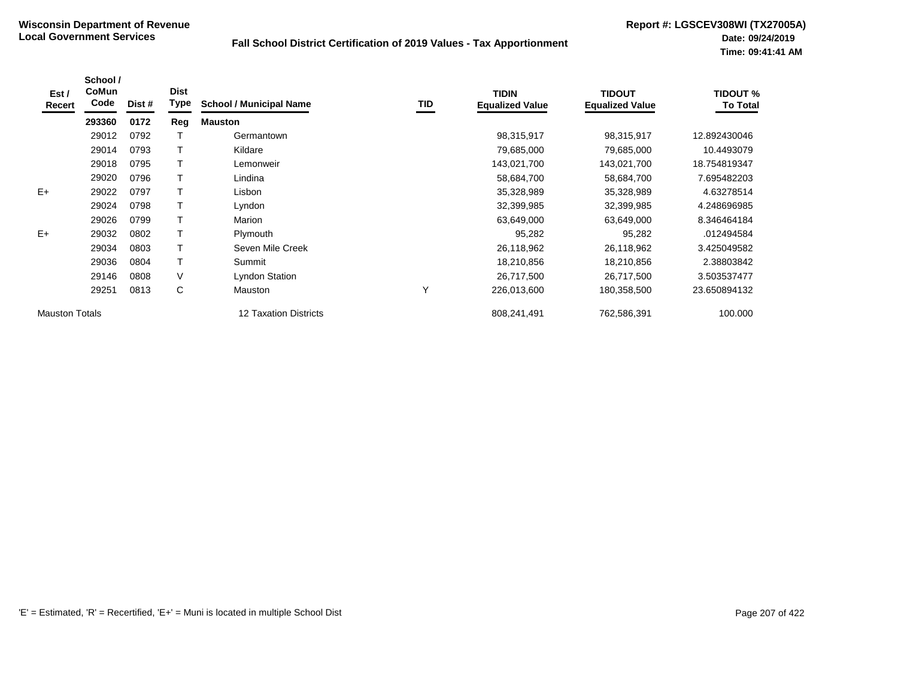**Wisconsin Department of Revenue**
**Local Government Services**

**Fall School District Certification of 2019 Values - Tax Apportionment**

**Report #: LGSCEV308WI (TX27005A)**
**Date: 09/24/2019**
**Time: 09:41:41 AM**

| Est / Recert | School / CoMun Code | Dist # | Dist Type | School / Municipal Name | TID | TIDIN Equalized Value | TIDOUT Equalized Value | TIDOUT % To Total |
|---|---|---|---|---|---|---|---|---|
| | **293360** | **0172** | **Reg** | **Mauston** | | | | |
| | 29012 | 0792 | T | Germantown | | 98,315,917 | 98,315,917 | 12.892430046 |
| | 29014 | 0793 | T | Kildare | | 79,685,000 | 79,685,000 | 10.4493079 |
| | 29018 | 0795 | T | Lemonweir | | 143,021,700 | 143,021,700 | 18.754819347 |
| | 29020 | 0796 | T | Lindina | | 58,684,700 | 58,684,700 | 7.695482203 |
| E+ | 29022 | 0797 | T | Lisbon | | 35,328,989 | 35,328,989 | 4.63278514 |
| | 29024 | 0798 | T | Lyndon | | 32,399,985 | 32,399,985 | 4.248696985 |
| | 29026 | 0799 | T | Marion | | 63,649,000 | 63,649,000 | 8.346464184 |
| E+ | 29032 | 0802 | T | Plymouth | | 95,282 | 95,282 | .012494584 |
| | 29034 | 0803 | T | Seven Mile Creek | | 26,118,962 | 26,118,962 | 3.425049582 |
| | 29036 | 0804 | T | Summit | | 18,210,856 | 18,210,856 | 2.38803842 |
| | 29146 | 0808 | V | Lyndon Station | | 26,717,500 | 26,717,500 | 3.503537477 |
| | 29251 | 0813 | C | Mauston | Y | 226,013,600 | 180,358,500 | 23.650894132 |
| Mauston Totals | | | | 12 Taxation Districts | | 808,241,491 | 762,586,391 | 100.000 |

'E' = Estimated, 'R' = Recertified, 'E+' = Muni is located in multiple School Dist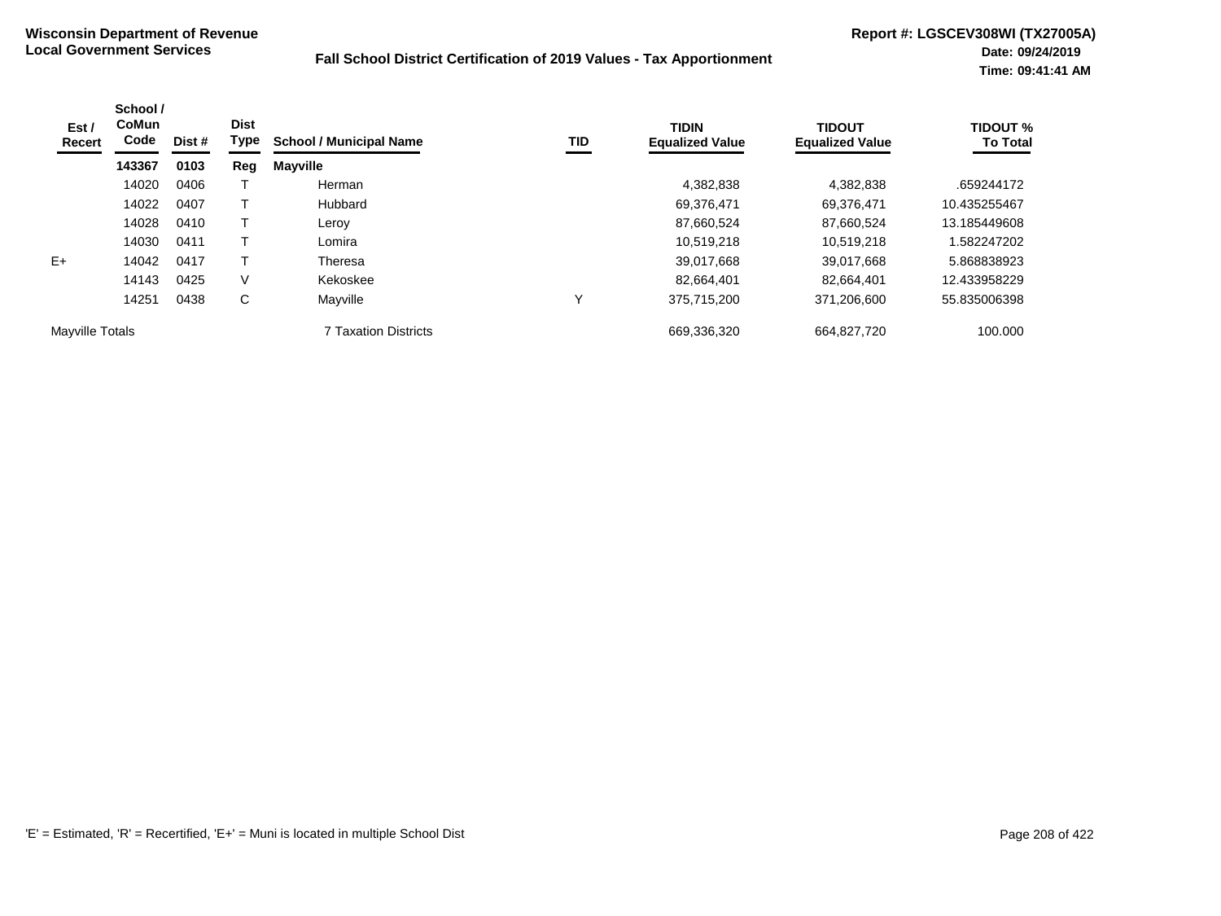**Wisconsin Department of Revenue**
**Local Government Services**

**Fall School District Certification of 2019 Values - Tax Apportionment**

**Report #: LGSCEV308WI (TX27005A)**
**Date: 09/24/2019**
**Time: 09:41:41 AM**

| Est / Recert | School / CoMun Code | Dist # | Dist Type | School / Municipal Name | TID | TIDIN Equalized Value | TIDOUT Equalized Value | TIDOUT % To Total |
|---|---|---|---|---|---|---|---|---|
| | **143367** | **0103** | **Reg** | **Mayville** | | | | |
| | 14020 | 0406 | T | Herman | | 4,382,838 | 4,382,838 | .659244172 |
| | 14022 | 0407 | T | Hubbard | | 69,376,471 | 69,376,471 | 10.435255467 |
| | 14028 | 0410 | T | Leroy | | 87,660,524 | 87,660,524 | 13.185449608 |
| | 14030 | 0411 | T | Lomira | | 10,519,218 | 10,519,218 | 1.582247202 |
| E+ | 14042 | 0417 | T | Theresa | | 39,017,668 | 39,017,668 | 5.868838923 |
| | 14143 | 0425 | V | Kekoskee | | 82,664,401 | 82,664,401 | 12.433958229 |
| | 14251 | 0438 | C | Mayville | Y | 375,715,200 | 371,206,600 | 55.835006398 |
| Mayville Totals | | | | 7 Taxation Districts | | 669,336,320 | 664,827,720 | 100.000 |

'E' = Estimated, 'R' = Recertified, 'E+' = Muni is located in multiple School Dist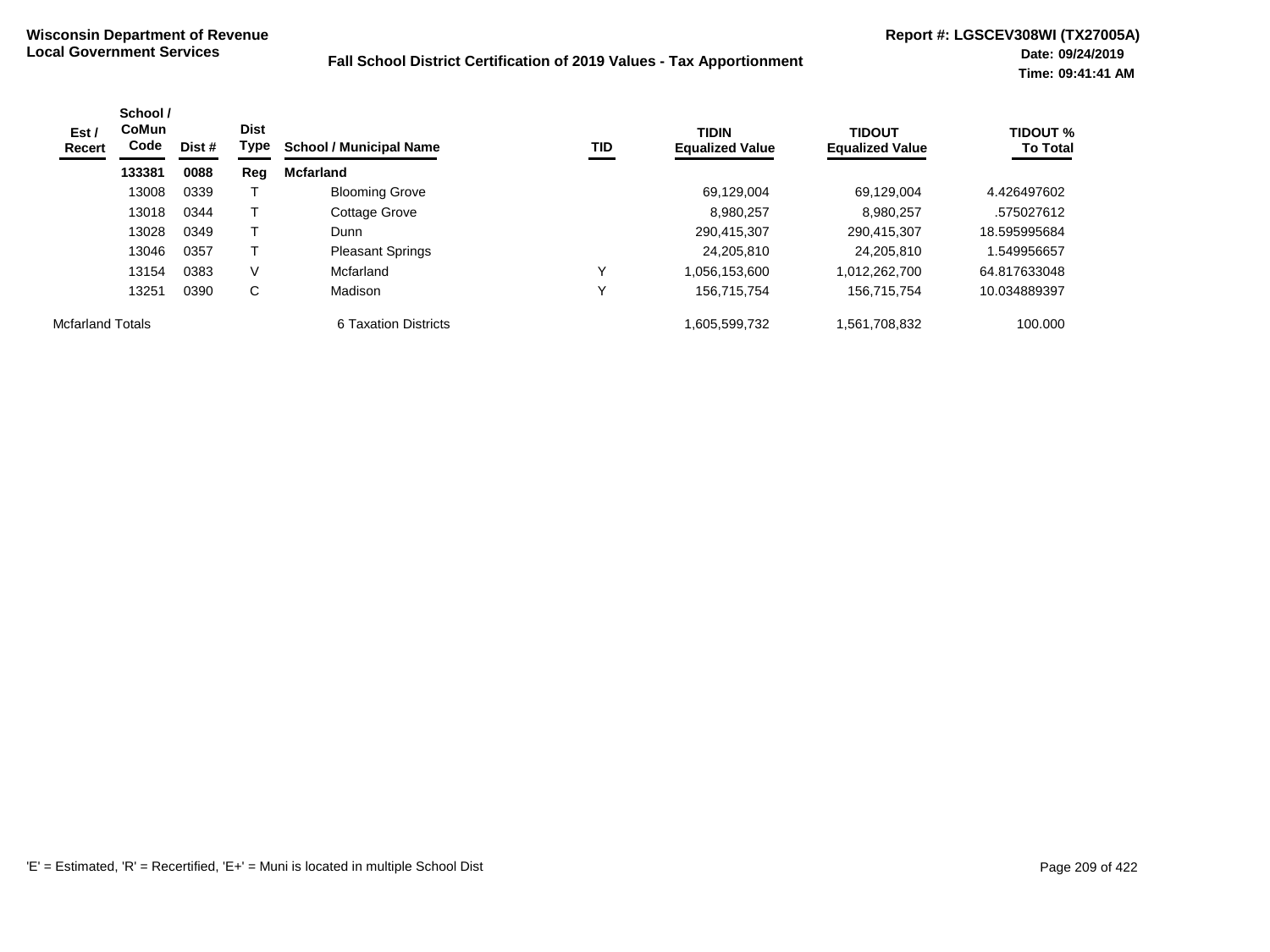**Wisconsin Department of Revenue**
**Local Government Services**

**Fall School District Certification of 2019 Values - Tax Apportionment**

**Report #: LGSCEV308WI (TX27005A)**
**Date: 09/24/2019**
**Time: 09:41:41 AM**

| Est / Recert | School / CoMun Code | Dist # | Dist Type | School / Municipal Name | TID | TIDIN Equalized Value | TIDOUT Equalized Value | TIDOUT % To Total |
|---|---|---|---|---|---|---|---|---|
| | **133381** | **0088** | **Reg** | **Mcfarland** | | | | |
| | 13008 | 0339 | T | Blooming Grove | | 69,129,004 | 69,129,004 | 4.426497602 |
| | 13018 | 0344 | T | Cottage Grove | | 8,980,257 | 8,980,257 | .575027612 |
| | 13028 | 0349 | T | Dunn | | 290,415,307 | 290,415,307 | 18.595995684 |
| | 13046 | 0357 | T | Pleasant Springs | | 24,205,810 | 24,205,810 | 1.549956657 |
| | 13154 | 0383 | V | Mcfarland | Y | 1,056,153,600 | 1,012,262,700 | 64.817633048 |
| | 13251 | 0390 | C | Madison | Y | 156,715,754 | 156,715,754 | 10.034889397 |
| Mcfarland Totals | | | | 6 Taxation Districts | | 1,605,599,732 | 1,561,708,832 | 100.000 |

'E' = Estimated, 'R' = Recertified, 'E+' = Muni is located in multiple School Dist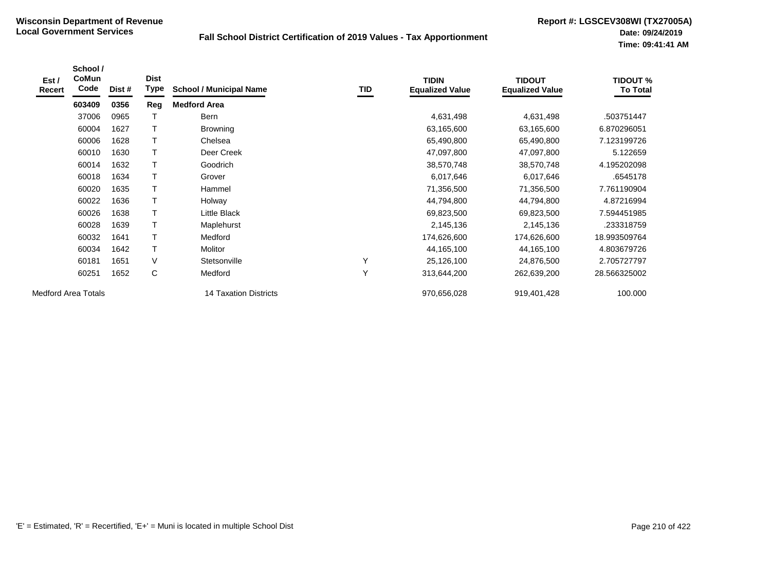**Wisconsin Department of Revenue**
**Local Government Services**

**Fall School District Certification of 2019 Values - Tax Apportionment**

**Report #: LGSCEV308WI (TX27005A)**
**Date: 09/24/2019**
**Time: 09:41:41 AM**

| Est / Recert | School / CoMun Code | Dist # | Dist Type | School / Municipal Name | TID | TIDIN Equalized Value | TIDOUT Equalized Value | TIDOUT % To Total |
|---|---|---|---|---|---|---|---|---|
| | **603409** | **0356** | **Reg** | **Medford Area** | | | | |
| | 37006 | 0965 | T | Bern | | 4,631,498 | 4,631,498 | .503751447 |
| | 60004 | 1627 | T | Browning | | 63,165,600 | 63,165,600 | 6.870296051 |
| | 60006 | 1628 | T | Chelsea | | 65,490,800 | 65,490,800 | 7.123199726 |
| | 60010 | 1630 | T | Deer Creek | | 47,097,800 | 47,097,800 | 5.122659 |
| | 60014 | 1632 | T | Goodrich | | 38,570,748 | 38,570,748 | 4.195202098 |
| | 60018 | 1634 | T | Grover | | 6,017,646 | 6,017,646 | .6545178 |
| | 60020 | 1635 | T | Hammel | | 71,356,500 | 71,356,500 | 7.761190904 |
| | 60022 | 1636 | T | Holway | | 44,794,800 | 44,794,800 | 4.87216994 |
| | 60026 | 1638 | T | Little Black | | 69,823,500 | 69,823,500 | 7.594451985 |
| | 60028 | 1639 | T | Maplehurst | | 2,145,136 | 2,145,136 | .233318759 |
| | 60032 | 1641 | T | Medford | | 174,626,600 | 174,626,600 | 18.993509764 |
| | 60034 | 1642 | T | Molitor | | 44,165,100 | 44,165,100 | 4.803679726 |
| | 60181 | 1651 | V | Stetsonville | Y | 25,126,100 | 24,876,500 | 2.705727797 |
| | 60251 | 1652 | C | Medford | Y | 313,644,200 | 262,639,200 | 28.566325002 |
| Medford Area Totals | | | | 14 Taxation Districts | | 970,656,028 | 919,401,428 | 100.000 |

'E' = Estimated, 'R' = Recertified, 'E+' = Muni is located in multiple School Dist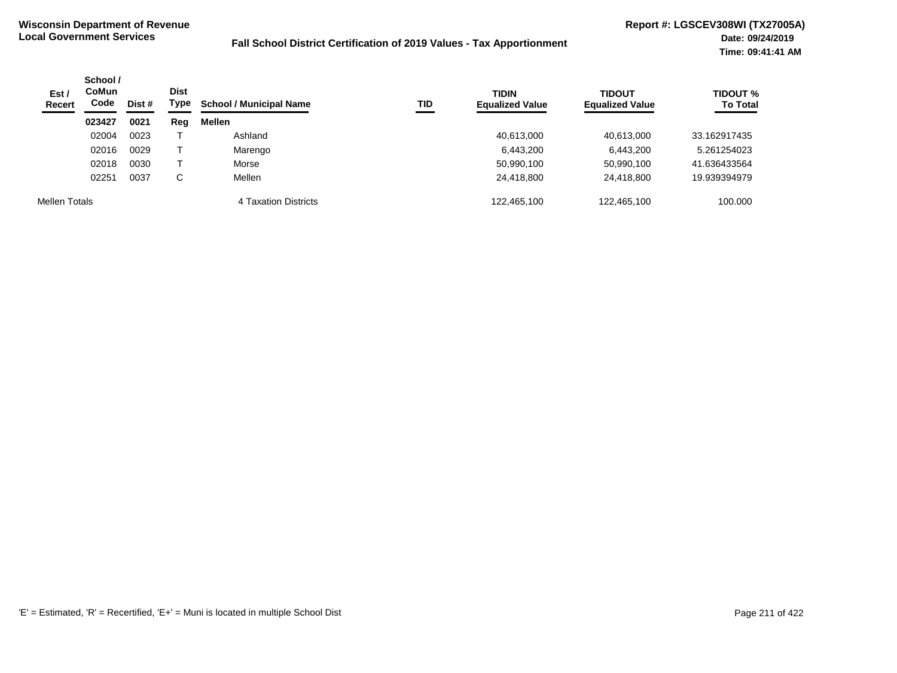**Wisconsin Department of Revenue**
**Local Government Services**

**Fall School District Certification of 2019 Values - Tax Apportionment**

**Report #: LGSCEV308WI (TX27005A)**
**Date: 09/24/2019**
**Time: 09:41:41 AM**

| Est / Recert | School / CoMun Code | Dist # | Dist Type | School / Municipal Name | TID | TIDIN Equalized Value | TIDOUT Equalized Value | TIDOUT % To Total |
|---|---|---|---|---|---|---|---|---|
| | **023427** | **0021** | **Reg** | **Mellen** | | | | |
| | 02004 | 0023 | T | Ashland | | 40,613,000 | 40,613,000 | 33.162917435 |
| | 02016 | 0029 | T | Marengo | | 6,443,200 | 6,443,200 | 5.261254023 |
| | 02018 | 0030 | T | Morse | | 50,990,100 | 50,990,100 | 41.636433564 |
| | 02251 | 0037 | C | Mellen | | 24,418,800 | 24,418,800 | 19.939394979 |
| Mellen Totals | | | | 4 Taxation Districts | | 122,465,100 | 122,465,100 | 100.000 |

'E' = Estimated, 'R' = Recertified, 'E+' = Muni is located in multiple School Dist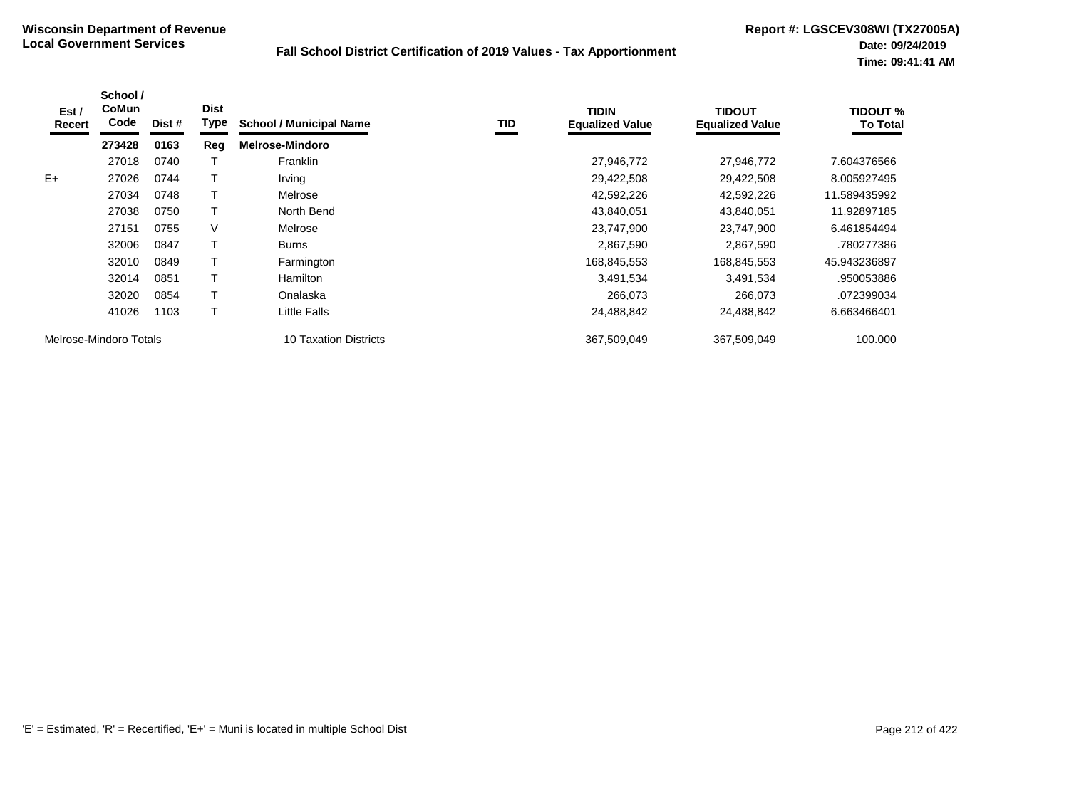**Wisconsin Department of Revenue**
**Local Government Services**

**Fall School District Certification of 2019 Values - Tax Apportionment**

**Report #: LGSCEV308WI (TX27005A)**
**Date: 09/24/2019**
**Time: 09:41:41 AM**

| Est / Recert | School / CoMun Code | Dist # | Dist Type | School / Municipal Name | TID | TIDIN Equalized Value | TIDOUT Equalized Value | TIDOUT % To Total |
|---|---|---|---|---|---|---|---|---|
| | **273428** | **0163** | **Reg** | **Melrose-Mindoro** | | | | |
| | 27018 | 0740 | T | Franklin | | 27,946,772 | 27,946,772 | 7.604376566 |
| E+ | 27026 | 0744 | T | Irving | | 29,422,508 | 29,422,508 | 8.005927495 |
| | 27034 | 0748 | T | Melrose | | 42,592,226 | 42,592,226 | 11.589435992 |
| | 27038 | 0750 | T | North Bend | | 43,840,051 | 43,840,051 | 11.92897185 |
| | 27151 | 0755 | V | Melrose | | 23,747,900 | 23,747,900 | 6.461854494 |
| | 32006 | 0847 | T | Burns | | 2,867,590 | 2,867,590 | .780277386 |
| | 32010 | 0849 | T | Farmington | | 168,845,553 | 168,845,553 | 45.943236897 |
| | 32014 | 0851 | T | Hamilton | | 3,491,534 | 3,491,534 | .950053886 |
| | 32020 | 0854 | T | Onalaska | | 266,073 | 266,073 | .072399034 |
| | 41026 | 1103 | T | Little Falls | | 24,488,842 | 24,488,842 | 6.663466401 |
| Melrose-Mindoro Totals | | | | 10 Taxation Districts | | 367,509,049 | 367,509,049 | 100.000 |

'E' = Estimated, 'R' = Recertified, 'E+' = Muni is located in multiple School Dist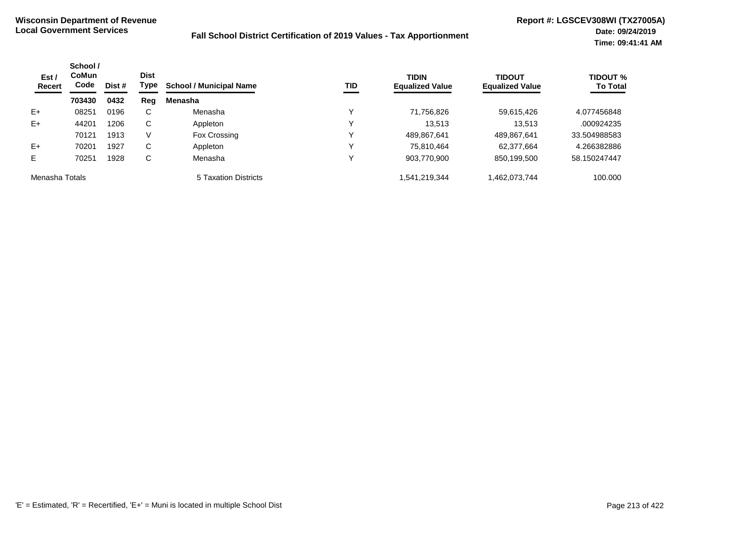**Wisconsin Department of Revenue**
**Local Government Services**

## Fall School District Certification of 2019 Values - Tax Apportionment

**Report #: LGSCEV308WI (TX27005A)**
**Date: 09/24/2019**
**Time: 09:41:41 AM**

| Est / Recert | School / CoMun Code | Dist # | Dist Type | School / Municipal Name | TID | TIDIN Equalized Value | TIDOUT Equalized Value | TIDOUT % To Total |
|---|---|---|---|---|---|---|---|---|
| | **703430** | **0432** | **Reg** | **Menasha** | | | | |
| E+ | 08251 | 0196 | C | Menasha | Y | 71,756,826 | 59,615,426 | 4.077456848 |
| E+ | 44201 | 1206 | C | Appleton | Y | 13,513 | 13,513 | .000924235 |
| | 70121 | 1913 | V | Fox Crossing | Y | 489,867,641 | 489,867,641 | 33.504988583 |
| E+ | 70201 | 1927 | C | Appleton | Y | 75,810,464 | 62,377,664 | 4.266382886 |
| E | 70251 | 1928 | C | Menasha | Y | 903,770,900 | 850,199,500 | 58.150247447 |
| Menasha Totals | | | | 5 Taxation Districts | | 1,541,219,344 | 1,462,073,744 | 100.000 |

'E' = Estimated, 'R' = Recertified, 'E+' = Muni is located in multiple School Dist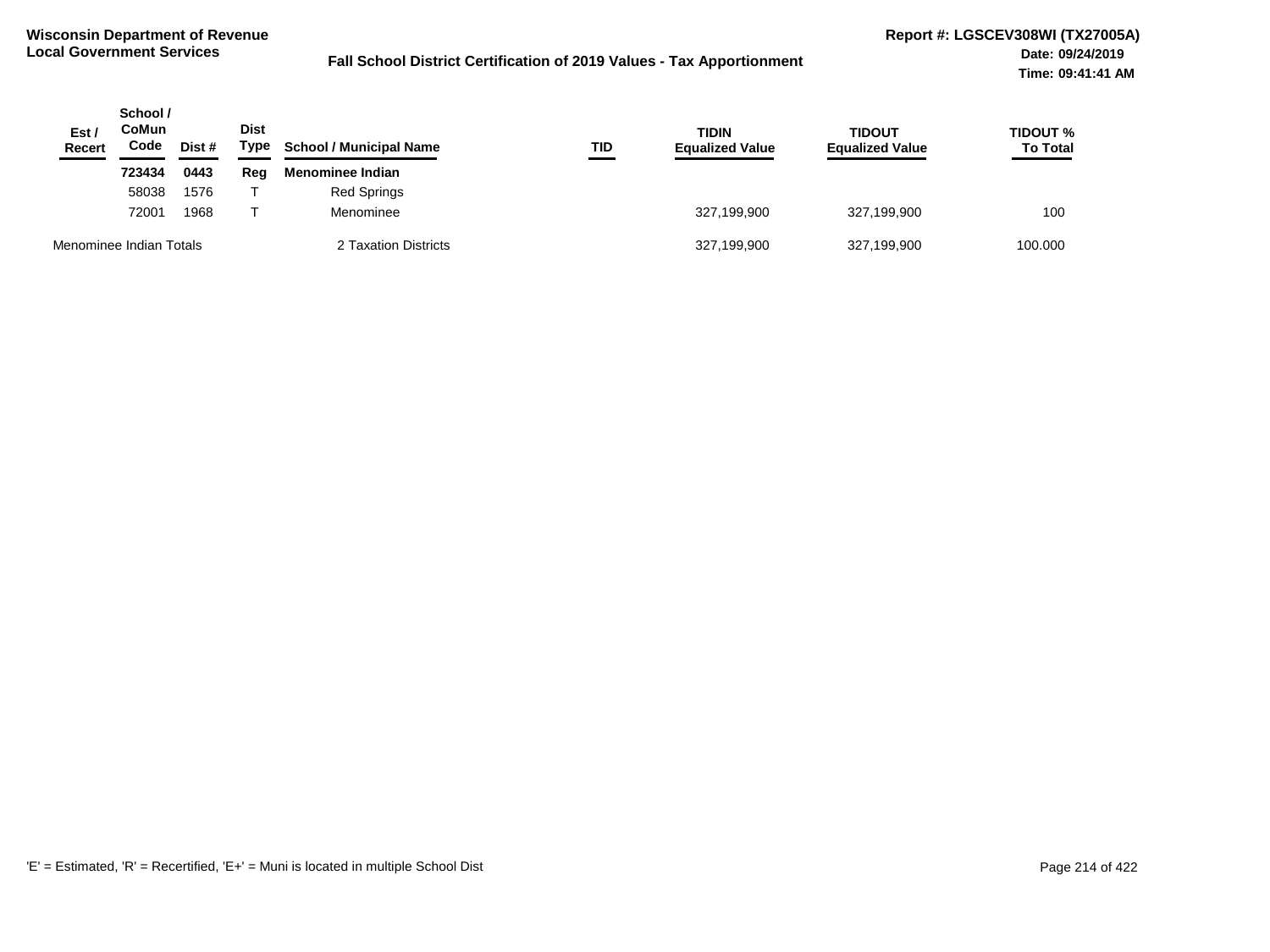**Wisconsin Department of Revenue**
**Local Government Services**

**Fall School District Certification of 2019 Values - Tax Apportionment**

**Report #: LGSCEV308WI (TX27005A)**
**Date: 09/24/2019**
**Time: 09:41:41 AM**

| Est / Recert | School / CoMun Code | Dist # | Dist Type | School / Municipal Name | TID | TIDIN Equalized Value | TIDOUT Equalized Value | TIDOUT % To Total |
|---|---|---|---|---|---|---|---|---|
| | **723434** | **0443** | **Reg** | **Menominee Indian** | | | | |
| | 58038 | 1576 | T | Red Springs | | | | |
| | 72001 | 1968 | T | Menominee | | 327,199,900 | 327,199,900 | 100 |
| Menominee Indian Totals | | | | 2 Taxation Districts | | 327,199,900 | 327,199,900 | 100.000 |

'E' = Estimated, 'R' = Recertified, 'E+' = Muni is located in multiple School Dist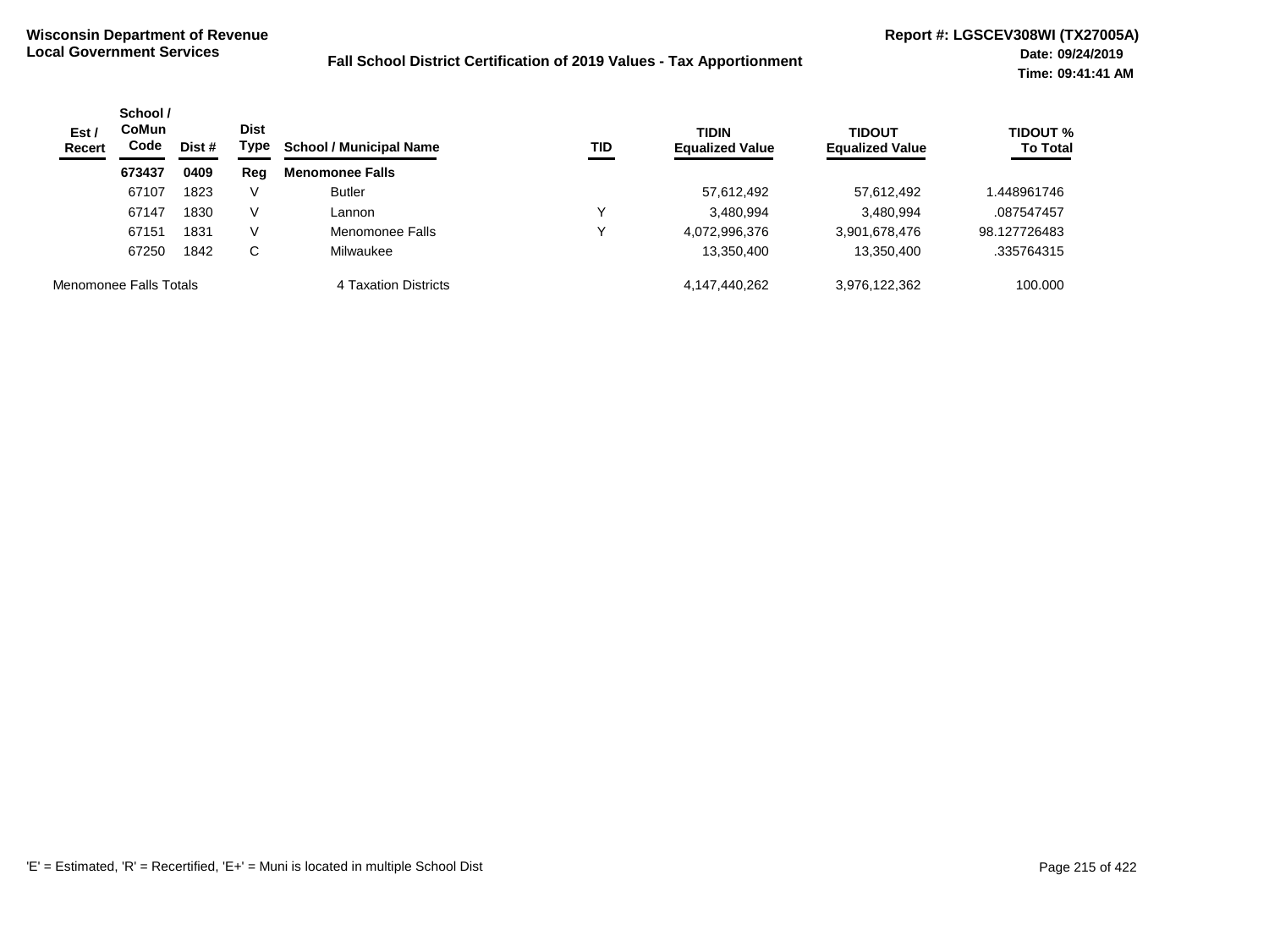**Wisconsin Department of Revenue**
**Local Government Services**

**Fall School District Certification of 2019 Values - Tax Apportionment**

**Report #: LGSCEV308WI (TX27005A)**
**Date: 09/24/2019**
**Time: 09:41:41 AM**

| Est / Recert | School / CoMun Code | Dist # | Dist Type | School / Municipal Name | TID | TIDIN Equalized Value | TIDOUT Equalized Value | TIDOUT % To Total |
|---|---|---|---|---|---|---|---|---|
| | **673437** | **0409** | **Reg** | **Menomonee Falls** | | | | |
| | 67107 | 1823 | V | Butler | | 57,612,492 | 57,612,492 | 1.448961746 |
| | 67147 | 1830 | V | Lannon | Y | 3,480,994 | 3,480,994 | .087547457 |
| | 67151 | 1831 | V | Menomonee Falls | Y | 4,072,996,376 | 3,901,678,476 | 98.127726483 |
| | 67250 | 1842 | C | Milwaukee | | 13,350,400 | 13,350,400 | .335764315 |
| Menomonee Falls Totals | | | | 4 Taxation Districts | | 4,147,440,262 | 3,976,122,362 | 100.000 |

'E' = Estimated, 'R' = Recertified, 'E+' = Muni is located in multiple School Dist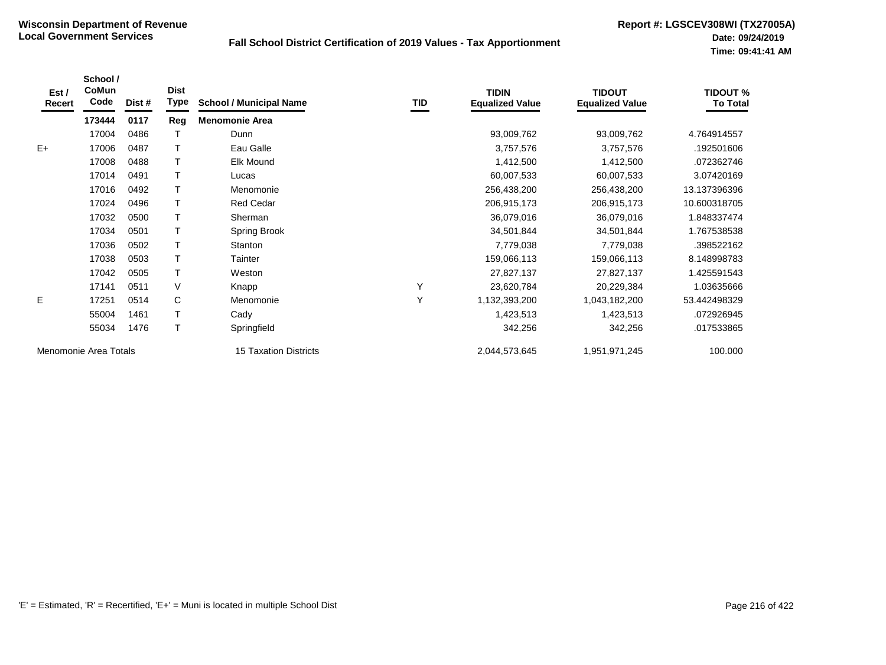**Wisconsin Department of Revenue**
**Local Government Services**

**Fall School District Certification of 2019 Values - Tax Apportionment**

**Report #: LGSCEV308WI (TX27005A)**
**Date: 09/24/2019**
**Time: 09:41:41 AM**

| Est / Recert | School / CoMun Code | Dist # | Dist Type | School / Municipal Name | TID | TIDIN Equalized Value | TIDOUT Equalized Value | TIDOUT % To Total |
|---|---|---|---|---|---|---|---|---|
| | **173444** | **0117** | **Reg** | **Menomonie Area** | | | | |
| | 17004 | 0486 | T | Dunn | | 93,009,762 | 93,009,762 | 4.764914557 |
| E+ | 17006 | 0487 | T | Eau Galle | | 3,757,576 | 3,757,576 | .192501606 |
| | 17008 | 0488 | T | Elk Mound | | 1,412,500 | 1,412,500 | .072362746 |
| | 17014 | 0491 | T | Lucas | | 60,007,533 | 60,007,533 | 3.07420169 |
| | 17016 | 0492 | T | Menomonie | | 256,438,200 | 256,438,200 | 13.137396396 |
| | 17024 | 0496 | T | Red Cedar | | 206,915,173 | 206,915,173 | 10.600318705 |
| | 17032 | 0500 | T | Sherman | | 36,079,016 | 36,079,016 | 1.848337474 |
| | 17034 | 0501 | T | Spring Brook | | 34,501,844 | 34,501,844 | 1.767538538 |
| | 17036 | 0502 | T | Stanton | | 7,779,038 | 7,779,038 | .398522162 |
| | 17038 | 0503 | T | Tainter | | 159,066,113 | 159,066,113 | 8.148998783 |
| | 17042 | 0505 | T | Weston | | 27,827,137 | 27,827,137 | 1.425591543 |
| | 17141 | 0511 | V | Knapp | Y | 23,620,784 | 20,229,384 | 1.03635666 |
| E | 17251 | 0514 | C | Menomonie | Y | 1,132,393,200 | 1,043,182,200 | 53.442498329 |
| | 55004 | 1461 | T | Cady | | 1,423,513 | 1,423,513 | .072926945 |
| | 55034 | 1476 | T | Springfield | | 342,256 | 342,256 | .017533865 |
| Menomonie Area Totals | | | | 15 Taxation Districts | | 2,044,573,645 | 1,951,971,245 | 100.000 |

'E' = Estimated, 'R' = Recertified, 'E+' = Muni is located in multiple School Dist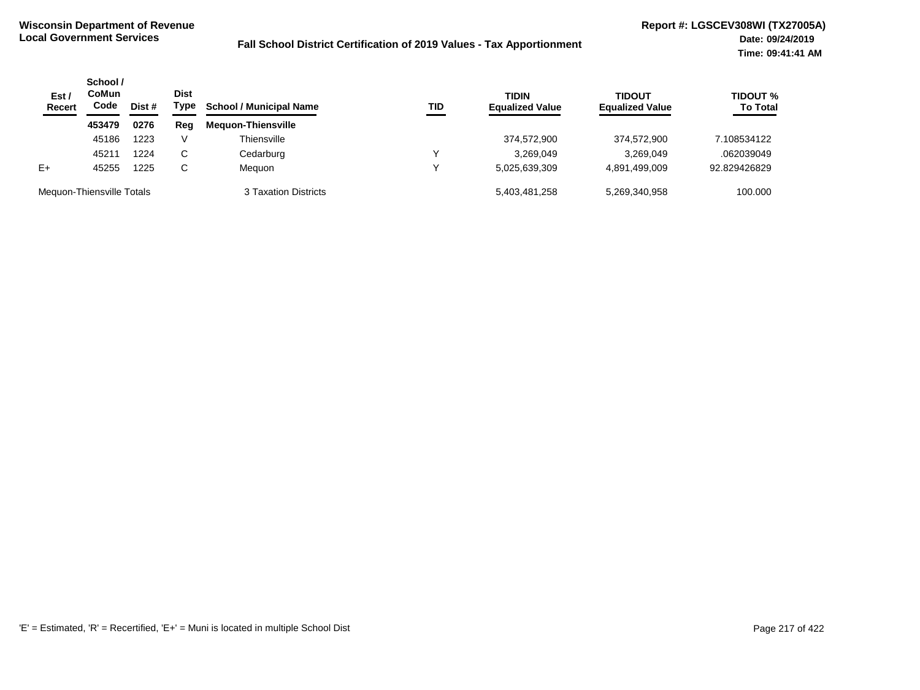**Wisconsin Department of Revenue**
**Local Government Services**

**Fall School District Certification of 2019 Values - Tax Apportionment**

**Report #: LGSCEV308WI (TX27005A)**
**Date: 09/24/2019**
**Time: 09:41:41 AM**

| Est / Recert | School / CoMun Code | Dist # | Dist Type | School / Municipal Name | TID | TIDIN Equalized Value | TIDOUT Equalized Value | TIDOUT % To Total |
|---|---|---|---|---|---|---|---|---|
| | **453479** | **0276** | **Reg** | **Mequon-Thiensville** | | | | |
| | 45186 | 1223 | V | Thiensville | | 374,572,900 | 374,572,900 | 7.108534122 |
| | 45211 | 1224 | C | Cedarburg | Y | 3,269,049 | 3,269,049 | .062039049 |
| E+ | 45255 | 1225 | C | Mequon | Y | 5,025,639,309 | 4,891,499,009 | 92.829426829 |
| Mequon-Thiensville Totals | | | | 3 Taxation Districts | | 5,403,481,258 | 5,269,340,958 | 100.000 |

'E' = Estimated, 'R' = Recertified, 'E+' = Muni is located in multiple School Dist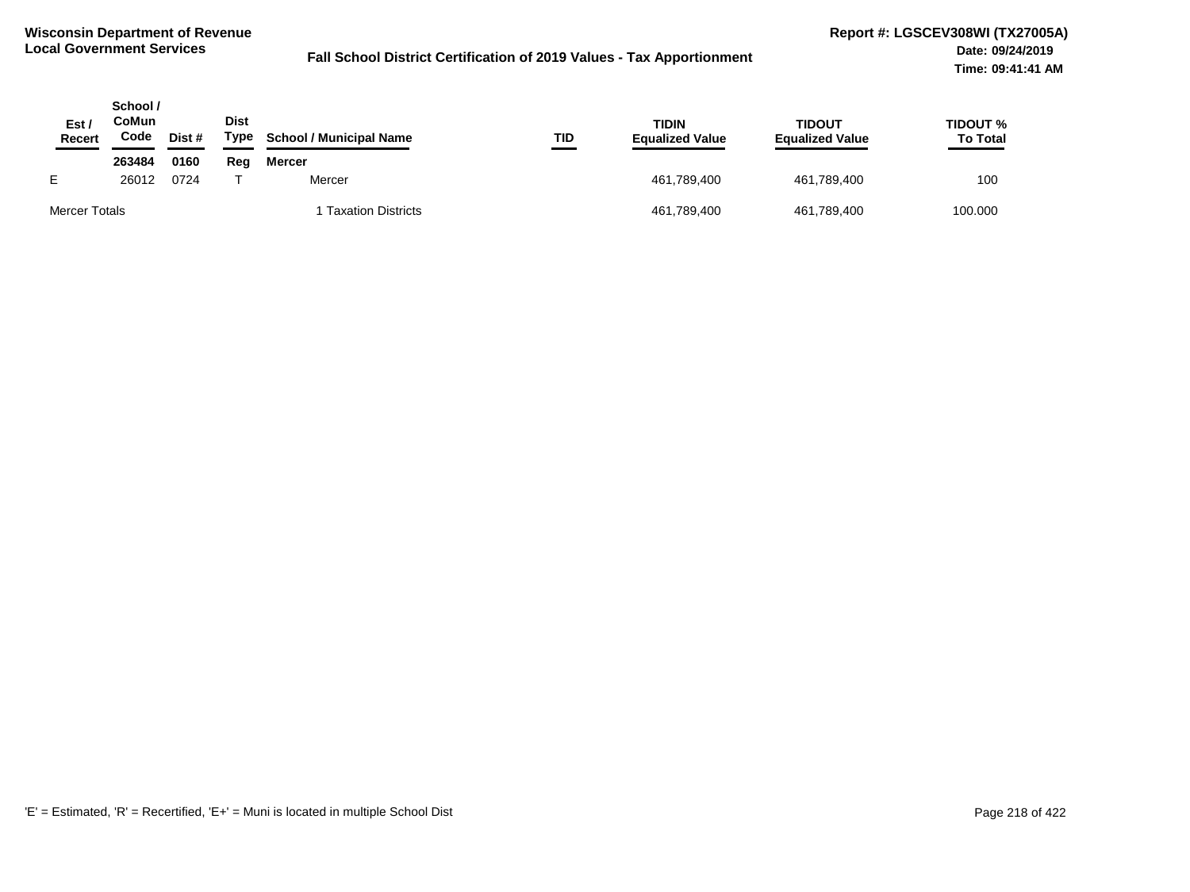**Wisconsin Department of Revenue**
**Local Government Services**

**Fall School District Certification of 2019 Values - Tax Apportionment**

**Report #: LGSCEV308WI (TX27005A)**
**Date: 09/24/2019**
**Time: 09:41:41 AM**

| Est / Recert | School / CoMun Code | Dist # | Dist Type | School / Municipal Name | TID | TIDIN Equalized Value | TIDOUT Equalized Value | TIDOUT % To Total |
|---|---|---|---|---|---|---|---|---|
| | **263484** | **0160** | **Reg** | **Mercer** | | | | |
| E | 26012 | 0724 | T | Mercer | | 461,789,400 | 461,789,400 | 100 |
| Mercer Totals | | | | 1 Taxation Districts | | 461,789,400 | 461,789,400 | 100.000 |

'E' = Estimated, 'R' = Recertified, 'E+' = Muni is located in multiple School Dist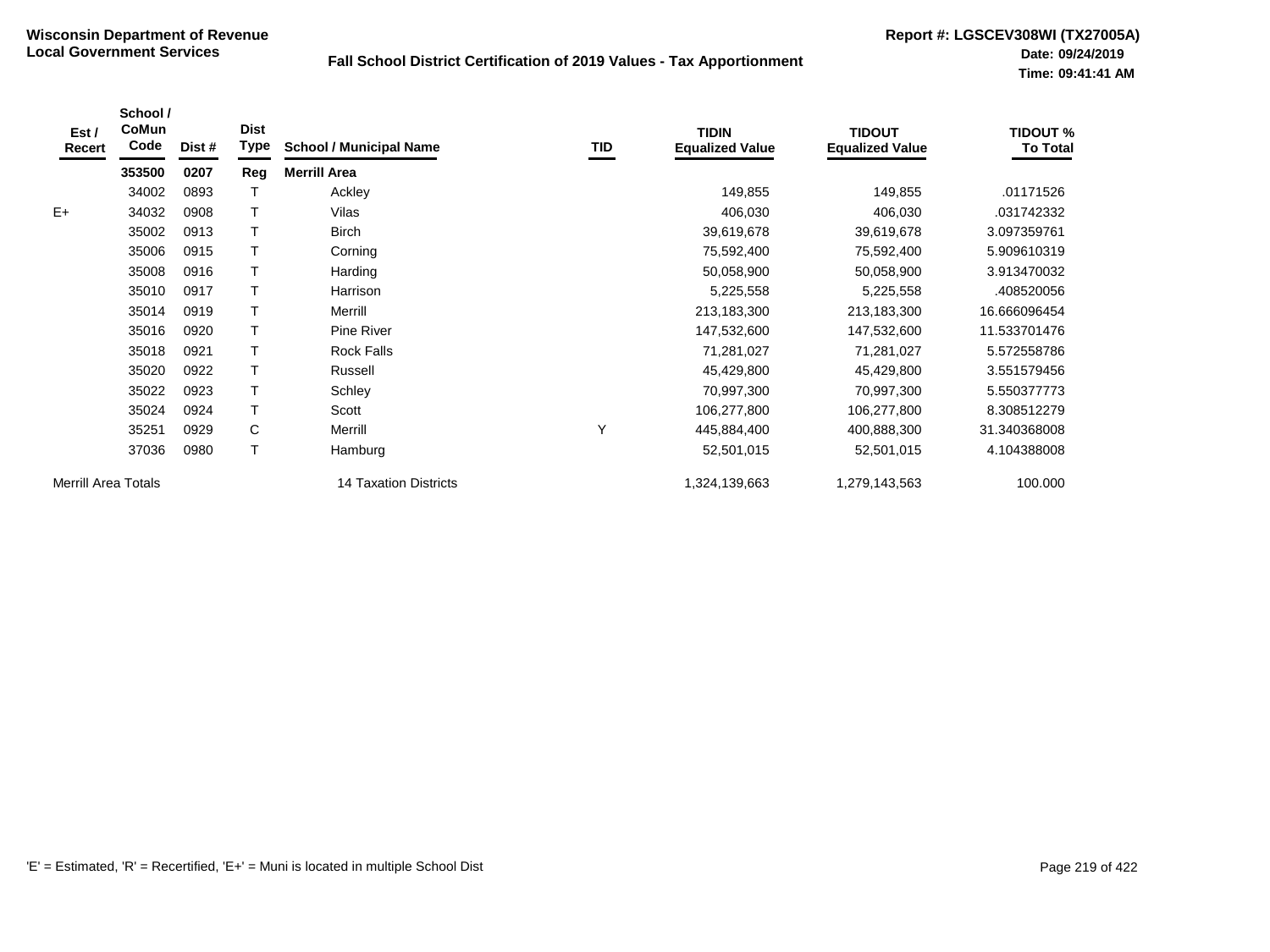**Wisconsin Department of Revenue**
**Local Government Services**

**Fall School District Certification of 2019 Values - Tax Apportionment**

**Report #: LGSCEV308WI (TX27005A)**
**Date: 09/24/2019**
**Time: 09:41:41 AM**

| Est / Recert | School / CoMun Code | Dist # | Dist Type | School / Municipal Name | TID | TIDIN Equalized Value | TIDOUT Equalized Value | TIDOUT % To Total |
|---|---|---|---|---|---|---|---|---|
| | **353500** | **0207** | **Reg** | **Merrill Area** | | | | |
| | 34002 | 0893 | T | Ackley | | 149,855 | 149,855 | .01171526 |
| E+ | 34032 | 0908 | T | Vilas | | 406,030 | 406,030 | .031742332 |
| | 35002 | 0913 | T | Birch | | 39,619,678 | 39,619,678 | 3.097359761 |
| | 35006 | 0915 | T | Corning | | 75,592,400 | 75,592,400 | 5.909610319 |
| | 35008 | 0916 | T | Harding | | 50,058,900 | 50,058,900 | 3.913470032 |
| | 35010 | 0917 | T | Harrison | | 5,225,558 | 5,225,558 | .408520056 |
| | 35014 | 0919 | T | Merrill | | 213,183,300 | 213,183,300 | 16.666096454 |
| | 35016 | 0920 | T | Pine River | | 147,532,600 | 147,532,600 | 11.533701476 |
| | 35018 | 0921 | T | Rock Falls | | 71,281,027 | 71,281,027 | 5.572558786 |
| | 35020 | 0922 | T | Russell | | 45,429,800 | 45,429,800 | 3.551579456 |
| | 35022 | 0923 | T | Schley | | 70,997,300 | 70,997,300 | 5.550377773 |
| | 35024 | 0924 | T | Scott | | 106,277,800 | 106,277,800 | 8.308512279 |
| | 35251 | 0929 | C | Merrill | Y | 445,884,400 | 400,888,300 | 31.340368008 |
| | 37036 | 0980 | T | Hamburg | | 52,501,015 | 52,501,015 | 4.104388008 |
| Merrill Area Totals | | | | 14 Taxation Districts | | 1,324,139,663 | 1,279,143,563 | 100.000 |

'E' = Estimated, 'R' = Recertified, 'E+' = Muni is located in multiple School Dist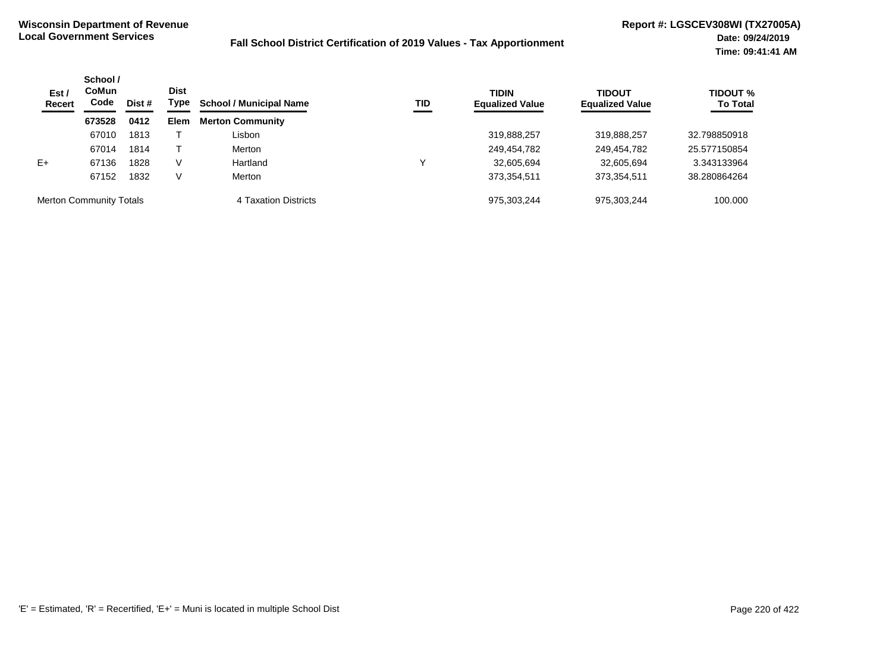**Wisconsin Department of Revenue**
**Local Government Services**

**Fall School District Certification of 2019 Values - Tax Apportionment**

**Report #: LGSCEV308WI (TX27005A)**
**Date: 09/24/2019**
**Time: 09:41:41 AM**

| Est / Recert | School / CoMun Code | Dist # | Dist Type | School / Municipal Name | TID | TIDIN Equalized Value | TIDOUT Equalized Value | TIDOUT % To Total |
|---|---|---|---|---|---|---|---|---|
| | **673528** | **0412** | **Elem** | **Merton Community** | | | | |
| | 67010 | 1813 | T | Lisbon | | 319,888,257 | 319,888,257 | 32.798850918 |
| | 67014 | 1814 | T | Merton | | 249,454,782 | 249,454,782 | 25.577150854 |
| E+ | 67136 | 1828 | V | Hartland | Y | 32,605,694 | 32,605,694 | 3.343133964 |
| | 67152 | 1832 | V | Merton | | 373,354,511 | 373,354,511 | 38.280864264 |
| Merton Community Totals | | | | 4 Taxation Districts | | 975,303,244 | 975,303,244 | 100.000 |

'E' = Estimated, 'R' = Recertified, 'E+' = Muni is located in multiple School Dist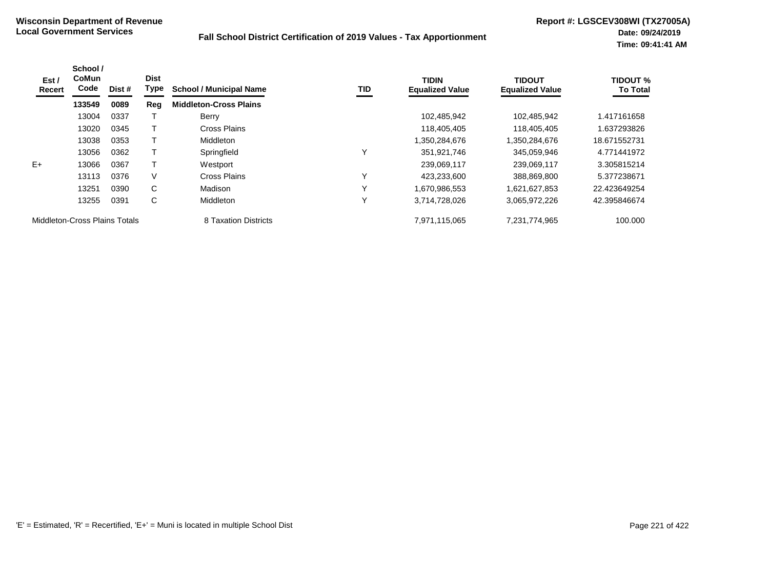**Wisconsin Department of Revenue**
**Local Government Services**

**Fall School District Certification of 2019 Values - Tax Apportionment**

**Report #: LGSCEV308WI (TX27005A)**
**Date: 09/24/2019**
**Time: 09:41:41 AM**

| Est / Recert | School / CoMun Code | Dist # | Dist Type | School / Municipal Name | TID | TIDIN Equalized Value | TIDOUT Equalized Value | TIDOUT % To Total |
|---|---|---|---|---|---|---|---|---|
| | **133549** | **0089** | **Reg** | **Middleton-Cross Plains** | | | | |
| | 13004 | 0337 | T | Berry | | 102,485,942 | 102,485,942 | 1.417161658 |
| | 13020 | 0345 | T | Cross Plains | | 118,405,405 | 118,405,405 | 1.637293826 |
| | 13038 | 0353 | T | Middleton | | 1,350,284,676 | 1,350,284,676 | 18.671552731 |
| | 13056 | 0362 | T | Springfield | Y | 351,921,746 | 345,059,946 | 4.771441972 |
| E+ | 13066 | 0367 | T | Westport | | 239,069,117 | 239,069,117 | 3.305815214 |
| | 13113 | 0376 | V | Cross Plains | Y | 423,233,600 | 388,869,800 | 5.377238671 |
| | 13251 | 0390 | C | Madison | Y | 1,670,986,553 | 1,621,627,853 | 22.423649254 |
| | 13255 | 0391 | C | Middleton | Y | 3,714,728,026 | 3,065,972,226 | 42.395846674 |
| Middleton-Cross Plains Totals | | | | 8 Taxation Districts | | 7,971,115,065 | 7,231,774,965 | 100.000 |

'E' = Estimated, 'R' = Recertified, 'E+' = Muni is located in multiple School Dist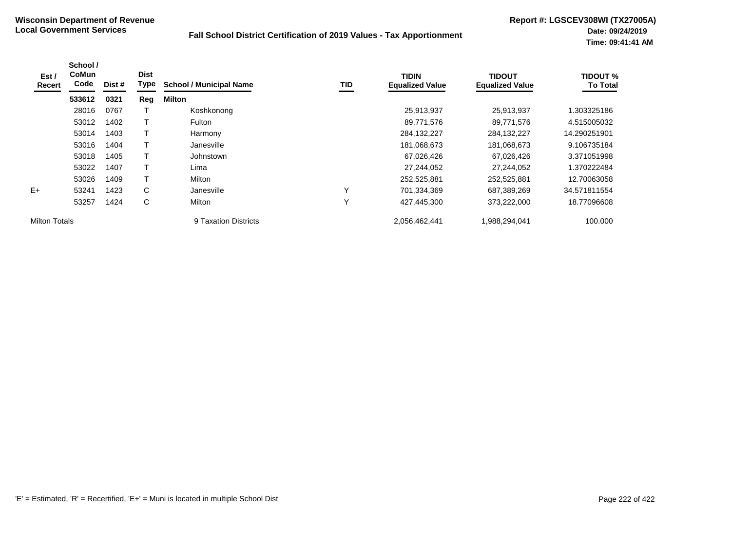**Wisconsin Department of Revenue**
**Local Government Services**

**Fall School District Certification of 2019 Values - Tax Apportionment**

**Report #: LGSCEV308WI (TX27005A)**
**Date: 09/24/2019**
**Time: 09:41:41 AM**

| Est / Recert | School / CoMun Code | Dist # | Dist Type | School / Municipal Name | TID | TIDIN Equalized Value | TIDOUT Equalized Value | TIDOUT % To Total |
|---|---|---|---|---|---|---|---|---|
| | **533612** | **0321** | **Reg** | **Milton** | | | | |
| | 28016 | 0767 | T | Koshkonong | | 25,913,937 | 25,913,937 | 1.303325186 |
| | 53012 | 1402 | T | Fulton | | 89,771,576 | 89,771,576 | 4.515005032 |
| | 53014 | 1403 | T | Harmony | | 284,132,227 | 284,132,227 | 14.290251901 |
| | 53016 | 1404 | T | Janesville | | 181,068,673 | 181,068,673 | 9.106735184 |
| | 53018 | 1405 | T | Johnstown | | 67,026,426 | 67,026,426 | 3.371051998 |
| | 53022 | 1407 | T | Lima | | 27,244,052 | 27,244,052 | 1.370222484 |
| | 53026 | 1409 | T | Milton | | 252,525,881 | 252,525,881 | 12.70063058 |
| E+ | 53241 | 1423 | C | Janesville | Y | 701,334,369 | 687,389,269 | 34.571811554 |
| | 53257 | 1424 | C | Milton | Y | 427,445,300 | 373,222,000 | 18.77096608 |
| Milton Totals | | | | 9 Taxation Districts | | 2,056,462,441 | 1,988,294,041 | 100.000 |

'E' = Estimated, 'R' = Recertified, 'E+' = Muni is located in multiple School Dist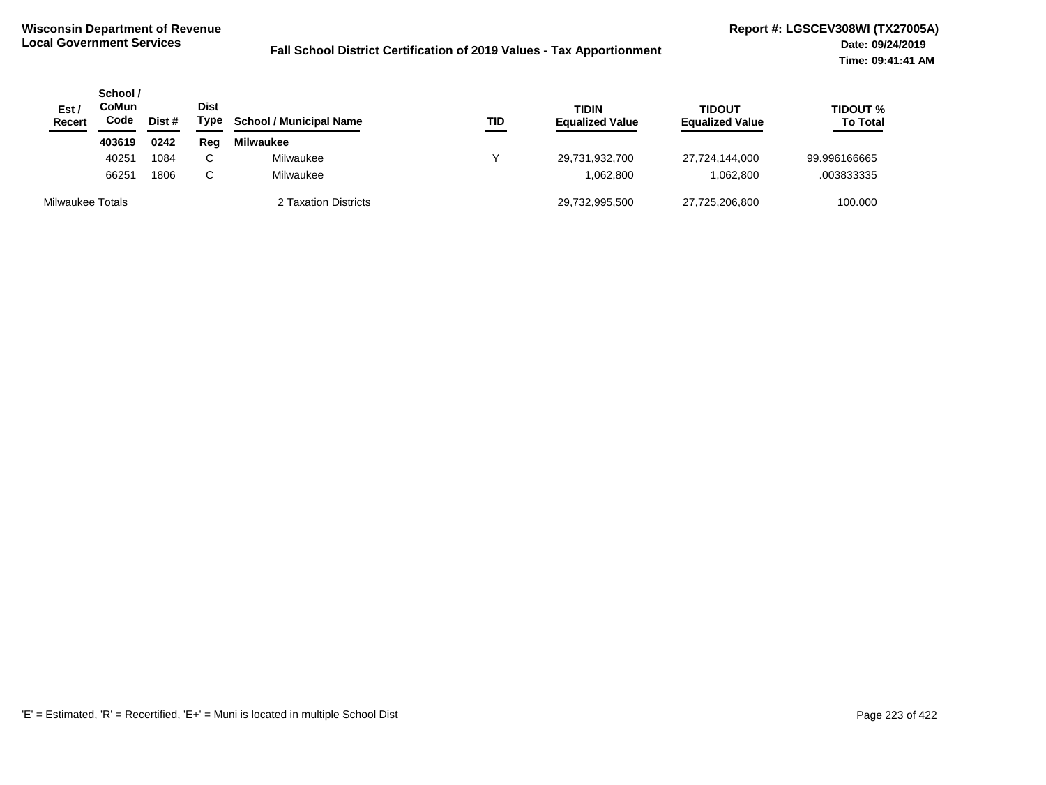**Wisconsin Department of Revenue**
**Local Government Services**

**Fall School District Certification of 2019 Values - Tax Apportionment**

**Report #: LGSCEV308WI (TX27005A)**
**Date: 09/24/2019**
**Time: 09:41:41 AM**

| Est / Recert | School / CoMun Code | Dist # | Dist Type | School / Municipal Name | TID | TIDIN Equalized Value | TIDOUT Equalized Value | TIDOUT % To Total |
|---|---|---|---|---|---|---|---|---|
| | **403619** | **0242** | **Reg** | **Milwaukee** | | | | |
| | 40251 | 1084 | C | Milwaukee | Y | 29,731,932,700 | 27,724,144,000 | 99.996166665 |
| | 66251 | 1806 | C | Milwaukee | | 1,062,800 | 1,062,800 | .003833335 |
| Milwaukee Totals | | | | 2 Taxation Districts | | 29,732,995,500 | 27,725,206,800 | 100.000 |

'E' = Estimated, 'R' = Recertified, 'E+' = Muni is located in multiple School Dist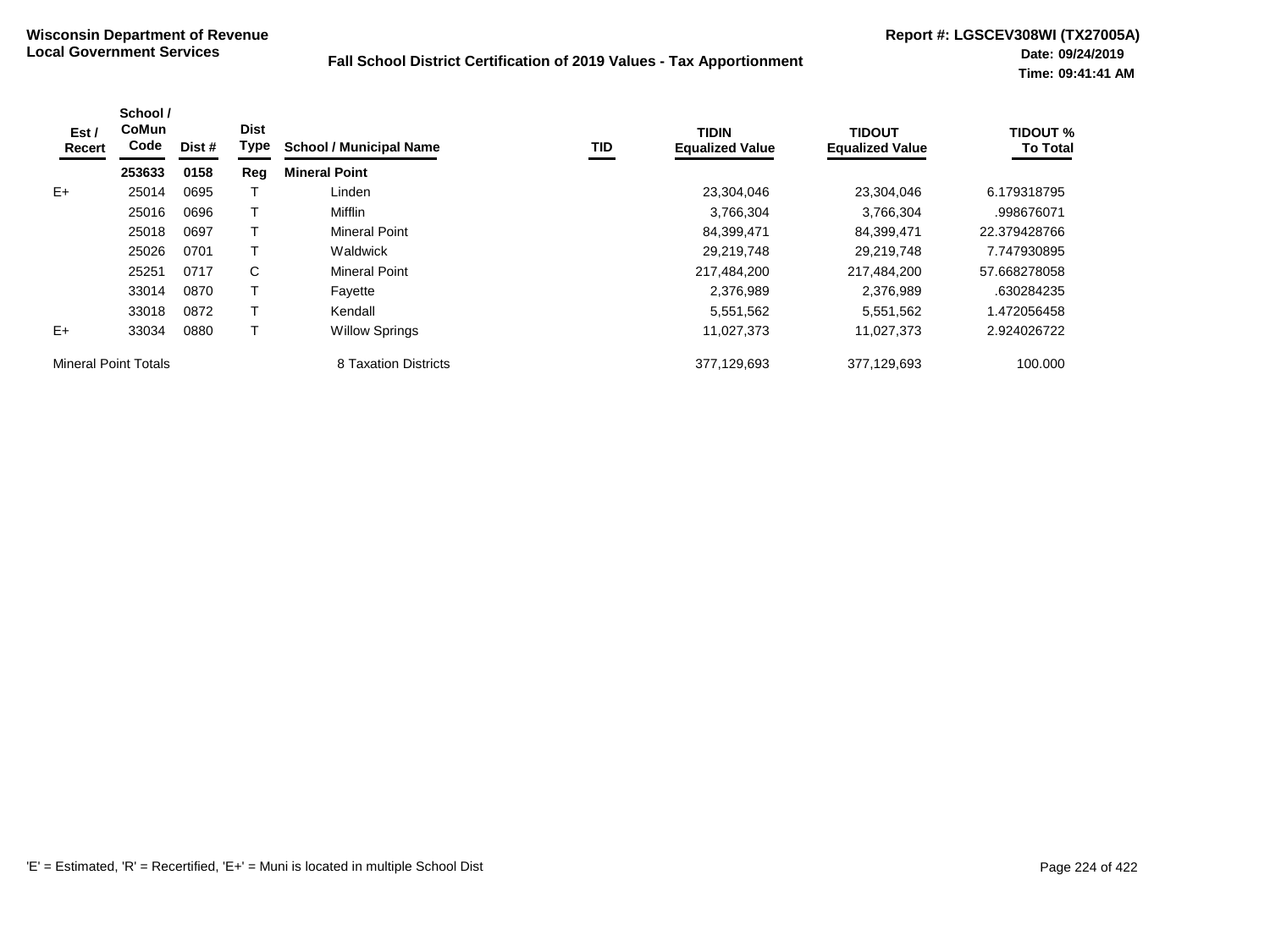**Wisconsin Department of Revenue**
**Local Government Services**

**Fall School District Certification of 2019 Values - Tax Apportionment**

**Report #: LGSCEV308WI (TX27005A)**
**Date: 09/24/2019**
**Time: 09:41:41 AM**

| Est / Recert | School / CoMun Code | Dist # | Dist Type | School / Municipal Name | TID | TIDIN Equalized Value | TIDOUT Equalized Value | TIDOUT % To Total |
|---|---|---|---|---|---|---|---|---|
| | **253633** | **0158** | **Reg** | **Mineral Point** | | | | |
| E+ | 25014 | 0695 | T | Linden | | 23,304,046 | 23,304,046 | 6.179318795 |
| | 25016 | 0696 | T | Mifflin | | 3,766,304 | 3,766,304 | .998676071 |
| | 25018 | 0697 | T | Mineral Point | | 84,399,471 | 84,399,471 | 22.379428766 |
| | 25026 | 0701 | T | Waldwick | | 29,219,748 | 29,219,748 | 7.747930895 |
| | 25251 | 0717 | C | Mineral Point | | 217,484,200 | 217,484,200 | 57.668278058 |
| | 33014 | 0870 | T | Fayette | | 2,376,989 | 2,376,989 | .630284235 |
| | 33018 | 0872 | T | Kendall | | 5,551,562 | 5,551,562 | 1.472056458 |
| E+ | 33034 | 0880 | T | Willow Springs | | 11,027,373 | 11,027,373 | 2.924026722 |
| Mineral Point Totals | | | | 8 Taxation Districts | | 377,129,693 | 377,129,693 | 100.000 |

'E' = Estimated, 'R' = Recertified, 'E+' = Muni is located in multiple School Dist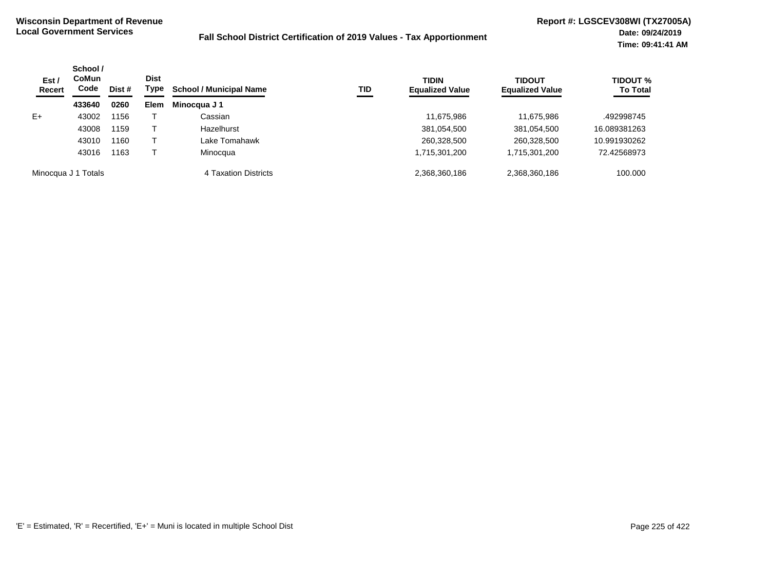**Wisconsin Department of Revenue**
**Local Government Services**

**Fall School District Certification of 2019 Values - Tax Apportionment**

**Report #: LGSCEV308WI (TX27005A)**
**Date: 09/24/2019**
**Time: 09:41:41 AM**

| Est / Recert | School / CoMun Code | Dist # | Dist Type | School / Municipal Name | TID | TIDIN Equalized Value | TIDOUT Equalized Value | TIDOUT % To Total |
|---|---|---|---|---|---|---|---|---|
| | **433640** | **0260** | **Elem** | **Minocqua J 1** | | | | |
| E+ | 43002 | 1156 | T | Cassian | | 11,675,986 | 11,675,986 | .492998745 |
| | 43008 | 1159 | T | Hazelhurst | | 381,054,500 | 381,054,500 | 16.089381263 |
| | 43010 | 1160 | T | Lake Tomahawk | | 260,328,500 | 260,328,500 | 10.991930262 |
| | 43016 | 1163 | T | Minocqua | | 1,715,301,200 | 1,715,301,200 | 72.42568973 |
| Minocqua J 1 Totals | | | | 4 Taxation Districts | | 2,368,360,186 | 2,368,360,186 | 100.000 |

'E' = Estimated, 'R' = Recertified, 'E+' = Muni is located in multiple School Dist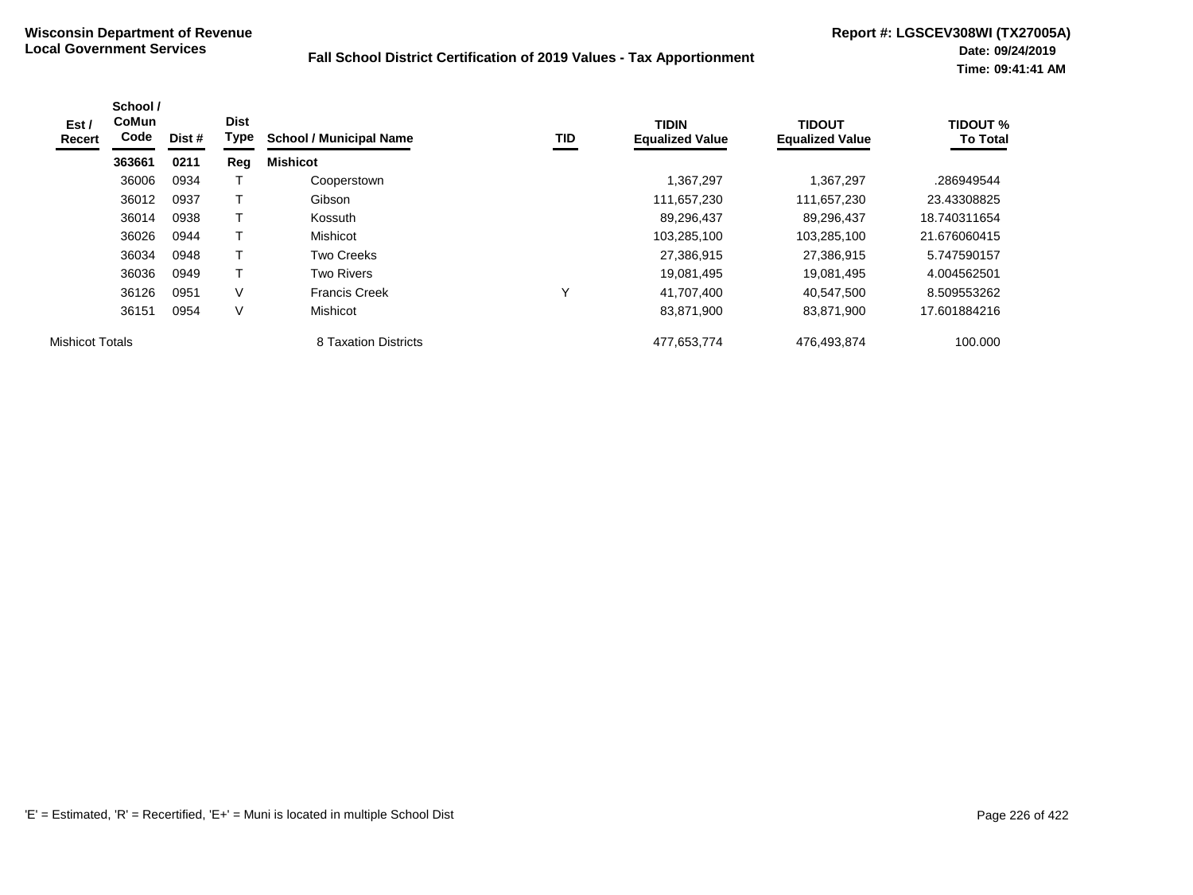**Wisconsin Department of Revenue**
**Local Government Services**

**Fall School District Certification of 2019 Values - Tax Apportionment**

**Report #: LGSCEV308WI (TX27005A)**
**Date: 09/24/2019**
**Time: 09:41:41 AM**

| Est / Recert | School / CoMun Code | Dist # | Dist Type | School / Municipal Name | TID | TIDIN Equalized Value | TIDOUT Equalized Value | TIDOUT % To Total |
|---|---|---|---|---|---|---|---|---|
| | **363661** | **0211** | **Reg** | **Mishicot** | | | | |
| | 36006 | 0934 | T | Cooperstown | | 1,367,297 | 1,367,297 | .286949544 |
| | 36012 | 0937 | T | Gibson | | 111,657,230 | 111,657,230 | 23.43308825 |
| | 36014 | 0938 | T | Kossuth | | 89,296,437 | 89,296,437 | 18.740311654 |
| | 36026 | 0944 | T | Mishicot | | 103,285,100 | 103,285,100 | 21.676060415 |
| | 36034 | 0948 | T | Two Creeks | | 27,386,915 | 27,386,915 | 5.747590157 |
| | 36036 | 0949 | T | Two Rivers | | 19,081,495 | 19,081,495 | 4.004562501 |
| | 36126 | 0951 | V | Francis Creek | Y | 41,707,400 | 40,547,500 | 8.509553262 |
| | 36151 | 0954 | V | Mishicot | | 83,871,900 | 83,871,900 | 17.601884216 |
| Mishicot Totals | | | | 8 Taxation Districts | | 477,653,774 | 476,493,874 | 100.000 |

'E' = Estimated, 'R' = Recertified, 'E+' = Muni is located in multiple School Dist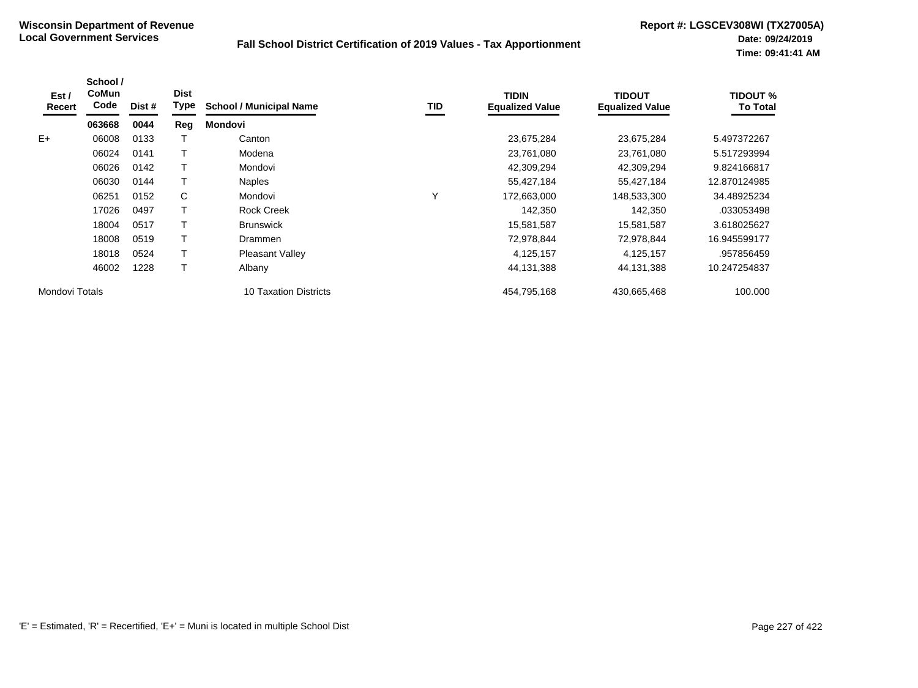**Wisconsin Department of Revenue**
**Local Government Services**

**Fall School District Certification of 2019 Values - Tax Apportionment**

**Report #: LGSCEV308WI (TX27005A)**
**Date: 09/24/2019**
**Time: 09:41:41 AM**

| Est / Recert | School / CoMun Code | Dist # | Dist Type | School / Municipal Name | TID | TIDIN Equalized Value | TIDOUT Equalized Value | TIDOUT % To Total |
|---|---|---|---|---|---|---|---|---|
| | **063668** | **0044** | **Reg** | **Mondovi** | | | | |
| E+ | 06008 | 0133 | T | Canton | | 23,675,284 | 23,675,284 | 5.497372267 |
| | 06024 | 0141 | T | Modena | | 23,761,080 | 23,761,080 | 5.517293994 |
| | 06026 | 0142 | T | Mondovi | | 42,309,294 | 42,309,294 | 9.824166817 |
| | 06030 | 0144 | T | Naples | | 55,427,184 | 55,427,184 | 12.870124985 |
| | 06251 | 0152 | C | Mondovi | Y | 172,663,000 | 148,533,300 | 34.48925234 |
| | 17026 | 0497 | T | Rock Creek | | 142,350 | 142,350 | .033053498 |
| | 18004 | 0517 | T | Brunswick | | 15,581,587 | 15,581,587 | 3.618025627 |
| | 18008 | 0519 | T | Drammen | | 72,978,844 | 72,978,844 | 16.945599177 |
| | 18018 | 0524 | T | Pleasant Valley | | 4,125,157 | 4,125,157 | .957856459 |
| | 46002 | 1228 | T | Albany | | 44,131,388 | 44,131,388 | 10.247254837 |
| Mondovi Totals | | | | 10 Taxation Districts | | 454,795,168 | 430,665,468 | 100.000 |

'E' = Estimated, 'R' = Recertified, 'E+' = Muni is located in multiple School Dist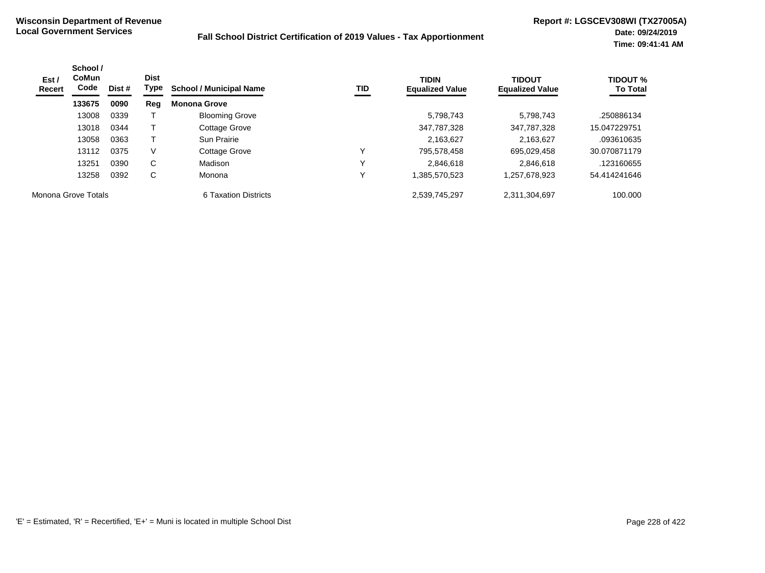**Wisconsin Department of Revenue**
**Local Government Services**

**Fall School District Certification of 2019 Values - Tax Apportionment**

**Report #: LGSCEV308WI (TX27005A)**
**Date: 09/24/2019**
**Time: 09:41:41 AM**

| Est / Recert | School / CoMun Code | Dist # | Dist Type | School / Municipal Name | TID | TIDIN Equalized Value | TIDOUT Equalized Value | TIDOUT % To Total |
|---|---|---|---|---|---|---|---|---|
| | **133675** | **0090** | **Reg** | **Monona Grove** | | | | |
| | 13008 | 0339 | T | Blooming Grove | | 5,798,743 | 5,798,743 | .250886134 |
| | 13018 | 0344 | T | Cottage Grove | | 347,787,328 | 347,787,328 | 15.047229751 |
| | 13058 | 0363 | T | Sun Prairie | | 2,163,627 | 2,163,627 | .093610635 |
| | 13112 | 0375 | V | Cottage Grove | Y | 795,578,458 | 695,029,458 | 30.070871179 |
| | 13251 | 0390 | C | Madison | Y | 2,846,618 | 2,846,618 | .123160655 |
| | 13258 | 0392 | C | Monona | Y | 1,385,570,523 | 1,257,678,923 | 54.414241646 |
| Monona Grove Totals | | | | 6 Taxation Districts | | 2,539,745,297 | 2,311,304,697 | 100.000 |

'E' = Estimated, 'R' = Recertified, 'E+' = Muni is located in multiple School Dist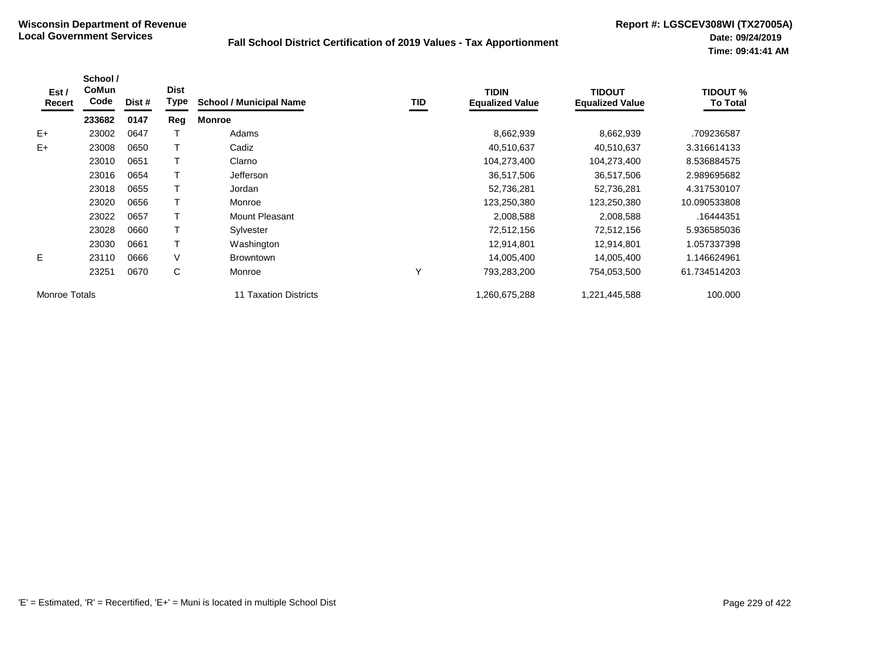**Wisconsin Department of Revenue**
**Local Government Services**

**Fall School District Certification of 2019 Values - Tax Apportionment**

**Report #: LGSCEV308WI (TX27005A)**
**Date: 09/24/2019**
**Time: 09:41:41 AM**

| Est / Recert | School / CoMun Code | Dist # | Dist Type | School / Municipal Name | TID | TIDIN Equalized Value | TIDOUT Equalized Value | TIDOUT % To Total |
|---|---|---|---|---|---|---|---|---|
| | **233682** | **0147** | **Reg** | **Monroe** | | | | |
| E+ | 23002 | 0647 | T | Adams | | 8,662,939 | 8,662,939 | .709236587 |
| E+ | 23008 | 0650 | T | Cadiz | | 40,510,637 | 40,510,637 | 3.316614133 |
| | 23010 | 0651 | T | Clarno | | 104,273,400 | 104,273,400 | 8.536884575 |
| | 23016 | 0654 | T | Jefferson | | 36,517,506 | 36,517,506 | 2.989695682 |
| | 23018 | 0655 | T | Jordan | | 52,736,281 | 52,736,281 | 4.317530107 |
| | 23020 | 0656 | T | Monroe | | 123,250,380 | 123,250,380 | 10.090533808 |
| | 23022 | 0657 | T | Mount Pleasant | | 2,008,588 | 2,008,588 | .16444351 |
| | 23028 | 0660 | T | Sylvester | | 72,512,156 | 72,512,156 | 5.936585036 |
| | 23030 | 0661 | T | Washington | | 12,914,801 | 12,914,801 | 1.057337398 |
| E | 23110 | 0666 | V | Browntown | | 14,005,400 | 14,005,400 | 1.146624961 |
| | 23251 | 0670 | C | Monroe | Y | 793,283,200 | 754,053,500 | 61.734514203 |
| Monroe Totals | | | | 11 Taxation Districts | | 1,260,675,288 | 1,221,445,588 | 100.000 |

'E' = Estimated, 'R' = Recertified, 'E+' = Muni is located in multiple School Dist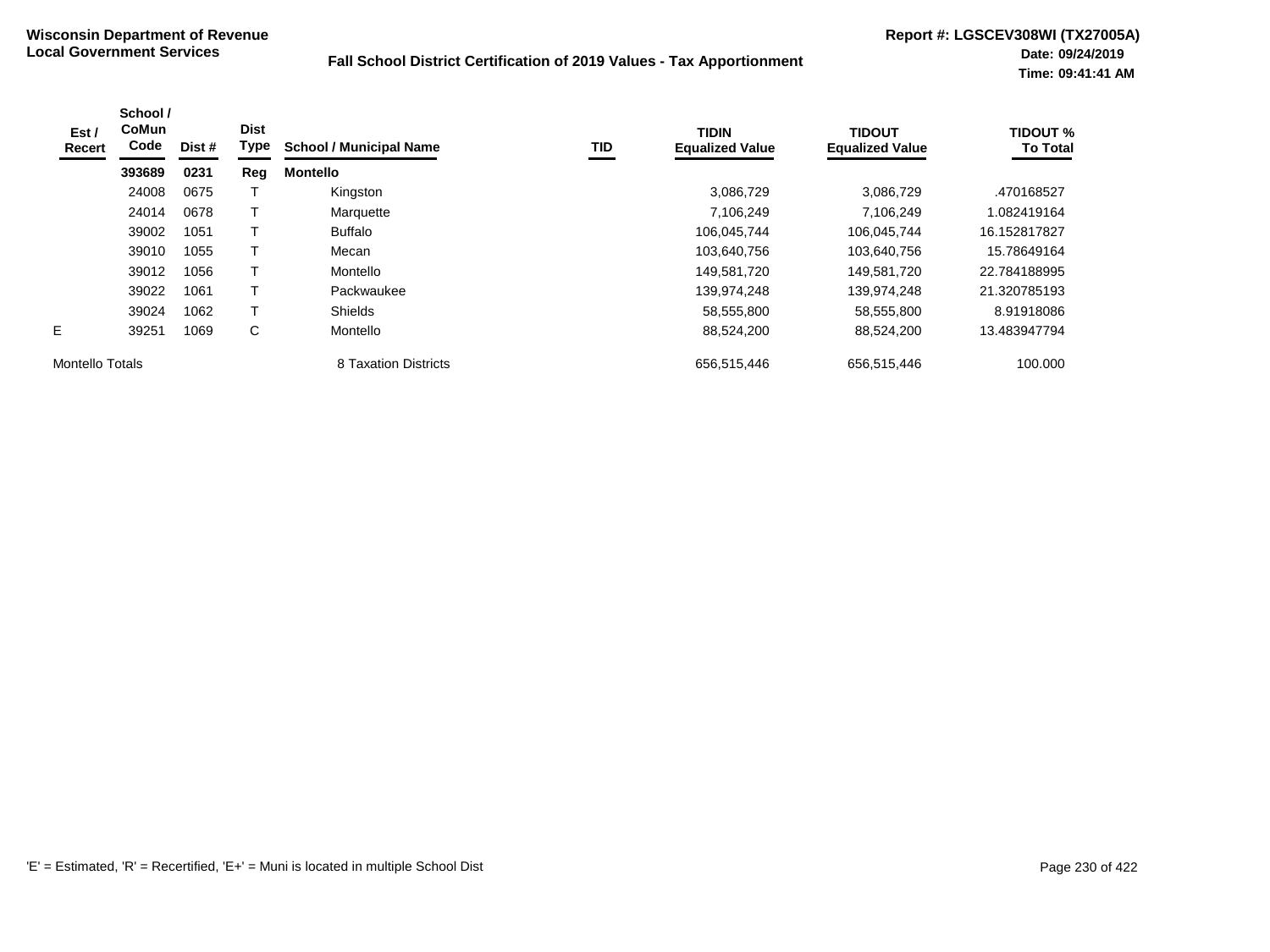**Wisconsin Department of Revenue**
**Local Government Services**

**Fall School District Certification of 2019 Values - Tax Apportionment**

**Report #: LGSCEV308WI (TX27005A)**
**Date: 09/24/2019**
**Time: 09:41:41 AM**

| Est / Recert | School / CoMun Code | Dist # | Dist Type | School / Municipal Name | TID | TIDIN Equalized Value | TIDOUT Equalized Value | TIDOUT % To Total |
|---|---|---|---|---|---|---|---|---|
| | **393689** | **0231** | **Reg** | **Montello** | | | | |
| | 24008 | 0675 | T | Kingston | | 3,086,729 | 3,086,729 | .470168527 |
| | 24014 | 0678 | T | Marquette | | 7,106,249 | 7,106,249 | 1.082419164 |
| | 39002 | 1051 | T | Buffalo | | 106,045,744 | 106,045,744 | 16.152817827 |
| | 39010 | 1055 | T | Mecan | | 103,640,756 | 103,640,756 | 15.78649164 |
| | 39012 | 1056 | T | Montello | | 149,581,720 | 149,581,720 | 22.784188995 |
| | 39022 | 1061 | T | Packwaukee | | 139,974,248 | 139,974,248 | 21.320785193 |
| | 39024 | 1062 | T | Shields | | 58,555,800 | 58,555,800 | 8.91918086 |
| E | 39251 | 1069 | C | Montello | | 88,524,200 | 88,524,200 | 13.483947794 |
| Montello Totals | | | | 8 Taxation Districts | | 656,515,446 | 656,515,446 | 100.000 |

'E' = Estimated, 'R' = Recertified, 'E+' = Muni is located in multiple School Dist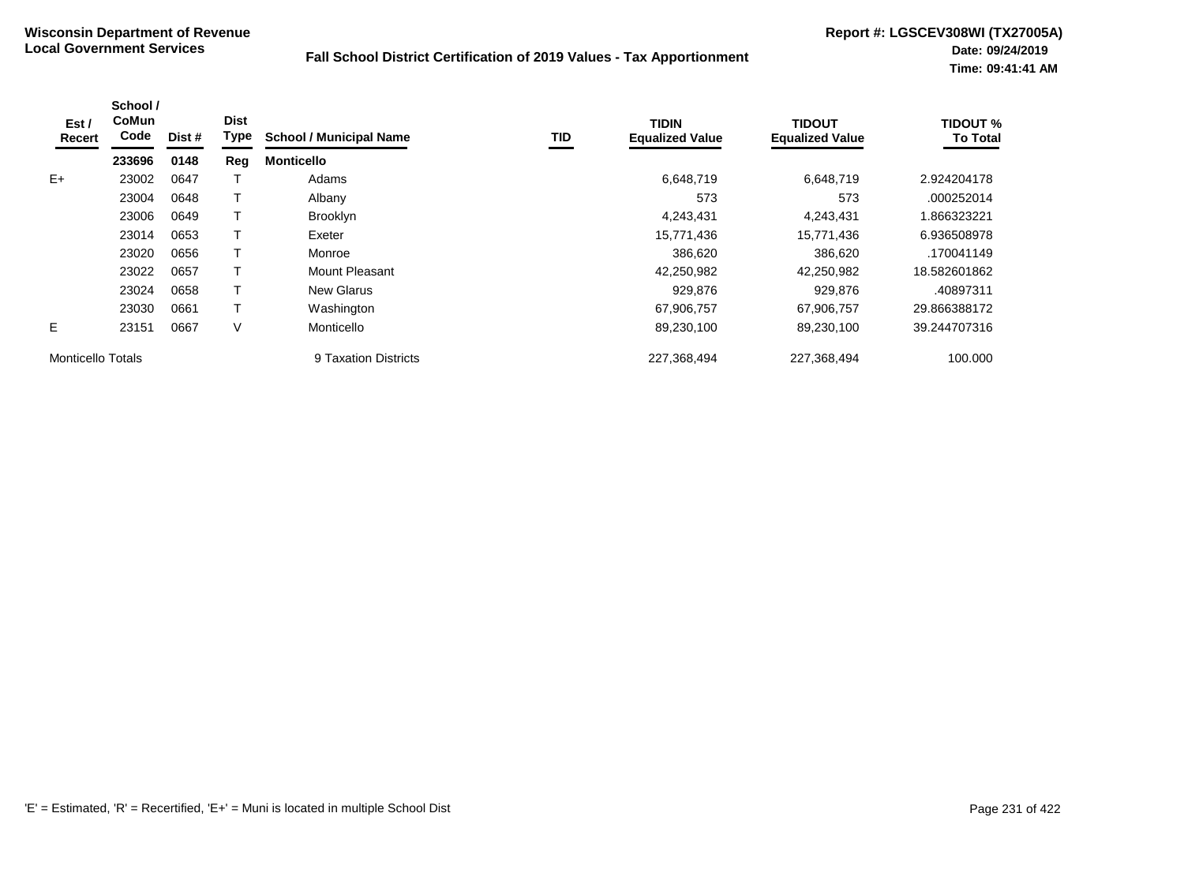**Wisconsin Department of Revenue**
**Local Government Services**

**Fall School District Certification of 2019 Values - Tax Apportionment**

**Report #: LGSCEV308WI (TX27005A)**
**Date: 09/24/2019**
**Time: 09:41:41 AM**

| Est / Recert | School / CoMun Code | Dist # | Dist Type | School / Municipal Name | TID | TIDIN Equalized Value | TIDOUT Equalized Value | TIDOUT % To Total |
|---|---|---|---|---|---|---|---|---|
| | **233696** | **0148** | **Reg** | **Monticello** | | | | |
| E+ | 23002 | 0647 | T | Adams | | 6,648,719 | 6,648,719 | 2.924204178 |
| | 23004 | 0648 | T | Albany | | 573 | 573 | .000252014 |
| | 23006 | 0649 | T | Brooklyn | | 4,243,431 | 4,243,431 | 1.866323221 |
| | 23014 | 0653 | T | Exeter | | 15,771,436 | 15,771,436 | 6.936508978 |
| | 23020 | 0656 | T | Monroe | | 386,620 | 386,620 | .170041149 |
| | 23022 | 0657 | T | Mount Pleasant | | 42,250,982 | 42,250,982 | 18.582601862 |
| | 23024 | 0658 | T | New Glarus | | 929,876 | 929,876 | .40897311 |
| | 23030 | 0661 | T | Washington | | 67,906,757 | 67,906,757 | 29.866388172 |
| E | 23151 | 0667 | V | Monticello | | 89,230,100 | 89,230,100 | 39.244707316 |
| Monticello Totals | | | | 9 Taxation Districts | | 227,368,494 | 227,368,494 | 100.000 |

'E' = Estimated, 'R' = Recertified, 'E+' = Muni is located in multiple School Dist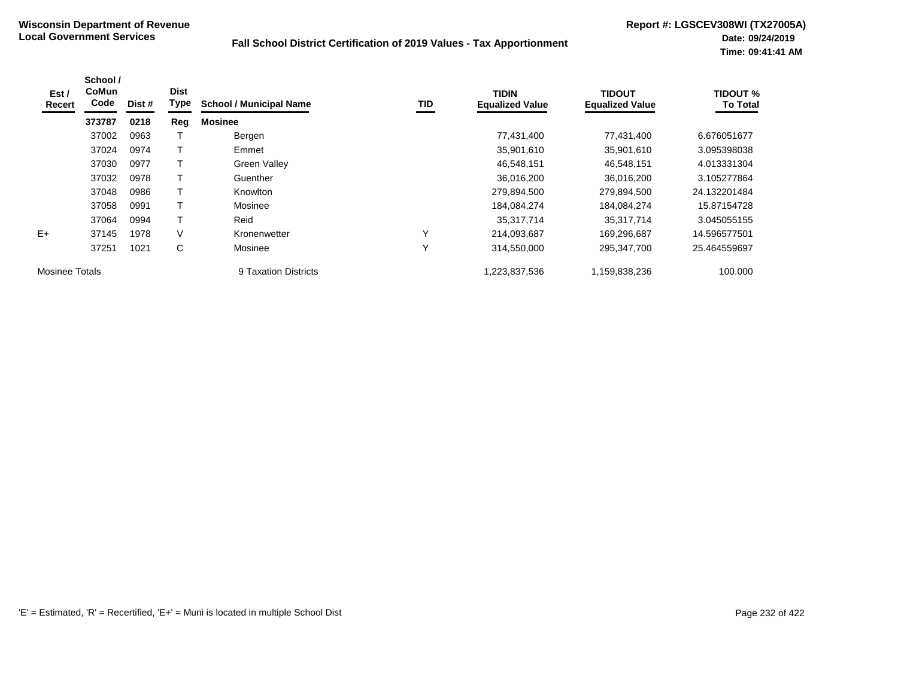**Wisconsin Department of Revenue**
**Local Government Services**

## Fall School District Certification of 2019 Values - Tax Apportionment

**Report #: LGSCEV308WI (TX27005A)**
**Date: 09/24/2019**
**Time: 09:41:41 AM**

| Est / Recert | School / CoMun Code | Dist # | Dist Type | School / Municipal Name | TID | TIDIN Equalized Value | TIDOUT Equalized Value | TIDOUT % To Total |
|---|---|---|---|---|---|---|---|---|
| | **373787** | **0218** | **Reg** | **Mosinee** | | | | |
| | 37002 | 0963 | T | Bergen | | 77,431,400 | 77,431,400 | 6.676051677 |
| | 37024 | 0974 | T | Emmet | | 35,901,610 | 35,901,610 | 3.095398038 |
| | 37030 | 0977 | T | Green Valley | | 46,548,151 | 46,548,151 | 4.013331304 |
| | 37032 | 0978 | T | Guenther | | 36,016,200 | 36,016,200 | 3.105277864 |
| | 37048 | 0986 | T | Knowlton | | 279,894,500 | 279,894,500 | 24.132201484 |
| | 37058 | 0991 | T | Mosinee | | 184,084,274 | 184,084,274 | 15.87154728 |
| | 37064 | 0994 | T | Reid | | 35,317,714 | 35,317,714 | 3.045055155 |
| E+ | 37145 | 1978 | V | Kronenwetter | Y | 214,093,687 | 169,296,687 | 14.596577501 |
| | 37251 | 1021 | C | Mosinee | Y | 314,550,000 | 295,347,700 | 25.464559697 |
| Mosinee Totals | | | | 9 Taxation Districts | | 1,223,837,536 | 1,159,838,236 | 100.000 |

'E' = Estimated, 'R' = Recertified, 'E+' = Muni is located in multiple School Dist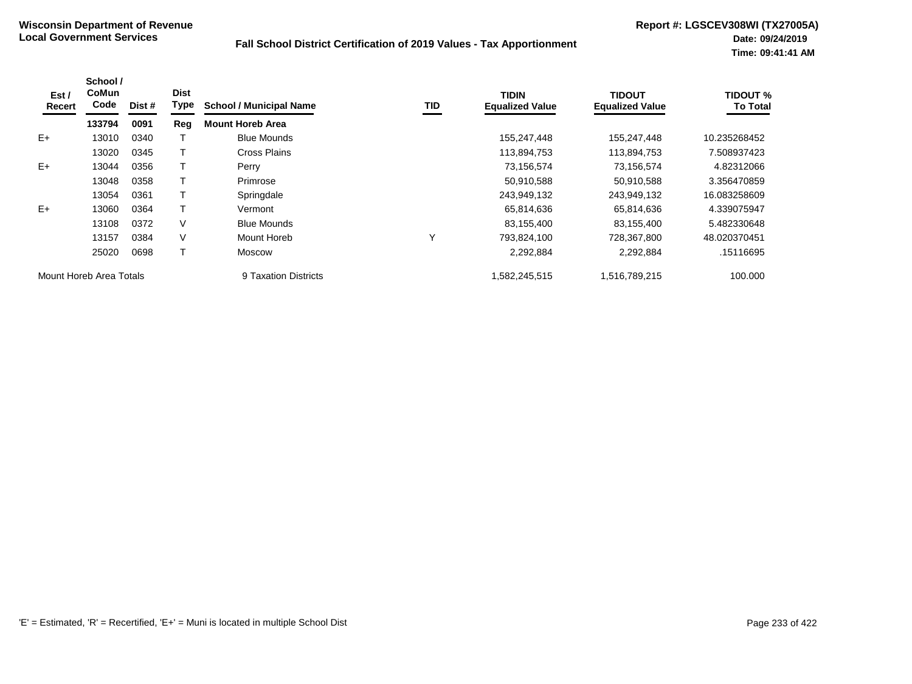**Wisconsin Department of Revenue**
**Local Government Services**

**Fall School District Certification of 2019 Values - Tax Apportionment**

**Report #: LGSCEV308WI (TX27005A)**
**Date: 09/24/2019**
**Time: 09:41:41 AM**

| Est / Recert | School / CoMun Code | Dist # | Dist Type | School / Municipal Name | TID | TIDIN Equalized Value | TIDOUT Equalized Value | TIDOUT % To Total |
|---|---|---|---|---|---|---|---|---|
| | **133794** | **0091** | **Reg** | **Mount Horeb Area** | | | | |
| E+ | 13010 | 0340 | T | Blue Mounds | | 155,247,448 | 155,247,448 | 10.235268452 |
| | 13020 | 0345 | T | Cross Plains | | 113,894,753 | 113,894,753 | 7.508937423 |
| E+ | 13044 | 0356 | T | Perry | | 73,156,574 | 73,156,574 | 4.82312066 |
| | 13048 | 0358 | T | Primrose | | 50,910,588 | 50,910,588 | 3.356470859 |
| | 13054 | 0361 | T | Springdale | | 243,949,132 | 243,949,132 | 16.083258609 |
| E+ | 13060 | 0364 | T | Vermont | | 65,814,636 | 65,814,636 | 4.339075947 |
| | 13108 | 0372 | V | Blue Mounds | | 83,155,400 | 83,155,400 | 5.482330648 |
| | 13157 | 0384 | V | Mount Horeb | Y | 793,824,100 | 728,367,800 | 48.020370451 |
| | 25020 | 0698 | T | Moscow | | 2,292,884 | 2,292,884 | .15116695 |
| Mount Horeb Area Totals | | | | 9 Taxation Districts | | 1,582,245,515 | 1,516,789,215 | 100.000 |

'E' = Estimated, 'R' = Recertified, 'E+' = Muni is located in multiple School Dist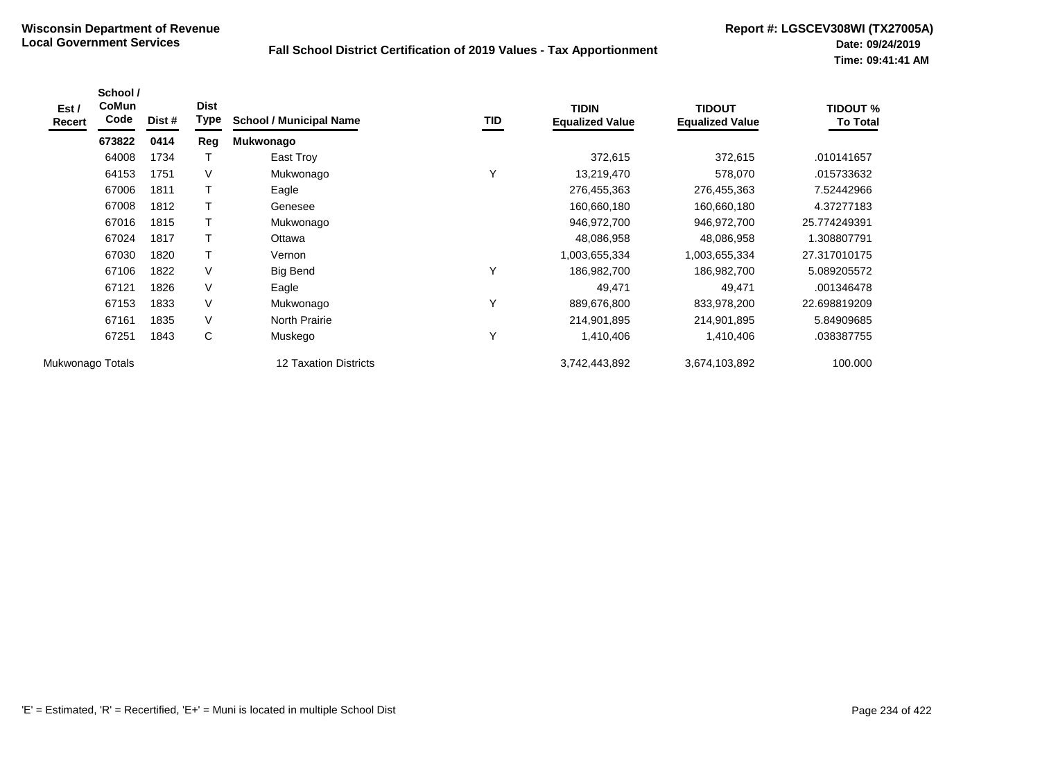# Wisconsin Department of Revenue
# Local Government Services

## Fall School District Certification of 2019 Values - Tax Apportionment

**Report #: LGSCEV308WI (TX27005A)**
**Date: 09/24/2019**
**Time: 09:41:41 AM**

| Est / Recert | School / CoMun Code | Dist # | Dist Type | School / Municipal Name | TID | TIDIN Equalized Value | TIDOUT Equalized Value | TIDOUT % To Total |
|---|---|---|---|---|---|---|---|---|
| | **673822** | **0414** | **Reg** | **Mukwonago** | | | | |
| | 64008 | 1734 | T | East Troy | | 372,615 | 372,615 | .010141657 |
| | 64153 | 1751 | V | Mukwonago | Y | 13,219,470 | 578,070 | .015733632 |
| | 67006 | 1811 | T | Eagle | | 276,455,363 | 276,455,363 | 7.52442966 |
| | 67008 | 1812 | T | Genesee | | 160,660,180 | 160,660,180 | 4.37277183 |
| | 67016 | 1815 | T | Mukwonago | | 946,972,700 | 946,972,700 | 25.774249391 |
| | 67024 | 1817 | T | Ottawa | | 48,086,958 | 48,086,958 | 1.308807791 |
| | 67030 | 1820 | T | Vernon | | 1,003,655,334 | 1,003,655,334 | 27.317010175 |
| | 67106 | 1822 | V | Big Bend | Y | 186,982,700 | 186,982,700 | 5.089205572 |
| | 67121 | 1826 | V | Eagle | | 49,471 | 49,471 | .001346478 |
| | 67153 | 1833 | V | Mukwonago | Y | 889,676,800 | 833,978,200 | 22.698819209 |
| | 67161 | 1835 | V | North Prairie | | 214,901,895 | 214,901,895 | 5.84909685 |
| | 67251 | 1843 | C | Muskego | Y | 1,410,406 | 1,410,406 | .038387755 |
| Mukwonago Totals | | | | 12 Taxation Districts | | 3,742,443,892 | 3,674,103,892 | 100.000 |

'E' = Estimated, 'R' = Recertified, 'E+' = Muni is located in multiple School Dist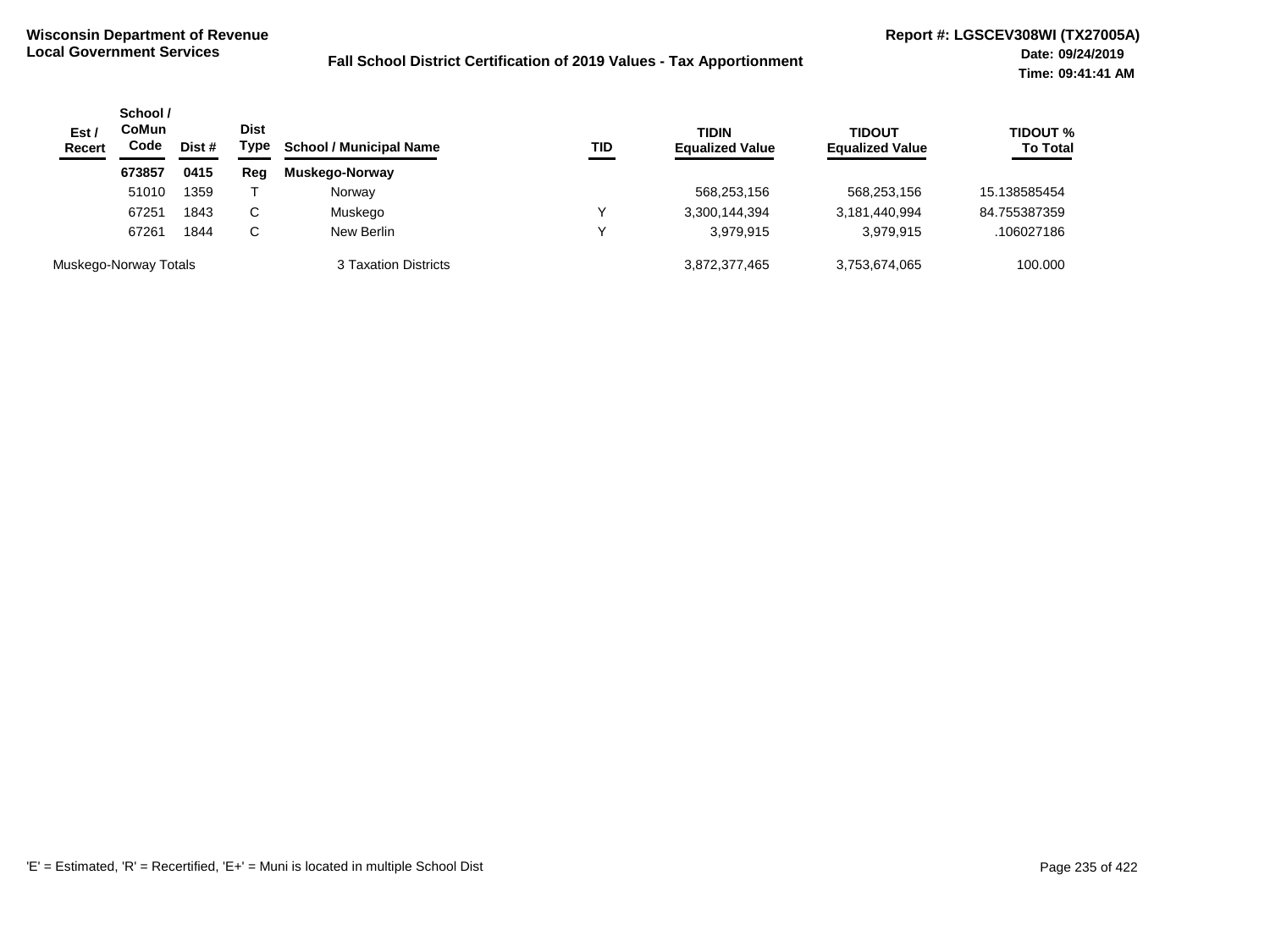**Wisconsin Department of Revenue**
**Local Government Services**

**Fall School District Certification of 2019 Values - Tax Apportionment**

**Report #: LGSCEV308WI (TX27005A)**
**Date: 09/24/2019**
**Time: 09:41:41 AM**

| Est / Recert | School / CoMun Code | Dist # | Dist Type | School / Municipal Name | TID | TIDIN Equalized Value | TIDOUT Equalized Value | TIDOUT % To Total |
|---|---|---|---|---|---|---|---|---|
| | **673857** | **0415** | **Reg** | **Muskego-Norway** | | | | |
| | 51010 | 1359 | T | Norway | | 568,253,156 | 568,253,156 | 15.138585454 |
| | 67251 | 1843 | C | Muskego | Y | 3,300,144,394 | 3,181,440,994 | 84.755387359 |
| | 67261 | 1844 | C | New Berlin | Y | 3,979,915 | 3,979,915 | .106027186 |
| Muskego-Norway Totals | | | | 3 Taxation Districts | | 3,872,377,465 | 3,753,674,065 | 100.000 |

'E' = Estimated, 'R' = Recertified, 'E+' = Muni is located in multiple School Dist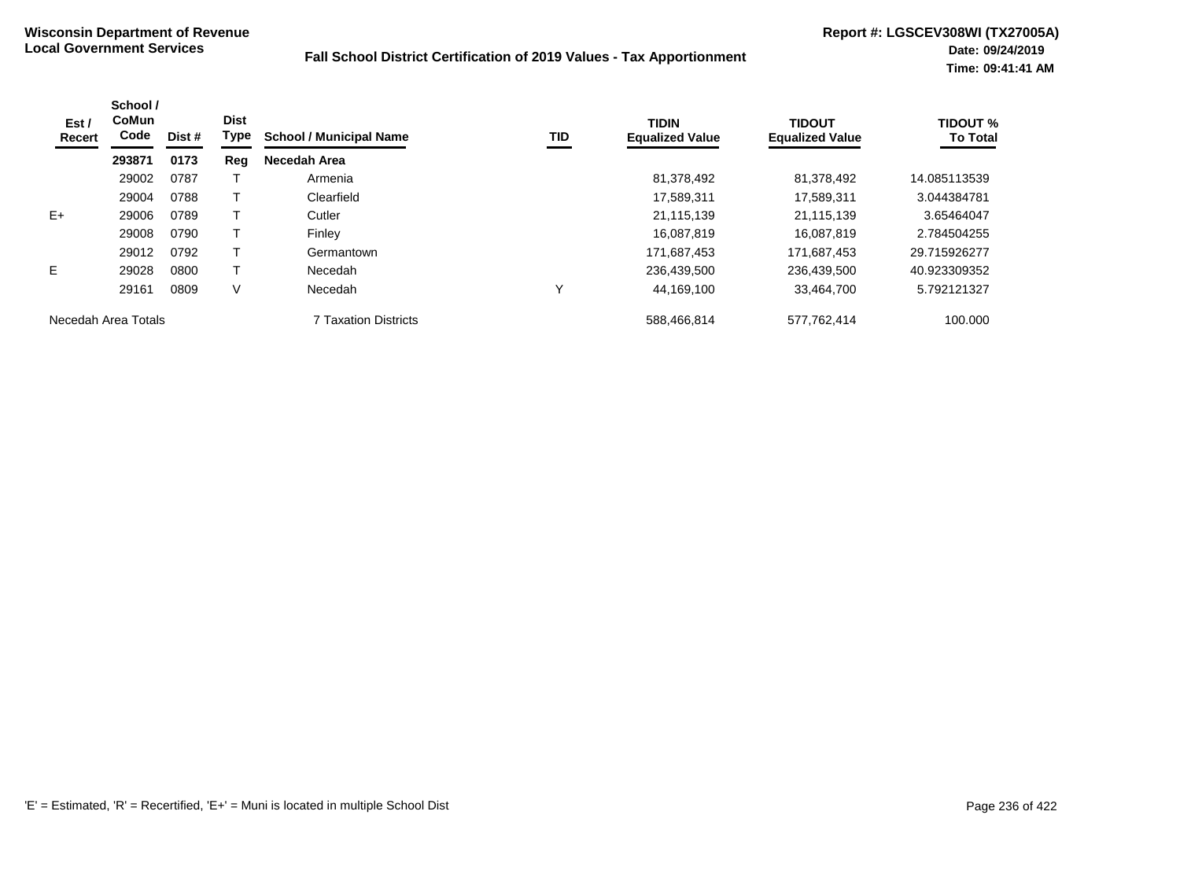**Wisconsin Department of Revenue**
**Local Government Services**

**Fall School District Certification of 2019 Values - Tax Apportionment**

**Report #: LGSCEV308WI (TX27005A)**
**Date: 09/24/2019**
**Time: 09:41:41 AM**

| Est / Recert | School / CoMun Code | Dist # | Dist Type | School / Municipal Name | TID | TIDIN Equalized Value | TIDOUT Equalized Value | TIDOUT % To Total |
|---|---|---|---|---|---|---|---|---|
| | **293871** | **0173** | **Reg** | **Necedah Area** | | | | |
| | 29002 | 0787 | T | Armenia | | 81,378,492 | 81,378,492 | 14.085113539 |
| | 29004 | 0788 | T | Clearfield | | 17,589,311 | 17,589,311 | 3.044384781 |
| E+ | 29006 | 0789 | T | Cutler | | 21,115,139 | 21,115,139 | 3.65464047 |
| | 29008 | 0790 | T | Finley | | 16,087,819 | 16,087,819 | 2.784504255 |
| | 29012 | 0792 | T | Germantown | | 171,687,453 | 171,687,453 | 29.715926277 |
| E | 29028 | 0800 | T | Necedah | | 236,439,500 | 236,439,500 | 40.923309352 |
| | 29161 | 0809 | V | Necedah | Y | 44,169,100 | 33,464,700 | 5.792121327 |
| Necedah Area Totals | | | | 7 Taxation Districts | | 588,466,814 | 577,762,414 | 100.000 |

'E' = Estimated, 'R' = Recertified, 'E+' = Muni is located in multiple School Dist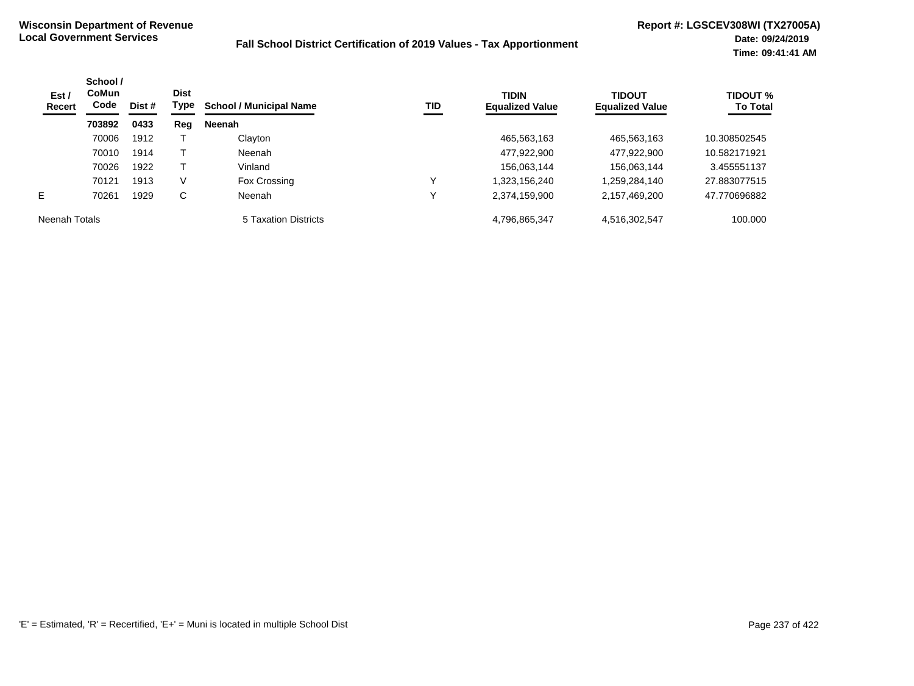**Wisconsin Department of Revenue**
**Local Government Services**

**Fall School District Certification of 2019 Values - Tax Apportionment**

**Report #: LGSCEV308WI (TX27005A)**
**Date: 09/24/2019**
**Time: 09:41:41 AM**

| Est / Recert | School / CoMun Code | Dist # | Dist Type | School / Municipal Name | TID | TIDIN Equalized Value | TIDOUT Equalized Value | TIDOUT % To Total |
|---|---|---|---|---|---|---|---|---|
| | **703892** | **0433** | **Reg** | **Neenah** | | | | |
| | 70006 | 1912 | T | Clayton | | 465,563,163 | 465,563,163 | 10.308502545 |
| | 70010 | 1914 | T | Neenah | | 477,922,900 | 477,922,900 | 10.582171921 |
| | 70026 | 1922 | T | Vinland | | 156,063,144 | 156,063,144 | 3.455551137 |
| | 70121 | 1913 | V | Fox Crossing | Y | 1,323,156,240 | 1,259,284,140 | 27.883077515 |
| E | 70261 | 1929 | C | Neenah | Y | 2,374,159,900 | 2,157,469,200 | 47.770696882 |
| Neenah Totals | | | | 5 Taxation Districts | | 4,796,865,347 | 4,516,302,547 | 100.000 |

'E' = Estimated, 'R' = Recertified, 'E+' = Muni is located in multiple School Dist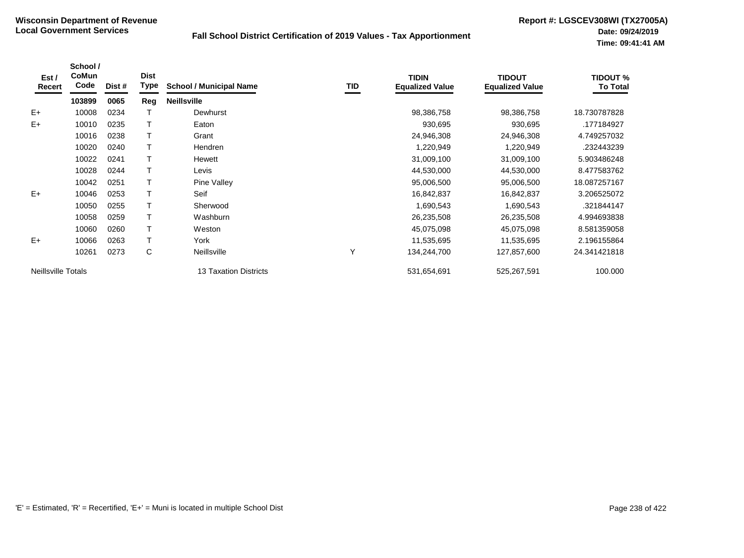**Wisconsin Department of Revenue**
**Local Government Services**

**Fall School District Certification of 2019 Values - Tax Apportionment**

**Report #: LGSCEV308WI (TX27005A)**
**Date: 09/24/2019**
**Time: 09:41:41 AM**

| Est / Recert | School / CoMun Code | Dist # | Dist Type | School / Municipal Name | TID | TIDIN Equalized Value | TIDOUT Equalized Value | TIDOUT % To Total |
|---|---|---|---|---|---|---|---|---|
| | **103899** | **0065** | **Reg** | **Neillsville** | | | | |
| E+ | 10008 | 0234 | T | Dewhurst | | 98,386,758 | 98,386,758 | 18.730787828 |
| E+ | 10010 | 0235 | T | Eaton | | 930,695 | 930,695 | .177184927 |
| | 10016 | 0238 | T | Grant | | 24,946,308 | 24,946,308 | 4.749257032 |
| | 10020 | 0240 | T | Hendren | | 1,220,949 | 1,220,949 | .232443239 |
| | 10022 | 0241 | T | Hewett | | 31,009,100 | 31,009,100 | 5.903486248 |
| | 10028 | 0244 | T | Levis | | 44,530,000 | 44,530,000 | 8.477583762 |
| | 10042 | 0251 | T | Pine Valley | | 95,006,500 | 95,006,500 | 18.087257167 |
| E+ | 10046 | 0253 | T | Seif | | 16,842,837 | 16,842,837 | 3.206525072 |
| | 10050 | 0255 | T | Sherwood | | 1,690,543 | 1,690,543 | .321844147 |
| | 10058 | 0259 | T | Washburn | | 26,235,508 | 26,235,508 | 4.994693838 |
| | 10060 | 0260 | T | Weston | | 45,075,098 | 45,075,098 | 8.581359058 |
| E+ | 10066 | 0263 | T | York | | 11,535,695 | 11,535,695 | 2.196155864 |
| | 10261 | 0273 | C | Neillsville | Y | 134,244,700 | 127,857,600 | 24.341421818 |
| Neillsville Totals | | | | 13 Taxation Districts | | 531,654,691 | 525,267,591 | 100.000 |

'E' = Estimated, 'R' = Recertified, 'E+' = Muni is located in multiple School Dist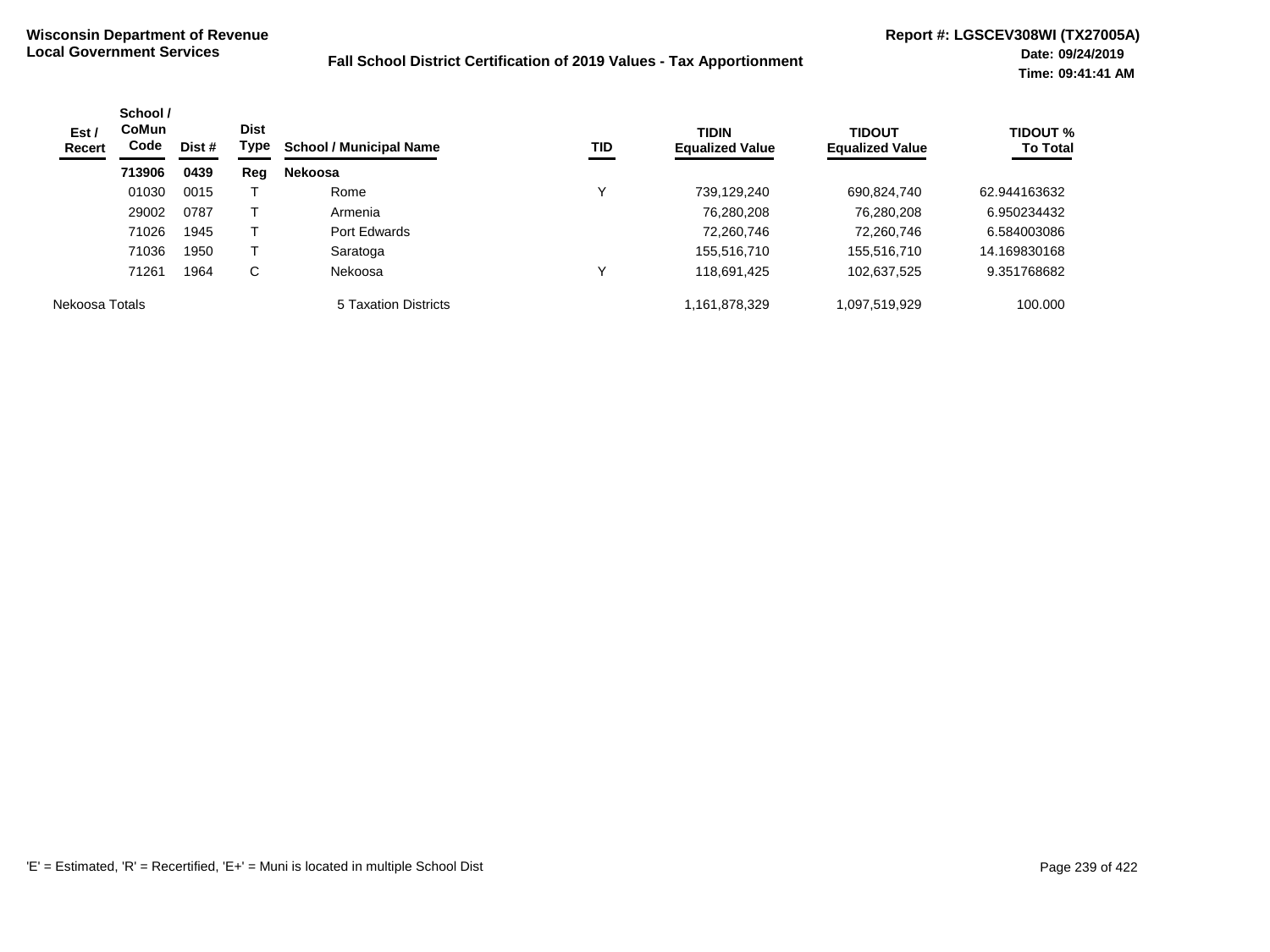**Wisconsin Department of Revenue**
**Local Government Services**

**Fall School District Certification of 2019 Values - Tax Apportionment**

**Report #: LGSCEV308WI (TX27005A)**
**Date: 09/24/2019**
**Time: 09:41:41 AM**

| Est / Recert | School / CoMun Code | Dist # | Dist Type | School / Municipal Name | TID | TIDIN Equalized Value | TIDOUT Equalized Value | TIDOUT % To Total |
|---|---|---|---|---|---|---|---|---|
| | **713906** | **0439** | **Reg** | **Nekoosa** | | | | |
| | 01030 | 0015 | T | Rome | Y | 739,129,240 | 690,824,740 | 62.944163632 |
| | 29002 | 0787 | T | Armenia | | 76,280,208 | 76,280,208 | 6.950234432 |
| | 71026 | 1945 | T | Port Edwards | | 72,260,746 | 72,260,746 | 6.584003086 |
| | 71036 | 1950 | T | Saratoga | | 155,516,710 | 155,516,710 | 14.169830168 |
| | 71261 | 1964 | C | Nekoosa | Y | 118,691,425 | 102,637,525 | 9.351768682 |
| Nekoosa Totals | | | | 5 Taxation Districts | | 1,161,878,329 | 1,097,519,929 | 100.000 |

'E' = Estimated, 'R' = Recertified, 'E+' = Muni is located in multiple School Dist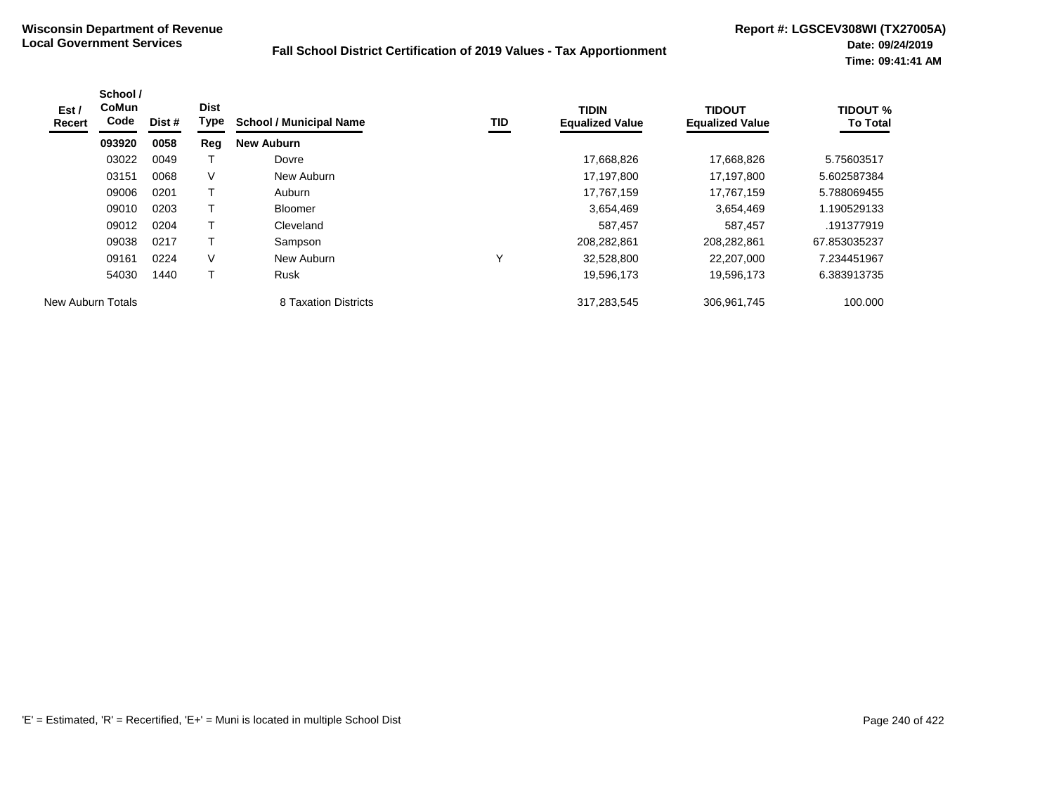**Wisconsin Department of Revenue**
**Local Government Services**

**Fall School District Certification of 2019 Values - Tax Apportionment**

**Report #: LGSCEV308WI (TX27005A)**
**Date: 09/24/2019**
**Time: 09:41:41 AM**

| Est / Recert | School / CoMun Code | Dist # | Dist Type | School / Municipal Name | TID | TIDIN Equalized Value | TIDOUT Equalized Value | TIDOUT % To Total |
|---|---|---|---|---|---|---|---|---|
| | **093920** | **0058** | **Reg** | **New Auburn** | | | | |
| | 03022 | 0049 | T | Dovre | | 17,668,826 | 17,668,826 | 5.75603517 |
| | 03151 | 0068 | V | New Auburn | | 17,197,800 | 17,197,800 | 5.602587384 |
| | 09006 | 0201 | T | Auburn | | 17,767,159 | 17,767,159 | 5.788069455 |
| | 09010 | 0203 | T | Bloomer | | 3,654,469 | 3,654,469 | 1.190529133 |
| | 09012 | 0204 | T | Cleveland | | 587,457 | 587,457 | .191377919 |
| | 09038 | 0217 | T | Sampson | | 208,282,861 | 208,282,861 | 67.853035237 |
| | 09161 | 0224 | V | New Auburn | Y | 32,528,800 | 22,207,000 | 7.234451967 |
| | 54030 | 1440 | T | Rusk | | 19,596,173 | 19,596,173 | 6.383913735 |
| New Auburn Totals | | | | 8 Taxation Districts | | 317,283,545 | 306,961,745 | 100.000 |

'E' = Estimated, 'R' = Recertified, 'E+' = Muni is located in multiple School Dist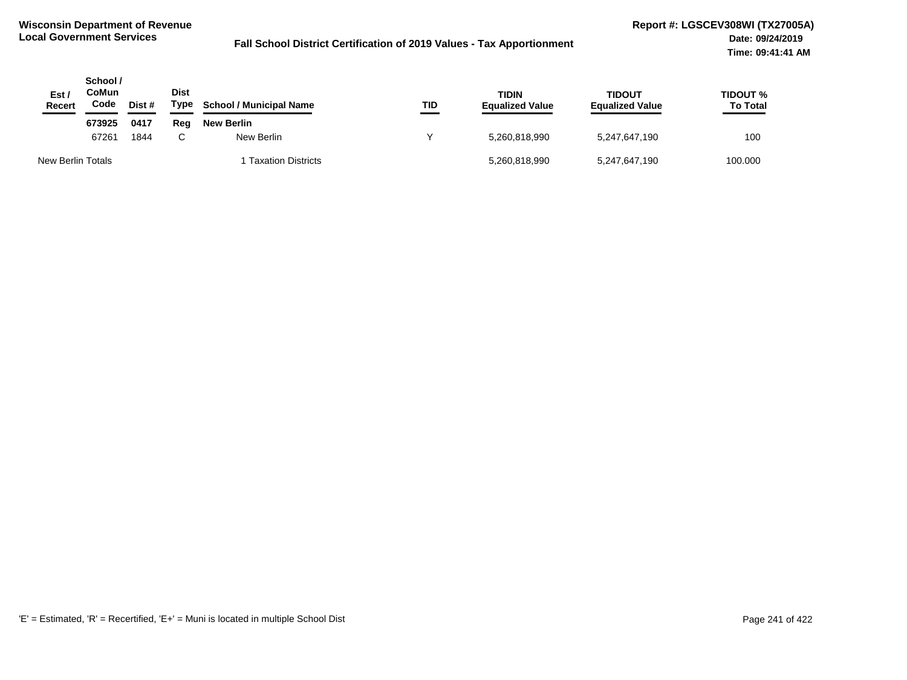**Wisconsin Department of Revenue**
**Local Government Services**

**Fall School District Certification of 2019 Values - Tax Apportionment**

**Report #: LGSCEV308WI (TX27005A)**
**Date: 09/24/2019**
**Time: 09:41:41 AM**

| Est / Recert | School / CoMun Code | Dist # | Dist Type | School / Municipal Name | TID | TIDIN Equalized Value | TIDOUT Equalized Value | TIDOUT % To Total |
|---|---|---|---|---|---|---|---|---|
| | **673925** | **0417** | **Reg** | **New Berlin** | | | | |
| | 67261 | 1844 | C | New Berlin | Y | 5,260,818,990 | 5,247,647,190 | 100 |
| New Berlin Totals | | | | 1 Taxation Districts | | 5,260,818,990 | 5,247,647,190 | 100.000 |

'E' = Estimated, 'R' = Recertified, 'E+' = Muni is located in multiple School Dist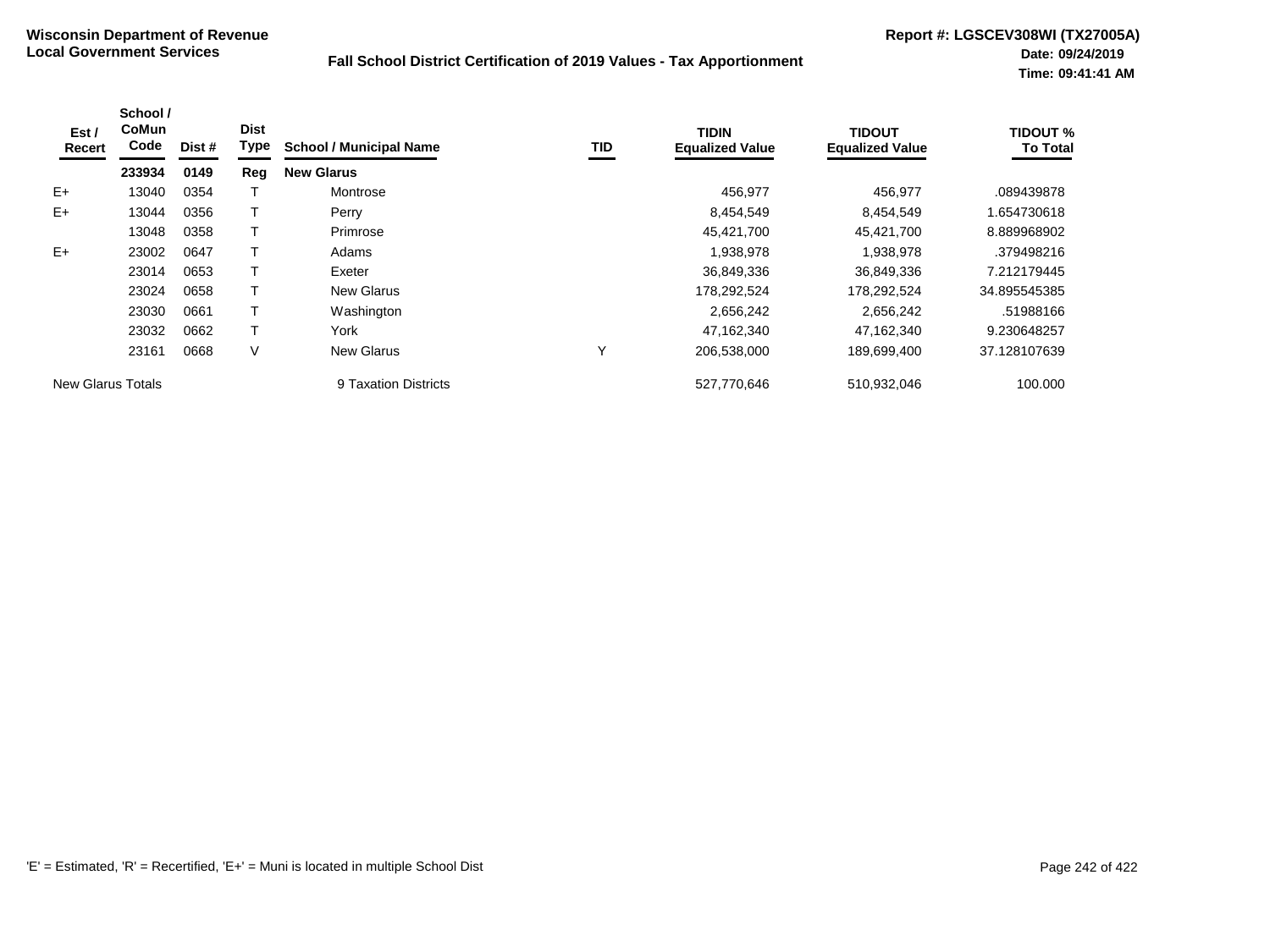**Wisconsin Department of Revenue**
**Local Government Services**

**Fall School District Certification of 2019 Values - Tax Apportionment**

**Report #: LGSCEV308WI (TX27005A)**
**Date: 09/24/2019**
**Time: 09:41:41 AM**

| Est / Recert | School / CoMun Code | Dist # | Dist Type | School / Municipal Name | TID | TIDIN Equalized Value | TIDOUT Equalized Value | TIDOUT % To Total |
|---|---|---|---|---|---|---|---|---|
| | **233934** | **0149** | **Reg** | **New Glarus** | | | | |
| E+ | 13040 | 0354 | T | Montrose | | 456,977 | 456,977 | .089439878 |
| E+ | 13044 | 0356 | T | Perry | | 8,454,549 | 8,454,549 | 1.654730618 |
| | 13048 | 0358 | T | Primrose | | 45,421,700 | 45,421,700 | 8.889968902 |
| E+ | 23002 | 0647 | T | Adams | | 1,938,978 | 1,938,978 | .379498216 |
| | 23014 | 0653 | T | Exeter | | 36,849,336 | 36,849,336 | 7.212179445 |
| | 23024 | 0658 | T | New Glarus | | 178,292,524 | 178,292,524 | 34.895545385 |
| | 23030 | 0661 | T | Washington | | 2,656,242 | 2,656,242 | .51988166 |
| | 23032 | 0662 | T | York | | 47,162,340 | 47,162,340 | 9.230648257 |
| | 23161 | 0668 | V | New Glarus | Y | 206,538,000 | 189,699,400 | 37.128107639 |
| New Glarus Totals | | | | 9 Taxation Districts | | 527,770,646 | 510,932,046 | 100.000 |

'E' = Estimated, 'R' = Recertified, 'E+' = Muni is located in multiple School Dist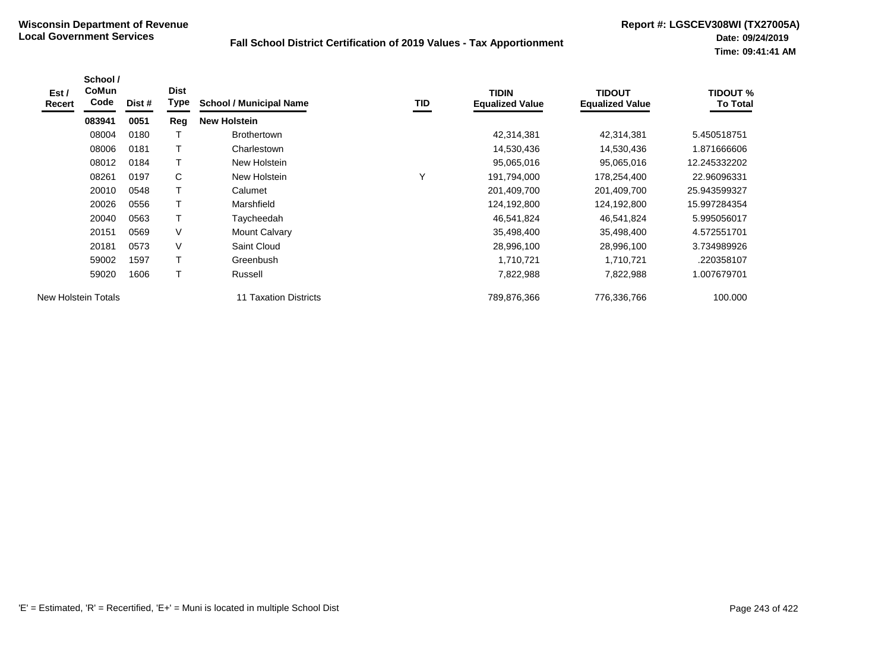**Wisconsin Department of Revenue**
**Local Government Services**

**Fall School District Certification of 2019 Values - Tax Apportionment**

**Report #: LGSCEV308WI (TX27005A)**
**Date: 09/24/2019**
**Time: 09:41:41 AM**

| Est / Recert | School / CoMun Code | Dist # | Dist Type | School / Municipal Name | TID | TIDIN Equalized Value | TIDOUT Equalized Value | TIDOUT % To Total |
|---|---|---|---|---|---|---|---|---|
| | **083941** | **0051** | **Reg** | **New Holstein** | | | | |
| | 08004 | 0180 | T | Brothertown | | 42,314,381 | 42,314,381 | 5.450518751 |
| | 08006 | 0181 | T | Charlestown | | 14,530,436 | 14,530,436 | 1.871666606 |
| | 08012 | 0184 | T | New Holstein | | 95,065,016 | 95,065,016 | 12.245332202 |
| | 08261 | 0197 | C | New Holstein | Y | 191,794,000 | 178,254,400 | 22.96096331 |
| | 20010 | 0548 | T | Calumet | | 201,409,700 | 201,409,700 | 25.943599327 |
| | 20026 | 0556 | T | Marshfield | | 124,192,800 | 124,192,800 | 15.997284354 |
| | 20040 | 0563 | T | Taycheedah | | 46,541,824 | 46,541,824 | 5.995056017 |
| | 20151 | 0569 | V | Mount Calvary | | 35,498,400 | 35,498,400 | 4.572551701 |
| | 20181 | 0573 | V | Saint Cloud | | 28,996,100 | 28,996,100 | 3.734989926 |
| | 59002 | 1597 | T | Greenbush | | 1,710,721 | 1,710,721 | .220358107 |
| | 59020 | 1606 | T | Russell | | 7,822,988 | 7,822,988 | 1.007679701 |
| New Holstein Totals | | | | 11 Taxation Districts | | 789,876,366 | 776,336,766 | 100.000 |

'E' = Estimated, 'R' = Recertified, 'E+' = Muni is located in multiple School Dist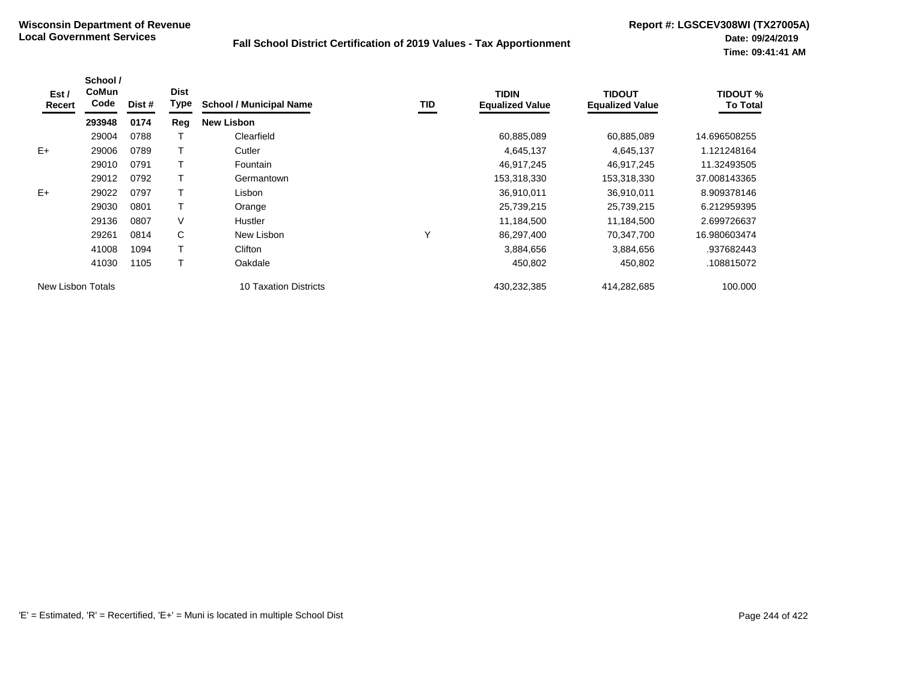**Wisconsin Department of Revenue**
**Local Government Services**

**Fall School District Certification of 2019 Values - Tax Apportionment**

**Report #: LGSCEV308WI (TX27005A)**
**Date: 09/24/2019**
**Time: 09:41:41 AM**

| Est / Recert | School / CoMun Code | Dist # | Dist Type | School / Municipal Name | TID | TIDIN Equalized Value | TIDOUT Equalized Value | TIDOUT % To Total |
|---|---|---|---|---|---|---|---|---|
| | **293948** | **0174** | **Reg** | **New Lisbon** | | | | |
| | 29004 | 0788 | T | Clearfield | | 60,885,089 | 60,885,089 | 14.696508255 |
| E+ | 29006 | 0789 | T | Cutler | | 4,645,137 | 4,645,137 | 1.121248164 |
| | 29010 | 0791 | T | Fountain | | 46,917,245 | 46,917,245 | 11.32493505 |
| | 29012 | 0792 | T | Germantown | | 153,318,330 | 153,318,330 | 37.008143365 |
| E+ | 29022 | 0797 | T | Lisbon | | 36,910,011 | 36,910,011 | 8.909378146 |
| | 29030 | 0801 | T | Orange | | 25,739,215 | 25,739,215 | 6.212959395 |
| | 29136 | 0807 | V | Hustler | | 11,184,500 | 11,184,500 | 2.699726637 |
| | 29261 | 0814 | C | New Lisbon | Y | 86,297,400 | 70,347,700 | 16.980603474 |
| | 41008 | 1094 | T | Clifton | | 3,884,656 | 3,884,656 | .937682443 |
| | 41030 | 1105 | T | Oakdale | | 450,802 | 450,802 | .108815072 |
| New Lisbon Totals | | | | 10 Taxation Districts | | 430,232,385 | 414,282,685 | 100.000 |

'E' = Estimated, 'R' = Recertified, 'E+' = Muni is located in multiple School Dist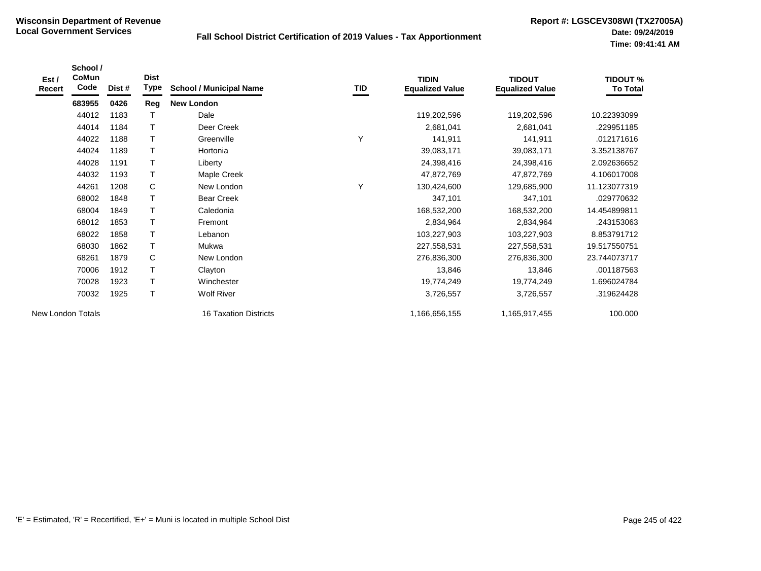**Wisconsin Department of Revenue**
**Local Government Services**

**Fall School District Certification of 2019 Values - Tax Apportionment**

**Report #: LGSCEV308WI (TX27005A)**
**Date: 09/24/2019**
**Time: 09:41:41 AM**

| Est / Recert | School / CoMun Code | Dist # | Dist Type | School / Municipal Name | TID | TIDIN Equalized Value | TIDOUT Equalized Value | TIDOUT % To Total |
|---|---|---|---|---|---|---|---|---|
| | **683955** | **0426** | **Reg** | **New London** | | | | |
| | 44012 | 1183 | T | Dale | | 119,202,596 | 119,202,596 | 10.22393099 |
| | 44014 | 1184 | T | Deer Creek | | 2,681,041 | 2,681,041 | .229951185 |
| | 44022 | 1188 | T | Greenville | Y | 141,911 | 141,911 | .012171616 |
| | 44024 | 1189 | T | Hortonia | | 39,083,171 | 39,083,171 | 3.352138767 |
| | 44028 | 1191 | T | Liberty | | 24,398,416 | 24,398,416 | 2.092636652 |
| | 44032 | 1193 | T | Maple Creek | | 47,872,769 | 47,872,769 | 4.106017008 |
| | 44261 | 1208 | C | New London | Y | 130,424,600 | 129,685,900 | 11.123077319 |
| | 68002 | 1848 | T | Bear Creek | | 347,101 | 347,101 | .029770632 |
| | 68004 | 1849 | T | Caledonia | | 168,532,200 | 168,532,200 | 14.454899811 |
| | 68012 | 1853 | T | Fremont | | 2,834,964 | 2,834,964 | .243153063 |
| | 68022 | 1858 | T | Lebanon | | 103,227,903 | 103,227,903 | 8.853791712 |
| | 68030 | 1862 | T | Mukwa | | 227,558,531 | 227,558,531 | 19.517550751 |
| | 68261 | 1879 | C | New London | | 276,836,300 | 276,836,300 | 23.744073717 |
| | 70006 | 1912 | T | Clayton | | 13,846 | 13,846 | .001187563 |
| | 70028 | 1923 | T | Winchester | | 19,774,249 | 19,774,249 | 1.696024784 |
| | 70032 | 1925 | T | Wolf River | | 3,726,557 | 3,726,557 | .319624428 |
| New London Totals | | | | 16 Taxation Districts | | 1,166,656,155 | 1,165,917,455 | 100.000 |

'E' = Estimated, 'R' = Recertified, 'E+' = Muni is located in multiple School Dist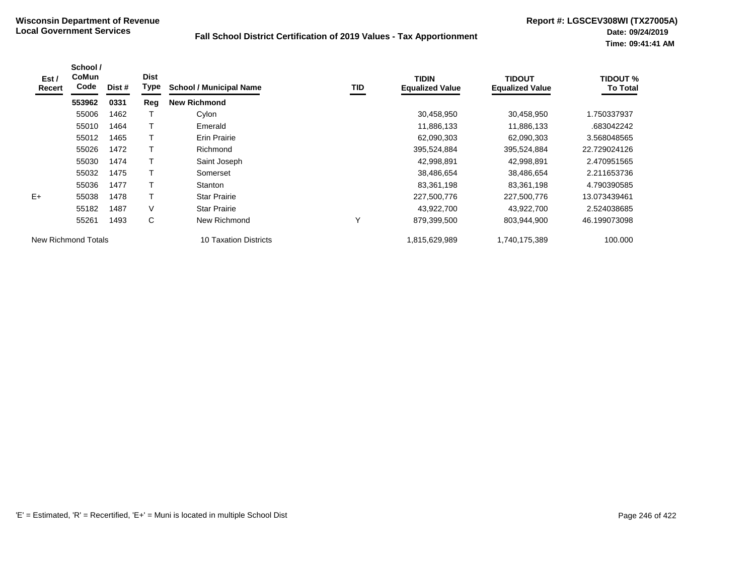# Wisconsin Department of Revenue
## Local Government Services

**Fall School District Certification of 2019 Values - Tax Apportionment**

**Report #: LGSCEV308WI (TX27005A)**
**Date: 09/24/2019**
**Time: 09:41:41 AM**

| Est / Recert | School / CoMun Code | Dist # | Dist Type | School / Municipal Name | TID | TIDIN Equalized Value | TIDOUT Equalized Value | TIDOUT % To Total |
|---|---|---|---|---|---|---|---|---|
| | **553962** | **0331** | **Reg** | **New Richmond** | | | | |
| | 55006 | 1462 | T | Cylon | | 30,458,950 | 30,458,950 | 1.750337937 |
| | 55010 | 1464 | T | Emerald | | 11,886,133 | 11,886,133 | .683042242 |
| | 55012 | 1465 | T | Erin Prairie | | 62,090,303 | 62,090,303 | 3.568048565 |
| | 55026 | 1472 | T | Richmond | | 395,524,884 | 395,524,884 | 22.729024126 |
| | 55030 | 1474 | T | Saint Joseph | | 42,998,891 | 42,998,891 | 2.470951565 |
| | 55032 | 1475 | T | Somerset | | 38,486,654 | 38,486,654 | 2.211653736 |
| | 55036 | 1477 | T | Stanton | | 83,361,198 | 83,361,198 | 4.790390585 |
| E+ | 55038 | 1478 | T | Star Prairie | | 227,500,776 | 227,500,776 | 13.073439461 |
| | 55182 | 1487 | V | Star Prairie | | 43,922,700 | 43,922,700 | 2.524038685 |
| | 55261 | 1493 | C | New Richmond | Y | 879,399,500 | 803,944,900 | 46.199073098 |
| New Richmond Totals | | | | 10 Taxation Districts | | 1,815,629,989 | 1,740,175,389 | 100.000 |

'E' = Estimated, 'R' = Recertified, 'E+' = Muni is located in multiple School Dist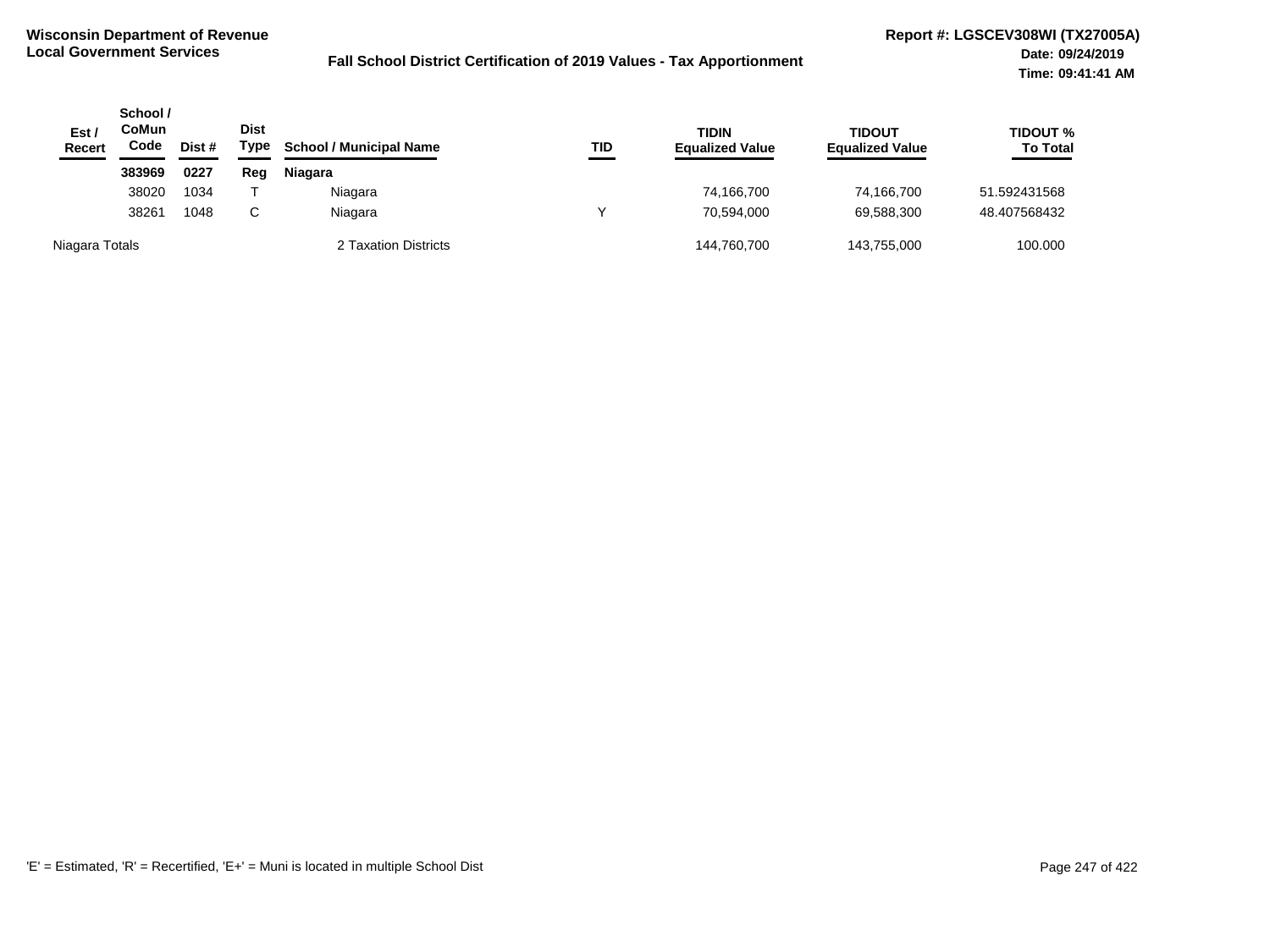**Wisconsin Department of Revenue**
**Local Government Services**

**Fall School District Certification of 2019 Values - Tax Apportionment**

**Report #: LGSCEV308WI (TX27005A)**
**Date: 09/24/2019**
**Time: 09:41:41 AM**

| Est / Recert | School / CoMun Code | Dist # | Dist Type | School / Municipal Name | TID | TIDIN Equalized Value | TIDOUT Equalized Value | TIDOUT % To Total |
|---|---|---|---|---|---|---|---|---|
| | **383969** | **0227** | **Reg** | **Niagara** | | | | |
| | 38020 | 1034 | T | Niagara | | 74,166,700 | 74,166,700 | 51.592431568 |
| | 38261 | 1048 | C | Niagara | Y | 70,594,000 | 69,588,300 | 48.407568432 |
| Niagara Totals | | | | 2 Taxation Districts | | 144,760,700 | 143,755,000 | 100.000 |

'E' = Estimated, 'R' = Recertified, 'E+' = Muni is located in multiple School Dist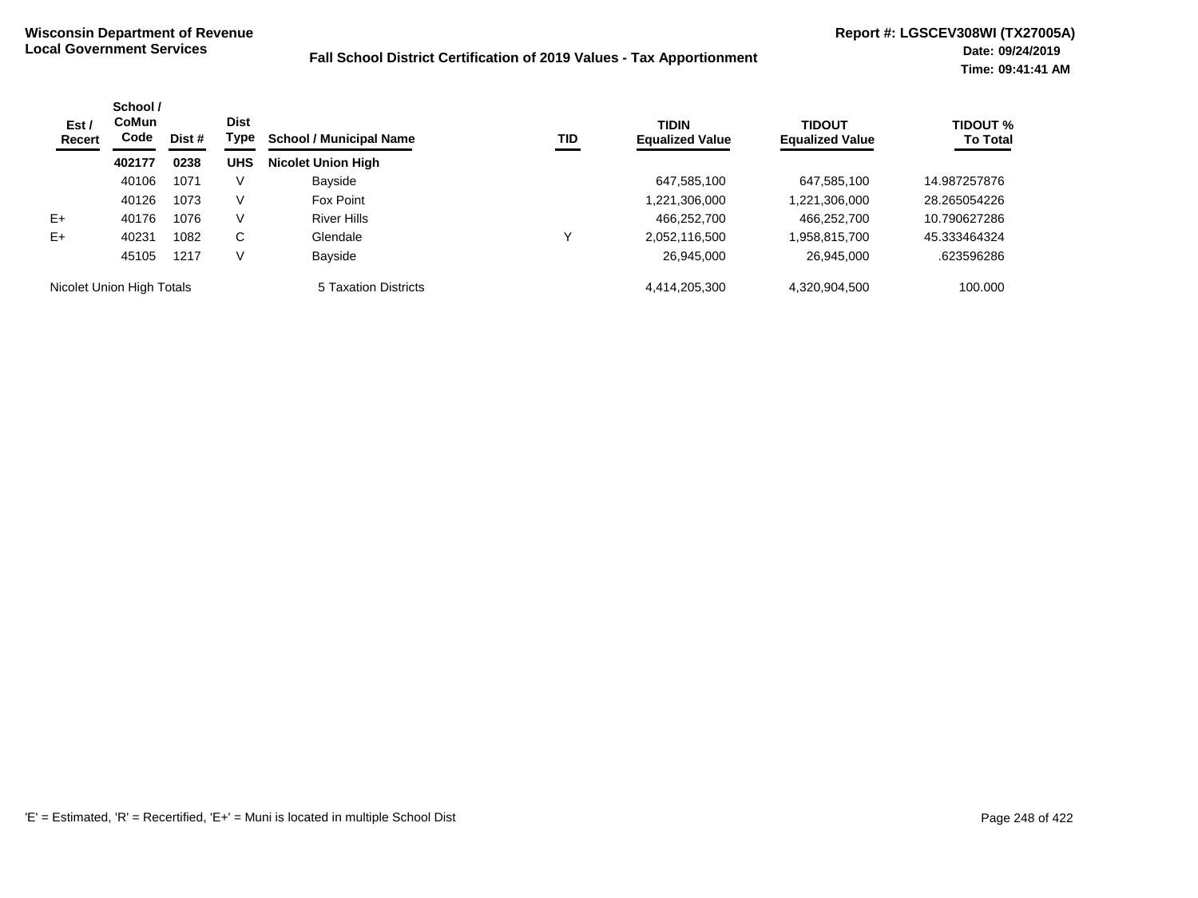**Wisconsin Department of Revenue**
**Local Government Services**

**Fall School District Certification of 2019 Values - Tax Apportionment**

**Report #: LGSCEV308WI (TX27005A)**
**Date: 09/24/2019**
**Time: 09:41:41 AM**

| Est / Recert | School / CoMun Code | Dist # | Dist Type | School / Municipal Name | TID | TIDIN Equalized Value | TIDOUT Equalized Value | TIDOUT % To Total |
|---|---|---|---|---|---|---|---|---|
| | **402177** | **0238** | **UHS** | **Nicolet Union High** | | | | |
| | 40106 | 1071 | V | Bayside | | 647,585,100 | 647,585,100 | 14.987257876 |
| | 40126 | 1073 | V | Fox Point | | 1,221,306,000 | 1,221,306,000 | 28.265054226 |
| E+ | 40176 | 1076 | V | River Hills | | 466,252,700 | 466,252,700 | 10.790627286 |
| E+ | 40231 | 1082 | C | Glendale | Y | 2,052,116,500 | 1,958,815,700 | 45.333464324 |
| | 45105 | 1217 | V | Bayside | | 26,945,000 | 26,945,000 | .623596286 |
| Nicolet Union High Totals | | | | 5 Taxation Districts | | 4,414,205,300 | 4,320,904,500 | 100.000 |

'E' = Estimated, 'R' = Recertified, 'E+' = Muni is located in multiple School Dist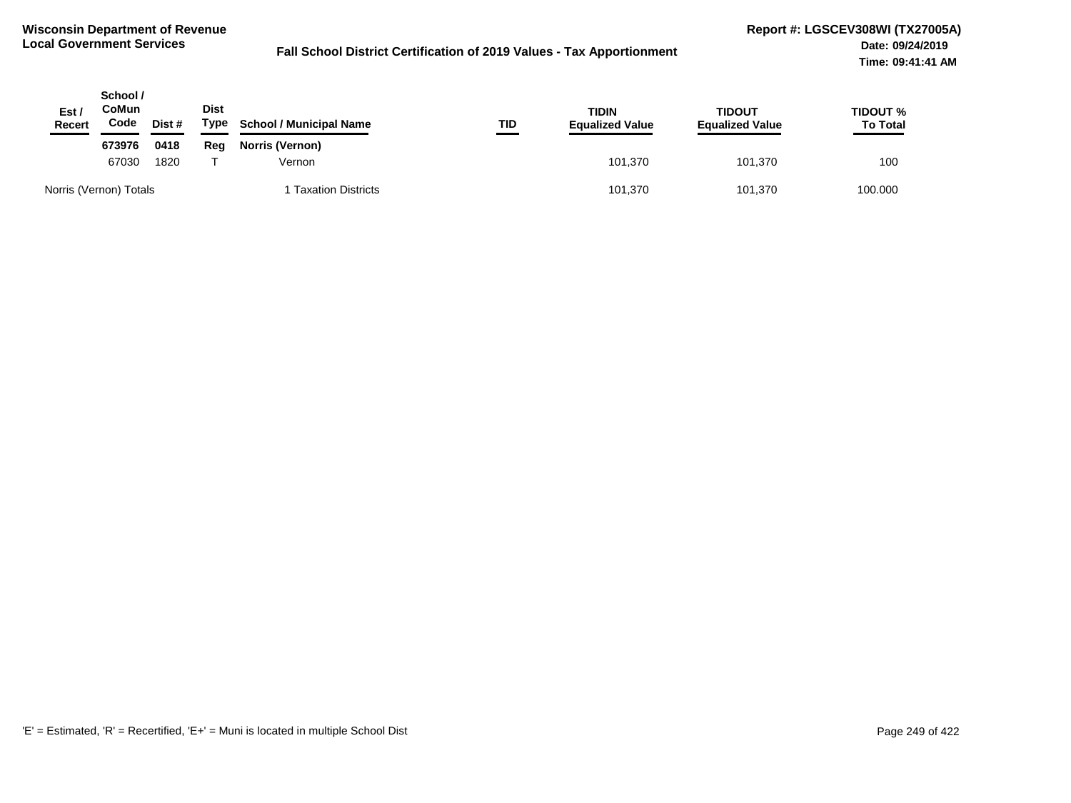**Wisconsin Department of Revenue**
**Local Government Services**

**Fall School District Certification of 2019 Values - Tax Apportionment**

**Report #: LGSCEV308WI (TX27005A)**
**Date: 09/24/2019**
**Time: 09:41:41 AM**

| Est / Recert | School / CoMun Code | Dist # | Dist Type | School / Municipal Name | TID | TIDIN Equalized Value | TIDOUT Equalized Value | TIDOUT % To Total |
|---|---|---|---|---|---|---|---|---|
| | **673976** | **0418** | **Reg** | **Norris (Vernon)** | | | | |
| | 67030 | 1820 | T | Vernon | | 101,370 | 101,370 | 100 |
| Norris (Vernon) Totals | | | | 1 Taxation Districts | | 101,370 | 101,370 | 100.000 |

'E' = Estimated, 'R' = Recertified, 'E+' = Muni is located in multiple School Dist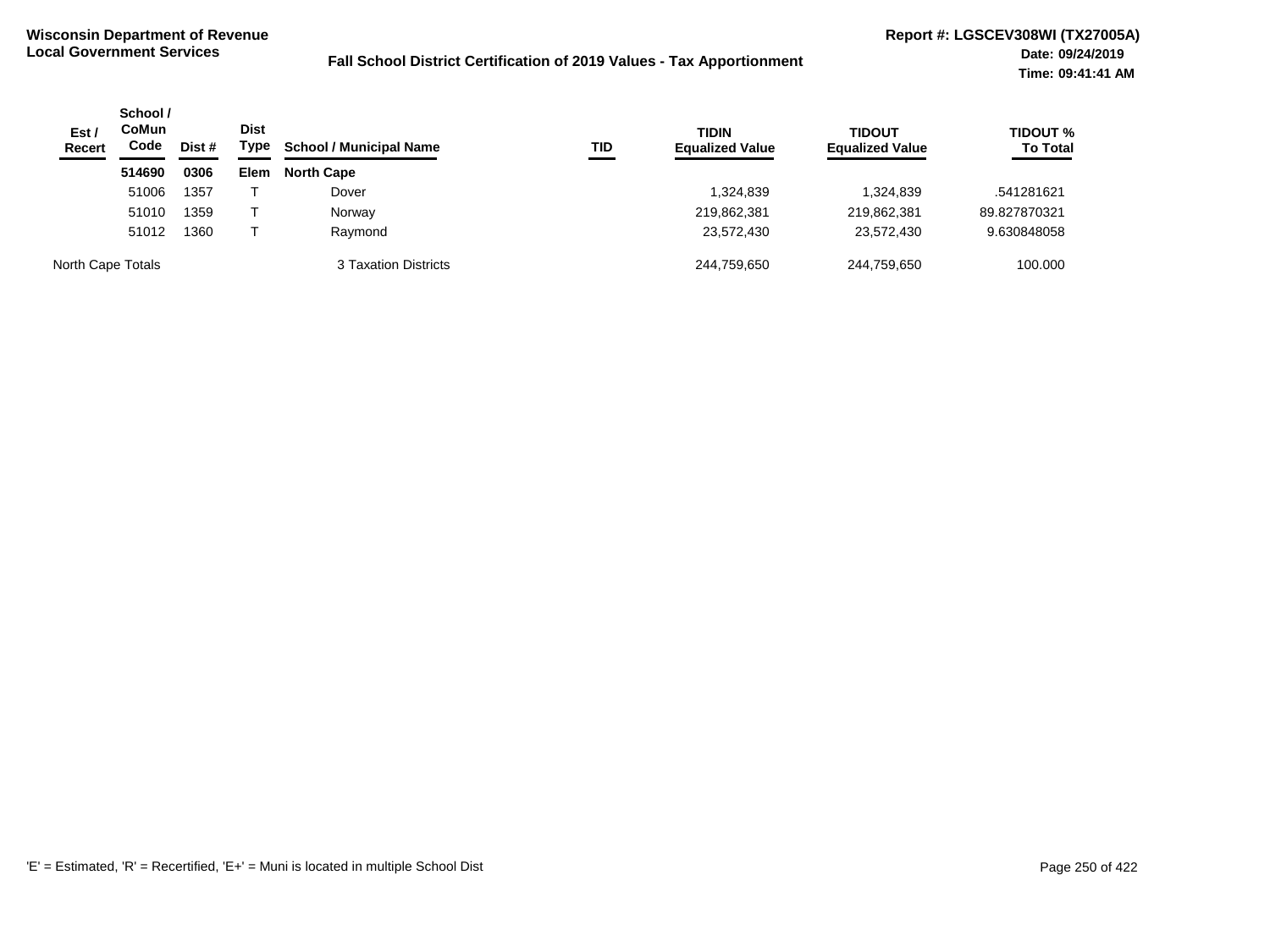**Wisconsin Department of Revenue**
**Local Government Services**

**Fall School District Certification of 2019 Values - Tax Apportionment**

**Report #: LGSCEV308WI (TX27005A)**
**Date: 09/24/2019**
**Time: 09:41:41 AM**

| Est / Recert | School / CoMun Code | Dist # | Dist Type | School / Municipal Name | TID | TIDIN Equalized Value | TIDOUT Equalized Value | TIDOUT % To Total |
|---|---|---|---|---|---|---|---|---|
| | **514690** | **0306** | **Elem** | **North Cape** | | | | |
| | 51006 | 1357 | T | Dover | | 1,324,839 | 1,324,839 | .541281621 |
| | 51010 | 1359 | T | Norway | | 219,862,381 | 219,862,381 | 89.827870321 |
| | 51012 | 1360 | T | Raymond | | 23,572,430 | 23,572,430 | 9.630848058 |
| North Cape Totals | | | | 3 Taxation Districts | | 244,759,650 | 244,759,650 | 100.000 |

'E' = Estimated, 'R' = Recertified, 'E+' = Muni is located in multiple School Dist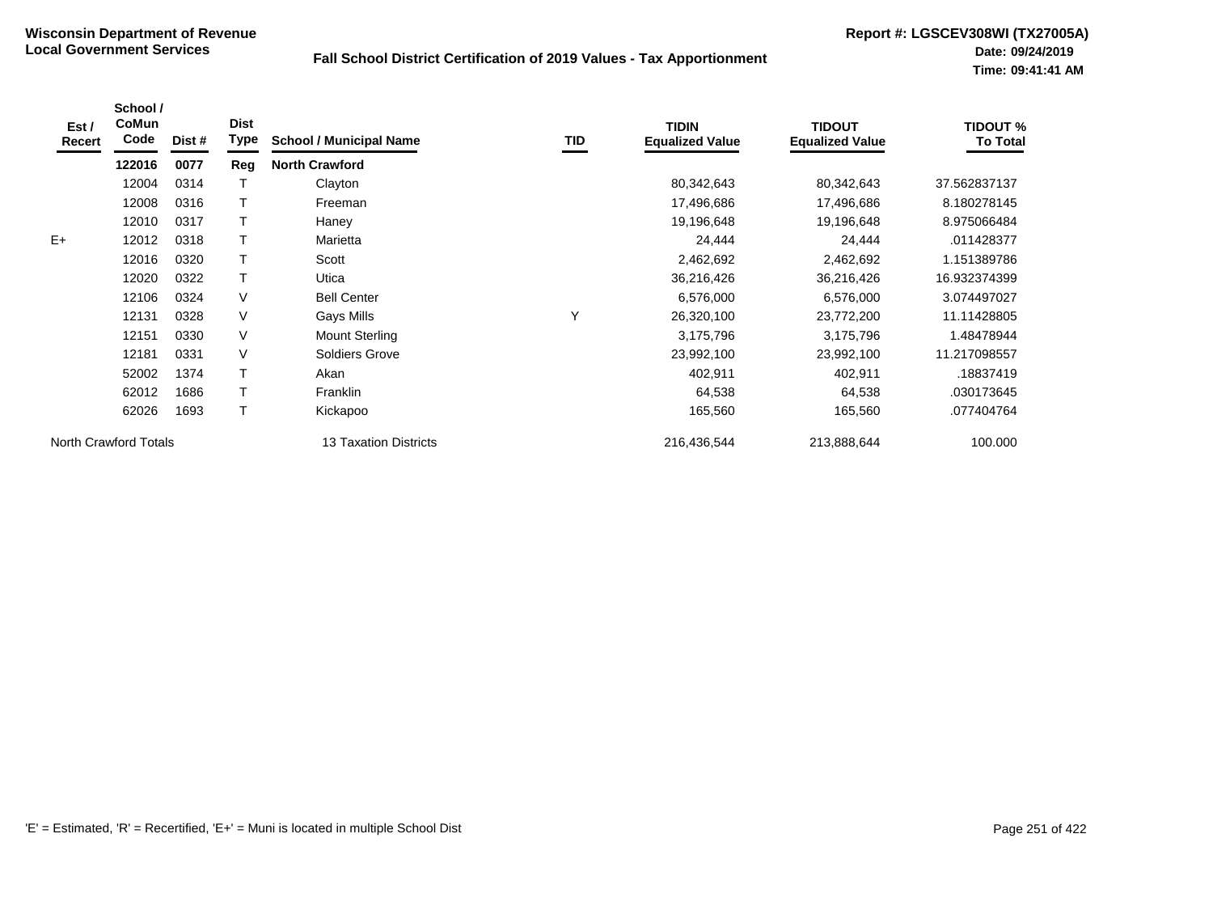**Wisconsin Department of Revenue**
**Local Government Services**

**Fall School District Certification of 2019 Values - Tax Apportionment**

**Report #: LGSCEV308WI (TX27005A)**
**Date: 09/24/2019**
**Time: 09:41:41 AM**

| Est / Recert | School / CoMun Code | Dist # | Dist Type | School / Municipal Name | TID | TIDIN Equalized Value | TIDOUT Equalized Value | TIDOUT % To Total |
|---|---|---|---|---|---|---|---|---|
| | **122016** | **0077** | **Reg** | **North Crawford** | | | | |
| | 12004 | 0314 | T | Clayton | | 80,342,643 | 80,342,643 | 37.562837137 |
| | 12008 | 0316 | T | Freeman | | 17,496,686 | 17,496,686 | 8.180278145 |
| | 12010 | 0317 | T | Haney | | 19,196,648 | 19,196,648 | 8.975066484 |
| E+ | 12012 | 0318 | T | Marietta | | 24,444 | 24,444 | .011428377 |
| | 12016 | 0320 | T | Scott | | 2,462,692 | 2,462,692 | 1.151389786 |
| | 12020 | 0322 | T | Utica | | 36,216,426 | 36,216,426 | 16.932374399 |
| | 12106 | 0324 | V | Bell Center | | 6,576,000 | 6,576,000 | 3.074497027 |
| | 12131 | 0328 | V | Gays Mills | Y | 26,320,100 | 23,772,200 | 11.11428805 |
| | 12151 | 0330 | V | Mount Sterling | | 3,175,796 | 3,175,796 | 1.48478944 |
| | 12181 | 0331 | V | Soldiers Grove | | 23,992,100 | 23,992,100 | 11.217098557 |
| | 52002 | 1374 | T | Akan | | 402,911 | 402,911 | .18837419 |
| | 62012 | 1686 | T | Franklin | | 64,538 | 64,538 | .030173645 |
| | 62026 | 1693 | T | Kickapoo | | 165,560 | 165,560 | .077404764 |
| North Crawford Totals | | | | 13 Taxation Districts | | 216,436,544 | 213,888,644 | 100.000 |

'E' = Estimated, 'R' = Recertified, 'E+' = Muni is located in multiple School Dist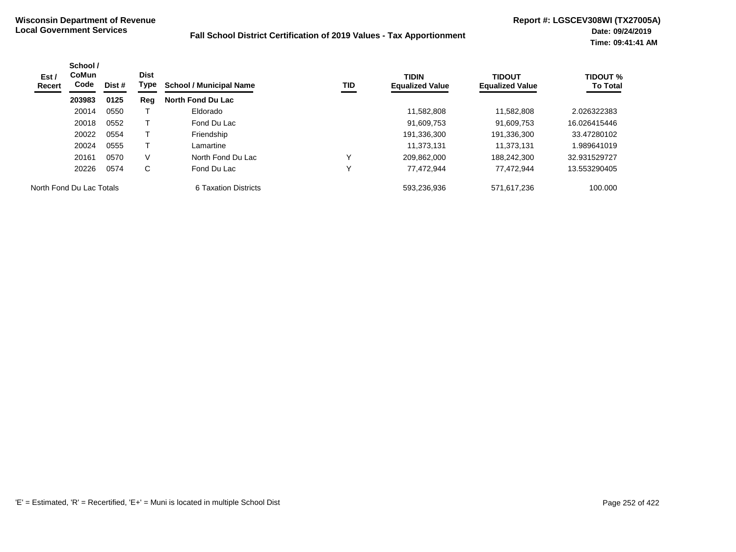**Wisconsin Department of Revenue**
**Local Government Services**

**Fall School District Certification of 2019 Values - Tax Apportionment**

**Report #: LGSCEV308WI (TX27005A)**
**Date: 09/24/2019**
**Time: 09:41:41 AM**

| Est / Recert | School / CoMun Code | Dist # | Dist Type | School / Municipal Name | TID | TIDIN Equalized Value | TIDOUT Equalized Value | TIDOUT % To Total |
|---|---|---|---|---|---|---|---|---|
| | **203983** | **0125** | **Reg** | **North Fond Du Lac** | | | | |
| | 20014 | 0550 | T | Eldorado | | 11,582,808 | 11,582,808 | 2.026322383 |
| | 20018 | 0552 | T | Fond Du Lac | | 91,609,753 | 91,609,753 | 16.026415446 |
| | 20022 | 0554 | T | Friendship | | 191,336,300 | 191,336,300 | 33.47280102 |
| | 20024 | 0555 | T | Lamartine | | 11,373,131 | 11,373,131 | 1.989641019 |
| | 20161 | 0570 | V | North Fond Du Lac | Y | 209,862,000 | 188,242,300 | 32.931529727 |
| | 20226 | 0574 | C | Fond Du Lac | Y | 77,472,944 | 77,472,944 | 13.553290405 |
| North Fond Du Lac Totals | | | | 6 Taxation Districts | | 593,236,936 | 571,617,236 | 100.000 |

'E' = Estimated, 'R' = Recertified, 'E+' = Muni is located in multiple School Dist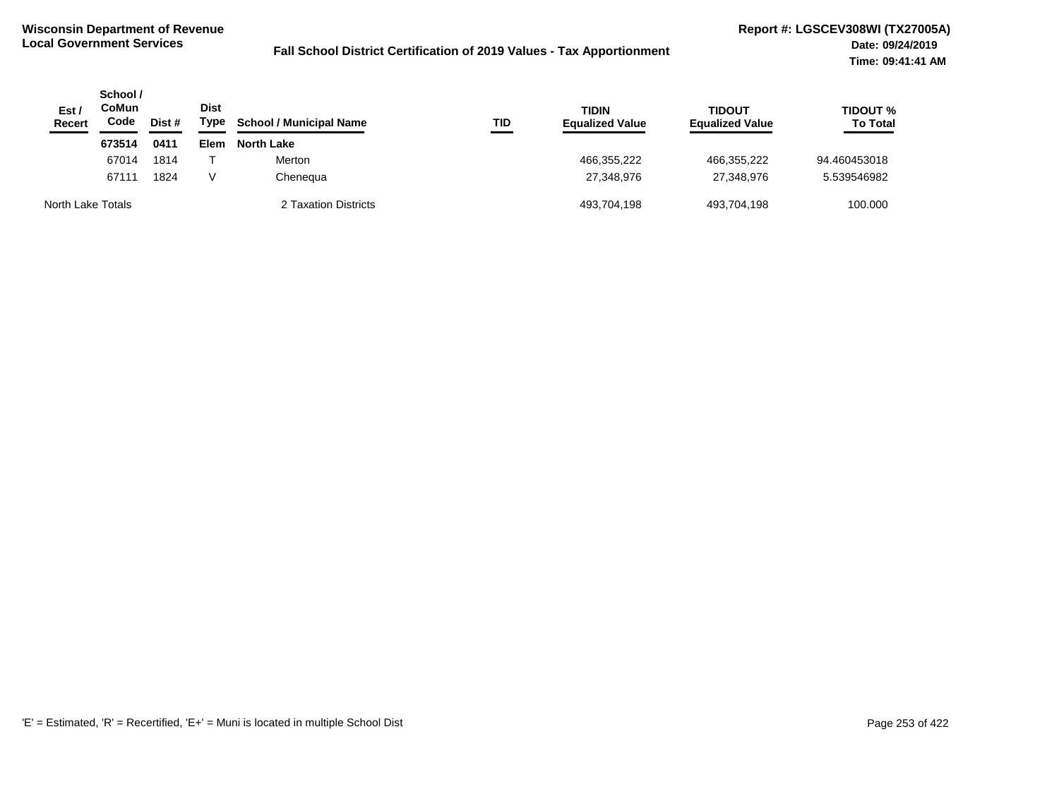**Wisconsin Department of Revenue**
**Local Government Services**

**Fall School District Certification of 2019 Values - Tax Apportionment**

**Report #: LGSCEV308WI (TX27005A)**
**Date: 09/24/2019**
**Time: 09:41:41 AM**

| Est / Recert | School / CoMun Code | Dist # | Dist Type | School / Municipal Name | TID | TIDIN Equalized Value | TIDOUT Equalized Value | TIDOUT % To Total |
|---|---|---|---|---|---|---|---|---|
| | **673514** | **0411** | **Elem** | **North Lake** | | | | |
| | 67014 | 1814 | T | Merton | | 466,355,222 | 466,355,222 | 94.460453018 |
| | 67111 | 1824 | V | Chenequa | | 27,348,976 | 27,348,976 | 5.539546982 |
| North Lake Totals | | | | 2 Taxation Districts | | 493,704,198 | 493,704,198 | 100.000 |

'E' = Estimated, 'R' = Recertified, 'E+' = Muni is located in multiple School Dist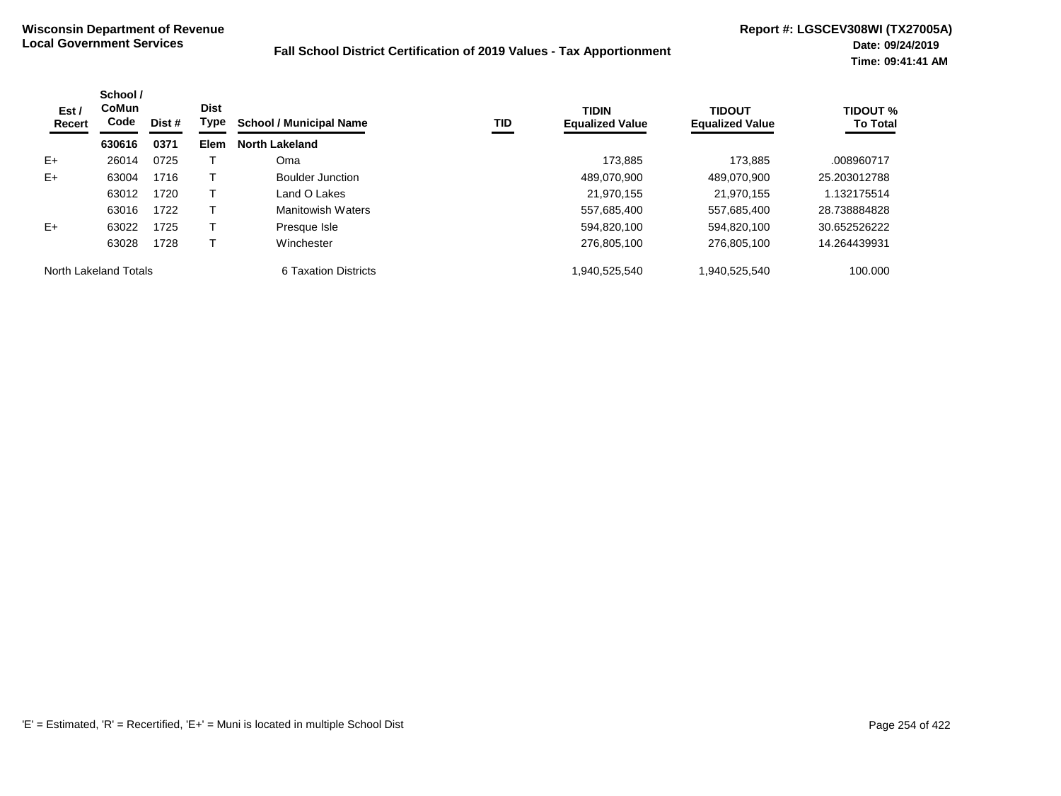**Wisconsin Department of Revenue**
**Local Government Services**

**Fall School District Certification of 2019 Values - Tax Apportionment**

**Report #: LGSCEV308WI (TX27005A)**
**Date: 09/24/2019**
**Time: 09:41:41 AM**

| Est / Recert | School / CoMun Code | Dist # | Dist Type | School / Municipal Name | TID | TIDIN Equalized Value | TIDOUT Equalized Value | TIDOUT % To Total |
|---|---|---|---|---|---|---|---|---|
| | **630616** | **0371** | **Elem** | **North Lakeland** | | | | |
| E+ | 26014 | 0725 | T | Oma | | 173,885 | 173,885 | .008960717 |
| E+ | 63004 | 1716 | T | Boulder Junction | | 489,070,900 | 489,070,900 | 25.203012788 |
| | 63012 | 1720 | T | Land O Lakes | | 21,970,155 | 21,970,155 | 1.132175514 |
| | 63016 | 1722 | T | Manitowish Waters | | 557,685,400 | 557,685,400 | 28.738884828 |
| E+ | 63022 | 1725 | T | Presque Isle | | 594,820,100 | 594,820,100 | 30.652526222 |
| | 63028 | 1728 | T | Winchester | | 276,805,100 | 276,805,100 | 14.264439931 |
| North Lakeland Totals | | | | 6 Taxation Districts | | 1,940,525,540 | 1,940,525,540 | 100.000 |

'E' = Estimated, 'R' = Recertified, 'E+' = Muni is located in multiple School Dist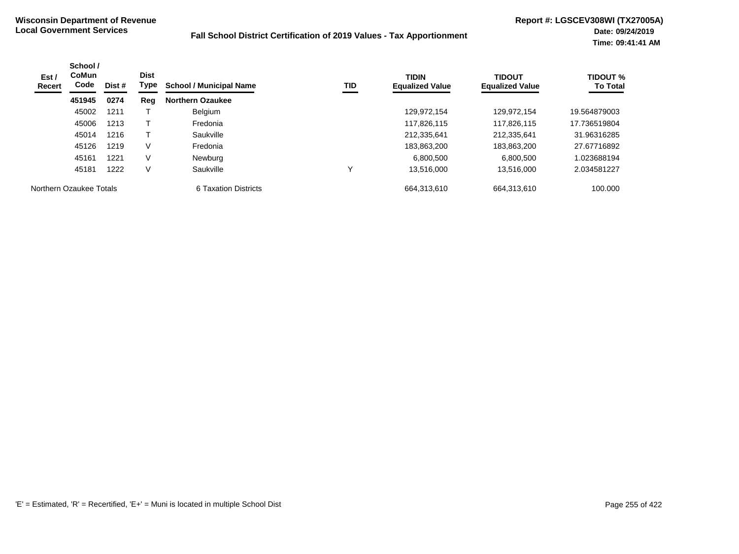**Wisconsin Department of Revenue**
**Local Government Services**

**Fall School District Certification of 2019 Values - Tax Apportionment**

**Report #: LGSCEV308WI (TX27005A)**
**Date: 09/24/2019**
**Time: 09:41:41 AM**

| Est / Recert | School / CoMun Code | Dist # | Dist Type | School / Municipal Name | TID | TIDIN Equalized Value | TIDOUT Equalized Value | TIDOUT % To Total |
|---|---|---|---|---|---|---|---|---|
| | **451945** | **0274** | **Reg** | **Northern Ozaukee** | | | | |
| | 45002 | 1211 | T | Belgium | | 129,972,154 | 129,972,154 | 19.564879003 |
| | 45006 | 1213 | T | Fredonia | | 117,826,115 | 117,826,115 | 17.736519804 |
| | 45014 | 1216 | T | Saukville | | 212,335,641 | 212,335,641 | 31.96316285 |
| | 45126 | 1219 | V | Fredonia | | 183,863,200 | 183,863,200 | 27.67716892 |
| | 45161 | 1221 | V | Newburg | | 6,800,500 | 6,800,500 | 1.023688194 |
| | 45181 | 1222 | V | Saukville | Y | 13,516,000 | 13,516,000 | 2.034581227 |
| Northern Ozaukee Totals | | | | 6 Taxation Districts | | 664,313,610 | 664,313,610 | 100.000 |

'E' = Estimated, 'R' = Recertified, 'E+' = Muni is located in multiple School Dist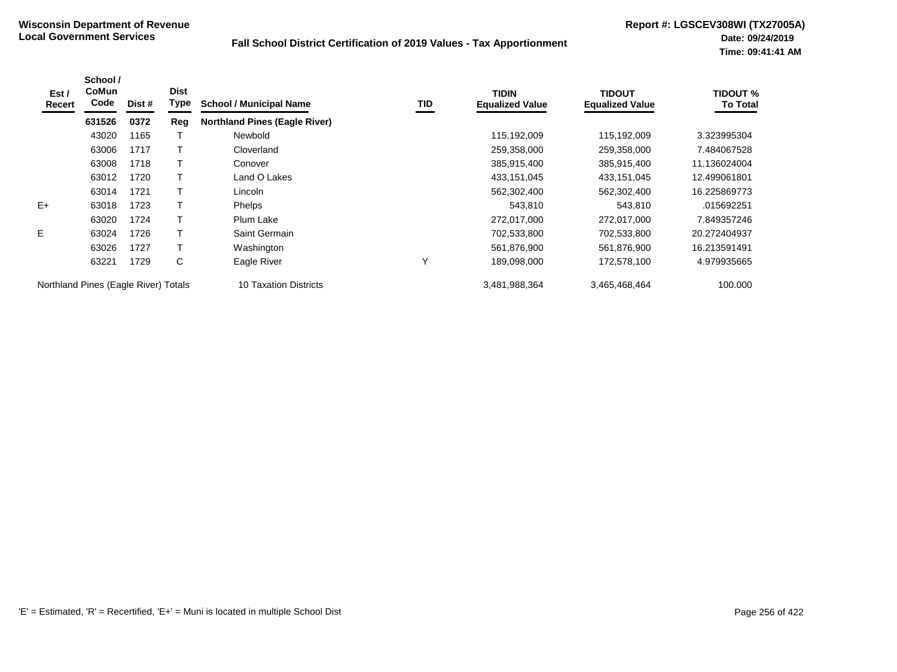**Wisconsin Department of Revenue**
**Local Government Services**

**Fall School District Certification of 2019 Values - Tax Apportionment**

**Report #: LGSCEV308WI (TX27005A)**
**Date: 09/24/2019**
**Time: 09:41:41 AM**

| Est / Recert | School / CoMun Code | Dist # | Dist Type | School / Municipal Name | TID | TIDIN Equalized Value | TIDOUT Equalized Value | TIDOUT % To Total |
|---|---|---|---|---|---|---|---|---|
| | **631526** | **0372** | **Reg** | **Northland Pines (Eagle River)** | | | | |
| | 43020 | 1165 | T | Newbold | | 115,192,009 | 115,192,009 | 3.323995304 |
| | 63006 | 1717 | T | Cloverland | | 259,358,000 | 259,358,000 | 7.484067528 |
| | 63008 | 1718 | T | Conover | | 385,915,400 | 385,915,400 | 11.136024004 |
| | 63012 | 1720 | T | Land O Lakes | | 433,151,045 | 433,151,045 | 12.499061801 |
| | 63014 | 1721 | T | Lincoln | | 562,302,400 | 562,302,400 | 16.225869773 |
| E+ | 63018 | 1723 | T | Phelps | | 543,810 | 543,810 | .015692251 |
| | 63020 | 1724 | T | Plum Lake | | 272,017,000 | 272,017,000 | 7.849357246 |
| E | 63024 | 1726 | T | Saint Germain | | 702,533,800 | 702,533,800 | 20.272404937 |
| | 63026 | 1727 | T | Washington | | 561,876,900 | 561,876,900 | 16.213591491 |
| | 63221 | 1729 | C | Eagle River | Y | 189,098,000 | 172,578,100 | 4.979935665 |
| Northland Pines (Eagle River) Totals | | | | 10 Taxation Districts | | 3,481,988,364 | 3,465,468,464 | 100.000 |

'E' = Estimated, 'R' = Recertified, 'E+' = Muni is located in multiple School Dist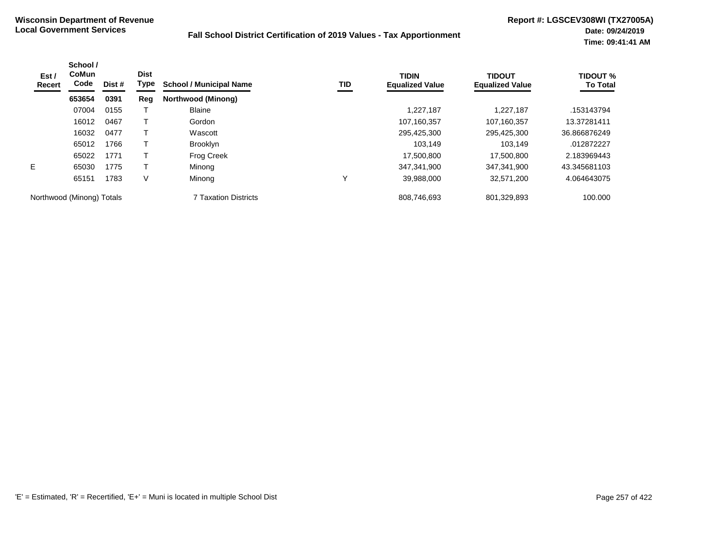**Wisconsin Department of Revenue**
**Local Government Services**

**Fall School District Certification of 2019 Values - Tax Apportionment**

**Report #: LGSCEV308WI (TX27005A)**
**Date: 09/24/2019**
**Time: 09:41:41 AM**

| Est / Recert | School / CoMun Code | Dist # | Dist Type | School / Municipal Name | TID | TIDIN Equalized Value | TIDOUT Equalized Value | TIDOUT % To Total |
|---|---|---|---|---|---|---|---|---|
| | **653654** | **0391** | **Reg** | **Northwood (Minong)** | | | | |
| | 07004 | 0155 | T | Blaine | | 1,227,187 | 1,227,187 | .153143794 |
| | 16012 | 0467 | T | Gordon | | 107,160,357 | 107,160,357 | 13.37281411 |
| | 16032 | 0477 | T | Wascott | | 295,425,300 | 295,425,300 | 36.866876249 |
| | 65012 | 1766 | T | Brooklyn | | 103,149 | 103,149 | .012872227 |
| | 65022 | 1771 | T | Frog Creek | | 17,500,800 | 17,500,800 | 2.183969443 |
| E | 65030 | 1775 | T | Minong | | 347,341,900 | 347,341,900 | 43.345681103 |
| | 65151 | 1783 | V | Minong | Y | 39,988,000 | 32,571,200 | 4.064643075 |
| Northwood (Minong) Totals | | | | 7 Taxation Districts | | 808,746,693 | 801,329,893 | 100.000 |

'E' = Estimated, 'R' = Recertified, 'E+' = Muni is located in multiple School Dist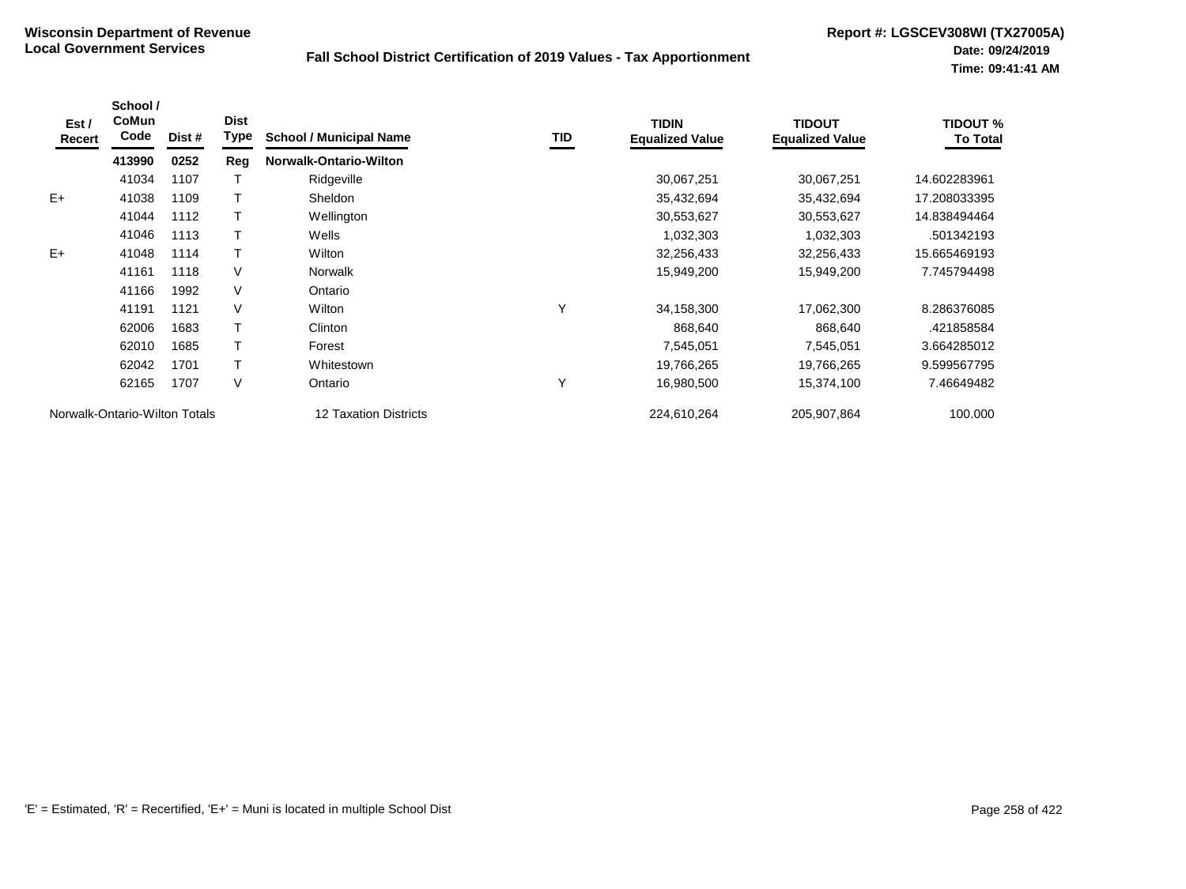**Wisconsin Department of Revenue**
**Local Government Services**

**Fall School District Certification of 2019 Values - Tax Apportionment**

**Report #: LGSCEV308WI (TX27005A)**
**Date: 09/24/2019**
**Time: 09:41:41 AM**

| Est / Recert | School / CoMun Code | Dist # | Dist Type | School / Municipal Name | TID | TIDIN Equalized Value | TIDOUT Equalized Value | TIDOUT % To Total |
|---|---|---|---|---|---|---|---|---|
| | **413990** | **0252** | **Reg** | **Norwalk-Ontario-Wilton** | | | | |
| | 41034 | 1107 | T | Ridgeville | | 30,067,251 | 30,067,251 | 14.602283961 |
| E+ | 41038 | 1109 | T | Sheldon | | 35,432,694 | 35,432,694 | 17.208033395 |
| | 41044 | 1112 | T | Wellington | | 30,553,627 | 30,553,627 | 14.838494464 |
| | 41046 | 1113 | T | Wells | | 1,032,303 | 1,032,303 | .501342193 |
| E+ | 41048 | 1114 | T | Wilton | | 32,256,433 | 32,256,433 | 15.665469193 |
| | 41161 | 1118 | V | Norwalk | | 15,949,200 | 15,949,200 | 7.745794498 |
| | 41166 | 1992 | V | Ontario | | | | |
| | 41191 | 1121 | V | Wilton | Y | 34,158,300 | 17,062,300 | 8.286376085 |
| | 62006 | 1683 | T | Clinton | | 868,640 | 868,640 | .421858584 |
| | 62010 | 1685 | T | Forest | | 7,545,051 | 7,545,051 | 3.664285012 |
| | 62042 | 1701 | T | Whitestown | | 19,766,265 | 19,766,265 | 9.599567795 |
| | 62165 | 1707 | V | Ontario | Y | 16,980,500 | 15,374,100 | 7.46649482 |
| Norwalk-Ontario-Wilton Totals | | | | 12 Taxation Districts | | 224,610,264 | 205,907,864 | 100.000 |

'E' = Estimated, 'R' = Recertified, 'E+' = Muni is located in multiple School Dist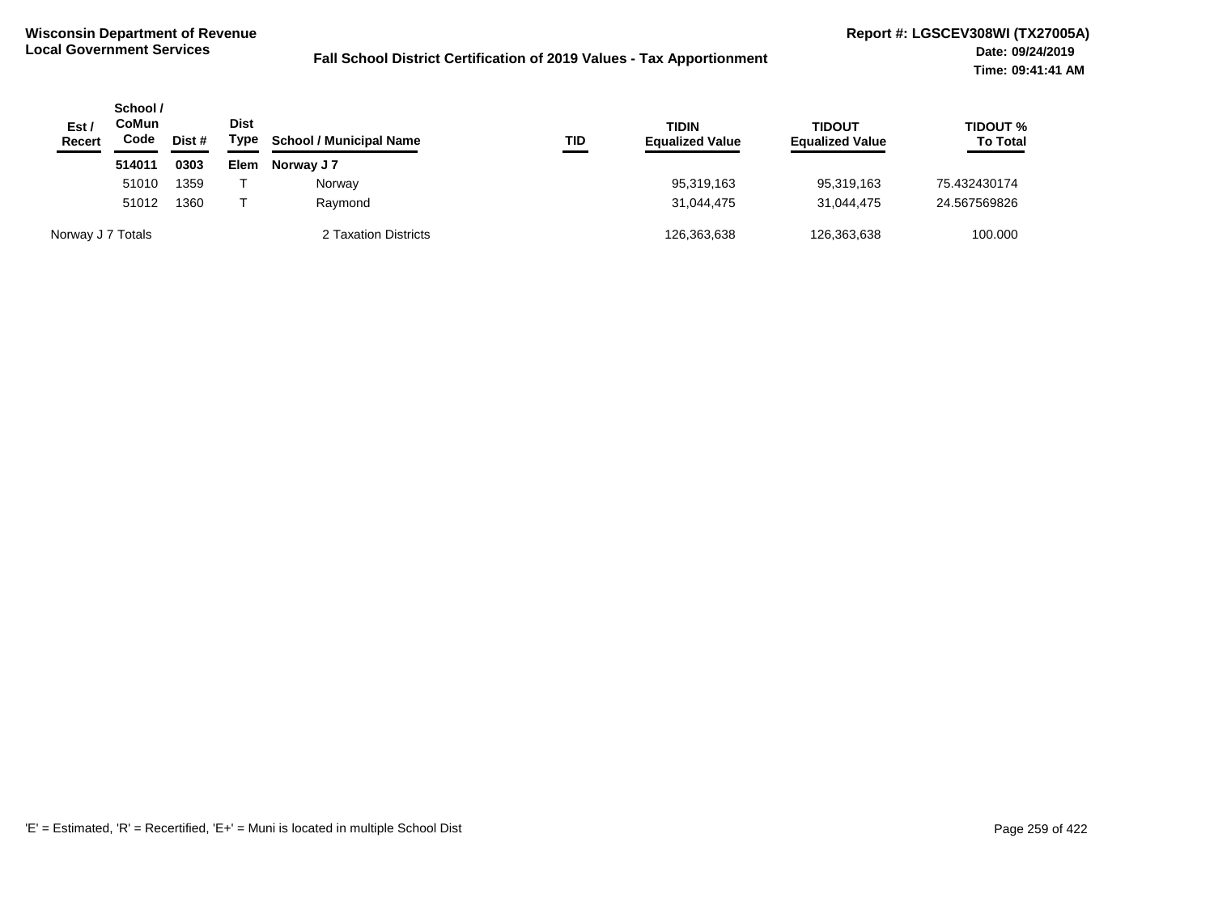**Wisconsin Department of Revenue**
**Local Government Services**

**Fall School District Certification of 2019 Values - Tax Apportionment**

**Report #: LGSCEV308WI (TX27005A)**
**Date: 09/24/2019**
**Time: 09:41:41 AM**

| Est / Recert | School / CoMun Code | Dist # | Dist Type | School / Municipal Name | TID | TIDIN Equalized Value | TIDOUT Equalized Value | TIDOUT % To Total |
|---|---|---|---|---|---|---|---|---|
| | **514011** | **0303** | **Elem** | **Norway J 7** | | | | |
| | 51010 | 1359 | T | Norway | | 95,319,163 | 95,319,163 | 75.432430174 |
| | 51012 | 1360 | T | Raymond | | 31,044,475 | 31,044,475 | 24.567569826 |
| Norway J 7 Totals | | | | 2 Taxation Districts | | 126,363,638 | 126,363,638 | 100.000 |

'E' = Estimated, 'R' = Recertified, 'E+' = Muni is located in multiple School Dist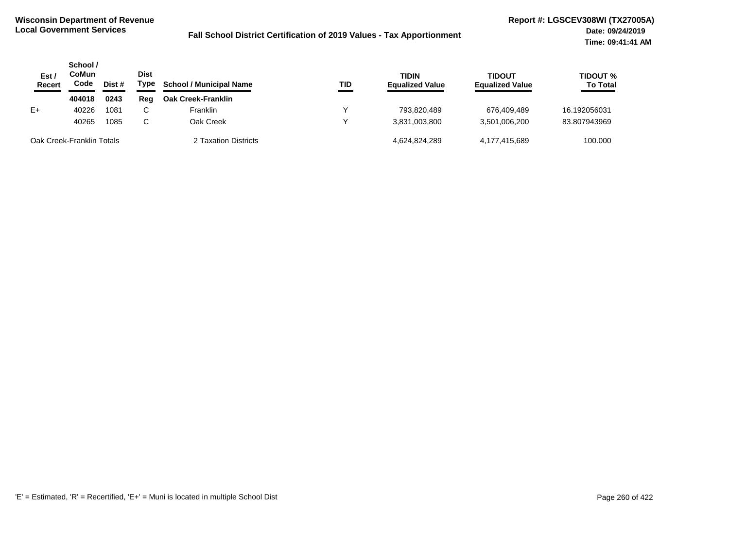**Wisconsin Department of Revenue**
**Local Government Services**

**Fall School District Certification of 2019 Values - Tax Apportionment**

**Report #: LGSCEV308WI (TX27005A)**
**Date: 09/24/2019**
**Time: 09:41:41 AM**

| Est / Recert | School / CoMun Code | Dist # | Dist Type | School / Municipal Name | TID | TIDIN Equalized Value | TIDOUT Equalized Value | TIDOUT % To Total |
|---|---|---|---|---|---|---|---|---|
| | **404018** | **0243** | **Reg** | **Oak Creek-Franklin** | | | | |
| E+ | 40226 | 1081 | C | Franklin | Y | 793,820,489 | 676,409,489 | 16.192056031 |
| | 40265 | 1085 | C | Oak Creek | Y | 3,831,003,800 | 3,501,006,200 | 83.807943969 |
| Oak Creek-Franklin Totals | | | | 2 Taxation Districts | | 4,624,824,289 | 4,177,415,689 | 100.000 |

'E' = Estimated, 'R' = Recertified, 'E+' = Muni is located in multiple School Dist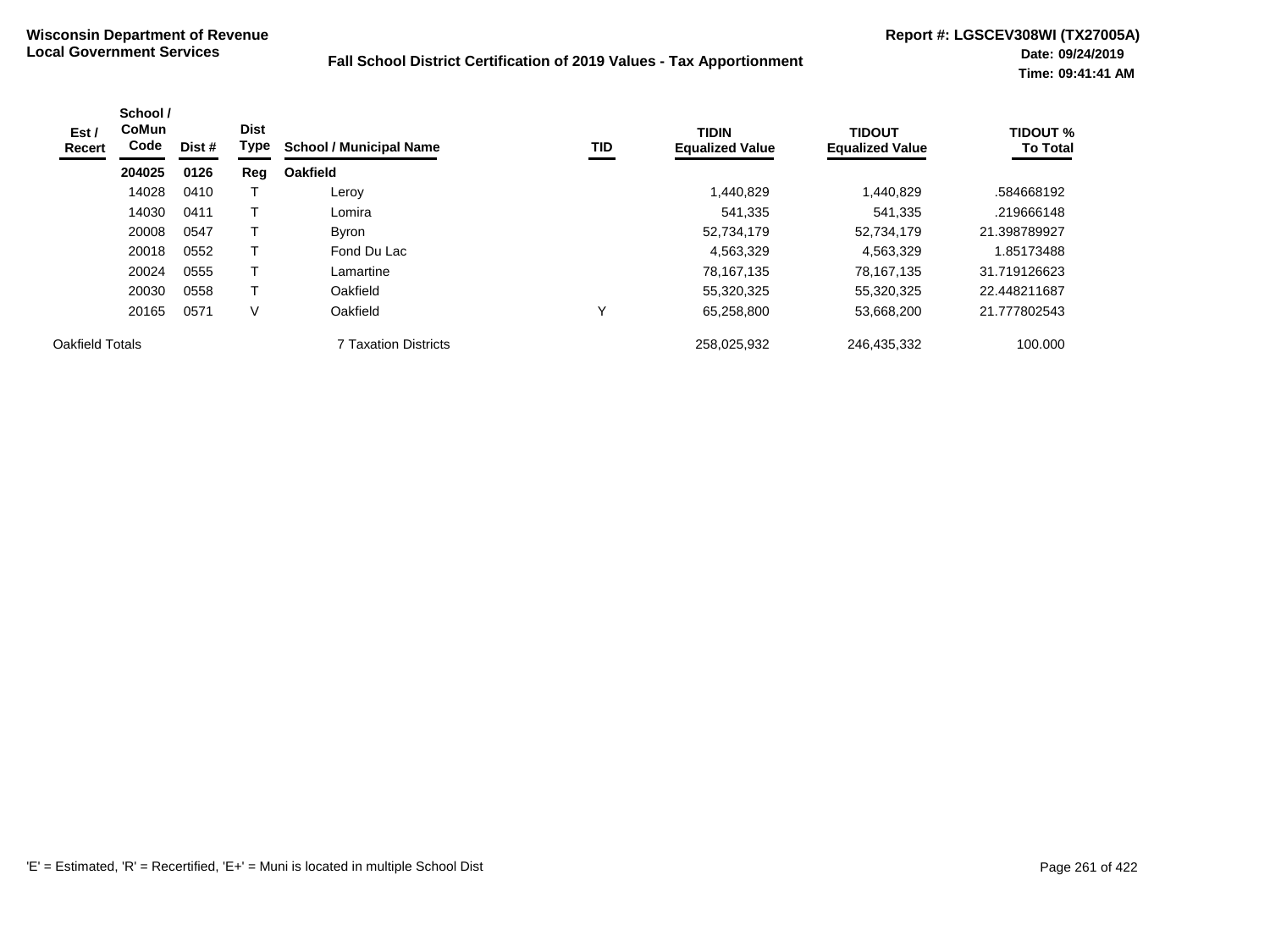**Wisconsin Department of Revenue**
**Local Government Services**

**Fall School District Certification of 2019 Values - Tax Apportionment**

**Report #: LGSCEV308WI (TX27005A)**
**Date: 09/24/2019**
**Time: 09:41:41 AM**

| Est / Recert | School / CoMun Code | Dist # | Dist Type | School / Municipal Name | TID | TIDIN Equalized Value | TIDOUT Equalized Value | TIDOUT % To Total |
|---|---|---|---|---|---|---|---|---|
| | **204025** | **0126** | **Reg** | **Oakfield** | | | | |
| | 14028 | 0410 | T | Leroy | | 1,440,829 | 1,440,829 | .584668192 |
| | 14030 | 0411 | T | Lomira | | 541,335 | 541,335 | .219666148 |
| | 20008 | 0547 | T | Byron | | 52,734,179 | 52,734,179 | 21.398789927 |
| | 20018 | 0552 | T | Fond Du Lac | | 4,563,329 | 4,563,329 | 1.85173488 |
| | 20024 | 0555 | T | Lamartine | | 78,167,135 | 78,167,135 | 31.719126623 |
| | 20030 | 0558 | T | Oakfield | | 55,320,325 | 55,320,325 | 22.448211687 |
| | 20165 | 0571 | V | Oakfield | Y | 65,258,800 | 53,668,200 | 21.777802543 |
| Oakfield Totals | | | | 7 Taxation Districts | | 258,025,932 | 246,435,332 | 100.000 |

'E' = Estimated, 'R' = Recertified, 'E+' = Muni is located in multiple School Dist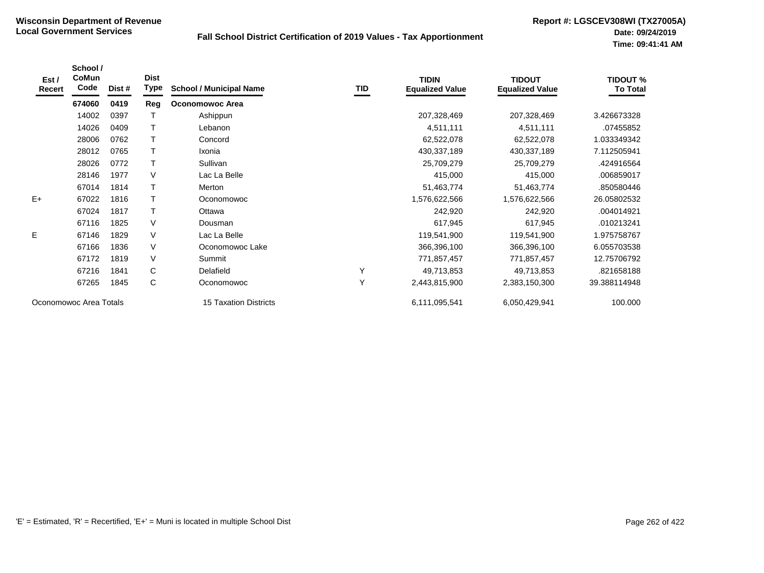**Wisconsin Department of Revenue**
**Local Government Services**

**Fall School District Certification of 2019 Values - Tax Apportionment**

**Report #: LGSCEV308WI (TX27005A)**
**Date: 09/24/2019**
**Time: 09:41:41 AM**

| Est / Recert | School / CoMun Code | Dist # | Dist Type | School / Municipal Name | TID | TIDIN Equalized Value | TIDOUT Equalized Value | TIDOUT % To Total |
|---|---|---|---|---|---|---|---|---|
| | **674060** | **0419** | **Reg** | **Oconomowoc Area** | | | | |
| | 14002 | 0397 | T | Ashippun | | 207,328,469 | 207,328,469 | 3.426673328 |
| | 14026 | 0409 | T | Lebanon | | 4,511,111 | 4,511,111 | .07455852 |
| | 28006 | 0762 | T | Concord | | 62,522,078 | 62,522,078 | 1.033349342 |
| | 28012 | 0765 | T | Ixonia | | 430,337,189 | 430,337,189 | 7.112505941 |
| | 28026 | 0772 | T | Sullivan | | 25,709,279 | 25,709,279 | .424916564 |
| | 28146 | 1977 | V | Lac La Belle | | 415,000 | 415,000 | .006859017 |
| | 67014 | 1814 | T | Merton | | 51,463,774 | 51,463,774 | .850580446 |
| E+ | 67022 | 1816 | T | Oconomowoc | | 1,576,622,566 | 1,576,622,566 | 26.05802532 |
| | 67024 | 1817 | T | Ottawa | | 242,920 | 242,920 | .004014921 |
| | 67116 | 1825 | V | Dousman | | 617,945 | 617,945 | .010213241 |
| E | 67146 | 1829 | V | Lac La Belle | | 119,541,900 | 119,541,900 | 1.975758767 |
| | 67166 | 1836 | V | Oconomowoc Lake | | 366,396,100 | 366,396,100 | 6.055703538 |
| | 67172 | 1819 | V | Summit | | 771,857,457 | 771,857,457 | 12.75706792 |
| | 67216 | 1841 | C | Delafield | Y | 49,713,853 | 49,713,853 | .821658188 |
| | 67265 | 1845 | C | Oconomowoc | Y | 2,443,815,900 | 2,383,150,300 | 39.388114948 |
| Oconomowoc Area Totals | | | | 15 Taxation Districts | | 6,111,095,541 | 6,050,429,941 | 100.000 |

'E' = Estimated, 'R' = Recertified, 'E+' = Muni is located in multiple School Dist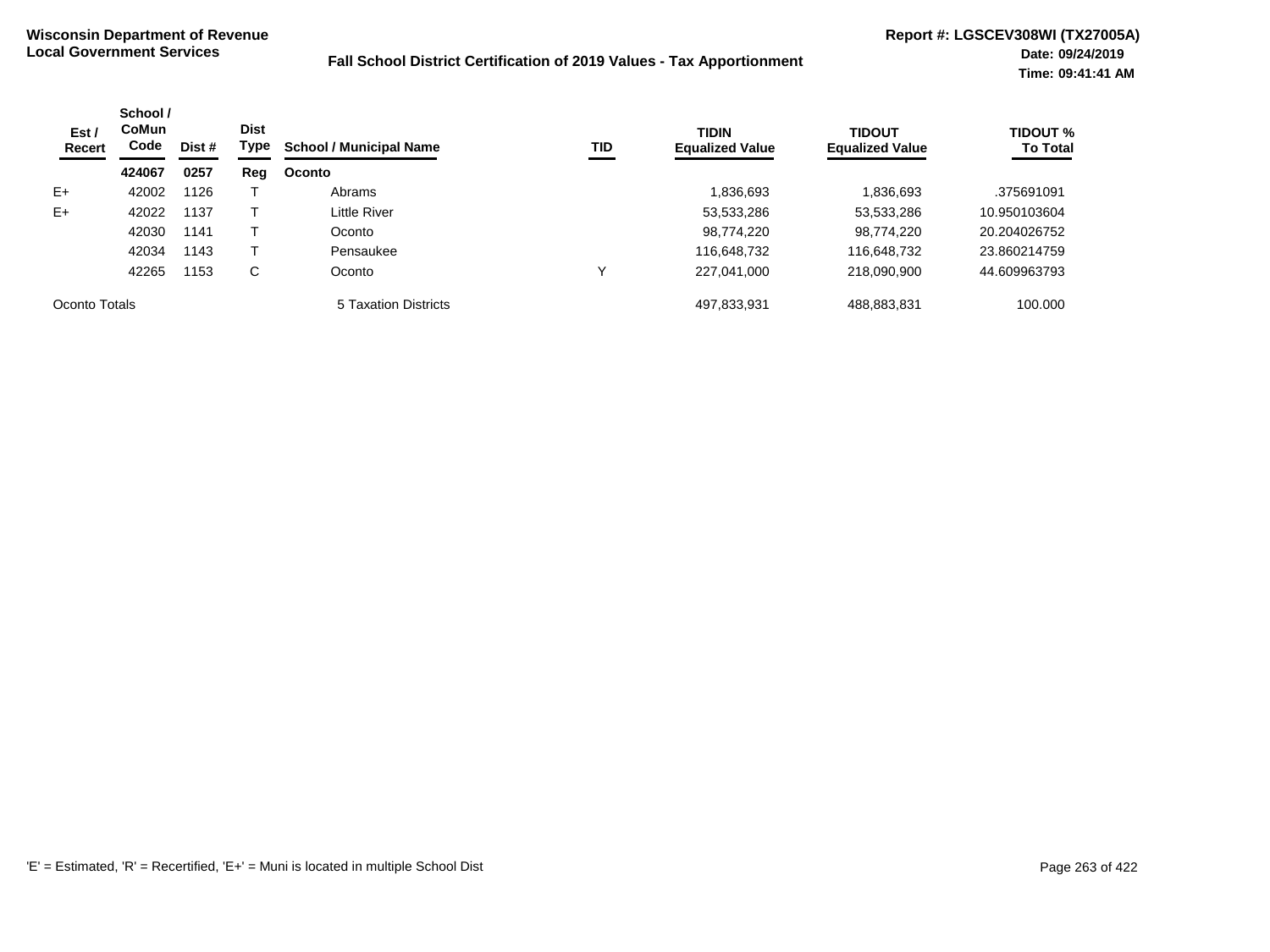**Wisconsin Department of Revenue**
**Local Government Services**

**Fall School District Certification of 2019 Values - Tax Apportionment**

**Report #: LGSCEV308WI (TX27005A)**
**Date: 09/24/2019**
**Time: 09:41:41 AM**

| Est / Recert | School / CoMun Code | Dist # | Dist Type | School / Municipal Name | TID | TIDIN Equalized Value | TIDOUT Equalized Value | TIDOUT % To Total |
|---|---|---|---|---|---|---|---|---|
| | **424067** | **0257** | **Reg** | **Oconto** | | | | |
| E+ | 42002 | 1126 | T | Abrams | | 1,836,693 | 1,836,693 | .375691091 |
| E+ | 42022 | 1137 | T | Little River | | 53,533,286 | 53,533,286 | 10.950103604 |
| | 42030 | 1141 | T | Oconto | | 98,774,220 | 98,774,220 | 20.204026752 |
| | 42034 | 1143 | T | Pensaukee | | 116,648,732 | 116,648,732 | 23.860214759 |
| | 42265 | 1153 | C | Oconto | Y | 227,041,000 | 218,090,900 | 44.609963793 |
| Oconto Totals | | | | 5 Taxation Districts | | 497,833,931 | 488,883,831 | 100.000 |

'E' = Estimated, 'R' = Recertified, 'E+' = Muni is located in multiple School Dist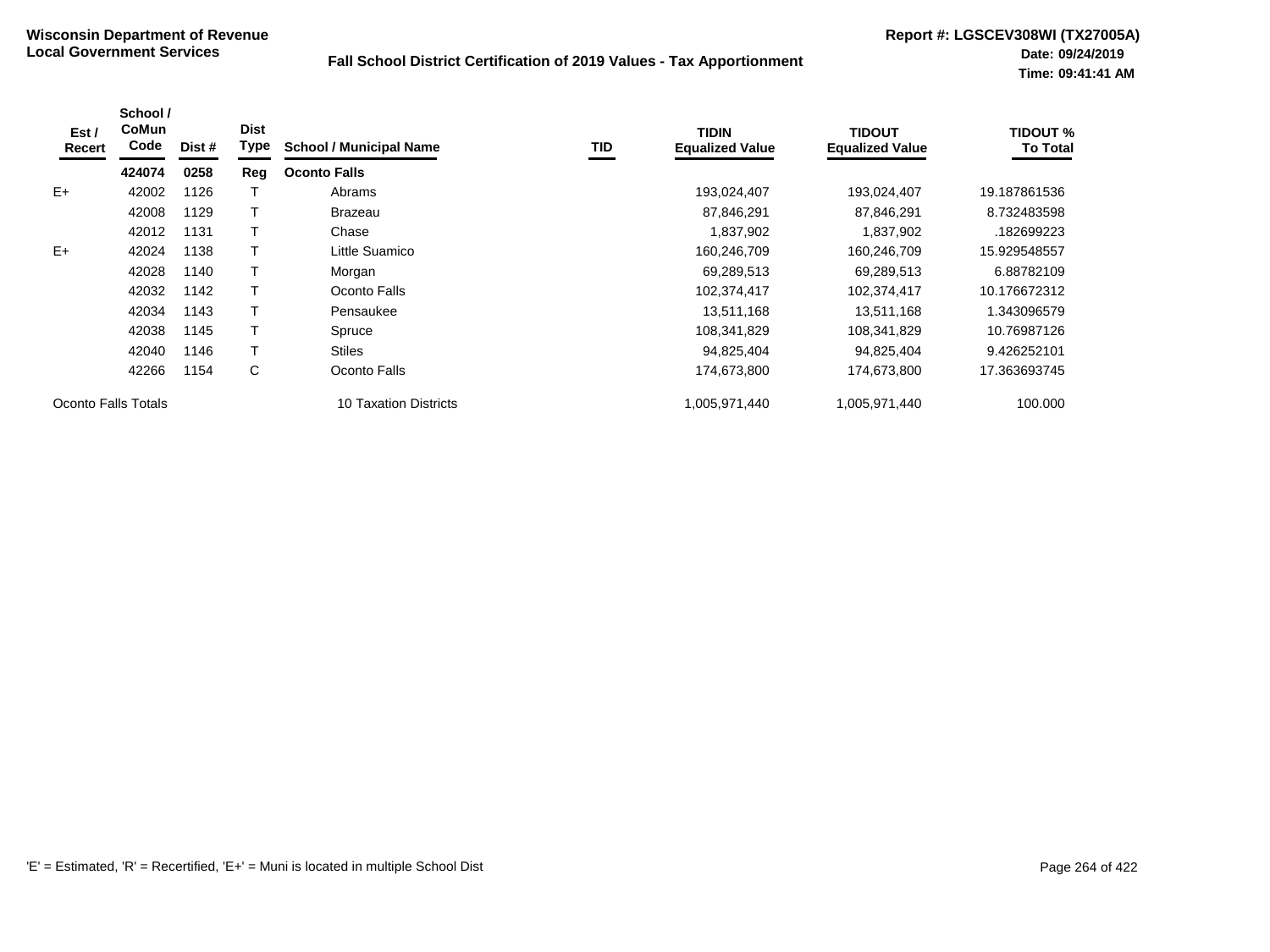**Wisconsin Department of Revenue**
**Local Government Services**

**Fall School District Certification of 2019 Values - Tax Apportionment**

**Report #: LGSCEV308WI (TX27005A)**
**Date: 09/24/2019**
**Time: 09:41:41 AM**

| Est / Recert | School / CoMun Code | Dist # | Dist Type | School / Municipal Name | TID | TIDIN Equalized Value | TIDOUT Equalized Value | TIDOUT % To Total |
|---|---|---|---|---|---|---|---|---|
| | **424074** | **0258** | **Reg** | **Oconto Falls** | | | | |
| E+ | 42002 | 1126 | T | Abrams | | 193,024,407 | 193,024,407 | 19.187861536 |
| | 42008 | 1129 | T | Brazeau | | 87,846,291 | 87,846,291 | 8.732483598 |
| | 42012 | 1131 | T | Chase | | 1,837,902 | 1,837,902 | .182699223 |
| E+ | 42024 | 1138 | T | Little Suamico | | 160,246,709 | 160,246,709 | 15.929548557 |
| | 42028 | 1140 | T | Morgan | | 69,289,513 | 69,289,513 | 6.88782109 |
| | 42032 | 1142 | T | Oconto Falls | | 102,374,417 | 102,374,417 | 10.176672312 |
| | 42034 | 1143 | T | Pensaukee | | 13,511,168 | 13,511,168 | 1.343096579 |
| | 42038 | 1145 | T | Spruce | | 108,341,829 | 108,341,829 | 10.76987126 |
| | 42040 | 1146 | T | Stiles | | 94,825,404 | 94,825,404 | 9.426252101 |
| | 42266 | 1154 | C | Oconto Falls | | 174,673,800 | 174,673,800 | 17.363693745 |
| Oconto Falls Totals | | | | 10 Taxation Districts | | 1,005,971,440 | 1,005,971,440 | 100.000 |

'E' = Estimated, 'R' = Recertified, 'E+' = Muni is located in multiple School Dist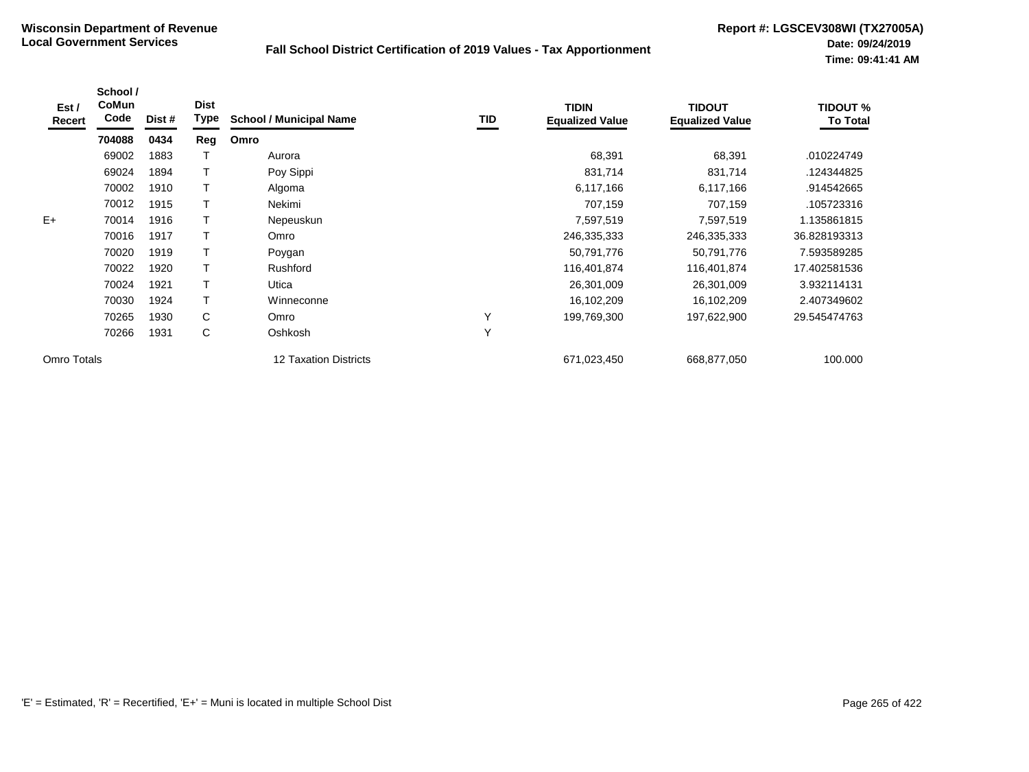**Wisconsin Department of Revenue**
**Local Government Services**

**Fall School District Certification of 2019 Values - Tax Apportionment**

**Report #: LGSCEV308WI (TX27005A)**
**Date: 09/24/2019**
**Time: 09:41:41 AM**

| Est / Recert | School / CoMun Code | Dist # | Dist Type | School / Municipal Name | TID | TIDIN Equalized Value | TIDOUT Equalized Value | TIDOUT % To Total |
|---|---|---|---|---|---|---|---|---|
| | **704088** | **0434** | **Reg** | **Omro** | | | | |
| | 69002 | 1883 | T | Aurora | | 68,391 | 68,391 | .010224749 |
| | 69024 | 1894 | T | Poy Sippi | | 831,714 | 831,714 | .124344825 |
| | 70002 | 1910 | T | Algoma | | 6,117,166 | 6,117,166 | .914542665 |
| | 70012 | 1915 | T | Nekimi | | 707,159 | 707,159 | .105723316 |
| E+ | 70014 | 1916 | T | Nepeuskun | | 7,597,519 | 7,597,519 | 1.135861815 |
| | 70016 | 1917 | T | Omro | | 246,335,333 | 246,335,333 | 36.828193313 |
| | 70020 | 1919 | T | Poygan | | 50,791,776 | 50,791,776 | 7.593589285 |
| | 70022 | 1920 | T | Rushford | | 116,401,874 | 116,401,874 | 17.402581536 |
| | 70024 | 1921 | T | Utica | | 26,301,009 | 26,301,009 | 3.932114131 |
| | 70030 | 1924 | T | Winneconne | | 16,102,209 | 16,102,209 | 2.407349602 |
| | 70265 | 1930 | C | Omro | Y | 199,769,300 | 197,622,900 | 29.545474763 |
| | 70266 | 1931 | C | Oshkosh | Y | | | |
| Omro Totals | | | | 12 Taxation Districts | | 671,023,450 | 668,877,050 | 100.000 |

'E' = Estimated, 'R' = Recertified, 'E+' = Muni is located in multiple School Dist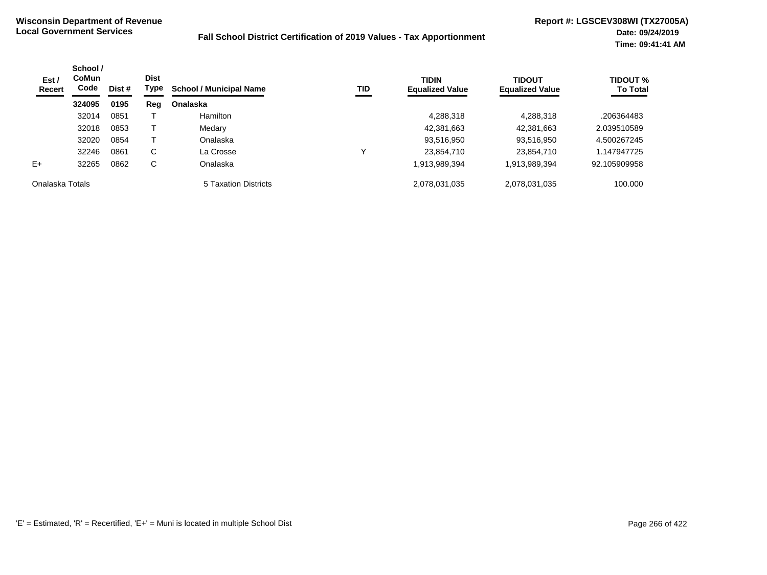**Wisconsin Department of Revenue**
**Local Government Services**

**Fall School District Certification of 2019 Values - Tax Apportionment**

**Report #: LGSCEV308WI (TX27005A)**
**Date: 09/24/2019**
**Time: 09:41:41 AM**

| Est / Recert | School / CoMun Code | Dist # | Dist Type | School / Municipal Name | TID | TIDIN Equalized Value | TIDOUT Equalized Value | TIDOUT % To Total |
|---|---|---|---|---|---|---|---|---|
| | **324095** | **0195** | **Reg** | **Onalaska** | | | | |
| | 32014 | 0851 | T | Hamilton | | 4,288,318 | 4,288,318 | .206364483 |
| | 32018 | 0853 | T | Medary | | 42,381,663 | 42,381,663 | 2.039510589 |
| | 32020 | 0854 | T | Onalaska | | 93,516,950 | 93,516,950 | 4.500267245 |
| | 32246 | 0861 | C | La Crosse | Y | 23,854,710 | 23,854,710 | 1.147947725 |
| E+ | 32265 | 0862 | C | Onalaska | | 1,913,989,394 | 1,913,989,394 | 92.105909958 |
| Onalaska Totals | | | | 5 Taxation Districts | | 2,078,031,035 | 2,078,031,035 | 100.000 |

'E' = Estimated, 'R' = Recertified, 'E+' = Muni is located in multiple School Dist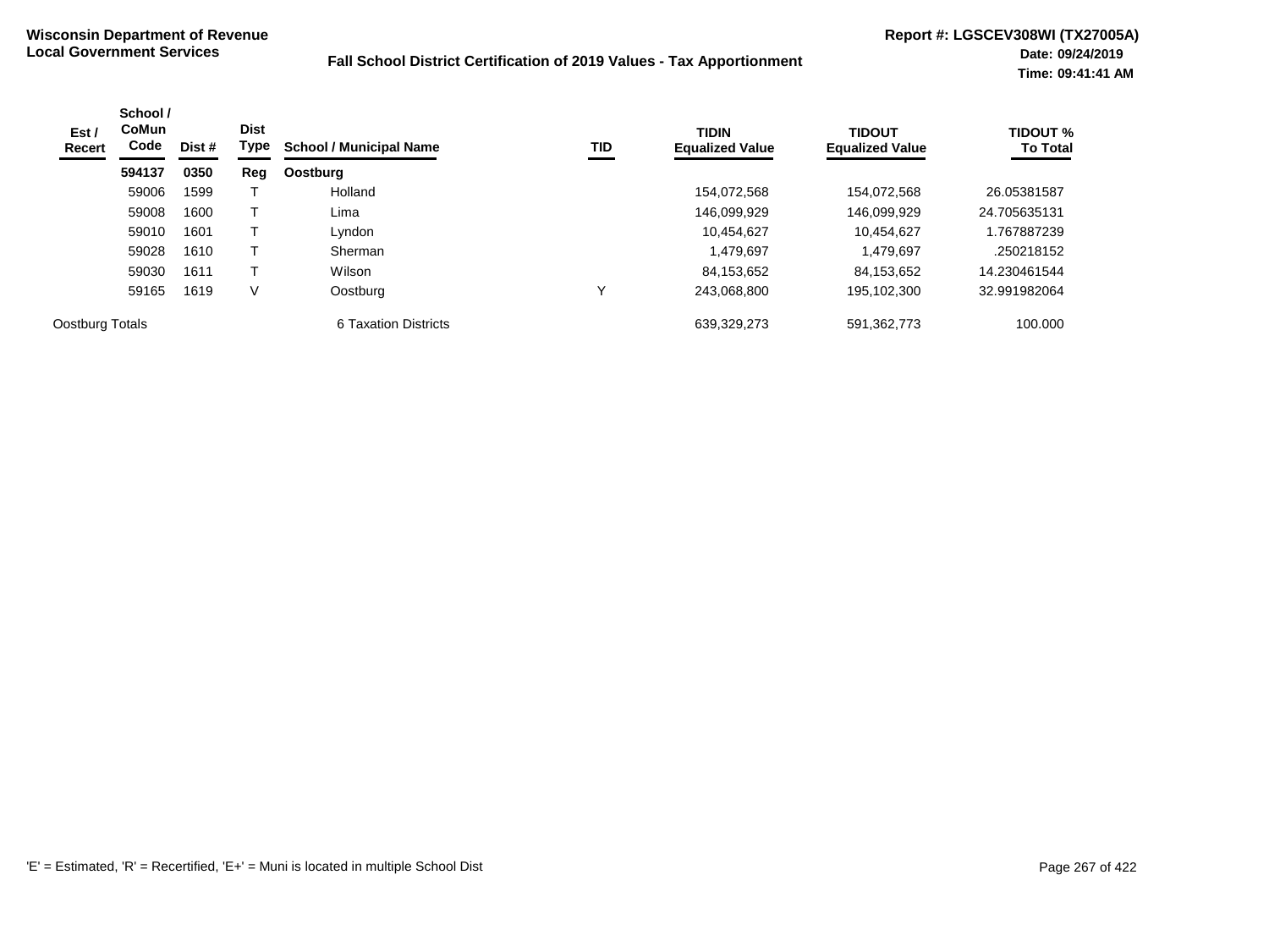**Wisconsin Department of Revenue**
**Local Government Services**

**Fall School District Certification of 2019 Values - Tax Apportionment**

**Report #: LGSCEV308WI (TX27005A)**
**Date: 09/24/2019**
**Time: 09:41:41 AM**

| Est / Recert | School / CoMun Code | Dist # | Dist Type | School / Municipal Name | TID | TIDIN Equalized Value | TIDOUT Equalized Value | TIDOUT % To Total |
|---|---|---|---|---|---|---|---|---|
| | **594137** | **0350** | **Reg** | **Oostburg** | | | | |
| | 59006 | 1599 | T | Holland | | 154,072,568 | 154,072,568 | 26.05381587 |
| | 59008 | 1600 | T | Lima | | 146,099,929 | 146,099,929 | 24.705635131 |
| | 59010 | 1601 | T | Lyndon | | 10,454,627 | 10,454,627 | 1.767887239 |
| | 59028 | 1610 | T | Sherman | | 1,479,697 | 1,479,697 | .250218152 |
| | 59030 | 1611 | T | Wilson | | 84,153,652 | 84,153,652 | 14.230461544 |
| | 59165 | 1619 | V | Oostburg | Y | 243,068,800 | 195,102,300 | 32.991982064 |
| Oostburg Totals | | | | 6 Taxation Districts | | 639,329,273 | 591,362,773 | 100.000 |

'E' = Estimated, 'R' = Recertified, 'E+' = Muni is located in multiple School Dist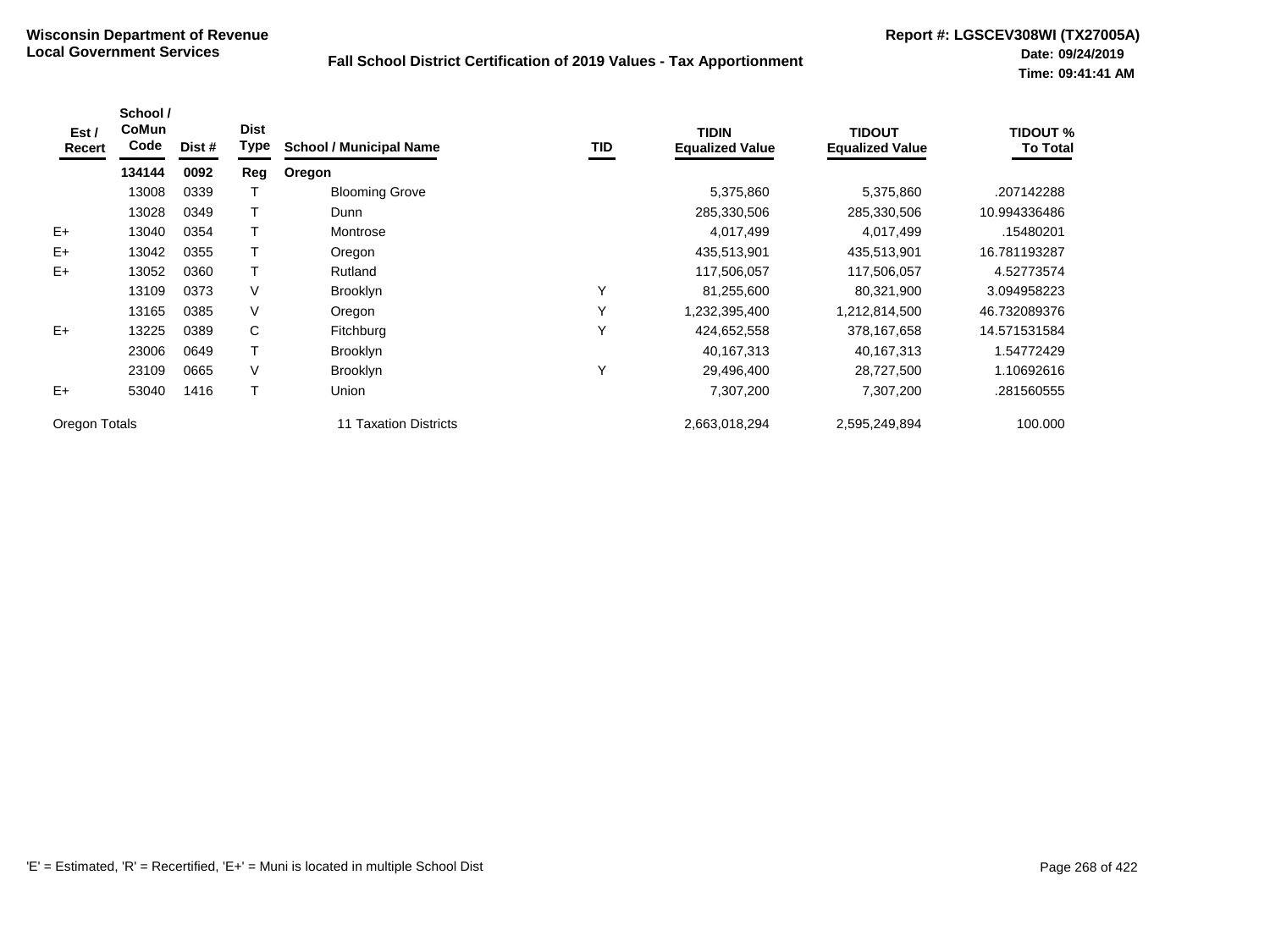**Wisconsin Department of Revenue**
**Local Government Services**

**Fall School District Certification of 2019 Values - Tax Apportionment**

**Report #: LGSCEV308WI (TX27005A)**
**Date: 09/24/2019**
**Time: 09:41:41 AM**

| Est / Recert | School / CoMun Code | Dist # | Dist Type | School / Municipal Name | TID | TIDIN Equalized Value | TIDOUT Equalized Value | TIDOUT % To Total |
|---|---|---|---|---|---|---|---|---|
| | **134144** | **0092** | **Reg** | **Oregon** | | | | |
| | 13008 | 0339 | T | Blooming Grove | | 5,375,860 | 5,375,860 | .207142288 |
| | 13028 | 0349 | T | Dunn | | 285,330,506 | 285,330,506 | 10.994336486 |
| E+ | 13040 | 0354 | T | Montrose | | 4,017,499 | 4,017,499 | .15480201 |
| E+ | 13042 | 0355 | T | Oregon | | 435,513,901 | 435,513,901 | 16.781193287 |
| E+ | 13052 | 0360 | T | Rutland | | 117,506,057 | 117,506,057 | 4.52773574 |
| | 13109 | 0373 | V | Brooklyn | Y | 81,255,600 | 80,321,900 | 3.094958223 |
| | 13165 | 0385 | V | Oregon | Y | 1,232,395,400 | 1,212,814,500 | 46.732089376 |
| E+ | 13225 | 0389 | C | Fitchburg | Y | 424,652,558 | 378,167,658 | 14.571531584 |
| | 23006 | 0649 | T | Brooklyn | | 40,167,313 | 40,167,313 | 1.54772429 |
| | 23109 | 0665 | V | Brooklyn | Y | 29,496,400 | 28,727,500 | 1.10692616 |
| E+ | 53040 | 1416 | T | Union | | 7,307,200 | 7,307,200 | .281560555 |
| Oregon Totals | | | | 11 Taxation Districts | | 2,663,018,294 | 2,595,249,894 | 100.000 |

'E' = Estimated, 'R' = Recertified, 'E+' = Muni is located in multiple School Dist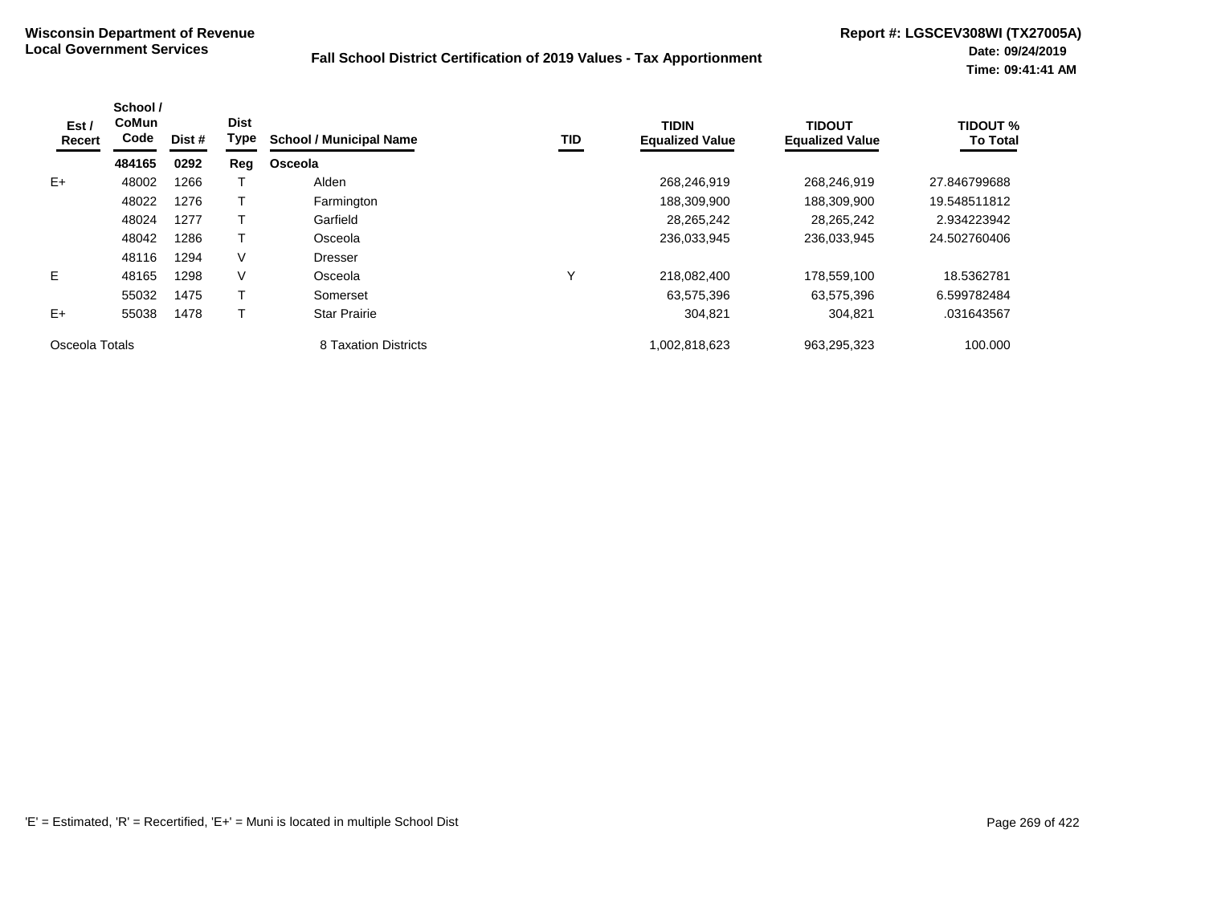**Wisconsin Department of Revenue**
**Local Government Services**

**Fall School District Certification of 2019 Values - Tax Apportionment**

**Report #: LGSCEV308WI (TX27005A)**
**Date: 09/24/2019**
**Time: 09:41:41 AM**

| Est / Recert | School / CoMun Code | Dist # | Dist Type | School / Municipal Name | TID | TIDIN Equalized Value | TIDOUT Equalized Value | TIDOUT % To Total |
|---|---|---|---|---|---|---|---|---|
| | **484165** | **0292** | **Reg** | **Osceola** | | | | |
| E+ | 48002 | 1266 | T | Alden | | 268,246,919 | 268,246,919 | 27.846799688 |
| | 48022 | 1276 | T | Farmington | | 188,309,900 | 188,309,900 | 19.548511812 |
| | 48024 | 1277 | T | Garfield | | 28,265,242 | 28,265,242 | 2.934223942 |
| | 48042 | 1286 | T | Osceola | | 236,033,945 | 236,033,945 | 24.502760406 |
| | 48116 | 1294 | V | Dresser | | | | |
| E | 48165 | 1298 | V | Osceola | Y | 218,082,400 | 178,559,100 | 18.5362781 |
| | 55032 | 1475 | T | Somerset | | 63,575,396 | 63,575,396 | 6.599782484 |
| E+ | 55038 | 1478 | T | Star Prairie | | 304,821 | 304,821 | .031643567 |
| Osceola Totals | | | | 8 Taxation Districts | | 1,002,818,623 | 963,295,323 | 100.000 |

'E' = Estimated, 'R' = Recertified, 'E+' = Muni is located in multiple School Dist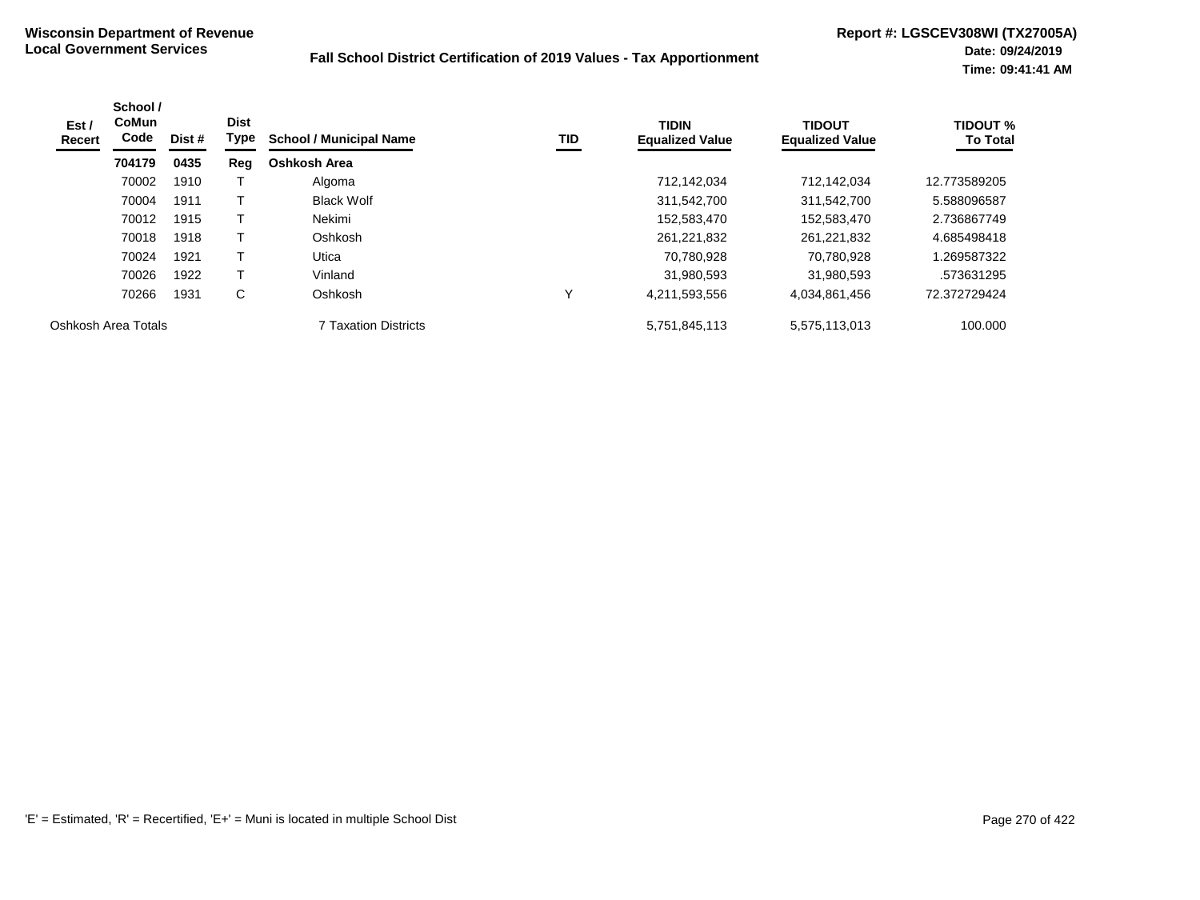**Wisconsin Department of Revenue**
**Local Government Services**

**Fall School District Certification of 2019 Values - Tax Apportionment**

**Report #: LGSCEV308WI (TX27005A)**
**Date: 09/24/2019**
**Time: 09:41:41 AM**

| Est / Recert | School / CoMun Code | Dist # | Dist Type | School / Municipal Name | TID | TIDIN Equalized Value | TIDOUT Equalized Value | TIDOUT % To Total |
|---|---|---|---|---|---|---|---|---|
| | **704179** | **0435** | **Reg** | **Oshkosh Area** | | | | |
| | 70002 | 1910 | T | Algoma | | 712,142,034 | 712,142,034 | 12.773589205 |
| | 70004 | 1911 | T | Black Wolf | | 311,542,700 | 311,542,700 | 5.588096587 |
| | 70012 | 1915 | T | Nekimi | | 152,583,470 | 152,583,470 | 2.736867749 |
| | 70018 | 1918 | T | Oshkosh | | 261,221,832 | 261,221,832 | 4.685498418 |
| | 70024 | 1921 | T | Utica | | 70,780,928 | 70,780,928 | 1.269587322 |
| | 70026 | 1922 | T | Vinland | | 31,980,593 | 31,980,593 | .573631295 |
| | 70266 | 1931 | C | Oshkosh | Y | 4,211,593,556 | 4,034,861,456 | 72.372729424 |
| Oshkosh Area Totals | | | | 7 Taxation Districts | | 5,751,845,113 | 5,575,113,013 | 100.000 |

'E' = Estimated, 'R' = Recertified, 'E+' = Muni is located in multiple School Dist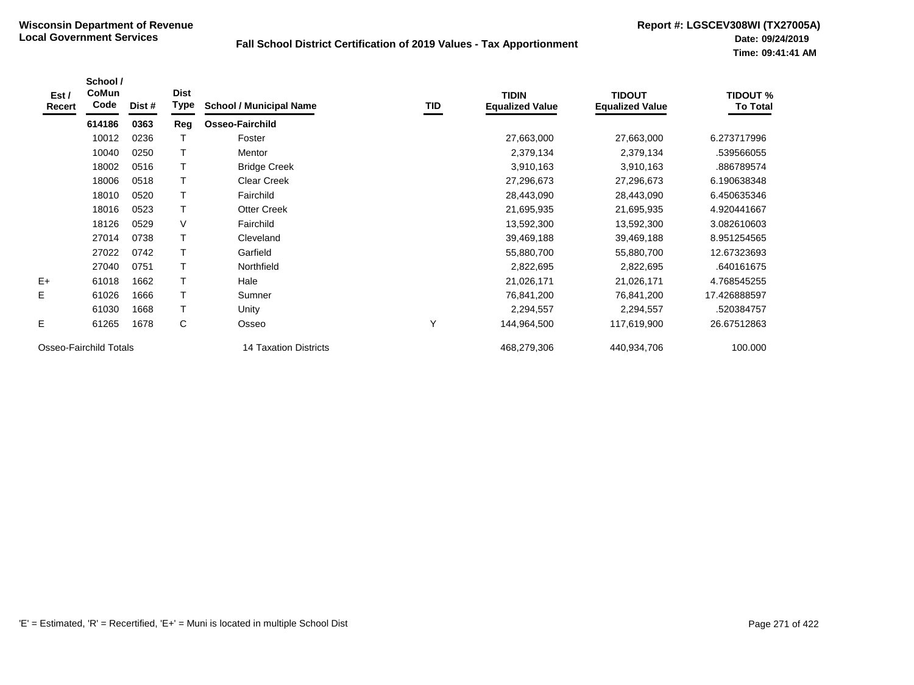**Wisconsin Department of Revenue**
**Local Government Services**

**Fall School District Certification of 2019 Values - Tax Apportionment**

**Report #: LGSCEV308WI (TX27005A)**
**Date: 09/24/2019**
**Time: 09:41:41 AM**

| Est / Recert | School / CoMun Code | Dist # | Dist Type | School / Municipal Name | TID | TIDIN Equalized Value | TIDOUT Equalized Value | TIDOUT % To Total |
|---|---|---|---|---|---|---|---|---|
| | **614186** | **0363** | **Reg** | **Osseo-Fairchild** | | | | |
| | 10012 | 0236 | T | Foster | | 27,663,000 | 27,663,000 | 6.273717996 |
| | 10040 | 0250 | T | Mentor | | 2,379,134 | 2,379,134 | .539566055 |
| | 18002 | 0516 | T | Bridge Creek | | 3,910,163 | 3,910,163 | .886789574 |
| | 18006 | 0518 | T | Clear Creek | | 27,296,673 | 27,296,673 | 6.190638348 |
| | 18010 | 0520 | T | Fairchild | | 28,443,090 | 28,443,090 | 6.450635346 |
| | 18016 | 0523 | T | Otter Creek | | 21,695,935 | 21,695,935 | 4.920441667 |
| | 18126 | 0529 | V | Fairchild | | 13,592,300 | 13,592,300 | 3.082610603 |
| | 27014 | 0738 | T | Cleveland | | 39,469,188 | 39,469,188 | 8.951254565 |
| | 27022 | 0742 | T | Garfield | | 55,880,700 | 55,880,700 | 12.67323693 |
| | 27040 | 0751 | T | Northfield | | 2,822,695 | 2,822,695 | .640161675 |
| E+ | 61018 | 1662 | T | Hale | | 21,026,171 | 21,026,171 | 4.768545255 |
| E | 61026 | 1666 | T | Sumner | | 76,841,200 | 76,841,200 | 17.426888597 |
| | 61030 | 1668 | T | Unity | | 2,294,557 | 2,294,557 | .520384757 |
| E | 61265 | 1678 | C | Osseo | Y | 144,964,500 | 117,619,900 | 26.67512863 |
| Osseo-Fairchild Totals | | | | 14 Taxation Districts | | 468,279,306 | 440,934,706 | 100.000 |

'E' = Estimated, 'R' = Recertified, 'E+' = Muni is located in multiple School Dist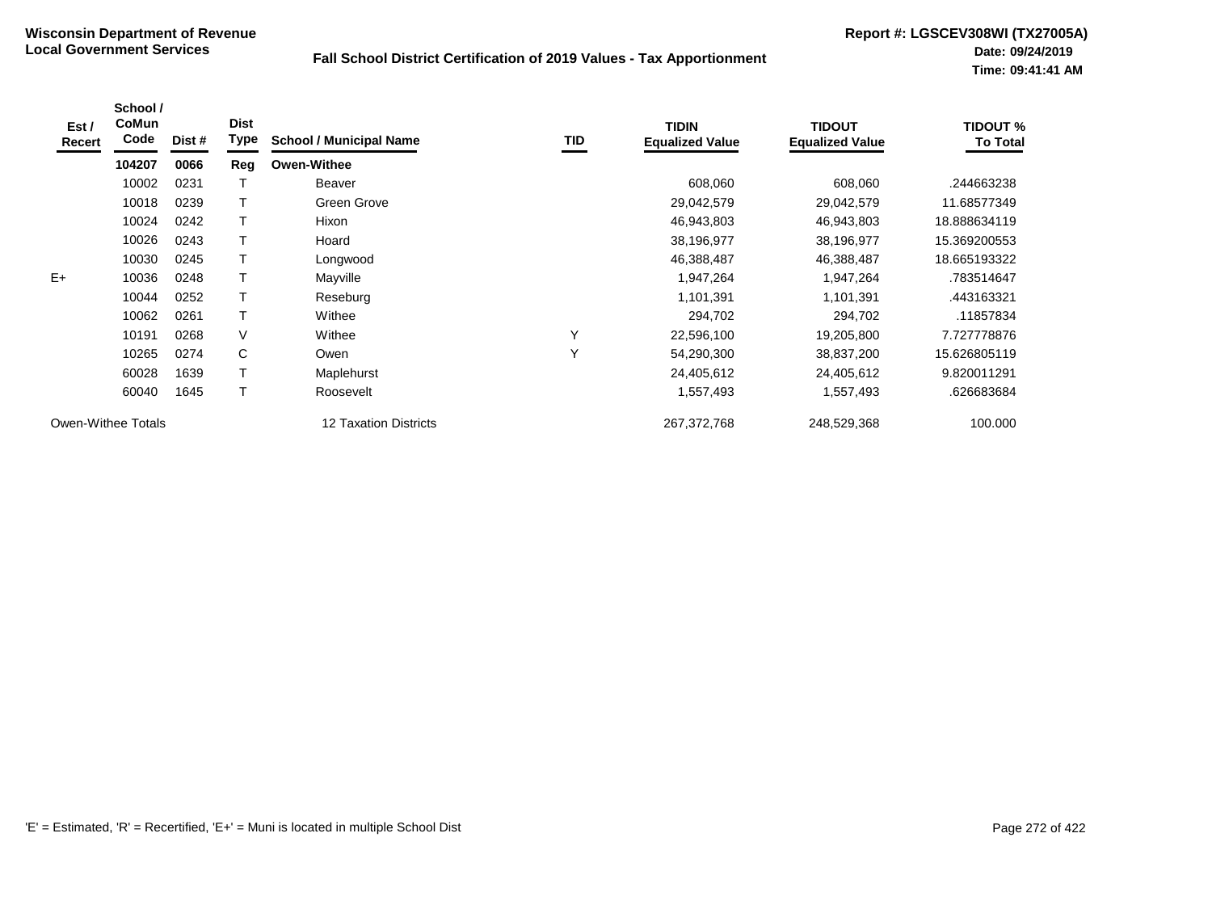**Wisconsin Department of Revenue**
**Local Government Services**

**Fall School District Certification of 2019 Values - Tax Apportionment**

**Report #: LGSCEV308WI (TX27005A)**
**Date: 09/24/2019**
**Time: 09:41:41 AM**

| Est / Recert | School / CoMun Code | Dist # | Dist Type | School / Municipal Name | TID | TIDIN Equalized Value | TIDOUT Equalized Value | TIDOUT % To Total |
|---|---|---|---|---|---|---|---|---|
| | **104207** | **0066** | **Reg** | **Owen-Withee** | | | | |
| | 10002 | 0231 | T | Beaver | | 608,060 | 608,060 | .244663238 |
| | 10018 | 0239 | T | Green Grove | | 29,042,579 | 29,042,579 | 11.68577349 |
| | 10024 | 0242 | T | Hixon | | 46,943,803 | 46,943,803 | 18.888634119 |
| | 10026 | 0243 | T | Hoard | | 38,196,977 | 38,196,977 | 15.369200553 |
| | 10030 | 0245 | T | Longwood | | 46,388,487 | 46,388,487 | 18.665193322 |
| E+ | 10036 | 0248 | T | Mayville | | 1,947,264 | 1,947,264 | .783514647 |
| | 10044 | 0252 | T | Reseburg | | 1,101,391 | 1,101,391 | .443163321 |
| | 10062 | 0261 | T | Withee | | 294,702 | 294,702 | .11857834 |
| | 10191 | 0268 | V | Withee | Y | 22,596,100 | 19,205,800 | 7.727778876 |
| | 10265 | 0274 | C | Owen | Y | 54,290,300 | 38,837,200 | 15.626805119 |
| | 60028 | 1639 | T | Maplehurst | | 24,405,612 | 24,405,612 | 9.820011291 |
| | 60040 | 1645 | T | Roosevelt | | 1,557,493 | 1,557,493 | .626683684 |
| Owen-Withee Totals | | | | 12 Taxation Districts | | 267,372,768 | 248,529,368 | 100.000 |

'E' = Estimated, 'R' = Recertified, 'E+' = Muni is located in multiple School Dist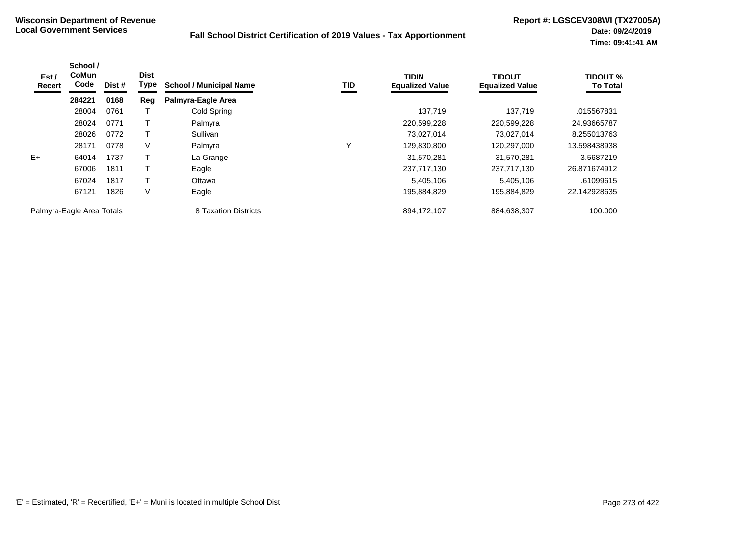**Wisconsin Department of Revenue**
**Local Government Services**

**Fall School District Certification of 2019 Values - Tax Apportionment**

**Report #: LGSCEV308WI (TX27005A)**
**Date: 09/24/2019**
**Time: 09:41:41 AM**

| Est / Recert | School / CoMun Code | Dist # | Dist Type | School / Municipal Name | TID | TIDIN Equalized Value | TIDOUT Equalized Value | TIDOUT % To Total |
|---|---|---|---|---|---|---|---|---|
| | **284221** | **0168** | **Reg** | **Palmyra-Eagle Area** | | | | |
| | 28004 | 0761 | T | Cold Spring | | 137,719 | 137,719 | .015567831 |
| | 28024 | 0771 | T | Palmyra | | 220,599,228 | 220,599,228 | 24.93665787 |
| | 28026 | 0772 | T | Sullivan | | 73,027,014 | 73,027,014 | 8.255013763 |
| | 28171 | 0778 | V | Palmyra | Y | 129,830,800 | 120,297,000 | 13.598438938 |
| E+ | 64014 | 1737 | T | La Grange | | 31,570,281 | 31,570,281 | 3.5687219 |
| | 67006 | 1811 | T | Eagle | | 237,717,130 | 237,717,130 | 26.871674912 |
| | 67024 | 1817 | T | Ottawa | | 5,405,106 | 5,405,106 | .61099615 |
| | 67121 | 1826 | V | Eagle | | 195,884,829 | 195,884,829 | 22.142928635 |
| Palmyra-Eagle Area Totals | | | | 8 Taxation Districts | | 894,172,107 | 884,638,307 | 100.000 |

'E' = Estimated, 'R' = Recertified, 'E+' = Muni is located in multiple School Dist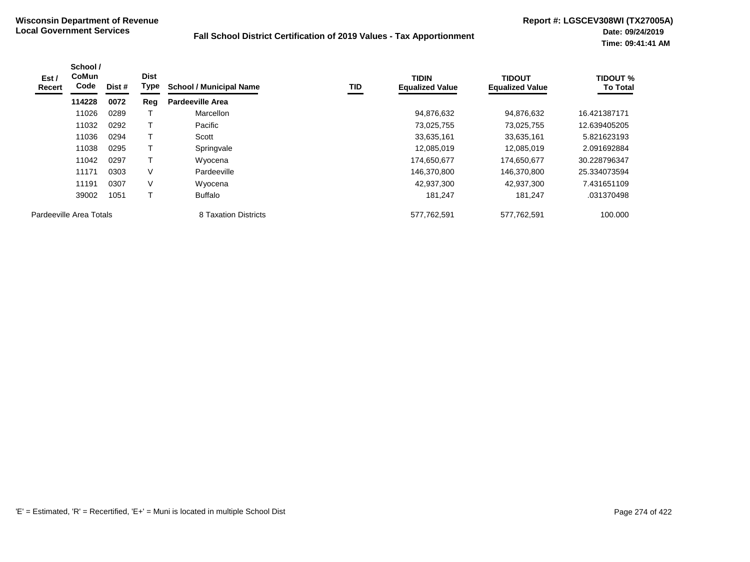**Wisconsin Department of Revenue**
**Local Government Services**

**Fall School District Certification of 2019 Values - Tax Apportionment**

**Report #: LGSCEV308WI (TX27005A)**
**Date: 09/24/2019**
**Time: 09:41:41 AM**

| Est / Recert | School / CoMun Code | Dist # | Dist Type | School / Municipal Name | TID | TIDIN Equalized Value | TIDOUT Equalized Value | TIDOUT % To Total |
|---|---|---|---|---|---|---|---|---|
| | **114228** | **0072** | **Reg** | **Pardeeville Area** | | | | |
| | 11026 | 0289 | T | Marcellon | | 94,876,632 | 94,876,632 | 16.421387171 |
| | 11032 | 0292 | T | Pacific | | 73,025,755 | 73,025,755 | 12.639405205 |
| | 11036 | 0294 | T | Scott | | 33,635,161 | 33,635,161 | 5.821623193 |
| | 11038 | 0295 | T | Springvale | | 12,085,019 | 12,085,019 | 2.091692884 |
| | 11042 | 0297 | T | Wyocena | | 174,650,677 | 174,650,677 | 30.228796347 |
| | 11171 | 0303 | V | Pardeeville | | 146,370,800 | 146,370,800 | 25.334073594 |
| | 11191 | 0307 | V | Wyocena | | 42,937,300 | 42,937,300 | 7.431651109 |
| | 39002 | 1051 | T | Buffalo | | 181,247 | 181,247 | .031370498 |
| Pardeeville Area Totals | | | | 8 Taxation Districts | | 577,762,591 | 577,762,591 | 100.000 |

'E' = Estimated, 'R' = Recertified, 'E+' = Muni is located in multiple School Dist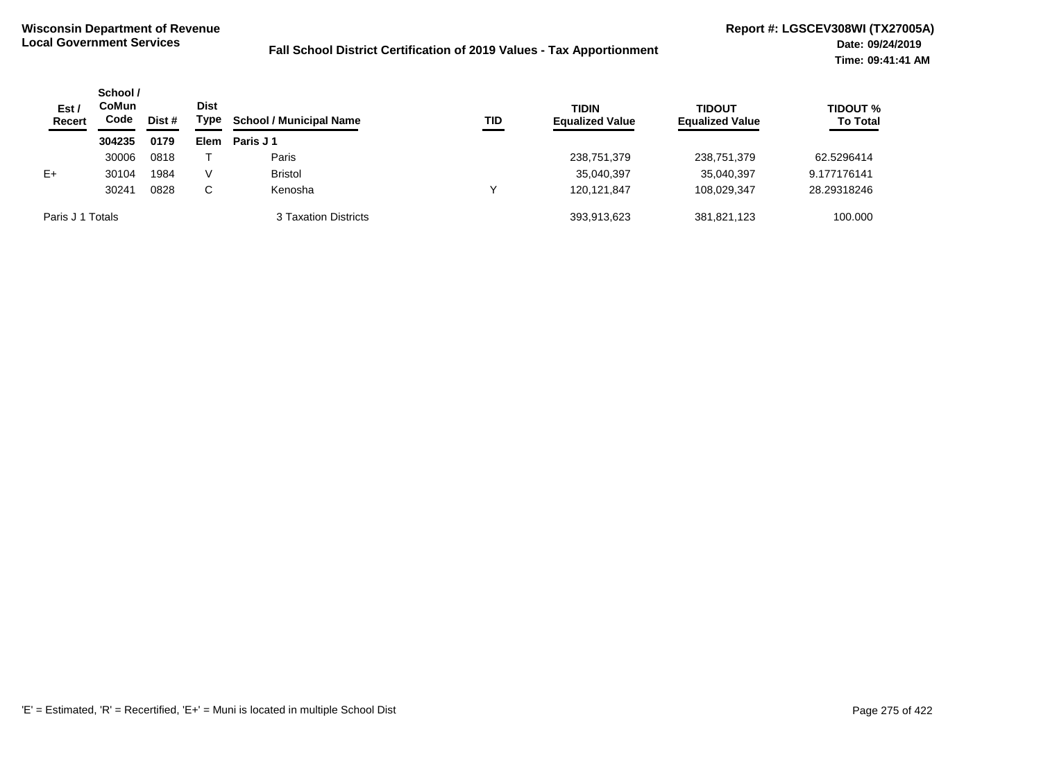**Wisconsin Department of Revenue**
**Local Government Services**

**Fall School District Certification of 2019 Values - Tax Apportionment**

**Report #: LGSCEV308WI (TX27005A)**
**Date: 09/24/2019**
**Time: 09:41:41 AM**

| Est / Recert | School / CoMun Code | Dist # | Dist Type | School / Municipal Name | TID | TIDIN Equalized Value | TIDOUT Equalized Value | TIDOUT % To Total |
|---|---|---|---|---|---|---|---|---|
| | **304235** | **0179** | **Elem** | **Paris J 1** | | | | |
| | 30006 | 0818 | T | Paris | | 238,751,379 | 238,751,379 | 62.5296414 |
| E+ | 30104 | 1984 | V | Bristol | | 35,040,397 | 35,040,397 | 9.177176141 |
| | 30241 | 0828 | C | Kenosha | Y | 120,121,847 | 108,029,347 | 28.29318246 |
| Paris J 1 Totals | | | | 3 Taxation Districts | | 393,913,623 | 381,821,123 | 100.000 |

'E' = Estimated, 'R' = Recertified, 'E+' = Muni is located in multiple School Dist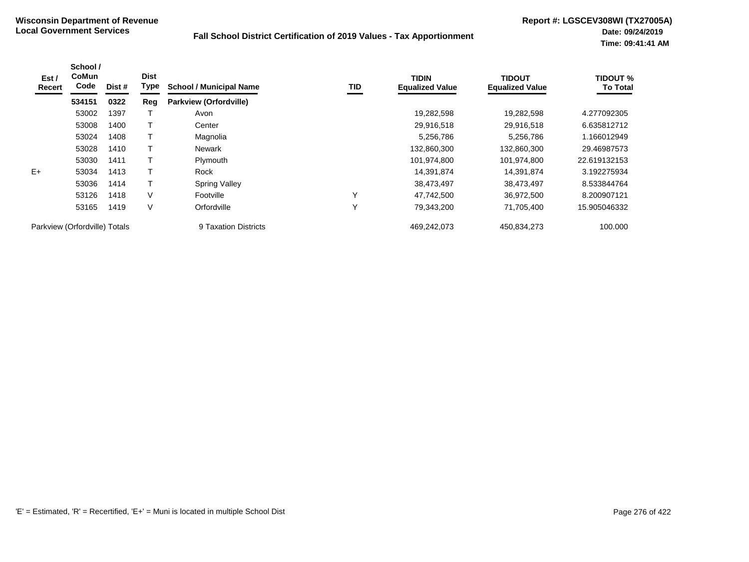**Wisconsin Department of Revenue**
**Local Government Services**

**Fall School District Certification of 2019 Values - Tax Apportionment**

**Report #: LGSCEV308WI (TX27005A)**
**Date: 09/24/2019**
**Time: 09:41:41 AM**

| Est / Recert | School / CoMun Code | Dist # | Dist Type | School / Municipal Name | TID | TIDIN Equalized Value | TIDOUT Equalized Value | TIDOUT % To Total |
|---|---|---|---|---|---|---|---|---|
| | **534151** | **0322** | **Reg** | **Parkview (Orfordville)** | | | | |
| | 53002 | 1397 | T | Avon | | 19,282,598 | 19,282,598 | 4.277092305 |
| | 53008 | 1400 | T | Center | | 29,916,518 | 29,916,518 | 6.635812712 |
| | 53024 | 1408 | T | Magnolia | | 5,256,786 | 5,256,786 | 1.166012949 |
| | 53028 | 1410 | T | Newark | | 132,860,300 | 132,860,300 | 29.46987573 |
| | 53030 | 1411 | T | Plymouth | | 101,974,800 | 101,974,800 | 22.619132153 |
| E+ | 53034 | 1413 | T | Rock | | 14,391,874 | 14,391,874 | 3.192275934 |
| | 53036 | 1414 | T | Spring Valley | | 38,473,497 | 38,473,497 | 8.533844764 |
| | 53126 | 1418 | V | Footville | Y | 47,742,500 | 36,972,500 | 8.200907121 |
| | 53165 | 1419 | V | Orfordville | Y | 79,343,200 | 71,705,400 | 15.905046332 |
| Parkview (Orfordville) Totals | | | | 9 Taxation Districts | | 469,242,073 | 450,834,273 | 100.000 |

'E' = Estimated, 'R' = Recertified, 'E+' = Muni is located in multiple School Dist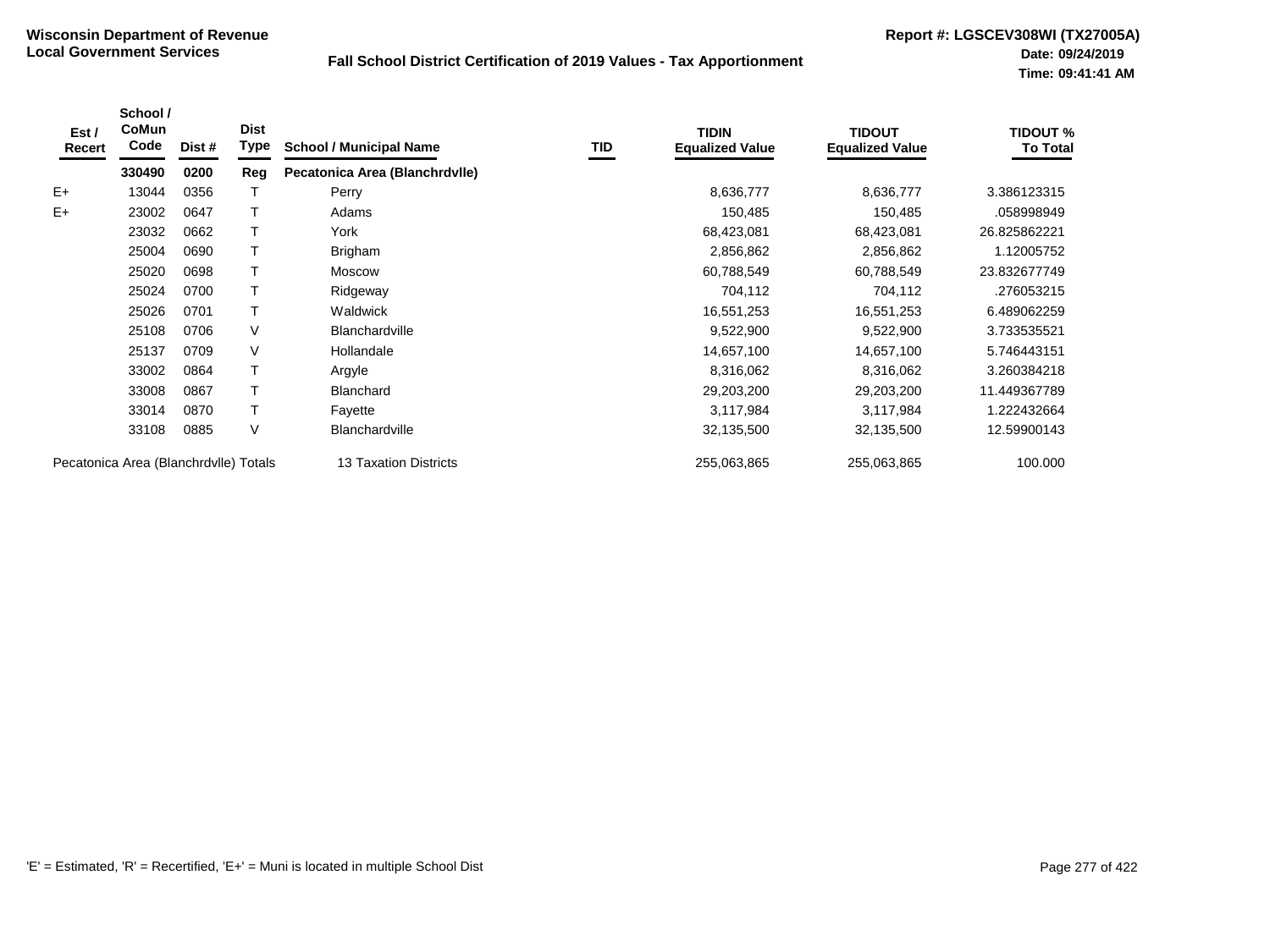**Wisconsin Department of Revenue**
**Local Government Services**

**Fall School District Certification of 2019 Values - Tax Apportionment**

**Report #: LGSCEV308WI (TX27005A)**
**Date: 09/24/2019**
**Time: 09:41:41 AM**

| Est / Recert | School / CoMun Code | Dist # | Dist Type | School / Municipal Name | TID | TIDIN Equalized Value | TIDOUT Equalized Value | TIDOUT % To Total |
|---|---|---|---|---|---|---|---|---|
| | **330490** | **0200** | **Reg** | **Pecatonica Area (Blanchrdvlle)** | | | | |
| E+ | 13044 | 0356 | T | Perry | | 8,636,777 | 8,636,777 | 3.386123315 |
| E+ | 23002 | 0647 | T | Adams | | 150,485 | 150,485 | .058998949 |
| | 23032 | 0662 | T | York | | 68,423,081 | 68,423,081 | 26.825862221 |
| | 25004 | 0690 | T | Brigham | | 2,856,862 | 2,856,862 | 1.12005752 |
| | 25020 | 0698 | T | Moscow | | 60,788,549 | 60,788,549 | 23.832677749 |
| | 25024 | 0700 | T | Ridgeway | | 704,112 | 704,112 | .276053215 |
| | 25026 | 0701 | T | Waldwick | | 16,551,253 | 16,551,253 | 6.489062259 |
| | 25108 | 0706 | V | Blanchardville | | 9,522,900 | 9,522,900 | 3.733535521 |
| | 25137 | 0709 | V | Hollandale | | 14,657,100 | 14,657,100 | 5.746443151 |
| | 33002 | 0864 | T | Argyle | | 8,316,062 | 8,316,062 | 3.260384218 |
| | 33008 | 0867 | T | Blanchard | | 29,203,200 | 29,203,200 | 11.449367789 |
| | 33014 | 0870 | T | Fayette | | 3,117,984 | 3,117,984 | 1.222432664 |
| | 33108 | 0885 | V | Blanchardville | | 32,135,500 | 32,135,500 | 12.59900143 |
| Pecatonica Area (Blanchrdvlle) Totals | | | | 13 Taxation Districts | | 255,063,865 | 255,063,865 | 100.000 |

'E' = Estimated, 'R' = Recertified, 'E+' = Muni is located in multiple School Dist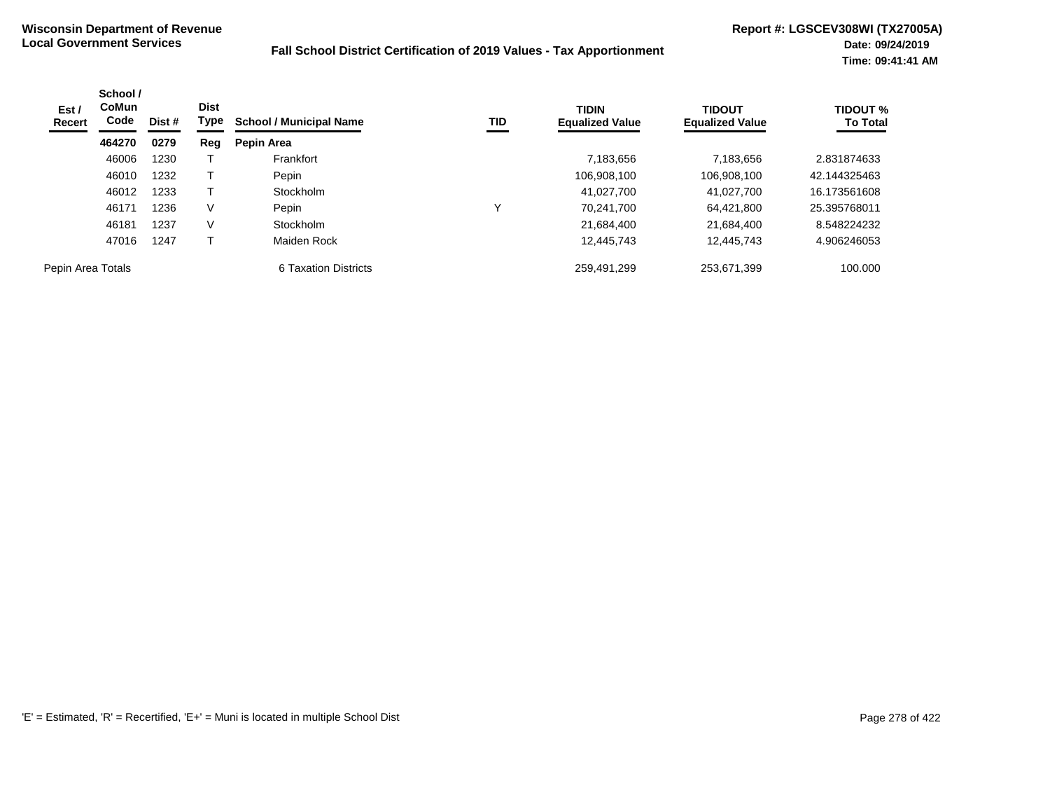**Wisconsin Department of Revenue**
**Local Government Services**

**Fall School District Certification of 2019 Values - Tax Apportionment**

**Report #: LGSCEV308WI (TX27005A)**
**Date: 09/24/2019**
**Time: 09:41:41 AM**

| Est / Recert | School / CoMun Code | Dist # | Dist Type | School / Municipal Name | TID | TIDIN Equalized Value | TIDOUT Equalized Value | TIDOUT % To Total |
|---|---|---|---|---|---|---|---|---|
| | **464270** | **0279** | **Reg** | **Pepin Area** | | | | |
| | 46006 | 1230 | T | Frankfort | | 7,183,656 | 7,183,656 | 2.831874633 |
| | 46010 | 1232 | T | Pepin | | 106,908,100 | 106,908,100 | 42.144325463 |
| | 46012 | 1233 | T | Stockholm | | 41,027,700 | 41,027,700 | 16.173561608 |
| | 46171 | 1236 | V | Pepin | Y | 70,241,700 | 64,421,800 | 25.395768011 |
| | 46181 | 1237 | V | Stockholm | | 21,684,400 | 21,684,400 | 8.548224232 |
| | 47016 | 1247 | T | Maiden Rock | | 12,445,743 | 12,445,743 | 4.906246053 |
| Pepin Area Totals | | | | 6 Taxation Districts | | 259,491,299 | 253,671,399 | 100.000 |

'E' = Estimated, 'R' = Recertified, 'E+' = Muni is located in multiple School Dist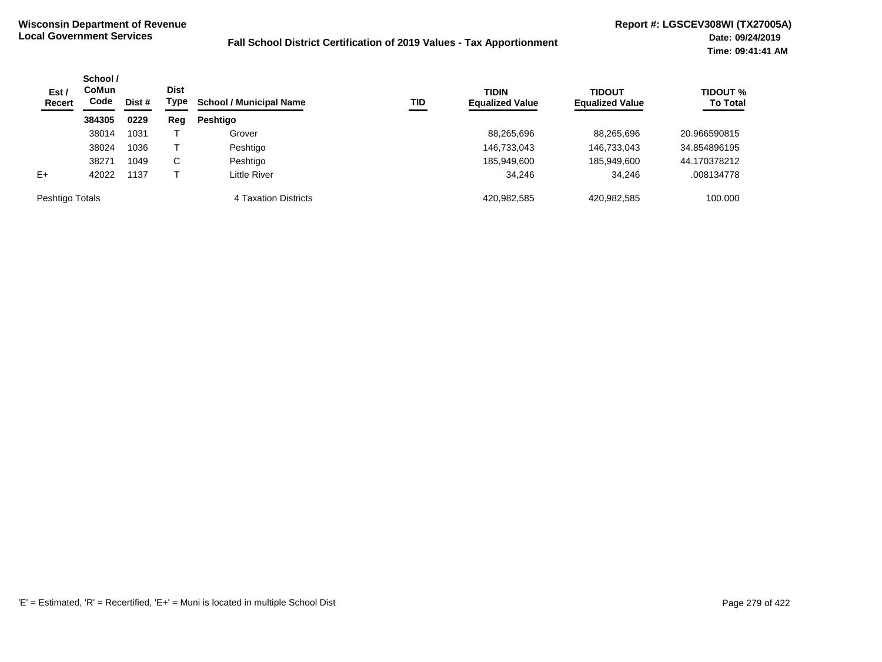**Wisconsin Department of Revenue**
**Local Government Services**

**Fall School District Certification of 2019 Values - Tax Apportionment**

**Report #: LGSCEV308WI (TX27005A)**
**Date: 09/24/2019**
**Time: 09:41:41 AM**

| Est / Recert | School / CoMun Code | Dist # | Dist Type | School / Municipal Name | TID | TIDIN Equalized Value | TIDOUT Equalized Value | TIDOUT % To Total |
|---|---|---|---|---|---|---|---|---|
| | **384305** | **0229** | **Reg** | **Peshtigo** | | | | |
| | 38014 | 1031 | T | Grover | | 88,265,696 | 88,265,696 | 20.966590815 |
| | 38024 | 1036 | T | Peshtigo | | 146,733,043 | 146,733,043 | 34.854896195 |
| | 38271 | 1049 | C | Peshtigo | | 185,949,600 | 185,949,600 | 44.170378212 |
| E+ | 42022 | 1137 | T | Little River | | 34,246 | 34,246 | .008134778 |
| Peshtigo Totals | | | | 4 Taxation Districts | | 420,982,585 | 420,982,585 | 100.000 |

'E' = Estimated, 'R' = Recertified, 'E+' = Muni is located in multiple School Dist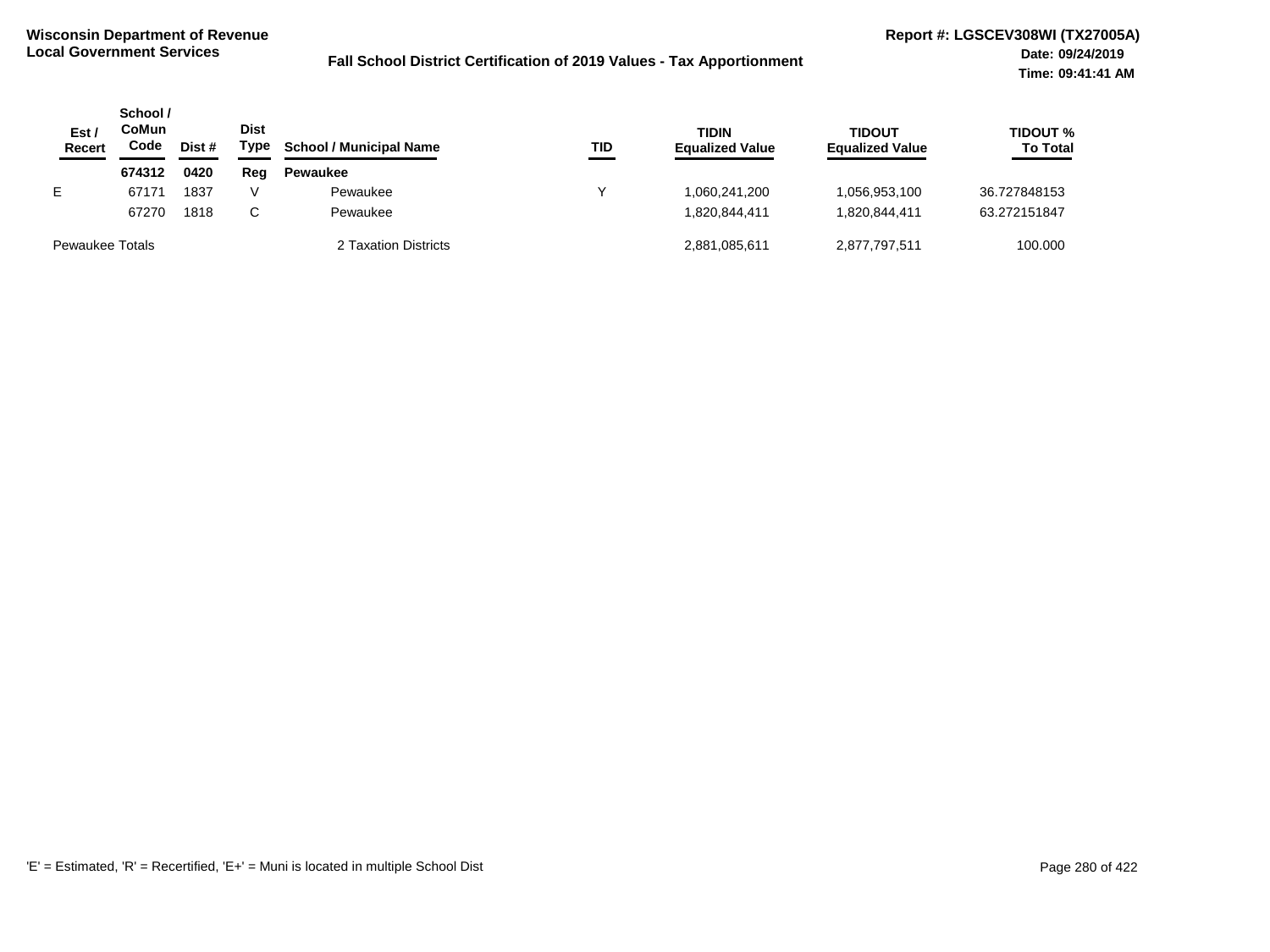**Wisconsin Department of Revenue**
**Local Government Services**

**Fall School District Certification of 2019 Values - Tax Apportionment**

**Report #: LGSCEV308WI (TX27005A)**
**Date: 09/24/2019**
**Time: 09:41:41 AM**

| Est / Recert | School / CoMun Code | Dist # | Dist Type | School / Municipal Name | TID | TIDIN Equalized Value | TIDOUT Equalized Value | TIDOUT % To Total |
|---|---|---|---|---|---|---|---|---|
| | **674312** | **0420** | **Reg** | **Pewaukee** | | | | |
| E | 67171 | 1837 | V | Pewaukee | Y | 1,060,241,200 | 1,056,953,100 | 36.727848153 |
| | 67270 | 1818 | C | Pewaukee | | 1,820,844,411 | 1,820,844,411 | 63.272151847 |
| Pewaukee Totals | | | | 2 Taxation Districts | | 2,881,085,611 | 2,877,797,511 | 100.000 |

'E' = Estimated, 'R' = Recertified, 'E+' = Muni is located in multiple School Dist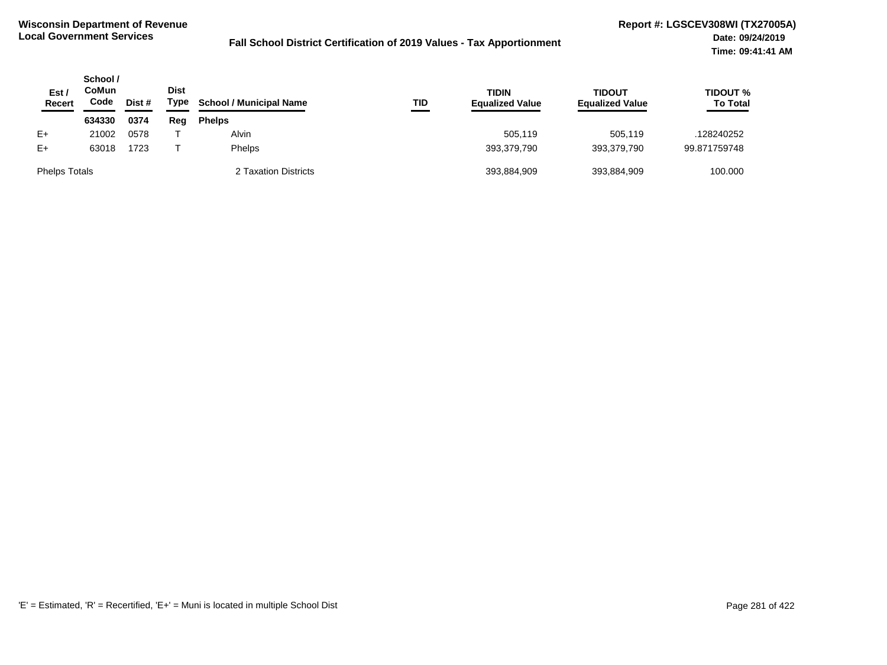**Wisconsin Department of Revenue**
**Local Government Services**

**Fall School District Certification of 2019 Values - Tax Apportionment**

**Report #: LGSCEV308WI (TX27005A)**
**Date: 09/24/2019**
**Time: 09:41:41 AM**

| Est / Recert | School / CoMun Code | Dist # | Dist Type | School / Municipal Name | TID | TIDIN Equalized Value | TIDOUT Equalized Value | TIDOUT % To Total |
|---|---|---|---|---|---|---|---|---|
| | **634330** | **0374** | **Reg** | **Phelps** | | | | |
| E+ | 21002 | 0578 | T | Alvin | | 505,119 | 505,119 | .128240252 |
| E+ | 63018 | 1723 | T | Phelps | | 393,379,790 | 393,379,790 | 99.871759748 |
| Phelps Totals | | | | 2 Taxation Districts | | 393,884,909 | 393,884,909 | 100.000 |

'E' = Estimated, 'R' = Recertified, 'E+' = Muni is located in multiple School Dist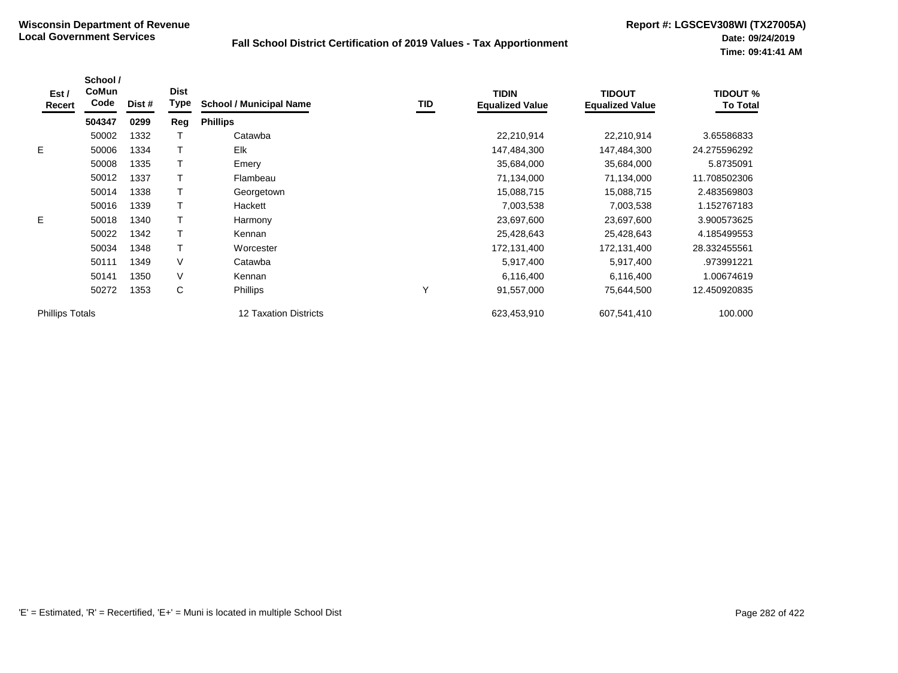**Wisconsin Department of Revenue**
**Local Government Services**

**Fall School District Certification of 2019 Values - Tax Apportionment**

**Report #: LGSCEV308WI (TX27005A)**
**Date: 09/24/2019**
**Time: 09:41:41 AM**

| Est / Recert | School / CoMun Code | Dist # | Dist Type | School / Municipal Name | TID | TIDIN Equalized Value | TIDOUT Equalized Value | TIDOUT % To Total |
|---|---|---|---|---|---|---|---|---|
| | **504347** | **0299** | **Reg** | **Phillips** | | | | |
| | 50002 | 1332 | T | Catawba | | 22,210,914 | 22,210,914 | 3.65586833 |
| E | 50006 | 1334 | T | Elk | | 147,484,300 | 147,484,300 | 24.275596292 |
| | 50008 | 1335 | T | Emery | | 35,684,000 | 35,684,000 | 5.8735091 |
| | 50012 | 1337 | T | Flambeau | | 71,134,000 | 71,134,000 | 11.708502306 |
| | 50014 | 1338 | T | Georgetown | | 15,088,715 | 15,088,715 | 2.483569803 |
| | 50016 | 1339 | T | Hackett | | 7,003,538 | 7,003,538 | 1.152767183 |
| E | 50018 | 1340 | T | Harmony | | 23,697,600 | 23,697,600 | 3.900573625 |
| | 50022 | 1342 | T | Kennan | | 25,428,643 | 25,428,643 | 4.185499553 |
| | 50034 | 1348 | T | Worcester | | 172,131,400 | 172,131,400 | 28.332455561 |
| | 50111 | 1349 | V | Catawba | | 5,917,400 | 5,917,400 | .973991221 |
| | 50141 | 1350 | V | Kennan | | 6,116,400 | 6,116,400 | 1.00674619 |
| | 50272 | 1353 | C | Phillips | Y | 91,557,000 | 75,644,500 | 12.450920835 |
| Phillips Totals | | | | 12 Taxation Districts | | 623,453,910 | 607,541,410 | 100.000 |

'E' = Estimated, 'R' = Recertified, 'E+' = Muni is located in multiple School Dist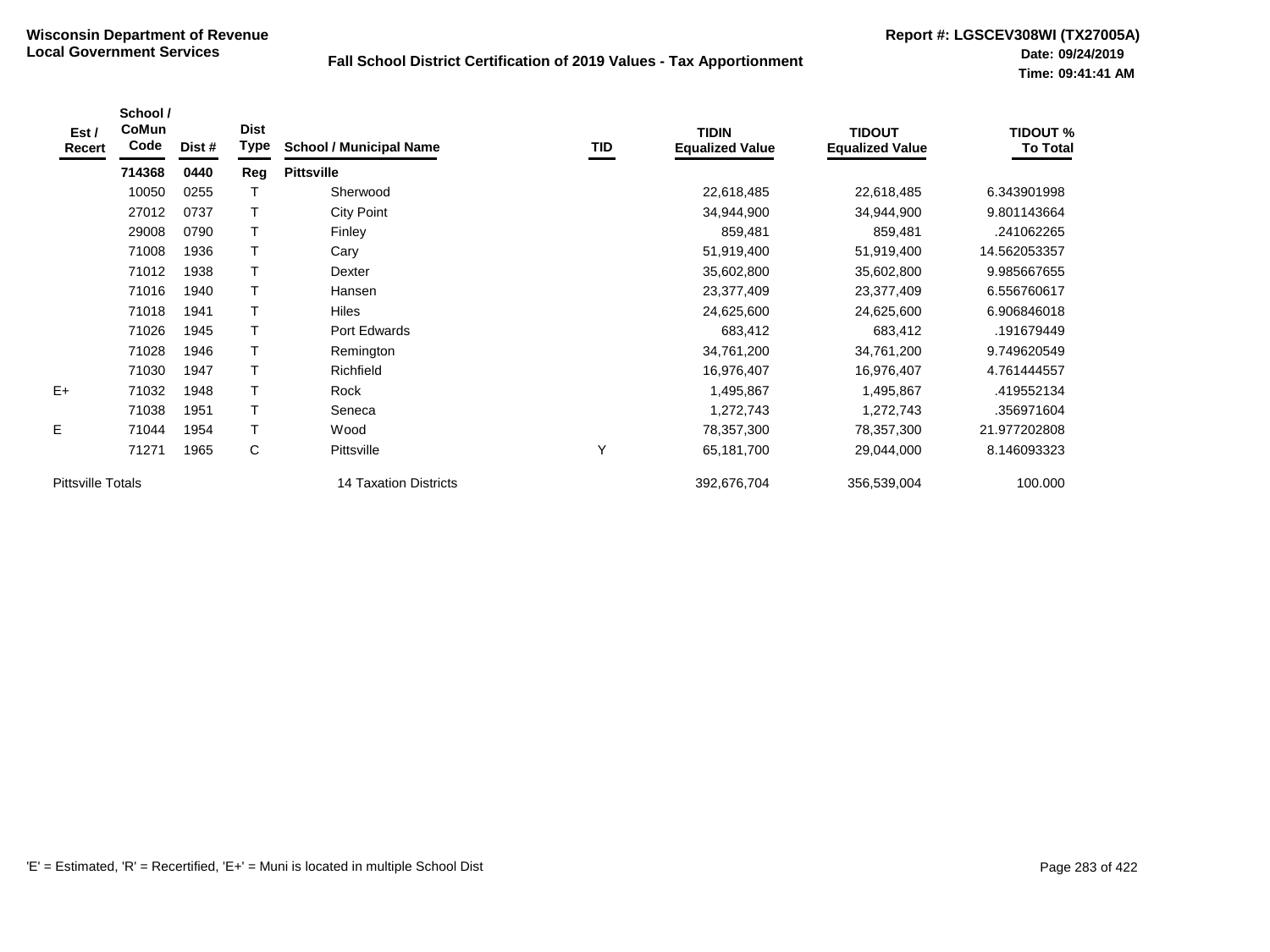**Wisconsin Department of Revenue**
**Local Government Services**

**Fall School District Certification of 2019 Values - Tax Apportionment**

**Report #: LGSCEV308WI (TX27005A)**
**Date: 09/24/2019**
**Time: 09:41:41 AM**

| Est / Recert | School / CoMun Code | Dist # | Dist Type | School / Municipal Name | TID | TIDIN Equalized Value | TIDOUT Equalized Value | TIDOUT % To Total |
|---|---|---|---|---|---|---|---|---|
| | **714368** | **0440** | **Reg** | **Pittsville** | | | | |
| | 10050 | 0255 | T | Sherwood | | 22,618,485 | 22,618,485 | 6.343901998 |
| | 27012 | 0737 | T | City Point | | 34,944,900 | 34,944,900 | 9.801143664 |
| | 29008 | 0790 | T | Finley | | 859,481 | 859,481 | .241062265 |
| | 71008 | 1936 | T | Cary | | 51,919,400 | 51,919,400 | 14.562053357 |
| | 71012 | 1938 | T | Dexter | | 35,602,800 | 35,602,800 | 9.985667655 |
| | 71016 | 1940 | T | Hansen | | 23,377,409 | 23,377,409 | 6.556760617 |
| | 71018 | 1941 | T | Hiles | | 24,625,600 | 24,625,600 | 6.906846018 |
| | 71026 | 1945 | T | Port Edwards | | 683,412 | 683,412 | .191679449 |
| | 71028 | 1946 | T | Remington | | 34,761,200 | 34,761,200 | 9.749620549 |
| | 71030 | 1947 | T | Richfield | | 16,976,407 | 16,976,407 | 4.761444557 |
| E+ | 71032 | 1948 | T | Rock | | 1,495,867 | 1,495,867 | .419552134 |
| | 71038 | 1951 | T | Seneca | | 1,272,743 | 1,272,743 | .356971604 |
| E | 71044 | 1954 | T | Wood | | 78,357,300 | 78,357,300 | 21.977202808 |
| | 71271 | 1965 | C | Pittsville | Y | 65,181,700 | 29,044,000 | 8.146093323 |
| Pittsville Totals | | | | 14 Taxation Districts | | 392,676,704 | 356,539,004 | 100.000 |

'E' = Estimated, 'R' = Recertified, 'E+' = Muni is located in multiple School Dist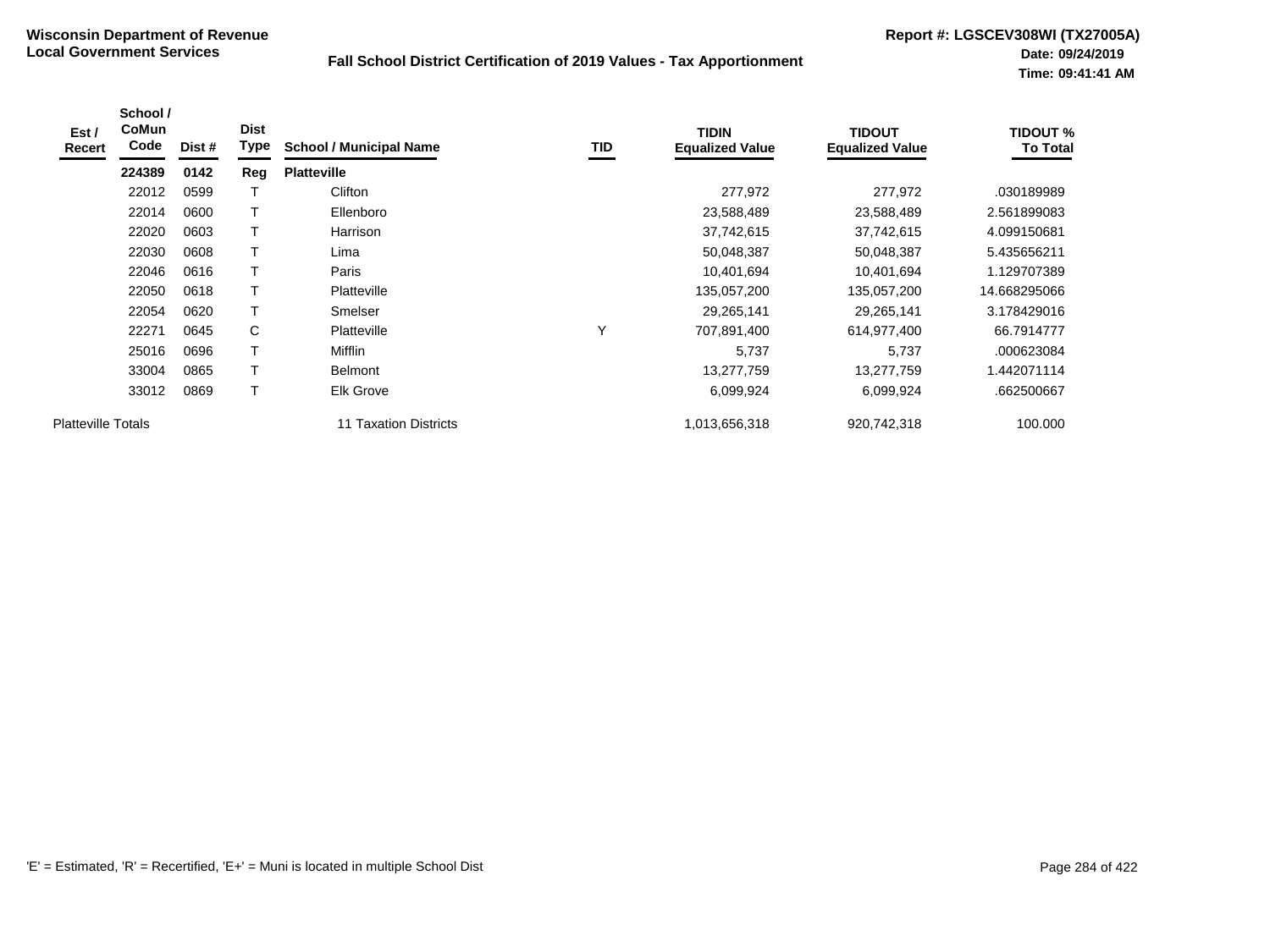**Wisconsin Department of Revenue**
**Local Government Services**

## Fall School District Certification of 2019 Values - Tax Apportionment

**Report #: LGSCEV308WI (TX27005A)**
**Date: 09/24/2019**
**Time: 09:41:41 AM**

| Est / Recert | School / CoMun Code | Dist # | Dist Type | School / Municipal Name | TID | TIDIN Equalized Value | TIDOUT Equalized Value | TIDOUT % To Total |
|---|---|---|---|---|---|---|---|---|
| | **224389** | **0142** | **Reg** | **Platteville** | | | | |
| | 22012 | 0599 | T | Clifton | | 277,972 | 277,972 | .030189989 |
| | 22014 | 0600 | T | Ellenboro | | 23,588,489 | 23,588,489 | 2.561899083 |
| | 22020 | 0603 | T | Harrison | | 37,742,615 | 37,742,615 | 4.099150681 |
| | 22030 | 0608 | T | Lima | | 50,048,387 | 50,048,387 | 5.435656211 |
| | 22046 | 0616 | T | Paris | | 10,401,694 | 10,401,694 | 1.129707389 |
| | 22050 | 0618 | T | Platteville | | 135,057,200 | 135,057,200 | 14.668295066 |
| | 22054 | 0620 | T | Smelser | | 29,265,141 | 29,265,141 | 3.178429016 |
| | 22271 | 0645 | C | Platteville | Y | 707,891,400 | 614,977,400 | 66.7914777 |
| | 25016 | 0696 | T | Mifflin | | 5,737 | 5,737 | .000623084 |
| | 33004 | 0865 | T | Belmont | | 13,277,759 | 13,277,759 | 1.442071114 |
| | 33012 | 0869 | T | Elk Grove | | 6,099,924 | 6,099,924 | .662500667 |
| Platteville Totals | | | | 11 Taxation Districts | | 1,013,656,318 | 920,742,318 | 100.000 |

'E' = Estimated, 'R' = Recertified, 'E+' = Muni is located in multiple School Dist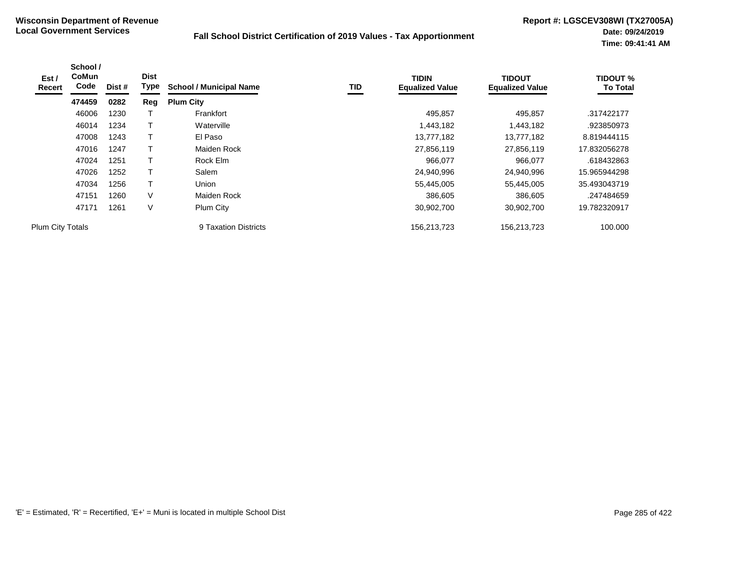**Wisconsin Department of Revenue**
**Local Government Services**

**Fall School District Certification of 2019 Values - Tax Apportionment**

**Report #: LGSCEV308WI (TX27005A)**
**Date: 09/24/2019**
**Time: 09:41:41 AM**

| Est / Recert | School / CoMun Code | Dist # | Dist Type | School / Municipal Name | TID | TIDIN Equalized Value | TIDOUT Equalized Value | TIDOUT % To Total |
|---|---|---|---|---|---|---|---|---|
| | **474459** | **0282** | **Reg** | **Plum City** | | | | |
| | 46006 | 1230 | T | Frankfort | | 495,857 | 495,857 | .317422177 |
| | 46014 | 1234 | T | Waterville | | 1,443,182 | 1,443,182 | .923850973 |
| | 47008 | 1243 | T | El Paso | | 13,777,182 | 13,777,182 | 8.819444115 |
| | 47016 | 1247 | T | Maiden Rock | | 27,856,119 | 27,856,119 | 17.832056278 |
| | 47024 | 1251 | T | Rock Elm | | 966,077 | 966,077 | .618432863 |
| | 47026 | 1252 | T | Salem | | 24,940,996 | 24,940,996 | 15.965944298 |
| | 47034 | 1256 | T | Union | | 55,445,005 | 55,445,005 | 35.493043719 |
| | 47151 | 1260 | V | Maiden Rock | | 386,605 | 386,605 | .247484659 |
| | 47171 | 1261 | V | Plum City | | 30,902,700 | 30,902,700 | 19.782320917 |
| Plum City Totals | | | | 9 Taxation Districts | | 156,213,723 | 156,213,723 | 100.000 |

'E' = Estimated, 'R' = Recertified, 'E+' = Muni is located in multiple School Dist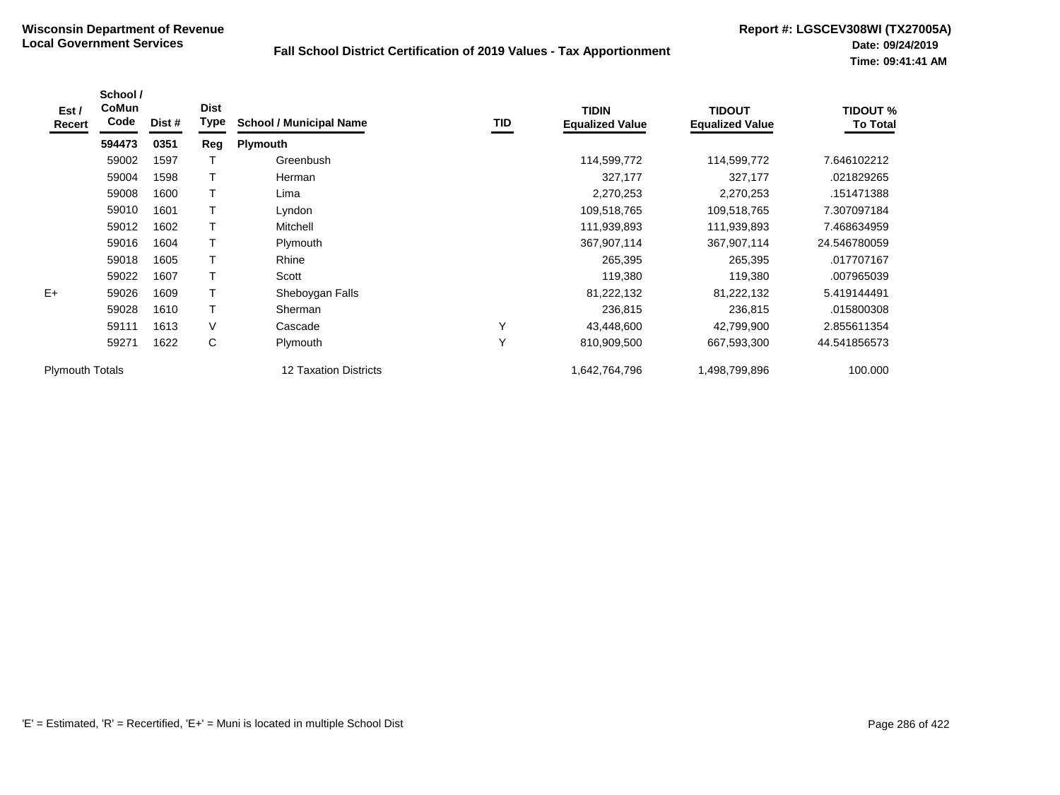**Wisconsin Department of Revenue**
**Local Government Services**

**Fall School District Certification of 2019 Values - Tax Apportionment**

**Report #: LGSCEV308WI (TX27005A)**
**Date: 09/24/2019**
**Time: 09:41:41 AM**

| Est / Recert | School / CoMun Code | Dist # | Dist Type | School / Municipal Name | TID | TIDIN Equalized Value | TIDOUT Equalized Value | TIDOUT % To Total |
|---|---|---|---|---|---|---|---|---|
| | **594473** | **0351** | **Reg** | **Plymouth** | | | | |
| | 59002 | 1597 | T | Greenbush | | 114,599,772 | 114,599,772 | 7.646102212 |
| | 59004 | 1598 | T | Herman | | 327,177 | 327,177 | .021829265 |
| | 59008 | 1600 | T | Lima | | 2,270,253 | 2,270,253 | .151471388 |
| | 59010 | 1601 | T | Lyndon | | 109,518,765 | 109,518,765 | 7.307097184 |
| | 59012 | 1602 | T | Mitchell | | 111,939,893 | 111,939,893 | 7.468634959 |
| | 59016 | 1604 | T | Plymouth | | 367,907,114 | 367,907,114 | 24.546780059 |
| | 59018 | 1605 | T | Rhine | | 265,395 | 265,395 | .017707167 |
| | 59022 | 1607 | T | Scott | | 119,380 | 119,380 | .007965039 |
| E+ | 59026 | 1609 | T | Sheboygan Falls | | 81,222,132 | 81,222,132 | 5.419144491 |
| | 59028 | 1610 | T | Sherman | | 236,815 | 236,815 | .015800308 |
| | 59111 | 1613 | V | Cascade | Y | 43,448,600 | 42,799,900 | 2.855611354 |
| | 59271 | 1622 | C | Plymouth | Y | 810,909,500 | 667,593,300 | 44.541856573 |
| Plymouth Totals | | | | 12 Taxation Districts | | 1,642,764,796 | 1,498,799,896 | 100.000 |

'E' = Estimated, 'R' = Recertified, 'E+' = Muni is located in multiple School Dist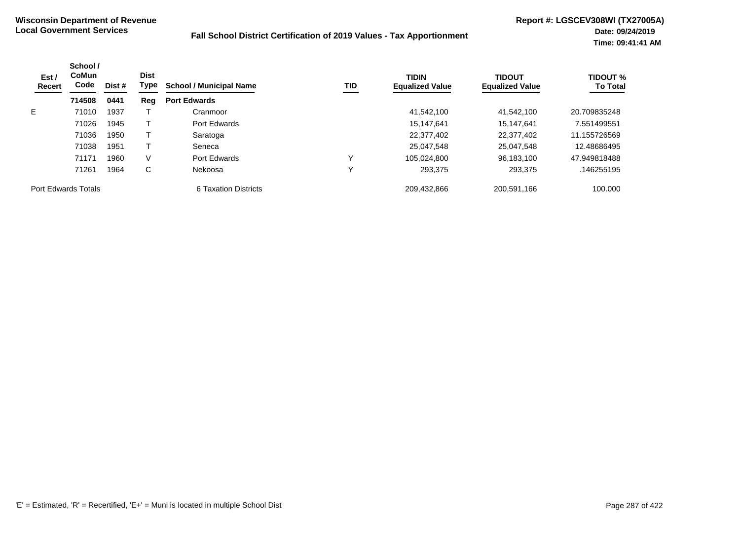**Wisconsin Department of Revenue**
**Local Government Services**

**Fall School District Certification of 2019 Values - Tax Apportionment**

**Report #: LGSCEV308WI (TX27005A)**
**Date: 09/24/2019**
**Time: 09:41:41 AM**

| Est / Recert | School / CoMun Code | Dist # | Dist Type | School / Municipal Name | TID | TIDIN Equalized Value | TIDOUT Equalized Value | TIDOUT % To Total |
|---|---|---|---|---|---|---|---|---|
| | **714508** | **0441** | **Reg** | **Port Edwards** | | | | |
| E | 71010 | 1937 | T | Cranmoor | | 41,542,100 | 41,542,100 | 20.709835248 |
| | 71026 | 1945 | T | Port Edwards | | 15,147,641 | 15,147,641 | 7.551499551 |
| | 71036 | 1950 | T | Saratoga | | 22,377,402 | 22,377,402 | 11.155726569 |
| | 71038 | 1951 | T | Seneca | | 25,047,548 | 25,047,548 | 12.48686495 |
| | 71171 | 1960 | V | Port Edwards | Y | 105,024,800 | 96,183,100 | 47.949818488 |
| | 71261 | 1964 | C | Nekoosa | Y | 293,375 | 293,375 | .146255195 |
| Port Edwards Totals | | | | 6 Taxation Districts | | 209,432,866 | 200,591,166 | 100.000 |

'E' = Estimated, 'R' = Recertified, 'E+' = Muni is located in multiple School Dist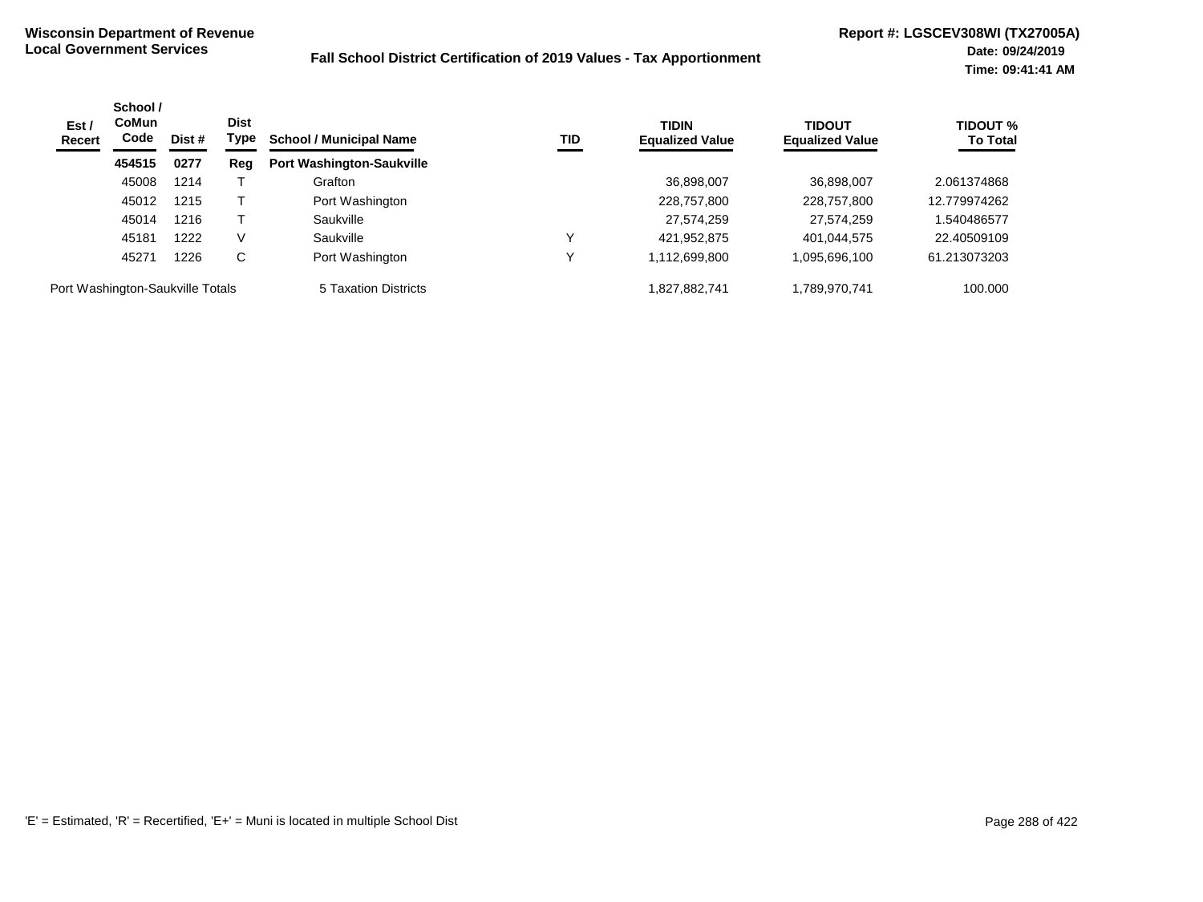**Wisconsin Department of Revenue**
**Local Government Services**

**Fall School District Certification of 2019 Values - Tax Apportionment**

**Report #: LGSCEV308WI (TX27005A)**
**Date: 09/24/2019**
**Time: 09:41:41 AM**

| Est / Recert | School / CoMun Code | Dist # | Dist Type | School / Municipal Name | TID | TIDIN Equalized Value | TIDOUT Equalized Value | TIDOUT % To Total |
|---|---|---|---|---|---|---|---|---|
| | **454515** | **0277** | **Reg** | **Port Washington-Saukville** | | | | |
| | 45008 | 1214 | T | Grafton | | 36,898,007 | 36,898,007 | 2.061374868 |
| | 45012 | 1215 | T | Port Washington | | 228,757,800 | 228,757,800 | 12.779974262 |
| | 45014 | 1216 | T | Saukville | | 27,574,259 | 27,574,259 | 1.540486577 |
| | 45181 | 1222 | V | Saukville | Y | 421,952,875 | 401,044,575 | 22.40509109 |
| | 45271 | 1226 | C | Port Washington | Y | 1,112,699,800 | 1,095,696,100 | 61.213073203 |
| Port Washington-Saukville Totals | | | | 5 Taxation Districts | | 1,827,882,741 | 1,789,970,741 | 100.000 |

'E' = Estimated, 'R' = Recertified, 'E+' = Muni is located in multiple School Dist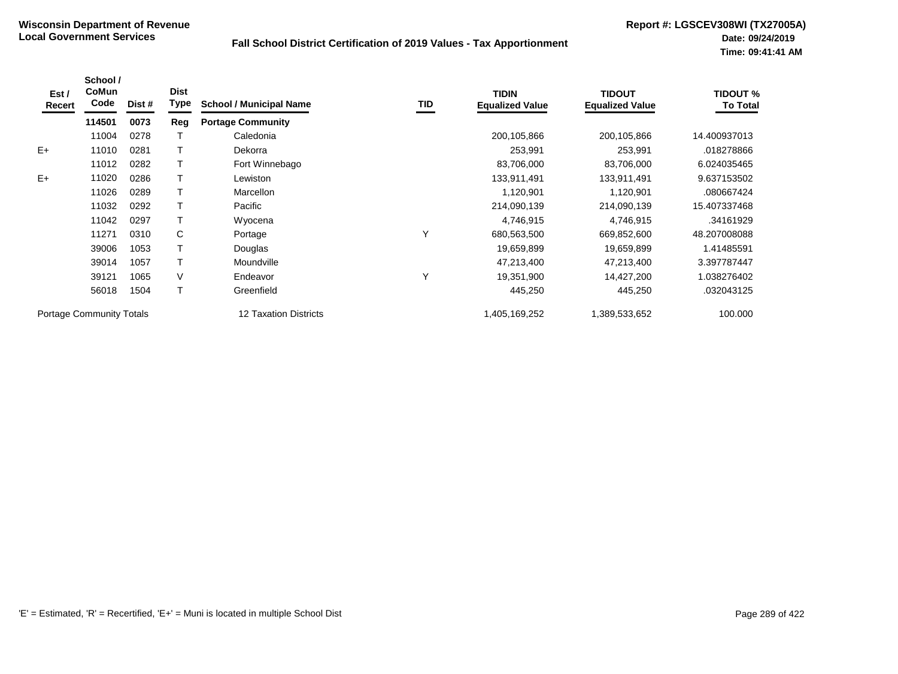**Wisconsin Department of Revenue**
**Local Government Services**

## Fall School District Certification of 2019 Values - Tax Apportionment

**Report #: LGSCEV308WI (TX27005A)**
**Date: 09/24/2019**
**Time: 09:41:41 AM**

| Est / Recert | School / CoMun Code | Dist # | Dist Type | School / Municipal Name | TID | TIDIN Equalized Value | TIDOUT Equalized Value | TIDOUT % To Total |
|---|---|---|---|---|---|---|---|---|
| | **114501** | **0073** | **Reg** | **Portage Community** | | | | |
| | 11004 | 0278 | T | Caledonia | | 200,105,866 | 200,105,866 | 14.400937013 |
| E+ | 11010 | 0281 | T | Dekorra | | 253,991 | 253,991 | .018278866 |
| | 11012 | 0282 | T | Fort Winnebago | | 83,706,000 | 83,706,000 | 6.024035465 |
| E+ | 11020 | 0286 | T | Lewiston | | 133,911,491 | 133,911,491 | 9.637153502 |
| | 11026 | 0289 | T | Marcellon | | 1,120,901 | 1,120,901 | .080667424 |
| | 11032 | 0292 | T | Pacific | | 214,090,139 | 214,090,139 | 15.407337468 |
| | 11042 | 0297 | T | Wyocena | | 4,746,915 | 4,746,915 | .34161929 |
| | 11271 | 0310 | C | Portage | Y | 680,563,500 | 669,852,600 | 48.207008088 |
| | 39006 | 1053 | T | Douglas | | 19,659,899 | 19,659,899 | 1.41485591 |
| | 39014 | 1057 | T | Moundville | | 47,213,400 | 47,213,400 | 3.397787447 |
| | 39121 | 1065 | V | Endeavor | Y | 19,351,900 | 14,427,200 | 1.038276402 |
| | 56018 | 1504 | T | Greenfield | | 445,250 | 445,250 | .032043125 |
| Portage Community Totals | | | | 12 Taxation Districts | | 1,405,169,252 | 1,389,533,652 | 100.000 |

'E' = Estimated, 'R' = Recertified, 'E+' = Muni is located in multiple School Dist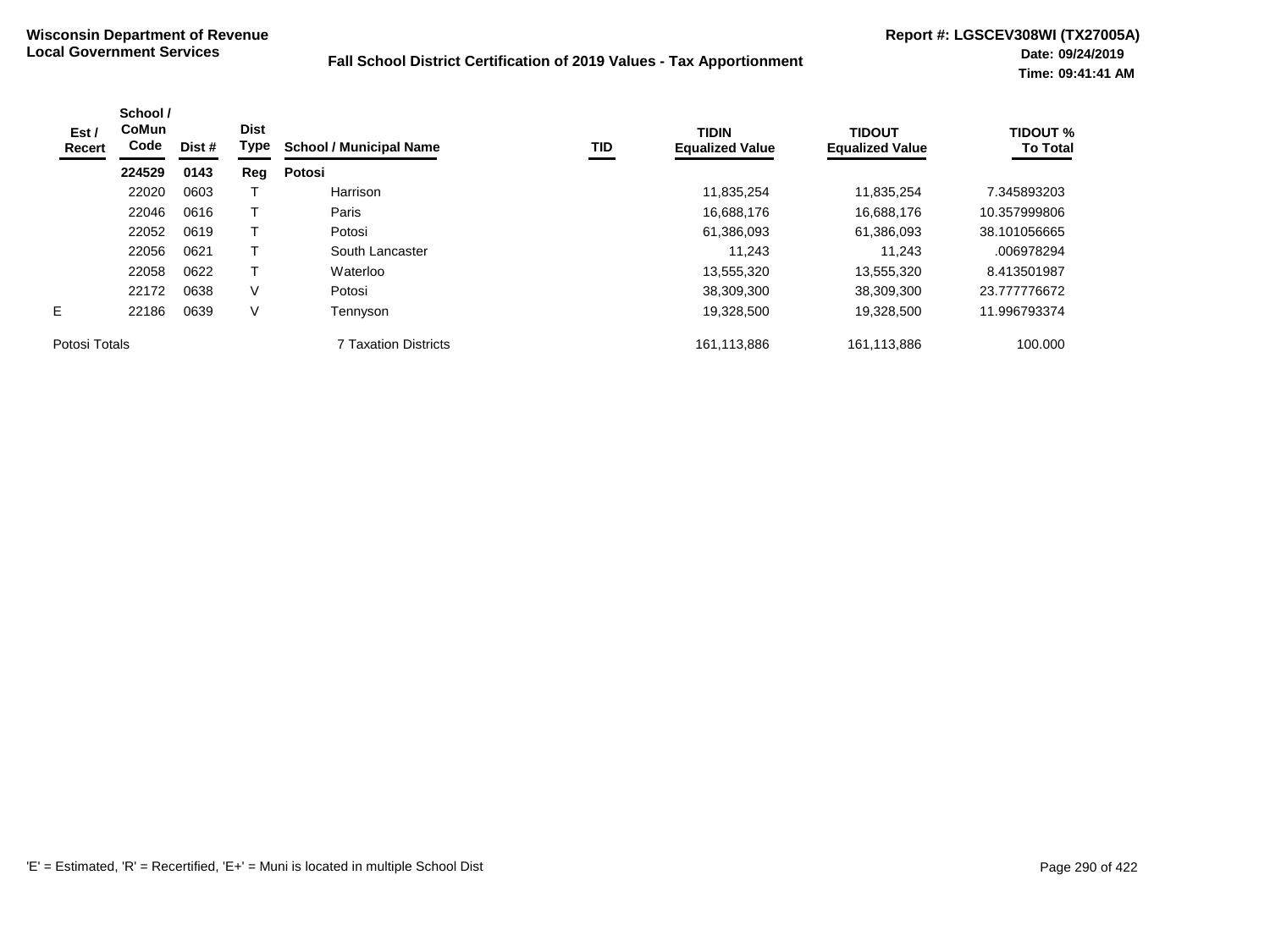**Wisconsin Department of Revenue**
**Local Government Services**

**Fall School District Certification of 2019 Values - Tax Apportionment**

**Report #: LGSCEV308WI (TX27005A)**
**Date: 09/24/2019**
**Time: 09:41:41 AM**

| Est / Recert | School / CoMun Code | Dist # | Dist Type | School / Municipal Name | TID | TIDIN Equalized Value | TIDOUT Equalized Value | TIDOUT % To Total |
|---|---|---|---|---|---|---|---|---|
| | **224529** | **0143** | **Reg** | **Potosi** | | | | |
| | 22020 | 0603 | T | Harrison | | 11,835,254 | 11,835,254 | 7.345893203 |
| | 22046 | 0616 | T | Paris | | 16,688,176 | 16,688,176 | 10.357999806 |
| | 22052 | 0619 | T | Potosi | | 61,386,093 | 61,386,093 | 38.101056665 |
| | 22056 | 0621 | T | South Lancaster | | 11,243 | 11,243 | .006978294 |
| | 22058 | 0622 | T | Waterloo | | 13,555,320 | 13,555,320 | 8.413501987 |
| | 22172 | 0638 | V | Potosi | | 38,309,300 | 38,309,300 | 23.777776672 |
| E | 22186 | 0639 | V | Tennyson | | 19,328,500 | 19,328,500 | 11.996793374 |
| Potosi Totals | | | | 7 Taxation Districts | | 161,113,886 | 161,113,886 | 100.000 |

'E' = Estimated, 'R' = Recertified, 'E+' = Muni is located in multiple School Dist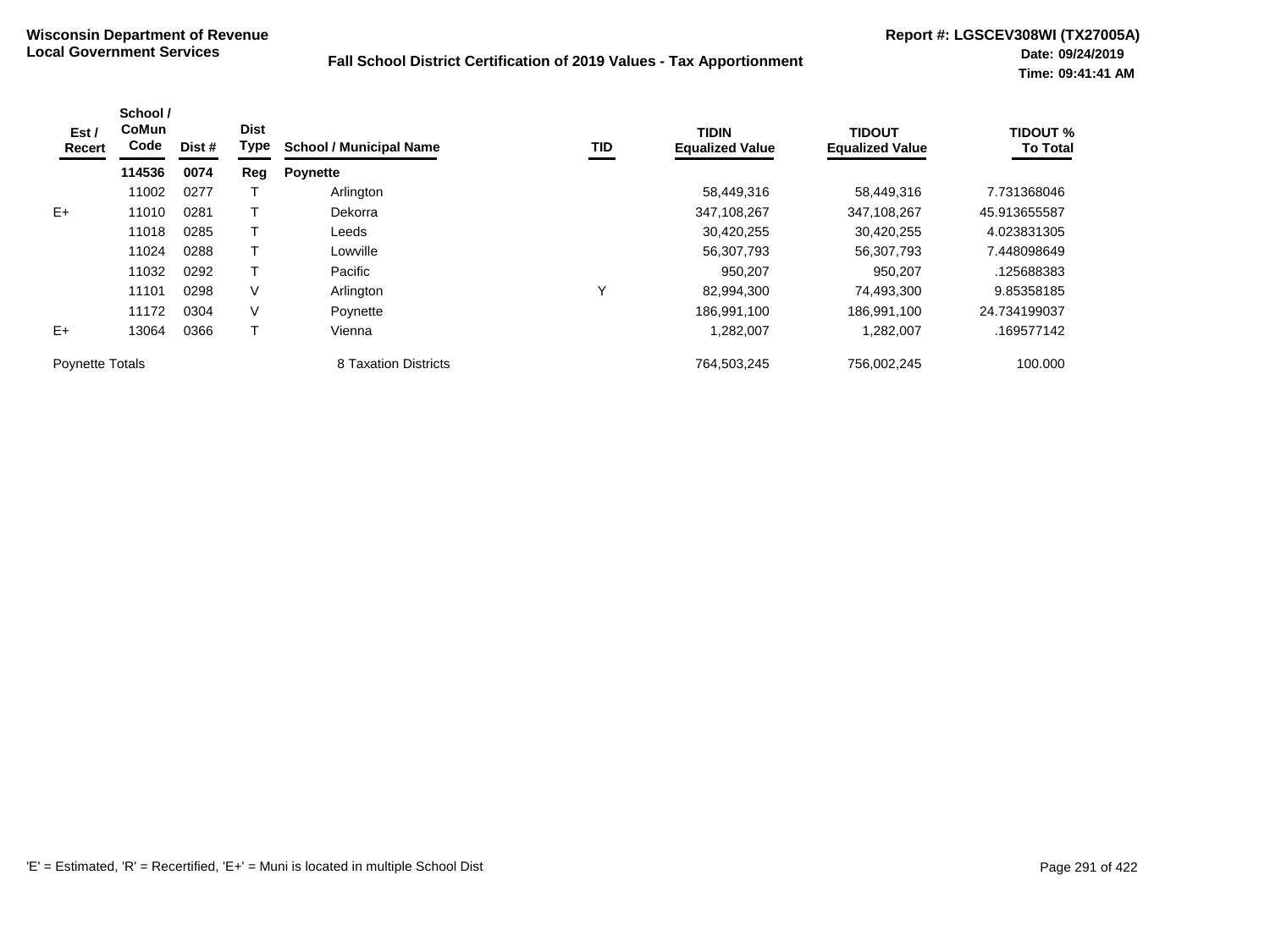**Wisconsin Department of Revenue**
**Local Government Services**

**Fall School District Certification of 2019 Values - Tax Apportionment**

**Report #: LGSCEV308WI (TX27005A)**
**Date: 09/24/2019**
**Time: 09:41:41 AM**

| Est / Recert | School / CoMun Code | Dist # | Dist Type | School / Municipal Name | TID | TIDIN Equalized Value | TIDOUT Equalized Value | TIDOUT % To Total |
|---|---|---|---|---|---|---|---|---|
| | **114536** | **0074** | **Reg** | **Poynette** | | | | |
| | 11002 | 0277 | T | Arlington | | 58,449,316 | 58,449,316 | 7.731368046 |
| E+ | 11010 | 0281 | T | Dekorra | | 347,108,267 | 347,108,267 | 45.913655587 |
| | 11018 | 0285 | T | Leeds | | 30,420,255 | 30,420,255 | 4.023831305 |
| | 11024 | 0288 | T | Lowville | | 56,307,793 | 56,307,793 | 7.448098649 |
| | 11032 | 0292 | T | Pacific | | 950,207 | 950,207 | .125688383 |
| | 11101 | 0298 | V | Arlington | Y | 82,994,300 | 74,493,300 | 9.85358185 |
| | 11172 | 0304 | V | Poynette | | 186,991,100 | 186,991,100 | 24.734199037 |
| E+ | 13064 | 0366 | T | Vienna | | 1,282,007 | 1,282,007 | .169577142 |
| Poynette Totals | | | | 8 Taxation Districts | | 764,503,245 | 756,002,245 | 100.000 |

'E' = Estimated, 'R' = Recertified, 'E+' = Muni is located in multiple School Dist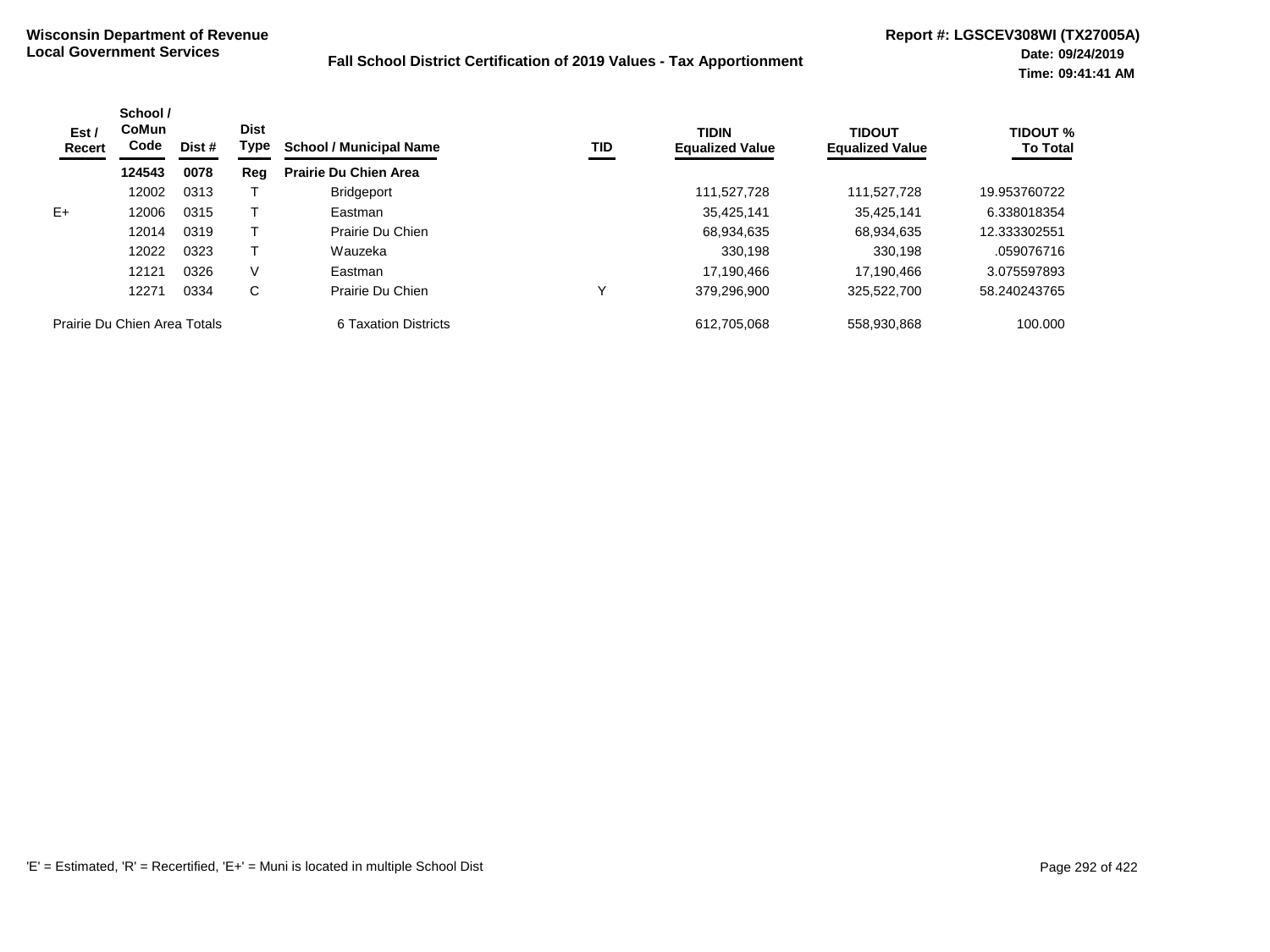**Wisconsin Department of Revenue**
**Local Government Services**

**Fall School District Certification of 2019 Values - Tax Apportionment**

**Report #: LGSCEV308WI (TX27005A)**
**Date: 09/24/2019**
**Time: 09:41:41 AM**

| Est / Recert | School / CoMun Code | Dist # | Dist Type | School / Municipal Name | TID | TIDIN Equalized Value | TIDOUT Equalized Value | TIDOUT % To Total |
|---|---|---|---|---|---|---|---|---|
| | **124543** | **0078** | **Reg** | **Prairie Du Chien Area** | | | | |
| | 12002 | 0313 | T | Bridgeport | | 111,527,728 | 111,527,728 | 19.953760722 |
| E+ | 12006 | 0315 | T | Eastman | | 35,425,141 | 35,425,141 | 6.338018354 |
| | 12014 | 0319 | T | Prairie Du Chien | | 68,934,635 | 68,934,635 | 12.333302551 |
| | 12022 | 0323 | T | Wauzeka | | 330,198 | 330,198 | .059076716 |
| | 12121 | 0326 | V | Eastman | | 17,190,466 | 17,190,466 | 3.075597893 |
| | 12271 | 0334 | C | Prairie Du Chien | Y | 379,296,900 | 325,522,700 | 58.240243765 |
| Prairie Du Chien Area Totals | | | | 6 Taxation Districts | | 612,705,068 | 558,930,868 | 100.000 |

'E' = Estimated, 'R' = Recertified, 'E+' = Muni is located in multiple School Dist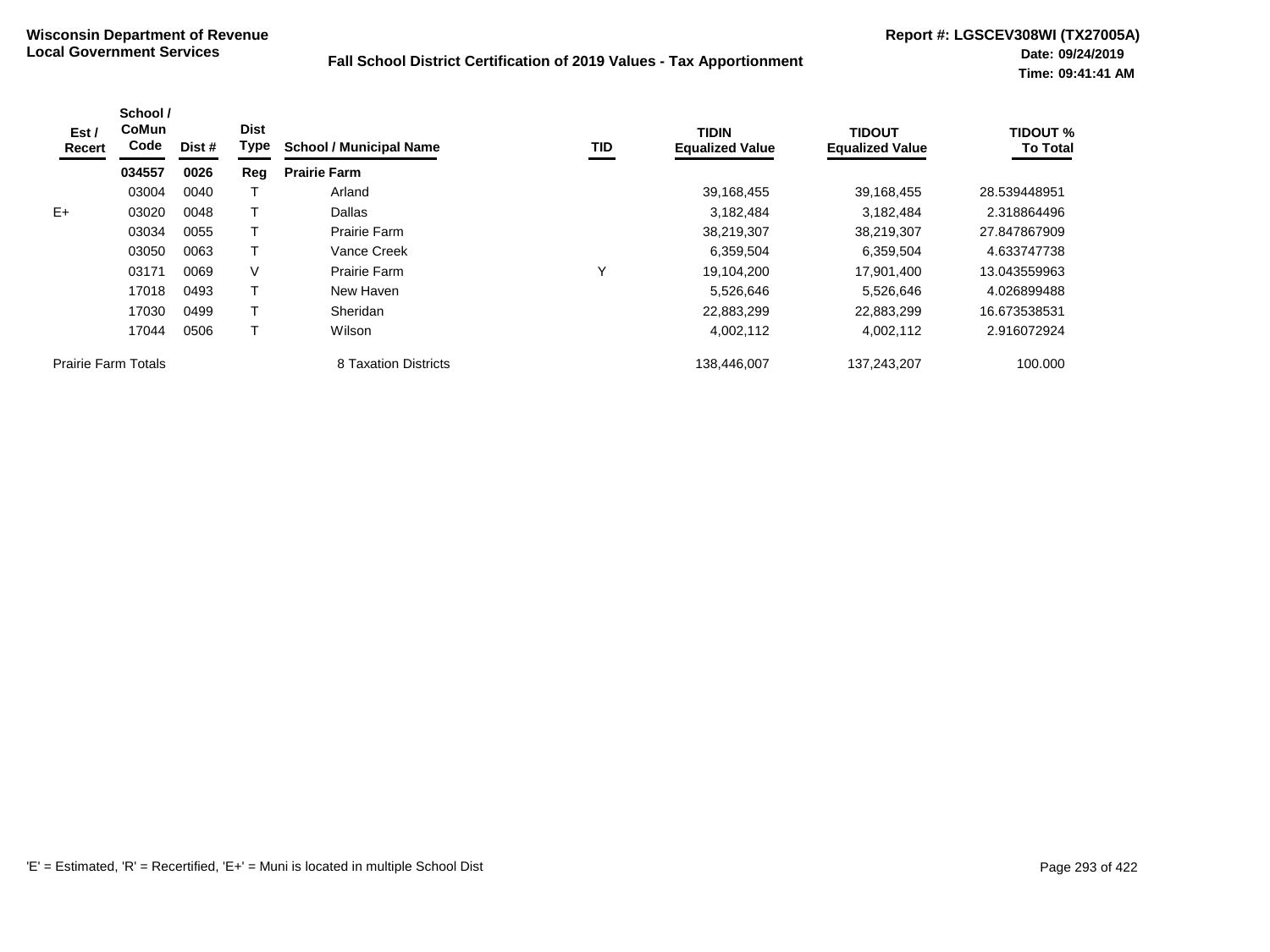**Wisconsin Department of Revenue**
**Local Government Services**

**Fall School District Certification of 2019 Values - Tax Apportionment**

**Report #: LGSCEV308WI (TX27005A)**
**Date: 09/24/2019**
**Time: 09:41:41 AM**

| Est / Recert | School / CoMun Code | Dist # | Dist Type | School / Municipal Name | TID | TIDIN Equalized Value | TIDOUT Equalized Value | TIDOUT % To Total |
|---|---|---|---|---|---|---|---|---|
| | **034557** | **0026** | **Reg** | **Prairie Farm** | | | | |
| | 03004 | 0040 | T | Arland | | 39,168,455 | 39,168,455 | 28.539448951 |
| E+ | 03020 | 0048 | T | Dallas | | 3,182,484 | 3,182,484 | 2.318864496 |
| | 03034 | 0055 | T | Prairie Farm | | 38,219,307 | 38,219,307 | 27.847867909 |
| | 03050 | 0063 | T | Vance Creek | | 6,359,504 | 6,359,504 | 4.633747738 |
| | 03171 | 0069 | V | Prairie Farm | Y | 19,104,200 | 17,901,400 | 13.043559963 |
| | 17018 | 0493 | T | New Haven | | 5,526,646 | 5,526,646 | 4.026899488 |
| | 17030 | 0499 | T | Sheridan | | 22,883,299 | 22,883,299 | 16.673538531 |
| | 17044 | 0506 | T | Wilson | | 4,002,112 | 4,002,112 | 2.916072924 |
| Prairie Farm Totals | | | | 8 Taxation Districts | | 138,446,007 | 137,243,207 | 100.000 |

'E' = Estimated, 'R' = Recertified, 'E+' = Muni is located in multiple School Dist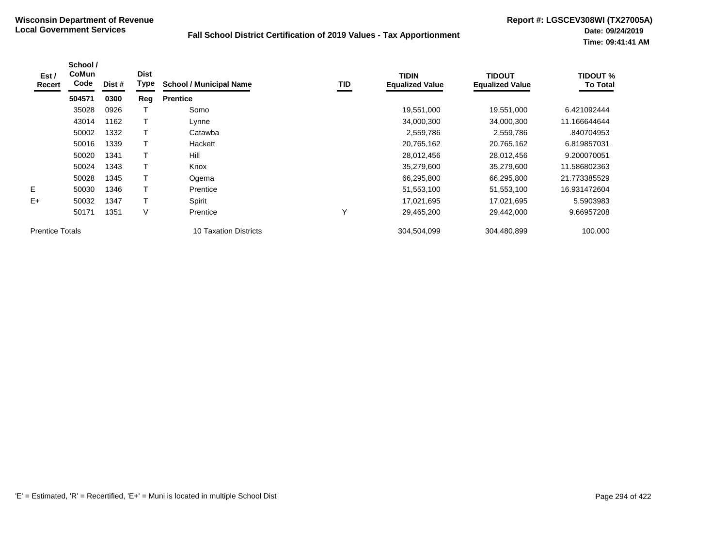**Wisconsin Department of Revenue**
**Local Government Services**

**Fall School District Certification of 2019 Values - Tax Apportionment**

**Report #: LGSCEV308WI (TX27005A)**
**Date: 09/24/2019**
**Time: 09:41:41 AM**

| Est / Recert | School / CoMun Code | Dist # | Dist Type | School / Municipal Name | TID | TIDIN Equalized Value | TIDOUT Equalized Value | TIDOUT % To Total |
|---|---|---|---|---|---|---|---|---|
| | **504571** | **0300** | **Reg** | **Prentice** | | | | |
| | 35028 | 0926 | T | Somo | | 19,551,000 | 19,551,000 | 6.421092444 |
| | 43014 | 1162 | T | Lynne | | 34,000,300 | 34,000,300 | 11.166644644 |
| | 50002 | 1332 | T | Catawba | | 2,559,786 | 2,559,786 | .840704953 |
| | 50016 | 1339 | T | Hackett | | 20,765,162 | 20,765,162 | 6.819857031 |
| | 50020 | 1341 | T | Hill | | 28,012,456 | 28,012,456 | 9.200070051 |
| | 50024 | 1343 | T | Knox | | 35,279,600 | 35,279,600 | 11.586802363 |
| | 50028 | 1345 | T | Ogema | | 66,295,800 | 66,295,800 | 21.773385529 |
| E | 50030 | 1346 | T | Prentice | | 51,553,100 | 51,553,100 | 16.931472604 |
| E+ | 50032 | 1347 | T | Spirit | | 17,021,695 | 17,021,695 | 5.5903983 |
| | 50171 | 1351 | V | Prentice | Y | 29,465,200 | 29,442,000 | 9.66957208 |
| Prentice Totals | | | | 10 Taxation Districts | | 304,504,099 | 304,480,899 | 100.000 |

'E' = Estimated, 'R' = Recertified, 'E+' = Muni is located in multiple School Dist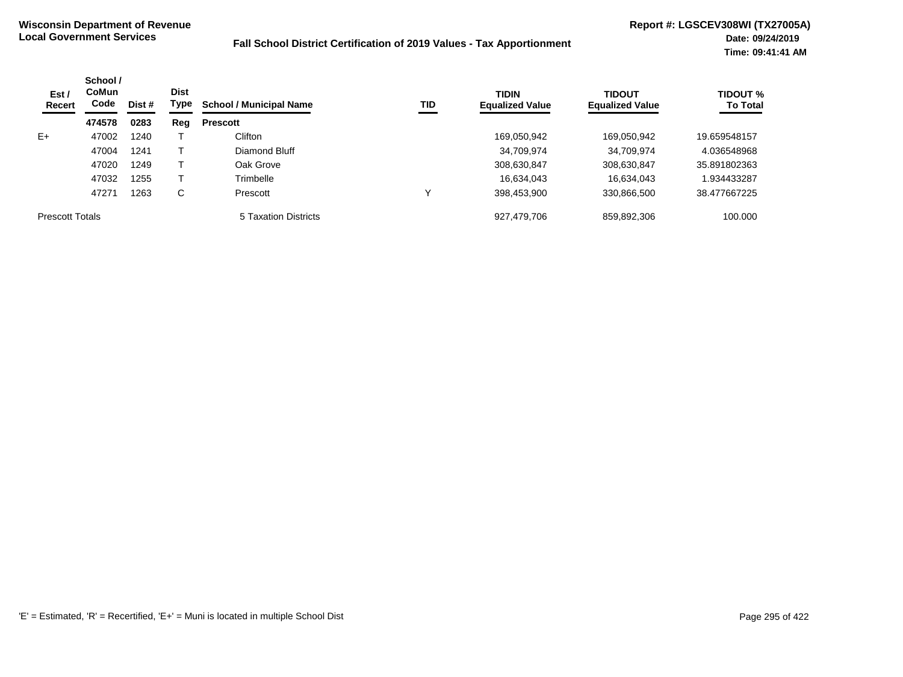**Wisconsin Department of Revenue**
**Local Government Services**

**Fall School District Certification of 2019 Values - Tax Apportionment**

**Report #: LGSCEV308WI (TX27005A)**
**Date: 09/24/2019**
**Time: 09:41:41 AM**

| Est / Recert | School / CoMun Code | Dist # | Dist Type | School / Municipal Name | TID | TIDIN Equalized Value | TIDOUT Equalized Value | TIDOUT % To Total |
|---|---|---|---|---|---|---|---|---|
| | **474578** | **0283** | **Reg** | **Prescott** | | | | |
| E+ | 47002 | 1240 | T | Clifton | | 169,050,942 | 169,050,942 | 19.659548157 |
| | 47004 | 1241 | T | Diamond Bluff | | 34,709,974 | 34,709,974 | 4.036548968 |
| | 47020 | 1249 | T | Oak Grove | | 308,630,847 | 308,630,847 | 35.891802363 |
| | 47032 | 1255 | T | Trimbelle | | 16,634,043 | 16,634,043 | 1.934433287 |
| | 47271 | 1263 | C | Prescott | Y | 398,453,900 | 330,866,500 | 38.477667225 |
| Prescott Totals | | | | 5 Taxation Districts | | 927,479,706 | 859,892,306 | 100.000 |

'E' = Estimated, 'R' = Recertified, 'E+' = Muni is located in multiple School Dist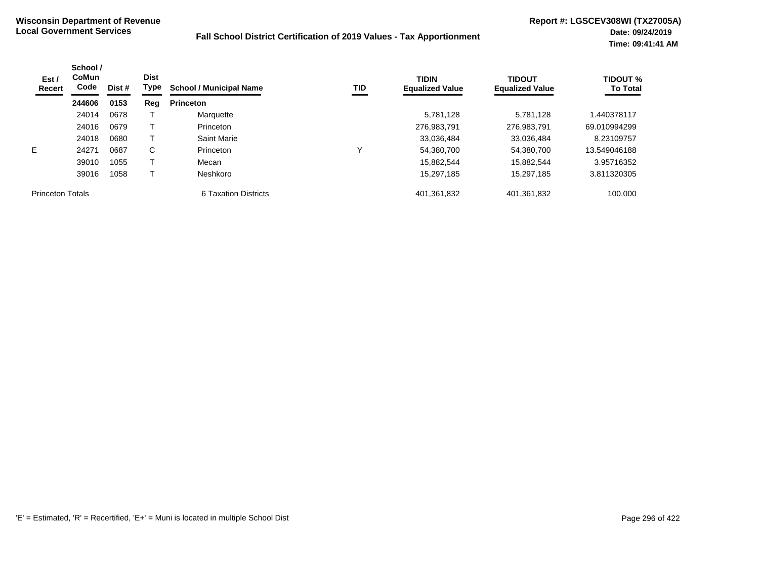**Wisconsin Department of Revenue**
**Local Government Services**

**Fall School District Certification of 2019 Values - Tax Apportionment**

**Report #: LGSCEV308WI (TX27005A)**
**Date: 09/24/2019**
**Time: 09:41:41 AM**

| Est / Recert | School / CoMun Code | Dist # | Dist Type | School / Municipal Name | TID | TIDIN Equalized Value | TIDOUT Equalized Value | TIDOUT % To Total |
|---|---|---|---|---|---|---|---|---|
| | **244606** | **0153** | **Reg** | **Princeton** | | | | |
| | 24014 | 0678 | T | Marquette | | 5,781,128 | 5,781,128 | 1.440378117 |
| | 24016 | 0679 | T | Princeton | | 276,983,791 | 276,983,791 | 69.010994299 |
| | 24018 | 0680 | T | Saint Marie | | 33,036,484 | 33,036,484 | 8.23109757 |
| E | 24271 | 0687 | C | Princeton | Y | 54,380,700 | 54,380,700 | 13.549046188 |
| | 39010 | 1055 | T | Mecan | | 15,882,544 | 15,882,544 | 3.95716352 |
| | 39016 | 1058 | T | Neshkoro | | 15,297,185 | 15,297,185 | 3.811320305 |
| Princeton Totals | | | | 6 Taxation Districts | | 401,361,832 | 401,361,832 | 100.000 |

'E' = Estimated, 'R' = Recertified, 'E+' = Muni is located in multiple School Dist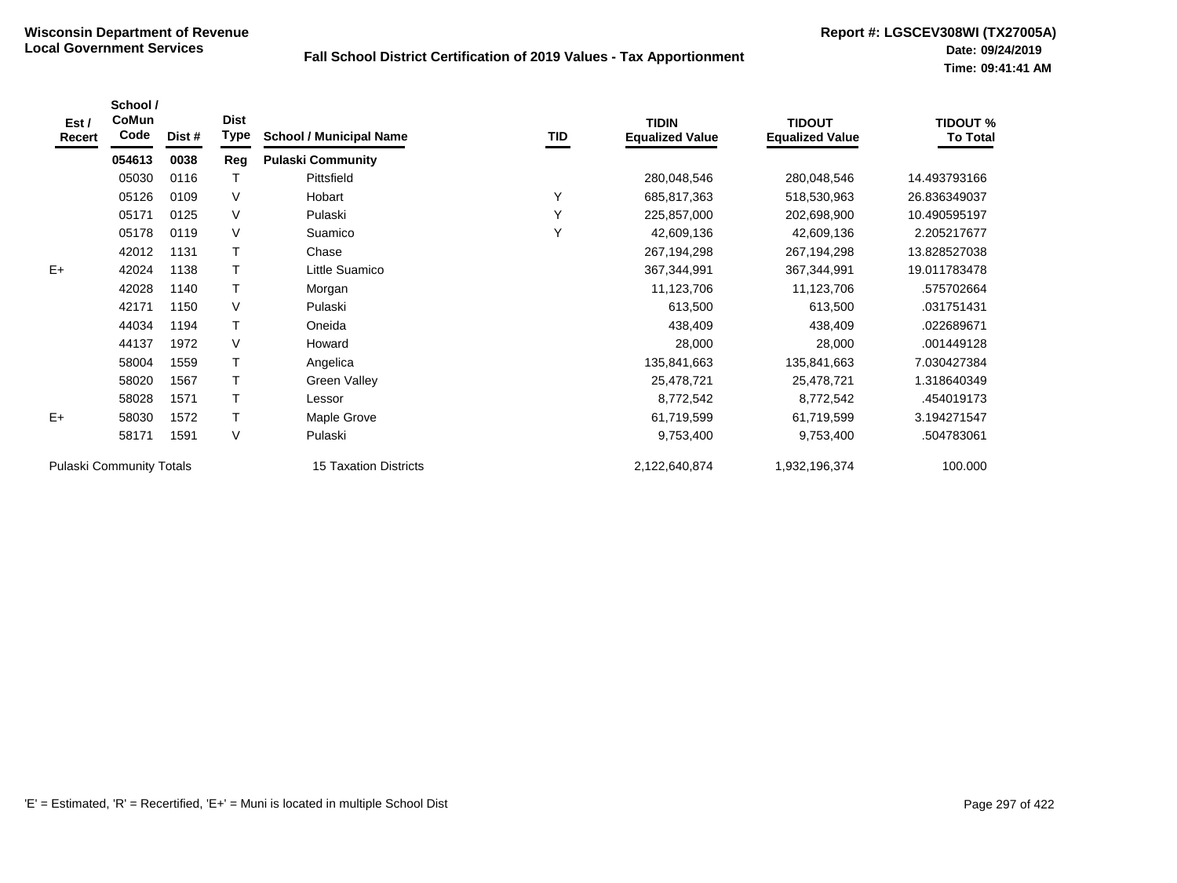**Wisconsin Department of Revenue**
**Local Government Services**

**Fall School District Certification of 2019 Values - Tax Apportionment**

**Report #: LGSCEV308WI (TX27005A)**
**Date: 09/24/2019**
**Time: 09:41:41 AM**

| Est / Recert | School / CoMun Code | Dist # | Dist Type | School / Municipal Name | TID | TIDIN Equalized Value | TIDOUT Equalized Value | TIDOUT % To Total |
|---|---|---|---|---|---|---|---|---|
| | **054613** | **0038** | **Reg** | **Pulaski Community** | | | | |
| | 05030 | 0116 | T | Pittsfield | | 280,048,546 | 280,048,546 | 14.493793166 |
| | 05126 | 0109 | V | Hobart | Y | 685,817,363 | 518,530,963 | 26.836349037 |
| | 05171 | 0125 | V | Pulaski | Y | 225,857,000 | 202,698,900 | 10.490595197 |
| | 05178 | 0119 | V | Suamico | Y | 42,609,136 | 42,609,136 | 2.205217677 |
| | 42012 | 1131 | T | Chase | | 267,194,298 | 267,194,298 | 13.828527038 |
| E+ | 42024 | 1138 | T | Little Suamico | | 367,344,991 | 367,344,991 | 19.011783478 |
| | 42028 | 1140 | T | Morgan | | 11,123,706 | 11,123,706 | .575702664 |
| | 42171 | 1150 | V | Pulaski | | 613,500 | 613,500 | .031751431 |
| | 44034 | 1194 | T | Oneida | | 438,409 | 438,409 | .022689671 |
| | 44137 | 1972 | V | Howard | | 28,000 | 28,000 | .001449128 |
| | 58004 | 1559 | T | Angelica | | 135,841,663 | 135,841,663 | 7.030427384 |
| | 58020 | 1567 | T | Green Valley | | 25,478,721 | 25,478,721 | 1.318640349 |
| | 58028 | 1571 | T | Lessor | | 8,772,542 | 8,772,542 | .454019173 |
| E+ | 58030 | 1572 | T | Maple Grove | | 61,719,599 | 61,719,599 | 3.194271547 |
| | 58171 | 1591 | V | Pulaski | | 9,753,400 | 9,753,400 | .504783061 |
| Pulaski Community Totals | | | | 15 Taxation Districts | | 2,122,640,874 | 1,932,196,374 | 100.000 |

'E' = Estimated, 'R' = Recertified, 'E+' = Muni is located in multiple School Dist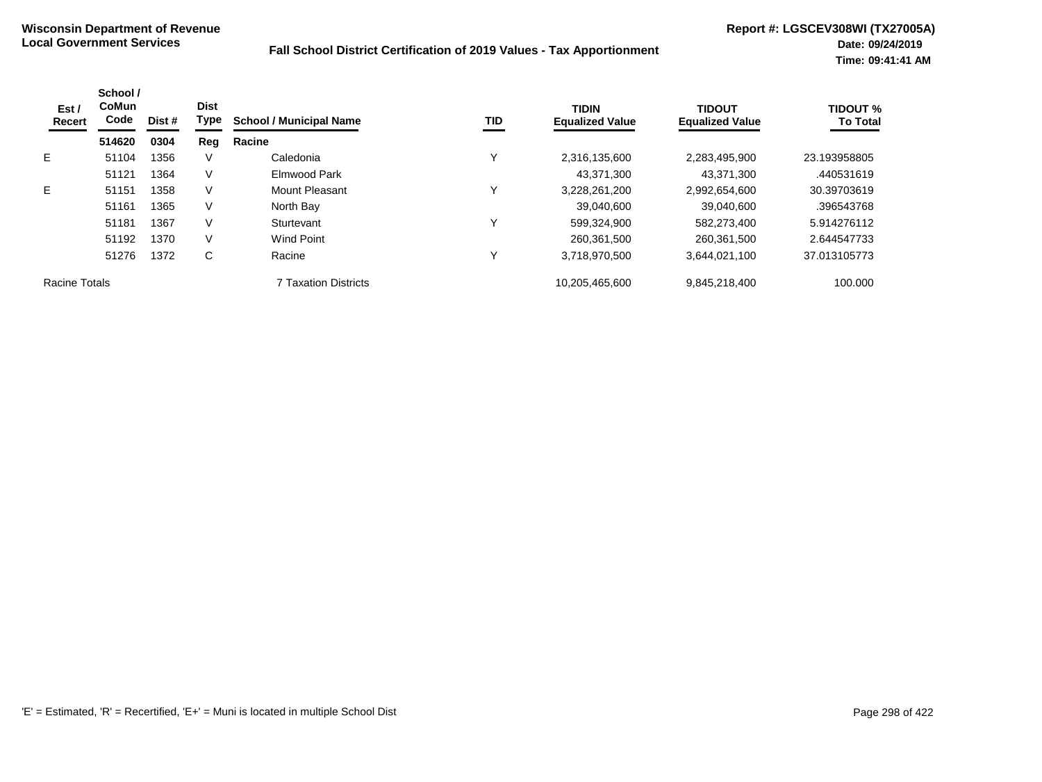**Wisconsin Department of Revenue**
**Local Government Services**

**Fall School District Certification of 2019 Values - Tax Apportionment**

**Report #: LGSCEV308WI (TX27005A)**
**Date: 09/24/2019**
**Time: 09:41:41 AM**

| Est / Recert | School / CoMun Code | Dist # | Dist Type | School / Municipal Name | TID | TIDIN Equalized Value | TIDOUT Equalized Value | TIDOUT % To Total |
|---|---|---|---|---|---|---|---|---|
| | **514620** | **0304** | **Reg** | **Racine** | | | | |
| E | 51104 | 1356 | V | Caledonia | Y | 2,316,135,600 | 2,283,495,900 | 23.193958805 |
| | 51121 | 1364 | V | Elmwood Park | | 43,371,300 | 43,371,300 | .440531619 |
| E | 51151 | 1358 | V | Mount Pleasant | Y | 3,228,261,200 | 2,992,654,600 | 30.39703619 |
| | 51161 | 1365 | V | North Bay | | 39,040,600 | 39,040,600 | .396543768 |
| | 51181 | 1367 | V | Sturtevant | Y | 599,324,900 | 582,273,400 | 5.914276112 |
| | 51192 | 1370 | V | Wind Point | | 260,361,500 | 260,361,500 | 2.644547733 |
| | 51276 | 1372 | C | Racine | Y | 3,718,970,500 | 3,644,021,100 | 37.013105773 |
| Racine Totals | | | | 7 Taxation Districts | | 10,205,465,600 | 9,845,218,400 | 100.000 |

'E' = Estimated, 'R' = Recertified, 'E+' = Muni is located in multiple School Dist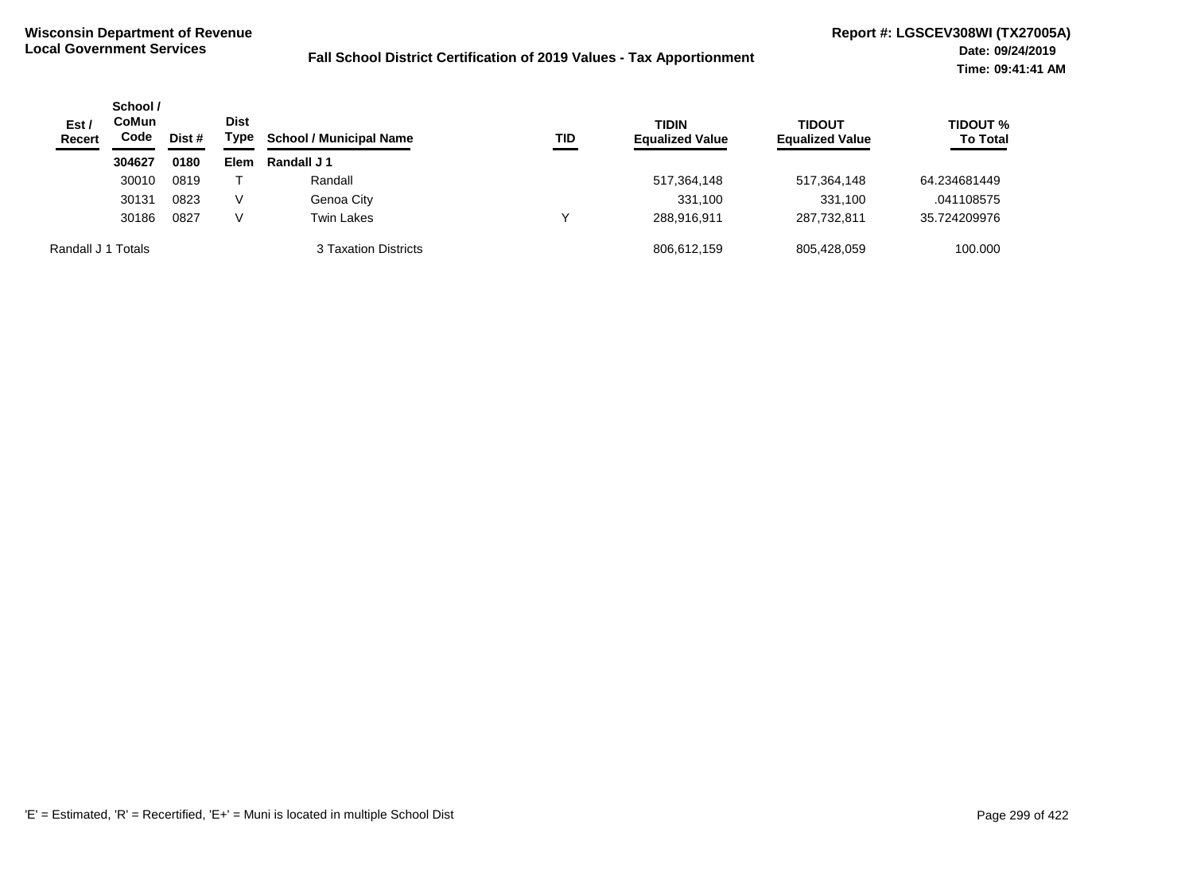**Wisconsin Department of Revenue**
**Local Government Services**

**Fall School District Certification of 2019 Values - Tax Apportionment**

**Report #: LGSCEV308WI (TX27005A)**
**Date: 09/24/2019**
**Time: 09:41:41 AM**

| Est / Recert | School / CoMun Code | Dist # | Dist Type | School / Municipal Name | TID | TIDIN Equalized Value | TIDOUT Equalized Value | TIDOUT % To Total |
|---|---|---|---|---|---|---|---|---|
| | **304627** | **0180** | **Elem** | **Randall J 1** | | | | |
| | 30010 | 0819 | T | Randall | | 517,364,148 | 517,364,148 | 64.234681449 |
| | 30131 | 0823 | V | Genoa City | | 331,100 | 331,100 | .041108575 |
| | 30186 | 0827 | V | Twin Lakes | Y | 288,916,911 | 287,732,811 | 35.724209976 |
| Randall J 1 Totals | | | | 3 Taxation Districts | | 806,612,159 | 805,428,059 | 100.000 |

'E' = Estimated, 'R' = Recertified, 'E+' = Muni is located in multiple School Dist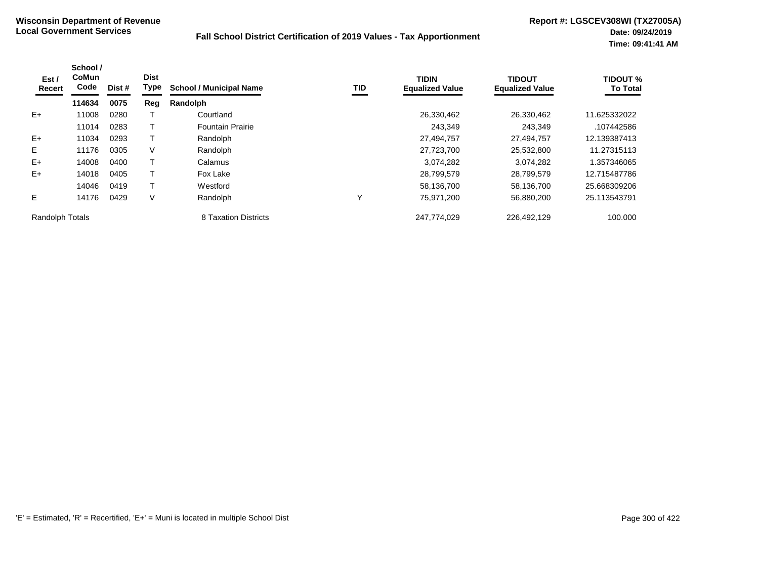**Wisconsin Department of Revenue**
**Local Government Services**

**Fall School District Certification of 2019 Values - Tax Apportionment**

**Report #: LGSCEV308WI (TX27005A)**
**Date: 09/24/2019**
**Time: 09:41:41 AM**

| Est / Recert | School / CoMun Code | Dist # | Dist Type | School / Municipal Name | TID | TIDIN Equalized Value | TIDOUT Equalized Value | TIDOUT % To Total |
|---|---|---|---|---|---|---|---|---|
| | **114634** | **0075** | **Reg** | **Randolph** | | | | |
| E+ | 11008 | 0280 | T | Courtland | | 26,330,462 | 26,330,462 | 11.625332022 |
| | 11014 | 0283 | T | Fountain Prairie | | 243,349 | 243,349 | .107442586 |
| E+ | 11034 | 0293 | T | Randolph | | 27,494,757 | 27,494,757 | 12.139387413 |
| E | 11176 | 0305 | V | Randolph | | 27,723,700 | 25,532,800 | 11.27315113 |
| E+ | 14008 | 0400 | T | Calamus | | 3,074,282 | 3,074,282 | 1.357346065 |
| E+ | 14018 | 0405 | T | Fox Lake | | 28,799,579 | 28,799,579 | 12.715487786 |
| | 14046 | 0419 | T | Westford | | 58,136,700 | 58,136,700 | 25.668309206 |
| E | 14176 | 0429 | V | Randolph | Y | 75,971,200 | 56,880,200 | 25.113543791 |
| Randolph Totals | | | | 8 Taxation Districts | | 247,774,029 | 226,492,129 | 100.000 |

'E' = Estimated, 'R' = Recertified, 'E+' = Muni is located in multiple School Dist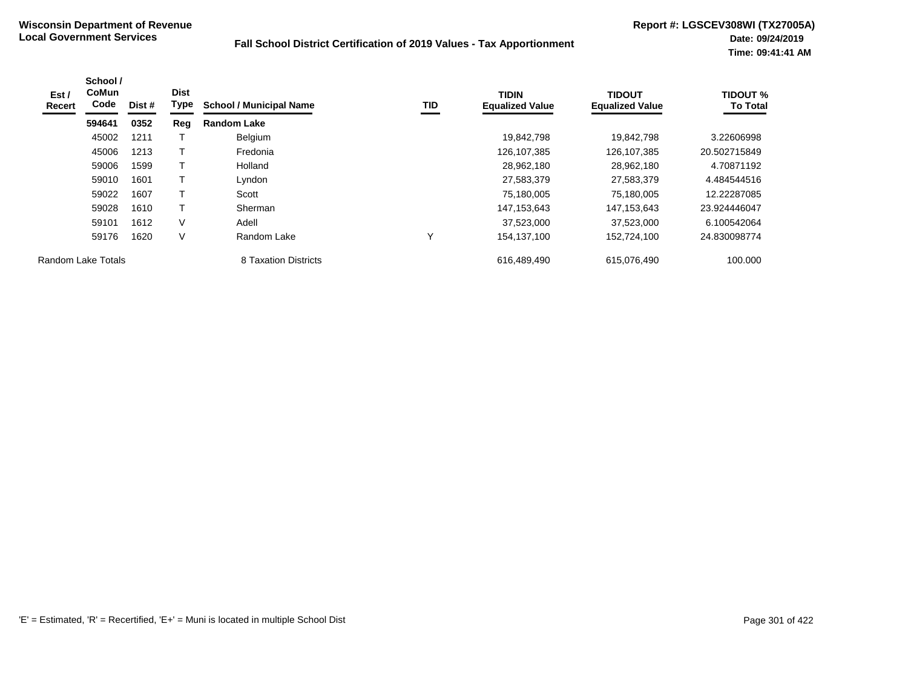**Wisconsin Department of Revenue**
**Local Government Services**

**Fall School District Certification of 2019 Values - Tax Apportionment**

**Report #: LGSCEV308WI (TX27005A)**
**Date: 09/24/2019**
**Time: 09:41:41 AM**

| Est / Recert | School / CoMun Code | Dist # | Dist Type | School / Municipal Name | TID | TIDIN Equalized Value | TIDOUT Equalized Value | TIDOUT % To Total |
|---|---|---|---|---|---|---|---|---|
| | **594641** | **0352** | **Reg** | **Random Lake** | | | | |
| | 45002 | 1211 | T | Belgium | | 19,842,798 | 19,842,798 | 3.22606998 |
| | 45006 | 1213 | T | Fredonia | | 126,107,385 | 126,107,385 | 20.502715849 |
| | 59006 | 1599 | T | Holland | | 28,962,180 | 28,962,180 | 4.70871192 |
| | 59010 | 1601 | T | Lyndon | | 27,583,379 | 27,583,379 | 4.484544516 |
| | 59022 | 1607 | T | Scott | | 75,180,005 | 75,180,005 | 12.22287085 |
| | 59028 | 1610 | T | Sherman | | 147,153,643 | 147,153,643 | 23.924446047 |
| | 59101 | 1612 | V | Adell | | 37,523,000 | 37,523,000 | 6.100542064 |
| | 59176 | 1620 | V | Random Lake | Y | 154,137,100 | 152,724,100 | 24.830098774 |
| Random Lake Totals | | | | 8 Taxation Districts | | 616,489,490 | 615,076,490 | 100.000 |

'E' = Estimated, 'R' = Recertified, 'E+' = Muni is located in multiple School Dist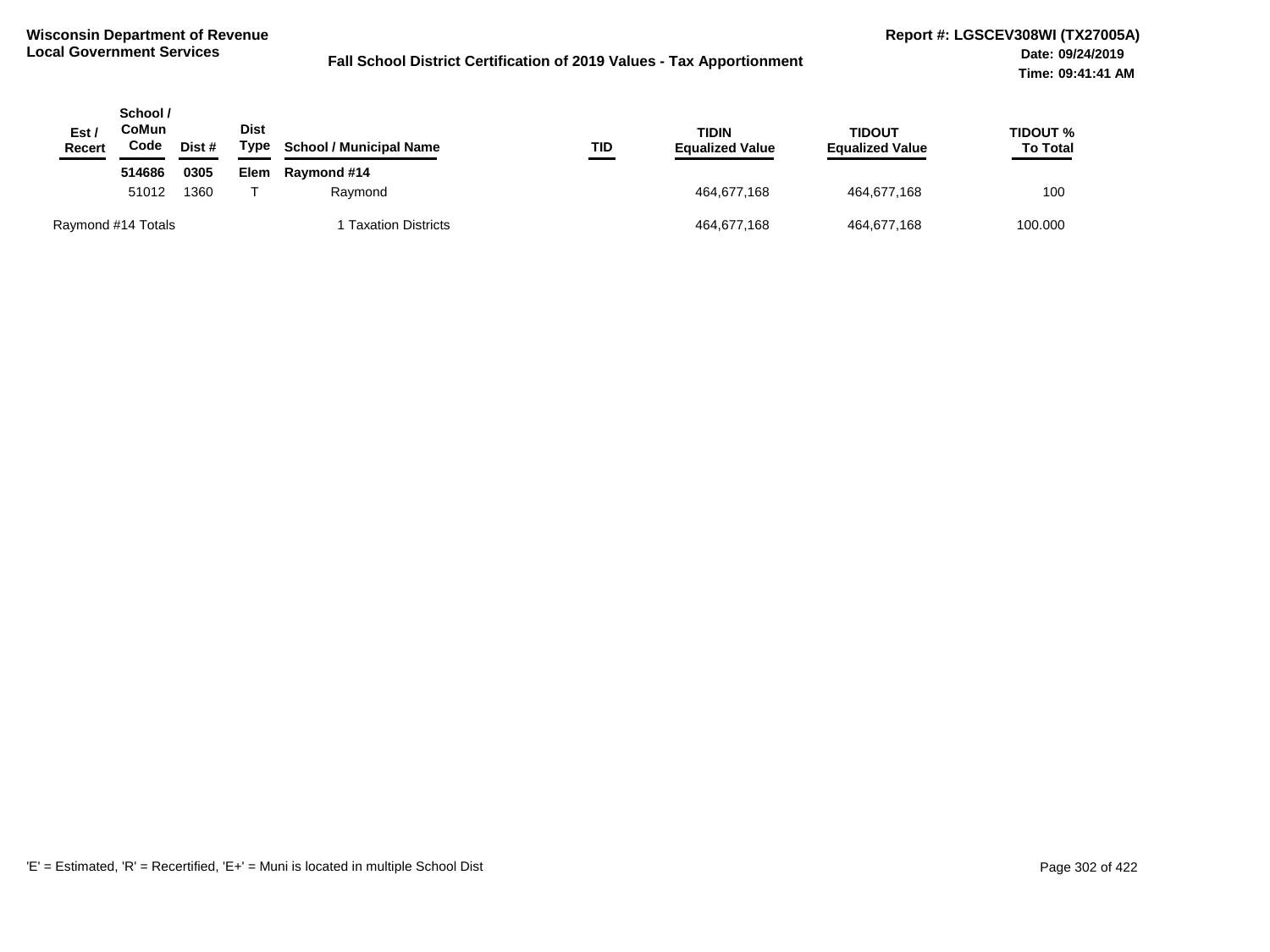**Wisconsin Department of Revenue**
**Local Government Services**

**Fall School District Certification of 2019 Values - Tax Apportionment**

**Report #: LGSCEV308WI (TX27005A)**
**Date: 09/24/2019**
**Time: 09:41:41 AM**

| Est / Recert | School / CoMun Code | Dist # | Dist Type | School / Municipal Name | TID | TIDIN Equalized Value | TIDOUT Equalized Value | TIDOUT % To Total |
|---|---|---|---|---|---|---|---|---|
| | **514686** | **0305** | **Elem** | **Raymond #14** | | | | |
| | 51012 | 1360 | T | Raymond | | 464,677,168 | 464,677,168 | 100 |
| Raymond #14 Totals | | | | 1 Taxation Districts | | 464,677,168 | 464,677,168 | 100.000 |

'E' = Estimated, 'R' = Recertified, 'E+' = Muni is located in multiple School Dist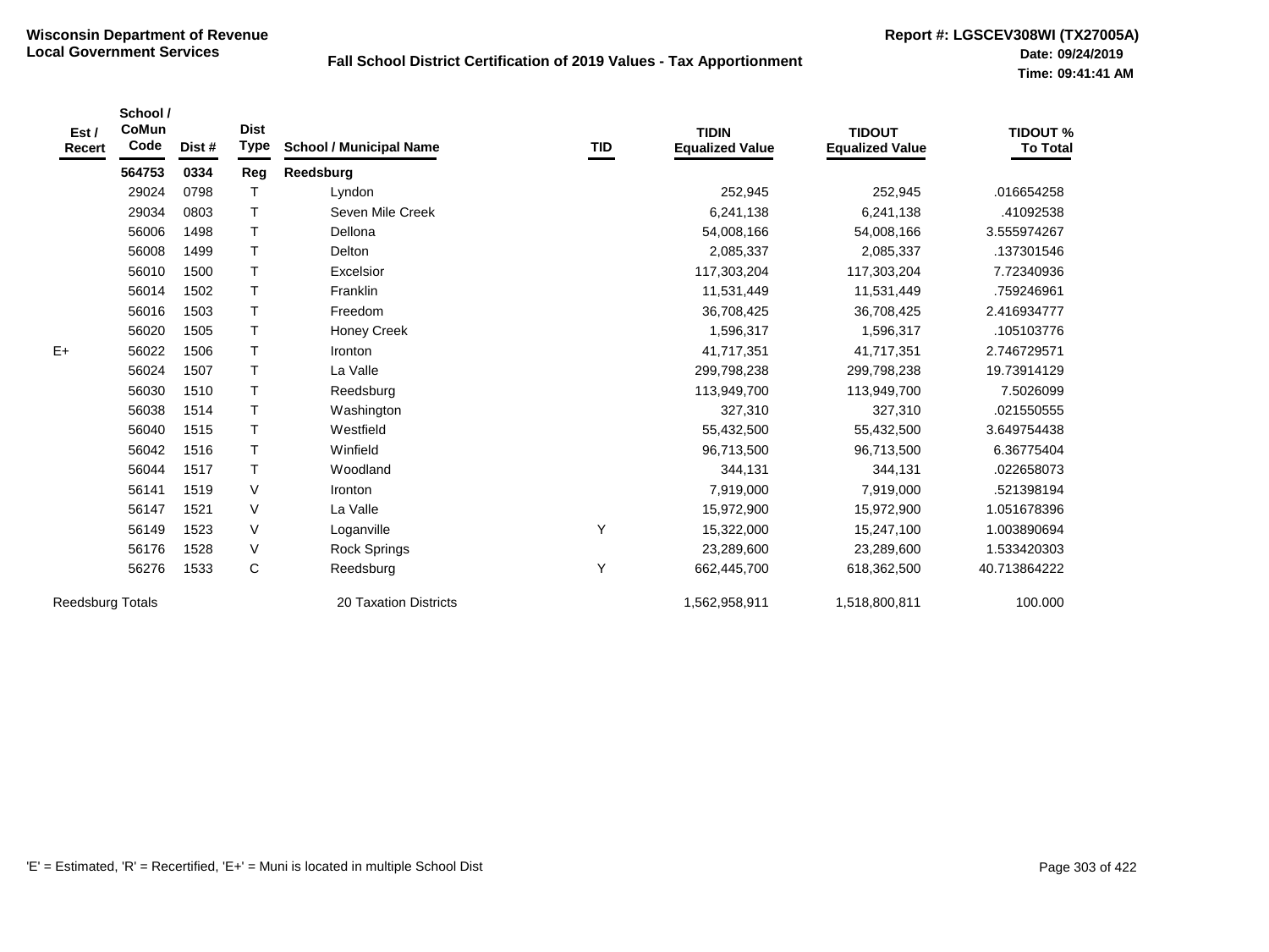**Wisconsin Department of Revenue**
**Local Government Services**

**Fall School District Certification of 2019 Values - Tax Apportionment**

**Report #: LGSCEV308WI (TX27005A)**
**Date: 09/24/2019**
**Time: 09:41:41 AM**

| Est / Recert | School / CoMun Code | Dist # | Dist Type | School / Municipal Name | TID | TIDIN Equalized Value | TIDOUT Equalized Value | TIDOUT % To Total |
|---|---|---|---|---|---|---|---|---|
| | **564753** | **0334** | **Reg** | **Reedsburg** | | | | |
| | 29024 | 0798 | T | Lyndon | | 252,945 | 252,945 | .016654258 |
| | 29034 | 0803 | T | Seven Mile Creek | | 6,241,138 | 6,241,138 | .41092538 |
| | 56006 | 1498 | T | Dellona | | 54,008,166 | 54,008,166 | 3.555974267 |
| | 56008 | 1499 | T | Delton | | 2,085,337 | 2,085,337 | .137301546 |
| | 56010 | 1500 | T | Excelsior | | 117,303,204 | 117,303,204 | 7.72340936 |
| | 56014 | 1502 | T | Franklin | | 11,531,449 | 11,531,449 | .759246961 |
| | 56016 | 1503 | T | Freedom | | 36,708,425 | 36,708,425 | 2.416934777 |
| | 56020 | 1505 | T | Honey Creek | | 1,596,317 | 1,596,317 | .105103776 |
| E+ | 56022 | 1506 | T | Ironton | | 41,717,351 | 41,717,351 | 2.746729571 |
| | 56024 | 1507 | T | La Valle | | 299,798,238 | 299,798,238 | 19.73914129 |
| | 56030 | 1510 | T | Reedsburg | | 113,949,700 | 113,949,700 | 7.5026099 |
| | 56038 | 1514 | T | Washington | | 327,310 | 327,310 | .021550555 |
| | 56040 | 1515 | T | Westfield | | 55,432,500 | 55,432,500 | 3.649754438 |
| | 56042 | 1516 | T | Winfield | | 96,713,500 | 96,713,500 | 6.36775404 |
| | 56044 | 1517 | T | Woodland | | 344,131 | 344,131 | .022658073 |
| | 56141 | 1519 | V | Ironton | | 7,919,000 | 7,919,000 | .521398194 |
| | 56147 | 1521 | V | La Valle | | 15,972,900 | 15,972,900 | 1.051678396 |
| | 56149 | 1523 | V | Loganville | Y | 15,322,000 | 15,247,100 | 1.003890694 |
| | 56176 | 1528 | V | Rock Springs | | 23,289,600 | 23,289,600 | 1.533420303 |
| | 56276 | 1533 | C | Reedsburg | Y | 662,445,700 | 618,362,500 | 40.713864222 |
| Reedsburg Totals | | | | 20 Taxation Districts | | 1,562,958,911 | 1,518,800,811 | 100.000 |

'E' = Estimated, 'R' = Recertified, 'E+' = Muni is located in multiple School Dist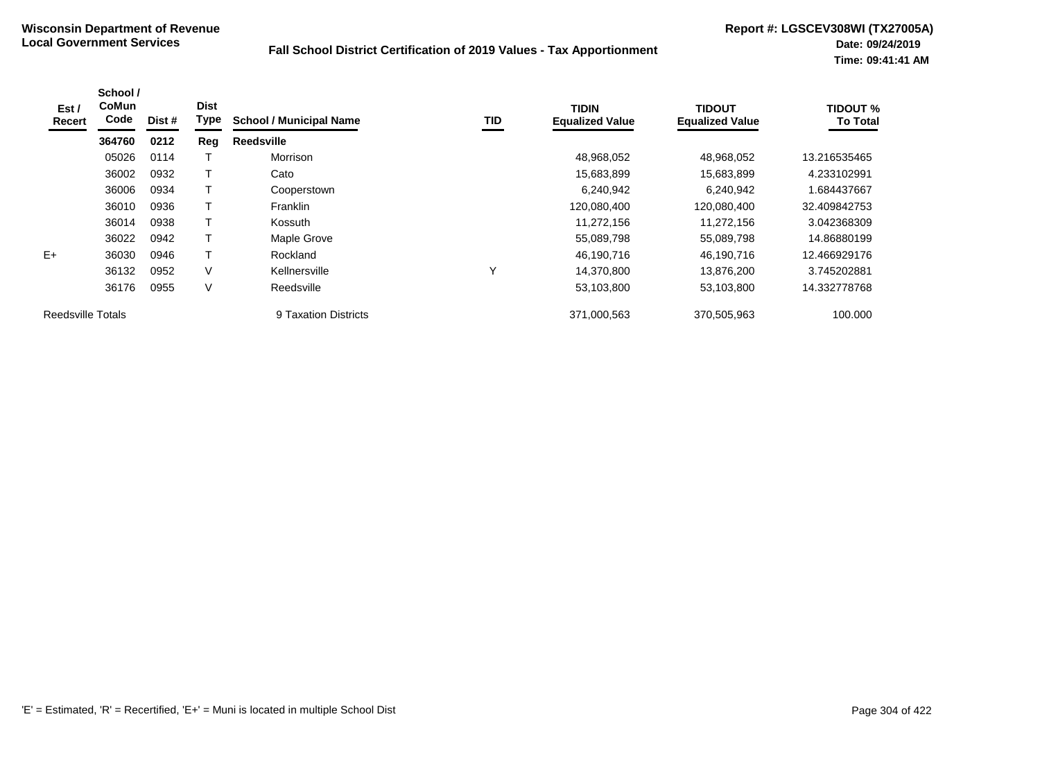**Wisconsin Department of Revenue**
**Local Government Services**

**Fall School District Certification of 2019 Values - Tax Apportionment**

**Report #: LGSCEV308WI (TX27005A)**
**Date: 09/24/2019**
**Time: 09:41:41 AM**

| Est / Recert | School / CoMun Code | Dist # | Dist Type | School / Municipal Name | TID | TIDIN Equalized Value | TIDOUT Equalized Value | TIDOUT % To Total |
|---|---|---|---|---|---|---|---|---|
| | **364760** | **0212** | **Reg** | **Reedsville** | | | | |
| | 05026 | 0114 | T | Morrison | | 48,968,052 | 48,968,052 | 13.216535465 |
| | 36002 | 0932 | T | Cato | | 15,683,899 | 15,683,899 | 4.233102991 |
| | 36006 | 0934 | T | Cooperstown | | 6,240,942 | 6,240,942 | 1.684437667 |
| | 36010 | 0936 | T | Franklin | | 120,080,400 | 120,080,400 | 32.409842753 |
| | 36014 | 0938 | T | Kossuth | | 11,272,156 | 11,272,156 | 3.042368309 |
| | 36022 | 0942 | T | Maple Grove | | 55,089,798 | 55,089,798 | 14.86880199 |
| E+ | 36030 | 0946 | T | Rockland | | 46,190,716 | 46,190,716 | 12.466929176 |
| | 36132 | 0952 | V | Kellnersville | Y | 14,370,800 | 13,876,200 | 3.745202881 |
| | 36176 | 0955 | V | Reedsville | | 53,103,800 | 53,103,800 | 14.332778768 |
| Reedsville Totals | | | | 9 Taxation Districts | | 371,000,563 | 370,505,963 | 100.000 |

'E' = Estimated, 'R' = Recertified, 'E+' = Muni is located in multiple School Dist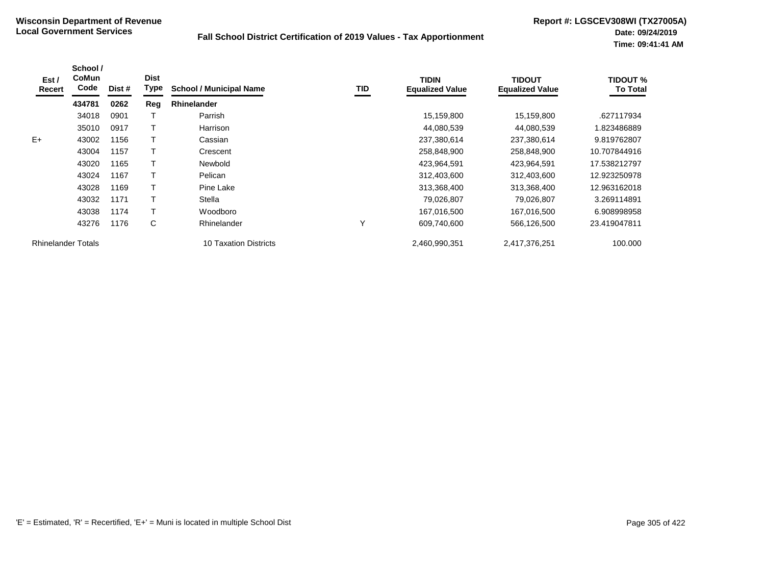**Wisconsin Department of Revenue**
**Local Government Services**

**Fall School District Certification of 2019 Values - Tax Apportionment**

**Report #: LGSCEV308WI (TX27005A)**
**Date: 09/24/2019**
**Time: 09:41:41 AM**

| Est / Recert | School / CoMun Code | Dist # | Dist Type | School / Municipal Name | TID | TIDIN Equalized Value | TIDOUT Equalized Value | TIDOUT % To Total |
|---|---|---|---|---|---|---|---|---|
| | **434781** | **0262** | **Reg** | **Rhinelander** | | | | |
| | 34018 | 0901 | T | Parrish | | 15,159,800 | 15,159,800 | .627117934 |
| | 35010 | 0917 | T | Harrison | | 44,080,539 | 44,080,539 | 1.823486889 |
| E+ | 43002 | 1156 | T | Cassian | | 237,380,614 | 237,380,614 | 9.819762807 |
| | 43004 | 1157 | T | Crescent | | 258,848,900 | 258,848,900 | 10.707844916 |
| | 43020 | 1165 | T | Newbold | | 423,964,591 | 423,964,591 | 17.538212797 |
| | 43024 | 1167 | T | Pelican | | 312,403,600 | 312,403,600 | 12.923250978 |
| | 43028 | 1169 | T | Pine Lake | | 313,368,400 | 313,368,400 | 12.963162018 |
| | 43032 | 1171 | T | Stella | | 79,026,807 | 79,026,807 | 3.269114891 |
| | 43038 | 1174 | T | Woodboro | | 167,016,500 | 167,016,500 | 6.908998958 |
| | 43276 | 1176 | C | Rhinelander | Y | 609,740,600 | 566,126,500 | 23.419047811 |
| Rhinelander Totals | | | | 10 Taxation Districts | | 2,460,990,351 | 2,417,376,251 | 100.000 |

'E' = Estimated, 'R' = Recertified, 'E+' = Muni is located in multiple School Dist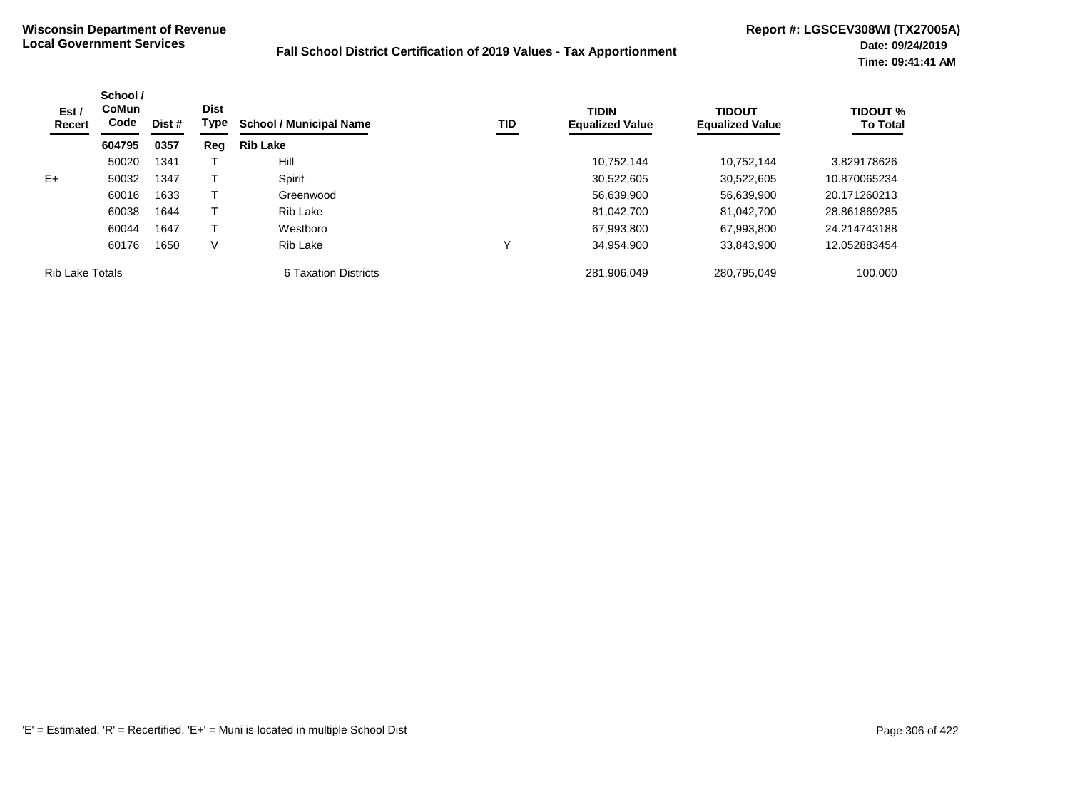**Wisconsin Department of Revenue**
**Local Government Services**

**Fall School District Certification of 2019 Values - Tax Apportionment**

**Report #: LGSCEV308WI (TX27005A)**
**Date: 09/24/2019**
**Time: 09:41:41 AM**

| Est / Recert | School / CoMun Code | Dist # | Dist Type | School / Municipal Name | TID | TIDIN Equalized Value | TIDOUT Equalized Value | TIDOUT % To Total |
|---|---|---|---|---|---|---|---|---|
| | **604795** | **0357** | **Reg** | **Rib Lake** | | | | |
| | 50020 | 1341 | T | Hill | | 10,752,144 | 10,752,144 | 3.829178626 |
| E+ | 50032 | 1347 | T | Spirit | | 30,522,605 | 30,522,605 | 10.870065234 |
| | 60016 | 1633 | T | Greenwood | | 56,639,900 | 56,639,900 | 20.171260213 |
| | 60038 | 1644 | T | Rib Lake | | 81,042,700 | 81,042,700 | 28.861869285 |
| | 60044 | 1647 | T | Westboro | | 67,993,800 | 67,993,800 | 24.214743188 |
| | 60176 | 1650 | V | Rib Lake | Y | 34,954,900 | 33,843,900 | 12.052883454 |
| Rib Lake Totals | | | | 6 Taxation Districts | | 281,906,049 | 280,795,049 | 100.000 |

'E' = Estimated, 'R' = Recertified, 'E+' = Muni is located in multiple School Dist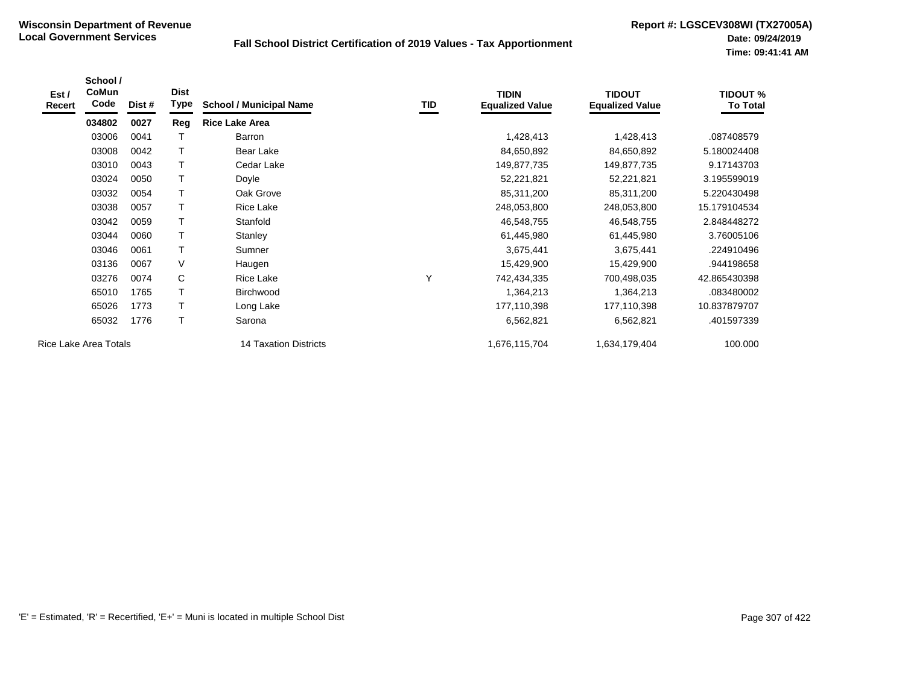**Wisconsin Department of Revenue**
**Local Government Services**

**Fall School District Certification of 2019 Values - Tax Apportionment**

**Report #: LGSCEV308WI (TX27005A)**
**Date: 09/24/2019**
**Time: 09:41:41 AM**

| Est / Recert | School / CoMun Code | Dist # | Dist Type | School / Municipal Name | TID | TIDIN Equalized Value | TIDOUT Equalized Value | TIDOUT % To Total |
|---|---|---|---|---|---|---|---|---|
| | **034802** | **0027** | **Reg** | **Rice Lake Area** | | | | |
| | 03006 | 0041 | T | Barron | | 1,428,413 | 1,428,413 | .087408579 |
| | 03008 | 0042 | T | Bear Lake | | 84,650,892 | 84,650,892 | 5.180024408 |
| | 03010 | 0043 | T | Cedar Lake | | 149,877,735 | 149,877,735 | 9.17143703 |
| | 03024 | 0050 | T | Doyle | | 52,221,821 | 52,221,821 | 3.195599019 |
| | 03032 | 0054 | T | Oak Grove | | 85,311,200 | 85,311,200 | 5.220430498 |
| | 03038 | 0057 | T | Rice Lake | | 248,053,800 | 248,053,800 | 15.179104534 |
| | 03042 | 0059 | T | Stanfold | | 46,548,755 | 46,548,755 | 2.848448272 |
| | 03044 | 0060 | T | Stanley | | 61,445,980 | 61,445,980 | 3.76005106 |
| | 03046 | 0061 | T | Sumner | | 3,675,441 | 3,675,441 | .224910496 |
| | 03136 | 0067 | V | Haugen | | 15,429,900 | 15,429,900 | .944198658 |
| | 03276 | 0074 | C | Rice Lake | Y | 742,434,335 | 700,498,035 | 42.865430398 |
| | 65010 | 1765 | T | Birchwood | | 1,364,213 | 1,364,213 | .083480002 |
| | 65026 | 1773 | T | Long Lake | | 177,110,398 | 177,110,398 | 10.837879707 |
| | 65032 | 1776 | T | Sarona | | 6,562,821 | 6,562,821 | .401597339 |
| Rice Lake Area Totals | | | | 14 Taxation Districts | | 1,676,115,704 | 1,634,179,404 | 100.000 |

'E' = Estimated, 'R' = Recertified, 'E+' = Muni is located in multiple School Dist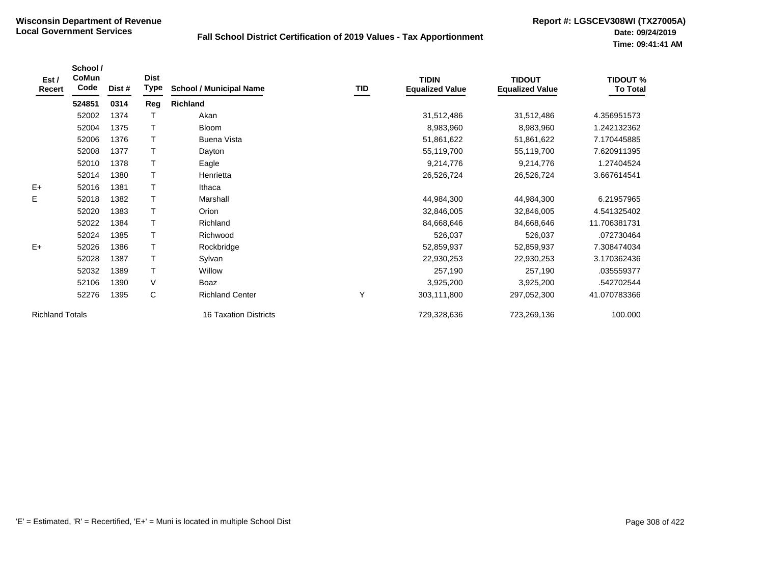**Wisconsin Department of Revenue**
**Local Government Services**

**Fall School District Certification of 2019 Values - Tax Apportionment**

**Report #: LGSCEV308WI (TX27005A)**
**Date: 09/24/2019**
**Time: 09:41:41 AM**

| Est / Recert | School / CoMun Code | Dist # | Dist Type | School / Municipal Name | TID | TIDIN Equalized Value | TIDOUT Equalized Value | TIDOUT % To Total |
|---|---|---|---|---|---|---|---|---|
| | **524851** | **0314** | **Reg** | **Richland** | | | | |
| | 52002 | 1374 | T | Akan | | 31,512,486 | 31,512,486 | 4.356951573 |
| | 52004 | 1375 | T | Bloom | | 8,983,960 | 8,983,960 | 1.242132362 |
| | 52006 | 1376 | T | Buena Vista | | 51,861,622 | 51,861,622 | 7.170445885 |
| | 52008 | 1377 | T | Dayton | | 55,119,700 | 55,119,700 | 7.620911395 |
| | 52010 | 1378 | T | Eagle | | 9,214,776 | 9,214,776 | 1.27404524 |
| | 52014 | 1380 | T | Henrietta | | 26,526,724 | 26,526,724 | 3.667614541 |
| E+ | 52016 | 1381 | T | Ithaca | | | | |
| E | 52018 | 1382 | T | Marshall | | 44,984,300 | 44,984,300 | 6.21957965 |
| | 52020 | 1383 | T | Orion | | 32,846,005 | 32,846,005 | 4.541325402 |
| | 52022 | 1384 | T | Richland | | 84,668,646 | 84,668,646 | 11.706381731 |
| | 52024 | 1385 | T | Richwood | | 526,037 | 526,037 | .072730464 |
| E+ | 52026 | 1386 | T | Rockbridge | | 52,859,937 | 52,859,937 | 7.308474034 |
| | 52028 | 1387 | T | Sylvan | | 22,930,253 | 22,930,253 | 3.170362436 |
| | 52032 | 1389 | T | Willow | | 257,190 | 257,190 | .035559377 |
| | 52106 | 1390 | V | Boaz | | 3,925,200 | 3,925,200 | .542702544 |
| | 52276 | 1395 | C | Richland Center | Y | 303,111,800 | 297,052,300 | 41.070783366 |
| Richland Totals | | | | 16 Taxation Districts | | 729,328,636 | 723,269,136 | 100.000 |

'E' = Estimated, 'R' = Recertified, 'E+' = Muni is located in multiple School Dist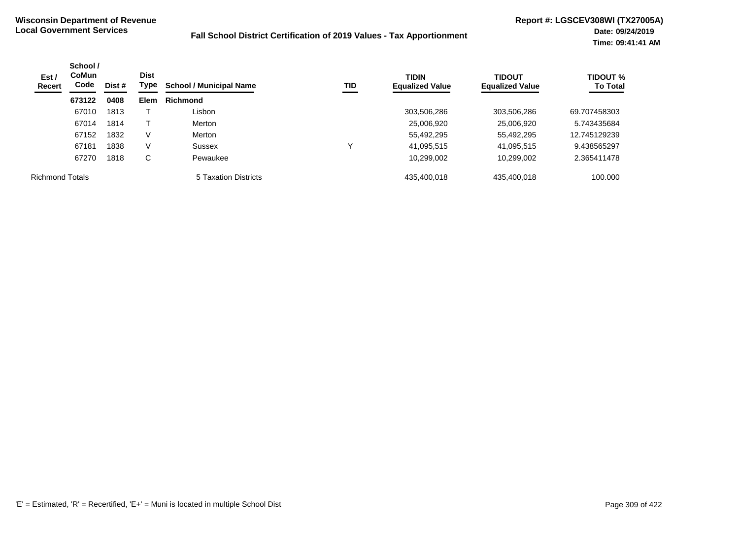**Wisconsin Department of Revenue**
**Local Government Services**

**Fall School District Certification of 2019 Values - Tax Apportionment**

**Report #: LGSCEV308WI (TX27005A)**
**Date: 09/24/2019**
**Time: 09:41:41 AM**

| Est / Recert | School / CoMun Code | Dist # | Dist Type | School / Municipal Name | TID | TIDIN Equalized Value | TIDOUT Equalized Value | TIDOUT % To Total |
|---|---|---|---|---|---|---|---|---|
| | **673122** | **0408** | **Elem** | **Richmond** | | | | |
| | 67010 | 1813 | T | Lisbon | | 303,506,286 | 303,506,286 | 69.707458303 |
| | 67014 | 1814 | T | Merton | | 25,006,920 | 25,006,920 | 5.743435684 |
| | 67152 | 1832 | V | Merton | | 55,492,295 | 55,492,295 | 12.745129239 |
| | 67181 | 1838 | V | Sussex | Y | 41,095,515 | 41,095,515 | 9.438565297 |
| | 67270 | 1818 | C | Pewaukee | | 10,299,002 | 10,299,002 | 2.365411478 |
| Richmond Totals | | | | 5 Taxation Districts | | 435,400,018 | 435,400,018 | 100.000 |

'E' = Estimated, 'R' = Recertified, 'E+' = Muni is located in multiple School Dist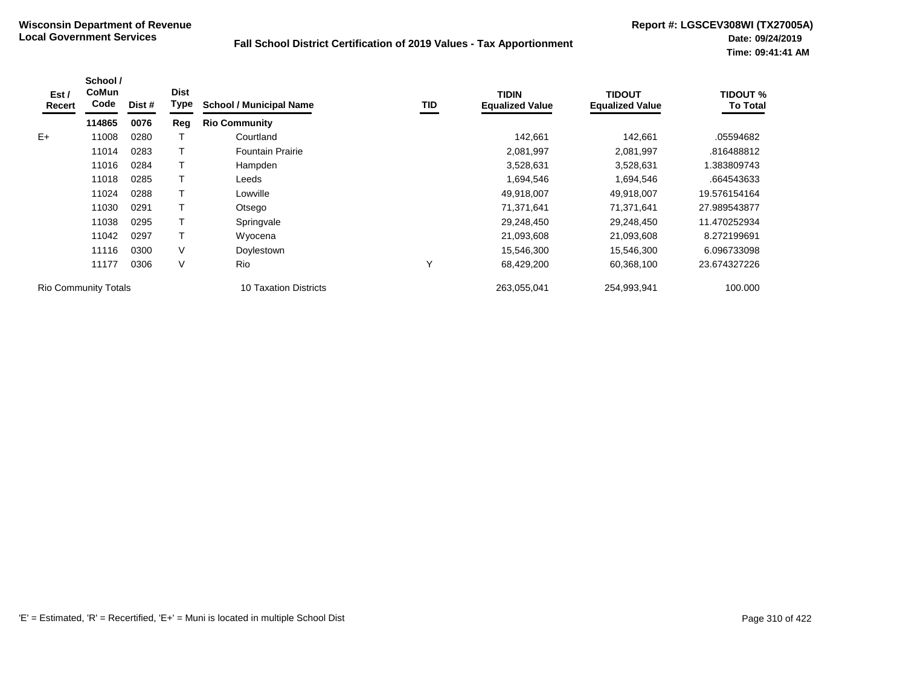**Wisconsin Department of Revenue**
**Local Government Services**

**Fall School District Certification of 2019 Values - Tax Apportionment**

**Report #: LGSCEV308WI (TX27005A)**
**Date: 09/24/2019**
**Time: 09:41:41 AM**

| Est / Recert | School / CoMun Code | Dist # | Dist Type | School / Municipal Name | TID | TIDIN Equalized Value | TIDOUT Equalized Value | TIDOUT % To Total |
|---|---|---|---|---|---|---|---|---|
| | **114865** | **0076** | **Reg** | **Rio Community** | | | | |
| E+ | 11008 | 0280 | T | Courtland | | 142,661 | 142,661 | .05594682 |
| | 11014 | 0283 | T | Fountain Prairie | | 2,081,997 | 2,081,997 | .816488812 |
| | 11016 | 0284 | T | Hampden | | 3,528,631 | 3,528,631 | 1.383809743 |
| | 11018 | 0285 | T | Leeds | | 1,694,546 | 1,694,546 | .664543633 |
| | 11024 | 0288 | T | Lowville | | 49,918,007 | 49,918,007 | 19.576154164 |
| | 11030 | 0291 | T | Otsego | | 71,371,641 | 71,371,641 | 27.989543877 |
| | 11038 | 0295 | T | Springvale | | 29,248,450 | 29,248,450 | 11.470252934 |
| | 11042 | 0297 | T | Wyocena | | 21,093,608 | 21,093,608 | 8.272199691 |
| | 11116 | 0300 | V | Doylestown | | 15,546,300 | 15,546,300 | 6.096733098 |
| | 11177 | 0306 | V | Rio | Y | 68,429,200 | 60,368,100 | 23.674327226 |
| Rio Community Totals | | | | 10 Taxation Districts | | 263,055,041 | 254,993,941 | 100.000 |

'E' = Estimated, 'R' = Recertified, 'E+' = Muni is located in multiple School Dist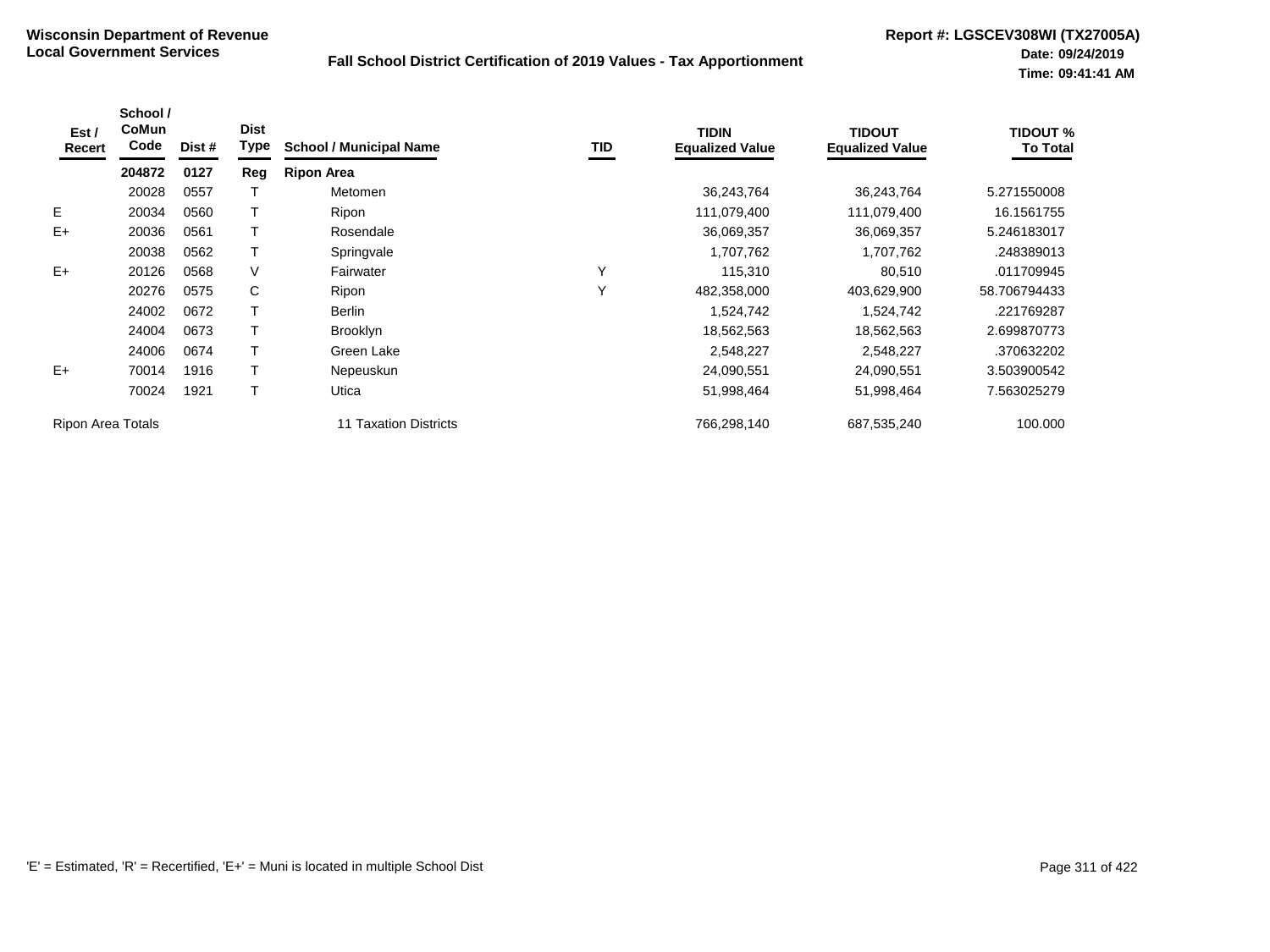**Wisconsin Department of Revenue**
**Local Government Services**

**Fall School District Certification of 2019 Values - Tax Apportionment**

**Report #: LGSCEV308WI (TX27005A)**
**Date: 09/24/2019**
**Time: 09:41:41 AM**

| Est / Recert | School / CoMun Code | Dist # | Dist Type | School / Municipal Name | TID | TIDIN Equalized Value | TIDOUT Equalized Value | TIDOUT % To Total |
|---|---|---|---|---|---|---|---|---|
| | **204872** | **0127** | **Reg** | **Ripon Area** | | | | |
| | 20028 | 0557 | T | Metomen | | 36,243,764 | 36,243,764 | 5.271550008 |
| E | 20034 | 0560 | T | Ripon | | 111,079,400 | 111,079,400 | 16.1561755 |
| E+ | 20036 | 0561 | T | Rosendale | | 36,069,357 | 36,069,357 | 5.246183017 |
| | 20038 | 0562 | T | Springvale | | 1,707,762 | 1,707,762 | .248389013 |
| E+ | 20126 | 0568 | V | Fairwater | Y | 115,310 | 80,510 | .011709945 |
| | 20276 | 0575 | C | Ripon | Y | 482,358,000 | 403,629,900 | 58.706794433 |
| | 24002 | 0672 | T | Berlin | | 1,524,742 | 1,524,742 | .221769287 |
| | 24004 | 0673 | T | Brooklyn | | 18,562,563 | 18,562,563 | 2.699870773 |
| | 24006 | 0674 | T | Green Lake | | 2,548,227 | 2,548,227 | .370632202 |
| E+ | 70014 | 1916 | T | Nepeuskun | | 24,090,551 | 24,090,551 | 3.503900542 |
| | 70024 | 1921 | T | Utica | | 51,998,464 | 51,998,464 | 7.563025279 |
| Ripon Area Totals | | | | 11 Taxation Districts | | 766,298,140 | 687,535,240 | 100.000 |

'E' = Estimated, 'R' = Recertified, 'E+' = Muni is located in multiple School Dist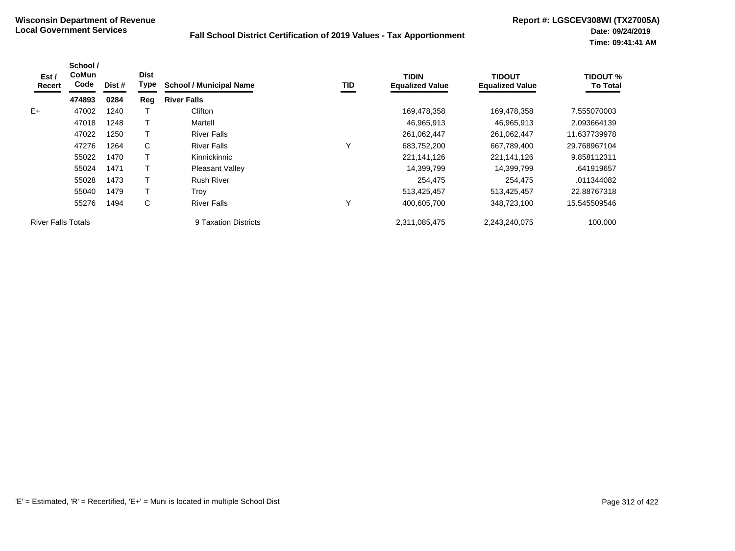**Wisconsin Department of Revenue**
**Local Government Services**

**Fall School District Certification of 2019 Values - Tax Apportionment**

**Report #: LGSCEV308WI (TX27005A)**
**Date: 09/24/2019**
**Time: 09:41:41 AM**

| Est / Recert | School / CoMun Code | Dist # | Dist Type | School / Municipal Name | TID | TIDIN Equalized Value | TIDOUT Equalized Value | TIDOUT % To Total |
|---|---|---|---|---|---|---|---|---|
| | **474893** | **0284** | **Reg** | **River Falls** | | | | |
| E+ | 47002 | 1240 | T | Clifton | | 169,478,358 | 169,478,358 | 7.555070003 |
| | 47018 | 1248 | T | Martell | | 46,965,913 | 46,965,913 | 2.093664139 |
| | 47022 | 1250 | T | River Falls | | 261,062,447 | 261,062,447 | 11.637739978 |
| | 47276 | 1264 | C | River Falls | Y | 683,752,200 | 667,789,400 | 29.768967104 |
| | 55022 | 1470 | T | Kinnickinnic | | 221,141,126 | 221,141,126 | 9.858112311 |
| | 55024 | 1471 | T | Pleasant Valley | | 14,399,799 | 14,399,799 | .641919657 |
| | 55028 | 1473 | T | Rush River | | 254,475 | 254,475 | .011344082 |
| | 55040 | 1479 | T | Troy | | 513,425,457 | 513,425,457 | 22.88767318 |
| | 55276 | 1494 | C | River Falls | Y | 400,605,700 | 348,723,100 | 15.545509546 |
| River Falls Totals | | | | 9 Taxation Districts | | 2,311,085,475 | 2,243,240,075 | 100.000 |

'E' = Estimated, 'R' = Recertified, 'E+' = Muni is located in multiple School Dist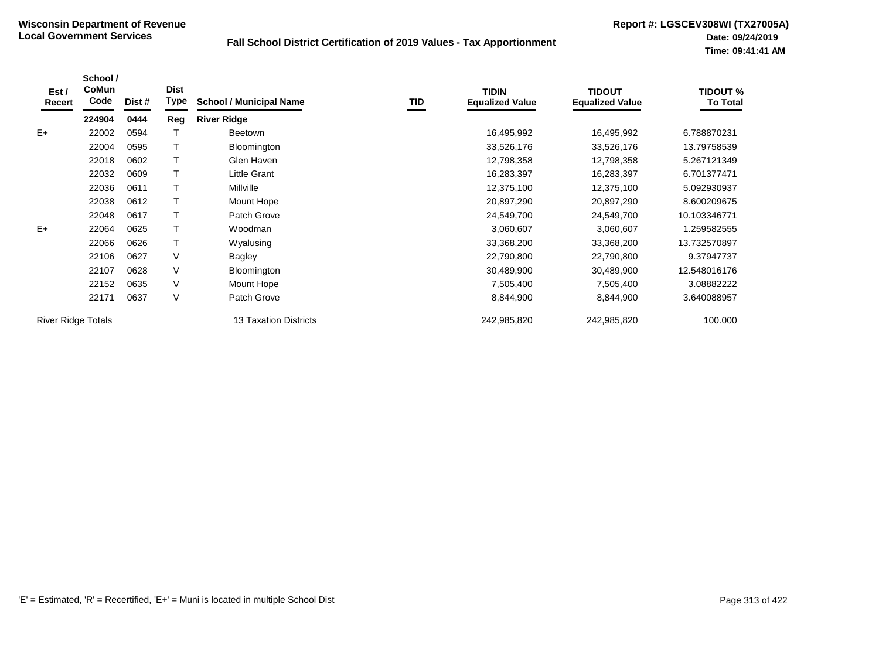**Wisconsin Department of Revenue**
**Local Government Services**

**Fall School District Certification of 2019 Values - Tax Apportionment**

**Report #: LGSCEV308WI (TX27005A)**
**Date: 09/24/2019**
**Time: 09:41:41 AM**

| Est / Recert | School / CoMun Code | Dist # | Dist Type | School / Municipal Name | TID | TIDIN Equalized Value | TIDOUT Equalized Value | TIDOUT % To Total |
|---|---|---|---|---|---|---|---|---|
| | **224904** | **0444** | **Reg** | **River Ridge** | | | | |
| E+ | 22002 | 0594 | T | Beetown | | 16,495,992 | 16,495,992 | 6.788870231 |
| | 22004 | 0595 | T | Bloomington | | 33,526,176 | 33,526,176 | 13.79758539 |
| | 22018 | 0602 | T | Glen Haven | | 12,798,358 | 12,798,358 | 5.267121349 |
| | 22032 | 0609 | T | Little Grant | | 16,283,397 | 16,283,397 | 6.701377471 |
| | 22036 | 0611 | T | Millville | | 12,375,100 | 12,375,100 | 5.092930937 |
| | 22038 | 0612 | T | Mount Hope | | 20,897,290 | 20,897,290 | 8.600209675 |
| | 22048 | 0617 | T | Patch Grove | | 24,549,700 | 24,549,700 | 10.103346771 |
| E+ | 22064 | 0625 | T | Woodman | | 3,060,607 | 3,060,607 | 1.259582555 |
| | 22066 | 0626 | T | Wyalusing | | 33,368,200 | 33,368,200 | 13.732570897 |
| | 22106 | 0627 | V | Bagley | | 22,790,800 | 22,790,800 | 9.37947737 |
| | 22107 | 0628 | V | Bloomington | | 30,489,900 | 30,489,900 | 12.548016176 |
| | 22152 | 0635 | V | Mount Hope | | 7,505,400 | 7,505,400 | 3.08882222 |
| | 22171 | 0637 | V | Patch Grove | | 8,844,900 | 8,844,900 | 3.640088957 |
| River Ridge Totals | | | | 13 Taxation Districts | | 242,985,820 | 242,985,820 | 100.000 |

'E' = Estimated, 'R' = Recertified, 'E+' = Muni is located in multiple School Dist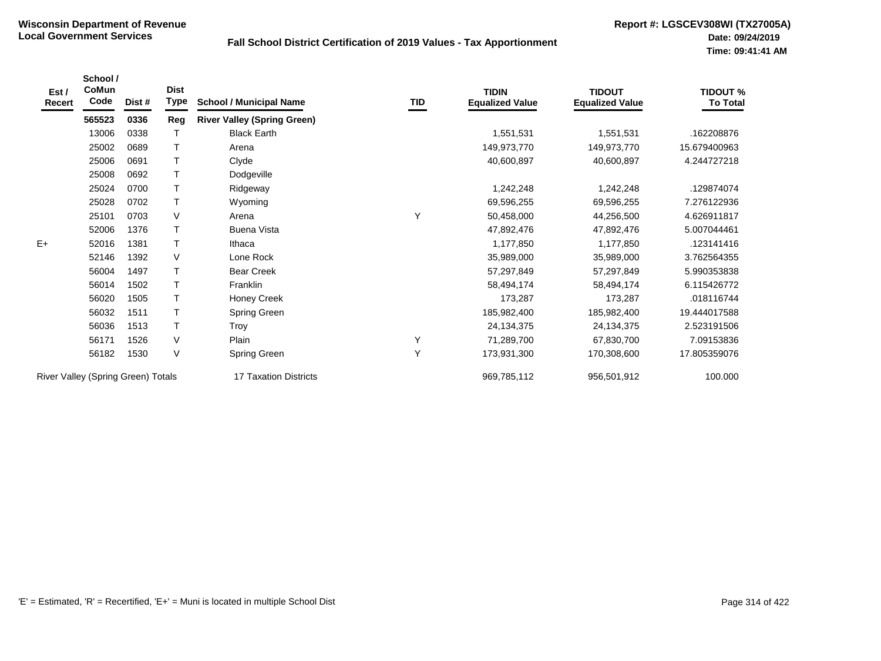**Wisconsin Department of Revenue**
**Local Government Services**

**Fall School District Certification of 2019 Values - Tax Apportionment**

**Report #: LGSCEV308WI (TX27005A)**
**Date: 09/24/2019**
**Time: 09:41:41 AM**

| Est / Recert | School / CoMun Code | Dist # | Dist Type | School / Municipal Name | TID | TIDIN Equalized Value | TIDOUT Equalized Value | TIDOUT % To Total |
|---|---|---|---|---|---|---|---|---|
| | **565523** | **0336** | **Reg** | **River Valley (Spring Green)** | | | | |
| | 13006 | 0338 | T | Black Earth | | 1,551,531 | 1,551,531 | .162208876 |
| | 25002 | 0689 | T | Arena | | 149,973,770 | 149,973,770 | 15.679400963 |
| | 25006 | 0691 | T | Clyde | | 40,600,897 | 40,600,897 | 4.244727218 |
| | 25008 | 0692 | T | Dodgeville | | | | |
| | 25024 | 0700 | T | Ridgeway | | 1,242,248 | 1,242,248 | .129874074 |
| | 25028 | 0702 | T | Wyoming | | 69,596,255 | 69,596,255 | 7.276122936 |
| | 25101 | 0703 | V | Arena | Y | 50,458,000 | 44,256,500 | 4.626911817 |
| | 52006 | 1376 | T | Buena Vista | | 47,892,476 | 47,892,476 | 5.007044461 |
| E+ | 52016 | 1381 | T | Ithaca | | 1,177,850 | 1,177,850 | .123141416 |
| | 52146 | 1392 | V | Lone Rock | | 35,989,000 | 35,989,000 | 3.762564355 |
| | 56004 | 1497 | T | Bear Creek | | 57,297,849 | 57,297,849 | 5.990353838 |
| | 56014 | 1502 | T | Franklin | | 58,494,174 | 58,494,174 | 6.115426772 |
| | 56020 | 1505 | T | Honey Creek | | 173,287 | 173,287 | .018116744 |
| | 56032 | 1511 | T | Spring Green | | 185,982,400 | 185,982,400 | 19.444017588 |
| | 56036 | 1513 | T | Troy | | 24,134,375 | 24,134,375 | 2.523191506 |
| | 56171 | 1526 | V | Plain | Y | 71,289,700 | 67,830,700 | 7.09153836 |
| | 56182 | 1530 | V | Spring Green | Y | 173,931,300 | 170,308,600 | 17.805359076 |
| River Valley (Spring Green) Totals | | | | 17 Taxation Districts | | 969,785,112 | 956,501,912 | 100.000 |

'E' = Estimated, 'R' = Recertified, 'E+' = Muni is located in multiple School Dist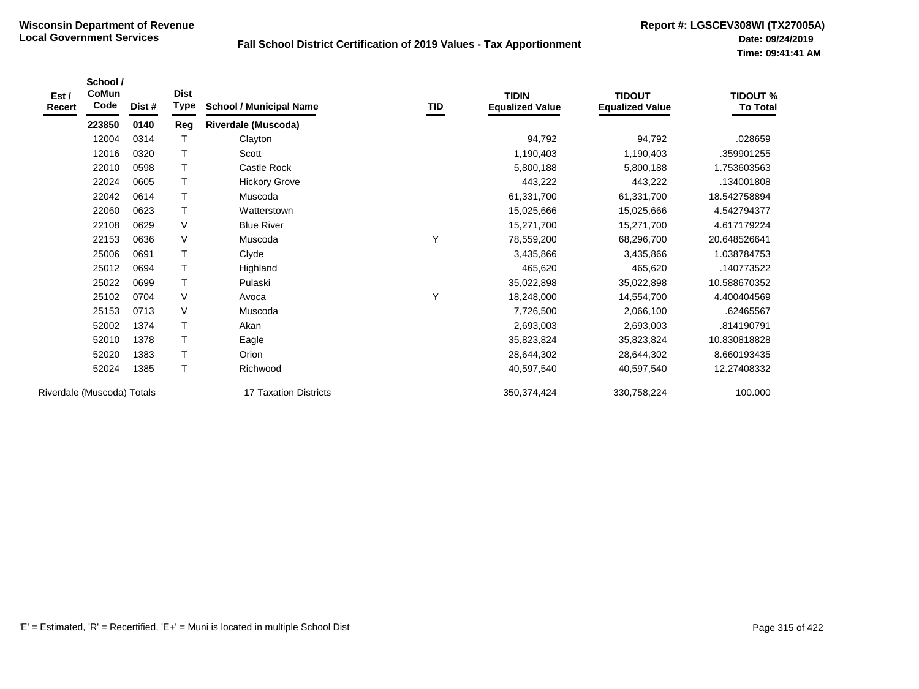**Wisconsin Department of Revenue**
**Local Government Services**

**Fall School District Certification of 2019 Values - Tax Apportionment**

**Report #: LGSCEV308WI (TX27005A)**
**Date: 09/24/2019**
**Time: 09:41:41 AM**

| Est / Recert | School / CoMun Code | Dist # | Dist Type | School / Municipal Name | TID | TIDIN Equalized Value | TIDOUT Equalized Value | TIDOUT % To Total |
|---|---|---|---|---|---|---|---|---|
| | **223850** | **0140** | **Reg** | **Riverdale (Muscoda)** | | | | |
| | 12004 | 0314 | T | Clayton | | 94,792 | 94,792 | .028659 |
| | 12016 | 0320 | T | Scott | | 1,190,403 | 1,190,403 | .359901255 |
| | 22010 | 0598 | T | Castle Rock | | 5,800,188 | 5,800,188 | 1.753603563 |
| | 22024 | 0605 | T | Hickory Grove | | 443,222 | 443,222 | .134001808 |
| | 22042 | 0614 | T | Muscoda | | 61,331,700 | 61,331,700 | 18.542758894 |
| | 22060 | 0623 | T | Watterstown | | 15,025,666 | 15,025,666 | 4.542794377 |
| | 22108 | 0629 | V | Blue River | | 15,271,700 | 15,271,700 | 4.617179224 |
| | 22153 | 0636 | V | Muscoda | Y | 78,559,200 | 68,296,700 | 20.648526641 |
| | 25006 | 0691 | T | Clyde | | 3,435,866 | 3,435,866 | 1.038784753 |
| | 25012 | 0694 | T | Highland | | 465,620 | 465,620 | .140773522 |
| | 25022 | 0699 | T | Pulaski | | 35,022,898 | 35,022,898 | 10.588670352 |
| | 25102 | 0704 | V | Avoca | Y | 18,248,000 | 14,554,700 | 4.400404569 |
| | 25153 | 0713 | V | Muscoda | | 7,726,500 | 2,066,100 | .62465567 |
| | 52002 | 1374 | T | Akan | | 2,693,003 | 2,693,003 | .814190791 |
| | 52010 | 1378 | T | Eagle | | 35,823,824 | 35,823,824 | 10.830818828 |
| | 52020 | 1383 | T | Orion | | 28,644,302 | 28,644,302 | 8.660193435 |
| | 52024 | 1385 | T | Richwood | | 40,597,540 | 40,597,540 | 12.27408332 |
| Riverdale (Muscoda) Totals | | | | 17 Taxation Districts | | 350,374,424 | 330,758,224 | 100.000 |

'E' = Estimated, 'R' = Recertified, 'E+' = Muni is located in multiple School Dist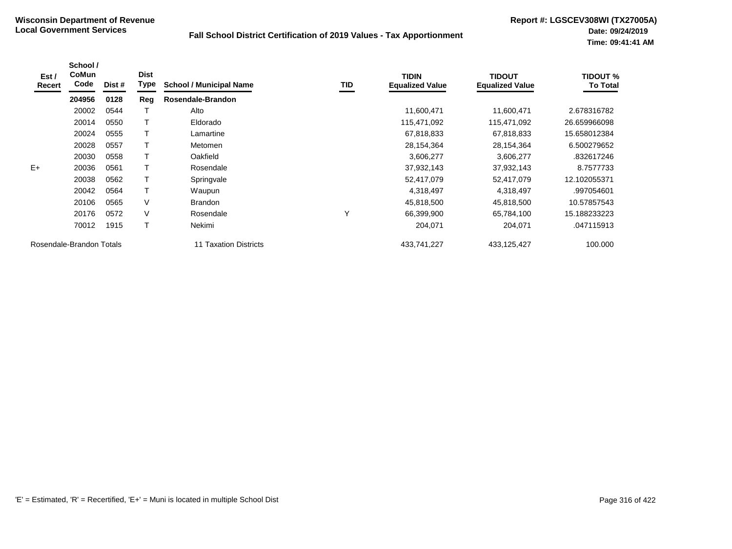**Wisconsin Department of Revenue**
**Local Government Services**

**Fall School District Certification of 2019 Values - Tax Apportionment**

**Report #: LGSCEV308WI (TX27005A)**
**Date: 09/24/2019**
**Time: 09:41:41 AM**

| Est / Recert | School / CoMun Code | Dist # | Dist Type | School / Municipal Name | TID | TIDIN Equalized Value | TIDOUT Equalized Value | TIDOUT % To Total |
|---|---|---|---|---|---|---|---|---|
| | **204956** | **0128** | **Reg** | **Rosendale-Brandon** | | | | |
| | 20002 | 0544 | T | Alto | | 11,600,471 | 11,600,471 | 2.678316782 |
| | 20014 | 0550 | T | Eldorado | | 115,471,092 | 115,471,092 | 26.659966098 |
| | 20024 | 0555 | T | Lamartine | | 67,818,833 | 67,818,833 | 15.658012384 |
| | 20028 | 0557 | T | Metomen | | 28,154,364 | 28,154,364 | 6.500279652 |
| | 20030 | 0558 | T | Oakfield | | 3,606,277 | 3,606,277 | .832617246 |
| E+ | 20036 | 0561 | T | Rosendale | | 37,932,143 | 37,932,143 | 8.7577733 |
| | 20038 | 0562 | T | Springvale | | 52,417,079 | 52,417,079 | 12.102055371 |
| | 20042 | 0564 | T | Waupun | | 4,318,497 | 4,318,497 | .997054601 |
| | 20106 | 0565 | V | Brandon | | 45,818,500 | 45,818,500 | 10.57857543 |
| | 20176 | 0572 | V | Rosendale | Y | 66,399,900 | 65,784,100 | 15.188233223 |
| | 70012 | 1915 | T | Nekimi | | 204,071 | 204,071 | .047115913 |
| Rosendale-Brandon Totals | | | | 11 Taxation Districts | | 433,741,227 | 433,125,427 | 100.000 |

'E' = Estimated, 'R' = Recertified, 'E+' = Muni is located in multiple School Dist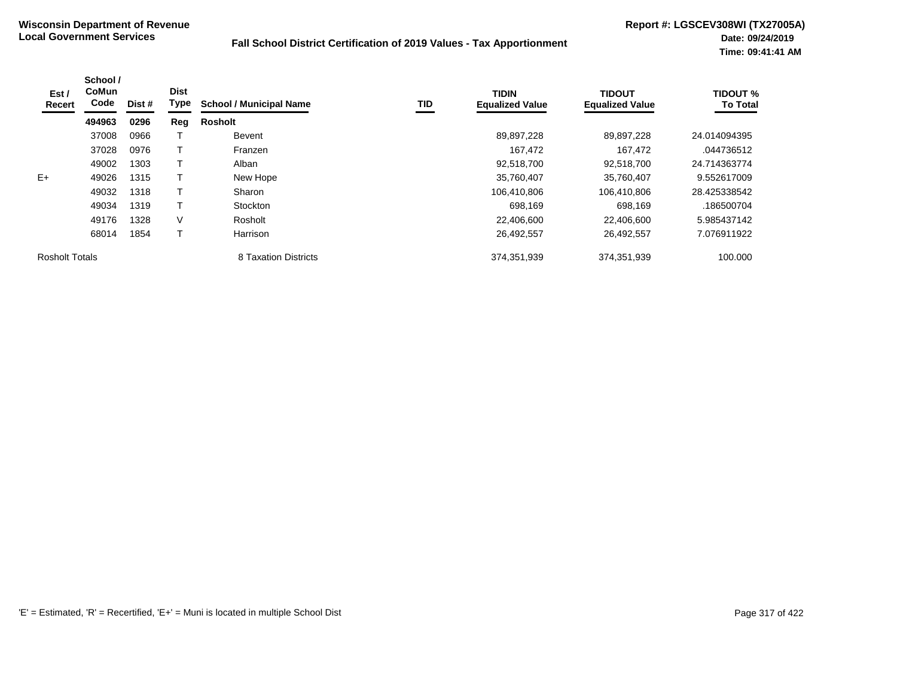**Wisconsin Department of Revenue**
**Local Government Services**

**Fall School District Certification of 2019 Values - Tax Apportionment**

**Report #: LGSCEV308WI (TX27005A)**
**Date: 09/24/2019**
**Time: 09:41:41 AM**

| Est / Recert | School / CoMun Code | Dist # | Dist Type | School / Municipal Name | TID | TIDIN Equalized Value | TIDOUT Equalized Value | TIDOUT % To Total |
|---|---|---|---|---|---|---|---|---|
| | **494963** | **0296** | **Reg** | **Rosholt** | | | | |
| | 37008 | 0966 | T | Bevent | | 89,897,228 | 89,897,228 | 24.014094395 |
| | 37028 | 0976 | T | Franzen | | 167,472 | 167,472 | .044736512 |
| | 49002 | 1303 | T | Alban | | 92,518,700 | 92,518,700 | 24.714363774 |
| E+ | 49026 | 1315 | T | New Hope | | 35,760,407 | 35,760,407 | 9.552617009 |
| | 49032 | 1318 | T | Sharon | | 106,410,806 | 106,410,806 | 28.425338542 |
| | 49034 | 1319 | T | Stockton | | 698,169 | 698,169 | .186500704 |
| | 49176 | 1328 | V | Rosholt | | 22,406,600 | 22,406,600 | 5.985437142 |
| | 68014 | 1854 | T | Harrison | | 26,492,557 | 26,492,557 | 7.076911922 |
| Rosholt Totals | | | | 8 Taxation Districts | | 374,351,939 | 374,351,939 | 100.000 |

'E' = Estimated, 'R' = Recertified, 'E+' = Muni is located in multiple School Dist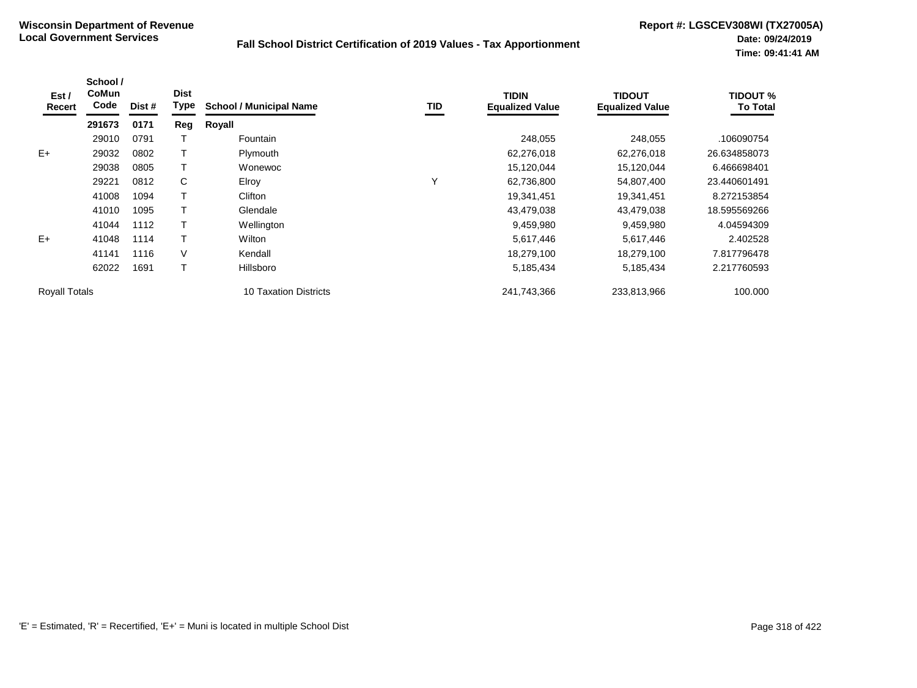**Wisconsin Department of Revenue**
**Local Government Services**

**Fall School District Certification of 2019 Values - Tax Apportionment**

**Report #: LGSCEV308WI (TX27005A)**
**Date: 09/24/2019**
**Time: 09:41:41 AM**

| Est / Recert | School / CoMun Code | Dist # | Dist Type | School / Municipal Name | TID | TIDIN Equalized Value | TIDOUT Equalized Value | TIDOUT % To Total |
|---|---|---|---|---|---|---|---|---|
| | **291673** | **0171** | **Reg** | **Royall** | | | | |
| | 29010 | 0791 | T | Fountain | | 248,055 | 248,055 | .106090754 |
| E+ | 29032 | 0802 | T | Plymouth | | 62,276,018 | 62,276,018 | 26.634858073 |
| | 29038 | 0805 | T | Wonewoc | | 15,120,044 | 15,120,044 | 6.466698401 |
| | 29221 | 0812 | C | Elroy | Y | 62,736,800 | 54,807,400 | 23.440601491 |
| | 41008 | 1094 | T | Clifton | | 19,341,451 | 19,341,451 | 8.272153854 |
| | 41010 | 1095 | T | Glendale | | 43,479,038 | 43,479,038 | 18.595569266 |
| | 41044 | 1112 | T | Wellington | | 9,459,980 | 9,459,980 | 4.04594309 |
| E+ | 41048 | 1114 | T | Wilton | | 5,617,446 | 5,617,446 | 2.402528 |
| | 41141 | 1116 | V | Kendall | | 18,279,100 | 18,279,100 | 7.817796478 |
| | 62022 | 1691 | T | Hillsboro | | 5,185,434 | 5,185,434 | 2.217760593 |
| Royall Totals | | | | 10 Taxation Districts | | 241,743,366 | 233,813,966 | 100.000 |

'E' = Estimated, 'R' = Recertified, 'E+' = Muni is located in multiple School Dist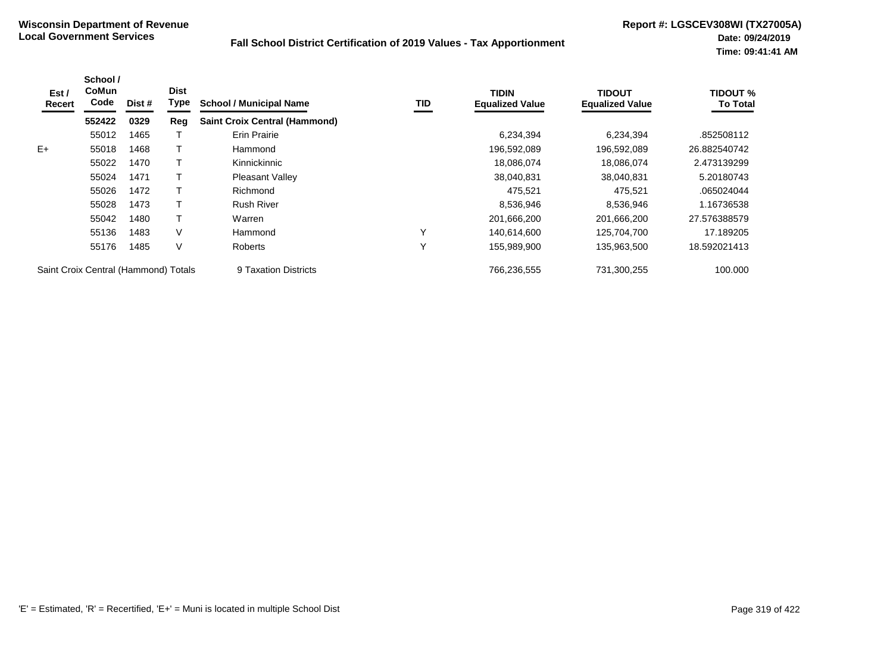**Wisconsin Department of Revenue**
**Local Government Services**

**Fall School District Certification of 2019 Values - Tax Apportionment**

**Report #: LGSCEV308WI (TX27005A)**
**Date: 09/24/2019**
**Time: 09:41:41 AM**

| Est / Recert | School / CoMun Code | Dist # | Dist Type | School / Municipal Name | TID | TIDIN Equalized Value | TIDOUT Equalized Value | TIDOUT % To Total |
|---|---|---|---|---|---|---|---|---|
| | **552422** | **0329** | **Reg** | **Saint Croix Central (Hammond)** | | | | |
| | 55012 | 1465 | T | Erin Prairie | | 6,234,394 | 6,234,394 | .852508112 |
| E+ | 55018 | 1468 | T | Hammond | | 196,592,089 | 196,592,089 | 26.882540742 |
| | 55022 | 1470 | T | Kinnickinnic | | 18,086,074 | 18,086,074 | 2.473139299 |
| | 55024 | 1471 | T | Pleasant Valley | | 38,040,831 | 38,040,831 | 5.20180743 |
| | 55026 | 1472 | T | Richmond | | 475,521 | 475,521 | .065024044 |
| | 55028 | 1473 | T | Rush River | | 8,536,946 | 8,536,946 | 1.16736538 |
| | 55042 | 1480 | T | Warren | | 201,666,200 | 201,666,200 | 27.576388579 |
| | 55136 | 1483 | V | Hammond | Y | 140,614,600 | 125,704,700 | 17.189205 |
| | 55176 | 1485 | V | Roberts | Y | 155,989,900 | 135,963,500 | 18.592021413 |
| Saint Croix Central (Hammond) Totals | | | | 9 Taxation Districts | | 766,236,555 | 731,300,255 | 100.000 |

'E' = Estimated, 'R' = Recertified, 'E+' = Muni is located in multiple School Dist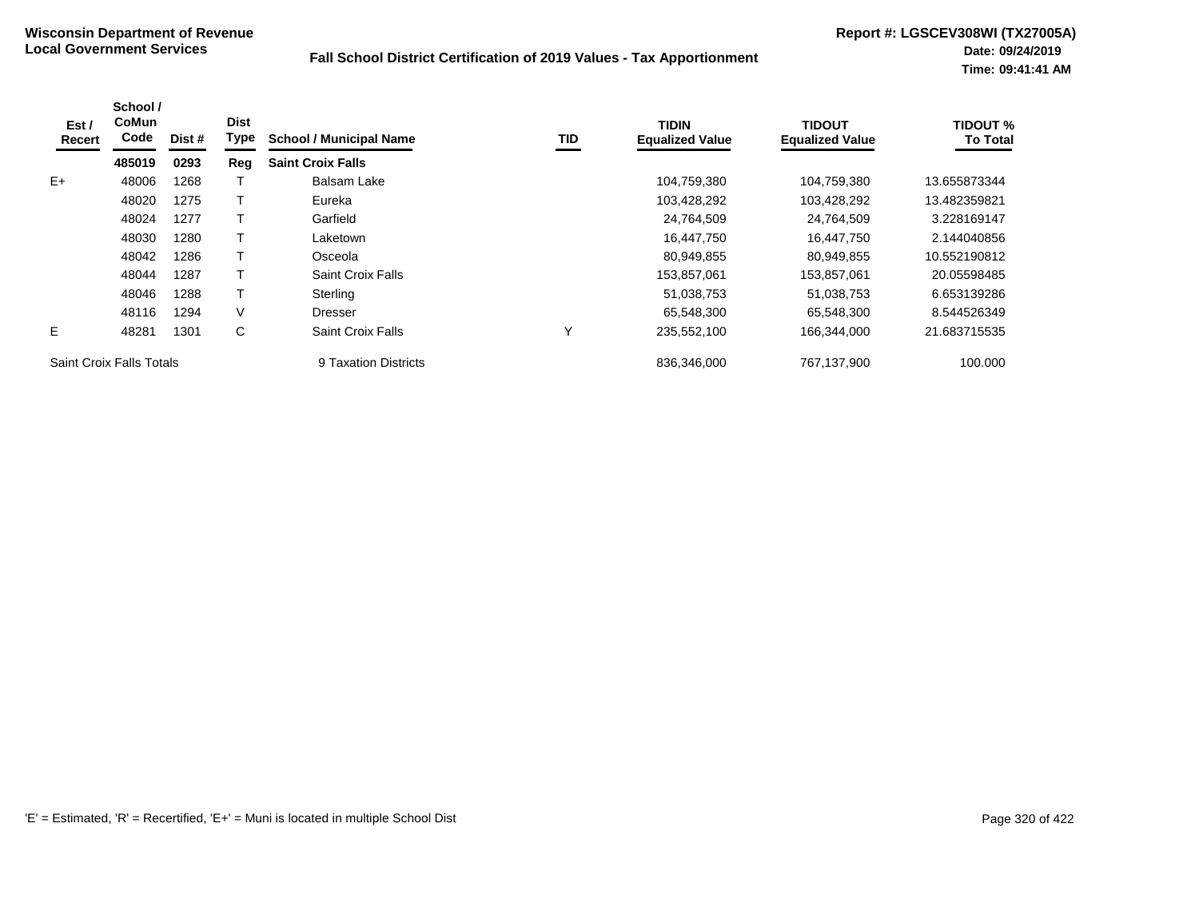**Wisconsin Department of Revenue**
**Local Government Services**

**Fall School District Certification of 2019 Values - Tax Apportionment**

**Report #: LGSCEV308WI (TX27005A)**
**Date: 09/24/2019**
**Time: 09:41:41 AM**

| Est / Recert | School / CoMun Code | Dist # | Dist Type | School / Municipal Name | TID | TIDIN Equalized Value | TIDOUT Equalized Value | TIDOUT % To Total |
|---|---|---|---|---|---|---|---|---|
| | **485019** | **0293** | **Reg** | **Saint Croix Falls** | | | | |
| E+ | 48006 | 1268 | T | Balsam Lake | | 104,759,380 | 104,759,380 | 13.655873344 |
| | 48020 | 1275 | T | Eureka | | 103,428,292 | 103,428,292 | 13.482359821 |
| | 48024 | 1277 | T | Garfield | | 24,764,509 | 24,764,509 | 3.228169147 |
| | 48030 | 1280 | T | Laketown | | 16,447,750 | 16,447,750 | 2.144040856 |
| | 48042 | 1286 | T | Osceola | | 80,949,855 | 80,949,855 | 10.552190812 |
| | 48044 | 1287 | T | Saint Croix Falls | | 153,857,061 | 153,857,061 | 20.05598485 |
| | 48046 | 1288 | T | Sterling | | 51,038,753 | 51,038,753 | 6.653139286 |
| | 48116 | 1294 | V | Dresser | | 65,548,300 | 65,548,300 | 8.544526349 |
| E | 48281 | 1301 | C | Saint Croix Falls | Y | 235,552,100 | 166,344,000 | 21.683715535 |
| Saint Croix Falls Totals | | | | 9 Taxation Districts | | 836,346,000 | 767,137,900 | 100.000 |

'E' = Estimated, 'R' = Recertified, 'E+' = Muni is located in multiple School Dist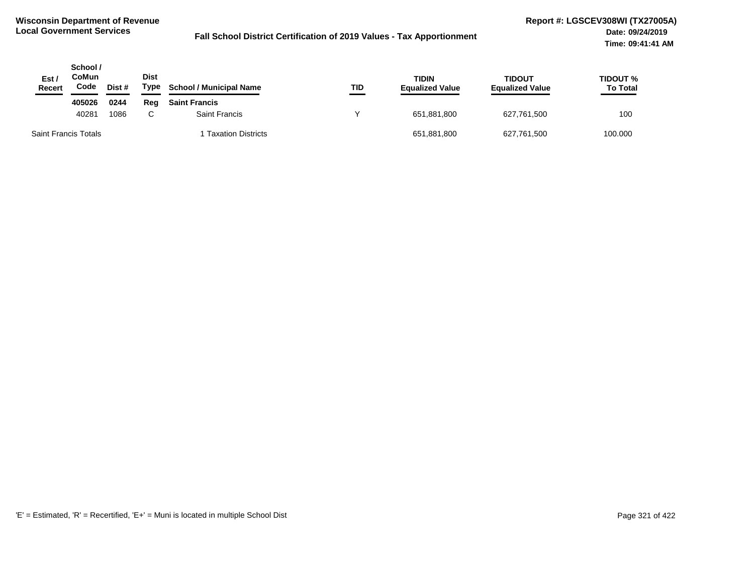**Wisconsin Department of Revenue**
**Local Government Services**

**Fall School District Certification of 2019 Values - Tax Apportionment**

**Report #: LGSCEV308WI (TX27005A)**
**Date: 09/24/2019**
**Time: 09:41:41 AM**

| Est / Recert | School / CoMun Code | Dist # | Dist Type | School / Municipal Name | TID | TIDIN Equalized Value | TIDOUT Equalized Value | TIDOUT % To Total |
|---|---|---|---|---|---|---|---|---|
| | **405026** | **0244** | **Reg** | **Saint Francis** | | | | |
| | 40281 | 1086 | C | Saint Francis | Y | 651,881,800 | 627,761,500 | 100 |
| Saint Francis Totals | | | | 1 Taxation Districts | | 651,881,800 | 627,761,500 | 100.000 |

'E' = Estimated, 'R' = Recertified, 'E+' = Muni is located in multiple School Dist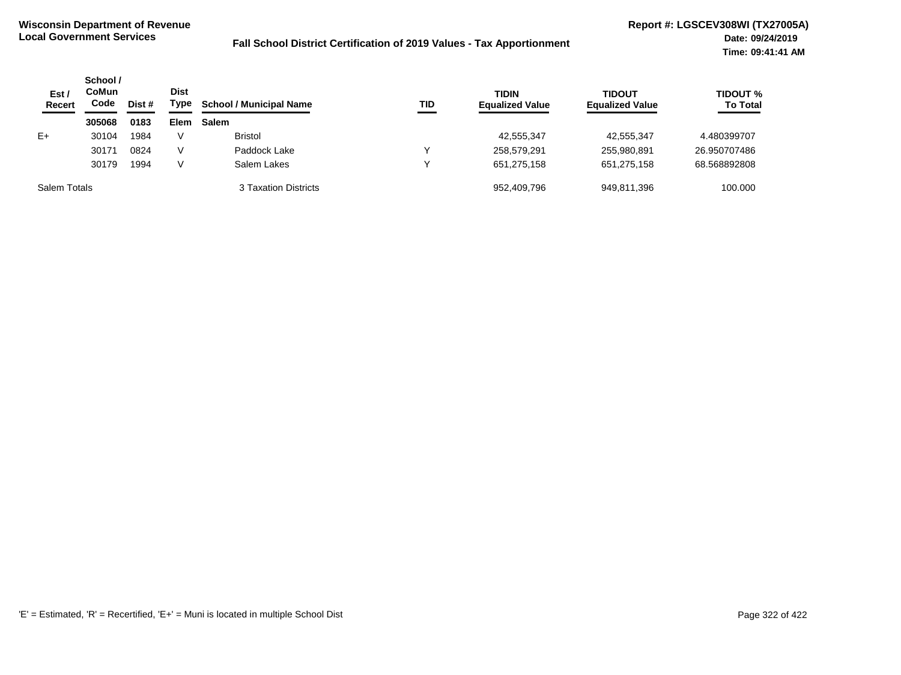**Wisconsin Department of Revenue**
**Local Government Services**

**Fall School District Certification of 2019 Values - Tax Apportionment**

**Report #: LGSCEV308WI (TX27005A)**
**Date: 09/24/2019**
**Time: 09:41:41 AM**

| Est / Recert | School / CoMun Code | Dist # | Dist Type | School / Municipal Name | TID | TIDIN Equalized Value | TIDOUT Equalized Value | TIDOUT % To Total |
|---|---|---|---|---|---|---|---|---|
| | **305068** | **0183** | **Elem** | **Salem** | | | | |
| E+ | 30104 | 1984 | V | Bristol | | 42,555,347 | 42,555,347 | 4.480399707 |
| | 30171 | 0824 | V | Paddock Lake | Y | 258,579,291 | 255,980,891 | 26.950707486 |
| | 30179 | 1994 | V | Salem Lakes | Y | 651,275,158 | 651,275,158 | 68.568892808 |
| Salem Totals | | | | 3 Taxation Districts | | 952,409,796 | 949,811,396 | 100.000 |

'E' = Estimated, 'R' = Recertified, 'E+' = Muni is located in multiple School Dist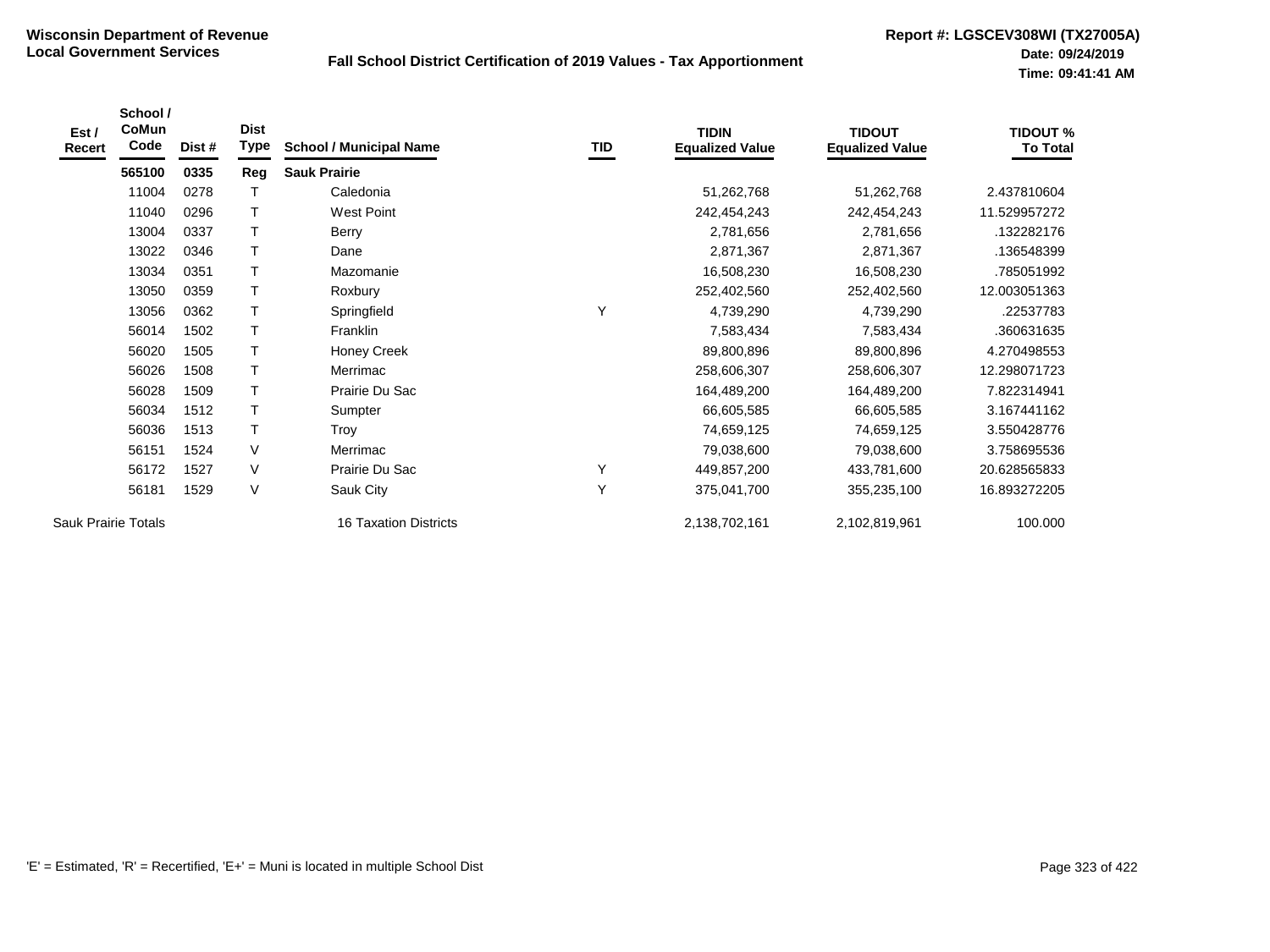**Wisconsin Department of Revenue**
**Local Government Services**

**Fall School District Certification of 2019 Values - Tax Apportionment**

**Report #: LGSCEV308WI (TX27005A)**
**Date: 09/24/2019**
**Time: 09:41:41 AM**

| Est / Recert | School / CoMun Code | Dist # | Dist Type | School / Municipal Name | TID | TIDIN Equalized Value | TIDOUT Equalized Value | TIDOUT % To Total |
|---|---|---|---|---|---|---|---|---|
| | **565100** | **0335** | **Reg** | **Sauk Prairie** | | | | |
| | 11004 | 0278 | T | Caledonia | | 51,262,768 | 51,262,768 | 2.437810604 |
| | 11040 | 0296 | T | West Point | | 242,454,243 | 242,454,243 | 11.529957272 |
| | 13004 | 0337 | T | Berry | | 2,781,656 | 2,781,656 | .132282176 |
| | 13022 | 0346 | T | Dane | | 2,871,367 | 2,871,367 | .136548399 |
| | 13034 | 0351 | T | Mazomanie | | 16,508,230 | 16,508,230 | .785051992 |
| | 13050 | 0359 | T | Roxbury | | 252,402,560 | 252,402,560 | 12.003051363 |
| | 13056 | 0362 | T | Springfield | Y | 4,739,290 | 4,739,290 | .22537783 |
| | 56014 | 1502 | T | Franklin | | 7,583,434 | 7,583,434 | .360631635 |
| | 56020 | 1505 | T | Honey Creek | | 89,800,896 | 89,800,896 | 4.270498553 |
| | 56026 | 1508 | T | Merrimac | | 258,606,307 | 258,606,307 | 12.298071723 |
| | 56028 | 1509 | T | Prairie Du Sac | | 164,489,200 | 164,489,200 | 7.822314941 |
| | 56034 | 1512 | T | Sumpter | | 66,605,585 | 66,605,585 | 3.167441162 |
| | 56036 | 1513 | T | Troy | | 74,659,125 | 74,659,125 | 3.550428776 |
| | 56151 | 1524 | V | Merrimac | | 79,038,600 | 79,038,600 | 3.758695536 |
| | 56172 | 1527 | V | Prairie Du Sac | Y | 449,857,200 | 433,781,600 | 20.628565833 |
| | 56181 | 1529 | V | Sauk City | Y | 375,041,700 | 355,235,100 | 16.893272205 |
| Sauk Prairie Totals | | | | 16 Taxation Districts | | 2,138,702,161 | 2,102,819,961 | 100.000 |

'E' = Estimated, 'R' = Recertified, 'E+' = Muni is located in multiple School Dist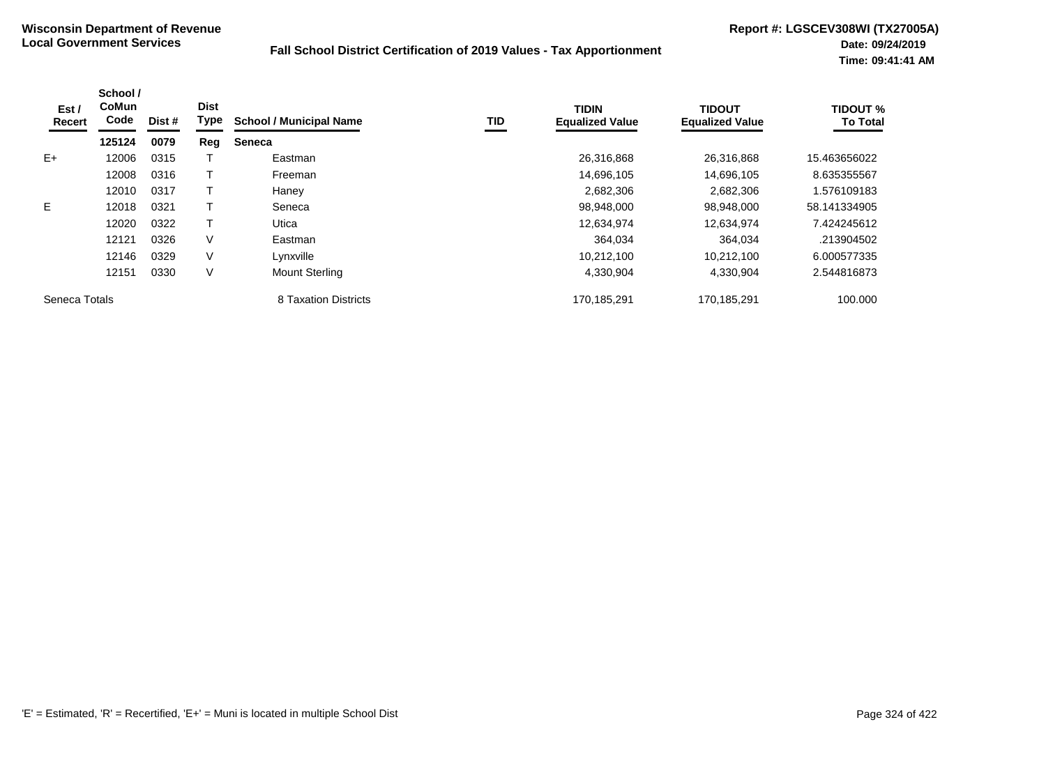**Wisconsin Department of Revenue**
**Local Government Services**

**Fall School District Certification of 2019 Values - Tax Apportionment**

**Report #: LGSCEV308WI (TX27005A)**
**Date: 09/24/2019**
**Time: 09:41:41 AM**

| Est / Recert | School / CoMun Code | Dist # | Dist Type | School / Municipal Name | TID | TIDIN Equalized Value | TIDOUT Equalized Value | TIDOUT % To Total |
|---|---|---|---|---|---|---|---|---|
| | **125124** | **0079** | **Reg** | **Seneca** | | | | |
| E+ | 12006 | 0315 | T | Eastman | | 26,316,868 | 26,316,868 | 15.463656022 |
| | 12008 | 0316 | T | Freeman | | 14,696,105 | 14,696,105 | 8.635355567 |
| | 12010 | 0317 | T | Haney | | 2,682,306 | 2,682,306 | 1.576109183 |
| E | 12018 | 0321 | T | Seneca | | 98,948,000 | 98,948,000 | 58.141334905 |
| | 12020 | 0322 | T | Utica | | 12,634,974 | 12,634,974 | 7.424245612 |
| | 12121 | 0326 | V | Eastman | | 364,034 | 364,034 | .213904502 |
| | 12146 | 0329 | V | Lynxville | | 10,212,100 | 10,212,100 | 6.000577335 |
| | 12151 | 0330 | V | Mount Sterling | | 4,330,904 | 4,330,904 | 2.544816873 |
| Seneca Totals | | | | 8 Taxation Districts | | 170,185,291 | 170,185,291 | 100.000 |

'E' = Estimated, 'R' = Recertified, 'E+' = Muni is located in multiple School Dist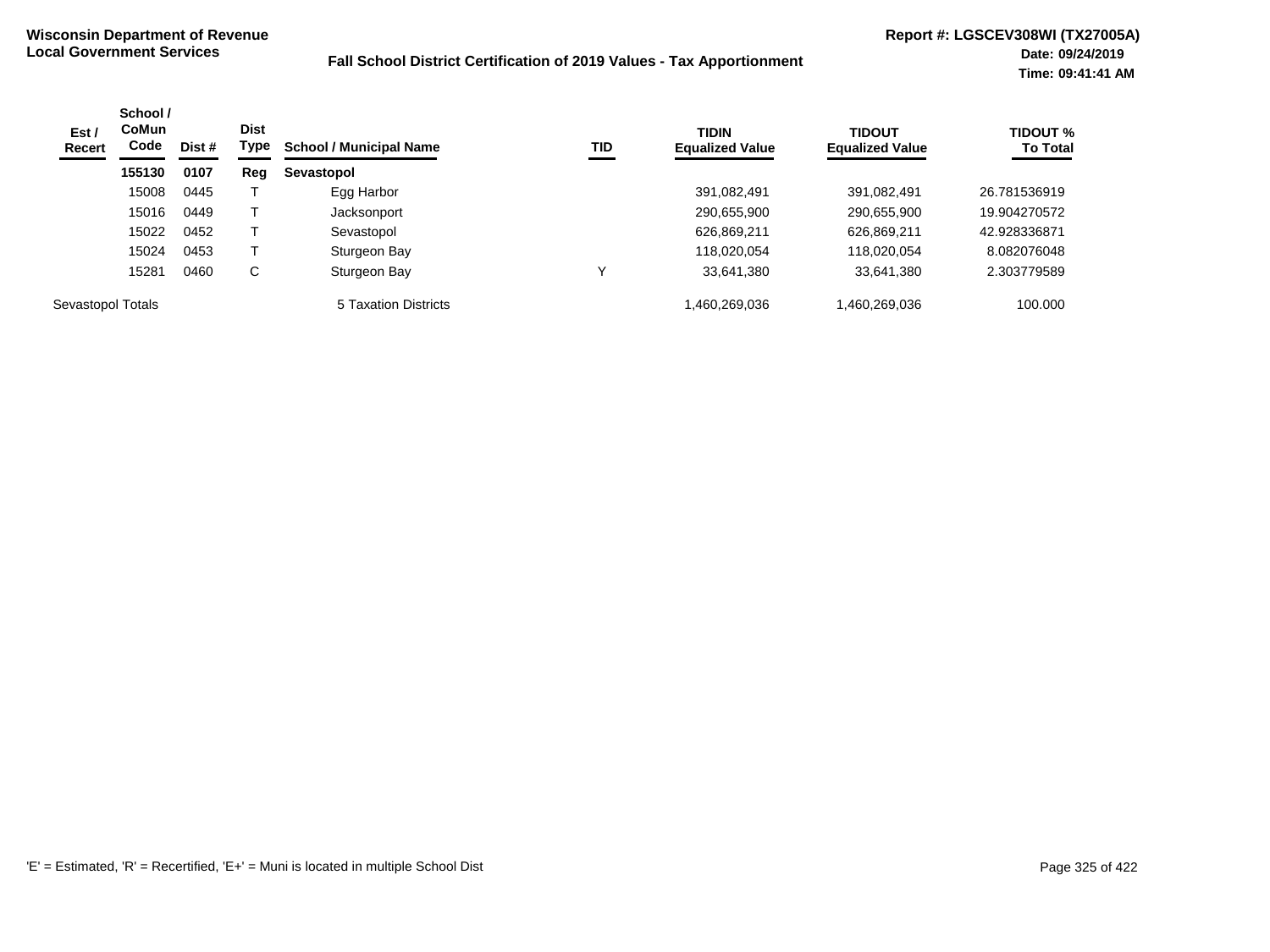**Wisconsin Department of Revenue**
**Local Government Services**

**Fall School District Certification of 2019 Values - Tax Apportionment**

**Report #: LGSCEV308WI (TX27005A)**
**Date: 09/24/2019**
**Time: 09:41:41 AM**

| Est / Recert | School / CoMun Code | Dist # | Dist Type | School / Municipal Name | TID | TIDIN Equalized Value | TIDOUT Equalized Value | TIDOUT % To Total |
|---|---|---|---|---|---|---|---|---|
| | **155130** | **0107** | **Reg** | **Sevastopol** | | | | |
| | 15008 | 0445 | T | Egg Harbor | | 391,082,491 | 391,082,491 | 26.781536919 |
| | 15016 | 0449 | T | Jacksonport | | 290,655,900 | 290,655,900 | 19.904270572 |
| | 15022 | 0452 | T | Sevastopol | | 626,869,211 | 626,869,211 | 42.928336871 |
| | 15024 | 0453 | T | Sturgeon Bay | | 118,020,054 | 118,020,054 | 8.082076048 |
| | 15281 | 0460 | C | Sturgeon Bay | Y | 33,641,380 | 33,641,380 | 2.303779589 |
| Sevastopol Totals | | | | 5 Taxation Districts | | 1,460,269,036 | 1,460,269,036 | 100.000 |

'E' = Estimated, 'R' = Recertified, 'E+' = Muni is located in multiple School Dist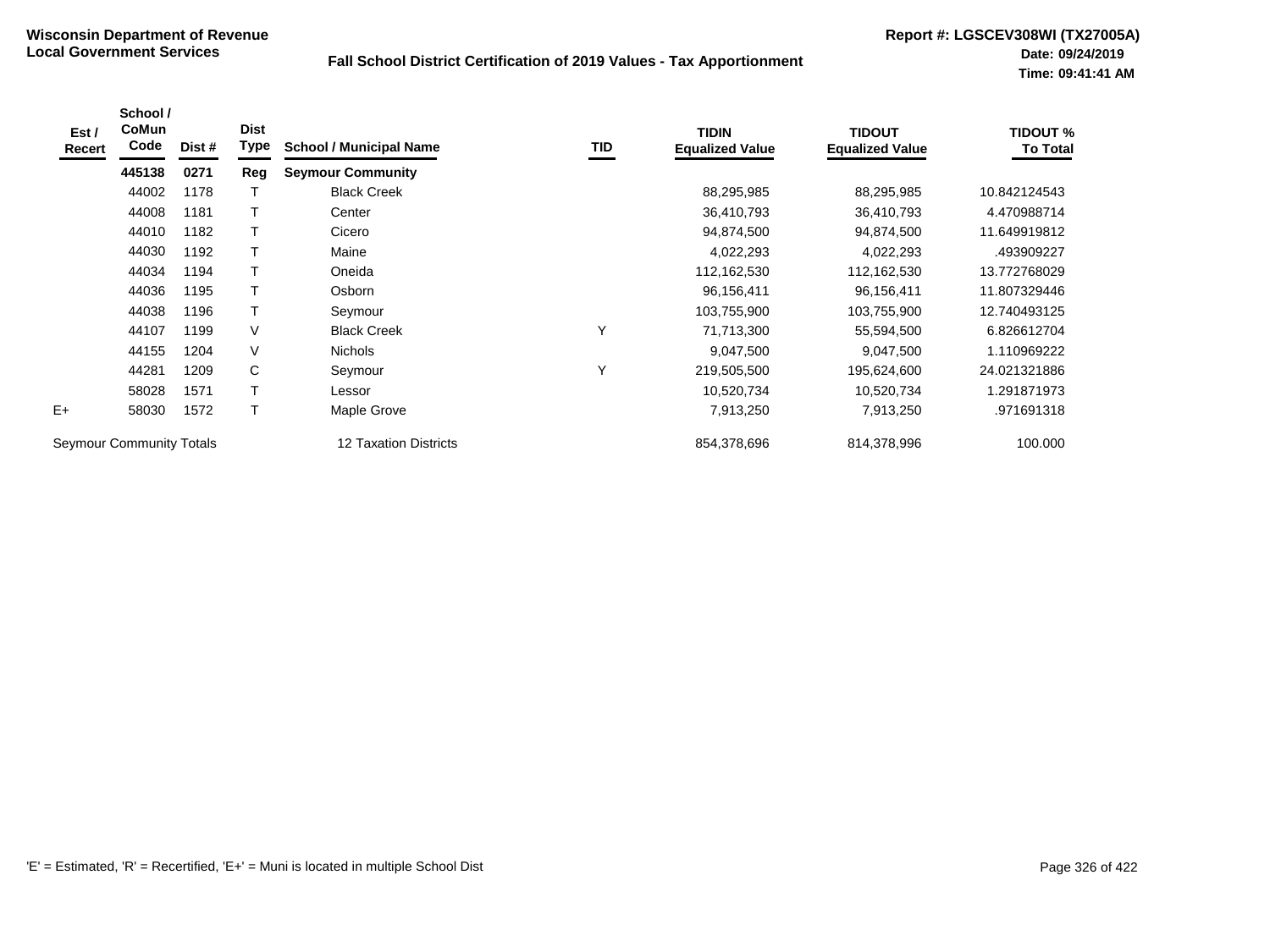**Wisconsin Department of Revenue**
**Local Government Services**

**Fall School District Certification of 2019 Values - Tax Apportionment**

**Report #: LGSCEV308WI (TX27005A)**
**Date: 09/24/2019**
**Time: 09:41:41 AM**

| Est / Recert | School / CoMun Code | Dist # | Dist Type | School / Municipal Name | TID | TIDIN Equalized Value | TIDOUT Equalized Value | TIDOUT % To Total |
|---|---|---|---|---|---|---|---|---|
| | **445138** | **0271** | **Reg** | **Seymour Community** | | | | |
| | 44002 | 1178 | T | Black Creek | | 88,295,985 | 88,295,985 | 10.842124543 |
| | 44008 | 1181 | T | Center | | 36,410,793 | 36,410,793 | 4.470988714 |
| | 44010 | 1182 | T | Cicero | | 94,874,500 | 94,874,500 | 11.649919812 |
| | 44030 | 1192 | T | Maine | | 4,022,293 | 4,022,293 | .493909227 |
| | 44034 | 1194 | T | Oneida | | 112,162,530 | 112,162,530 | 13.772768029 |
| | 44036 | 1195 | T | Osborn | | 96,156,411 | 96,156,411 | 11.807329446 |
| | 44038 | 1196 | T | Seymour | | 103,755,900 | 103,755,900 | 12.740493125 |
| | 44107 | 1199 | V | Black Creek | Y | 71,713,300 | 55,594,500 | 6.826612704 |
| | 44155 | 1204 | V | Nichols | | 9,047,500 | 9,047,500 | 1.110969222 |
| | 44281 | 1209 | C | Seymour | Y | 219,505,500 | 195,624,600 | 24.021321886 |
| | 58028 | 1571 | T | Lessor | | 10,520,734 | 10,520,734 | 1.291871973 |
| E+ | 58030 | 1572 | T | Maple Grove | | 7,913,250 | 7,913,250 | .971691318 |
| Seymour Community Totals | | | | 12 Taxation Districts | | 854,378,696 | 814,378,996 | 100.000 |

'E' = Estimated, 'R' = Recertified, 'E+' = Muni is located in multiple School Dist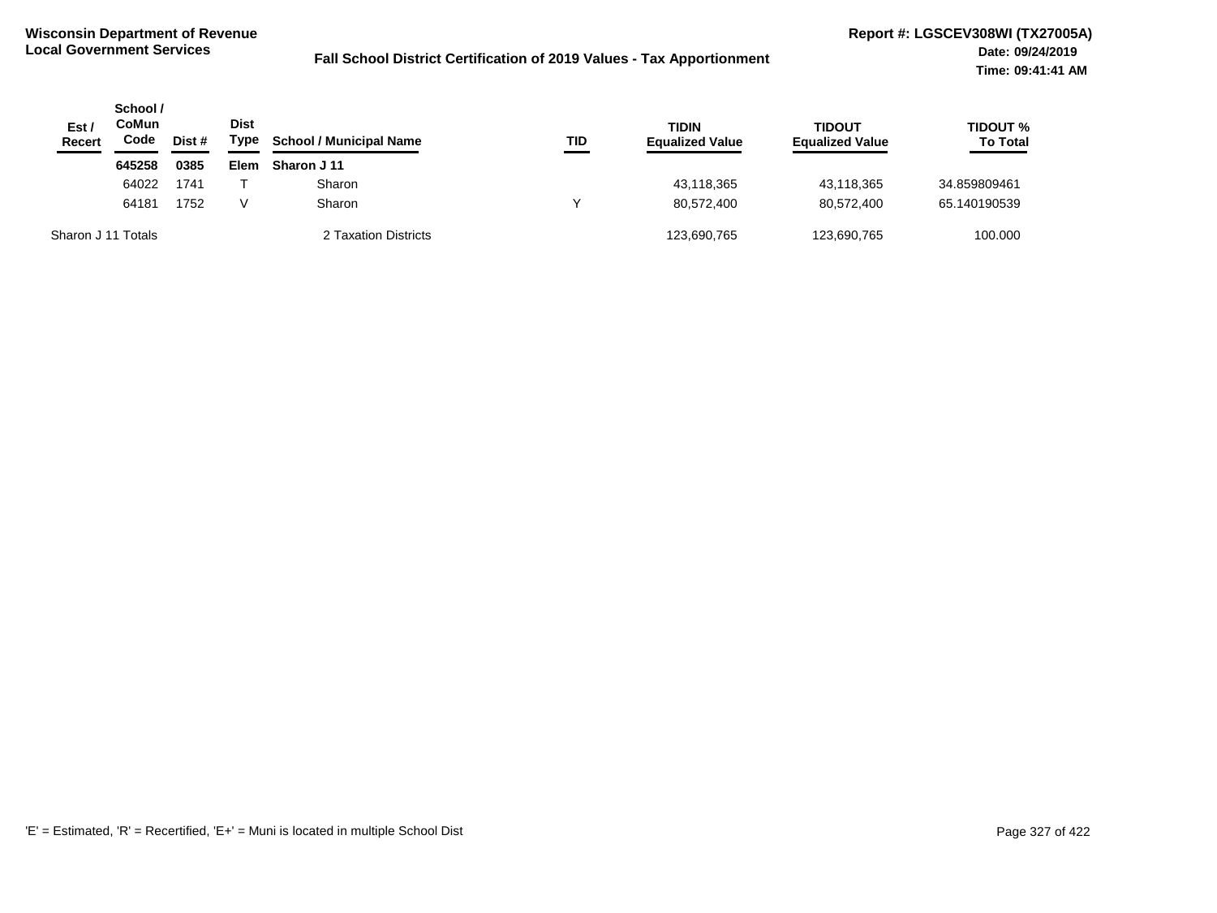**Wisconsin Department of Revenue**
**Local Government Services**

**Fall School District Certification of 2019 Values - Tax Apportionment**

**Report #: LGSCEV308WI (TX27005A)**
**Date: 09/24/2019**
**Time: 09:41:41 AM**

| Est / Recert | School / CoMun Code | Dist # | Dist Type | School / Municipal Name | TID | TIDIN Equalized Value | TIDOUT Equalized Value | TIDOUT % To Total |
|---|---|---|---|---|---|---|---|---|
| | **645258** | **0385** | **Elem** | **Sharon J 11** | | | | |
| | 64022 | 1741 | T | Sharon | | 43,118,365 | 43,118,365 | 34.859809461 |
| | 64181 | 1752 | V | Sharon | Y | 80,572,400 | 80,572,400 | 65.140190539 |
| Sharon J 11 Totals | | | | 2 Taxation Districts | | 123,690,765 | 123,690,765 | 100.000 |

'E' = Estimated, 'R' = Recertified, 'E+' = Muni is located in multiple School Dist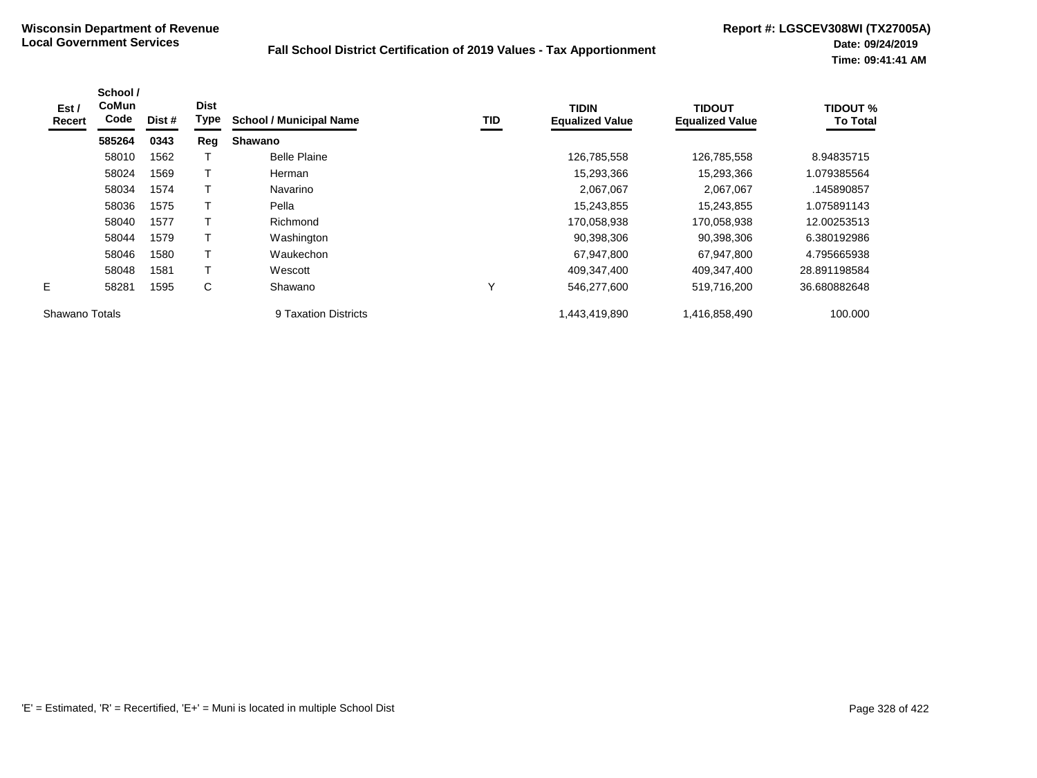**Wisconsin Department of Revenue**
**Local Government Services**

**Fall School District Certification of 2019 Values - Tax Apportionment**

**Report #: LGSCEV308WI (TX27005A)**
**Date: 09/24/2019**
**Time: 09:41:41 AM**

| Est / Recert | School / CoMun Code | Dist # | Dist Type | School / Municipal Name | TID | TIDIN Equalized Value | TIDOUT Equalized Value | TIDOUT % To Total |
|---|---|---|---|---|---|---|---|---|
| | **585264** | **0343** | **Reg** | **Shawano** | | | | |
| | 58010 | 1562 | T | Belle Plaine | | 126,785,558 | 126,785,558 | 8.94835715 |
| | 58024 | 1569 | T | Herman | | 15,293,366 | 15,293,366 | 1.079385564 |
| | 58034 | 1574 | T | Navarino | | 2,067,067 | 2,067,067 | .145890857 |
| | 58036 | 1575 | T | Pella | | 15,243,855 | 15,243,855 | 1.075891143 |
| | 58040 | 1577 | T | Richmond | | 170,058,938 | 170,058,938 | 12.00253513 |
| | 58044 | 1579 | T | Washington | | 90,398,306 | 90,398,306 | 6.380192986 |
| | 58046 | 1580 | T | Waukechon | | 67,947,800 | 67,947,800 | 4.795665938 |
| | 58048 | 1581 | T | Wescott | | 409,347,400 | 409,347,400 | 28.891198584 |
| E | 58281 | 1595 | C | Shawano | Y | 546,277,600 | 519,716,200 | 36.680882648 |
| Shawano Totals | | | | 9 Taxation Districts | | 1,443,419,890 | 1,416,858,490 | 100.000 |

'E' = Estimated, 'R' = Recertified, 'E+' = Muni is located in multiple School Dist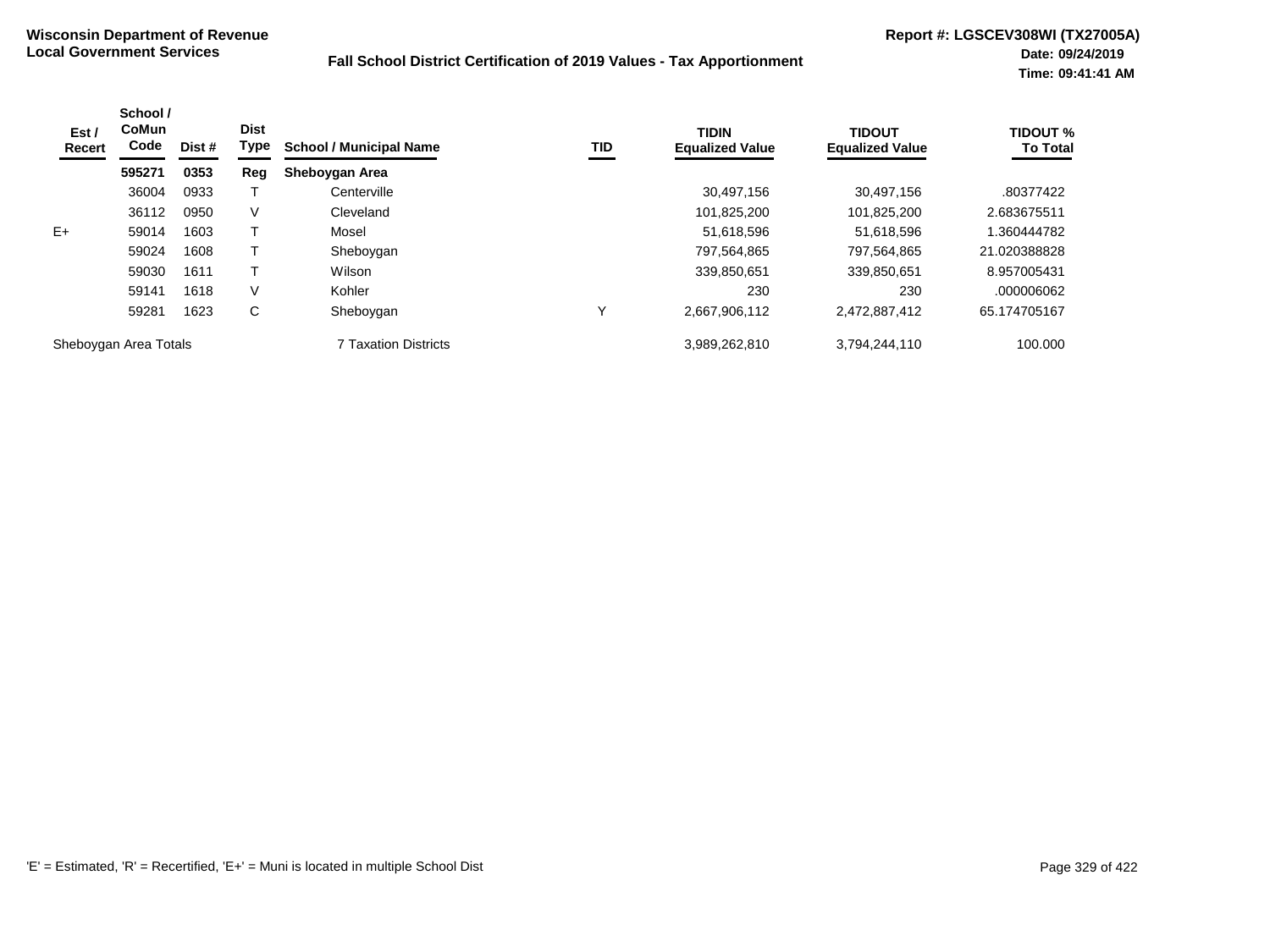**Wisconsin Department of Revenue**
**Local Government Services**

**Fall School District Certification of 2019 Values - Tax Apportionment**

**Report #: LGSCEV308WI (TX27005A)**
**Date: 09/24/2019**
**Time: 09:41:41 AM**

| Est / Recert | School / CoMun Code | Dist # | Dist Type | School / Municipal Name | TID | TIDIN Equalized Value | TIDOUT Equalized Value | TIDOUT % To Total |
|---|---|---|---|---|---|---|---|---|
| | **595271** | **0353** | **Reg** | **Sheboygan Area** | | | | |
| | 36004 | 0933 | T | Centerville | | 30,497,156 | 30,497,156 | .80377422 |
| | 36112 | 0950 | V | Cleveland | | 101,825,200 | 101,825,200 | 2.683675511 |
| E+ | 59014 | 1603 | T | Mosel | | 51,618,596 | 51,618,596 | 1.360444782 |
| | 59024 | 1608 | T | Sheboygan | | 797,564,865 | 797,564,865 | 21.020388828 |
| | 59030 | 1611 | T | Wilson | | 339,850,651 | 339,850,651 | 8.957005431 |
| | 59141 | 1618 | V | Kohler | | 230 | 230 | .000006062 |
| | 59281 | 1623 | C | Sheboygan | Y | 2,667,906,112 | 2,472,887,412 | 65.174705167 |
| Sheboygan Area Totals | | | | 7 Taxation Districts | | 3,989,262,810 | 3,794,244,110 | 100.000 |

'E' = Estimated, 'R' = Recertified, 'E+' = Muni is located in multiple School Dist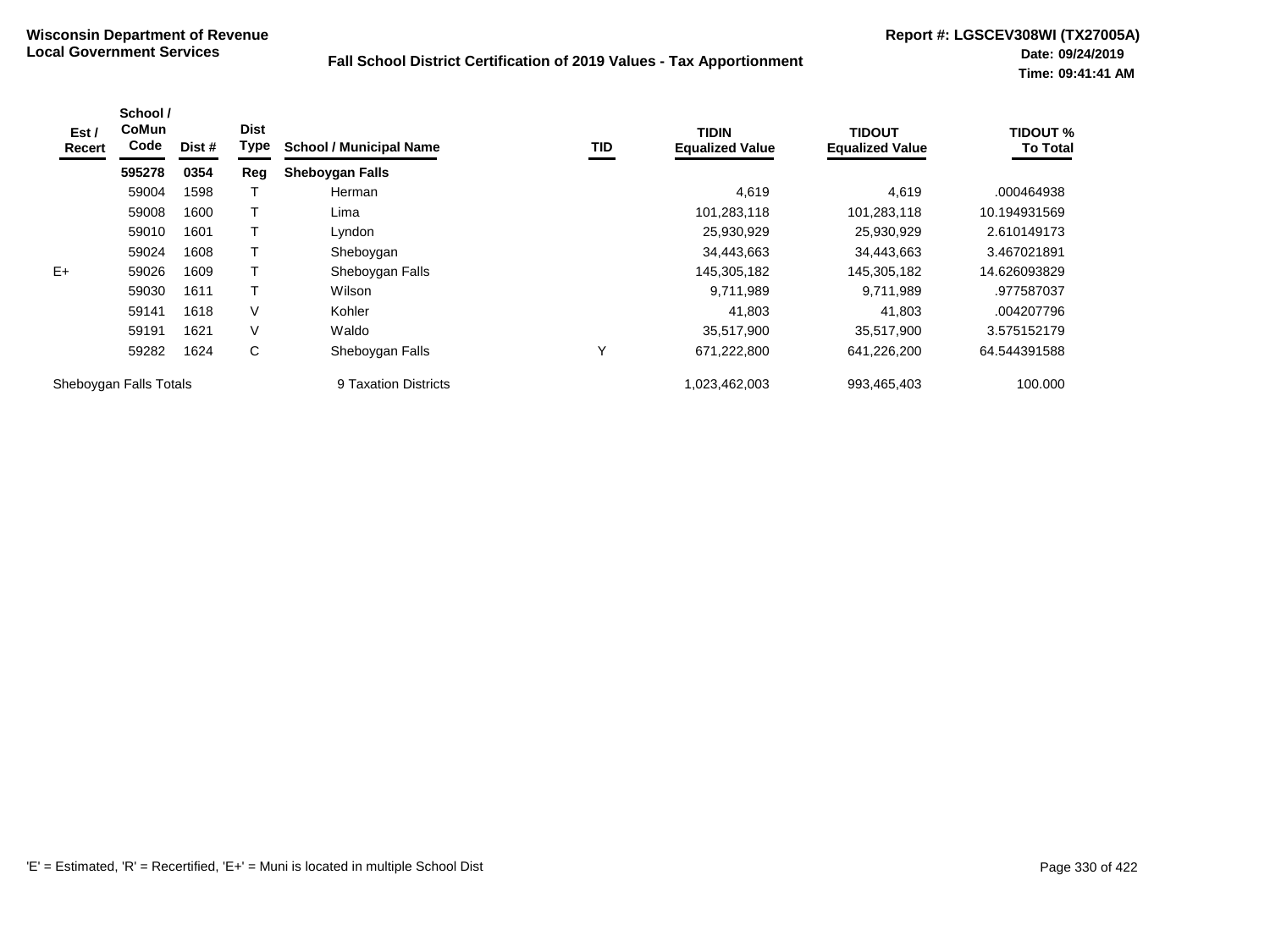**Wisconsin Department of Revenue**
**Local Government Services**

**Fall School District Certification of 2019 Values - Tax Apportionment**

**Report #: LGSCEV308WI (TX27005A)**
**Date: 09/24/2019**
**Time: 09:41:41 AM**

| Est / Recert | School / CoMun Code | Dist # | Dist Type | School / Municipal Name | TID | TIDIN Equalized Value | TIDOUT Equalized Value | TIDOUT % To Total |
|---|---|---|---|---|---|---|---|---|
| | **595278** | **0354** | **Reg** | **Sheboygan Falls** | | | | |
| | 59004 | 1598 | T | Herman | | 4,619 | 4,619 | .000464938 |
| | 59008 | 1600 | T | Lima | | 101,283,118 | 101,283,118 | 10.194931569 |
| | 59010 | 1601 | T | Lyndon | | 25,930,929 | 25,930,929 | 2.610149173 |
| | 59024 | 1608 | T | Sheboygan | | 34,443,663 | 34,443,663 | 3.467021891 |
| E+ | 59026 | 1609 | T | Sheboygan Falls | | 145,305,182 | 145,305,182 | 14.626093829 |
| | 59030 | 1611 | T | Wilson | | 9,711,989 | 9,711,989 | .977587037 |
| | 59141 | 1618 | V | Kohler | | 41,803 | 41,803 | .004207796 |
| | 59191 | 1621 | V | Waldo | | 35,517,900 | 35,517,900 | 3.575152179 |
| | 59282 | 1624 | C | Sheboygan Falls | Y | 671,222,800 | 641,226,200 | 64.544391588 |
| Sheboygan Falls Totals | | | | 9 Taxation Districts | | 1,023,462,003 | 993,465,403 | 100.000 |

'E' = Estimated, 'R' = Recertified, 'E+' = Muni is located in multiple School Dist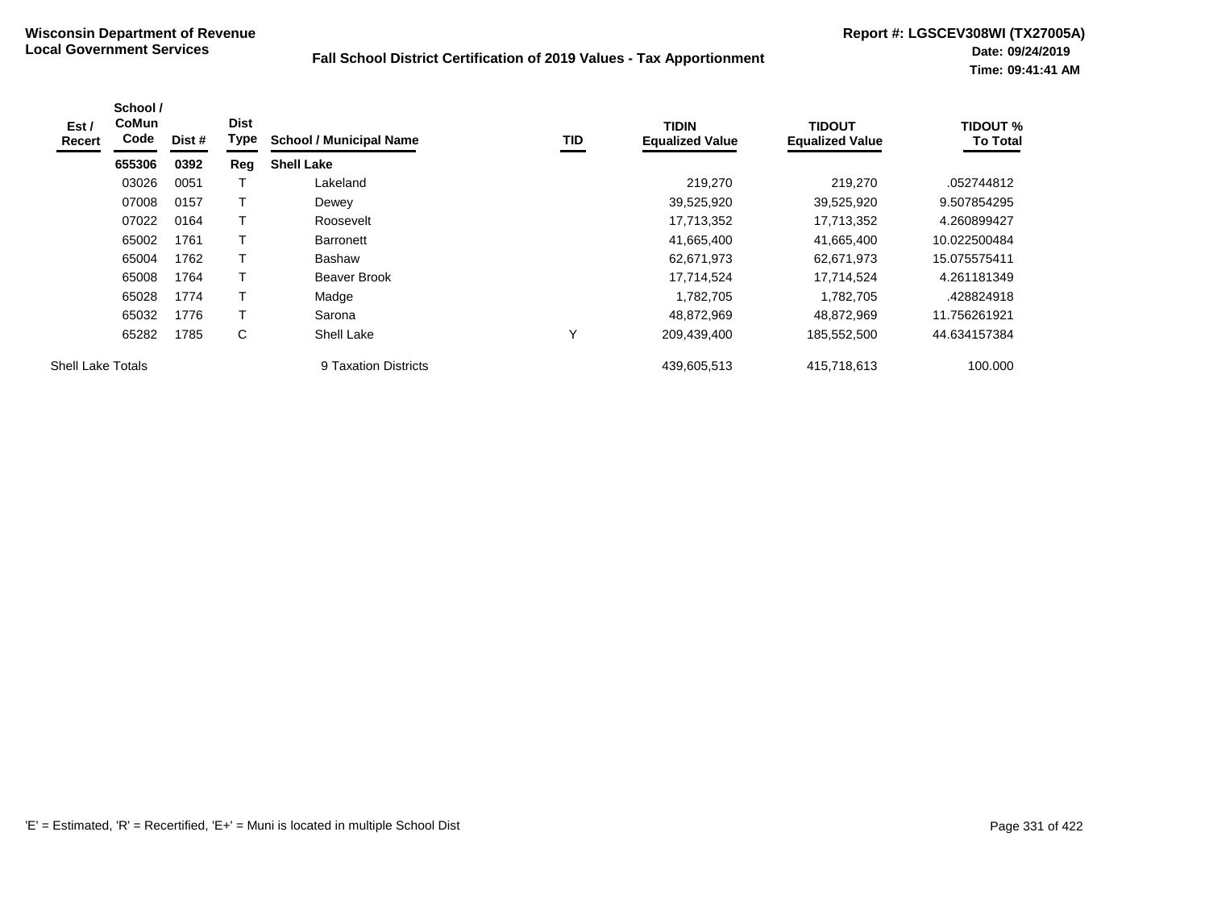**Wisconsin Department of Revenue**
**Local Government Services**

**Fall School District Certification of 2019 Values - Tax Apportionment**

**Report #: LGSCEV308WI (TX27005A)**
**Date: 09/24/2019**
**Time: 09:41:41 AM**

| Est / Recert | School / CoMun Code | Dist # | Dist Type | School / Municipal Name | TID | TIDIN Equalized Value | TIDOUT Equalized Value | TIDOUT % To Total |
|---|---|---|---|---|---|---|---|---|
| | **655306** | **0392** | **Reg** | **Shell Lake** | | | | |
| | 03026 | 0051 | T | Lakeland | | 219,270 | 219,270 | .052744812 |
| | 07008 | 0157 | T | Dewey | | 39,525,920 | 39,525,920 | 9.507854295 |
| | 07022 | 0164 | T | Roosevelt | | 17,713,352 | 17,713,352 | 4.260899427 |
| | 65002 | 1761 | T | Barronett | | 41,665,400 | 41,665,400 | 10.022500484 |
| | 65004 | 1762 | T | Bashaw | | 62,671,973 | 62,671,973 | 15.075575411 |
| | 65008 | 1764 | T | Beaver Brook | | 17,714,524 | 17,714,524 | 4.261181349 |
| | 65028 | 1774 | T | Madge | | 1,782,705 | 1,782,705 | .428824918 |
| | 65032 | 1776 | T | Sarona | | 48,872,969 | 48,872,969 | 11.756261921 |
| | 65282 | 1785 | C | Shell Lake | Y | 209,439,400 | 185,552,500 | 44.634157384 |
| Shell Lake Totals | | | | 9 Taxation Districts | | 439,605,513 | 415,718,613 | 100.000 |

'E' = Estimated, 'R' = Recertified, 'E+' = Muni is located in multiple School Dist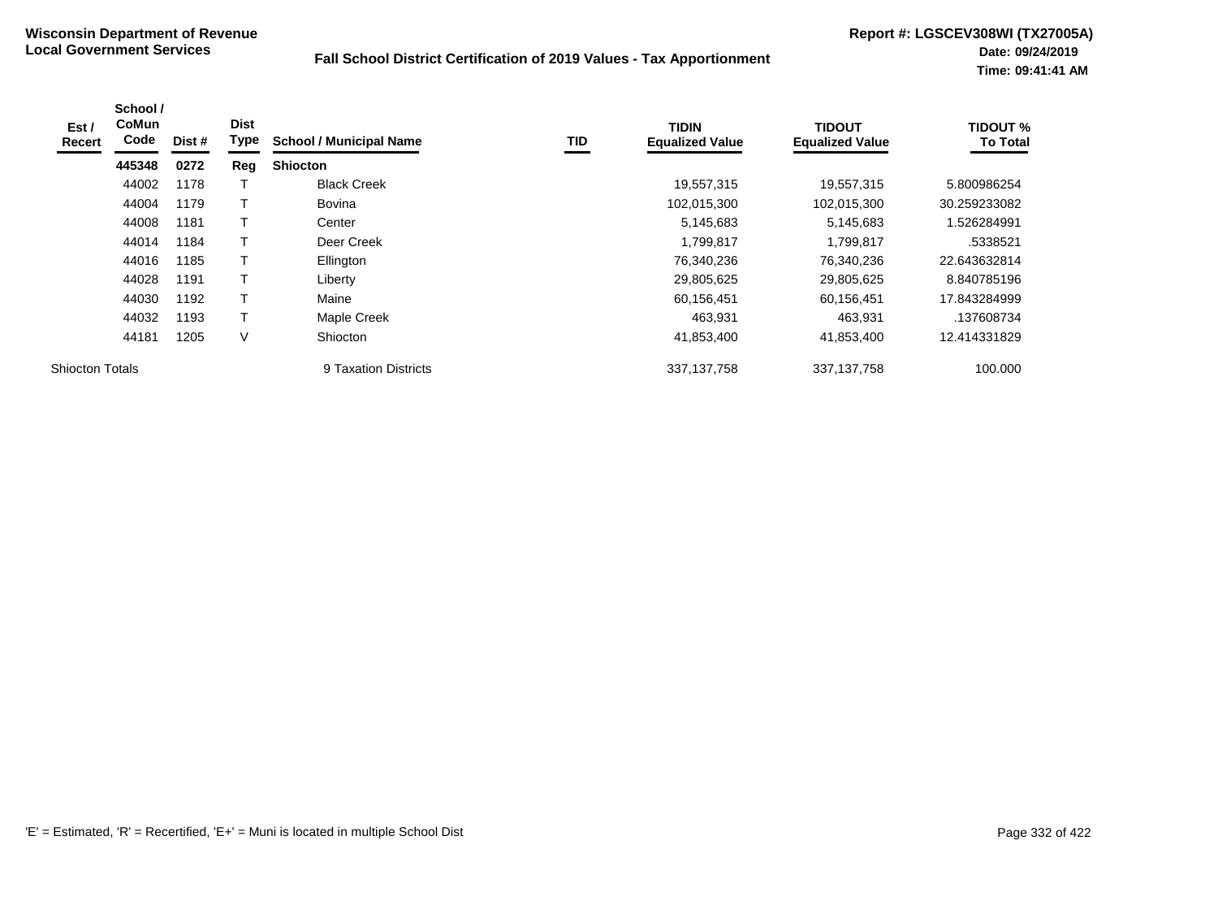**Wisconsin Department of Revenue**
**Local Government Services**

**Fall School District Certification of 2019 Values - Tax Apportionment**

**Report #: LGSCEV308WI (TX27005A)**
**Date: 09/24/2019**
**Time: 09:41:41 AM**

| Est / Recert | School / CoMun Code | Dist # | Dist Type | School / Municipal Name | TID | TIDIN Equalized Value | TIDOUT Equalized Value | TIDOUT % To Total |
|---|---|---|---|---|---|---|---|---|
| | **445348** | **0272** | **Reg** | **Shiocton** | | | | |
| | 44002 | 1178 | T | Black Creek | | 19,557,315 | 19,557,315 | 5.800986254 |
| | 44004 | 1179 | T | Bovina | | 102,015,300 | 102,015,300 | 30.259233082 |
| | 44008 | 1181 | T | Center | | 5,145,683 | 5,145,683 | 1.526284991 |
| | 44014 | 1184 | T | Deer Creek | | 1,799,817 | 1,799,817 | .5338521 |
| | 44016 | 1185 | T | Ellington | | 76,340,236 | 76,340,236 | 22.643632814 |
| | 44028 | 1191 | T | Liberty | | 29,805,625 | 29,805,625 | 8.840785196 |
| | 44030 | 1192 | T | Maine | | 60,156,451 | 60,156,451 | 17.843284999 |
| | 44032 | 1193 | T | Maple Creek | | 463,931 | 463,931 | .137608734 |
| | 44181 | 1205 | V | Shiocton | | 41,853,400 | 41,853,400 | 12.414331829 |
| Shiocton Totals | | | | 9 Taxation Districts | | 337,137,758 | 337,137,758 | 100.000 |

'E' = Estimated, 'R' = Recertified, 'E+' = Muni is located in multiple School Dist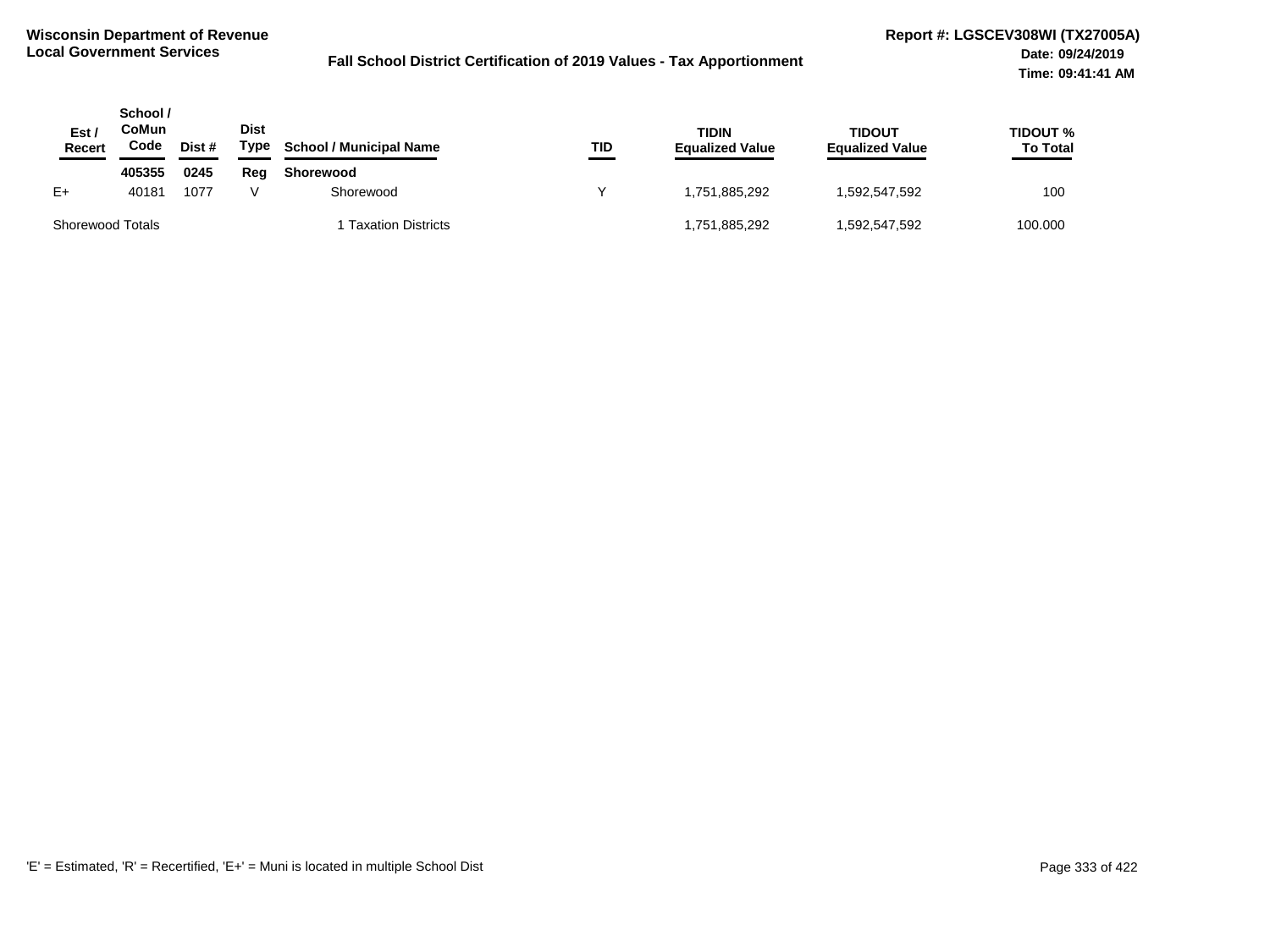**Wisconsin Department of Revenue**
**Local Government Services**

**Fall School District Certification of 2019 Values - Tax Apportionment**

**Report #: LGSCEV308WI (TX27005A)**
**Date: 09/24/2019**
**Time: 09:41:41 AM**

| Est / Recert | School / CoMun Code | Dist # | Dist Type | School / Municipal Name | TID | TIDIN Equalized Value | TIDOUT Equalized Value | TIDOUT % To Total |
|---|---|---|---|---|---|---|---|---|
| | **405355** | **0245** | **Reg** | **Shorewood** | | | | |
| E+ | 40181 | 1077 | V | Shorewood | Y | 1,751,885,292 | 1,592,547,592 | 100 |
| Shorewood Totals | | | | 1 Taxation Districts | | 1,751,885,292 | 1,592,547,592 | 100.000 |

'E' = Estimated, 'R' = Recertified, 'E+' = Muni is located in multiple School Dist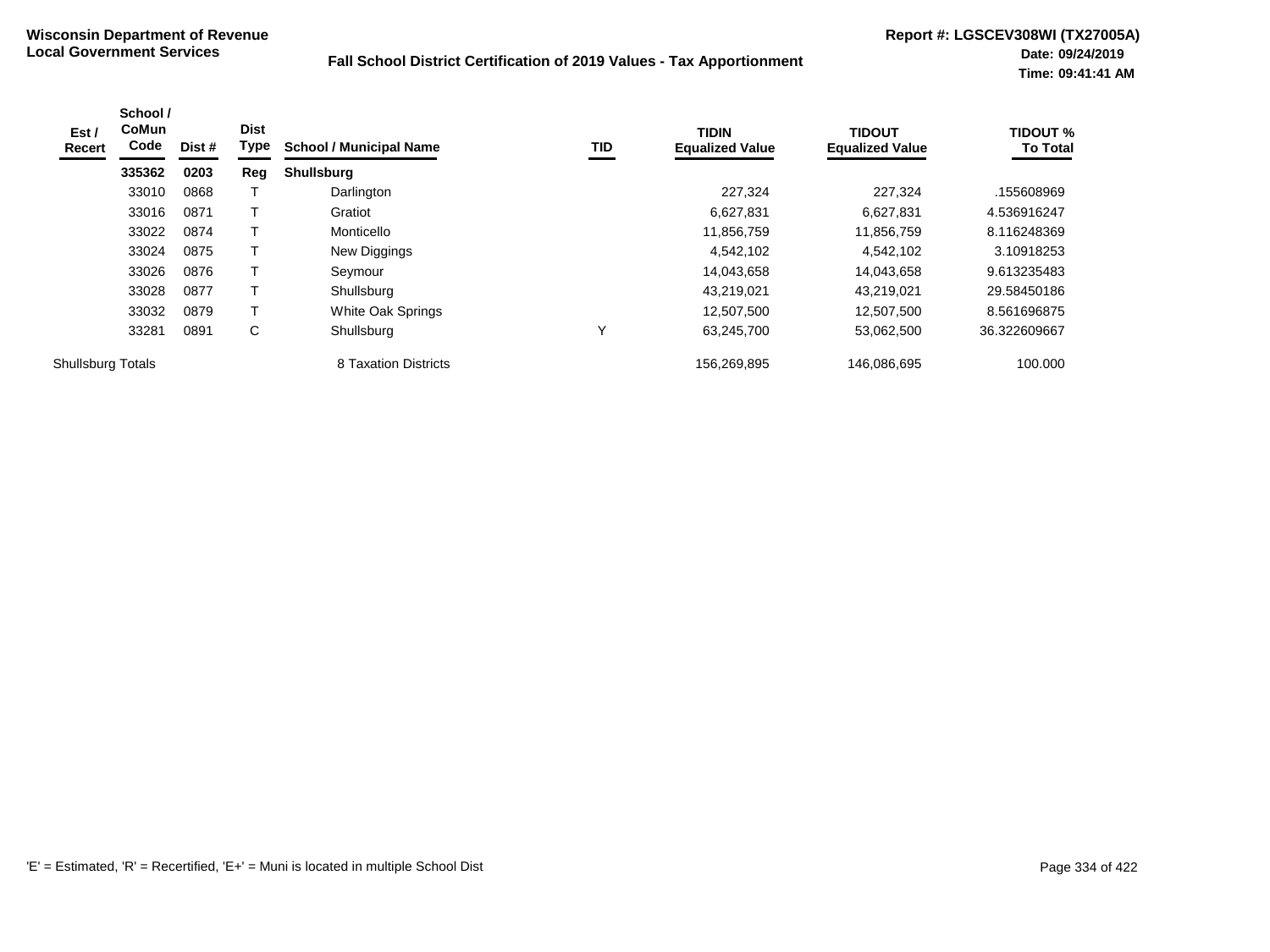**Wisconsin Department of Revenue**
**Local Government Services**

**Fall School District Certification of 2019 Values - Tax Apportionment**

**Report #: LGSCEV308WI (TX27005A)**
**Date: 09/24/2019**
**Time: 09:41:41 AM**

| Est / Recert | School / CoMun Code | Dist # | Dist Type | School / Municipal Name | TID | TIDIN Equalized Value | TIDOUT Equalized Value | TIDOUT % To Total |
|---|---|---|---|---|---|---|---|---|
| | **335362** | **0203** | **Reg** | **Shullsburg** | | | | |
| | 33010 | 0868 | T | Darlington | | 227,324 | 227,324 | .155608969 |
| | 33016 | 0871 | T | Gratiot | | 6,627,831 | 6,627,831 | 4.536916247 |
| | 33022 | 0874 | T | Monticello | | 11,856,759 | 11,856,759 | 8.116248369 |
| | 33024 | 0875 | T | New Diggings | | 4,542,102 | 4,542,102 | 3.10918253 |
| | 33026 | 0876 | T | Seymour | | 14,043,658 | 14,043,658 | 9.613235483 |
| | 33028 | 0877 | T | Shullsburg | | 43,219,021 | 43,219,021 | 29.58450186 |
| | 33032 | 0879 | T | White Oak Springs | | 12,507,500 | 12,507,500 | 8.561696875 |
| | 33281 | 0891 | C | Shullsburg | Y | 63,245,700 | 53,062,500 | 36.322609667 |
| Shullsburg Totals | | | | 8 Taxation Districts | | 156,269,895 | 146,086,695 | 100.000 |

'E' = Estimated, 'R' = Recertified, 'E+' = Muni is located in multiple School Dist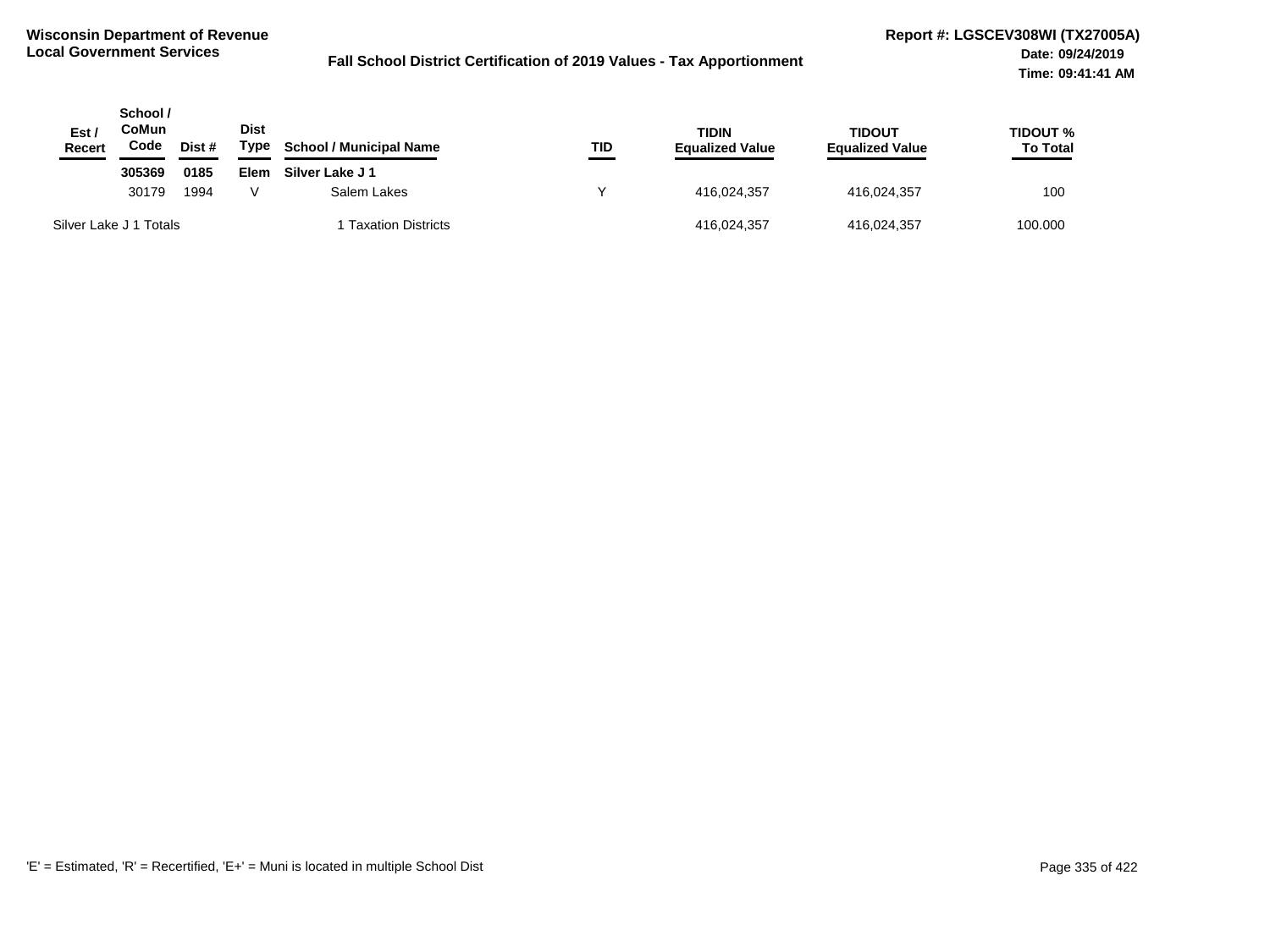**Wisconsin Department of Revenue**
**Local Government Services**

**Fall School District Certification of 2019 Values - Tax Apportionment**

**Report #: LGSCEV308WI (TX27005A)**
**Date: 09/24/2019**
**Time: 09:41:41 AM**

| Est / Recert | School / CoMun Code | Dist # | Dist Type | School / Municipal Name | TID | TIDIN Equalized Value | TIDOUT Equalized Value | TIDOUT % To Total |
|---|---|---|---|---|---|---|---|---|
| | **305369** | **0185** | **Elem** | **Silver Lake J 1** | | | | |
| | 30179 | 1994 | V | Salem Lakes | Y | 416,024,357 | 416,024,357 | 100 |
| Silver Lake J 1 Totals | | | | 1 Taxation Districts | | 416,024,357 | 416,024,357 | 100.000 |

'E' = Estimated, 'R' = Recertified, 'E+' = Muni is located in multiple School Dist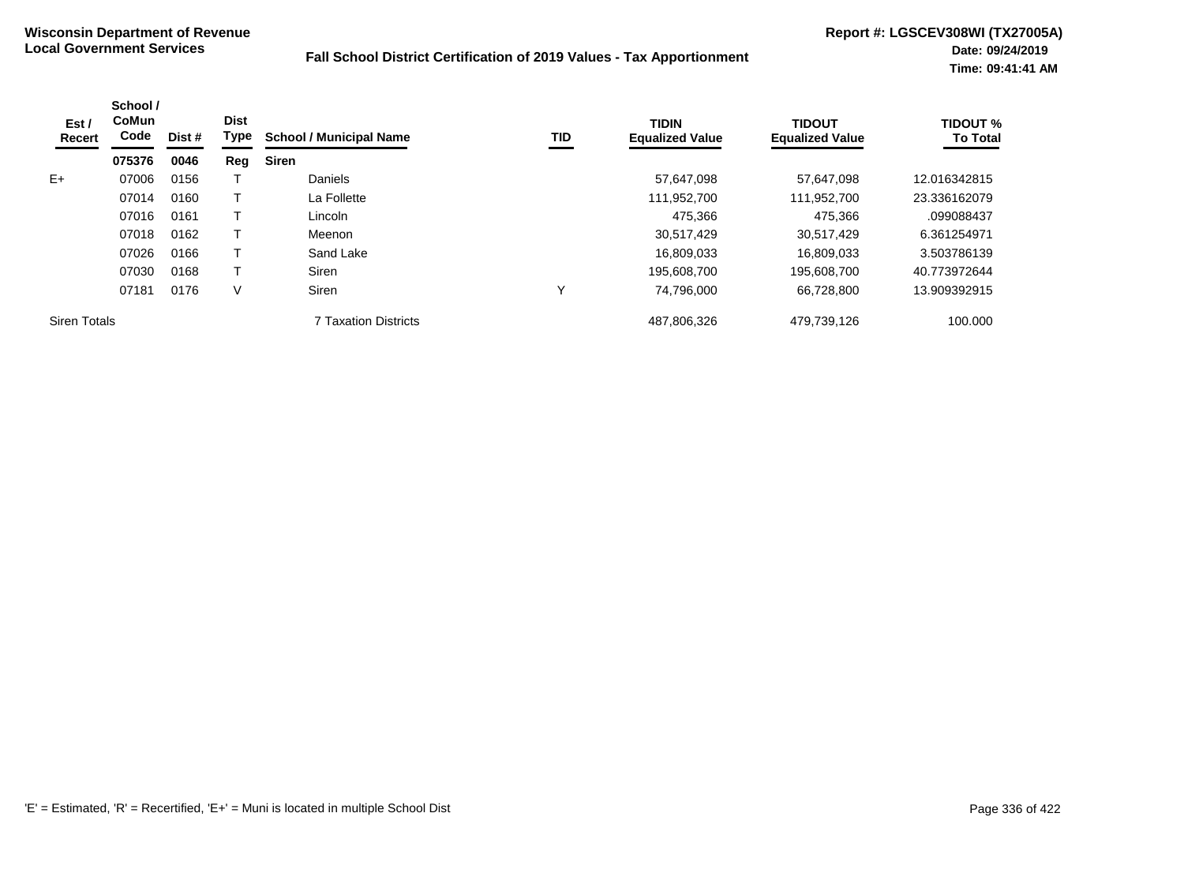**Wisconsin Department of Revenue**
**Local Government Services**

**Fall School District Certification of 2019 Values - Tax Apportionment**

**Report #: LGSCEV308WI (TX27005A)**
**Date: 09/24/2019**
**Time: 09:41:41 AM**

| Est / Recert | School / CoMun Code | Dist # | Dist Type | School / Municipal Name | TID | TIDIN Equalized Value | TIDOUT Equalized Value | TIDOUT % To Total |
|---|---|---|---|---|---|---|---|---|
| | **075376** | **0046** | **Reg** | **Siren** | | | | |
| E+ | 07006 | 0156 | T | Daniels | | 57,647,098 | 57,647,098 | 12.016342815 |
| | 07014 | 0160 | T | La Follette | | 111,952,700 | 111,952,700 | 23.336162079 |
| | 07016 | 0161 | T | Lincoln | | 475,366 | 475,366 | .099088437 |
| | 07018 | 0162 | T | Meenon | | 30,517,429 | 30,517,429 | 6.361254971 |
| | 07026 | 0166 | T | Sand Lake | | 16,809,033 | 16,809,033 | 3.503786139 |
| | 07030 | 0168 | T | Siren | | 195,608,700 | 195,608,700 | 40.773972644 |
| | 07181 | 0176 | V | Siren | Y | 74,796,000 | 66,728,800 | 13.909392915 |
| Siren Totals | | | | 7 Taxation Districts | | 487,806,326 | 479,739,126 | 100.000 |

'E' = Estimated, 'R' = Recertified, 'E+' = Muni is located in multiple School Dist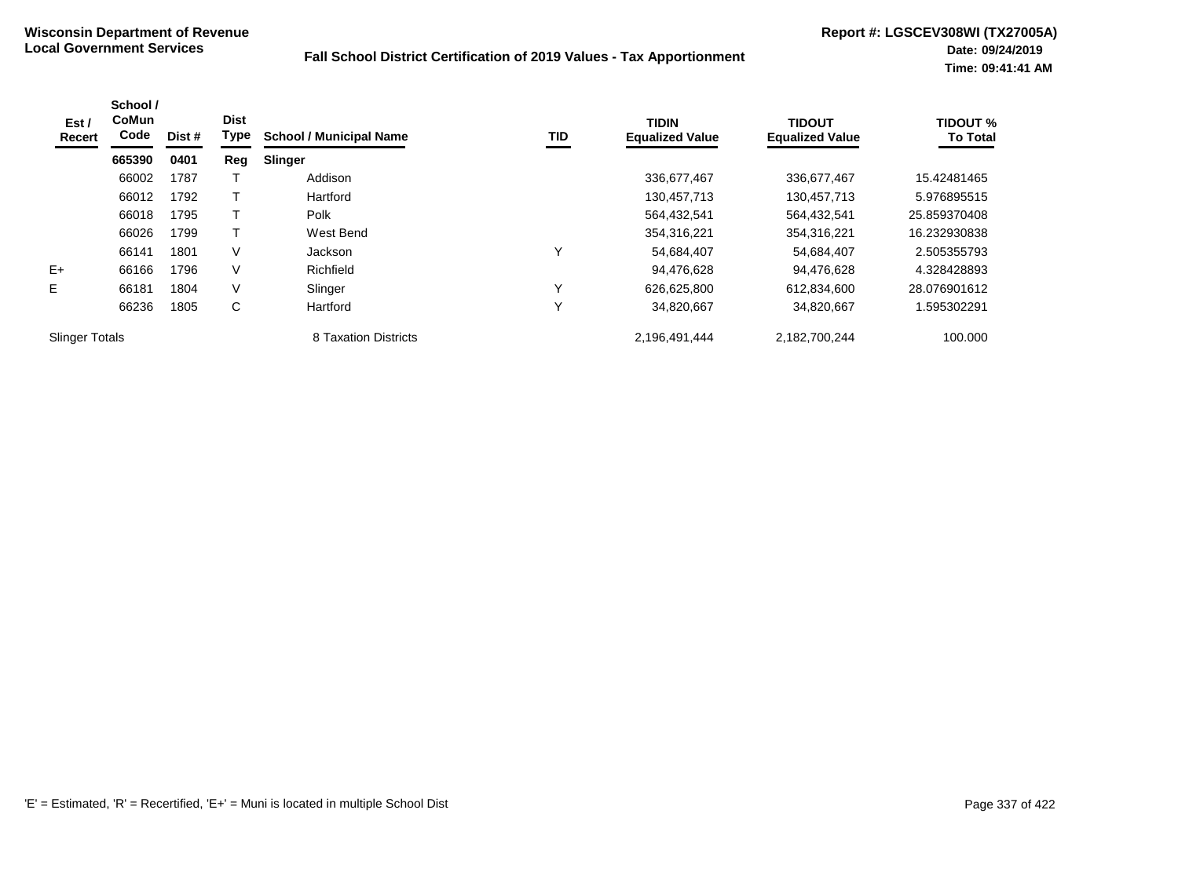**Wisconsin Department of Revenue**
**Local Government Services**

**Fall School District Certification of 2019 Values - Tax Apportionment**

**Report #: LGSCEV308WI (TX27005A)**
**Date: 09/24/2019**
**Time: 09:41:41 AM**

| Est / Recert | School / CoMun Code | Dist # | Dist Type | School / Municipal Name | TID | TIDIN Equalized Value | TIDOUT Equalized Value | TIDOUT % To Total |
|---|---|---|---|---|---|---|---|---|
| | **665390** | **0401** | **Reg** | **Slinger** | | | | |
| | 66002 | 1787 | T | Addison | | 336,677,467 | 336,677,467 | 15.42481465 |
| | 66012 | 1792 | T | Hartford | | 130,457,713 | 130,457,713 | 5.976895515 |
| | 66018 | 1795 | T | Polk | | 564,432,541 | 564,432,541 | 25.859370408 |
| | 66026 | 1799 | T | West Bend | | 354,316,221 | 354,316,221 | 16.232930838 |
| | 66141 | 1801 | V | Jackson | Y | 54,684,407 | 54,684,407 | 2.505355793 |
| E+ | 66166 | 1796 | V | Richfield | | 94,476,628 | 94,476,628 | 4.328428893 |
| E | 66181 | 1804 | V | Slinger | Y | 626,625,800 | 612,834,600 | 28.076901612 |
| | 66236 | 1805 | C | Hartford | Y | 34,820,667 | 34,820,667 | 1.595302291 |
| Slinger Totals | | | | 8 Taxation Districts | | 2,196,491,444 | 2,182,700,244 | 100.000 |

'E' = Estimated, 'R' = Recertified, 'E+' = Muni is located in multiple School Dist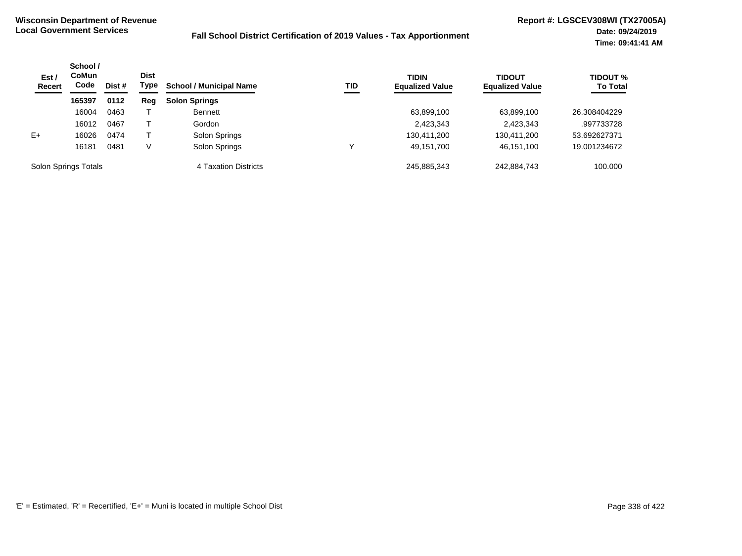**Wisconsin Department of Revenue**
**Local Government Services**

**Fall School District Certification of 2019 Values - Tax Apportionment**

**Report #: LGSCEV308WI (TX27005A)**
**Date: 09/24/2019**
**Time: 09:41:41 AM**

| Est / Recert | School / CoMun Code | Dist # | Dist Type | School / Municipal Name | TID | TIDIN Equalized Value | TIDOUT Equalized Value | TIDOUT % To Total |
|---|---|---|---|---|---|---|---|---|
| | **165397** | **0112** | **Reg** | **Solon Springs** | | | | |
| | 16004 | 0463 | T | Bennett | | 63,899,100 | 63,899,100 | 26.308404229 |
| | 16012 | 0467 | T | Gordon | | 2,423,343 | 2,423,343 | .997733728 |
| E+ | 16026 | 0474 | T | Solon Springs | | 130,411,200 | 130,411,200 | 53.692627371 |
| | 16181 | 0481 | V | Solon Springs | Y | 49,151,700 | 46,151,100 | 19.001234672 |
| Solon Springs Totals | | | | 4 Taxation Districts | | 245,885,343 | 242,884,743 | 100.000 |

'E' = Estimated, 'R' = Recertified, 'E+' = Muni is located in multiple School Dist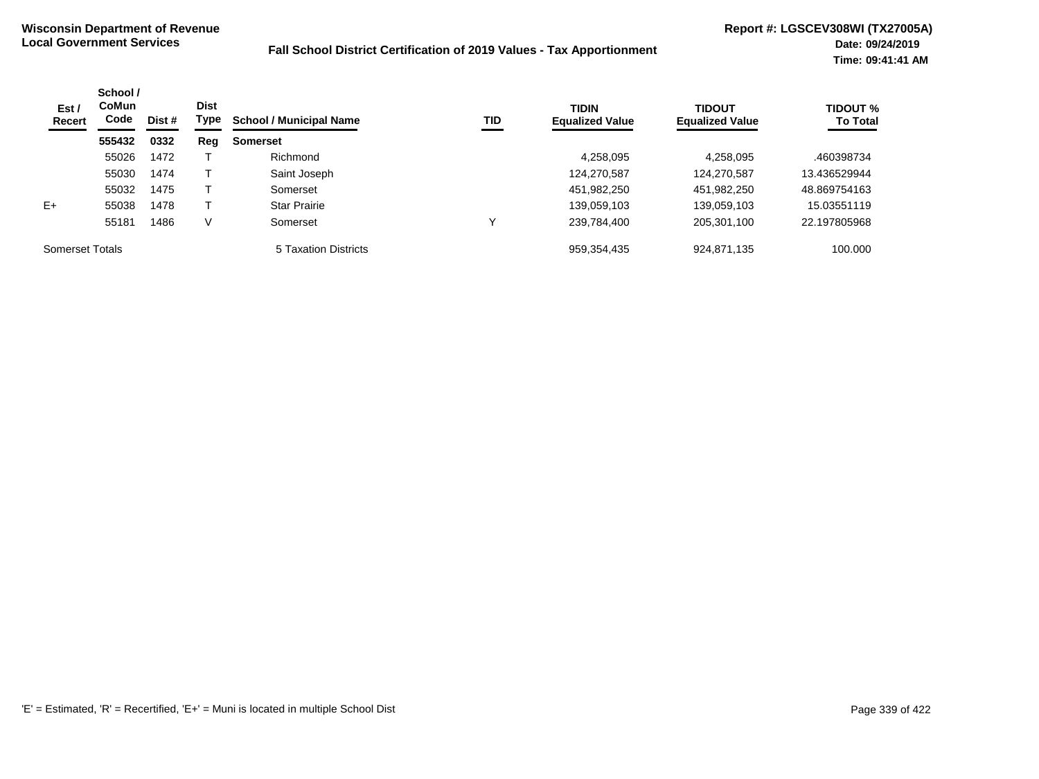**Wisconsin Department of Revenue**
**Local Government Services**

**Fall School District Certification of 2019 Values - Tax Apportionment**

**Report #: LGSCEV308WI (TX27005A)**
**Date: 09/24/2019**
**Time: 09:41:41 AM**

| Est / Recert | School / CoMun Code | Dist # | Dist Type | School / Municipal Name | TID | TIDIN Equalized Value | TIDOUT Equalized Value | TIDOUT % To Total |
|---|---|---|---|---|---|---|---|---|
| | **555432** | **0332** | **Reg** | **Somerset** | | | | |
| | 55026 | 1472 | T | Richmond | | 4,258,095 | 4,258,095 | .460398734 |
| | 55030 | 1474 | T | Saint Joseph | | 124,270,587 | 124,270,587 | 13.436529944 |
| | 55032 | 1475 | T | Somerset | | 451,982,250 | 451,982,250 | 48.869754163 |
| E+ | 55038 | 1478 | T | Star Prairie | | 139,059,103 | 139,059,103 | 15.03551119 |
| | 55181 | 1486 | V | Somerset | Y | 239,784,400 | 205,301,100 | 22.197805968 |
| Somerset Totals | | | | 5 Taxation Districts | | 959,354,435 | 924,871,135 | 100.000 |

'E' = Estimated, 'R' = Recertified, 'E+' = Muni is located in multiple School Dist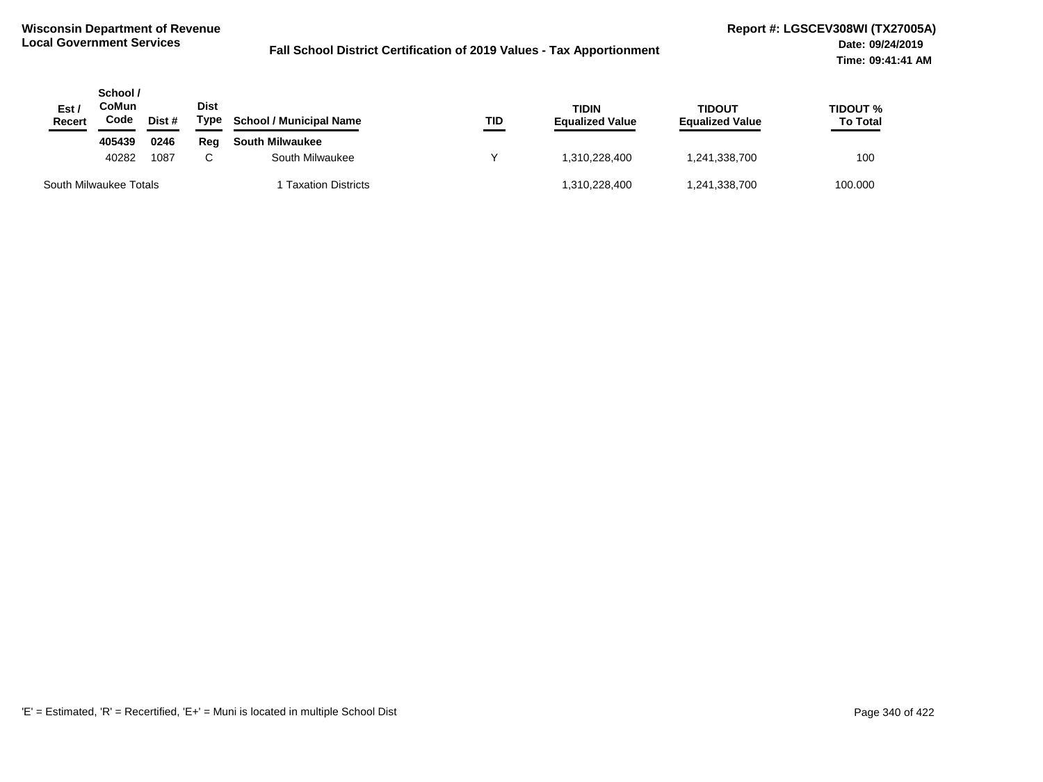**Wisconsin Department of Revenue**
**Local Government Services**

**Fall School District Certification of 2019 Values - Tax Apportionment**

**Report #: LGSCEV308WI (TX27005A)**
**Date: 09/24/2019**
**Time: 09:41:41 AM**

| Est / Recert | School / CoMun Code | Dist # | Dist Type | School / Municipal Name | TID | TIDIN Equalized Value | TIDOUT Equalized Value | TIDOUT % To Total |
|---|---|---|---|---|---|---|---|---|
| | **405439** | **0246** | **Reg** | **South Milwaukee** | | | | |
| | 40282 | 1087 | C | South Milwaukee | Y | 1,310,228,400 | 1,241,338,700 | 100 |
| South Milwaukee Totals | | | | 1 Taxation Districts | | 1,310,228,400 | 1,241,338,700 | 100.000 |

'E' = Estimated, 'R' = Recertified, 'E+' = Muni is located in multiple School Dist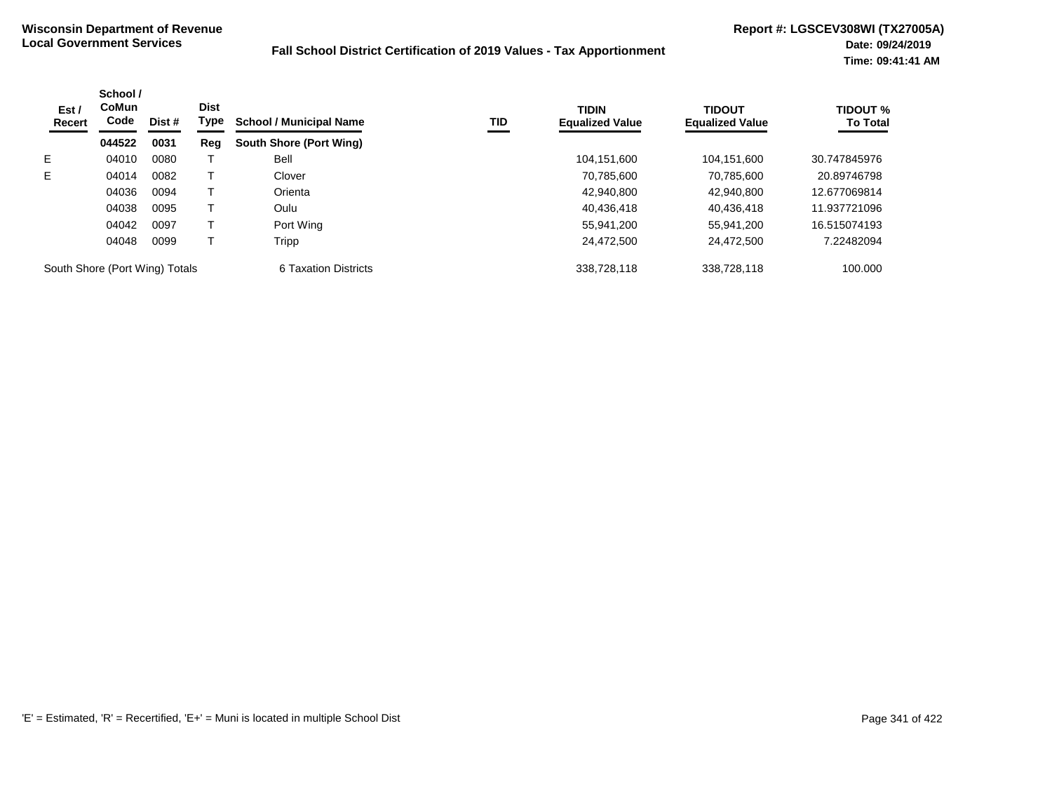**Wisconsin Department of Revenue**
**Local Government Services**

**Fall School District Certification of 2019 Values - Tax Apportionment**

**Report #: LGSCEV308WI (TX27005A)**
**Date: 09/24/2019**
**Time: 09:41:41 AM**

| Est / Recert | School / CoMun Code | Dist # | Dist Type | School / Municipal Name | TID | TIDIN Equalized Value | TIDOUT Equalized Value | TIDOUT % To Total |
|---|---|---|---|---|---|---|---|---|
| | **044522** | **0031** | **Reg** | **South Shore (Port Wing)** | | | | |
| E | 04010 | 0080 | T | Bell | | 104,151,600 | 104,151,600 | 30.747845976 |
| E | 04014 | 0082 | T | Clover | | 70,785,600 | 70,785,600 | 20.89746798 |
| | 04036 | 0094 | T | Orienta | | 42,940,800 | 42,940,800 | 12.677069814 |
| | 04038 | 0095 | T | Oulu | | 40,436,418 | 40,436,418 | 11.937721096 |
| | 04042 | 0097 | T | Port Wing | | 55,941,200 | 55,941,200 | 16.515074193 |
| | 04048 | 0099 | T | Tripp | | 24,472,500 | 24,472,500 | 7.22482094 |
| South Shore (Port Wing) Totals | | | | 6 Taxation Districts | | 338,728,118 | 338,728,118 | 100.000 |

'E' = Estimated, 'R' = Recertified, 'E+' = Muni is located in multiple School Dist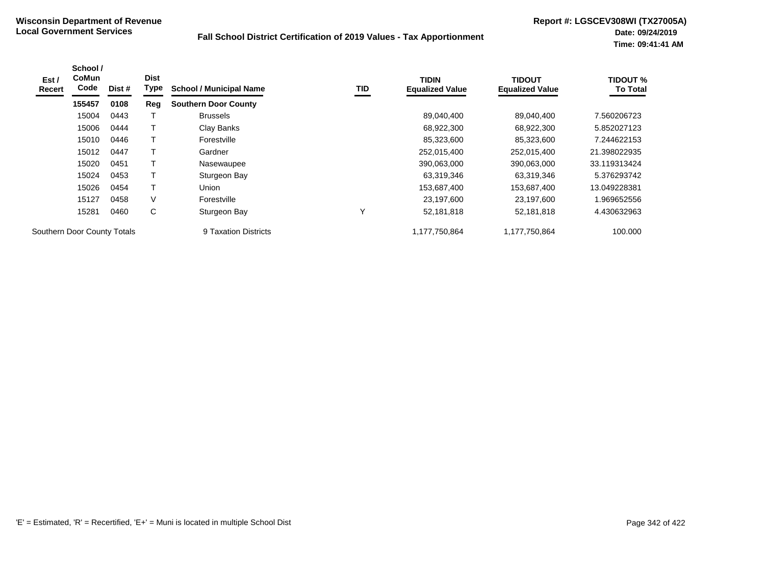**Wisconsin Department of Revenue**
**Local Government Services**

**Fall School District Certification of 2019 Values - Tax Apportionment**

**Report #: LGSCEV308WI (TX27005A)**
**Date: 09/24/2019**
**Time: 09:41:41 AM**

| Est / Recert | School / CoMun Code | Dist # | Dist Type | School / Municipal Name | TID | TIDIN Equalized Value | TIDOUT Equalized Value | TIDOUT % To Total |
|---|---|---|---|---|---|---|---|---|
| | **155457** | **0108** | **Reg** | **Southern Door County** | | | | |
| | 15004 | 0443 | T | Brussels | | 89,040,400 | 89,040,400 | 7.560206723 |
| | 15006 | 0444 | T | Clay Banks | | 68,922,300 | 68,922,300 | 5.852027123 |
| | 15010 | 0446 | T | Forestville | | 85,323,600 | 85,323,600 | 7.244622153 |
| | 15012 | 0447 | T | Gardner | | 252,015,400 | 252,015,400 | 21.398022935 |
| | 15020 | 0451 | T | Nasewaupee | | 390,063,000 | 390,063,000 | 33.119313424 |
| | 15024 | 0453 | T | Sturgeon Bay | | 63,319,346 | 63,319,346 | 5.376293742 |
| | 15026 | 0454 | T | Union | | 153,687,400 | 153,687,400 | 13.049228381 |
| | 15127 | 0458 | V | Forestville | | 23,197,600 | 23,197,600 | 1.969652556 |
| | 15281 | 0460 | C | Sturgeon Bay | Y | 52,181,818 | 52,181,818 | 4.430632963 |
| Southern Door County Totals | | | | 9 Taxation Districts | | 1,177,750,864 | 1,177,750,864 | 100.000 |

'E' = Estimated, 'R' = Recertified, 'E+' = Muni is located in multiple School Dist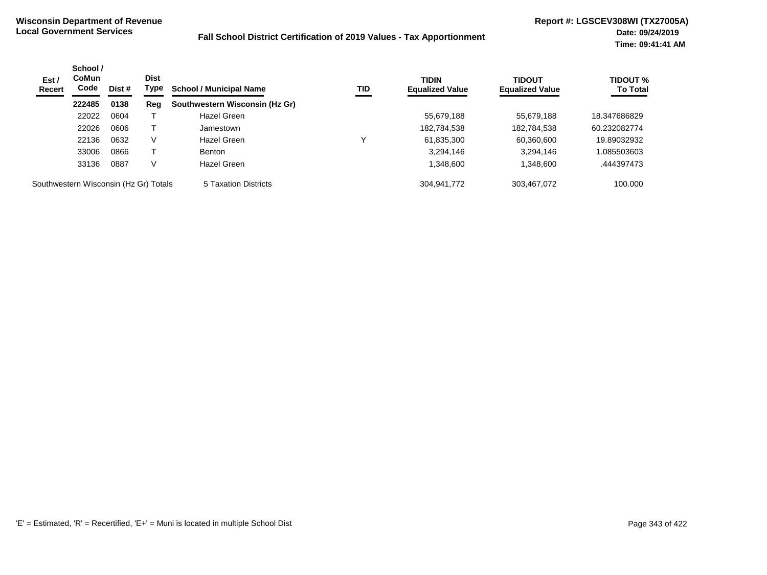**Wisconsin Department of Revenue**
**Local Government Services**

**Fall School District Certification of 2019 Values - Tax Apportionment**

**Report #: LGSCEV308WI (TX27005A)**
**Date: 09/24/2019**
**Time: 09:41:41 AM**

| Est / Recert | School / CoMun Code | Dist # | Dist Type | School / Municipal Name | TID | TIDIN Equalized Value | TIDOUT Equalized Value | TIDOUT % To Total |
|---|---|---|---|---|---|---|---|---|
| | **222485** | **0138** | **Reg** | **Southwestern Wisconsin (Hz Gr)** | | | | |
| | 22022 | 0604 | T | Hazel Green | | 55,679,188 | 55,679,188 | 18.347686829 |
| | 22026 | 0606 | T | Jamestown | | 182,784,538 | 182,784,538 | 60.232082774 |
| | 22136 | 0632 | V | Hazel Green | Y | 61,835,300 | 60,360,600 | 19.89032932 |
| | 33006 | 0866 | T | Benton | | 3,294,146 | 3,294,146 | 1.085503603 |
| | 33136 | 0887 | V | Hazel Green | | 1,348,600 | 1,348,600 | .444397473 |
| Southwestern Wisconsin (Hz Gr) Totals | | | | 5 Taxation Districts | | 304,941,772 | 303,467,072 | 100.000 |

'E' = Estimated, 'R' = Recertified, 'E+' = Muni is located in multiple School Dist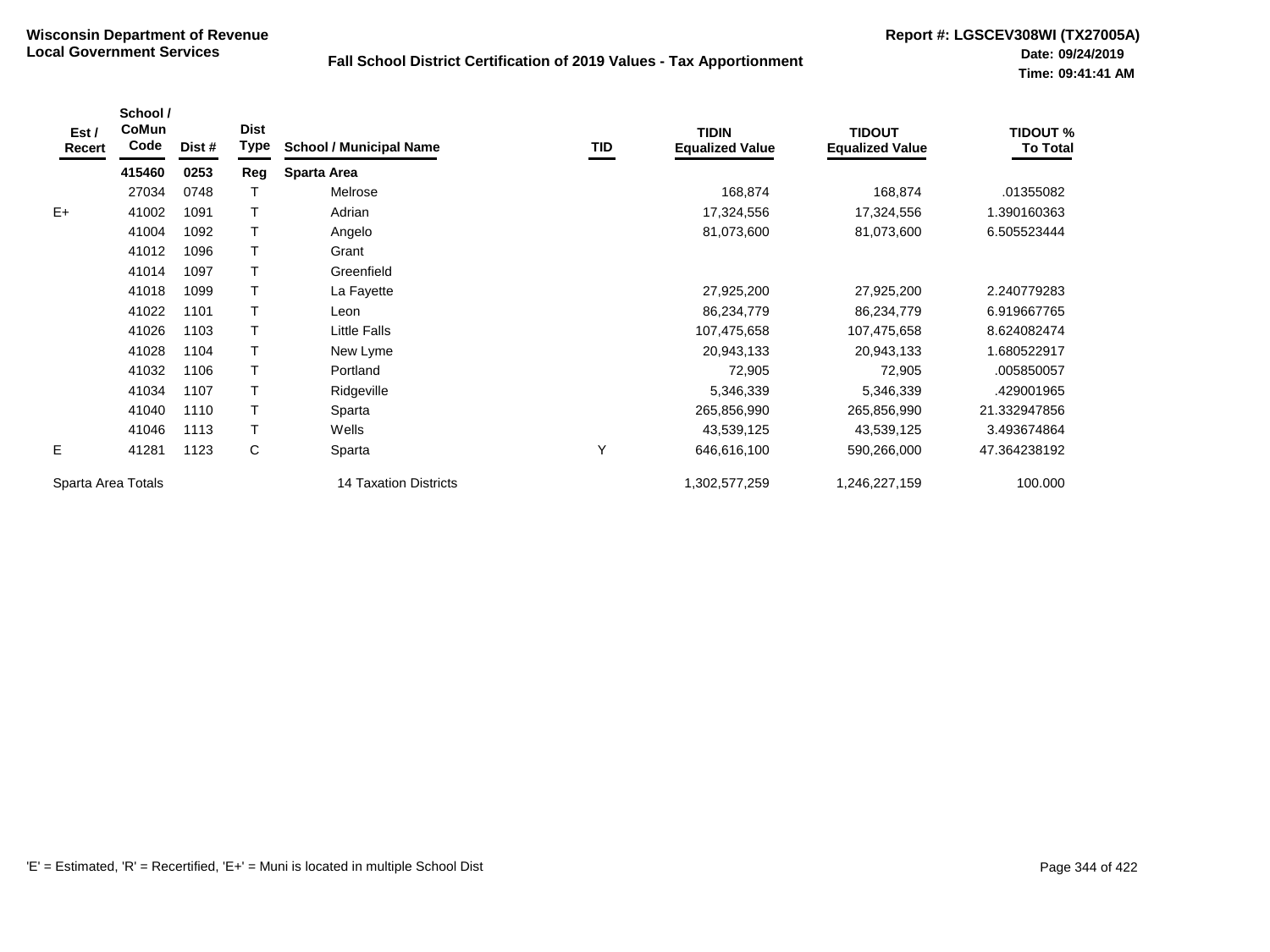**Wisconsin Department of Revenue**
**Local Government Services**

**Fall School District Certification of 2019 Values - Tax Apportionment**

**Report #: LGSCEV308WI (TX27005A)**
**Date: 09/24/2019**
**Time: 09:41:41 AM**

| Est / Recert | School / CoMun Code | Dist # | Dist Type | School / Municipal Name | TID | TIDIN Equalized Value | TIDOUT Equalized Value | TIDOUT % To Total |
|---|---|---|---|---|---|---|---|---|
| | **415460** | **0253** | **Reg** | **Sparta Area** | | | | |
| | 27034 | 0748 | T | Melrose | | 168,874 | 168,874 | .01355082 |
| E+ | 41002 | 1091 | T | Adrian | | 17,324,556 | 17,324,556 | 1.390160363 |
| | 41004 | 1092 | T | Angelo | | 81,073,600 | 81,073,600 | 6.505523444 |
| | 41012 | 1096 | T | Grant | | | | |
| | 41014 | 1097 | T | Greenfield | | | | |
| | 41018 | 1099 | T | La Fayette | | 27,925,200 | 27,925,200 | 2.240779283 |
| | 41022 | 1101 | T | Leon | | 86,234,779 | 86,234,779 | 6.919667765 |
| | 41026 | 1103 | T | Little Falls | | 107,475,658 | 107,475,658 | 8.624082474 |
| | 41028 | 1104 | T | New Lyme | | 20,943,133 | 20,943,133 | 1.680522917 |
| | 41032 | 1106 | T | Portland | | 72,905 | 72,905 | .005850057 |
| | 41034 | 1107 | T | Ridgeville | | 5,346,339 | 5,346,339 | .429001965 |
| | 41040 | 1110 | T | Sparta | | 265,856,990 | 265,856,990 | 21.332947856 |
| | 41046 | 1113 | T | Wells | | 43,539,125 | 43,539,125 | 3.493674864 |
| E | 41281 | 1123 | C | Sparta | Y | 646,616,100 | 590,266,000 | 47.364238192 |
| Sparta Area Totals | | | | 14 Taxation Districts | | 1,302,577,259 | 1,246,227,159 | 100.000 |

'E' = Estimated, 'R' = Recertified, 'E+' = Muni is located in multiple School Dist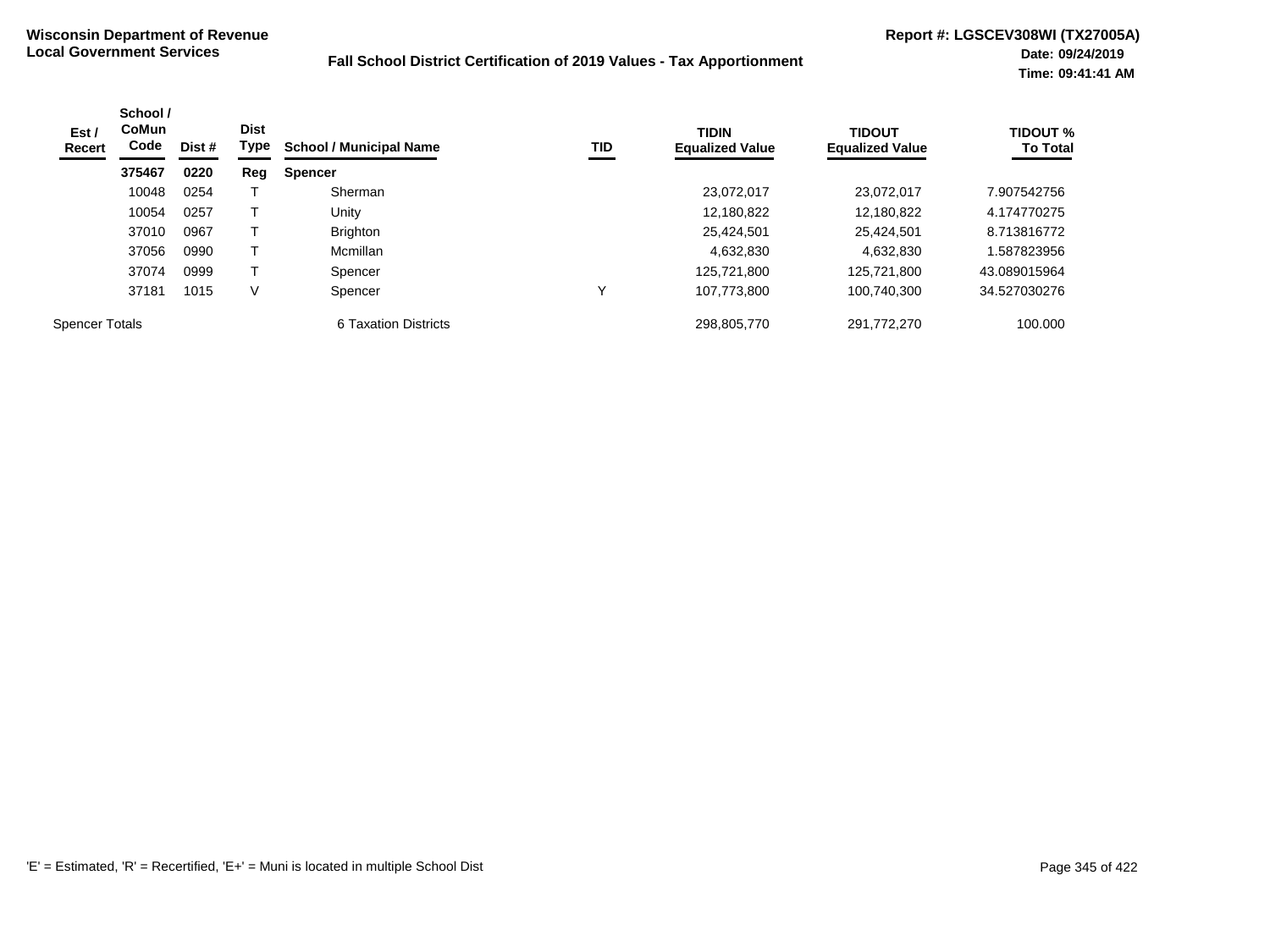**Wisconsin Department of Revenue**
**Local Government Services**

**Fall School District Certification of 2019 Values - Tax Apportionment**

**Report #: LGSCEV308WI (TX27005A)**
**Date: 09/24/2019**
**Time: 09:41:41 AM**

| Est / Recert | School / CoMun Code | Dist # | Dist Type | School / Municipal Name | TID | TIDIN Equalized Value | TIDOUT Equalized Value | TIDOUT % To Total |
|---|---|---|---|---|---|---|---|---|
| | **375467** | **0220** | **Reg** | **Spencer** | | | | |
| | 10048 | 0254 | T | Sherman | | 23,072,017 | 23,072,017 | 7.907542756 |
| | 10054 | 0257 | T | Unity | | 12,180,822 | 12,180,822 | 4.174770275 |
| | 37010 | 0967 | T | Brighton | | 25,424,501 | 25,424,501 | 8.713816772 |
| | 37056 | 0990 | T | Mcmillan | | 4,632,830 | 4,632,830 | 1.587823956 |
| | 37074 | 0999 | T | Spencer | | 125,721,800 | 125,721,800 | 43.089015964 |
| | 37181 | 1015 | V | Spencer | Y | 107,773,800 | 100,740,300 | 34.527030276 |
| Spencer Totals | | | | 6 Taxation Districts | | 298,805,770 | 291,772,270 | 100.000 |

'E' = Estimated, 'R' = Recertified, 'E+' = Muni is located in multiple School Dist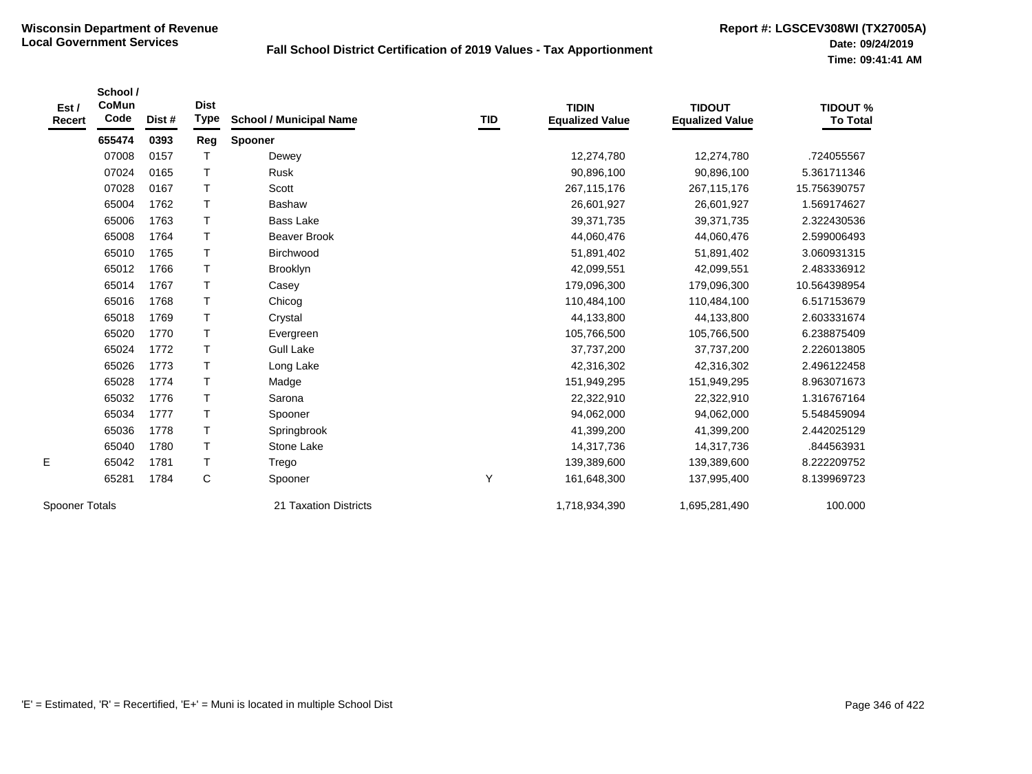**Wisconsin Department of Revenue**
**Local Government Services**

**Fall School District Certification of 2019 Values - Tax Apportionment**

**Report #: LGSCEV308WI (TX27005A)**
**Date: 09/24/2019**
**Time: 09:41:41 AM**

| Est / Recert | School / CoMun Code | Dist # | Dist Type | School / Municipal Name | TID | TIDIN Equalized Value | TIDOUT Equalized Value | TIDOUT % To Total |
|---|---|---|---|---|---|---|---|---|
| | **655474** | **0393** | **Reg** | **Spooner** | | | | |
| | 07008 | 0157 | T | Dewey | | 12,274,780 | 12,274,780 | .724055567 |
| | 07024 | 0165 | T | Rusk | | 90,896,100 | 90,896,100 | 5.361711346 |
| | 07028 | 0167 | T | Scott | | 267,115,176 | 267,115,176 | 15.756390757 |
| | 65004 | 1762 | T | Bashaw | | 26,601,927 | 26,601,927 | 1.569174627 |
| | 65006 | 1763 | T | Bass Lake | | 39,371,735 | 39,371,735 | 2.322430536 |
| | 65008 | 1764 | T | Beaver Brook | | 44,060,476 | 44,060,476 | 2.599006493 |
| | 65010 | 1765 | T | Birchwood | | 51,891,402 | 51,891,402 | 3.060931315 |
| | 65012 | 1766 | T | Brooklyn | | 42,099,551 | 42,099,551 | 2.483336912 |
| | 65014 | 1767 | T | Casey | | 179,096,300 | 179,096,300 | 10.564398954 |
| | 65016 | 1768 | T | Chicog | | 110,484,100 | 110,484,100 | 6.517153679 |
| | 65018 | 1769 | T | Crystal | | 44,133,800 | 44,133,800 | 2.603331674 |
| | 65020 | 1770 | T | Evergreen | | 105,766,500 | 105,766,500 | 6.238875409 |
| | 65024 | 1772 | T | Gull Lake | | 37,737,200 | 37,737,200 | 2.226013805 |
| | 65026 | 1773 | T | Long Lake | | 42,316,302 | 42,316,302 | 2.496122458 |
| | 65028 | 1774 | T | Madge | | 151,949,295 | 151,949,295 | 8.963071673 |
| | 65032 | 1776 | T | Sarona | | 22,322,910 | 22,322,910 | 1.316767164 |
| | 65034 | 1777 | T | Spooner | | 94,062,000 | 94,062,000 | 5.548459094 |
| | 65036 | 1778 | T | Springbrook | | 41,399,200 | 41,399,200 | 2.442025129 |
| | 65040 | 1780 | T | Stone Lake | | 14,317,736 | 14,317,736 | .844563931 |
| E | 65042 | 1781 | T | Trego | | 139,389,600 | 139,389,600 | 8.222209752 |
| | 65281 | 1784 | C | Spooner | Y | 161,648,300 | 137,995,400 | 8.139969723 |
| Spooner Totals | | | | 21 Taxation Districts | | 1,718,934,390 | 1,695,281,490 | 100.000 |

'E' = Estimated, 'R' = Recertified, 'E+' = Muni is located in multiple School Dist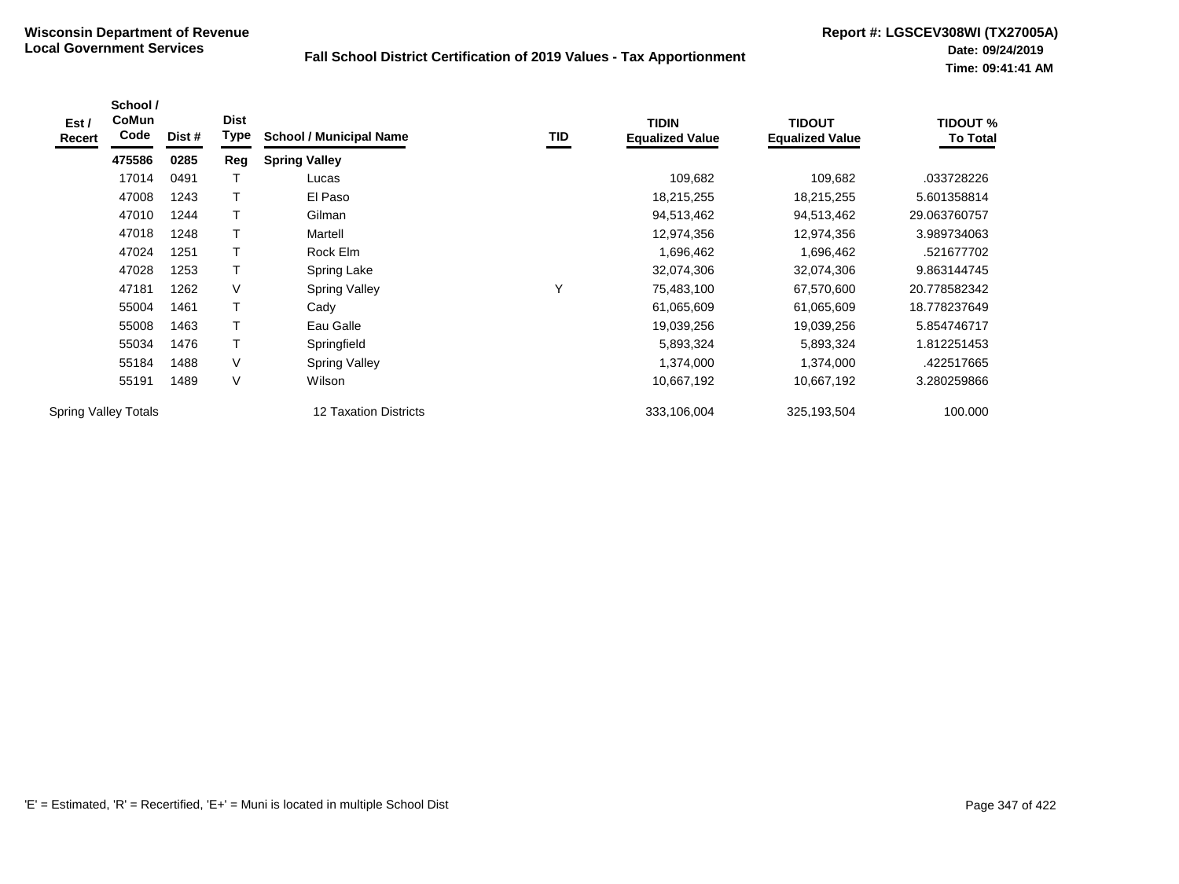**Wisconsin Department of Revenue**
**Local Government Services**

**Fall School District Certification of 2019 Values - Tax Apportionment**

**Report #: LGSCEV308WI (TX27005A)**
**Date: 09/24/2019**
**Time: 09:41:41 AM**

| Est / Recert | School / CoMun Code | Dist # | Dist Type | School / Municipal Name | TID | TIDIN Equalized Value | TIDOUT Equalized Value | TIDOUT % To Total |
|---|---|---|---|---|---|---|---|---|
| | **475586** | **0285** | **Reg** | **Spring Valley** | | | | |
| | 17014 | 0491 | T | Lucas | | 109,682 | 109,682 | .033728226 |
| | 47008 | 1243 | T | El Paso | | 18,215,255 | 18,215,255 | 5.601358814 |
| | 47010 | 1244 | T | Gilman | | 94,513,462 | 94,513,462 | 29.063760757 |
| | 47018 | 1248 | T | Martell | | 12,974,356 | 12,974,356 | 3.989734063 |
| | 47024 | 1251 | T | Rock Elm | | 1,696,462 | 1,696,462 | .521677702 |
| | 47028 | 1253 | T | Spring Lake | | 32,074,306 | 32,074,306 | 9.863144745 |
| | 47181 | 1262 | V | Spring Valley | Y | 75,483,100 | 67,570,600 | 20.778582342 |
| | 55004 | 1461 | T | Cady | | 61,065,609 | 61,065,609 | 18.778237649 |
| | 55008 | 1463 | T | Eau Galle | | 19,039,256 | 19,039,256 | 5.854746717 |
| | 55034 | 1476 | T | Springfield | | 5,893,324 | 5,893,324 | 1.812251453 |
| | 55184 | 1488 | V | Spring Valley | | 1,374,000 | 1,374,000 | .422517665 |
| | 55191 | 1489 | V | Wilson | | 10,667,192 | 10,667,192 | 3.280259866 |
| Spring Valley Totals | | | | 12 Taxation Districts | | 333,106,004 | 325,193,504 | 100.000 |

'E' = Estimated, 'R' = Recertified, 'E+' = Muni is located in multiple School Dist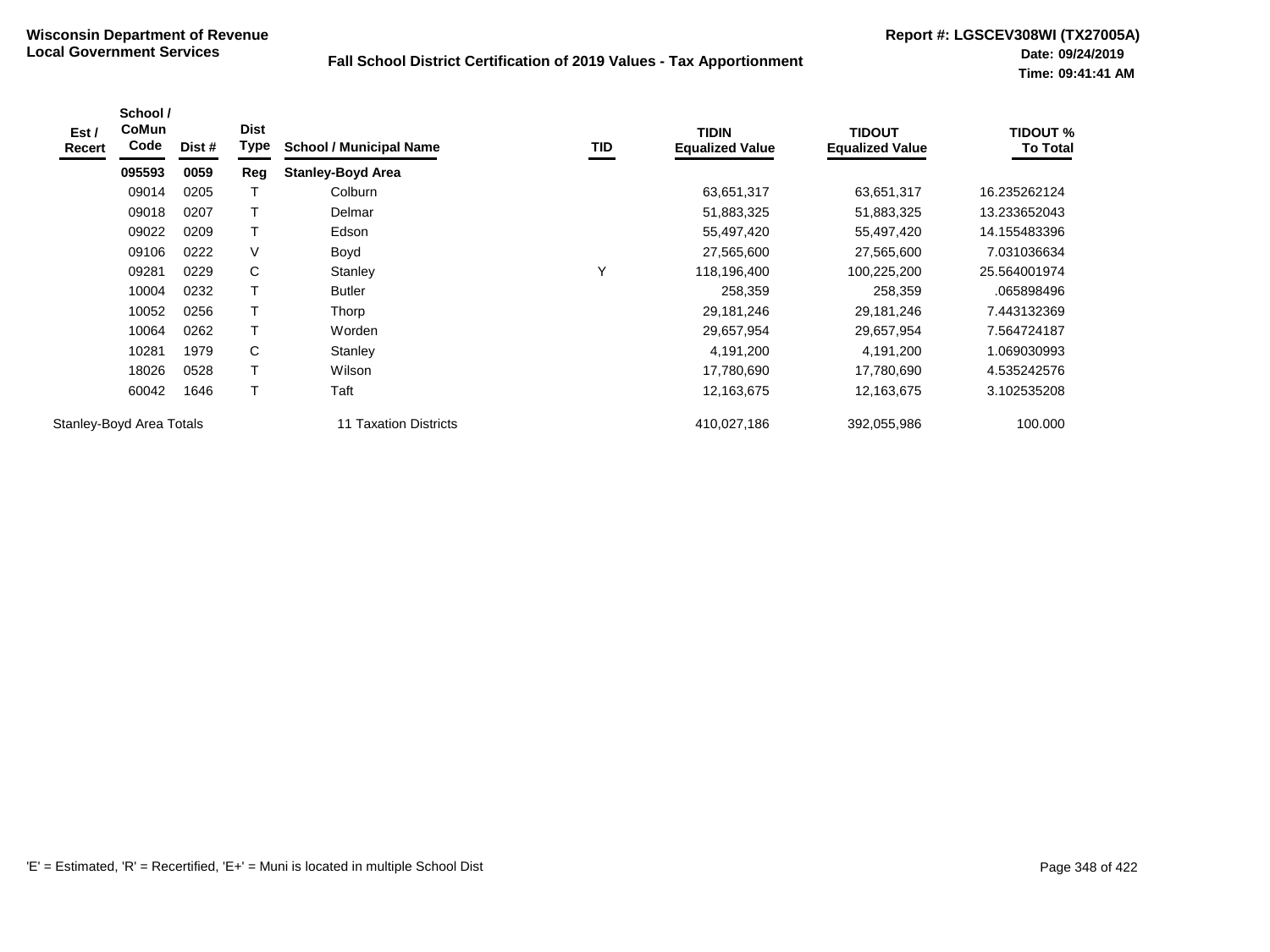**Wisconsin Department of Revenue**
**Local Government Services**

**Fall School District Certification of 2019 Values - Tax Apportionment**

**Report #: LGSCEV308WI (TX27005A)**
**Date: 09/24/2019**
**Time: 09:41:41 AM**

| Est / Recert | School / CoMun Code | Dist # | Dist Type | School / Municipal Name | TID | TIDIN Equalized Value | TIDOUT Equalized Value | TIDOUT % To Total |
|---|---|---|---|---|---|---|---|---|
| | **095593** | **0059** | **Reg** | **Stanley-Boyd Area** | | | | |
| | 09014 | 0205 | T | Colburn | | 63,651,317 | 63,651,317 | 16.235262124 |
| | 09018 | 0207 | T | Delmar | | 51,883,325 | 51,883,325 | 13.233652043 |
| | 09022 | 0209 | T | Edson | | 55,497,420 | 55,497,420 | 14.155483396 |
| | 09106 | 0222 | V | Boyd | | 27,565,600 | 27,565,600 | 7.031036634 |
| | 09281 | 0229 | C | Stanley | Y | 118,196,400 | 100,225,200 | 25.564001974 |
| | 10004 | 0232 | T | Butler | | 258,359 | 258,359 | .065898496 |
| | 10052 | 0256 | T | Thorp | | 29,181,246 | 29,181,246 | 7.443132369 |
| | 10064 | 0262 | T | Worden | | 29,657,954 | 29,657,954 | 7.564724187 |
| | 10281 | 1979 | C | Stanley | | 4,191,200 | 4,191,200 | 1.069030993 |
| | 18026 | 0528 | T | Wilson | | 17,780,690 | 17,780,690 | 4.535242576 |
| | 60042 | 1646 | T | Taft | | 12,163,675 | 12,163,675 | 3.102535208 |
| Stanley-Boyd Area Totals | | | | 11 Taxation Districts | | 410,027,186 | 392,055,986 | 100.000 |

'E' = Estimated, 'R' = Recertified, 'E+' = Muni is located in multiple School Dist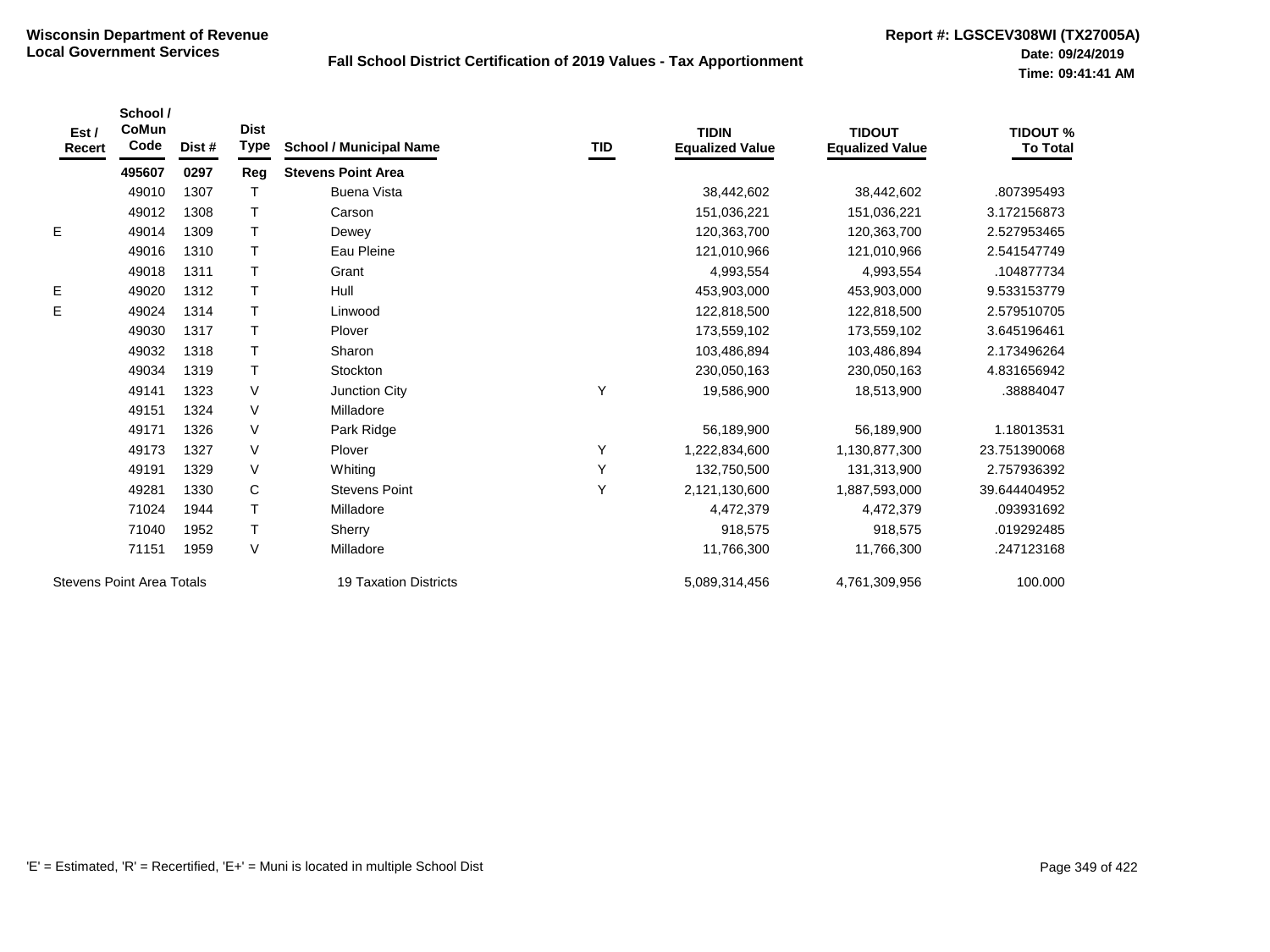**Wisconsin Department of Revenue**
**Local Government Services**

## Fall School District Certification of 2019 Values - Tax Apportionment

**Report #: LGSCEV308WI (TX27005A)**
**Date: 09/24/2019**
**Time: 09:41:41 AM**

| Est / Recert | School / CoMun Code | Dist # | Dist Type | School / Municipal Name | TID | TIDIN Equalized Value | TIDOUT Equalized Value | TIDOUT % To Total |
|---|---|---|---|---|---|---|---|---|
| | **495607** | **0297** | **Reg** | **Stevens Point Area** | | | | |
| | 49010 | 1307 | T | Buena Vista | | 38,442,602 | 38,442,602 | .807395493 |
| | 49012 | 1308 | T | Carson | | 151,036,221 | 151,036,221 | 3.172156873 |
| E | 49014 | 1309 | T | Dewey | | 120,363,700 | 120,363,700 | 2.527953465 |
| | 49016 | 1310 | T | Eau Pleine | | 121,010,966 | 121,010,966 | 2.541547749 |
| | 49018 | 1311 | T | Grant | | 4,993,554 | 4,993,554 | .104877734 |
| E | 49020 | 1312 | T | Hull | | 453,903,000 | 453,903,000 | 9.533153779 |
| E | 49024 | 1314 | T | Linwood | | 122,818,500 | 122,818,500 | 2.579510705 |
| | 49030 | 1317 | T | Plover | | 173,559,102 | 173,559,102 | 3.645196461 |
| | 49032 | 1318 | T | Sharon | | 103,486,894 | 103,486,894 | 2.173496264 |
| | 49034 | 1319 | T | Stockton | | 230,050,163 | 230,050,163 | 4.831656942 |
| | 49141 | 1323 | V | Junction City | Y | 19,586,900 | 18,513,900 | .38884047 |
| | 49151 | 1324 | V | Milladore | | | | |
| | 49171 | 1326 | V | Park Ridge | | 56,189,900 | 56,189,900 | 1.18013531 |
| | 49173 | 1327 | V | Plover | Y | 1,222,834,600 | 1,130,877,300 | 23.751390068 |
| | 49191 | 1329 | V | Whiting | Y | 132,750,500 | 131,313,900 | 2.757936392 |
| | 49281 | 1330 | C | Stevens Point | Y | 2,121,130,600 | 1,887,593,000 | 39.644404952 |
| | 71024 | 1944 | T | Milladore | | 4,472,379 | 4,472,379 | .093931692 |
| | 71040 | 1952 | T | Sherry | | 918,575 | 918,575 | .019292485 |
| | 71151 | 1959 | V | Milladore | | 11,766,300 | 11,766,300 | .247123168 |
| Stevens Point Area Totals | | | | 19 Taxation Districts | | 5,089,314,456 | 4,761,309,956 | 100.000 |

'E' = Estimated, 'R' = Recertified, 'E+' = Muni is located in multiple School Dist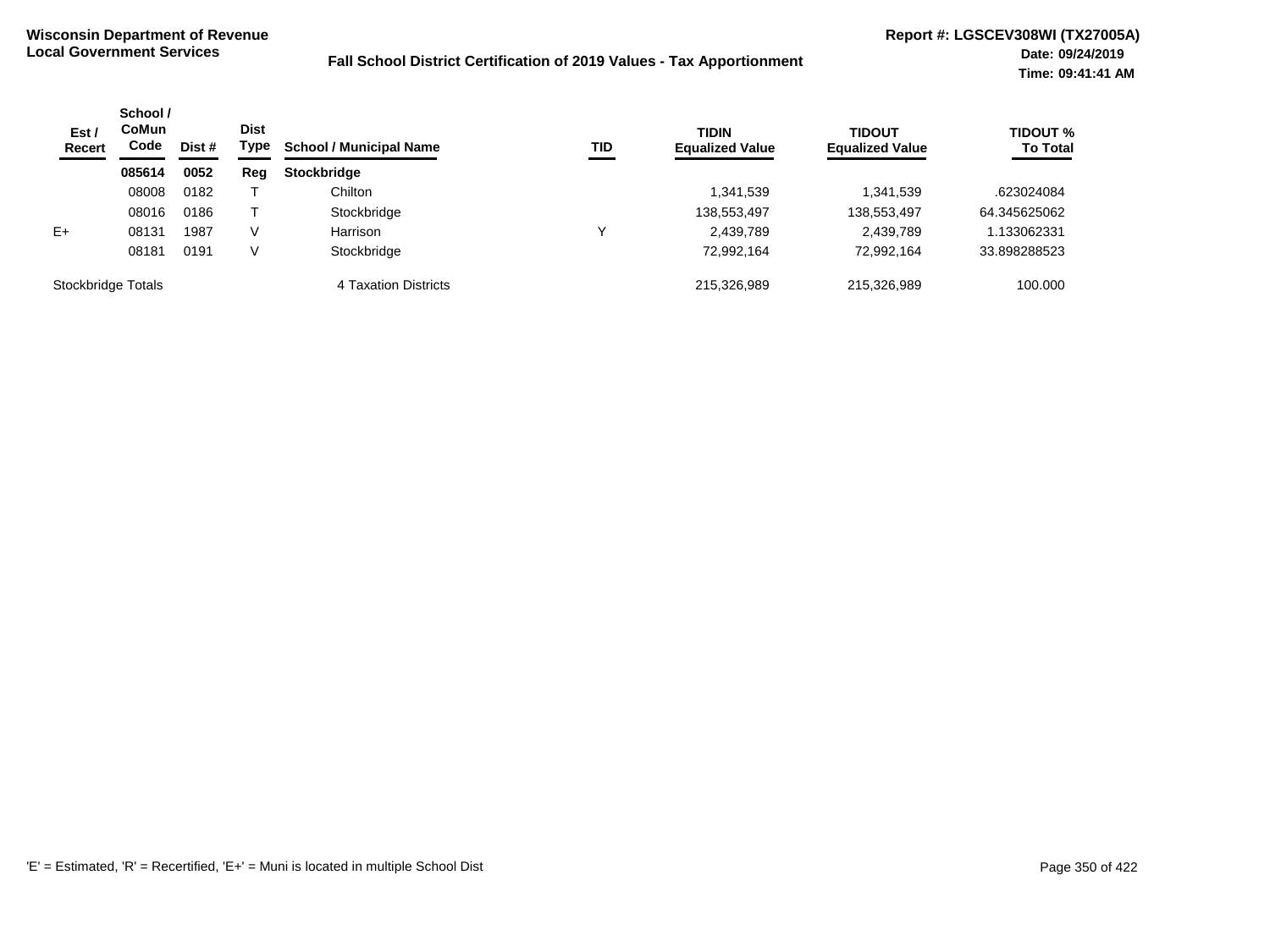**Wisconsin Department of Revenue**
**Local Government Services**

**Fall School District Certification of 2019 Values - Tax Apportionment**

**Report #: LGSCEV308WI (TX27005A)**
**Date: 09/24/2019**
**Time: 09:41:41 AM**

| Est / Recert | School / CoMun Code | Dist # | Dist Type | School / Municipal Name | TID | TIDIN Equalized Value | TIDOUT Equalized Value | TIDOUT % To Total |
|---|---|---|---|---|---|---|---|---|
| | **085614** | **0052** | **Reg** | **Stockbridge** | | | | |
| | 08008 | 0182 | T | Chilton | | 1,341,539 | 1,341,539 | .623024084 |
| | 08016 | 0186 | T | Stockbridge | | 138,553,497 | 138,553,497 | 64.345625062 |
| E+ | 08131 | 1987 | V | Harrison | Y | 2,439,789 | 2,439,789 | 1.133062331 |
| | 08181 | 0191 | V | Stockbridge | | 72,992,164 | 72,992,164 | 33.898288523 |
| Stockbridge Totals | | | | 4 Taxation Districts | | 215,326,989 | 215,326,989 | 100.000 |

'E' = Estimated, 'R' = Recertified, 'E+' = Muni is located in multiple School Dist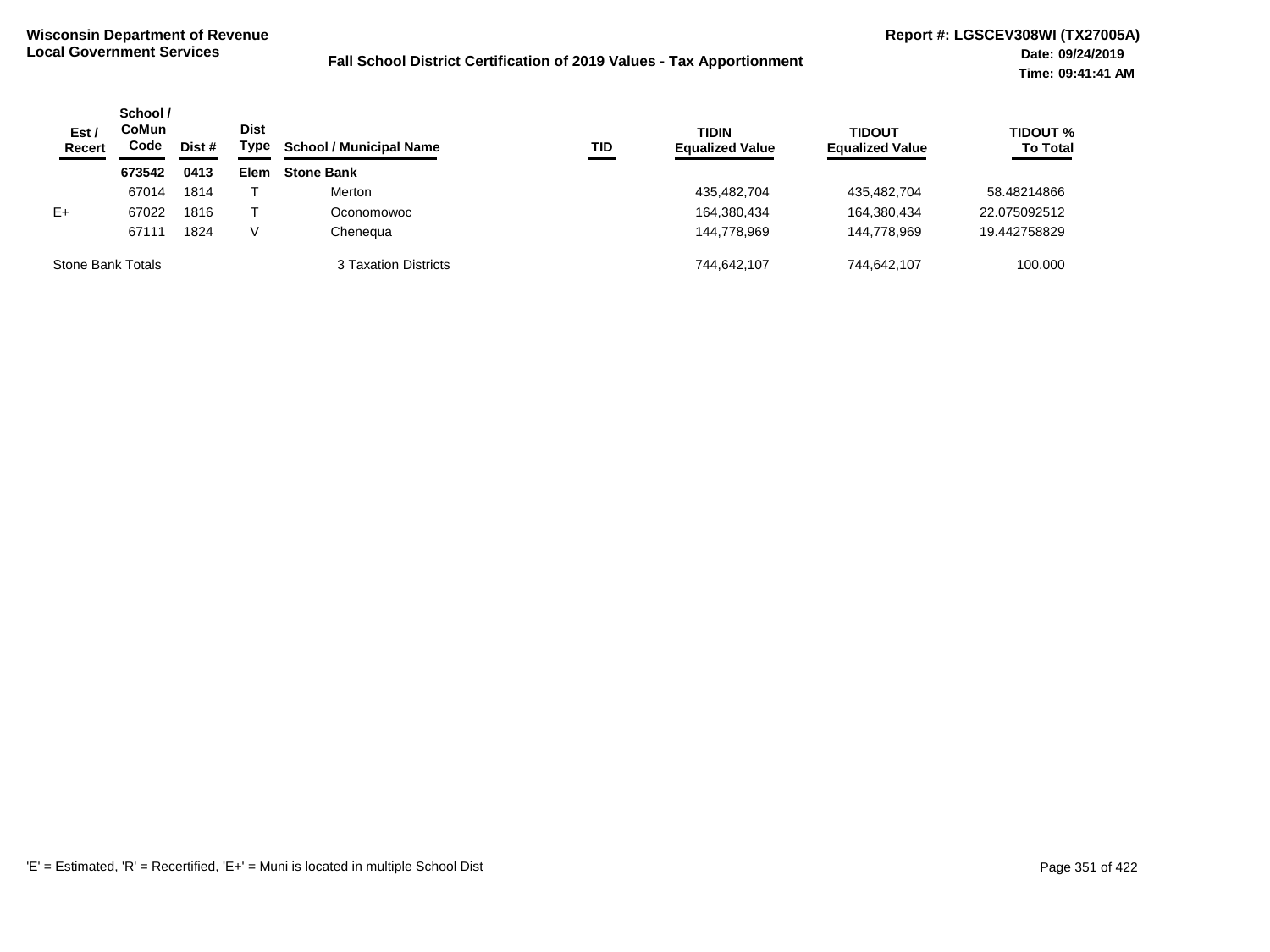**Wisconsin Department of Revenue**
**Local Government Services**

**Fall School District Certification of 2019 Values - Tax Apportionment**

**Report #: LGSCEV308WI (TX27005A)**
**Date: 09/24/2019**
**Time: 09:41:41 AM**

| Est / Recert | School / CoMun Code | Dist # | Dist Type | School / Municipal Name | TID | TIDIN Equalized Value | TIDOUT Equalized Value | TIDOUT % To Total |
|---|---|---|---|---|---|---|---|---|
| | **673542** | **0413** | **Elem** | **Stone Bank** | | | | |
| | 67014 | 1814 | T | Merton | | 435,482,704 | 435,482,704 | 58.48214866 |
| E+ | 67022 | 1816 | T | Oconomowoc | | 164,380,434 | 164,380,434 | 22.075092512 |
| | 67111 | 1824 | V | Chenequa | | 144,778,969 | 144,778,969 | 19.442758829 |
| Stone Bank Totals | | | | 3 Taxation Districts | | 744,642,107 | 744,642,107 | 100.000 |

'E' = Estimated, 'R' = Recertified, 'E+' = Muni is located in multiple School Dist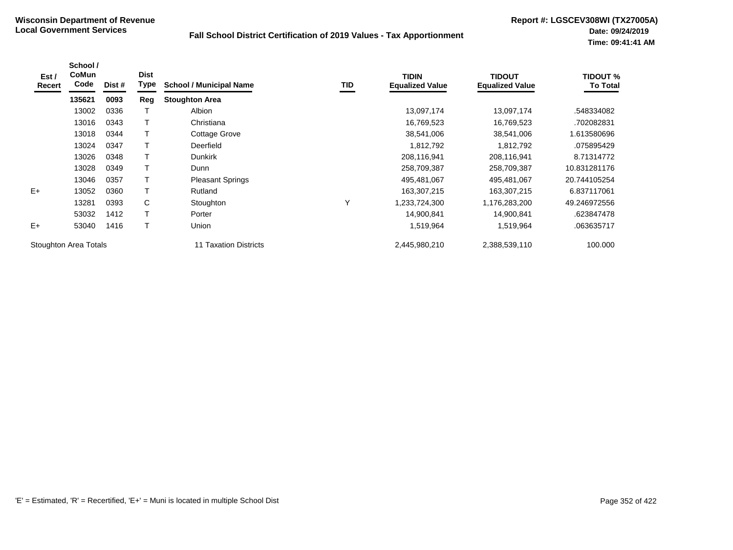**Wisconsin Department of Revenue**
**Local Government Services**

**Fall School District Certification of 2019 Values - Tax Apportionment**

**Report #: LGSCEV308WI (TX27005A)**
**Date: 09/24/2019**
**Time: 09:41:41 AM**

| Est / Recert | School / CoMun Code | Dist # | Dist Type | School / Municipal Name | TID | TIDIN Equalized Value | TIDOUT Equalized Value | TIDOUT % To Total |
|---|---|---|---|---|---|---|---|---|
| | **135621** | **0093** | **Reg** | **Stoughton Area** | | | | |
| | 13002 | 0336 | T | Albion | | 13,097,174 | 13,097,174 | .548334082 |
| | 13016 | 0343 | T | Christiana | | 16,769,523 | 16,769,523 | .702082831 |
| | 13018 | 0344 | T | Cottage Grove | | 38,541,006 | 38,541,006 | 1.613580696 |
| | 13024 | 0347 | T | Deerfield | | 1,812,792 | 1,812,792 | .075895429 |
| | 13026 | 0348 | T | Dunkirk | | 208,116,941 | 208,116,941 | 8.71314772 |
| | 13028 | 0349 | T | Dunn | | 258,709,387 | 258,709,387 | 10.831281176 |
| | 13046 | 0357 | T | Pleasant Springs | | 495,481,067 | 495,481,067 | 20.744105254 |
| E+ | 13052 | 0360 | T | Rutland | | 163,307,215 | 163,307,215 | 6.837117061 |
| | 13281 | 0393 | C | Stoughton | Y | 1,233,724,300 | 1,176,283,200 | 49.246972556 |
| | 53032 | 1412 | T | Porter | | 14,900,841 | 14,900,841 | .623847478 |
| E+ | 53040 | 1416 | T | Union | | 1,519,964 | 1,519,964 | .063635717 |
| Stoughton Area Totals | | | | 11 Taxation Districts | | 2,445,980,210 | 2,388,539,110 | 100.000 |

'E' = Estimated, 'R' = Recertified, 'E+' = Muni is located in multiple School Dist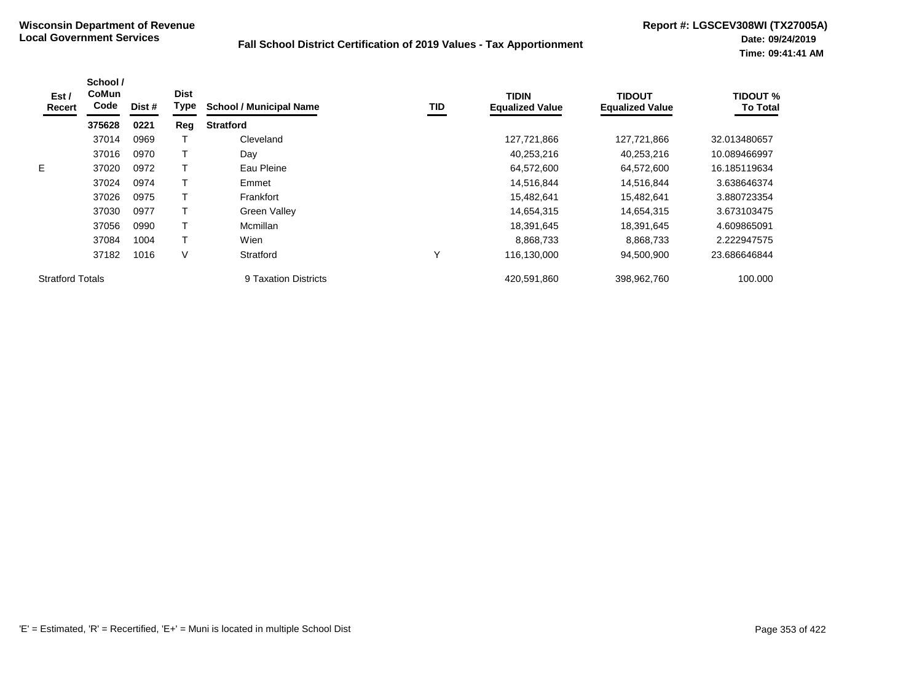**Wisconsin Department of Revenue**
**Local Government Services**

**Fall School District Certification of 2019 Values - Tax Apportionment**

**Report #: LGSCEV308WI (TX27005A)**
**Date: 09/24/2019**
**Time: 09:41:41 AM**

| Est / Recert | School / CoMun Code | Dist # | Dist Type | School / Municipal Name | TID | TIDIN Equalized Value | TIDOUT Equalized Value | TIDOUT % To Total |
|---|---|---|---|---|---|---|---|---|
| | **375628** | **0221** | **Reg** | **Stratford** | | | | |
| | 37014 | 0969 | T | Cleveland | | 127,721,866 | 127,721,866 | 32.013480657 |
| | 37016 | 0970 | T | Day | | 40,253,216 | 40,253,216 | 10.089466997 |
| E | 37020 | 0972 | T | Eau Pleine | | 64,572,600 | 64,572,600 | 16.185119634 |
| | 37024 | 0974 | T | Emmet | | 14,516,844 | 14,516,844 | 3.638646374 |
| | 37026 | 0975 | T | Frankfort | | 15,482,641 | 15,482,641 | 3.880723354 |
| | 37030 | 0977 | T | Green Valley | | 14,654,315 | 14,654,315 | 3.673103475 |
| | 37056 | 0990 | T | Mcmillan | | 18,391,645 | 18,391,645 | 4.609865091 |
| | 37084 | 1004 | T | Wien | | 8,868,733 | 8,868,733 | 2.222947575 |
| | 37182 | 1016 | V | Stratford | Y | 116,130,000 | 94,500,900 | 23.686646844 |
| Stratford Totals | | | | 9 Taxation Districts | | 420,591,860 | 398,962,760 | 100.000 |

'E' = Estimated, 'R' = Recertified, 'E+' = Muni is located in multiple School Dist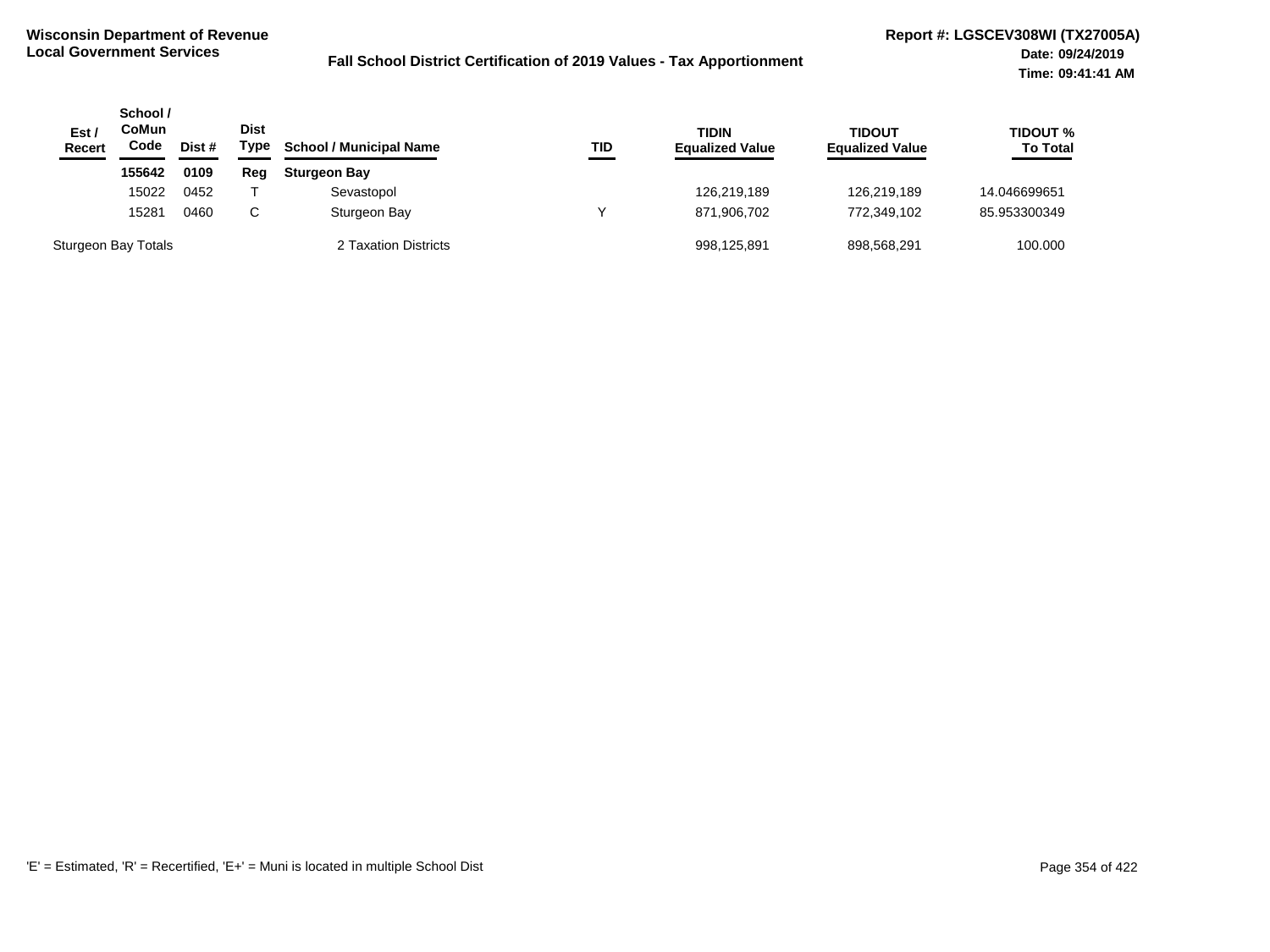**Wisconsin Department of Revenue**
**Local Government Services**

**Fall School District Certification of 2019 Values - Tax Apportionment**

**Report #: LGSCEV308WI (TX27005A)**
**Date: 09/24/2019**
**Time: 09:41:41 AM**

| Est / Recert | School / CoMun Code | Dist # | Dist Type | School / Municipal Name | TID | TIDIN Equalized Value | TIDOUT Equalized Value | TIDOUT % To Total |
|---|---|---|---|---|---|---|---|---|
| | **155642** | **0109** | **Reg** | **Sturgeon Bay** | | | | |
| | 15022 | 0452 | T | Sevastopol | | 126,219,189 | 126,219,189 | 14.046699651 |
| | 15281 | 0460 | C | Sturgeon Bay | Y | 871,906,702 | 772,349,102 | 85.953300349 |
| Sturgeon Bay Totals | | | | 2 Taxation Districts | | 998,125,891 | 898,568,291 | 100.000 |

'E' = Estimated, 'R' = Recertified, 'E+' = Muni is located in multiple School Dist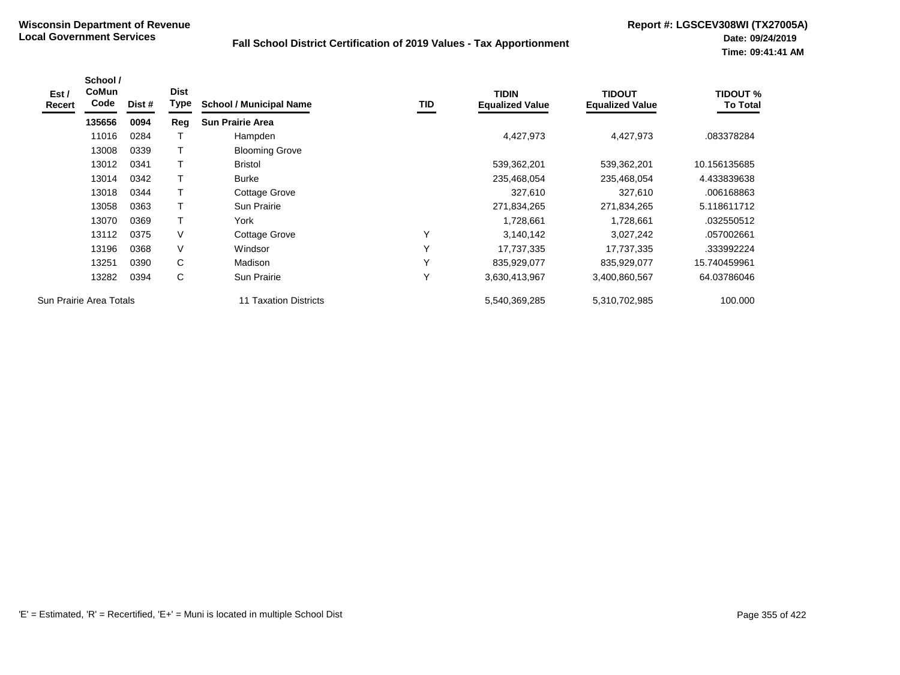**Wisconsin Department of Revenue**
**Local Government Services**

**Fall School District Certification of 2019 Values - Tax Apportionment**

**Report #: LGSCEV308WI (TX27005A)**
**Date: 09/24/2019**
**Time: 09:41:41 AM**

| Est / Recert | School / CoMun Code | Dist # | Dist Type | School / Municipal Name | TID | TIDIN Equalized Value | TIDOUT Equalized Value | TIDOUT % To Total |
|---|---|---|---|---|---|---|---|---|
| | **135656** | **0094** | **Reg** | **Sun Prairie Area** | | | | |
| | 11016 | 0284 | T | Hampden | | 4,427,973 | 4,427,973 | .083378284 |
| | 13008 | 0339 | T | Blooming Grove | | | | |
| | 13012 | 0341 | T | Bristol | | 539,362,201 | 539,362,201 | 10.156135685 |
| | 13014 | 0342 | T | Burke | | 235,468,054 | 235,468,054 | 4.433839638 |
| | 13018 | 0344 | T | Cottage Grove | | 327,610 | 327,610 | .006168863 |
| | 13058 | 0363 | T | Sun Prairie | | 271,834,265 | 271,834,265 | 5.118611712 |
| | 13070 | 0369 | T | York | | 1,728,661 | 1,728,661 | .032550512 |
| | 13112 | 0375 | V | Cottage Grove | Y | 3,140,142 | 3,027,242 | .057002661 |
| | 13196 | 0368 | V | Windsor | Y | 17,737,335 | 17,737,335 | .333992224 |
| | 13251 | 0390 | C | Madison | Y | 835,929,077 | 835,929,077 | 15.740459961 |
| | 13282 | 0394 | C | Sun Prairie | Y | 3,630,413,967 | 3,400,860,567 | 64.03786046 |
| Sun Prairie Area Totals | | | | 11 Taxation Districts | | 5,540,369,285 | 5,310,702,985 | 100.000 |

'E' = Estimated, 'R' = Recertified, 'E+' = Muni is located in multiple School Dist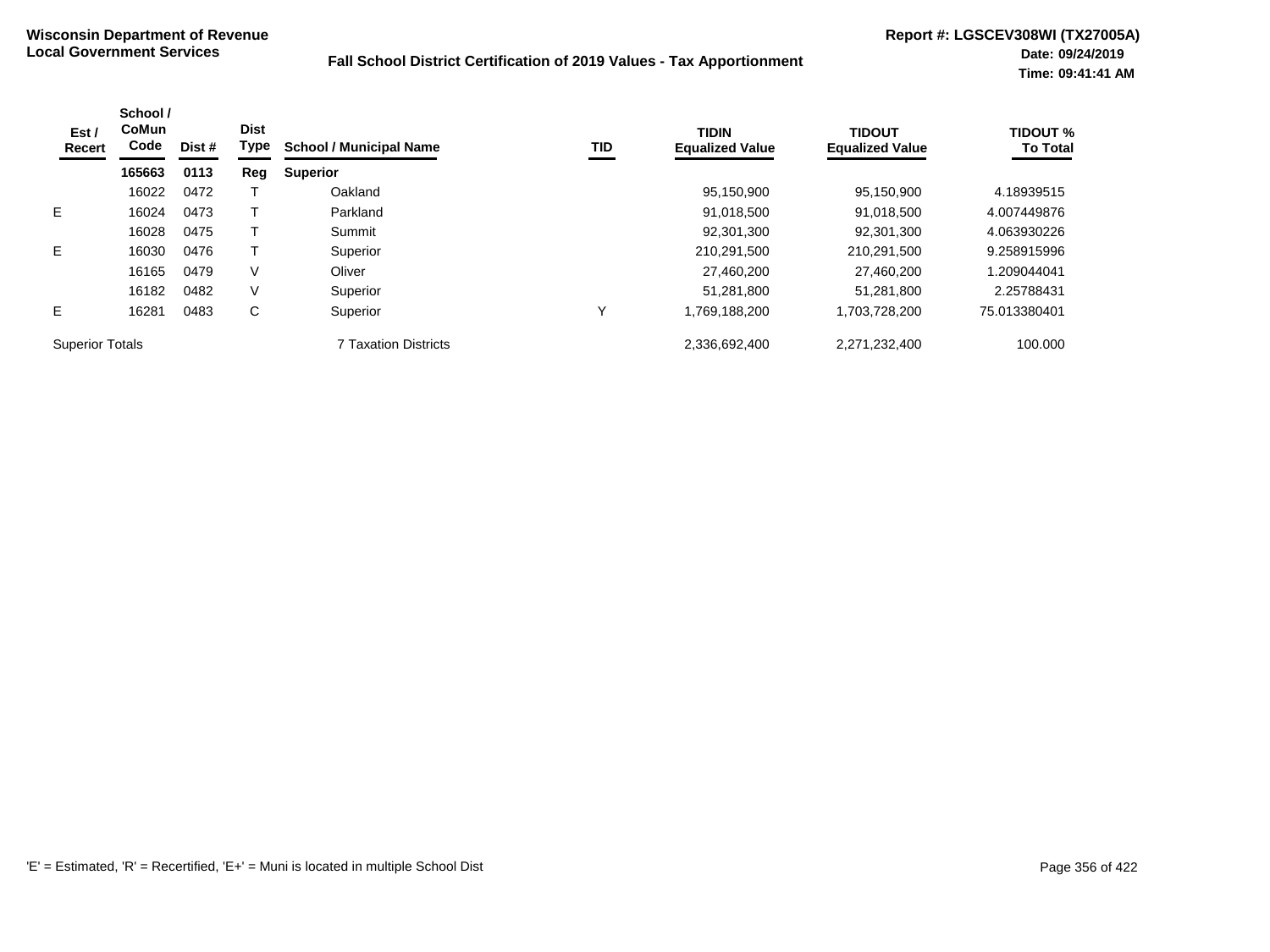**Wisconsin Department of Revenue**
**Local Government Services**

**Fall School District Certification of 2019 Values - Tax Apportionment**

**Report #: LGSCEV308WI (TX27005A)**
**Date: 09/24/2019**
**Time: 09:41:41 AM**

| Est / Recert | School / CoMun Code | Dist # | Dist Type | School / Municipal Name | TID | TIDIN Equalized Value | TIDOUT Equalized Value | TIDOUT % To Total |
|---|---|---|---|---|---|---|---|---|
| | **165663** | **0113** | **Reg** | **Superior** | | | | |
| | 16022 | 0472 | T | Oakland | | 95,150,900 | 95,150,900 | 4.18939515 |
| E | 16024 | 0473 | T | Parkland | | 91,018,500 | 91,018,500 | 4.007449876 |
| | 16028 | 0475 | T | Summit | | 92,301,300 | 92,301,300 | 4.063930226 |
| E | 16030 | 0476 | T | Superior | | 210,291,500 | 210,291,500 | 9.258915996 |
| | 16165 | 0479 | V | Oliver | | 27,460,200 | 27,460,200 | 1.209044041 |
| | 16182 | 0482 | V | Superior | | 51,281,800 | 51,281,800 | 2.25788431 |
| E | 16281 | 0483 | C | Superior | Y | 1,769,188,200 | 1,703,728,200 | 75.013380401 |
| Superior Totals | | | | 7 Taxation Districts | | 2,336,692,400 | 2,271,232,400 | 100.000 |

'E' = Estimated, 'R' = Recertified, 'E+' = Muni is located in multiple School Dist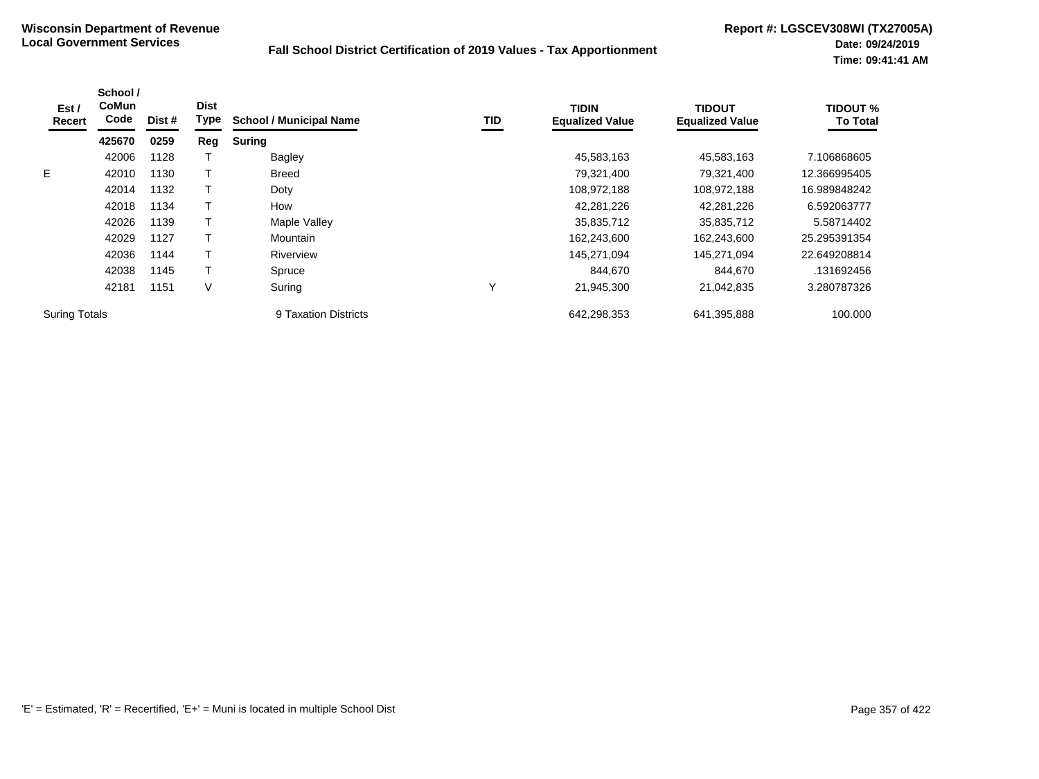**Wisconsin Department of Revenue**
**Local Government Services**

**Fall School District Certification of 2019 Values - Tax Apportionment**

**Report #: LGSCEV308WI (TX27005A)**
**Date: 09/24/2019**
**Time: 09:41:41 AM**

| Est / Recert | School / CoMun Code | Dist # | Dist Type | School / Municipal Name | TID | TIDIN Equalized Value | TIDOUT Equalized Value | TIDOUT % To Total |
|---|---|---|---|---|---|---|---|---|
| | **425670** | **0259** | **Reg** | **Suring** | | | | |
| | 42006 | 1128 | T | Bagley | | 45,583,163 | 45,583,163 | 7.106868605 |
| E | 42010 | 1130 | T | Breed | | 79,321,400 | 79,321,400 | 12.366995405 |
| | 42014 | 1132 | T | Doty | | 108,972,188 | 108,972,188 | 16.989848242 |
| | 42018 | 1134 | T | How | | 42,281,226 | 42,281,226 | 6.592063777 |
| | 42026 | 1139 | T | Maple Valley | | 35,835,712 | 35,835,712 | 5.58714402 |
| | 42029 | 1127 | T | Mountain | | 162,243,600 | 162,243,600 | 25.295391354 |
| | 42036 | 1144 | T | Riverview | | 145,271,094 | 145,271,094 | 22.649208814 |
| | 42038 | 1145 | T | Spruce | | 844,670 | 844,670 | .131692456 |
| | 42181 | 1151 | V | Suring | Y | 21,945,300 | 21,042,835 | 3.280787326 |
| Suring Totals | | | | 9 Taxation Districts | | 642,298,353 | 641,395,888 | 100.000 |

'E' = Estimated, 'R' = Recertified, 'E+' = Muni is located in multiple School Dist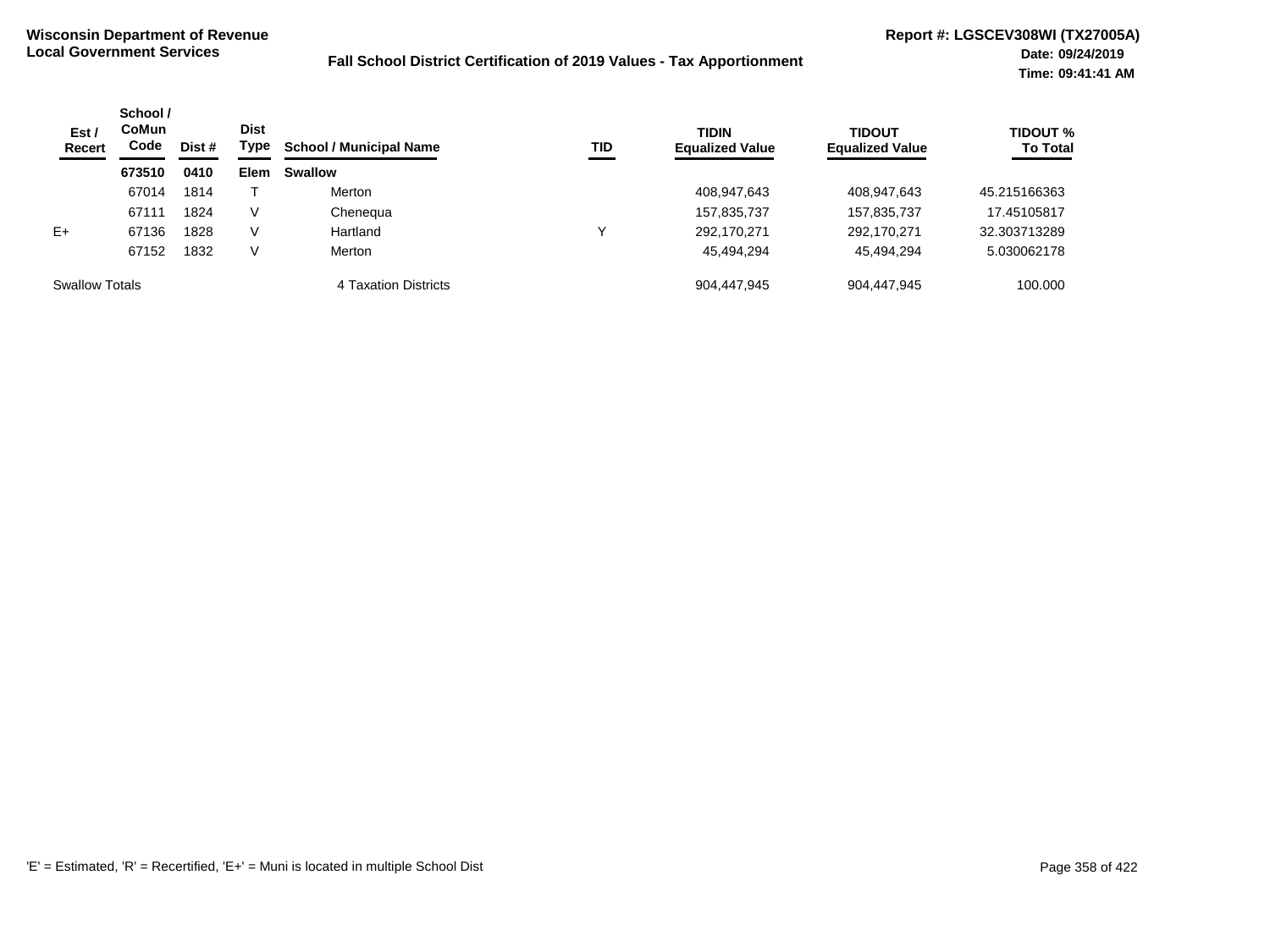**Wisconsin Department of Revenue**
**Local Government Services**

**Fall School District Certification of 2019 Values - Tax Apportionment**

**Report #: LGSCEV308WI (TX27005A)**
**Date: 09/24/2019**
**Time: 09:41:41 AM**

| Est / Recert | School / CoMun Code | Dist # | Dist Type | School / Municipal Name | TID | TIDIN Equalized Value | TIDOUT Equalized Value | TIDOUT % To Total |
|---|---|---|---|---|---|---|---|---|
| | **673510** | **0410** | **Elem** | **Swallow** | | | | |
| | 67014 | 1814 | T | Merton | | 408,947,643 | 408,947,643 | 45.215166363 |
| | 67111 | 1824 | V | Chenequa | | 157,835,737 | 157,835,737 | 17.45105817 |
| E+ | 67136 | 1828 | V | Hartland | Y | 292,170,271 | 292,170,271 | 32.303713289 |
| | 67152 | 1832 | V | Merton | | 45,494,294 | 45,494,294 | 5.030062178 |
| Swallow Totals | | | | 4 Taxation Districts | | 904,447,945 | 904,447,945 | 100.000 |

'E' = Estimated, 'R' = Recertified, 'E+' = Muni is located in multiple School Dist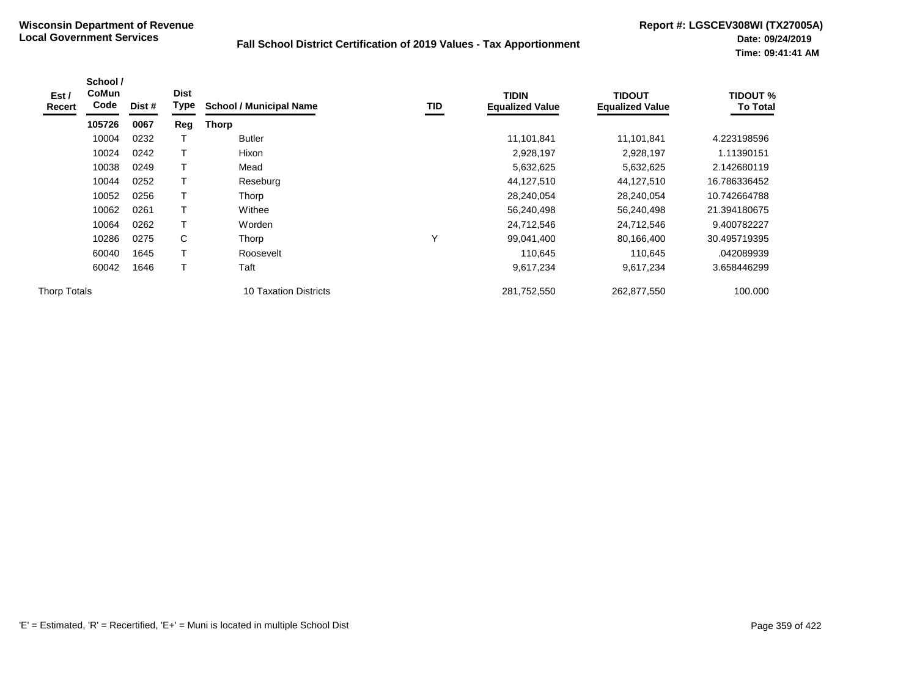**Wisconsin Department of Revenue**
**Local Government Services**

**Fall School District Certification of 2019 Values - Tax Apportionment**

**Report #: LGSCEV308WI (TX27005A)**
**Date: 09/24/2019**
**Time: 09:41:41 AM**

| Est / Recert | School / CoMun Code | Dist # | Dist Type | School / Municipal Name | TID | TIDIN Equalized Value | TIDOUT Equalized Value | TIDOUT % To Total |
|---|---|---|---|---|---|---|---|---|
| | **105726** | **0067** | **Reg** | **Thorp** | | | | |
| | 10004 | 0232 | T | Butler | | 11,101,841 | 11,101,841 | 4.223198596 |
| | 10024 | 0242 | T | Hixon | | 2,928,197 | 2,928,197 | 1.11390151 |
| | 10038 | 0249 | T | Mead | | 5,632,625 | 5,632,625 | 2.142680119 |
| | 10044 | 0252 | T | Reseburg | | 44,127,510 | 44,127,510 | 16.786336452 |
| | 10052 | 0256 | T | Thorp | | 28,240,054 | 28,240,054 | 10.742664788 |
| | 10062 | 0261 | T | Withee | | 56,240,498 | 56,240,498 | 21.394180675 |
| | 10064 | 0262 | T | Worden | | 24,712,546 | 24,712,546 | 9.400782227 |
| | 10286 | 0275 | C | Thorp | Y | 99,041,400 | 80,166,400 | 30.495719395 |
| | 60040 | 1645 | T | Roosevelt | | 110,645 | 110,645 | .042089939 |
| | 60042 | 1646 | T | Taft | | 9,617,234 | 9,617,234 | 3.658446299 |
| Thorp Totals | | | | 10 Taxation Districts | | 281,752,550 | 262,877,550 | 100.000 |

'E' = Estimated, 'R' = Recertified, 'E+' = Muni is located in multiple School Dist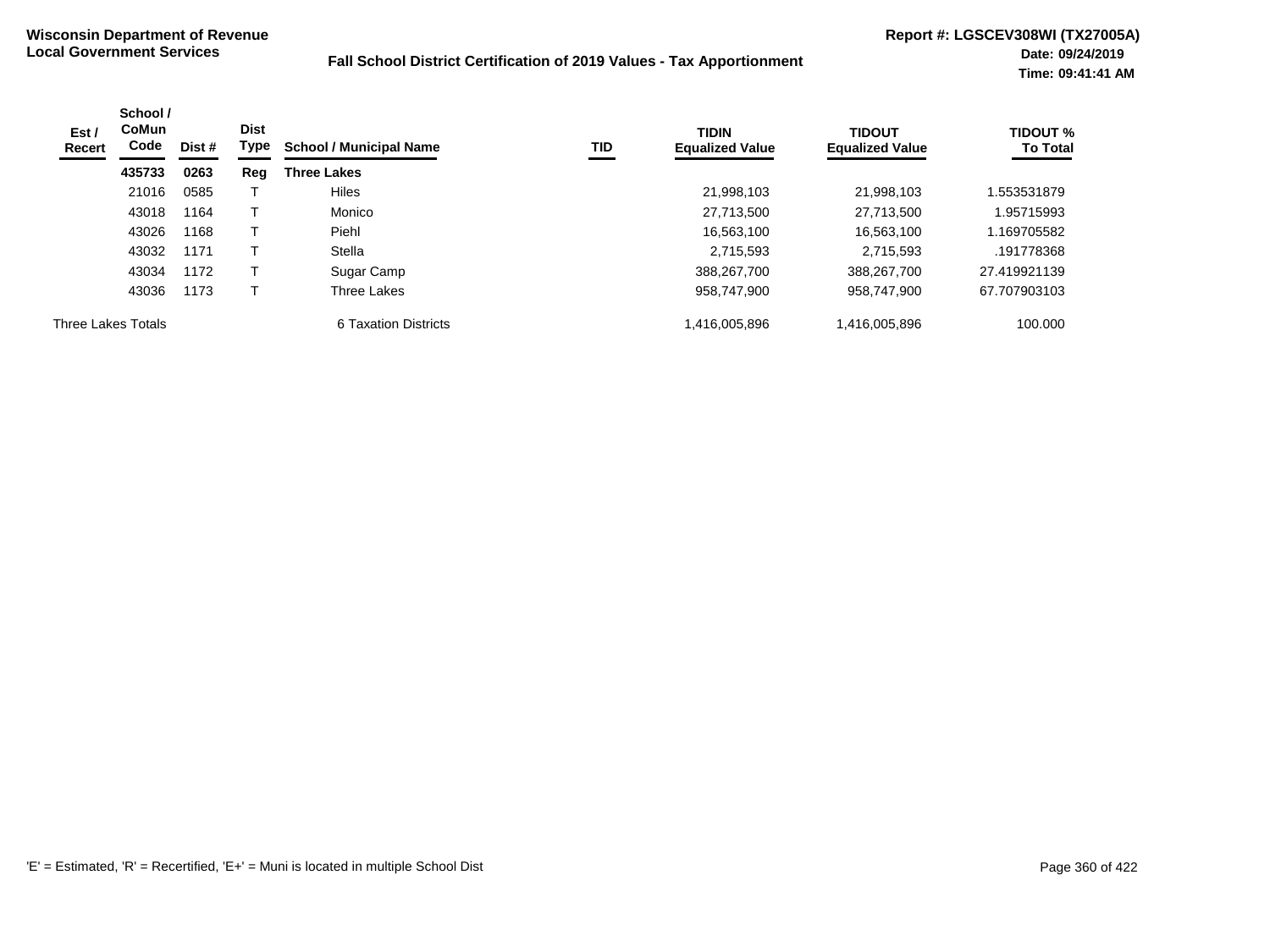**Wisconsin Department of Revenue**
**Local Government Services**

**Fall School District Certification of 2019 Values - Tax Apportionment**

**Report #: LGSCEV308WI (TX27005A)**
**Date: 09/24/2019**
**Time: 09:41:41 AM**

| Est / Recert | School / CoMun Code | Dist # | Dist Type | School / Municipal Name | TID | TIDIN Equalized Value | TIDOUT Equalized Value | TIDOUT % To Total |
|---|---|---|---|---|---|---|---|---|
| | **435733** | **0263** | **Reg** | **Three Lakes** | | | | |
| | 21016 | 0585 | T | Hiles | | 21,998,103 | 21,998,103 | 1.553531879 |
| | 43018 | 1164 | T | Monico | | 27,713,500 | 27,713,500 | 1.95715993 |
| | 43026 | 1168 | T | Piehl | | 16,563,100 | 16,563,100 | 1.169705582 |
| | 43032 | 1171 | T | Stella | | 2,715,593 | 2,715,593 | .191778368 |
| | 43034 | 1172 | T | Sugar Camp | | 388,267,700 | 388,267,700 | 27.419921139 |
| | 43036 | 1173 | T | Three Lakes | | 958,747,900 | 958,747,900 | 67.707903103 |
| Three Lakes Totals | | | | 6 Taxation Districts | | 1,416,005,896 | 1,416,005,896 | 100.000 |

'E' = Estimated, 'R' = Recertified, 'E+' = Muni is located in multiple School Dist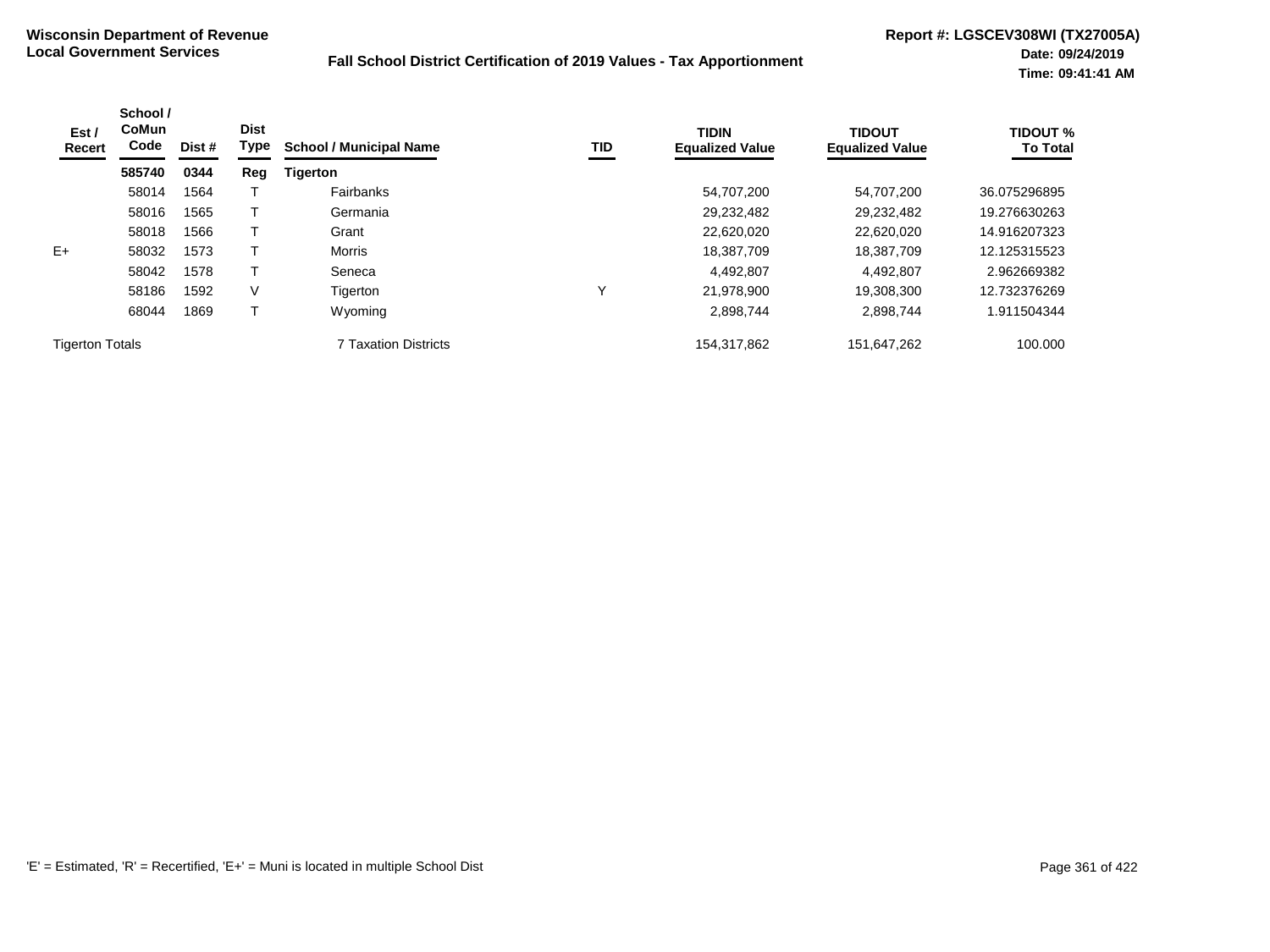**Wisconsin Department of Revenue**
**Local Government Services**

**Fall School District Certification of 2019 Values - Tax Apportionment**

**Report #: LGSCEV308WI (TX27005A)**
**Date: 09/24/2019**
**Time: 09:41:41 AM**

| Est / Recert | School / CoMun Code | Dist # | Dist Type | School / Municipal Name | TID | TIDIN Equalized Value | TIDOUT Equalized Value | TIDOUT % To Total |
|---|---|---|---|---|---|---|---|---|
| | **585740** | **0344** | **Reg** | **Tigerton** | | | | |
| | 58014 | 1564 | T | Fairbanks | | 54,707,200 | 54,707,200 | 36.075296895 |
| | 58016 | 1565 | T | Germania | | 29,232,482 | 29,232,482 | 19.276630263 |
| | 58018 | 1566 | T | Grant | | 22,620,020 | 22,620,020 | 14.916207323 |
| E+ | 58032 | 1573 | T | Morris | | 18,387,709 | 18,387,709 | 12.125315523 |
| | 58042 | 1578 | T | Seneca | | 4,492,807 | 4,492,807 | 2.962669382 |
| | 58186 | 1592 | V | Tigerton | Y | 21,978,900 | 19,308,300 | 12.732376269 |
| | 68044 | 1869 | T | Wyoming | | 2,898,744 | 2,898,744 | 1.911504344 |
| Tigerton Totals | | | | 7 Taxation Districts | | 154,317,862 | 151,647,262 | 100.000 |

'E' = Estimated, 'R' = Recertified, 'E+' = Muni is located in multiple School Dist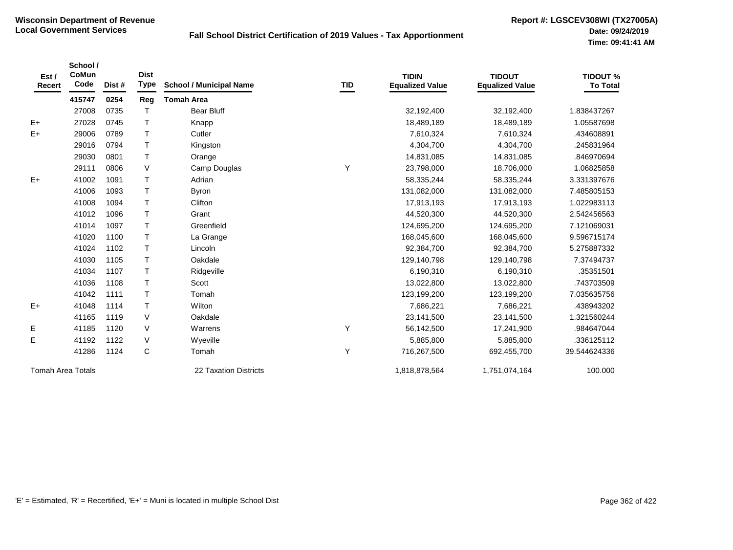**Wisconsin Department of Revenue**
**Local Government Services**

**Fall School District Certification of 2019 Values - Tax Apportionment**

**Report #: LGSCEV308WI (TX27005A)**
**Date: 09/24/2019**
**Time: 09:41:41 AM**

| Est / Recert | School / CoMun Code | Dist # | Dist Type | School / Municipal Name | TID | TIDIN Equalized Value | TIDOUT Equalized Value | TIDOUT % To Total |
|---|---|---|---|---|---|---|---|---|
| | **415747** | **0254** | **Reg** | **Tomah Area** | | | | |
| | 27008 | 0735 | T | Bear Bluff | | 32,192,400 | 32,192,400 | 1.838437267 |
| E+ | 27028 | 0745 | T | Knapp | | 18,489,189 | 18,489,189 | 1.05587698 |
| E+ | 29006 | 0789 | T | Cutler | | 7,610,324 | 7,610,324 | .434608891 |
| | 29016 | 0794 | T | Kingston | | 4,304,700 | 4,304,700 | .245831964 |
| | 29030 | 0801 | T | Orange | | 14,831,085 | 14,831,085 | .846970694 |
| | 29111 | 0806 | V | Camp Douglas | Y | 23,798,000 | 18,706,000 | 1.06825858 |
| E+ | 41002 | 1091 | T | Adrian | | 58,335,244 | 58,335,244 | 3.331397676 |
| | 41006 | 1093 | T | Byron | | 131,082,000 | 131,082,000 | 7.485805153 |
| | 41008 | 1094 | T | Clifton | | 17,913,193 | 17,913,193 | 1.022983113 |
| | 41012 | 1096 | T | Grant | | 44,520,300 | 44,520,300 | 2.542456563 |
| | 41014 | 1097 | T | Greenfield | | 124,695,200 | 124,695,200 | 7.121069031 |
| | 41020 | 1100 | T | La Grange | | 168,045,600 | 168,045,600 | 9.596715174 |
| | 41024 | 1102 | T | Lincoln | | 92,384,700 | 92,384,700 | 5.275887332 |
| | 41030 | 1105 | T | Oakdale | | 129,140,798 | 129,140,798 | 7.37494737 |
| | 41034 | 1107 | T | Ridgeville | | 6,190,310 | 6,190,310 | .35351501 |
| | 41036 | 1108 | T | Scott | | 13,022,800 | 13,022,800 | .743703509 |
| | 41042 | 1111 | T | Tomah | | 123,199,200 | 123,199,200 | 7.035635756 |
| E+ | 41048 | 1114 | T | Wilton | | 7,686,221 | 7,686,221 | .438943202 |
| | 41165 | 1119 | V | Oakdale | | 23,141,500 | 23,141,500 | 1.321560244 |
| E | 41185 | 1120 | V | Warrens | Y | 56,142,500 | 17,241,900 | .984647044 |
| E | 41192 | 1122 | V | Wyeville | | 5,885,800 | 5,885,800 | .336125112 |
| | 41286 | 1124 | C | Tomah | Y | 716,267,500 | 692,455,700 | 39.544624336 |
| Tomah Area Totals | | | | 22 Taxation Districts | | 1,818,878,564 | 1,751,074,164 | 100.000 |

'E' = Estimated, 'R' = Recertified, 'E+' = Muni is located in multiple School Dist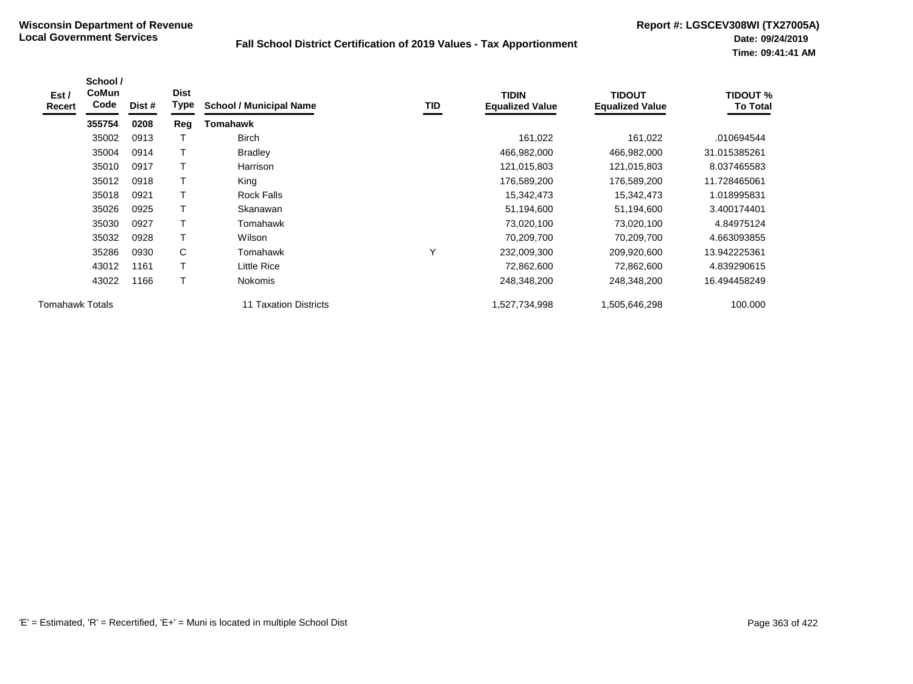**Wisconsin Department of Revenue**
**Local Government Services**

**Fall School District Certification of 2019 Values - Tax Apportionment**

**Report #: LGSCEV308WI (TX27005A)**
**Date: 09/24/2019**
**Time: 09:41:41 AM**

| Est / Recert | School / CoMun Code | Dist # | Dist Type | School / Municipal Name | TID | TIDIN Equalized Value | TIDOUT Equalized Value | TIDOUT % To Total |
|---|---|---|---|---|---|---|---|---|
| | **355754** | **0208** | **Reg** | **Tomahawk** | | | | |
| | 35002 | 0913 | T | Birch | | 161,022 | 161,022 | .010694544 |
| | 35004 | 0914 | T | Bradley | | 466,982,000 | 466,982,000 | 31.015385261 |
| | 35010 | 0917 | T | Harrison | | 121,015,803 | 121,015,803 | 8.037465583 |
| | 35012 | 0918 | T | King | | 176,589,200 | 176,589,200 | 11.728465061 |
| | 35018 | 0921 | T | Rock Falls | | 15,342,473 | 15,342,473 | 1.018995831 |
| | 35026 | 0925 | T | Skanawan | | 51,194,600 | 51,194,600 | 3.400174401 |
| | 35030 | 0927 | T | Tomahawk | | 73,020,100 | 73,020,100 | 4.84975124 |
| | 35032 | 0928 | T | Wilson | | 70,209,700 | 70,209,700 | 4.663093855 |
| | 35286 | 0930 | C | Tomahawk | Y | 232,009,300 | 209,920,600 | 13.942225361 |
| | 43012 | 1161 | T | Little Rice | | 72,862,600 | 72,862,600 | 4.839290615 |
| | 43022 | 1166 | T | Nokomis | | 248,348,200 | 248,348,200 | 16.494458249 |
| Tomahawk Totals | | | | 11 Taxation Districts | | 1,527,734,998 | 1,505,646,298 | 100.000 |

'E' = Estimated, 'R' = Recertified, 'E+' = Muni is located in multiple School Dist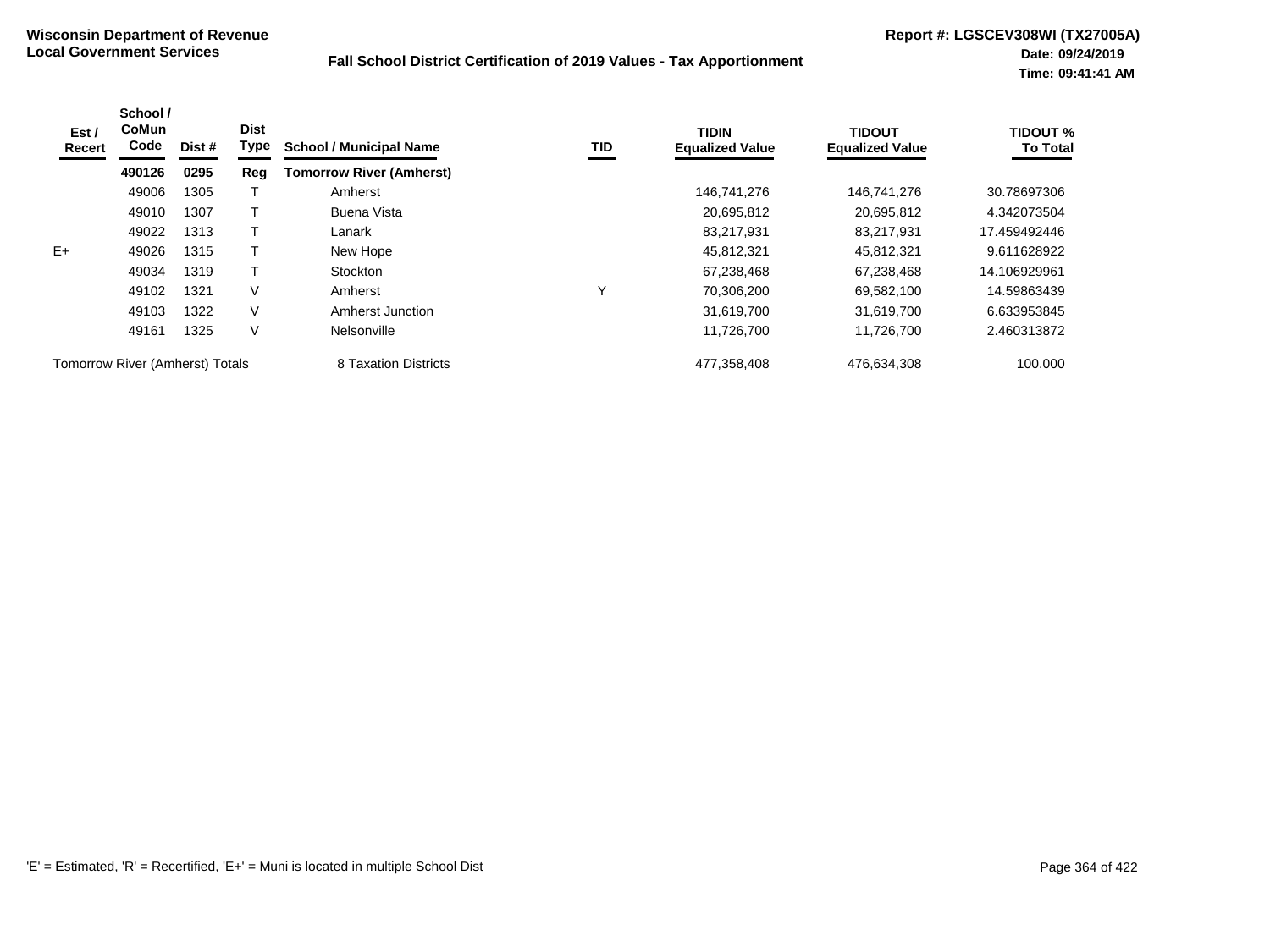**Wisconsin Department of Revenue**
**Local Government Services**

**Fall School District Certification of 2019 Values - Tax Apportionment**

**Report #: LGSCEV308WI (TX27005A)**
**Date: 09/24/2019**
**Time: 09:41:41 AM**

| Est / Recert | School / CoMun Code | Dist # | Dist Type | School / Municipal Name | TID | TIDIN Equalized Value | TIDOUT Equalized Value | TIDOUT % To Total |
|---|---|---|---|---|---|---|---|---|
| | **490126** | **0295** | **Reg** | **Tomorrow River (Amherst)** | | | | |
| | 49006 | 1305 | T | Amherst | | 146,741,276 | 146,741,276 | 30.78697306 |
| | 49010 | 1307 | T | Buena Vista | | 20,695,812 | 20,695,812 | 4.342073504 |
| | 49022 | 1313 | T | Lanark | | 83,217,931 | 83,217,931 | 17.459492446 |
| E+ | 49026 | 1315 | T | New Hope | | 45,812,321 | 45,812,321 | 9.611628922 |
| | 49034 | 1319 | T | Stockton | | 67,238,468 | 67,238,468 | 14.106929961 |
| | 49102 | 1321 | V | Amherst | Y | 70,306,200 | 69,582,100 | 14.59863439 |
| | 49103 | 1322 | V | Amherst Junction | | 31,619,700 | 31,619,700 | 6.633953845 |
| | 49161 | 1325 | V | Nelsonville | | 11,726,700 | 11,726,700 | 2.460313872 |
| Tomorrow River (Amherst) Totals | | | | 8 Taxation Districts | | 477,358,408 | 476,634,308 | 100.000 |

'E' = Estimated, 'R' = Recertified, 'E+' = Muni is located in multiple School Dist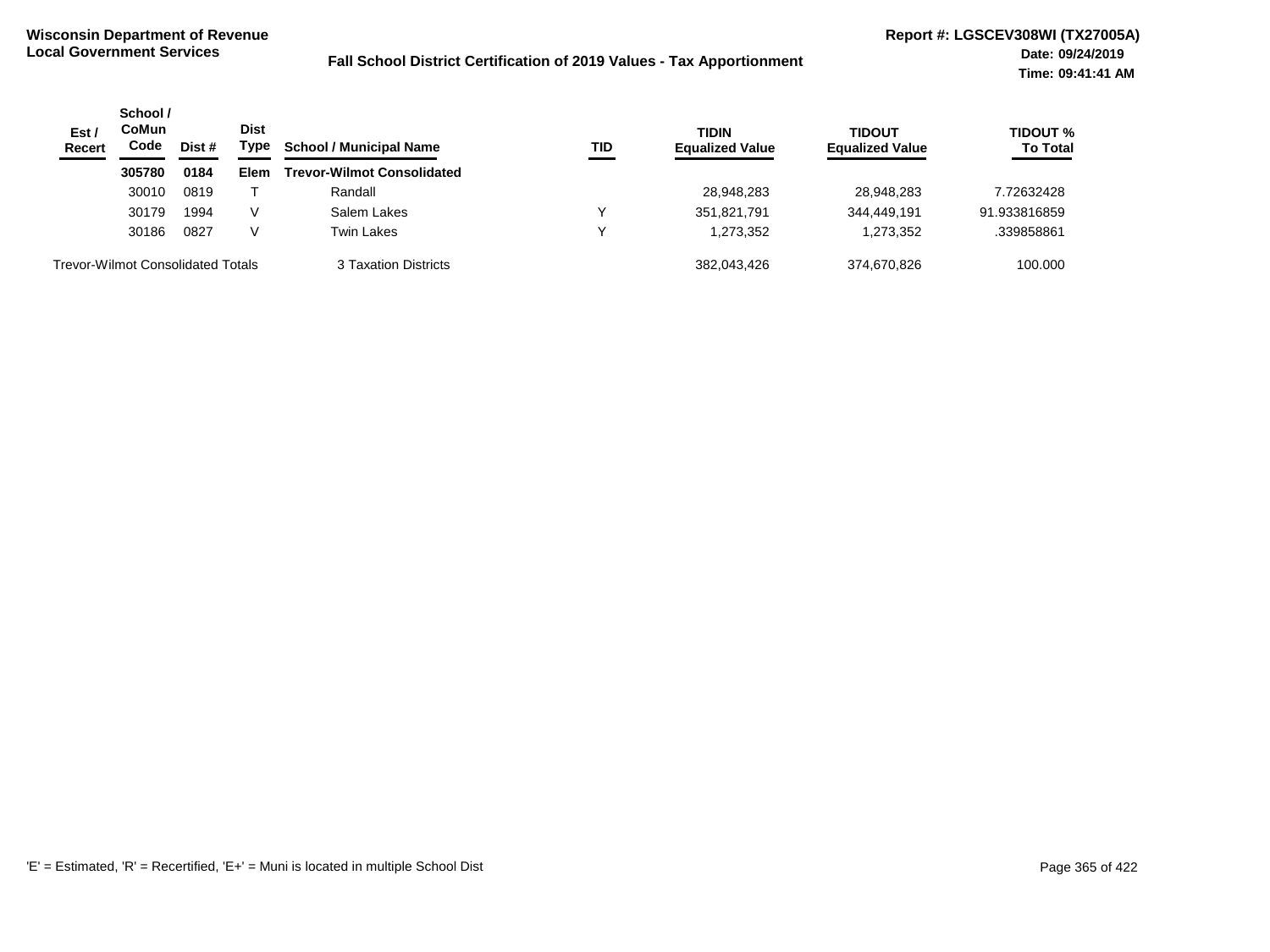**Wisconsin Department of Revenue**
**Local Government Services**

**Fall School District Certification of 2019 Values - Tax Apportionment**

**Report #: LGSCEV308WI (TX27005A)**
**Date: 09/24/2019**
**Time: 09:41:41 AM**

| Est / Recert | School / CoMun Code | Dist # | Dist Type | School / Municipal Name | TID | TIDIN Equalized Value | TIDOUT Equalized Value | TIDOUT % To Total |
|---|---|---|---|---|---|---|---|---|
| | **305780** | **0184** | **Elem** | **Trevor-Wilmot Consolidated** | | | | |
| | 30010 | 0819 | T | Randall | | 28,948,283 | 28,948,283 | 7.72632428 |
| | 30179 | 1994 | V | Salem Lakes | Y | 351,821,791 | 344,449,191 | 91.933816859 |
| | 30186 | 0827 | V | Twin Lakes | Y | 1,273,352 | 1,273,352 | .339858861 |
| Trevor-Wilmot Consolidated Totals | | | | 3 Taxation Districts | | 382,043,426 | 374,670,826 | 100.000 |

'E' = Estimated, 'R' = Recertified, 'E+' = Muni is located in multiple School Dist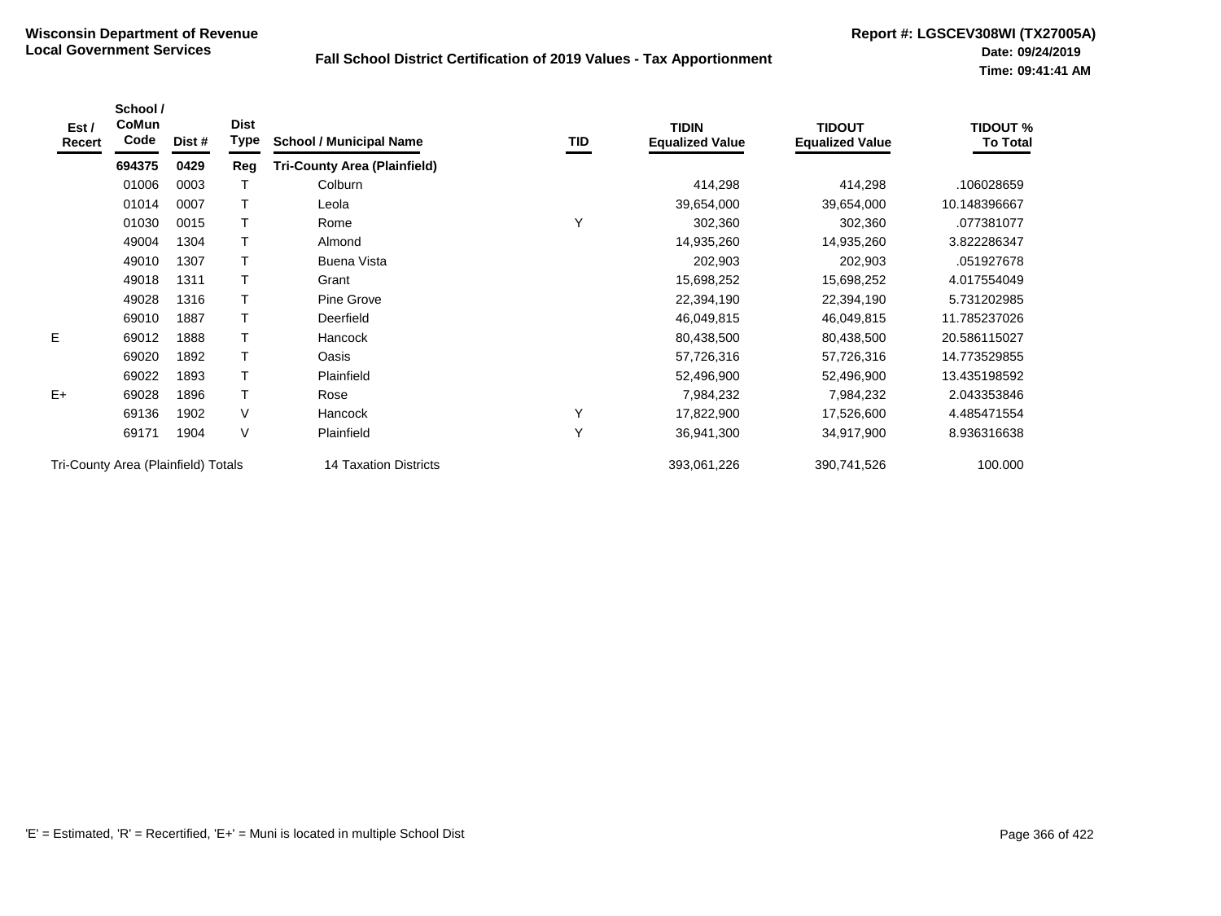**Wisconsin Department of Revenue**
**Local Government Services**

**Fall School District Certification of 2019 Values - Tax Apportionment**

**Report #: LGSCEV308WI (TX27005A)**
**Date: 09/24/2019**
**Time: 09:41:41 AM**

| Est / Recert | School / CoMun Code | Dist # | Dist Type | School / Municipal Name | TID | TIDIN Equalized Value | TIDOUT Equalized Value | TIDOUT % To Total |
|---|---|---|---|---|---|---|---|---|
| | **694375** | **0429** | **Reg** | **Tri-County Area (Plainfield)** | | | | |
| | 01006 | 0003 | T | Colburn | | 414,298 | 414,298 | .106028659 |
| | 01014 | 0007 | T | Leola | | 39,654,000 | 39,654,000 | 10.148396667 |
| | 01030 | 0015 | T | Rome | Y | 302,360 | 302,360 | .077381077 |
| | 49004 | 1304 | T | Almond | | 14,935,260 | 14,935,260 | 3.822286347 |
| | 49010 | 1307 | T | Buena Vista | | 202,903 | 202,903 | .051927678 |
| | 49018 | 1311 | T | Grant | | 15,698,252 | 15,698,252 | 4.017554049 |
| | 49028 | 1316 | T | Pine Grove | | 22,394,190 | 22,394,190 | 5.731202985 |
| | 69010 | 1887 | T | Deerfield | | 46,049,815 | 46,049,815 | 11.785237026 |
| E | 69012 | 1888 | T | Hancock | | 80,438,500 | 80,438,500 | 20.586115027 |
| | 69020 | 1892 | T | Oasis | | 57,726,316 | 57,726,316 | 14.773529855 |
| | 69022 | 1893 | T | Plainfield | | 52,496,900 | 52,496,900 | 13.435198592 |
| E+ | 69028 | 1896 | T | Rose | | 7,984,232 | 7,984,232 | 2.043353846 |
| | 69136 | 1902 | V | Hancock | Y | 17,822,900 | 17,526,600 | 4.485471554 |
| | 69171 | 1904 | V | Plainfield | Y | 36,941,300 | 34,917,900 | 8.936316638 |
| Tri-County Area (Plainfield) Totals | | | | 14 Taxation Districts | | 393,061,226 | 390,741,526 | 100.000 |

'E' = Estimated, 'R' = Recertified, 'E+' = Muni is located in multiple School Dist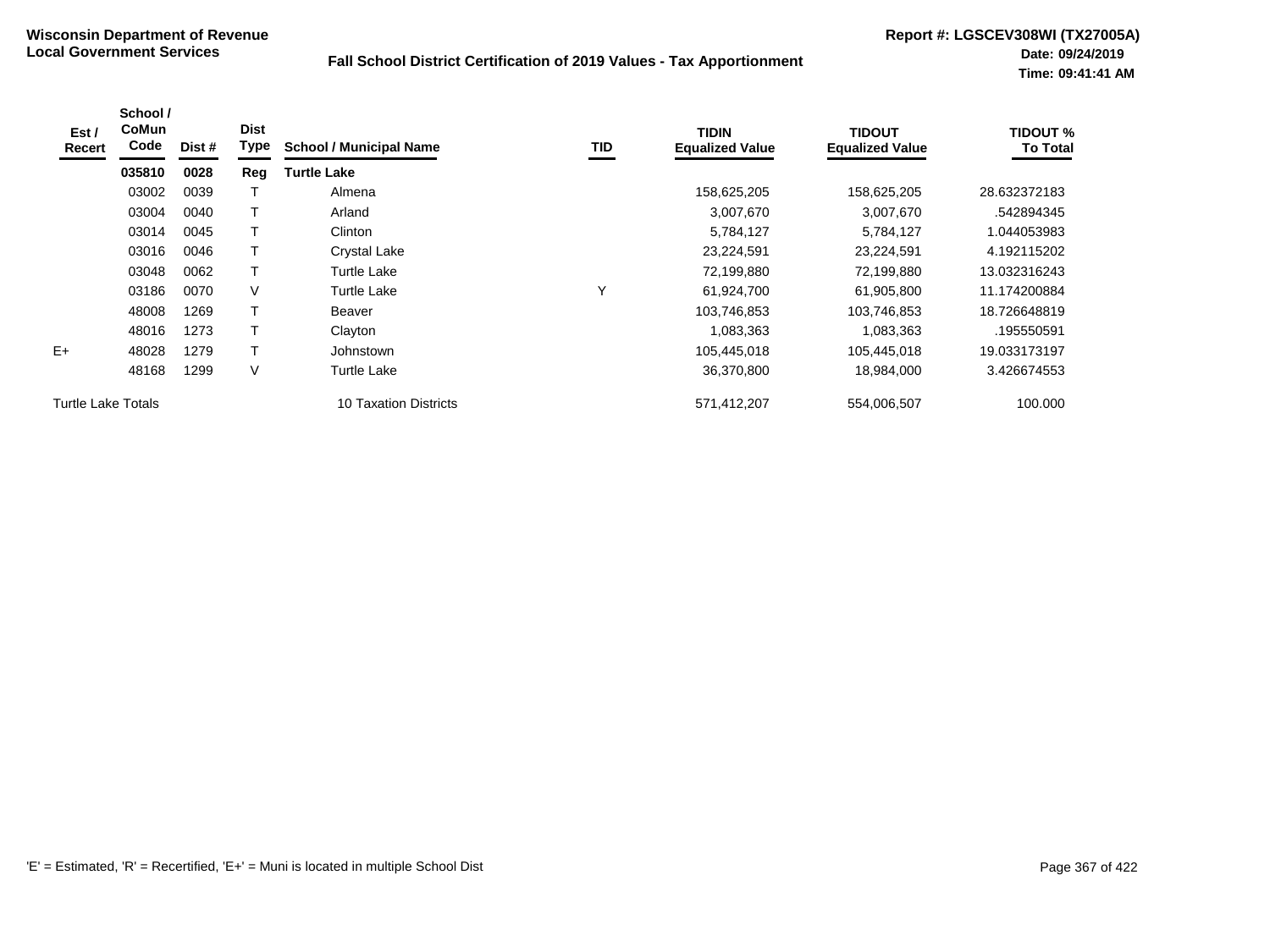**Wisconsin Department of Revenue**
**Local Government Services**

## Fall School District Certification of 2019 Values - Tax Apportionment

**Report #: LGSCEV308WI (TX27005A)**
**Date: 09/24/2019**
**Time: 09:41:41 AM**

| Est / Recert | School / CoMun Code | Dist # | Dist Type | School / Municipal Name | TID | TIDIN Equalized Value | TIDOUT Equalized Value | TIDOUT % To Total |
|---|---|---|---|---|---|---|---|---|
| | **035810** | **0028** | **Reg** | **Turtle Lake** | | | | |
| | 03002 | 0039 | T | Almena | | 158,625,205 | 158,625,205 | 28.632372183 |
| | 03004 | 0040 | T | Arland | | 3,007,670 | 3,007,670 | .542894345 |
| | 03014 | 0045 | T | Clinton | | 5,784,127 | 5,784,127 | 1.044053983 |
| | 03016 | 0046 | T | Crystal Lake | | 23,224,591 | 23,224,591 | 4.192115202 |
| | 03048 | 0062 | T | Turtle Lake | | 72,199,880 | 72,199,880 | 13.032316243 |
| | 03186 | 0070 | V | Turtle Lake | Y | 61,924,700 | 61,905,800 | 11.174200884 |
| | 48008 | 1269 | T | Beaver | | 103,746,853 | 103,746,853 | 18.726648819 |
| | 48016 | 1273 | T | Clayton | | 1,083,363 | 1,083,363 | .195550591 |
| E+ | 48028 | 1279 | T | Johnstown | | 105,445,018 | 105,445,018 | 19.033173197 |
| | 48168 | 1299 | V | Turtle Lake | | 36,370,800 | 18,984,000 | 3.426674553 |
| Turtle Lake Totals | | | | 10 Taxation Districts | | 571,412,207 | 554,006,507 | 100.000 |

'E' = Estimated, 'R' = Recertified, 'E+' = Muni is located in multiple School Dist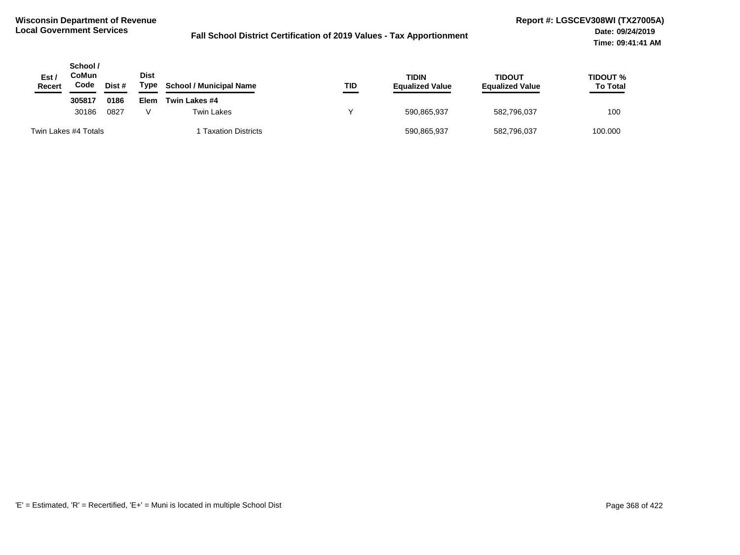**Wisconsin Department of Revenue**
**Local Government Services**

**Fall School District Certification of 2019 Values - Tax Apportionment**

**Report #: LGSCEV308WI (TX27005A)**
**Date: 09/24/2019**
**Time: 09:41:41 AM**

| Est / Recert | School / CoMun Code | Dist # | Dist Type | School / Municipal Name | TID | TIDIN Equalized Value | TIDOUT Equalized Value | TIDOUT % To Total |
|---|---|---|---|---|---|---|---|---|
| | **305817** | **0186** | **Elem** | **Twin Lakes #4** | | | | |
| | 30186 | 0827 | V | Twin Lakes | Y | 590,865,937 | 582,796,037 | 100 |
| Twin Lakes #4 Totals | | | | 1 Taxation Districts | | 590,865,937 | 582,796,037 | 100.000 |

'E' = Estimated, 'R' = Recertified, 'E+' = Muni is located in multiple School Dist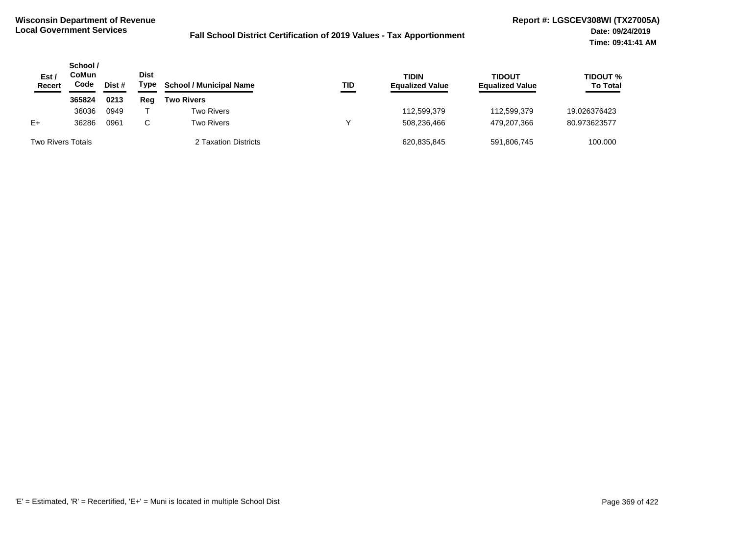**Wisconsin Department of Revenue**
**Local Government Services**

**Fall School District Certification of 2019 Values - Tax Apportionment**

**Report #: LGSCEV308WI (TX27005A)**
**Date: 09/24/2019**
**Time: 09:41:41 AM**

| Est / Recert | School / CoMun Code | Dist # | Dist Type | School / Municipal Name | TID | TIDIN Equalized Value | TIDOUT Equalized Value | TIDOUT % To Total |
|---|---|---|---|---|---|---|---|---|
| | **365824** | **0213** | **Reg** | **Two Rivers** | | | | |
| | 36036 | 0949 | T | Two Rivers | | 112,599,379 | 112,599,379 | 19.026376423 |
| E+ | 36286 | 0961 | C | Two Rivers | Y | 508,236,466 | 479,207,366 | 80.973623577 |
| Two Rivers Totals | | | | 2 Taxation Districts | | 620,835,845 | 591,806,745 | 100.000 |

'E' = Estimated, 'R' = Recertified, 'E+' = Muni is located in multiple School Dist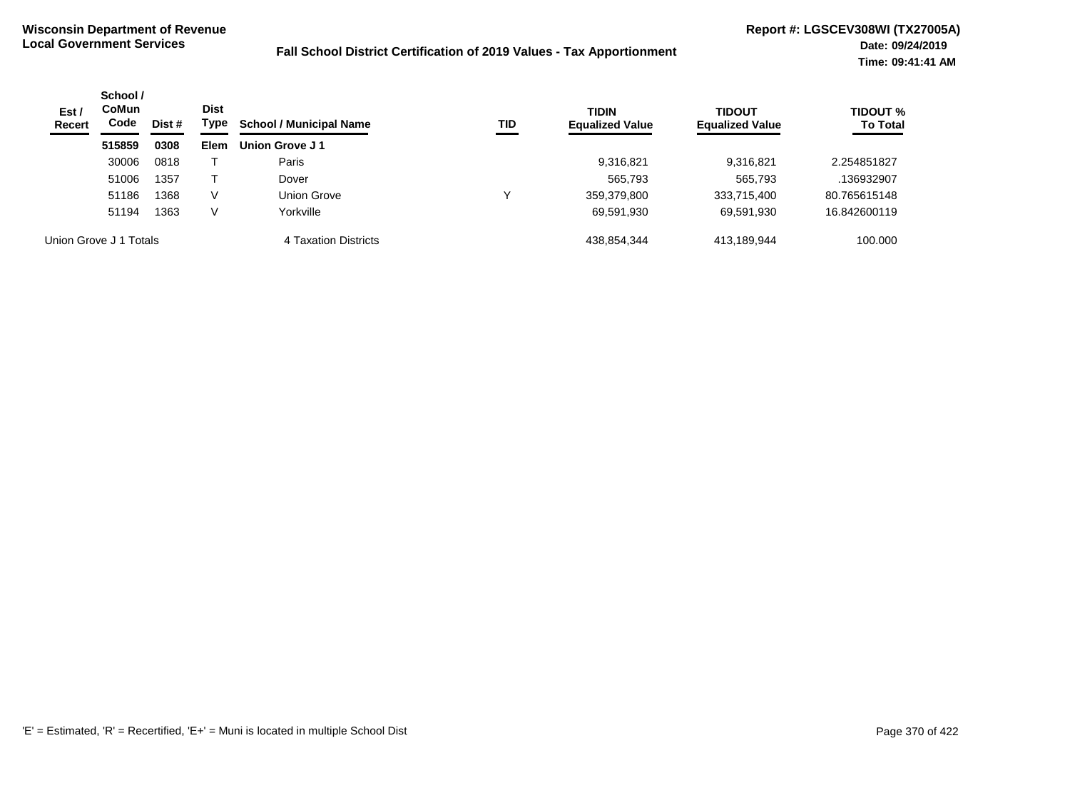**Wisconsin Department of Revenue**
**Local Government Services**

**Fall School District Certification of 2019 Values - Tax Apportionment**

**Report #: LGSCEV308WI (TX27005A)**
**Date: 09/24/2019**
**Time: 09:41:41 AM**

| Est / Recert | School / CoMun Code | Dist # | Dist Type | School / Municipal Name | TID | TIDIN Equalized Value | TIDOUT Equalized Value | TIDOUT % To Total |
|---|---|---|---|---|---|---|---|---|
| | **515859** | **0308** | **Elem** | **Union Grove J 1** | | | | |
| | 30006 | 0818 | T | Paris | | 9,316,821 | 9,316,821 | 2.254851827 |
| | 51006 | 1357 | T | Dover | | 565,793 | 565,793 | .136932907 |
| | 51186 | 1368 | V | Union Grove | Y | 359,379,800 | 333,715,400 | 80.765615148 |
| | 51194 | 1363 | V | Yorkville | | 69,591,930 | 69,591,930 | 16.842600119 |
| Union Grove J 1 Totals | | | | 4 Taxation Districts | | 438,854,344 | 413,189,944 | 100.000 |

'E' = Estimated, 'R' = Recertified, 'E+' = Muni is located in multiple School Dist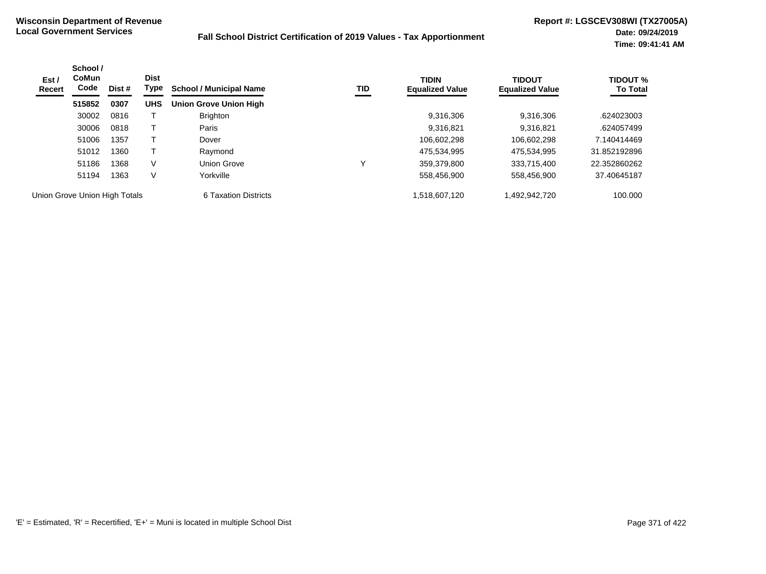**Wisconsin Department of Revenue**
**Local Government Services**

**Fall School District Certification of 2019 Values - Tax Apportionment**

**Report #: LGSCEV308WI (TX27005A)**
**Date: 09/24/2019**
**Time: 09:41:41 AM**

| Est / Recert | School / CoMun Code | Dist # | Dist Type | School / Municipal Name | TID | TIDIN Equalized Value | TIDOUT Equalized Value | TIDOUT % To Total |
|---|---|---|---|---|---|---|---|---|
| | **515852** | **0307** | **UHS** | **Union Grove Union High** | | | | |
| | 30002 | 0816 | T | Brighton | | 9,316,306 | 9,316,306 | .624023003 |
| | 30006 | 0818 | T | Paris | | 9,316,821 | 9,316,821 | .624057499 |
| | 51006 | 1357 | T | Dover | | 106,602,298 | 106,602,298 | 7.140414469 |
| | 51012 | 1360 | T | Raymond | | 475,534,995 | 475,534,995 | 31.852192896 |
| | 51186 | 1368 | V | Union Grove | Y | 359,379,800 | 333,715,400 | 22.352860262 |
| | 51194 | 1363 | V | Yorkville | | 558,456,900 | 558,456,900 | 37.40645187 |
| Union Grove Union High Totals | | | | 6 Taxation Districts | | 1,518,607,120 | 1,492,942,720 | 100.000 |

'E' = Estimated, 'R' = Recertified, 'E+' = Muni is located in multiple School Dist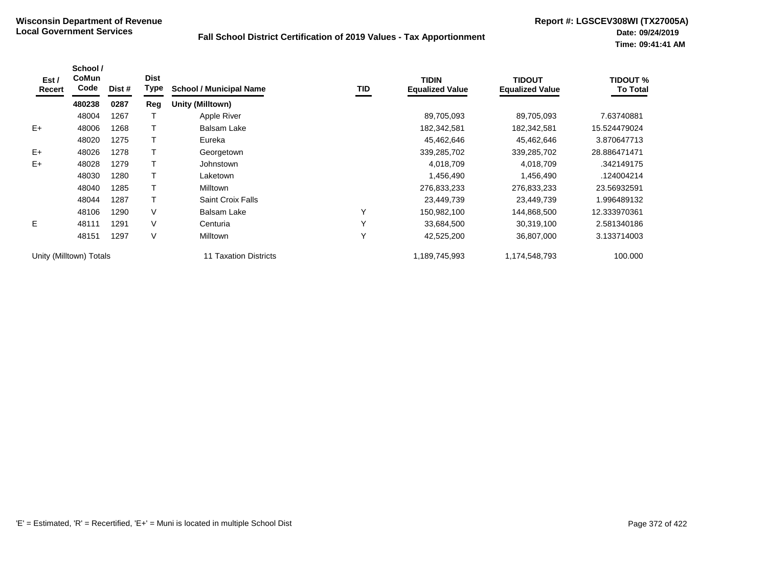**Wisconsin Department of Revenue**
**Local Government Services**

**Fall School District Certification of 2019 Values - Tax Apportionment**

**Report #: LGSCEV308WI (TX27005A)**
**Date: 09/24/2019**
**Time: 09:41:41 AM**

| Est / Recert | School / CoMun Code | Dist # | Dist Type | School / Municipal Name | TID | TIDIN Equalized Value | TIDOUT Equalized Value | TIDOUT % To Total |
|---|---|---|---|---|---|---|---|---|
| | **480238** | **0287** | **Reg** | **Unity (Milltown)** | | | | |
| | 48004 | 1267 | T | Apple River | | 89,705,093 | 89,705,093 | 7.63740881 |
| E+ | 48006 | 1268 | T | Balsam Lake | | 182,342,581 | 182,342,581 | 15.524479024 |
| | 48020 | 1275 | T | Eureka | | 45,462,646 | 45,462,646 | 3.870647713 |
| E+ | 48026 | 1278 | T | Georgetown | | 339,285,702 | 339,285,702 | 28.886471471 |
| E+ | 48028 | 1279 | T | Johnstown | | 4,018,709 | 4,018,709 | .342149175 |
| | 48030 | 1280 | T | Laketown | | 1,456,490 | 1,456,490 | .124004214 |
| | 48040 | 1285 | T | Milltown | | 276,833,233 | 276,833,233 | 23.56932591 |
| | 48044 | 1287 | T | Saint Croix Falls | | 23,449,739 | 23,449,739 | 1.996489132 |
| | 48106 | 1290 | V | Balsam Lake | Y | 150,982,100 | 144,868,500 | 12.333970361 |
| E | 48111 | 1291 | V | Centuria | Y | 33,684,500 | 30,319,100 | 2.581340186 |
| | 48151 | 1297 | V | Milltown | Y | 42,525,200 | 36,807,000 | 3.133714003 |
| Unity (Milltown) Totals | | | | 11 Taxation Districts | | 1,189,745,993 | 1,174,548,793 | 100.000 |

'E' = Estimated, 'R' = Recertified, 'E+' = Muni is located in multiple School Dist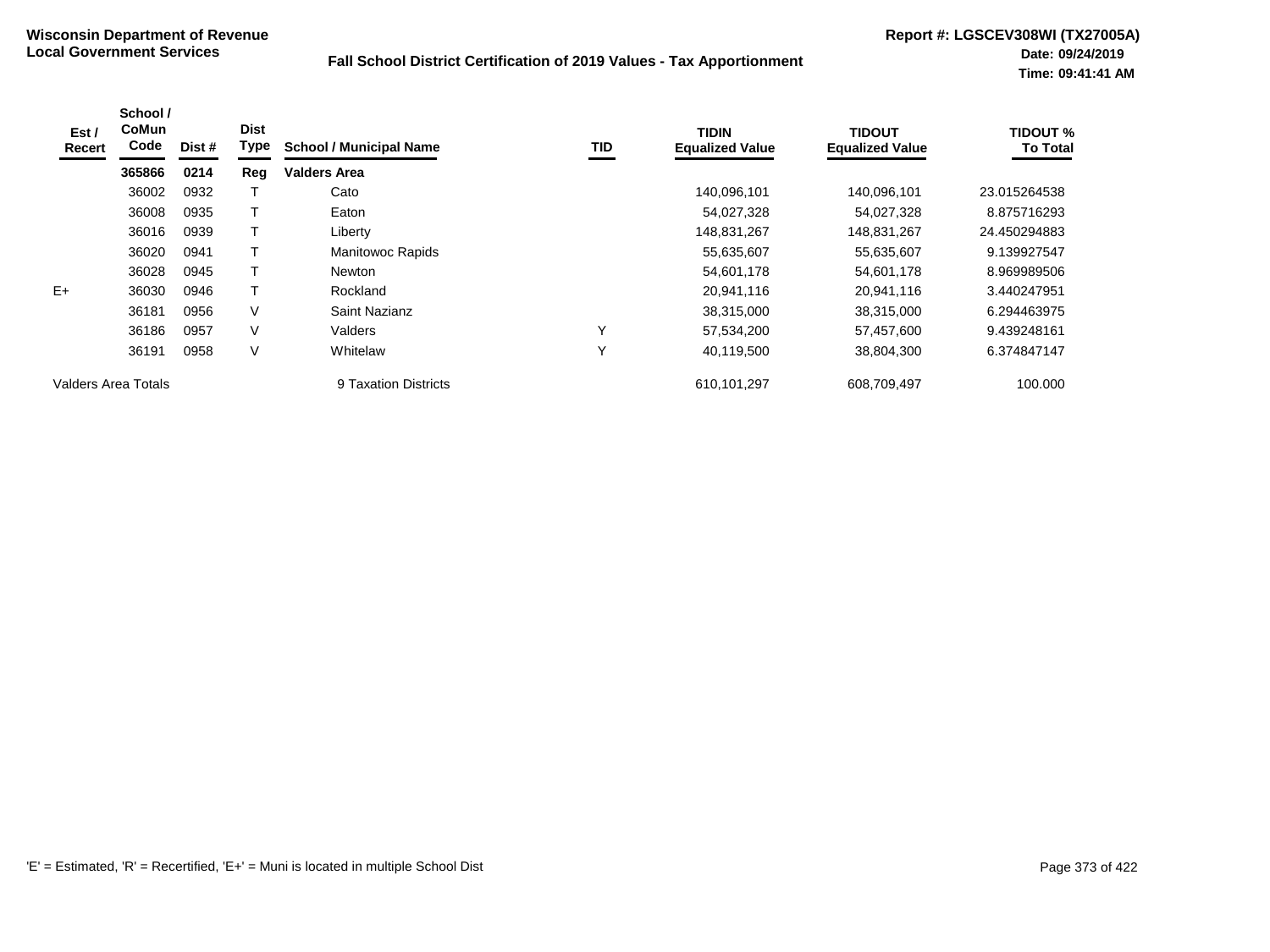**Wisconsin Department of Revenue**
**Local Government Services**

**Fall School District Certification of 2019 Values - Tax Apportionment**

**Report #: LGSCEV308WI (TX27005A)**
**Date: 09/24/2019**
**Time: 09:41:41 AM**

| Est / Recert | School / CoMun Code | Dist # | Dist Type | School / Municipal Name | TID | TIDIN Equalized Value | TIDOUT Equalized Value | TIDOUT % To Total |
|---|---|---|---|---|---|---|---|---|
| | **365866** | **0214** | **Reg** | **Valders Area** | | | | |
| | 36002 | 0932 | T | Cato | | 140,096,101 | 140,096,101 | 23.015264538 |
| | 36008 | 0935 | T | Eaton | | 54,027,328 | 54,027,328 | 8.875716293 |
| | 36016 | 0939 | T | Liberty | | 148,831,267 | 148,831,267 | 24.450294883 |
| | 36020 | 0941 | T | Manitowoc Rapids | | 55,635,607 | 55,635,607 | 9.139927547 |
| | 36028 | 0945 | T | Newton | | 54,601,178 | 54,601,178 | 8.969989506 |
| E+ | 36030 | 0946 | T | Rockland | | 20,941,116 | 20,941,116 | 3.440247951 |
| | 36181 | 0956 | V | Saint Nazianz | | 38,315,000 | 38,315,000 | 6.294463975 |
| | 36186 | 0957 | V | Valders | Y | 57,534,200 | 57,457,600 | 9.439248161 |
| | 36191 | 0958 | V | Whitelaw | Y | 40,119,500 | 38,804,300 | 6.374847147 |
| Valders Area Totals | | | | 9 Taxation Districts | | 610,101,297 | 608,709,497 | 100.000 |

'E' = Estimated, 'R' = Recertified, 'E+' = Muni is located in multiple School Dist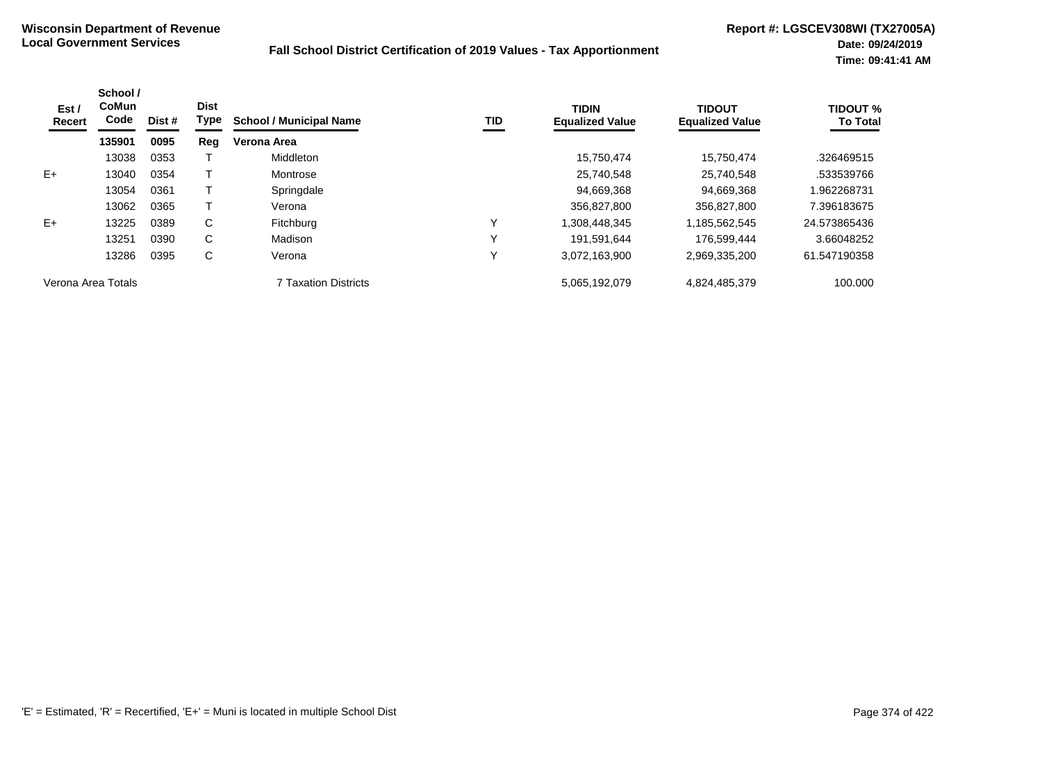**Wisconsin Department of Revenue**
**Local Government Services**

**Fall School District Certification of 2019 Values - Tax Apportionment**

**Report #: LGSCEV308WI (TX27005A)**
**Date: 09/24/2019**
**Time: 09:41:41 AM**

| Est / Recert | School / CoMun Code | Dist # | Dist Type | School / Municipal Name | TID | TIDIN Equalized Value | TIDOUT Equalized Value | TIDOUT % To Total |
|---|---|---|---|---|---|---|---|---|
| | **135901** | **0095** | **Reg** | **Verona Area** | | | | |
| | 13038 | 0353 | T | Middleton | | 15,750,474 | 15,750,474 | .326469515 |
| E+ | 13040 | 0354 | T | Montrose | | 25,740,548 | 25,740,548 | .533539766 |
| | 13054 | 0361 | T | Springdale | | 94,669,368 | 94,669,368 | 1.962268731 |
| | 13062 | 0365 | T | Verona | | 356,827,800 | 356,827,800 | 7.396183675 |
| E+ | 13225 | 0389 | C | Fitchburg | Y | 1,308,448,345 | 1,185,562,545 | 24.573865436 |
| | 13251 | 0390 | C | Madison | Y | 191,591,644 | 176,599,444 | 3.66048252 |
| | 13286 | 0395 | C | Verona | Y | 3,072,163,900 | 2,969,335,200 | 61.547190358 |
| Verona Area Totals | | | | 7 Taxation Districts | | 5,065,192,079 | 4,824,485,379 | 100.000 |

'E' = Estimated, 'R' = Recertified, 'E+' = Muni is located in multiple School Dist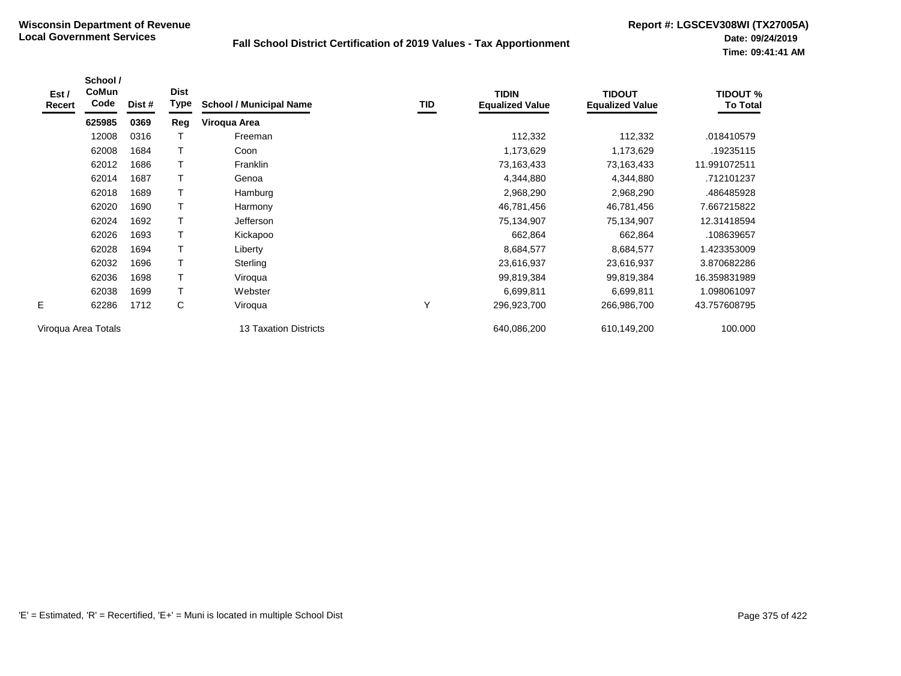**Wisconsin Department of Revenue**
**Local Government Services**

**Fall School District Certification of 2019 Values - Tax Apportionment**

**Report #: LGSCEV308WI (TX27005A)**
**Date: 09/24/2019**
**Time: 09:41:41 AM**

| Est / Recert | School / CoMun Code | Dist # | Dist Type | School / Municipal Name | TID | TIDIN Equalized Value | TIDOUT Equalized Value | TIDOUT % To Total |
|---|---|---|---|---|---|---|---|---|
| | **625985** | **0369** | **Reg** | **Viroqua Area** | | | | |
| | 12008 | 0316 | T | Freeman | | 112,332 | 112,332 | .018410579 |
| | 62008 | 1684 | T | Coon | | 1,173,629 | 1,173,629 | .19235115 |
| | 62012 | 1686 | T | Franklin | | 73,163,433 | 73,163,433 | 11.991072511 |
| | 62014 | 1687 | T | Genoa | | 4,344,880 | 4,344,880 | .712101237 |
| | 62018 | 1689 | T | Hamburg | | 2,968,290 | 2,968,290 | .486485928 |
| | 62020 | 1690 | T | Harmony | | 46,781,456 | 46,781,456 | 7.667215822 |
| | 62024 | 1692 | T | Jefferson | | 75,134,907 | 75,134,907 | 12.31418594 |
| | 62026 | 1693 | T | Kickapoo | | 662,864 | 662,864 | .108639657 |
| | 62028 | 1694 | T | Liberty | | 8,684,577 | 8,684,577 | 1.423353009 |
| | 62032 | 1696 | T | Sterling | | 23,616,937 | 23,616,937 | 3.870682286 |
| | 62036 | 1698 | T | Viroqua | | 99,819,384 | 99,819,384 | 16.359831989 |
| | 62038 | 1699 | T | Webster | | 6,699,811 | 6,699,811 | 1.098061097 |
| E | 62286 | 1712 | C | Viroqua | Y | 296,923,700 | 266,986,700 | 43.757608795 |
| Viroqua Area Totals | | | | 13 Taxation Districts | | 640,086,200 | 610,149,200 | 100.000 |

'E' = Estimated, 'R' = Recertified, 'E+' = Muni is located in multiple School Dist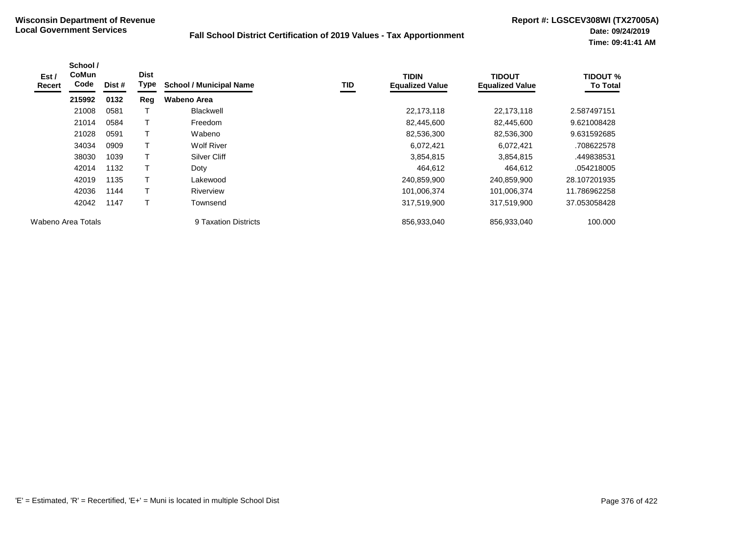**Wisconsin Department of Revenue**
**Local Government Services**

**Fall School District Certification of 2019 Values - Tax Apportionment**

**Report #: LGSCEV308WI (TX27005A)**
**Date: 09/24/2019**
**Time: 09:41:41 AM**

| Est / Recert | School / CoMun Code | Dist # | Dist Type | School / Municipal Name | TID | TIDIN Equalized Value | TIDOUT Equalized Value | TIDOUT % To Total |
|---|---|---|---|---|---|---|---|---|
| | **215992** | **0132** | **Reg** | **Wabeno Area** | | | | |
| | 21008 | 0581 | T | Blackwell | | 22,173,118 | 22,173,118 | 2.587497151 |
| | 21014 | 0584 | T | Freedom | | 82,445,600 | 82,445,600 | 9.621008428 |
| | 21028 | 0591 | T | Wabeno | | 82,536,300 | 82,536,300 | 9.631592685 |
| | 34034 | 0909 | T | Wolf River | | 6,072,421 | 6,072,421 | .708622578 |
| | 38030 | 1039 | T | Silver Cliff | | 3,854,815 | 3,854,815 | .449838531 |
| | 42014 | 1132 | T | Doty | | 464,612 | 464,612 | .054218005 |
| | 42019 | 1135 | T | Lakewood | | 240,859,900 | 240,859,900 | 28.107201935 |
| | 42036 | 1144 | T | Riverview | | 101,006,374 | 101,006,374 | 11.786962258 |
| | 42042 | 1147 | T | Townsend | | 317,519,900 | 317,519,900 | 37.053058428 |
| Wabeno Area Totals | | | | 9 Taxation Districts | | 856,933,040 | 856,933,040 | 100.000 |

'E' = Estimated, 'R' = Recertified, 'E+' = Muni is located in multiple School Dist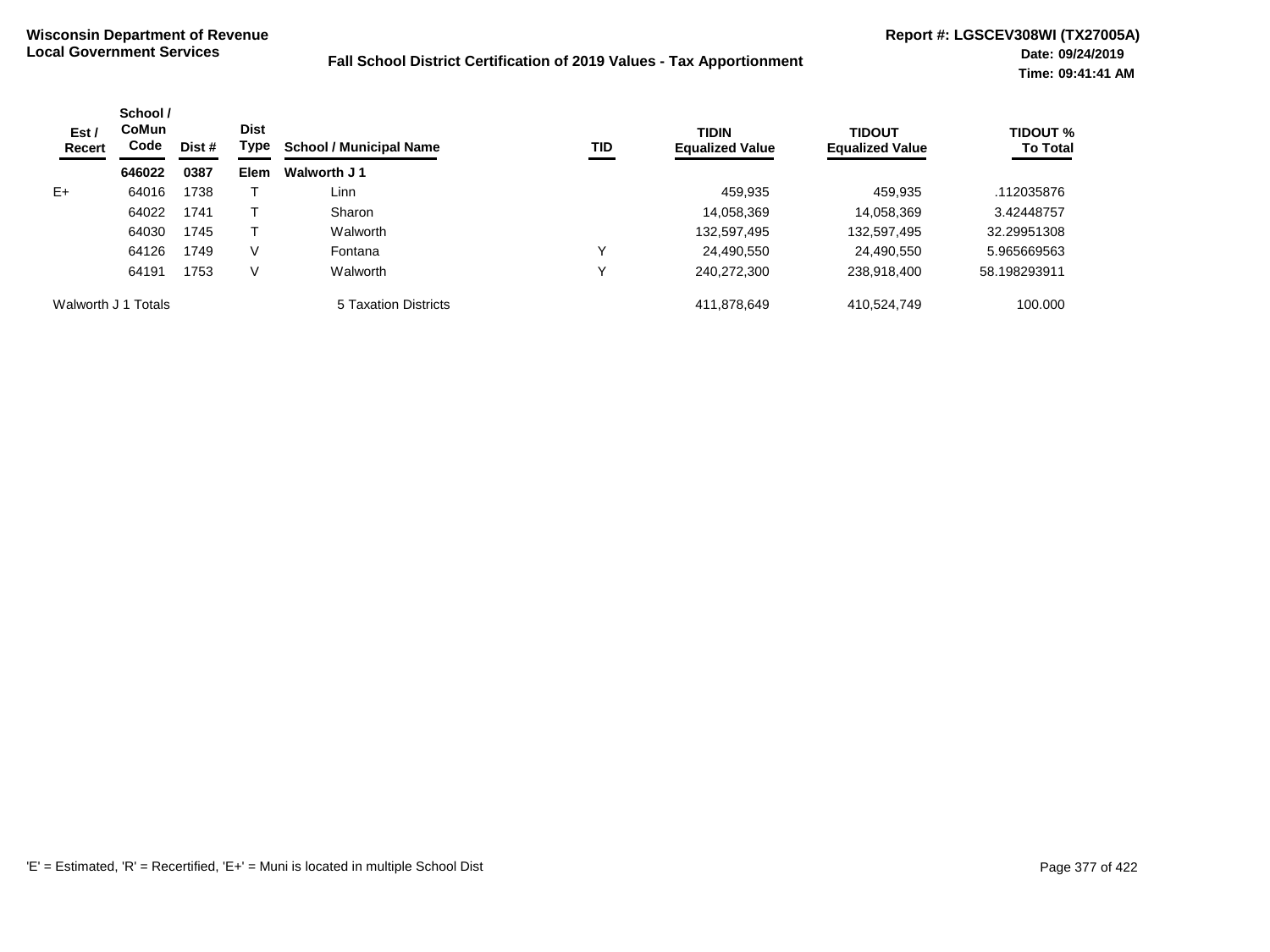**Wisconsin Department of Revenue**
**Local Government Services**

**Fall School District Certification of 2019 Values - Tax Apportionment**

**Report #: LGSCEV308WI (TX27005A)**
**Date: 09/24/2019**
**Time: 09:41:41 AM**

| Est / Recert | School / CoMun Code | Dist # | Dist Type | School / Municipal Name | TID | TIDIN Equalized Value | TIDOUT Equalized Value | TIDOUT % To Total |
|---|---|---|---|---|---|---|---|---|
| | **646022** | **0387** | **Elem** | **Walworth J 1** | | | | |
| E+ | 64016 | 1738 | T | Linn | | 459,935 | 459,935 | .112035876 |
| | 64022 | 1741 | T | Sharon | | 14,058,369 | 14,058,369 | 3.42448757 |
| | 64030 | 1745 | T | Walworth | | 132,597,495 | 132,597,495 | 32.29951308 |
| | 64126 | 1749 | V | Fontana | Y | 24,490,550 | 24,490,550 | 5.965669563 |
| | 64191 | 1753 | V | Walworth | Y | 240,272,300 | 238,918,400 | 58.198293911 |
| Walworth J 1 Totals | | | | 5 Taxation Districts | | 411,878,649 | 410,524,749 | 100.000 |

'E' = Estimated, 'R' = Recertified, 'E+' = Muni is located in multiple School Dist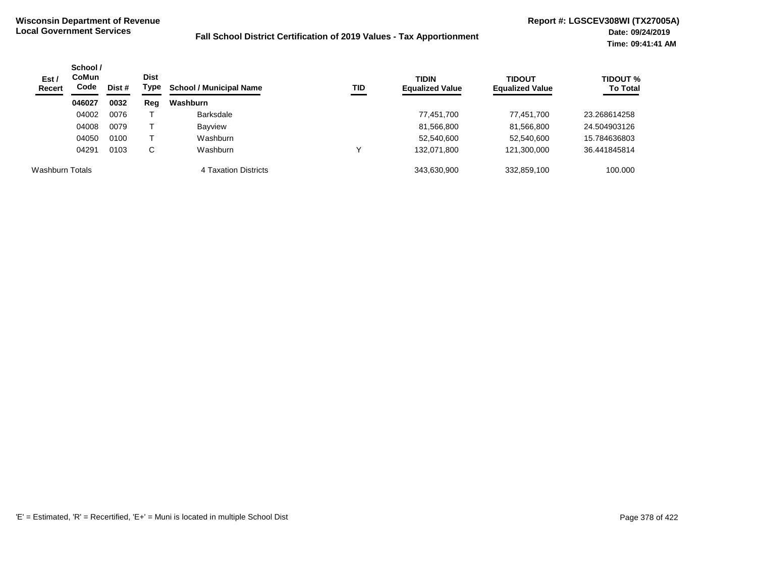**Wisconsin Department of Revenue**
**Local Government Services**

**Fall School District Certification of 2019 Values - Tax Apportionment**

**Report #: LGSCEV308WI (TX27005A)**
**Date: 09/24/2019**
**Time: 09:41:41 AM**

| Est / Recert | School / CoMun Code | Dist # | Dist Type | School / Municipal Name | TID | TIDIN Equalized Value | TIDOUT Equalized Value | TIDOUT % To Total |
|---|---|---|---|---|---|---|---|---|
| | **046027** | **0032** | **Reg** | **Washburn** | | | | |
| | 04002 | 0076 | T | Barksdale | | 77,451,700 | 77,451,700 | 23.268614258 |
| | 04008 | 0079 | T | Bayview | | 81,566,800 | 81,566,800 | 24.504903126 |
| | 04050 | 0100 | T | Washburn | | 52,540,600 | 52,540,600 | 15.784636803 |
| | 04291 | 0103 | C | Washburn | Y | 132,071,800 | 121,300,000 | 36.441845814 |
| Washburn Totals | | | | 4 Taxation Districts | | 343,630,900 | 332,859,100 | 100.000 |

'E' = Estimated, 'R' = Recertified, 'E+' = Muni is located in multiple School Dist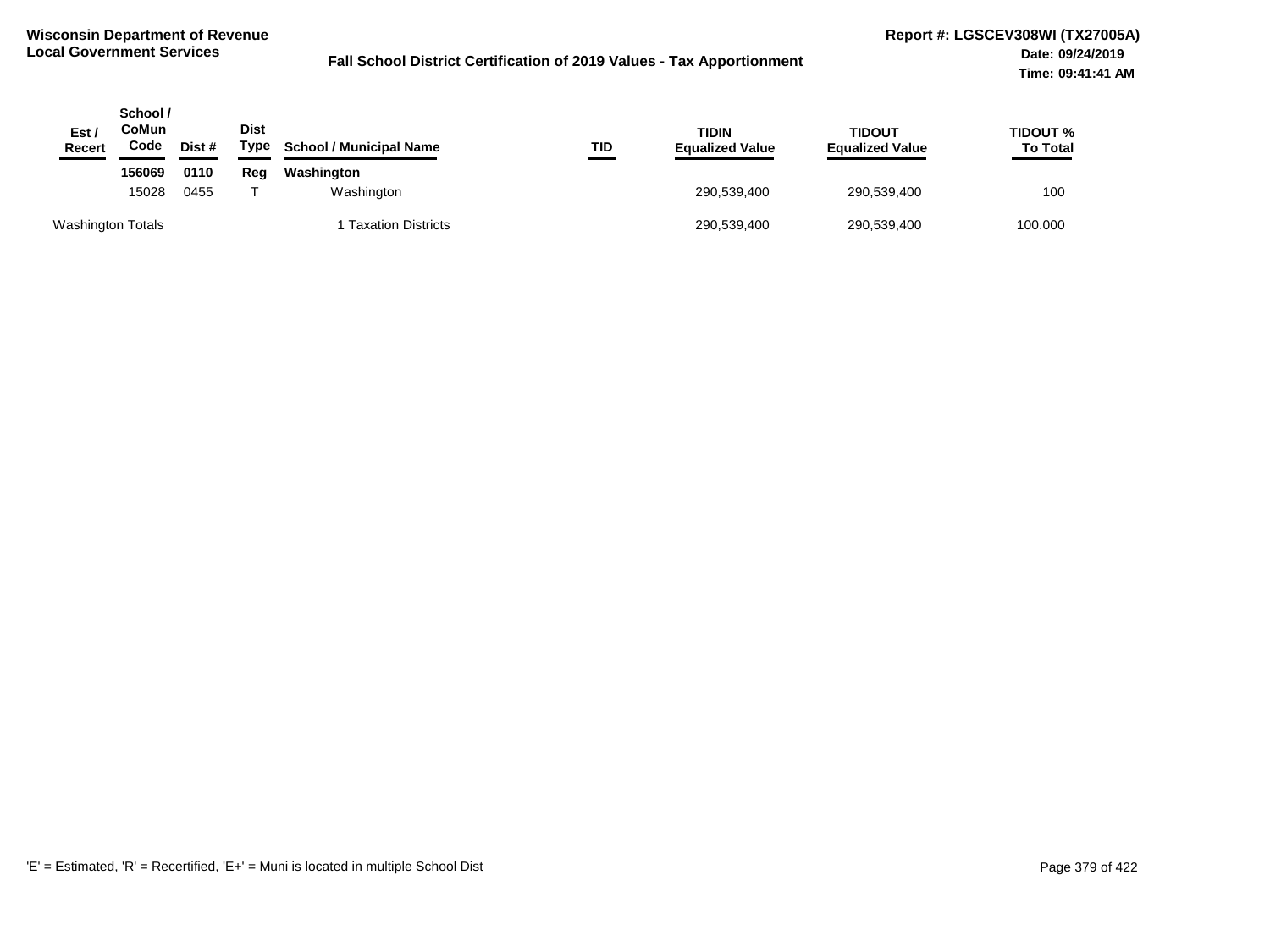**Wisconsin Department of Revenue**
**Local Government Services**

**Fall School District Certification of 2019 Values - Tax Apportionment**

**Report #: LGSCEV308WI (TX27005A)**
**Date: 09/24/2019**
**Time: 09:41:41 AM**

| Est / Recert | School / CoMun Code | Dist # | Dist Type | School / Municipal Name | TID | TIDIN Equalized Value | TIDOUT Equalized Value | TIDOUT % To Total |
|---|---|---|---|---|---|---|---|---|
| | **156069** | **0110** | **Reg** | **Washington** | | | | |
| | 15028 | 0455 | T | Washington | | 290,539,400 | 290,539,400 | 100 |
| Washington Totals | | | | 1 Taxation Districts | | 290,539,400 | 290,539,400 | 100.000 |

'E' = Estimated, 'R' = Recertified, 'E+' = Muni is located in multiple School Dist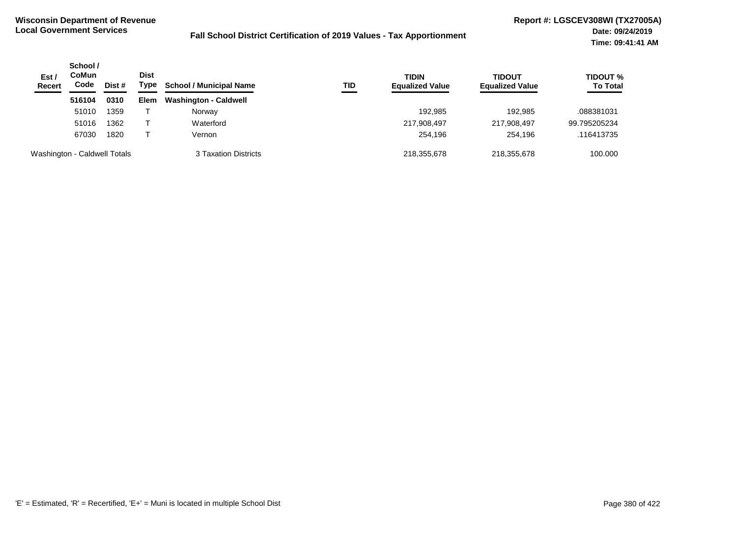**Wisconsin Department of Revenue**
**Local Government Services**

**Fall School District Certification of 2019 Values - Tax Apportionment**

**Report #: LGSCEV308WI (TX27005A)**
**Date: 09/24/2019**
**Time: 09:41:41 AM**

| Est / Recert | School / CoMun Code | Dist # | Dist Type | School / Municipal Name | TID | TIDIN Equalized Value | TIDOUT Equalized Value | TIDOUT % To Total |
|---|---|---|---|---|---|---|---|---|
| | **516104** | **0310** | **Elem** | **Washington - Caldwell** | | | | |
| | 51010 | 1359 | T | Norway | | 192,985 | 192,985 | .088381031 |
| | 51016 | 1362 | T | Waterford | | 217,908,497 | 217,908,497 | 99.795205234 |
| | 67030 | 1820 | T | Vernon | | 254,196 | 254,196 | .116413735 |
| Washington - Caldwell Totals | | | | 3 Taxation Districts | | 218,355,678 | 218,355,678 | 100.000 |

'E' = Estimated, 'R' = Recertified, 'E+' = Muni is located in multiple School Dist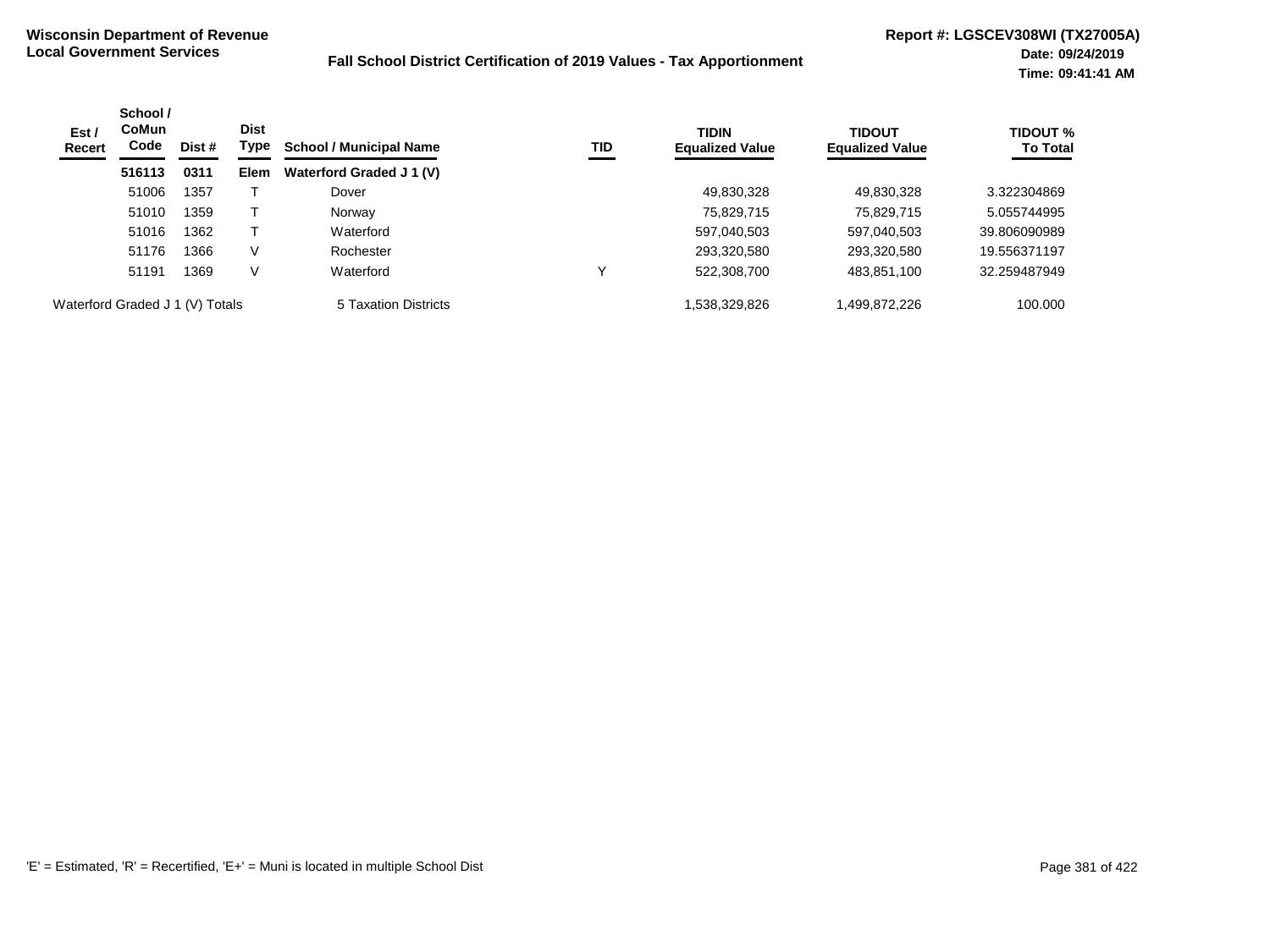**Wisconsin Department of Revenue**
**Local Government Services**

**Fall School District Certification of 2019 Values - Tax Apportionment**

**Report #: LGSCEV308WI (TX27005A)**
**Date: 09/24/2019**
**Time: 09:41:41 AM**

| Est / Recert | School / CoMun Code | Dist # | Dist Type | School / Municipal Name | TID | TIDIN Equalized Value | TIDOUT Equalized Value | TIDOUT % To Total |
|---|---|---|---|---|---|---|---|---|
| | **516113** | **0311** | **Elem** | **Waterford Graded J 1 (V)** | | | | |
| | 51006 | 1357 | T | Dover | | 49,830,328 | 49,830,328 | 3.322304869 |
| | 51010 | 1359 | T | Norway | | 75,829,715 | 75,829,715 | 5.055744995 |
| | 51016 | 1362 | T | Waterford | | 597,040,503 | 597,040,503 | 39.806090989 |
| | 51176 | 1366 | V | Rochester | | 293,320,580 | 293,320,580 | 19.556371197 |
| | 51191 | 1369 | V | Waterford | Y | 522,308,700 | 483,851,100 | 32.259487949 |
| Waterford Graded J 1 (V) Totals | | | | 5 Taxation Districts | | 1,538,329,826 | 1,499,872,226 | 100.000 |

'E' = Estimated, 'R' = Recertified, 'E+' = Muni is located in multiple School Dist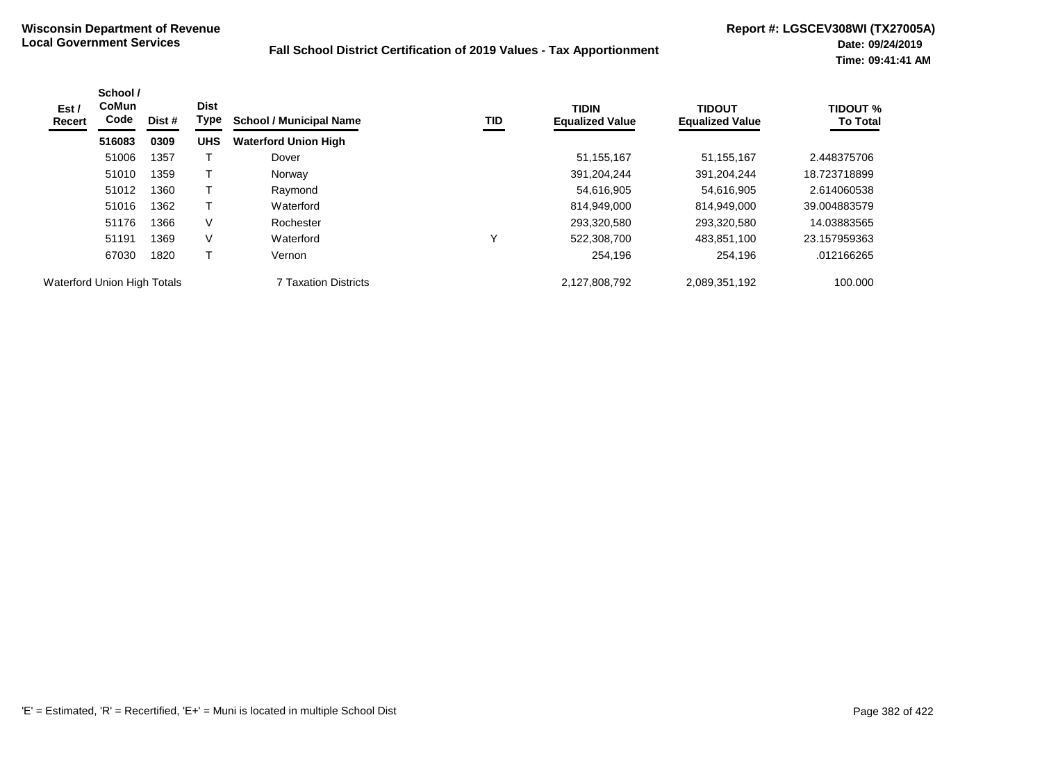**Wisconsin Department of Revenue**
**Local Government Services**

**Fall School District Certification of 2019 Values - Tax Apportionment**

**Report #: LGSCEV308WI (TX27005A)**
**Date: 09/24/2019**
**Time: 09:41:41 AM**

| Est / Recert | School / CoMun Code | Dist # | Dist Type | School / Municipal Name | TID | TIDIN Equalized Value | TIDOUT Equalized Value | TIDOUT % To Total |
|---|---|---|---|---|---|---|---|---|
| | **516083** | **0309** | **UHS** | **Waterford Union High** | | | | |
| | 51006 | 1357 | T | Dover | | 51,155,167 | 51,155,167 | 2.448375706 |
| | 51010 | 1359 | T | Norway | | 391,204,244 | 391,204,244 | 18.723718899 |
| | 51012 | 1360 | T | Raymond | | 54,616,905 | 54,616,905 | 2.614060538 |
| | 51016 | 1362 | T | Waterford | | 814,949,000 | 814,949,000 | 39.004883579 |
| | 51176 | 1366 | V | Rochester | | 293,320,580 | 293,320,580 | 14.03883565 |
| | 51191 | 1369 | V | Waterford | Y | 522,308,700 | 483,851,100 | 23.157959363 |
| | 67030 | 1820 | T | Vernon | | 254,196 | 254,196 | .012166265 |
| Waterford Union High Totals | | | | 7 Taxation Districts | | 2,127,808,792 | 2,089,351,192 | 100.000 |

'E' = Estimated, 'R' = Recertified, 'E+' = Muni is located in multiple School Dist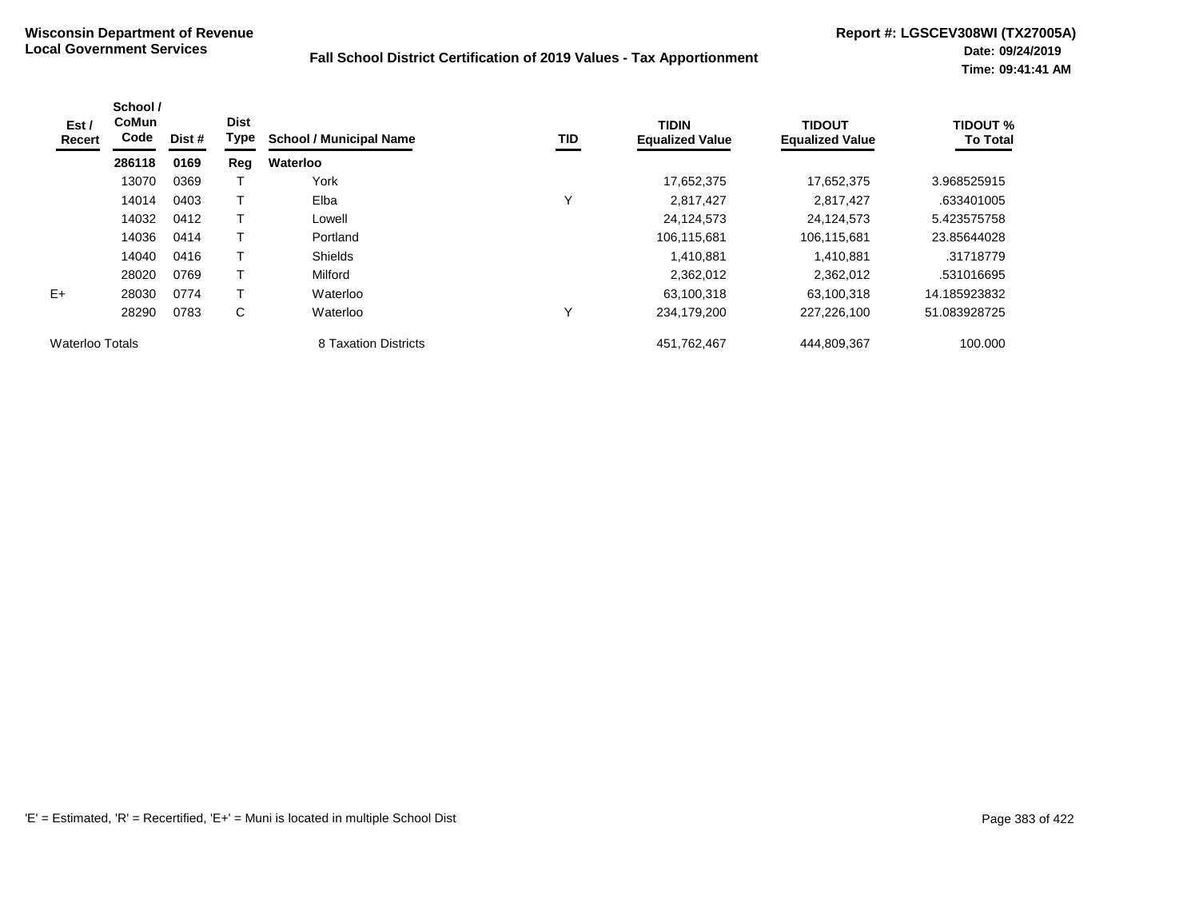**Wisconsin Department of Revenue**
**Local Government Services**

**Fall School District Certification of 2019 Values - Tax Apportionment**

**Report #: LGSCEV308WI (TX27005A)**
**Date: 09/24/2019**
**Time: 09:41:41 AM**

| Est / Recert | School / CoMun Code | Dist # | Dist Type | School / Municipal Name | TID | TIDIN Equalized Value | TIDOUT Equalized Value | TIDOUT % To Total |
|---|---|---|---|---|---|---|---|---|
| | **286118** | **0169** | **Reg** | **Waterloo** | | | | |
| | 13070 | 0369 | T | York | | 17,652,375 | 17,652,375 | 3.968525915 |
| | 14014 | 0403 | T | Elba | Y | 2,817,427 | 2,817,427 | .633401005 |
| | 14032 | 0412 | T | Lowell | | 24,124,573 | 24,124,573 | 5.423575758 |
| | 14036 | 0414 | T | Portland | | 106,115,681 | 106,115,681 | 23.85644028 |
| | 14040 | 0416 | T | Shields | | 1,410,881 | 1,410,881 | .31718779 |
| | 28020 | 0769 | T | Milford | | 2,362,012 | 2,362,012 | .531016695 |
| E+ | 28030 | 0774 | T | Waterloo | | 63,100,318 | 63,100,318 | 14.185923832 |
| | 28290 | 0783 | C | Waterloo | Y | 234,179,200 | 227,226,100 | 51.083928725 |
| Waterloo Totals | | | | 8 Taxation Districts | | 451,762,467 | 444,809,367 | 100.000 |

'E' = Estimated, 'R' = Recertified, 'E+' = Muni is located in multiple School Dist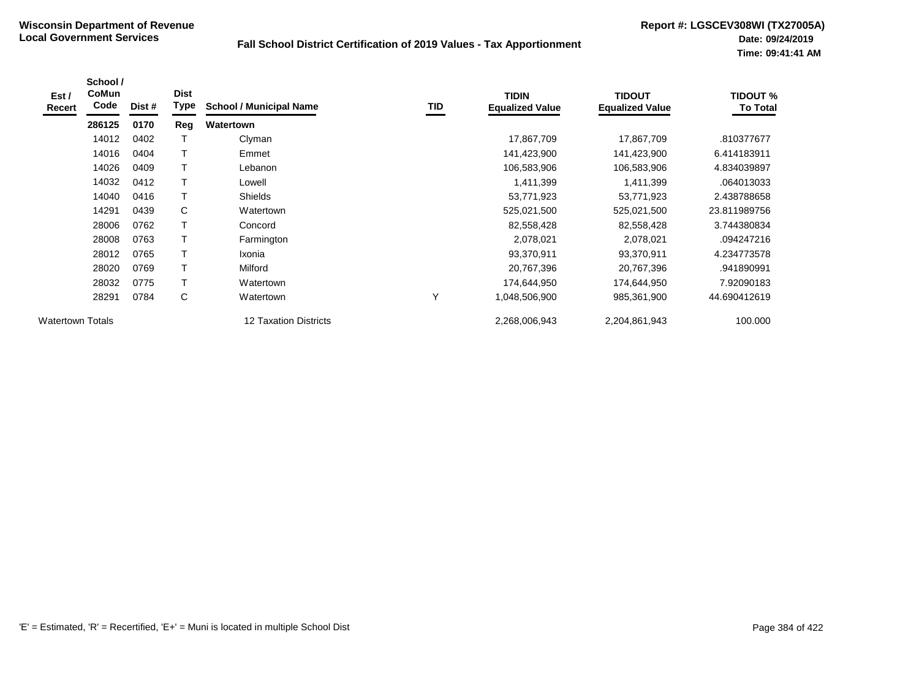**Wisconsin Department of Revenue**
**Local Government Services**

**Fall School District Certification of 2019 Values - Tax Apportionment**

**Report #: LGSCEV308WI (TX27005A)**
**Date: 09/24/2019**
**Time: 09:41:41 AM**

| Est / Recert | School / CoMun Code | Dist # | Dist Type | School / Municipal Name | TID | TIDIN Equalized Value | TIDOUT Equalized Value | TIDOUT % To Total |
|---|---|---|---|---|---|---|---|---|
| | **286125** | **0170** | **Reg** | **Watertown** | | | | |
| | 14012 | 0402 | T | Clyman | | 17,867,709 | 17,867,709 | .810377677 |
| | 14016 | 0404 | T | Emmet | | 141,423,900 | 141,423,900 | 6.414183911 |
| | 14026 | 0409 | T | Lebanon | | 106,583,906 | 106,583,906 | 4.834039897 |
| | 14032 | 0412 | T | Lowell | | 1,411,399 | 1,411,399 | .064013033 |
| | 14040 | 0416 | T | Shields | | 53,771,923 | 53,771,923 | 2.438788658 |
| | 14291 | 0439 | C | Watertown | | 525,021,500 | 525,021,500 | 23.811989756 |
| | 28006 | 0762 | T | Concord | | 82,558,428 | 82,558,428 | 3.744380834 |
| | 28008 | 0763 | T | Farmington | | 2,078,021 | 2,078,021 | .094247216 |
| | 28012 | 0765 | T | Ixonia | | 93,370,911 | 93,370,911 | 4.234773578 |
| | 28020 | 0769 | T | Milford | | 20,767,396 | 20,767,396 | .941890991 |
| | 28032 | 0775 | T | Watertown | | 174,644,950 | 174,644,950 | 7.92090183 |
| | 28291 | 0784 | C | Watertown | Y | 1,048,506,900 | 985,361,900 | 44.690412619 |
| Watertown Totals | | | | 12 Taxation Districts | | 2,268,006,943 | 2,204,861,943 | 100.000 |

'E' = Estimated, 'R' = Recertified, 'E+' = Muni is located in multiple School Dist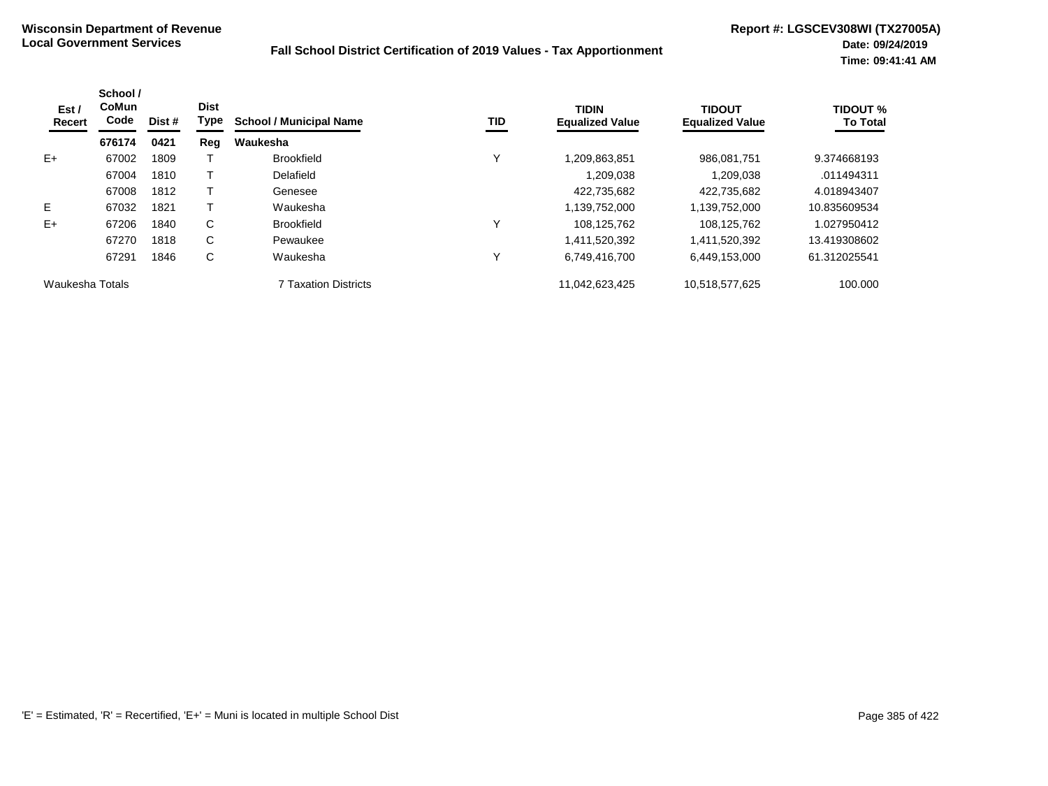**Wisconsin Department of Revenue**
**Local Government Services**

**Fall School District Certification of 2019 Values - Tax Apportionment**

**Report #: LGSCEV308WI (TX27005A)**
**Date: 09/24/2019**
**Time: 09:41:41 AM**

| Est / Recert | School / CoMun Code | Dist # | Dist Type | School / Municipal Name | TID | TIDIN Equalized Value | TIDOUT Equalized Value | TIDOUT % To Total |
|---|---|---|---|---|---|---|---|---|
| | **676174** | **0421** | **Reg** | **Waukesha** | | | | |
| E+ | 67002 | 1809 | T | Brookfield | Y | 1,209,863,851 | 986,081,751 | 9.374668193 |
| | 67004 | 1810 | T | Delafield | | 1,209,038 | 1,209,038 | .011494311 |
| | 67008 | 1812 | T | Genesee | | 422,735,682 | 422,735,682 | 4.018943407 |
| E | 67032 | 1821 | T | Waukesha | | 1,139,752,000 | 1,139,752,000 | 10.835609534 |
| E+ | 67206 | 1840 | C | Brookfield | Y | 108,125,762 | 108,125,762 | 1.027950412 |
| | 67270 | 1818 | C | Pewaukee | | 1,411,520,392 | 1,411,520,392 | 13.419308602 |
| | 67291 | 1846 | C | Waukesha | Y | 6,749,416,700 | 6,449,153,000 | 61.312025541 |
| Waukesha Totals | | | | 7 Taxation Districts | | 11,042,623,425 | 10,518,577,625 | 100.000 |

'E' = Estimated, 'R' = Recertified, 'E+' = Muni is located in multiple School Dist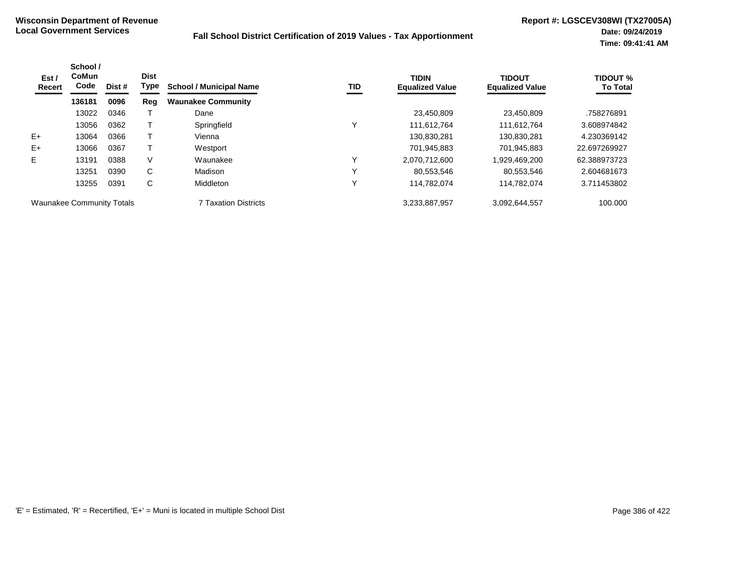**Wisconsin Department of Revenue**
**Local Government Services**

**Fall School District Certification of 2019 Values - Tax Apportionment**

**Report #: LGSCEV308WI (TX27005A)**
**Date: 09/24/2019**
**Time: 09:41:41 AM**

| Est / Recert | School / CoMun Code | Dist # | Dist Type | School / Municipal Name | TID | TIDIN Equalized Value | TIDOUT Equalized Value | TIDOUT % To Total |
|---|---|---|---|---|---|---|---|---|
| | **136181** | **0096** | **Reg** | **Waunakee Community** | | | | |
| | 13022 | 0346 | T | Dane | | 23,450,809 | 23,450,809 | .758276891 |
| | 13056 | 0362 | T | Springfield | Y | 111,612,764 | 111,612,764 | 3.608974842 |
| E+ | 13064 | 0366 | T | Vienna | | 130,830,281 | 130,830,281 | 4.230369142 |
| E+ | 13066 | 0367 | T | Westport | | 701,945,883 | 701,945,883 | 22.697269927 |
| E | 13191 | 0388 | V | Waunakee | Y | 2,070,712,600 | 1,929,469,200 | 62.388973723 |
| | 13251 | 0390 | C | Madison | Y | 80,553,546 | 80,553,546 | 2.604681673 |
| | 13255 | 0391 | C | Middleton | Y | 114,782,074 | 114,782,074 | 3.711453802 |
| Waunakee Community Totals | | | | 7 Taxation Districts | | 3,233,887,957 | 3,092,644,557 | 100.000 |

'E' = Estimated, 'R' = Recertified, 'E+' = Muni is located in multiple School Dist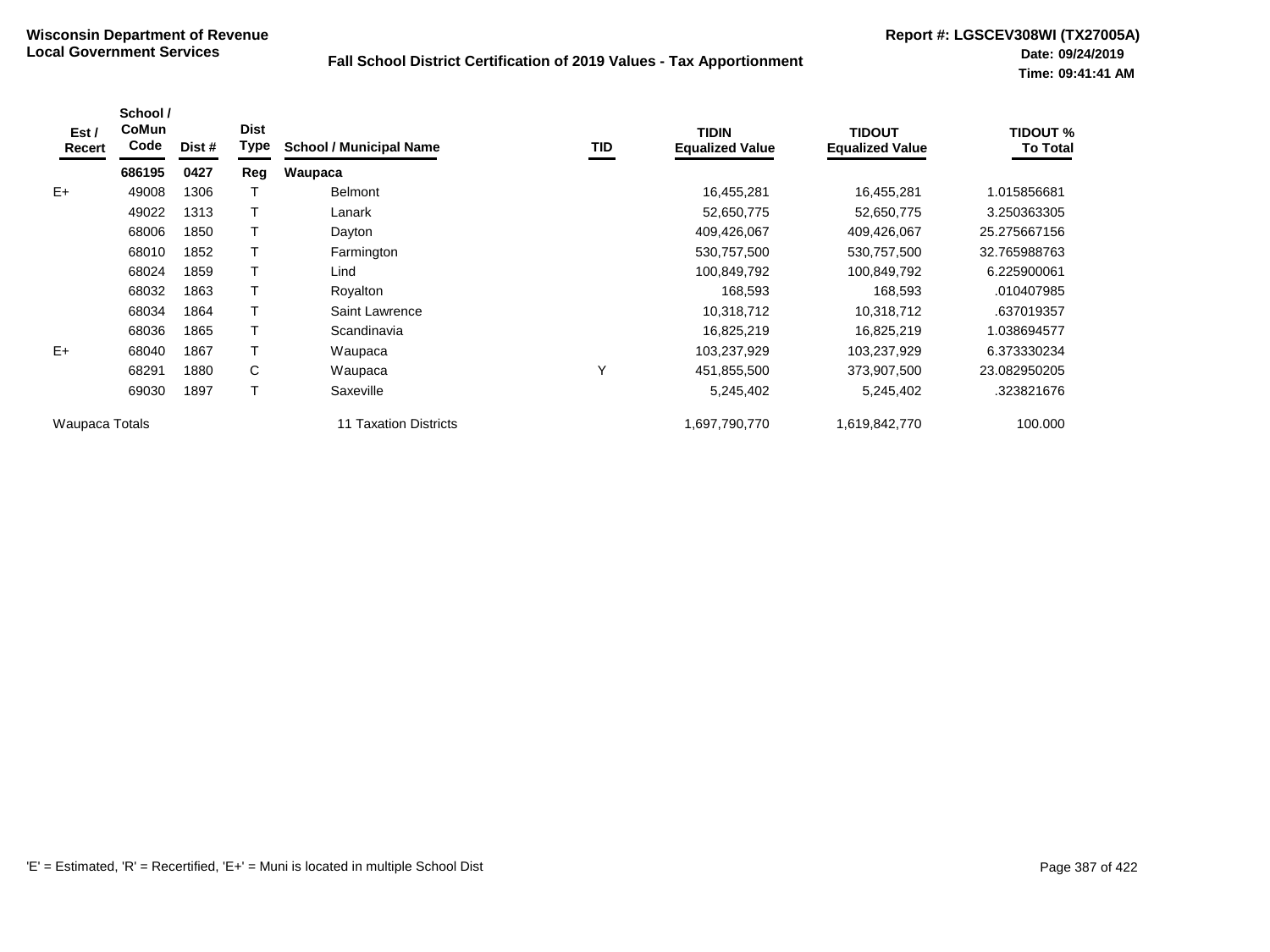**Wisconsin Department of Revenue**
**Local Government Services**

**Fall School District Certification of 2019 Values - Tax Apportionment**

**Report #: LGSCEV308WI (TX27005A)**
**Date: 09/24/2019**
**Time: 09:41:41 AM**

| Est / Recert | School / CoMun Code | Dist # | Dist Type | School / Municipal Name | TID | TIDIN Equalized Value | TIDOUT Equalized Value | TIDOUT % To Total |
|---|---|---|---|---|---|---|---|---|
| | **686195** | **0427** | **Reg** | **Waupaca** | | | | |
| E+ | 49008 | 1306 | T | Belmont | | 16,455,281 | 16,455,281 | 1.015856681 |
| | 49022 | 1313 | T | Lanark | | 52,650,775 | 52,650,775 | 3.250363305 |
| | 68006 | 1850 | T | Dayton | | 409,426,067 | 409,426,067 | 25.275667156 |
| | 68010 | 1852 | T | Farmington | | 530,757,500 | 530,757,500 | 32.765988763 |
| | 68024 | 1859 | T | Lind | | 100,849,792 | 100,849,792 | 6.225900061 |
| | 68032 | 1863 | T | Royalton | | 168,593 | 168,593 | .010407985 |
| | 68034 | 1864 | T | Saint Lawrence | | 10,318,712 | 10,318,712 | .637019357 |
| | 68036 | 1865 | T | Scandinavia | | 16,825,219 | 16,825,219 | 1.038694577 |
| E+ | 68040 | 1867 | T | Waupaca | | 103,237,929 | 103,237,929 | 6.373330234 |
| | 68291 | 1880 | C | Waupaca | Y | 451,855,500 | 373,907,500 | 23.082950205 |
| | 69030 | 1897 | T | Saxeville | | 5,245,402 | 5,245,402 | .323821676 |
| Waupaca Totals | | | | 11 Taxation Districts | | 1,697,790,770 | 1,619,842,770 | 100.000 |

'E' = Estimated, 'R' = Recertified, 'E+' = Muni is located in multiple School Dist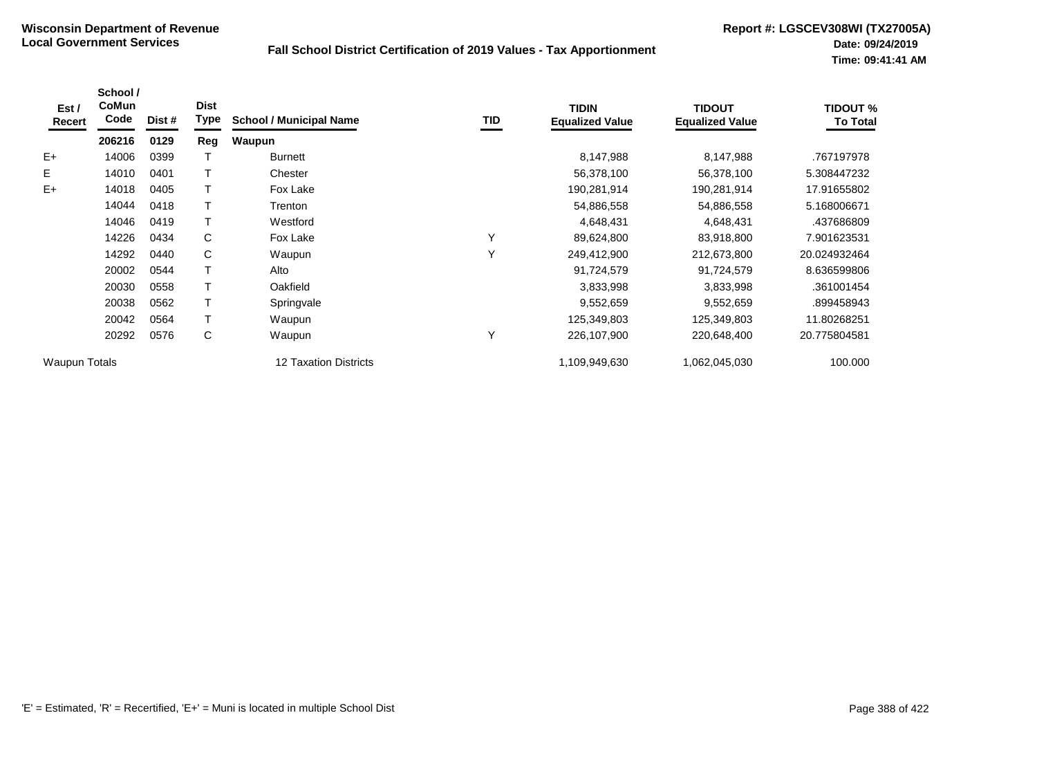**Wisconsin Department of Revenue**
**Local Government Services**

**Fall School District Certification of 2019 Values - Tax Apportionment**

**Report #: LGSCEV308WI (TX27005A)**
**Date: 09/24/2019**
**Time: 09:41:41 AM**

| Est / Recert | School / CoMun Code | Dist # | Dist Type | School / Municipal Name | TID | TIDIN Equalized Value | TIDOUT Equalized Value | TIDOUT % To Total |
|---|---|---|---|---|---|---|---|---|
| | **206216** | **0129** | **Reg** | **Waupun** | | | | |
| E+ | 14006 | 0399 | T | Burnett | | 8,147,988 | 8,147,988 | .767197978 |
| E | 14010 | 0401 | T | Chester | | 56,378,100 | 56,378,100 | 5.308447232 |
| E+ | 14018 | 0405 | T | Fox Lake | | 190,281,914 | 190,281,914 | 17.91655802 |
| | 14044 | 0418 | T | Trenton | | 54,886,558 | 54,886,558 | 5.168006671 |
| | 14046 | 0419 | T | Westford | | 4,648,431 | 4,648,431 | .437686809 |
| | 14226 | 0434 | C | Fox Lake | Y | 89,624,800 | 83,918,800 | 7.901623531 |
| | 14292 | 0440 | C | Waupun | Y | 249,412,900 | 212,673,800 | 20.024932464 |
| | 20002 | 0544 | T | Alto | | 91,724,579 | 91,724,579 | 8.636599806 |
| | 20030 | 0558 | T | Oakfield | | 3,833,998 | 3,833,998 | .361001454 |
| | 20038 | 0562 | T | Springvale | | 9,552,659 | 9,552,659 | .899458943 |
| | 20042 | 0564 | T | Waupun | | 125,349,803 | 125,349,803 | 11.80268251 |
| | 20292 | 0576 | C | Waupun | Y | 226,107,900 | 220,648,400 | 20.775804581 |
| Waupun Totals | | | | 12 Taxation Districts | | 1,109,949,630 | 1,062,045,030 | 100.000 |

'E' = Estimated, 'R' = Recertified, 'E+' = Muni is located in multiple School Dist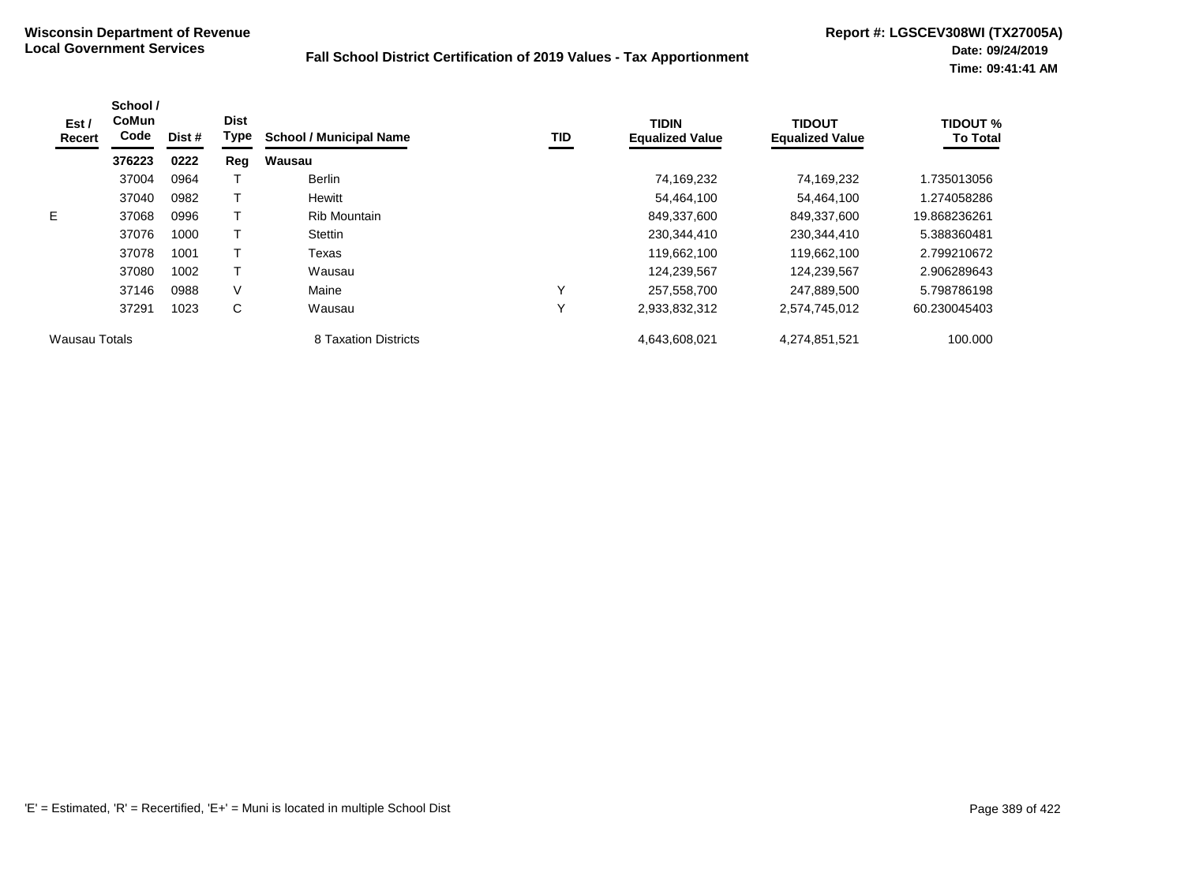**Wisconsin Department of Revenue**
**Local Government Services**

**Fall School District Certification of 2019 Values - Tax Apportionment**

**Report #: LGSCEV308WI (TX27005A)**
**Date: 09/24/2019**
**Time: 09:41:41 AM**

| Est / Recert | School / CoMun Code | Dist # | Dist Type | School / Municipal Name | TID | TIDIN Equalized Value | TIDOUT Equalized Value | TIDOUT % To Total |
|---|---|---|---|---|---|---|---|---|
| | **376223** | **0222** | **Reg** | **Wausau** | | | | |
| | 37004 | 0964 | T | Berlin | | 74,169,232 | 74,169,232 | 1.735013056 |
| | 37040 | 0982 | T | Hewitt | | 54,464,100 | 54,464,100 | 1.274058286 |
| E | 37068 | 0996 | T | Rib Mountain | | 849,337,600 | 849,337,600 | 19.868236261 |
| | 37076 | 1000 | T | Stettin | | 230,344,410 | 230,344,410 | 5.388360481 |
| | 37078 | 1001 | T | Texas | | 119,662,100 | 119,662,100 | 2.799210672 |
| | 37080 | 1002 | T | Wausau | | 124,239,567 | 124,239,567 | 2.906289643 |
| | 37146 | 0988 | V | Maine | Y | 257,558,700 | 247,889,500 | 5.798786198 |
| | 37291 | 1023 | C | Wausau | Y | 2,933,832,312 | 2,574,745,012 | 60.230045403 |
| Wausau Totals | | | | 8 Taxation Districts | | 4,643,608,021 | 4,274,851,521 | 100.000 |

'E' = Estimated, 'R' = Recertified, 'E+' = Muni is located in multiple School Dist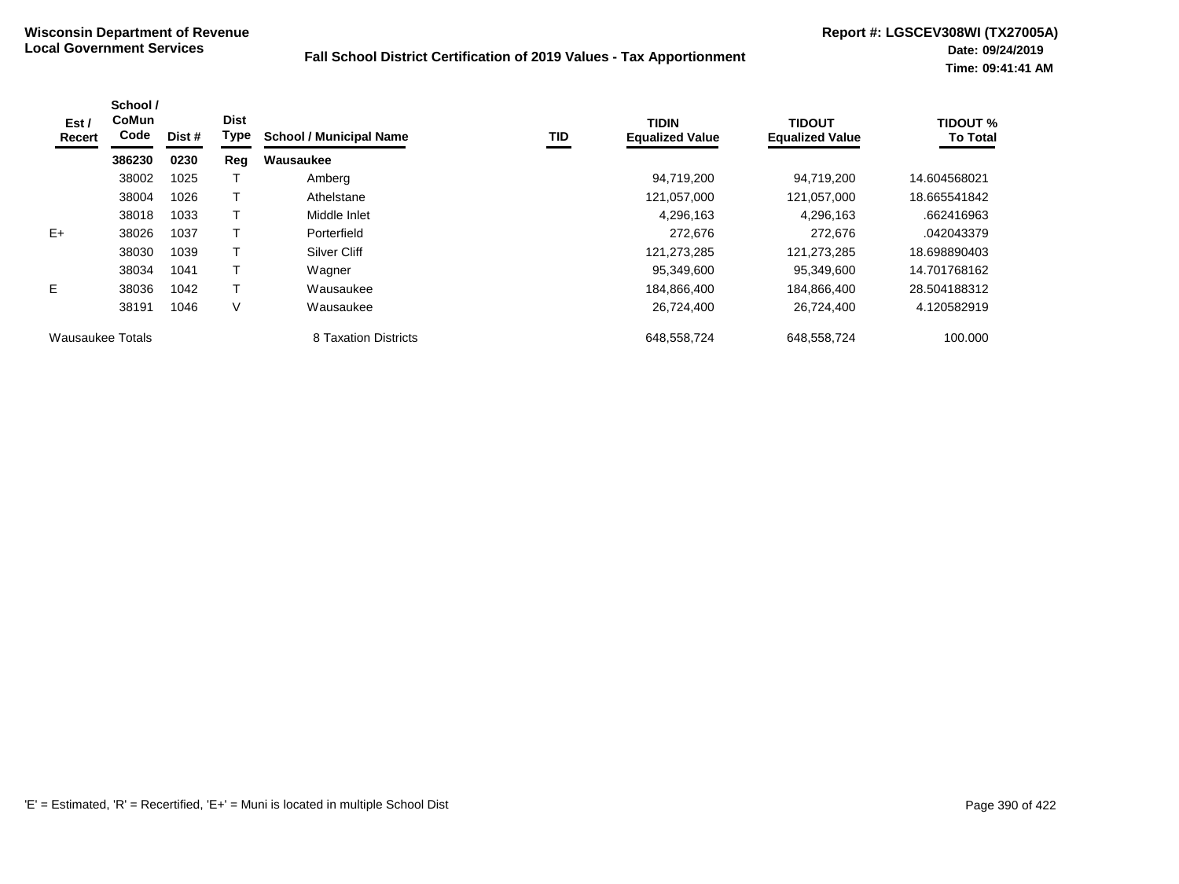**Wisconsin Department of Revenue**
**Local Government Services**

## Fall School District Certification of 2019 Values - Tax Apportionment

**Report #: LGSCEV308WI (TX27005A)**
**Date: 09/24/2019**
**Time: 09:41:41 AM**

| Est / Recert | School / CoMun Code | Dist # | Dist Type | School / Municipal Name | TID | TIDIN Equalized Value | TIDOUT Equalized Value | TIDOUT % To Total |
|---|---|---|---|---|---|---|---|---|
| | **386230** | **0230** | **Reg** | **Wausaukee** | | | | |
| | 38002 | 1025 | T | Amberg | | 94,719,200 | 94,719,200 | 14.604568021 |
| | 38004 | 1026 | T | Athelstane | | 121,057,000 | 121,057,000 | 18.665541842 |
| | 38018 | 1033 | T | Middle Inlet | | 4,296,163 | 4,296,163 | .662416963 |
| E+ | 38026 | 1037 | T | Porterfield | | 272,676 | 272,676 | .042043379 |
| | 38030 | 1039 | T | Silver Cliff | | 121,273,285 | 121,273,285 | 18.698890403 |
| | 38034 | 1041 | T | Wagner | | 95,349,600 | 95,349,600 | 14.701768162 |
| E | 38036 | 1042 | T | Wausaukee | | 184,866,400 | 184,866,400 | 28.504188312 |
| | 38191 | 1046 | V | Wausaukee | | 26,724,400 | 26,724,400 | 4.120582919 |
| Wausaukee Totals | | | | 8 Taxation Districts | | 648,558,724 | 648,558,724 | 100.000 |

'E' = Estimated, 'R' = Recertified, 'E+' = Muni is located in multiple School Dist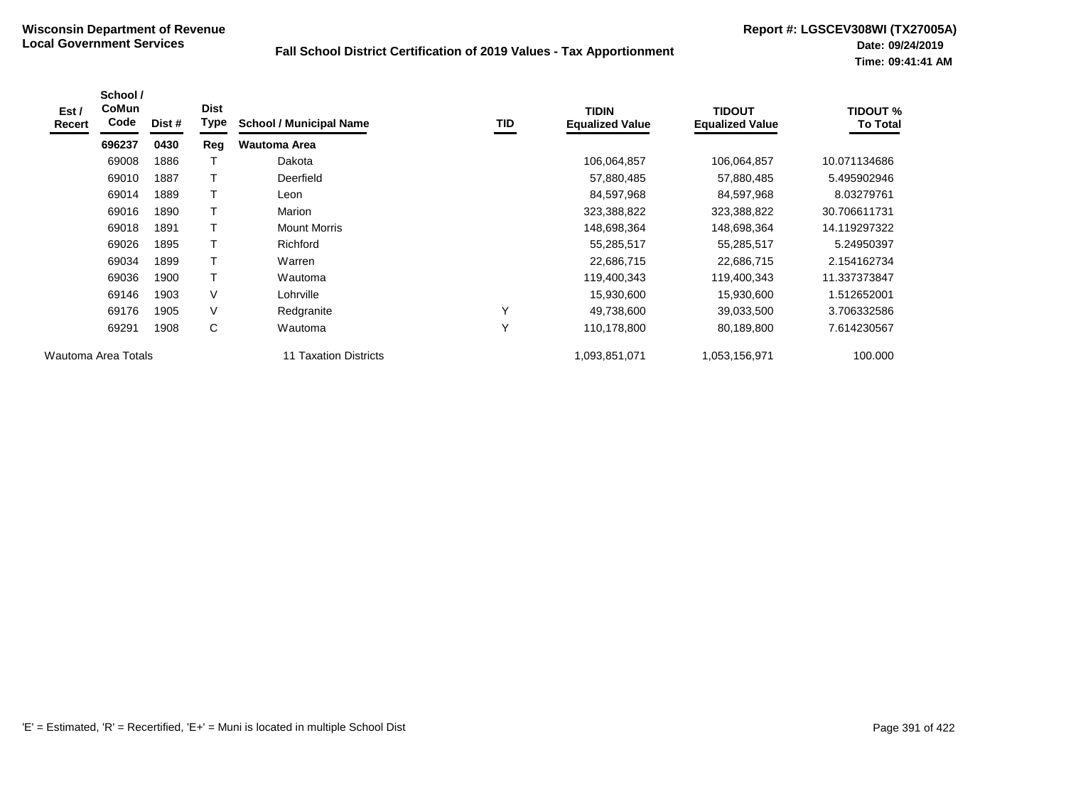**Wisconsin Department of Revenue**
**Local Government Services**

## Fall School District Certification of 2019 Values - Tax Apportionment

**Report #: LGSCEV308WI (TX27005A)**
**Date: 09/24/2019**
**Time: 09:41:41 AM**

| Est / Recert | School / CoMun Code | Dist # | Dist Type | School / Municipal Name | TID | TIDIN Equalized Value | TIDOUT Equalized Value | TIDOUT % To Total |
|---|---|---|---|---|---|---|---|---|
| | **696237** | **0430** | **Reg** | **Wautoma Area** | | | | |
| | 69008 | 1886 | T | Dakota | | 106,064,857 | 106,064,857 | 10.071134686 |
| | 69010 | 1887 | T | Deerfield | | 57,880,485 | 57,880,485 | 5.495902946 |
| | 69014 | 1889 | T | Leon | | 84,597,968 | 84,597,968 | 8.03279761 |
| | 69016 | 1890 | T | Marion | | 323,388,822 | 323,388,822 | 30.706611731 |
| | 69018 | 1891 | T | Mount Morris | | 148,698,364 | 148,698,364 | 14.119297322 |
| | 69026 | 1895 | T | Richford | | 55,285,517 | 55,285,517 | 5.24950397 |
| | 69034 | 1899 | T | Warren | | 22,686,715 | 22,686,715 | 2.154162734 |
| | 69036 | 1900 | T | Wautoma | | 119,400,343 | 119,400,343 | 11.337373847 |
| | 69146 | 1903 | V | Lohrville | | 15,930,600 | 15,930,600 | 1.512652001 |
| | 69176 | 1905 | V | Redgranite | Y | 49,738,600 | 39,033,500 | 3.706332586 |
| | 69291 | 1908 | C | Wautoma | Y | 110,178,800 | 80,189,800 | 7.614230567 |
| Wautoma Area Totals | | | | 11 Taxation Districts | | 1,093,851,071 | 1,053,156,971 | 100.000 |

'E' = Estimated, 'R' = Recertified, 'E+' = Muni is located in multiple School Dist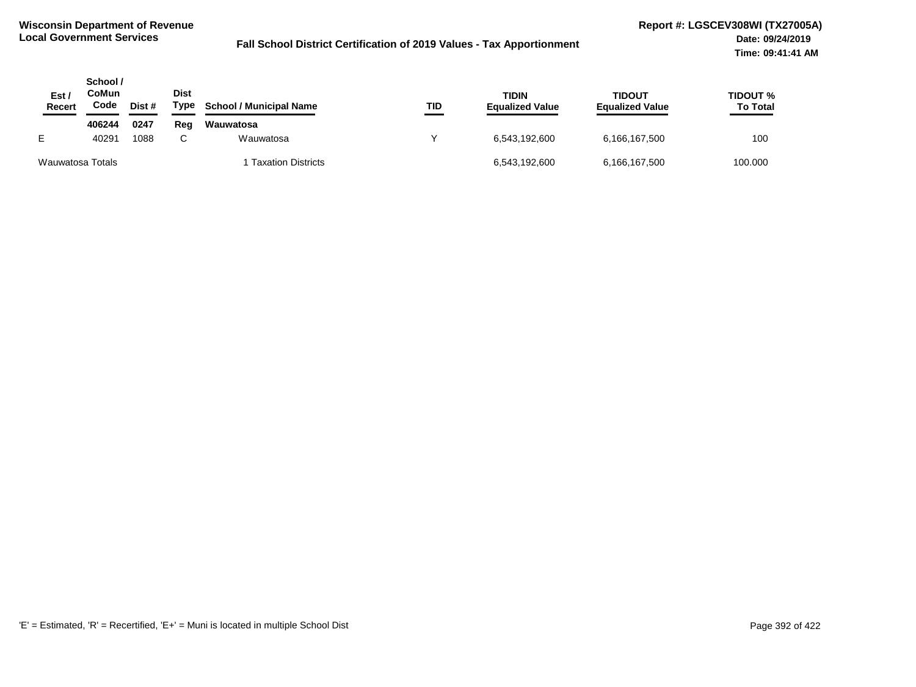Wisconsin Department of Revenue
Local Government Services

# Fall School District Certification of 2019 Values - Tax Apportionment

Report #: LGSCEV308WI (TX27005A)
Date: 09/24/2019
Time: 09:41:41 AM

| Est / Recert | School / CoMun Code | Dist # | Dist Type | School / Municipal Name | TID | TIDIN Equalized Value | TIDOUT Equalized Value | TIDOUT % To Total |
|---|---|---|---|---|---|---|---|---|
| | **406244** | **0247** | **Reg** | **Wauwatosa** | | | | |
| E | 40291 | 1088 | C | Wauwatosa | Y | 6,543,192,600 | 6,166,167,500 | 100 |
| Wauwatosa Totals | | | | 1 Taxation Districts | | 6,543,192,600 | 6,166,167,500 | 100.000 |

'E' = Estimated, 'R' = Recertified, 'E+' = Muni is located in multiple School Dist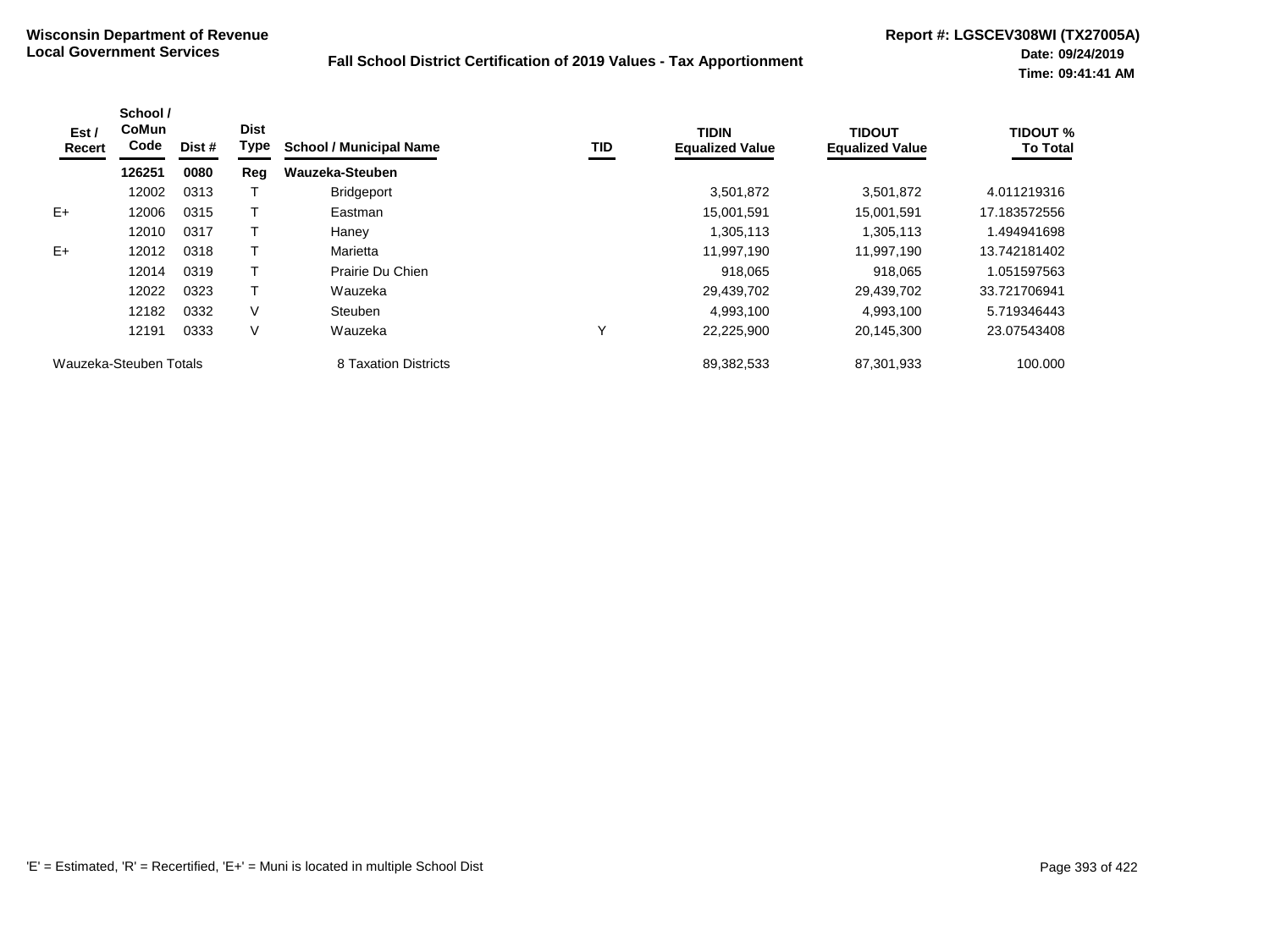**Wisconsin Department of Revenue**
**Local Government Services**

**Fall School District Certification of 2019 Values - Tax Apportionment**

**Report #: LGSCEV308WI (TX27005A)**
**Date: 09/24/2019**
**Time: 09:41:41 AM**

| Est / Recert | School / CoMun Code | Dist # | Dist Type | School / Municipal Name | TID | TIDIN Equalized Value | TIDOUT Equalized Value | TIDOUT % To Total |
|---|---|---|---|---|---|---|---|---|
| | **126251** | **0080** | **Reg** | **Wauzeka-Steuben** | | | | |
| | 12002 | 0313 | T | Bridgeport | | 3,501,872 | 3,501,872 | 4.011219316 |
| E+ | 12006 | 0315 | T | Eastman | | 15,001,591 | 15,001,591 | 17.183572556 |
| | 12010 | 0317 | T | Haney | | 1,305,113 | 1,305,113 | 1.494941698 |
| E+ | 12012 | 0318 | T | Marietta | | 11,997,190 | 11,997,190 | 13.742181402 |
| | 12014 | 0319 | T | Prairie Du Chien | | 918,065 | 918,065 | 1.051597563 |
| | 12022 | 0323 | T | Wauzeka | | 29,439,702 | 29,439,702 | 33.721706941 |
| | 12182 | 0332 | V | Steuben | | 4,993,100 | 4,993,100 | 5.719346443 |
| | 12191 | 0333 | V | Wauzeka | Y | 22,225,900 | 20,145,300 | 23.07543408 |
| Wauzeka-Steuben Totals | | | | 8 Taxation Districts | | 89,382,533 | 87,301,933 | 100.000 |

'E' = Estimated, 'R' = Recertified, 'E+' = Muni is located in multiple School Dist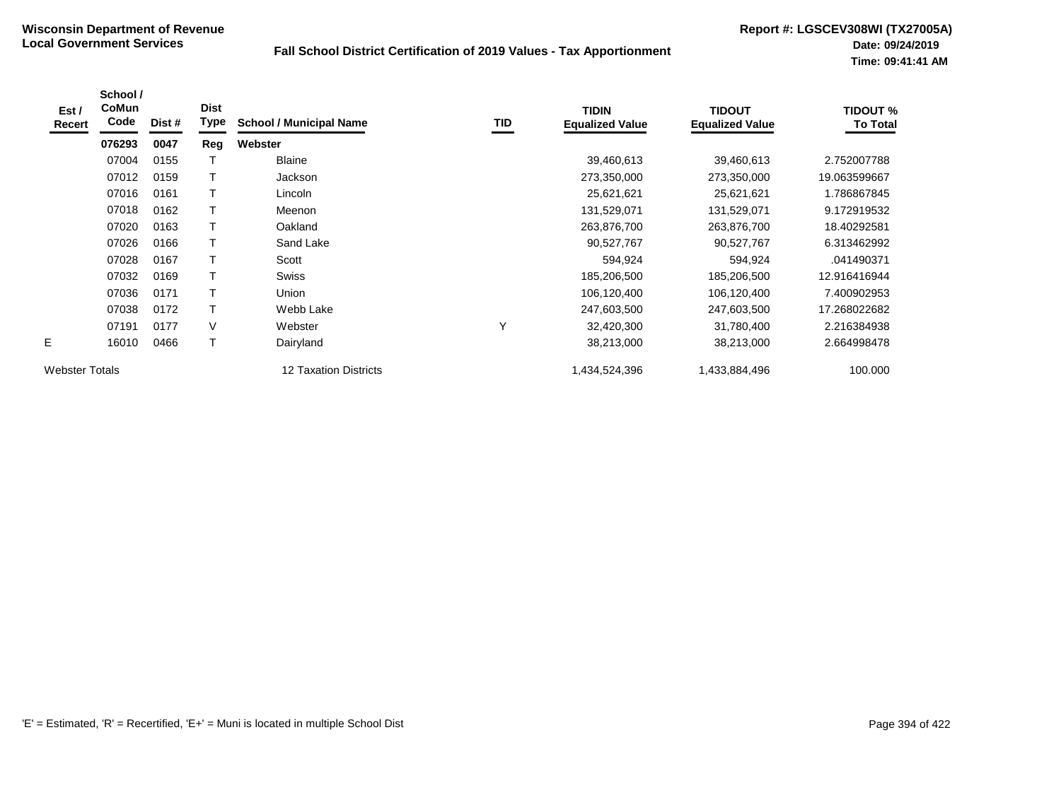**Wisconsin Department of Revenue**
**Local Government Services**

**Fall School District Certification of 2019 Values - Tax Apportionment**

**Report #: LGSCEV308WI (TX27005A)**
**Date: 09/24/2019**
**Time: 09:41:41 AM**

| Est / Recert | School / CoMun Code | Dist # | Dist Type | School / Municipal Name | TID | TIDIN Equalized Value | TIDOUT Equalized Value | TIDOUT % To Total |
|---|---|---|---|---|---|---|---|---|
| | **076293** | **0047** | **Reg** | **Webster** | | | | |
| | 07004 | 0155 | T | Blaine | | 39,460,613 | 39,460,613 | 2.752007788 |
| | 07012 | 0159 | T | Jackson | | 273,350,000 | 273,350,000 | 19.063599667 |
| | 07016 | 0161 | T | Lincoln | | 25,621,621 | 25,621,621 | 1.786867845 |
| | 07018 | 0162 | T | Meenon | | 131,529,071 | 131,529,071 | 9.172919532 |
| | 07020 | 0163 | T | Oakland | | 263,876,700 | 263,876,700 | 18.40292581 |
| | 07026 | 0166 | T | Sand Lake | | 90,527,767 | 90,527,767 | 6.313462992 |
| | 07028 | 0167 | T | Scott | | 594,924 | 594,924 | .041490371 |
| | 07032 | 0169 | T | Swiss | | 185,206,500 | 185,206,500 | 12.916416944 |
| | 07036 | 0171 | T | Union | | 106,120,400 | 106,120,400 | 7.400902953 |
| | 07038 | 0172 | T | Webb Lake | | 247,603,500 | 247,603,500 | 17.268022682 |
| | 07191 | 0177 | V | Webster | Y | 32,420,300 | 31,780,400 | 2.216384938 |
| E | 16010 | 0466 | T | Dairyland | | 38,213,000 | 38,213,000 | 2.664998478 |
| Webster Totals | | | | 12 Taxation Districts | | 1,434,524,396 | 1,433,884,496 | 100.000 |

'E' = Estimated, 'R' = Recertified, 'E+' = Muni is located in multiple School Dist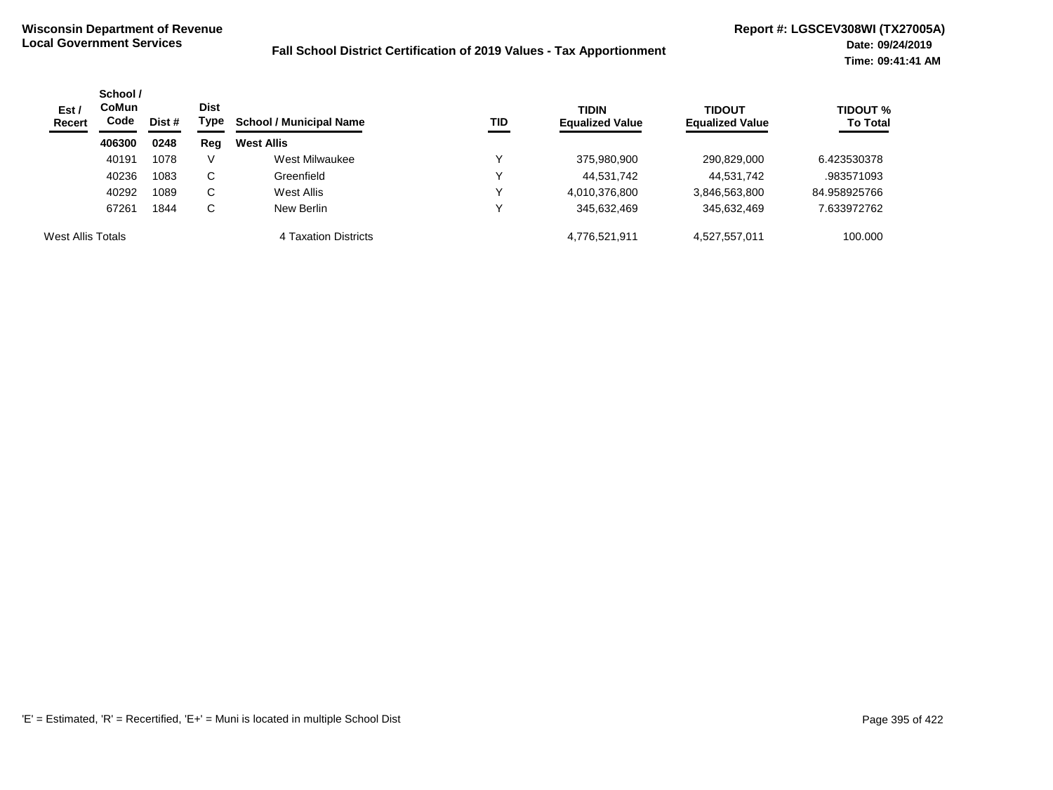**Wisconsin Department of Revenue**
**Local Government Services**

**Fall School District Certification of 2019 Values - Tax Apportionment**

**Report #: LGSCEV308WI (TX27005A)**
**Date: 09/24/2019**
**Time: 09:41:41 AM**

| Est / Recert | School / CoMun Code | Dist # | Dist Type | School / Municipal Name | TID | TIDIN Equalized Value | TIDOUT Equalized Value | TIDOUT % To Total |
|---|---|---|---|---|---|---|---|---|
| | **406300** | **0248** | **Reg** | **West Allis** | | | | |
| | 40191 | 1078 | V | West Milwaukee | Y | 375,980,900 | 290,829,000 | 6.423530378 |
| | 40236 | 1083 | C | Greenfield | Y | 44,531,742 | 44,531,742 | .983571093 |
| | 40292 | 1089 | C | West Allis | Y | 4,010,376,800 | 3,846,563,800 | 84.958925766 |
| | 67261 | 1844 | C | New Berlin | Y | 345,632,469 | 345,632,469 | 7.633972762 |
| West Allis Totals | | | | 4 Taxation Districts | | 4,776,521,911 | 4,527,557,011 | 100.000 |

'E' = Estimated, 'R' = Recertified, 'E+' = Muni is located in multiple School Dist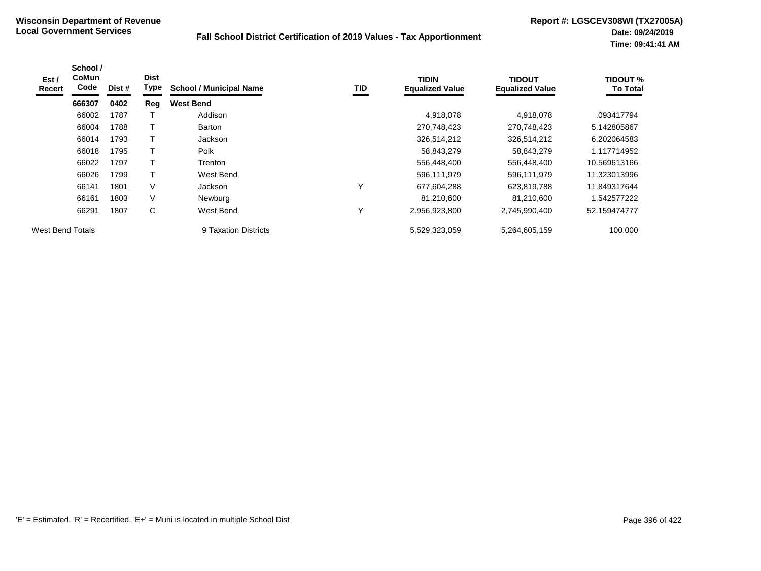**Wisconsin Department of Revenue**
**Local Government Services**

## Fall School District Certification of 2019 Values - Tax Apportionment

**Report #: LGSCEV308WI (TX27005A)**
**Date: 09/24/2019**
**Time: 09:41:41 AM**

| Est / Recert | School / CoMun Code | Dist # | Dist Type | School / Municipal Name | TID | TIDIN Equalized Value | TIDOUT Equalized Value | TIDOUT % To Total |
|---|---|---|---|---|---|---|---|---|
| | **666307** | **0402** | **Reg** | **West Bend** | | | | |
| | 66002 | 1787 | T | Addison | | 4,918,078 | 4,918,078 | .093417794 |
| | 66004 | 1788 | T | Barton | | 270,748,423 | 270,748,423 | 5.142805867 |
| | 66014 | 1793 | T | Jackson | | 326,514,212 | 326,514,212 | 6.202064583 |
| | 66018 | 1795 | T | Polk | | 58,843,279 | 58,843,279 | 1.117714952 |
| | 66022 | 1797 | T | Trenton | | 556,448,400 | 556,448,400 | 10.569613166 |
| | 66026 | 1799 | T | West Bend | | 596,111,979 | 596,111,979 | 11.323013996 |
| | 66141 | 1801 | V | Jackson | Y | 677,604,288 | 623,819,788 | 11.849317644 |
| | 66161 | 1803 | V | Newburg | | 81,210,600 | 81,210,600 | 1.542577222 |
| | 66291 | 1807 | C | West Bend | Y | 2,956,923,800 | 2,745,990,400 | 52.159474777 |
| West Bend Totals | | | | 9 Taxation Districts | | 5,529,323,059 | 5,264,605,159 | 100.000 |

'E' = Estimated, 'R' = Recertified, 'E+' = Muni is located in multiple School Dist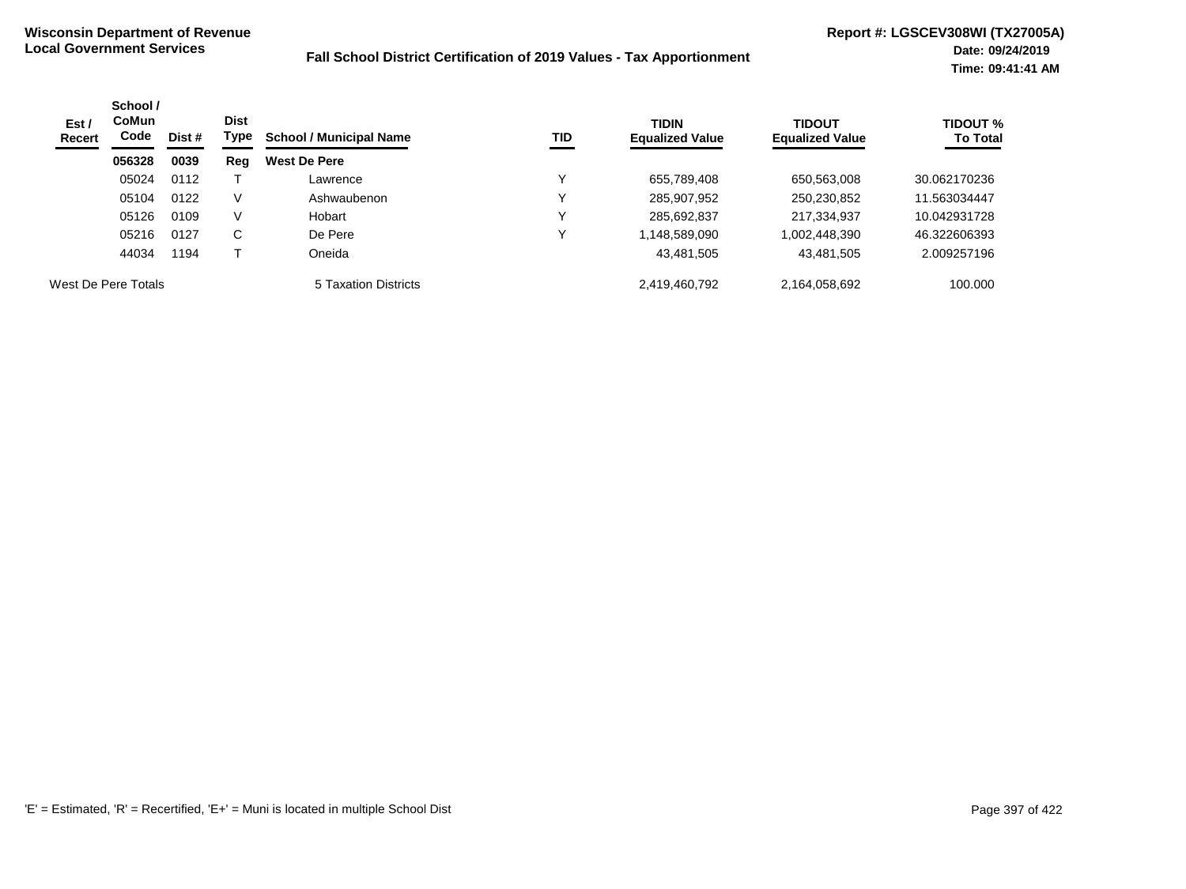**Wisconsin Department of Revenue**
**Local Government Services**

**Fall School District Certification of 2019 Values - Tax Apportionment**

**Report #: LGSCEV308WI (TX27005A)**
**Date: 09/24/2019**
**Time: 09:41:41 AM**

| Est / Recert | School / CoMun Code | Dist # | Dist Type | School / Municipal Name | TID | TIDIN Equalized Value | TIDOUT Equalized Value | TIDOUT % To Total |
|---|---|---|---|---|---|---|---|---|
| | **056328** | **0039** | **Reg** | **West De Pere** | | | | |
| | 05024 | 0112 | T | Lawrence | Y | 655,789,408 | 650,563,008 | 30.062170236 |
| | 05104 | 0122 | V | Ashwaubenon | Y | 285,907,952 | 250,230,852 | 11.563034447 |
| | 05126 | 0109 | V | Hobart | Y | 285,692,837 | 217,334,937 | 10.042931728 |
| | 05216 | 0127 | C | De Pere | Y | 1,148,589,090 | 1,002,448,390 | 46.322606393 |
| | 44034 | 1194 | T | Oneida | | 43,481,505 | 43,481,505 | 2.009257196 |
| West De Pere Totals | | | | 5 Taxation Districts | | 2,419,460,792 | 2,164,058,692 | 100.000 |

'E' = Estimated, 'R' = Recertified, 'E+' = Muni is located in multiple School Dist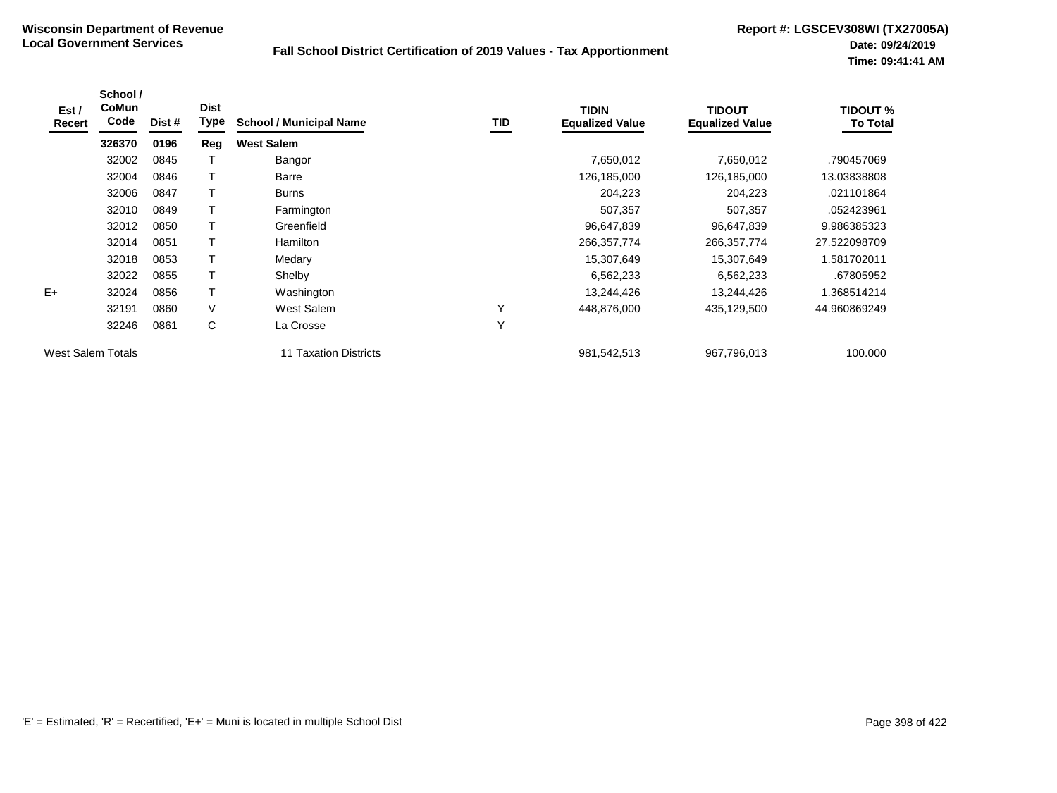**Wisconsin Department of Revenue**
**Local Government Services**

**Fall School District Certification of 2019 Values - Tax Apportionment**

**Report #: LGSCEV308WI (TX27005A)**
**Date: 09/24/2019**
**Time: 09:41:41 AM**

| Est / Recert | School / CoMun Code | Dist # | Dist Type | School / Municipal Name | TID | TIDIN Equalized Value | TIDOUT Equalized Value | TIDOUT % To Total |
|---|---|---|---|---|---|---|---|---|
| | **326370** | **0196** | **Reg** | **West Salem** | | | | |
| | 32002 | 0845 | T | Bangor | | 7,650,012 | 7,650,012 | .790457069 |
| | 32004 | 0846 | T | Barre | | 126,185,000 | 126,185,000 | 13.03838808 |
| | 32006 | 0847 | T | Burns | | 204,223 | 204,223 | .021101864 |
| | 32010 | 0849 | T | Farmington | | 507,357 | 507,357 | .052423961 |
| | 32012 | 0850 | T | Greenfield | | 96,647,839 | 96,647,839 | 9.986385323 |
| | 32014 | 0851 | T | Hamilton | | 266,357,774 | 266,357,774 | 27.522098709 |
| | 32018 | 0853 | T | Medary | | 15,307,649 | 15,307,649 | 1.581702011 |
| | 32022 | 0855 | T | Shelby | | 6,562,233 | 6,562,233 | .67805952 |
| E+ | 32024 | 0856 | T | Washington | | 13,244,426 | 13,244,426 | 1.368514214 |
| | 32191 | 0860 | V | West Salem | Y | 448,876,000 | 435,129,500 | 44.960869249 |
| | 32246 | 0861 | C | La Crosse | Y | | | |
| West Salem Totals | | | | 11 Taxation Districts | | 981,542,513 | 967,796,013 | 100.000 |

'E' = Estimated, 'R' = Recertified, 'E+' = Muni is located in multiple School Dist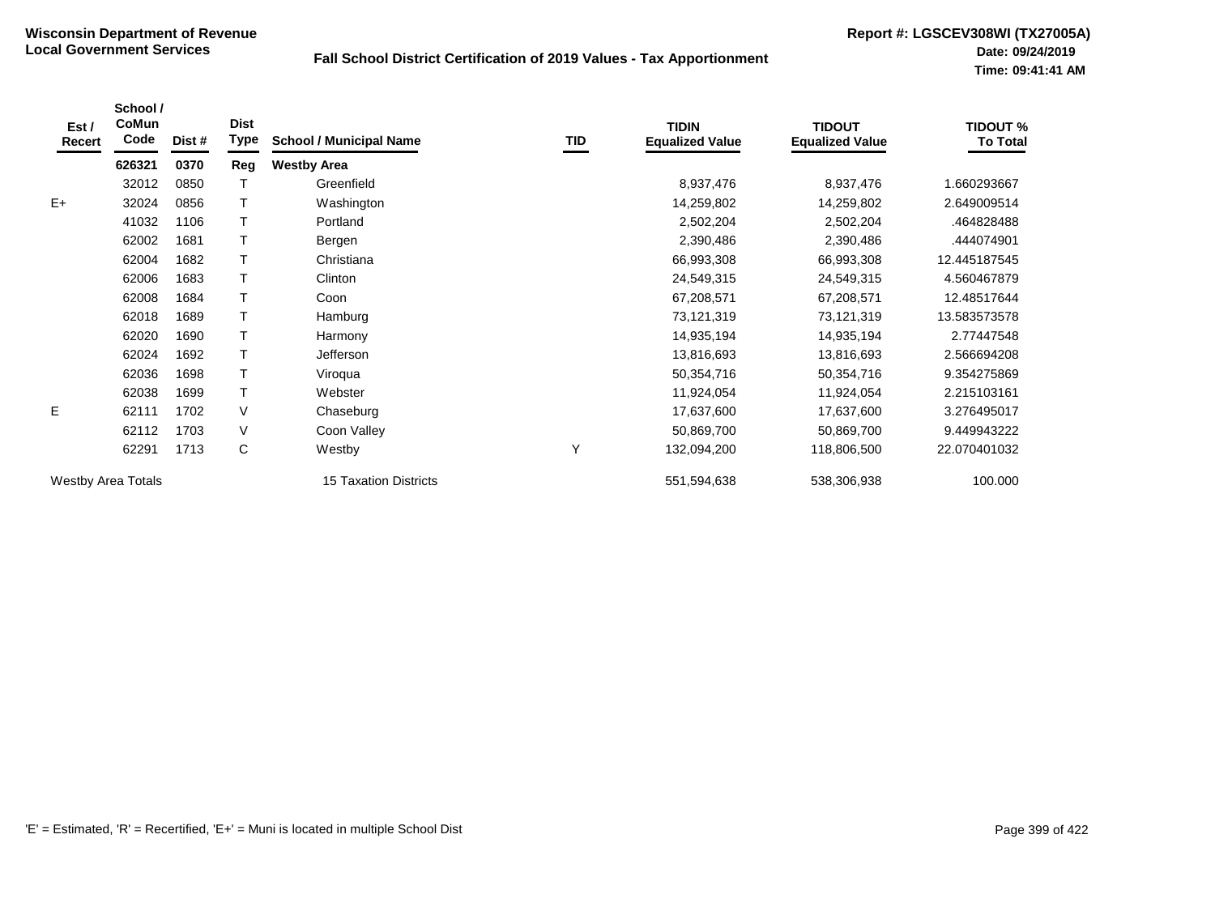**Wisconsin Department of Revenue**
**Local Government Services**

**Fall School District Certification of 2019 Values - Tax Apportionment**

**Report #: LGSCEV308WI (TX27005A)**
**Date: 09/24/2019**
**Time: 09:41:41 AM**

| Est / Recert | School / CoMun Code | Dist # | Dist Type | School / Municipal Name | TID | TIDIN Equalized Value | TIDOUT Equalized Value | TIDOUT % To Total |
|---|---|---|---|---|---|---|---|---|
| | **626321** | **0370** | **Reg** | **Westby Area** | | | | |
| | 32012 | 0850 | T | Greenfield | | 8,937,476 | 8,937,476 | 1.660293667 |
| E+ | 32024 | 0856 | T | Washington | | 14,259,802 | 14,259,802 | 2.649009514 |
| | 41032 | 1106 | T | Portland | | 2,502,204 | 2,502,204 | .464828488 |
| | 62002 | 1681 | T | Bergen | | 2,390,486 | 2,390,486 | .444074901 |
| | 62004 | 1682 | T | Christiana | | 66,993,308 | 66,993,308 | 12.445187545 |
| | 62006 | 1683 | T | Clinton | | 24,549,315 | 24,549,315 | 4.560467879 |
| | 62008 | 1684 | T | Coon | | 67,208,571 | 67,208,571 | 12.48517644 |
| | 62018 | 1689 | T | Hamburg | | 73,121,319 | 73,121,319 | 13.583573578 |
| | 62020 | 1690 | T | Harmony | | 14,935,194 | 14,935,194 | 2.77447548 |
| | 62024 | 1692 | T | Jefferson | | 13,816,693 | 13,816,693 | 2.566694208 |
| | 62036 | 1698 | T | Viroqua | | 50,354,716 | 50,354,716 | 9.354275869 |
| | 62038 | 1699 | T | Webster | | 11,924,054 | 11,924,054 | 2.215103161 |
| E | 62111 | 1702 | V | Chaseburg | | 17,637,600 | 17,637,600 | 3.276495017 |
| | 62112 | 1703 | V | Coon Valley | | 50,869,700 | 50,869,700 | 9.449943222 |
| | 62291 | 1713 | C | Westby | Y | 132,094,200 | 118,806,500 | 22.070401032 |
| Westby Area Totals | | | | 15 Taxation Districts | | 551,594,638 | 538,306,938 | 100.000 |

'E' = Estimated, 'R' = Recertified, 'E+' = Muni is located in multiple School Dist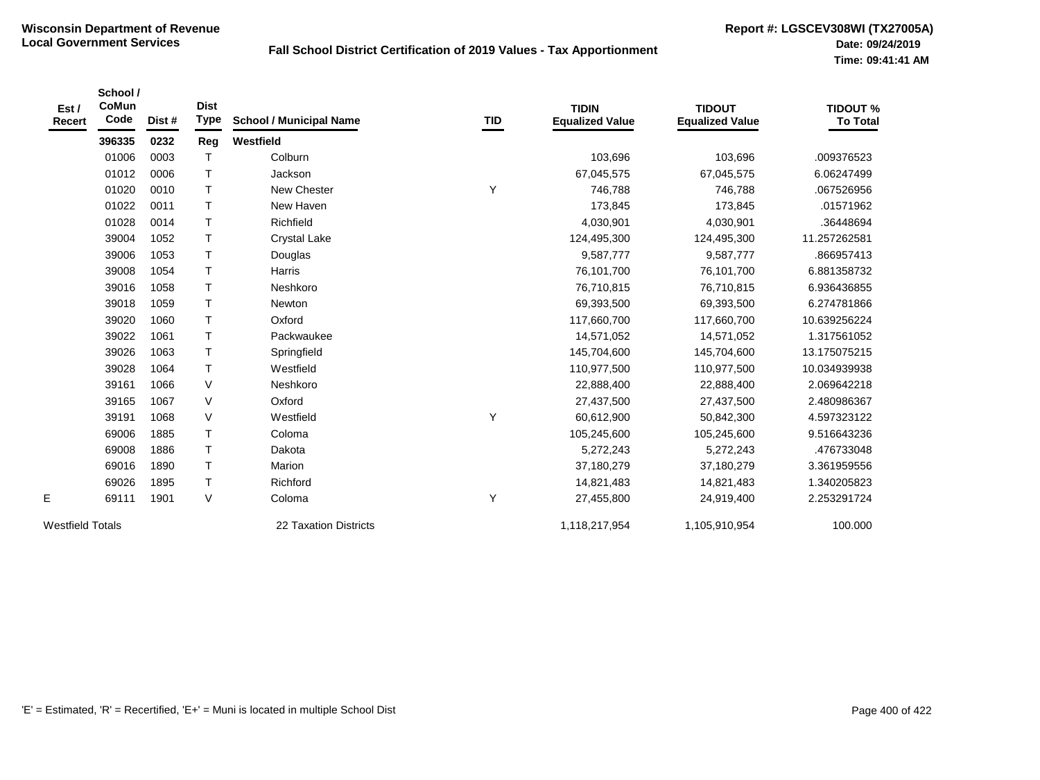**Wisconsin Department of Revenue**
**Local Government Services**

**Fall School District Certification of 2019 Values - Tax Apportionment**

**Report #: LGSCEV308WI (TX27005A)**
**Date: 09/24/2019**
**Time: 09:41:41 AM**

| Est / Recert | School / CoMun Code | Dist # | Dist Type | School / Municipal Name | TID | TIDIN Equalized Value | TIDOUT Equalized Value | TIDOUT % To Total |
|---|---|---|---|---|---|---|---|---|
| | **396335** | **0232** | **Reg** | **Westfield** | | | | |
| | 01006 | 0003 | T | Colburn | | 103,696 | 103,696 | .009376523 |
| | 01012 | 0006 | T | Jackson | | 67,045,575 | 67,045,575 | 6.06247499 |
| | 01020 | 0010 | T | New Chester | Y | 746,788 | 746,788 | .067526956 |
| | 01022 | 0011 | T | New Haven | | 173,845 | 173,845 | .01571962 |
| | 01028 | 0014 | T | Richfield | | 4,030,901 | 4,030,901 | .36448694 |
| | 39004 | 1052 | T | Crystal Lake | | 124,495,300 | 124,495,300 | 11.257262581 |
| | 39006 | 1053 | T | Douglas | | 9,587,777 | 9,587,777 | .866957413 |
| | 39008 | 1054 | T | Harris | | 76,101,700 | 76,101,700 | 6.881358732 |
| | 39016 | 1058 | T | Neshkoro | | 76,710,815 | 76,710,815 | 6.936436855 |
| | 39018 | 1059 | T | Newton | | 69,393,500 | 69,393,500 | 6.274781866 |
| | 39020 | 1060 | T | Oxford | | 117,660,700 | 117,660,700 | 10.639256224 |
| | 39022 | 1061 | T | Packwaukee | | 14,571,052 | 14,571,052 | 1.317561052 |
| | 39026 | 1063 | T | Springfield | | 145,704,600 | 145,704,600 | 13.175075215 |
| | 39028 | 1064 | T | Westfield | | 110,977,500 | 110,977,500 | 10.034939938 |
| | 39161 | 1066 | V | Neshkoro | | 22,888,400 | 22,888,400 | 2.069642218 |
| | 39165 | 1067 | V | Oxford | | 27,437,500 | 27,437,500 | 2.480986367 |
| | 39191 | 1068 | V | Westfield | Y | 60,612,900 | 50,842,300 | 4.597323122 |
| | 69006 | 1885 | T | Coloma | | 105,245,600 | 105,245,600 | 9.516643236 |
| | 69008 | 1886 | T | Dakota | | 5,272,243 | 5,272,243 | .476733048 |
| | 69016 | 1890 | T | Marion | | 37,180,279 | 37,180,279 | 3.361959556 |
| | 69026 | 1895 | T | Richford | | 14,821,483 | 14,821,483 | 1.340205823 |
| E | 69111 | 1901 | V | Coloma | Y | 27,455,800 | 24,919,400 | 2.253291724 |
| Westfield Totals | | | | 22 Taxation Districts | | 1,118,217,954 | 1,105,910,954 | 100.000 |

'E' = Estimated, 'R' = Recertified, 'E+' = Muni is located in multiple School Dist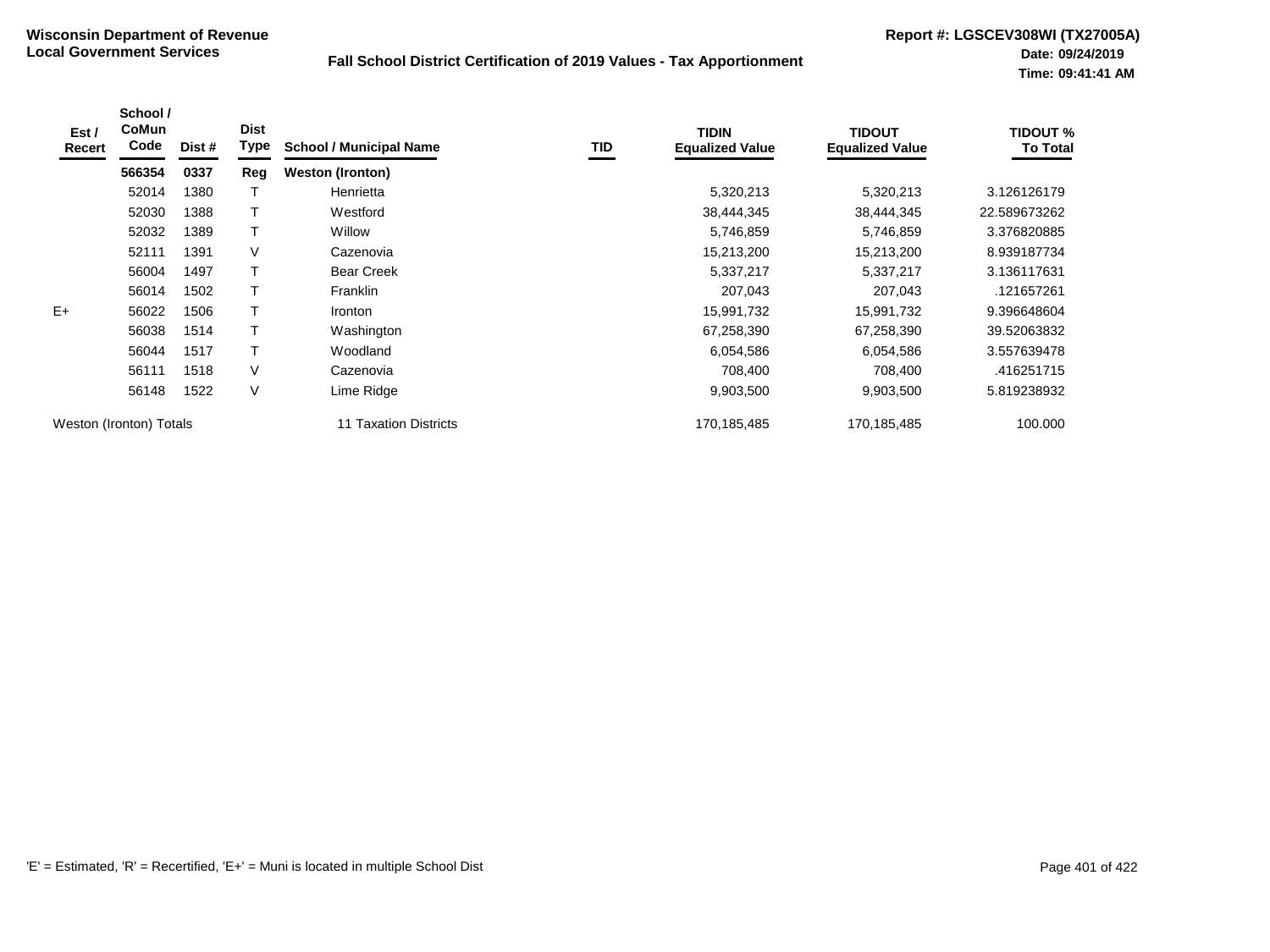**Wisconsin Department of Revenue**
**Local Government Services**

**Fall School District Certification of 2019 Values - Tax Apportionment**

**Report #: LGSCEV308WI (TX27005A)**
**Date: 09/24/2019**
**Time: 09:41:41 AM**

| Est / Recert | School / CoMun Code | Dist # | Dist Type | School / Municipal Name | TID | TIDIN Equalized Value | TIDOUT Equalized Value | TIDOUT % To Total |
|---|---|---|---|---|---|---|---|---|
| | **566354** | **0337** | **Reg** | **Weston (Ironton)** | | | | |
| | 52014 | 1380 | T | Henrietta | | 5,320,213 | 5,320,213 | 3.126126179 |
| | 52030 | 1388 | T | Westford | | 38,444,345 | 38,444,345 | 22.589673262 |
| | 52032 | 1389 | T | Willow | | 5,746,859 | 5,746,859 | 3.376820885 |
| | 52111 | 1391 | V | Cazenovia | | 15,213,200 | 15,213,200 | 8.939187734 |
| | 56004 | 1497 | T | Bear Creek | | 5,337,217 | 5,337,217 | 3.136117631 |
| | 56014 | 1502 | T | Franklin | | 207,043 | 207,043 | .121657261 |
| E+ | 56022 | 1506 | T | Ironton | | 15,991,732 | 15,991,732 | 9.396648604 |
| | 56038 | 1514 | T | Washington | | 67,258,390 | 67,258,390 | 39.52063832 |
| | 56044 | 1517 | T | Woodland | | 6,054,586 | 6,054,586 | 3.557639478 |
| | 56111 | 1518 | V | Cazenovia | | 708,400 | 708,400 | .416251715 |
| | 56148 | 1522 | V | Lime Ridge | | 9,903,500 | 9,903,500 | 5.819238932 |
| Weston (Ironton) Totals | | | | 11 Taxation Districts | | 170,185,485 | 170,185,485 | 100.000 |

'E' = Estimated, 'R' = Recertified, 'E+' = Muni is located in multiple School Dist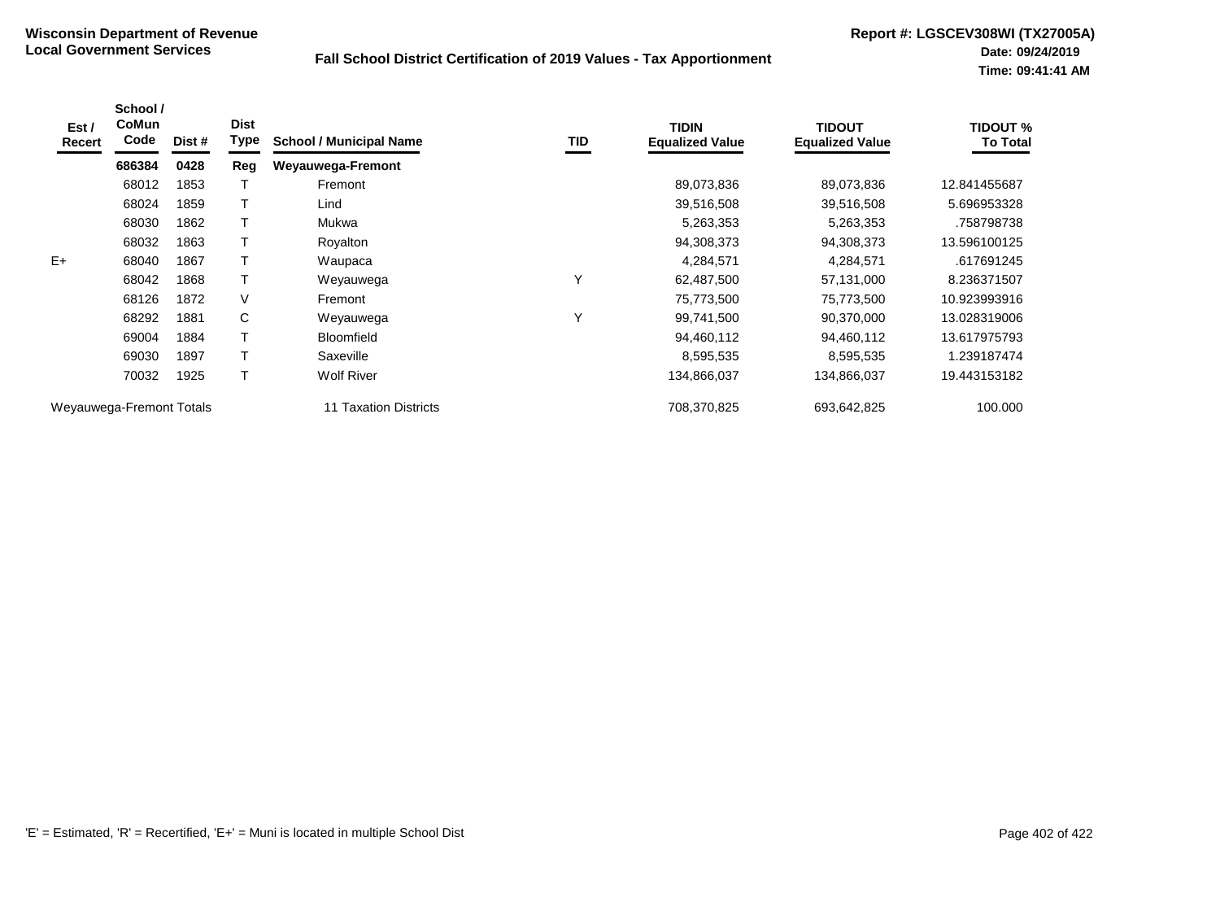**Wisconsin Department of Revenue**
**Local Government Services**

## Fall School District Certification of 2019 Values - Tax Apportionment

**Report #: LGSCEV308WI (TX27005A)**
**Date: 09/24/2019**
**Time: 09:41:41 AM**

| Est / Recert | School / CoMun Code | Dist # | Dist Type | School / Municipal Name | TID | TIDIN Equalized Value | TIDOUT Equalized Value | TIDOUT % To Total |
|---|---|---|---|---|---|---|---|---|
| | **686384** | **0428** | **Reg** | **Weyauwega-Fremont** | | | | |
| | 68012 | 1853 | T | Fremont | | 89,073,836 | 89,073,836 | 12.841455687 |
| | 68024 | 1859 | T | Lind | | 39,516,508 | 39,516,508 | 5.696953328 |
| | 68030 | 1862 | T | Mukwa | | 5,263,353 | 5,263,353 | .758798738 |
| | 68032 | 1863 | T | Royalton | | 94,308,373 | 94,308,373 | 13.596100125 |
| E+ | 68040 | 1867 | T | Waupaca | | 4,284,571 | 4,284,571 | .617691245 |
| | 68042 | 1868 | T | Weyauwega | Y | 62,487,500 | 57,131,000 | 8.236371507 |
| | 68126 | 1872 | V | Fremont | | 75,773,500 | 75,773,500 | 10.923993916 |
| | 68292 | 1881 | C | Weyauwega | Y | 99,741,500 | 90,370,000 | 13.028319006 |
| | 69004 | 1884 | T | Bloomfield | | 94,460,112 | 94,460,112 | 13.617975793 |
| | 69030 | 1897 | T | Saxeville | | 8,595,535 | 8,595,535 | 1.239187474 |
| | 70032 | 1925 | T | Wolf River | | 134,866,037 | 134,866,037 | 19.443153182 |
| Weyauwega-Fremont Totals | | | | 11 Taxation Districts | | 708,370,825 | 693,642,825 | 100.000 |

'E' = Estimated, 'R' = Recertified, 'E+' = Muni is located in multiple School Dist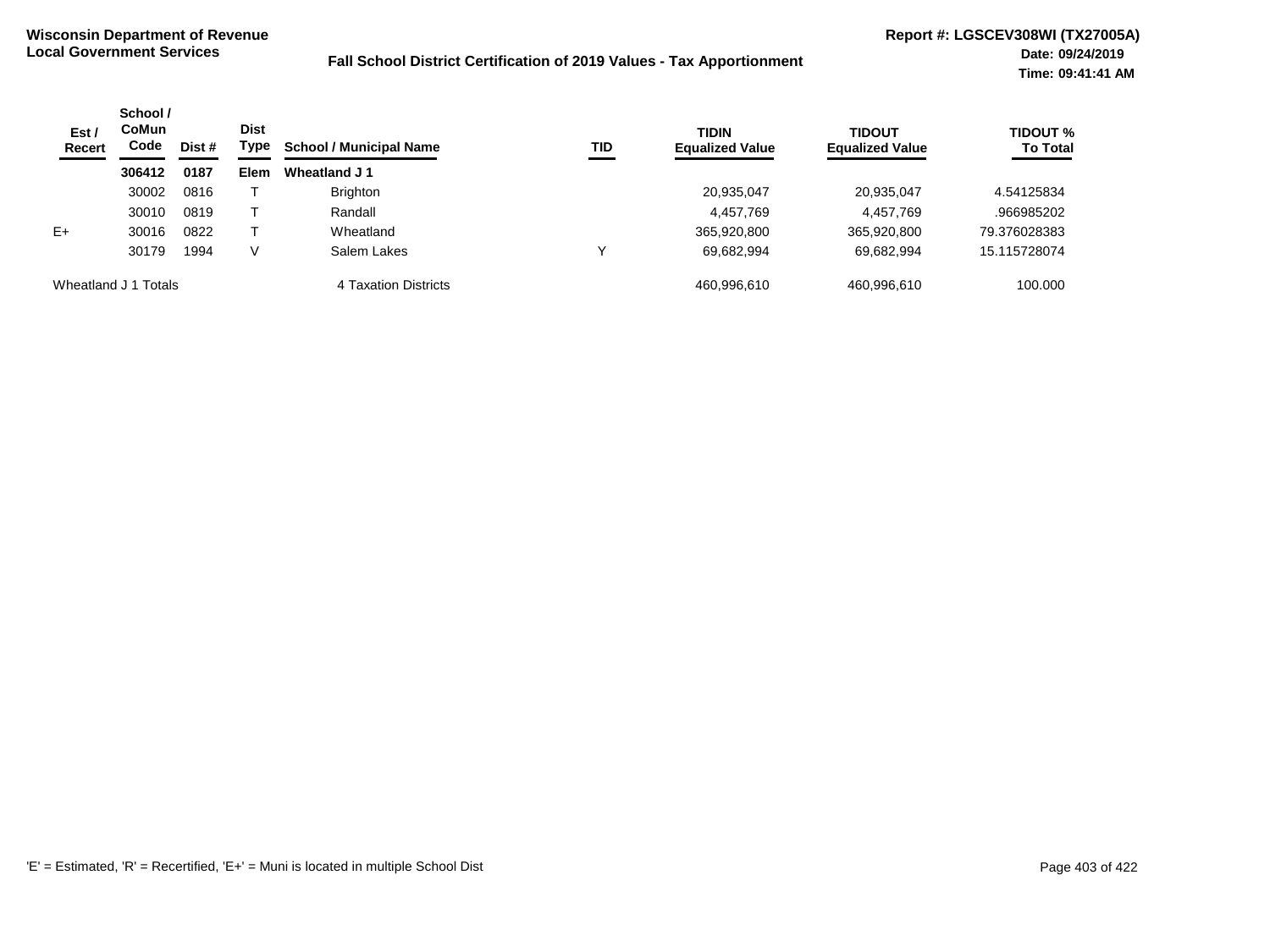**Wisconsin Department of Revenue**
**Local Government Services**

**Fall School District Certification of 2019 Values - Tax Apportionment**

**Report #: LGSCEV308WI (TX27005A)**
**Date: 09/24/2019**
**Time: 09:41:41 AM**

| Est / Recert | School / CoMun Code | Dist # | Dist Type | School / Municipal Name | TID | TIDIN Equalized Value | TIDOUT Equalized Value | TIDOUT % To Total |
|---|---|---|---|---|---|---|---|---|
| | **306412** | **0187** | **Elem** | **Wheatland J 1** | | | | |
| | 30002 | 0816 | T | Brighton | | 20,935,047 | 20,935,047 | 4.54125834 |
| | 30010 | 0819 | T | Randall | | 4,457,769 | 4,457,769 | .966985202 |
| E+ | 30016 | 0822 | T | Wheatland | | 365,920,800 | 365,920,800 | 79.376028383 |
| | 30179 | 1994 | V | Salem Lakes | Y | 69,682,994 | 69,682,994 | 15.115728074 |
| Wheatland J 1 Totals | | | | 4 Taxation Districts | | 460,996,610 | 460,996,610 | 100.000 |

'E' = Estimated, 'R' = Recertified, 'E+' = Muni is located in multiple School Dist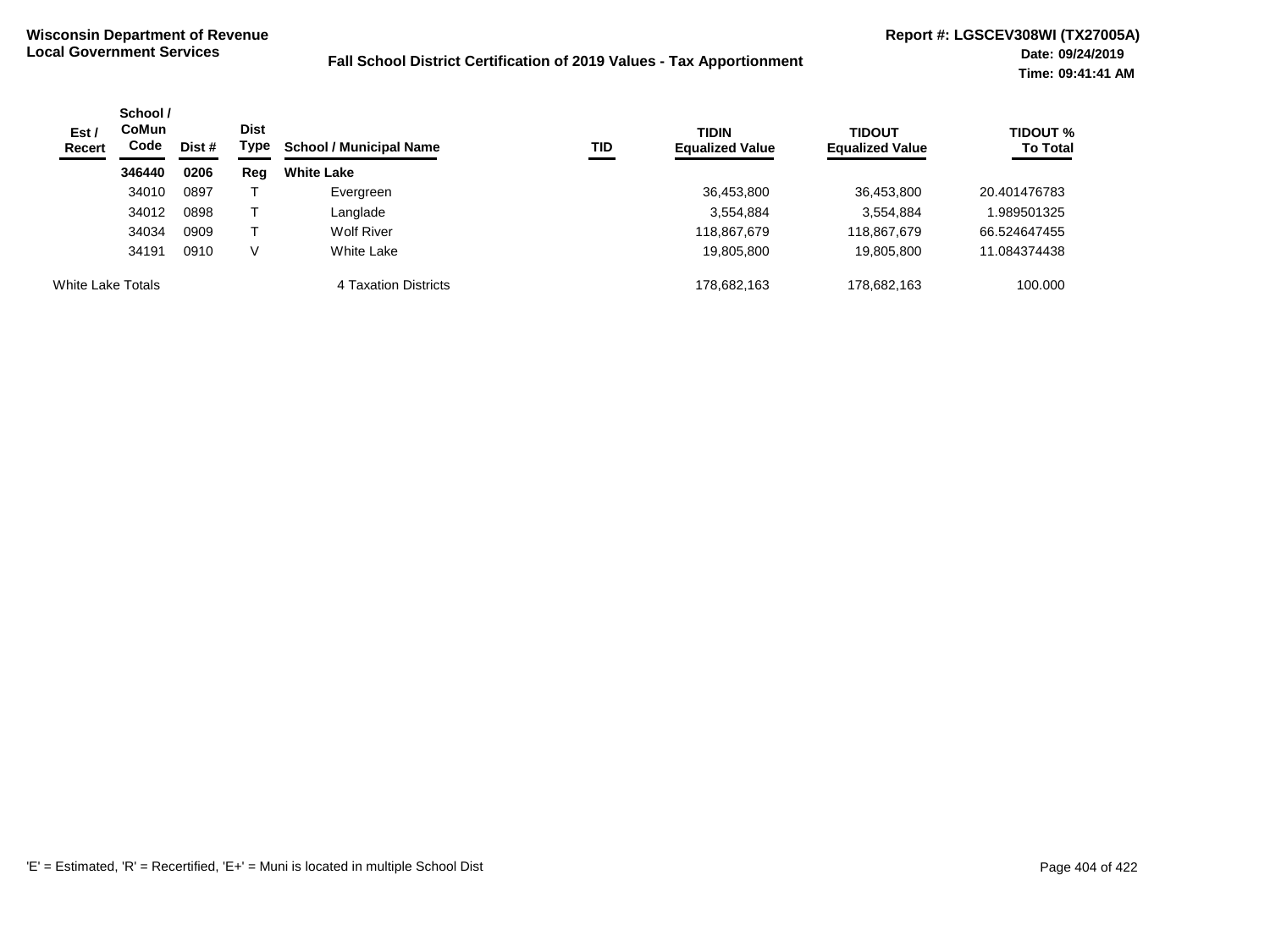**Wisconsin Department of Revenue**
**Local Government Services**

**Fall School District Certification of 2019 Values - Tax Apportionment**

**Report #: LGSCEV308WI (TX27005A)**
**Date: 09/24/2019**
**Time: 09:41:41 AM**

| Est / Recert | School / CoMun Code | Dist # | Dist Type | School / Municipal Name | TID | TIDIN Equalized Value | TIDOUT Equalized Value | TIDOUT % To Total |
|---|---|---|---|---|---|---|---|---|
| | **346440** | **0206** | **Reg** | **White Lake** | | | | |
| | 34010 | 0897 | T | Evergreen | | 36,453,800 | 36,453,800 | 20.401476783 |
| | 34012 | 0898 | T | Langlade | | 3,554,884 | 3,554,884 | 1.989501325 |
| | 34034 | 0909 | T | Wolf River | | 118,867,679 | 118,867,679 | 66.524647455 |
| | 34191 | 0910 | V | White Lake | | 19,805,800 | 19,805,800 | 11.084374438 |
| White Lake Totals | | | | 4 Taxation Districts | | 178,682,163 | 178,682,163 | 100.000 |

'E' = Estimated, 'R' = Recertified, 'E+' = Muni is located in multiple School Dist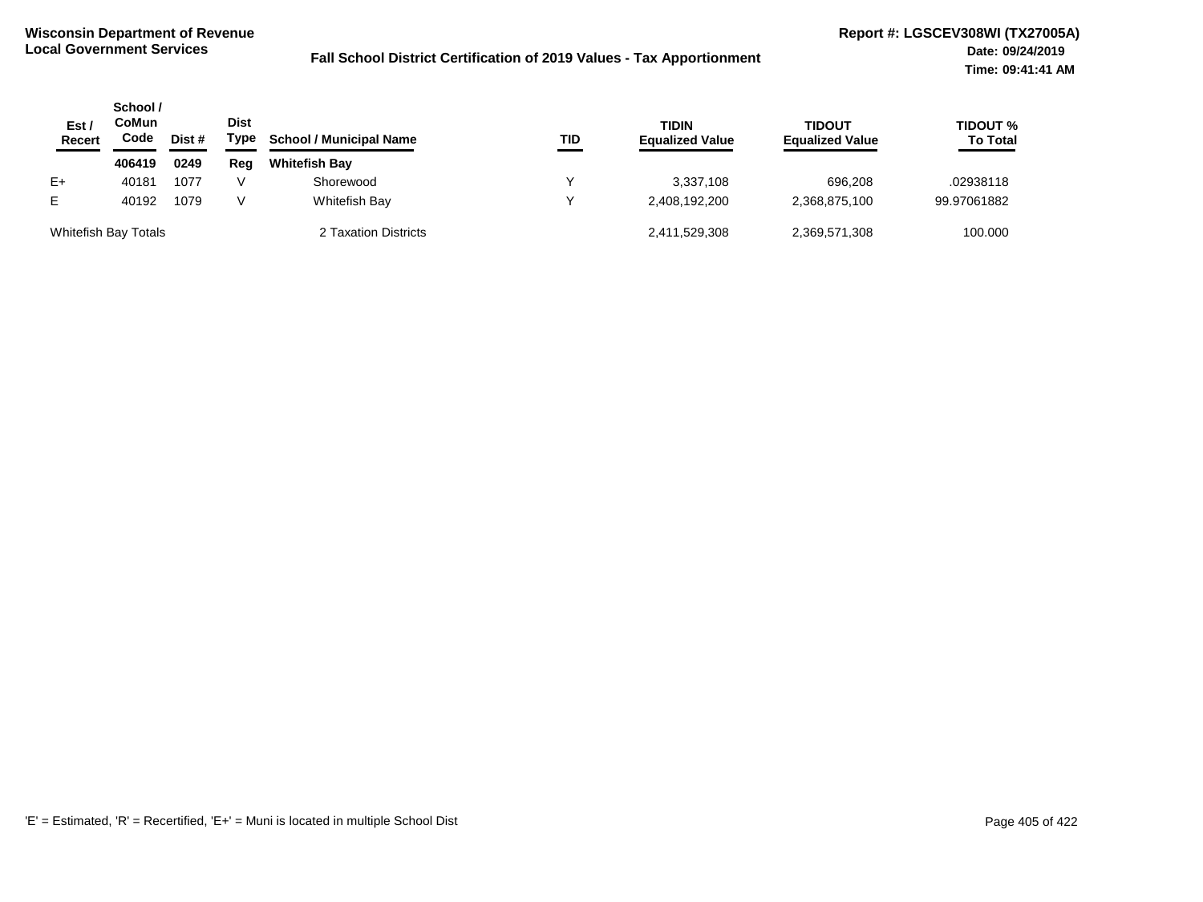**Wisconsin Department of Revenue**
**Local Government Services**

**Fall School District Certification of 2019 Values - Tax Apportionment**

**Report #: LGSCEV308WI (TX27005A)**
**Date: 09/24/2019**
**Time: 09:41:41 AM**

| Est / Recert | School / CoMun Code | Dist # | Dist Type | School / Municipal Name | TID | TIDIN Equalized Value | TIDOUT Equalized Value | TIDOUT % To Total |
|---|---|---|---|---|---|---|---|---|
| | **406419** | **0249** | **Reg** | **Whitefish Bay** | | | | |
| E+ | 40181 | 1077 | V | Shorewood | Y | 3,337,108 | 696,208 | .02938118 |
| E | 40192 | 1079 | V | Whitefish Bay | Y | 2,408,192,200 | 2,368,875,100 | 99.97061882 |
| Whitefish Bay Totals | | | | 2 Taxation Districts | | 2,411,529,308 | 2,369,571,308 | 100.000 |

'E' = Estimated, 'R' = Recertified, 'E+' = Muni is located in multiple School Dist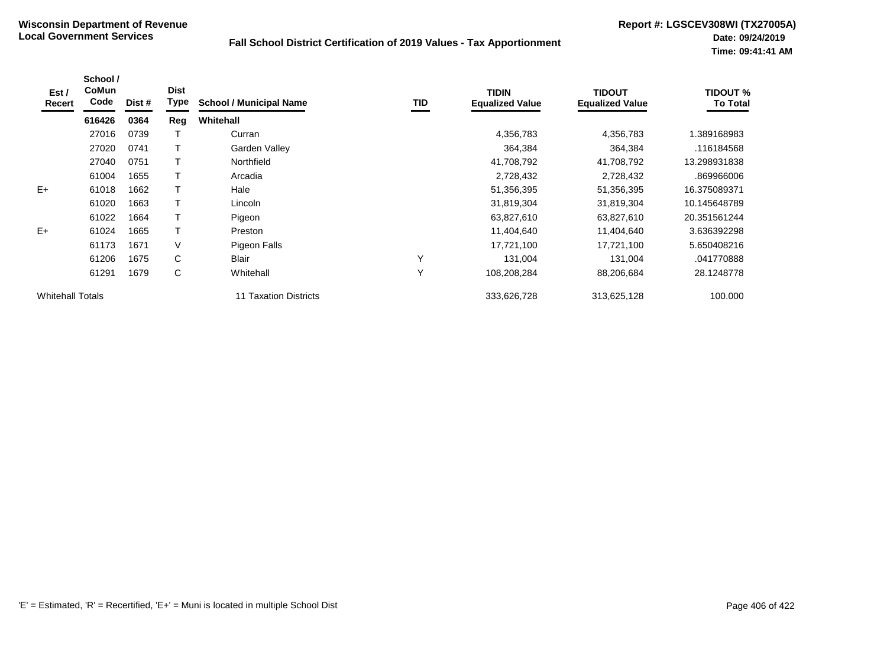**Wisconsin Department of Revenue**
**Local Government Services**

**Fall School District Certification of 2019 Values - Tax Apportionment**

**Report #: LGSCEV308WI (TX27005A)**
**Date: 09/24/2019**
**Time: 09:41:41 AM**

| Est / Recert | School / CoMun Code | Dist # | Dist Type | School / Municipal Name | TID | TIDIN Equalized Value | TIDOUT Equalized Value | TIDOUT % To Total |
|---|---|---|---|---|---|---|---|---|
| | **616426** | **0364** | **Reg** | **Whitehall** | | | | |
| | 27016 | 0739 | T | Curran | | 4,356,783 | 4,356,783 | 1.389168983 |
| | 27020 | 0741 | T | Garden Valley | | 364,384 | 364,384 | .116184568 |
| | 27040 | 0751 | T | Northfield | | 41,708,792 | 41,708,792 | 13.298931838 |
| | 61004 | 1655 | T | Arcadia | | 2,728,432 | 2,728,432 | .869966006 |
| E+ | 61018 | 1662 | T | Hale | | 51,356,395 | 51,356,395 | 16.375089371 |
| | 61020 | 1663 | T | Lincoln | | 31,819,304 | 31,819,304 | 10.145648789 |
| | 61022 | 1664 | T | Pigeon | | 63,827,610 | 63,827,610 | 20.351561244 |
| E+ | 61024 | 1665 | T | Preston | | 11,404,640 | 11,404,640 | 3.636392298 |
| | 61173 | 1671 | V | Pigeon Falls | | 17,721,100 | 17,721,100 | 5.650408216 |
| | 61206 | 1675 | C | Blair | Y | 131,004 | 131,004 | .041770888 |
| | 61291 | 1679 | C | Whitehall | Y | 108,208,284 | 88,206,684 | 28.1248778 |
| Whitehall Totals | | | | 11 Taxation Districts | | 333,626,728 | 313,625,128 | 100.000 |

'E' = Estimated, 'R' = Recertified, 'E+' = Muni is located in multiple School Dist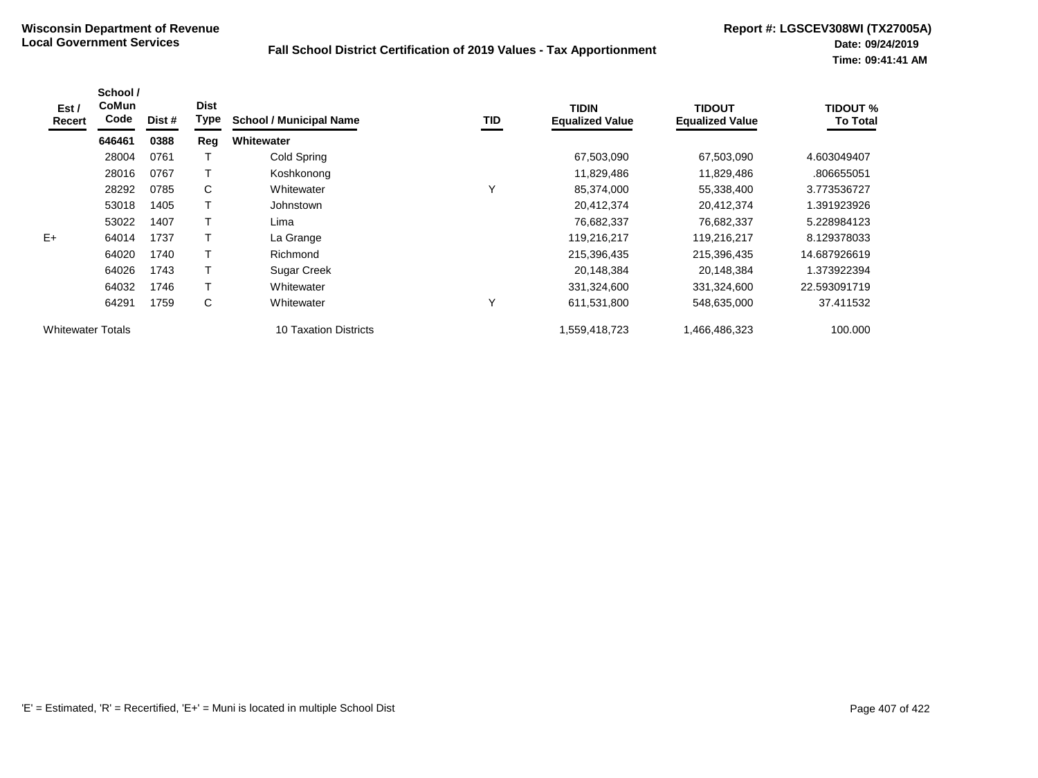**Wisconsin Department of Revenue**
**Local Government Services**

**Fall School District Certification of 2019 Values - Tax Apportionment**

**Report #: LGSCEV308WI (TX27005A)**
**Date: 09/24/2019**
**Time: 09:41:41 AM**

| Est / Recert | School / CoMun Code | Dist # | Dist Type | School / Municipal Name | TID | TIDIN Equalized Value | TIDOUT Equalized Value | TIDOUT % To Total |
|---|---|---|---|---|---|---|---|---|
| | **646461** | **0388** | **Reg** | **Whitewater** | | | | |
| | 28004 | 0761 | T | Cold Spring | | 67,503,090 | 67,503,090 | 4.603049407 |
| | 28016 | 0767 | T | Koshkonong | | 11,829,486 | 11,829,486 | .806655051 |
| | 28292 | 0785 | C | Whitewater | Y | 85,374,000 | 55,338,400 | 3.773536727 |
| | 53018 | 1405 | T | Johnstown | | 20,412,374 | 20,412,374 | 1.391923926 |
| | 53022 | 1407 | T | Lima | | 76,682,337 | 76,682,337 | 5.228984123 |
| E+ | 64014 | 1737 | T | La Grange | | 119,216,217 | 119,216,217 | 8.129378033 |
| | 64020 | 1740 | T | Richmond | | 215,396,435 | 215,396,435 | 14.687926619 |
| | 64026 | 1743 | T | Sugar Creek | | 20,148,384 | 20,148,384 | 1.373922394 |
| | 64032 | 1746 | T | Whitewater | | 331,324,600 | 331,324,600 | 22.593091719 |
| | 64291 | 1759 | C | Whitewater | Y | 611,531,800 | 548,635,000 | 37.411532 |
| Whitewater Totals | | | | 10 Taxation Districts | | 1,559,418,723 | 1,466,486,323 | 100.000 |

'E' = Estimated, 'R' = Recertified, 'E+' = Muni is located in multiple School Dist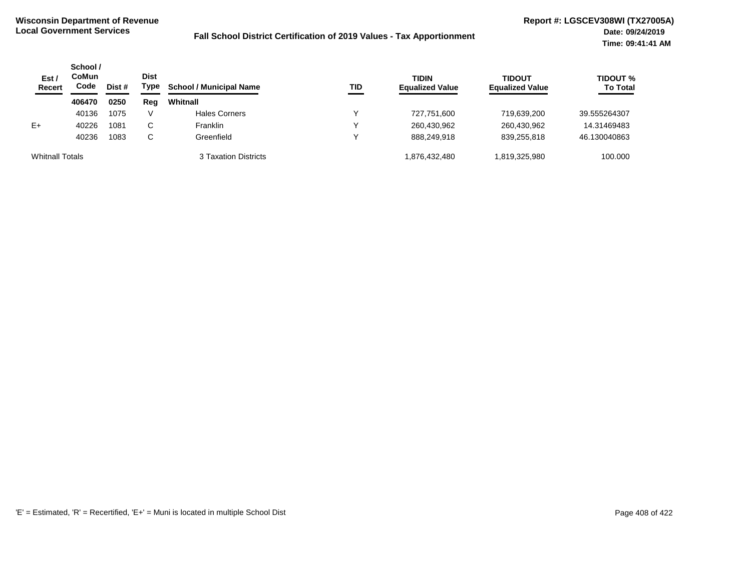**Wisconsin Department of Revenue**
**Local Government Services**

**Fall School District Certification of 2019 Values - Tax Apportionment**

**Report #: LGSCEV308WI (TX27005A)**
**Date: 09/24/2019**
**Time: 09:41:41 AM**

| Est / Recert | School / CoMun Code | Dist # | Dist Type | School / Municipal Name | TID | TIDIN Equalized Value | TIDOUT Equalized Value | TIDOUT % To Total |
|---|---|---|---|---|---|---|---|---|
| | **406470** | **0250** | **Reg** | **Whitnall** | | | | |
| | 40136 | 1075 | V | Hales Corners | Y | 727,751,600 | 719,639,200 | 39.555264307 |
| E+ | 40226 | 1081 | C | Franklin | Y | 260,430,962 | 260,430,962 | 14.31469483 |
| | 40236 | 1083 | C | Greenfield | Y | 888,249,918 | 839,255,818 | 46.130040863 |
| Whitnall Totals | | | | 3 Taxation Districts | | 1,876,432,480 | 1,819,325,980 | 100.000 |

'E' = Estimated, 'R' = Recertified, 'E+' = Muni is located in multiple School Dist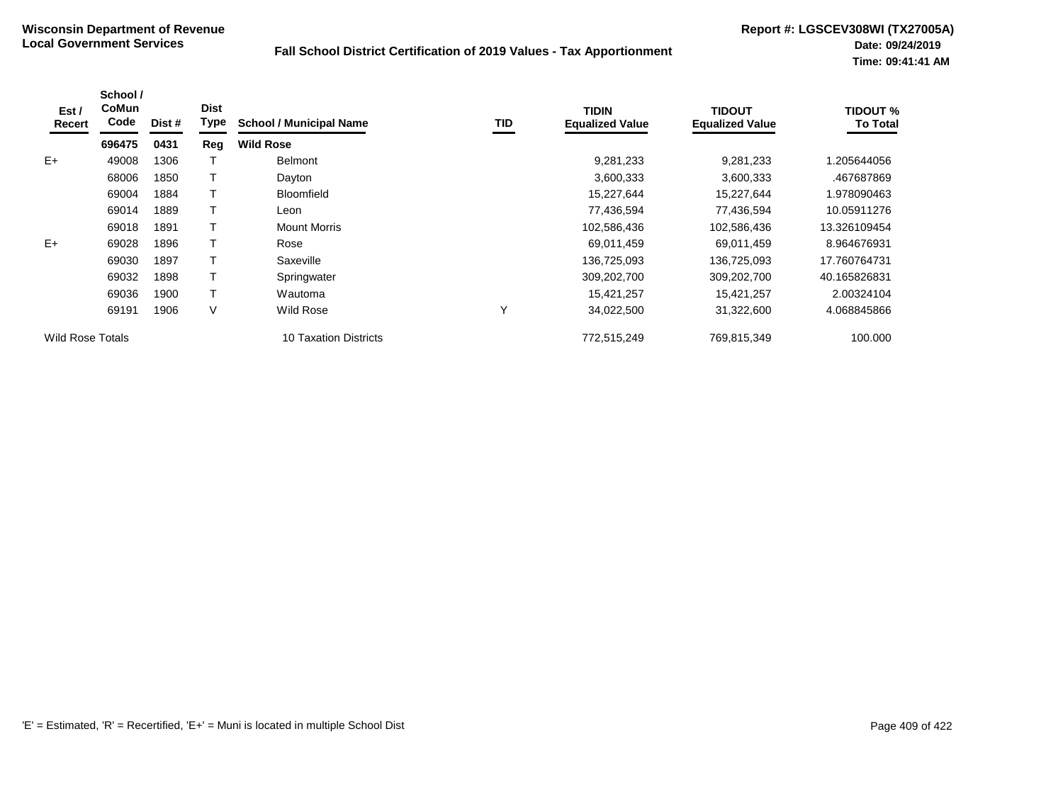**Wisconsin Department of Revenue**
**Local Government Services**

## Fall School District Certification of 2019 Values - Tax Apportionment

**Report #: LGSCEV308WI (TX27005A)**
**Date: 09/24/2019**
**Time: 09:41:41 AM**

| Est / Recert | School / CoMun Code | Dist # | Dist Type | School / Municipal Name | TID | TIDIN Equalized Value | TIDOUT Equalized Value | TIDOUT % To Total |
|---|---|---|---|---|---|---|---|---|
| | **696475** | **0431** | **Reg** | **Wild Rose** | | | | |
| E+ | 49008 | 1306 | T | Belmont | | 9,281,233 | 9,281,233 | 1.205644056 |
| | 68006 | 1850 | T | Dayton | | 3,600,333 | 3,600,333 | .467687869 |
| | 69004 | 1884 | T | Bloomfield | | 15,227,644 | 15,227,644 | 1.978090463 |
| | 69014 | 1889 | T | Leon | | 77,436,594 | 77,436,594 | 10.05911276 |
| | 69018 | 1891 | T | Mount Morris | | 102,586,436 | 102,586,436 | 13.326109454 |
| E+ | 69028 | 1896 | T | Rose | | 69,011,459 | 69,011,459 | 8.964676931 |
| | 69030 | 1897 | T | Saxeville | | 136,725,093 | 136,725,093 | 17.760764731 |
| | 69032 | 1898 | T | Springwater | | 309,202,700 | 309,202,700 | 40.165826831 |
| | 69036 | 1900 | T | Wautoma | | 15,421,257 | 15,421,257 | 2.00324104 |
| | 69191 | 1906 | V | Wild Rose | Y | 34,022,500 | 31,322,600 | 4.068845866 |
| Wild Rose Totals | | | | 10 Taxation Districts | | 772,515,249 | 769,815,349 | 100.000 |

'E' = Estimated, 'R' = Recertified, 'E+' = Muni is located in multiple School Dist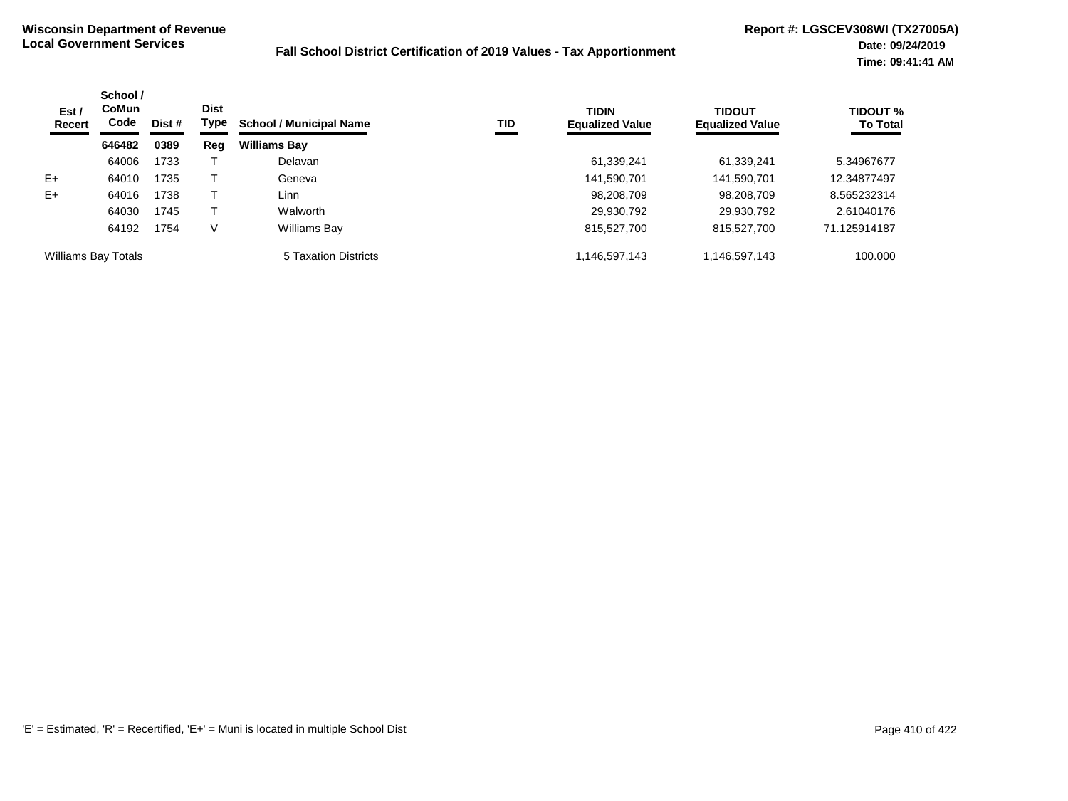**Wisconsin Department of Revenue**
**Local Government Services**

**Fall School District Certification of 2019 Values - Tax Apportionment**

**Report #: LGSCEV308WI (TX27005A)**
**Date: 09/24/2019**
**Time: 09:41:41 AM**

| Est / Recert | School / CoMun Code | Dist # | Dist Type | School / Municipal Name | TID | TIDIN Equalized Value | TIDOUT Equalized Value | TIDOUT % To Total |
|---|---|---|---|---|---|---|---|---|
| | **646482** | **0389** | **Reg** | **Williams Bay** | | | | |
| | 64006 | 1733 | T | Delavan | | 61,339,241 | 61,339,241 | 5.34967677 |
| E+ | 64010 | 1735 | T | Geneva | | 141,590,701 | 141,590,701 | 12.34877497 |
| E+ | 64016 | 1738 | T | Linn | | 98,208,709 | 98,208,709 | 8.565232314 |
| | 64030 | 1745 | T | Walworth | | 29,930,792 | 29,930,792 | 2.61040176 |
| | 64192 | 1754 | V | Williams Bay | | 815,527,700 | 815,527,700 | 71.125914187 |
| Williams Bay Totals | | | | 5 Taxation Districts | | 1,146,597,143 | 1,146,597,143 | 100.000 |

'E' = Estimated, 'R' = Recertified, 'E+' = Muni is located in multiple School Dist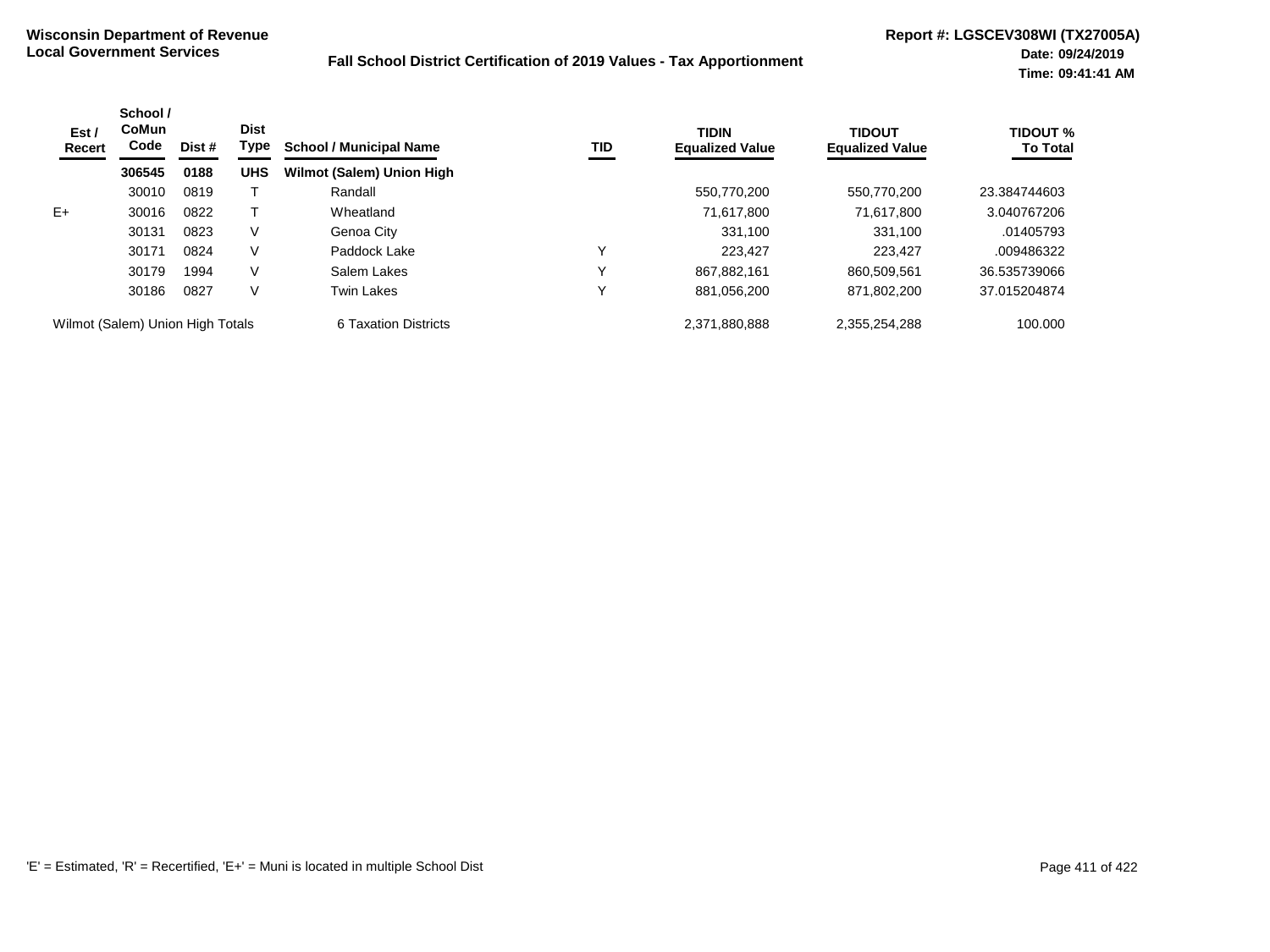**Wisconsin Department of Revenue**
**Local Government Services**

**Fall School District Certification of 2019 Values - Tax Apportionment**

**Report #: LGSCEV308WI (TX27005A)**
**Date: 09/24/2019**
**Time: 09:41:41 AM**

| Est / Recert | School / CoMun Code | Dist # | Dist Type | School / Municipal Name | TID | TIDIN Equalized Value | TIDOUT Equalized Value | TIDOUT % To Total |
|---|---|---|---|---|---|---|---|---|
| | **306545** | **0188** | **UHS** | **Wilmot (Salem) Union High** | | | | |
| | 30010 | 0819 | T | Randall | | 550,770,200 | 550,770,200 | 23.384744603 |
| E+ | 30016 | 0822 | T | Wheatland | | 71,617,800 | 71,617,800 | 3.040767206 |
| | 30131 | 0823 | V | Genoa City | | 331,100 | 331,100 | .01405793 |
| | 30171 | 0824 | V | Paddock Lake | Y | 223,427 | 223,427 | .009486322 |
| | 30179 | 1994 | V | Salem Lakes | Y | 867,882,161 | 860,509,561 | 36.535739066 |
| | 30186 | 0827 | V | Twin Lakes | Y | 881,056,200 | 871,802,200 | 37.015204874 |
| Wilmot (Salem) Union High Totals | | | | 6 Taxation Districts | | 2,371,880,888 | 2,355,254,288 | 100.000 |

'E' = Estimated, 'R' = Recertified, 'E+' = Muni is located in multiple School Dist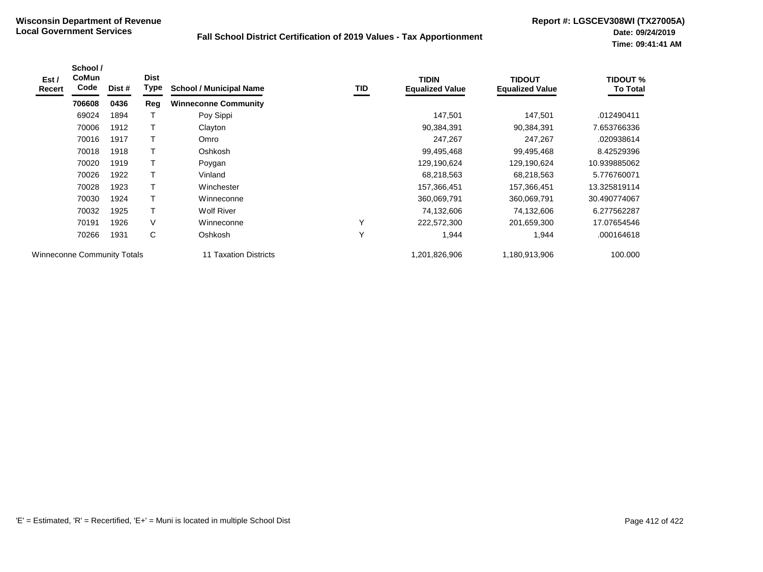**Wisconsin Department of Revenue**
**Local Government Services**

**Fall School District Certification of 2019 Values - Tax Apportionment**

**Report #: LGSCEV308WI (TX27005A)**
**Date: 09/24/2019**
**Time: 09:41:41 AM**

| Est / Recert | School / CoMun Code | Dist # | Dist Type | School / Municipal Name | TID | TIDIN Equalized Value | TIDOUT Equalized Value | TIDOUT % To Total |
|---|---|---|---|---|---|---|---|---|
| | **706608** | **0436** | **Reg** | **Winneconne Community** | | | | |
| | 69024 | 1894 | T | Poy Sippi | | 147,501 | 147,501 | .012490411 |
| | 70006 | 1912 | T | Clayton | | 90,384,391 | 90,384,391 | 7.653766336 |
| | 70016 | 1917 | T | Omro | | 247,267 | 247,267 | .020938614 |
| | 70018 | 1918 | T | Oshkosh | | 99,495,468 | 99,495,468 | 8.42529396 |
| | 70020 | 1919 | T | Poygan | | 129,190,624 | 129,190,624 | 10.939885062 |
| | 70026 | 1922 | T | Vinland | | 68,218,563 | 68,218,563 | 5.776760071 |
| | 70028 | 1923 | T | Winchester | | 157,366,451 | 157,366,451 | 13.325819114 |
| | 70030 | 1924 | T | Winneconne | | 360,069,791 | 360,069,791 | 30.490774067 |
| | 70032 | 1925 | T | Wolf River | | 74,132,606 | 74,132,606 | 6.277562287 |
| | 70191 | 1926 | V | Winneconne | Y | 222,572,300 | 201,659,300 | 17.07654546 |
| | 70266 | 1931 | C | Oshkosh | Y | 1,944 | 1,944 | .000164618 |
| Winneconne Community Totals | | | | 11 Taxation Districts | | 1,201,826,906 | 1,180,913,906 | 100.000 |

'E' = Estimated, 'R' = Recertified, 'E+' = Muni is located in multiple School Dist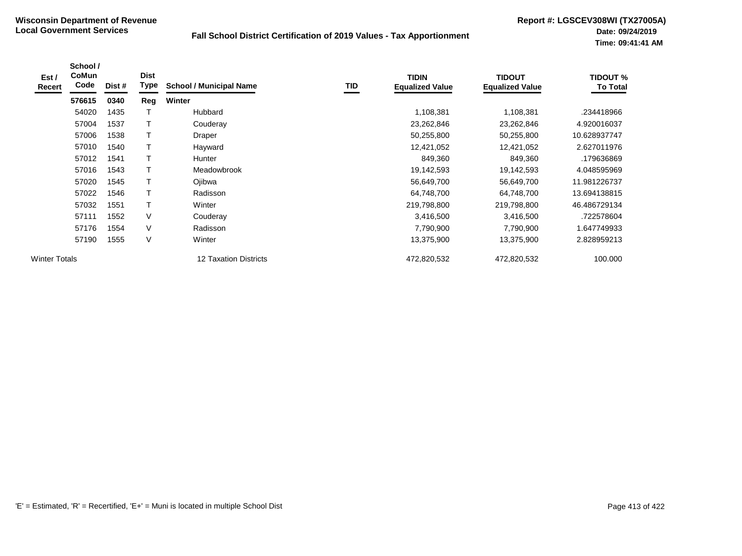**Wisconsin Department of Revenue**
**Local Government Services**

**Fall School District Certification of 2019 Values - Tax Apportionment**

**Report #: LGSCEV308WI (TX27005A)**
**Date: 09/24/2019**
**Time: 09:41:41 AM**

| Est / Recert | School / CoMun Code | Dist # | Dist Type | School / Municipal Name | TID | TIDIN Equalized Value | TIDOUT Equalized Value | TIDOUT % To Total |
|---|---|---|---|---|---|---|---|---|
| | **576615** | **0340** | **Reg** | **Winter** | | | | |
| | 54020 | 1435 | T | Hubbard | | 1,108,381 | 1,108,381 | .234418966 |
| | 57004 | 1537 | T | Couderay | | 23,262,846 | 23,262,846 | 4.920016037 |
| | 57006 | 1538 | T | Draper | | 50,255,800 | 50,255,800 | 10.628937747 |
| | 57010 | 1540 | T | Hayward | | 12,421,052 | 12,421,052 | 2.627011976 |
| | 57012 | 1541 | T | Hunter | | 849,360 | 849,360 | .179636869 |
| | 57016 | 1543 | T | Meadowbrook | | 19,142,593 | 19,142,593 | 4.048595969 |
| | 57020 | 1545 | T | Ojibwa | | 56,649,700 | 56,649,700 | 11.981226737 |
| | 57022 | 1546 | T | Radisson | | 64,748,700 | 64,748,700 | 13.694138815 |
| | 57032 | 1551 | T | Winter | | 219,798,800 | 219,798,800 | 46.486729134 |
| | 57111 | 1552 | V | Couderay | | 3,416,500 | 3,416,500 | .722578604 |
| | 57176 | 1554 | V | Radisson | | 7,790,900 | 7,790,900 | 1.647749933 |
| | 57190 | 1555 | V | Winter | | 13,375,900 | 13,375,900 | 2.828959213 |
| Winter Totals | | | | 12 Taxation Districts | | 472,820,532 | 472,820,532 | 100.000 |

'E' = Estimated, 'R' = Recertified, 'E+' = Muni is located in multiple School Dist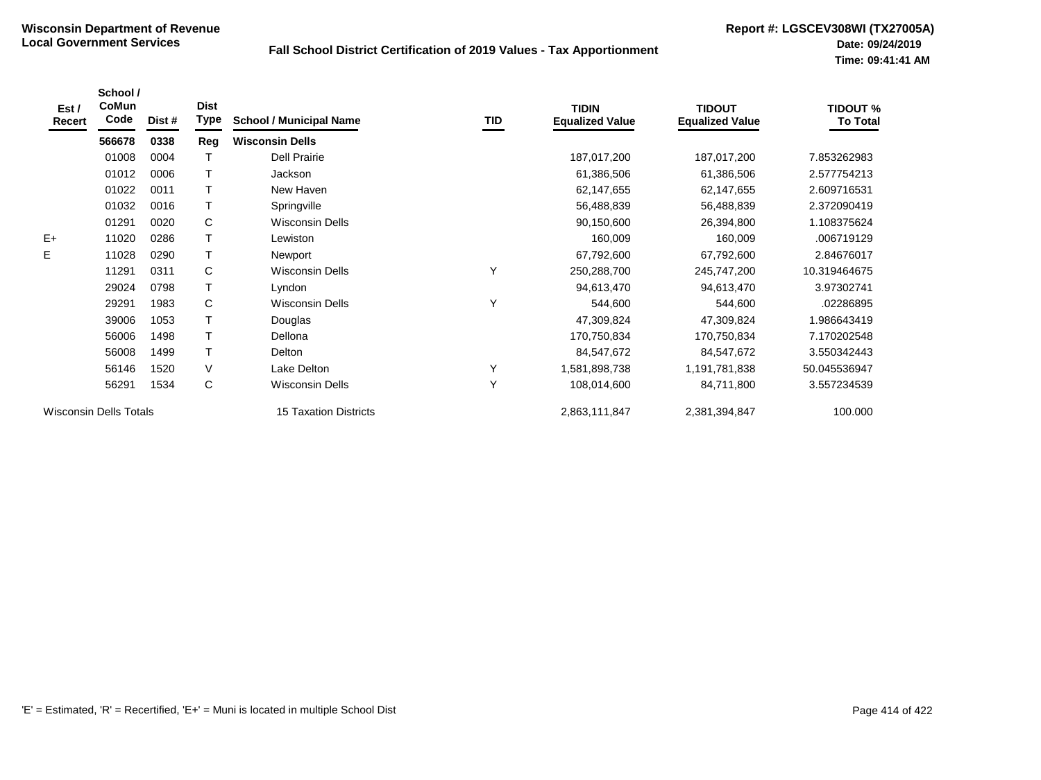**Wisconsin Department of Revenue**
**Local Government Services**

**Fall School District Certification of 2019 Values - Tax Apportionment**

**Report #: LGSCEV308WI (TX27005A)**
**Date: 09/24/2019**
**Time: 09:41:41 AM**

| Est / Recert | School / CoMun Code | Dist # | Dist Type | School / Municipal Name | TID | TIDIN Equalized Value | TIDOUT Equalized Value | TIDOUT % To Total |
|---|---|---|---|---|---|---|---|---|
| | **566678** | **0338** | **Reg** | **Wisconsin Dells** | | | | |
| | 01008 | 0004 | T | Dell Prairie | | 187,017,200 | 187,017,200 | 7.853262983 |
| | 01012 | 0006 | T | Jackson | | 61,386,506 | 61,386,506 | 2.577754213 |
| | 01022 | 0011 | T | New Haven | | 62,147,655 | 62,147,655 | 2.609716531 |
| | 01032 | 0016 | T | Springville | | 56,488,839 | 56,488,839 | 2.372090419 |
| | 01291 | 0020 | C | Wisconsin Dells | | 90,150,600 | 26,394,800 | 1.108375624 |
| E+ | 11020 | 0286 | T | Lewiston | | 160,009 | 160,009 | .006719129 |
| E | 11028 | 0290 | T | Newport | | 67,792,600 | 67,792,600 | 2.84676017 |
| | 11291 | 0311 | C | Wisconsin Dells | Y | 250,288,700 | 245,747,200 | 10.319464675 |
| | 29024 | 0798 | T | Lyndon | | 94,613,470 | 94,613,470 | 3.97302741 |
| | 29291 | 1983 | C | Wisconsin Dells | Y | 544,600 | 544,600 | .02286895 |
| | 39006 | 1053 | T | Douglas | | 47,309,824 | 47,309,824 | 1.986643419 |
| | 56006 | 1498 | T | Dellona | | 170,750,834 | 170,750,834 | 7.170202548 |
| | 56008 | 1499 | T | Delton | | 84,547,672 | 84,547,672 | 3.550342443 |
| | 56146 | 1520 | V | Lake Delton | Y | 1,581,898,738 | 1,191,781,838 | 50.045536947 |
| | 56291 | 1534 | C | Wisconsin Dells | Y | 108,014,600 | 84,711,800 | 3.557234539 |
| Wisconsin Dells Totals | | | | 15 Taxation Districts | | 2,863,111,847 | 2,381,394,847 | 100.000 |

'E' = Estimated, 'R' = Recertified, 'E+' = Muni is located in multiple School Dist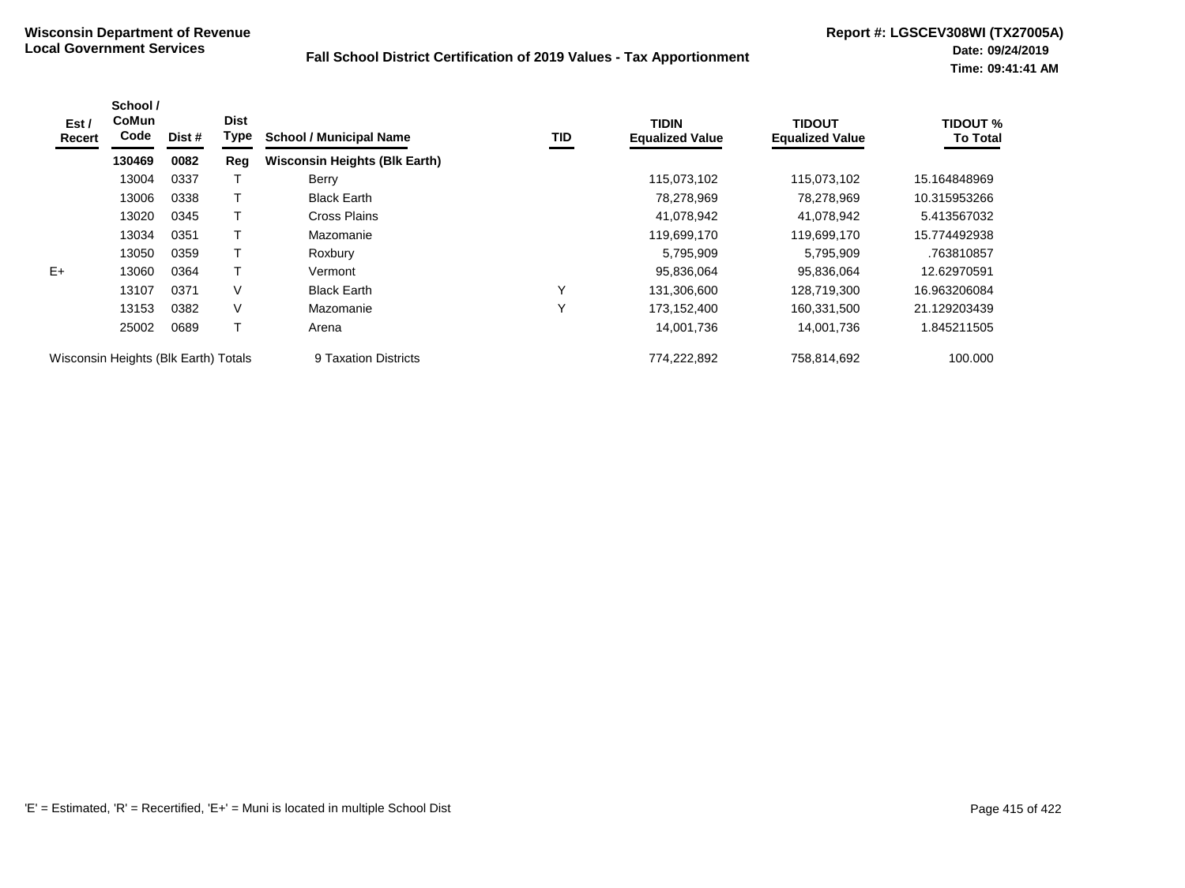**Wisconsin Department of Revenue**
**Local Government Services**

**Fall School District Certification of 2019 Values - Tax Apportionment**

**Report #: LGSCEV308WI (TX27005A)**
**Date: 09/24/2019**
**Time: 09:41:41 AM**

| Est / Recert | School / CoMun Code | Dist # | Dist Type | School / Municipal Name | TID | TIDIN Equalized Value | TIDOUT Equalized Value | TIDOUT % To Total |
|---|---|---|---|---|---|---|---|---|
| | **130469** | **0082** | **Reg** | **Wisconsin Heights (Blk Earth)** | | | | |
| | 13004 | 0337 | T | Berry | | 115,073,102 | 115,073,102 | 15.164848969 |
| | 13006 | 0338 | T | Black Earth | | 78,278,969 | 78,278,969 | 10.315953266 |
| | 13020 | 0345 | T | Cross Plains | | 41,078,942 | 41,078,942 | 5.413567032 |
| | 13034 | 0351 | T | Mazomanie | | 119,699,170 | 119,699,170 | 15.774492938 |
| | 13050 | 0359 | T | Roxbury | | 5,795,909 | 5,795,909 | .763810857 |
| E+ | 13060 | 0364 | T | Vermont | | 95,836,064 | 95,836,064 | 12.62970591 |
| | 13107 | 0371 | V | Black Earth | Y | 131,306,600 | 128,719,300 | 16.963206084 |
| | 13153 | 0382 | V | Mazomanie | Y | 173,152,400 | 160,331,500 | 21.129203439 |
| | 25002 | 0689 | T | Arena | | 14,001,736 | 14,001,736 | 1.845211505 |
| Wisconsin Heights (Blk Earth) Totals | | | | 9 Taxation Districts | | 774,222,892 | 758,814,692 | 100.000 |

'E' = Estimated, 'R' = Recertified, 'E+' = Muni is located in multiple School Dist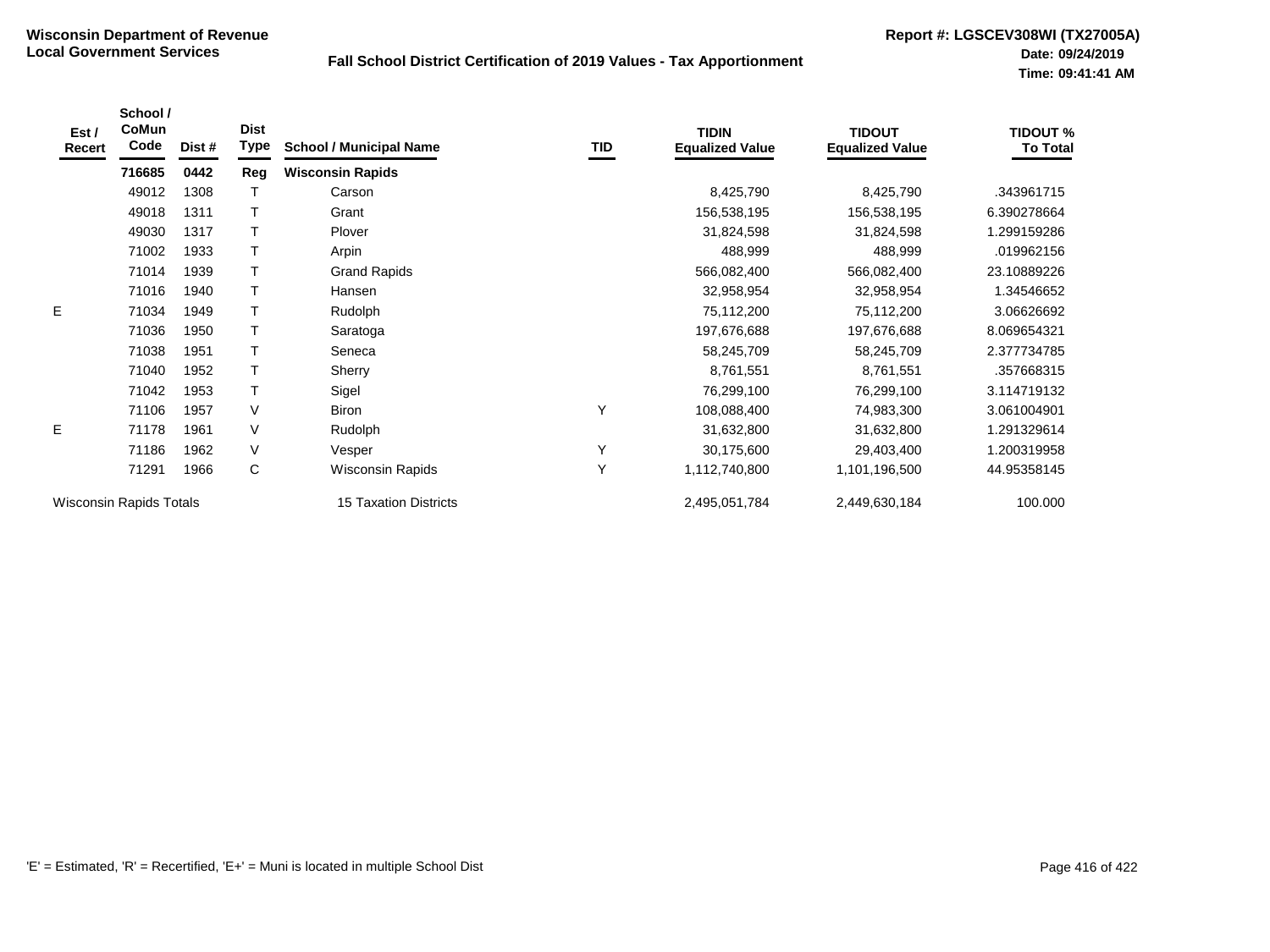**Wisconsin Department of Revenue**
**Local Government Services**

**Fall School District Certification of 2019 Values - Tax Apportionment**

**Report #: LGSCEV308WI (TX27005A)**
**Date: 09/24/2019**
**Time: 09:41:41 AM**

| Est / Recert | School / CoMun Code | Dist # | Dist Type | School / Municipal Name | TID | TIDIN Equalized Value | TIDOUT Equalized Value | TIDOUT % To Total |
|---|---|---|---|---|---|---|---|---|
| | **716685** | **0442** | **Reg** | **Wisconsin Rapids** | | | | |
| | 49012 | 1308 | T | Carson | | 8,425,790 | 8,425,790 | .343961715 |
| | 49018 | 1311 | T | Grant | | 156,538,195 | 156,538,195 | 6.390278664 |
| | 49030 | 1317 | T | Plover | | 31,824,598 | 31,824,598 | 1.299159286 |
| | 71002 | 1933 | T | Arpin | | 488,999 | 488,999 | .019962156 |
| | 71014 | 1939 | T | Grand Rapids | | 566,082,400 | 566,082,400 | 23.10889226 |
| | 71016 | 1940 | T | Hansen | | 32,958,954 | 32,958,954 | 1.34546652 |
| E | 71034 | 1949 | T | Rudolph | | 75,112,200 | 75,112,200 | 3.06626692 |
| | 71036 | 1950 | T | Saratoga | | 197,676,688 | 197,676,688 | 8.069654321 |
| | 71038 | 1951 | T | Seneca | | 58,245,709 | 58,245,709 | 2.377734785 |
| | 71040 | 1952 | T | Sherry | | 8,761,551 | 8,761,551 | .357668315 |
| | 71042 | 1953 | T | Sigel | | 76,299,100 | 76,299,100 | 3.114719132 |
| | 71106 | 1957 | V | Biron | Y | 108,088,400 | 74,983,300 | 3.061004901 |
| E | 71178 | 1961 | V | Rudolph | | 31,632,800 | 31,632,800 | 1.291329614 |
| | 71186 | 1962 | V | Vesper | Y | 30,175,600 | 29,403,400 | 1.200319958 |
| | 71291 | 1966 | C | Wisconsin Rapids | Y | 1,112,740,800 | 1,101,196,500 | 44.95358145 |
| Wisconsin Rapids Totals | | | | 15 Taxation Districts | | 2,495,051,784 | 2,449,630,184 | 100.000 |

'E' = Estimated, 'R' = Recertified, 'E+' = Muni is located in multiple School Dist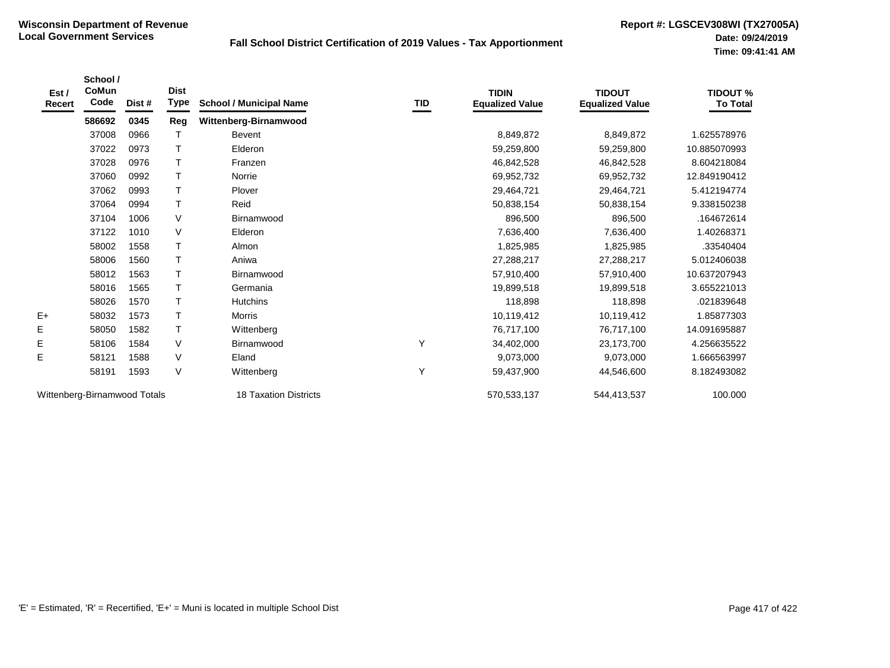**Wisconsin Department of Revenue**
**Local Government Services**

**Fall School District Certification of 2019 Values - Tax Apportionment**

**Report #: LGSCEV308WI (TX27005A)**
**Date: 09/24/2019**
**Time: 09:41:41 AM**

| Est / Recert | School / CoMun Code | Dist # | Dist Type | School / Municipal Name | TID | TIDIN Equalized Value | TIDOUT Equalized Value | TIDOUT % To Total |
|---|---|---|---|---|---|---|---|---|
| | **586692** | **0345** | **Reg** | **Wittenberg-Birnamwood** | | | | |
| | 37008 | 0966 | T | Bevent | | 8,849,872 | 8,849,872 | 1.625578976 |
| | 37022 | 0973 | T | Elderon | | 59,259,800 | 59,259,800 | 10.885070993 |
| | 37028 | 0976 | T | Franzen | | 46,842,528 | 46,842,528 | 8.604218084 |
| | 37060 | 0992 | T | Norrie | | 69,952,732 | 69,952,732 | 12.849190412 |
| | 37062 | 0993 | T | Plover | | 29,464,721 | 29,464,721 | 5.412194774 |
| | 37064 | 0994 | T | Reid | | 50,838,154 | 50,838,154 | 9.338150238 |
| | 37104 | 1006 | V | Birnamwood | | 896,500 | 896,500 | .164672614 |
| | 37122 | 1010 | V | Elderon | | 7,636,400 | 7,636,400 | 1.40268371 |
| | 58002 | 1558 | T | Almon | | 1,825,985 | 1,825,985 | .33540404 |
| | 58006 | 1560 | T | Aniwa | | 27,288,217 | 27,288,217 | 5.012406038 |
| | 58012 | 1563 | T | Birnamwood | | 57,910,400 | 57,910,400 | 10.637207943 |
| | 58016 | 1565 | T | Germania | | 19,899,518 | 19,899,518 | 3.655221013 |
| | 58026 | 1570 | T | Hutchins | | 118,898 | 118,898 | .021839648 |
| E+ | 58032 | 1573 | T | Morris | | 10,119,412 | 10,119,412 | 1.85877303 |
| E | 58050 | 1582 | T | Wittenberg | | 76,717,100 | 76,717,100 | 14.091695887 |
| E | 58106 | 1584 | V | Birnamwood | Y | 34,402,000 | 23,173,700 | 4.256635522 |
| E | 58121 | 1588 | V | Eland | | 9,073,000 | 9,073,000 | 1.666563997 |
| | 58191 | 1593 | V | Wittenberg | Y | 59,437,900 | 44,546,600 | 8.182493082 |
| Wittenberg-Birnamwood Totals | | | | 18 Taxation Districts | | 570,533,137 | 544,413,537 | 100.000 |

'E' = Estimated, 'R' = Recertified, 'E+' = Muni is located in multiple School Dist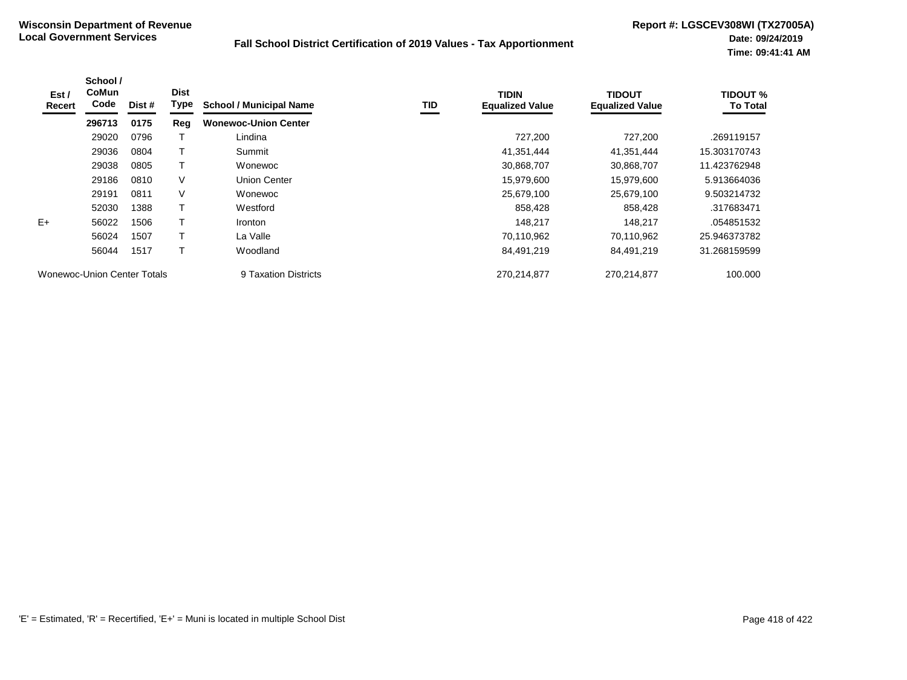**Wisconsin Department of Revenue**
**Local Government Services**

**Fall School District Certification of 2019 Values - Tax Apportionment**

**Report #: LGSCEV308WI (TX27005A)**
**Date: 09/24/2019**
**Time: 09:41:41 AM**

| Est / Recert | School / CoMun Code | Dist # | Dist Type | School / Municipal Name | TID | TIDIN Equalized Value | TIDOUT Equalized Value | TIDOUT % To Total |
|---|---|---|---|---|---|---|---|---|
| | **296713** | **0175** | **Reg** | **Wonewoc-Union Center** | | | | |
| | 29020 | 0796 | T | Lindina | | 727,200 | 727,200 | .269119157 |
| | 29036 | 0804 | T | Summit | | 41,351,444 | 41,351,444 | 15.303170743 |
| | 29038 | 0805 | T | Wonewoc | | 30,868,707 | 30,868,707 | 11.423762948 |
| | 29186 | 0810 | V | Union Center | | 15,979,600 | 15,979,600 | 5.913664036 |
| | 29191 | 0811 | V | Wonewoc | | 25,679,100 | 25,679,100 | 9.503214732 |
| | 52030 | 1388 | T | Westford | | 858,428 | 858,428 | .317683471 |
| E+ | 56022 | 1506 | T | Ironton | | 148,217 | 148,217 | .054851532 |
| | 56024 | 1507 | T | La Valle | | 70,110,962 | 70,110,962 | 25.946373782 |
| | 56044 | 1517 | T | Woodland | | 84,491,219 | 84,491,219 | 31.268159599 |
| Wonewoc-Union Center Totals | | | | 9 Taxation Districts | | 270,214,877 | 270,214,877 | 100.000 |

'E' = Estimated, 'R' = Recertified, 'E+' = Muni is located in multiple School Dist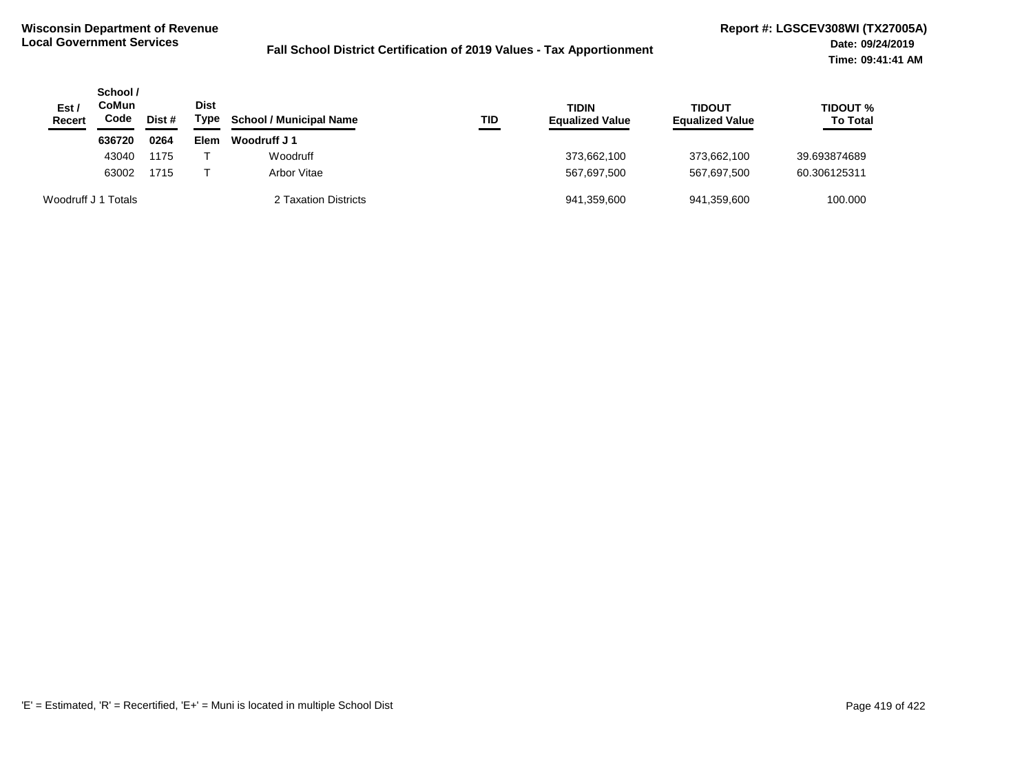**Wisconsin Department of Revenue**
**Local Government Services**

**Fall School District Certification of 2019 Values - Tax Apportionment**

**Report #: LGSCEV308WI (TX27005A)**
**Date: 09/24/2019**
**Time: 09:41:41 AM**

| Est / Recert | School / CoMun Code | Dist # | Dist Type | School / Municipal Name | TID | TIDIN Equalized Value | TIDOUT Equalized Value | TIDOUT % To Total |
|---|---|---|---|---|---|---|---|---|
| | **636720** | **0264** | **Elem** | **Woodruff J 1** | | | | |
| | 43040 | 1175 | T | Woodruff | | 373,662,100 | 373,662,100 | 39.693874689 |
| | 63002 | 1715 | T | Arbor Vitae | | 567,697,500 | 567,697,500 | 60.306125311 |
| Woodruff J 1 Totals | | | | 2 Taxation Districts | | 941,359,600 | 941,359,600 | 100.000 |

'E' = Estimated, 'R' = Recertified, 'E+' = Muni is located in multiple School Dist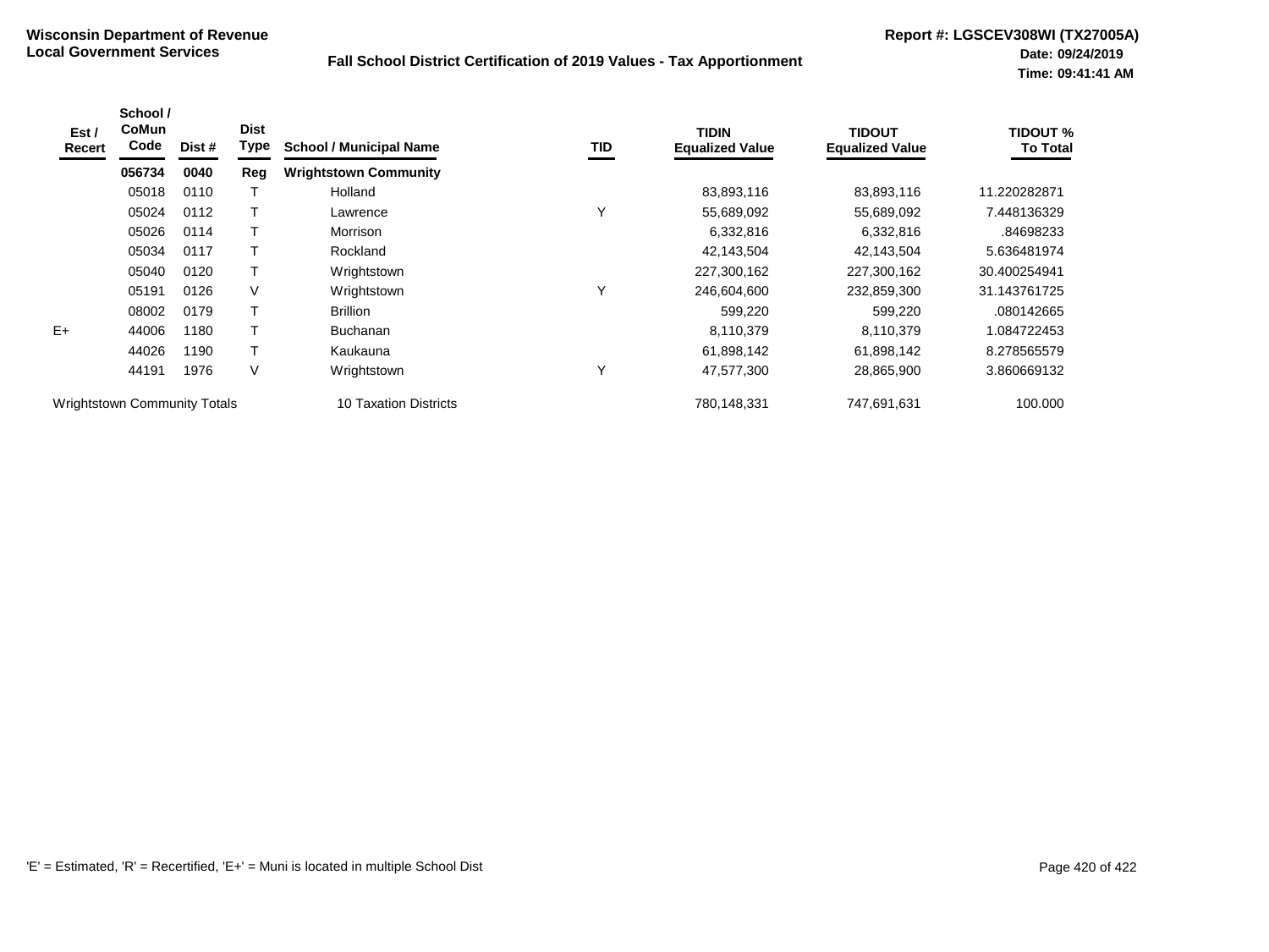**Wisconsin Department of Revenue**
**Local Government Services**

**Fall School District Certification of 2019 Values - Tax Apportionment**

**Report #: LGSCEV308WI (TX27005A)**
**Date: 09/24/2019**
**Time: 09:41:41 AM**

| Est / Recert | School / CoMun Code | Dist # | Dist Type | School / Municipal Name | TID | TIDIN Equalized Value | TIDOUT Equalized Value | TIDOUT % To Total |
|---|---|---|---|---|---|---|---|---|
| | **056734** | **0040** | **Reg** | **Wrightstown Community** | | | | |
| | 05018 | 0110 | T | Holland | | 83,893,116 | 83,893,116 | 11.220282871 |
| | 05024 | 0112 | T | Lawrence | Y | 55,689,092 | 55,689,092 | 7.448136329 |
| | 05026 | 0114 | T | Morrison | | 6,332,816 | 6,332,816 | .84698233 |
| | 05034 | 0117 | T | Rockland | | 42,143,504 | 42,143,504 | 5.636481974 |
| | 05040 | 0120 | T | Wrightstown | | 227,300,162 | 227,300,162 | 30.400254941 |
| | 05191 | 0126 | V | Wrightstown | Y | 246,604,600 | 232,859,300 | 31.143761725 |
| | 08002 | 0179 | T | Brillion | | 599,220 | 599,220 | .080142665 |
| E+ | 44006 | 1180 | T | Buchanan | | 8,110,379 | 8,110,379 | 1.084722453 |
| | 44026 | 1190 | T | Kaukauna | | 61,898,142 | 61,898,142 | 8.278565579 |
| | 44191 | 1976 | V | Wrightstown | Y | 47,577,300 | 28,865,900 | 3.860669132 |
| Wrightstown Community Totals | | | | 10 Taxation Districts | | 780,148,331 | 747,691,631 | 100.000 |

'E' = Estimated, 'R' = Recertified, 'E+' = Muni is located in multiple School Dist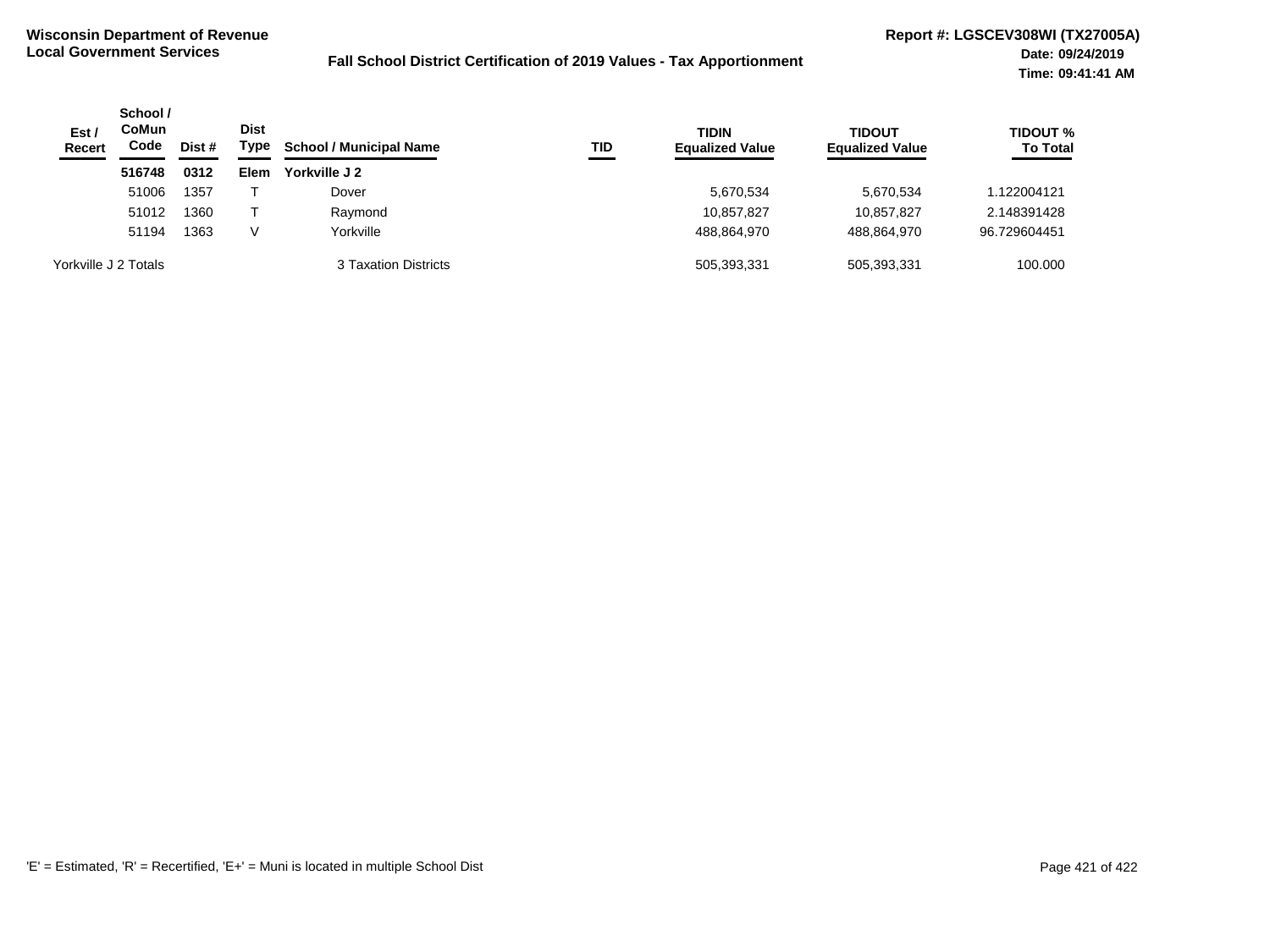**Wisconsin Department of Revenue**
**Local Government Services**

**Fall School District Certification of 2019 Values - Tax Apportionment**

**Report #: LGSCEV308WI (TX27005A)**
**Date: 09/24/2019**
**Time: 09:41:41 AM**

| Est / Recert | School / CoMun Code | Dist # | Dist Type | School / Municipal Name | TID | TIDIN Equalized Value | TIDOUT Equalized Value | TIDOUT % To Total |
|---|---|---|---|---|---|---|---|---|
| | **516748** | **0312** | **Elem** | **Yorkville J 2** | | | | |
| | 51006 | 1357 | T | Dover | | 5,670,534 | 5,670,534 | 1.122004121 |
| | 51012 | 1360 | T | Raymond | | 10,857,827 | 10,857,827 | 2.148391428 |
| | 51194 | 1363 | V | Yorkville | | 488,864,970 | 488,864,970 | 96.729604451 |
| Yorkville J 2 Totals | | | | 3 Taxation Districts | | 505,393,331 | 505,393,331 | 100.000 |

'E' = Estimated, 'R' = Recertified, 'E+' = Muni is located in multiple School Dist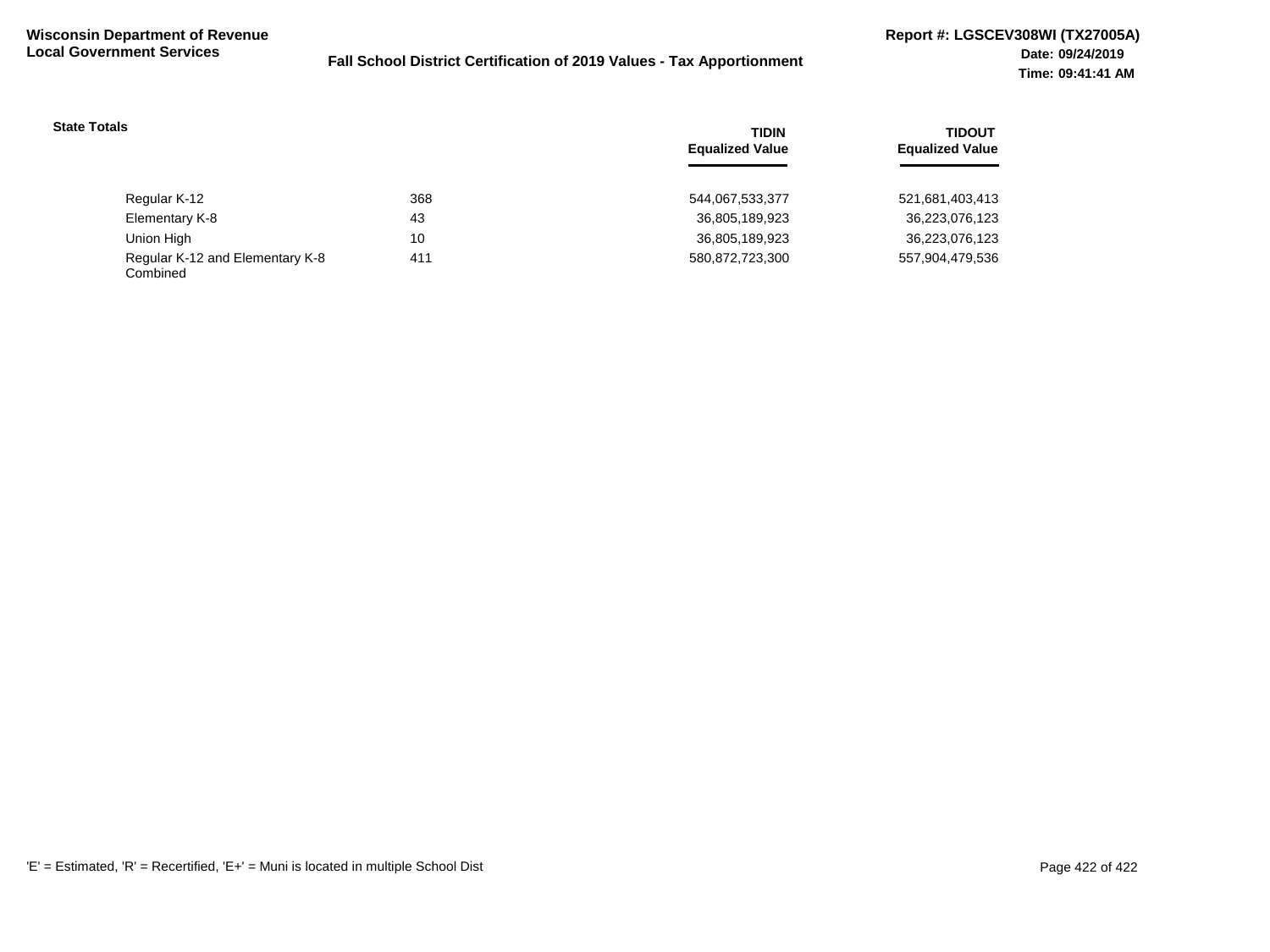**State Totals**

| | | TIDIN Equalized Value | TIDOUT Equalized Value |
|---|---|---|---|
| Regular K-12 | 368 | 544,067,533,377 | 521,681,403,413 |
| Elementary K-8 | 43 | 36,805,189,923 | 36,223,076,123 |
| Union High | 10 | 36,805,189,923 | 36,223,076,123 |
| Regular K-12 and Elementary K-8 Combined | 411 | 580,872,723,300 | 557,904,479,536 |

'E' = Estimated, 'R' = Recertified, 'E+' = Muni is located in multiple School Dist